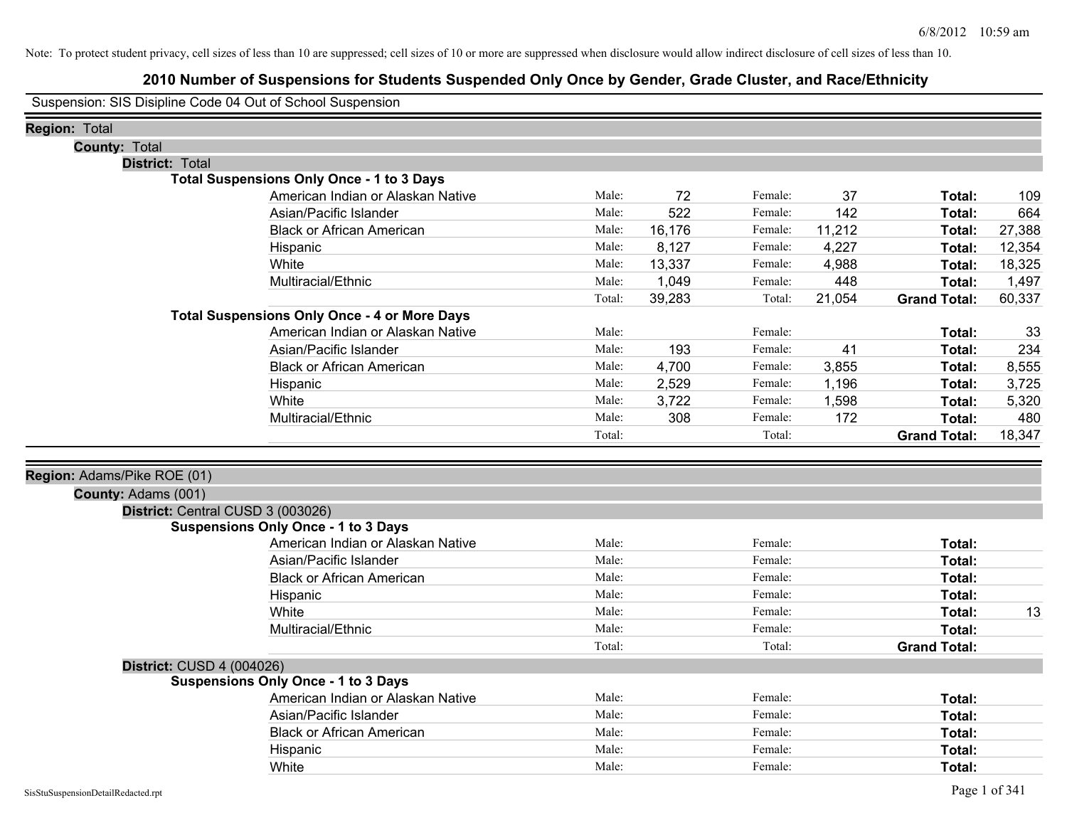Note: To protect student privacy, cell sizes of less than 10 are suppressed; cell sizes of 10 or more are suppressed when disclosure would allow indirect disclosure of cell sizes of less than 10.

# 2010 Number of Suspensions for Students Suspended Only Once by Gender, Grade Cluster, and Race/Ethnicity

Suspension: SIS Disipline Code 04 Out of School Suspension

**Region:** Total

**County:** Total

**District:** Total

**Total Suspensions Only Once - 1 to 3 Days**

| Race/Ethnicity | | Male | | Female | | Total |
|---|---|---|---|---|---|---|
| American Indian or Alaskan Native | Male: | 72 | Female: | 37 | **Total:** | 109 |
| Asian/Pacific Islander | Male: | 522 | Female: | 142 | **Total:** | 664 |
| Black or African American | Male: | 16,176 | Female: | 11,212 | **Total:** | 27,388 |
| Hispanic | Male: | 8,127 | Female: | 4,227 | **Total:** | 12,354 |
| White | Male: | 13,337 | Female: | 4,988 | **Total:** | 18,325 |
| Multiracial/Ethnic | Male: | 1,049 | Female: | 448 | **Total:** | 1,497 |
| | Total: | 39,283 | Total: | 21,054 | **Grand Total:** | 60,337 |

**Total Suspensions Only Once - 4 or More Days**

| Race/Ethnicity | | Male | | Female | | Total |
|---|---|---|---|---|---|---|
| American Indian or Alaskan Native | Male: | | Female: | | **Total:** | 33 |
| Asian/Pacific Islander | Male: | 193 | Female: | 41 | **Total:** | 234 |
| Black or African American | Male: | 4,700 | Female: | 3,855 | **Total:** | 8,555 |
| Hispanic | Male: | 2,529 | Female: | 1,196 | **Total:** | 3,725 |
| White | Male: | 3,722 | Female: | 1,598 | **Total:** | 5,320 |
| Multiracial/Ethnic | Male: | 308 | Female: | 172 | **Total:** | 480 |
| | Total: | | Total: | | **Grand Total:** | 18,347 |

**Region:** Adams/Pike ROE (01)

**County:** Adams (001)

**District:** Central CUSD 3 (003026)

**Suspensions Only Once - 1 to 3 Days**

| Race/Ethnicity | | Male | | Female | | Total |
|---|---|---|---|---|---|---|
| American Indian or Alaskan Native | Male: | | Female: | | **Total:** | |
| Asian/Pacific Islander | Male: | | Female: | | **Total:** | |
| Black or African American | Male: | | Female: | | **Total:** | |
| Hispanic | Male: | | Female: | | **Total:** | |
| White | Male: | | Female: | | **Total:** | 13 |
| Multiracial/Ethnic | Male: | | Female: | | **Total:** | |
| | Total: | | Total: | | **Grand Total:** | |

**District:** CUSD 4 (004026)

**Suspensions Only Once - 1 to 3 Days**

| Race/Ethnicity | | Male | | Female | | Total |
|---|---|---|---|---|---|---|
| American Indian or Alaskan Native | Male: | | Female: | | **Total:** | |
| Asian/Pacific Islander | Male: | | Female: | | **Total:** | |
| Black or African American | Male: | | Female: | | **Total:** | |
| Hispanic | Male: | | Female: | | **Total:** | |
| White | Male: | | Female: | | **Total:** | |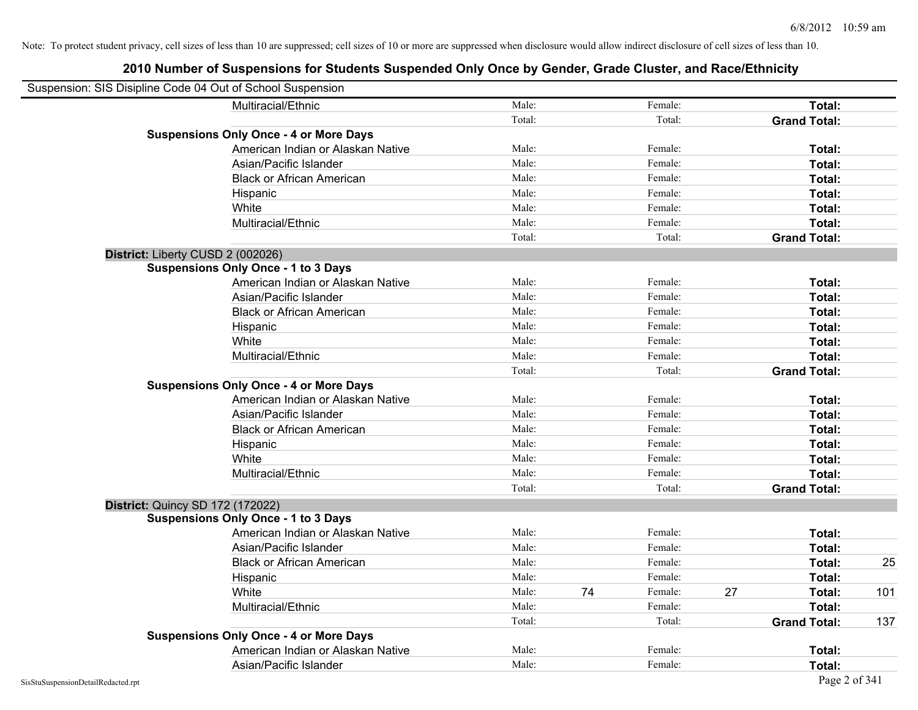Note: To protect student privacy, cell sizes of less than 10 are suppressed; cell sizes of 10 or more are suppressed when disclosure would allow indirect disclosure of cell sizes of less than 10.

## 2010 Number of Suspensions for Students Suspended Only Once by Gender, Grade Cluster, and Race/Ethnicity

Suspension: SIS Disipline Code 04 Out of School Suspension

| | | | | | | | |
|---|---|---|---|---|---|---|---|
| Multiracial/Ethnic | Male: | | Female: | | **Total:** | |
| | Total: | | Total: | | **Grand Total:** | |
| **Suspensions Only Once - 4 or More Days** | | | | | | |
| American Indian or Alaskan Native | Male: | | Female: | | **Total:** | |
| Asian/Pacific Islander | Male: | | Female: | | **Total:** | |
| Black or African American | Male: | | Female: | | **Total:** | |
| Hispanic | Male: | | Female: | | **Total:** | |
| White | Male: | | Female: | | **Total:** | |
| Multiracial/Ethnic | Male: | | Female: | | **Total:** | |
| | Total: | | Total: | | **Grand Total:** | |
| **District:** Liberty CUSD 2 (002026) | | | | | | |
| **Suspensions Only Once - 1 to 3 Days** | | | | | | |
| American Indian or Alaskan Native | Male: | | Female: | | **Total:** | |
| Asian/Pacific Islander | Male: | | Female: | | **Total:** | |
| Black or African American | Male: | | Female: | | **Total:** | |
| Hispanic | Male: | | Female: | | **Total:** | |
| White | Male: | | Female: | | **Total:** | |
| Multiracial/Ethnic | Male: | | Female: | | **Total:** | |
| | Total: | | Total: | | **Grand Total:** | |
| **Suspensions Only Once - 4 or More Days** | | | | | | |
| American Indian or Alaskan Native | Male: | | Female: | | **Total:** | |
| Asian/Pacific Islander | Male: | | Female: | | **Total:** | |
| Black or African American | Male: | | Female: | | **Total:** | |
| Hispanic | Male: | | Female: | | **Total:** | |
| White | Male: | | Female: | | **Total:** | |
| Multiracial/Ethnic | Male: | | Female: | | **Total:** | |
| | Total: | | Total: | | **Grand Total:** | |
| **District:** Quincy SD 172 (172022) | | | | | | |
| **Suspensions Only Once - 1 to 3 Days** | | | | | | |
| American Indian or Alaskan Native | Male: | | Female: | | **Total:** | |
| Asian/Pacific Islander | Male: | | Female: | | **Total:** | |
| Black or African American | Male: | | Female: | | **Total:** | 25 |
| Hispanic | Male: | | Female: | | **Total:** | |
| White | Male: | 74 | Female: | 27 | **Total:** | 101 |
| Multiracial/Ethnic | Male: | | Female: | | **Total:** | |
| | Total: | | Total: | | **Grand Total:** | 137 |
| **Suspensions Only Once - 4 or More Days** | | | | | | |
| American Indian or Alaskan Native | Male: | | Female: | | **Total:** | |
| Asian/Pacific Islander | Male: | | Female: | | **Total:** | |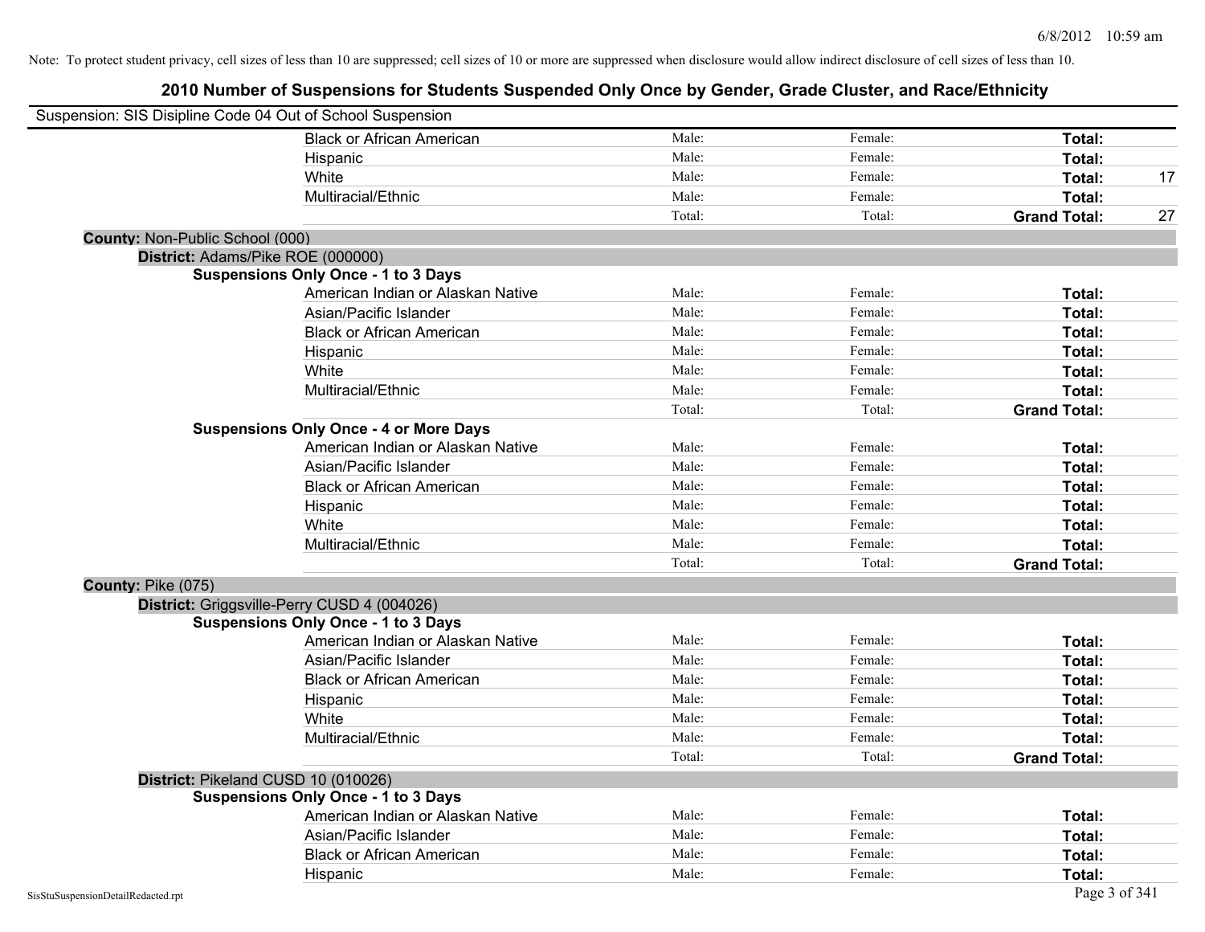Note: To protect student privacy, cell sizes of less than 10 are suppressed; cell sizes of 10 or more are suppressed when disclosure would allow indirect disclosure of cell sizes of less than 10.

# 2010 Number of Suspensions for Students Suspended Only Once by Gender, Grade Cluster, and Race/Ethnicity

Suspension: SIS Disipline Code 04 Out of School Suspension

| | | | | |
|---|---|---|---|---|
| Black or African American | Male: | Female: | **Total:** | |
| Hispanic | Male: | Female: | **Total:** | |
| White | Male: | Female: | **Total:** | 17 |
| Multiracial/Ethnic | Male: | Female: | **Total:** | |
| | Total: | Total: | **Grand Total:** | 27 |

**County:** Non-Public School (000)

**District:** Adams/Pike ROE (000000)

**Suspensions Only Once - 1 to 3 Days**

| | | | | |
|---|---|---|---|---|
| American Indian or Alaskan Native | Male: | Female: | **Total:** | |
| Asian/Pacific Islander | Male: | Female: | **Total:** | |
| Black or African American | Male: | Female: | **Total:** | |
| Hispanic | Male: | Female: | **Total:** | |
| White | Male: | Female: | **Total:** | |
| Multiracial/Ethnic | Male: | Female: | **Total:** | |
| | Total: | Total: | **Grand Total:** | |

**Suspensions Only Once - 4 or More Days**

| | | | | |
|---|---|---|---|---|
| American Indian or Alaskan Native | Male: | Female: | **Total:** | |
| Asian/Pacific Islander | Male: | Female: | **Total:** | |
| Black or African American | Male: | Female: | **Total:** | |
| Hispanic | Male: | Female: | **Total:** | |
| White | Male: | Female: | **Total:** | |
| Multiracial/Ethnic | Male: | Female: | **Total:** | |
| | Total: | Total: | **Grand Total:** | |

**County:** Pike (075)

**District:** Griggsville-Perry CUSD 4 (004026)

**Suspensions Only Once - 1 to 3 Days**

| | | | | |
|---|---|---|---|---|
| American Indian or Alaskan Native | Male: | Female: | **Total:** | |
| Asian/Pacific Islander | Male: | Female: | **Total:** | |
| Black or African American | Male: | Female: | **Total:** | |
| Hispanic | Male: | Female: | **Total:** | |
| White | Male: | Female: | **Total:** | |
| Multiracial/Ethnic | Male: | Female: | **Total:** | |
| | Total: | Total: | **Grand Total:** | |

**District:** Pikeland CUSD 10 (010026)

**Suspensions Only Once - 1 to 3 Days**

| | | | | |
|---|---|---|---|---|
| American Indian or Alaskan Native | Male: | Female: | **Total:** | |
| Asian/Pacific Islander | Male: | Female: | **Total:** | |
| Black or African American | Male: | Female: | **Total:** | |
| Hispanic | Male: | Female: | **Total:** | |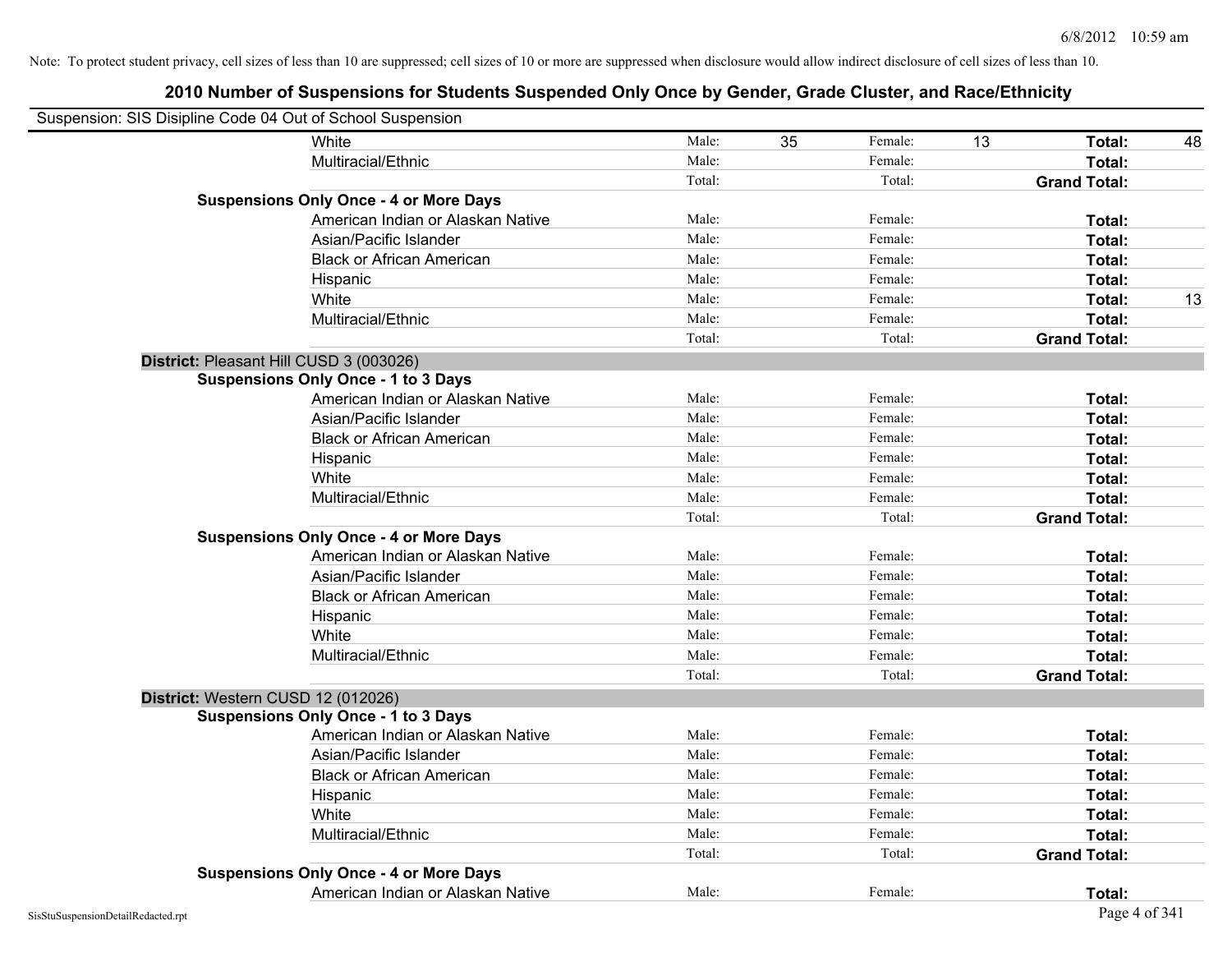Note: To protect student privacy, cell sizes of less than 10 are suppressed; cell sizes of 10 or more are suppressed when disclosure would allow indirect disclosure of cell sizes of less than 10.

## 2010 Number of Suspensions for Students Suspended Only Once by Gender, Grade Cluster, and Race/Ethnicity

Suspension: SIS Disipline Code 04 Out of School Suspension

| | | | | | | |
|---|---|---|---|---|---|---|
| White | Male: | 35 | Female: | 13 | **Total:** | 48 |
| Multiracial/Ethnic | Male: | | Female: | | **Total:** | |
| | Total: | | Total: | | **Grand Total:** | |
| **Suspensions Only Once - 4 or More Days** | | | | | | |
| American Indian or Alaskan Native | Male: | | Female: | | **Total:** | |
| Asian/Pacific Islander | Male: | | Female: | | **Total:** | |
| Black or African American | Male: | | Female: | | **Total:** | |
| Hispanic | Male: | | Female: | | **Total:** | |
| White | Male: | | Female: | | **Total:** | 13 |
| Multiracial/Ethnic | Male: | | Female: | | **Total:** | |
| | Total: | | Total: | | **Grand Total:** | |
| **District:** Pleasant Hill CUSD 3 (003026) | | | | | | |
| **Suspensions Only Once - 1 to 3 Days** | | | | | | |
| American Indian or Alaskan Native | Male: | | Female: | | **Total:** | |
| Asian/Pacific Islander | Male: | | Female: | | **Total:** | |
| Black or African American | Male: | | Female: | | **Total:** | |
| Hispanic | Male: | | Female: | | **Total:** | |
| White | Male: | | Female: | | **Total:** | |
| Multiracial/Ethnic | Male: | | Female: | | **Total:** | |
| | Total: | | Total: | | **Grand Total:** | |
| **Suspensions Only Once - 4 or More Days** | | | | | | |
| American Indian or Alaskan Native | Male: | | Female: | | **Total:** | |
| Asian/Pacific Islander | Male: | | Female: | | **Total:** | |
| Black or African American | Male: | | Female: | | **Total:** | |
| Hispanic | Male: | | Female: | | **Total:** | |
| White | Male: | | Female: | | **Total:** | |
| Multiracial/Ethnic | Male: | | Female: | | **Total:** | |
| | Total: | | Total: | | **Grand Total:** | |
| **District:** Western CUSD 12 (012026) | | | | | | |
| **Suspensions Only Once - 1 to 3 Days** | | | | | | |
| American Indian or Alaskan Native | Male: | | Female: | | **Total:** | |
| Asian/Pacific Islander | Male: | | Female: | | **Total:** | |
| Black or African American | Male: | | Female: | | **Total:** | |
| Hispanic | Male: | | Female: | | **Total:** | |
| White | Male: | | Female: | | **Total:** | |
| Multiracial/Ethnic | Male: | | Female: | | **Total:** | |
| | Total: | | Total: | | **Grand Total:** | |
| **Suspensions Only Once - 4 or More Days** | | | | | | |
| American Indian or Alaskan Native | Male: | | Female: | | **Total:** | |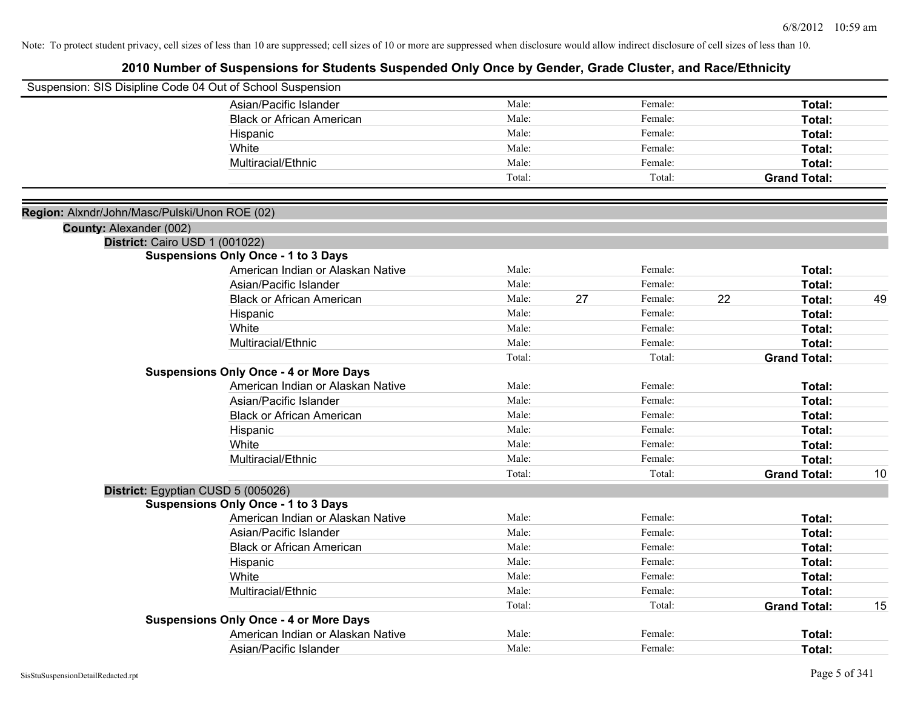Note: To protect student privacy, cell sizes of less than 10 are suppressed; cell sizes of 10 or more are suppressed when disclosure would allow indirect disclosure of cell sizes of less than 10.

# 2010 Number of Suspensions for Students Suspended Only Once by Gender, Grade Cluster, and Race/Ethnicity

Suspension: SIS Disipline Code 04 Out of School Suspension

| | | | | | | |
|---|---|---|---|---|---|---|
| Asian/Pacific Islander | Male: | | Female: | | **Total:** | |
| Black or African American | Male: | | Female: | | **Total:** | |
| Hispanic | Male: | | Female: | | **Total:** | |
| White | Male: | | Female: | | **Total:** | |
| Multiracial/Ethnic | Male: | | Female: | | **Total:** | |
| | Total: | | Total: | | **Grand Total:** | |

**Region:** Alxndr/John/Masc/Pulski/Unon ROE (02)

**County:** Alexander (002)

**District:** Cairo USD 1 (001022)

**Suspensions Only Once - 1 to 3 Days**

| | | | | | | |
|---|---|---|---|---|---|---|
| American Indian or Alaskan Native | Male: | | Female: | | **Total:** | |
| Asian/Pacific Islander | Male: | | Female: | | **Total:** | |
| Black or African American | Male: | 27 | Female: | 22 | **Total:** | 49 |
| Hispanic | Male: | | Female: | | **Total:** | |
| White | Male: | | Female: | | **Total:** | |
| Multiracial/Ethnic | Male: | | Female: | | **Total:** | |
| | Total: | | Total: | | **Grand Total:** | |

**Suspensions Only Once - 4 or More Days**

| | | | | | | |
|---|---|---|---|---|---|---|
| American Indian or Alaskan Native | Male: | | Female: | | **Total:** | |
| Asian/Pacific Islander | Male: | | Female: | | **Total:** | |
| Black or African American | Male: | | Female: | | **Total:** | |
| Hispanic | Male: | | Female: | | **Total:** | |
| White | Male: | | Female: | | **Total:** | |
| Multiracial/Ethnic | Male: | | Female: | | **Total:** | |
| | Total: | | Total: | | **Grand Total:** | 10 |

**District:** Egyptian CUSD 5 (005026)

**Suspensions Only Once - 1 to 3 Days**

| | | | | | | |
|---|---|---|---|---|---|---|
| American Indian or Alaskan Native | Male: | | Female: | | **Total:** | |
| Asian/Pacific Islander | Male: | | Female: | | **Total:** | |
| Black or African American | Male: | | Female: | | **Total:** | |
| Hispanic | Male: | | Female: | | **Total:** | |
| White | Male: | | Female: | | **Total:** | |
| Multiracial/Ethnic | Male: | | Female: | | **Total:** | |
| | Total: | | Total: | | **Grand Total:** | 15 |

**Suspensions Only Once - 4 or More Days**

| | | | | | | |
|---|---|---|---|---|---|---|
| American Indian or Alaskan Native | Male: | | Female: | | **Total:** | |
| Asian/Pacific Islander | Male: | | Female: | | **Total:** | |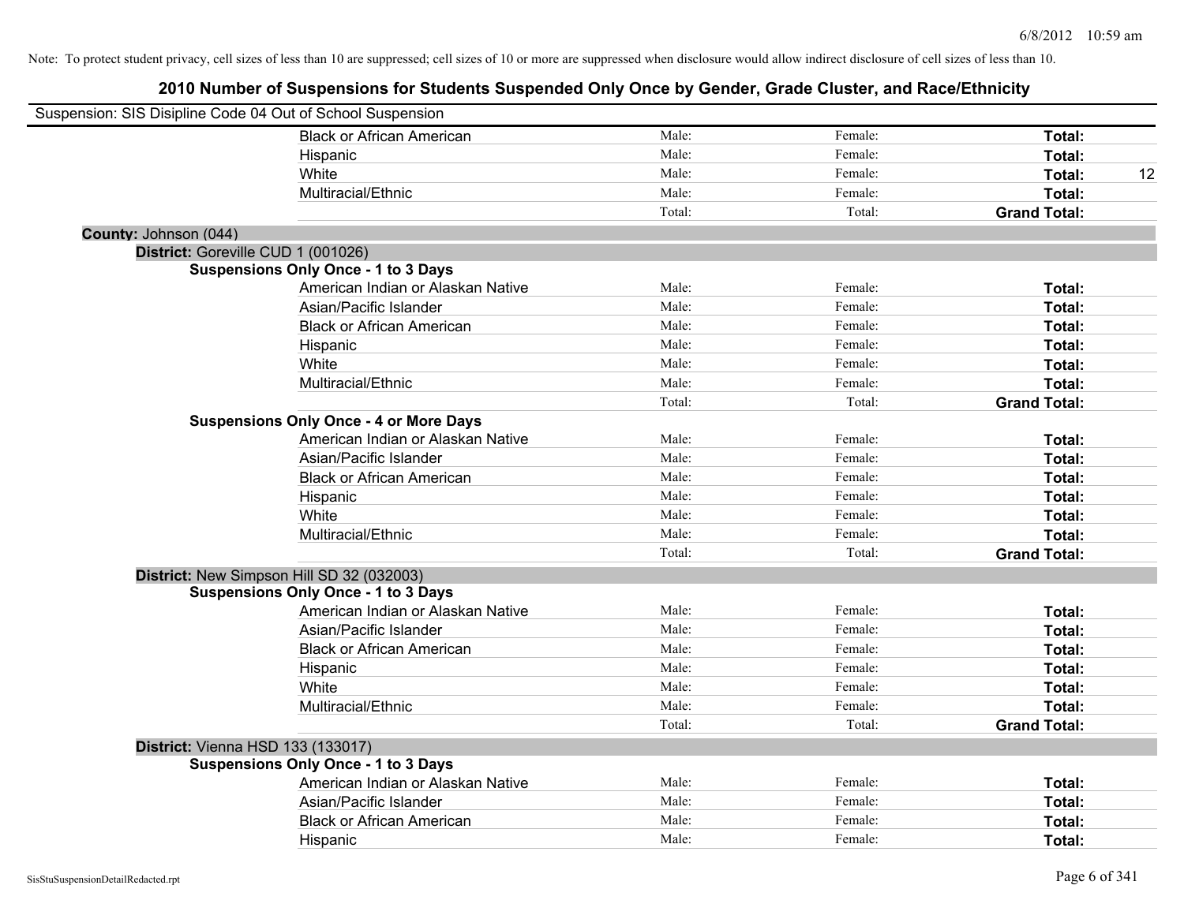Note: To protect student privacy, cell sizes of less than 10 are suppressed; cell sizes of 10 or more are suppressed when disclosure would allow indirect disclosure of cell sizes of less than 10.

# 2010 Number of Suspensions for Students Suspended Only Once by Gender, Grade Cluster, and Race/Ethnicity

Suspension: SIS Disipline Code 04 Out of School Suspension

| | Male | Female | Total |
|---|---|---|---|
| Black or African American | Male: | Female: | **Total:** |
| Hispanic | Male: | Female: | **Total:** |
| White | Male: | Female: | **Total:** 12 |
| Multiracial/Ethnic | Male: | Female: | **Total:** |
| | Total: | Total: | **Grand Total:** |

**County:** Johnson (044)

**District:** Goreville CUD 1 (001026)

**Suspensions Only Once - 1 to 3 Days**

| | Male | Female | Total |
|---|---|---|---|
| American Indian or Alaskan Native | Male: | Female: | **Total:** |
| Asian/Pacific Islander | Male: | Female: | **Total:** |
| Black or African American | Male: | Female: | **Total:** |
| Hispanic | Male: | Female: | **Total:** |
| White | Male: | Female: | **Total:** |
| Multiracial/Ethnic | Male: | Female: | **Total:** |
| | Total: | Total: | **Grand Total:** |

**Suspensions Only Once - 4 or More Days**

| | Male | Female | Total |
|---|---|---|---|
| American Indian or Alaskan Native | Male: | Female: | **Total:** |
| Asian/Pacific Islander | Male: | Female: | **Total:** |
| Black or African American | Male: | Female: | **Total:** |
| Hispanic | Male: | Female: | **Total:** |
| White | Male: | Female: | **Total:** |
| Multiracial/Ethnic | Male: | Female: | **Total:** |
| | Total: | Total: | **Grand Total:** |

**District:** New Simpson Hill SD 32 (032003)

**Suspensions Only Once - 1 to 3 Days**

| | Male | Female | Total |
|---|---|---|---|
| American Indian or Alaskan Native | Male: | Female: | **Total:** |
| Asian/Pacific Islander | Male: | Female: | **Total:** |
| Black or African American | Male: | Female: | **Total:** |
| Hispanic | Male: | Female: | **Total:** |
| White | Male: | Female: | **Total:** |
| Multiracial/Ethnic | Male: | Female: | **Total:** |
| | Total: | Total: | **Grand Total:** |

**District:** Vienna HSD 133 (133017)

**Suspensions Only Once - 1 to 3 Days**

| | Male | Female | Total |
|---|---|---|---|
| American Indian or Alaskan Native | Male: | Female: | **Total:** |
| Asian/Pacific Islander | Male: | Female: | **Total:** |
| Black or African American | Male: | Female: | **Total:** |
| Hispanic | Male: | Female: | **Total:** |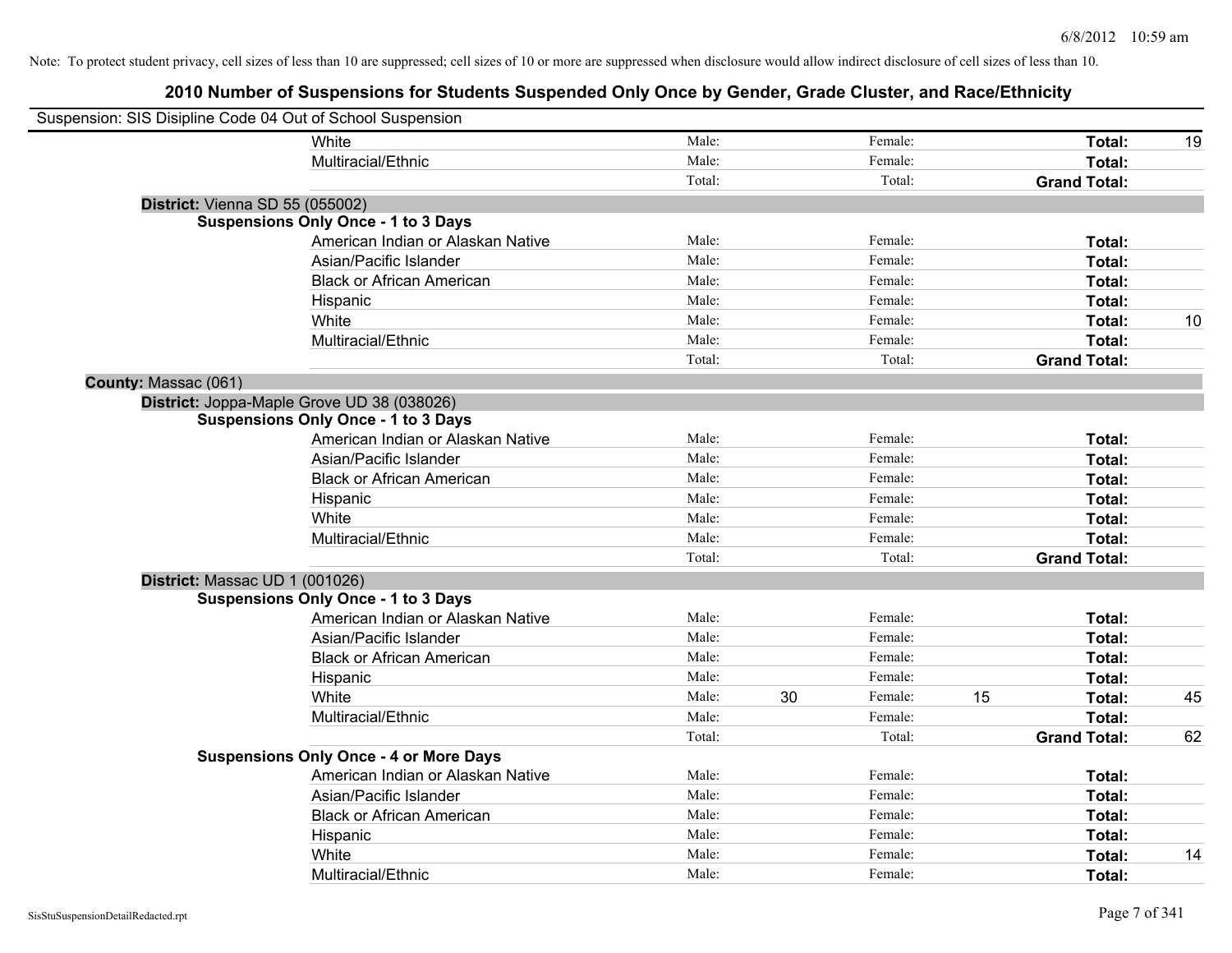Note: To protect student privacy, cell sizes of less than 10 are suppressed; cell sizes of 10 or more are suppressed when disclosure would allow indirect disclosure of cell sizes of less than 10.

# 2010 Number of Suspensions for Students Suspended Only Once by Gender, Grade Cluster, and Race/Ethnicity

Suspension: SIS Disipline Code 04 Out of School Suspension

| | | | | | | | |
|---|---|---|---|---|---|---|---|
| White | Male: | | Female: | | **Total:** | 19 |
| Multiracial/Ethnic | Male: | | Female: | | **Total:** | |
| | Total: | | Total: | | **Grand Total:** | |

**District:** Vienna SD 55 (055002)

**Suspensions Only Once - 1 to 3 Days**

| | | | | | | |
|---|---|---|---|---|---|---|
| American Indian or Alaskan Native | Male: | | Female: | | **Total:** | |
| Asian/Pacific Islander | Male: | | Female: | | **Total:** | |
| Black or African American | Male: | | Female: | | **Total:** | |
| Hispanic | Male: | | Female: | | **Total:** | |
| White | Male: | | Female: | | **Total:** | 10 |
| Multiracial/Ethnic | Male: | | Female: | | **Total:** | |
| | Total: | | Total: | | **Grand Total:** | |

**County:** Massac (061)

**District:** Joppa-Maple Grove UD 38 (038026)

**Suspensions Only Once - 1 to 3 Days**

| | | | | | | |
|---|---|---|---|---|---|---|
| American Indian or Alaskan Native | Male: | | Female: | | **Total:** | |
| Asian/Pacific Islander | Male: | | Female: | | **Total:** | |
| Black or African American | Male: | | Female: | | **Total:** | |
| Hispanic | Male: | | Female: | | **Total:** | |
| White | Male: | | Female: | | **Total:** | |
| Multiracial/Ethnic | Male: | | Female: | | **Total:** | |
| | Total: | | Total: | | **Grand Total:** | |

**District:** Massac UD 1 (001026)

**Suspensions Only Once - 1 to 3 Days**

| | | | | | | |
|---|---|---|---|---|---|---|
| American Indian or Alaskan Native | Male: | | Female: | | **Total:** | |
| Asian/Pacific Islander | Male: | | Female: | | **Total:** | |
| Black or African American | Male: | | Female: | | **Total:** | |
| Hispanic | Male: | | Female: | | **Total:** | |
| White | Male: | 30 | Female: | 15 | **Total:** | 45 |
| Multiracial/Ethnic | Male: | | Female: | | **Total:** | |
| | Total: | | Total: | | **Grand Total:** | 62 |

**Suspensions Only Once - 4 or More Days**

| | | | | | | |
|---|---|---|---|---|---|---|
| American Indian or Alaskan Native | Male: | | Female: | | **Total:** | |
| Asian/Pacific Islander | Male: | | Female: | | **Total:** | |
| Black or African American | Male: | | Female: | | **Total:** | |
| Hispanic | Male: | | Female: | | **Total:** | |
| White | Male: | | Female: | | **Total:** | 14 |
| Multiracial/Ethnic | Male: | | Female: | | **Total:** | |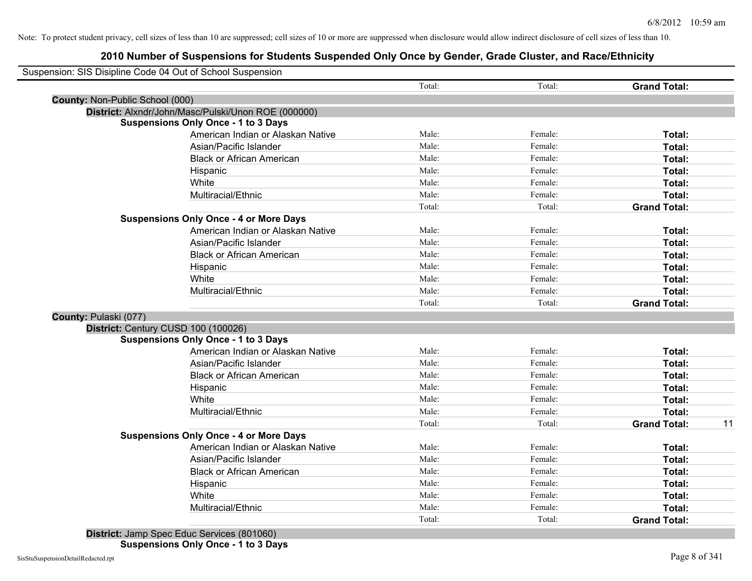Note: To protect student privacy, cell sizes of less than 10 are suppressed; cell sizes of 10 or more are suppressed when disclosure would allow indirect disclosure of cell sizes of less than 10.

# 2010 Number of Suspensions for Students Suspended Only Once by Gender, Grade Cluster, and Race/Ethnicity

Suspension: SIS Disipline Code 04 Out of School Suspension

| | | | | | |
|---|---|---|---|---|---|
| | | Total: | Total: | **Grand Total:** | |
| **County:** Non-Public School (000) | | | | | |
| **District:** Alxndr/John/Masc/Pulski/Unon ROE (000000) | | | | | |
| **Suspensions Only Once - 1 to 3 Days** | | | | | |
| | American Indian or Alaskan Native | Male: | Female: | **Total:** | |
| | Asian/Pacific Islander | Male: | Female: | **Total:** | |
| | Black or African American | Male: | Female: | **Total:** | |
| | Hispanic | Male: | Female: | **Total:** | |
| | White | Male: | Female: | **Total:** | |
| | Multiracial/Ethnic | Male: | Female: | **Total:** | |
| | | Total: | Total: | **Grand Total:** | |
| **Suspensions Only Once - 4 or More Days** | | | | | |
| | American Indian or Alaskan Native | Male: | Female: | **Total:** | |
| | Asian/Pacific Islander | Male: | Female: | **Total:** | |
| | Black or African American | Male: | Female: | **Total:** | |
| | Hispanic | Male: | Female: | **Total:** | |
| | White | Male: | Female: | **Total:** | |
| | Multiracial/Ethnic | Male: | Female: | **Total:** | |
| | | Total: | Total: | **Grand Total:** | |
| **County:** Pulaski (077) | | | | | |
| **District:** Century CUSD 100 (100026) | | | | | |
| **Suspensions Only Once - 1 to 3 Days** | | | | | |
| | American Indian or Alaskan Native | Male: | Female: | **Total:** | |
| | Asian/Pacific Islander | Male: | Female: | **Total:** | |
| | Black or African American | Male: | Female: | **Total:** | |
| | Hispanic | Male: | Female: | **Total:** | |
| | White | Male: | Female: | **Total:** | |
| | Multiracial/Ethnic | Male: | Female: | **Total:** | |
| | | Total: | Total: | **Grand Total:** | 11 |
| **Suspensions Only Once - 4 or More Days** | | | | | |
| | American Indian or Alaskan Native | Male: | Female: | **Total:** | |
| | Asian/Pacific Islander | Male: | Female: | **Total:** | |
| | Black or African American | Male: | Female: | **Total:** | |
| | Hispanic | Male: | Female: | **Total:** | |
| | White | Male: | Female: | **Total:** | |
| | Multiracial/Ethnic | Male: | Female: | **Total:** | |
| | | Total: | Total: | **Grand Total:** | |
| **District:** Jamp Spec Educ Services (801060) | | | | | |
| **Suspensions Only Once - 1 to 3 Days** | | | | | |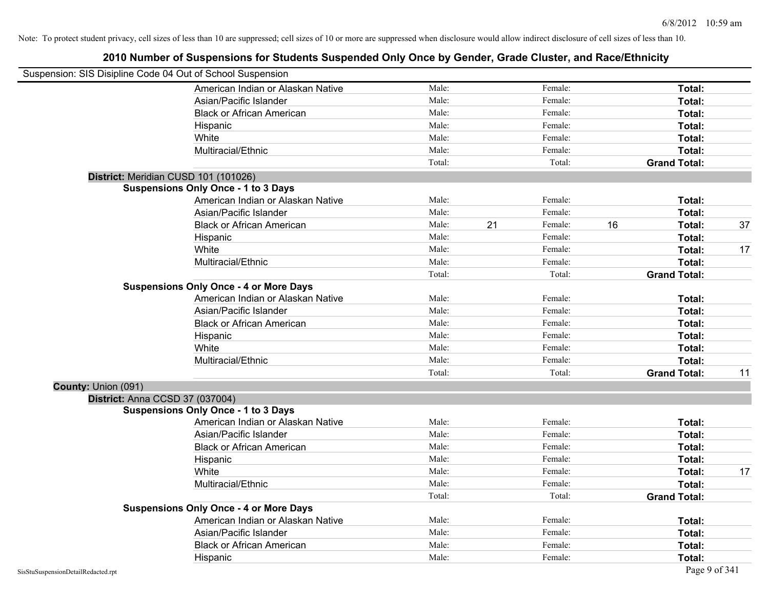Note: To protect student privacy, cell sizes of less than 10 are suppressed; cell sizes of 10 or more are suppressed when disclosure would allow indirect disclosure of cell sizes of less than 10.

# 2010 Number of Suspensions for Students Suspended Only Once by Gender, Grade Cluster, and Race/Ethnicity

Suspension: SIS Disipline Code 04 Out of School Suspension

| | Male: | | Female: | | | |
|---|---|---|---|---|---|---|
| American Indian or Alaskan Native | Male: | | Female: | | **Total:** | |
| Asian/Pacific Islander | Male: | | Female: | | **Total:** | |
| Black or African American | Male: | | Female: | | **Total:** | |
| Hispanic | Male: | | Female: | | **Total:** | |
| White | Male: | | Female: | | **Total:** | |
| Multiracial/Ethnic | Male: | | Female: | | **Total:** | |
| | Total: | | Total: | | **Grand Total:** | |

**District:** Meridian CUSD 101 (101026)

**Suspensions Only Once - 1 to 3 Days**

| | | | | | | |
|---|---|---|---|---|---|---|
| American Indian or Alaskan Native | Male: | | Female: | | **Total:** | |
| Asian/Pacific Islander | Male: | | Female: | | **Total:** | |
| Black or African American | Male: | 21 | Female: | 16 | **Total:** | 37 |
| Hispanic | Male: | | Female: | | **Total:** | |
| White | Male: | | Female: | | **Total:** | 17 |
| Multiracial/Ethnic | Male: | | Female: | | **Total:** | |
| | Total: | | Total: | | **Grand Total:** | |

**Suspensions Only Once - 4 or More Days**

| | | | | | | |
|---|---|---|---|---|---|---|
| American Indian or Alaskan Native | Male: | | Female: | | **Total:** | |
| Asian/Pacific Islander | Male: | | Female: | | **Total:** | |
| Black or African American | Male: | | Female: | | **Total:** | |
| Hispanic | Male: | | Female: | | **Total:** | |
| White | Male: | | Female: | | **Total:** | |
| Multiracial/Ethnic | Male: | | Female: | | **Total:** | |
| | Total: | | Total: | | **Grand Total:** | 11 |

**County:** Union (091)

**District:** Anna CCSD 37 (037004)

**Suspensions Only Once - 1 to 3 Days**

| | | | | | | |
|---|---|---|---|---|---|---|
| American Indian or Alaskan Native | Male: | | Female: | | **Total:** | |
| Asian/Pacific Islander | Male: | | Female: | | **Total:** | |
| Black or African American | Male: | | Female: | | **Total:** | |
| Hispanic | Male: | | Female: | | **Total:** | |
| White | Male: | | Female: | | **Total:** | 17 |
| Multiracial/Ethnic | Male: | | Female: | | **Total:** | |
| | Total: | | Total: | | **Grand Total:** | |

**Suspensions Only Once - 4 or More Days**

| | | | | | | |
|---|---|---|---|---|---|---|
| American Indian or Alaskan Native | Male: | | Female: | | **Total:** | |
| Asian/Pacific Islander | Male: | | Female: | | **Total:** | |
| Black or African American | Male: | | Female: | | **Total:** | |
| Hispanic | Male: | | Female: | | **Total:** | |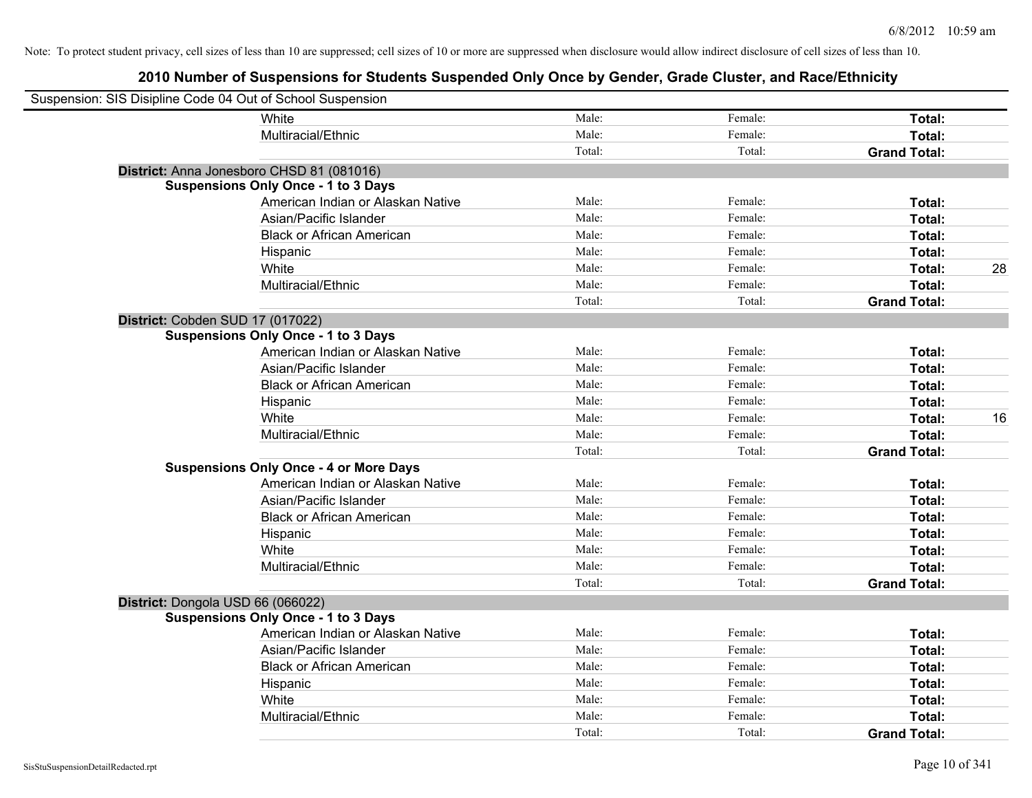Note: To protect student privacy, cell sizes of less than 10 are suppressed; cell sizes of 10 or more are suppressed when disclosure would allow indirect disclosure of cell sizes of less than 10.

# 2010 Number of Suspensions for Students Suspended Only Once by Gender, Grade Cluster, and Race/Ethnicity

Suspension: SIS Disipline Code 04 Out of School Suspension

| | | | | |
|---|---|---|---|---|
| White | Male: | Female: | **Total:** | |
| Multiracial/Ethnic | Male: | Female: | **Total:** | |
| | Total: | Total: | **Grand Total:** | |

**District:** Anna Jonesboro CHSD 81 (081016)

**Suspensions Only Once - 1 to 3 Days**

| | | | | |
|---|---|---|---|---|
| American Indian or Alaskan Native | Male: | Female: | **Total:** | |
| Asian/Pacific Islander | Male: | Female: | **Total:** | |
| Black or African American | Male: | Female: | **Total:** | |
| Hispanic | Male: | Female: | **Total:** | |
| White | Male: | Female: | **Total:** | 28 |
| Multiracial/Ethnic | Male: | Female: | **Total:** | |
| | Total: | Total: | **Grand Total:** | |

**District:** Cobden SUD 17 (017022)

**Suspensions Only Once - 1 to 3 Days**

| | | | | |
|---|---|---|---|---|
| American Indian or Alaskan Native | Male: | Female: | **Total:** | |
| Asian/Pacific Islander | Male: | Female: | **Total:** | |
| Black or African American | Male: | Female: | **Total:** | |
| Hispanic | Male: | Female: | **Total:** | |
| White | Male: | Female: | **Total:** | 16 |
| Multiracial/Ethnic | Male: | Female: | **Total:** | |
| | Total: | Total: | **Grand Total:** | |

**Suspensions Only Once - 4 or More Days**

| | | | | |
|---|---|---|---|---|
| American Indian or Alaskan Native | Male: | Female: | **Total:** | |
| Asian/Pacific Islander | Male: | Female: | **Total:** | |
| Black or African American | Male: | Female: | **Total:** | |
| Hispanic | Male: | Female: | **Total:** | |
| White | Male: | Female: | **Total:** | |
| Multiracial/Ethnic | Male: | Female: | **Total:** | |
| | Total: | Total: | **Grand Total:** | |

**District:** Dongola USD 66 (066022)

**Suspensions Only Once - 1 to 3 Days**

| | | | | |
|---|---|---|---|---|
| American Indian or Alaskan Native | Male: | Female: | **Total:** | |
| Asian/Pacific Islander | Male: | Female: | **Total:** | |
| Black or African American | Male: | Female: | **Total:** | |
| Hispanic | Male: | Female: | **Total:** | |
| White | Male: | Female: | **Total:** | |
| Multiracial/Ethnic | Male: | Female: | **Total:** | |
| | Total: | Total: | **Grand Total:** | |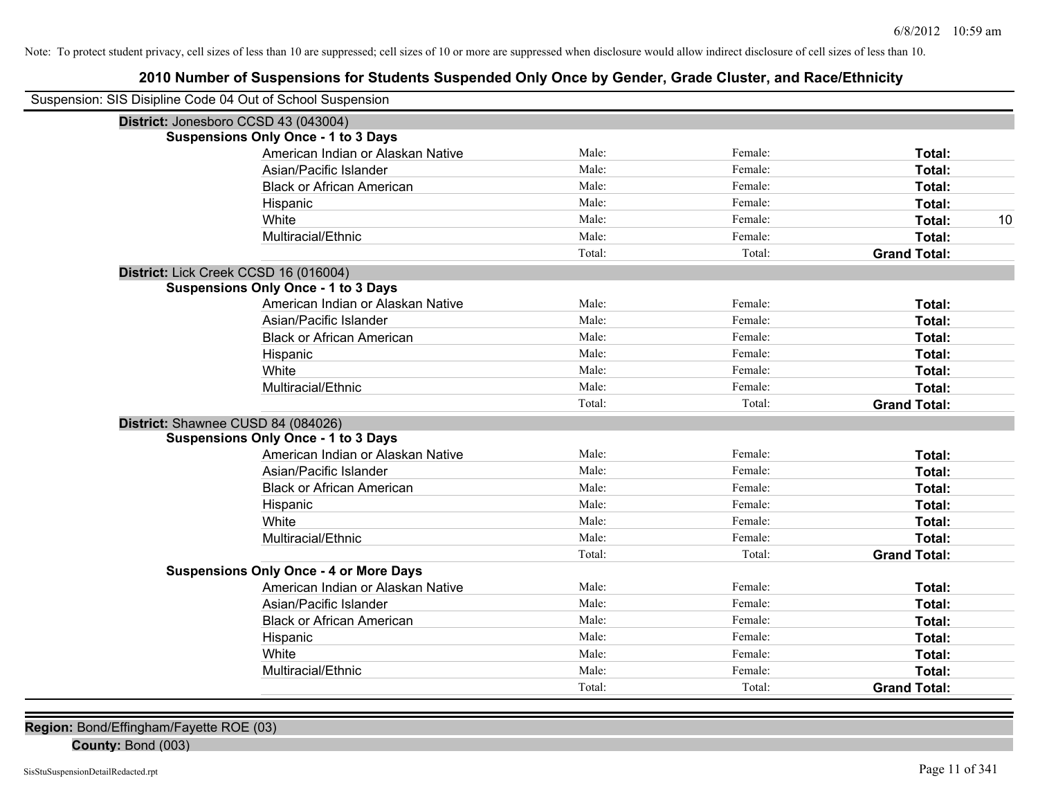Note: To protect student privacy, cell sizes of less than 10 are suppressed; cell sizes of 10 or more are suppressed when disclosure would allow indirect disclosure of cell sizes of less than 10.

# 2010 Number of Suspensions for Students Suspended Only Once by Gender, Grade Cluster, and Race/Ethnicity

Suspension: SIS Disipline Code 04 Out of School Suspension

**District:** Jonesboro CCSD 43 (043004)

**Suspensions Only Once - 1 to 3 Days**

| Race/Ethnicity | Male | Female | Total |
|---|---|---|---|
| American Indian or Alaskan Native | Male: | Female: | **Total:** |
| Asian/Pacific Islander | Male: | Female: | **Total:** |
| Black or African American | Male: | Female: | **Total:** |
| Hispanic | Male: | Female: | **Total:** |
| White | Male: | Female: | **Total:** 10 |
| Multiracial/Ethnic | Male: | Female: | **Total:** |
| | Total: | Total: | **Grand Total:** |

**District:** Lick Creek CCSD 16 (016004)

**Suspensions Only Once - 1 to 3 Days**

| Race/Ethnicity | Male | Female | Total |
|---|---|---|---|
| American Indian or Alaskan Native | Male: | Female: | **Total:** |
| Asian/Pacific Islander | Male: | Female: | **Total:** |
| Black or African American | Male: | Female: | **Total:** |
| Hispanic | Male: | Female: | **Total:** |
| White | Male: | Female: | **Total:** |
| Multiracial/Ethnic | Male: | Female: | **Total:** |
| | Total: | Total: | **Grand Total:** |

**District:** Shawnee CUSD 84 (084026)

**Suspensions Only Once - 1 to 3 Days**

| Race/Ethnicity | Male | Female | Total |
|---|---|---|---|
| American Indian or Alaskan Native | Male: | Female: | **Total:** |
| Asian/Pacific Islander | Male: | Female: | **Total:** |
| Black or African American | Male: | Female: | **Total:** |
| Hispanic | Male: | Female: | **Total:** |
| White | Male: | Female: | **Total:** |
| Multiracial/Ethnic | Male: | Female: | **Total:** |
| | Total: | Total: | **Grand Total:** |

**Suspensions Only Once - 4 or More Days**

| Race/Ethnicity | Male | Female | Total |
|---|---|---|---|
| American Indian or Alaskan Native | Male: | Female: | **Total:** |
| Asian/Pacific Islander | Male: | Female: | **Total:** |
| Black or African American | Male: | Female: | **Total:** |
| Hispanic | Male: | Female: | **Total:** |
| White | Male: | Female: | **Total:** |
| Multiracial/Ethnic | Male: | Female: | **Total:** |
| | Total: | Total: | **Grand Total:** |

**Region:** Bond/Effingham/Fayette ROE (03)

**County:** Bond (003)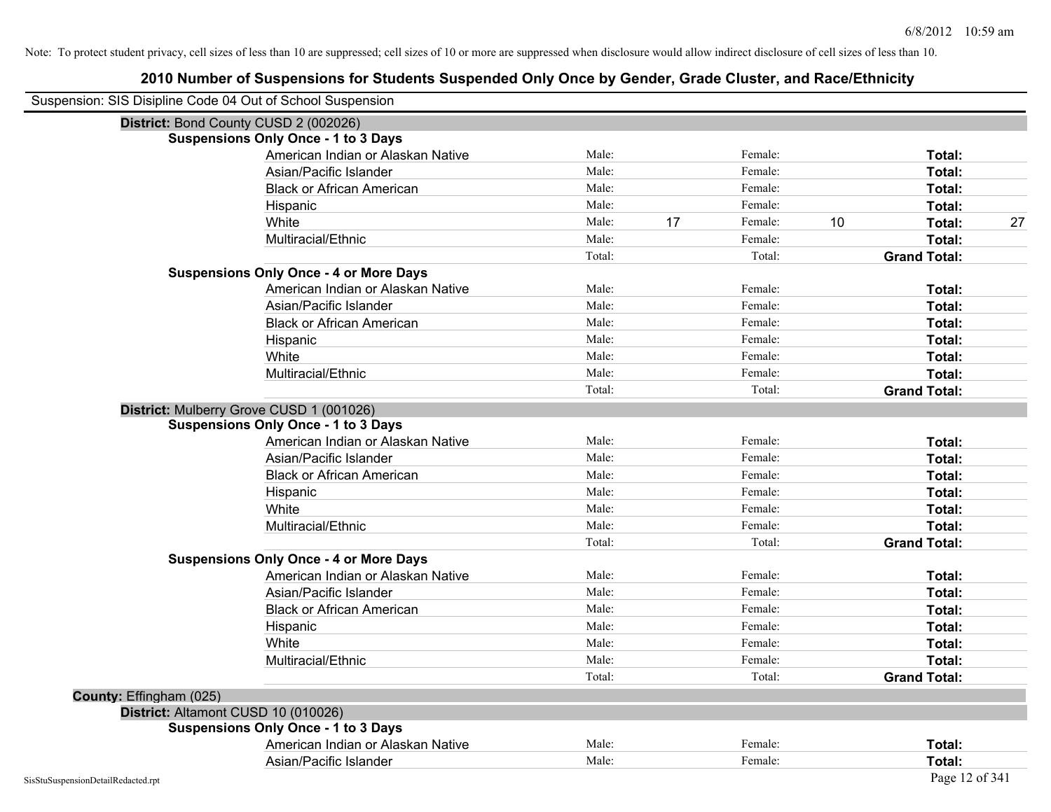Note: To protect student privacy, cell sizes of less than 10 are suppressed; cell sizes of 10 or more are suppressed when disclosure would allow indirect disclosure of cell sizes of less than 10.

# 2010 Number of Suspensions for Students Suspended Only Once by Gender, Grade Cluster, and Race/Ethnicity

Suspension: SIS Disipline Code 04 Out of School Suspension

**District:** Bond County CUSD 2 (002026)

**Suspensions Only Once - 1 to 3 Days**

| | | | | | | |
|---|---|---|---|---|---|---|
| American Indian or Alaskan Native | Male: | | Female: | | **Total:** | |
| Asian/Pacific Islander | Male: | | Female: | | **Total:** | |
| Black or African American | Male: | | Female: | | **Total:** | |
| Hispanic | Male: | | Female: | | **Total:** | |
| White | Male: | 17 | Female: | 10 | **Total:** | 27 |
| Multiracial/Ethnic | Male: | | Female: | | **Total:** | |
| | Total: | | Total: | | **Grand Total:** | |

**Suspensions Only Once - 4 or More Days**

| | | | | | | |
|---|---|---|---|---|---|---|
| American Indian or Alaskan Native | Male: | | Female: | | **Total:** | |
| Asian/Pacific Islander | Male: | | Female: | | **Total:** | |
| Black or African American | Male: | | Female: | | **Total:** | |
| Hispanic | Male: | | Female: | | **Total:** | |
| White | Male: | | Female: | | **Total:** | |
| Multiracial/Ethnic | Male: | | Female: | | **Total:** | |
| | Total: | | Total: | | **Grand Total:** | |

**District:** Mulberry Grove CUSD 1 (001026)

**Suspensions Only Once - 1 to 3 Days**

| | | | | | | |
|---|---|---|---|---|---|---|
| American Indian or Alaskan Native | Male: | | Female: | | **Total:** | |
| Asian/Pacific Islander | Male: | | Female: | | **Total:** | |
| Black or African American | Male: | | Female: | | **Total:** | |
| Hispanic | Male: | | Female: | | **Total:** | |
| White | Male: | | Female: | | **Total:** | |
| Multiracial/Ethnic | Male: | | Female: | | **Total:** | |
| | Total: | | Total: | | **Grand Total:** | |

**Suspensions Only Once - 4 or More Days**

| | | | | | | |
|---|---|---|---|---|---|---|
| American Indian or Alaskan Native | Male: | | Female: | | **Total:** | |
| Asian/Pacific Islander | Male: | | Female: | | **Total:** | |
| Black or African American | Male: | | Female: | | **Total:** | |
| Hispanic | Male: | | Female: | | **Total:** | |
| White | Male: | | Female: | | **Total:** | |
| Multiracial/Ethnic | Male: | | Female: | | **Total:** | |
| | Total: | | Total: | | **Grand Total:** | |

**County:** Effingham (025)

**District:** Altamont CUSD 10 (010026)

**Suspensions Only Once - 1 to 3 Days**

| | | | | | | |
|---|---|---|---|---|---|---|
| American Indian or Alaskan Native | Male: | | Female: | | **Total:** | |
| Asian/Pacific Islander | Male: | | Female: | | **Total:** | |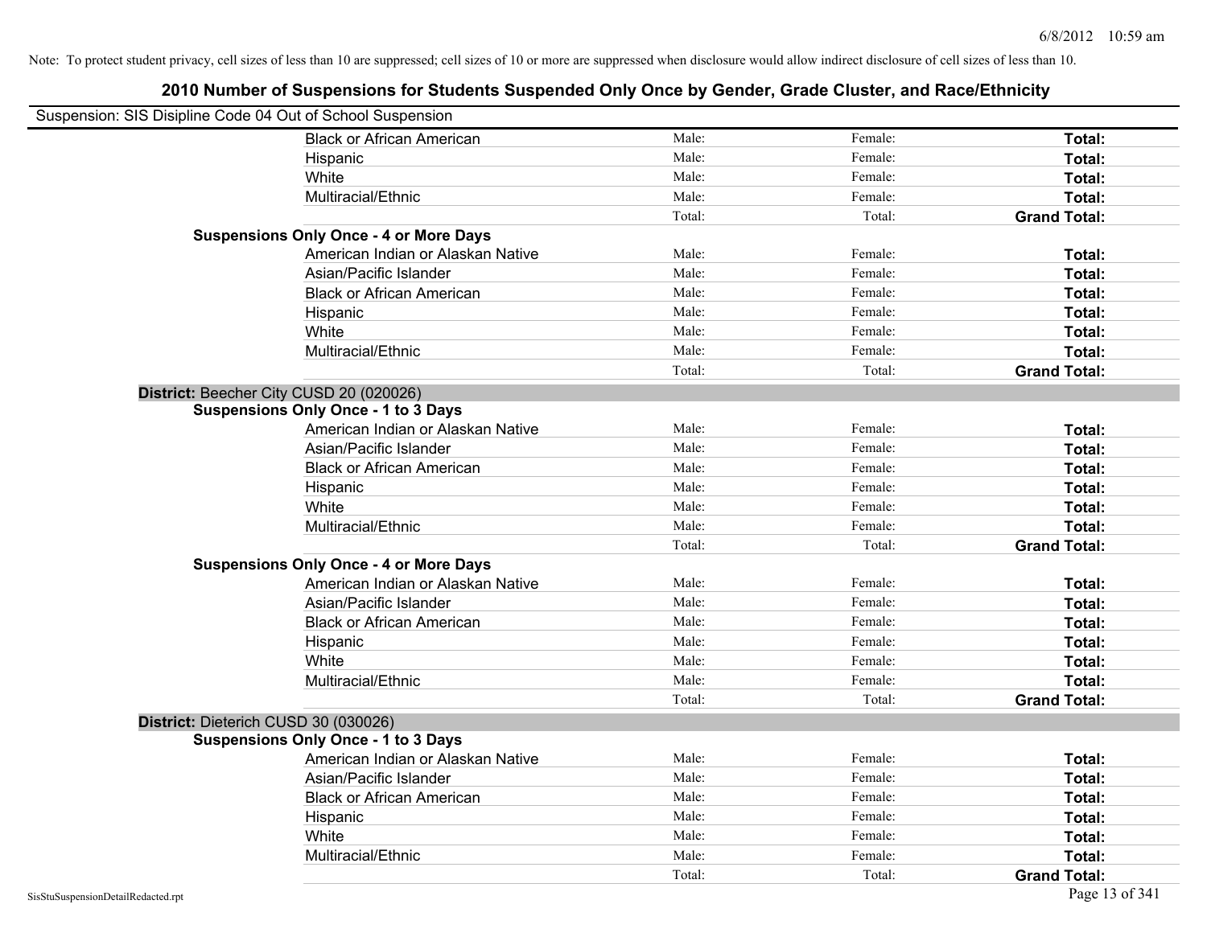Note: To protect student privacy, cell sizes of less than 10 are suppressed; cell sizes of 10 or more are suppressed when disclosure would allow indirect disclosure of cell sizes of less than 10.

# 2010 Number of Suspensions for Students Suspended Only Once by Gender, Grade Cluster, and Race/Ethnicity

Suspension: SIS Disipline Code 04 Out of School Suspension

| | | | |
|---|---|---|---|
| Black or African American | Male: | Female: | **Total:** |
| Hispanic | Male: | Female: | **Total:** |
| White | Male: | Female: | **Total:** |
| Multiracial/Ethnic | Male: | Female: | **Total:** |
| | Total: | Total: | **Grand Total:** |

**Suspensions Only Once - 4 or More Days**

| | | | |
|---|---|---|---|
| American Indian or Alaskan Native | Male: | Female: | **Total:** |
| Asian/Pacific Islander | Male: | Female: | **Total:** |
| Black or African American | Male: | Female: | **Total:** |
| Hispanic | Male: | Female: | **Total:** |
| White | Male: | Female: | **Total:** |
| Multiracial/Ethnic | Male: | Female: | **Total:** |
| | Total: | Total: | **Grand Total:** |

**District:** Beecher City CUSD 20 (020026)

**Suspensions Only Once - 1 to 3 Days**

| | | | |
|---|---|---|---|
| American Indian or Alaskan Native | Male: | Female: | **Total:** |
| Asian/Pacific Islander | Male: | Female: | **Total:** |
| Black or African American | Male: | Female: | **Total:** |
| Hispanic | Male: | Female: | **Total:** |
| White | Male: | Female: | **Total:** |
| Multiracial/Ethnic | Male: | Female: | **Total:** |
| | Total: | Total: | **Grand Total:** |

**Suspensions Only Once - 4 or More Days**

| | | | |
|---|---|---|---|
| American Indian or Alaskan Native | Male: | Female: | **Total:** |
| Asian/Pacific Islander | Male: | Female: | **Total:** |
| Black or African American | Male: | Female: | **Total:** |
| Hispanic | Male: | Female: | **Total:** |
| White | Male: | Female: | **Total:** |
| Multiracial/Ethnic | Male: | Female: | **Total:** |
| | Total: | Total: | **Grand Total:** |

**District:** Dieterich CUSD 30 (030026)

**Suspensions Only Once - 1 to 3 Days**

| | | | |
|---|---|---|---|
| American Indian or Alaskan Native | Male: | Female: | **Total:** |
| Asian/Pacific Islander | Male: | Female: | **Total:** |
| Black or African American | Male: | Female: | **Total:** |
| Hispanic | Male: | Female: | **Total:** |
| White | Male: | Female: | **Total:** |
| Multiracial/Ethnic | Male: | Female: | **Total:** |
| | Total: | Total: | **Grand Total:** |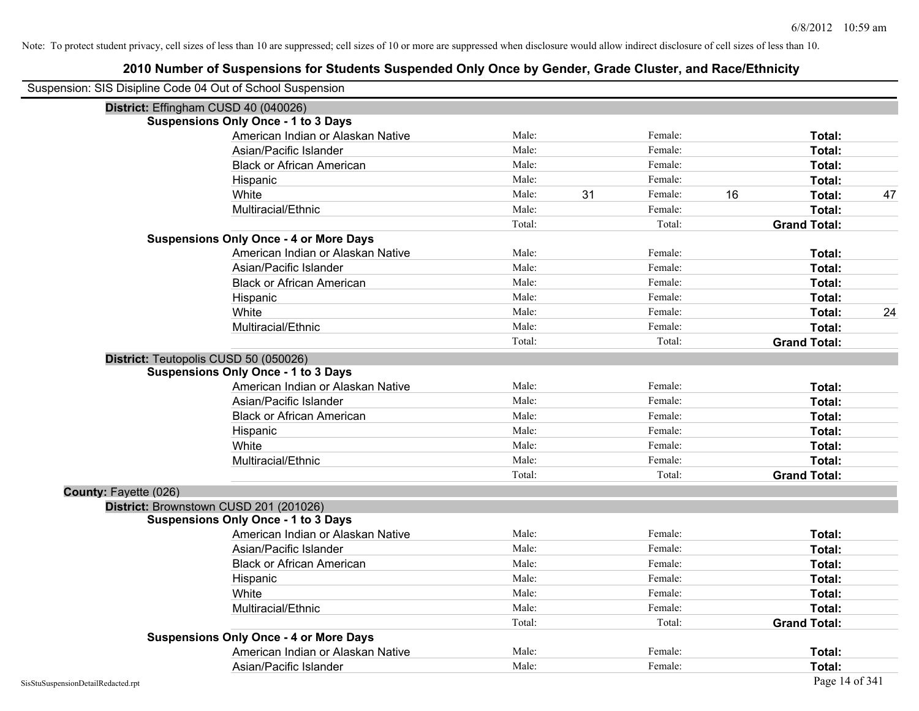Note: To protect student privacy, cell sizes of less than 10 are suppressed; cell sizes of 10 or more are suppressed when disclosure would allow indirect disclosure of cell sizes of less than 10.

# 2010 Number of Suspensions for Students Suspended Only Once by Gender, Grade Cluster, and Race/Ethnicity

Suspension: SIS Disipline Code 04 Out of School Suspension

**District:** Effingham CUSD 40 (040026)

**Suspensions Only Once - 1 to 3 Days**

| | | | | | | |
|---|---|---|---|---|---|---|
| American Indian or Alaskan Native | Male: | | Female: | | **Total:** | |
| Asian/Pacific Islander | Male: | | Female: | | **Total:** | |
| Black or African American | Male: | | Female: | | **Total:** | |
| Hispanic | Male: | | Female: | | **Total:** | |
| White | Male: | 31 | Female: | 16 | **Total:** | 47 |
| Multiracial/Ethnic | Male: | | Female: | | **Total:** | |
| | Total: | | Total: | | **Grand Total:** | |

**Suspensions Only Once - 4 or More Days**

| | | | | | | |
|---|---|---|---|---|---|---|
| American Indian or Alaskan Native | Male: | | Female: | | **Total:** | |
| Asian/Pacific Islander | Male: | | Female: | | **Total:** | |
| Black or African American | Male: | | Female: | | **Total:** | |
| Hispanic | Male: | | Female: | | **Total:** | |
| White | Male: | | Female: | | **Total:** | 24 |
| Multiracial/Ethnic | Male: | | Female: | | **Total:** | |
| | Total: | | Total: | | **Grand Total:** | |

**District:** Teutopolis CUSD 50 (050026)

**Suspensions Only Once - 1 to 3 Days**

| | | | | | | |
|---|---|---|---|---|---|---|
| American Indian or Alaskan Native | Male: | | Female: | | **Total:** | |
| Asian/Pacific Islander | Male: | | Female: | | **Total:** | |
| Black or African American | Male: | | Female: | | **Total:** | |
| Hispanic | Male: | | Female: | | **Total:** | |
| White | Male: | | Female: | | **Total:** | |
| Multiracial/Ethnic | Male: | | Female: | | **Total:** | |
| | Total: | | Total: | | **Grand Total:** | |

**County:** Fayette (026)

**District:** Brownstown CUSD 201 (201026)

**Suspensions Only Once - 1 to 3 Days**

| | | | | | | |
|---|---|---|---|---|---|---|
| American Indian or Alaskan Native | Male: | | Female: | | **Total:** | |
| Asian/Pacific Islander | Male: | | Female: | | **Total:** | |
| Black or African American | Male: | | Female: | | **Total:** | |
| Hispanic | Male: | | Female: | | **Total:** | |
| White | Male: | | Female: | | **Total:** | |
| Multiracial/Ethnic | Male: | | Female: | | **Total:** | |
| | Total: | | Total: | | **Grand Total:** | |

**Suspensions Only Once - 4 or More Days**

| | | | | | | |
|---|---|---|---|---|---|---|
| American Indian or Alaskan Native | Male: | | Female: | | **Total:** | |
| Asian/Pacific Islander | Male: | | Female: | | **Total:** | |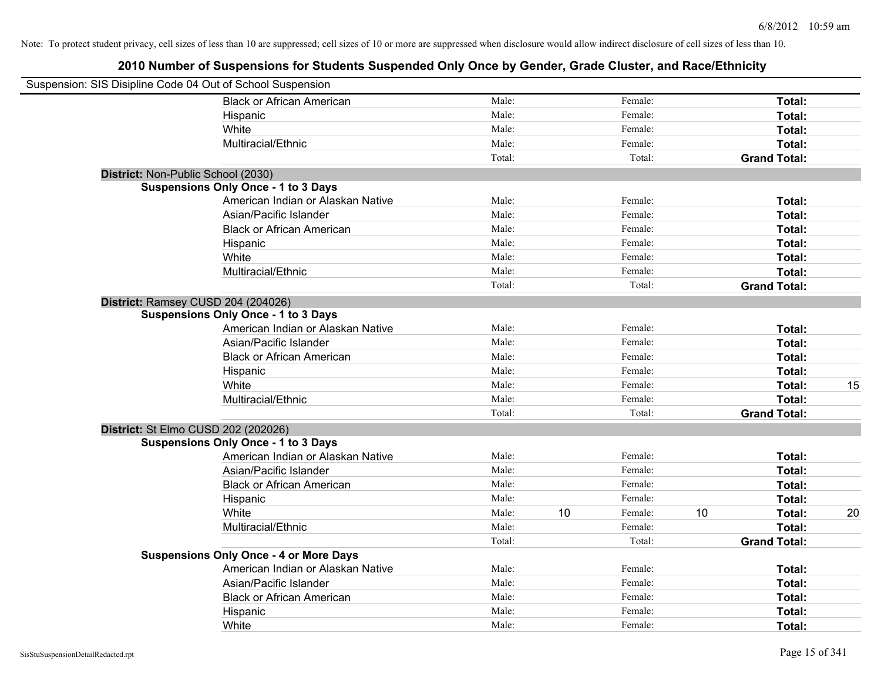Note: To protect student privacy, cell sizes of less than 10 are suppressed; cell sizes of 10 or more are suppressed when disclosure would allow indirect disclosure of cell sizes of less than 10.

# 2010 Number of Suspensions for Students Suspended Only Once by Gender, Grade Cluster, and Race/Ethnicity

Suspension: SIS Disipline Code 04 Out of School Suspension

| | | | | | | | |
|---|---|---|---|---|---|---|---|
| Black or African American | Male: | | Female: | | **Total:** | |
| Hispanic | Male: | | Female: | | **Total:** | |
| White | Male: | | Female: | | **Total:** | |
| Multiracial/Ethnic | Male: | | Female: | | **Total:** | |
| | Total: | | Total: | | **Grand Total:** | |

**District:** Non-Public School (2030)

**Suspensions Only Once - 1 to 3 Days**

| | | | | | | |
|---|---|---|---|---|---|---|
| American Indian or Alaskan Native | Male: | | Female: | | **Total:** | |
| Asian/Pacific Islander | Male: | | Female: | | **Total:** | |
| Black or African American | Male: | | Female: | | **Total:** | |
| Hispanic | Male: | | Female: | | **Total:** | |
| White | Male: | | Female: | | **Total:** | |
| Multiracial/Ethnic | Male: | | Female: | | **Total:** | |
| | Total: | | Total: | | **Grand Total:** | |

**District:** Ramsey CUSD 204 (204026)

**Suspensions Only Once - 1 to 3 Days**

| | | | | | | |
|---|---|---|---|---|---|---|
| American Indian or Alaskan Native | Male: | | Female: | | **Total:** | |
| Asian/Pacific Islander | Male: | | Female: | | **Total:** | |
| Black or African American | Male: | | Female: | | **Total:** | |
| Hispanic | Male: | | Female: | | **Total:** | |
| White | Male: | | Female: | | **Total:** | 15 |
| Multiracial/Ethnic | Male: | | Female: | | **Total:** | |
| | Total: | | Total: | | **Grand Total:** | |

**District:** St Elmo CUSD 202 (202026)

**Suspensions Only Once - 1 to 3 Days**

| | | | | | | |
|---|---|---|---|---|---|---|
| American Indian or Alaskan Native | Male: | | Female: | | **Total:** | |
| Asian/Pacific Islander | Male: | | Female: | | **Total:** | |
| Black or African American | Male: | | Female: | | **Total:** | |
| Hispanic | Male: | | Female: | | **Total:** | |
| White | Male: | 10 | Female: | 10 | **Total:** | 20 |
| Multiracial/Ethnic | Male: | | Female: | | **Total:** | |
| | Total: | | Total: | | **Grand Total:** | |

**Suspensions Only Once - 4 or More Days**

| | | | | | | |
|---|---|---|---|---|---|---|
| American Indian or Alaskan Native | Male: | | Female: | | **Total:** | |
| Asian/Pacific Islander | Male: | | Female: | | **Total:** | |
| Black or African American | Male: | | Female: | | **Total:** | |
| Hispanic | Male: | | Female: | | **Total:** | |
| White | Male: | | Female: | | **Total:** | |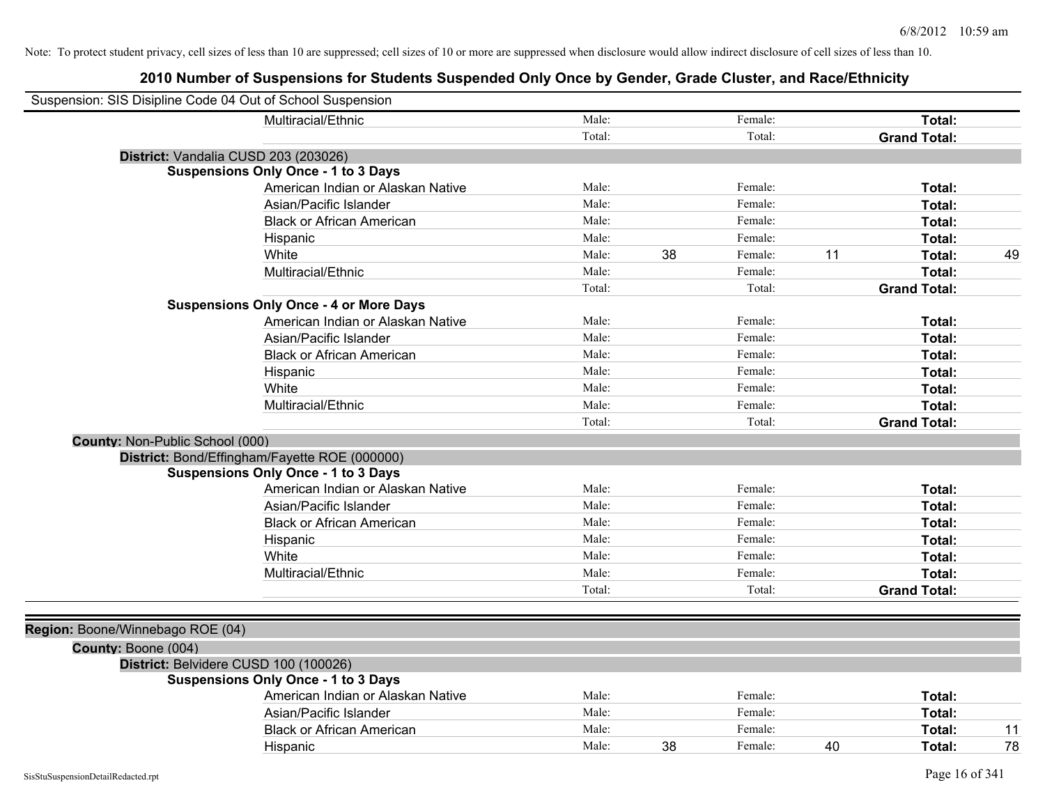Note: To protect student privacy, cell sizes of less than 10 are suppressed; cell sizes of 10 or more are suppressed when disclosure would allow indirect disclosure of cell sizes of less than 10.

# 2010 Number of Suspensions for Students Suspended Only Once by Gender, Grade Cluster, and Race/Ethnicity

Suspension: SIS Disipline Code 04 Out of School Suspension

| | | | | | | |
|---|---|---|---|---|---|---|
| Multiracial/Ethnic | Male: | | Female: | | **Total:** | |
| | Total: | | Total: | | **Grand Total:** | |

**District:** Vandalia CUSD 203 (203026)

**Suspensions Only Once - 1 to 3 Days**

| | | | | | | |
|---|---|---|---|---|---|---|
| American Indian or Alaskan Native | Male: | | Female: | | **Total:** | |
| Asian/Pacific Islander | Male: | | Female: | | **Total:** | |
| Black or African American | Male: | | Female: | | **Total:** | |
| Hispanic | Male: | | Female: | | **Total:** | |
| White | Male: | 38 | Female: | 11 | **Total:** | 49 |
| Multiracial/Ethnic | Male: | | Female: | | **Total:** | |
| | Total: | | Total: | | **Grand Total:** | |

**Suspensions Only Once - 4 or More Days**

| | | | | | | |
|---|---|---|---|---|---|---|
| American Indian or Alaskan Native | Male: | | Female: | | **Total:** | |
| Asian/Pacific Islander | Male: | | Female: | | **Total:** | |
| Black or African American | Male: | | Female: | | **Total:** | |
| Hispanic | Male: | | Female: | | **Total:** | |
| White | Male: | | Female: | | **Total:** | |
| Multiracial/Ethnic | Male: | | Female: | | **Total:** | |
| | Total: | | Total: | | **Grand Total:** | |

**County:** Non-Public School (000)

**District:** Bond/Effingham/Fayette ROE (000000)

**Suspensions Only Once - 1 to 3 Days**

| | | | | | | |
|---|---|---|---|---|---|---|
| American Indian or Alaskan Native | Male: | | Female: | | **Total:** | |
| Asian/Pacific Islander | Male: | | Female: | | **Total:** | |
| Black or African American | Male: | | Female: | | **Total:** | |
| Hispanic | Male: | | Female: | | **Total:** | |
| White | Male: | | Female: | | **Total:** | |
| Multiracial/Ethnic | Male: | | Female: | | **Total:** | |
| | Total: | | Total: | | **Grand Total:** | |

**Region:** Boone/Winnebago ROE (04)

**County:** Boone (004)

**District:** Belvidere CUSD 100 (100026)

**Suspensions Only Once - 1 to 3 Days**

| | | | | | | |
|---|---|---|---|---|---|---|
| American Indian or Alaskan Native | Male: | | Female: | | **Total:** | |
| Asian/Pacific Islander | Male: | | Female: | | **Total:** | |
| Black or African American | Male: | | Female: | | **Total:** | 11 |
| Hispanic | Male: | 38 | Female: | 40 | **Total:** | 78 |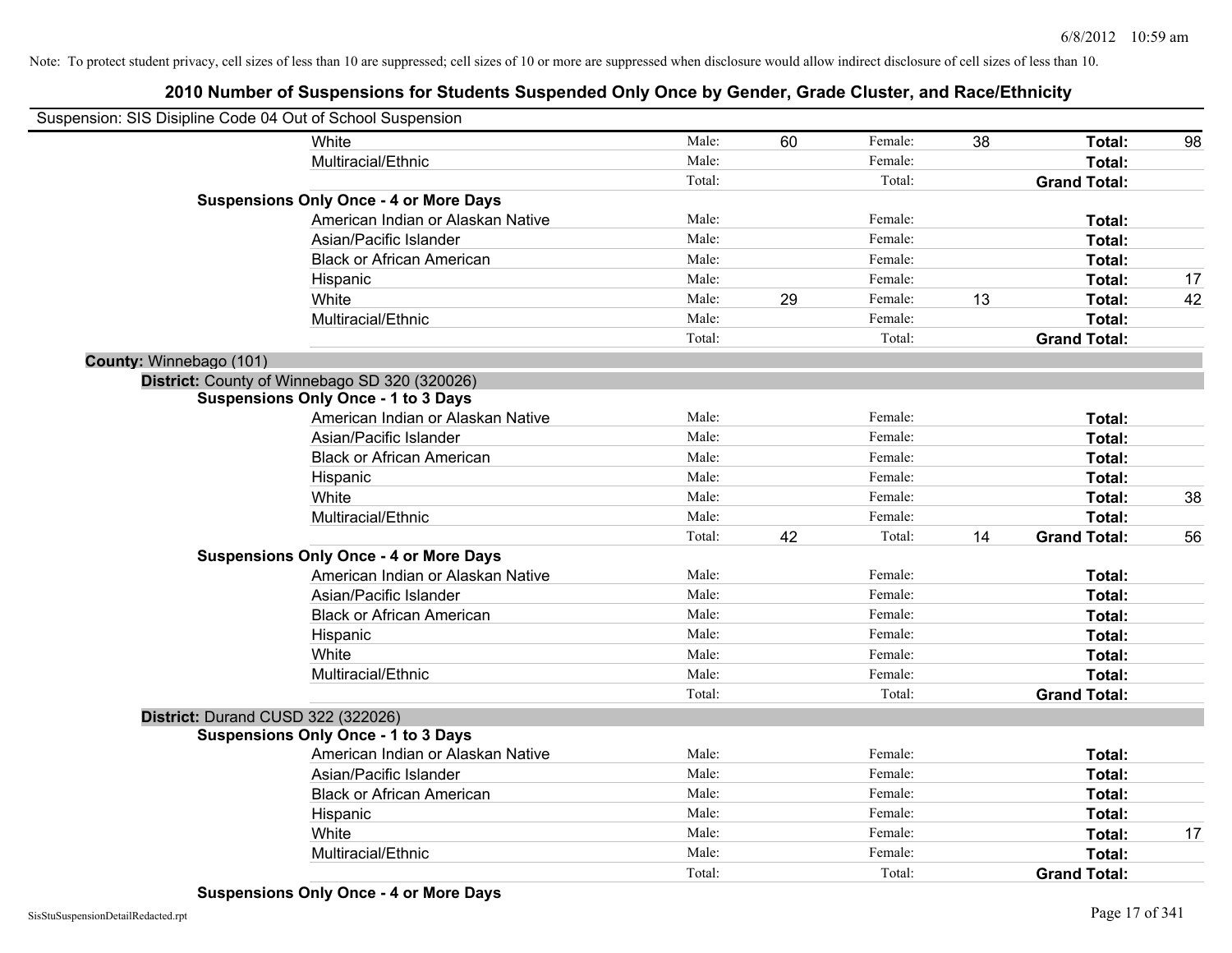Note: To protect student privacy, cell sizes of less than 10 are suppressed; cell sizes of 10 or more are suppressed when disclosure would allow indirect disclosure of cell sizes of less than 10.

## 2010 Number of Suspensions for Students Suspended Only Once by Gender, Grade Cluster, and Race/Ethnicity

Suspension: SIS Disipline Code 04 Out of School Suspension

| | | | | | | | |
|---|---|---|---|---|---|---|---|
| White | Male: | 60 | Female: | 38 | Total: | 98 |
| Multiracial/Ethnic | Male: | | Female: | | Total: | |
| | Total: | | Total: | | Grand Total: | |

**Suspensions Only Once - 4 or More Days**

| | | | | | | |
|---|---|---|---|---|---|---|
| American Indian or Alaskan Native | Male: | | Female: | | Total: | |
| Asian/Pacific Islander | Male: | | Female: | | Total: | |
| Black or African American | Male: | | Female: | | Total: | |
| Hispanic | Male: | | Female: | | Total: | 17 |
| White | Male: | 29 | Female: | 13 | Total: | 42 |
| Multiracial/Ethnic | Male: | | Female: | | Total: | |
| | Total: | | Total: | | Grand Total: | |

**County:** Winnebago (101)

**District:** County of Winnebago SD 320 (320026)

**Suspensions Only Once - 1 to 3 Days**

| | | | | | | |
|---|---|---|---|---|---|---|
| American Indian or Alaskan Native | Male: | | Female: | | Total: | |
| Asian/Pacific Islander | Male: | | Female: | | Total: | |
| Black or African American | Male: | | Female: | | Total: | |
| Hispanic | Male: | | Female: | | Total: | |
| White | Male: | | Female: | | Total: | 38 |
| Multiracial/Ethnic | Male: | | Female: | | Total: | |
| | Total: | 42 | Total: | 14 | Grand Total: | 56 |

**Suspensions Only Once - 4 or More Days**

| | | | | | | |
|---|---|---|---|---|---|---|
| American Indian or Alaskan Native | Male: | | Female: | | Total: | |
| Asian/Pacific Islander | Male: | | Female: | | Total: | |
| Black or African American | Male: | | Female: | | Total: | |
| Hispanic | Male: | | Female: | | Total: | |
| White | Male: | | Female: | | Total: | |
| Multiracial/Ethnic | Male: | | Female: | | Total: | |
| | Total: | | Total: | | Grand Total: | |

**District:** Durand CUSD 322 (322026)

**Suspensions Only Once - 1 to 3 Days**

| | | | | | | |
|---|---|---|---|---|---|---|
| American Indian or Alaskan Native | Male: | | Female: | | Total: | |
| Asian/Pacific Islander | Male: | | Female: | | Total: | |
| Black or African American | Male: | | Female: | | Total: | |
| Hispanic | Male: | | Female: | | Total: | |
| White | Male: | | Female: | | Total: | 17 |
| Multiracial/Ethnic | Male: | | Female: | | Total: | |
| | Total: | | Total: | | Grand Total: | |

**Suspensions Only Once - 4 or More Days**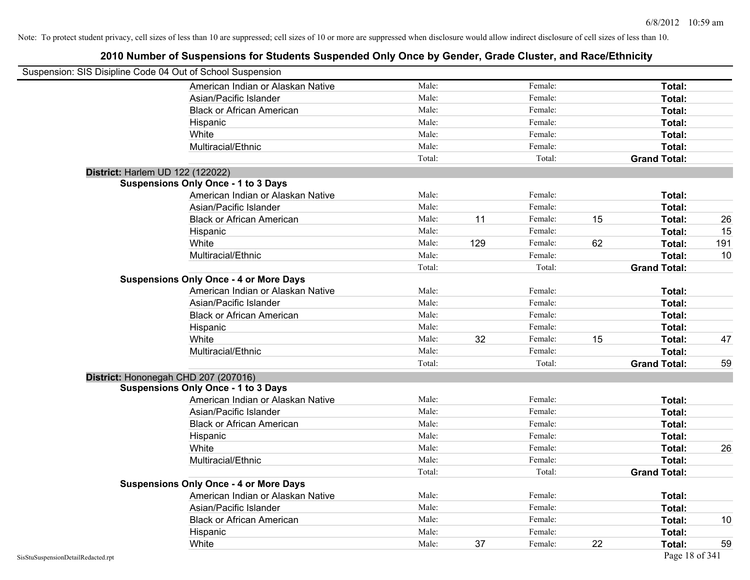Note: To protect student privacy, cell sizes of less than 10 are suppressed; cell sizes of 10 or more are suppressed when disclosure would allow indirect disclosure of cell sizes of less than 10.

## 2010 Number of Suspensions for Students Suspended Only Once by Gender, Grade Cluster, and Race/Ethnicity

Suspension: SIS Disipline Code 04 Out of School Suspension

| | | | | | | |
|---|---|---|---|---|---|---|
| American Indian or Alaskan Native | Male: | | Female: | | **Total:** | |
| Asian/Pacific Islander | Male: | | Female: | | **Total:** | |
| Black or African American | Male: | | Female: | | **Total:** | |
| Hispanic | Male: | | Female: | | **Total:** | |
| White | Male: | | Female: | | **Total:** | |
| Multiracial/Ethnic | Male: | | Female: | | **Total:** | |
| | Total: | | Total: | | **Grand Total:** | |

**District:** Harlem UD 122 (122022)

**Suspensions Only Once - 1 to 3 Days**

| | | | | | | |
|---|---|---|---|---|---|---|
| American Indian or Alaskan Native | Male: | | Female: | | **Total:** | |
| Asian/Pacific Islander | Male: | | Female: | | **Total:** | |
| Black or African American | Male: | 11 | Female: | 15 | **Total:** | 26 |
| Hispanic | Male: | | Female: | | **Total:** | 15 |
| White | Male: | 129 | Female: | 62 | **Total:** | 191 |
| Multiracial/Ethnic | Male: | | Female: | | **Total:** | 10 |
| | Total: | | Total: | | **Grand Total:** | |

**Suspensions Only Once - 4 or More Days**

| | | | | | | |
|---|---|---|---|---|---|---|
| American Indian or Alaskan Native | Male: | | Female: | | **Total:** | |
| Asian/Pacific Islander | Male: | | Female: | | **Total:** | |
| Black or African American | Male: | | Female: | | **Total:** | |
| Hispanic | Male: | | Female: | | **Total:** | |
| White | Male: | 32 | Female: | 15 | **Total:** | 47 |
| Multiracial/Ethnic | Male: | | Female: | | **Total:** | |
| | Total: | | Total: | | **Grand Total:** | 59 |

**District:** Hononegah CHD 207 (207016)

**Suspensions Only Once - 1 to 3 Days**

| | | | | | | |
|---|---|---|---|---|---|---|
| American Indian or Alaskan Native | Male: | | Female: | | **Total:** | |
| Asian/Pacific Islander | Male: | | Female: | | **Total:** | |
| Black or African American | Male: | | Female: | | **Total:** | |
| Hispanic | Male: | | Female: | | **Total:** | |
| White | Male: | | Female: | | **Total:** | 26 |
| Multiracial/Ethnic | Male: | | Female: | | **Total:** | |
| | Total: | | Total: | | **Grand Total:** | |

**Suspensions Only Once - 4 or More Days**

| | | | | | | |
|---|---|---|---|---|---|---|
| American Indian or Alaskan Native | Male: | | Female: | | **Total:** | |
| Asian/Pacific Islander | Male: | | Female: | | **Total:** | |
| Black or African American | Male: | | Female: | | **Total:** | 10 |
| Hispanic | Male: | | Female: | | **Total:** | |
| White | Male: | 37 | Female: | 22 | **Total:** | 59 |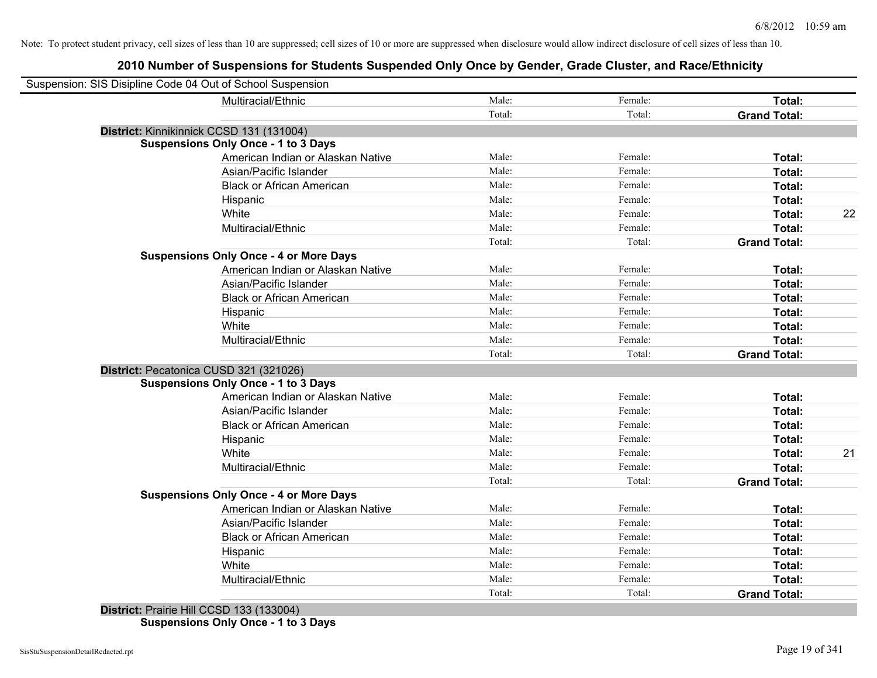Note: To protect student privacy, cell sizes of less than 10 are suppressed; cell sizes of 10 or more are suppressed when disclosure would allow indirect disclosure of cell sizes of less than 10.

## 2010 Number of Suspensions for Students Suspended Only Once by Gender, Grade Cluster, and Race/Ethnicity

Suspension: SIS Disipline Code 04 Out of School Suspension

| | | | | | |
|---|---|---|---|---|---|
| | Multiracial/Ethnic | Male: | Female: | **Total:** | |
| | | Total: | Total: | **Grand Total:** | |
| **District:** Kinnikinnick CCSD 131 (131004) | | | | | |
| **Suspensions Only Once - 1 to 3 Days** | | | | | |
| | American Indian or Alaskan Native | Male: | Female: | **Total:** | |
| | Asian/Pacific Islander | Male: | Female: | **Total:** | |
| | Black or African American | Male: | Female: | **Total:** | |
| | Hispanic | Male: | Female: | **Total:** | |
| | White | Male: | Female: | **Total:** | 22 |
| | Multiracial/Ethnic | Male: | Female: | **Total:** | |
| | | Total: | Total: | **Grand Total:** | |
| **Suspensions Only Once - 4 or More Days** | | | | | |
| | American Indian or Alaskan Native | Male: | Female: | **Total:** | |
| | Asian/Pacific Islander | Male: | Female: | **Total:** | |
| | Black or African American | Male: | Female: | **Total:** | |
| | Hispanic | Male: | Female: | **Total:** | |
| | White | Male: | Female: | **Total:** | |
| | Multiracial/Ethnic | Male: | Female: | **Total:** | |
| | | Total: | Total: | **Grand Total:** | |
| **District:** Pecatonica CUSD 321 (321026) | | | | | |
| **Suspensions Only Once - 1 to 3 Days** | | | | | |
| | American Indian or Alaskan Native | Male: | Female: | **Total:** | |
| | Asian/Pacific Islander | Male: | Female: | **Total:** | |
| | Black or African American | Male: | Female: | **Total:** | |
| | Hispanic | Male: | Female: | **Total:** | |
| | White | Male: | Female: | **Total:** | 21 |
| | Multiracial/Ethnic | Male: | Female: | **Total:** | |
| | | Total: | Total: | **Grand Total:** | |
| **Suspensions Only Once - 4 or More Days** | | | | | |
| | American Indian or Alaskan Native | Male: | Female: | **Total:** | |
| | Asian/Pacific Islander | Male: | Female: | **Total:** | |
| | Black or African American | Male: | Female: | **Total:** | |
| | Hispanic | Male: | Female: | **Total:** | |
| | White | Male: | Female: | **Total:** | |
| | Multiracial/Ethnic | Male: | Female: | **Total:** | |
| | | Total: | Total: | **Grand Total:** | |
| **District:** Prairie Hill CCSD 133 (133004) | | | | | |
| **Suspensions Only Once - 1 to 3 Days** | | | | | |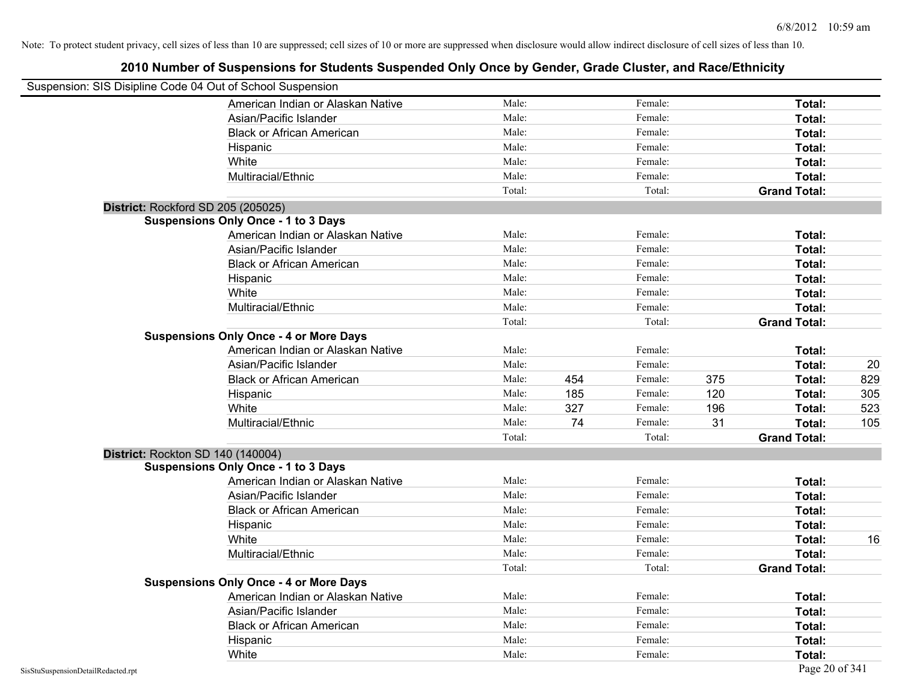Note: To protect student privacy, cell sizes of less than 10 are suppressed; cell sizes of 10 or more are suppressed when disclosure would allow indirect disclosure of cell sizes of less than 10.

## 2010 Number of Suspensions for Students Suspended Only Once by Gender, Grade Cluster, and Race/Ethnicity

Suspension: SIS Disipline Code 04 Out of School Suspension

| | | | | | | |
|---|---|---|---|---|---|---|
| American Indian or Alaskan Native | Male: | | Female: | | **Total:** | |
| Asian/Pacific Islander | Male: | | Female: | | **Total:** | |
| Black or African American | Male: | | Female: | | **Total:** | |
| Hispanic | Male: | | Female: | | **Total:** | |
| White | Male: | | Female: | | **Total:** | |
| Multiracial/Ethnic | Male: | | Female: | | **Total:** | |
| | Total: | | Total: | | **Grand Total:** | |

**District:** Rockford SD 205 (205025)

**Suspensions Only Once - 1 to 3 Days**

| | | | | | | |
|---|---|---|---|---|---|---|
| American Indian or Alaskan Native | Male: | | Female: | | **Total:** | |
| Asian/Pacific Islander | Male: | | Female: | | **Total:** | |
| Black or African American | Male: | | Female: | | **Total:** | |
| Hispanic | Male: | | Female: | | **Total:** | |
| White | Male: | | Female: | | **Total:** | |
| Multiracial/Ethnic | Male: | | Female: | | **Total:** | |
| | Total: | | Total: | | **Grand Total:** | |

**Suspensions Only Once - 4 or More Days**

| | | | | | | |
|---|---|---|---|---|---|---|
| American Indian or Alaskan Native | Male: | | Female: | | **Total:** | |
| Asian/Pacific Islander | Male: | | Female: | | **Total:** | 20 |
| Black or African American | Male: | 454 | Female: | 375 | **Total:** | 829 |
| Hispanic | Male: | 185 | Female: | 120 | **Total:** | 305 |
| White | Male: | 327 | Female: | 196 | **Total:** | 523 |
| Multiracial/Ethnic | Male: | 74 | Female: | 31 | **Total:** | 105 |
| | Total: | | Total: | | **Grand Total:** | |

**District:** Rockton SD 140 (140004)

**Suspensions Only Once - 1 to 3 Days**

| | | | | | | |
|---|---|---|---|---|---|---|
| American Indian or Alaskan Native | Male: | | Female: | | **Total:** | |
| Asian/Pacific Islander | Male: | | Female: | | **Total:** | |
| Black or African American | Male: | | Female: | | **Total:** | |
| Hispanic | Male: | | Female: | | **Total:** | |
| White | Male: | | Female: | | **Total:** | 16 |
| Multiracial/Ethnic | Male: | | Female: | | **Total:** | |
| | Total: | | Total: | | **Grand Total:** | |

**Suspensions Only Once - 4 or More Days**

| | | | | | | |
|---|---|---|---|---|---|---|
| American Indian or Alaskan Native | Male: | | Female: | | **Total:** | |
| Asian/Pacific Islander | Male: | | Female: | | **Total:** | |
| Black or African American | Male: | | Female: | | **Total:** | |
| Hispanic | Male: | | Female: | | **Total:** | |
| White | Male: | | Female: | | **Total:** | |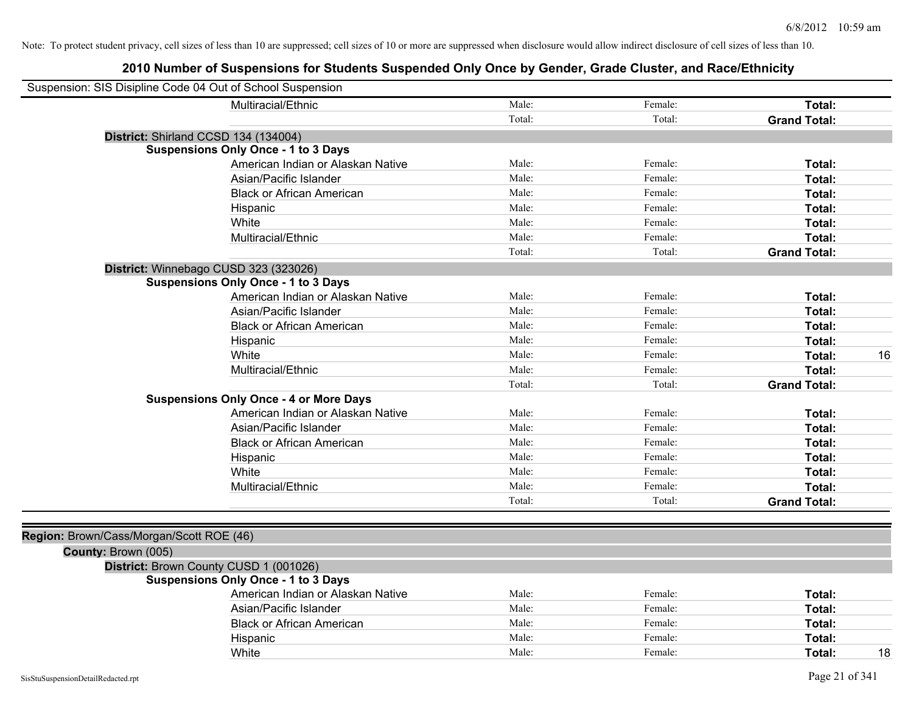Note: To protect student privacy, cell sizes of less than 10 are suppressed; cell sizes of 10 or more are suppressed when disclosure would allow indirect disclosure of cell sizes of less than 10.

# 2010 Number of Suspensions for Students Suspended Only Once by Gender, Grade Cluster, and Race/Ethnicity

Suspension: SIS Disipline Code 04 Out of School Suspension

| | | | | |
|---|---|---|---|---|
| Multiracial/Ethnic | Male: | Female: | **Total:** | |
| | Total: | Total: | **Grand Total:** | |

**District:** Shirland CCSD 134 (134004)

**Suspensions Only Once - 1 to 3 Days**

| | | | | |
|---|---|---|---|---|
| American Indian or Alaskan Native | Male: | Female: | **Total:** | |
| Asian/Pacific Islander | Male: | Female: | **Total:** | |
| Black or African American | Male: | Female: | **Total:** | |
| Hispanic | Male: | Female: | **Total:** | |
| White | Male: | Female: | **Total:** | |
| Multiracial/Ethnic | Male: | Female: | **Total:** | |
| | Total: | Total: | **Grand Total:** | |

**District:** Winnebago CUSD 323 (323026)

**Suspensions Only Once - 1 to 3 Days**

| | | | | |
|---|---|---|---|---|
| American Indian or Alaskan Native | Male: | Female: | **Total:** | |
| Asian/Pacific Islander | Male: | Female: | **Total:** | |
| Black or African American | Male: | Female: | **Total:** | |
| Hispanic | Male: | Female: | **Total:** | |
| White | Male: | Female: | **Total:** | 16 |
| Multiracial/Ethnic | Male: | Female: | **Total:** | |
| | Total: | Total: | **Grand Total:** | |

**Suspensions Only Once - 4 or More Days**

| | | | | |
|---|---|---|---|---|
| American Indian or Alaskan Native | Male: | Female: | **Total:** | |
| Asian/Pacific Islander | Male: | Female: | **Total:** | |
| Black or African American | Male: | Female: | **Total:** | |
| Hispanic | Male: | Female: | **Total:** | |
| White | Male: | Female: | **Total:** | |
| Multiracial/Ethnic | Male: | Female: | **Total:** | |
| | Total: | Total: | **Grand Total:** | |

**Region:** Brown/Cass/Morgan/Scott ROE (46)

**County:** Brown (005)

**District:** Brown County CUSD 1 (001026)

**Suspensions Only Once - 1 to 3 Days**

| | | | | |
|---|---|---|---|---|
| American Indian or Alaskan Native | Male: | Female: | **Total:** | |
| Asian/Pacific Islander | Male: | Female: | **Total:** | |
| Black or African American | Male: | Female: | **Total:** | |
| Hispanic | Male: | Female: | **Total:** | |
| White | Male: | Female: | **Total:** | 18 |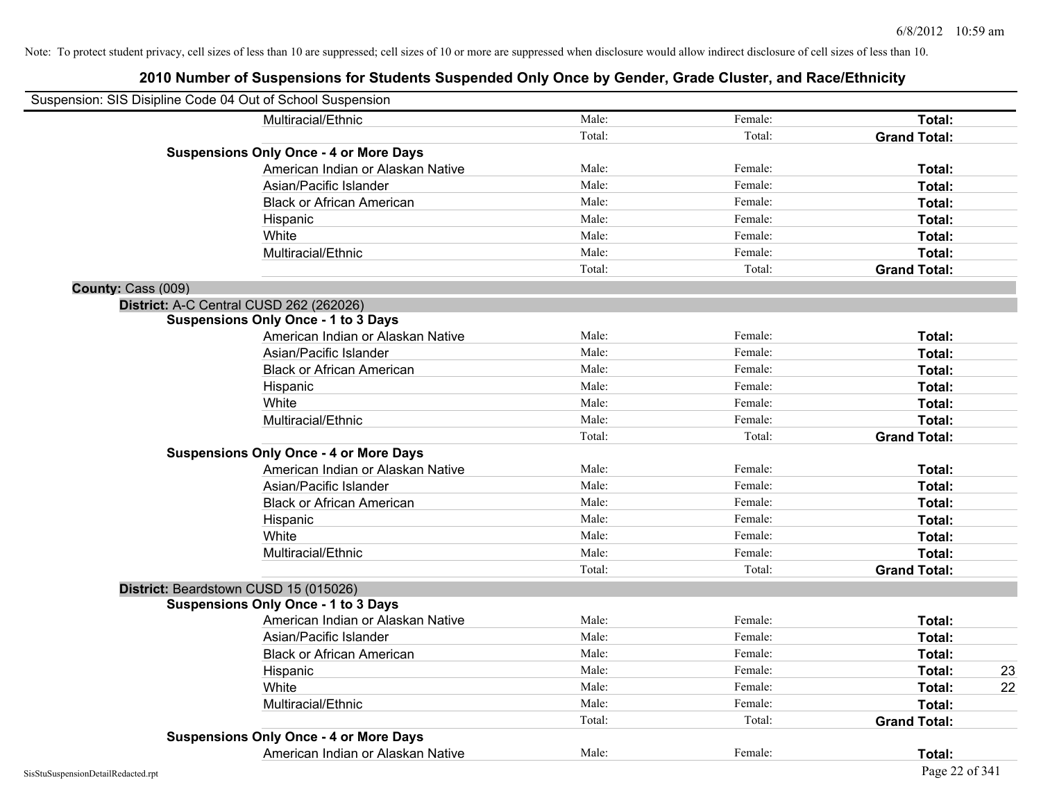Note: To protect student privacy, cell sizes of less than 10 are suppressed; cell sizes of 10 or more are suppressed when disclosure would allow indirect disclosure of cell sizes of less than 10.

# 2010 Number of Suspensions for Students Suspended Only Once by Gender, Grade Cluster, and Race/Ethnicity

Suspension: SIS Disipline Code 04 Out of School Suspension

| | | Male: | Female: | Total: | |
|---|---|---|---|---|---|
| | Multiracial/Ethnic | Male: | Female: | **Total:** | |
| | | Total: | Total: | **Grand Total:** | |
| **Suspensions Only Once - 4 or More Days** | | | | | |
| | American Indian or Alaskan Native | Male: | Female: | **Total:** | |
| | Asian/Pacific Islander | Male: | Female: | **Total:** | |
| | Black or African American | Male: | Female: | **Total:** | |
| | Hispanic | Male: | Female: | **Total:** | |
| | White | Male: | Female: | **Total:** | |
| | Multiracial/Ethnic | Male: | Female: | **Total:** | |
| | | Total: | Total: | **Grand Total:** | |
| **County:** Cass (009) | | | | | |
| **District:** A-C Central CUSD 262 (262026) | | | | | |
| **Suspensions Only Once - 1 to 3 Days** | | | | | |
| | American Indian or Alaskan Native | Male: | Female: | **Total:** | |
| | Asian/Pacific Islander | Male: | Female: | **Total:** | |
| | Black or African American | Male: | Female: | **Total:** | |
| | Hispanic | Male: | Female: | **Total:** | |
| | White | Male: | Female: | **Total:** | |
| | Multiracial/Ethnic | Male: | Female: | **Total:** | |
| | | Total: | Total: | **Grand Total:** | |
| **Suspensions Only Once - 4 or More Days** | | | | | |
| | American Indian or Alaskan Native | Male: | Female: | **Total:** | |
| | Asian/Pacific Islander | Male: | Female: | **Total:** | |
| | Black or African American | Male: | Female: | **Total:** | |
| | Hispanic | Male: | Female: | **Total:** | |
| | White | Male: | Female: | **Total:** | |
| | Multiracial/Ethnic | Male: | Female: | **Total:** | |
| | | Total: | Total: | **Grand Total:** | |
| **District:** Beardstown CUSD 15 (015026) | | | | | |
| **Suspensions Only Once - 1 to 3 Days** | | | | | |
| | American Indian or Alaskan Native | Male: | Female: | **Total:** | |
| | Asian/Pacific Islander | Male: | Female: | **Total:** | |
| | Black or African American | Male: | Female: | **Total:** | |
| | Hispanic | Male: | Female: | **Total:** | 23 |
| | White | Male: | Female: | **Total:** | 22 |
| | Multiracial/Ethnic | Male: | Female: | **Total:** | |
| | | Total: | Total: | **Grand Total:** | |
| **Suspensions Only Once - 4 or More Days** | | | | | |
| | American Indian or Alaskan Native | Male: | Female: | **Total:** | |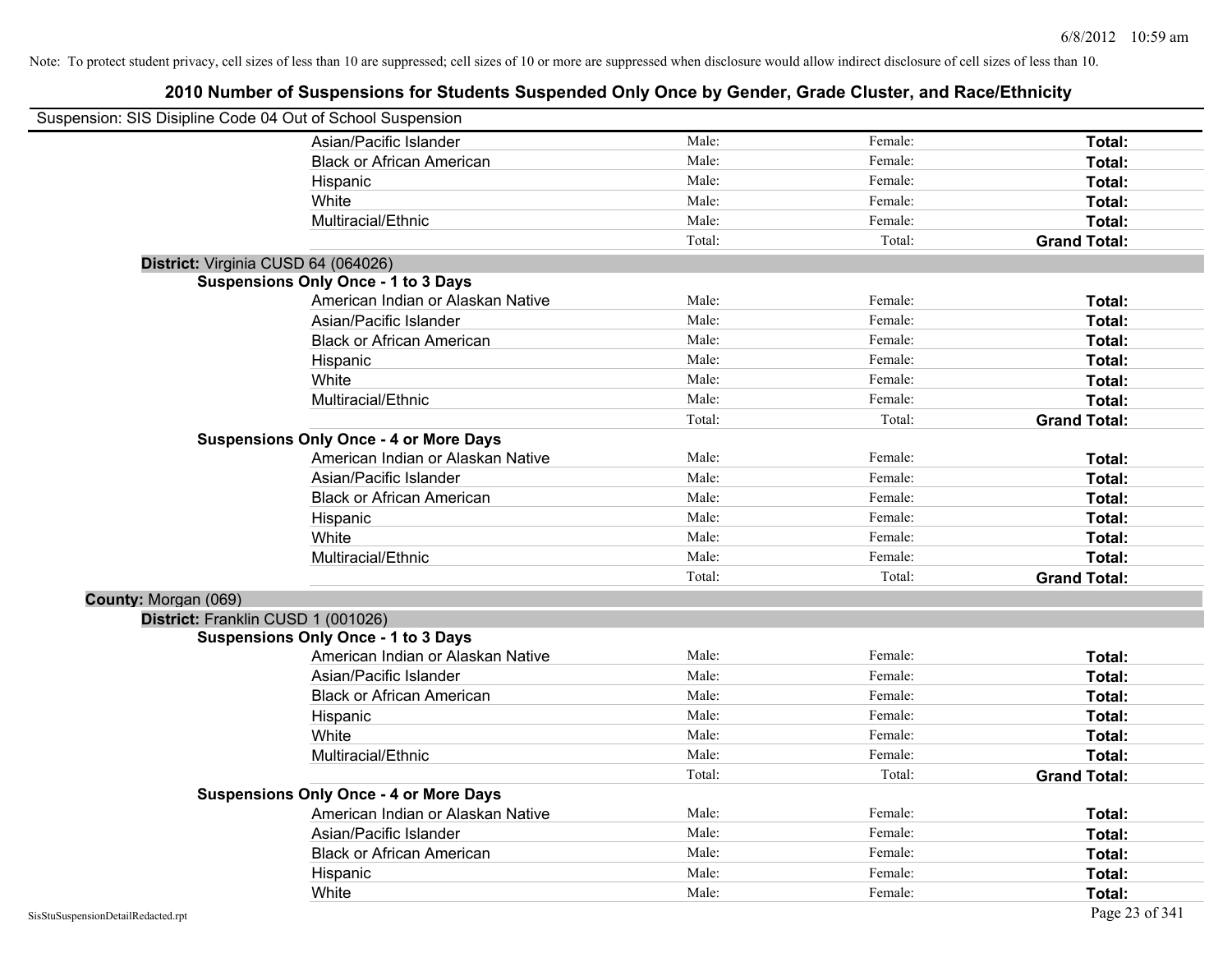6/8/2012 10:59 am

Note: To protect student privacy, cell sizes of less than 10 are suppressed; cell sizes of 10 or more are suppressed when disclosure would allow indirect disclosure of cell sizes of less than 10.

# 2010 Number of Suspensions for Students Suspended Only Once by Gender, Grade Cluster, and Race/Ethnicity

Suspension: SIS Disipline Code 04 Out of School Suspension

| | | | |
|---|---|---|---|
| Asian/Pacific Islander | Male: | Female: | **Total:** |
| Black or African American | Male: | Female: | **Total:** |
| Hispanic | Male: | Female: | **Total:** |
| White | Male: | Female: | **Total:** |
| Multiracial/Ethnic | Male: | Female: | **Total:** |
| | Total: | Total: | **Grand Total:** |

**District:** Virginia CUSD 64 (064026)

**Suspensions Only Once - 1 to 3 Days**

| | | | |
|---|---|---|---|
| American Indian or Alaskan Native | Male: | Female: | **Total:** |
| Asian/Pacific Islander | Male: | Female: | **Total:** |
| Black or African American | Male: | Female: | **Total:** |
| Hispanic | Male: | Female: | **Total:** |
| White | Male: | Female: | **Total:** |
| Multiracial/Ethnic | Male: | Female: | **Total:** |
| | Total: | Total: | **Grand Total:** |

**Suspensions Only Once - 4 or More Days**

| | | | |
|---|---|---|---|
| American Indian or Alaskan Native | Male: | Female: | **Total:** |
| Asian/Pacific Islander | Male: | Female: | **Total:** |
| Black or African American | Male: | Female: | **Total:** |
| Hispanic | Male: | Female: | **Total:** |
| White | Male: | Female: | **Total:** |
| Multiracial/Ethnic | Male: | Female: | **Total:** |
| | Total: | Total: | **Grand Total:** |

**County:** Morgan (069)

**District:** Franklin CUSD 1 (001026)

**Suspensions Only Once - 1 to 3 Days**

| | | | |
|---|---|---|---|
| American Indian or Alaskan Native | Male: | Female: | **Total:** |
| Asian/Pacific Islander | Male: | Female: | **Total:** |
| Black or African American | Male: | Female: | **Total:** |
| Hispanic | Male: | Female: | **Total:** |
| White | Male: | Female: | **Total:** |
| Multiracial/Ethnic | Male: | Female: | **Total:** |
| | Total: | Total: | **Grand Total:** |

**Suspensions Only Once - 4 or More Days**

| | | | |
|---|---|---|---|
| American Indian or Alaskan Native | Male: | Female: | **Total:** |
| Asian/Pacific Islander | Male: | Female: | **Total:** |
| Black or African American | Male: | Female: | **Total:** |
| Hispanic | Male: | Female: | **Total:** |
| White | Male: | Female: | **Total:** |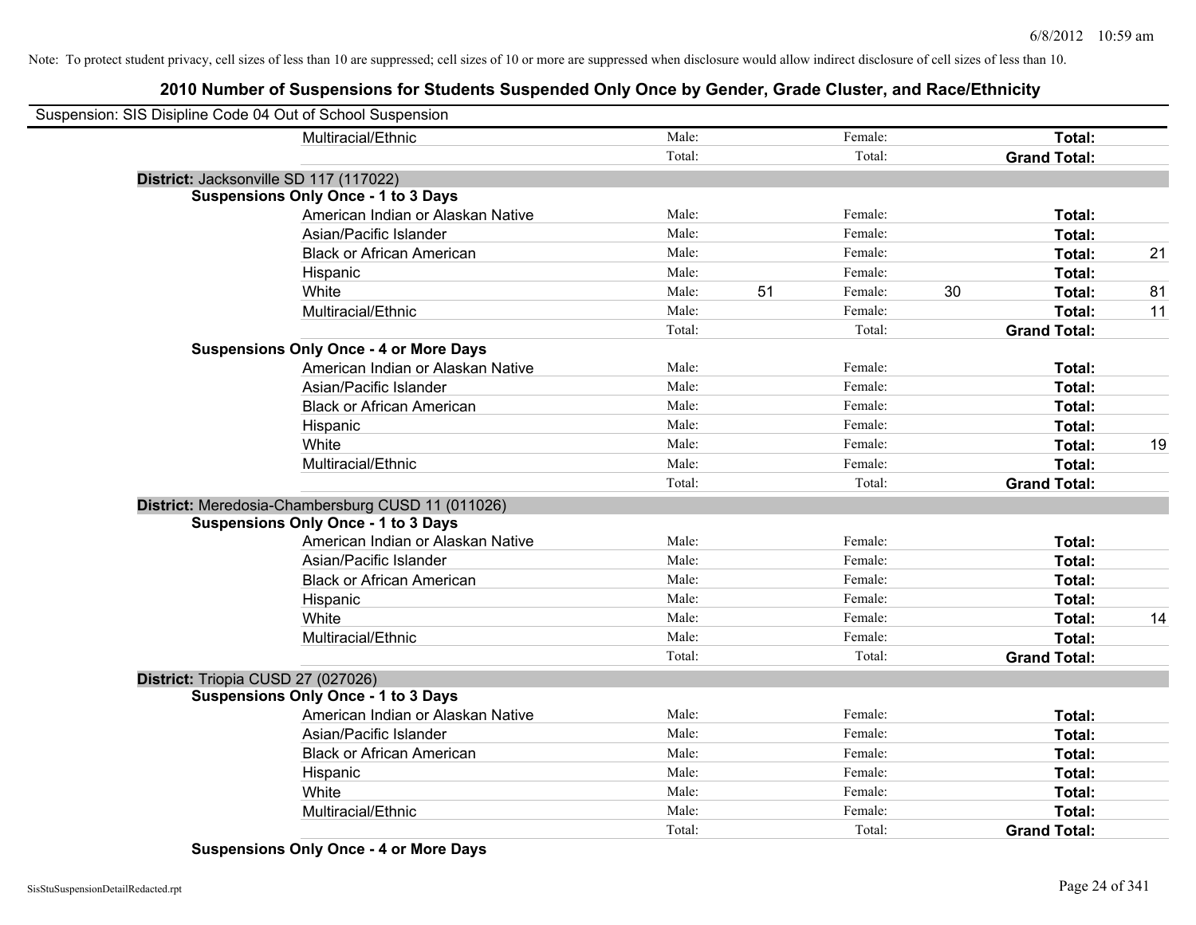Note: To protect student privacy, cell sizes of less than 10 are suppressed; cell sizes of 10 or more are suppressed when disclosure would allow indirect disclosure of cell sizes of less than 10.

## 2010 Number of Suspensions for Students Suspended Only Once by Gender, Grade Cluster, and Race/Ethnicity

Suspension: SIS Disipline Code 04 Out of School Suspension

| | | | | | | | |
|---|---|---|---|---|---|---|---|
| Multiracial/Ethnic | Male: | | Female: | | **Total:** | |
| | Total: | | Total: | | **Grand Total:** | |

**District:** Jacksonville SD 117 (117022)

**Suspensions Only Once - 1 to 3 Days**

| | | | | | | |
|---|---|---|---|---|---|---|
| American Indian or Alaskan Native | Male: | | Female: | | **Total:** | |
| Asian/Pacific Islander | Male: | | Female: | | **Total:** | |
| Black or African American | Male: | | Female: | | **Total:** | 21 |
| Hispanic | Male: | | Female: | | **Total:** | |
| White | Male: | 51 | Female: | 30 | **Total:** | 81 |
| Multiracial/Ethnic | Male: | | Female: | | **Total:** | 11 |
| | Total: | | Total: | | **Grand Total:** | |

**Suspensions Only Once - 4 or More Days**

| | | | | | | |
|---|---|---|---|---|---|---|
| American Indian or Alaskan Native | Male: | | Female: | | **Total:** | |
| Asian/Pacific Islander | Male: | | Female: | | **Total:** | |
| Black or African American | Male: | | Female: | | **Total:** | |
| Hispanic | Male: | | Female: | | **Total:** | |
| White | Male: | | Female: | | **Total:** | 19 |
| Multiracial/Ethnic | Male: | | Female: | | **Total:** | |
| | Total: | | Total: | | **Grand Total:** | |

**District:** Meredosia-Chambersburg CUSD 11 (011026)

**Suspensions Only Once - 1 to 3 Days**

| | | | | | | |
|---|---|---|---|---|---|---|
| American Indian or Alaskan Native | Male: | | Female: | | **Total:** | |
| Asian/Pacific Islander | Male: | | Female: | | **Total:** | |
| Black or African American | Male: | | Female: | | **Total:** | |
| Hispanic | Male: | | Female: | | **Total:** | |
| White | Male: | | Female: | | **Total:** | 14 |
| Multiracial/Ethnic | Male: | | Female: | | **Total:** | |
| | Total: | | Total: | | **Grand Total:** | |

**District:** Triopia CUSD 27 (027026)

**Suspensions Only Once - 1 to 3 Days**

| | | | | | | |
|---|---|---|---|---|---|---|
| American Indian or Alaskan Native | Male: | | Female: | | **Total:** | |
| Asian/Pacific Islander | Male: | | Female: | | **Total:** | |
| Black or African American | Male: | | Female: | | **Total:** | |
| Hispanic | Male: | | Female: | | **Total:** | |
| White | Male: | | Female: | | **Total:** | |
| Multiracial/Ethnic | Male: | | Female: | | **Total:** | |
| | Total: | | Total: | | **Grand Total:** | |

**Suspensions Only Once - 4 or More Days**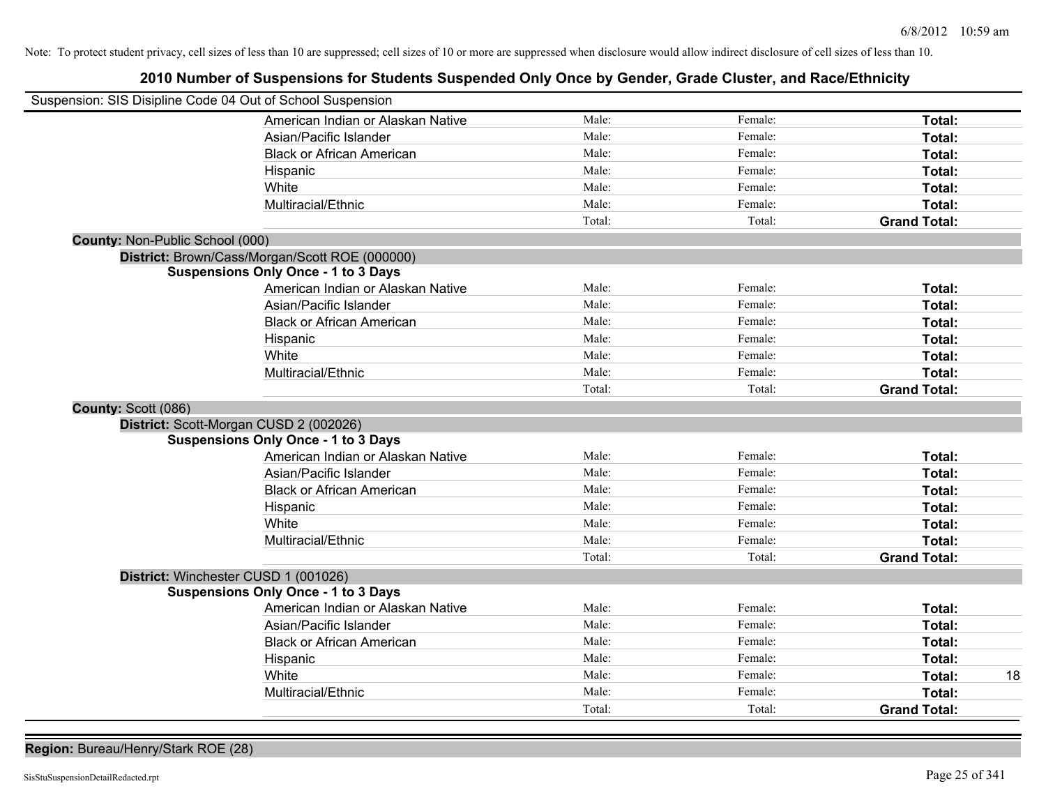Note: To protect student privacy, cell sizes of less than 10 are suppressed; cell sizes of 10 or more are suppressed when disclosure would allow indirect disclosure of cell sizes of less than 10.

## 2010 Number of Suspensions for Students Suspended Only Once by Gender, Grade Cluster, and Race/Ethnicity

Suspension: SIS Disipline Code 04 Out of School Suspension

| | | | | |
|---|---|---|---|---|
| American Indian or Alaskan Native | Male: | Female: | **Total:** | |
| Asian/Pacific Islander | Male: | Female: | **Total:** | |
| Black or African American | Male: | Female: | **Total:** | |
| Hispanic | Male: | Female: | **Total:** | |
| White | Male: | Female: | **Total:** | |
| Multiracial/Ethnic | Male: | Female: | **Total:** | |
| | Total: | Total: | **Grand Total:** | |

**County:** Non-Public School (000)

**District:** Brown/Cass/Morgan/Scott ROE (000000)

**Suspensions Only Once - 1 to 3 Days**

| | | | | |
|---|---|---|---|---|
| American Indian or Alaskan Native | Male: | Female: | **Total:** | |
| Asian/Pacific Islander | Male: | Female: | **Total:** | |
| Black or African American | Male: | Female: | **Total:** | |
| Hispanic | Male: | Female: | **Total:** | |
| White | Male: | Female: | **Total:** | |
| Multiracial/Ethnic | Male: | Female: | **Total:** | |
| | Total: | Total: | **Grand Total:** | |

**County:** Scott (086)

**District:** Scott-Morgan CUSD 2 (002026)

**Suspensions Only Once - 1 to 3 Days**

| | | | | |
|---|---|---|---|---|
| American Indian or Alaskan Native | Male: | Female: | **Total:** | |
| Asian/Pacific Islander | Male: | Female: | **Total:** | |
| Black or African American | Male: | Female: | **Total:** | |
| Hispanic | Male: | Female: | **Total:** | |
| White | Male: | Female: | **Total:** | |
| Multiracial/Ethnic | Male: | Female: | **Total:** | |
| | Total: | Total: | **Grand Total:** | |

**District:** Winchester CUSD 1 (001026)

**Suspensions Only Once - 1 to 3 Days**

| | | | | |
|---|---|---|---|---|
| American Indian or Alaskan Native | Male: | Female: | **Total:** | |
| Asian/Pacific Islander | Male: | Female: | **Total:** | |
| Black or African American | Male: | Female: | **Total:** | |
| Hispanic | Male: | Female: | **Total:** | |
| White | Male: | Female: | **Total:** | 18 |
| Multiracial/Ethnic | Male: | Female: | **Total:** | |
| | Total: | Total: | **Grand Total:** | |

**Region:** Bureau/Henry/Stark ROE (28)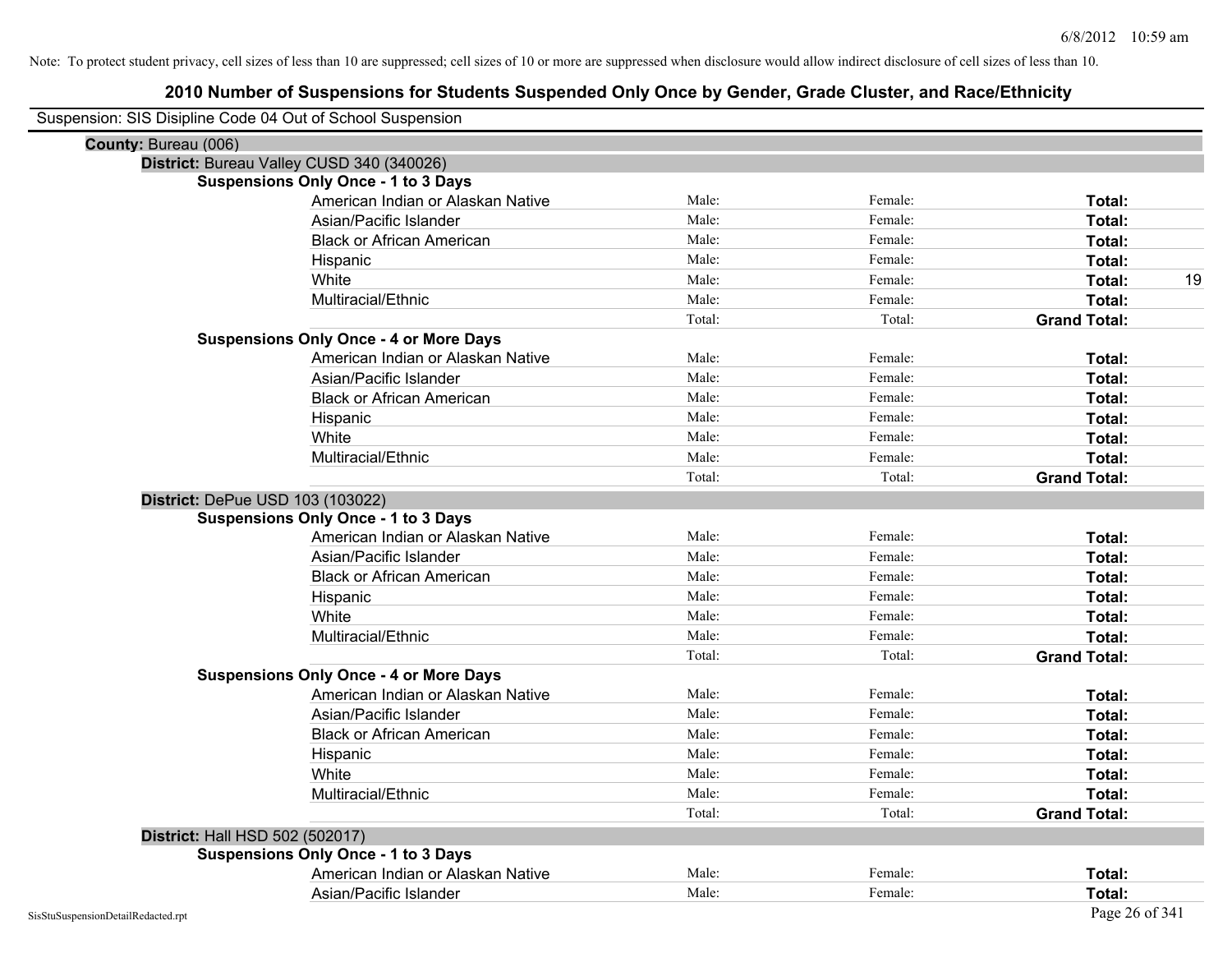Note: To protect student privacy, cell sizes of less than 10 are suppressed; cell sizes of 10 or more are suppressed when disclosure would allow indirect disclosure of cell sizes of less than 10.

# 2010 Number of Suspensions for Students Suspended Only Once by Gender, Grade Cluster, and Race/Ethnicity

Suspension: SIS Disipline Code 04 Out of School Suspension

**County:** Bureau (006)

**District:** Bureau Valley CUSD 340 (340026)

**Suspensions Only Once - 1 to 3 Days**

| | | | | |
|---|---|---|---|---|
| American Indian or Alaskan Native | Male: | Female: | **Total:** | |
| Asian/Pacific Islander | Male: | Female: | **Total:** | |
| Black or African American | Male: | Female: | **Total:** | |
| Hispanic | Male: | Female: | **Total:** | |
| White | Male: | Female: | **Total:** | 19 |
| Multiracial/Ethnic | Male: | Female: | **Total:** | |
| | Total: | Total: | **Grand Total:** | |

**Suspensions Only Once - 4 or More Days**

| | | | | |
|---|---|---|---|---|
| American Indian or Alaskan Native | Male: | Female: | **Total:** | |
| Asian/Pacific Islander | Male: | Female: | **Total:** | |
| Black or African American | Male: | Female: | **Total:** | |
| Hispanic | Male: | Female: | **Total:** | |
| White | Male: | Female: | **Total:** | |
| Multiracial/Ethnic | Male: | Female: | **Total:** | |
| | Total: | Total: | **Grand Total:** | |

**District:** DePue USD 103 (103022)

**Suspensions Only Once - 1 to 3 Days**

| | | | | |
|---|---|---|---|---|
| American Indian or Alaskan Native | Male: | Female: | **Total:** | |
| Asian/Pacific Islander | Male: | Female: | **Total:** | |
| Black or African American | Male: | Female: | **Total:** | |
| Hispanic | Male: | Female: | **Total:** | |
| White | Male: | Female: | **Total:** | |
| Multiracial/Ethnic | Male: | Female: | **Total:** | |
| | Total: | Total: | **Grand Total:** | |

**Suspensions Only Once - 4 or More Days**

| | | | | |
|---|---|---|---|---|
| American Indian or Alaskan Native | Male: | Female: | **Total:** | |
| Asian/Pacific Islander | Male: | Female: | **Total:** | |
| Black or African American | Male: | Female: | **Total:** | |
| Hispanic | Male: | Female: | **Total:** | |
| White | Male: | Female: | **Total:** | |
| Multiracial/Ethnic | Male: | Female: | **Total:** | |
| | Total: | Total: | **Grand Total:** | |

**District:** Hall HSD 502 (502017)

**Suspensions Only Once - 1 to 3 Days**

| | | | | |
|---|---|---|---|---|
| American Indian or Alaskan Native | Male: | Female: | **Total:** | |
| Asian/Pacific Islander | Male: | Female: | **Total:** | |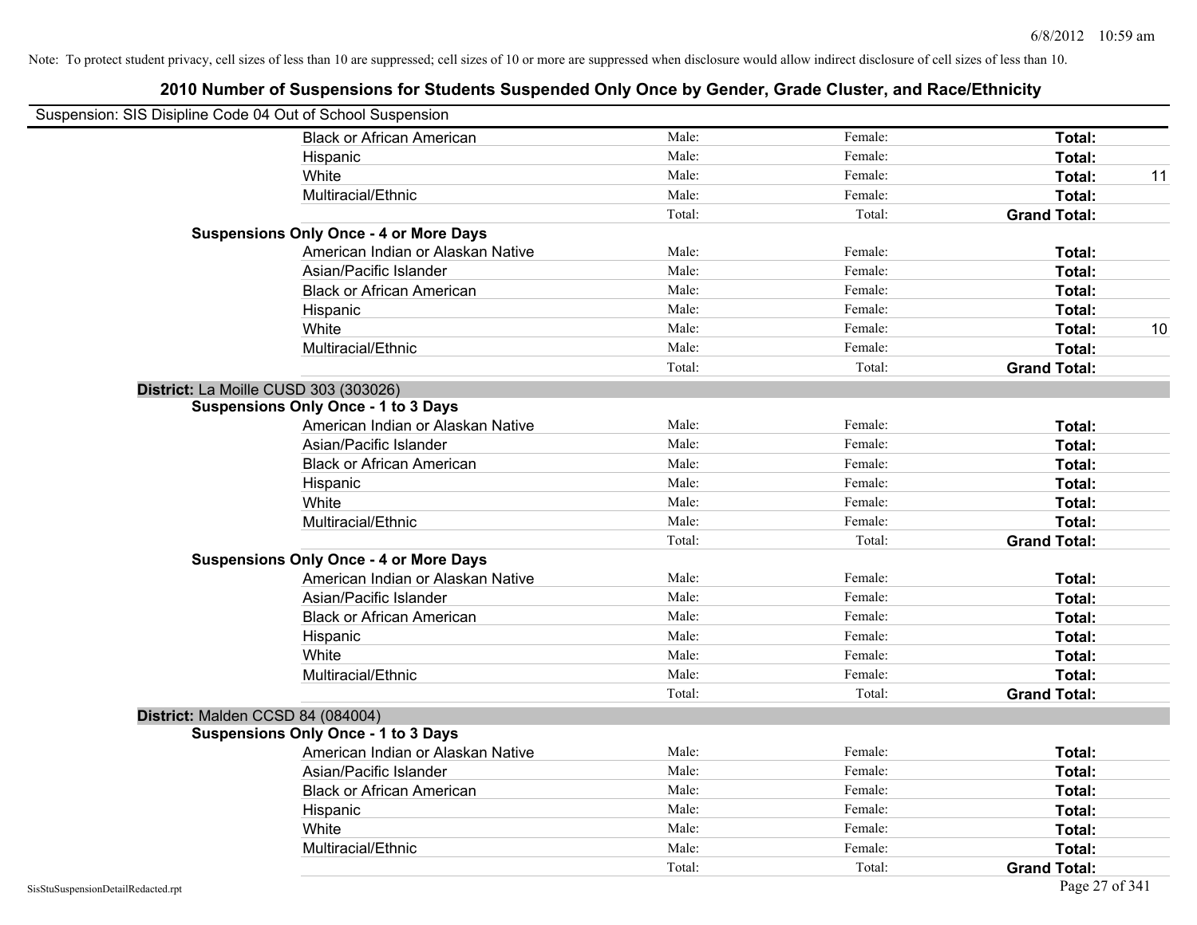Note: To protect student privacy, cell sizes of less than 10 are suppressed; cell sizes of 10 or more are suppressed when disclosure would allow indirect disclosure of cell sizes of less than 10.

# 2010 Number of Suspensions for Students Suspended Only Once by Gender, Grade Cluster, and Race/Ethnicity

Suspension: SIS Disipline Code 04 Out of School Suspension

| | | | | |
|---|---|---|---|---|
| Black or African American | Male: | Female: | **Total:** | |
| Hispanic | Male: | Female: | **Total:** | |
| White | Male: | Female: | **Total:** | 11 |
| Multiracial/Ethnic | Male: | Female: | **Total:** | |
| | Total: | Total: | **Grand Total:** | |

**Suspensions Only Once - 4 or More Days**

| | | | | |
|---|---|---|---|---|
| American Indian or Alaskan Native | Male: | Female: | **Total:** | |
| Asian/Pacific Islander | Male: | Female: | **Total:** | |
| Black or African American | Male: | Female: | **Total:** | |
| Hispanic | Male: | Female: | **Total:** | |
| White | Male: | Female: | **Total:** | 10 |
| Multiracial/Ethnic | Male: | Female: | **Total:** | |
| | Total: | Total: | **Grand Total:** | |

**District:** La Moille CUSD 303 (303026)

**Suspensions Only Once - 1 to 3 Days**

| | | | | |
|---|---|---|---|---|
| American Indian or Alaskan Native | Male: | Female: | **Total:** | |
| Asian/Pacific Islander | Male: | Female: | **Total:** | |
| Black or African American | Male: | Female: | **Total:** | |
| Hispanic | Male: | Female: | **Total:** | |
| White | Male: | Female: | **Total:** | |
| Multiracial/Ethnic | Male: | Female: | **Total:** | |
| | Total: | Total: | **Grand Total:** | |

**Suspensions Only Once - 4 or More Days**

| | | | | |
|---|---|---|---|---|
| American Indian or Alaskan Native | Male: | Female: | **Total:** | |
| Asian/Pacific Islander | Male: | Female: | **Total:** | |
| Black or African American | Male: | Female: | **Total:** | |
| Hispanic | Male: | Female: | **Total:** | |
| White | Male: | Female: | **Total:** | |
| Multiracial/Ethnic | Male: | Female: | **Total:** | |
| | Total: | Total: | **Grand Total:** | |

**District:** Malden CCSD 84 (084004)

**Suspensions Only Once - 1 to 3 Days**

| | | | | |
|---|---|---|---|---|
| American Indian or Alaskan Native | Male: | Female: | **Total:** | |
| Asian/Pacific Islander | Male: | Female: | **Total:** | |
| Black or African American | Male: | Female: | **Total:** | |
| Hispanic | Male: | Female: | **Total:** | |
| White | Male: | Female: | **Total:** | |
| Multiracial/Ethnic | Male: | Female: | **Total:** | |
| | Total: | Total: | **Grand Total:** | |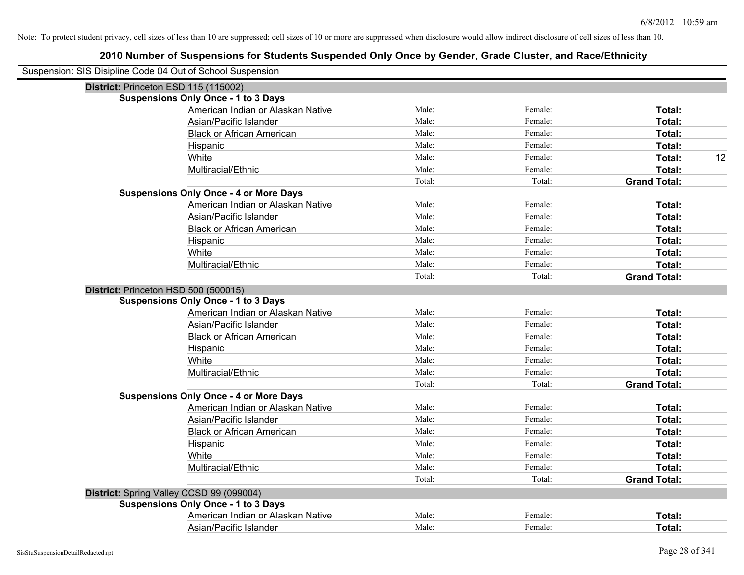Note: To protect student privacy, cell sizes of less than 10 are suppressed; cell sizes of 10 or more are suppressed when disclosure would allow indirect disclosure of cell sizes of less than 10.

# 2010 Number of Suspensions for Students Suspended Only Once by Gender, Grade Cluster, and Race/Ethnicity

Suspension: SIS Disipline Code 04 Out of School Suspension

**District:** Princeton ESD 115 (115002)

**Suspensions Only Once - 1 to 3 Days**

| | | | | |
|---|---|---|---|---|
| American Indian or Alaskan Native | Male: | Female: | **Total:** | |
| Asian/Pacific Islander | Male: | Female: | **Total:** | |
| Black or African American | Male: | Female: | **Total:** | |
| Hispanic | Male: | Female: | **Total:** | |
| White | Male: | Female: | **Total:** | 12 |
| Multiracial/Ethnic | Male: | Female: | **Total:** | |
| | Total: | Total: | **Grand Total:** | |

**Suspensions Only Once - 4 or More Days**

| | | | | |
|---|---|---|---|---|
| American Indian or Alaskan Native | Male: | Female: | **Total:** | |
| Asian/Pacific Islander | Male: | Female: | **Total:** | |
| Black or African American | Male: | Female: | **Total:** | |
| Hispanic | Male: | Female: | **Total:** | |
| White | Male: | Female: | **Total:** | |
| Multiracial/Ethnic | Male: | Female: | **Total:** | |
| | Total: | Total: | **Grand Total:** | |

**District:** Princeton HSD 500 (500015)

**Suspensions Only Once - 1 to 3 Days**

| | | | | |
|---|---|---|---|---|
| American Indian or Alaskan Native | Male: | Female: | **Total:** | |
| Asian/Pacific Islander | Male: | Female: | **Total:** | |
| Black or African American | Male: | Female: | **Total:** | |
| Hispanic | Male: | Female: | **Total:** | |
| White | Male: | Female: | **Total:** | |
| Multiracial/Ethnic | Male: | Female: | **Total:** | |
| | Total: | Total: | **Grand Total:** | |

**Suspensions Only Once - 4 or More Days**

| | | | | |
|---|---|---|---|---|
| American Indian or Alaskan Native | Male: | Female: | **Total:** | |
| Asian/Pacific Islander | Male: | Female: | **Total:** | |
| Black or African American | Male: | Female: | **Total:** | |
| Hispanic | Male: | Female: | **Total:** | |
| White | Male: | Female: | **Total:** | |
| Multiracial/Ethnic | Male: | Female: | **Total:** | |
| | Total: | Total: | **Grand Total:** | |

**District:** Spring Valley CCSD 99 (099004)

**Suspensions Only Once - 1 to 3 Days**

| | | | | |
|---|---|---|---|---|
| American Indian or Alaskan Native | Male: | Female: | **Total:** | |
| Asian/Pacific Islander | Male: | Female: | **Total:** | |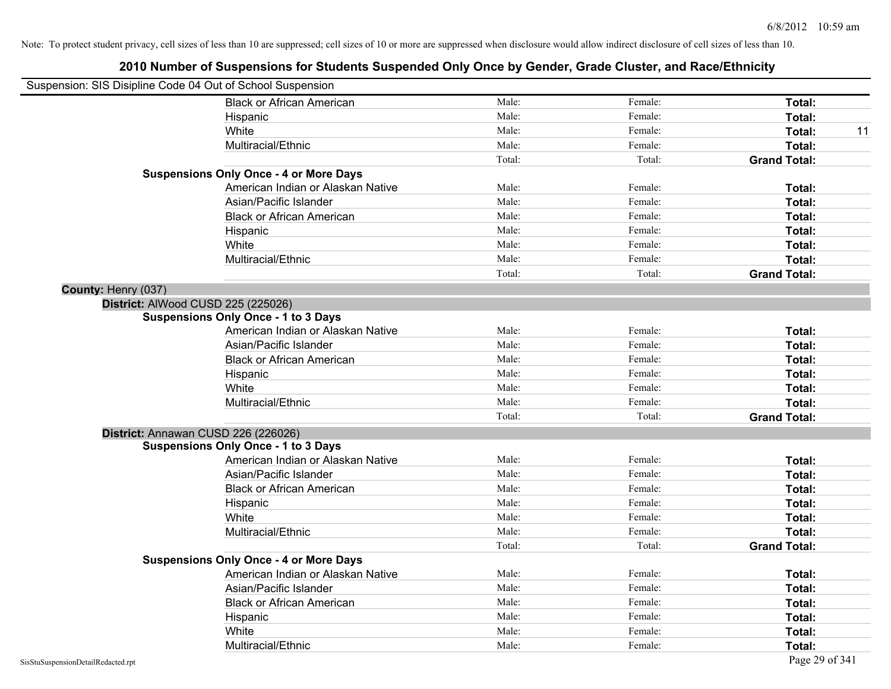Note: To protect student privacy, cell sizes of less than 10 are suppressed; cell sizes of 10 or more are suppressed when disclosure would allow indirect disclosure of cell sizes of less than 10.

## 2010 Number of Suspensions for Students Suspended Only Once by Gender, Grade Cluster, and Race/Ethnicity

Suspension: SIS Disipline Code 04 Out of School Suspension

| | | | | |
|---|---|---|---|---|
| Black or African American | Male: | Female: | **Total:** | |
| Hispanic | Male: | Female: | **Total:** | |
| White | Male: | Female: | **Total:** | 11 |
| Multiracial/Ethnic | Male: | Female: | **Total:** | |
| | Total: | Total: | **Grand Total:** | |

**Suspensions Only Once - 4 or More Days**

| | | | | |
|---|---|---|---|---|
| American Indian or Alaskan Native | Male: | Female: | **Total:** | |
| Asian/Pacific Islander | Male: | Female: | **Total:** | |
| Black or African American | Male: | Female: | **Total:** | |
| Hispanic | Male: | Female: | **Total:** | |
| White | Male: | Female: | **Total:** | |
| Multiracial/Ethnic | Male: | Female: | **Total:** | |
| | Total: | Total: | **Grand Total:** | |

**County:** Henry (037)

**District:** AlWood CUSD 225 (225026)

**Suspensions Only Once - 1 to 3 Days**

| | | | | |
|---|---|---|---|---|
| American Indian or Alaskan Native | Male: | Female: | **Total:** | |
| Asian/Pacific Islander | Male: | Female: | **Total:** | |
| Black or African American | Male: | Female: | **Total:** | |
| Hispanic | Male: | Female: | **Total:** | |
| White | Male: | Female: | **Total:** | |
| Multiracial/Ethnic | Male: | Female: | **Total:** | |
| | Total: | Total: | **Grand Total:** | |

**District:** Annawan CUSD 226 (226026)

**Suspensions Only Once - 1 to 3 Days**

| | | | | |
|---|---|---|---|---|
| American Indian or Alaskan Native | Male: | Female: | **Total:** | |
| Asian/Pacific Islander | Male: | Female: | **Total:** | |
| Black or African American | Male: | Female: | **Total:** | |
| Hispanic | Male: | Female: | **Total:** | |
| White | Male: | Female: | **Total:** | |
| Multiracial/Ethnic | Male: | Female: | **Total:** | |
| | Total: | Total: | **Grand Total:** | |

**Suspensions Only Once - 4 or More Days**

| | | | | |
|---|---|---|---|---|
| American Indian or Alaskan Native | Male: | Female: | **Total:** | |
| Asian/Pacific Islander | Male: | Female: | **Total:** | |
| Black or African American | Male: | Female: | **Total:** | |
| Hispanic | Male: | Female: | **Total:** | |
| White | Male: | Female: | **Total:** | |
| Multiracial/Ethnic | Male: | Female: | **Total:** | |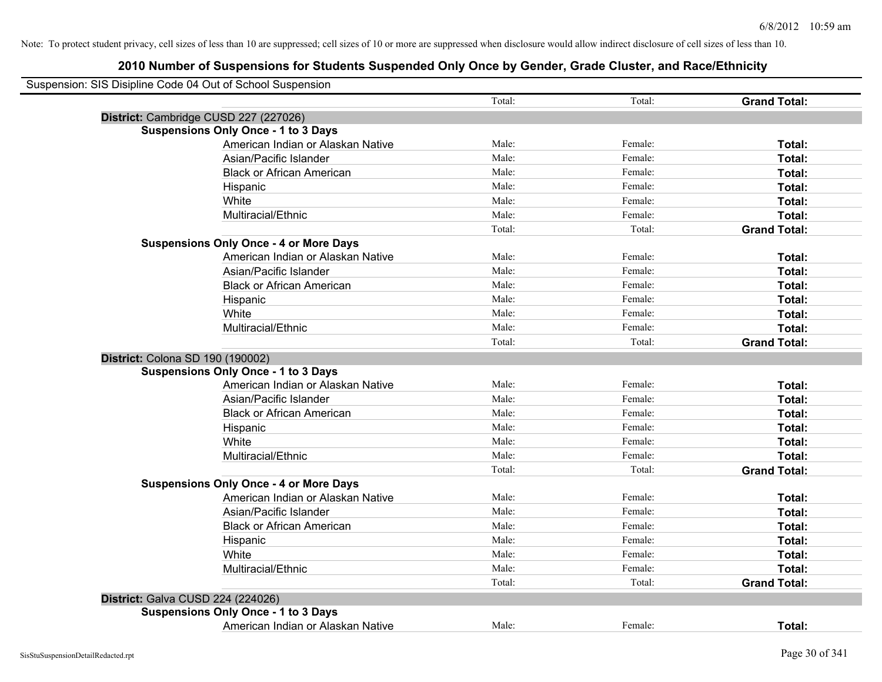Note: To protect student privacy, cell sizes of less than 10 are suppressed; cell sizes of 10 or more are suppressed when disclosure would allow indirect disclosure of cell sizes of less than 10.

# 2010 Number of Suspensions for Students Suspended Only Once by Gender, Grade Cluster, and Race/Ethnicity

Suspension: SIS Disipline Code 04 Out of School Suspension

| | | | |
|---|---|---|---|
| | Total: | Total: | **Grand Total:** |
| **District:** Cambridge CUSD 227 (227026) | | | |
| **Suspensions Only Once - 1 to 3 Days** | | | |
| American Indian or Alaskan Native | Male: | Female: | **Total:** |
| Asian/Pacific Islander | Male: | Female: | **Total:** |
| Black or African American | Male: | Female: | **Total:** |
| Hispanic | Male: | Female: | **Total:** |
| White | Male: | Female: | **Total:** |
| Multiracial/Ethnic | Male: | Female: | **Total:** |
| | Total: | Total: | **Grand Total:** |
| **Suspensions Only Once - 4 or More Days** | | | |
| American Indian or Alaskan Native | Male: | Female: | **Total:** |
| Asian/Pacific Islander | Male: | Female: | **Total:** |
| Black or African American | Male: | Female: | **Total:** |
| Hispanic | Male: | Female: | **Total:** |
| White | Male: | Female: | **Total:** |
| Multiracial/Ethnic | Male: | Female: | **Total:** |
| | Total: | Total: | **Grand Total:** |
| **District:** Colona SD 190 (190002) | | | |
| **Suspensions Only Once - 1 to 3 Days** | | | |
| American Indian or Alaskan Native | Male: | Female: | **Total:** |
| Asian/Pacific Islander | Male: | Female: | **Total:** |
| Black or African American | Male: | Female: | **Total:** |
| Hispanic | Male: | Female: | **Total:** |
| White | Male: | Female: | **Total:** |
| Multiracial/Ethnic | Male: | Female: | **Total:** |
| | Total: | Total: | **Grand Total:** |
| **Suspensions Only Once - 4 or More Days** | | | |
| American Indian or Alaskan Native | Male: | Female: | **Total:** |
| Asian/Pacific Islander | Male: | Female: | **Total:** |
| Black or African American | Male: | Female: | **Total:** |
| Hispanic | Male: | Female: | **Total:** |
| White | Male: | Female: | **Total:** |
| Multiracial/Ethnic | Male: | Female: | **Total:** |
| | Total: | Total: | **Grand Total:** |
| **District:** Galva CUSD 224 (224026) | | | |
| **Suspensions Only Once - 1 to 3 Days** | | | |
| American Indian or Alaskan Native | Male: | Female: | **Total:** |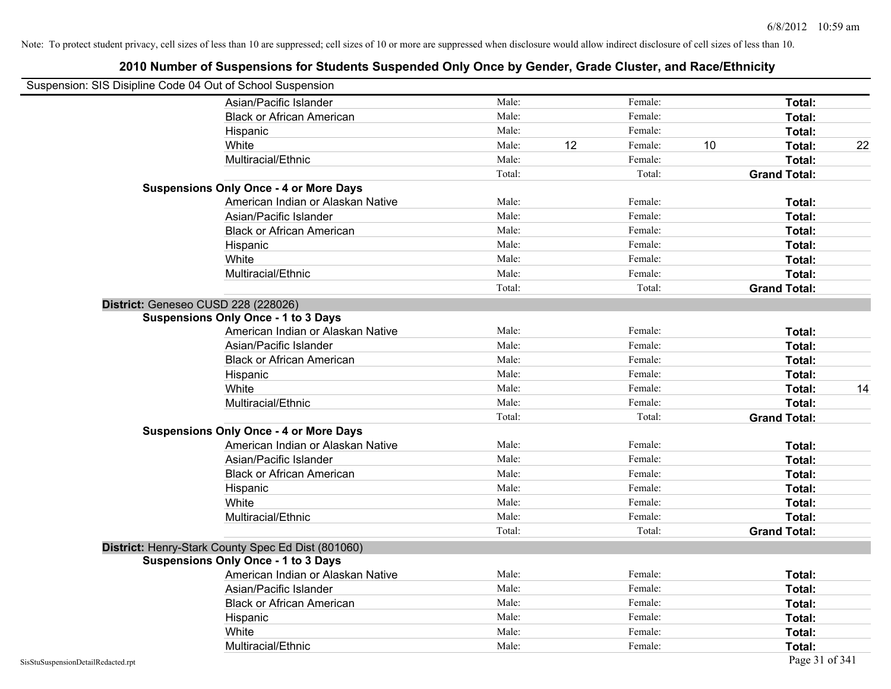Note: To protect student privacy, cell sizes of less than 10 are suppressed; cell sizes of 10 or more are suppressed when disclosure would allow indirect disclosure of cell sizes of less than 10.

## 2010 Number of Suspensions for Students Suspended Only Once by Gender, Grade Cluster, and Race/Ethnicity

Suspension: SIS Disipline Code 04 Out of School Suspension

| | | | | | | |
|---|---|---|---|---|---|---|
| Asian/Pacific Islander | Male: | | Female: | | **Total:** | |
| Black or African American | Male: | | Female: | | **Total:** | |
| Hispanic | Male: | | Female: | | **Total:** | |
| White | Male: | 12 | Female: | 10 | **Total:** | 22 |
| Multiracial/Ethnic | Male: | | Female: | | **Total:** | |
| | Total: | | Total: | | **Grand Total:** | |

**Suspensions Only Once - 4 or More Days**

| | | | | | | |
|---|---|---|---|---|---|---|
| American Indian or Alaskan Native | Male: | | Female: | | **Total:** | |
| Asian/Pacific Islander | Male: | | Female: | | **Total:** | |
| Black or African American | Male: | | Female: | | **Total:** | |
| Hispanic | Male: | | Female: | | **Total:** | |
| White | Male: | | Female: | | **Total:** | |
| Multiracial/Ethnic | Male: | | Female: | | **Total:** | |
| | Total: | | Total: | | **Grand Total:** | |

**District:** Geneseo CUSD 228 (228026)

**Suspensions Only Once - 1 to 3 Days**

| | | | | | | |
|---|---|---|---|---|---|---|
| American Indian or Alaskan Native | Male: | | Female: | | **Total:** | |
| Asian/Pacific Islander | Male: | | Female: | | **Total:** | |
| Black or African American | Male: | | Female: | | **Total:** | |
| Hispanic | Male: | | Female: | | **Total:** | |
| White | Male: | | Female: | | **Total:** | 14 |
| Multiracial/Ethnic | Male: | | Female: | | **Total:** | |
| | Total: | | Total: | | **Grand Total:** | |

**Suspensions Only Once - 4 or More Days**

| | | | | | | |
|---|---|---|---|---|---|---|
| American Indian or Alaskan Native | Male: | | Female: | | **Total:** | |
| Asian/Pacific Islander | Male: | | Female: | | **Total:** | |
| Black or African American | Male: | | Female: | | **Total:** | |
| Hispanic | Male: | | Female: | | **Total:** | |
| White | Male: | | Female: | | **Total:** | |
| Multiracial/Ethnic | Male: | | Female: | | **Total:** | |
| | Total: | | Total: | | **Grand Total:** | |

**District:** Henry-Stark County Spec Ed Dist (801060)

**Suspensions Only Once - 1 to 3 Days**

| | | | | | | |
|---|---|---|---|---|---|---|
| American Indian or Alaskan Native | Male: | | Female: | | **Total:** | |
| Asian/Pacific Islander | Male: | | Female: | | **Total:** | |
| Black or African American | Male: | | Female: | | **Total:** | |
| Hispanic | Male: | | Female: | | **Total:** | |
| White | Male: | | Female: | | **Total:** | |
| Multiracial/Ethnic | Male: | | Female: | | **Total:** | |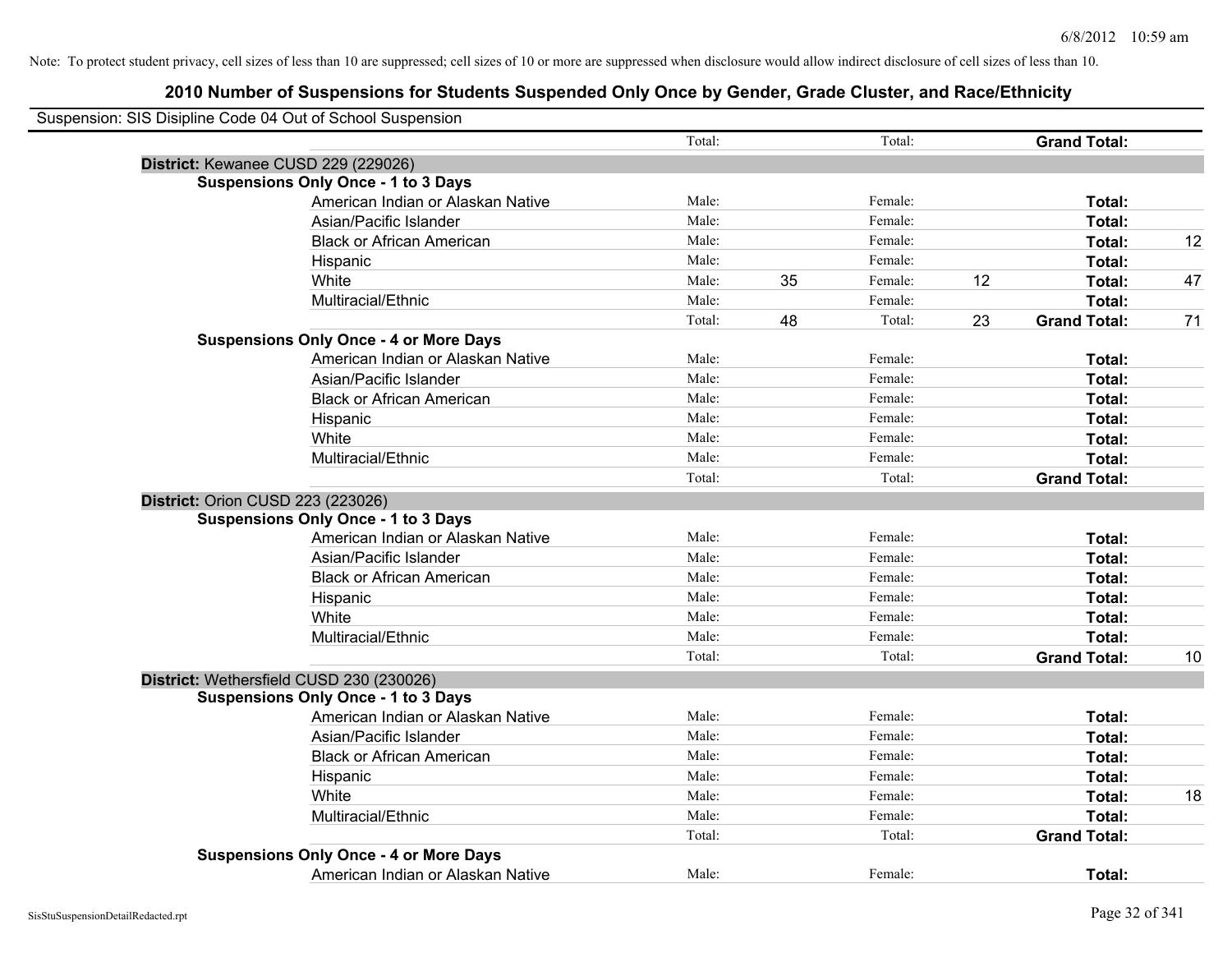Note: To protect student privacy, cell sizes of less than 10 are suppressed; cell sizes of 10 or more are suppressed when disclosure would allow indirect disclosure of cell sizes of less than 10.

## 2010 Number of Suspensions for Students Suspended Only Once by Gender, Grade Cluster, and Race/Ethnicity

Suspension: SIS Disipline Code 04 Out of School Suspension

| | | | | | | | |
|---|---|---|---|---|---|---|---|
| | Total: | | Total: | | **Grand Total:** | |
| **District:** Kewanee CUSD 229 (229026) | | | | | | |
| **Suspensions Only Once - 1 to 3 Days** | | | | | | |
| American Indian or Alaskan Native | Male: | | Female: | | **Total:** | |
| Asian/Pacific Islander | Male: | | Female: | | **Total:** | |
| Black or African American | Male: | | Female: | | **Total:** | 12 |
| Hispanic | Male: | | Female: | | **Total:** | |
| White | Male: | 35 | Female: | 12 | **Total:** | 47 |
| Multiracial/Ethnic | Male: | | Female: | | **Total:** | |
| | Total: | 48 | Total: | 23 | **Grand Total:** | 71 |
| **Suspensions Only Once - 4 or More Days** | | | | | | |
| American Indian or Alaskan Native | Male: | | Female: | | **Total:** | |
| Asian/Pacific Islander | Male: | | Female: | | **Total:** | |
| Black or African American | Male: | | Female: | | **Total:** | |
| Hispanic | Male: | | Female: | | **Total:** | |
| White | Male: | | Female: | | **Total:** | |
| Multiracial/Ethnic | Male: | | Female: | | **Total:** | |
| | Total: | | Total: | | **Grand Total:** | |
| **District:** Orion CUSD 223 (223026) | | | | | | |
| **Suspensions Only Once - 1 to 3 Days** | | | | | | |
| American Indian or Alaskan Native | Male: | | Female: | | **Total:** | |
| Asian/Pacific Islander | Male: | | Female: | | **Total:** | |
| Black or African American | Male: | | Female: | | **Total:** | |
| Hispanic | Male: | | Female: | | **Total:** | |
| White | Male: | | Female: | | **Total:** | |
| Multiracial/Ethnic | Male: | | Female: | | **Total:** | |
| | Total: | | Total: | | **Grand Total:** | 10 |
| **District:** Wethersfield CUSD 230 (230026) | | | | | | |
| **Suspensions Only Once - 1 to 3 Days** | | | | | | |
| American Indian or Alaskan Native | Male: | | Female: | | **Total:** | |
| Asian/Pacific Islander | Male: | | Female: | | **Total:** | |
| Black or African American | Male: | | Female: | | **Total:** | |
| Hispanic | Male: | | Female: | | **Total:** | |
| White | Male: | | Female: | | **Total:** | 18 |
| Multiracial/Ethnic | Male: | | Female: | | **Total:** | |
| | Total: | | Total: | | **Grand Total:** | |
| **Suspensions Only Once - 4 or More Days** | | | | | | |
| American Indian or Alaskan Native | Male: | | Female: | | **Total:** | |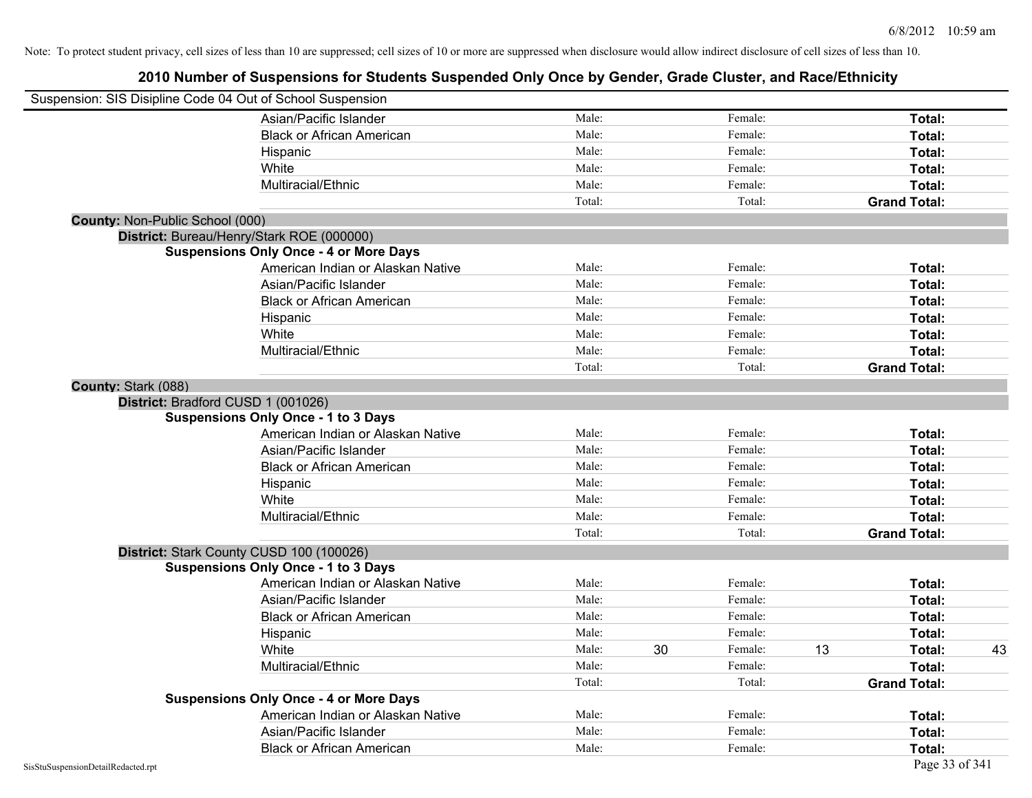Note: To protect student privacy, cell sizes of less than 10 are suppressed; cell sizes of 10 or more are suppressed when disclosure would allow indirect disclosure of cell sizes of less than 10.

# 2010 Number of Suspensions for Students Suspended Only Once by Gender, Grade Cluster, and Race/Ethnicity

Suspension: SIS Disipline Code 04 Out of School Suspension

| | | | | | | |
|---|---|---|---|---|---|---|
| Asian/Pacific Islander | Male: | | Female: | | **Total:** | |
| Black or African American | Male: | | Female: | | **Total:** | |
| Hispanic | Male: | | Female: | | **Total:** | |
| White | Male: | | Female: | | **Total:** | |
| Multiracial/Ethnic | Male: | | Female: | | **Total:** | |
| | Total: | | Total: | | **Grand Total:** | |

**County:** Non-Public School (000)

**District:** Bureau/Henry/Stark ROE (000000)

**Suspensions Only Once - 4 or More Days**

| | | | | | | |
|---|---|---|---|---|---|---|
| American Indian or Alaskan Native | Male: | | Female: | | **Total:** | |
| Asian/Pacific Islander | Male: | | Female: | | **Total:** | |
| Black or African American | Male: | | Female: | | **Total:** | |
| Hispanic | Male: | | Female: | | **Total:** | |
| White | Male: | | Female: | | **Total:** | |
| Multiracial/Ethnic | Male: | | Female: | | **Total:** | |
| | Total: | | Total: | | **Grand Total:** | |

**County:** Stark (088)

**District:** Bradford CUSD 1 (001026)

**Suspensions Only Once - 1 to 3 Days**

| | | | | | | |
|---|---|---|---|---|---|---|
| American Indian or Alaskan Native | Male: | | Female: | | **Total:** | |
| Asian/Pacific Islander | Male: | | Female: | | **Total:** | |
| Black or African American | Male: | | Female: | | **Total:** | |
| Hispanic | Male: | | Female: | | **Total:** | |
| White | Male: | | Female: | | **Total:** | |
| Multiracial/Ethnic | Male: | | Female: | | **Total:** | |
| | Total: | | Total: | | **Grand Total:** | |

**District:** Stark County CUSD 100 (100026)

**Suspensions Only Once - 1 to 3 Days**

| | | | | | | |
|---|---|---|---|---|---|---|
| American Indian or Alaskan Native | Male: | | Female: | | **Total:** | |
| Asian/Pacific Islander | Male: | | Female: | | **Total:** | |
| Black or African American | Male: | | Female: | | **Total:** | |
| Hispanic | Male: | | Female: | | **Total:** | |
| White | Male: | 30 | Female: | 13 | **Total:** | 43 |
| Multiracial/Ethnic | Male: | | Female: | | **Total:** | |
| | Total: | | Total: | | **Grand Total:** | |

**Suspensions Only Once - 4 or More Days**

| | | | | | | |
|---|---|---|---|---|---|---|
| American Indian or Alaskan Native | Male: | | Female: | | **Total:** | |
| Asian/Pacific Islander | Male: | | Female: | | **Total:** | |
| Black or African American | Male: | | Female: | | **Total:** | |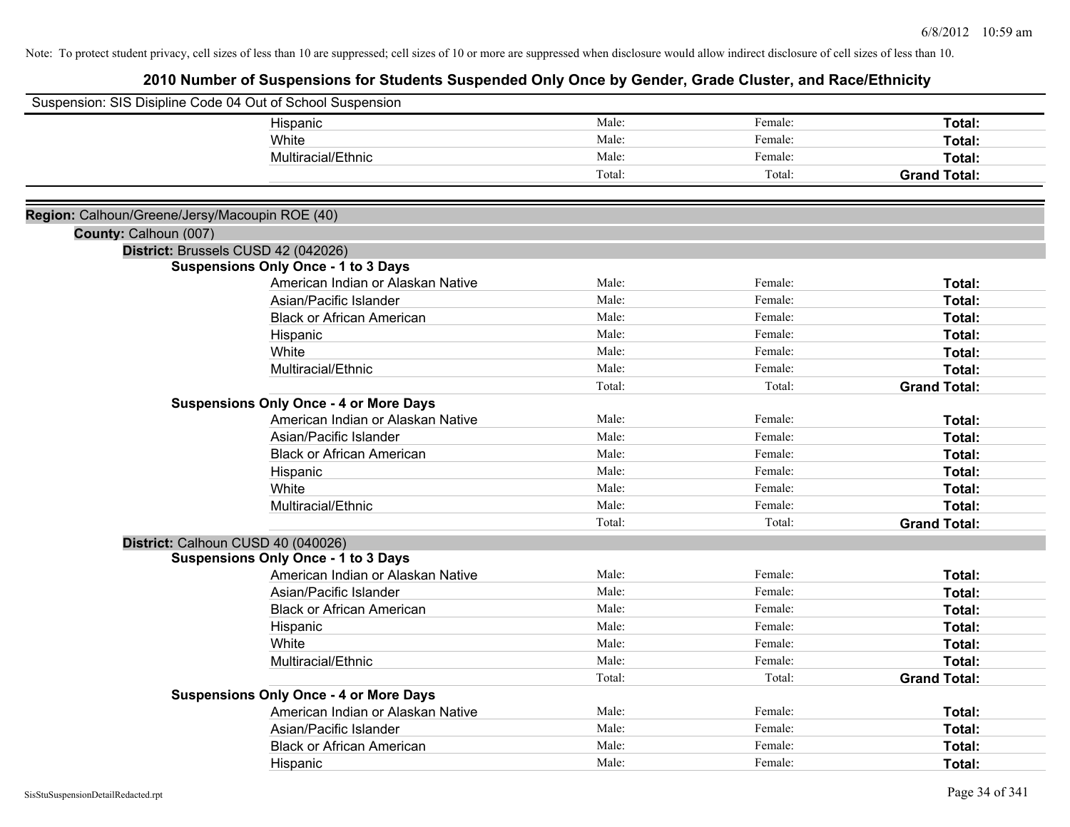Note: To protect student privacy, cell sizes of less than 10 are suppressed; cell sizes of 10 or more are suppressed when disclosure would allow indirect disclosure of cell sizes of less than 10.

# 2010 Number of Suspensions for Students Suspended Only Once by Gender, Grade Cluster, and Race/Ethnicity

Suspension: SIS Disipline Code 04 Out of School Suspension

| | | | |
|---|---|---|---|
| Hispanic | Male: | Female: | **Total:** |
| White | Male: | Female: | **Total:** |
| Multiracial/Ethnic | Male: | Female: | **Total:** |
| | Total: | Total: | **Grand Total:** |

**Region:** Calhoun/Greene/Jersy/Macoupin ROE (40)

**County:** Calhoun (007)

**District:** Brussels CUSD 42 (042026)

**Suspensions Only Once - 1 to 3 Days**

| | | | |
|---|---|---|---|
| American Indian or Alaskan Native | Male: | Female: | **Total:** |
| Asian/Pacific Islander | Male: | Female: | **Total:** |
| Black or African American | Male: | Female: | **Total:** |
| Hispanic | Male: | Female: | **Total:** |
| White | Male: | Female: | **Total:** |
| Multiracial/Ethnic | Male: | Female: | **Total:** |
| | Total: | Total: | **Grand Total:** |

**Suspensions Only Once - 4 or More Days**

| | | | |
|---|---|---|---|
| American Indian or Alaskan Native | Male: | Female: | **Total:** |
| Asian/Pacific Islander | Male: | Female: | **Total:** |
| Black or African American | Male: | Female: | **Total:** |
| Hispanic | Male: | Female: | **Total:** |
| White | Male: | Female: | **Total:** |
| Multiracial/Ethnic | Male: | Female: | **Total:** |
| | Total: | Total: | **Grand Total:** |

**District:** Calhoun CUSD 40 (040026)

**Suspensions Only Once - 1 to 3 Days**

| | | | |
|---|---|---|---|
| American Indian or Alaskan Native | Male: | Female: | **Total:** |
| Asian/Pacific Islander | Male: | Female: | **Total:** |
| Black or African American | Male: | Female: | **Total:** |
| Hispanic | Male: | Female: | **Total:** |
| White | Male: | Female: | **Total:** |
| Multiracial/Ethnic | Male: | Female: | **Total:** |
| | Total: | Total: | **Grand Total:** |

**Suspensions Only Once - 4 or More Days**

| | | | |
|---|---|---|---|
| American Indian or Alaskan Native | Male: | Female: | **Total:** |
| Asian/Pacific Islander | Male: | Female: | **Total:** |
| Black or African American | Male: | Female: | **Total:** |
| Hispanic | Male: | Female: | **Total:** |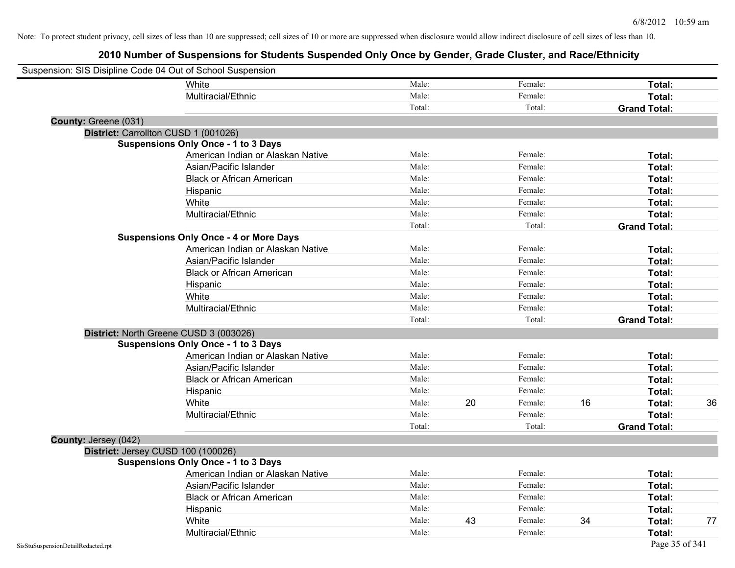Note: To protect student privacy, cell sizes of less than 10 are suppressed; cell sizes of 10 or more are suppressed when disclosure would allow indirect disclosure of cell sizes of less than 10.

# 2010 Number of Suspensions for Students Suspended Only Once by Gender, Grade Cluster, and Race/Ethnicity

Suspension: SIS Disipline Code 04 Out of School Suspension

| | | | | | |
|---|---|---|---|---|---|
| White | Male: | | Female: | | **Total:** | |
| Multiracial/Ethnic | Male: | | Female: | | **Total:** | |
| | Total: | | Total: | | **Grand Total:** | |

**County:** Greene (031)

**District:** Carrollton CUSD 1 (001026)

**Suspensions Only Once - 1 to 3 Days**

| | | | | | | |
|---|---|---|---|---|---|---|
| American Indian or Alaskan Native | Male: | | Female: | | **Total:** | |
| Asian/Pacific Islander | Male: | | Female: | | **Total:** | |
| Black or African American | Male: | | Female: | | **Total:** | |
| Hispanic | Male: | | Female: | | **Total:** | |
| White | Male: | | Female: | | **Total:** | |
| Multiracial/Ethnic | Male: | | Female: | | **Total:** | |
| | Total: | | Total: | | **Grand Total:** | |

**Suspensions Only Once - 4 or More Days**

| | | | | | | |
|---|---|---|---|---|---|---|
| American Indian or Alaskan Native | Male: | | Female: | | **Total:** | |
| Asian/Pacific Islander | Male: | | Female: | | **Total:** | |
| Black or African American | Male: | | Female: | | **Total:** | |
| Hispanic | Male: | | Female: | | **Total:** | |
| White | Male: | | Female: | | **Total:** | |
| Multiracial/Ethnic | Male: | | Female: | | **Total:** | |
| | Total: | | Total: | | **Grand Total:** | |

**District:** North Greene CUSD 3 (003026)

**Suspensions Only Once - 1 to 3 Days**

| | | | | | | |
|---|---|---|---|---|---|---|
| American Indian or Alaskan Native | Male: | | Female: | | **Total:** | |
| Asian/Pacific Islander | Male: | | Female: | | **Total:** | |
| Black or African American | Male: | | Female: | | **Total:** | |
| Hispanic | Male: | | Female: | | **Total:** | |
| White | Male: | 20 | Female: | 16 | **Total:** | 36 |
| Multiracial/Ethnic | Male: | | Female: | | **Total:** | |
| | Total: | | Total: | | **Grand Total:** | |

**County:** Jersey (042)

**District:** Jersey CUSD 100 (100026)

**Suspensions Only Once - 1 to 3 Days**

| | | | | | | |
|---|---|---|---|---|---|---|
| American Indian or Alaskan Native | Male: | | Female: | | **Total:** | |
| Asian/Pacific Islander | Male: | | Female: | | **Total:** | |
| Black or African American | Male: | | Female: | | **Total:** | |
| Hispanic | Male: | | Female: | | **Total:** | |
| White | Male: | 43 | Female: | 34 | **Total:** | 77 |
| Multiracial/Ethnic | Male: | | Female: | | **Total:** | |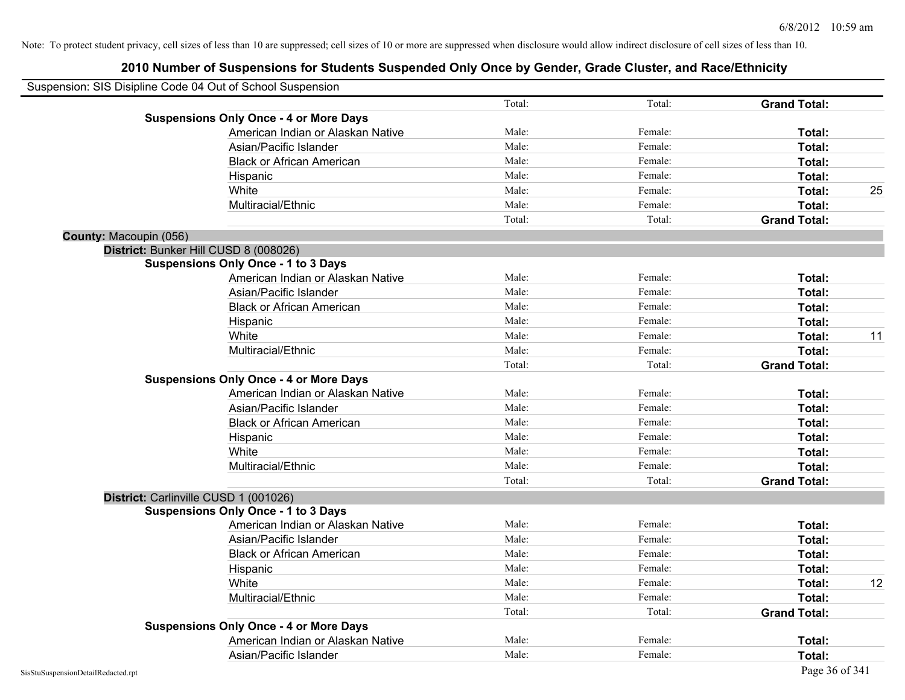Note: To protect student privacy, cell sizes of less than 10 are suppressed; cell sizes of 10 or more are suppressed when disclosure would allow indirect disclosure of cell sizes of less than 10.

# 2010 Number of Suspensions for Students Suspended Only Once by Gender, Grade Cluster, and Race/Ethnicity

Suspension: SIS Disipline Code 04 Out of School Suspension

| | | | | | |
|---|---|---|---|---|---|
| | | Total: | Total: | **Grand Total:** | |
| **Suspensions Only Once - 4 or More Days** | | | | | |
| | American Indian or Alaskan Native | Male: | Female: | **Total:** | |
| | Asian/Pacific Islander | Male: | Female: | **Total:** | |
| | Black or African American | Male: | Female: | **Total:** | |
| | Hispanic | Male: | Female: | **Total:** | |
| | White | Male: | Female: | **Total:** | 25 |
| | Multiracial/Ethnic | Male: | Female: | **Total:** | |
| | | Total: | Total: | **Grand Total:** | |

**County:** Macoupin (056)

**District:** Bunker Hill CUSD 8 (008026)

| | | | | | |
|---|---|---|---|---|---|
| **Suspensions Only Once - 1 to 3 Days** | | | | | |
| | American Indian or Alaskan Native | Male: | Female: | **Total:** | |
| | Asian/Pacific Islander | Male: | Female: | **Total:** | |
| | Black or African American | Male: | Female: | **Total:** | |
| | Hispanic | Male: | Female: | **Total:** | |
| | White | Male: | Female: | **Total:** | 11 |
| | Multiracial/Ethnic | Male: | Female: | **Total:** | |
| | | Total: | Total: | **Grand Total:** | |
| **Suspensions Only Once - 4 or More Days** | | | | | |
| | American Indian or Alaskan Native | Male: | Female: | **Total:** | |
| | Asian/Pacific Islander | Male: | Female: | **Total:** | |
| | Black or African American | Male: | Female: | **Total:** | |
| | Hispanic | Male: | Female: | **Total:** | |
| | White | Male: | Female: | **Total:** | |
| | Multiracial/Ethnic | Male: | Female: | **Total:** | |
| | | Total: | Total: | **Grand Total:** | |

**District:** Carlinville CUSD 1 (001026)

| | | | | | |
|---|---|---|---|---|---|
| **Suspensions Only Once - 1 to 3 Days** | | | | | |
| | American Indian or Alaskan Native | Male: | Female: | **Total:** | |
| | Asian/Pacific Islander | Male: | Female: | **Total:** | |
| | Black or African American | Male: | Female: | **Total:** | |
| | Hispanic | Male: | Female: | **Total:** | |
| | White | Male: | Female: | **Total:** | 12 |
| | Multiracial/Ethnic | Male: | Female: | **Total:** | |
| | | Total: | Total: | **Grand Total:** | |
| **Suspensions Only Once - 4 or More Days** | | | | | |
| | American Indian or Alaskan Native | Male: | Female: | **Total:** | |
| | Asian/Pacific Islander | Male: | Female: | **Total:** | |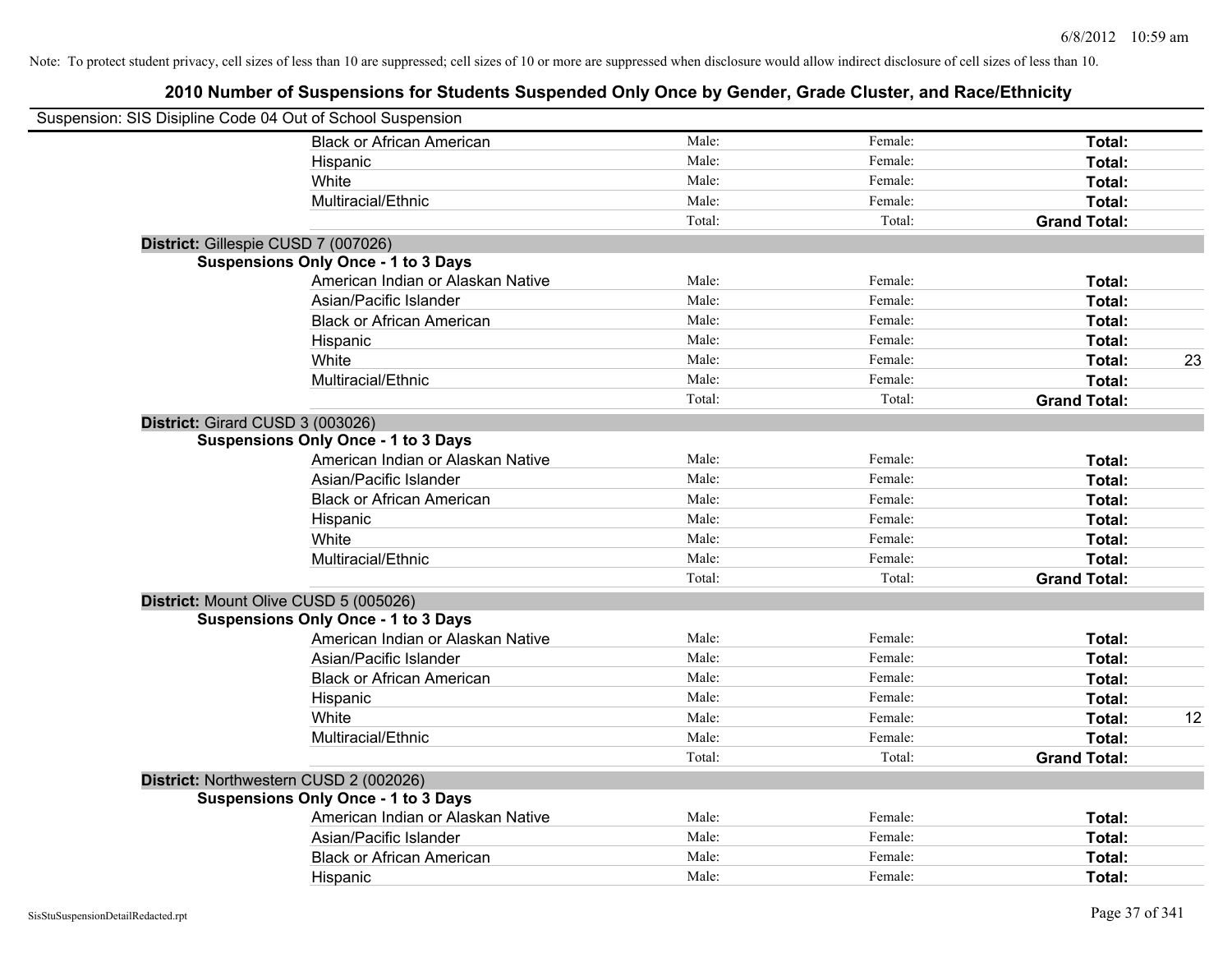Note: To protect student privacy, cell sizes of less than 10 are suppressed; cell sizes of 10 or more are suppressed when disclosure would allow indirect disclosure of cell sizes of less than 10.

## 2010 Number of Suspensions for Students Suspended Only Once by Gender, Grade Cluster, and Race/Ethnicity

Suspension: SIS Disipline Code 04 Out of School Suspension

| | Male | Female | Total | |
|---|---|---|---|---|
| Black or African American | Male: | Female: | **Total:** | |
| Hispanic | Male: | Female: | **Total:** | |
| White | Male: | Female: | **Total:** | |
| Multiracial/Ethnic | Male: | Female: | **Total:** | |
| | Total: | Total: | **Grand Total:** | |

**District:** Gillespie CUSD 7 (007026)

**Suspensions Only Once - 1 to 3 Days**

| | Male | Female | Total | |
|---|---|---|---|---|
| American Indian or Alaskan Native | Male: | Female: | **Total:** | |
| Asian/Pacific Islander | Male: | Female: | **Total:** | |
| Black or African American | Male: | Female: | **Total:** | |
| Hispanic | Male: | Female: | **Total:** | |
| White | Male: | Female: | **Total:** | 23 |
| Multiracial/Ethnic | Male: | Female: | **Total:** | |
| | Total: | Total: | **Grand Total:** | |

**District:** Girard CUSD 3 (003026)

**Suspensions Only Once - 1 to 3 Days**

| | Male | Female | Total | |
|---|---|---|---|---|
| American Indian or Alaskan Native | Male: | Female: | **Total:** | |
| Asian/Pacific Islander | Male: | Female: | **Total:** | |
| Black or African American | Male: | Female: | **Total:** | |
| Hispanic | Male: | Female: | **Total:** | |
| White | Male: | Female: | **Total:** | |
| Multiracial/Ethnic | Male: | Female: | **Total:** | |
| | Total: | Total: | **Grand Total:** | |

**District:** Mount Olive CUSD 5 (005026)

**Suspensions Only Once - 1 to 3 Days**

| | Male | Female | Total | |
|---|---|---|---|---|
| American Indian or Alaskan Native | Male: | Female: | **Total:** | |
| Asian/Pacific Islander | Male: | Female: | **Total:** | |
| Black or African American | Male: | Female: | **Total:** | |
| Hispanic | Male: | Female: | **Total:** | |
| White | Male: | Female: | **Total:** | 12 |
| Multiracial/Ethnic | Male: | Female: | **Total:** | |
| | Total: | Total: | **Grand Total:** | |

**District:** Northwestern CUSD 2 (002026)

**Suspensions Only Once - 1 to 3 Days**

| | Male | Female | Total | |
|---|---|---|---|---|
| American Indian or Alaskan Native | Male: | Female: | **Total:** | |
| Asian/Pacific Islander | Male: | Female: | **Total:** | |
| Black or African American | Male: | Female: | **Total:** | |
| Hispanic | Male: | Female: | **Total:** | |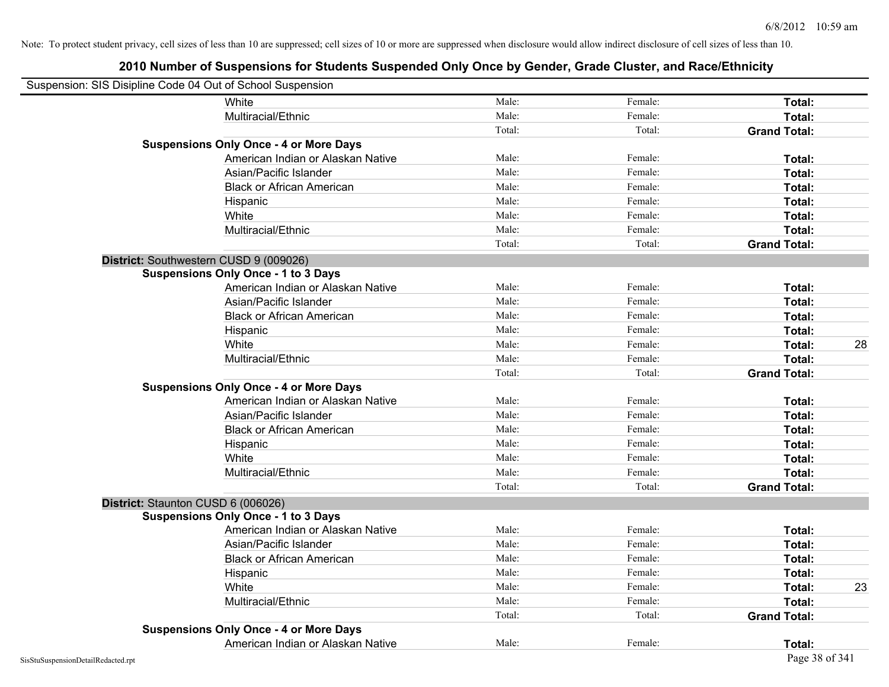Note: To protect student privacy, cell sizes of less than 10 are suppressed; cell sizes of 10 or more are suppressed when disclosure would allow indirect disclosure of cell sizes of less than 10.

# 2010 Number of Suspensions for Students Suspended Only Once by Gender, Grade Cluster, and Race/Ethnicity

Suspension: SIS Disipline Code 04 Out of School Suspension

| | | | | | |
|---|---|---|---|---|---|
| | White | Male: | Female: | **Total:** | |
| | Multiracial/Ethnic | Male: | Female: | **Total:** | |
| | | Total: | Total: | **Grand Total:** | |
| **Suspensions Only Once - 4 or More Days** | | | | | |
| | American Indian or Alaskan Native | Male: | Female: | **Total:** | |
| | Asian/Pacific Islander | Male: | Female: | **Total:** | |
| | Black or African American | Male: | Female: | **Total:** | |
| | Hispanic | Male: | Female: | **Total:** | |
| | White | Male: | Female: | **Total:** | |
| | Multiracial/Ethnic | Male: | Female: | **Total:** | |
| | | Total: | Total: | **Grand Total:** | |
| **District:** Southwestern CUSD 9 (009026) | | | | | |
| **Suspensions Only Once - 1 to 3 Days** | | | | | |
| | American Indian or Alaskan Native | Male: | Female: | **Total:** | |
| | Asian/Pacific Islander | Male: | Female: | **Total:** | |
| | Black or African American | Male: | Female: | **Total:** | |
| | Hispanic | Male: | Female: | **Total:** | |
| | White | Male: | Female: | **Total:** | 28 |
| | Multiracial/Ethnic | Male: | Female: | **Total:** | |
| | | Total: | Total: | **Grand Total:** | |
| **Suspensions Only Once - 4 or More Days** | | | | | |
| | American Indian or Alaskan Native | Male: | Female: | **Total:** | |
| | Asian/Pacific Islander | Male: | Female: | **Total:** | |
| | Black or African American | Male: | Female: | **Total:** | |
| | Hispanic | Male: | Female: | **Total:** | |
| | White | Male: | Female: | **Total:** | |
| | Multiracial/Ethnic | Male: | Female: | **Total:** | |
| | | Total: | Total: | **Grand Total:** | |
| **District:** Staunton CUSD 6 (006026) | | | | | |
| **Suspensions Only Once - 1 to 3 Days** | | | | | |
| | American Indian or Alaskan Native | Male: | Female: | **Total:** | |
| | Asian/Pacific Islander | Male: | Female: | **Total:** | |
| | Black or African American | Male: | Female: | **Total:** | |
| | Hispanic | Male: | Female: | **Total:** | |
| | White | Male: | Female: | **Total:** | 23 |
| | Multiracial/Ethnic | Male: | Female: | **Total:** | |
| | | Total: | Total: | **Grand Total:** | |
| **Suspensions Only Once - 4 or More Days** | | | | | |
| | American Indian or Alaskan Native | Male: | Female: | **Total:** | |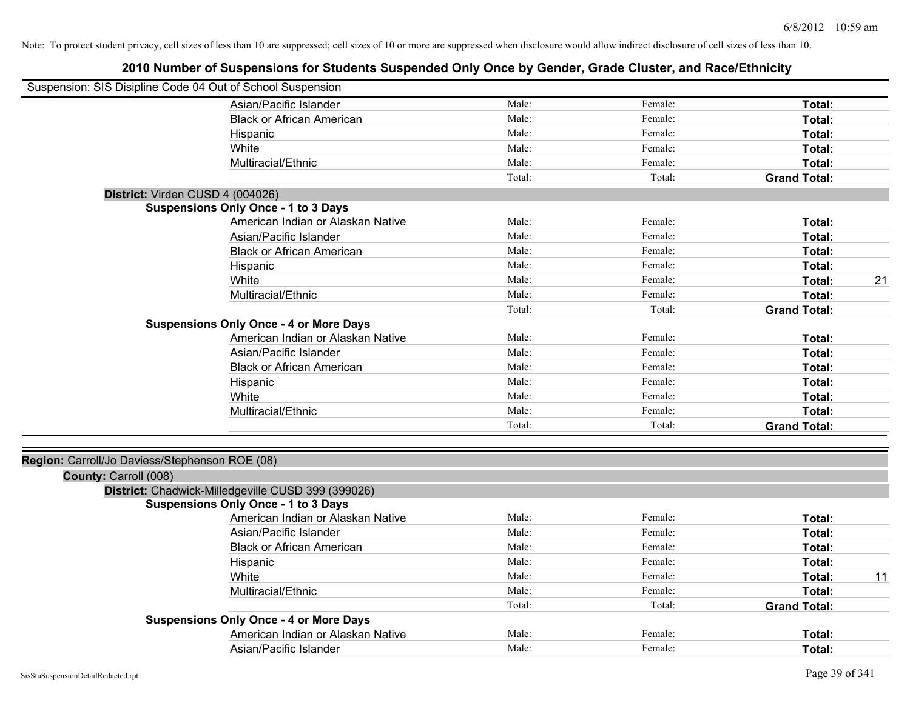Note: To protect student privacy, cell sizes of less than 10 are suppressed; cell sizes of 10 or more are suppressed when disclosure would allow indirect disclosure of cell sizes of less than 10.

## 2010 Number of Suspensions for Students Suspended Only Once by Gender, Grade Cluster, and Race/Ethnicity

Suspension: SIS Disipline Code 04 Out of School Suspension

| | | | | |
|---|---|---|---|---|
| Asian/Pacific Islander | Male: | Female: | **Total:** | |
| Black or African American | Male: | Female: | **Total:** | |
| Hispanic | Male: | Female: | **Total:** | |
| White | Male: | Female: | **Total:** | |
| Multiracial/Ethnic | Male: | Female: | **Total:** | |
| | Total: | Total: | **Grand Total:** | |

**District:** Virden CUSD 4 (004026)

**Suspensions Only Once - 1 to 3 Days**

| | | | | |
|---|---|---|---|---|
| American Indian or Alaskan Native | Male: | Female: | **Total:** | |
| Asian/Pacific Islander | Male: | Female: | **Total:** | |
| Black or African American | Male: | Female: | **Total:** | |
| Hispanic | Male: | Female: | **Total:** | |
| White | Male: | Female: | **Total:** | 21 |
| Multiracial/Ethnic | Male: | Female: | **Total:** | |
| | Total: | Total: | **Grand Total:** | |

**Suspensions Only Once - 4 or More Days**

| | | | | |
|---|---|---|---|---|
| American Indian or Alaskan Native | Male: | Female: | **Total:** | |
| Asian/Pacific Islander | Male: | Female: | **Total:** | |
| Black or African American | Male: | Female: | **Total:** | |
| Hispanic | Male: | Female: | **Total:** | |
| White | Male: | Female: | **Total:** | |
| Multiracial/Ethnic | Male: | Female: | **Total:** | |
| | Total: | Total: | **Grand Total:** | |

**Region:** Carroll/Jo Daviess/Stephenson ROE (08)

**County:** Carroll (008)

**District:** Chadwick-Milledgeville CUSD 399 (399026)

**Suspensions Only Once - 1 to 3 Days**

| | | | | |
|---|---|---|---|---|
| American Indian or Alaskan Native | Male: | Female: | **Total:** | |
| Asian/Pacific Islander | Male: | Female: | **Total:** | |
| Black or African American | Male: | Female: | **Total:** | |
| Hispanic | Male: | Female: | **Total:** | |
| White | Male: | Female: | **Total:** | 11 |
| Multiracial/Ethnic | Male: | Female: | **Total:** | |
| | Total: | Total: | **Grand Total:** | |

**Suspensions Only Once - 4 or More Days**

| | | | | |
|---|---|---|---|---|
| American Indian or Alaskan Native | Male: | Female: | **Total:** | |
| Asian/Pacific Islander | Male: | Female: | **Total:** | |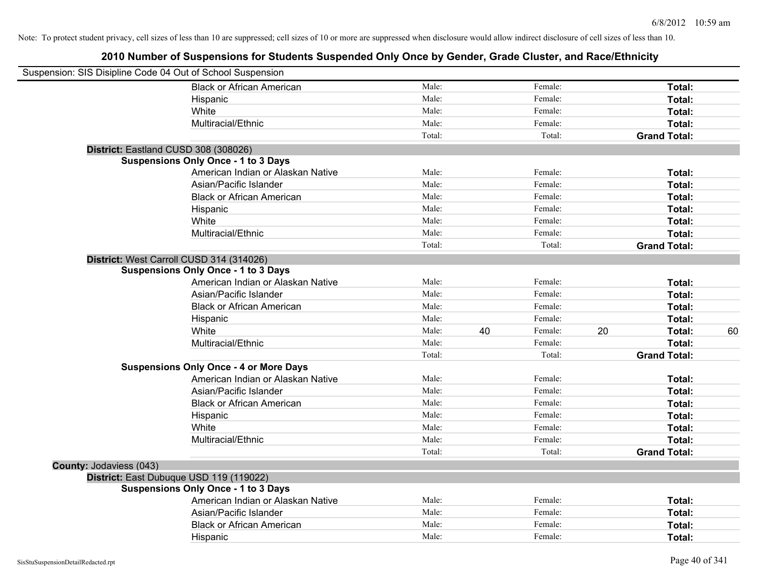Note: To protect student privacy, cell sizes of less than 10 are suppressed; cell sizes of 10 or more are suppressed when disclosure would allow indirect disclosure of cell sizes of less than 10.

## 2010 Number of Suspensions for Students Suspended Only Once by Gender, Grade Cluster, and Race/Ethnicity

Suspension: SIS Disipline Code 04 Out of School Suspension

| | | | | | | |
|---|---|---|---|---|---|---|
| Black or African American | Male: | | Female: | | **Total:** | |
| Hispanic | Male: | | Female: | | **Total:** | |
| White | Male: | | Female: | | **Total:** | |
| Multiracial/Ethnic | Male: | | Female: | | **Total:** | |
| | Total: | | Total: | | **Grand Total:** | |

**District:** Eastland CUSD 308 (308026)

**Suspensions Only Once - 1 to 3 Days**

| | | | | | | |
|---|---|---|---|---|---|---|
| American Indian or Alaskan Native | Male: | | Female: | | **Total:** | |
| Asian/Pacific Islander | Male: | | Female: | | **Total:** | |
| Black or African American | Male: | | Female: | | **Total:** | |
| Hispanic | Male: | | Female: | | **Total:** | |
| White | Male: | | Female: | | **Total:** | |
| Multiracial/Ethnic | Male: | | Female: | | **Total:** | |
| | Total: | | Total: | | **Grand Total:** | |

**District:** West Carroll CUSD 314 (314026)

**Suspensions Only Once - 1 to 3 Days**

| | | | | | | |
|---|---|---|---|---|---|---|
| American Indian or Alaskan Native | Male: | | Female: | | **Total:** | |
| Asian/Pacific Islander | Male: | | Female: | | **Total:** | |
| Black or African American | Male: | | Female: | | **Total:** | |
| Hispanic | Male: | | Female: | | **Total:** | |
| White | Male: | 40 | Female: | 20 | **Total:** | 60 |
| Multiracial/Ethnic | Male: | | Female: | | **Total:** | |
| | Total: | | Total: | | **Grand Total:** | |

**Suspensions Only Once - 4 or More Days**

| | | | | | | |
|---|---|---|---|---|---|---|
| American Indian or Alaskan Native | Male: | | Female: | | **Total:** | |
| Asian/Pacific Islander | Male: | | Female: | | **Total:** | |
| Black or African American | Male: | | Female: | | **Total:** | |
| Hispanic | Male: | | Female: | | **Total:** | |
| White | Male: | | Female: | | **Total:** | |
| Multiracial/Ethnic | Male: | | Female: | | **Total:** | |
| | Total: | | Total: | | **Grand Total:** | |

**County:** Jodaviess (043)

**District:** East Dubuque USD 119 (119022)

**Suspensions Only Once - 1 to 3 Days**

| | | | | | | |
|---|---|---|---|---|---|---|
| American Indian or Alaskan Native | Male: | | Female: | | **Total:** | |
| Asian/Pacific Islander | Male: | | Female: | | **Total:** | |
| Black or African American | Male: | | Female: | | **Total:** | |
| Hispanic | Male: | | Female: | | **Total:** | |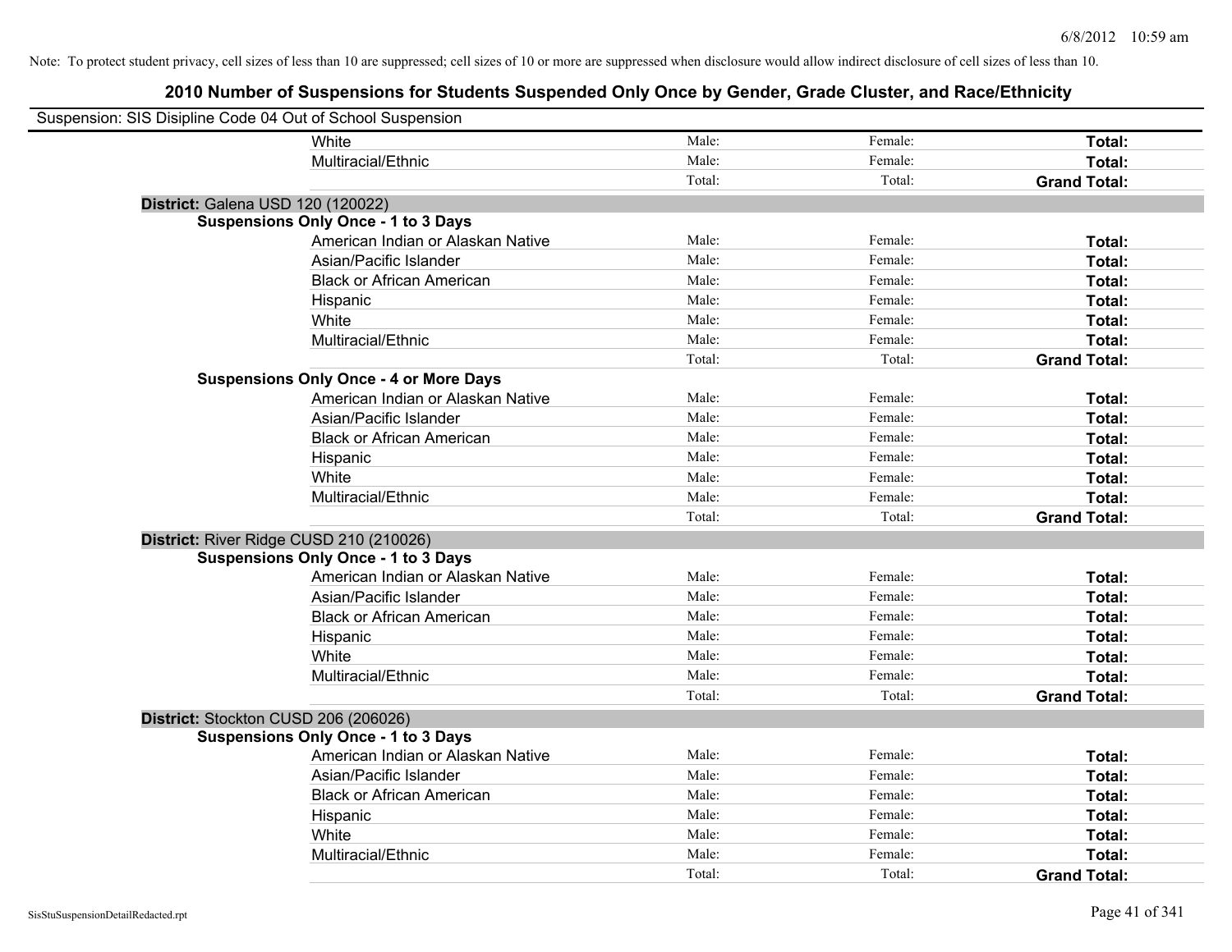Note: To protect student privacy, cell sizes of less than 10 are suppressed; cell sizes of 10 or more are suppressed when disclosure would allow indirect disclosure of cell sizes of less than 10.

# 2010 Number of Suspensions for Students Suspended Only Once by Gender, Grade Cluster, and Race/Ethnicity

Suspension: SIS Disipline Code 04 Out of School Suspension

| | | | |
|---|---|---|---|
| White | Male: | Female: | **Total:** |
| Multiracial/Ethnic | Male: | Female: | **Total:** |
| | Total: | Total: | **Grand Total:** |

**District:** Galena USD 120 (120022)

**Suspensions Only Once - 1 to 3 Days**

| | | | |
|---|---|---|---|
| American Indian or Alaskan Native | Male: | Female: | **Total:** |
| Asian/Pacific Islander | Male: | Female: | **Total:** |
| Black or African American | Male: | Female: | **Total:** |
| Hispanic | Male: | Female: | **Total:** |
| White | Male: | Female: | **Total:** |
| Multiracial/Ethnic | Male: | Female: | **Total:** |
| | Total: | Total: | **Grand Total:** |

**Suspensions Only Once - 4 or More Days**

| | | | |
|---|---|---|---|
| American Indian or Alaskan Native | Male: | Female: | **Total:** |
| Asian/Pacific Islander | Male: | Female: | **Total:** |
| Black or African American | Male: | Female: | **Total:** |
| Hispanic | Male: | Female: | **Total:** |
| White | Male: | Female: | **Total:** |
| Multiracial/Ethnic | Male: | Female: | **Total:** |
| | Total: | Total: | **Grand Total:** |

**District:** River Ridge CUSD 210 (210026)

**Suspensions Only Once - 1 to 3 Days**

| | | | |
|---|---|---|---|
| American Indian or Alaskan Native | Male: | Female: | **Total:** |
| Asian/Pacific Islander | Male: | Female: | **Total:** |
| Black or African American | Male: | Female: | **Total:** |
| Hispanic | Male: | Female: | **Total:** |
| White | Male: | Female: | **Total:** |
| Multiracial/Ethnic | Male: | Female: | **Total:** |
| | Total: | Total: | **Grand Total:** |

**District:** Stockton CUSD 206 (206026)

**Suspensions Only Once - 1 to 3 Days**

| | | | |
|---|---|---|---|
| American Indian or Alaskan Native | Male: | Female: | **Total:** |
| Asian/Pacific Islander | Male: | Female: | **Total:** |
| Black or African American | Male: | Female: | **Total:** |
| Hispanic | Male: | Female: | **Total:** |
| White | Male: | Female: | **Total:** |
| Multiracial/Ethnic | Male: | Female: | **Total:** |
| | Total: | Total: | **Grand Total:** |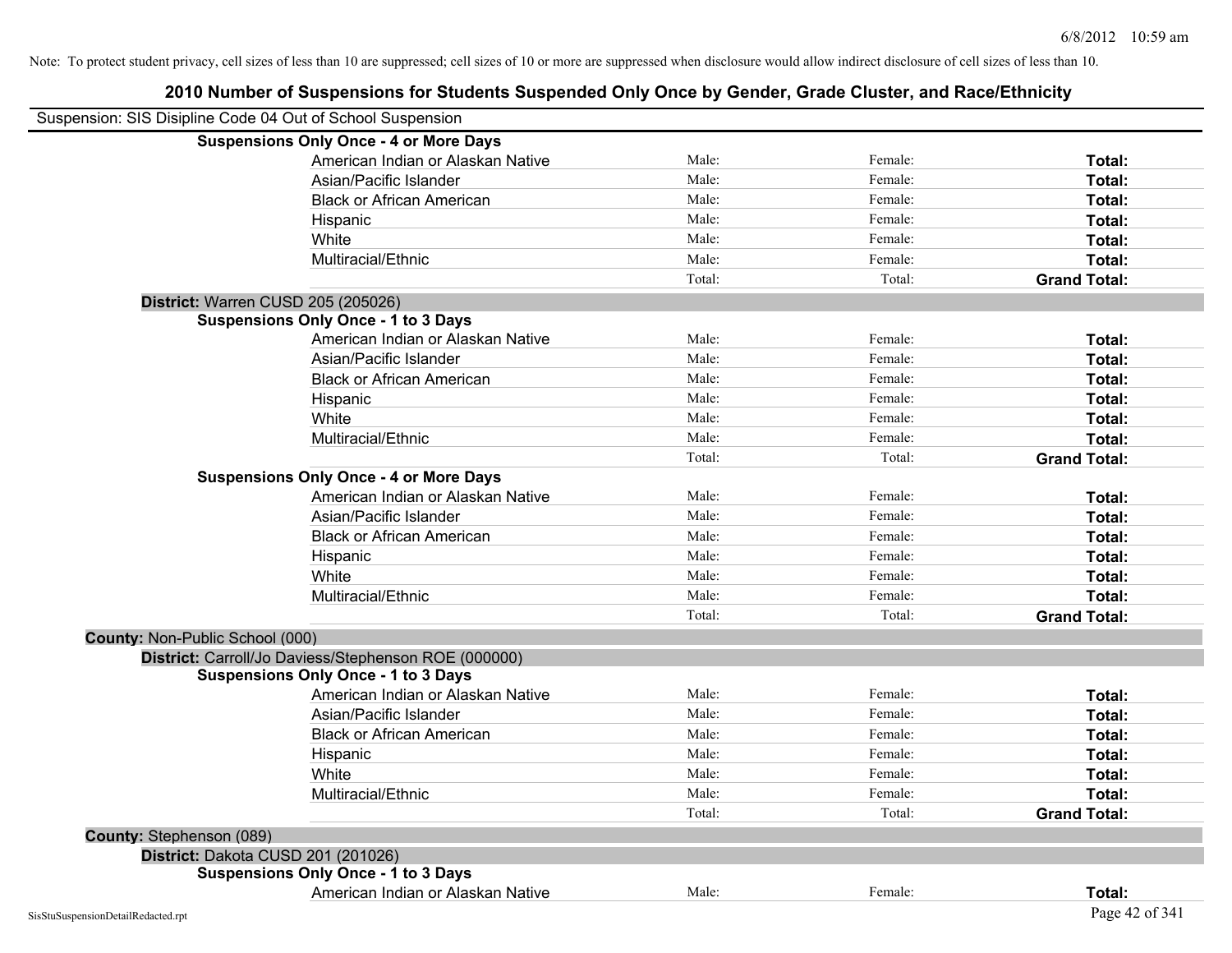Note: To protect student privacy, cell sizes of less than 10 are suppressed; cell sizes of 10 or more are suppressed when disclosure would allow indirect disclosure of cell sizes of less than 10.

# 2010 Number of Suspensions for Students Suspended Only Once by Gender, Grade Cluster, and Race/Ethnicity

Suspension: SIS Disipline Code 04 Out of School Suspension

**Suspensions Only Once - 4 or More Days**

| | Male | Female | Total |
|---|---|---|---|
| American Indian or Alaskan Native | Male: | Female: | **Total:** |
| Asian/Pacific Islander | Male: | Female: | **Total:** |
| Black or African American | Male: | Female: | **Total:** |
| Hispanic | Male: | Female: | **Total:** |
| White | Male: | Female: | **Total:** |
| Multiracial/Ethnic | Male: | Female: | **Total:** |
| | Total: | Total: | **Grand Total:** |

**District:** Warren CUSD 205 (205026)

**Suspensions Only Once - 1 to 3 Days**

| | Male | Female | Total |
|---|---|---|---|
| American Indian or Alaskan Native | Male: | Female: | **Total:** |
| Asian/Pacific Islander | Male: | Female: | **Total:** |
| Black or African American | Male: | Female: | **Total:** |
| Hispanic | Male: | Female: | **Total:** |
| White | Male: | Female: | **Total:** |
| Multiracial/Ethnic | Male: | Female: | **Total:** |
| | Total: | Total: | **Grand Total:** |

**Suspensions Only Once - 4 or More Days**

| | Male | Female | Total |
|---|---|---|---|
| American Indian or Alaskan Native | Male: | Female: | **Total:** |
| Asian/Pacific Islander | Male: | Female: | **Total:** |
| Black or African American | Male: | Female: | **Total:** |
| Hispanic | Male: | Female: | **Total:** |
| White | Male: | Female: | **Total:** |
| Multiracial/Ethnic | Male: | Female: | **Total:** |
| | Total: | Total: | **Grand Total:** |

**County:** Non-Public School (000)

**District:** Carroll/Jo Daviess/Stephenson ROE (000000)

**Suspensions Only Once - 1 to 3 Days**

| | Male | Female | Total |
|---|---|---|---|
| American Indian or Alaskan Native | Male: | Female: | **Total:** |
| Asian/Pacific Islander | Male: | Female: | **Total:** |
| Black or African American | Male: | Female: | **Total:** |
| Hispanic | Male: | Female: | **Total:** |
| White | Male: | Female: | **Total:** |
| Multiracial/Ethnic | Male: | Female: | **Total:** |
| | Total: | Total: | **Grand Total:** |

**County:** Stephenson (089)

**District:** Dakota CUSD 201 (201026)

**Suspensions Only Once - 1 to 3 Days**

| | Male | Female | Total |
|---|---|---|---|
| American Indian or Alaskan Native | Male: | Female: | **Total:** |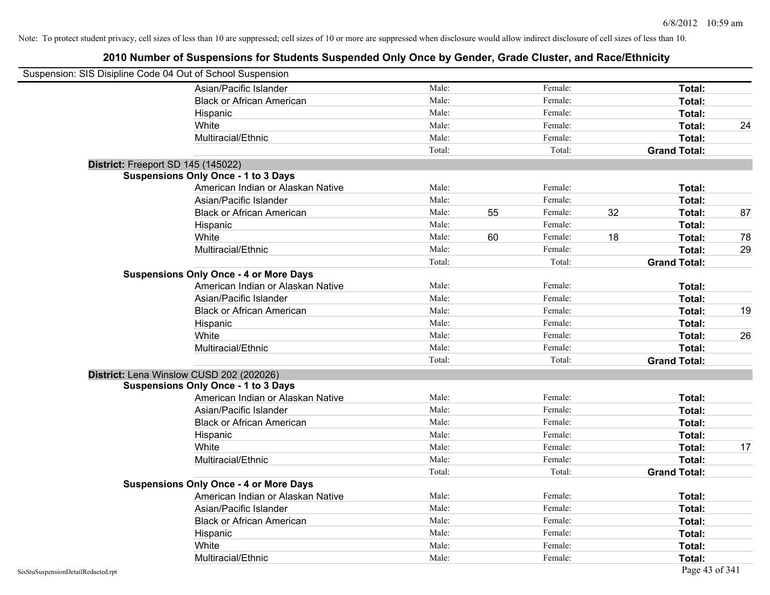Note: To protect student privacy, cell sizes of less than 10 are suppressed; cell sizes of 10 or more are suppressed when disclosure would allow indirect disclosure of cell sizes of less than 10.

# 2010 Number of Suspensions for Students Suspended Only Once by Gender, Grade Cluster, and Race/Ethnicity

Suspension: SIS Disipline Code 04 Out of School Suspension

| | Male: | | Female: | | | |
|---|---|---|---|---|---|---|
| Asian/Pacific Islander | Male: | | Female: | | **Total:** | |
| Black or African American | Male: | | Female: | | **Total:** | |
| Hispanic | Male: | | Female: | | **Total:** | |
| White | Male: | | Female: | | **Total:** | 24 |
| Multiracial/Ethnic | Male: | | Female: | | **Total:** | |
| | Total: | | Total: | | **Grand Total:** | |

**District:** Freeport SD 145 (145022)

**Suspensions Only Once - 1 to 3 Days**

| | | | | | | |
|---|---|---|---|---|---|---|
| American Indian or Alaskan Native | Male: | | Female: | | **Total:** | |
| Asian/Pacific Islander | Male: | | Female: | | **Total:** | |
| Black or African American | Male: | 55 | Female: | 32 | **Total:** | 87 |
| Hispanic | Male: | | Female: | | **Total:** | |
| White | Male: | 60 | Female: | 18 | **Total:** | 78 |
| Multiracial/Ethnic | Male: | | Female: | | **Total:** | 29 |
| | Total: | | Total: | | **Grand Total:** | |

**Suspensions Only Once - 4 or More Days**

| | | | | | | |
|---|---|---|---|---|---|---|
| American Indian or Alaskan Native | Male: | | Female: | | **Total:** | |
| Asian/Pacific Islander | Male: | | Female: | | **Total:** | |
| Black or African American | Male: | | Female: | | **Total:** | 19 |
| Hispanic | Male: | | Female: | | **Total:** | |
| White | Male: | | Female: | | **Total:** | 26 |
| Multiracial/Ethnic | Male: | | Female: | | **Total:** | |
| | Total: | | Total: | | **Grand Total:** | |

**District:** Lena Winslow CUSD 202 (202026)

**Suspensions Only Once - 1 to 3 Days**

| | | | | | | |
|---|---|---|---|---|---|---|
| American Indian or Alaskan Native | Male: | | Female: | | **Total:** | |
| Asian/Pacific Islander | Male: | | Female: | | **Total:** | |
| Black or African American | Male: | | Female: | | **Total:** | |
| Hispanic | Male: | | Female: | | **Total:** | |
| White | Male: | | Female: | | **Total:** | 17 |
| Multiracial/Ethnic | Male: | | Female: | | **Total:** | |
| | Total: | | Total: | | **Grand Total:** | |

**Suspensions Only Once - 4 or More Days**

| | | | | | | |
|---|---|---|---|---|---|---|
| American Indian or Alaskan Native | Male: | | Female: | | **Total:** | |
| Asian/Pacific Islander | Male: | | Female: | | **Total:** | |
| Black or African American | Male: | | Female: | | **Total:** | |
| Hispanic | Male: | | Female: | | **Total:** | |
| White | Male: | | Female: | | **Total:** | |
| Multiracial/Ethnic | Male: | | Female: | | **Total:** | |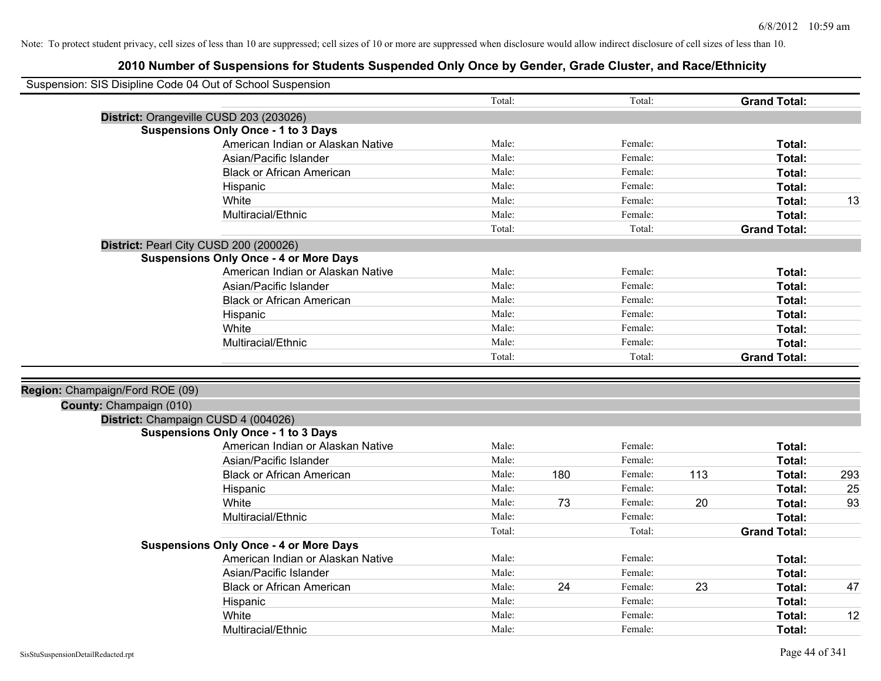Note: To protect student privacy, cell sizes of less than 10 are suppressed; cell sizes of 10 or more are suppressed when disclosure would allow indirect disclosure of cell sizes of less than 10.

# 2010 Number of Suspensions for Students Suspended Only Once by Gender, Grade Cluster, and Race/Ethnicity

Suspension: SIS Disipline Code 04 Out of School Suspension

| | | | | | | |
|---|---|---|---|---|---|---|
| | Total: | | Total: | | **Grand Total:** | |
| **District:** Orangeville CUSD 203 (203026) | | | | | | |
| **Suspensions Only Once - 1 to 3 Days** | | | | | | |
| American Indian or Alaskan Native | Male: | | Female: | | **Total:** | |
| Asian/Pacific Islander | Male: | | Female: | | **Total:** | |
| Black or African American | Male: | | Female: | | **Total:** | |
| Hispanic | Male: | | Female: | | **Total:** | |
| White | Male: | | Female: | | **Total:** | 13 |
| Multiracial/Ethnic | Male: | | Female: | | **Total:** | |
| | Total: | | Total: | | **Grand Total:** | |
| **District:** Pearl City CUSD 200 (200026) | | | | | | |
| **Suspensions Only Once - 4 or More Days** | | | | | | |
| American Indian or Alaskan Native | Male: | | Female: | | **Total:** | |
| Asian/Pacific Islander | Male: | | Female: | | **Total:** | |
| Black or African American | Male: | | Female: | | **Total:** | |
| Hispanic | Male: | | Female: | | **Total:** | |
| White | Male: | | Female: | | **Total:** | |
| Multiracial/Ethnic | Male: | | Female: | | **Total:** | |
| | Total: | | Total: | | **Grand Total:** | |

| | | | | | | |
|---|---|---|---|---|---|---|
| **Region:** Champaign/Ford ROE (09) | | | | | | |
| **County:** Champaign (010) | | | | | | |
| **District:** Champaign CUSD 4 (004026) | | | | | | |
| **Suspensions Only Once - 1 to 3 Days** | | | | | | |
| American Indian or Alaskan Native | Male: | | Female: | | **Total:** | |
| Asian/Pacific Islander | Male: | | Female: | | **Total:** | |
| Black or African American | Male: | 180 | Female: | 113 | **Total:** | 293 |
| Hispanic | Male: | | Female: | | **Total:** | 25 |
| White | Male: | 73 | Female: | 20 | **Total:** | 93 |
| Multiracial/Ethnic | Male: | | Female: | | **Total:** | |
| | Total: | | Total: | | **Grand Total:** | |
| **Suspensions Only Once - 4 or More Days** | | | | | | |
| American Indian or Alaskan Native | Male: | | Female: | | **Total:** | |
| Asian/Pacific Islander | Male: | | Female: | | **Total:** | |
| Black or African American | Male: | 24 | Female: | 23 | **Total:** | 47 |
| Hispanic | Male: | | Female: | | **Total:** | |
| White | Male: | | Female: | | **Total:** | 12 |
| Multiracial/Ethnic | Male: | | Female: | | **Total:** | |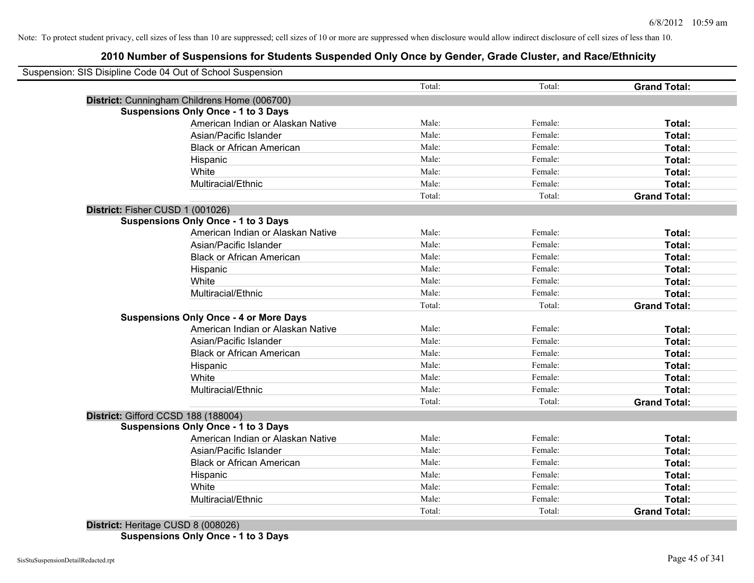Note: To protect student privacy, cell sizes of less than 10 are suppressed; cell sizes of 10 or more are suppressed when disclosure would allow indirect disclosure of cell sizes of less than 10.

## 2010 Number of Suspensions for Students Suspended Only Once by Gender, Grade Cluster, and Race/Ethnicity

Suspension: SIS Disipline Code 04 Out of School Suspension

| | | | |
|---|---|---|---|
| | Total: | Total: | **Grand Total:** |
| **District:** Cunningham Childrens Home (006700) | | | |
| **Suspensions Only Once - 1 to 3 Days** | | | |
| American Indian or Alaskan Native | Male: | Female: | **Total:** |
| Asian/Pacific Islander | Male: | Female: | **Total:** |
| Black or African American | Male: | Female: | **Total:** |
| Hispanic | Male: | Female: | **Total:** |
| White | Male: | Female: | **Total:** |
| Multiracial/Ethnic | Male: | Female: | **Total:** |
| | Total: | Total: | **Grand Total:** |
| **District:** Fisher CUSD 1 (001026) | | | |
| **Suspensions Only Once - 1 to 3 Days** | | | |
| American Indian or Alaskan Native | Male: | Female: | **Total:** |
| Asian/Pacific Islander | Male: | Female: | **Total:** |
| Black or African American | Male: | Female: | **Total:** |
| Hispanic | Male: | Female: | **Total:** |
| White | Male: | Female: | **Total:** |
| Multiracial/Ethnic | Male: | Female: | **Total:** |
| | Total: | Total: | **Grand Total:** |
| **Suspensions Only Once - 4 or More Days** | | | |
| American Indian or Alaskan Native | Male: | Female: | **Total:** |
| Asian/Pacific Islander | Male: | Female: | **Total:** |
| Black or African American | Male: | Female: | **Total:** |
| Hispanic | Male: | Female: | **Total:** |
| White | Male: | Female: | **Total:** |
| Multiracial/Ethnic | Male: | Female: | **Total:** |
| | Total: | Total: | **Grand Total:** |
| **District:** Gifford CCSD 188 (188004) | | | |
| **Suspensions Only Once - 1 to 3 Days** | | | |
| American Indian or Alaskan Native | Male: | Female: | **Total:** |
| Asian/Pacific Islander | Male: | Female: | **Total:** |
| Black or African American | Male: | Female: | **Total:** |
| Hispanic | Male: | Female: | **Total:** |
| White | Male: | Female: | **Total:** |
| Multiracial/Ethnic | Male: | Female: | **Total:** |
| | Total: | Total: | **Grand Total:** |
| **District:** Heritage CUSD 8 (008026) | | | |
| **Suspensions Only Once - 1 to 3 Days** | | | |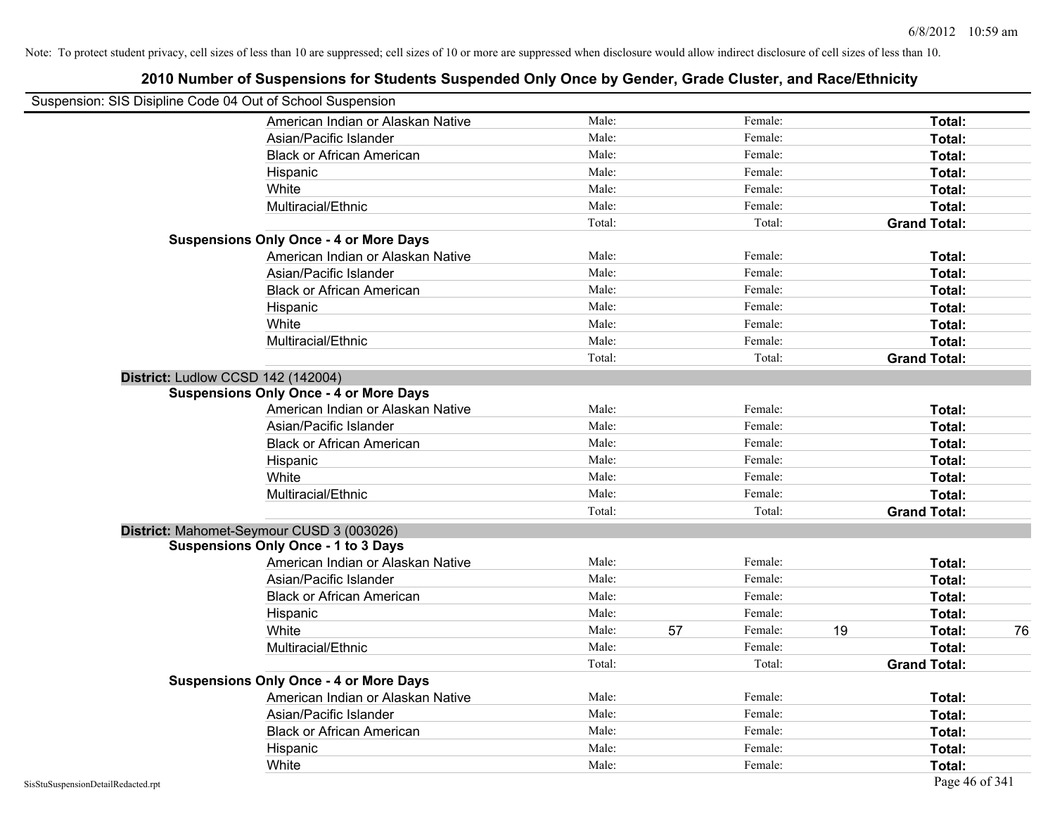Note: To protect student privacy, cell sizes of less than 10 are suppressed; cell sizes of 10 or more are suppressed when disclosure would allow indirect disclosure of cell sizes of less than 10.

# 2010 Number of Suspensions for Students Suspended Only Once by Gender, Grade Cluster, and Race/Ethnicity

Suspension: SIS Disipline Code 04 Out of School Suspension

| | | | | | |
|---|---|---|---|---|---|
| American Indian or Alaskan Native | Male: | | Female: | | **Total:** | |
| Asian/Pacific Islander | Male: | | Female: | | **Total:** | |
| Black or African American | Male: | | Female: | | **Total:** | |
| Hispanic | Male: | | Female: | | **Total:** | |
| White | Male: | | Female: | | **Total:** | |
| Multiracial/Ethnic | Male: | | Female: | | **Total:** | |
| | Total: | | Total: | | **Grand Total:** | |

**Suspensions Only Once - 4 or More Days**

| | | | | | | |
|---|---|---|---|---|---|---|
| American Indian or Alaskan Native | Male: | | Female: | | **Total:** | |
| Asian/Pacific Islander | Male: | | Female: | | **Total:** | |
| Black or African American | Male: | | Female: | | **Total:** | |
| Hispanic | Male: | | Female: | | **Total:** | |
| White | Male: | | Female: | | **Total:** | |
| Multiracial/Ethnic | Male: | | Female: | | **Total:** | |
| | Total: | | Total: | | **Grand Total:** | |

## District: Ludlow CCSD 142 (142004)

**Suspensions Only Once - 4 or More Days**

| | | | | | | |
|---|---|---|---|---|---|---|
| American Indian or Alaskan Native | Male: | | Female: | | **Total:** | |
| Asian/Pacific Islander | Male: | | Female: | | **Total:** | |
| Black or African American | Male: | | Female: | | **Total:** | |
| Hispanic | Male: | | Female: | | **Total:** | |
| White | Male: | | Female: | | **Total:** | |
| Multiracial/Ethnic | Male: | | Female: | | **Total:** | |
| | Total: | | Total: | | **Grand Total:** | |

## District: Mahomet-Seymour CUSD 3 (003026)

**Suspensions Only Once - 1 to 3 Days**

| | | | | | | |
|---|---|---|---|---|---|---|
| American Indian or Alaskan Native | Male: | | Female: | | **Total:** | |
| Asian/Pacific Islander | Male: | | Female: | | **Total:** | |
| Black or African American | Male: | | Female: | | **Total:** | |
| Hispanic | Male: | | Female: | | **Total:** | |
| White | Male: | 57 | Female: | 19 | **Total:** | 76 |
| Multiracial/Ethnic | Male: | | Female: | | **Total:** | |
| | Total: | | Total: | | **Grand Total:** | |

**Suspensions Only Once - 4 or More Days**

| | | | | | | |
|---|---|---|---|---|---|---|
| American Indian or Alaskan Native | Male: | | Female: | | **Total:** | |
| Asian/Pacific Islander | Male: | | Female: | | **Total:** | |
| Black or African American | Male: | | Female: | | **Total:** | |
| Hispanic | Male: | | Female: | | **Total:** | |
| White | Male: | | Female: | | **Total:** | |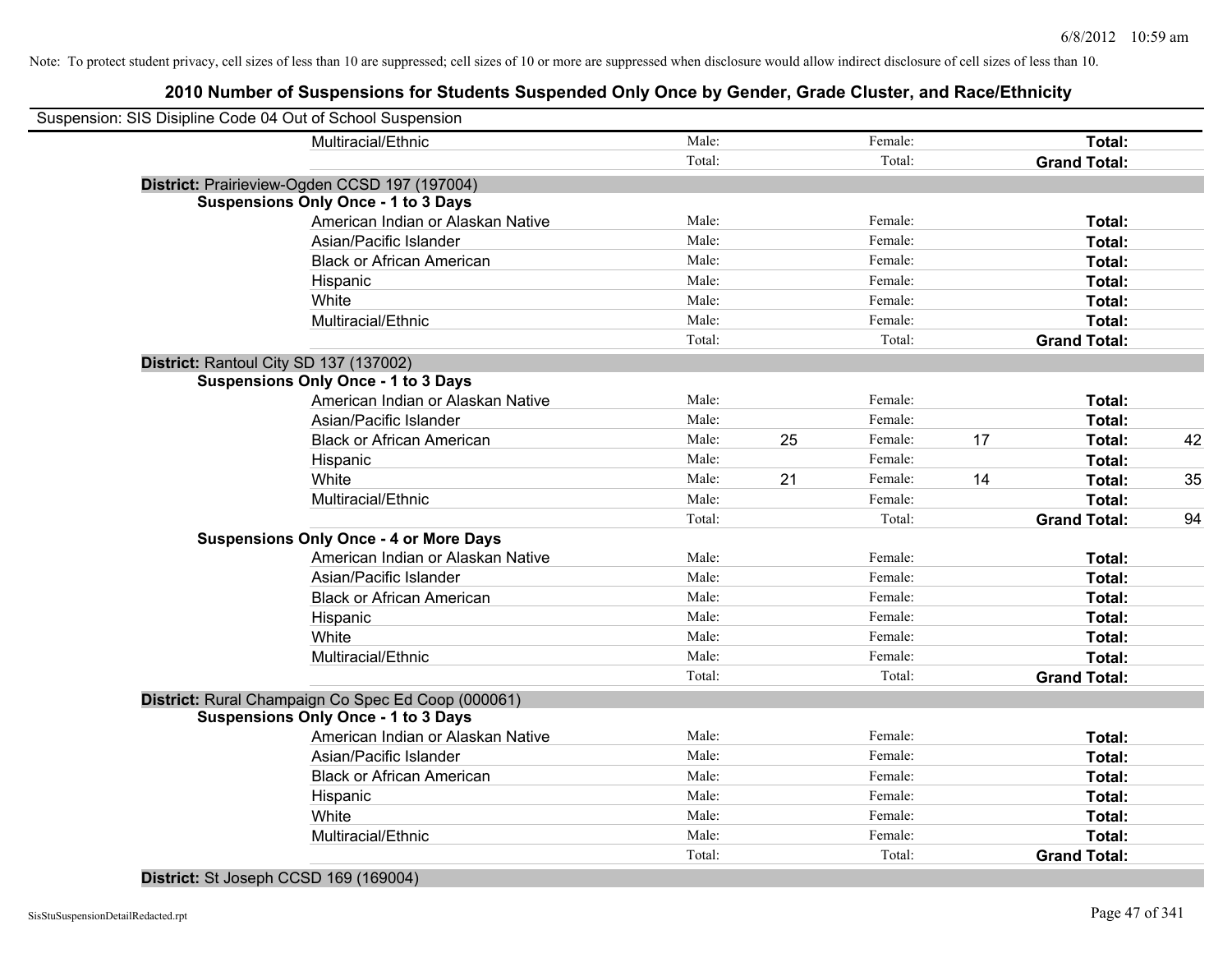Note: To protect student privacy, cell sizes of less than 10 are suppressed; cell sizes of 10 or more are suppressed when disclosure would allow indirect disclosure of cell sizes of less than 10.

# 2010 Number of Suspensions for Students Suspended Only Once by Gender, Grade Cluster, and Race/Ethnicity

Suspension: SIS Disipline Code 04 Out of School Suspension

| | | | | | | |
|---|---|---|---|---|---|---|
| Multiracial/Ethnic | Male: | | Female: | | **Total:** | |
| | Total: | | Total: | | **Grand Total:** | |

**District:** Prairieview-Ogden CCSD 197 (197004)

**Suspensions Only Once - 1 to 3 Days**

| | | | | | | |
|---|---|---|---|---|---|---|
| American Indian or Alaskan Native | Male: | | Female: | | **Total:** | |
| Asian/Pacific Islander | Male: | | Female: | | **Total:** | |
| Black or African American | Male: | | Female: | | **Total:** | |
| Hispanic | Male: | | Female: | | **Total:** | |
| White | Male: | | Female: | | **Total:** | |
| Multiracial/Ethnic | Male: | | Female: | | **Total:** | |
| | Total: | | Total: | | **Grand Total:** | |

**District:** Rantoul City SD 137 (137002)

**Suspensions Only Once - 1 to 3 Days**

| | | | | | | |
|---|---|---|---|---|---|---|
| American Indian or Alaskan Native | Male: | | Female: | | **Total:** | |
| Asian/Pacific Islander | Male: | | Female: | | **Total:** | |
| Black or African American | Male: | 25 | Female: | 17 | **Total:** | 42 |
| Hispanic | Male: | | Female: | | **Total:** | |
| White | Male: | 21 | Female: | 14 | **Total:** | 35 |
| Multiracial/Ethnic | Male: | | Female: | | **Total:** | |
| | Total: | | Total: | | **Grand Total:** | 94 |

**Suspensions Only Once - 4 or More Days**

| | | | | | | |
|---|---|---|---|---|---|---|
| American Indian or Alaskan Native | Male: | | Female: | | **Total:** | |
| Asian/Pacific Islander | Male: | | Female: | | **Total:** | |
| Black or African American | Male: | | Female: | | **Total:** | |
| Hispanic | Male: | | Female: | | **Total:** | |
| White | Male: | | Female: | | **Total:** | |
| Multiracial/Ethnic | Male: | | Female: | | **Total:** | |
| | Total: | | Total: | | **Grand Total:** | |

**District:** Rural Champaign Co Spec Ed Coop (000061)

**Suspensions Only Once - 1 to 3 Days**

| | | | | | | |
|---|---|---|---|---|---|---|
| American Indian or Alaskan Native | Male: | | Female: | | **Total:** | |
| Asian/Pacific Islander | Male: | | Female: | | **Total:** | |
| Black or African American | Male: | | Female: | | **Total:** | |
| Hispanic | Male: | | Female: | | **Total:** | |
| White | Male: | | Female: | | **Total:** | |
| Multiracial/Ethnic | Male: | | Female: | | **Total:** | |
| | Total: | | Total: | | **Grand Total:** | |

**District:** St Joseph CCSD 169 (169004)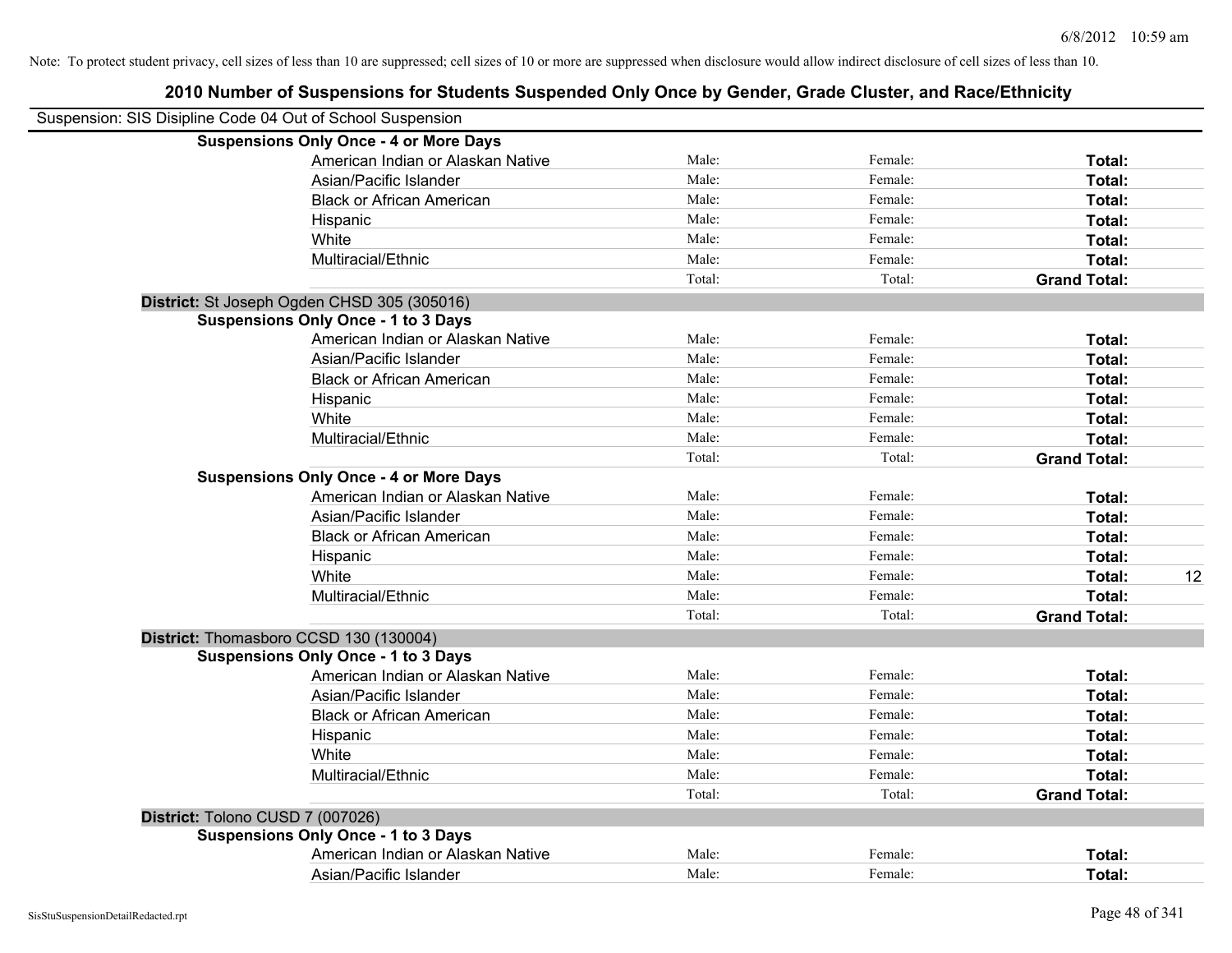Note: To protect student privacy, cell sizes of less than 10 are suppressed; cell sizes of 10 or more are suppressed when disclosure would allow indirect disclosure of cell sizes of less than 10.

## 2010 Number of Suspensions for Students Suspended Only Once by Gender, Grade Cluster, and Race/Ethnicity

Suspension: SIS Disipline Code 04 Out of School Suspension

**Suspensions Only Once - 4 or More Days**

| | | | | |
|---|---|---|---|---|
| American Indian or Alaskan Native | Male: | Female: | **Total:** | |
| Asian/Pacific Islander | Male: | Female: | **Total:** | |
| Black or African American | Male: | Female: | **Total:** | |
| Hispanic | Male: | Female: | **Total:** | |
| White | Male: | Female: | **Total:** | |
| Multiracial/Ethnic | Male: | Female: | **Total:** | |
| | Total: | Total: | **Grand Total:** | |

**District:** St Joseph Ogden CHSD 305 (305016)

**Suspensions Only Once - 1 to 3 Days**

| | | | | |
|---|---|---|---|---|
| American Indian or Alaskan Native | Male: | Female: | **Total:** | |
| Asian/Pacific Islander | Male: | Female: | **Total:** | |
| Black or African American | Male: | Female: | **Total:** | |
| Hispanic | Male: | Female: | **Total:** | |
| White | Male: | Female: | **Total:** | |
| Multiracial/Ethnic | Male: | Female: | **Total:** | |
| | Total: | Total: | **Grand Total:** | |

**Suspensions Only Once - 4 or More Days**

| | | | | |
|---|---|---|---|---|
| American Indian or Alaskan Native | Male: | Female: | **Total:** | |
| Asian/Pacific Islander | Male: | Female: | **Total:** | |
| Black or African American | Male: | Female: | **Total:** | |
| Hispanic | Male: | Female: | **Total:** | |
| White | Male: | Female: | **Total:** | 12 |
| Multiracial/Ethnic | Male: | Female: | **Total:** | |
| | Total: | Total: | **Grand Total:** | |

**District:** Thomasboro CCSD 130 (130004)

**Suspensions Only Once - 1 to 3 Days**

| | | | | |
|---|---|---|---|---|
| American Indian or Alaskan Native | Male: | Female: | **Total:** | |
| Asian/Pacific Islander | Male: | Female: | **Total:** | |
| Black or African American | Male: | Female: | **Total:** | |
| Hispanic | Male: | Female: | **Total:** | |
| White | Male: | Female: | **Total:** | |
| Multiracial/Ethnic | Male: | Female: | **Total:** | |
| | Total: | Total: | **Grand Total:** | |

**District:** Tolono CUSD 7 (007026)

**Suspensions Only Once - 1 to 3 Days**

| | | | | |
|---|---|---|---|---|
| American Indian or Alaskan Native | Male: | Female: | **Total:** | |
| Asian/Pacific Islander | Male: | Female: | **Total:** | |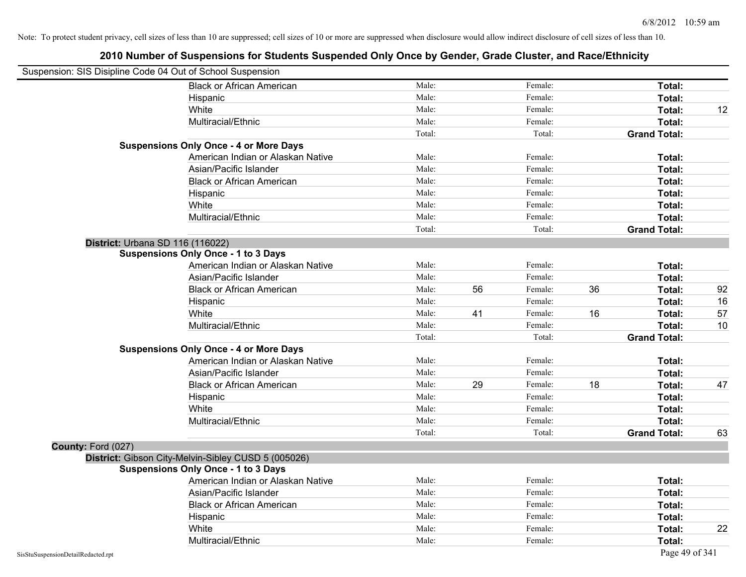Note: To protect student privacy, cell sizes of less than 10 are suppressed; cell sizes of 10 or more are suppressed when disclosure would allow indirect disclosure of cell sizes of less than 10.

# 2010 Number of Suspensions for Students Suspended Only Once by Gender, Grade Cluster, and Race/Ethnicity

Suspension: SIS Disipline Code 04 Out of School Suspension

| | | | | | | |
|---|---|---|---|---|---|---|
| Black or African American | Male: | | Female: | | **Total:** | |
| Hispanic | Male: | | Female: | | **Total:** | |
| White | Male: | | Female: | | **Total:** | 12 |
| Multiracial/Ethnic | Male: | | Female: | | **Total:** | |
| | Total: | | Total: | | **Grand Total:** | |
| **Suspensions Only Once - 4 or More Days** | | | | | | |
| American Indian or Alaskan Native | Male: | | Female: | | **Total:** | |
| Asian/Pacific Islander | Male: | | Female: | | **Total:** | |
| Black or African American | Male: | | Female: | | **Total:** | |
| Hispanic | Male: | | Female: | | **Total:** | |
| White | Male: | | Female: | | **Total:** | |
| Multiracial/Ethnic | Male: | | Female: | | **Total:** | |
| | Total: | | Total: | | **Grand Total:** | |

**District:** Urbana SD 116 (116022)

| | | | | | | |
|---|---|---|---|---|---|---|
| **Suspensions Only Once - 1 to 3 Days** | | | | | | |
| American Indian or Alaskan Native | Male: | | Female: | | **Total:** | |
| Asian/Pacific Islander | Male: | | Female: | | **Total:** | |
| Black or African American | Male: | 56 | Female: | 36 | **Total:** | 92 |
| Hispanic | Male: | | Female: | | **Total:** | 16 |
| White | Male: | 41 | Female: | 16 | **Total:** | 57 |
| Multiracial/Ethnic | Male: | | Female: | | **Total:** | 10 |
| | Total: | | Total: | | **Grand Total:** | |
| **Suspensions Only Once - 4 or More Days** | | | | | | |
| American Indian or Alaskan Native | Male: | | Female: | | **Total:** | |
| Asian/Pacific Islander | Male: | | Female: | | **Total:** | |
| Black or African American | Male: | 29 | Female: | 18 | **Total:** | 47 |
| Hispanic | Male: | | Female: | | **Total:** | |
| White | Male: | | Female: | | **Total:** | |
| Multiracial/Ethnic | Male: | | Female: | | **Total:** | |
| | Total: | | Total: | | **Grand Total:** | 63 |

**County:** Ford (027)

**District:** Gibson City-Melvin-Sibley CUSD 5 (005026)

| | | | | | | |
|---|---|---|---|---|---|---|
| **Suspensions Only Once - 1 to 3 Days** | | | | | | |
| American Indian or Alaskan Native | Male: | | Female: | | **Total:** | |
| Asian/Pacific Islander | Male: | | Female: | | **Total:** | |
| Black or African American | Male: | | Female: | | **Total:** | |
| Hispanic | Male: | | Female: | | **Total:** | |
| White | Male: | | Female: | | **Total:** | 22 |
| Multiracial/Ethnic | Male: | | Female: | | **Total:** | |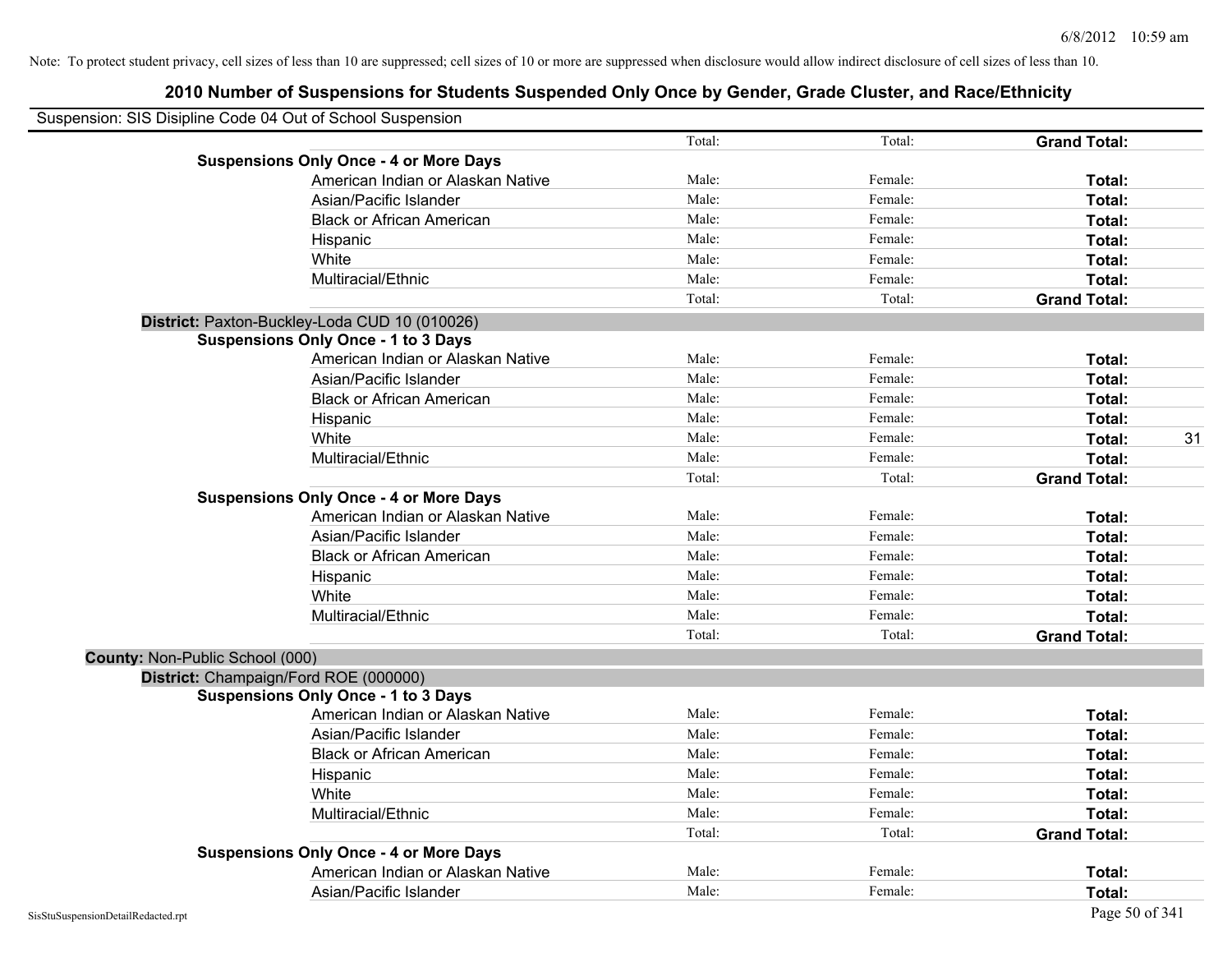Note: To protect student privacy, cell sizes of less than 10 are suppressed; cell sizes of 10 or more are suppressed when disclosure would allow indirect disclosure of cell sizes of less than 10.

# 2010 Number of Suspensions for Students Suspended Only Once by Gender, Grade Cluster, and Race/Ethnicity

Suspension: SIS Disipline Code 04 Out of School Suspension

| | | | | |
|---|---|---|---|---|
| | Total: | Total: | **Grand Total:** | |
| **Suspensions Only Once - 4 or More Days** | | | | |
| American Indian or Alaskan Native | Male: | Female: | **Total:** | |
| Asian/Pacific Islander | Male: | Female: | **Total:** | |
| Black or African American | Male: | Female: | **Total:** | |
| Hispanic | Male: | Female: | **Total:** | |
| White | Male: | Female: | **Total:** | |
| Multiracial/Ethnic | Male: | Female: | **Total:** | |
| | Total: | Total: | **Grand Total:** | |
| **District:** Paxton-Buckley-Loda CUD 10 (010026) | | | | |
| **Suspensions Only Once - 1 to 3 Days** | | | | |
| American Indian or Alaskan Native | Male: | Female: | **Total:** | |
| Asian/Pacific Islander | Male: | Female: | **Total:** | |
| Black or African American | Male: | Female: | **Total:** | |
| Hispanic | Male: | Female: | **Total:** | |
| White | Male: | Female: | **Total:** | 31 |
| Multiracial/Ethnic | Male: | Female: | **Total:** | |
| | Total: | Total: | **Grand Total:** | |
| **Suspensions Only Once - 4 or More Days** | | | | |
| American Indian or Alaskan Native | Male: | Female: | **Total:** | |
| Asian/Pacific Islander | Male: | Female: | **Total:** | |
| Black or African American | Male: | Female: | **Total:** | |
| Hispanic | Male: | Female: | **Total:** | |
| White | Male: | Female: | **Total:** | |
| Multiracial/Ethnic | Male: | Female: | **Total:** | |
| | Total: | Total: | **Grand Total:** | |
| **County:** Non-Public School (000) | | | | |
| **District:** Champaign/Ford ROE (000000) | | | | |
| **Suspensions Only Once - 1 to 3 Days** | | | | |
| American Indian or Alaskan Native | Male: | Female: | **Total:** | |
| Asian/Pacific Islander | Male: | Female: | **Total:** | |
| Black or African American | Male: | Female: | **Total:** | |
| Hispanic | Male: | Female: | **Total:** | |
| White | Male: | Female: | **Total:** | |
| Multiracial/Ethnic | Male: | Female: | **Total:** | |
| | Total: | Total: | **Grand Total:** | |
| **Suspensions Only Once - 4 or More Days** | | | | |
| American Indian or Alaskan Native | Male: | Female: | **Total:** | |
| Asian/Pacific Islander | Male: | Female: | **Total:** | |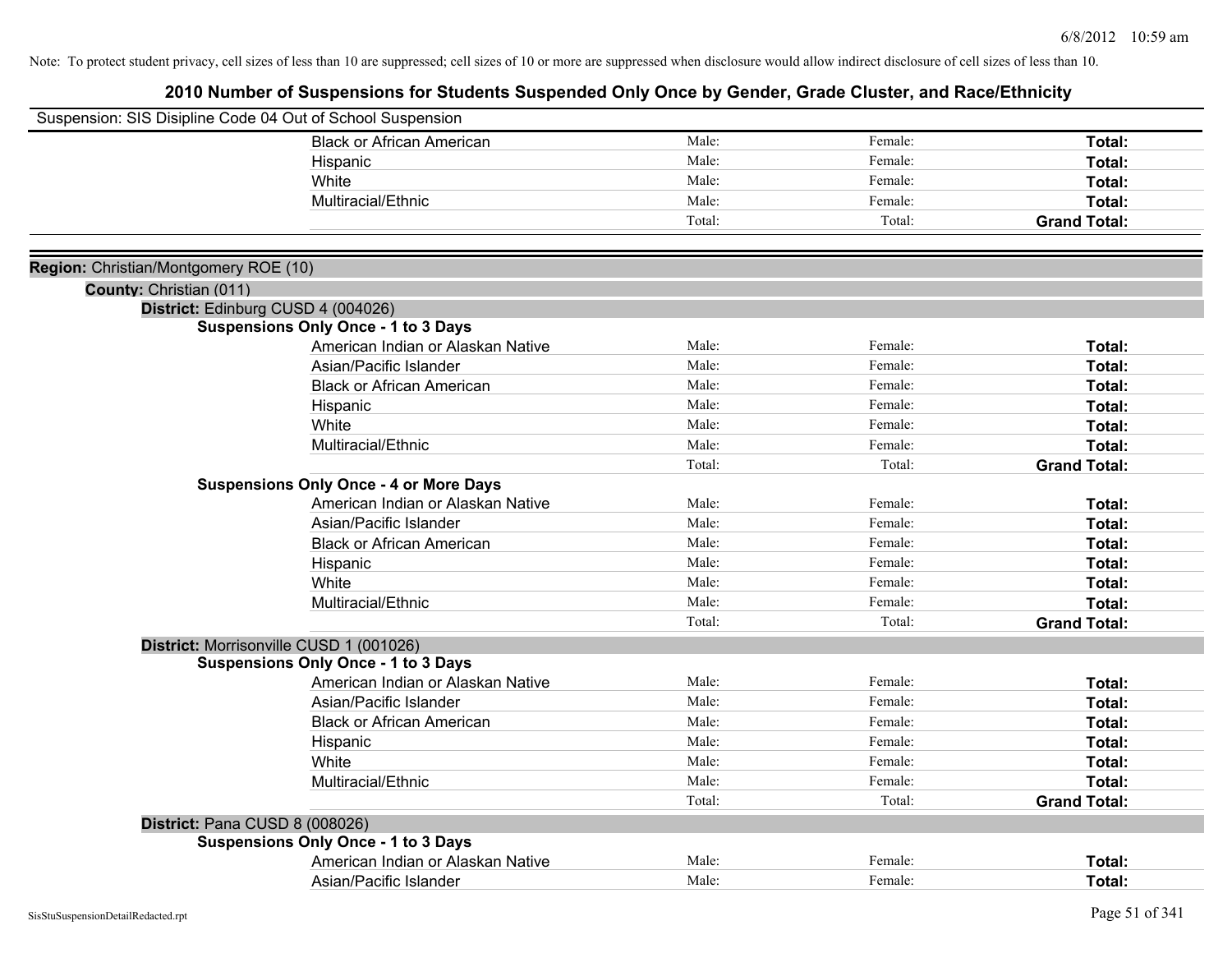Note: To protect student privacy, cell sizes of less than 10 are suppressed; cell sizes of 10 or more are suppressed when disclosure would allow indirect disclosure of cell sizes of less than 10.

# 2010 Number of Suspensions for Students Suspended Only Once by Gender, Grade Cluster, and Race/Ethnicity

Suspension: SIS Disipline Code 04 Out of School Suspension

| | | | |
|---|---|---|---|
| Black or African American | Male: | Female: | **Total:** |
| Hispanic | Male: | Female: | **Total:** |
| White | Male: | Female: | **Total:** |
| Multiracial/Ethnic | Male: | Female: | **Total:** |
| | Total: | Total: | **Grand Total:** |

**Region:** Christian/Montgomery ROE (10)

**County:** Christian (011)

**District:** Edinburg CUSD 4 (004026)

**Suspensions Only Once - 1 to 3 Days**

| | | | |
|---|---|---|---|
| American Indian or Alaskan Native | Male: | Female: | **Total:** |
| Asian/Pacific Islander | Male: | Female: | **Total:** |
| Black or African American | Male: | Female: | **Total:** |
| Hispanic | Male: | Female: | **Total:** |
| White | Male: | Female: | **Total:** |
| Multiracial/Ethnic | Male: | Female: | **Total:** |
| | Total: | Total: | **Grand Total:** |

**Suspensions Only Once - 4 or More Days**

| | | | |
|---|---|---|---|
| American Indian or Alaskan Native | Male: | Female: | **Total:** |
| Asian/Pacific Islander | Male: | Female: | **Total:** |
| Black or African American | Male: | Female: | **Total:** |
| Hispanic | Male: | Female: | **Total:** |
| White | Male: | Female: | **Total:** |
| Multiracial/Ethnic | Male: | Female: | **Total:** |
| | Total: | Total: | **Grand Total:** |

**District:** Morrisonville CUSD 1 (001026)

**Suspensions Only Once - 1 to 3 Days**

| | | | |
|---|---|---|---|
| American Indian or Alaskan Native | Male: | Female: | **Total:** |
| Asian/Pacific Islander | Male: | Female: | **Total:** |
| Black or African American | Male: | Female: | **Total:** |
| Hispanic | Male: | Female: | **Total:** |
| White | Male: | Female: | **Total:** |
| Multiracial/Ethnic | Male: | Female: | **Total:** |
| | Total: | Total: | **Grand Total:** |

**District:** Pana CUSD 8 (008026)

**Suspensions Only Once - 1 to 3 Days**

| | | | |
|---|---|---|---|
| American Indian or Alaskan Native | Male: | Female: | **Total:** |
| Asian/Pacific Islander | Male: | Female: | **Total:** |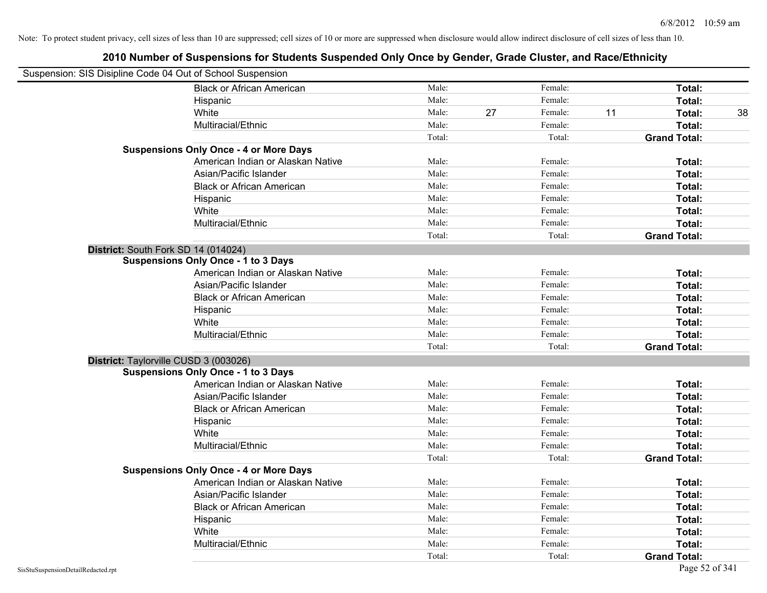Note: To protect student privacy, cell sizes of less than 10 are suppressed; cell sizes of 10 or more are suppressed when disclosure would allow indirect disclosure of cell sizes of less than 10.

## 2010 Number of Suspensions for Students Suspended Only Once by Gender, Grade Cluster, and Race/Ethnicity

Suspension: SIS Disipline Code 04 Out of School Suspension

| | | | | | | |
|---|---|---|---|---|---|---|
| Black or African American | Male: | | Female: | | **Total:** | |
| Hispanic | Male: | | Female: | | **Total:** | |
| White | Male: | 27 | Female: | 11 | **Total:** | 38 |
| Multiracial/Ethnic | Male: | | Female: | | **Total:** | |
| | Total: | | Total: | | **Grand Total:** | |

**Suspensions Only Once - 4 or More Days**

| | | | | | | |
|---|---|---|---|---|---|---|
| American Indian or Alaskan Native | Male: | | Female: | | **Total:** | |
| Asian/Pacific Islander | Male: | | Female: | | **Total:** | |
| Black or African American | Male: | | Female: | | **Total:** | |
| Hispanic | Male: | | Female: | | **Total:** | |
| White | Male: | | Female: | | **Total:** | |
| Multiracial/Ethnic | Male: | | Female: | | **Total:** | |
| | Total: | | Total: | | **Grand Total:** | |

**District:** South Fork SD 14 (014024)

**Suspensions Only Once - 1 to 3 Days**

| | | | | | | |
|---|---|---|---|---|---|---|
| American Indian or Alaskan Native | Male: | | Female: | | **Total:** | |
| Asian/Pacific Islander | Male: | | Female: | | **Total:** | |
| Black or African American | Male: | | Female: | | **Total:** | |
| Hispanic | Male: | | Female: | | **Total:** | |
| White | Male: | | Female: | | **Total:** | |
| Multiracial/Ethnic | Male: | | Female: | | **Total:** | |
| | Total: | | Total: | | **Grand Total:** | |

**District:** Taylorville CUSD 3 (003026)

**Suspensions Only Once - 1 to 3 Days**

| | | | | | | |
|---|---|---|---|---|---|---|
| American Indian or Alaskan Native | Male: | | Female: | | **Total:** | |
| Asian/Pacific Islander | Male: | | Female: | | **Total:** | |
| Black or African American | Male: | | Female: | | **Total:** | |
| Hispanic | Male: | | Female: | | **Total:** | |
| White | Male: | | Female: | | **Total:** | |
| Multiracial/Ethnic | Male: | | Female: | | **Total:** | |
| | Total: | | Total: | | **Grand Total:** | |

**Suspensions Only Once - 4 or More Days**

| | | | | | | |
|---|---|---|---|---|---|---|
| American Indian or Alaskan Native | Male: | | Female: | | **Total:** | |
| Asian/Pacific Islander | Male: | | Female: | | **Total:** | |
| Black or African American | Male: | | Female: | | **Total:** | |
| Hispanic | Male: | | Female: | | **Total:** | |
| White | Male: | | Female: | | **Total:** | |
| Multiracial/Ethnic | Male: | | Female: | | **Total:** | |
| | Total: | | Total: | | **Grand Total:** | |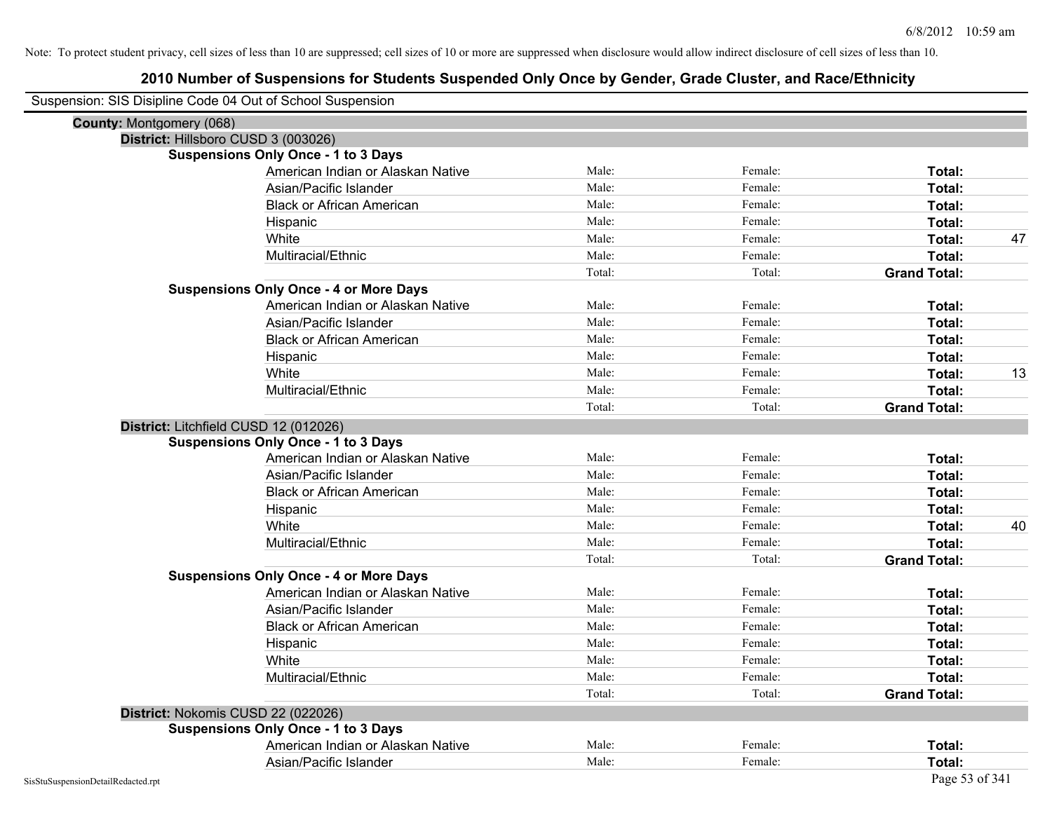Note: To protect student privacy, cell sizes of less than 10 are suppressed; cell sizes of 10 or more are suppressed when disclosure would allow indirect disclosure of cell sizes of less than 10.

# 2010 Number of Suspensions for Students Suspended Only Once by Gender, Grade Cluster, and Race/Ethnicity

Suspension: SIS Disipline Code 04 Out of School Suspension

**County:** Montgomery (068)

**District:** Hillsboro CUSD 3 (003026)

**Suspensions Only Once - 1 to 3 Days**

| Race/Ethnicity | Male | Female | Total |
|---|---|---|---|
| American Indian or Alaskan Native | Male: | Female: | Total: |
| Asian/Pacific Islander | Male: | Female: | Total: |
| Black or African American | Male: | Female: | Total: |
| Hispanic | Male: | Female: | Total: |
| White | Male: | Female: | Total: 47 |
| Multiracial/Ethnic | Male: | Female: | Total: |
| | Total: | Total: | Grand Total: |

**Suspensions Only Once - 4 or More Days**

| Race/Ethnicity | Male | Female | Total |
|---|---|---|---|
| American Indian or Alaskan Native | Male: | Female: | Total: |
| Asian/Pacific Islander | Male: | Female: | Total: |
| Black or African American | Male: | Female: | Total: |
| Hispanic | Male: | Female: | Total: |
| White | Male: | Female: | Total: 13 |
| Multiracial/Ethnic | Male: | Female: | Total: |
| | Total: | Total: | Grand Total: |

**District:** Litchfield CUSD 12 (012026)

**Suspensions Only Once - 1 to 3 Days**

| Race/Ethnicity | Male | Female | Total |
|---|---|---|---|
| American Indian or Alaskan Native | Male: | Female: | Total: |
| Asian/Pacific Islander | Male: | Female: | Total: |
| Black or African American | Male: | Female: | Total: |
| Hispanic | Male: | Female: | Total: |
| White | Male: | Female: | Total: 40 |
| Multiracial/Ethnic | Male: | Female: | Total: |
| | Total: | Total: | Grand Total: |

**Suspensions Only Once - 4 or More Days**

| Race/Ethnicity | Male | Female | Total |
|---|---|---|---|
| American Indian or Alaskan Native | Male: | Female: | Total: |
| Asian/Pacific Islander | Male: | Female: | Total: |
| Black or African American | Male: | Female: | Total: |
| Hispanic | Male: | Female: | Total: |
| White | Male: | Female: | Total: |
| Multiracial/Ethnic | Male: | Female: | Total: |
| | Total: | Total: | Grand Total: |

**District:** Nokomis CUSD 22 (022026)

**Suspensions Only Once - 1 to 3 Days**

| Race/Ethnicity | Male | Female | Total |
|---|---|---|---|
| American Indian or Alaskan Native | Male: | Female: | Total: |
| Asian/Pacific Islander | Male: | Female: | Total: |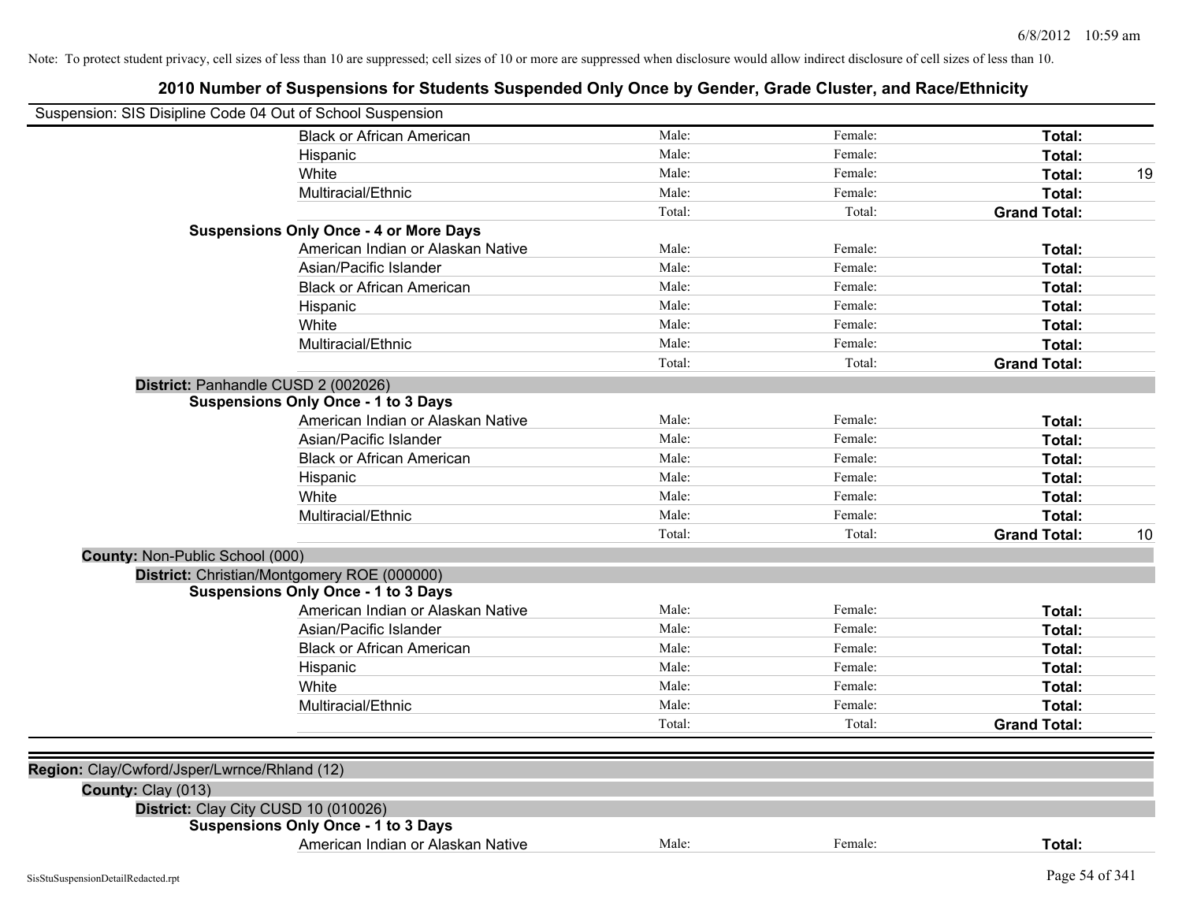Note: To protect student privacy, cell sizes of less than 10 are suppressed; cell sizes of 10 or more are suppressed when disclosure would allow indirect disclosure of cell sizes of less than 10.

## 2010 Number of Suspensions for Students Suspended Only Once by Gender, Grade Cluster, and Race/Ethnicity

Suspension: SIS Disipline Code 04 Out of School Suspension

| | | | | |
|---|---|---|---|---|
| Black or African American | Male: | Female: | **Total:** | |
| Hispanic | Male: | Female: | **Total:** | |
| White | Male: | Female: | **Total:** | 19 |
| Multiracial/Ethnic | Male: | Female: | **Total:** | |
| | Total: | Total: | **Grand Total:** | |

**Suspensions Only Once - 4 or More Days**

| | | | | |
|---|---|---|---|---|
| American Indian or Alaskan Native | Male: | Female: | **Total:** | |
| Asian/Pacific Islander | Male: | Female: | **Total:** | |
| Black or African American | Male: | Female: | **Total:** | |
| Hispanic | Male: | Female: | **Total:** | |
| White | Male: | Female: | **Total:** | |
| Multiracial/Ethnic | Male: | Female: | **Total:** | |
| | Total: | Total: | **Grand Total:** | |

**District:** Panhandle CUSD 2 (002026)

**Suspensions Only Once - 1 to 3 Days**

| | | | | |
|---|---|---|---|---|
| American Indian or Alaskan Native | Male: | Female: | **Total:** | |
| Asian/Pacific Islander | Male: | Female: | **Total:** | |
| Black or African American | Male: | Female: | **Total:** | |
| Hispanic | Male: | Female: | **Total:** | |
| White | Male: | Female: | **Total:** | |
| Multiracial/Ethnic | Male: | Female: | **Total:** | |
| | Total: | Total: | **Grand Total:** | 10 |

**County:** Non-Public School (000)

**District:** Christian/Montgomery ROE (000000)

**Suspensions Only Once - 1 to 3 Days**

| | | | | |
|---|---|---|---|---|
| American Indian or Alaskan Native | Male: | Female: | **Total:** | |
| Asian/Pacific Islander | Male: | Female: | **Total:** | |
| Black or African American | Male: | Female: | **Total:** | |
| Hispanic | Male: | Female: | **Total:** | |
| White | Male: | Female: | **Total:** | |
| Multiracial/Ethnic | Male: | Female: | **Total:** | |
| | Total: | Total: | **Grand Total:** | |

**Region:** Clay/Cwford/Jsper/Lwrnce/Rhland (12)

**County:** Clay (013)

**District:** Clay City CUSD 10 (010026)

**Suspensions Only Once - 1 to 3 Days**

| | | | | |
|---|---|---|---|---|
| American Indian or Alaskan Native | Male: | Female: | **Total:** | |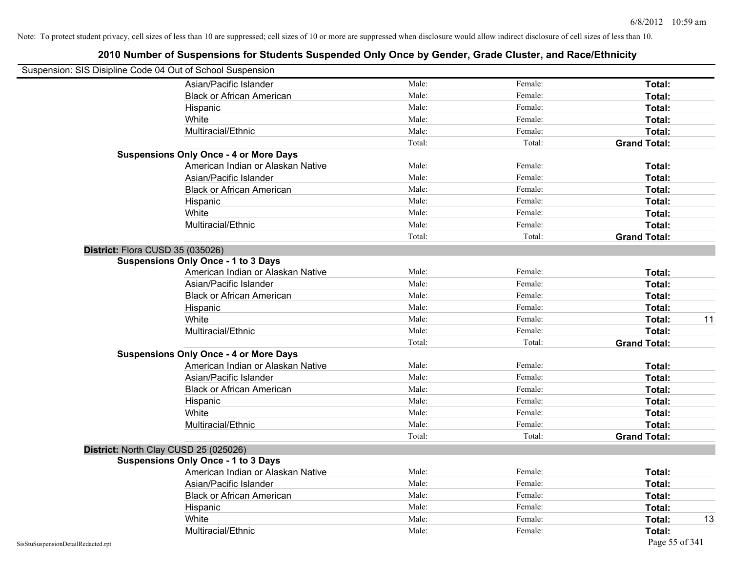Note: To protect student privacy, cell sizes of less than 10 are suppressed; cell sizes of 10 or more are suppressed when disclosure would allow indirect disclosure of cell sizes of less than 10.

## 2010 Number of Suspensions for Students Suspended Only Once by Gender, Grade Cluster, and Race/Ethnicity

Suspension: SIS Disipline Code 04 Out of School Suspension

| | | | | |
|---|---|---|---|---|
| Asian/Pacific Islander | Male: | Female: | **Total:** | |
| Black or African American | Male: | Female: | **Total:** | |
| Hispanic | Male: | Female: | **Total:** | |
| White | Male: | Female: | **Total:** | |
| Multiracial/Ethnic | Male: | Female: | **Total:** | |
| | Total: | Total: | **Grand Total:** | |
| **Suspensions Only Once - 4 or More Days** | | | | |
| American Indian or Alaskan Native | Male: | Female: | **Total:** | |
| Asian/Pacific Islander | Male: | Female: | **Total:** | |
| Black or African American | Male: | Female: | **Total:** | |
| Hispanic | Male: | Female: | **Total:** | |
| White | Male: | Female: | **Total:** | |
| Multiracial/Ethnic | Male: | Female: | **Total:** | |
| | Total: | Total: | **Grand Total:** | |
| **District:** Flora CUSD 35 (035026) | | | | |
| **Suspensions Only Once - 1 to 3 Days** | | | | |
| American Indian or Alaskan Native | Male: | Female: | **Total:** | |
| Asian/Pacific Islander | Male: | Female: | **Total:** | |
| Black or African American | Male: | Female: | **Total:** | |
| Hispanic | Male: | Female: | **Total:** | |
| White | Male: | Female: | **Total:** | 11 |
| Multiracial/Ethnic | Male: | Female: | **Total:** | |
| | Total: | Total: | **Grand Total:** | |
| **Suspensions Only Once - 4 or More Days** | | | | |
| American Indian or Alaskan Native | Male: | Female: | **Total:** | |
| Asian/Pacific Islander | Male: | Female: | **Total:** | |
| Black or African American | Male: | Female: | **Total:** | |
| Hispanic | Male: | Female: | **Total:** | |
| White | Male: | Female: | **Total:** | |
| Multiracial/Ethnic | Male: | Female: | **Total:** | |
| | Total: | Total: | **Grand Total:** | |
| **District:** North Clay CUSD 25 (025026) | | | | |
| **Suspensions Only Once - 1 to 3 Days** | | | | |
| American Indian or Alaskan Native | Male: | Female: | **Total:** | |
| Asian/Pacific Islander | Male: | Female: | **Total:** | |
| Black or African American | Male: | Female: | **Total:** | |
| Hispanic | Male: | Female: | **Total:** | |
| White | Male: | Female: | **Total:** | 13 |
| Multiracial/Ethnic | Male: | Female: | **Total:** | |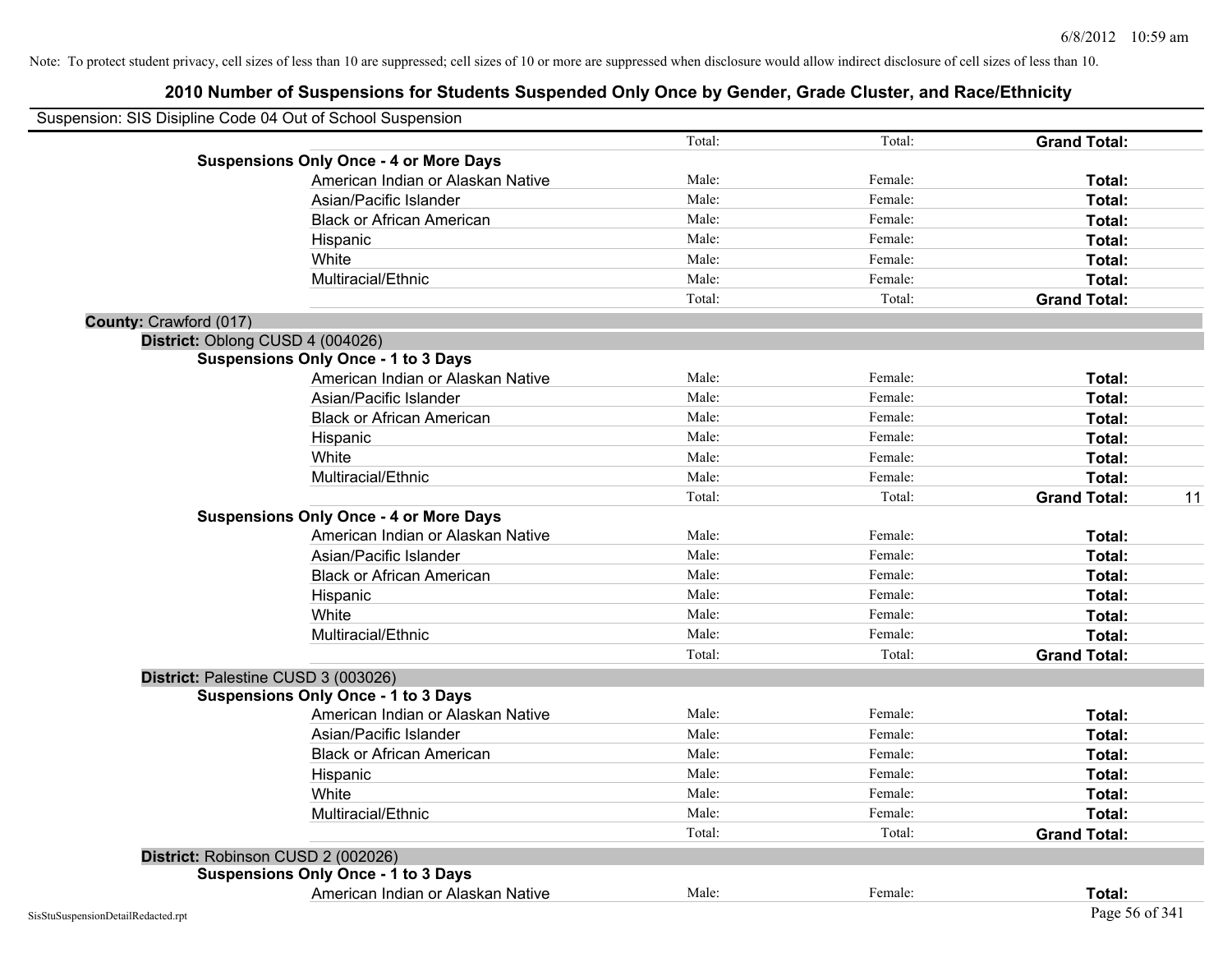Note: To protect student privacy, cell sizes of less than 10 are suppressed; cell sizes of 10 or more are suppressed when disclosure would allow indirect disclosure of cell sizes of less than 10.

# 2010 Number of Suspensions for Students Suspended Only Once by Gender, Grade Cluster, and Race/Ethnicity

Suspension: SIS Disipline Code 04 Out of School Suspension

| | | | | |
|---|---|---|---|---|
| | Total: | Total: | **Grand Total:** | |
| **Suspensions Only Once - 4 or More Days** | | | | |
| American Indian or Alaskan Native | Male: | Female: | **Total:** | |
| Asian/Pacific Islander | Male: | Female: | **Total:** | |
| Black or African American | Male: | Female: | **Total:** | |
| Hispanic | Male: | Female: | **Total:** | |
| White | Male: | Female: | **Total:** | |
| Multiracial/Ethnic | Male: | Female: | **Total:** | |
| | Total: | Total: | **Grand Total:** | |

**County:** Crawford (017)

**District:** Oblong CUSD 4 (004026)

| | | | | |
|---|---|---|---|---|
| **Suspensions Only Once - 1 to 3 Days** | | | | |
| American Indian or Alaskan Native | Male: | Female: | **Total:** | |
| Asian/Pacific Islander | Male: | Female: | **Total:** | |
| Black or African American | Male: | Female: | **Total:** | |
| Hispanic | Male: | Female: | **Total:** | |
| White | Male: | Female: | **Total:** | |
| Multiracial/Ethnic | Male: | Female: | **Total:** | |
| | Total: | Total: | **Grand Total:** | 11 |
| **Suspensions Only Once - 4 or More Days** | | | | |
| American Indian or Alaskan Native | Male: | Female: | **Total:** | |
| Asian/Pacific Islander | Male: | Female: | **Total:** | |
| Black or African American | Male: | Female: | **Total:** | |
| Hispanic | Male: | Female: | **Total:** | |
| White | Male: | Female: | **Total:** | |
| Multiracial/Ethnic | Male: | Female: | **Total:** | |
| | Total: | Total: | **Grand Total:** | |

**District:** Palestine CUSD 3 (003026)

| | | | | |
|---|---|---|---|---|
| **Suspensions Only Once - 1 to 3 Days** | | | | |
| American Indian or Alaskan Native | Male: | Female: | **Total:** | |
| Asian/Pacific Islander | Male: | Female: | **Total:** | |
| Black or African American | Male: | Female: | **Total:** | |
| Hispanic | Male: | Female: | **Total:** | |
| White | Male: | Female: | **Total:** | |
| Multiracial/Ethnic | Male: | Female: | **Total:** | |
| | Total: | Total: | **Grand Total:** | |

**District:** Robinson CUSD 2 (002026)

| | | | | |
|---|---|---|---|---|
| **Suspensions Only Once - 1 to 3 Days** | | | | |
| American Indian or Alaskan Native | Male: | Female: | **Total:** | |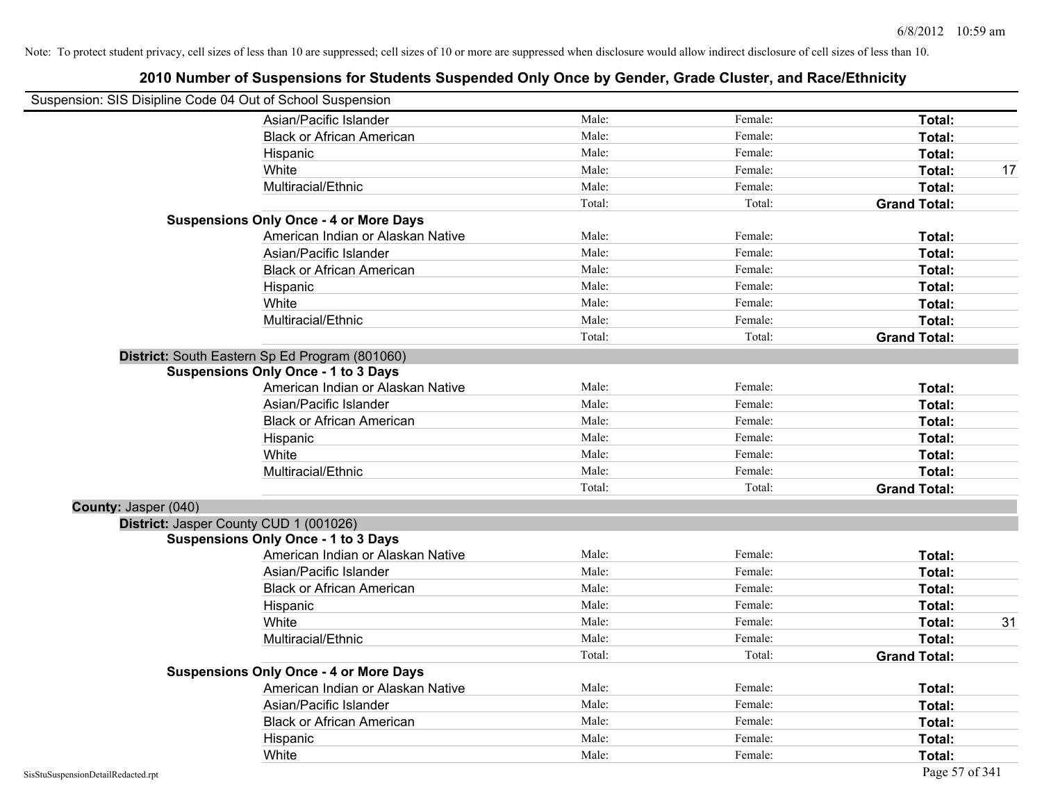Note: To protect student privacy, cell sizes of less than 10 are suppressed; cell sizes of 10 or more are suppressed when disclosure would allow indirect disclosure of cell sizes of less than 10.

## 2010 Number of Suspensions for Students Suspended Only Once by Gender, Grade Cluster, and Race/Ethnicity

Suspension: SIS Disipline Code 04 Out of School Suspension

| | | | | |
|---|---|---|---|---|
| Asian/Pacific Islander | Male: | Female: | **Total:** | |
| Black or African American | Male: | Female: | **Total:** | |
| Hispanic | Male: | Female: | **Total:** | |
| White | Male: | Female: | **Total:** | 17 |
| Multiracial/Ethnic | Male: | Female: | **Total:** | |
| | Total: | Total: | **Grand Total:** | |

**Suspensions Only Once - 4 or More Days**

| | | | | |
|---|---|---|---|---|
| American Indian or Alaskan Native | Male: | Female: | **Total:** | |
| Asian/Pacific Islander | Male: | Female: | **Total:** | |
| Black or African American | Male: | Female: | **Total:** | |
| Hispanic | Male: | Female: | **Total:** | |
| White | Male: | Female: | **Total:** | |
| Multiracial/Ethnic | Male: | Female: | **Total:** | |
| | Total: | Total: | **Grand Total:** | |

**District:** South Eastern Sp Ed Program (801060)

**Suspensions Only Once - 1 to 3 Days**

| | | | | |
|---|---|---|---|---|
| American Indian or Alaskan Native | Male: | Female: | **Total:** | |
| Asian/Pacific Islander | Male: | Female: | **Total:** | |
| Black or African American | Male: | Female: | **Total:** | |
| Hispanic | Male: | Female: | **Total:** | |
| White | Male: | Female: | **Total:** | |
| Multiracial/Ethnic | Male: | Female: | **Total:** | |
| | Total: | Total: | **Grand Total:** | |

**County:** Jasper (040)

**District:** Jasper County CUD 1 (001026)

**Suspensions Only Once - 1 to 3 Days**

| | | | | |
|---|---|---|---|---|
| American Indian or Alaskan Native | Male: | Female: | **Total:** | |
| Asian/Pacific Islander | Male: | Female: | **Total:** | |
| Black or African American | Male: | Female: | **Total:** | |
| Hispanic | Male: | Female: | **Total:** | |
| White | Male: | Female: | **Total:** | 31 |
| Multiracial/Ethnic | Male: | Female: | **Total:** | |
| | Total: | Total: | **Grand Total:** | |

**Suspensions Only Once - 4 or More Days**

| | | | | |
|---|---|---|---|---|
| American Indian or Alaskan Native | Male: | Female: | **Total:** | |
| Asian/Pacific Islander | Male: | Female: | **Total:** | |
| Black or African American | Male: | Female: | **Total:** | |
| Hispanic | Male: | Female: | **Total:** | |
| White | Male: | Female: | **Total:** | |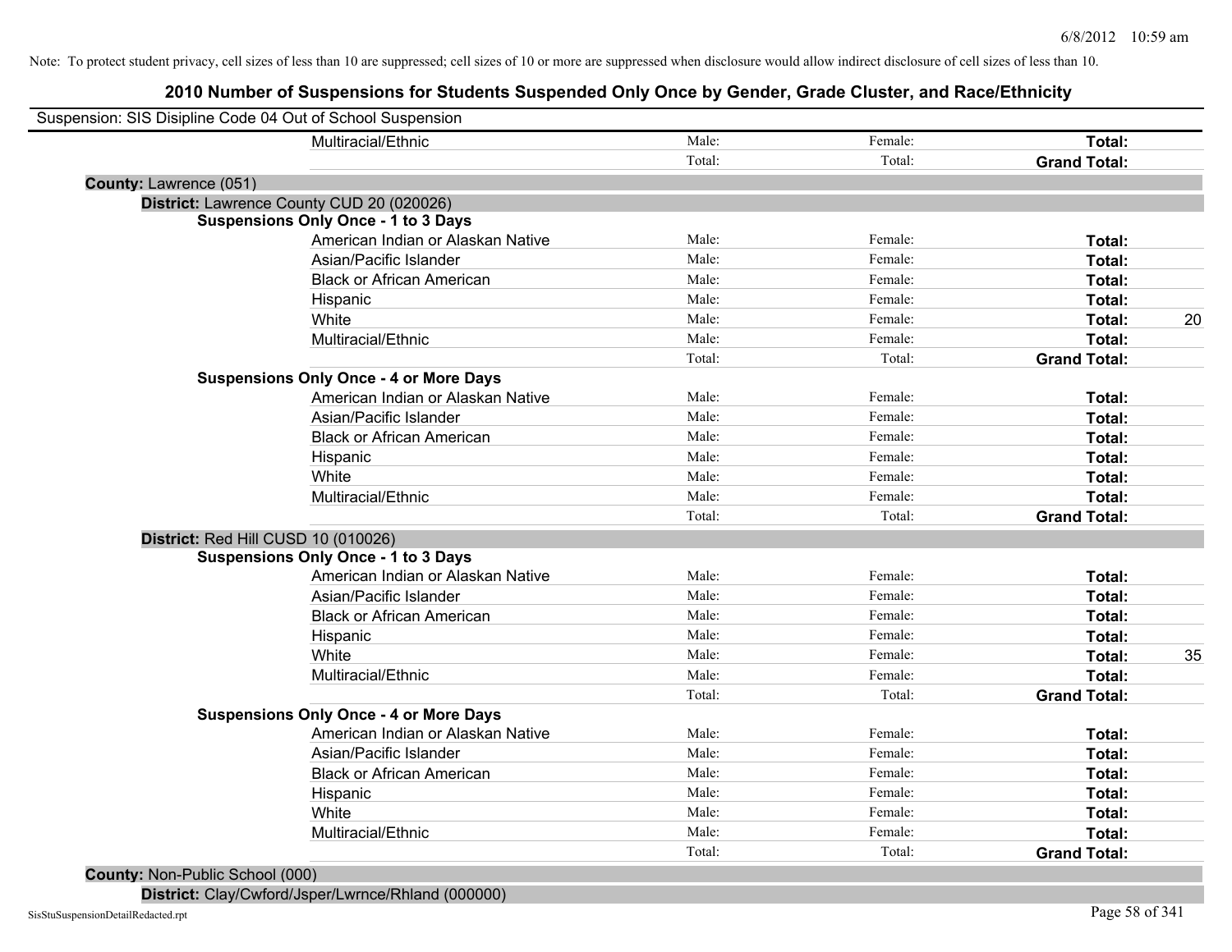Note: To protect student privacy, cell sizes of less than 10 are suppressed; cell sizes of 10 or more are suppressed when disclosure would allow indirect disclosure of cell sizes of less than 10.

# 2010 Number of Suspensions for Students Suspended Only Once by Gender, Grade Cluster, and Race/Ethnicity

Suspension: SIS Disipline Code 04 Out of School Suspension

| | | | | |
|---|---|---|---|---|
| Multiracial/Ethnic | Male: | Female: | **Total:** | |
| | Total: | Total: | **Grand Total:** | |

**County:** Lawrence (051)

**District:** Lawrence County CUD 20 (020026)

**Suspensions Only Once - 1 to 3 Days**

| | | | | |
|---|---|---|---|---|
| American Indian or Alaskan Native | Male: | Female: | **Total:** | |
| Asian/Pacific Islander | Male: | Female: | **Total:** | |
| Black or African American | Male: | Female: | **Total:** | |
| Hispanic | Male: | Female: | **Total:** | |
| White | Male: | Female: | **Total:** | 20 |
| Multiracial/Ethnic | Male: | Female: | **Total:** | |
| | Total: | Total: | **Grand Total:** | |

**Suspensions Only Once - 4 or More Days**

| | | | | |
|---|---|---|---|---|
| American Indian or Alaskan Native | Male: | Female: | **Total:** | |
| Asian/Pacific Islander | Male: | Female: | **Total:** | |
| Black or African American | Male: | Female: | **Total:** | |
| Hispanic | Male: | Female: | **Total:** | |
| White | Male: | Female: | **Total:** | |
| Multiracial/Ethnic | Male: | Female: | **Total:** | |
| | Total: | Total: | **Grand Total:** | |

**District:** Red Hill CUSD 10 (010026)

**Suspensions Only Once - 1 to 3 Days**

| | | | | |
|---|---|---|---|---|
| American Indian or Alaskan Native | Male: | Female: | **Total:** | |
| Asian/Pacific Islander | Male: | Female: | **Total:** | |
| Black or African American | Male: | Female: | **Total:** | |
| Hispanic | Male: | Female: | **Total:** | |
| White | Male: | Female: | **Total:** | 35 |
| Multiracial/Ethnic | Male: | Female: | **Total:** | |
| | Total: | Total: | **Grand Total:** | |

**Suspensions Only Once - 4 or More Days**

| | | | | |
|---|---|---|---|---|
| American Indian or Alaskan Native | Male: | Female: | **Total:** | |
| Asian/Pacific Islander | Male: | Female: | **Total:** | |
| Black or African American | Male: | Female: | **Total:** | |
| Hispanic | Male: | Female: | **Total:** | |
| White | Male: | Female: | **Total:** | |
| Multiracial/Ethnic | Male: | Female: | **Total:** | |
| | Total: | Total: | **Grand Total:** | |

**County:** Non-Public School (000)

**District:** Clay/Cwford/Jsper/Lwrnce/Rhland (000000)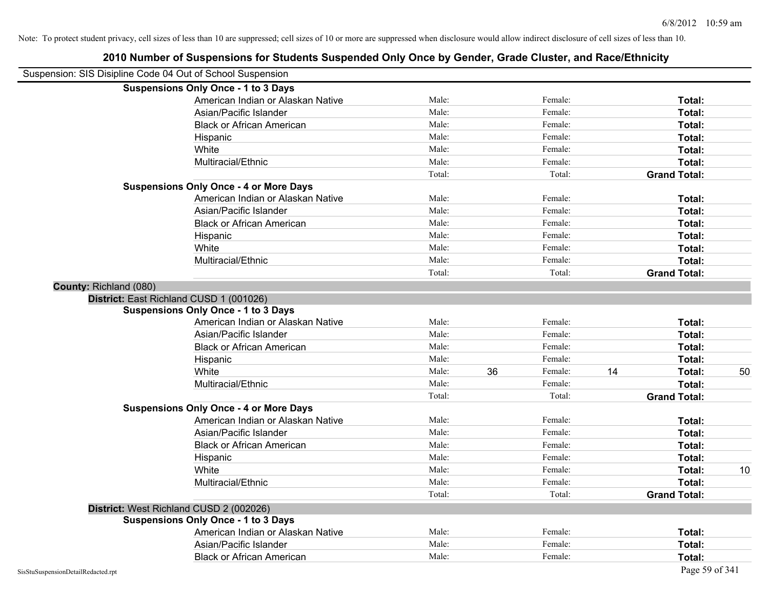Note: To protect student privacy, cell sizes of less than 10 are suppressed; cell sizes of 10 or more are suppressed when disclosure would allow indirect disclosure of cell sizes of less than 10.

# 2010 Number of Suspensions for Students Suspended Only Once by Gender, Grade Cluster, and Race/Ethnicity

Suspension: SIS Disipline Code 04 Out of School Suspension

| | | | | | | | |
|---|---|---|---|---|---|---|---|
| **Suspensions Only Once - 1 to 3 Days** | | | | | | | |
| American Indian or Alaskan Native | Male: | | Female: | | **Total:** | |
| Asian/Pacific Islander | Male: | | Female: | | **Total:** | |
| Black or African American | Male: | | Female: | | **Total:** | |
| Hispanic | Male: | | Female: | | **Total:** | |
| White | Male: | | Female: | | **Total:** | |
| Multiracial/Ethnic | Male: | | Female: | | **Total:** | |
| | Total: | | Total: | | **Grand Total:** | |
| **Suspensions Only Once - 4 or More Days** | | | | | | |
| American Indian or Alaskan Native | Male: | | Female: | | **Total:** | |
| Asian/Pacific Islander | Male: | | Female: | | **Total:** | |
| Black or African American | Male: | | Female: | | **Total:** | |
| Hispanic | Male: | | Female: | | **Total:** | |
| White | Male: | | Female: | | **Total:** | |
| Multiracial/Ethnic | Male: | | Female: | | **Total:** | |
| | Total: | | Total: | | **Grand Total:** | |

**County:** Richland (080)

**District:** East Richland CUSD 1 (001026)

| | | | | | | |
|---|---|---|---|---|---|---|
| **Suspensions Only Once - 1 to 3 Days** | | | | | | |
| American Indian or Alaskan Native | Male: | | Female: | | **Total:** | |
| Asian/Pacific Islander | Male: | | Female: | | **Total:** | |
| Black or African American | Male: | | Female: | | **Total:** | |
| Hispanic | Male: | | Female: | | **Total:** | |
| White | Male: | 36 | Female: | 14 | **Total:** | 50 |
| Multiracial/Ethnic | Male: | | Female: | | **Total:** | |
| | Total: | | Total: | | **Grand Total:** | |
| **Suspensions Only Once - 4 or More Days** | | | | | | |
| American Indian or Alaskan Native | Male: | | Female: | | **Total:** | |
| Asian/Pacific Islander | Male: | | Female: | | **Total:** | |
| Black or African American | Male: | | Female: | | **Total:** | |
| Hispanic | Male: | | Female: | | **Total:** | |
| White | Male: | | Female: | | **Total:** | 10 |
| Multiracial/Ethnic | Male: | | Female: | | **Total:** | |
| | Total: | | Total: | | **Grand Total:** | |

**District:** West Richland CUSD 2 (002026)

| | | | | | | |
|---|---|---|---|---|---|---|
| **Suspensions Only Once - 1 to 3 Days** | | | | | | |
| American Indian or Alaskan Native | Male: | | Female: | | **Total:** | |
| Asian/Pacific Islander | Male: | | Female: | | **Total:** | |
| Black or African American | Male: | | Female: | | **Total:** | |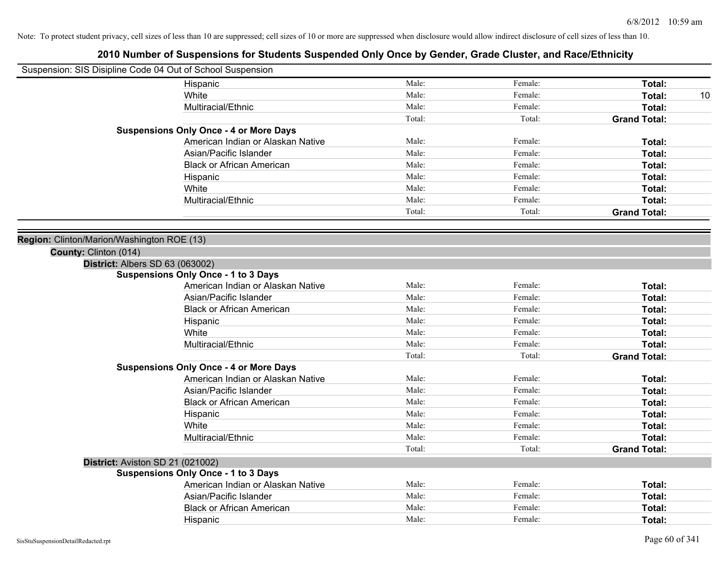Note: To protect student privacy, cell sizes of less than 10 are suppressed; cell sizes of 10 or more are suppressed when disclosure would allow indirect disclosure of cell sizes of less than 10.

# 2010 Number of Suspensions for Students Suspended Only Once by Gender, Grade Cluster, and Race/Ethnicity

Suspension: SIS Disipline Code 04 Out of School Suspension

| | | | | |
|---|---|---|---|---|
| Hispanic | Male: | Female: | **Total:** | |
| White | Male: | Female: | **Total:** | 10 |
| Multiracial/Ethnic | Male: | Female: | **Total:** | |
| | Total: | Total: | **Grand Total:** | |

**Suspensions Only Once - 4 or More Days**

| | | | | |
|---|---|---|---|---|
| American Indian or Alaskan Native | Male: | Female: | **Total:** | |
| Asian/Pacific Islander | Male: | Female: | **Total:** | |
| Black or African American | Male: | Female: | **Total:** | |
| Hispanic | Male: | Female: | **Total:** | |
| White | Male: | Female: | **Total:** | |
| Multiracial/Ethnic | Male: | Female: | **Total:** | |
| | Total: | Total: | **Grand Total:** | |

**Region:** Clinton/Marion/Washington ROE (13)

**County:** Clinton (014)

**District:** Albers SD 63 (063002)

**Suspensions Only Once - 1 to 3 Days**

| | | | | |
|---|---|---|---|---|
| American Indian or Alaskan Native | Male: | Female: | **Total:** | |
| Asian/Pacific Islander | Male: | Female: | **Total:** | |
| Black or African American | Male: | Female: | **Total:** | |
| Hispanic | Male: | Female: | **Total:** | |
| White | Male: | Female: | **Total:** | |
| Multiracial/Ethnic | Male: | Female: | **Total:** | |
| | Total: | Total: | **Grand Total:** | |

**Suspensions Only Once - 4 or More Days**

| | | | | |
|---|---|---|---|---|
| American Indian or Alaskan Native | Male: | Female: | **Total:** | |
| Asian/Pacific Islander | Male: | Female: | **Total:** | |
| Black or African American | Male: | Female: | **Total:** | |
| Hispanic | Male: | Female: | **Total:** | |
| White | Male: | Female: | **Total:** | |
| Multiracial/Ethnic | Male: | Female: | **Total:** | |
| | Total: | Total: | **Grand Total:** | |

**District:** Aviston SD 21 (021002)

**Suspensions Only Once - 1 to 3 Days**

| | | | | |
|---|---|---|---|---|
| American Indian or Alaskan Native | Male: | Female: | **Total:** | |
| Asian/Pacific Islander | Male: | Female: | **Total:** | |
| Black or African American | Male: | Female: | **Total:** | |
| Hispanic | Male: | Female: | **Total:** | |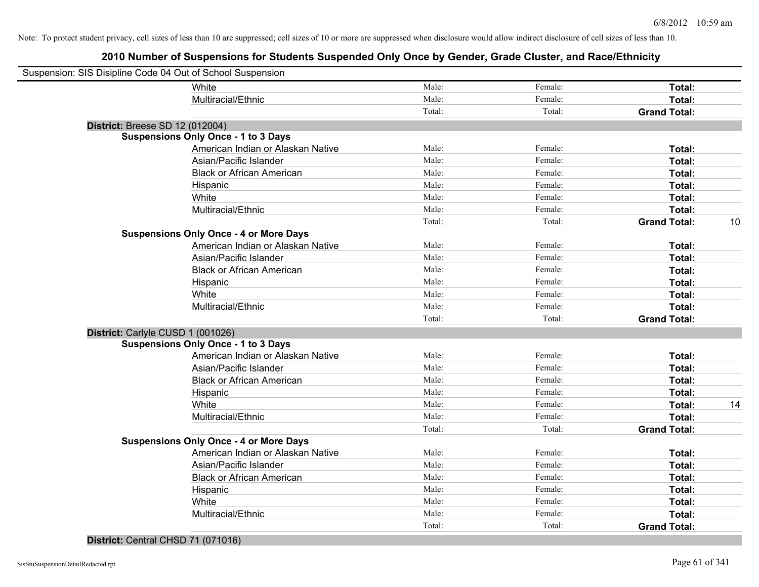Note: To protect student privacy, cell sizes of less than 10 are suppressed; cell sizes of 10 or more are suppressed when disclosure would allow indirect disclosure of cell sizes of less than 10.

## 2010 Number of Suspensions for Students Suspended Only Once by Gender, Grade Cluster, and Race/Ethnicity

Suspension: SIS Disipline Code 04 Out of School Suspension

| | | | | | |
|---|---|---|---|---|---|
| | White | Male: | Female: | **Total:** | |
| | Multiracial/Ethnic | Male: | Female: | **Total:** | |
| | | Total: | Total: | **Grand Total:** | |
| **District:** Breese SD 12 (012004) | | | | | |
| **Suspensions Only Once - 1 to 3 Days** | | | | | |
| | American Indian or Alaskan Native | Male: | Female: | **Total:** | |
| | Asian/Pacific Islander | Male: | Female: | **Total:** | |
| | Black or African American | Male: | Female: | **Total:** | |
| | Hispanic | Male: | Female: | **Total:** | |
| | White | Male: | Female: | **Total:** | |
| | Multiracial/Ethnic | Male: | Female: | **Total:** | |
| | | Total: | Total: | **Grand Total:** | 10 |
| **Suspensions Only Once - 4 or More Days** | | | | | |
| | American Indian or Alaskan Native | Male: | Female: | **Total:** | |
| | Asian/Pacific Islander | Male: | Female: | **Total:** | |
| | Black or African American | Male: | Female: | **Total:** | |
| | Hispanic | Male: | Female: | **Total:** | |
| | White | Male: | Female: | **Total:** | |
| | Multiracial/Ethnic | Male: | Female: | **Total:** | |
| | | Total: | Total: | **Grand Total:** | |
| **District:** Carlyle CUSD 1 (001026) | | | | | |
| **Suspensions Only Once - 1 to 3 Days** | | | | | |
| | American Indian or Alaskan Native | Male: | Female: | **Total:** | |
| | Asian/Pacific Islander | Male: | Female: | **Total:** | |
| | Black or African American | Male: | Female: | **Total:** | |
| | Hispanic | Male: | Female: | **Total:** | |
| | White | Male: | Female: | **Total:** | 14 |
| | Multiracial/Ethnic | Male: | Female: | **Total:** | |
| | | Total: | Total: | **Grand Total:** | |
| **Suspensions Only Once - 4 or More Days** | | | | | |
| | American Indian or Alaskan Native | Male: | Female: | **Total:** | |
| | Asian/Pacific Islander | Male: | Female: | **Total:** | |
| | Black or African American | Male: | Female: | **Total:** | |
| | Hispanic | Male: | Female: | **Total:** | |
| | White | Male: | Female: | **Total:** | |
| | Multiracial/Ethnic | Male: | Female: | **Total:** | |
| | | Total: | Total: | **Grand Total:** | |
| **District:** Central CHSD 71 (071016) | | | | | |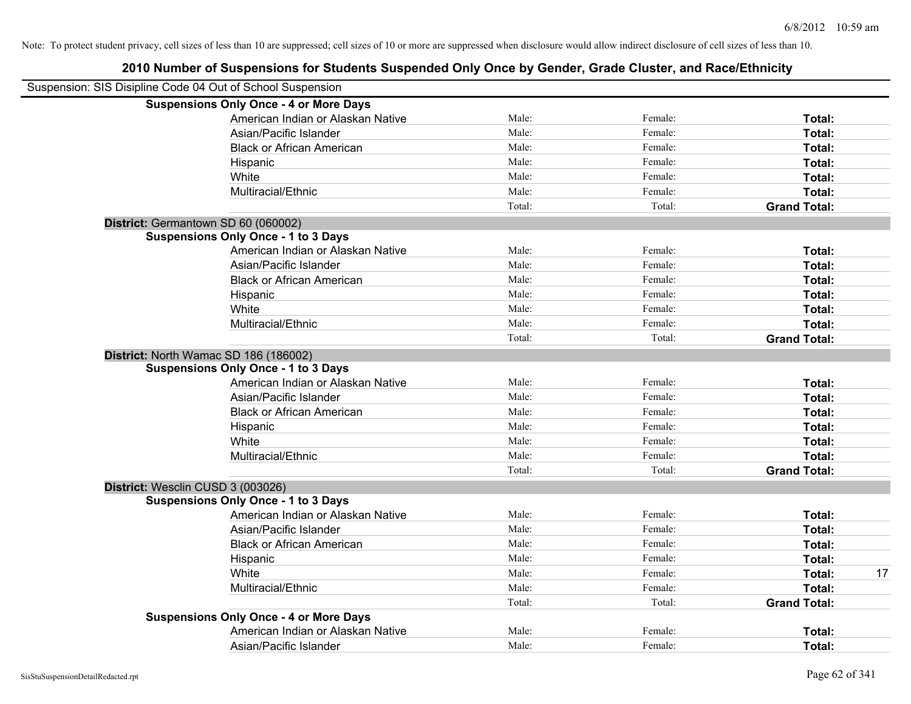Note: To protect student privacy, cell sizes of less than 10 are suppressed; cell sizes of 10 or more are suppressed when disclosure would allow indirect disclosure of cell sizes of less than 10.

# 2010 Number of Suspensions for Students Suspended Only Once by Gender, Grade Cluster, and Race/Ethnicity

Suspension: SIS Disipline Code 04 Out of School Suspension

| | | | | |
|---|---|---|---|---|
| **Suspensions Only Once - 4 or More Days** | | | | |
| American Indian or Alaskan Native | Male: | Female: | **Total:** | |
| Asian/Pacific Islander | Male: | Female: | **Total:** | |
| Black or African American | Male: | Female: | **Total:** | |
| Hispanic | Male: | Female: | **Total:** | |
| White | Male: | Female: | **Total:** | |
| Multiracial/Ethnic | Male: | Female: | **Total:** | |
| | Total: | Total: | **Grand Total:** | |
| **District:** Germantown SD 60 (060002) | | | | |
| **Suspensions Only Once - 1 to 3 Days** | | | | |
| American Indian or Alaskan Native | Male: | Female: | **Total:** | |
| Asian/Pacific Islander | Male: | Female: | **Total:** | |
| Black or African American | Male: | Female: | **Total:** | |
| Hispanic | Male: | Female: | **Total:** | |
| White | Male: | Female: | **Total:** | |
| Multiracial/Ethnic | Male: | Female: | **Total:** | |
| | Total: | Total: | **Grand Total:** | |
| **District:** North Wamac SD 186 (186002) | | | | |
| **Suspensions Only Once - 1 to 3 Days** | | | | |
| American Indian or Alaskan Native | Male: | Female: | **Total:** | |
| Asian/Pacific Islander | Male: | Female: | **Total:** | |
| Black or African American | Male: | Female: | **Total:** | |
| Hispanic | Male: | Female: | **Total:** | |
| White | Male: | Female: | **Total:** | |
| Multiracial/Ethnic | Male: | Female: | **Total:** | |
| | Total: | Total: | **Grand Total:** | |
| **District:** Wesclin CUSD 3 (003026) | | | | |
| **Suspensions Only Once - 1 to 3 Days** | | | | |
| American Indian or Alaskan Native | Male: | Female: | **Total:** | |
| Asian/Pacific Islander | Male: | Female: | **Total:** | |
| Black or African American | Male: | Female: | **Total:** | |
| Hispanic | Male: | Female: | **Total:** | |
| White | Male: | Female: | **Total:** | 17 |
| Multiracial/Ethnic | Male: | Female: | **Total:** | |
| | Total: | Total: | **Grand Total:** | |
| **Suspensions Only Once - 4 or More Days** | | | | |
| American Indian or Alaskan Native | Male: | Female: | **Total:** | |
| Asian/Pacific Islander | Male: | Female: | **Total:** | |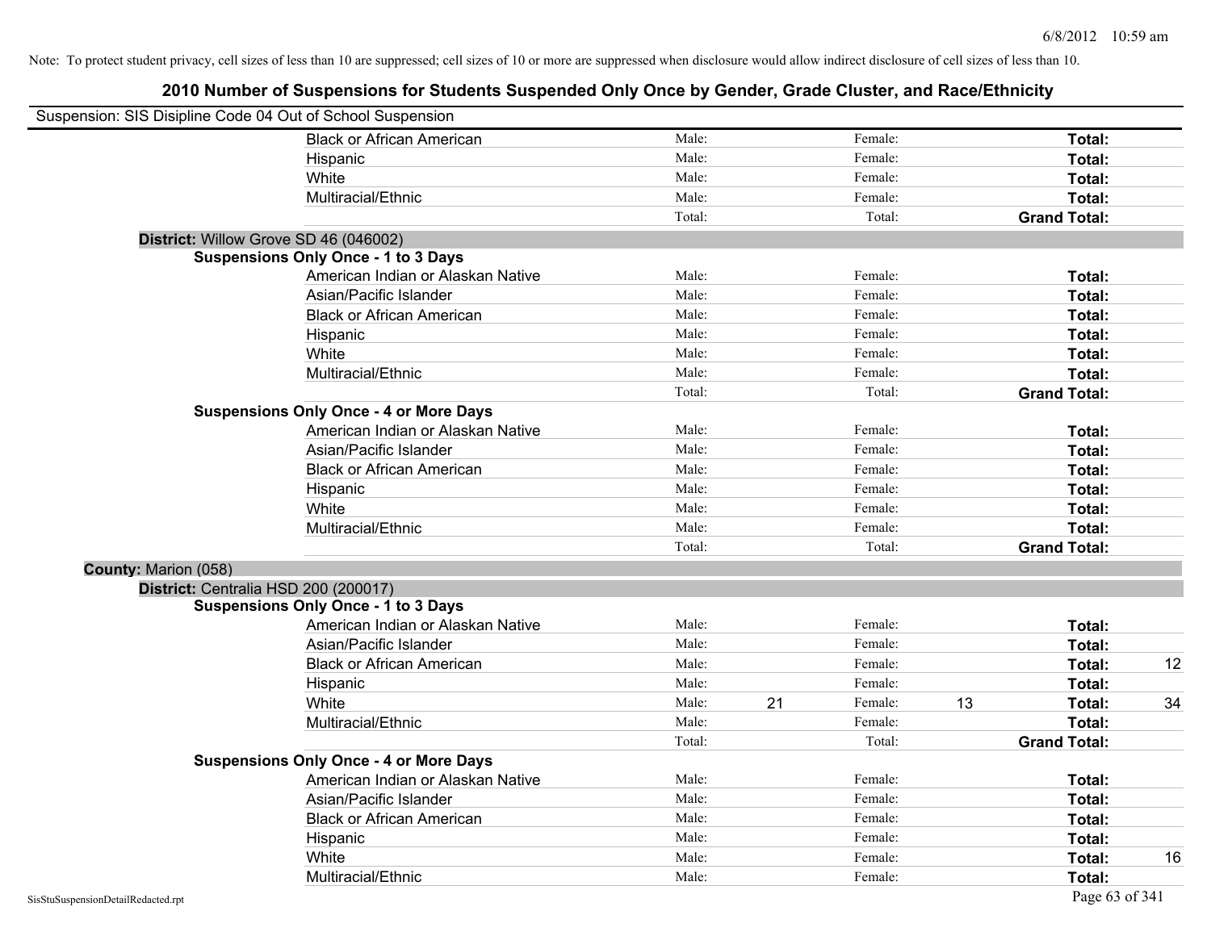Note: To protect student privacy, cell sizes of less than 10 are suppressed; cell sizes of 10 or more are suppressed when disclosure would allow indirect disclosure of cell sizes of less than 10.

# 2010 Number of Suspensions for Students Suspended Only Once by Gender, Grade Cluster, and Race/Ethnicity

Suspension: SIS Disipline Code 04 Out of School Suspension

| | Male: | | Female: | | | |
|---|---|---|---|---|---|---|
| Black or African American | Male: | | Female: | | **Total:** | |
| Hispanic | Male: | | Female: | | **Total:** | |
| White | Male: | | Female: | | **Total:** | |
| Multiracial/Ethnic | Male: | | Female: | | **Total:** | |
| | Total: | | Total: | | **Grand Total:** | |

**District:** Willow Grove SD 46 (046002)

**Suspensions Only Once - 1 to 3 Days**

| | | | | | | |
|---|---|---|---|---|---|---|
| American Indian or Alaskan Native | Male: | | Female: | | **Total:** | |
| Asian/Pacific Islander | Male: | | Female: | | **Total:** | |
| Black or African American | Male: | | Female: | | **Total:** | |
| Hispanic | Male: | | Female: | | **Total:** | |
| White | Male: | | Female: | | **Total:** | |
| Multiracial/Ethnic | Male: | | Female: | | **Total:** | |
| | Total: | | Total: | | **Grand Total:** | |

**Suspensions Only Once - 4 or More Days**

| | | | | | | |
|---|---|---|---|---|---|---|
| American Indian or Alaskan Native | Male: | | Female: | | **Total:** | |
| Asian/Pacific Islander | Male: | | Female: | | **Total:** | |
| Black or African American | Male: | | Female: | | **Total:** | |
| Hispanic | Male: | | Female: | | **Total:** | |
| White | Male: | | Female: | | **Total:** | |
| Multiracial/Ethnic | Male: | | Female: | | **Total:** | |
| | Total: | | Total: | | **Grand Total:** | |

**County:** Marion (058)

**District:** Centralia HSD 200 (200017)

**Suspensions Only Once - 1 to 3 Days**

| | | | | | | |
|---|---|---|---|---|---|---|
| American Indian or Alaskan Native | Male: | | Female: | | **Total:** | |
| Asian/Pacific Islander | Male: | | Female: | | **Total:** | |
| Black or African American | Male: | | Female: | | **Total:** | 12 |
| Hispanic | Male: | | Female: | | **Total:** | |
| White | Male: | 21 | Female: | 13 | **Total:** | 34 |
| Multiracial/Ethnic | Male: | | Female: | | **Total:** | |
| | Total: | | Total: | | **Grand Total:** | |

**Suspensions Only Once - 4 or More Days**

| | | | | | | |
|---|---|---|---|---|---|---|
| American Indian or Alaskan Native | Male: | | Female: | | **Total:** | |
| Asian/Pacific Islander | Male: | | Female: | | **Total:** | |
| Black or African American | Male: | | Female: | | **Total:** | |
| Hispanic | Male: | | Female: | | **Total:** | |
| White | Male: | | Female: | | **Total:** | 16 |
| Multiracial/Ethnic | Male: | | Female: | | **Total:** | |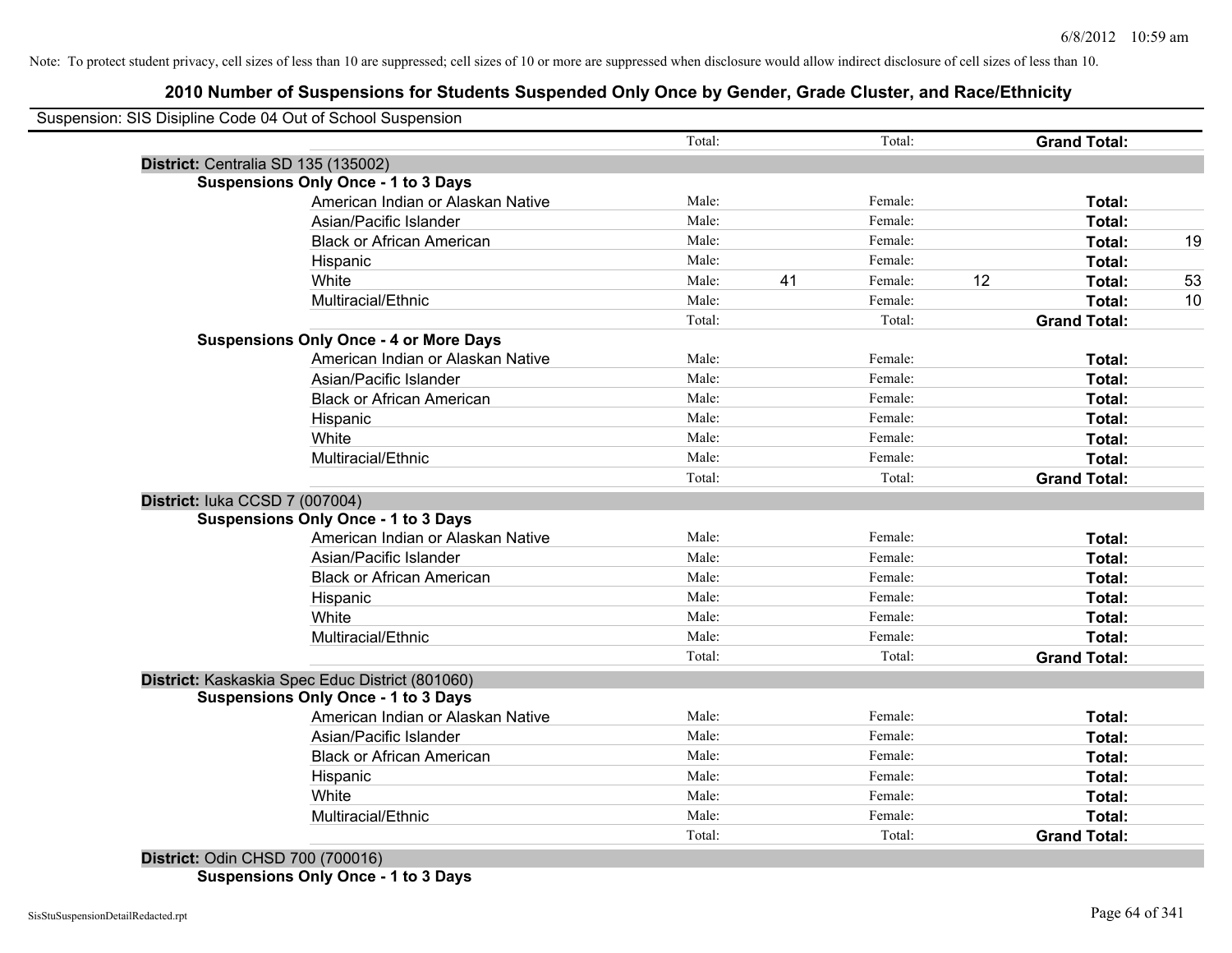Note: To protect student privacy, cell sizes of less than 10 are suppressed; cell sizes of 10 or more are suppressed when disclosure would allow indirect disclosure of cell sizes of less than 10.

## 2010 Number of Suspensions for Students Suspended Only Once by Gender, Grade Cluster, and Race/Ethnicity

Suspension: SIS Disipline Code 04 Out of School Suspension

| | | | | | | | |
|---|---|---|---|---|---|---|---|
| | Total: | | Total: | | **Grand Total:** | |
| **District:** Centralia SD 135 (135002) | | | | | | |
| **Suspensions Only Once - 1 to 3 Days** | | | | | | |
| American Indian or Alaskan Native | Male: | | Female: | | **Total:** | |
| Asian/Pacific Islander | Male: | | Female: | | **Total:** | |
| Black or African American | Male: | | Female: | | **Total:** | 19 |
| Hispanic | Male: | | Female: | | **Total:** | |
| White | Male: | 41 | Female: | 12 | **Total:** | 53 |
| Multiracial/Ethnic | Male: | | Female: | | **Total:** | 10 |
| | Total: | | Total: | | **Grand Total:** | |
| **Suspensions Only Once - 4 or More Days** | | | | | | |
| American Indian or Alaskan Native | Male: | | Female: | | **Total:** | |
| Asian/Pacific Islander | Male: | | Female: | | **Total:** | |
| Black or African American | Male: | | Female: | | **Total:** | |
| Hispanic | Male: | | Female: | | **Total:** | |
| White | Male: | | Female: | | **Total:** | |
| Multiracial/Ethnic | Male: | | Female: | | **Total:** | |
| | Total: | | Total: | | **Grand Total:** | |
| **District:** Iuka CCSD 7 (007004) | | | | | | |
| **Suspensions Only Once - 1 to 3 Days** | | | | | | |
| American Indian or Alaskan Native | Male: | | Female: | | **Total:** | |
| Asian/Pacific Islander | Male: | | Female: | | **Total:** | |
| Black or African American | Male: | | Female: | | **Total:** | |
| Hispanic | Male: | | Female: | | **Total:** | |
| White | Male: | | Female: | | **Total:** | |
| Multiracial/Ethnic | Male: | | Female: | | **Total:** | |
| | Total: | | Total: | | **Grand Total:** | |
| **District:** Kaskaskia Spec Educ District (801060) | | | | | | |
| **Suspensions Only Once - 1 to 3 Days** | | | | | | |
| American Indian or Alaskan Native | Male: | | Female: | | **Total:** | |
| Asian/Pacific Islander | Male: | | Female: | | **Total:** | |
| Black or African American | Male: | | Female: | | **Total:** | |
| Hispanic | Male: | | Female: | | **Total:** | |
| White | Male: | | Female: | | **Total:** | |
| Multiracial/Ethnic | Male: | | Female: | | **Total:** | |
| | Total: | | Total: | | **Grand Total:** | |
| **District:** Odin CHSD 700 (700016) | | | | | | |
| **Suspensions Only Once - 1 to 3 Days** | | | | | | |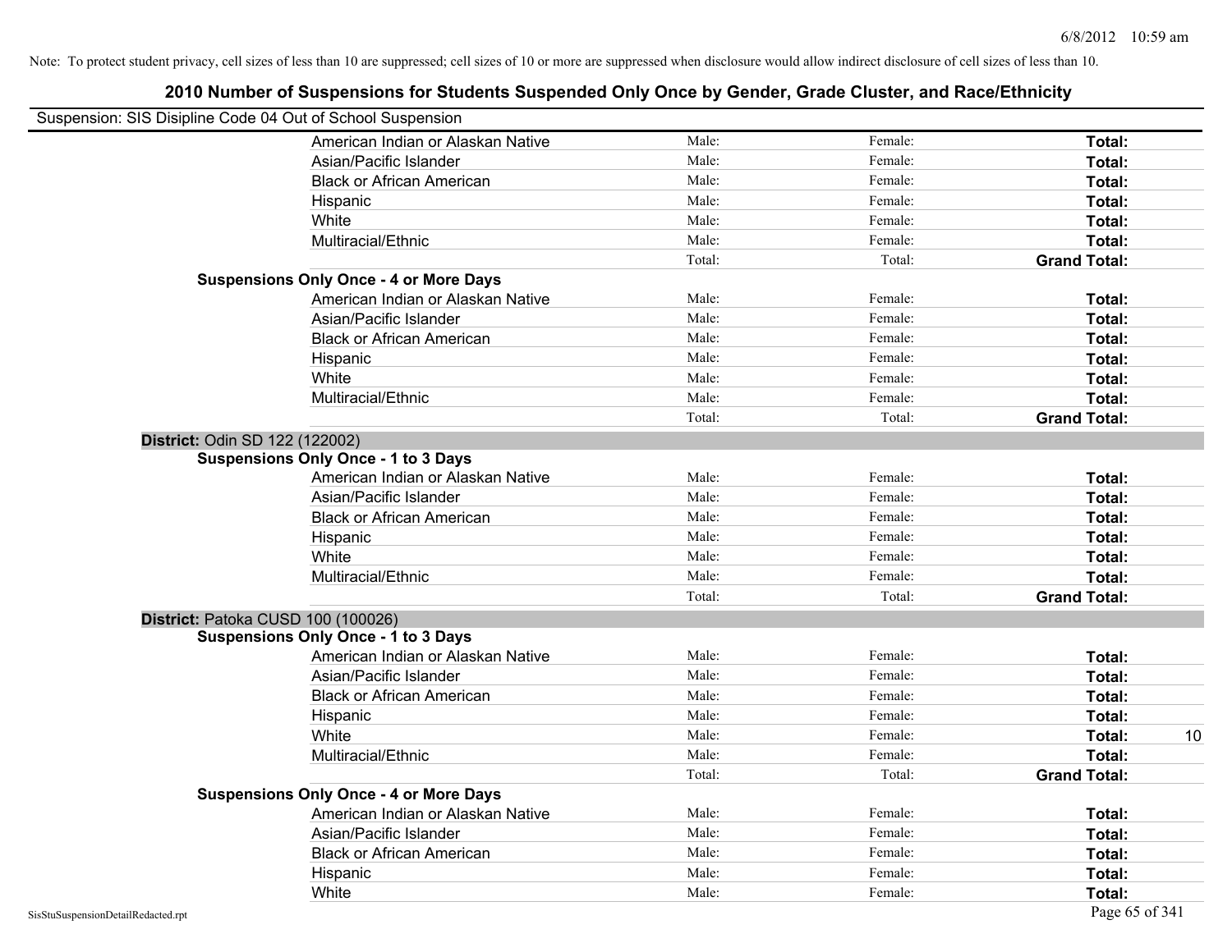Note: To protect student privacy, cell sizes of less than 10 are suppressed; cell sizes of 10 or more are suppressed when disclosure would allow indirect disclosure of cell sizes of less than 10.

# 2010 Number of Suspensions for Students Suspended Only Once by Gender, Grade Cluster, and Race/Ethnicity

Suspension: SIS Disipline Code 04 Out of School Suspension

| | | | | |
|---|---|---|---|---|
| American Indian or Alaskan Native | Male: | Female: | **Total:** | |
| Asian/Pacific Islander | Male: | Female: | **Total:** | |
| Black or African American | Male: | Female: | **Total:** | |
| Hispanic | Male: | Female: | **Total:** | |
| White | Male: | Female: | **Total:** | |
| Multiracial/Ethnic | Male: | Female: | **Total:** | |
| | Total: | Total: | **Grand Total:** | |

**Suspensions Only Once - 4 or More Days**

| | | | | |
|---|---|---|---|---|
| American Indian or Alaskan Native | Male: | Female: | **Total:** | |
| Asian/Pacific Islander | Male: | Female: | **Total:** | |
| Black or African American | Male: | Female: | **Total:** | |
| Hispanic | Male: | Female: | **Total:** | |
| White | Male: | Female: | **Total:** | |
| Multiracial/Ethnic | Male: | Female: | **Total:** | |
| | Total: | Total: | **Grand Total:** | |

**District:** Odin SD 122 (122002)

**Suspensions Only Once - 1 to 3 Days**

| | | | | |
|---|---|---|---|---|
| American Indian or Alaskan Native | Male: | Female: | **Total:** | |
| Asian/Pacific Islander | Male: | Female: | **Total:** | |
| Black or African American | Male: | Female: | **Total:** | |
| Hispanic | Male: | Female: | **Total:** | |
| White | Male: | Female: | **Total:** | |
| Multiracial/Ethnic | Male: | Female: | **Total:** | |
| | Total: | Total: | **Grand Total:** | |

**District:** Patoka CUSD 100 (100026)

**Suspensions Only Once - 1 to 3 Days**

| | | | | |
|---|---|---|---|---|
| American Indian or Alaskan Native | Male: | Female: | **Total:** | |
| Asian/Pacific Islander | Male: | Female: | **Total:** | |
| Black or African American | Male: | Female: | **Total:** | |
| Hispanic | Male: | Female: | **Total:** | |
| White | Male: | Female: | **Total:** | 10 |
| Multiracial/Ethnic | Male: | Female: | **Total:** | |
| | Total: | Total: | **Grand Total:** | |

**Suspensions Only Once - 4 or More Days**

| | | | | |
|---|---|---|---|---|
| American Indian or Alaskan Native | Male: | Female: | **Total:** | |
| Asian/Pacific Islander | Male: | Female: | **Total:** | |
| Black or African American | Male: | Female: | **Total:** | |
| Hispanic | Male: | Female: | **Total:** | |
| White | Male: | Female: | **Total:** | |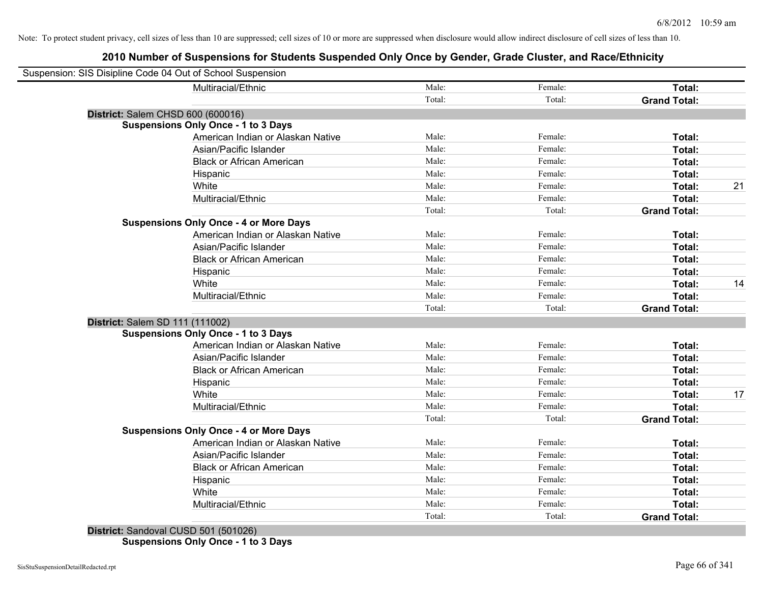Note: To protect student privacy, cell sizes of less than 10 are suppressed; cell sizes of 10 or more are suppressed when disclosure would allow indirect disclosure of cell sizes of less than 10.

# 2010 Number of Suspensions for Students Suspended Only Once by Gender, Grade Cluster, and Race/Ethnicity

Suspension: SIS Disipline Code 04 Out of School Suspension

| | | | | |
|---|---|---|---|---|
| Multiracial/Ethnic | Male: | Female: | **Total:** | |
| | Total: | Total: | **Grand Total:** | |

**District:** Salem CHSD 600 (600016)

**Suspensions Only Once - 1 to 3 Days**

| | | | | |
|---|---|---|---|---|
| American Indian or Alaskan Native | Male: | Female: | **Total:** | |
| Asian/Pacific Islander | Male: | Female: | **Total:** | |
| Black or African American | Male: | Female: | **Total:** | |
| Hispanic | Male: | Female: | **Total:** | |
| White | Male: | Female: | **Total:** | 21 |
| Multiracial/Ethnic | Male: | Female: | **Total:** | |
| | Total: | Total: | **Grand Total:** | |

**Suspensions Only Once - 4 or More Days**

| | | | | |
|---|---|---|---|---|
| American Indian or Alaskan Native | Male: | Female: | **Total:** | |
| Asian/Pacific Islander | Male: | Female: | **Total:** | |
| Black or African American | Male: | Female: | **Total:** | |
| Hispanic | Male: | Female: | **Total:** | |
| White | Male: | Female: | **Total:** | 14 |
| Multiracial/Ethnic | Male: | Female: | **Total:** | |
| | Total: | Total: | **Grand Total:** | |

**District:** Salem SD 111 (111002)

**Suspensions Only Once - 1 to 3 Days**

| | | | | |
|---|---|---|---|---|
| American Indian or Alaskan Native | Male: | Female: | **Total:** | |
| Asian/Pacific Islander | Male: | Female: | **Total:** | |
| Black or African American | Male: | Female: | **Total:** | |
| Hispanic | Male: | Female: | **Total:** | |
| White | Male: | Female: | **Total:** | 17 |
| Multiracial/Ethnic | Male: | Female: | **Total:** | |
| | Total: | Total: | **Grand Total:** | |

**Suspensions Only Once - 4 or More Days**

| | | | | |
|---|---|---|---|---|
| American Indian or Alaskan Native | Male: | Female: | **Total:** | |
| Asian/Pacific Islander | Male: | Female: | **Total:** | |
| Black or African American | Male: | Female: | **Total:** | |
| Hispanic | Male: | Female: | **Total:** | |
| White | Male: | Female: | **Total:** | |
| Multiracial/Ethnic | Male: | Female: | **Total:** | |
| | Total: | Total: | **Grand Total:** | |

**District:** Sandoval CUSD 501 (501026)

**Suspensions Only Once - 1 to 3 Days**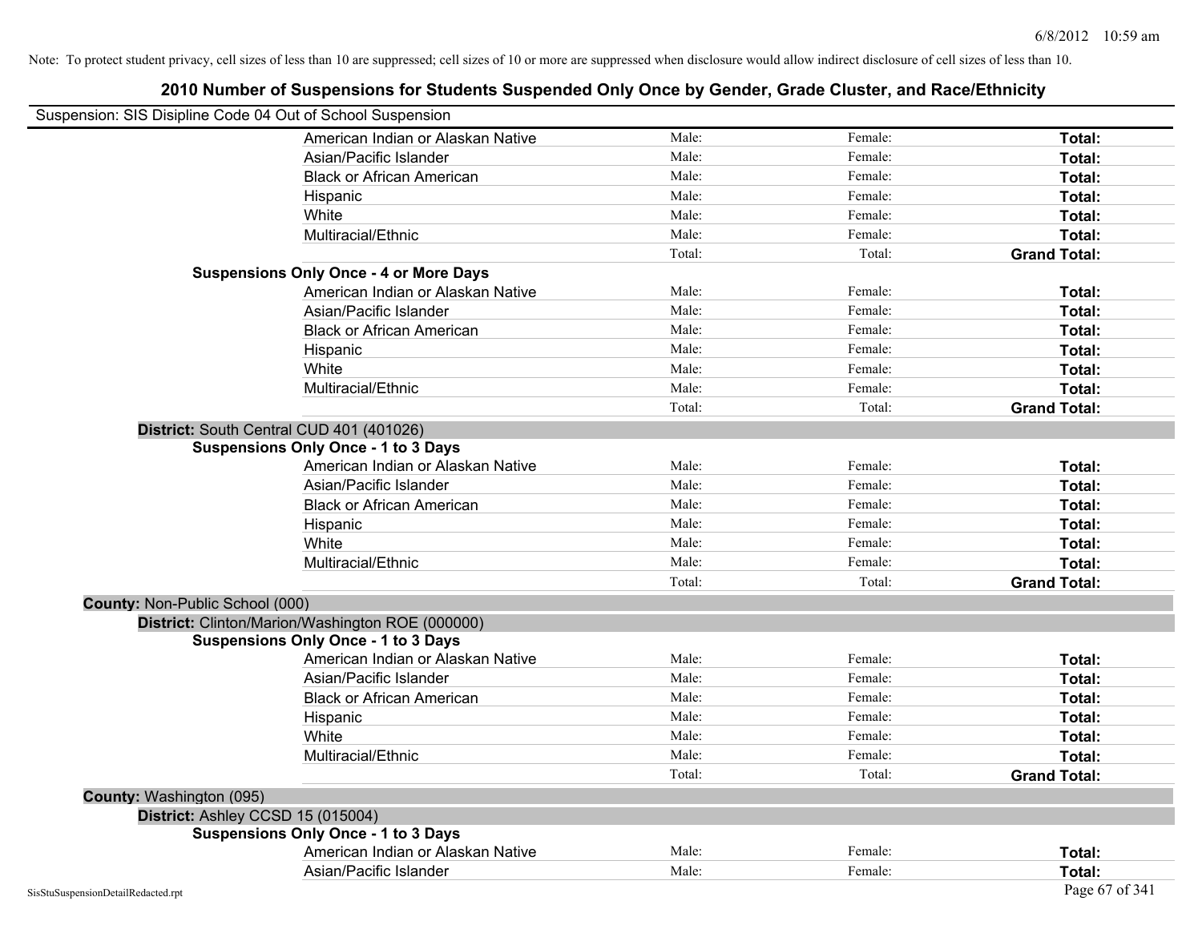Note: To protect student privacy, cell sizes of less than 10 are suppressed; cell sizes of 10 or more are suppressed when disclosure would allow indirect disclosure of cell sizes of less than 10.

# 2010 Number of Suspensions for Students Suspended Only Once by Gender, Grade Cluster, and Race/Ethnicity

Suspension: SIS Disipline Code 04 Out of School Suspension

| | Male: | Female: | Total: |
|---|---|---|---|
| American Indian or Alaskan Native | Male: | Female: | **Total:** |
| Asian/Pacific Islander | Male: | Female: | **Total:** |
| Black or African American | Male: | Female: | **Total:** |
| Hispanic | Male: | Female: | **Total:** |
| White | Male: | Female: | **Total:** |
| Multiracial/Ethnic | Male: | Female: | **Total:** |
| | Total: | Total: | **Grand Total:** |

**Suspensions Only Once - 4 or More Days**

| | | | |
|---|---|---|---|
| American Indian or Alaskan Native | Male: | Female: | **Total:** |
| Asian/Pacific Islander | Male: | Female: | **Total:** |
| Black or African American | Male: | Female: | **Total:** |
| Hispanic | Male: | Female: | **Total:** |
| White | Male: | Female: | **Total:** |
| Multiracial/Ethnic | Male: | Female: | **Total:** |
| | Total: | Total: | **Grand Total:** |

**District:** South Central CUD 401 (401026)

**Suspensions Only Once - 1 to 3 Days**

| | | | |
|---|---|---|---|
| American Indian or Alaskan Native | Male: | Female: | **Total:** |
| Asian/Pacific Islander | Male: | Female: | **Total:** |
| Black or African American | Male: | Female: | **Total:** |
| Hispanic | Male: | Female: | **Total:** |
| White | Male: | Female: | **Total:** |
| Multiracial/Ethnic | Male: | Female: | **Total:** |
| | Total: | Total: | **Grand Total:** |

**County:** Non-Public School (000)

**District:** Clinton/Marion/Washington ROE (000000)

**Suspensions Only Once - 1 to 3 Days**

| | | | |
|---|---|---|---|
| American Indian or Alaskan Native | Male: | Female: | **Total:** |
| Asian/Pacific Islander | Male: | Female: | **Total:** |
| Black or African American | Male: | Female: | **Total:** |
| Hispanic | Male: | Female: | **Total:** |
| White | Male: | Female: | **Total:** |
| Multiracial/Ethnic | Male: | Female: | **Total:** |
| | Total: | Total: | **Grand Total:** |

**County:** Washington (095)

**District:** Ashley CCSD 15 (015004)

**Suspensions Only Once - 1 to 3 Days**

| | | | |
|---|---|---|---|
| American Indian or Alaskan Native | Male: | Female: | **Total:** |
| Asian/Pacific Islander | Male: | Female: | **Total:** |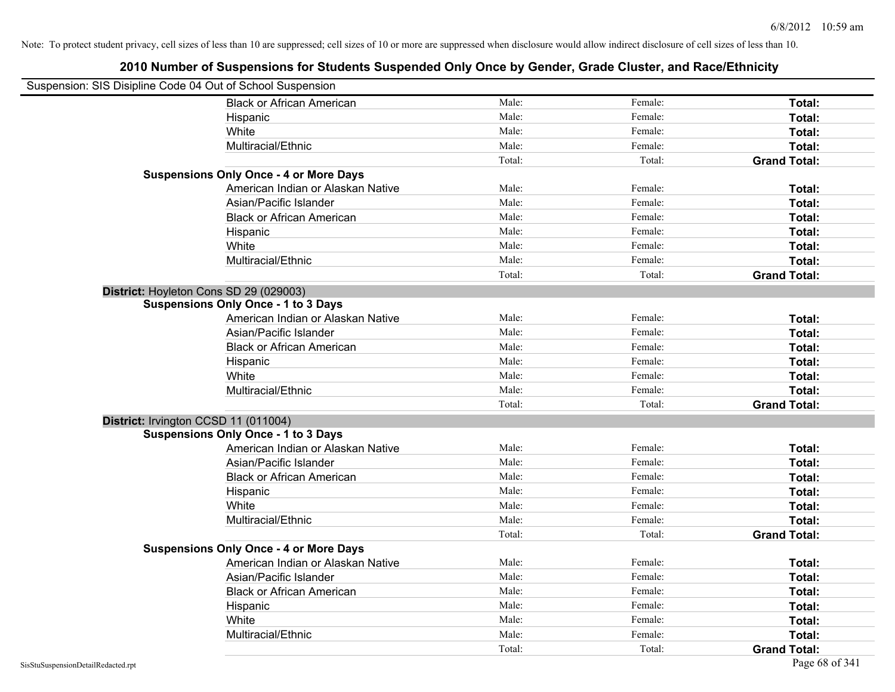Note: To protect student privacy, cell sizes of less than 10 are suppressed; cell sizes of 10 or more are suppressed when disclosure would allow indirect disclosure of cell sizes of less than 10.

# 2010 Number of Suspensions for Students Suspended Only Once by Gender, Grade Cluster, and Race/Ethnicity

Suspension: SIS Disipline Code 04 Out of School Suspension

| | | | |
|---|---|---|---|
| Black or African American | Male: | Female: | **Total:** |
| Hispanic | Male: | Female: | **Total:** |
| White | Male: | Female: | **Total:** |
| Multiracial/Ethnic | Male: | Female: | **Total:** |
| | Total: | Total: | **Grand Total:** |

**Suspensions Only Once - 4 or More Days**

| | | | |
|---|---|---|---|
| American Indian or Alaskan Native | Male: | Female: | **Total:** |
| Asian/Pacific Islander | Male: | Female: | **Total:** |
| Black or African American | Male: | Female: | **Total:** |
| Hispanic | Male: | Female: | **Total:** |
| White | Male: | Female: | **Total:** |
| Multiracial/Ethnic | Male: | Female: | **Total:** |
| | Total: | Total: | **Grand Total:** |

**District:** Hoyleton Cons SD 29 (029003)

**Suspensions Only Once - 1 to 3 Days**

| | | | |
|---|---|---|---|
| American Indian or Alaskan Native | Male: | Female: | **Total:** |
| Asian/Pacific Islander | Male: | Female: | **Total:** |
| Black or African American | Male: | Female: | **Total:** |
| Hispanic | Male: | Female: | **Total:** |
| White | Male: | Female: | **Total:** |
| Multiracial/Ethnic | Male: | Female: | **Total:** |
| | Total: | Total: | **Grand Total:** |

**District:** Irvington CCSD 11 (011004)

**Suspensions Only Once - 1 to 3 Days**

| | | | |
|---|---|---|---|
| American Indian or Alaskan Native | Male: | Female: | **Total:** |
| Asian/Pacific Islander | Male: | Female: | **Total:** |
| Black or African American | Male: | Female: | **Total:** |
| Hispanic | Male: | Female: | **Total:** |
| White | Male: | Female: | **Total:** |
| Multiracial/Ethnic | Male: | Female: | **Total:** |
| | Total: | Total: | **Grand Total:** |

**Suspensions Only Once - 4 or More Days**

| | | | |
|---|---|---|---|
| American Indian or Alaskan Native | Male: | Female: | **Total:** |
| Asian/Pacific Islander | Male: | Female: | **Total:** |
| Black or African American | Male: | Female: | **Total:** |
| Hispanic | Male: | Female: | **Total:** |
| White | Male: | Female: | **Total:** |
| Multiracial/Ethnic | Male: | Female: | **Total:** |
| | Total: | Total: | **Grand Total:** |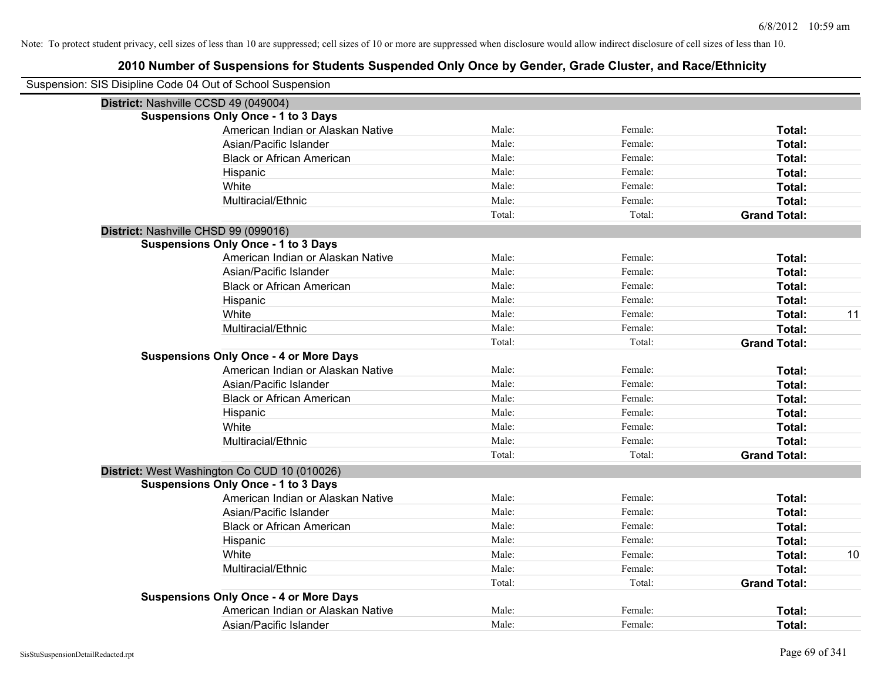Note: To protect student privacy, cell sizes of less than 10 are suppressed; cell sizes of 10 or more are suppressed when disclosure would allow indirect disclosure of cell sizes of less than 10.

## 2010 Number of Suspensions for Students Suspended Only Once by Gender, Grade Cluster, and Race/Ethnicity

Suspension: SIS Disipline Code 04 Out of School Suspension

**District:** Nashville CCSD 49 (049004)

**Suspensions Only Once - 1 to 3 Days**

| | | | | |
|---|---|---|---|---|
| American Indian or Alaskan Native | Male: | Female: | **Total:** | |
| Asian/Pacific Islander | Male: | Female: | **Total:** | |
| Black or African American | Male: | Female: | **Total:** | |
| Hispanic | Male: | Female: | **Total:** | |
| White | Male: | Female: | **Total:** | |
| Multiracial/Ethnic | Male: | Female: | **Total:** | |
| | Total: | Total: | **Grand Total:** | |

**District:** Nashville CHSD 99 (099016)

**Suspensions Only Once - 1 to 3 Days**

| | | | | |
|---|---|---|---|---|
| American Indian or Alaskan Native | Male: | Female: | **Total:** | |
| Asian/Pacific Islander | Male: | Female: | **Total:** | |
| Black or African American | Male: | Female: | **Total:** | |
| Hispanic | Male: | Female: | **Total:** | |
| White | Male: | Female: | **Total:** | 11 |
| Multiracial/Ethnic | Male: | Female: | **Total:** | |
| | Total: | Total: | **Grand Total:** | |

**Suspensions Only Once - 4 or More Days**

| | | | | |
|---|---|---|---|---|
| American Indian or Alaskan Native | Male: | Female: | **Total:** | |
| Asian/Pacific Islander | Male: | Female: | **Total:** | |
| Black or African American | Male: | Female: | **Total:** | |
| Hispanic | Male: | Female: | **Total:** | |
| White | Male: | Female: | **Total:** | |
| Multiracial/Ethnic | Male: | Female: | **Total:** | |
| | Total: | Total: | **Grand Total:** | |

**District:** West Washington Co CUD 10 (010026)

**Suspensions Only Once - 1 to 3 Days**

| | | | | |
|---|---|---|---|---|
| American Indian or Alaskan Native | Male: | Female: | **Total:** | |
| Asian/Pacific Islander | Male: | Female: | **Total:** | |
| Black or African American | Male: | Female: | **Total:** | |
| Hispanic | Male: | Female: | **Total:** | |
| White | Male: | Female: | **Total:** | 10 |
| Multiracial/Ethnic | Male: | Female: | **Total:** | |
| | Total: | Total: | **Grand Total:** | |

**Suspensions Only Once - 4 or More Days**

| | | | | |
|---|---|---|---|---|
| American Indian or Alaskan Native | Male: | Female: | **Total:** | |
| Asian/Pacific Islander | Male: | Female: | **Total:** | |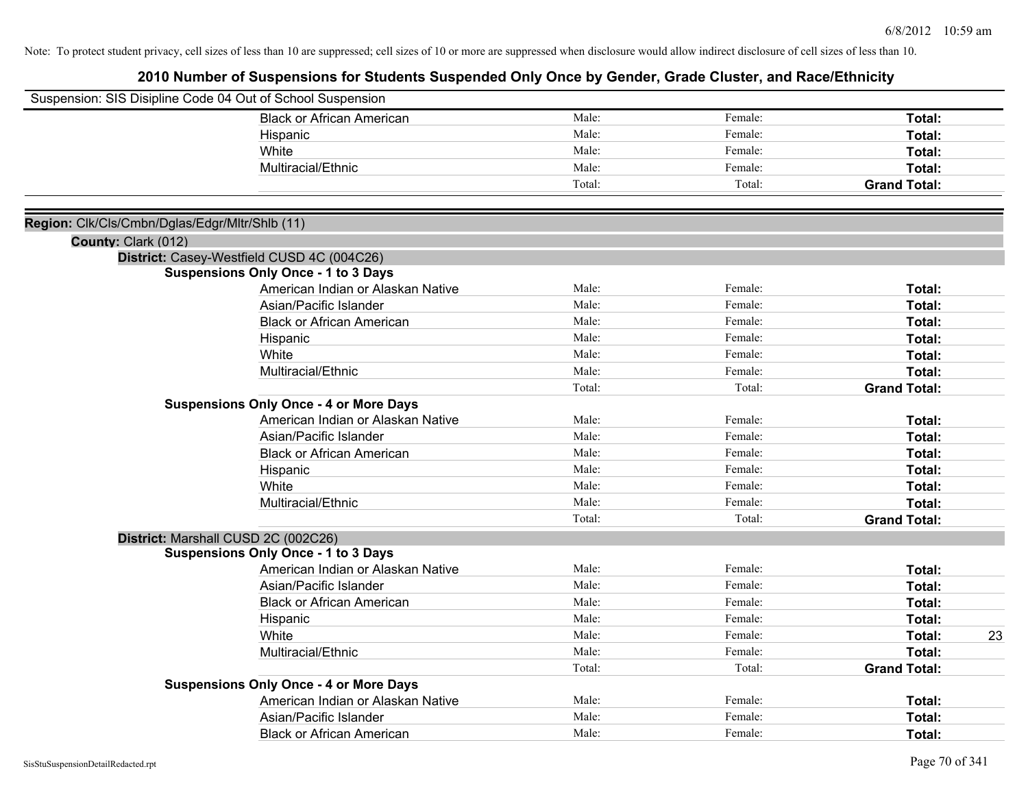Note: To protect student privacy, cell sizes of less than 10 are suppressed; cell sizes of 10 or more are suppressed when disclosure would allow indirect disclosure of cell sizes of less than 10.

## 2010 Number of Suspensions for Students Suspended Only Once by Gender, Grade Cluster, and Race/Ethnicity

Suspension: SIS Disipline Code 04 Out of School Suspension

| | | | | |
|---|---|---|---|---|
| Black or African American | Male: | Female: | **Total:** | |
| Hispanic | Male: | Female: | **Total:** | |
| White | Male: | Female: | **Total:** | |
| Multiracial/Ethnic | Male: | Female: | **Total:** | |
| | Total: | Total: | **Grand Total:** | |

**Region:** Clk/Cls/Cmbn/Dglas/Edgr/Mltr/Shlb (11)

**County:** Clark (012)

**District:** Casey-Westfield CUSD 4C (004C26)

**Suspensions Only Once - 1 to 3 Days**

| | | | | |
|---|---|---|---|---|
| American Indian or Alaskan Native | Male: | Female: | **Total:** | |
| Asian/Pacific Islander | Male: | Female: | **Total:** | |
| Black or African American | Male: | Female: | **Total:** | |
| Hispanic | Male: | Female: | **Total:** | |
| White | Male: | Female: | **Total:** | |
| Multiracial/Ethnic | Male: | Female: | **Total:** | |
| | Total: | Total: | **Grand Total:** | |

**Suspensions Only Once - 4 or More Days**

| | | | | |
|---|---|---|---|---|
| American Indian or Alaskan Native | Male: | Female: | **Total:** | |
| Asian/Pacific Islander | Male: | Female: | **Total:** | |
| Black or African American | Male: | Female: | **Total:** | |
| Hispanic | Male: | Female: | **Total:** | |
| White | Male: | Female: | **Total:** | |
| Multiracial/Ethnic | Male: | Female: | **Total:** | |
| | Total: | Total: | **Grand Total:** | |

**District:** Marshall CUSD 2C (002C26)

**Suspensions Only Once - 1 to 3 Days**

| | | | | |
|---|---|---|---|---|
| American Indian or Alaskan Native | Male: | Female: | **Total:** | |
| Asian/Pacific Islander | Male: | Female: | **Total:** | |
| Black or African American | Male: | Female: | **Total:** | |
| Hispanic | Male: | Female: | **Total:** | |
| White | Male: | Female: | **Total:** | 23 |
| Multiracial/Ethnic | Male: | Female: | **Total:** | |
| | Total: | Total: | **Grand Total:** | |

**Suspensions Only Once - 4 or More Days**

| | | | | |
|---|---|---|---|---|
| American Indian or Alaskan Native | Male: | Female: | **Total:** | |
| Asian/Pacific Islander | Male: | Female: | **Total:** | |
| Black or African American | Male: | Female: | **Total:** | |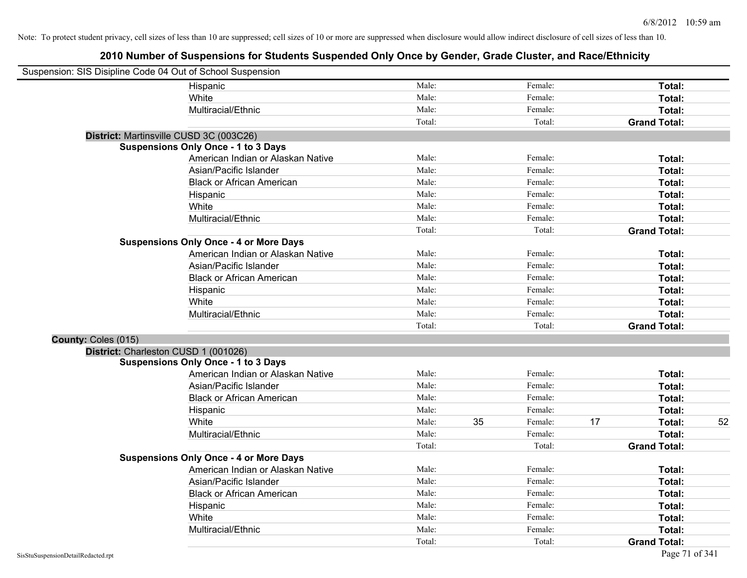Note: To protect student privacy, cell sizes of less than 10 are suppressed; cell sizes of 10 or more are suppressed when disclosure would allow indirect disclosure of cell sizes of less than 10.

# 2010 Number of Suspensions for Students Suspended Only Once by Gender, Grade Cluster, and Race/Ethnicity

Suspension: SIS Disipline Code 04 Out of School Suspension

| | | | | | |
|---|---|---|---|---|---|
| Hispanic | Male: | | Female: | | **Total:** |
| White | Male: | | Female: | | **Total:** |
| Multiracial/Ethnic | Male: | | Female: | | **Total:** |
| | Total: | | Total: | | **Grand Total:** |

**District:** Martinsville CUSD 3C (003C26)

**Suspensions Only Once - 1 to 3 Days**

| | | | | | |
|---|---|---|---|---|---|
| American Indian or Alaskan Native | Male: | | Female: | | **Total:** |
| Asian/Pacific Islander | Male: | | Female: | | **Total:** |
| Black or African American | Male: | | Female: | | **Total:** |
| Hispanic | Male: | | Female: | | **Total:** |
| White | Male: | | Female: | | **Total:** |
| Multiracial/Ethnic | Male: | | Female: | | **Total:** |
| | Total: | | Total: | | **Grand Total:** |

**Suspensions Only Once - 4 or More Days**

| | | | | | |
|---|---|---|---|---|---|
| American Indian or Alaskan Native | Male: | | Female: | | **Total:** |
| Asian/Pacific Islander | Male: | | Female: | | **Total:** |
| Black or African American | Male: | | Female: | | **Total:** |
| Hispanic | Male: | | Female: | | **Total:** |
| White | Male: | | Female: | | **Total:** |
| Multiracial/Ethnic | Male: | | Female: | | **Total:** |
| | Total: | | Total: | | **Grand Total:** |

**County:** Coles (015)

**District:** Charleston CUSD 1 (001026)

**Suspensions Only Once - 1 to 3 Days**

| | | | | | | |
|---|---|---|---|---|---|---|
| American Indian or Alaskan Native | Male: | | Female: | | **Total:** | |
| Asian/Pacific Islander | Male: | | Female: | | **Total:** | |
| Black or African American | Male: | | Female: | | **Total:** | |
| Hispanic | Male: | | Female: | | **Total:** | |
| White | Male: | 35 | Female: | 17 | **Total:** | 52 |
| Multiracial/Ethnic | Male: | | Female: | | **Total:** | |
| | Total: | | Total: | | **Grand Total:** | |

**Suspensions Only Once - 4 or More Days**

| | | | | | |
|---|---|---|---|---|---|
| American Indian or Alaskan Native | Male: | | Female: | | **Total:** |
| Asian/Pacific Islander | Male: | | Female: | | **Total:** |
| Black or African American | Male: | | Female: | | **Total:** |
| Hispanic | Male: | | Female: | | **Total:** |
| White | Male: | | Female: | | **Total:** |
| Multiracial/Ethnic | Male: | | Female: | | **Total:** |
| | Total: | | Total: | | **Grand Total:** |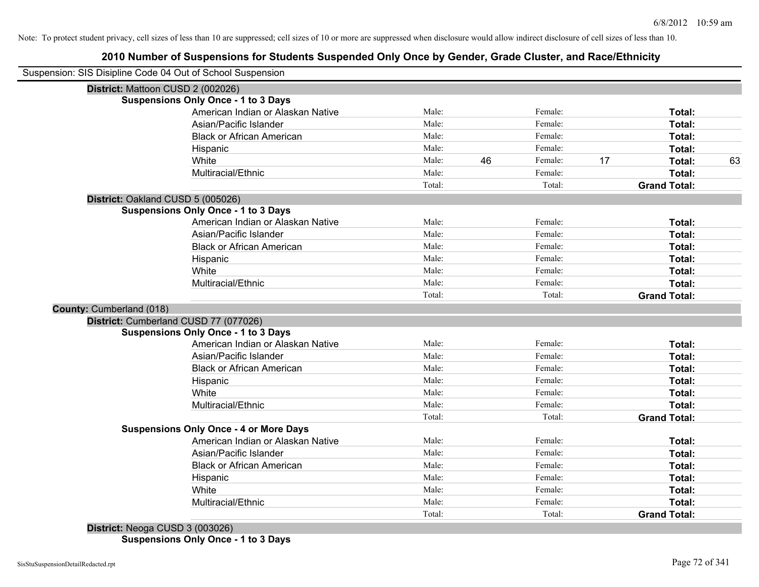Note: To protect student privacy, cell sizes of less than 10 are suppressed; cell sizes of 10 or more are suppressed when disclosure would allow indirect disclosure of cell sizes of less than 10.

## 2010 Number of Suspensions for Students Suspended Only Once by Gender, Grade Cluster, and Race/Ethnicity

Suspension: SIS Disipline Code 04 Out of School Suspension

**District:** Mattoon CUSD 2 (002026)

**Suspensions Only Once - 1 to 3 Days**

| Race/Ethnicity | Male: | | Female: | | Total: | |
|---|---|---|---|---|---|---|
| American Indian or Alaskan Native | Male: | | Female: | | **Total:** | |
| Asian/Pacific Islander | Male: | | Female: | | **Total:** | |
| Black or African American | Male: | | Female: | | **Total:** | |
| Hispanic | Male: | | Female: | | **Total:** | |
| White | Male: | 46 | Female: | 17 | **Total:** | 63 |
| Multiracial/Ethnic | Male: | | Female: | | **Total:** | |
| | Total: | | Total: | | **Grand Total:** | |

**District:** Oakland CUSD 5 (005026)

**Suspensions Only Once - 1 to 3 Days**

| Race/Ethnicity | Male: | | Female: | | Total: | |
|---|---|---|---|---|---|---|
| American Indian or Alaskan Native | Male: | | Female: | | **Total:** | |
| Asian/Pacific Islander | Male: | | Female: | | **Total:** | |
| Black or African American | Male: | | Female: | | **Total:** | |
| Hispanic | Male: | | Female: | | **Total:** | |
| White | Male: | | Female: | | **Total:** | |
| Multiracial/Ethnic | Male: | | Female: | | **Total:** | |
| | Total: | | Total: | | **Grand Total:** | |

**County:** Cumberland (018)

**District:** Cumberland CUSD 77 (077026)

**Suspensions Only Once - 1 to 3 Days**

| Race/Ethnicity | Male: | | Female: | | Total: | |
|---|---|---|---|---|---|---|
| American Indian or Alaskan Native | Male: | | Female: | | **Total:** | |
| Asian/Pacific Islander | Male: | | Female: | | **Total:** | |
| Black or African American | Male: | | Female: | | **Total:** | |
| Hispanic | Male: | | Female: | | **Total:** | |
| White | Male: | | Female: | | **Total:** | |
| Multiracial/Ethnic | Male: | | Female: | | **Total:** | |
| | Total: | | Total: | | **Grand Total:** | |

**Suspensions Only Once - 4 or More Days**

| Race/Ethnicity | Male: | | Female: | | Total: | |
|---|---|---|---|---|---|---|
| American Indian or Alaskan Native | Male: | | Female: | | **Total:** | |
| Asian/Pacific Islander | Male: | | Female: | | **Total:** | |
| Black or African American | Male: | | Female: | | **Total:** | |
| Hispanic | Male: | | Female: | | **Total:** | |
| White | Male: | | Female: | | **Total:** | |
| Multiracial/Ethnic | Male: | | Female: | | **Total:** | |
| | Total: | | Total: | | **Grand Total:** | |

**District:** Neoga CUSD 3 (003026)

**Suspensions Only Once - 1 to 3 Days**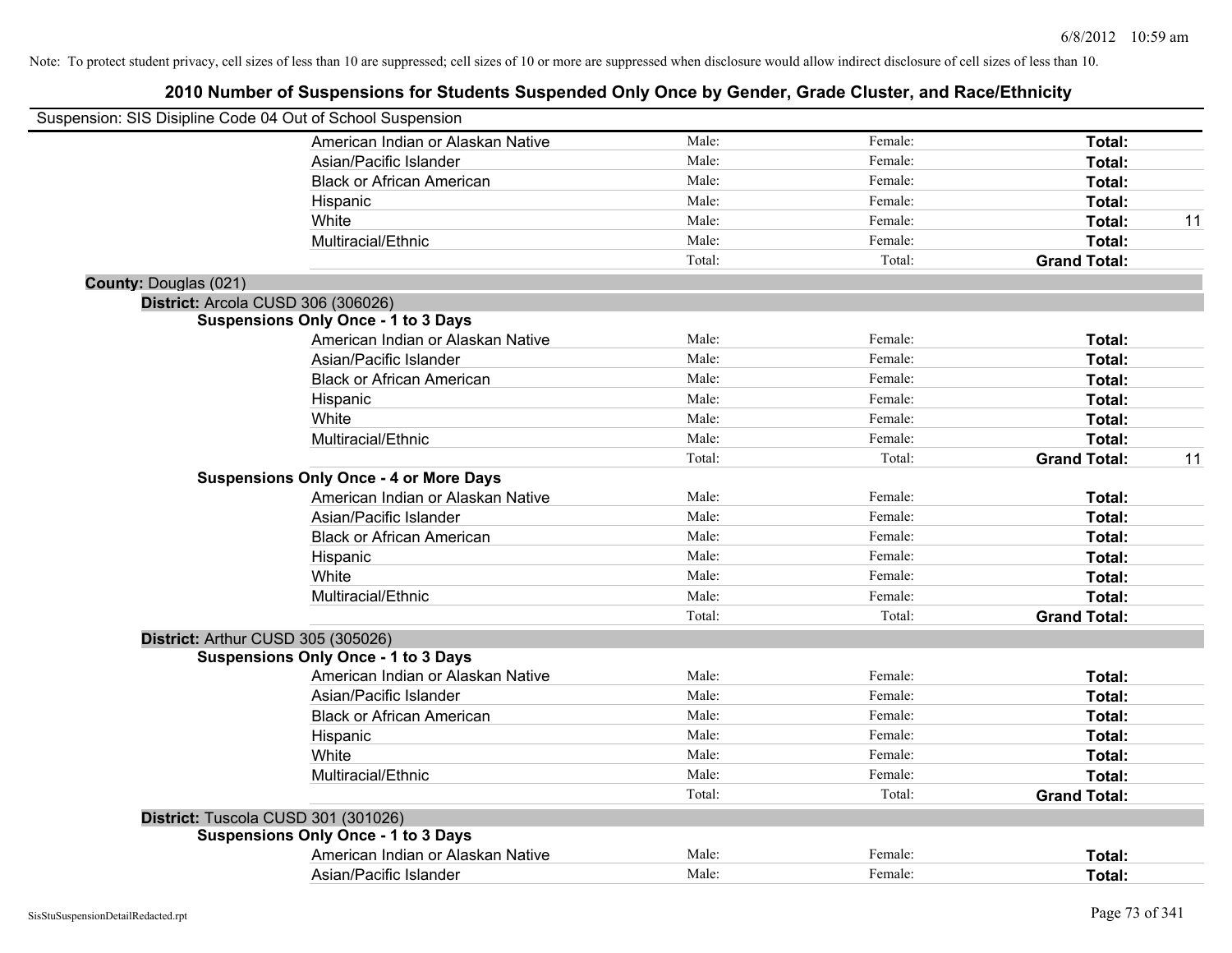Note: To protect student privacy, cell sizes of less than 10 are suppressed; cell sizes of 10 or more are suppressed when disclosure would allow indirect disclosure of cell sizes of less than 10.

## 2010 Number of Suspensions for Students Suspended Only Once by Gender, Grade Cluster, and Race/Ethnicity

Suspension: SIS Disipline Code 04 Out of School Suspension

| | | | | |
|---|---|---|---|---|
| American Indian or Alaskan Native | Male: | Female: | **Total:** | |
| Asian/Pacific Islander | Male: | Female: | **Total:** | |
| Black or African American | Male: | Female: | **Total:** | |
| Hispanic | Male: | Female: | **Total:** | |
| White | Male: | Female: | **Total:** | 11 |
| Multiracial/Ethnic | Male: | Female: | **Total:** | |
| | Total: | Total: | **Grand Total:** | |

**County:** Douglas (021)

**District:** Arcola CUSD 306 (306026)

**Suspensions Only Once - 1 to 3 Days**

| | | | | |
|---|---|---|---|---|
| American Indian or Alaskan Native | Male: | Female: | **Total:** | |
| Asian/Pacific Islander | Male: | Female: | **Total:** | |
| Black or African American | Male: | Female: | **Total:** | |
| Hispanic | Male: | Female: | **Total:** | |
| White | Male: | Female: | **Total:** | |
| Multiracial/Ethnic | Male: | Female: | **Total:** | |
| | Total: | Total: | **Grand Total:** | 11 |

**Suspensions Only Once - 4 or More Days**

| | | | | |
|---|---|---|---|---|
| American Indian or Alaskan Native | Male: | Female: | **Total:** | |
| Asian/Pacific Islander | Male: | Female: | **Total:** | |
| Black or African American | Male: | Female: | **Total:** | |
| Hispanic | Male: | Female: | **Total:** | |
| White | Male: | Female: | **Total:** | |
| Multiracial/Ethnic | Male: | Female: | **Total:** | |
| | Total: | Total: | **Grand Total:** | |

**District:** Arthur CUSD 305 (305026)

**Suspensions Only Once - 1 to 3 Days**

| | | | | |
|---|---|---|---|---|
| American Indian or Alaskan Native | Male: | Female: | **Total:** | |
| Asian/Pacific Islander | Male: | Female: | **Total:** | |
| Black or African American | Male: | Female: | **Total:** | |
| Hispanic | Male: | Female: | **Total:** | |
| White | Male: | Female: | **Total:** | |
| Multiracial/Ethnic | Male: | Female: | **Total:** | |
| | Total: | Total: | **Grand Total:** | |

**District:** Tuscola CUSD 301 (301026)

**Suspensions Only Once - 1 to 3 Days**

| | | | | |
|---|---|---|---|---|
| American Indian or Alaskan Native | Male: | Female: | **Total:** | |
| Asian/Pacific Islander | Male: | Female: | **Total:** | |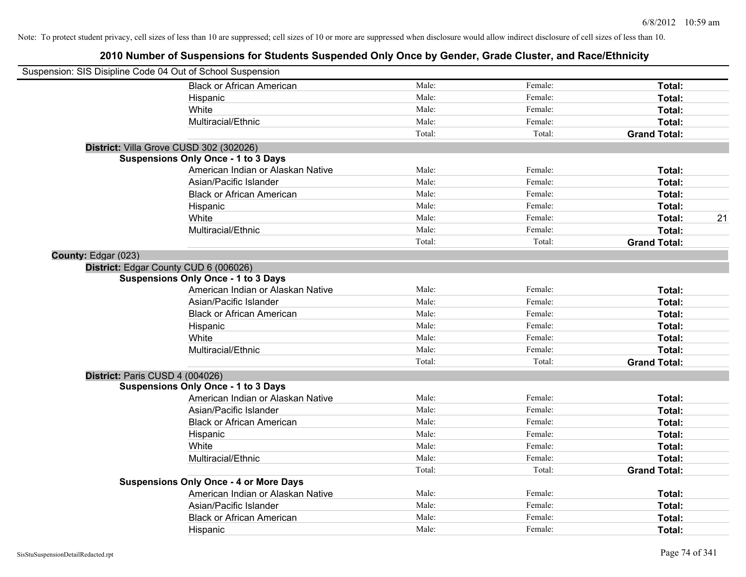Note: To protect student privacy, cell sizes of less than 10 are suppressed; cell sizes of 10 or more are suppressed when disclosure would allow indirect disclosure of cell sizes of less than 10.

# 2010 Number of Suspensions for Students Suspended Only Once by Gender, Grade Cluster, and Race/Ethnicity

Suspension: SIS Disipline Code 04 Out of School Suspension

| | Male | Female | Total |
|---|---|---|---|
| Black or African American | Male: | Female: | **Total:** |
| Hispanic | Male: | Female: | **Total:** |
| White | Male: | Female: | **Total:** |
| Multiracial/Ethnic | Male: | Female: | **Total:** |
| | Total: | Total: | **Grand Total:** |

**District:** Villa Grove CUSD 302 (302026)

**Suspensions Only Once - 1 to 3 Days**

| | Male | Female | Total |
|---|---|---|---|
| American Indian or Alaskan Native | Male: | Female: | **Total:** |
| Asian/Pacific Islander | Male: | Female: | **Total:** |
| Black or African American | Male: | Female: | **Total:** |
| Hispanic | Male: | Female: | **Total:** |
| White | Male: | Female: | **Total:** 21 |
| Multiracial/Ethnic | Male: | Female: | **Total:** |
| | Total: | Total: | **Grand Total:** |

**County:** Edgar (023)

**District:** Edgar County CUD 6 (006026)

**Suspensions Only Once - 1 to 3 Days**

| | Male | Female | Total |
|---|---|---|---|
| American Indian or Alaskan Native | Male: | Female: | **Total:** |
| Asian/Pacific Islander | Male: | Female: | **Total:** |
| Black or African American | Male: | Female: | **Total:** |
| Hispanic | Male: | Female: | **Total:** |
| White | Male: | Female: | **Total:** |
| Multiracial/Ethnic | Male: | Female: | **Total:** |
| | Total: | Total: | **Grand Total:** |

**District:** Paris CUSD 4 (004026)

**Suspensions Only Once - 1 to 3 Days**

| | Male | Female | Total |
|---|---|---|---|
| American Indian or Alaskan Native | Male: | Female: | **Total:** |
| Asian/Pacific Islander | Male: | Female: | **Total:** |
| Black or African American | Male: | Female: | **Total:** |
| Hispanic | Male: | Female: | **Total:** |
| White | Male: | Female: | **Total:** |
| Multiracial/Ethnic | Male: | Female: | **Total:** |
| | Total: | Total: | **Grand Total:** |

**Suspensions Only Once - 4 or More Days**

| | Male | Female | Total |
|---|---|---|---|
| American Indian or Alaskan Native | Male: | Female: | **Total:** |
| Asian/Pacific Islander | Male: | Female: | **Total:** |
| Black or African American | Male: | Female: | **Total:** |
| Hispanic | Male: | Female: | **Total:** |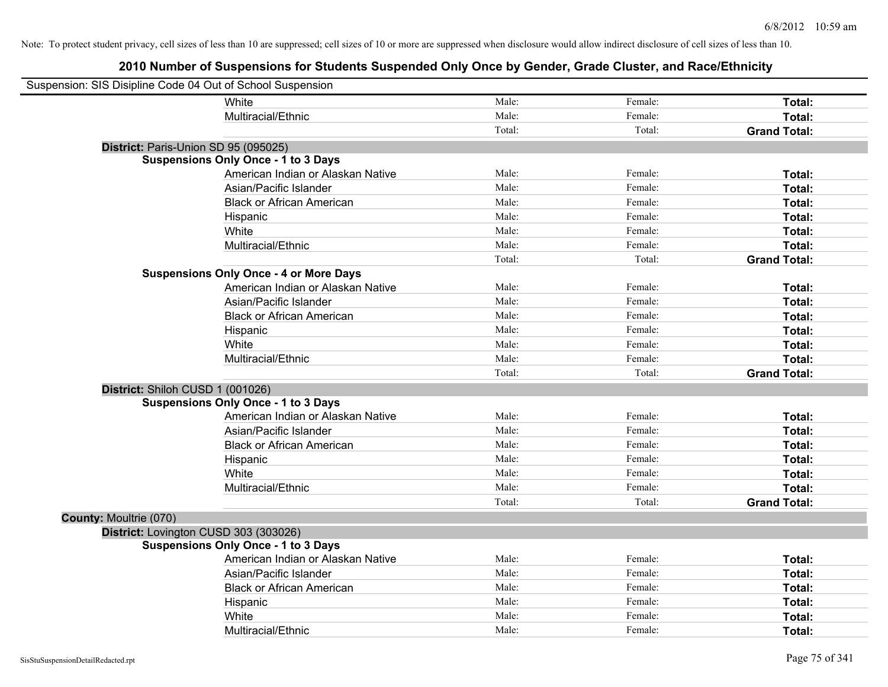Note: To protect student privacy, cell sizes of less than 10 are suppressed; cell sizes of 10 or more are suppressed when disclosure would allow indirect disclosure of cell sizes of less than 10.

## 2010 Number of Suspensions for Students Suspended Only Once by Gender, Grade Cluster, and Race/Ethnicity

Suspension: SIS Disipline Code 04 Out of School Suspension

| | | | | |
|---|---|---|---|---|
| | White | Male: | Female: | **Total:** |
| | Multiracial/Ethnic | Male: | Female: | **Total:** |
| | | Total: | Total: | **Grand Total:** |
| **District:** Paris-Union SD 95 (095025) | | | | |
| **Suspensions Only Once - 1 to 3 Days** | | | | |
| | American Indian or Alaskan Native | Male: | Female: | **Total:** |
| | Asian/Pacific Islander | Male: | Female: | **Total:** |
| | Black or African American | Male: | Female: | **Total:** |
| | Hispanic | Male: | Female: | **Total:** |
| | White | Male: | Female: | **Total:** |
| | Multiracial/Ethnic | Male: | Female: | **Total:** |
| | | Total: | Total: | **Grand Total:** |
| **Suspensions Only Once - 4 or More Days** | | | | |
| | American Indian or Alaskan Native | Male: | Female: | **Total:** |
| | Asian/Pacific Islander | Male: | Female: | **Total:** |
| | Black or African American | Male: | Female: | **Total:** |
| | Hispanic | Male: | Female: | **Total:** |
| | White | Male: | Female: | **Total:** |
| | Multiracial/Ethnic | Male: | Female: | **Total:** |
| | | Total: | Total: | **Grand Total:** |
| **District:** Shiloh CUSD 1 (001026) | | | | |
| **Suspensions Only Once - 1 to 3 Days** | | | | |
| | American Indian or Alaskan Native | Male: | Female: | **Total:** |
| | Asian/Pacific Islander | Male: | Female: | **Total:** |
| | Black or African American | Male: | Female: | **Total:** |
| | Hispanic | Male: | Female: | **Total:** |
| | White | Male: | Female: | **Total:** |
| | Multiracial/Ethnic | Male: | Female: | **Total:** |
| | | Total: | Total: | **Grand Total:** |
| **County:** Moultrie (070) | | | | |
| **District:** Lovington CUSD 303 (303026) | | | | |
| **Suspensions Only Once - 1 to 3 Days** | | | | |
| | American Indian or Alaskan Native | Male: | Female: | **Total:** |
| | Asian/Pacific Islander | Male: | Female: | **Total:** |
| | Black or African American | Male: | Female: | **Total:** |
| | Hispanic | Male: | Female: | **Total:** |
| | White | Male: | Female: | **Total:** |
| | Multiracial/Ethnic | Male: | Female: | **Total:** |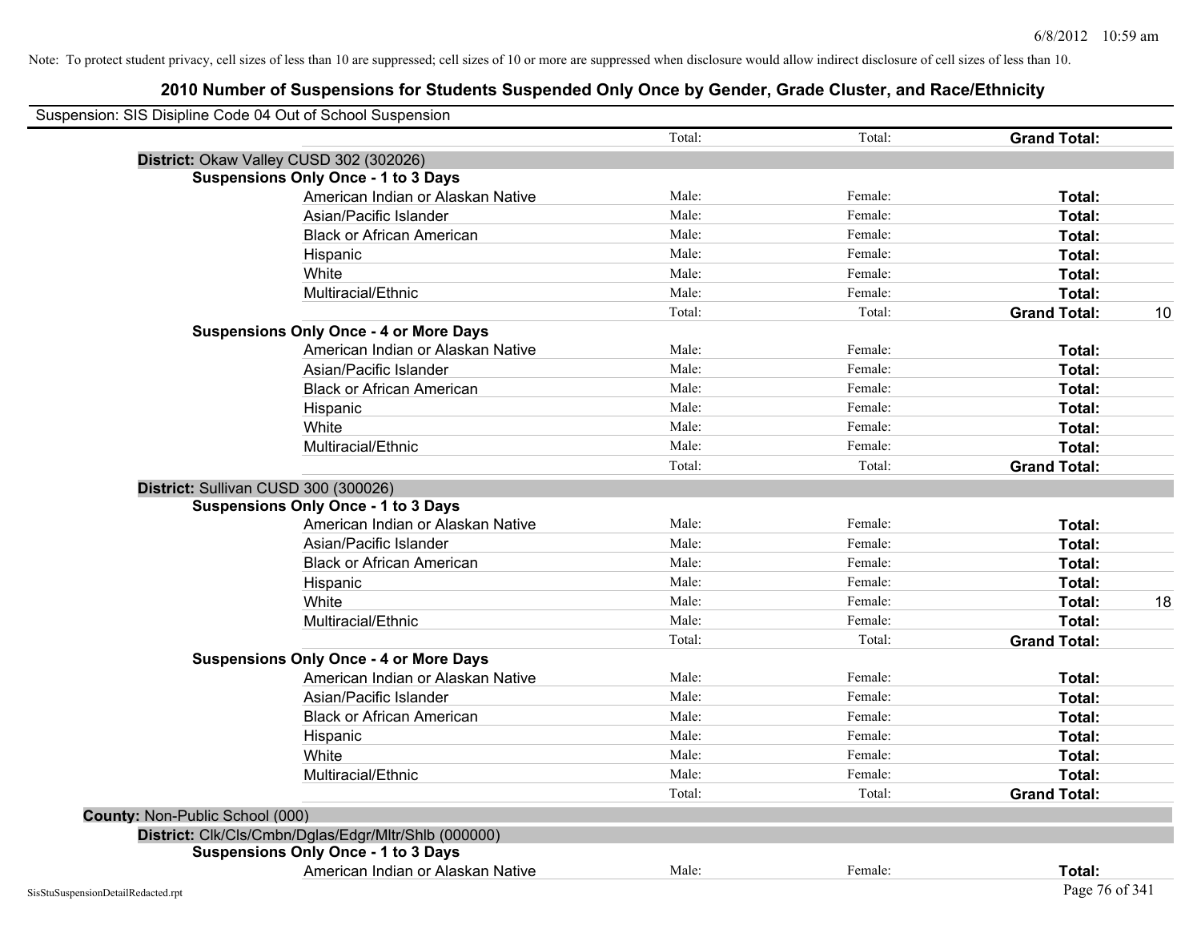Note: To protect student privacy, cell sizes of less than 10 are suppressed; cell sizes of 10 or more are suppressed when disclosure would allow indirect disclosure of cell sizes of less than 10.

# 2010 Number of Suspensions for Students Suspended Only Once by Gender, Grade Cluster, and Race/Ethnicity

Suspension: SIS Disipline Code 04 Out of School Suspension

| | | | | |
|---|---|---|---|---|
| | Total: | Total: | **Grand Total:** | |
| **District:** Okaw Valley CUSD 302 (302026) | | | | |
| **Suspensions Only Once - 1 to 3 Days** | | | | |
| American Indian or Alaskan Native | Male: | Female: | **Total:** | |
| Asian/Pacific Islander | Male: | Female: | **Total:** | |
| Black or African American | Male: | Female: | **Total:** | |
| Hispanic | Male: | Female: | **Total:** | |
| White | Male: | Female: | **Total:** | |
| Multiracial/Ethnic | Male: | Female: | **Total:** | |
| | Total: | Total: | **Grand Total:** | 10 |
| **Suspensions Only Once - 4 or More Days** | | | | |
| American Indian or Alaskan Native | Male: | Female: | **Total:** | |
| Asian/Pacific Islander | Male: | Female: | **Total:** | |
| Black or African American | Male: | Female: | **Total:** | |
| Hispanic | Male: | Female: | **Total:** | |
| White | Male: | Female: | **Total:** | |
| Multiracial/Ethnic | Male: | Female: | **Total:** | |
| | Total: | Total: | **Grand Total:** | |
| **District:** Sullivan CUSD 300 (300026) | | | | |
| **Suspensions Only Once - 1 to 3 Days** | | | | |
| American Indian or Alaskan Native | Male: | Female: | **Total:** | |
| Asian/Pacific Islander | Male: | Female: | **Total:** | |
| Black or African American | Male: | Female: | **Total:** | |
| Hispanic | Male: | Female: | **Total:** | |
| White | Male: | Female: | **Total:** | 18 |
| Multiracial/Ethnic | Male: | Female: | **Total:** | |
| | Total: | Total: | **Grand Total:** | |
| **Suspensions Only Once - 4 or More Days** | | | | |
| American Indian or Alaskan Native | Male: | Female: | **Total:** | |
| Asian/Pacific Islander | Male: | Female: | **Total:** | |
| Black or African American | Male: | Female: | **Total:** | |
| Hispanic | Male: | Female: | **Total:** | |
| White | Male: | Female: | **Total:** | |
| Multiracial/Ethnic | Male: | Female: | **Total:** | |
| | Total: | Total: | **Grand Total:** | |
| **County:** Non-Public School (000) | | | | |
| **District:** Clk/Cls/Cmbn/Dglas/Edgr/Mltr/Shlb (000000) | | | | |
| **Suspensions Only Once - 1 to 3 Days** | | | | |
| American Indian or Alaskan Native | Male: | Female: | **Total:** | |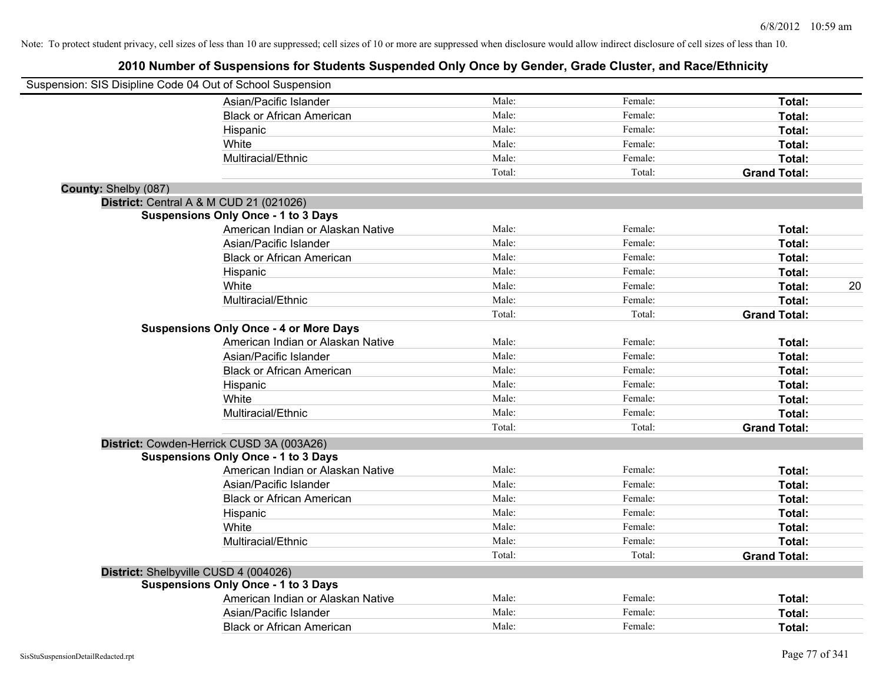Note: To protect student privacy, cell sizes of less than 10 are suppressed; cell sizes of 10 or more are suppressed when disclosure would allow indirect disclosure of cell sizes of less than 10.

# 2010 Number of Suspensions for Students Suspended Only Once by Gender, Grade Cluster, and Race/Ethnicity

Suspension: SIS Disipline Code 04 Out of School Suspension

| | | | | |
|---|---|---|---|---|
| Asian/Pacific Islander | Male: | Female: | **Total:** | |
| Black or African American | Male: | Female: | **Total:** | |
| Hispanic | Male: | Female: | **Total:** | |
| White | Male: | Female: | **Total:** | |
| Multiracial/Ethnic | Male: | Female: | **Total:** | |
| | Total: | Total: | **Grand Total:** | |

**County:** Shelby (087)

**District:** Central A & M CUD 21 (021026)

**Suspensions Only Once - 1 to 3 Days**

| | | | | |
|---|---|---|---|---|
| American Indian or Alaskan Native | Male: | Female: | **Total:** | |
| Asian/Pacific Islander | Male: | Female: | **Total:** | |
| Black or African American | Male: | Female: | **Total:** | |
| Hispanic | Male: | Female: | **Total:** | |
| White | Male: | Female: | **Total:** | 20 |
| Multiracial/Ethnic | Male: | Female: | **Total:** | |
| | Total: | Total: | **Grand Total:** | |

**Suspensions Only Once - 4 or More Days**

| | | | | |
|---|---|---|---|---|
| American Indian or Alaskan Native | Male: | Female: | **Total:** | |
| Asian/Pacific Islander | Male: | Female: | **Total:** | |
| Black or African American | Male: | Female: | **Total:** | |
| Hispanic | Male: | Female: | **Total:** | |
| White | Male: | Female: | **Total:** | |
| Multiracial/Ethnic | Male: | Female: | **Total:** | |
| | Total: | Total: | **Grand Total:** | |

**District:** Cowden-Herrick CUSD 3A (003A26)

**Suspensions Only Once - 1 to 3 Days**

| | | | | |
|---|---|---|---|---|
| American Indian or Alaskan Native | Male: | Female: | **Total:** | |
| Asian/Pacific Islander | Male: | Female: | **Total:** | |
| Black or African American | Male: | Female: | **Total:** | |
| Hispanic | Male: | Female: | **Total:** | |
| White | Male: | Female: | **Total:** | |
| Multiracial/Ethnic | Male: | Female: | **Total:** | |
| | Total: | Total: | **Grand Total:** | |

**District:** Shelbyville CUSD 4 (004026)

**Suspensions Only Once - 1 to 3 Days**

| | | | | |
|---|---|---|---|---|
| American Indian or Alaskan Native | Male: | Female: | **Total:** | |
| Asian/Pacific Islander | Male: | Female: | **Total:** | |
| Black or African American | Male: | Female: | **Total:** | |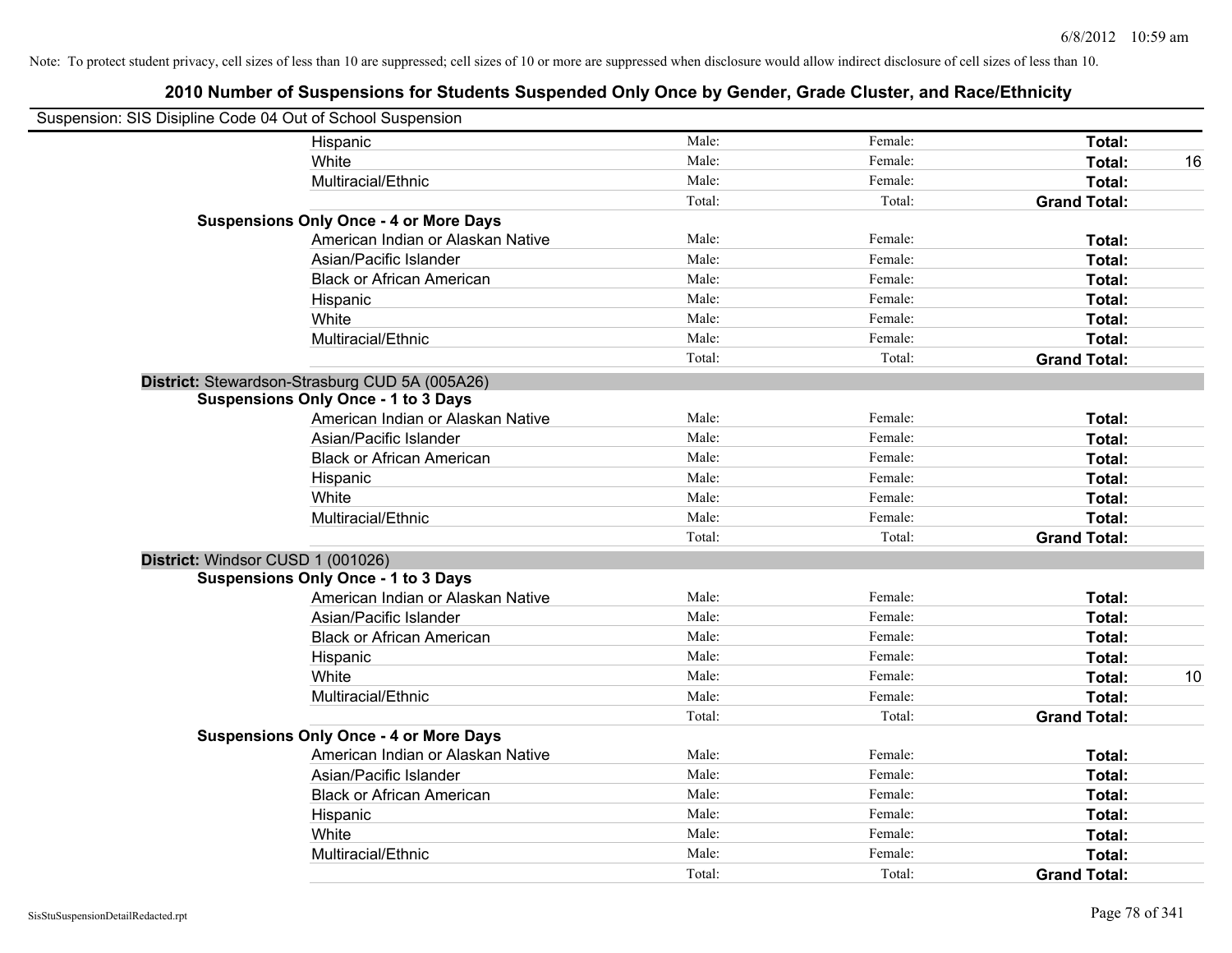Note: To protect student privacy, cell sizes of less than 10 are suppressed; cell sizes of 10 or more are suppressed when disclosure would allow indirect disclosure of cell sizes of less than 10.

# 2010 Number of Suspensions for Students Suspended Only Once by Gender, Grade Cluster, and Race/Ethnicity

Suspension: SIS Disipline Code 04 Out of School Suspension

| | | | | |
|---|---|---|---|---|
| Hispanic | Male: | Female: | **Total:** | |
| White | Male: | Female: | **Total:** | 16 |
| Multiracial/Ethnic | Male: | Female: | **Total:** | |
| | Total: | Total: | **Grand Total:** | |
| **Suspensions Only Once - 4 or More Days** | | | | |
| American Indian or Alaskan Native | Male: | Female: | **Total:** | |
| Asian/Pacific Islander | Male: | Female: | **Total:** | |
| Black or African American | Male: | Female: | **Total:** | |
| Hispanic | Male: | Female: | **Total:** | |
| White | Male: | Female: | **Total:** | |
| Multiracial/Ethnic | Male: | Female: | **Total:** | |
| | Total: | Total: | **Grand Total:** | |

**District:** Stewardson-Strasburg CUD 5A (005A26)

| | | | | |
|---|---|---|---|---|
| **Suspensions Only Once - 1 to 3 Days** | | | | |
| American Indian or Alaskan Native | Male: | Female: | **Total:** | |
| Asian/Pacific Islander | Male: | Female: | **Total:** | |
| Black or African American | Male: | Female: | **Total:** | |
| Hispanic | Male: | Female: | **Total:** | |
| White | Male: | Female: | **Total:** | |
| Multiracial/Ethnic | Male: | Female: | **Total:** | |
| | Total: | Total: | **Grand Total:** | |

**District:** Windsor CUSD 1 (001026)

| | | | | |
|---|---|---|---|---|
| **Suspensions Only Once - 1 to 3 Days** | | | | |
| American Indian or Alaskan Native | Male: | Female: | **Total:** | |
| Asian/Pacific Islander | Male: | Female: | **Total:** | |
| Black or African American | Male: | Female: | **Total:** | |
| Hispanic | Male: | Female: | **Total:** | |
| White | Male: | Female: | **Total:** | 10 |
| Multiracial/Ethnic | Male: | Female: | **Total:** | |
| | Total: | Total: | **Grand Total:** | |
| **Suspensions Only Once - 4 or More Days** | | | | |
| American Indian or Alaskan Native | Male: | Female: | **Total:** | |
| Asian/Pacific Islander | Male: | Female: | **Total:** | |
| Black or African American | Male: | Female: | **Total:** | |
| Hispanic | Male: | Female: | **Total:** | |
| White | Male: | Female: | **Total:** | |
| Multiracial/Ethnic | Male: | Female: | **Total:** | |
| | Total: | Total: | **Grand Total:** | |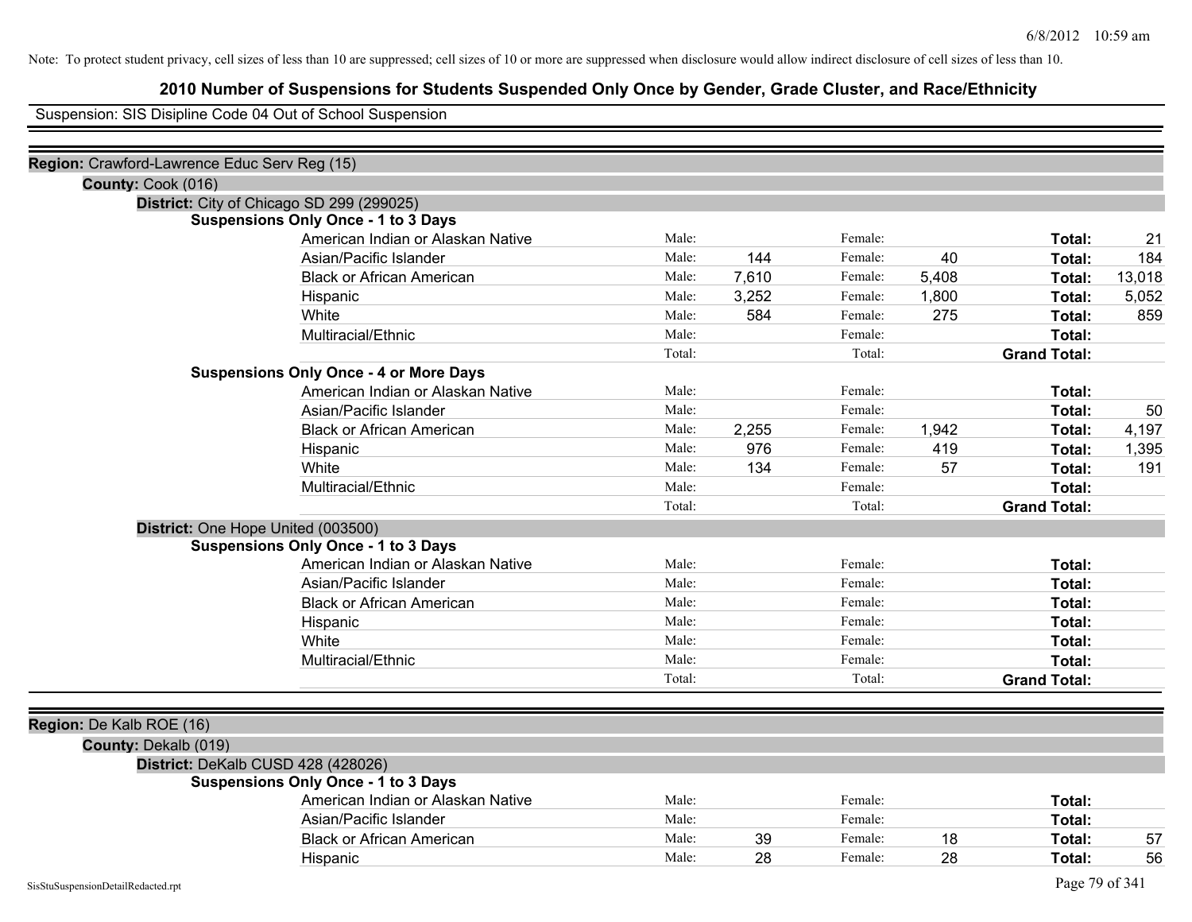Note: To protect student privacy, cell sizes of less than 10 are suppressed; cell sizes of 10 or more are suppressed when disclosure would allow indirect disclosure of cell sizes of less than 10.

# 2010 Number of Suspensions for Students Suspended Only Once by Gender, Grade Cluster, and Race/Ethnicity

Suspension: SIS Disipline Code 04 Out of School Suspension

**Region:** Crawford-Lawrence Educ Serv Reg (15)

**County:** Cook (016)

**District:** City of Chicago SD 299 (299025)

**Suspensions Only Once - 1 to 3 Days**

| Race/Ethnicity | | Male | | Female | | Total |
|---|---|---|---|---|---|---|
| American Indian or Alaskan Native | Male: | | Female: | | **Total:** | 21 |
| Asian/Pacific Islander | Male: | 144 | Female: | 40 | **Total:** | 184 |
| Black or African American | Male: | 7,610 | Female: | 5,408 | **Total:** | 13,018 |
| Hispanic | Male: | 3,252 | Female: | 1,800 | **Total:** | 5,052 |
| White | Male: | 584 | Female: | 275 | **Total:** | 859 |
| Multiracial/Ethnic | Male: | | Female: | | **Total:** | |
| | Total: | | Total: | | **Grand Total:** | |

**Suspensions Only Once - 4 or More Days**

| Race/Ethnicity | | Male | | Female | | Total |
|---|---|---|---|---|---|---|
| American Indian or Alaskan Native | Male: | | Female: | | **Total:** | |
| Asian/Pacific Islander | Male: | | Female: | | **Total:** | 50 |
| Black or African American | Male: | 2,255 | Female: | 1,942 | **Total:** | 4,197 |
| Hispanic | Male: | 976 | Female: | 419 | **Total:** | 1,395 |
| White | Male: | 134 | Female: | 57 | **Total:** | 191 |
| Multiracial/Ethnic | Male: | | Female: | | **Total:** | |
| | Total: | | Total: | | **Grand Total:** | |

**District:** One Hope United (003500)

**Suspensions Only Once - 1 to 3 Days**

| Race/Ethnicity | | Male | | Female | | Total |
|---|---|---|---|---|---|---|
| American Indian or Alaskan Native | Male: | | Female: | | **Total:** | |
| Asian/Pacific Islander | Male: | | Female: | | **Total:** | |
| Black or African American | Male: | | Female: | | **Total:** | |
| Hispanic | Male: | | Female: | | **Total:** | |
| White | Male: | | Female: | | **Total:** | |
| Multiracial/Ethnic | Male: | | Female: | | **Total:** | |
| | Total: | | Total: | | **Grand Total:** | |

**Region:** De Kalb ROE (16)

**County:** Dekalb (019)

**District:** DeKalb CUSD 428 (428026)

**Suspensions Only Once - 1 to 3 Days**

| Race/Ethnicity | | Male | | Female | | Total |
|---|---|---|---|---|---|---|
| American Indian or Alaskan Native | Male: | | Female: | | **Total:** | |
| Asian/Pacific Islander | Male: | | Female: | | **Total:** | |
| Black or African American | Male: | 39 | Female: | 18 | **Total:** | 57 |
| Hispanic | Male: | 28 | Female: | 28 | **Total:** | 56 |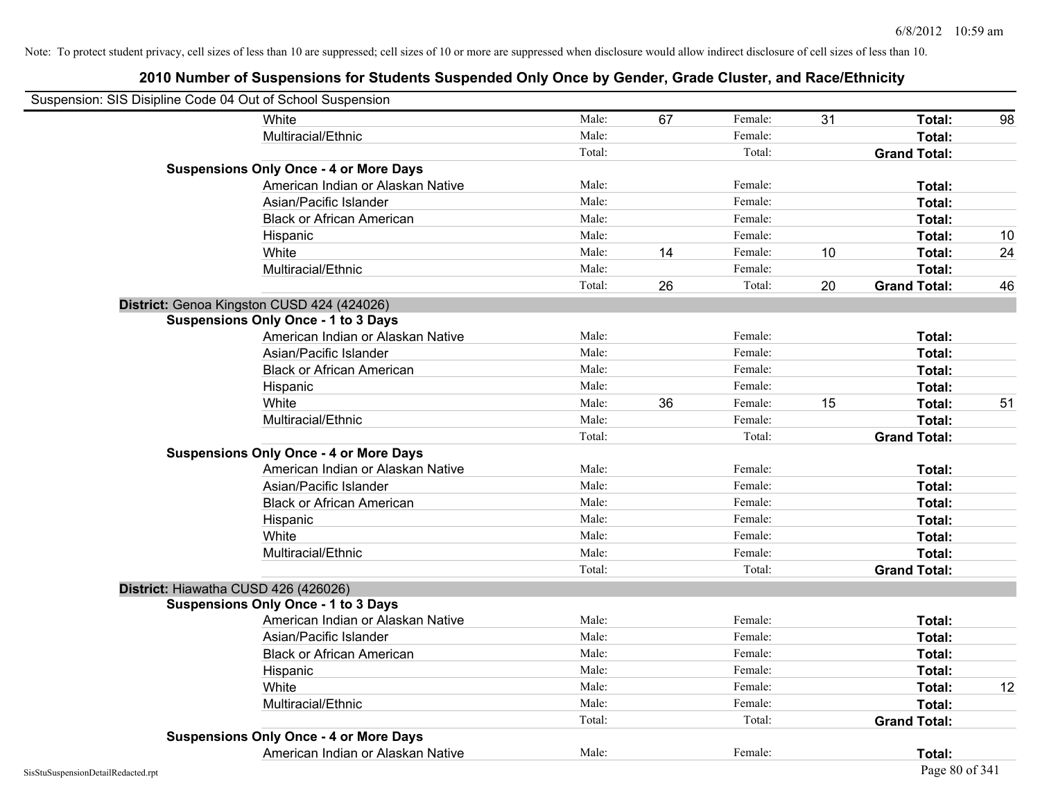Note: To protect student privacy, cell sizes of less than 10 are suppressed; cell sizes of 10 or more are suppressed when disclosure would allow indirect disclosure of cell sizes of less than 10.

# 2010 Number of Suspensions for Students Suspended Only Once by Gender, Grade Cluster, and Race/Ethnicity

Suspension: SIS Disipline Code 04 Out of School Suspension

| | | | | | | | |
|---|---|---|---|---|---|---|---|
| White | Male: | 67 | Female: | 31 | **Total:** | 98 |
| Multiracial/Ethnic | Male: | | Female: | | **Total:** | |
| | Total: | | Total: | | **Grand Total:** | |
| **Suspensions Only Once - 4 or More Days** | | | | | | |
| American Indian or Alaskan Native | Male: | | Female: | | **Total:** | |
| Asian/Pacific Islander | Male: | | Female: | | **Total:** | |
| Black or African American | Male: | | Female: | | **Total:** | |
| Hispanic | Male: | | Female: | | **Total:** | 10 |
| White | Male: | 14 | Female: | 10 | **Total:** | 24 |
| Multiracial/Ethnic | Male: | | Female: | | **Total:** | |
| | Total: | 26 | Total: | 20 | **Grand Total:** | 46 |

**District:** Genoa Kingston CUSD 424 (424026)

| | | | | | | |
|---|---|---|---|---|---|---|
| **Suspensions Only Once - 1 to 3 Days** | | | | | | |
| American Indian or Alaskan Native | Male: | | Female: | | **Total:** | |
| Asian/Pacific Islander | Male: | | Female: | | **Total:** | |
| Black or African American | Male: | | Female: | | **Total:** | |
| Hispanic | Male: | | Female: | | **Total:** | |
| White | Male: | 36 | Female: | 15 | **Total:** | 51 |
| Multiracial/Ethnic | Male: | | Female: | | **Total:** | |
| | Total: | | Total: | | **Grand Total:** | |
| **Suspensions Only Once - 4 or More Days** | | | | | | |
| American Indian or Alaskan Native | Male: | | Female: | | **Total:** | |
| Asian/Pacific Islander | Male: | | Female: | | **Total:** | |
| Black or African American | Male: | | Female: | | **Total:** | |
| Hispanic | Male: | | Female: | | **Total:** | |
| White | Male: | | Female: | | **Total:** | |
| Multiracial/Ethnic | Male: | | Female: | | **Total:** | |
| | Total: | | Total: | | **Grand Total:** | |

**District:** Hiawatha CUSD 426 (426026)

| | | | | | | |
|---|---|---|---|---|---|---|
| **Suspensions Only Once - 1 to 3 Days** | | | | | | |
| American Indian or Alaskan Native | Male: | | Female: | | **Total:** | |
| Asian/Pacific Islander | Male: | | Female: | | **Total:** | |
| Black or African American | Male: | | Female: | | **Total:** | |
| Hispanic | Male: | | Female: | | **Total:** | |
| White | Male: | | Female: | | **Total:** | 12 |
| Multiracial/Ethnic | Male: | | Female: | | **Total:** | |
| | Total: | | Total: | | **Grand Total:** | |
| **Suspensions Only Once - 4 or More Days** | | | | | | |
| American Indian or Alaskan Native | Male: | | Female: | | **Total:** | |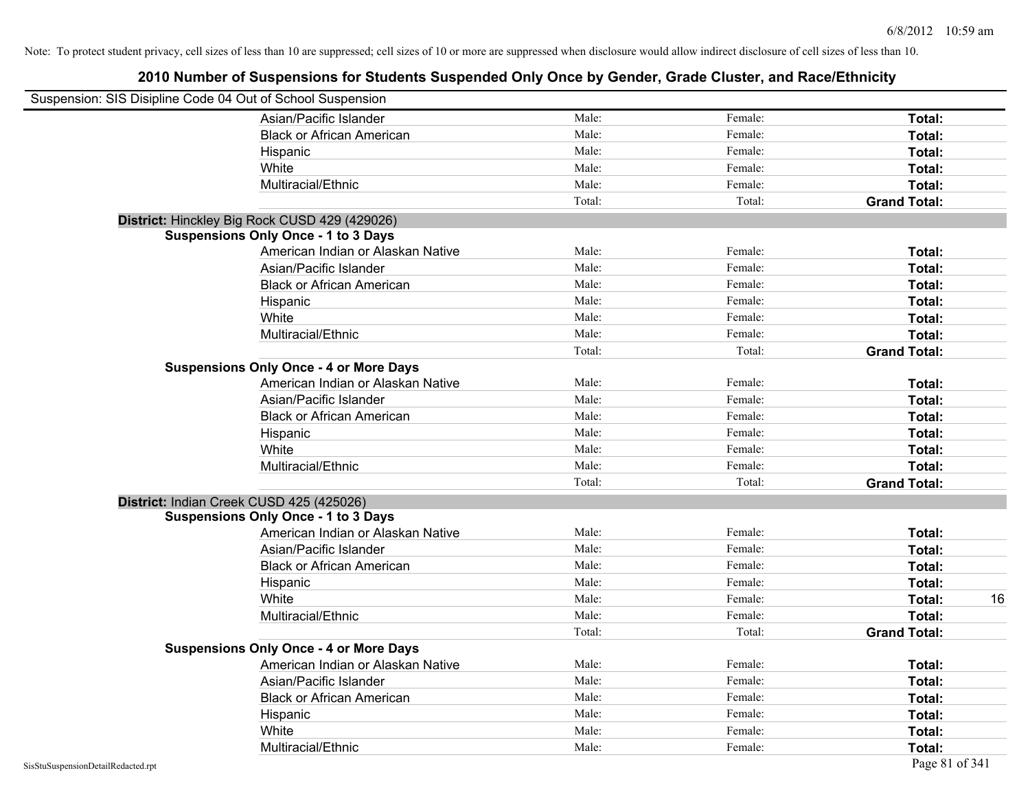Note: To protect student privacy, cell sizes of less than 10 are suppressed; cell sizes of 10 or more are suppressed when disclosure would allow indirect disclosure of cell sizes of less than 10.

# 2010 Number of Suspensions for Students Suspended Only Once by Gender, Grade Cluster, and Race/Ethnicity

Suspension: SIS Disipline Code 04 Out of School Suspension

| | Male | Female | Total |
|---|---|---|---|
| Asian/Pacific Islander | Male: | Female: | Total: |
| Black or African American | Male: | Female: | Total: |
| Hispanic | Male: | Female: | Total: |
| White | Male: | Female: | Total: |
| Multiracial/Ethnic | Male: | Female: | Total: |
| | Total: | Total: | Grand Total: |

**District:** Hinckley Big Rock CUSD 429 (429026)

**Suspensions Only Once - 1 to 3 Days**

| | Male | Female | Total |
|---|---|---|---|
| American Indian or Alaskan Native | Male: | Female: | Total: |
| Asian/Pacific Islander | Male: | Female: | Total: |
| Black or African American | Male: | Female: | Total: |
| Hispanic | Male: | Female: | Total: |
| White | Male: | Female: | Total: |
| Multiracial/Ethnic | Male: | Female: | Total: |
| | Total: | Total: | Grand Total: |

**Suspensions Only Once - 4 or More Days**

| | Male | Female | Total |
|---|---|---|---|
| American Indian or Alaskan Native | Male: | Female: | Total: |
| Asian/Pacific Islander | Male: | Female: | Total: |
| Black or African American | Male: | Female: | Total: |
| Hispanic | Male: | Female: | Total: |
| White | Male: | Female: | Total: |
| Multiracial/Ethnic | Male: | Female: | Total: |
| | Total: | Total: | Grand Total: |

**District:** Indian Creek CUSD 425 (425026)

**Suspensions Only Once - 1 to 3 Days**

| | Male | Female | Total |
|---|---|---|---|
| American Indian or Alaskan Native | Male: | Female: | Total: |
| Asian/Pacific Islander | Male: | Female: | Total: |
| Black or African American | Male: | Female: | Total: |
| Hispanic | Male: | Female: | Total: |
| White | Male: | Female: | Total: 16 |
| Multiracial/Ethnic | Male: | Female: | Total: |
| | Total: | Total: | Grand Total: |

**Suspensions Only Once - 4 or More Days**

| | Male | Female | Total |
|---|---|---|---|
| American Indian or Alaskan Native | Male: | Female: | Total: |
| Asian/Pacific Islander | Male: | Female: | Total: |
| Black or African American | Male: | Female: | Total: |
| Hispanic | Male: | Female: | Total: |
| White | Male: | Female: | Total: |
| Multiracial/Ethnic | Male: | Female: | Total: |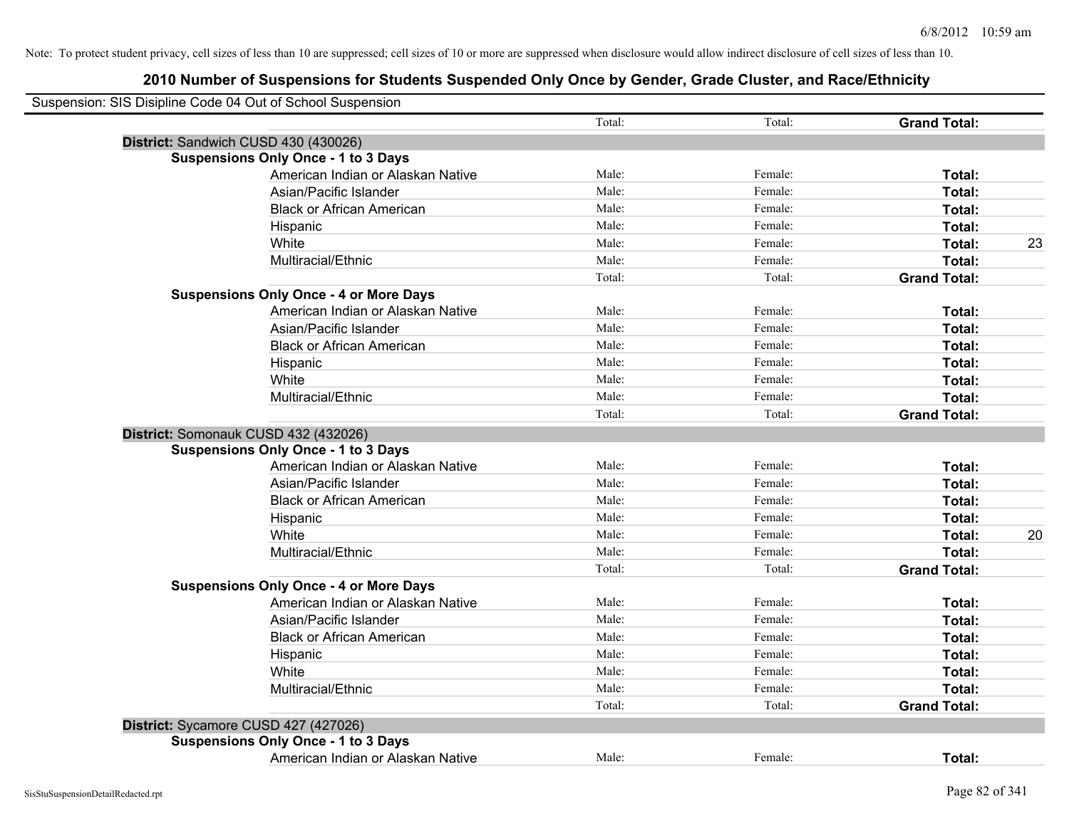Note: To protect student privacy, cell sizes of less than 10 are suppressed; cell sizes of 10 or more are suppressed when disclosure would allow indirect disclosure of cell sizes of less than 10.

# 2010 Number of Suspensions for Students Suspended Only Once by Gender, Grade Cluster, and Race/Ethnicity

Suspension: SIS Disipline Code 04 Out of School Suspension

| | | Total: | Total: | **Grand Total:** | |
|---|---|---|---|---|---|
| **District:** Sandwich CUSD 430 (430026) | | | | | |
| **Suspensions Only Once - 1 to 3 Days** | | | | | |
| | American Indian or Alaskan Native | Male: | Female: | **Total:** | |
| | Asian/Pacific Islander | Male: | Female: | **Total:** | |
| | Black or African American | Male: | Female: | **Total:** | |
| | Hispanic | Male: | Female: | **Total:** | |
| | White | Male: | Female: | **Total:** | 23 |
| | Multiracial/Ethnic | Male: | Female: | **Total:** | |
| | | Total: | Total: | **Grand Total:** | |
| **Suspensions Only Once - 4 or More Days** | | | | | |
| | American Indian or Alaskan Native | Male: | Female: | **Total:** | |
| | Asian/Pacific Islander | Male: | Female: | **Total:** | |
| | Black or African American | Male: | Female: | **Total:** | |
| | Hispanic | Male: | Female: | **Total:** | |
| | White | Male: | Female: | **Total:** | |
| | Multiracial/Ethnic | Male: | Female: | **Total:** | |
| | | Total: | Total: | **Grand Total:** | |
| **District:** Somonauk CUSD 432 (432026) | | | | | |
| **Suspensions Only Once - 1 to 3 Days** | | | | | |
| | American Indian or Alaskan Native | Male: | Female: | **Total:** | |
| | Asian/Pacific Islander | Male: | Female: | **Total:** | |
| | Black or African American | Male: | Female: | **Total:** | |
| | Hispanic | Male: | Female: | **Total:** | |
| | White | Male: | Female: | **Total:** | 20 |
| | Multiracial/Ethnic | Male: | Female: | **Total:** | |
| | | Total: | Total: | **Grand Total:** | |
| **Suspensions Only Once - 4 or More Days** | | | | | |
| | American Indian or Alaskan Native | Male: | Female: | **Total:** | |
| | Asian/Pacific Islander | Male: | Female: | **Total:** | |
| | Black or African American | Male: | Female: | **Total:** | |
| | Hispanic | Male: | Female: | **Total:** | |
| | White | Male: | Female: | **Total:** | |
| | Multiracial/Ethnic | Male: | Female: | **Total:** | |
| | | Total: | Total: | **Grand Total:** | |
| **District:** Sycamore CUSD 427 (427026) | | | | | |
| **Suspensions Only Once - 1 to 3 Days** | | | | | |
| | American Indian or Alaskan Native | Male: | Female: | **Total:** | |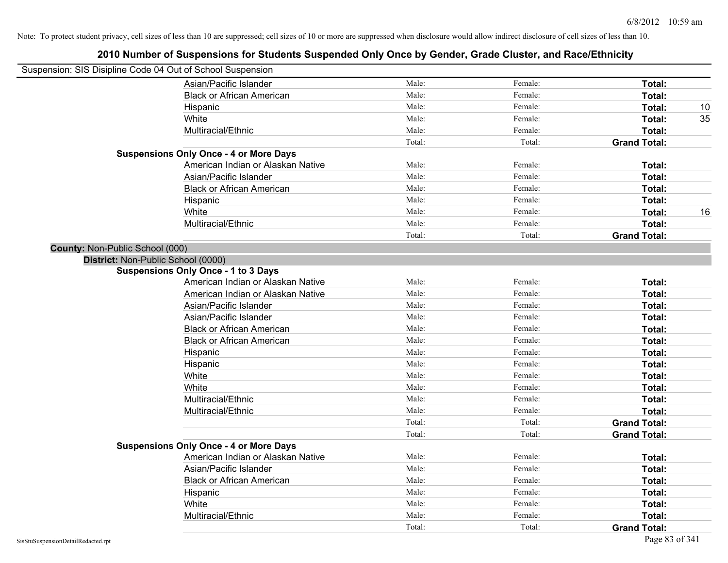Note: To protect student privacy, cell sizes of less than 10 are suppressed; cell sizes of 10 or more are suppressed when disclosure would allow indirect disclosure of cell sizes of less than 10.

# 2010 Number of Suspensions for Students Suspended Only Once by Gender, Grade Cluster, and Race/Ethnicity

Suspension: SIS Disipline Code 04 Out of School Suspension

| | | | | |
|---|---|---|---|---|
| Asian/Pacific Islander | Male: | Female: | **Total:** | |
| Black or African American | Male: | Female: | **Total:** | |
| Hispanic | Male: | Female: | **Total:** | 10 |
| White | Male: | Female: | **Total:** | 35 |
| Multiracial/Ethnic | Male: | Female: | **Total:** | |
| | Total: | Total: | **Grand Total:** | |

**Suspensions Only Once - 4 or More Days**

| | | | | |
|---|---|---|---|---|
| American Indian or Alaskan Native | Male: | Female: | **Total:** | |
| Asian/Pacific Islander | Male: | Female: | **Total:** | |
| Black or African American | Male: | Female: | **Total:** | |
| Hispanic | Male: | Female: | **Total:** | |
| White | Male: | Female: | **Total:** | 16 |
| Multiracial/Ethnic | Male: | Female: | **Total:** | |
| | Total: | Total: | **Grand Total:** | |

**County:** Non-Public School (000)

**District:** Non-Public School (0000)

**Suspensions Only Once - 1 to 3 Days**

| | | | | |
|---|---|---|---|---|
| American Indian or Alaskan Native | Male: | Female: | **Total:** | |
| American Indian or Alaskan Native | Male: | Female: | **Total:** | |
| Asian/Pacific Islander | Male: | Female: | **Total:** | |
| Asian/Pacific Islander | Male: | Female: | **Total:** | |
| Black or African American | Male: | Female: | **Total:** | |
| Black or African American | Male: | Female: | **Total:** | |
| Hispanic | Male: | Female: | **Total:** | |
| Hispanic | Male: | Female: | **Total:** | |
| White | Male: | Female: | **Total:** | |
| White | Male: | Female: | **Total:** | |
| Multiracial/Ethnic | Male: | Female: | **Total:** | |
| Multiracial/Ethnic | Male: | Female: | **Total:** | |
| | Total: | Total: | **Grand Total:** | |
| | Total: | Total: | **Grand Total:** | |

**Suspensions Only Once - 4 or More Days**

| | | | | |
|---|---|---|---|---|
| American Indian or Alaskan Native | Male: | Female: | **Total:** | |
| Asian/Pacific Islander | Male: | Female: | **Total:** | |
| Black or African American | Male: | Female: | **Total:** | |
| Hispanic | Male: | Female: | **Total:** | |
| White | Male: | Female: | **Total:** | |
| Multiracial/Ethnic | Male: | Female: | **Total:** | |
| | Total: | Total: | **Grand Total:** | |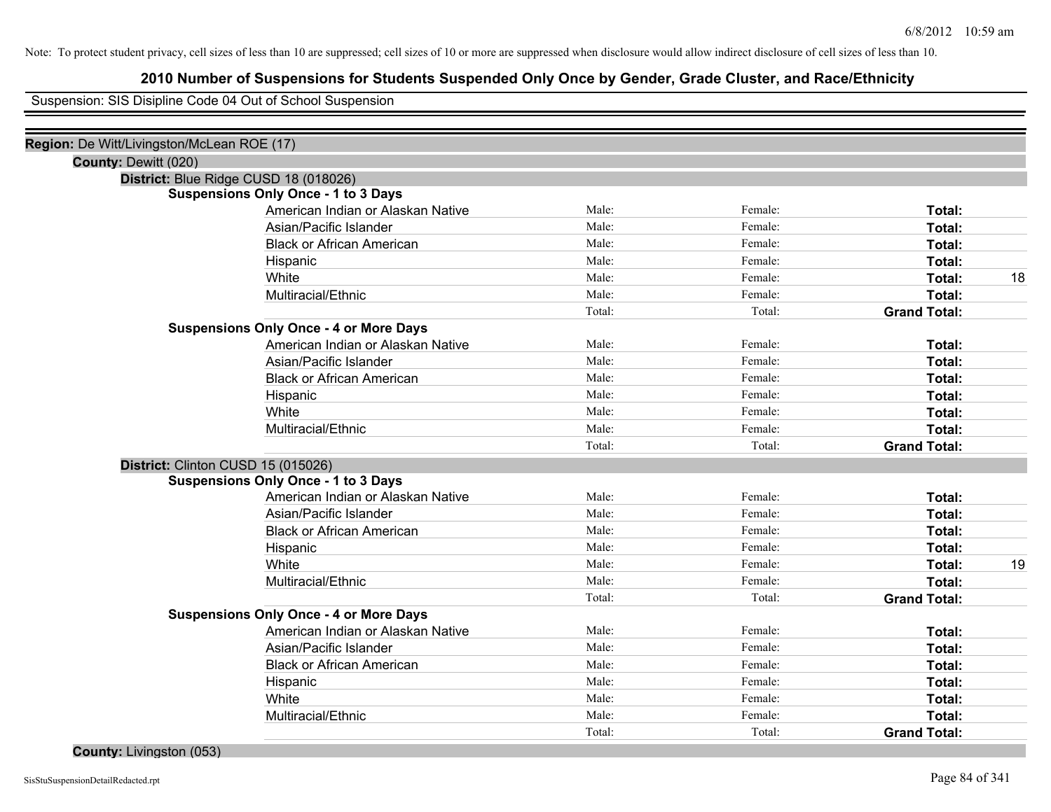Note: To protect student privacy, cell sizes of less than 10 are suppressed; cell sizes of 10 or more are suppressed when disclosure would allow indirect disclosure of cell sizes of less than 10.

# 2010 Number of Suspensions for Students Suspended Only Once by Gender, Grade Cluster, and Race/Ethnicity

Suspension: SIS Disipline Code 04 Out of School Suspension

**Region:** De Witt/Livingston/McLean ROE (17)

**County:** Dewitt (020)

**District:** Blue Ridge CUSD 18 (018026)

**Suspensions Only Once - 1 to 3 Days**

| | | | | |
|---|---|---|---|---|
| American Indian or Alaskan Native | Male: | Female: | **Total:** | |
| Asian/Pacific Islander | Male: | Female: | **Total:** | |
| Black or African American | Male: | Female: | **Total:** | |
| Hispanic | Male: | Female: | **Total:** | |
| White | Male: | Female: | **Total:** | 18 |
| Multiracial/Ethnic | Male: | Female: | **Total:** | |
| | Total: | Total: | **Grand Total:** | |

**Suspensions Only Once - 4 or More Days**

| | | | | |
|---|---|---|---|---|
| American Indian or Alaskan Native | Male: | Female: | **Total:** | |
| Asian/Pacific Islander | Male: | Female: | **Total:** | |
| Black or African American | Male: | Female: | **Total:** | |
| Hispanic | Male: | Female: | **Total:** | |
| White | Male: | Female: | **Total:** | |
| Multiracial/Ethnic | Male: | Female: | **Total:** | |
| | Total: | Total: | **Grand Total:** | |

**District:** Clinton CUSD 15 (015026)

**Suspensions Only Once - 1 to 3 Days**

| | | | | |
|---|---|---|---|---|
| American Indian or Alaskan Native | Male: | Female: | **Total:** | |
| Asian/Pacific Islander | Male: | Female: | **Total:** | |
| Black or African American | Male: | Female: | **Total:** | |
| Hispanic | Male: | Female: | **Total:** | |
| White | Male: | Female: | **Total:** | 19 |
| Multiracial/Ethnic | Male: | Female: | **Total:** | |
| | Total: | Total: | **Grand Total:** | |

**Suspensions Only Once - 4 or More Days**

| | | | | |
|---|---|---|---|---|
| American Indian or Alaskan Native | Male: | Female: | **Total:** | |
| Asian/Pacific Islander | Male: | Female: | **Total:** | |
| Black or African American | Male: | Female: | **Total:** | |
| Hispanic | Male: | Female: | **Total:** | |
| White | Male: | Female: | **Total:** | |
| Multiracial/Ethnic | Male: | Female: | **Total:** | |
| | Total: | Total: | **Grand Total:** | |

**County:** Livingston (053)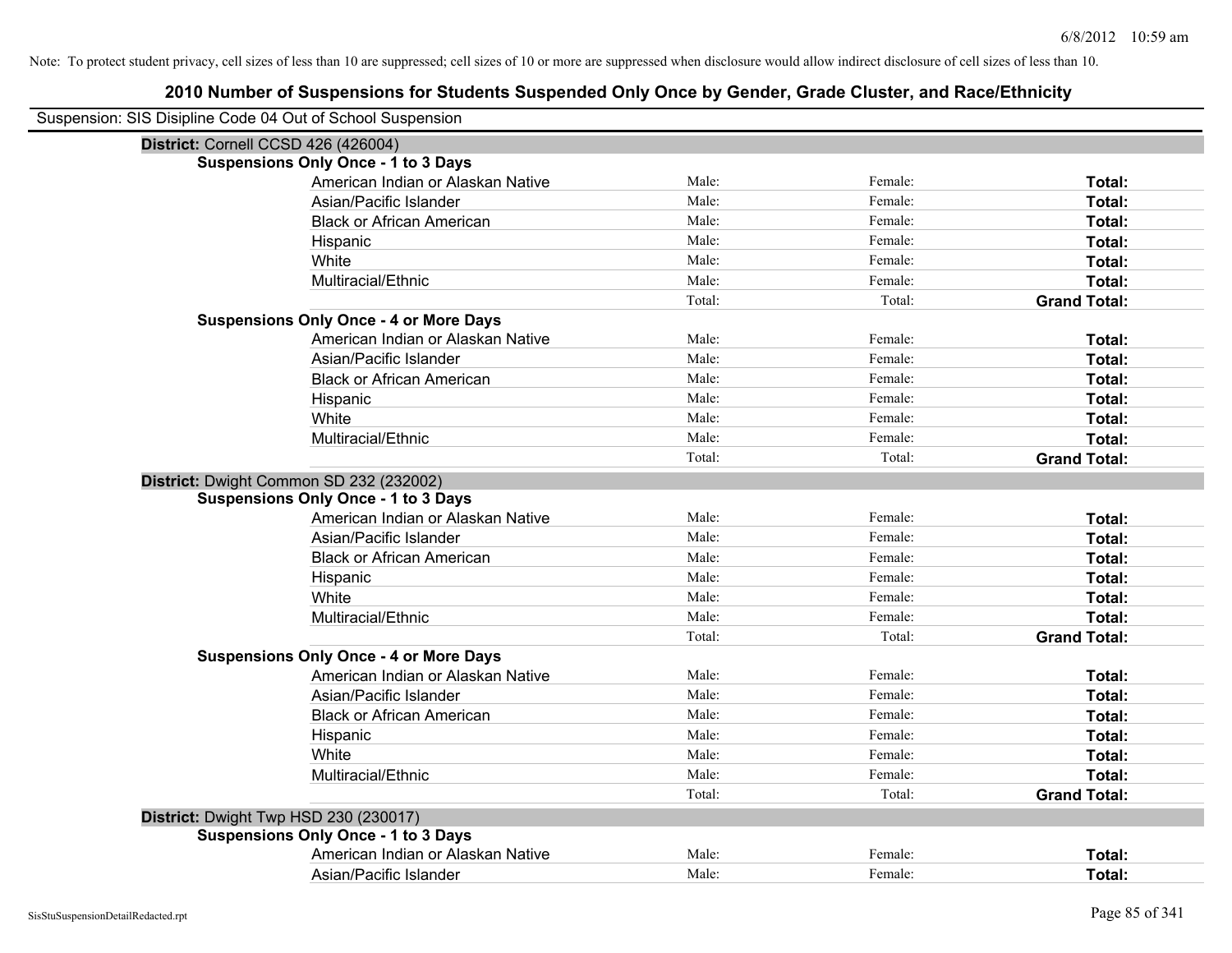Note: To protect student privacy, cell sizes of less than 10 are suppressed; cell sizes of 10 or more are suppressed when disclosure would allow indirect disclosure of cell sizes of less than 10.

## 2010 Number of Suspensions for Students Suspended Only Once by Gender, Grade Cluster, and Race/Ethnicity

Suspension: SIS Disipline Code 04 Out of School Suspension

### District: Cornell CCSD 426 (426004)

**Suspensions Only Once - 1 to 3 Days**

| | | | |
|---|---|---|---|
| American Indian or Alaskan Native | Male: | Female: | **Total:** |
| Asian/Pacific Islander | Male: | Female: | **Total:** |
| Black or African American | Male: | Female: | **Total:** |
| Hispanic | Male: | Female: | **Total:** |
| White | Male: | Female: | **Total:** |
| Multiracial/Ethnic | Male: | Female: | **Total:** |
| | Total: | Total: | **Grand Total:** |

**Suspensions Only Once - 4 or More Days**

| | | | |
|---|---|---|---|
| American Indian or Alaskan Native | Male: | Female: | **Total:** |
| Asian/Pacific Islander | Male: | Female: | **Total:** |
| Black or African American | Male: | Female: | **Total:** |
| Hispanic | Male: | Female: | **Total:** |
| White | Male: | Female: | **Total:** |
| Multiracial/Ethnic | Male: | Female: | **Total:** |
| | Total: | Total: | **Grand Total:** |

### District: Dwight Common SD 232 (232002)

**Suspensions Only Once - 1 to 3 Days**

| | | | |
|---|---|---|---|
| American Indian or Alaskan Native | Male: | Female: | **Total:** |
| Asian/Pacific Islander | Male: | Female: | **Total:** |
| Black or African American | Male: | Female: | **Total:** |
| Hispanic | Male: | Female: | **Total:** |
| White | Male: | Female: | **Total:** |
| Multiracial/Ethnic | Male: | Female: | **Total:** |
| | Total: | Total: | **Grand Total:** |

**Suspensions Only Once - 4 or More Days**

| | | | |
|---|---|---|---|
| American Indian or Alaskan Native | Male: | Female: | **Total:** |
| Asian/Pacific Islander | Male: | Female: | **Total:** |
| Black or African American | Male: | Female: | **Total:** |
| Hispanic | Male: | Female: | **Total:** |
| White | Male: | Female: | **Total:** |
| Multiracial/Ethnic | Male: | Female: | **Total:** |
| | Total: | Total: | **Grand Total:** |

### District: Dwight Twp HSD 230 (230017)

**Suspensions Only Once - 1 to 3 Days**

| | | | |
|---|---|---|---|
| American Indian or Alaskan Native | Male: | Female: | **Total:** |
| Asian/Pacific Islander | Male: | Female: | **Total:** |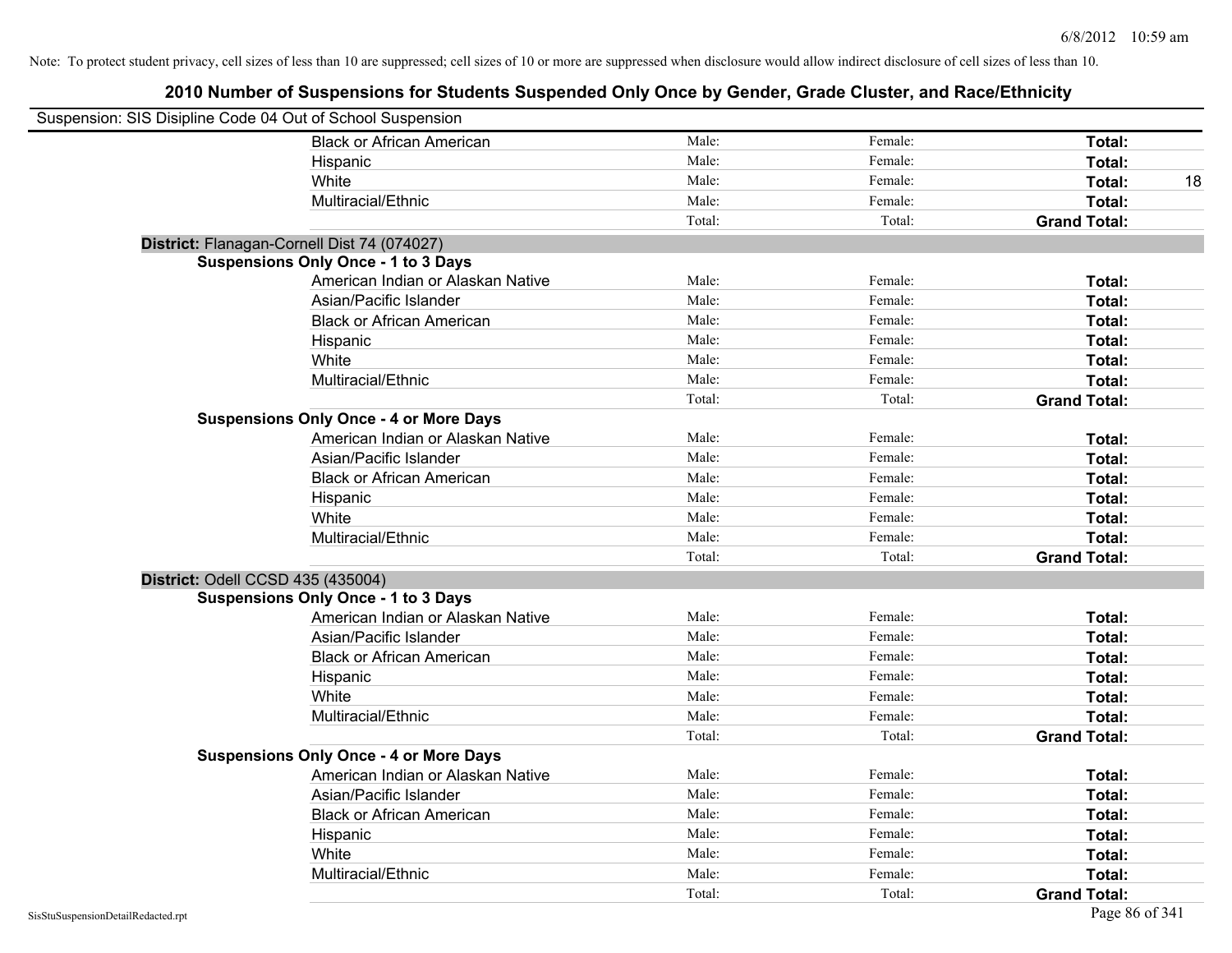Note: To protect student privacy, cell sizes of less than 10 are suppressed; cell sizes of 10 or more are suppressed when disclosure would allow indirect disclosure of cell sizes of less than 10.

# 2010 Number of Suspensions for Students Suspended Only Once by Gender, Grade Cluster, and Race/Ethnicity

Suspension: SIS Disipline Code 04 Out of School Suspension

| | | | | |
|---|---|---|---|---|
| Black or African American | Male: | Female: | **Total:** | |
| Hispanic | Male: | Female: | **Total:** | |
| White | Male: | Female: | **Total:** | 18 |
| Multiracial/Ethnic | Male: | Female: | **Total:** | |
| | Total: | Total: | **Grand Total:** | |

**District:** Flanagan-Cornell Dist 74 (074027)

**Suspensions Only Once - 1 to 3 Days**

| | | | | |
|---|---|---|---|---|
| American Indian or Alaskan Native | Male: | Female: | **Total:** | |
| Asian/Pacific Islander | Male: | Female: | **Total:** | |
| Black or African American | Male: | Female: | **Total:** | |
| Hispanic | Male: | Female: | **Total:** | |
| White | Male: | Female: | **Total:** | |
| Multiracial/Ethnic | Male: | Female: | **Total:** | |
| | Total: | Total: | **Grand Total:** | |

**Suspensions Only Once - 4 or More Days**

| | | | | |
|---|---|---|---|---|
| American Indian or Alaskan Native | Male: | Female: | **Total:** | |
| Asian/Pacific Islander | Male: | Female: | **Total:** | |
| Black or African American | Male: | Female: | **Total:** | |
| Hispanic | Male: | Female: | **Total:** | |
| White | Male: | Female: | **Total:** | |
| Multiracial/Ethnic | Male: | Female: | **Total:** | |
| | Total: | Total: | **Grand Total:** | |

**District:** Odell CCSD 435 (435004)

**Suspensions Only Once - 1 to 3 Days**

| | | | | |
|---|---|---|---|---|
| American Indian or Alaskan Native | Male: | Female: | **Total:** | |
| Asian/Pacific Islander | Male: | Female: | **Total:** | |
| Black or African American | Male: | Female: | **Total:** | |
| Hispanic | Male: | Female: | **Total:** | |
| White | Male: | Female: | **Total:** | |
| Multiracial/Ethnic | Male: | Female: | **Total:** | |
| | Total: | Total: | **Grand Total:** | |

**Suspensions Only Once - 4 or More Days**

| | | | | |
|---|---|---|---|---|
| American Indian or Alaskan Native | Male: | Female: | **Total:** | |
| Asian/Pacific Islander | Male: | Female: | **Total:** | |
| Black or African American | Male: | Female: | **Total:** | |
| Hispanic | Male: | Female: | **Total:** | |
| White | Male: | Female: | **Total:** | |
| Multiracial/Ethnic | Male: | Female: | **Total:** | |
| | Total: | Total: | **Grand Total:** | |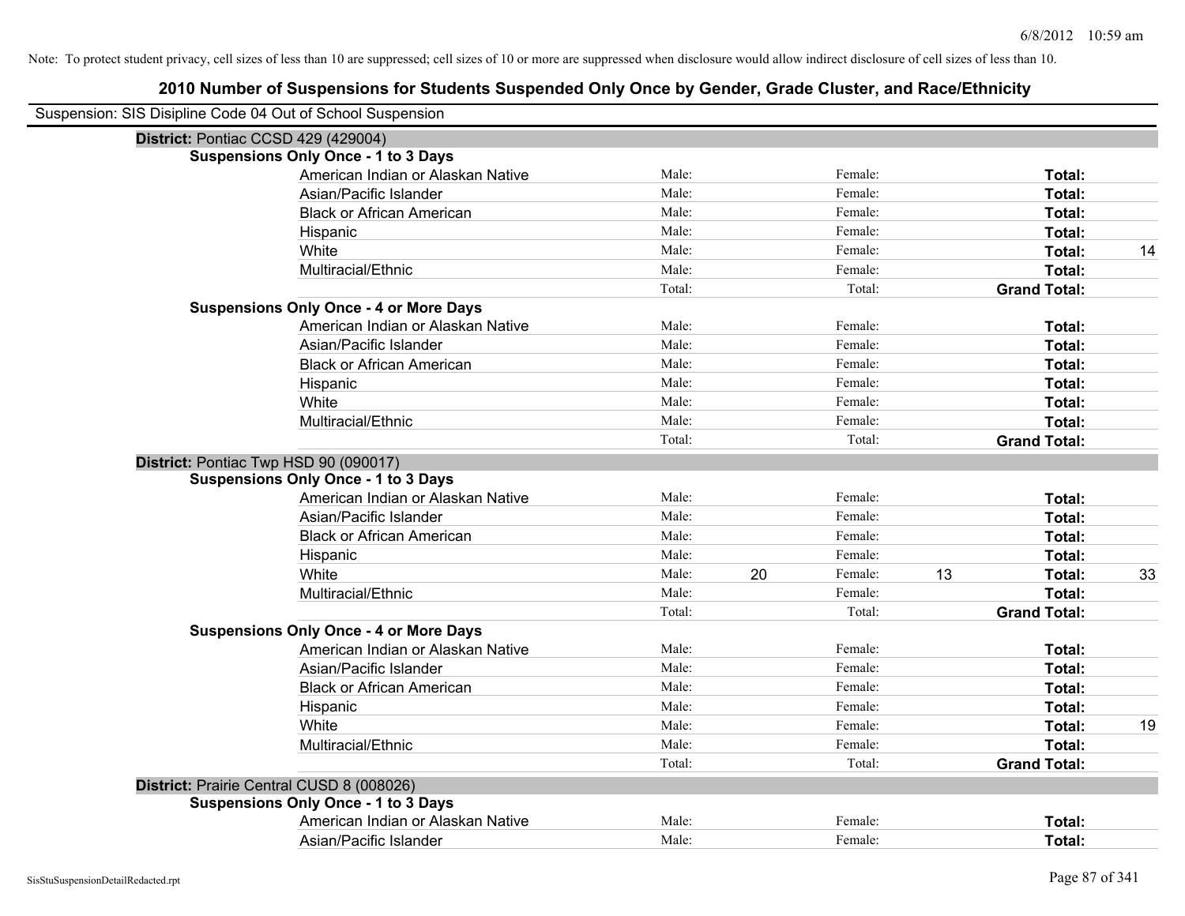Note: To protect student privacy, cell sizes of less than 10 are suppressed; cell sizes of 10 or more are suppressed when disclosure would allow indirect disclosure of cell sizes of less than 10.

# 2010 Number of Suspensions for Students Suspended Only Once by Gender, Grade Cluster, and Race/Ethnicity

Suspension: SIS Disipline Code 04 Out of School Suspension

**District:** Pontiac CCSD 429 (429004)

**Suspensions Only Once - 1 to 3 Days**

| | | | | | | |
|---|---|---|---|---|---|---|
| American Indian or Alaskan Native | Male: | | Female: | | **Total:** | |
| Asian/Pacific Islander | Male: | | Female: | | **Total:** | |
| Black or African American | Male: | | Female: | | **Total:** | |
| Hispanic | Male: | | Female: | | **Total:** | |
| White | Male: | | Female: | | **Total:** | 14 |
| Multiracial/Ethnic | Male: | | Female: | | **Total:** | |
| | Total: | | Total: | | **Grand Total:** | |

**Suspensions Only Once - 4 or More Days**

| | | | | | | |
|---|---|---|---|---|---|---|
| American Indian or Alaskan Native | Male: | | Female: | | **Total:** | |
| Asian/Pacific Islander | Male: | | Female: | | **Total:** | |
| Black or African American | Male: | | Female: | | **Total:** | |
| Hispanic | Male: | | Female: | | **Total:** | |
| White | Male: | | Female: | | **Total:** | |
| Multiracial/Ethnic | Male: | | Female: | | **Total:** | |
| | Total: | | Total: | | **Grand Total:** | |

**District:** Pontiac Twp HSD 90 (090017)

**Suspensions Only Once - 1 to 3 Days**

| | | | | | | |
|---|---|---|---|---|---|---|
| American Indian or Alaskan Native | Male: | | Female: | | **Total:** | |
| Asian/Pacific Islander | Male: | | Female: | | **Total:** | |
| Black or African American | Male: | | Female: | | **Total:** | |
| Hispanic | Male: | | Female: | | **Total:** | |
| White | Male: | 20 | Female: | 13 | **Total:** | 33 |
| Multiracial/Ethnic | Male: | | Female: | | **Total:** | |
| | Total: | | Total: | | **Grand Total:** | |

**Suspensions Only Once - 4 or More Days**

| | | | | | | |
|---|---|---|---|---|---|---|
| American Indian or Alaskan Native | Male: | | Female: | | **Total:** | |
| Asian/Pacific Islander | Male: | | Female: | | **Total:** | |
| Black or African American | Male: | | Female: | | **Total:** | |
| Hispanic | Male: | | Female: | | **Total:** | |
| White | Male: | | Female: | | **Total:** | 19 |
| Multiracial/Ethnic | Male: | | Female: | | **Total:** | |
| | Total: | | Total: | | **Grand Total:** | |

**District:** Prairie Central CUSD 8 (008026)

**Suspensions Only Once - 1 to 3 Days**

| | | | | | | |
|---|---|---|---|---|---|---|
| American Indian or Alaskan Native | Male: | | Female: | | **Total:** | |
| Asian/Pacific Islander | Male: | | Female: | | **Total:** | |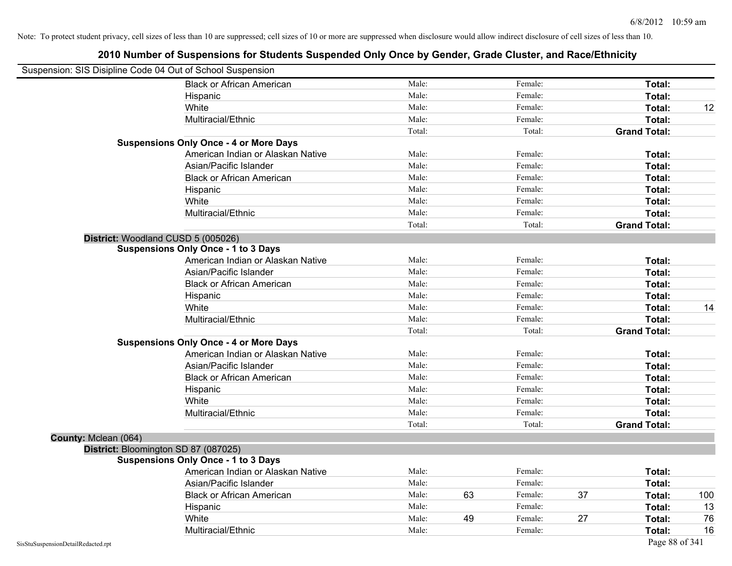Note: To protect student privacy, cell sizes of less than 10 are suppressed; cell sizes of 10 or more are suppressed when disclosure would allow indirect disclosure of cell sizes of less than 10.

## 2010 Number of Suspensions for Students Suspended Only Once by Gender, Grade Cluster, and Race/Ethnicity

Suspension: SIS Disipline Code 04 Out of School Suspension

| | | | | | | |
|---|---|---|---|---|---|---|
| Black or African American | Male: | | Female: | | **Total:** | |
| Hispanic | Male: | | Female: | | **Total:** | |
| White | Male: | | Female: | | **Total:** | 12 |
| Multiracial/Ethnic | Male: | | Female: | | **Total:** | |
| | Total: | | Total: | | **Grand Total:** | |
| **Suspensions Only Once - 4 or More Days** | | | | | | |
| American Indian or Alaskan Native | Male: | | Female: | | **Total:** | |
| Asian/Pacific Islander | Male: | | Female: | | **Total:** | |
| Black or African American | Male: | | Female: | | **Total:** | |
| Hispanic | Male: | | Female: | | **Total:** | |
| White | Male: | | Female: | | **Total:** | |
| Multiracial/Ethnic | Male: | | Female: | | **Total:** | |
| | Total: | | Total: | | **Grand Total:** | |
| **District:** Woodland CUSD 5 (005026) | | | | | | |
| **Suspensions Only Once - 1 to 3 Days** | | | | | | |
| American Indian or Alaskan Native | Male: | | Female: | | **Total:** | |
| Asian/Pacific Islander | Male: | | Female: | | **Total:** | |
| Black or African American | Male: | | Female: | | **Total:** | |
| Hispanic | Male: | | Female: | | **Total:** | |
| White | Male: | | Female: | | **Total:** | 14 |
| Multiracial/Ethnic | Male: | | Female: | | **Total:** | |
| | Total: | | Total: | | **Grand Total:** | |
| **Suspensions Only Once - 4 or More Days** | | | | | | |
| American Indian or Alaskan Native | Male: | | Female: | | **Total:** | |
| Asian/Pacific Islander | Male: | | Female: | | **Total:** | |
| Black or African American | Male: | | Female: | | **Total:** | |
| Hispanic | Male: | | Female: | | **Total:** | |
| White | Male: | | Female: | | **Total:** | |
| Multiracial/Ethnic | Male: | | Female: | | **Total:** | |
| | Total: | | Total: | | **Grand Total:** | |
| **County:** Mclean (064) | | | | | | |
| **District:** Bloomington SD 87 (087025) | | | | | | |
| **Suspensions Only Once - 1 to 3 Days** | | | | | | |
| American Indian or Alaskan Native | Male: | | Female: | | **Total:** | |
| Asian/Pacific Islander | Male: | | Female: | | **Total:** | |
| Black or African American | Male: | 63 | Female: | 37 | **Total:** | 100 |
| Hispanic | Male: | | Female: | | **Total:** | 13 |
| White | Male: | 49 | Female: | 27 | **Total:** | 76 |
| Multiracial/Ethnic | Male: | | Female: | | **Total:** | 16 |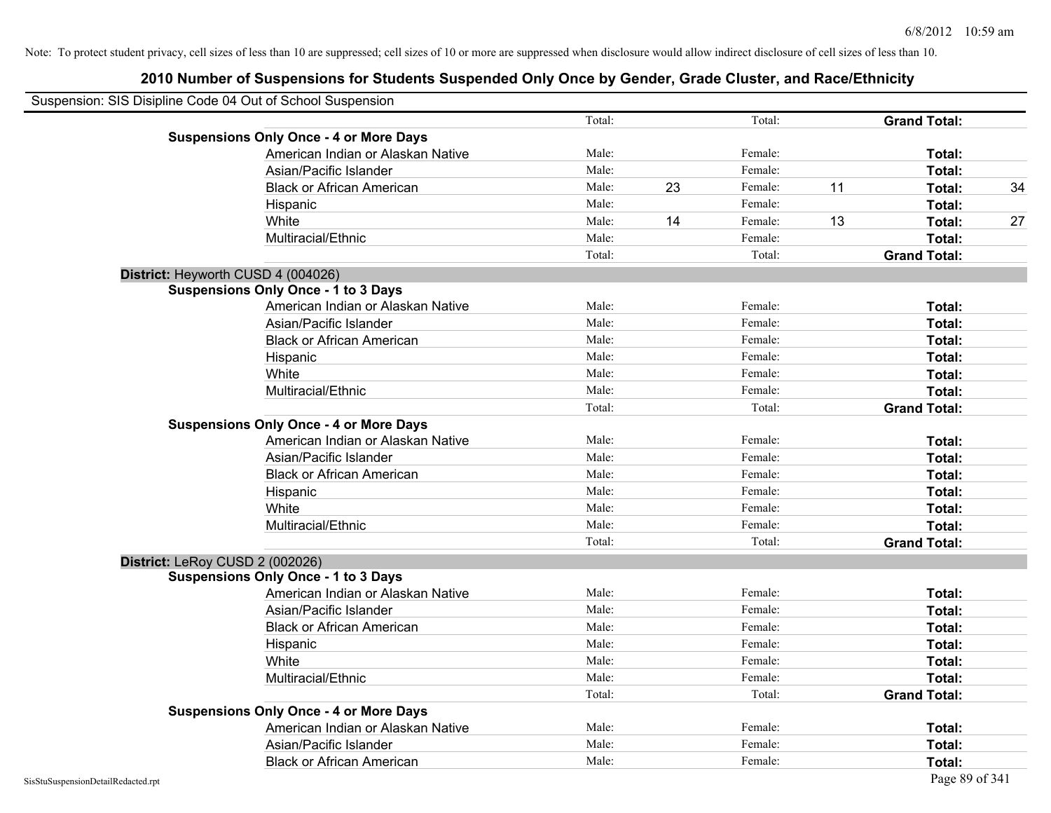Note: To protect student privacy, cell sizes of less than 10 are suppressed; cell sizes of 10 or more are suppressed when disclosure would allow indirect disclosure of cell sizes of less than 10.

# 2010 Number of Suspensions for Students Suspended Only Once by Gender, Grade Cluster, and Race/Ethnicity

Suspension: SIS Disipline Code 04 Out of School Suspension

| | | | | | | | |
|---|---|---|---|---|---|---|---|
| | Total: | | Total: | | **Grand Total:** | |
| **Suspensions Only Once - 4 or More Days** | | | | | | | |
| American Indian or Alaskan Native | Male: | | Female: | | **Total:** | |
| Asian/Pacific Islander | Male: | | Female: | | **Total:** | |
| Black or African American | Male: | 23 | Female: | 11 | **Total:** | 34 |
| Hispanic | Male: | | Female: | | **Total:** | |
| White | Male: | 14 | Female: | 13 | **Total:** | 27 |
| Multiracial/Ethnic | Male: | | Female: | | **Total:** | |
| | Total: | | Total: | | **Grand Total:** | |

**District:** Heyworth CUSD 4 (004026)

| | | | | | | |
|---|---|---|---|---|---|---|
| **Suspensions Only Once - 1 to 3 Days** | | | | | | |
| American Indian or Alaskan Native | Male: | | Female: | | **Total:** | |
| Asian/Pacific Islander | Male: | | Female: | | **Total:** | |
| Black or African American | Male: | | Female: | | **Total:** | |
| Hispanic | Male: | | Female: | | **Total:** | |
| White | Male: | | Female: | | **Total:** | |
| Multiracial/Ethnic | Male: | | Female: | | **Total:** | |
| | Total: | | Total: | | **Grand Total:** | |
| **Suspensions Only Once - 4 or More Days** | | | | | | |
| American Indian or Alaskan Native | Male: | | Female: | | **Total:** | |
| Asian/Pacific Islander | Male: | | Female: | | **Total:** | |
| Black or African American | Male: | | Female: | | **Total:** | |
| Hispanic | Male: | | Female: | | **Total:** | |
| White | Male: | | Female: | | **Total:** | |
| Multiracial/Ethnic | Male: | | Female: | | **Total:** | |
| | Total: | | Total: | | **Grand Total:** | |

**District:** LeRoy CUSD 2 (002026)

| | | | | | | |
|---|---|---|---|---|---|---|
| **Suspensions Only Once - 1 to 3 Days** | | | | | | |
| American Indian or Alaskan Native | Male: | | Female: | | **Total:** | |
| Asian/Pacific Islander | Male: | | Female: | | **Total:** | |
| Black or African American | Male: | | Female: | | **Total:** | |
| Hispanic | Male: | | Female: | | **Total:** | |
| White | Male: | | Female: | | **Total:** | |
| Multiracial/Ethnic | Male: | | Female: | | **Total:** | |
| | Total: | | Total: | | **Grand Total:** | |
| **Suspensions Only Once - 4 or More Days** | | | | | | |
| American Indian or Alaskan Native | Male: | | Female: | | **Total:** | |
| Asian/Pacific Islander | Male: | | Female: | | **Total:** | |
| Black or African American | Male: | | Female: | | **Total:** | |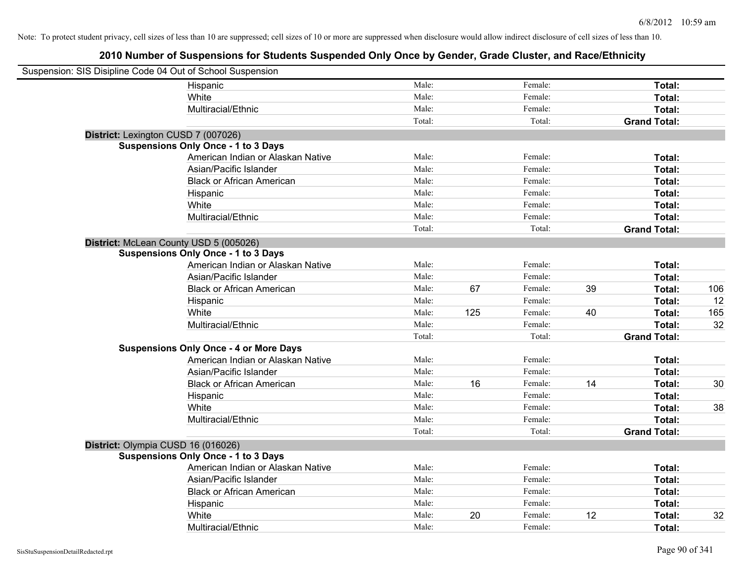Note: To protect student privacy, cell sizes of less than 10 are suppressed; cell sizes of 10 or more are suppressed when disclosure would allow indirect disclosure of cell sizes of less than 10.

## 2010 Number of Suspensions for Students Suspended Only Once by Gender, Grade Cluster, and Race/Ethnicity

Suspension: SIS Disipline Code 04 Out of School Suspension

| | | | | | | | |
|---|---|---|---|---|---|---|---|
| Hispanic | Male: | | Female: | | **Total:** | |
| White | Male: | | Female: | | **Total:** | |
| Multiracial/Ethnic | Male: | | Female: | | **Total:** | |
| | Total: | | Total: | | **Grand Total:** | |

**District:** Lexington CUSD 7 (007026)

**Suspensions Only Once - 1 to 3 Days**

| | | | | | | |
|---|---|---|---|---|---|---|
| American Indian or Alaskan Native | Male: | | Female: | | **Total:** | |
| Asian/Pacific Islander | Male: | | Female: | | **Total:** | |
| Black or African American | Male: | | Female: | | **Total:** | |
| Hispanic | Male: | | Female: | | **Total:** | |
| White | Male: | | Female: | | **Total:** | |
| Multiracial/Ethnic | Male: | | Female: | | **Total:** | |
| | Total: | | Total: | | **Grand Total:** | |

**District:** McLean County USD 5 (005026)

**Suspensions Only Once - 1 to 3 Days**

| | | | | | | |
|---|---|---|---|---|---|---|
| American Indian or Alaskan Native | Male: | | Female: | | **Total:** | |
| Asian/Pacific Islander | Male: | | Female: | | **Total:** | |
| Black or African American | Male: | 67 | Female: | 39 | **Total:** | 106 |
| Hispanic | Male: | | Female: | | **Total:** | 12 |
| White | Male: | 125 | Female: | 40 | **Total:** | 165 |
| Multiracial/Ethnic | Male: | | Female: | | **Total:** | 32 |
| | Total: | | Total: | | **Grand Total:** | |

**Suspensions Only Once - 4 or More Days**

| | | | | | | |
|---|---|---|---|---|---|---|
| American Indian or Alaskan Native | Male: | | Female: | | **Total:** | |
| Asian/Pacific Islander | Male: | | Female: | | **Total:** | |
| Black or African American | Male: | 16 | Female: | 14 | **Total:** | 30 |
| Hispanic | Male: | | Female: | | **Total:** | |
| White | Male: | | Female: | | **Total:** | 38 |
| Multiracial/Ethnic | Male: | | Female: | | **Total:** | |
| | Total: | | Total: | | **Grand Total:** | |

**District:** Olympia CUSD 16 (016026)

**Suspensions Only Once - 1 to 3 Days**

| | | | | | | |
|---|---|---|---|---|---|---|
| American Indian or Alaskan Native | Male: | | Female: | | **Total:** | |
| Asian/Pacific Islander | Male: | | Female: | | **Total:** | |
| Black or African American | Male: | | Female: | | **Total:** | |
| Hispanic | Male: | | Female: | | **Total:** | |
| White | Male: | 20 | Female: | 12 | **Total:** | 32 |
| Multiracial/Ethnic | Male: | | Female: | | **Total:** | |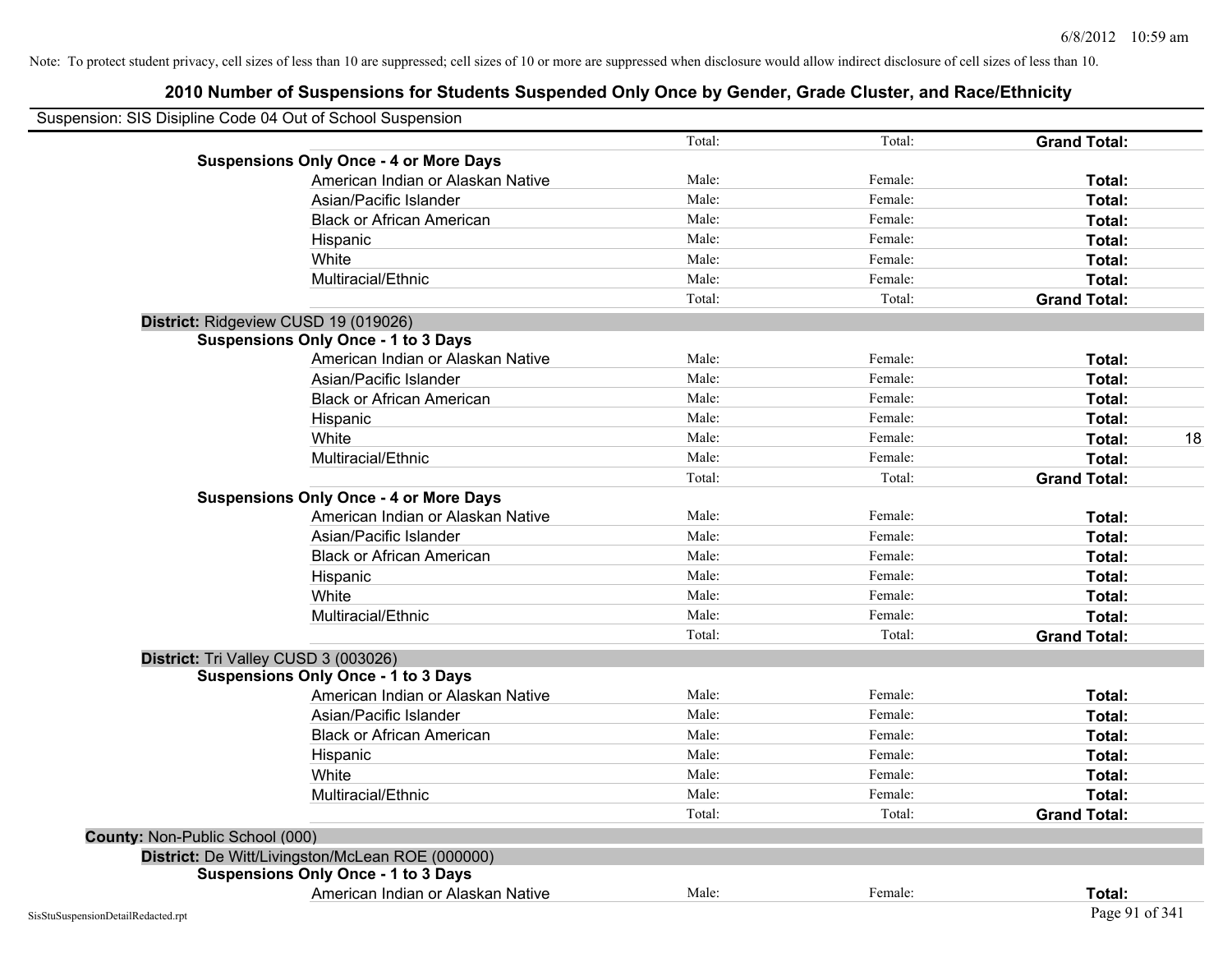Note: To protect student privacy, cell sizes of less than 10 are suppressed; cell sizes of 10 or more are suppressed when disclosure would allow indirect disclosure of cell sizes of less than 10.

# 2010 Number of Suspensions for Students Suspended Only Once by Gender, Grade Cluster, and Race/Ethnicity

Suspension: SIS Disipline Code 04 Out of School Suspension

| | | | | |
|---|---|---|---|---|
| | Total: | Total: | **Grand Total:** | |
| **Suspensions Only Once - 4 or More Days** | | | | |
| American Indian or Alaskan Native | Male: | Female: | **Total:** | |
| Asian/Pacific Islander | Male: | Female: | **Total:** | |
| Black or African American | Male: | Female: | **Total:** | |
| Hispanic | Male: | Female: | **Total:** | |
| White | Male: | Female: | **Total:** | |
| Multiracial/Ethnic | Male: | Female: | **Total:** | |
| | Total: | Total: | **Grand Total:** | |
| **District:** Ridgeview CUSD 19 (019026) | | | | |
| **Suspensions Only Once - 1 to 3 Days** | | | | |
| American Indian or Alaskan Native | Male: | Female: | **Total:** | |
| Asian/Pacific Islander | Male: | Female: | **Total:** | |
| Black or African American | Male: | Female: | **Total:** | |
| Hispanic | Male: | Female: | **Total:** | |
| White | Male: | Female: | **Total:** | 18 |
| Multiracial/Ethnic | Male: | Female: | **Total:** | |
| | Total: | Total: | **Grand Total:** | |
| **Suspensions Only Once - 4 or More Days** | | | | |
| American Indian or Alaskan Native | Male: | Female: | **Total:** | |
| Asian/Pacific Islander | Male: | Female: | **Total:** | |
| Black or African American | Male: | Female: | **Total:** | |
| Hispanic | Male: | Female: | **Total:** | |
| White | Male: | Female: | **Total:** | |
| Multiracial/Ethnic | Male: | Female: | **Total:** | |
| | Total: | Total: | **Grand Total:** | |
| **District:** Tri Valley CUSD 3 (003026) | | | | |
| **Suspensions Only Once - 1 to 3 Days** | | | | |
| American Indian or Alaskan Native | Male: | Female: | **Total:** | |
| Asian/Pacific Islander | Male: | Female: | **Total:** | |
| Black or African American | Male: | Female: | **Total:** | |
| Hispanic | Male: | Female: | **Total:** | |
| White | Male: | Female: | **Total:** | |
| Multiracial/Ethnic | Male: | Female: | **Total:** | |
| | Total: | Total: | **Grand Total:** | |
| **County:** Non-Public School (000) | | | | |
| **District:** De Witt/Livingston/McLean ROE (000000) | | | | |
| **Suspensions Only Once - 1 to 3 Days** | | | | |
| American Indian or Alaskan Native | Male: | Female: | **Total:** | |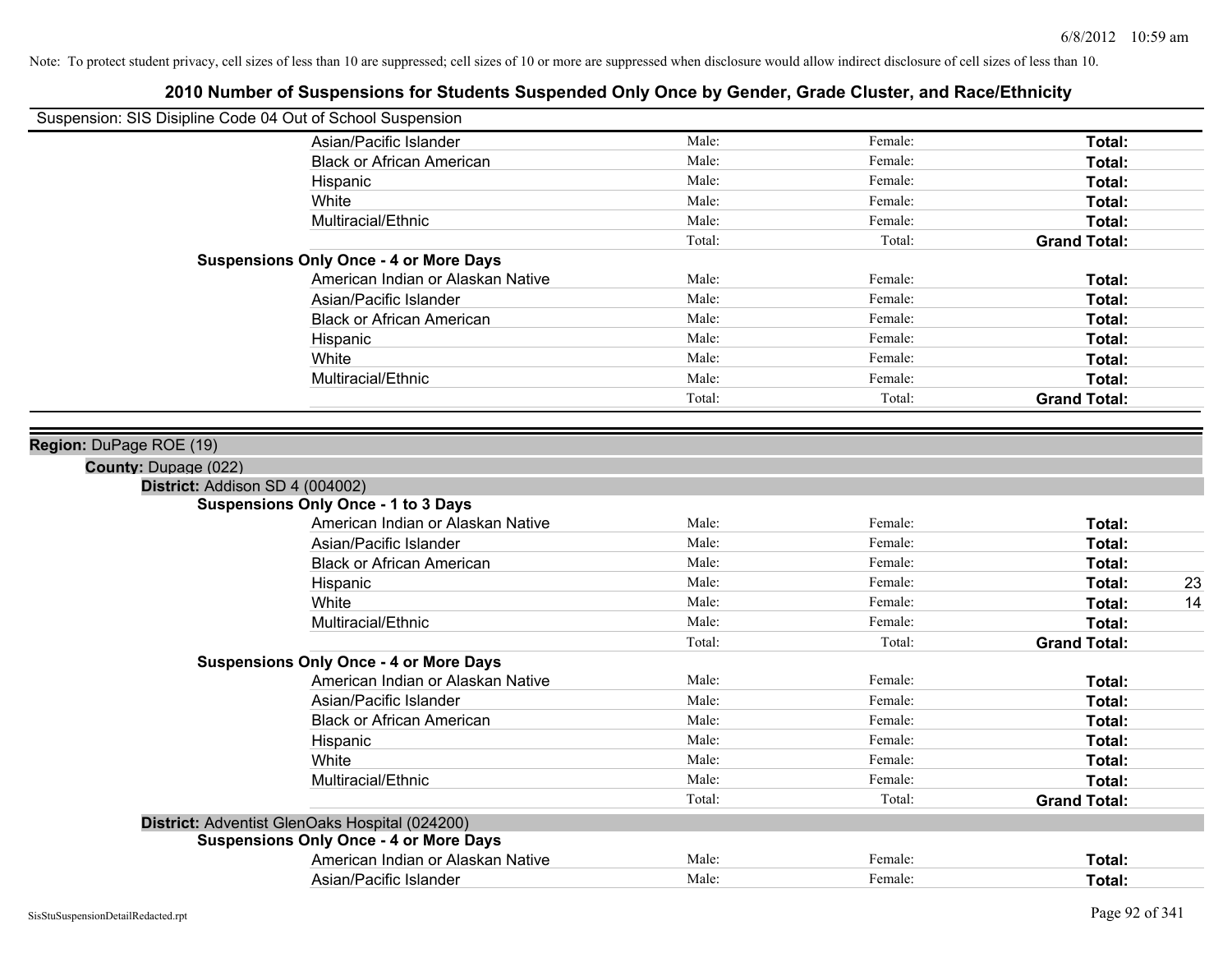Note: To protect student privacy, cell sizes of less than 10 are suppressed; cell sizes of 10 or more are suppressed when disclosure would allow indirect disclosure of cell sizes of less than 10.

# 2010 Number of Suspensions for Students Suspended Only Once by Gender, Grade Cluster, and Race/Ethnicity

Suspension: SIS Disipline Code 04 Out of School Suspension

| | | | |
|---|---|---|---|
| Asian/Pacific Islander | Male: | Female: | **Total:** |
| Black or African American | Male: | Female: | **Total:** |
| Hispanic | Male: | Female: | **Total:** |
| White | Male: | Female: | **Total:** |
| Multiracial/Ethnic | Male: | Female: | **Total:** |
| | Total: | Total: | **Grand Total:** |

**Suspensions Only Once - 4 or More Days**

| | | | |
|---|---|---|---|
| American Indian or Alaskan Native | Male: | Female: | **Total:** |
| Asian/Pacific Islander | Male: | Female: | **Total:** |
| Black or African American | Male: | Female: | **Total:** |
| Hispanic | Male: | Female: | **Total:** |
| White | Male: | Female: | **Total:** |
| Multiracial/Ethnic | Male: | Female: | **Total:** |
| | Total: | Total: | **Grand Total:** |

**Region:** DuPage ROE (19)

**County:** Dupage (022)

**District:** Addison SD 4 (004002)

**Suspensions Only Once - 1 to 3 Days**

| | | | | |
|---|---|---|---|---|
| American Indian or Alaskan Native | Male: | Female: | **Total:** | |
| Asian/Pacific Islander | Male: | Female: | **Total:** | |
| Black or African American | Male: | Female: | **Total:** | |
| Hispanic | Male: | Female: | **Total:** | 23 |
| White | Male: | Female: | **Total:** | 14 |
| Multiracial/Ethnic | Male: | Female: | **Total:** | |
| | Total: | Total: | **Grand Total:** | |

**Suspensions Only Once - 4 or More Days**

| | | | |
|---|---|---|---|
| American Indian or Alaskan Native | Male: | Female: | **Total:** |
| Asian/Pacific Islander | Male: | Female: | **Total:** |
| Black or African American | Male: | Female: | **Total:** |
| Hispanic | Male: | Female: | **Total:** |
| White | Male: | Female: | **Total:** |
| Multiracial/Ethnic | Male: | Female: | **Total:** |
| | Total: | Total: | **Grand Total:** |

**District:** Adventist GlenOaks Hospital (024200)

**Suspensions Only Once - 4 or More Days**

| | | | |
|---|---|---|---|
| American Indian or Alaskan Native | Male: | Female: | **Total:** |
| Asian/Pacific Islander | Male: | Female: | **Total:** |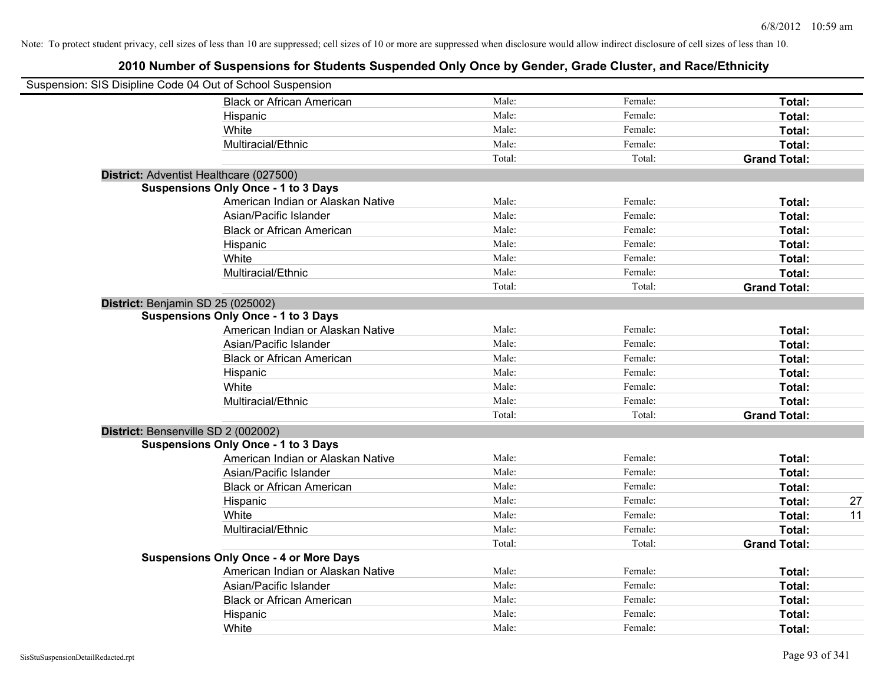Note: To protect student privacy, cell sizes of less than 10 are suppressed; cell sizes of 10 or more are suppressed when disclosure would allow indirect disclosure of cell sizes of less than 10.

# 2010 Number of Suspensions for Students Suspended Only Once by Gender, Grade Cluster, and Race/Ethnicity

Suspension: SIS Disipline Code 04 Out of School Suspension

| | | | | |
|---|---|---|---|---|
| Black or African American | Male: | Female: | **Total:** | |
| Hispanic | Male: | Female: | **Total:** | |
| White | Male: | Female: | **Total:** | |
| Multiracial/Ethnic | Male: | Female: | **Total:** | |
| | Total: | Total: | **Grand Total:** | |

**District:** Adventist Healthcare (027500)

**Suspensions Only Once - 1 to 3 Days**

| | | | | |
|---|---|---|---|---|
| American Indian or Alaskan Native | Male: | Female: | **Total:** | |
| Asian/Pacific Islander | Male: | Female: | **Total:** | |
| Black or African American | Male: | Female: | **Total:** | |
| Hispanic | Male: | Female: | **Total:** | |
| White | Male: | Female: | **Total:** | |
| Multiracial/Ethnic | Male: | Female: | **Total:** | |
| | Total: | Total: | **Grand Total:** | |

**District:** Benjamin SD 25 (025002)

**Suspensions Only Once - 1 to 3 Days**

| | | | | |
|---|---|---|---|---|
| American Indian or Alaskan Native | Male: | Female: | **Total:** | |
| Asian/Pacific Islander | Male: | Female: | **Total:** | |
| Black or African American | Male: | Female: | **Total:** | |
| Hispanic | Male: | Female: | **Total:** | |
| White | Male: | Female: | **Total:** | |
| Multiracial/Ethnic | Male: | Female: | **Total:** | |
| | Total: | Total: | **Grand Total:** | |

**District:** Bensenville SD 2 (002002)

**Suspensions Only Once - 1 to 3 Days**

| | | | | |
|---|---|---|---|---|
| American Indian or Alaskan Native | Male: | Female: | **Total:** | |
| Asian/Pacific Islander | Male: | Female: | **Total:** | |
| Black or African American | Male: | Female: | **Total:** | |
| Hispanic | Male: | Female: | **Total:** | 27 |
| White | Male: | Female: | **Total:** | 11 |
| Multiracial/Ethnic | Male: | Female: | **Total:** | |
| | Total: | Total: | **Grand Total:** | |

**Suspensions Only Once - 4 or More Days**

| | | | | |
|---|---|---|---|---|
| American Indian or Alaskan Native | Male: | Female: | **Total:** | |
| Asian/Pacific Islander | Male: | Female: | **Total:** | |
| Black or African American | Male: | Female: | **Total:** | |
| Hispanic | Male: | Female: | **Total:** | |
| White | Male: | Female: | **Total:** | |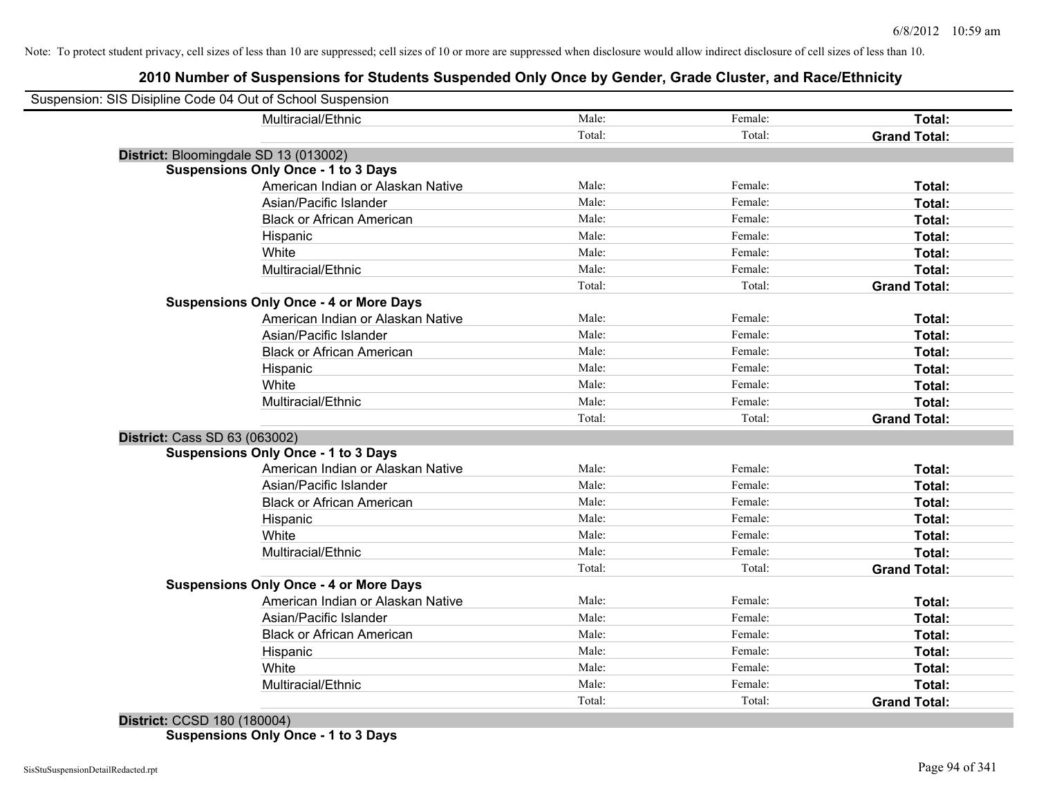Note: To protect student privacy, cell sizes of less than 10 are suppressed; cell sizes of 10 or more are suppressed when disclosure would allow indirect disclosure of cell sizes of less than 10.

# 2010 Number of Suspensions for Students Suspended Only Once by Gender, Grade Cluster, and Race/Ethnicity

Suspension: SIS Disipline Code 04 Out of School Suspension

| | | | |
|---|---|---|---|
| Multiracial/Ethnic | Male: | Female: | **Total:** |
| | Total: | Total: | **Grand Total:** |

**District:** Bloomingdale SD 13 (013002)

**Suspensions Only Once - 1 to 3 Days**

| | | | |
|---|---|---|---|
| American Indian or Alaskan Native | Male: | Female: | **Total:** |
| Asian/Pacific Islander | Male: | Female: | **Total:** |
| Black or African American | Male: | Female: | **Total:** |
| Hispanic | Male: | Female: | **Total:** |
| White | Male: | Female: | **Total:** |
| Multiracial/Ethnic | Male: | Female: | **Total:** |
| | Total: | Total: | **Grand Total:** |

**Suspensions Only Once - 4 or More Days**

| | | | |
|---|---|---|---|
| American Indian or Alaskan Native | Male: | Female: | **Total:** |
| Asian/Pacific Islander | Male: | Female: | **Total:** |
| Black or African American | Male: | Female: | **Total:** |
| Hispanic | Male: | Female: | **Total:** |
| White | Male: | Female: | **Total:** |
| Multiracial/Ethnic | Male: | Female: | **Total:** |
| | Total: | Total: | **Grand Total:** |

**District:** Cass SD 63 (063002)

**Suspensions Only Once - 1 to 3 Days**

| | | | |
|---|---|---|---|
| American Indian or Alaskan Native | Male: | Female: | **Total:** |
| Asian/Pacific Islander | Male: | Female: | **Total:** |
| Black or African American | Male: | Female: | **Total:** |
| Hispanic | Male: | Female: | **Total:** |
| White | Male: | Female: | **Total:** |
| Multiracial/Ethnic | Male: | Female: | **Total:** |
| | Total: | Total: | **Grand Total:** |

**Suspensions Only Once - 4 or More Days**

| | | | |
|---|---|---|---|
| American Indian or Alaskan Native | Male: | Female: | **Total:** |
| Asian/Pacific Islander | Male: | Female: | **Total:** |
| Black or African American | Male: | Female: | **Total:** |
| Hispanic | Male: | Female: | **Total:** |
| White | Male: | Female: | **Total:** |
| Multiracial/Ethnic | Male: | Female: | **Total:** |
| | Total: | Total: | **Grand Total:** |

**District:** CCSD 180 (180004)

**Suspensions Only Once - 1 to 3 Days**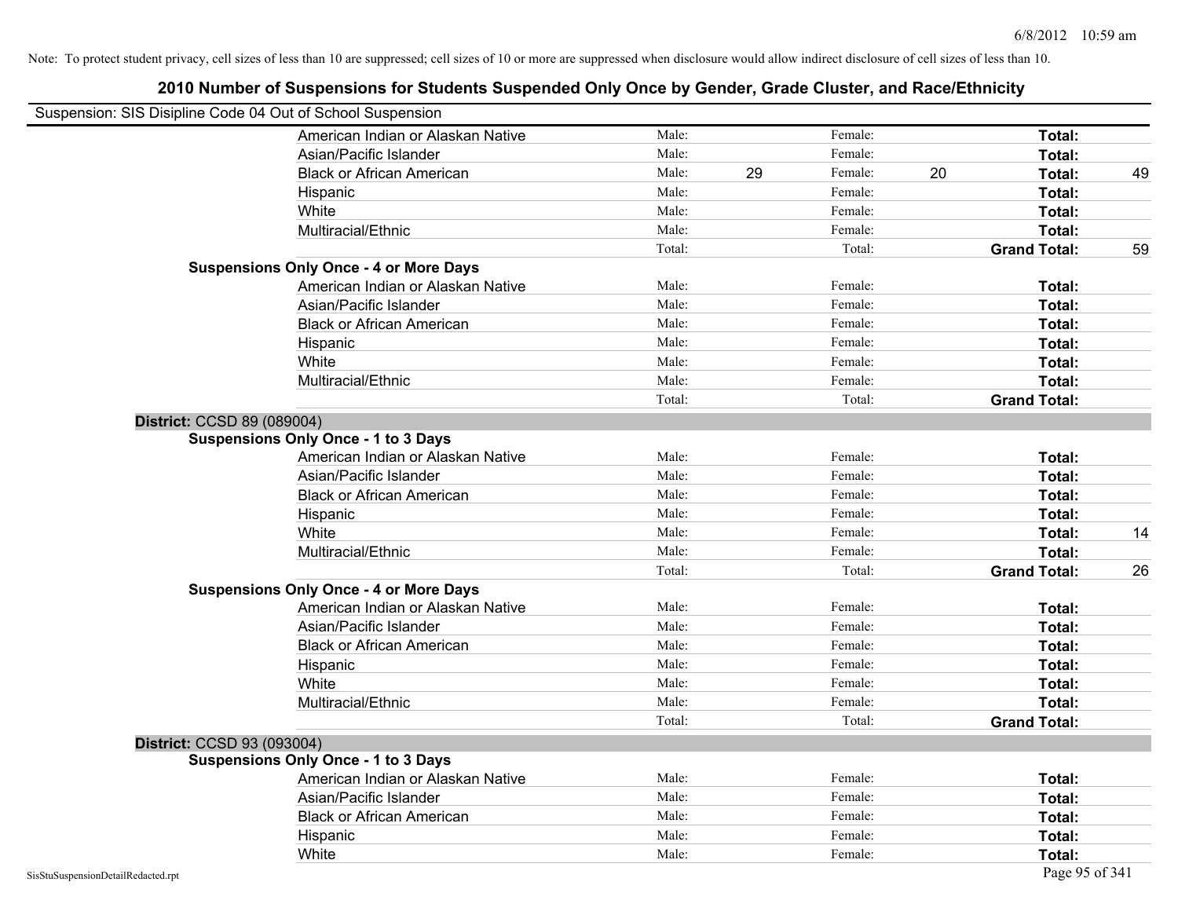Note: To protect student privacy, cell sizes of less than 10 are suppressed; cell sizes of 10 or more are suppressed when disclosure would allow indirect disclosure of cell sizes of less than 10.

# 2010 Number of Suspensions for Students Suspended Only Once by Gender, Grade Cluster, and Race/Ethnicity

Suspension: SIS Disipline Code 04 Out of School Suspension

| | | | | | | |
|---|---|---|---|---|---|---|
| American Indian or Alaskan Native | Male: | | Female: | | **Total:** | |
| Asian/Pacific Islander | Male: | | Female: | | **Total:** | |
| Black or African American | Male: | 29 | Female: | 20 | **Total:** | 49 |
| Hispanic | Male: | | Female: | | **Total:** | |
| White | Male: | | Female: | | **Total:** | |
| Multiracial/Ethnic | Male: | | Female: | | **Total:** | |
| | Total: | | Total: | | **Grand Total:** | 59 |

**Suspensions Only Once - 4 or More Days**

| | | | | | | |
|---|---|---|---|---|---|---|
| American Indian or Alaskan Native | Male: | | Female: | | **Total:** | |
| Asian/Pacific Islander | Male: | | Female: | | **Total:** | |
| Black or African American | Male: | | Female: | | **Total:** | |
| Hispanic | Male: | | Female: | | **Total:** | |
| White | Male: | | Female: | | **Total:** | |
| Multiracial/Ethnic | Male: | | Female: | | **Total:** | |
| | Total: | | Total: | | **Grand Total:** | |

**District:** CCSD 89 (089004)

**Suspensions Only Once - 1 to 3 Days**

| | | | | | | |
|---|---|---|---|---|---|---|
| American Indian or Alaskan Native | Male: | | Female: | | **Total:** | |
| Asian/Pacific Islander | Male: | | Female: | | **Total:** | |
| Black or African American | Male: | | Female: | | **Total:** | |
| Hispanic | Male: | | Female: | | **Total:** | |
| White | Male: | | Female: | | **Total:** | 14 |
| Multiracial/Ethnic | Male: | | Female: | | **Total:** | |
| | Total: | | Total: | | **Grand Total:** | 26 |

**Suspensions Only Once - 4 or More Days**

| | | | | | | |
|---|---|---|---|---|---|---|
| American Indian or Alaskan Native | Male: | | Female: | | **Total:** | |
| Asian/Pacific Islander | Male: | | Female: | | **Total:** | |
| Black or African American | Male: | | Female: | | **Total:** | |
| Hispanic | Male: | | Female: | | **Total:** | |
| White | Male: | | Female: | | **Total:** | |
| Multiracial/Ethnic | Male: | | Female: | | **Total:** | |
| | Total: | | Total: | | **Grand Total:** | |

**District:** CCSD 93 (093004)

**Suspensions Only Once - 1 to 3 Days**

| | | | | | | |
|---|---|---|---|---|---|---|
| American Indian or Alaskan Native | Male: | | Female: | | **Total:** | |
| Asian/Pacific Islander | Male: | | Female: | | **Total:** | |
| Black or African American | Male: | | Female: | | **Total:** | |
| Hispanic | Male: | | Female: | | **Total:** | |
| White | Male: | | Female: | | **Total:** | |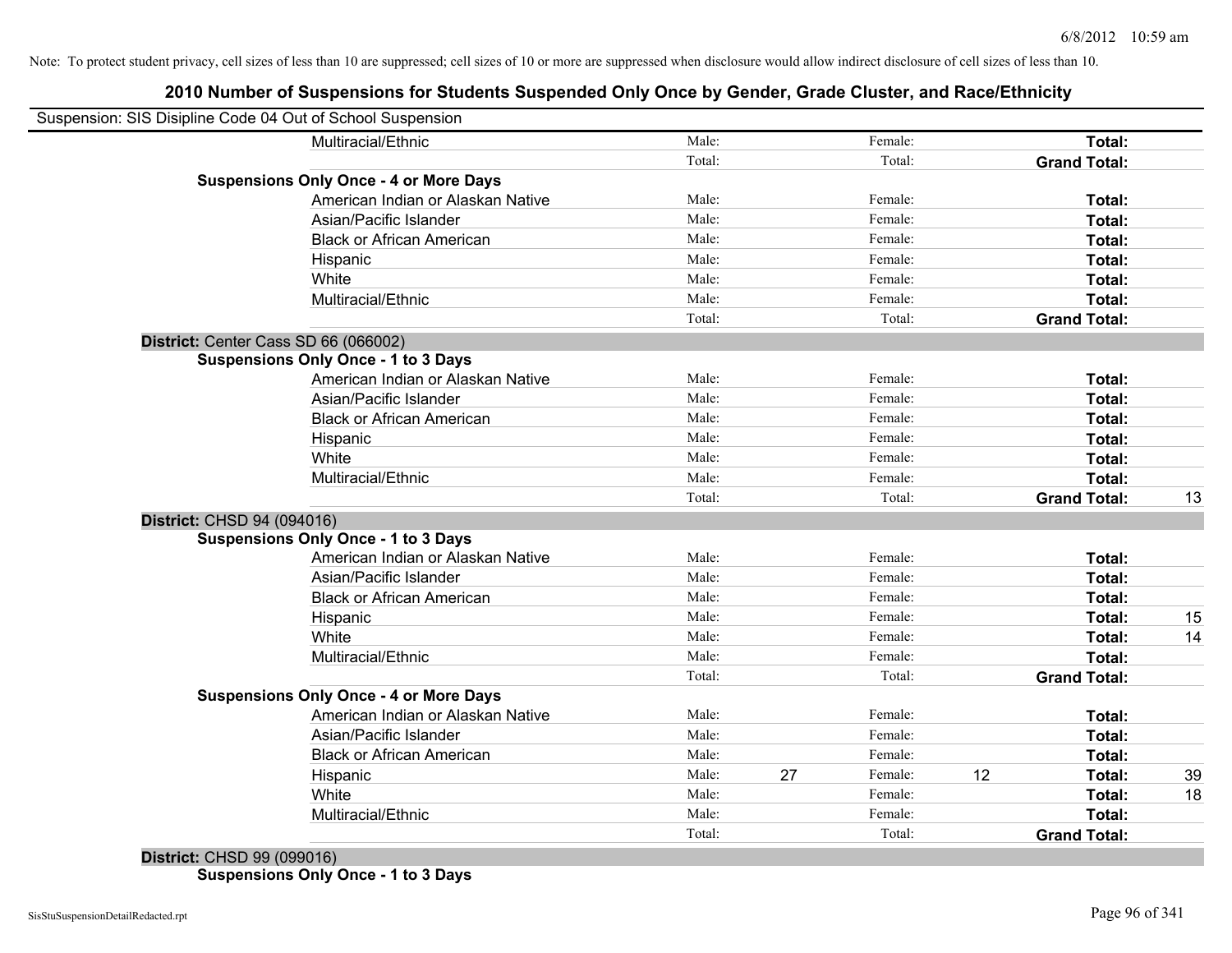Note: To protect student privacy, cell sizes of less than 10 are suppressed; cell sizes of 10 or more are suppressed when disclosure would allow indirect disclosure of cell sizes of less than 10.

# 2010 Number of Suspensions for Students Suspended Only Once by Gender, Grade Cluster, and Race/Ethnicity

Suspension: SIS Disipline Code 04 Out of School Suspension

| | | | | | | |
|---|---|---|---|---|---|---|
| Multiracial/Ethnic | Male: | | Female: | | **Total:** | |
| | Total: | | Total: | | **Grand Total:** | |
| **Suspensions Only Once - 4 or More Days** | | | | | | |
| American Indian or Alaskan Native | Male: | | Female: | | **Total:** | |
| Asian/Pacific Islander | Male: | | Female: | | **Total:** | |
| Black or African American | Male: | | Female: | | **Total:** | |
| Hispanic | Male: | | Female: | | **Total:** | |
| White | Male: | | Female: | | **Total:** | |
| Multiracial/Ethnic | Male: | | Female: | | **Total:** | |
| | Total: | | Total: | | **Grand Total:** | |

**District:** Center Cass SD 66 (066002)

| | | | | | | |
|---|---|---|---|---|---|---|
| **Suspensions Only Once - 1 to 3 Days** | | | | | | |
| American Indian or Alaskan Native | Male: | | Female: | | **Total:** | |
| Asian/Pacific Islander | Male: | | Female: | | **Total:** | |
| Black or African American | Male: | | Female: | | **Total:** | |
| Hispanic | Male: | | Female: | | **Total:** | |
| White | Male: | | Female: | | **Total:** | |
| Multiracial/Ethnic | Male: | | Female: | | **Total:** | |
| | Total: | | Total: | | **Grand Total:** | 13 |

**District:** CHSD 94 (094016)

| | | | | | | |
|---|---|---|---|---|---|---|
| **Suspensions Only Once - 1 to 3 Days** | | | | | | |
| American Indian or Alaskan Native | Male: | | Female: | | **Total:** | |
| Asian/Pacific Islander | Male: | | Female: | | **Total:** | |
| Black or African American | Male: | | Female: | | **Total:** | |
| Hispanic | Male: | | Female: | | **Total:** | 15 |
| White | Male: | | Female: | | **Total:** | 14 |
| Multiracial/Ethnic | Male: | | Female: | | **Total:** | |
| | Total: | | Total: | | **Grand Total:** | |
| **Suspensions Only Once - 4 or More Days** | | | | | | |
| American Indian or Alaskan Native | Male: | | Female: | | **Total:** | |
| Asian/Pacific Islander | Male: | | Female: | | **Total:** | |
| Black or African American | Male: | | Female: | | **Total:** | |
| Hispanic | Male: | 27 | Female: | 12 | **Total:** | 39 |
| White | Male: | | Female: | | **Total:** | 18 |
| Multiracial/Ethnic | Male: | | Female: | | **Total:** | |
| | Total: | | Total: | | **Grand Total:** | |

**District:** CHSD 99 (099016)

**Suspensions Only Once - 1 to 3 Days**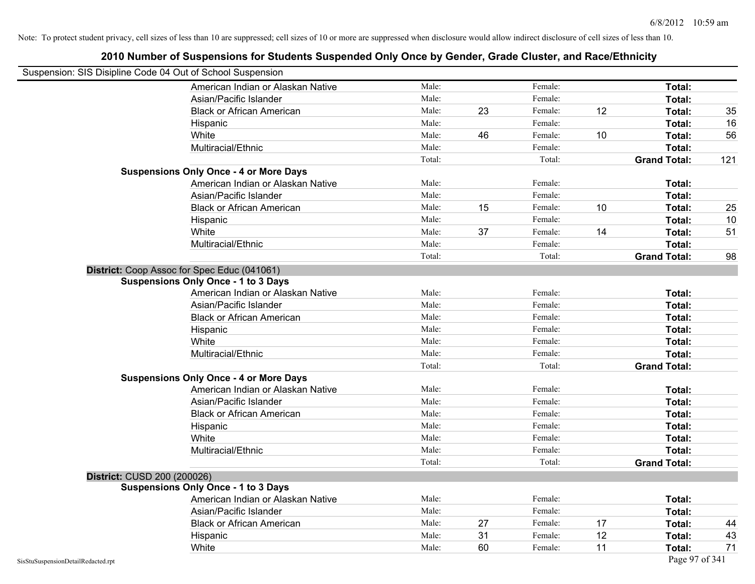Note: To protect student privacy, cell sizes of less than 10 are suppressed; cell sizes of 10 or more are suppressed when disclosure would allow indirect disclosure of cell sizes of less than 10.

# 2010 Number of Suspensions for Students Suspended Only Once by Gender, Grade Cluster, and Race/Ethnicity

Suspension: SIS Disipline Code 04 Out of School Suspension

| | | | | | | |
|---|---|---|---|---|---|---|
| American Indian or Alaskan Native | Male: | | Female: | | **Total:** | |
| Asian/Pacific Islander | Male: | | Female: | | **Total:** | |
| Black or African American | Male: | 23 | Female: | 12 | **Total:** | 35 |
| Hispanic | Male: | | Female: | | **Total:** | 16 |
| White | Male: | 46 | Female: | 10 | **Total:** | 56 |
| Multiracial/Ethnic | Male: | | Female: | | **Total:** | |
| | Total: | | Total: | | **Grand Total:** | 121 |

**Suspensions Only Once - 4 or More Days**

| | | | | | | |
|---|---|---|---|---|---|---|
| American Indian or Alaskan Native | Male: | | Female: | | **Total:** | |
| Asian/Pacific Islander | Male: | | Female: | | **Total:** | |
| Black or African American | Male: | 15 | Female: | 10 | **Total:** | 25 |
| Hispanic | Male: | | Female: | | **Total:** | 10 |
| White | Male: | 37 | Female: | 14 | **Total:** | 51 |
| Multiracial/Ethnic | Male: | | Female: | | **Total:** | |
| | Total: | | Total: | | **Grand Total:** | 98 |

**District:** Coop Assoc for Spec Educ (041061)

**Suspensions Only Once - 1 to 3 Days**

| | | | | | | |
|---|---|---|---|---|---|---|
| American Indian or Alaskan Native | Male: | | Female: | | **Total:** | |
| Asian/Pacific Islander | Male: | | Female: | | **Total:** | |
| Black or African American | Male: | | Female: | | **Total:** | |
| Hispanic | Male: | | Female: | | **Total:** | |
| White | Male: | | Female: | | **Total:** | |
| Multiracial/Ethnic | Male: | | Female: | | **Total:** | |
| | Total: | | Total: | | **Grand Total:** | |

**Suspensions Only Once - 4 or More Days**

| | | | | | | |
|---|---|---|---|---|---|---|
| American Indian or Alaskan Native | Male: | | Female: | | **Total:** | |
| Asian/Pacific Islander | Male: | | Female: | | **Total:** | |
| Black or African American | Male: | | Female: | | **Total:** | |
| Hispanic | Male: | | Female: | | **Total:** | |
| White | Male: | | Female: | | **Total:** | |
| Multiracial/Ethnic | Male: | | Female: | | **Total:** | |
| | Total: | | Total: | | **Grand Total:** | |

**District:** CUSD 200 (200026)

**Suspensions Only Once - 1 to 3 Days**

| | | | | | | |
|---|---|---|---|---|---|---|
| American Indian or Alaskan Native | Male: | | Female: | | **Total:** | |
| Asian/Pacific Islander | Male: | | Female: | | **Total:** | |
| Black or African American | Male: | 27 | Female: | 17 | **Total:** | 44 |
| Hispanic | Male: | 31 | Female: | 12 | **Total:** | 43 |
| White | Male: | 60 | Female: | 11 | **Total:** | 71 |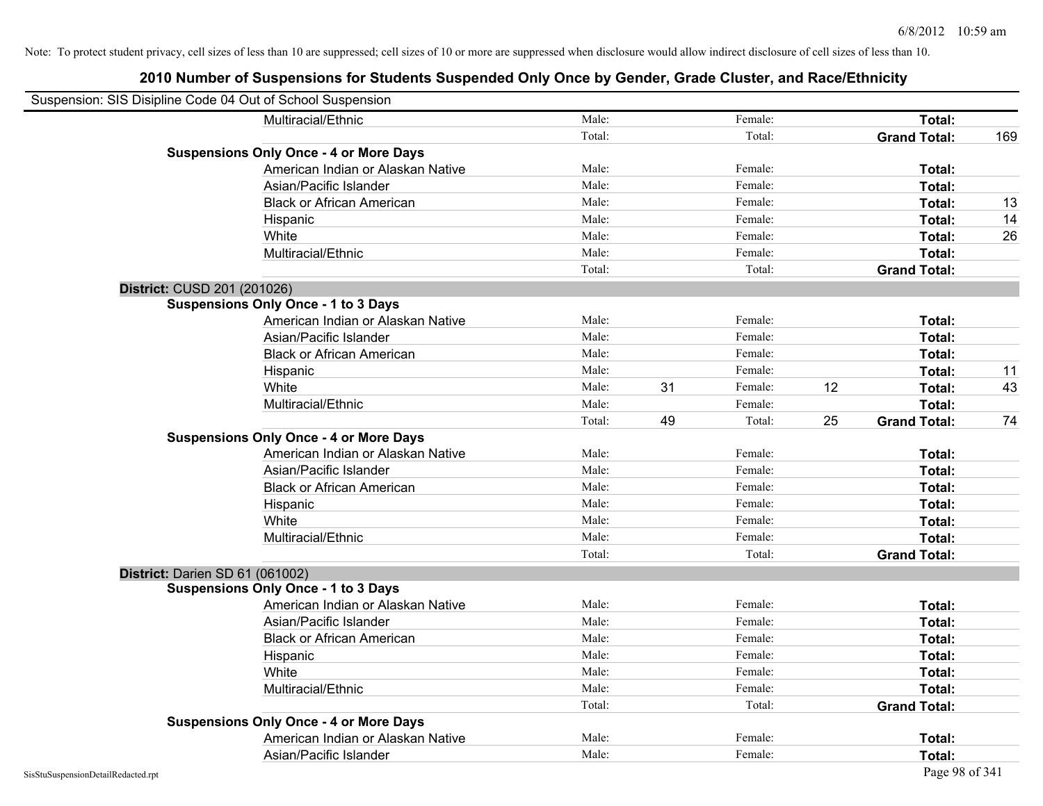Note: To protect student privacy, cell sizes of less than 10 are suppressed; cell sizes of 10 or more are suppressed when disclosure would allow indirect disclosure of cell sizes of less than 10.

# 2010 Number of Suspensions for Students Suspended Only Once by Gender, Grade Cluster, and Race/Ethnicity

Suspension: SIS Disipline Code 04 Out of School Suspension

| | | | | | | |
|---|---|---|---|---|---|---|
| Multiracial/Ethnic | Male: | | Female: | | **Total:** | |
| | Total: | | Total: | | **Grand Total:** | 169 |
| **Suspensions Only Once - 4 or More Days** | | | | | | |
| American Indian or Alaskan Native | Male: | | Female: | | **Total:** | |
| Asian/Pacific Islander | Male: | | Female: | | **Total:** | |
| Black or African American | Male: | | Female: | | **Total:** | 13 |
| Hispanic | Male: | | Female: | | **Total:** | 14 |
| White | Male: | | Female: | | **Total:** | 26 |
| Multiracial/Ethnic | Male: | | Female: | | **Total:** | |
| | Total: | | Total: | | **Grand Total:** | |

**District:** CUSD 201 (201026)

| | | | | | | |
|---|---|---|---|---|---|---|
| **Suspensions Only Once - 1 to 3 Days** | | | | | | |
| American Indian or Alaskan Native | Male: | | Female: | | **Total:** | |
| Asian/Pacific Islander | Male: | | Female: | | **Total:** | |
| Black or African American | Male: | | Female: | | **Total:** | |
| Hispanic | Male: | | Female: | | **Total:** | 11 |
| White | Male: | 31 | Female: | 12 | **Total:** | 43 |
| Multiracial/Ethnic | Male: | | Female: | | **Total:** | |
| | Total: | 49 | Total: | 25 | **Grand Total:** | 74 |
| **Suspensions Only Once - 4 or More Days** | | | | | | |
| American Indian or Alaskan Native | Male: | | Female: | | **Total:** | |
| Asian/Pacific Islander | Male: | | Female: | | **Total:** | |
| Black or African American | Male: | | Female: | | **Total:** | |
| Hispanic | Male: | | Female: | | **Total:** | |
| White | Male: | | Female: | | **Total:** | |
| Multiracial/Ethnic | Male: | | Female: | | **Total:** | |
| | Total: | | Total: | | **Grand Total:** | |

**District:** Darien SD 61 (061002)

| | | | | | | |
|---|---|---|---|---|---|---|
| **Suspensions Only Once - 1 to 3 Days** | | | | | | |
| American Indian or Alaskan Native | Male: | | Female: | | **Total:** | |
| Asian/Pacific Islander | Male: | | Female: | | **Total:** | |
| Black or African American | Male: | | Female: | | **Total:** | |
| Hispanic | Male: | | Female: | | **Total:** | |
| White | Male: | | Female: | | **Total:** | |
| Multiracial/Ethnic | Male: | | Female: | | **Total:** | |
| | Total: | | Total: | | **Grand Total:** | |
| **Suspensions Only Once - 4 or More Days** | | | | | | |
| American Indian or Alaskan Native | Male: | | Female: | | **Total:** | |
| Asian/Pacific Islander | Male: | | Female: | | **Total:** | |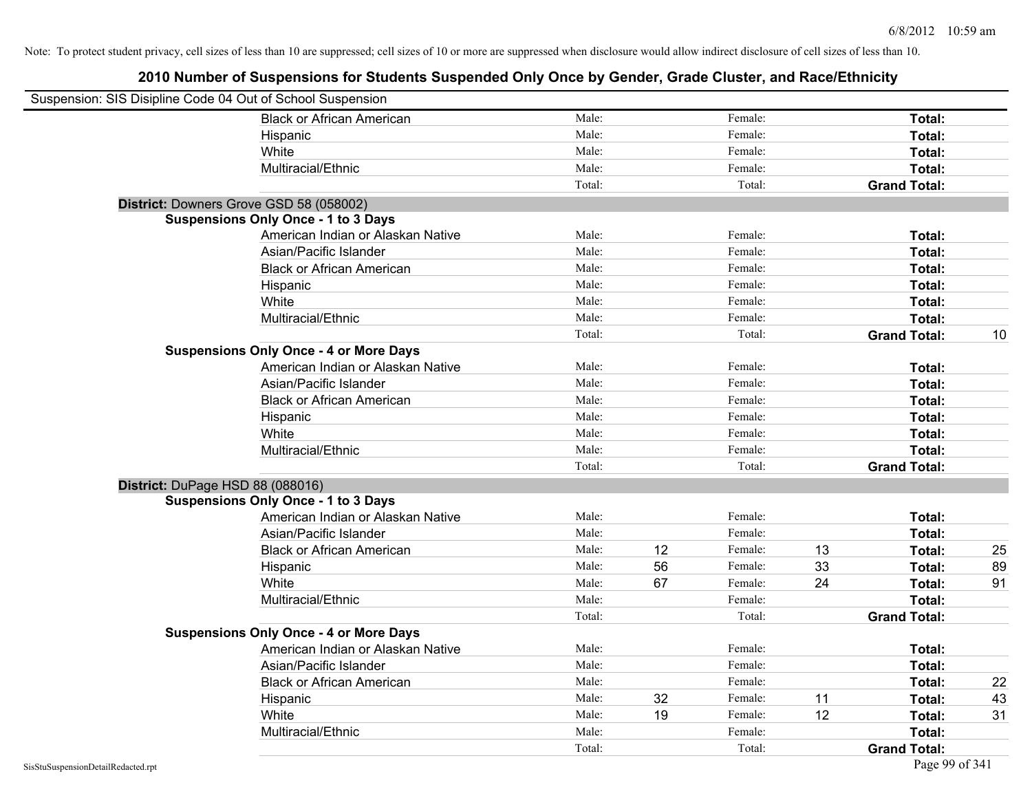Note: To protect student privacy, cell sizes of less than 10 are suppressed; cell sizes of 10 or more are suppressed when disclosure would allow indirect disclosure of cell sizes of less than 10.

# 2010 Number of Suspensions for Students Suspended Only Once by Gender, Grade Cluster, and Race/Ethnicity

Suspension: SIS Disipline Code 04 Out of School Suspension

| | Male | | Female | | Total | |
|---|---|---|---|---|---|---|
| Black or African American | Male: | | Female: | | **Total:** | |
| Hispanic | Male: | | Female: | | **Total:** | |
| White | Male: | | Female: | | **Total:** | |
| Multiracial/Ethnic | Male: | | Female: | | **Total:** | |
| | Total: | | Total: | | **Grand Total:** | |

**District:** Downers Grove GSD 58 (058002)

**Suspensions Only Once - 1 to 3 Days**

| | Male | | Female | | Total | |
|---|---|---|---|---|---|---|
| American Indian or Alaskan Native | Male: | | Female: | | **Total:** | |
| Asian/Pacific Islander | Male: | | Female: | | **Total:** | |
| Black or African American | Male: | | Female: | | **Total:** | |
| Hispanic | Male: | | Female: | | **Total:** | |
| White | Male: | | Female: | | **Total:** | |
| Multiracial/Ethnic | Male: | | Female: | | **Total:** | |
| | Total: | | Total: | | **Grand Total:** | 10 |

**Suspensions Only Once - 4 or More Days**

| | Male | | Female | | Total | |
|---|---|---|---|---|---|---|
| American Indian or Alaskan Native | Male: | | Female: | | **Total:** | |
| Asian/Pacific Islander | Male: | | Female: | | **Total:** | |
| Black or African American | Male: | | Female: | | **Total:** | |
| Hispanic | Male: | | Female: | | **Total:** | |
| White | Male: | | Female: | | **Total:** | |
| Multiracial/Ethnic | Male: | | Female: | | **Total:** | |
| | Total: | | Total: | | **Grand Total:** | |

**District:** DuPage HSD 88 (088016)

**Suspensions Only Once - 1 to 3 Days**

| | Male | | Female | | Total | |
|---|---|---|---|---|---|---|
| American Indian or Alaskan Native | Male: | | Female: | | **Total:** | |
| Asian/Pacific Islander | Male: | | Female: | | **Total:** | |
| Black or African American | Male: | 12 | Female: | 13 | **Total:** | 25 |
| Hispanic | Male: | 56 | Female: | 33 | **Total:** | 89 |
| White | Male: | 67 | Female: | 24 | **Total:** | 91 |
| Multiracial/Ethnic | Male: | | Female: | | **Total:** | |
| | Total: | | Total: | | **Grand Total:** | |

**Suspensions Only Once - 4 or More Days**

| | Male | | Female | | Total | |
|---|---|---|---|---|---|---|
| American Indian or Alaskan Native | Male: | | Female: | | **Total:** | |
| Asian/Pacific Islander | Male: | | Female: | | **Total:** | |
| Black or African American | Male: | | Female: | | **Total:** | 22 |
| Hispanic | Male: | 32 | Female: | 11 | **Total:** | 43 |
| White | Male: | 19 | Female: | 12 | **Total:** | 31 |
| Multiracial/Ethnic | Male: | | Female: | | **Total:** | |
| | Total: | | Total: | | **Grand Total:** | |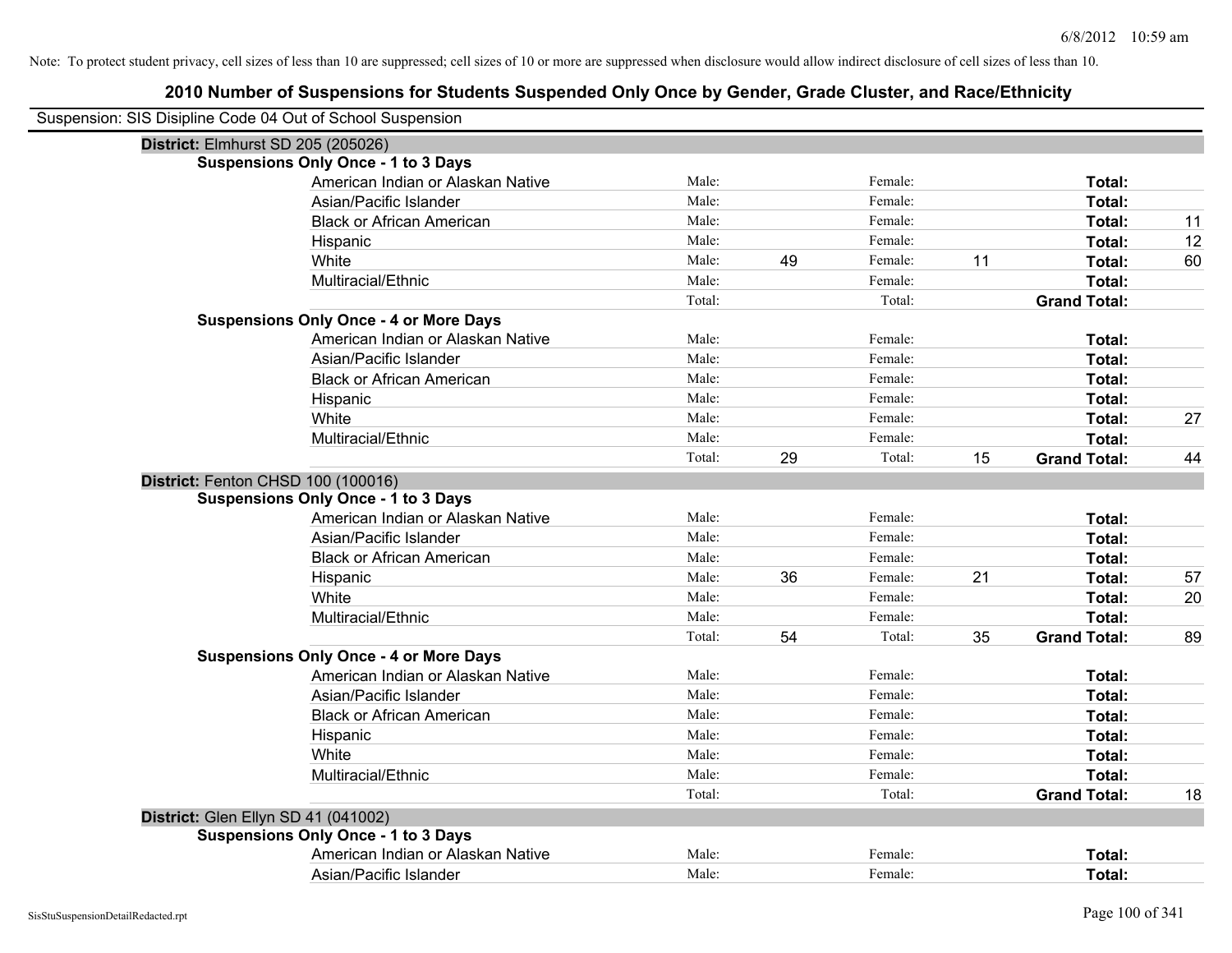Note: To protect student privacy, cell sizes of less than 10 are suppressed; cell sizes of 10 or more are suppressed when disclosure would allow indirect disclosure of cell sizes of less than 10.

## 2010 Number of Suspensions for Students Suspended Only Once by Gender, Grade Cluster, and Race/Ethnicity

Suspension: SIS Disipline Code 04 Out of School Suspension

### District: Elmhurst SD 205 (205026)

**Suspensions Only Once - 1 to 3 Days**

| Race/Ethnicity | | Male | | Female | | Total |
|---|---|---|---|---|---|---|
| American Indian or Alaskan Native | Male: | | Female: | | **Total:** | |
| Asian/Pacific Islander | Male: | | Female: | | **Total:** | |
| Black or African American | Male: | | Female: | | **Total:** | 11 |
| Hispanic | Male: | | Female: | | **Total:** | 12 |
| White | Male: | 49 | Female: | 11 | **Total:** | 60 |
| Multiracial/Ethnic | Male: | | Female: | | **Total:** | |
| | Total: | | Total: | | **Grand Total:** | |

**Suspensions Only Once - 4 or More Days**

| Race/Ethnicity | | Male | | Female | | Total |
|---|---|---|---|---|---|---|
| American Indian or Alaskan Native | Male: | | Female: | | **Total:** | |
| Asian/Pacific Islander | Male: | | Female: | | **Total:** | |
| Black or African American | Male: | | Female: | | **Total:** | |
| Hispanic | Male: | | Female: | | **Total:** | |
| White | Male: | | Female: | | **Total:** | 27 |
| Multiracial/Ethnic | Male: | | Female: | | **Total:** | |
| | Total: | 29 | Total: | 15 | **Grand Total:** | 44 |

### District: Fenton CHSD 100 (100016)

**Suspensions Only Once - 1 to 3 Days**

| Race/Ethnicity | | Male | | Female | | Total |
|---|---|---|---|---|---|---|
| American Indian or Alaskan Native | Male: | | Female: | | **Total:** | |
| Asian/Pacific Islander | Male: | | Female: | | **Total:** | |
| Black or African American | Male: | | Female: | | **Total:** | |
| Hispanic | Male: | 36 | Female: | 21 | **Total:** | 57 |
| White | Male: | | Female: | | **Total:** | 20 |
| Multiracial/Ethnic | Male: | | Female: | | **Total:** | |
| | Total: | 54 | Total: | 35 | **Grand Total:** | 89 |

**Suspensions Only Once - 4 or More Days**

| Race/Ethnicity | | Male | | Female | | Total |
|---|---|---|---|---|---|---|
| American Indian or Alaskan Native | Male: | | Female: | | **Total:** | |
| Asian/Pacific Islander | Male: | | Female: | | **Total:** | |
| Black or African American | Male: | | Female: | | **Total:** | |
| Hispanic | Male: | | Female: | | **Total:** | |
| White | Male: | | Female: | | **Total:** | |
| Multiracial/Ethnic | Male: | | Female: | | **Total:** | |
| | Total: | | Total: | | **Grand Total:** | 18 |

### District: Glen Ellyn SD 41 (041002)

**Suspensions Only Once - 1 to 3 Days**

| Race/Ethnicity | | Male | | Female | | Total |
|---|---|---|---|---|---|---|
| American Indian or Alaskan Native | Male: | | Female: | | **Total:** | |
| Asian/Pacific Islander | Male: | | Female: | | **Total:** | |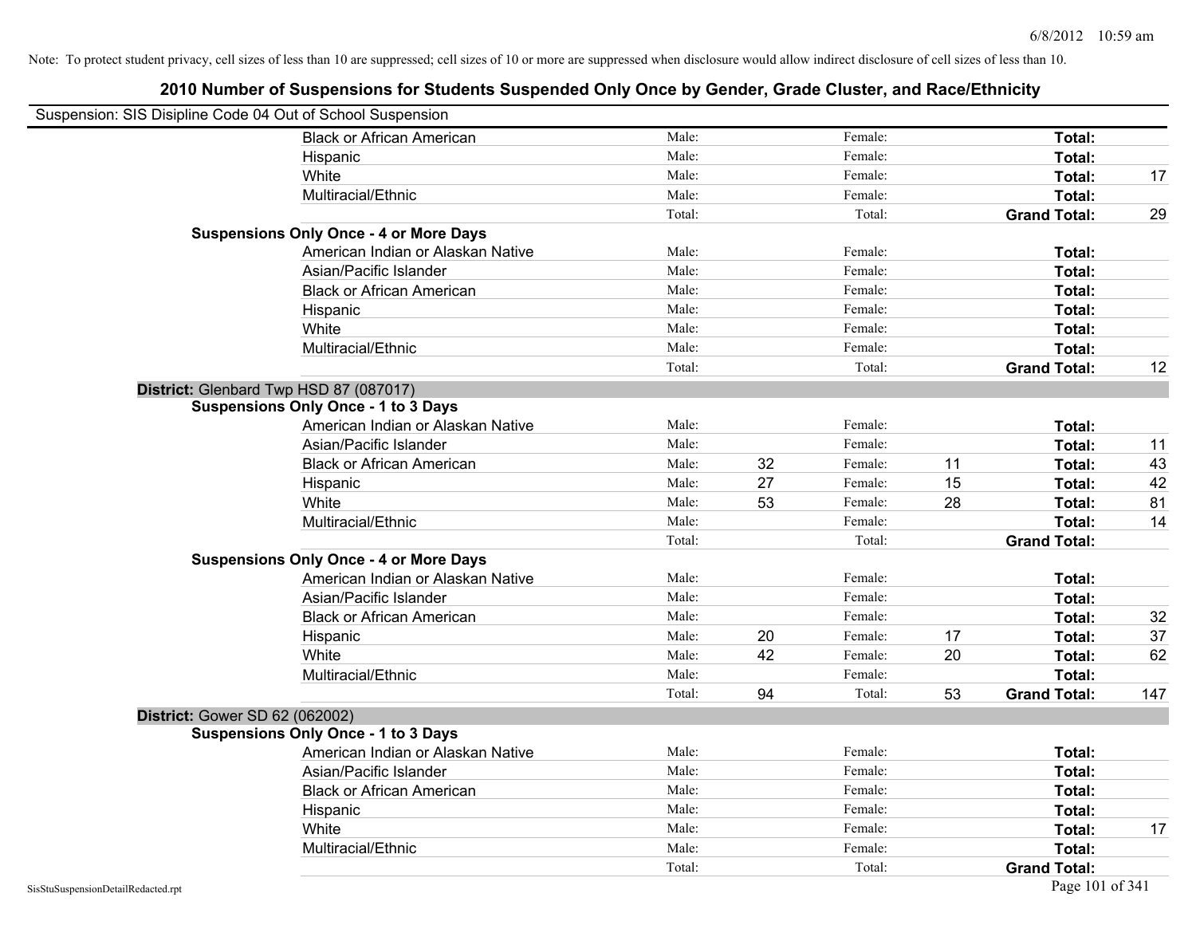Note: To protect student privacy, cell sizes of less than 10 are suppressed; cell sizes of 10 or more are suppressed when disclosure would allow indirect disclosure of cell sizes of less than 10.

## 2010 Number of Suspensions for Students Suspended Only Once by Gender, Grade Cluster, and Race/Ethnicity

Suspension: SIS Disipline Code 04 Out of School Suspension

| | | | | | | | |
|---|---|---|---|---|---|---|---|
| Black or African American | Male: | | Female: | | **Total:** | |
| Hispanic | Male: | | Female: | | **Total:** | |
| White | Male: | | Female: | | **Total:** | 17 |
| Multiracial/Ethnic | Male: | | Female: | | **Total:** | |
| | Total: | | Total: | | **Grand Total:** | 29 |

**Suspensions Only Once - 4 or More Days**

| | | | | | | |
|---|---|---|---|---|---|---|
| American Indian or Alaskan Native | Male: | | Female: | | **Total:** | |
| Asian/Pacific Islander | Male: | | Female: | | **Total:** | |
| Black or African American | Male: | | Female: | | **Total:** | |
| Hispanic | Male: | | Female: | | **Total:** | |
| White | Male: | | Female: | | **Total:** | |
| Multiracial/Ethnic | Male: | | Female: | | **Total:** | |
| | Total: | | Total: | | **Grand Total:** | 12 |

**District:** Glenbard Twp HSD 87 (087017)

**Suspensions Only Once - 1 to 3 Days**

| | | | | | | |
|---|---|---|---|---|---|---|
| American Indian or Alaskan Native | Male: | | Female: | | **Total:** | |
| Asian/Pacific Islander | Male: | | Female: | | **Total:** | 11 |
| Black or African American | Male: | 32 | Female: | 11 | **Total:** | 43 |
| Hispanic | Male: | 27 | Female: | 15 | **Total:** | 42 |
| White | Male: | 53 | Female: | 28 | **Total:** | 81 |
| Multiracial/Ethnic | Male: | | Female: | | **Total:** | 14 |
| | Total: | | Total: | | **Grand Total:** | |

**Suspensions Only Once - 4 or More Days**

| | | | | | | |
|---|---|---|---|---|---|---|
| American Indian or Alaskan Native | Male: | | Female: | | **Total:** | |
| Asian/Pacific Islander | Male: | | Female: | | **Total:** | |
| Black or African American | Male: | | Female: | | **Total:** | 32 |
| Hispanic | Male: | 20 | Female: | 17 | **Total:** | 37 |
| White | Male: | 42 | Female: | 20 | **Total:** | 62 |
| Multiracial/Ethnic | Male: | | Female: | | **Total:** | |
| | Total: | 94 | Total: | 53 | **Grand Total:** | 147 |

**District:** Gower SD 62 (062002)

**Suspensions Only Once - 1 to 3 Days**

| | | | | | | |
|---|---|---|---|---|---|---|
| American Indian or Alaskan Native | Male: | | Female: | | **Total:** | |
| Asian/Pacific Islander | Male: | | Female: | | **Total:** | |
| Black or African American | Male: | | Female: | | **Total:** | |
| Hispanic | Male: | | Female: | | **Total:** | |
| White | Male: | | Female: | | **Total:** | 17 |
| Multiracial/Ethnic | Male: | | Female: | | **Total:** | |
| | Total: | | Total: | | **Grand Total:** | |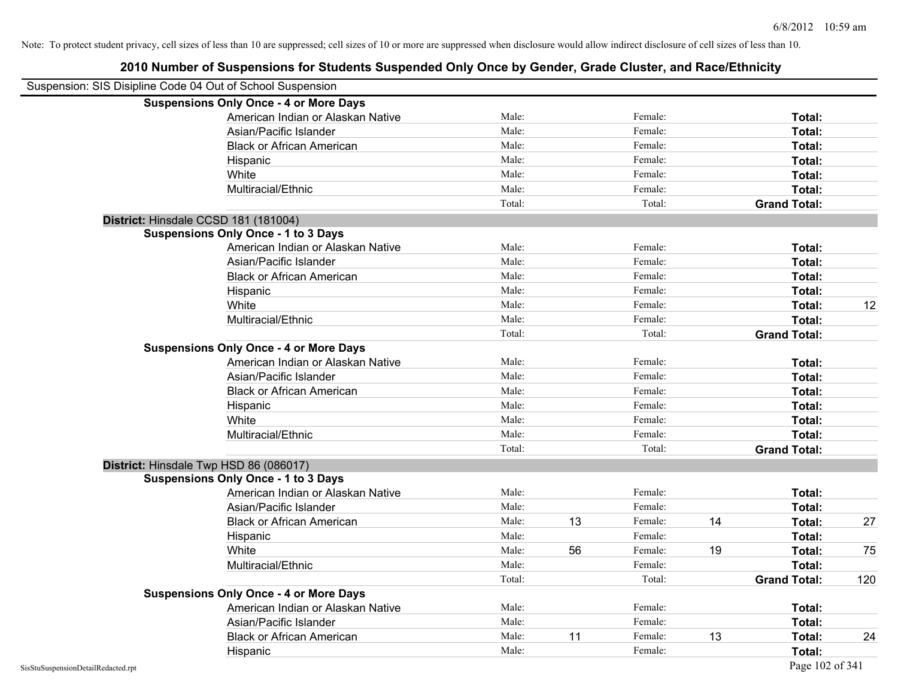Note: To protect student privacy, cell sizes of less than 10 are suppressed; cell sizes of 10 or more are suppressed when disclosure would allow indirect disclosure of cell sizes of less than 10.

# 2010 Number of Suspensions for Students Suspended Only Once by Gender, Grade Cluster, and Race/Ethnicity

Suspension: SIS Disipline Code 04 Out of School Suspension

**Suspensions Only Once - 4 or More Days**

| | | | | | | |
|---|---|---|---|---|---|---|
| American Indian or Alaskan Native | Male: | | Female: | | **Total:** | |
| Asian/Pacific Islander | Male: | | Female: | | **Total:** | |
| Black or African American | Male: | | Female: | | **Total:** | |
| Hispanic | Male: | | Female: | | **Total:** | |
| White | Male: | | Female: | | **Total:** | |
| Multiracial/Ethnic | Male: | | Female: | | **Total:** | |
| | Total: | | Total: | | **Grand Total:** | |

**District:** Hinsdale CCSD 181 (181004)

**Suspensions Only Once - 1 to 3 Days**

| | | | | | | |
|---|---|---|---|---|---|---|
| American Indian or Alaskan Native | Male: | | Female: | | **Total:** | |
| Asian/Pacific Islander | Male: | | Female: | | **Total:** | |
| Black or African American | Male: | | Female: | | **Total:** | |
| Hispanic | Male: | | Female: | | **Total:** | |
| White | Male: | | Female: | | **Total:** | 12 |
| Multiracial/Ethnic | Male: | | Female: | | **Total:** | |
| | Total: | | Total: | | **Grand Total:** | |

**Suspensions Only Once - 4 or More Days**

| | | | | | | |
|---|---|---|---|---|---|---|
| American Indian or Alaskan Native | Male: | | Female: | | **Total:** | |
| Asian/Pacific Islander | Male: | | Female: | | **Total:** | |
| Black or African American | Male: | | Female: | | **Total:** | |
| Hispanic | Male: | | Female: | | **Total:** | |
| White | Male: | | Female: | | **Total:** | |
| Multiracial/Ethnic | Male: | | Female: | | **Total:** | |
| | Total: | | Total: | | **Grand Total:** | |

**District:** Hinsdale Twp HSD 86 (086017)

**Suspensions Only Once - 1 to 3 Days**

| | | | | | | |
|---|---|---|---|---|---|---|
| American Indian or Alaskan Native | Male: | | Female: | | **Total:** | |
| Asian/Pacific Islander | Male: | | Female: | | **Total:** | |
| Black or African American | Male: | 13 | Female: | 14 | **Total:** | 27 |
| Hispanic | Male: | | Female: | | **Total:** | |
| White | Male: | 56 | Female: | 19 | **Total:** | 75 |
| Multiracial/Ethnic | Male: | | Female: | | **Total:** | |
| | Total: | | Total: | | **Grand Total:** | 120 |

**Suspensions Only Once - 4 or More Days**

| | | | | | | |
|---|---|---|---|---|---|---|
| American Indian or Alaskan Native | Male: | | Female: | | **Total:** | |
| Asian/Pacific Islander | Male: | | Female: | | **Total:** | |
| Black or African American | Male: | 11 | Female: | 13 | **Total:** | 24 |
| Hispanic | Male: | | Female: | | **Total:** | |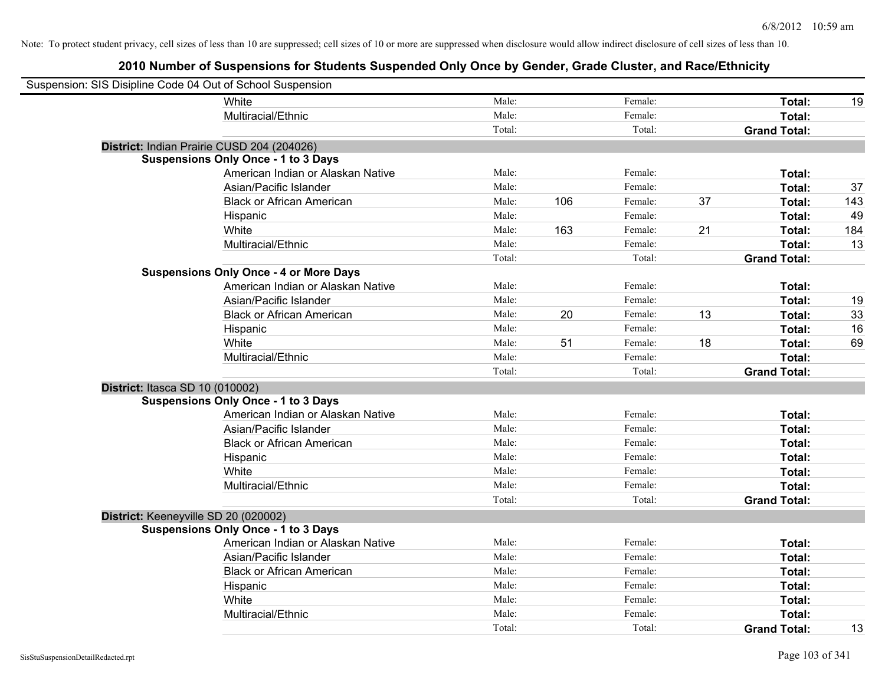Note: To protect student privacy, cell sizes of less than 10 are suppressed; cell sizes of 10 or more are suppressed when disclosure would allow indirect disclosure of cell sizes of less than 10.

## 2010 Number of Suspensions for Students Suspended Only Once by Gender, Grade Cluster, and Race/Ethnicity

Suspension: SIS Disipline Code 04 Out of School Suspension

| | | | | | | |
|---|---|---|---|---|---|---|
| White | Male: | | Female: | | **Total:** | 19 |
| Multiracial/Ethnic | Male: | | Female: | | **Total:** | |
| | Total: | | Total: | | **Grand Total:** | |

**District:** Indian Prairie CUSD 204 (204026)

**Suspensions Only Once - 1 to 3 Days**

| | | | | | | |
|---|---|---|---|---|---|---|
| American Indian or Alaskan Native | Male: | | Female: | | **Total:** | |
| Asian/Pacific Islander | Male: | | Female: | | **Total:** | 37 |
| Black or African American | Male: | 106 | Female: | 37 | **Total:** | 143 |
| Hispanic | Male: | | Female: | | **Total:** | 49 |
| White | Male: | 163 | Female: | 21 | **Total:** | 184 |
| Multiracial/Ethnic | Male: | | Female: | | **Total:** | 13 |
| | Total: | | Total: | | **Grand Total:** | |

**Suspensions Only Once - 4 or More Days**

| | | | | | | |
|---|---|---|---|---|---|---|
| American Indian or Alaskan Native | Male: | | Female: | | **Total:** | |
| Asian/Pacific Islander | Male: | | Female: | | **Total:** | 19 |
| Black or African American | Male: | 20 | Female: | 13 | **Total:** | 33 |
| Hispanic | Male: | | Female: | | **Total:** | 16 |
| White | Male: | 51 | Female: | 18 | **Total:** | 69 |
| Multiracial/Ethnic | Male: | | Female: | | **Total:** | |
| | Total: | | Total: | | **Grand Total:** | |

**District:** Itasca SD 10 (010002)

**Suspensions Only Once - 1 to 3 Days**

| | | | | | | |
|---|---|---|---|---|---|---|
| American Indian or Alaskan Native | Male: | | Female: | | **Total:** | |
| Asian/Pacific Islander | Male: | | Female: | | **Total:** | |
| Black or African American | Male: | | Female: | | **Total:** | |
| Hispanic | Male: | | Female: | | **Total:** | |
| White | Male: | | Female: | | **Total:** | |
| Multiracial/Ethnic | Male: | | Female: | | **Total:** | |
| | Total: | | Total: | | **Grand Total:** | |

**District:** Keeneyville SD 20 (020002)

**Suspensions Only Once - 1 to 3 Days**

| | | | | | | |
|---|---|---|---|---|---|---|
| American Indian or Alaskan Native | Male: | | Female: | | **Total:** | |
| Asian/Pacific Islander | Male: | | Female: | | **Total:** | |
| Black or African American | Male: | | Female: | | **Total:** | |
| Hispanic | Male: | | Female: | | **Total:** | |
| White | Male: | | Female: | | **Total:** | |
| Multiracial/Ethnic | Male: | | Female: | | **Total:** | |
| | Total: | | Total: | | **Grand Total:** | 13 |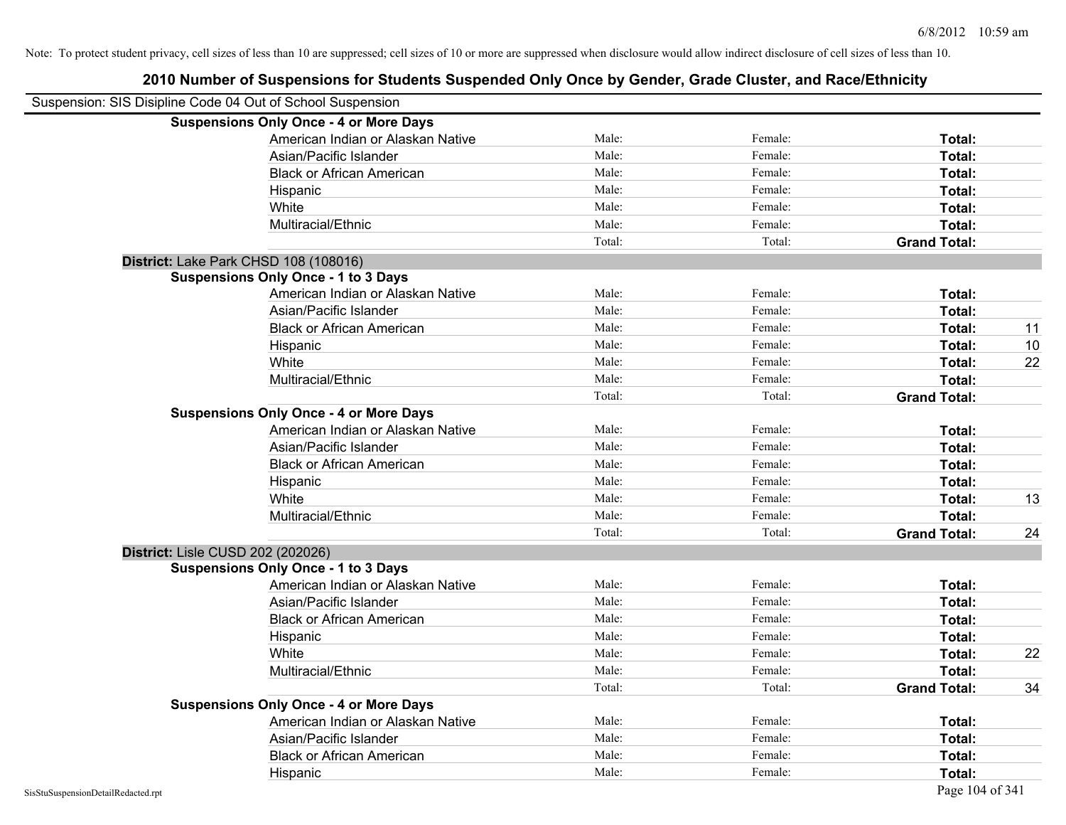Note: To protect student privacy, cell sizes of less than 10 are suppressed; cell sizes of 10 or more are suppressed when disclosure would allow indirect disclosure of cell sizes of less than 10.

# 2010 Number of Suspensions for Students Suspended Only Once by Gender, Grade Cluster, and Race/Ethnicity

Suspension: SIS Disipline Code 04 Out of School Suspension

**Suspensions Only Once - 4 or More Days**

| | | | | |
|---|---|---|---|---|
| American Indian or Alaskan Native | Male: | Female: | **Total:** | |
| Asian/Pacific Islander | Male: | Female: | **Total:** | |
| Black or African American | Male: | Female: | **Total:** | |
| Hispanic | Male: | Female: | **Total:** | |
| White | Male: | Female: | **Total:** | |
| Multiracial/Ethnic | Male: | Female: | **Total:** | |
| | Total: | Total: | **Grand Total:** | |

## District: Lake Park CHSD 108 (108016)

**Suspensions Only Once - 1 to 3 Days**

| | | | | |
|---|---|---|---|---|
| American Indian or Alaskan Native | Male: | Female: | **Total:** | |
| Asian/Pacific Islander | Male: | Female: | **Total:** | |
| Black or African American | Male: | Female: | **Total:** | 11 |
| Hispanic | Male: | Female: | **Total:** | 10 |
| White | Male: | Female: | **Total:** | 22 |
| Multiracial/Ethnic | Male: | Female: | **Total:** | |
| | Total: | Total: | **Grand Total:** | |

**Suspensions Only Once - 4 or More Days**

| | | | | |
|---|---|---|---|---|
| American Indian or Alaskan Native | Male: | Female: | **Total:** | |
| Asian/Pacific Islander | Male: | Female: | **Total:** | |
| Black or African American | Male: | Female: | **Total:** | |
| Hispanic | Male: | Female: | **Total:** | |
| White | Male: | Female: | **Total:** | 13 |
| Multiracial/Ethnic | Male: | Female: | **Total:** | |
| | Total: | Total: | **Grand Total:** | 24 |

## District: Lisle CUSD 202 (202026)

**Suspensions Only Once - 1 to 3 Days**

| | | | | |
|---|---|---|---|---|
| American Indian or Alaskan Native | Male: | Female: | **Total:** | |
| Asian/Pacific Islander | Male: | Female: | **Total:** | |
| Black or African American | Male: | Female: | **Total:** | |
| Hispanic | Male: | Female: | **Total:** | |
| White | Male: | Female: | **Total:** | 22 |
| Multiracial/Ethnic | Male: | Female: | **Total:** | |
| | Total: | Total: | **Grand Total:** | 34 |

**Suspensions Only Once - 4 or More Days**

| | | | | |
|---|---|---|---|---|
| American Indian or Alaskan Native | Male: | Female: | **Total:** | |
| Asian/Pacific Islander | Male: | Female: | **Total:** | |
| Black or African American | Male: | Female: | **Total:** | |
| Hispanic | Male: | Female: | **Total:** | |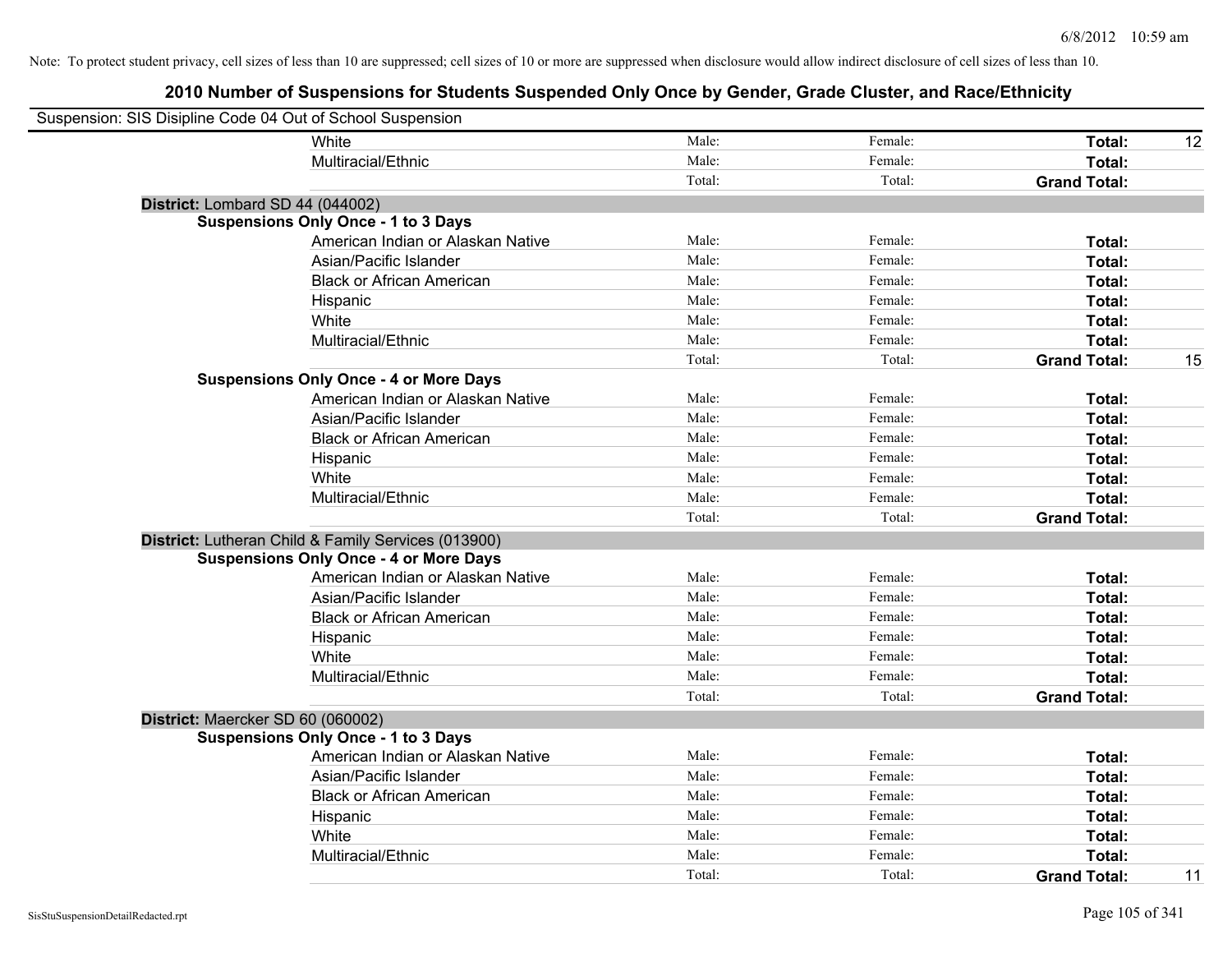Note: To protect student privacy, cell sizes of less than 10 are suppressed; cell sizes of 10 or more are suppressed when disclosure would allow indirect disclosure of cell sizes of less than 10.

## 2010 Number of Suspensions for Students Suspended Only Once by Gender, Grade Cluster, and Race/Ethnicity

Suspension: SIS Disipline Code 04 Out of School Suspension

| | | | | | |
|---|---|---|---|---|---|
| | White | Male: | Female: | **Total:** | 12 |
| | Multiracial/Ethnic | Male: | Female: | **Total:** | |
| | | Total: | Total: | **Grand Total:** | |
| **District:** Lombard SD 44 (044002) | | | | | |
| **Suspensions Only Once - 1 to 3 Days** | | | | | |
| | American Indian or Alaskan Native | Male: | Female: | **Total:** | |
| | Asian/Pacific Islander | Male: | Female: | **Total:** | |
| | Black or African American | Male: | Female: | **Total:** | |
| | Hispanic | Male: | Female: | **Total:** | |
| | White | Male: | Female: | **Total:** | |
| | Multiracial/Ethnic | Male: | Female: | **Total:** | |
| | | Total: | Total: | **Grand Total:** | 15 |
| **Suspensions Only Once - 4 or More Days** | | | | | |
| | American Indian or Alaskan Native | Male: | Female: | **Total:** | |
| | Asian/Pacific Islander | Male: | Female: | **Total:** | |
| | Black or African American | Male: | Female: | **Total:** | |
| | Hispanic | Male: | Female: | **Total:** | |
| | White | Male: | Female: | **Total:** | |
| | Multiracial/Ethnic | Male: | Female: | **Total:** | |
| | | Total: | Total: | **Grand Total:** | |
| **District:** Lutheran Child & Family Services (013900) | | | | | |
| **Suspensions Only Once - 4 or More Days** | | | | | |
| | American Indian or Alaskan Native | Male: | Female: | **Total:** | |
| | Asian/Pacific Islander | Male: | Female: | **Total:** | |
| | Black or African American | Male: | Female: | **Total:** | |
| | Hispanic | Male: | Female: | **Total:** | |
| | White | Male: | Female: | **Total:** | |
| | Multiracial/Ethnic | Male: | Female: | **Total:** | |
| | | Total: | Total: | **Grand Total:** | |
| **District:** Maercker SD 60 (060002) | | | | | |
| **Suspensions Only Once - 1 to 3 Days** | | | | | |
| | American Indian or Alaskan Native | Male: | Female: | **Total:** | |
| | Asian/Pacific Islander | Male: | Female: | **Total:** | |
| | Black or African American | Male: | Female: | **Total:** | |
| | Hispanic | Male: | Female: | **Total:** | |
| | White | Male: | Female: | **Total:** | |
| | Multiracial/Ethnic | Male: | Female: | **Total:** | |
| | | Total: | Total: | **Grand Total:** | 11 |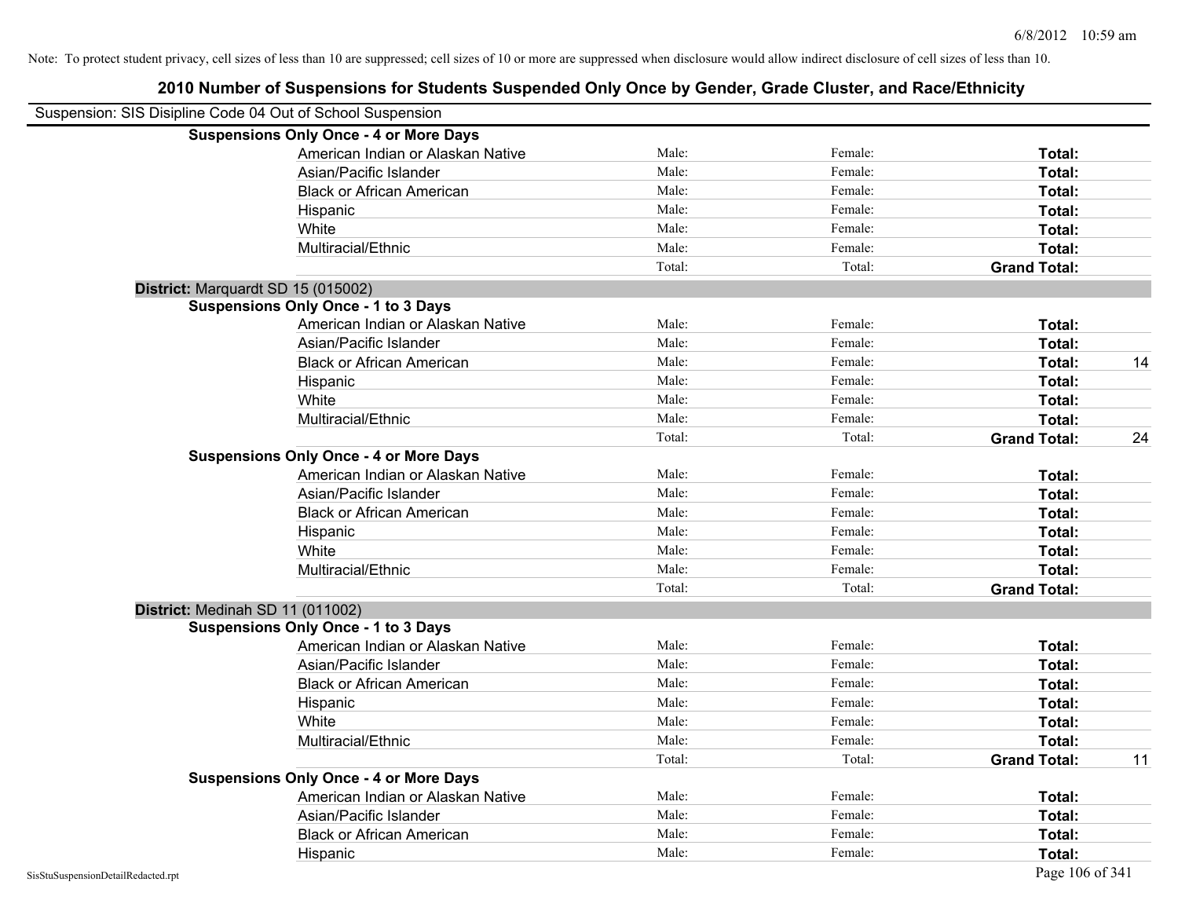Note: To protect student privacy, cell sizes of less than 10 are suppressed; cell sizes of 10 or more are suppressed when disclosure would allow indirect disclosure of cell sizes of less than 10.

## 2010 Number of Suspensions for Students Suspended Only Once by Gender, Grade Cluster, and Race/Ethnicity

Suspension: SIS Disipline Code 04 Out of School Suspension

| | | | | |
|---|---|---|---|---|
| **Suspensions Only Once - 4 or More Days** | | | | |
| American Indian or Alaskan Native | Male: | Female: | **Total:** | |
| Asian/Pacific Islander | Male: | Female: | **Total:** | |
| Black or African American | Male: | Female: | **Total:** | |
| Hispanic | Male: | Female: | **Total:** | |
| White | Male: | Female: | **Total:** | |
| Multiracial/Ethnic | Male: | Female: | **Total:** | |
| | Total: | Total: | **Grand Total:** | |
| **District:** Marquardt SD 15 (015002) | | | | |
| **Suspensions Only Once - 1 to 3 Days** | | | | |
| American Indian or Alaskan Native | Male: | Female: | **Total:** | |
| Asian/Pacific Islander | Male: | Female: | **Total:** | |
| Black or African American | Male: | Female: | **Total:** | 14 |
| Hispanic | Male: | Female: | **Total:** | |
| White | Male: | Female: | **Total:** | |
| Multiracial/Ethnic | Male: | Female: | **Total:** | |
| | Total: | Total: | **Grand Total:** | 24 |
| **Suspensions Only Once - 4 or More Days** | | | | |
| American Indian or Alaskan Native | Male: | Female: | **Total:** | |
| Asian/Pacific Islander | Male: | Female: | **Total:** | |
| Black or African American | Male: | Female: | **Total:** | |
| Hispanic | Male: | Female: | **Total:** | |
| White | Male: | Female: | **Total:** | |
| Multiracial/Ethnic | Male: | Female: | **Total:** | |
| | Total: | Total: | **Grand Total:** | |
| **District:** Medinah SD 11 (011002) | | | | |
| **Suspensions Only Once - 1 to 3 Days** | | | | |
| American Indian or Alaskan Native | Male: | Female: | **Total:** | |
| Asian/Pacific Islander | Male: | Female: | **Total:** | |
| Black or African American | Male: | Female: | **Total:** | |
| Hispanic | Male: | Female: | **Total:** | |
| White | Male: | Female: | **Total:** | |
| Multiracial/Ethnic | Male: | Female: | **Total:** | |
| | Total: | Total: | **Grand Total:** | 11 |
| **Suspensions Only Once - 4 or More Days** | | | | |
| American Indian or Alaskan Native | Male: | Female: | **Total:** | |
| Asian/Pacific Islander | Male: | Female: | **Total:** | |
| Black or African American | Male: | Female: | **Total:** | |
| Hispanic | Male: | Female: | **Total:** | |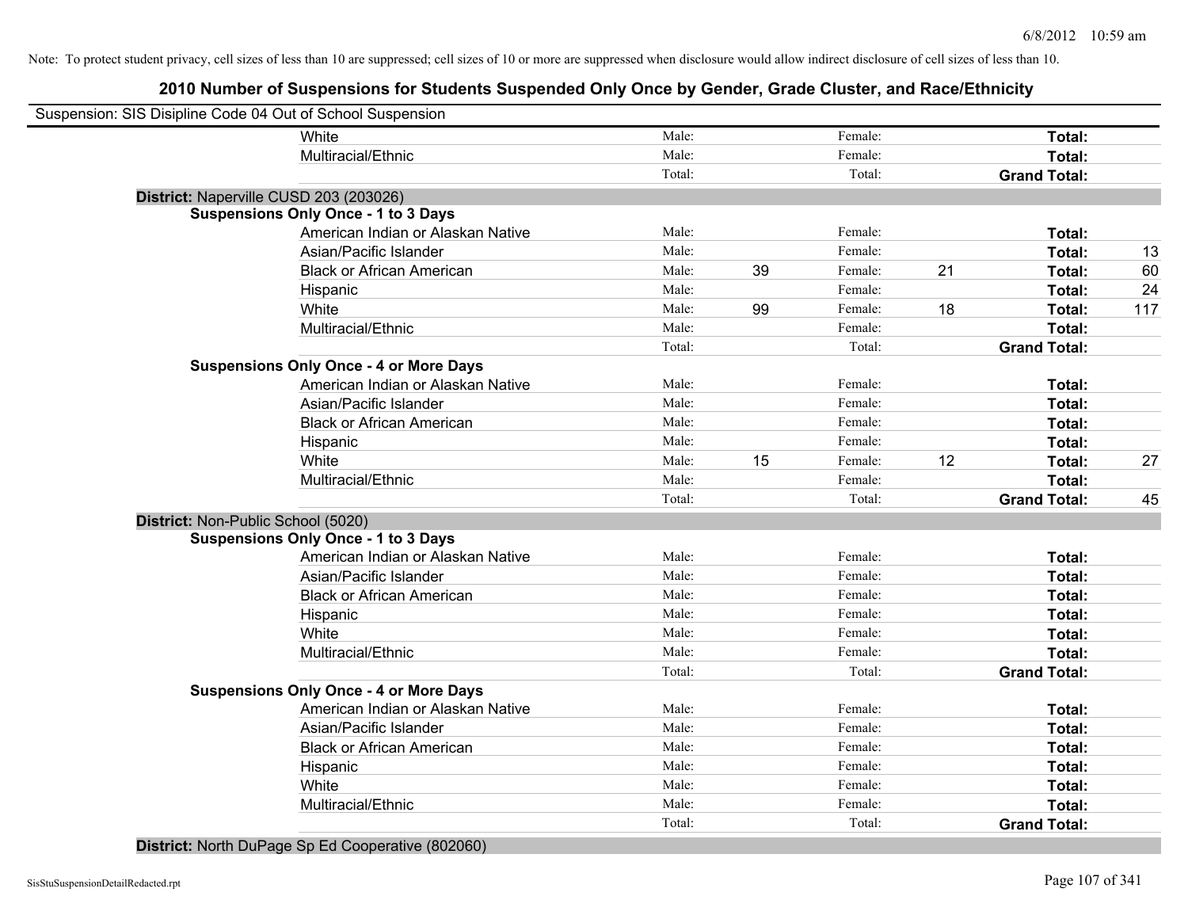Note: To protect student privacy, cell sizes of less than 10 are suppressed; cell sizes of 10 or more are suppressed when disclosure would allow indirect disclosure of cell sizes of less than 10.

# 2010 Number of Suspensions for Students Suspended Only Once by Gender, Grade Cluster, and Race/Ethnicity

Suspension: SIS Disipline Code 04 Out of School Suspension

| | | | | | | | |
|---|---|---|---|---|---|---|---|
| | White | Male: | | Female: | | Total: | |
| | Multiracial/Ethnic | Male: | | Female: | | Total: | |
| | | Total: | | Total: | | Grand Total: | |
| **District:** Naperville CUSD 203 (203026) | | | | | | | |
| **Suspensions Only Once - 1 to 3 Days** | | | | | | | |
| | American Indian or Alaskan Native | Male: | | Female: | | Total: | |
| | Asian/Pacific Islander | Male: | | Female: | | Total: | 13 |
| | Black or African American | Male: | 39 | Female: | 21 | Total: | 60 |
| | Hispanic | Male: | | Female: | | Total: | 24 |
| | White | Male: | 99 | Female: | 18 | Total: | 117 |
| | Multiracial/Ethnic | Male: | | Female: | | Total: | |
| | | Total: | | Total: | | Grand Total: | |
| **Suspensions Only Once - 4 or More Days** | | | | | | | |
| | American Indian or Alaskan Native | Male: | | Female: | | Total: | |
| | Asian/Pacific Islander | Male: | | Female: | | Total: | |
| | Black or African American | Male: | | Female: | | Total: | |
| | Hispanic | Male: | | Female: | | Total: | |
| | White | Male: | 15 | Female: | 12 | Total: | 27 |
| | Multiracial/Ethnic | Male: | | Female: | | Total: | |
| | | Total: | | Total: | | Grand Total: | 45 |
| **District:** Non-Public School (5020) | | | | | | | |
| **Suspensions Only Once - 1 to 3 Days** | | | | | | | |
| | American Indian or Alaskan Native | Male: | | Female: | | Total: | |
| | Asian/Pacific Islander | Male: | | Female: | | Total: | |
| | Black or African American | Male: | | Female: | | Total: | |
| | Hispanic | Male: | | Female: | | Total: | |
| | White | Male: | | Female: | | Total: | |
| | Multiracial/Ethnic | Male: | | Female: | | Total: | |
| | | Total: | | Total: | | Grand Total: | |
| **Suspensions Only Once - 4 or More Days** | | | | | | | |
| | American Indian or Alaskan Native | Male: | | Female: | | Total: | |
| | Asian/Pacific Islander | Male: | | Female: | | Total: | |
| | Black or African American | Male: | | Female: | | Total: | |
| | Hispanic | Male: | | Female: | | Total: | |
| | White | Male: | | Female: | | Total: | |
| | Multiracial/Ethnic | Male: | | Female: | | Total: | |
| | | Total: | | Total: | | Grand Total: | |
| **District:** North DuPage Sp Ed Cooperative (802060) | | | | | | | |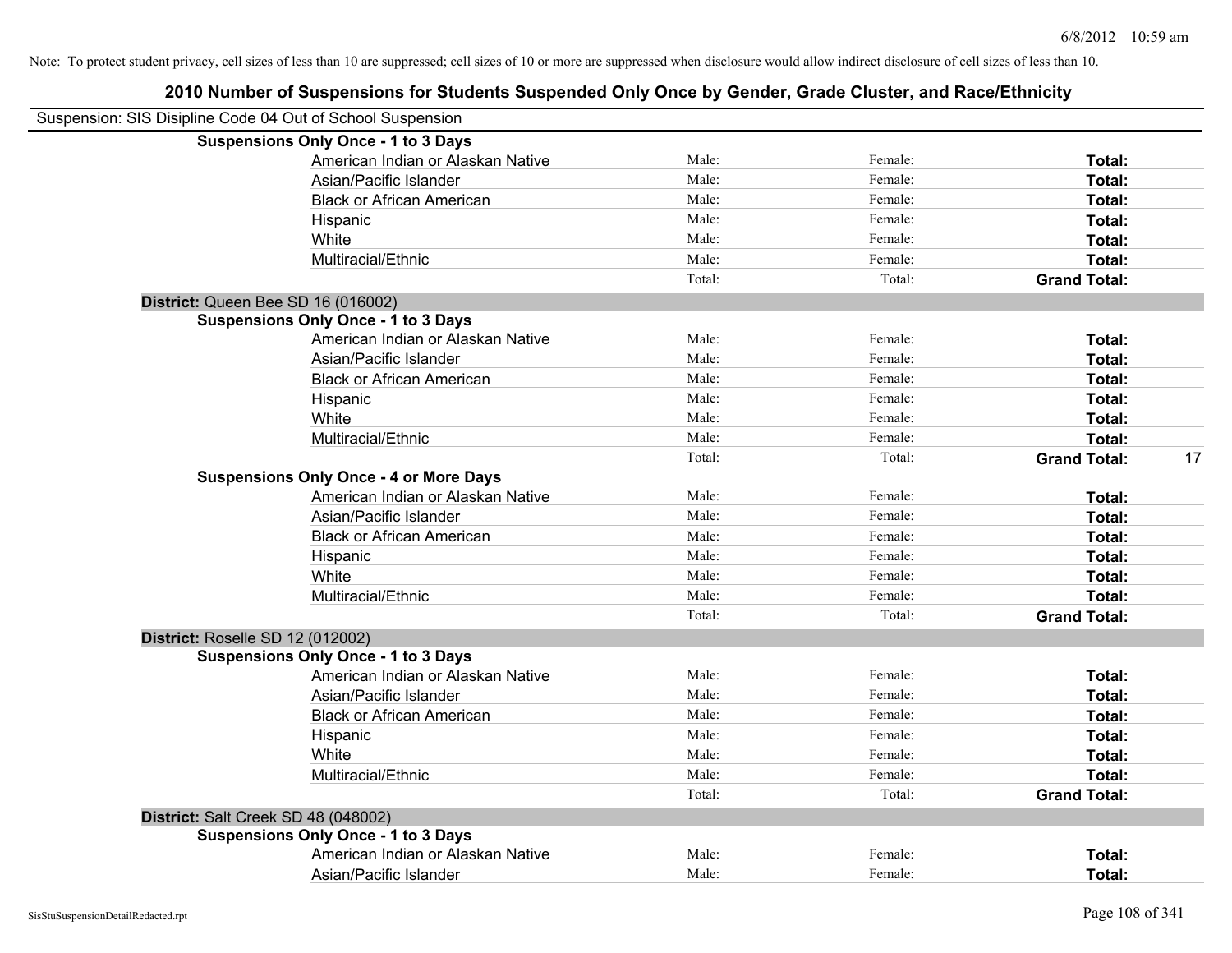Note: To protect student privacy, cell sizes of less than 10 are suppressed; cell sizes of 10 or more are suppressed when disclosure would allow indirect disclosure of cell sizes of less than 10.

# 2010 Number of Suspensions for Students Suspended Only Once by Gender, Grade Cluster, and Race/Ethnicity

Suspension: SIS Disipline Code 04 Out of School Suspension

| | | | | |
|---|---|---|---|---|
| **Suspensions Only Once - 1 to 3 Days** | | | | |
| American Indian or Alaskan Native | Male: | Female: | **Total:** | |
| Asian/Pacific Islander | Male: | Female: | **Total:** | |
| Black or African American | Male: | Female: | **Total:** | |
| Hispanic | Male: | Female: | **Total:** | |
| White | Male: | Female: | **Total:** | |
| Multiracial/Ethnic | Male: | Female: | **Total:** | |
| | Total: | Total: | **Grand Total:** | |
| **District:** Queen Bee SD 16 (016002) | | | | |
| **Suspensions Only Once - 1 to 3 Days** | | | | |
| American Indian or Alaskan Native | Male: | Female: | **Total:** | |
| Asian/Pacific Islander | Male: | Female: | **Total:** | |
| Black or African American | Male: | Female: | **Total:** | |
| Hispanic | Male: | Female: | **Total:** | |
| White | Male: | Female: | **Total:** | |
| Multiracial/Ethnic | Male: | Female: | **Total:** | |
| | Total: | Total: | **Grand Total:** | 17 |
| **Suspensions Only Once - 4 or More Days** | | | | |
| American Indian or Alaskan Native | Male: | Female: | **Total:** | |
| Asian/Pacific Islander | Male: | Female: | **Total:** | |
| Black or African American | Male: | Female: | **Total:** | |
| Hispanic | Male: | Female: | **Total:** | |
| White | Male: | Female: | **Total:** | |
| Multiracial/Ethnic | Male: | Female: | **Total:** | |
| | Total: | Total: | **Grand Total:** | |
| **District:** Roselle SD 12 (012002) | | | | |
| **Suspensions Only Once - 1 to 3 Days** | | | | |
| American Indian or Alaskan Native | Male: | Female: | **Total:** | |
| Asian/Pacific Islander | Male: | Female: | **Total:** | |
| Black or African American | Male: | Female: | **Total:** | |
| Hispanic | Male: | Female: | **Total:** | |
| White | Male: | Female: | **Total:** | |
| Multiracial/Ethnic | Male: | Female: | **Total:** | |
| | Total: | Total: | **Grand Total:** | |
| **District:** Salt Creek SD 48 (048002) | | | | |
| **Suspensions Only Once - 1 to 3 Days** | | | | |
| American Indian or Alaskan Native | Male: | Female: | **Total:** | |
| Asian/Pacific Islander | Male: | Female: | **Total:** | |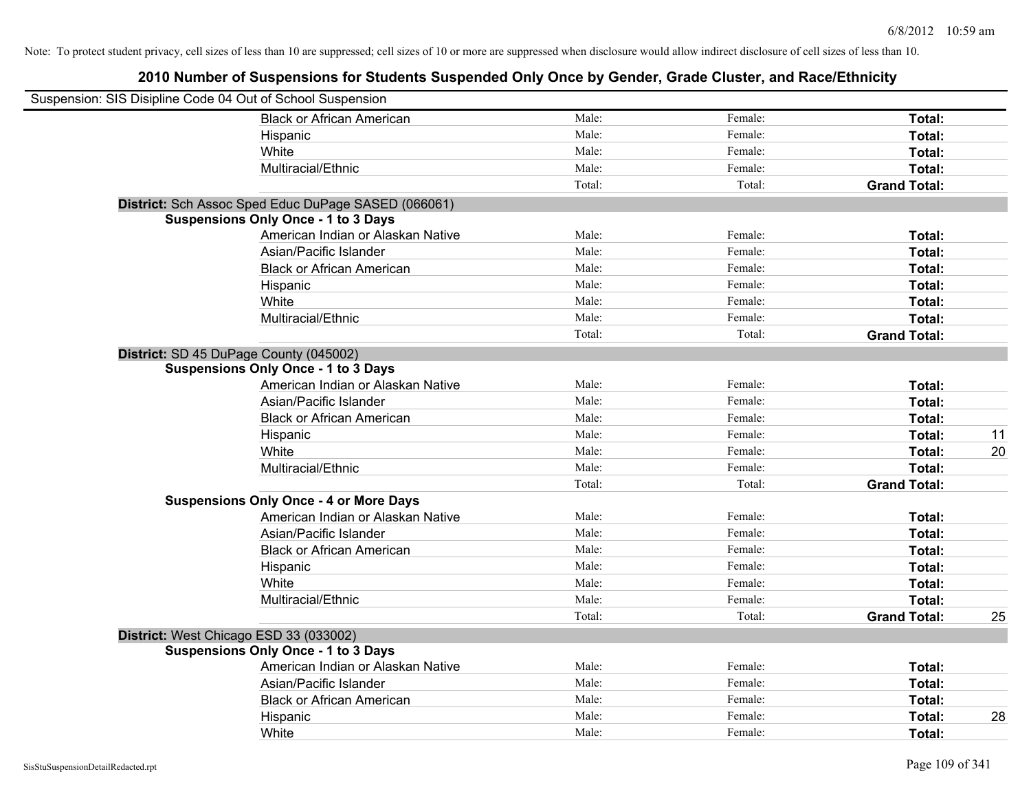Note: To protect student privacy, cell sizes of less than 10 are suppressed; cell sizes of 10 or more are suppressed when disclosure would allow indirect disclosure of cell sizes of less than 10.

# 2010 Number of Suspensions for Students Suspended Only Once by Gender, Grade Cluster, and Race/Ethnicity

Suspension: SIS Disipline Code 04 Out of School Suspension

| | | | | | |
|---|---|---|---|---|---|
| | Black or African American | Male: | Female: | **Total:** | |
| | Hispanic | Male: | Female: | **Total:** | |
| | White | Male: | Female: | **Total:** | |
| | Multiracial/Ethnic | Male: | Female: | **Total:** | |
| | | Total: | Total: | **Grand Total:** | |
| **District:** Sch Assoc Sped Educ DuPage SASED (066061) | | | | | |
| **Suspensions Only Once - 1 to 3 Days** | | | | | |
| | American Indian or Alaskan Native | Male: | Female: | **Total:** | |
| | Asian/Pacific Islander | Male: | Female: | **Total:** | |
| | Black or African American | Male: | Female: | **Total:** | |
| | Hispanic | Male: | Female: | **Total:** | |
| | White | Male: | Female: | **Total:** | |
| | Multiracial/Ethnic | Male: | Female: | **Total:** | |
| | | Total: | Total: | **Grand Total:** | |
| **District:** SD 45 DuPage County (045002) | | | | | |
| **Suspensions Only Once - 1 to 3 Days** | | | | | |
| | American Indian or Alaskan Native | Male: | Female: | **Total:** | |
| | Asian/Pacific Islander | Male: | Female: | **Total:** | |
| | Black or African American | Male: | Female: | **Total:** | |
| | Hispanic | Male: | Female: | **Total:** | 11 |
| | White | Male: | Female: | **Total:** | 20 |
| | Multiracial/Ethnic | Male: | Female: | **Total:** | |
| | | Total: | Total: | **Grand Total:** | |
| **Suspensions Only Once - 4 or More Days** | | | | | |
| | American Indian or Alaskan Native | Male: | Female: | **Total:** | |
| | Asian/Pacific Islander | Male: | Female: | **Total:** | |
| | Black or African American | Male: | Female: | **Total:** | |
| | Hispanic | Male: | Female: | **Total:** | |
| | White | Male: | Female: | **Total:** | |
| | Multiracial/Ethnic | Male: | Female: | **Total:** | |
| | | Total: | Total: | **Grand Total:** | 25 |
| **District:** West Chicago ESD 33 (033002) | | | | | |
| **Suspensions Only Once - 1 to 3 Days** | | | | | |
| | American Indian or Alaskan Native | Male: | Female: | **Total:** | |
| | Asian/Pacific Islander | Male: | Female: | **Total:** | |
| | Black or African American | Male: | Female: | **Total:** | |
| | Hispanic | Male: | Female: | **Total:** | 28 |
| | White | Male: | Female: | **Total:** | |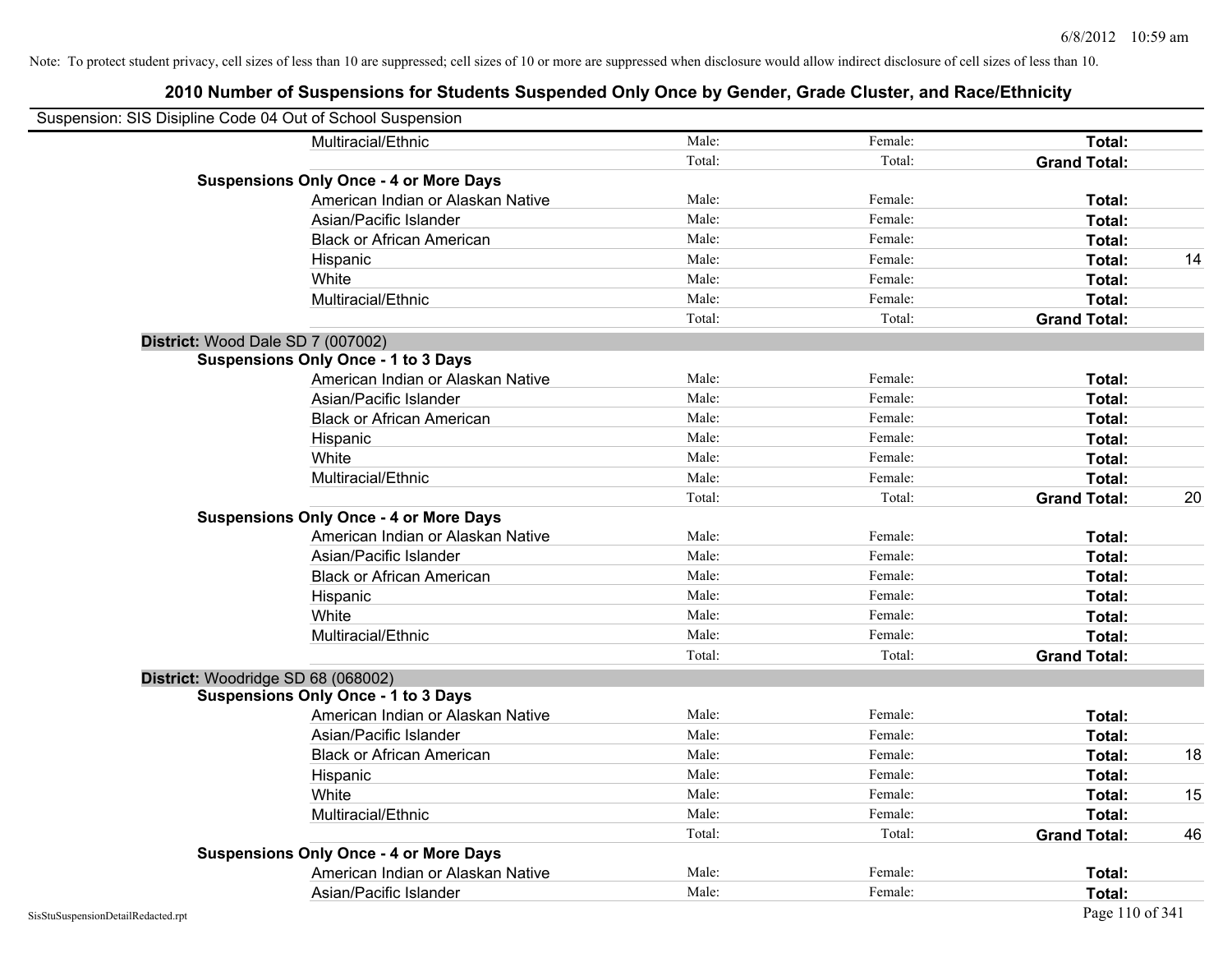Note: To protect student privacy, cell sizes of less than 10 are suppressed; cell sizes of 10 or more are suppressed when disclosure would allow indirect disclosure of cell sizes of less than 10.

# 2010 Number of Suspensions for Students Suspended Only Once by Gender, Grade Cluster, and Race/Ethnicity

Suspension: SIS Disipline Code 04 Out of School Suspension

| | | | | |
|---|---|---|---|---|
| Multiracial/Ethnic | Male: | Female: | **Total:** | |
| | Total: | Total: | **Grand Total:** | |
| **Suspensions Only Once - 4 or More Days** | | | | |
| American Indian or Alaskan Native | Male: | Female: | **Total:** | |
| Asian/Pacific Islander | Male: | Female: | **Total:** | |
| Black or African American | Male: | Female: | **Total:** | |
| Hispanic | Male: | Female: | **Total:** | 14 |
| White | Male: | Female: | **Total:** | |
| Multiracial/Ethnic | Male: | Female: | **Total:** | |
| | Total: | Total: | **Grand Total:** | |
| **District:** Wood Dale SD 7 (007002) | | | | |
| **Suspensions Only Once - 1 to 3 Days** | | | | |
| American Indian or Alaskan Native | Male: | Female: | **Total:** | |
| Asian/Pacific Islander | Male: | Female: | **Total:** | |
| Black or African American | Male: | Female: | **Total:** | |
| Hispanic | Male: | Female: | **Total:** | |
| White | Male: | Female: | **Total:** | |
| Multiracial/Ethnic | Male: | Female: | **Total:** | |
| | Total: | Total: | **Grand Total:** | 20 |
| **Suspensions Only Once - 4 or More Days** | | | | |
| American Indian or Alaskan Native | Male: | Female: | **Total:** | |
| Asian/Pacific Islander | Male: | Female: | **Total:** | |
| Black or African American | Male: | Female: | **Total:** | |
| Hispanic | Male: | Female: | **Total:** | |
| White | Male: | Female: | **Total:** | |
| Multiracial/Ethnic | Male: | Female: | **Total:** | |
| | Total: | Total: | **Grand Total:** | |
| **District:** Woodridge SD 68 (068002) | | | | |
| **Suspensions Only Once - 1 to 3 Days** | | | | |
| American Indian or Alaskan Native | Male: | Female: | **Total:** | |
| Asian/Pacific Islander | Male: | Female: | **Total:** | |
| Black or African American | Male: | Female: | **Total:** | 18 |
| Hispanic | Male: | Female: | **Total:** | |
| White | Male: | Female: | **Total:** | 15 |
| Multiracial/Ethnic | Male: | Female: | **Total:** | |
| | Total: | Total: | **Grand Total:** | 46 |
| **Suspensions Only Once - 4 or More Days** | | | | |
| American Indian or Alaskan Native | Male: | Female: | **Total:** | |
| Asian/Pacific Islander | Male: | Female: | **Total:** | |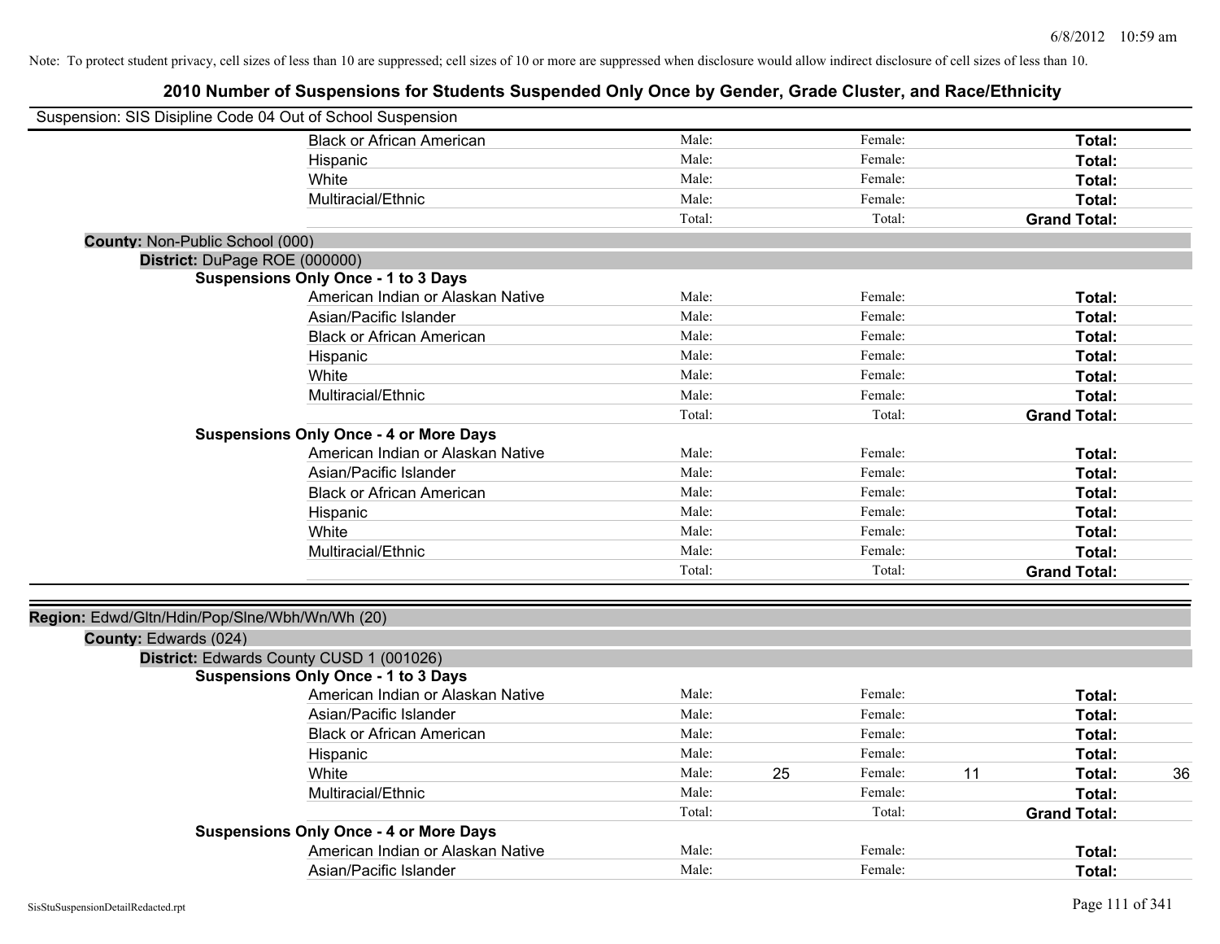Note: To protect student privacy, cell sizes of less than 10 are suppressed; cell sizes of 10 or more are suppressed when disclosure would allow indirect disclosure of cell sizes of less than 10.

# 2010 Number of Suspensions for Students Suspended Only Once by Gender, Grade Cluster, and Race/Ethnicity

Suspension: SIS Disipline Code 04 Out of School Suspension

| | Male: | | Female: | | | |
|---|---|---|---|---|---|---|
| Black or African American | Male: | | Female: | | **Total:** | |
| Hispanic | Male: | | Female: | | **Total:** | |
| White | Male: | | Female: | | **Total:** | |
| Multiracial/Ethnic | Male: | | Female: | | **Total:** | |
| | Total: | | Total: | | **Grand Total:** | |

**County:** Non-Public School (000)

**District:** DuPage ROE (000000)

**Suspensions Only Once - 1 to 3 Days**

| | | | | | | |
|---|---|---|---|---|---|---|
| American Indian or Alaskan Native | Male: | | Female: | | **Total:** | |
| Asian/Pacific Islander | Male: | | Female: | | **Total:** | |
| Black or African American | Male: | | Female: | | **Total:** | |
| Hispanic | Male: | | Female: | | **Total:** | |
| White | Male: | | Female: | | **Total:** | |
| Multiracial/Ethnic | Male: | | Female: | | **Total:** | |
| | Total: | | Total: | | **Grand Total:** | |

**Suspensions Only Once - 4 or More Days**

| | | | | | | |
|---|---|---|---|---|---|---|
| American Indian or Alaskan Native | Male: | | Female: | | **Total:** | |
| Asian/Pacific Islander | Male: | | Female: | | **Total:** | |
| Black or African American | Male: | | Female: | | **Total:** | |
| Hispanic | Male: | | Female: | | **Total:** | |
| White | Male: | | Female: | | **Total:** | |
| Multiracial/Ethnic | Male: | | Female: | | **Total:** | |
| | Total: | | Total: | | **Grand Total:** | |

**Region:** Edwd/Gltn/Hdin/Pop/Slne/Wbh/Wn/Wh (20)

**County:** Edwards (024)

**District:** Edwards County CUSD 1 (001026)

**Suspensions Only Once - 1 to 3 Days**

| | | | | | | |
|---|---|---|---|---|---|---|
| American Indian or Alaskan Native | Male: | | Female: | | **Total:** | |
| Asian/Pacific Islander | Male: | | Female: | | **Total:** | |
| Black or African American | Male: | | Female: | | **Total:** | |
| Hispanic | Male: | | Female: | | **Total:** | |
| White | Male: | 25 | Female: | 11 | **Total:** | 36 |
| Multiracial/Ethnic | Male: | | Female: | | **Total:** | |
| | Total: | | Total: | | **Grand Total:** | |

**Suspensions Only Once - 4 or More Days**

| | | | | | | |
|---|---|---|---|---|---|---|
| American Indian or Alaskan Native | Male: | | Female: | | **Total:** | |
| Asian/Pacific Islander | Male: | | Female: | | **Total:** | |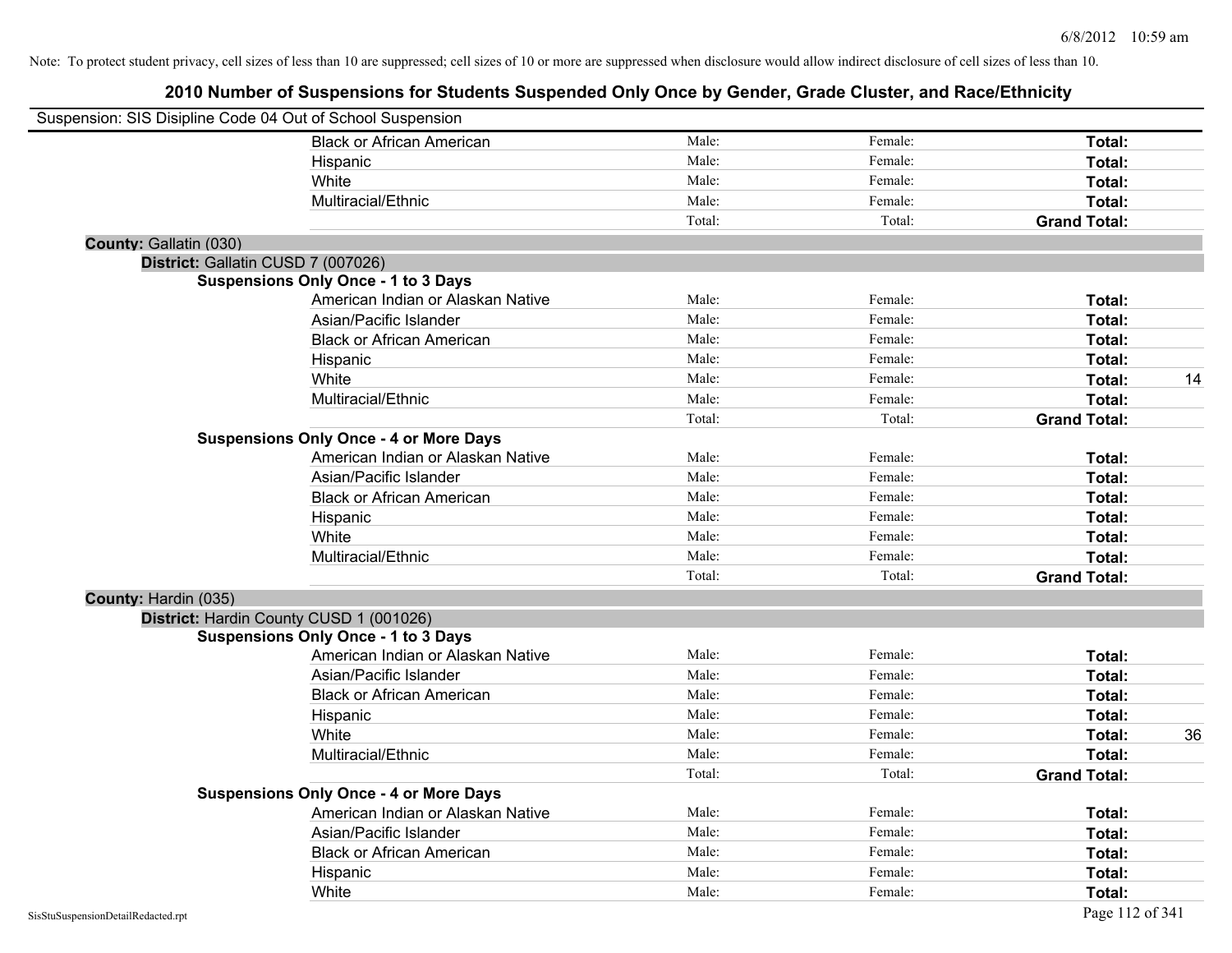Note: To protect student privacy, cell sizes of less than 10 are suppressed; cell sizes of 10 or more are suppressed when disclosure would allow indirect disclosure of cell sizes of less than 10.

# 2010 Number of Suspensions for Students Suspended Only Once by Gender, Grade Cluster, and Race/Ethnicity

Suspension: SIS Disipline Code 04 Out of School Suspension

| | | | | |
|---|---|---|---|---|
| Black or African American | Male: | Female: | **Total:** | |
| Hispanic | Male: | Female: | **Total:** | |
| White | Male: | Female: | **Total:** | |
| Multiracial/Ethnic | Male: | Female: | **Total:** | |
| | Total: | Total: | **Grand Total:** | |

**County:** Gallatin (030)

**District:** Gallatin CUSD 7 (007026)

**Suspensions Only Once - 1 to 3 Days**

| | | | | |
|---|---|---|---|---|
| American Indian or Alaskan Native | Male: | Female: | **Total:** | |
| Asian/Pacific Islander | Male: | Female: | **Total:** | |
| Black or African American | Male: | Female: | **Total:** | |
| Hispanic | Male: | Female: | **Total:** | |
| White | Male: | Female: | **Total:** | 14 |
| Multiracial/Ethnic | Male: | Female: | **Total:** | |
| | Total: | Total: | **Grand Total:** | |

**Suspensions Only Once - 4 or More Days**

| | | | | |
|---|---|---|---|---|
| American Indian or Alaskan Native | Male: | Female: | **Total:** | |
| Asian/Pacific Islander | Male: | Female: | **Total:** | |
| Black or African American | Male: | Female: | **Total:** | |
| Hispanic | Male: | Female: | **Total:** | |
| White | Male: | Female: | **Total:** | |
| Multiracial/Ethnic | Male: | Female: | **Total:** | |
| | Total: | Total: | **Grand Total:** | |

**County:** Hardin (035)

**District:** Hardin County CUSD 1 (001026)

**Suspensions Only Once - 1 to 3 Days**

| | | | | |
|---|---|---|---|---|
| American Indian or Alaskan Native | Male: | Female: | **Total:** | |
| Asian/Pacific Islander | Male: | Female: | **Total:** | |
| Black or African American | Male: | Female: | **Total:** | |
| Hispanic | Male: | Female: | **Total:** | |
| White | Male: | Female: | **Total:** | 36 |
| Multiracial/Ethnic | Male: | Female: | **Total:** | |
| | Total: | Total: | **Grand Total:** | |

**Suspensions Only Once - 4 or More Days**

| | | | | |
|---|---|---|---|---|
| American Indian or Alaskan Native | Male: | Female: | **Total:** | |
| Asian/Pacific Islander | Male: | Female: | **Total:** | |
| Black or African American | Male: | Female: | **Total:** | |
| Hispanic | Male: | Female: | **Total:** | |
| White | Male: | Female: | **Total:** | |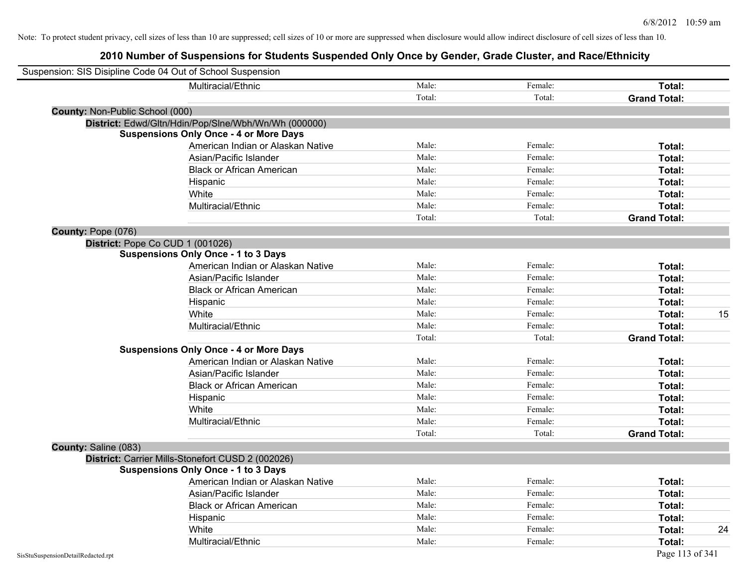Note: To protect student privacy, cell sizes of less than 10 are suppressed; cell sizes of 10 or more are suppressed when disclosure would allow indirect disclosure of cell sizes of less than 10.

# 2010 Number of Suspensions for Students Suspended Only Once by Gender, Grade Cluster, and Race/Ethnicity

Suspension: SIS Disipline Code 04 Out of School Suspension

| | | | | |
|---|---|---|---|---|
| Multiracial/Ethnic | Male: | Female: | **Total:** | |
| | Total: | Total: | **Grand Total:** | |

**County:** Non-Public School (000)

**District:** Edwd/Gltn/Hdin/Pop/Slne/Wbh/Wn/Wh (000000)

**Suspensions Only Once - 4 or More Days**

| | | | | |
|---|---|---|---|---|
| American Indian or Alaskan Native | Male: | Female: | **Total:** | |
| Asian/Pacific Islander | Male: | Female: | **Total:** | |
| Black or African American | Male: | Female: | **Total:** | |
| Hispanic | Male: | Female: | **Total:** | |
| White | Male: | Female: | **Total:** | |
| Multiracial/Ethnic | Male: | Female: | **Total:** | |
| | Total: | Total: | **Grand Total:** | |

**County:** Pope (076)

**District:** Pope Co CUD 1 (001026)

**Suspensions Only Once - 1 to 3 Days**

| | | | | |
|---|---|---|---|---|
| American Indian or Alaskan Native | Male: | Female: | **Total:** | |
| Asian/Pacific Islander | Male: | Female: | **Total:** | |
| Black or African American | Male: | Female: | **Total:** | |
| Hispanic | Male: | Female: | **Total:** | |
| White | Male: | Female: | **Total:** | 15 |
| Multiracial/Ethnic | Male: | Female: | **Total:** | |
| | Total: | Total: | **Grand Total:** | |

**Suspensions Only Once - 4 or More Days**

| | | | | |
|---|---|---|---|---|
| American Indian or Alaskan Native | Male: | Female: | **Total:** | |
| Asian/Pacific Islander | Male: | Female: | **Total:** | |
| Black or African American | Male: | Female: | **Total:** | |
| Hispanic | Male: | Female: | **Total:** | |
| White | Male: | Female: | **Total:** | |
| Multiracial/Ethnic | Male: | Female: | **Total:** | |
| | Total: | Total: | **Grand Total:** | |

**County:** Saline (083)

**District:** Carrier Mills-Stonefort CUSD 2 (002026)

**Suspensions Only Once - 1 to 3 Days**

| | | | | |
|---|---|---|---|---|
| American Indian or Alaskan Native | Male: | Female: | **Total:** | |
| Asian/Pacific Islander | Male: | Female: | **Total:** | |
| Black or African American | Male: | Female: | **Total:** | |
| Hispanic | Male: | Female: | **Total:** | |
| White | Male: | Female: | **Total:** | 24 |
| Multiracial/Ethnic | Male: | Female: | **Total:** | |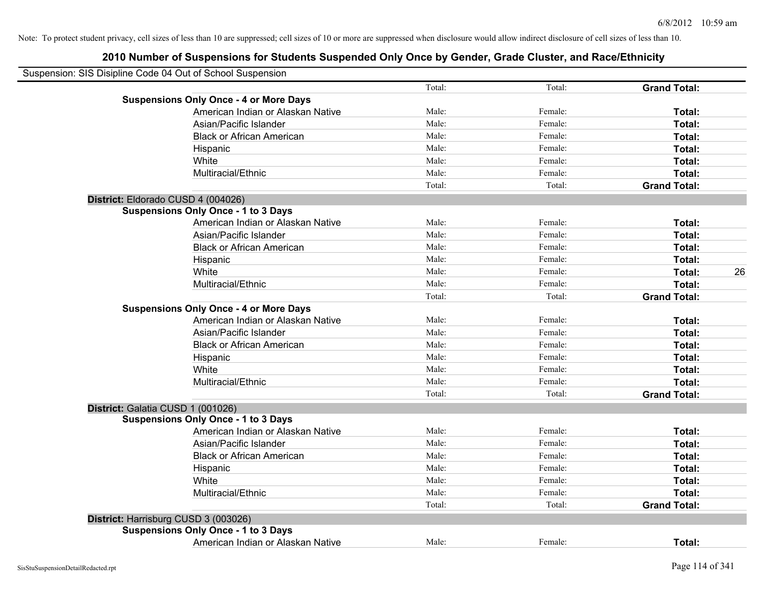Note: To protect student privacy, cell sizes of less than 10 are suppressed; cell sizes of 10 or more are suppressed when disclosure would allow indirect disclosure of cell sizes of less than 10.

## 2010 Number of Suspensions for Students Suspended Only Once by Gender, Grade Cluster, and Race/Ethnicity

Suspension: SIS Disipline Code 04 Out of School Suspension

| | | | | | |
|---|---|---|---|---|---|
| | | Total: | Total: | **Grand Total:** | |
| **Suspensions Only Once - 4 or More Days** | | | | | |
| | American Indian or Alaskan Native | Male: | Female: | **Total:** | |
| | Asian/Pacific Islander | Male: | Female: | **Total:** | |
| | Black or African American | Male: | Female: | **Total:** | |
| | Hispanic | Male: | Female: | **Total:** | |
| | White | Male: | Female: | **Total:** | |
| | Multiracial/Ethnic | Male: | Female: | **Total:** | |
| | | Total: | Total: | **Grand Total:** | |
| **District:** Eldorado CUSD 4 (004026) | | | | | |
| **Suspensions Only Once - 1 to 3 Days** | | | | | |
| | American Indian or Alaskan Native | Male: | Female: | **Total:** | |
| | Asian/Pacific Islander | Male: | Female: | **Total:** | |
| | Black or African American | Male: | Female: | **Total:** | |
| | Hispanic | Male: | Female: | **Total:** | |
| | White | Male: | Female: | **Total:** | 26 |
| | Multiracial/Ethnic | Male: | Female: | **Total:** | |
| | | Total: | Total: | **Grand Total:** | |
| **Suspensions Only Once - 4 or More Days** | | | | | |
| | American Indian or Alaskan Native | Male: | Female: | **Total:** | |
| | Asian/Pacific Islander | Male: | Female: | **Total:** | |
| | Black or African American | Male: | Female: | **Total:** | |
| | Hispanic | Male: | Female: | **Total:** | |
| | White | Male: | Female: | **Total:** | |
| | Multiracial/Ethnic | Male: | Female: | **Total:** | |
| | | Total: | Total: | **Grand Total:** | |
| **District:** Galatia CUSD 1 (001026) | | | | | |
| **Suspensions Only Once - 1 to 3 Days** | | | | | |
| | American Indian or Alaskan Native | Male: | Female: | **Total:** | |
| | Asian/Pacific Islander | Male: | Female: | **Total:** | |
| | Black or African American | Male: | Female: | **Total:** | |
| | Hispanic | Male: | Female: | **Total:** | |
| | White | Male: | Female: | **Total:** | |
| | Multiracial/Ethnic | Male: | Female: | **Total:** | |
| | | Total: | Total: | **Grand Total:** | |
| **District:** Harrisburg CUSD 3 (003026) | | | | | |
| **Suspensions Only Once - 1 to 3 Days** | | | | | |
| | American Indian or Alaskan Native | Male: | Female: | **Total:** | |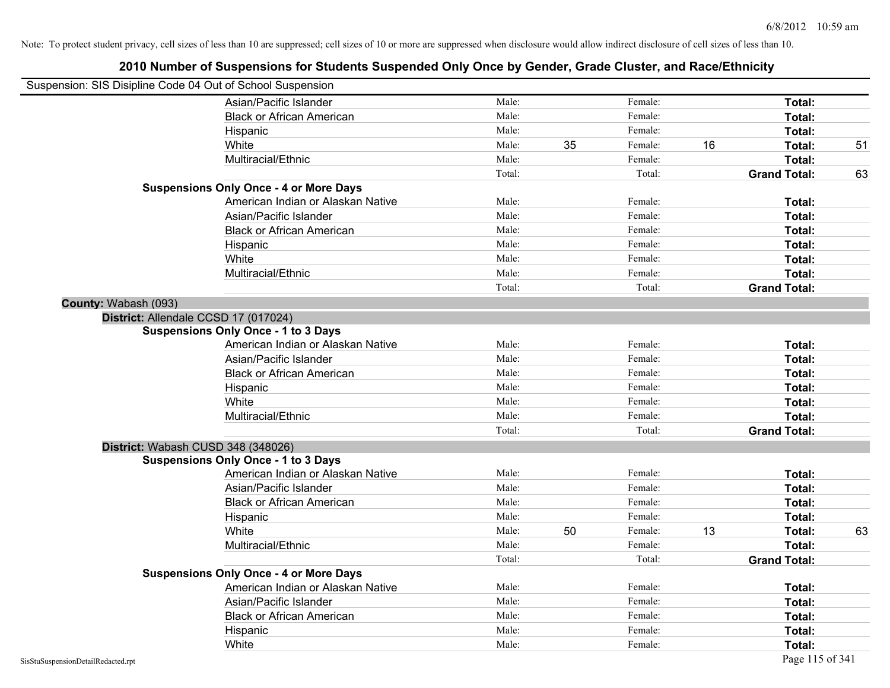Note: To protect student privacy, cell sizes of less than 10 are suppressed; cell sizes of 10 or more are suppressed when disclosure would allow indirect disclosure of cell sizes of less than 10.

# 2010 Number of Suspensions for Students Suspended Only Once by Gender, Grade Cluster, and Race/Ethnicity

Suspension: SIS Disipline Code 04 Out of School Suspension

| | | | | | |
|---|---|---|---|---|---|
| Asian/Pacific Islander | Male: | | Female: | | Total: | |
| Black or African American | Male: | | Female: | | Total: | |
| Hispanic | Male: | | Female: | | Total: | |
| White | Male: | 35 | Female: | 16 | Total: | 51 |
| Multiracial/Ethnic | Male: | | Female: | | Total: | |
| | Total: | | Total: | | **Grand Total:** | 63 |

**Suspensions Only Once - 4 or More Days**

| | | | | | | |
|---|---|---|---|---|---|---|
| American Indian or Alaskan Native | Male: | | Female: | | Total: | |
| Asian/Pacific Islander | Male: | | Female: | | Total: | |
| Black or African American | Male: | | Female: | | Total: | |
| Hispanic | Male: | | Female: | | Total: | |
| White | Male: | | Female: | | Total: | |
| Multiracial/Ethnic | Male: | | Female: | | Total: | |
| | Total: | | Total: | | **Grand Total:** | |

## County: Wabash (093)

### District: Allendale CCSD 17 (017024)

**Suspensions Only Once - 1 to 3 Days**

| | | | | | | |
|---|---|---|---|---|---|---|
| American Indian or Alaskan Native | Male: | | Female: | | Total: | |
| Asian/Pacific Islander | Male: | | Female: | | Total: | |
| Black or African American | Male: | | Female: | | Total: | |
| Hispanic | Male: | | Female: | | Total: | |
| White | Male: | | Female: | | Total: | |
| Multiracial/Ethnic | Male: | | Female: | | Total: | |
| | Total: | | Total: | | **Grand Total:** | |

### District: Wabash CUSD 348 (348026)

**Suspensions Only Once - 1 to 3 Days**

| | | | | | | |
|---|---|---|---|---|---|---|
| American Indian or Alaskan Native | Male: | | Female: | | Total: | |
| Asian/Pacific Islander | Male: | | Female: | | Total: | |
| Black or African American | Male: | | Female: | | Total: | |
| Hispanic | Male: | | Female: | | Total: | |
| White | Male: | 50 | Female: | 13 | Total: | 63 |
| Multiracial/Ethnic | Male: | | Female: | | Total: | |
| | Total: | | Total: | | **Grand Total:** | |

**Suspensions Only Once - 4 or More Days**

| | | | | | | |
|---|---|---|---|---|---|---|
| American Indian or Alaskan Native | Male: | | Female: | | Total: | |
| Asian/Pacific Islander | Male: | | Female: | | Total: | |
| Black or African American | Male: | | Female: | | Total: | |
| Hispanic | Male: | | Female: | | Total: | |
| White | Male: | | Female: | | Total: | |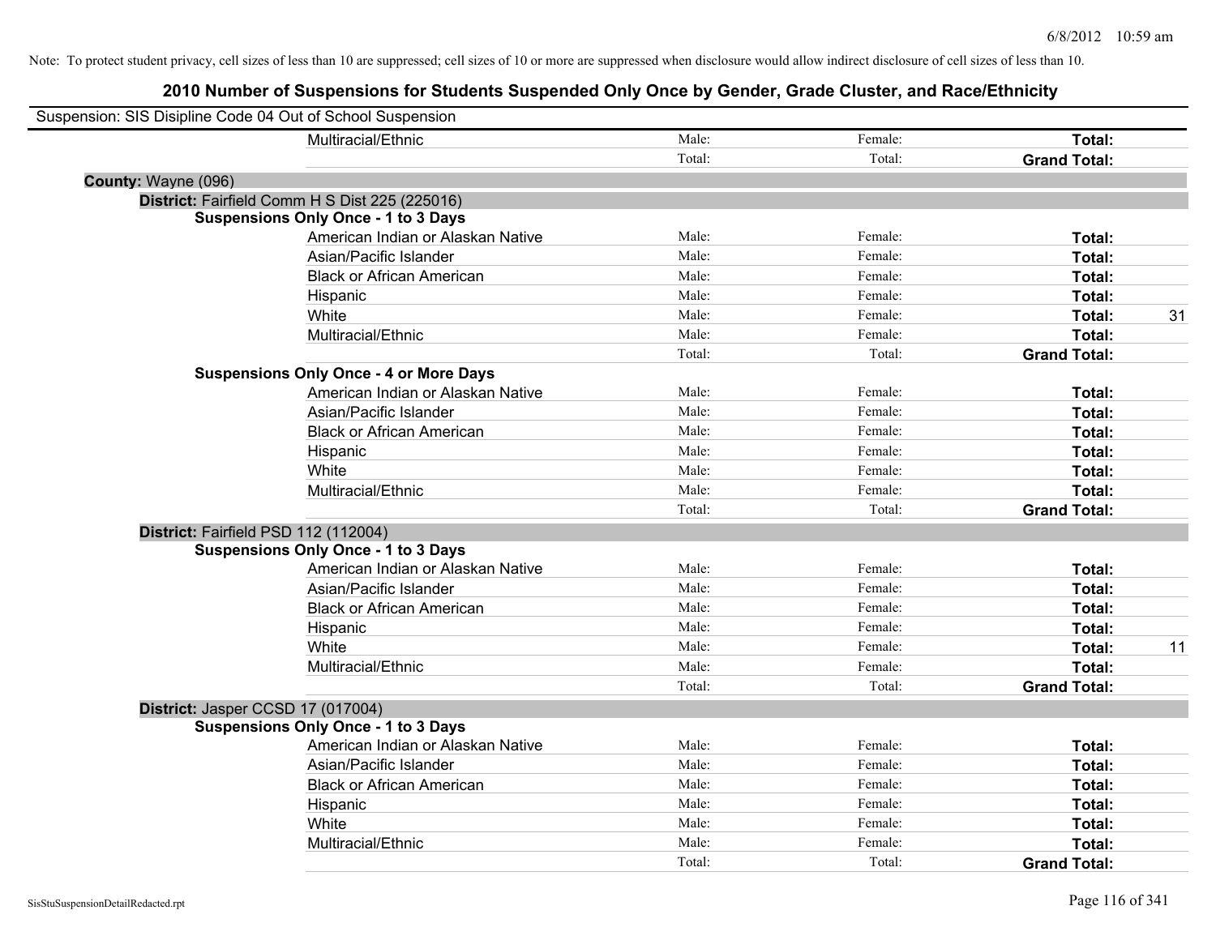Note: To protect student privacy, cell sizes of less than 10 are suppressed; cell sizes of 10 or more are suppressed when disclosure would allow indirect disclosure of cell sizes of less than 10.

# 2010 Number of Suspensions for Students Suspended Only Once by Gender, Grade Cluster, and Race/Ethnicity

Suspension: SIS Disipline Code 04 Out of School Suspension

| | | | | | |
|---|---|---|---|---|---|
| | Multiracial/Ethnic | Male: | Female: | **Total:** | |
| | | Total: | Total: | **Grand Total:** | |
| **County:** Wayne (096) | | | | | |
| **District:** Fairfield Comm H S Dist 225 (225016) | | | | | |
| **Suspensions Only Once - 1 to 3 Days** | | | | | |
| | American Indian or Alaskan Native | Male: | Female: | **Total:** | |
| | Asian/Pacific Islander | Male: | Female: | **Total:** | |
| | Black or African American | Male: | Female: | **Total:** | |
| | Hispanic | Male: | Female: | **Total:** | |
| | White | Male: | Female: | **Total:** | 31 |
| | Multiracial/Ethnic | Male: | Female: | **Total:** | |
| | | Total: | Total: | **Grand Total:** | |
| **Suspensions Only Once - 4 or More Days** | | | | | |
| | American Indian or Alaskan Native | Male: | Female: | **Total:** | |
| | Asian/Pacific Islander | Male: | Female: | **Total:** | |
| | Black or African American | Male: | Female: | **Total:** | |
| | Hispanic | Male: | Female: | **Total:** | |
| | White | Male: | Female: | **Total:** | |
| | Multiracial/Ethnic | Male: | Female: | **Total:** | |
| | | Total: | Total: | **Grand Total:** | |
| **District:** Fairfield PSD 112 (112004) | | | | | |
| **Suspensions Only Once - 1 to 3 Days** | | | | | |
| | American Indian or Alaskan Native | Male: | Female: | **Total:** | |
| | Asian/Pacific Islander | Male: | Female: | **Total:** | |
| | Black or African American | Male: | Female: | **Total:** | |
| | Hispanic | Male: | Female: | **Total:** | |
| | White | Male: | Female: | **Total:** | 11 |
| | Multiracial/Ethnic | Male: | Female: | **Total:** | |
| | | Total: | Total: | **Grand Total:** | |
| **District:** Jasper CCSD 17 (017004) | | | | | |
| **Suspensions Only Once - 1 to 3 Days** | | | | | |
| | American Indian or Alaskan Native | Male: | Female: | **Total:** | |
| | Asian/Pacific Islander | Male: | Female: | **Total:** | |
| | Black or African American | Male: | Female: | **Total:** | |
| | Hispanic | Male: | Female: | **Total:** | |
| | White | Male: | Female: | **Total:** | |
| | Multiracial/Ethnic | Male: | Female: | **Total:** | |
| | | Total: | Total: | **Grand Total:** | |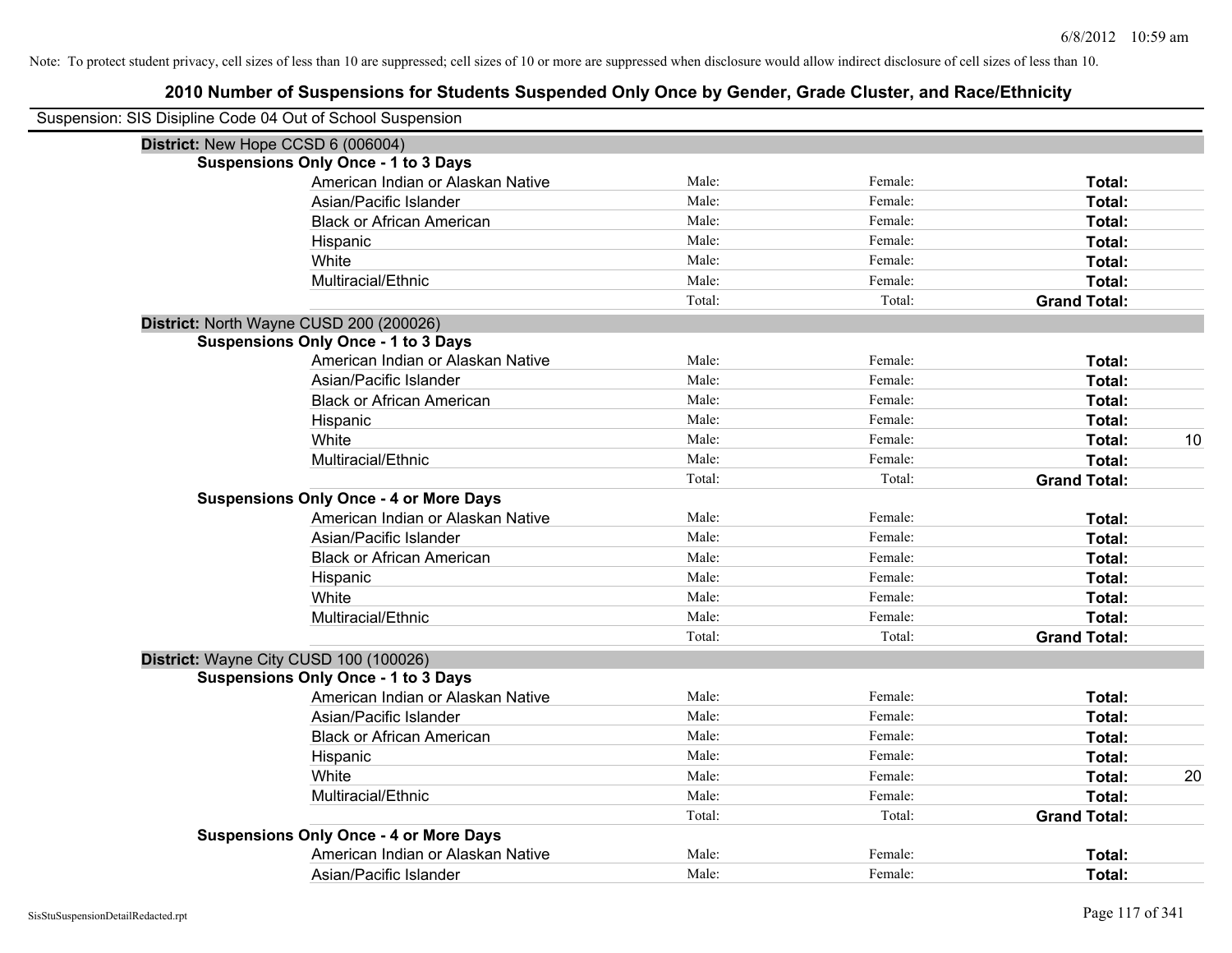Note: To protect student privacy, cell sizes of less than 10 are suppressed; cell sizes of 10 or more are suppressed when disclosure would allow indirect disclosure of cell sizes of less than 10.

# 2010 Number of Suspensions for Students Suspended Only Once by Gender, Grade Cluster, and Race/Ethnicity

Suspension: SIS Disipline Code 04 Out of School Suspension

**District:** New Hope CCSD 6 (006004)

**Suspensions Only Once - 1 to 3 Days**

| | | | | |
|---|---|---|---|---|
| American Indian or Alaskan Native | Male: | Female: | **Total:** | |
| Asian/Pacific Islander | Male: | Female: | **Total:** | |
| Black or African American | Male: | Female: | **Total:** | |
| Hispanic | Male: | Female: | **Total:** | |
| White | Male: | Female: | **Total:** | |
| Multiracial/Ethnic | Male: | Female: | **Total:** | |
| | Total: | Total: | **Grand Total:** | |

**District:** North Wayne CUSD 200 (200026)

**Suspensions Only Once - 1 to 3 Days**

| | | | | |
|---|---|---|---|---|
| American Indian or Alaskan Native | Male: | Female: | **Total:** | |
| Asian/Pacific Islander | Male: | Female: | **Total:** | |
| Black or African American | Male: | Female: | **Total:** | |
| Hispanic | Male: | Female: | **Total:** | |
| White | Male: | Female: | **Total:** | 10 |
| Multiracial/Ethnic | Male: | Female: | **Total:** | |
| | Total: | Total: | **Grand Total:** | |

**Suspensions Only Once - 4 or More Days**

| | | | | |
|---|---|---|---|---|
| American Indian or Alaskan Native | Male: | Female: | **Total:** | |
| Asian/Pacific Islander | Male: | Female: | **Total:** | |
| Black or African American | Male: | Female: | **Total:** | |
| Hispanic | Male: | Female: | **Total:** | |
| White | Male: | Female: | **Total:** | |
| Multiracial/Ethnic | Male: | Female: | **Total:** | |
| | Total: | Total: | **Grand Total:** | |

**District:** Wayne City CUSD 100 (100026)

**Suspensions Only Once - 1 to 3 Days**

| | | | | |
|---|---|---|---|---|
| American Indian or Alaskan Native | Male: | Female: | **Total:** | |
| Asian/Pacific Islander | Male: | Female: | **Total:** | |
| Black or African American | Male: | Female: | **Total:** | |
| Hispanic | Male: | Female: | **Total:** | |
| White | Male: | Female: | **Total:** | 20 |
| Multiracial/Ethnic | Male: | Female: | **Total:** | |
| | Total: | Total: | **Grand Total:** | |

**Suspensions Only Once - 4 or More Days**

| | | | | |
|---|---|---|---|---|
| American Indian or Alaskan Native | Male: | Female: | **Total:** | |
| Asian/Pacific Islander | Male: | Female: | **Total:** | |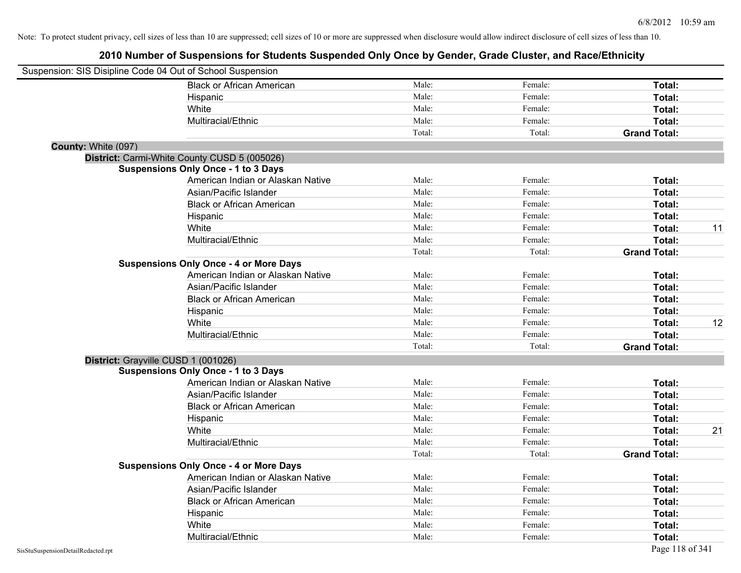Note: To protect student privacy, cell sizes of less than 10 are suppressed; cell sizes of 10 or more are suppressed when disclosure would allow indirect disclosure of cell sizes of less than 10.

# 2010 Number of Suspensions for Students Suspended Only Once by Gender, Grade Cluster, and Race/Ethnicity

Suspension: SIS Disipline Code 04 Out of School Suspension

| | Male | Female | Total | |
|---|---|---|---|---|
| Black or African American | Male: | Female: | **Total:** | |
| Hispanic | Male: | Female: | **Total:** | |
| White | Male: | Female: | **Total:** | |
| Multiracial/Ethnic | Male: | Female: | **Total:** | |
| | Total: | Total: | **Grand Total:** | |

**County:** White (097)

**District:** Carmi-White County CUSD 5 (005026)

**Suspensions Only Once - 1 to 3 Days**

| | Male | Female | Total | |
|---|---|---|---|---|
| American Indian or Alaskan Native | Male: | Female: | **Total:** | |
| Asian/Pacific Islander | Male: | Female: | **Total:** | |
| Black or African American | Male: | Female: | **Total:** | |
| Hispanic | Male: | Female: | **Total:** | |
| White | Male: | Female: | **Total:** | 11 |
| Multiracial/Ethnic | Male: | Female: | **Total:** | |
| | Total: | Total: | **Grand Total:** | |

**Suspensions Only Once - 4 or More Days**

| | Male | Female | Total | |
|---|---|---|---|---|
| American Indian or Alaskan Native | Male: | Female: | **Total:** | |
| Asian/Pacific Islander | Male: | Female: | **Total:** | |
| Black or African American | Male: | Female: | **Total:** | |
| Hispanic | Male: | Female: | **Total:** | |
| White | Male: | Female: | **Total:** | 12 |
| Multiracial/Ethnic | Male: | Female: | **Total:** | |
| | Total: | Total: | **Grand Total:** | |

**District:** Grayville CUSD 1 (001026)

**Suspensions Only Once - 1 to 3 Days**

| | Male | Female | Total | |
|---|---|---|---|---|
| American Indian or Alaskan Native | Male: | Female: | **Total:** | |
| Asian/Pacific Islander | Male: | Female: | **Total:** | |
| Black or African American | Male: | Female: | **Total:** | |
| Hispanic | Male: | Female: | **Total:** | |
| White | Male: | Female: | **Total:** | 21 |
| Multiracial/Ethnic | Male: | Female: | **Total:** | |
| | Total: | Total: | **Grand Total:** | |

**Suspensions Only Once - 4 or More Days**

| | Male | Female | Total | |
|---|---|---|---|---|
| American Indian or Alaskan Native | Male: | Female: | **Total:** | |
| Asian/Pacific Islander | Male: | Female: | **Total:** | |
| Black or African American | Male: | Female: | **Total:** | |
| Hispanic | Male: | Female: | **Total:** | |
| White | Male: | Female: | **Total:** | |
| Multiracial/Ethnic | Male: | Female: | **Total:** | |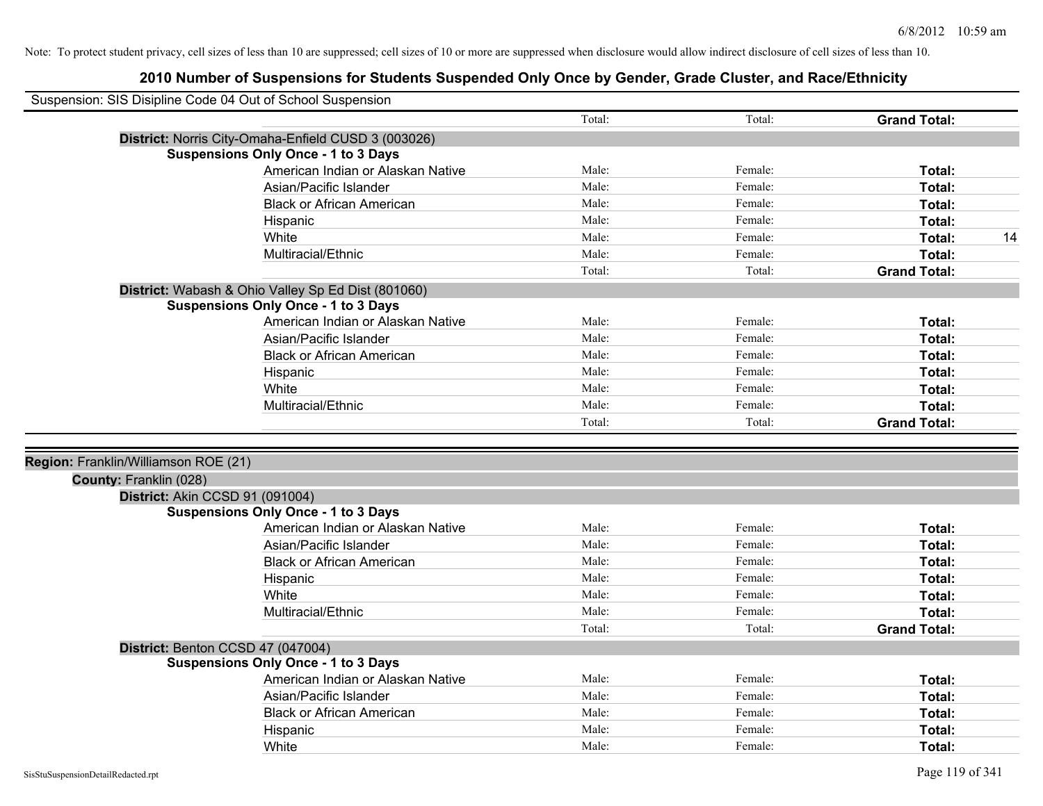Note: To protect student privacy, cell sizes of less than 10 are suppressed; cell sizes of 10 or more are suppressed when disclosure would allow indirect disclosure of cell sizes of less than 10.

# 2010 Number of Suspensions for Students Suspended Only Once by Gender, Grade Cluster, and Race/Ethnicity

Suspension: SIS Disipline Code 04 Out of School Suspension

| | Total: | Total: | Grand Total: | |
|---|---|---|---|---|

**District:** Norris City-Omaha-Enfield CUSD 3 (003026)

**Suspensions Only Once - 1 to 3 Days**

| | | | | |
|---|---|---|---|---|
| American Indian or Alaskan Native | Male: | Female: | **Total:** | |
| Asian/Pacific Islander | Male: | Female: | **Total:** | |
| Black or African American | Male: | Female: | **Total:** | |
| Hispanic | Male: | Female: | **Total:** | |
| White | Male: | Female: | **Total:** | 14 |
| Multiracial/Ethnic | Male: | Female: | **Total:** | |
| | Total: | Total: | **Grand Total:** | |

**District:** Wabash & Ohio Valley Sp Ed Dist (801060)

**Suspensions Only Once - 1 to 3 Days**

| | | | | |
|---|---|---|---|---|
| American Indian or Alaskan Native | Male: | Female: | **Total:** | |
| Asian/Pacific Islander | Male: | Female: | **Total:** | |
| Black or African American | Male: | Female: | **Total:** | |
| Hispanic | Male: | Female: | **Total:** | |
| White | Male: | Female: | **Total:** | |
| Multiracial/Ethnic | Male: | Female: | **Total:** | |
| | Total: | Total: | **Grand Total:** | |

**Region:** Franklin/Williamson ROE (21)

**County:** Franklin (028)

**District:** Akin CCSD 91 (091004)

**Suspensions Only Once - 1 to 3 Days**

| | | | | |
|---|---|---|---|---|
| American Indian or Alaskan Native | Male: | Female: | **Total:** | |
| Asian/Pacific Islander | Male: | Female: | **Total:** | |
| Black or African American | Male: | Female: | **Total:** | |
| Hispanic | Male: | Female: | **Total:** | |
| White | Male: | Female: | **Total:** | |
| Multiracial/Ethnic | Male: | Female: | **Total:** | |
| | Total: | Total: | **Grand Total:** | |

**District:** Benton CCSD 47 (047004)

**Suspensions Only Once - 1 to 3 Days**

| | | | | |
|---|---|---|---|---|
| American Indian or Alaskan Native | Male: | Female: | **Total:** | |
| Asian/Pacific Islander | Male: | Female: | **Total:** | |
| Black or African American | Male: | Female: | **Total:** | |
| Hispanic | Male: | Female: | **Total:** | |
| White | Male: | Female: | **Total:** | |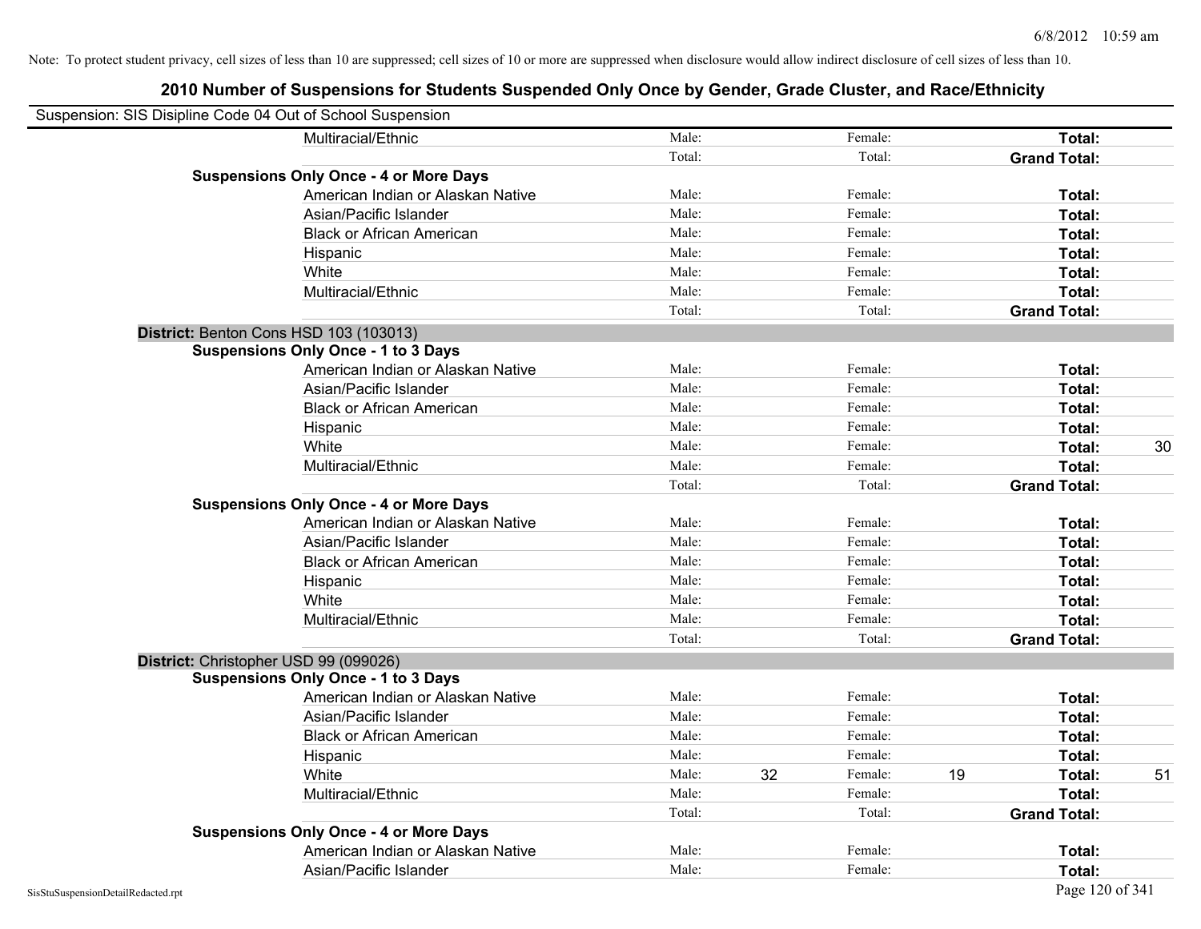Note: To protect student privacy, cell sizes of less than 10 are suppressed; cell sizes of 10 or more are suppressed when disclosure would allow indirect disclosure of cell sizes of less than 10.

# 2010 Number of Suspensions for Students Suspended Only Once by Gender, Grade Cluster, and Race/Ethnicity

Suspension: SIS Disipline Code 04 Out of School Suspension

| | | | | | | |
|---|---|---|---|---|---|---|
| Multiracial/Ethnic | Male: | | Female: | | **Total:** | |
| | Total: | | Total: | | **Grand Total:** | |
| **Suspensions Only Once - 4 or More Days** | | | | | | |
| American Indian or Alaskan Native | Male: | | Female: | | **Total:** | |
| Asian/Pacific Islander | Male: | | Female: | | **Total:** | |
| Black or African American | Male: | | Female: | | **Total:** | |
| Hispanic | Male: | | Female: | | **Total:** | |
| White | Male: | | Female: | | **Total:** | |
| Multiracial/Ethnic | Male: | | Female: | | **Total:** | |
| | Total: | | Total: | | **Grand Total:** | |

**District:** Benton Cons HSD 103 (103013)

| | | | | | | |
|---|---|---|---|---|---|---|
| **Suspensions Only Once - 1 to 3 Days** | | | | | | |
| American Indian or Alaskan Native | Male: | | Female: | | **Total:** | |
| Asian/Pacific Islander | Male: | | Female: | | **Total:** | |
| Black or African American | Male: | | Female: | | **Total:** | |
| Hispanic | Male: | | Female: | | **Total:** | |
| White | Male: | | Female: | | **Total:** | 30 |
| Multiracial/Ethnic | Male: | | Female: | | **Total:** | |
| | Total: | | Total: | | **Grand Total:** | |
| **Suspensions Only Once - 4 or More Days** | | | | | | |
| American Indian or Alaskan Native | Male: | | Female: | | **Total:** | |
| Asian/Pacific Islander | Male: | | Female: | | **Total:** | |
| Black or African American | Male: | | Female: | | **Total:** | |
| Hispanic | Male: | | Female: | | **Total:** | |
| White | Male: | | Female: | | **Total:** | |
| Multiracial/Ethnic | Male: | | Female: | | **Total:** | |
| | Total: | | Total: | | **Grand Total:** | |

**District:** Christopher USD 99 (099026)

| | | | | | | |
|---|---|---|---|---|---|---|
| **Suspensions Only Once - 1 to 3 Days** | | | | | | |
| American Indian or Alaskan Native | Male: | | Female: | | **Total:** | |
| Asian/Pacific Islander | Male: | | Female: | | **Total:** | |
| Black or African American | Male: | | Female: | | **Total:** | |
| Hispanic | Male: | | Female: | | **Total:** | |
| White | Male: | 32 | Female: | 19 | **Total:** | 51 |
| Multiracial/Ethnic | Male: | | Female: | | **Total:** | |
| | Total: | | Total: | | **Grand Total:** | |
| **Suspensions Only Once - 4 or More Days** | | | | | | |
| American Indian or Alaskan Native | Male: | | Female: | | **Total:** | |
| Asian/Pacific Islander | Male: | | Female: | | **Total:** | |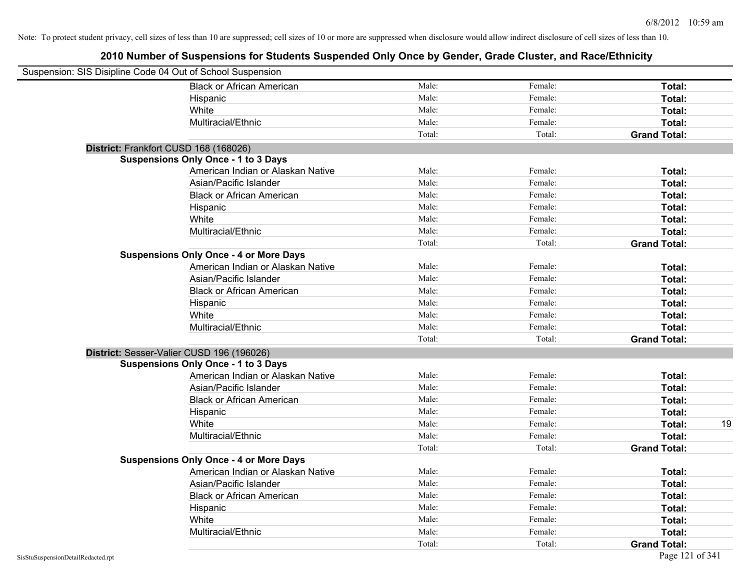Note: To protect student privacy, cell sizes of less than 10 are suppressed; cell sizes of 10 or more are suppressed when disclosure would allow indirect disclosure of cell sizes of less than 10.

# 2010 Number of Suspensions for Students Suspended Only Once by Gender, Grade Cluster, and Race/Ethnicity

Suspension: SIS Disipline Code 04 Out of School Suspension

| | | | | |
|---|---|---|---|---|
| Black or African American | Male: | Female: | **Total:** | |
| Hispanic | Male: | Female: | **Total:** | |
| White | Male: | Female: | **Total:** | |
| Multiracial/Ethnic | Male: | Female: | **Total:** | |
| | Total: | Total: | **Grand Total:** | |

**District:** Frankfort CUSD 168 (168026)

**Suspensions Only Once - 1 to 3 Days**

| | | | | |
|---|---|---|---|---|
| American Indian or Alaskan Native | Male: | Female: | **Total:** | |
| Asian/Pacific Islander | Male: | Female: | **Total:** | |
| Black or African American | Male: | Female: | **Total:** | |
| Hispanic | Male: | Female: | **Total:** | |
| White | Male: | Female: | **Total:** | |
| Multiracial/Ethnic | Male: | Female: | **Total:** | |
| | Total: | Total: | **Grand Total:** | |

**Suspensions Only Once - 4 or More Days**

| | | | | |
|---|---|---|---|---|
| American Indian or Alaskan Native | Male: | Female: | **Total:** | |
| Asian/Pacific Islander | Male: | Female: | **Total:** | |
| Black or African American | Male: | Female: | **Total:** | |
| Hispanic | Male: | Female: | **Total:** | |
| White | Male: | Female: | **Total:** | |
| Multiracial/Ethnic | Male: | Female: | **Total:** | |
| | Total: | Total: | **Grand Total:** | |

**District:** Sesser-Valier CUSD 196 (196026)

**Suspensions Only Once - 1 to 3 Days**

| | | | | |
|---|---|---|---|---|
| American Indian or Alaskan Native | Male: | Female: | **Total:** | |
| Asian/Pacific Islander | Male: | Female: | **Total:** | |
| Black or African American | Male: | Female: | **Total:** | |
| Hispanic | Male: | Female: | **Total:** | |
| White | Male: | Female: | **Total:** | 19 |
| Multiracial/Ethnic | Male: | Female: | **Total:** | |
| | Total: | Total: | **Grand Total:** | |

**Suspensions Only Once - 4 or More Days**

| | | | | |
|---|---|---|---|---|
| American Indian or Alaskan Native | Male: | Female: | **Total:** | |
| Asian/Pacific Islander | Male: | Female: | **Total:** | |
| Black or African American | Male: | Female: | **Total:** | |
| Hispanic | Male: | Female: | **Total:** | |
| White | Male: | Female: | **Total:** | |
| Multiracial/Ethnic | Male: | Female: | **Total:** | |
| | Total: | Total: | **Grand Total:** | |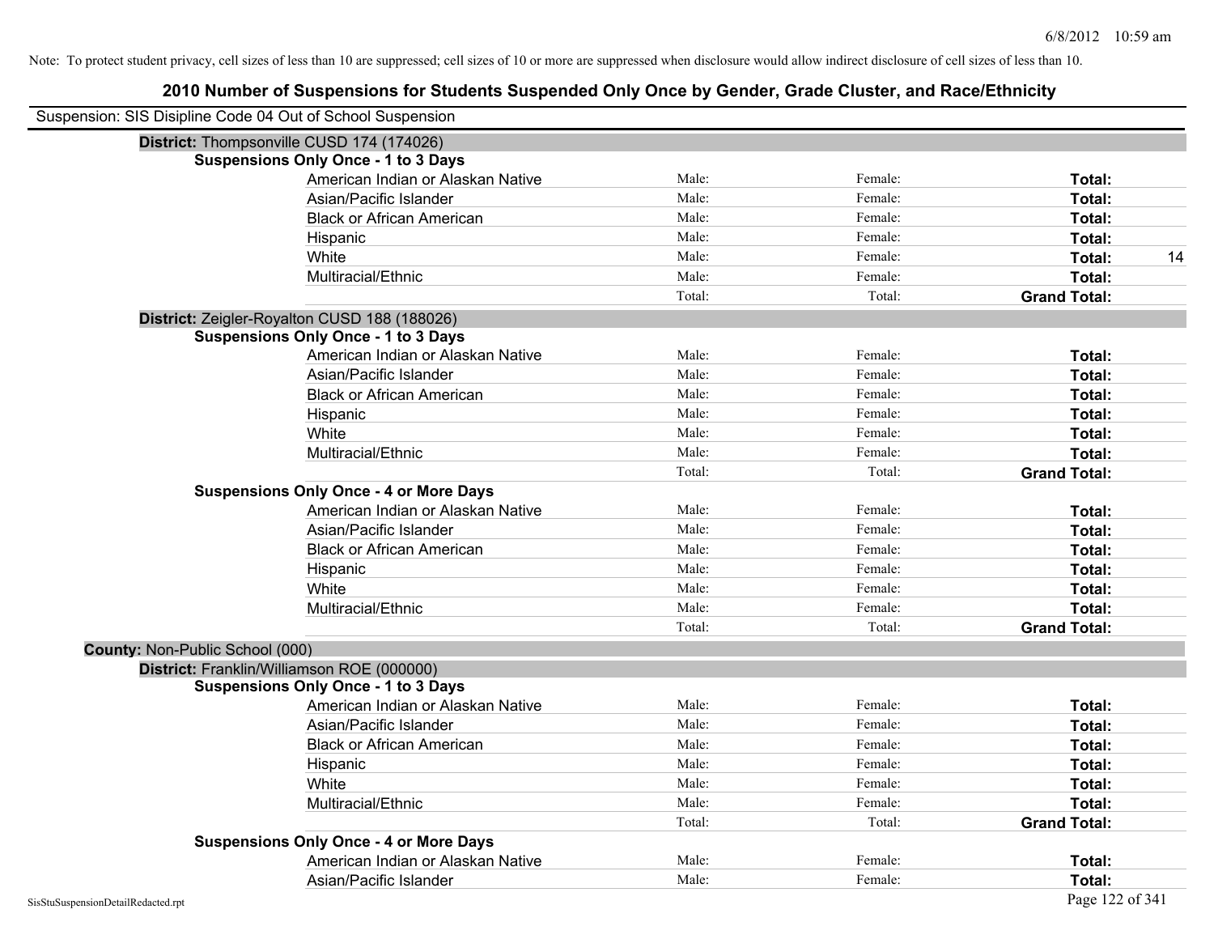Note: To protect student privacy, cell sizes of less than 10 are suppressed; cell sizes of 10 or more are suppressed when disclosure would allow indirect disclosure of cell sizes of less than 10.

# 2010 Number of Suspensions for Students Suspended Only Once by Gender, Grade Cluster, and Race/Ethnicity

Suspension: SIS Disipline Code 04 Out of School Suspension

**District:** Thompsonville CUSD 174 (174026)

**Suspensions Only Once - 1 to 3 Days**

| Race/Ethnicity | Male | Female | Total |
|---|---|---|---|
| American Indian or Alaskan Native | Male: | Female: | **Total:** |
| Asian/Pacific Islander | Male: | Female: | **Total:** |
| Black or African American | Male: | Female: | **Total:** |
| Hispanic | Male: | Female: | **Total:** |
| White | Male: | Female: | **Total:** 14 |
| Multiracial/Ethnic | Male: | Female: | **Total:** |
| | Total: | Total: | **Grand Total:** |

**District:** Zeigler-Royalton CUSD 188 (188026)

**Suspensions Only Once - 1 to 3 Days**

| Race/Ethnicity | Male | Female | Total |
|---|---|---|---|
| American Indian or Alaskan Native | Male: | Female: | **Total:** |
| Asian/Pacific Islander | Male: | Female: | **Total:** |
| Black or African American | Male: | Female: | **Total:** |
| Hispanic | Male: | Female: | **Total:** |
| White | Male: | Female: | **Total:** |
| Multiracial/Ethnic | Male: | Female: | **Total:** |
| | Total: | Total: | **Grand Total:** |

**Suspensions Only Once - 4 or More Days**

| Race/Ethnicity | Male | Female | Total |
|---|---|---|---|
| American Indian or Alaskan Native | Male: | Female: | **Total:** |
| Asian/Pacific Islander | Male: | Female: | **Total:** |
| Black or African American | Male: | Female: | **Total:** |
| Hispanic | Male: | Female: | **Total:** |
| White | Male: | Female: | **Total:** |
| Multiracial/Ethnic | Male: | Female: | **Total:** |
| | Total: | Total: | **Grand Total:** |

**County:** Non-Public School (000)

**District:** Franklin/Williamson ROE (000000)

**Suspensions Only Once - 1 to 3 Days**

| Race/Ethnicity | Male | Female | Total |
|---|---|---|---|
| American Indian or Alaskan Native | Male: | Female: | **Total:** |
| Asian/Pacific Islander | Male: | Female: | **Total:** |
| Black or African American | Male: | Female: | **Total:** |
| Hispanic | Male: | Female: | **Total:** |
| White | Male: | Female: | **Total:** |
| Multiracial/Ethnic | Male: | Female: | **Total:** |
| | Total: | Total: | **Grand Total:** |

**Suspensions Only Once - 4 or More Days**

| Race/Ethnicity | Male | Female | Total |
|---|---|---|---|
| American Indian or Alaskan Native | Male: | Female: | **Total:** |
| Asian/Pacific Islander | Male: | Female: | **Total:** |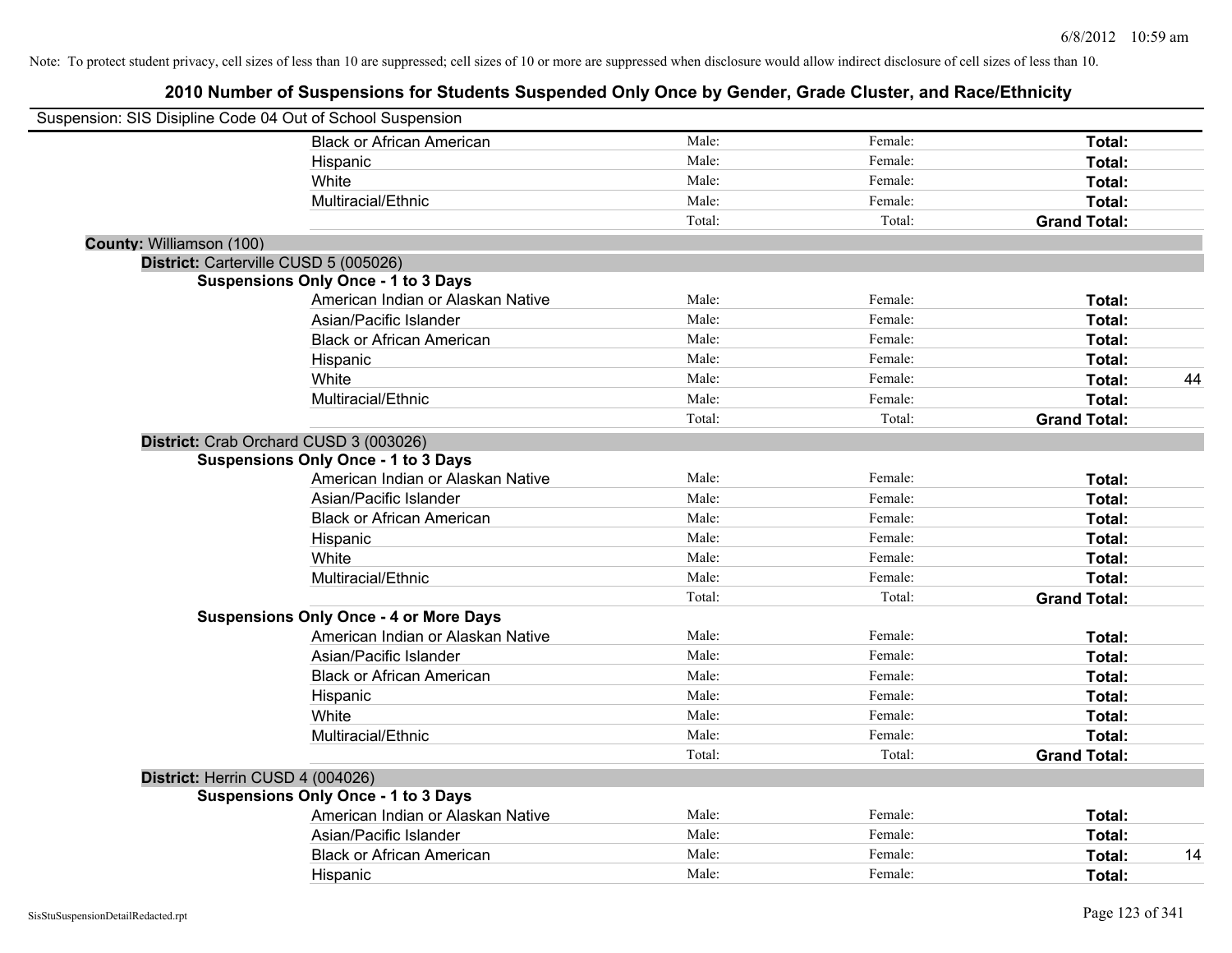Note: To protect student privacy, cell sizes of less than 10 are suppressed; cell sizes of 10 or more are suppressed when disclosure would allow indirect disclosure of cell sizes of less than 10.

# 2010 Number of Suspensions for Students Suspended Only Once by Gender, Grade Cluster, and Race/Ethnicity

Suspension: SIS Disipline Code 04 Out of School Suspension

| | | | | |
|---|---|---|---|---|
| Black or African American | Male: | Female: | **Total:** | |
| Hispanic | Male: | Female: | **Total:** | |
| White | Male: | Female: | **Total:** | |
| Multiracial/Ethnic | Male: | Female: | **Total:** | |
| | Total: | Total: | **Grand Total:** | |

**County:** Williamson (100)

**District:** Carterville CUSD 5 (005026)

**Suspensions Only Once - 1 to 3 Days**

| | | | | |
|---|---|---|---|---|
| American Indian or Alaskan Native | Male: | Female: | **Total:** | |
| Asian/Pacific Islander | Male: | Female: | **Total:** | |
| Black or African American | Male: | Female: | **Total:** | |
| Hispanic | Male: | Female: | **Total:** | |
| White | Male: | Female: | **Total:** | 44 |
| Multiracial/Ethnic | Male: | Female: | **Total:** | |
| | Total: | Total: | **Grand Total:** | |

**District:** Crab Orchard CUSD 3 (003026)

**Suspensions Only Once - 1 to 3 Days**

| | | | | |
|---|---|---|---|---|
| American Indian or Alaskan Native | Male: | Female: | **Total:** | |
| Asian/Pacific Islander | Male: | Female: | **Total:** | |
| Black or African American | Male: | Female: | **Total:** | |
| Hispanic | Male: | Female: | **Total:** | |
| White | Male: | Female: | **Total:** | |
| Multiracial/Ethnic | Male: | Female: | **Total:** | |
| | Total: | Total: | **Grand Total:** | |

**Suspensions Only Once - 4 or More Days**

| | | | | |
|---|---|---|---|---|
| American Indian or Alaskan Native | Male: | Female: | **Total:** | |
| Asian/Pacific Islander | Male: | Female: | **Total:** | |
| Black or African American | Male: | Female: | **Total:** | |
| Hispanic | Male: | Female: | **Total:** | |
| White | Male: | Female: | **Total:** | |
| Multiracial/Ethnic | Male: | Female: | **Total:** | |
| | Total: | Total: | **Grand Total:** | |

**District:** Herrin CUSD 4 (004026)

**Suspensions Only Once - 1 to 3 Days**

| | | | | |
|---|---|---|---|---|
| American Indian or Alaskan Native | Male: | Female: | **Total:** | |
| Asian/Pacific Islander | Male: | Female: | **Total:** | |
| Black or African American | Male: | Female: | **Total:** | 14 |
| Hispanic | Male: | Female: | **Total:** | |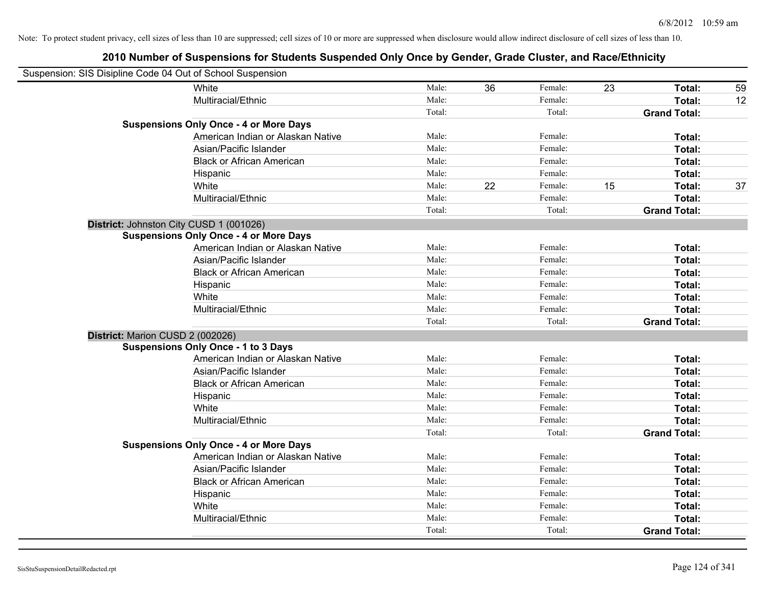Note: To protect student privacy, cell sizes of less than 10 are suppressed; cell sizes of 10 or more are suppressed when disclosure would allow indirect disclosure of cell sizes of less than 10.

## 2010 Number of Suspensions for Students Suspended Only Once by Gender, Grade Cluster, and Race/Ethnicity

Suspension: SIS Disipline Code 04 Out of School Suspension

| | | | | | | |
|---|---|---|---|---|---|---|
| White | Male: | 36 | Female: | 23 | **Total:** | 59 |
| Multiracial/Ethnic | Male: | | Female: | | **Total:** | 12 |
| | Total: | | Total: | | **Grand Total:** | |
| **Suspensions Only Once - 4 or More Days** | | | | | | |
| American Indian or Alaskan Native | Male: | | Female: | | **Total:** | |
| Asian/Pacific Islander | Male: | | Female: | | **Total:** | |
| Black or African American | Male: | | Female: | | **Total:** | |
| Hispanic | Male: | | Female: | | **Total:** | |
| White | Male: | 22 | Female: | 15 | **Total:** | 37 |
| Multiracial/Ethnic | Male: | | Female: | | **Total:** | |
| | Total: | | Total: | | **Grand Total:** | |

**District:** Johnston City CUSD 1 (001026)

| | | | | | | |
|---|---|---|---|---|---|---|
| **Suspensions Only Once - 4 or More Days** | | | | | | |
| American Indian or Alaskan Native | Male: | | Female: | | **Total:** | |
| Asian/Pacific Islander | Male: | | Female: | | **Total:** | |
| Black or African American | Male: | | Female: | | **Total:** | |
| Hispanic | Male: | | Female: | | **Total:** | |
| White | Male: | | Female: | | **Total:** | |
| Multiracial/Ethnic | Male: | | Female: | | **Total:** | |
| | Total: | | Total: | | **Grand Total:** | |

**District:** Marion CUSD 2 (002026)

| | | | | | | |
|---|---|---|---|---|---|---|
| **Suspensions Only Once - 1 to 3 Days** | | | | | | |
| American Indian or Alaskan Native | Male: | | Female: | | **Total:** | |
| Asian/Pacific Islander | Male: | | Female: | | **Total:** | |
| Black or African American | Male: | | Female: | | **Total:** | |
| Hispanic | Male: | | Female: | | **Total:** | |
| White | Male: | | Female: | | **Total:** | |
| Multiracial/Ethnic | Male: | | Female: | | **Total:** | |
| | Total: | | Total: | | **Grand Total:** | |
| **Suspensions Only Once - 4 or More Days** | | | | | | |
| American Indian or Alaskan Native | Male: | | Female: | | **Total:** | |
| Asian/Pacific Islander | Male: | | Female: | | **Total:** | |
| Black or African American | Male: | | Female: | | **Total:** | |
| Hispanic | Male: | | Female: | | **Total:** | |
| White | Male: | | Female: | | **Total:** | |
| Multiracial/Ethnic | Male: | | Female: | | **Total:** | |
| | Total: | | Total: | | **Grand Total:** | |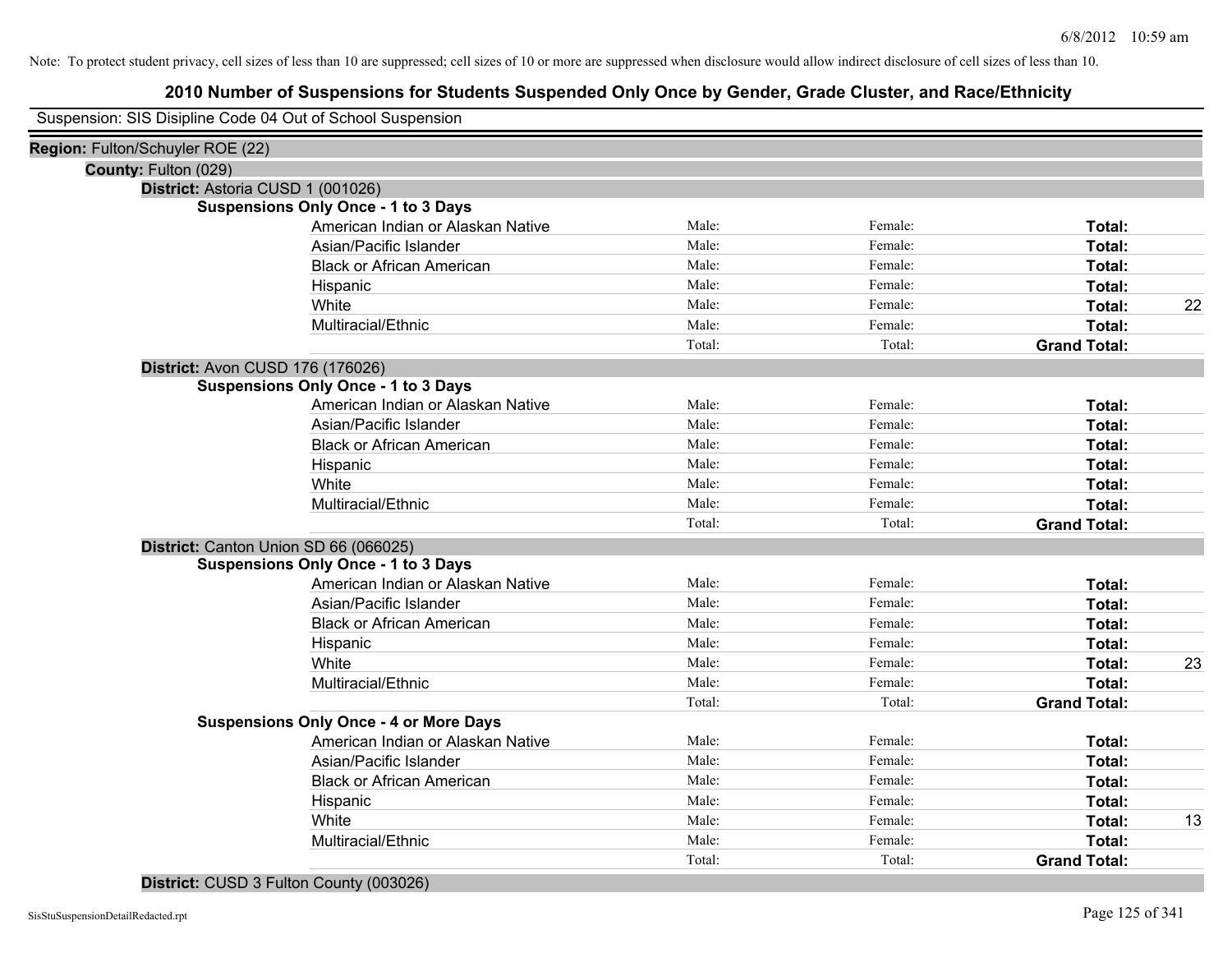Note: To protect student privacy, cell sizes of less than 10 are suppressed; cell sizes of 10 or more are suppressed when disclosure would allow indirect disclosure of cell sizes of less than 10.

# 2010 Number of Suspensions for Students Suspended Only Once by Gender, Grade Cluster, and Race/Ethnicity

Suspension: SIS Disipline Code 04 Out of School Suspension

**Region:** Fulton/Schuyler ROE (22)

**County:** Fulton (029)

**District:** Astoria CUSD 1 (001026)

**Suspensions Only Once - 1 to 3 Days**

| | | | | |
|---|---|---|---|---|
| American Indian or Alaskan Native | Male: | Female: | **Total:** | |
| Asian/Pacific Islander | Male: | Female: | **Total:** | |
| Black or African American | Male: | Female: | **Total:** | |
| Hispanic | Male: | Female: | **Total:** | |
| White | Male: | Female: | **Total:** | 22 |
| Multiracial/Ethnic | Male: | Female: | **Total:** | |
| | Total: | Total: | **Grand Total:** | |

**District:** Avon CUSD 176 (176026)

**Suspensions Only Once - 1 to 3 Days**

| | | | | |
|---|---|---|---|---|
| American Indian or Alaskan Native | Male: | Female: | **Total:** | |
| Asian/Pacific Islander | Male: | Female: | **Total:** | |
| Black or African American | Male: | Female: | **Total:** | |
| Hispanic | Male: | Female: | **Total:** | |
| White | Male: | Female: | **Total:** | |
| Multiracial/Ethnic | Male: | Female: | **Total:** | |
| | Total: | Total: | **Grand Total:** | |

**District:** Canton Union SD 66 (066025)

**Suspensions Only Once - 1 to 3 Days**

| | | | | |
|---|---|---|---|---|
| American Indian or Alaskan Native | Male: | Female: | **Total:** | |
| Asian/Pacific Islander | Male: | Female: | **Total:** | |
| Black or African American | Male: | Female: | **Total:** | |
| Hispanic | Male: | Female: | **Total:** | |
| White | Male: | Female: | **Total:** | 23 |
| Multiracial/Ethnic | Male: | Female: | **Total:** | |
| | Total: | Total: | **Grand Total:** | |

**Suspensions Only Once - 4 or More Days**

| | | | | |
|---|---|---|---|---|
| American Indian or Alaskan Native | Male: | Female: | **Total:** | |
| Asian/Pacific Islander | Male: | Female: | **Total:** | |
| Black or African American | Male: | Female: | **Total:** | |
| Hispanic | Male: | Female: | **Total:** | |
| White | Male: | Female: | **Total:** | 13 |
| Multiracial/Ethnic | Male: | Female: | **Total:** | |
| | Total: | Total: | **Grand Total:** | |

**District:** CUSD 3 Fulton County (003026)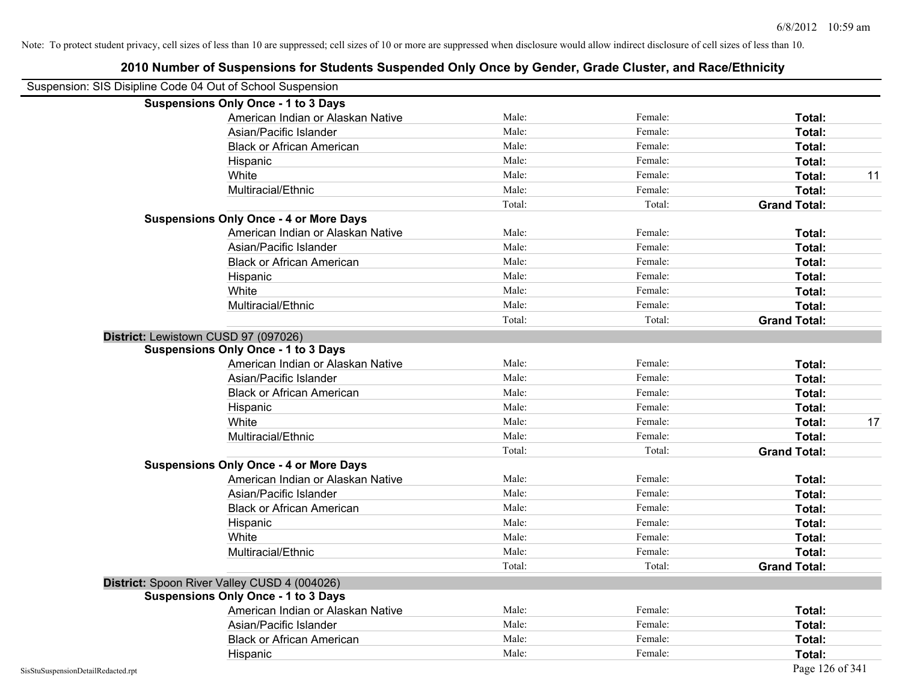Note: To protect student privacy, cell sizes of less than 10 are suppressed; cell sizes of 10 or more are suppressed when disclosure would allow indirect disclosure of cell sizes of less than 10.

# 2010 Number of Suspensions for Students Suspended Only Once by Gender, Grade Cluster, and Race/Ethnicity

Suspension: SIS Disipline Code 04 Out of School Suspension

**Suspensions Only Once - 1 to 3 Days**

| | | | | |
|---|---|---|---|---|
| American Indian or Alaskan Native | Male: | Female: | **Total:** | |
| Asian/Pacific Islander | Male: | Female: | **Total:** | |
| Black or African American | Male: | Female: | **Total:** | |
| Hispanic | Male: | Female: | **Total:** | |
| White | Male: | Female: | **Total:** | 11 |
| Multiracial/Ethnic | Male: | Female: | **Total:** | |
| | Total: | Total: | **Grand Total:** | |

**Suspensions Only Once - 4 or More Days**

| | | | | |
|---|---|---|---|---|
| American Indian or Alaskan Native | Male: | Female: | **Total:** | |
| Asian/Pacific Islander | Male: | Female: | **Total:** | |
| Black or African American | Male: | Female: | **Total:** | |
| Hispanic | Male: | Female: | **Total:** | |
| White | Male: | Female: | **Total:** | |
| Multiracial/Ethnic | Male: | Female: | **Total:** | |
| | Total: | Total: | **Grand Total:** | |

**District:** Lewistown CUSD 97 (097026)

**Suspensions Only Once - 1 to 3 Days**

| | | | | |
|---|---|---|---|---|
| American Indian or Alaskan Native | Male: | Female: | **Total:** | |
| Asian/Pacific Islander | Male: | Female: | **Total:** | |
| Black or African American | Male: | Female: | **Total:** | |
| Hispanic | Male: | Female: | **Total:** | |
| White | Male: | Female: | **Total:** | 17 |
| Multiracial/Ethnic | Male: | Female: | **Total:** | |
| | Total: | Total: | **Grand Total:** | |

**Suspensions Only Once - 4 or More Days**

| | | | | |
|---|---|---|---|---|
| American Indian or Alaskan Native | Male: | Female: | **Total:** | |
| Asian/Pacific Islander | Male: | Female: | **Total:** | |
| Black or African American | Male: | Female: | **Total:** | |
| Hispanic | Male: | Female: | **Total:** | |
| White | Male: | Female: | **Total:** | |
| Multiracial/Ethnic | Male: | Female: | **Total:** | |
| | Total: | Total: | **Grand Total:** | |

**District:** Spoon River Valley CUSD 4 (004026)

**Suspensions Only Once - 1 to 3 Days**

| | | | | |
|---|---|---|---|---|
| American Indian or Alaskan Native | Male: | Female: | **Total:** | |
| Asian/Pacific Islander | Male: | Female: | **Total:** | |
| Black or African American | Male: | Female: | **Total:** | |
| Hispanic | Male: | Female: | **Total:** | |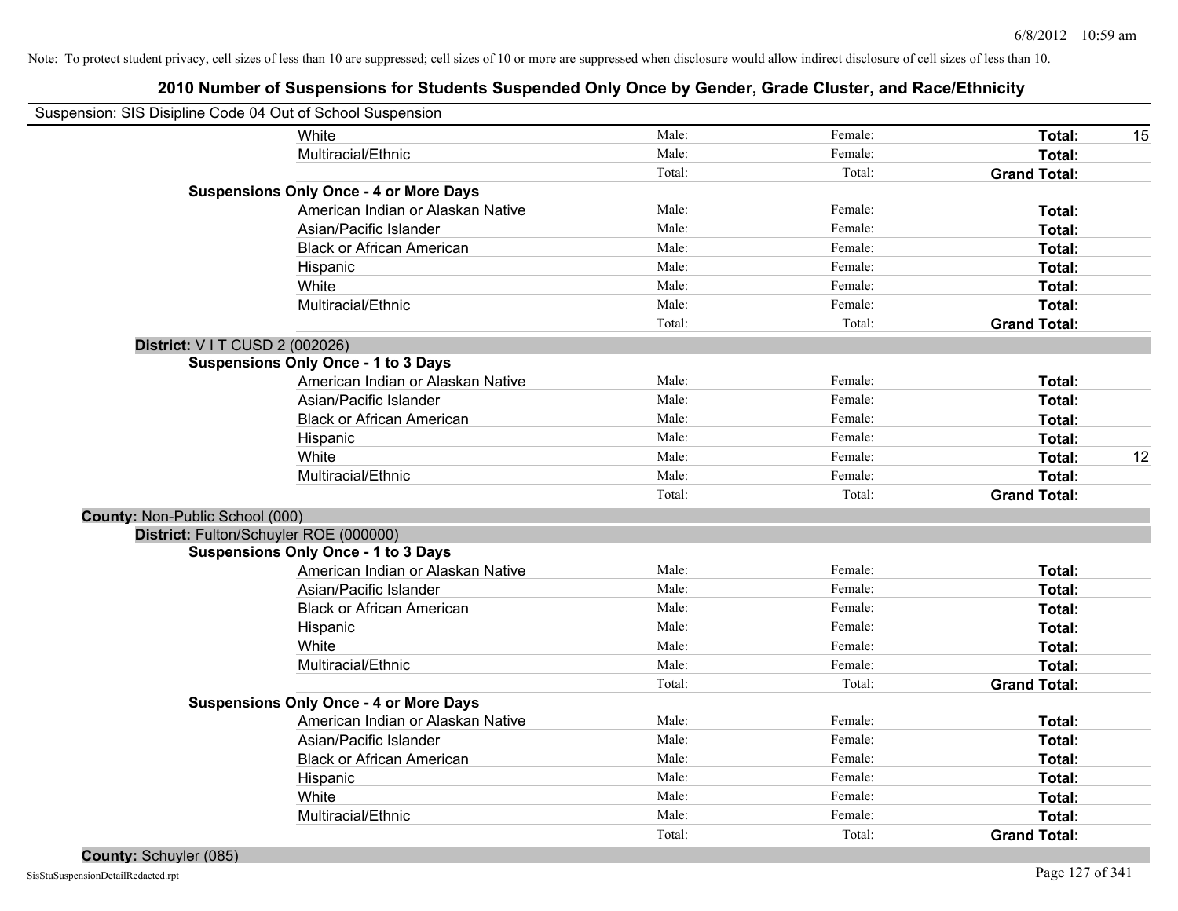Note: To protect student privacy, cell sizes of less than 10 are suppressed; cell sizes of 10 or more are suppressed when disclosure would allow indirect disclosure of cell sizes of less than 10.

# 2010 Number of Suspensions for Students Suspended Only Once by Gender, Grade Cluster, and Race/Ethnicity

Suspension: SIS Disipline Code 04 Out of School Suspension

| | | | | |
|---|---|---|---|---|
| White | Male: | Female: | **Total:** | 15 |
| Multiracial/Ethnic | Male: | Female: | **Total:** | |
| | Total: | Total: | **Grand Total:** | |

**Suspensions Only Once - 4 or More Days**

| | | | | |
|---|---|---|---|---|
| American Indian or Alaskan Native | Male: | Female: | **Total:** | |
| Asian/Pacific Islander | Male: | Female: | **Total:** | |
| Black or African American | Male: | Female: | **Total:** | |
| Hispanic | Male: | Female: | **Total:** | |
| White | Male: | Female: | **Total:** | |
| Multiracial/Ethnic | Male: | Female: | **Total:** | |
| | Total: | Total: | **Grand Total:** | |

**District:** V I T CUSD 2 (002026)

**Suspensions Only Once - 1 to 3 Days**

| | | | | |
|---|---|---|---|---|
| American Indian or Alaskan Native | Male: | Female: | **Total:** | |
| Asian/Pacific Islander | Male: | Female: | **Total:** | |
| Black or African American | Male: | Female: | **Total:** | |
| Hispanic | Male: | Female: | **Total:** | |
| White | Male: | Female: | **Total:** | 12 |
| Multiracial/Ethnic | Male: | Female: | **Total:** | |
| | Total: | Total: | **Grand Total:** | |

**County:** Non-Public School (000)

**District:** Fulton/Schuyler ROE (000000)

**Suspensions Only Once - 1 to 3 Days**

| | | | | |
|---|---|---|---|---|
| American Indian or Alaskan Native | Male: | Female: | **Total:** | |
| Asian/Pacific Islander | Male: | Female: | **Total:** | |
| Black or African American | Male: | Female: | **Total:** | |
| Hispanic | Male: | Female: | **Total:** | |
| White | Male: | Female: | **Total:** | |
| Multiracial/Ethnic | Male: | Female: | **Total:** | |
| | Total: | Total: | **Grand Total:** | |

**Suspensions Only Once - 4 or More Days**

| | | | | |
|---|---|---|---|---|
| American Indian or Alaskan Native | Male: | Female: | **Total:** | |
| Asian/Pacific Islander | Male: | Female: | **Total:** | |
| Black or African American | Male: | Female: | **Total:** | |
| Hispanic | Male: | Female: | **Total:** | |
| White | Male: | Female: | **Total:** | |
| Multiracial/Ethnic | Male: | Female: | **Total:** | |
| | Total: | Total: | **Grand Total:** | |

**County:** Schuyler (085)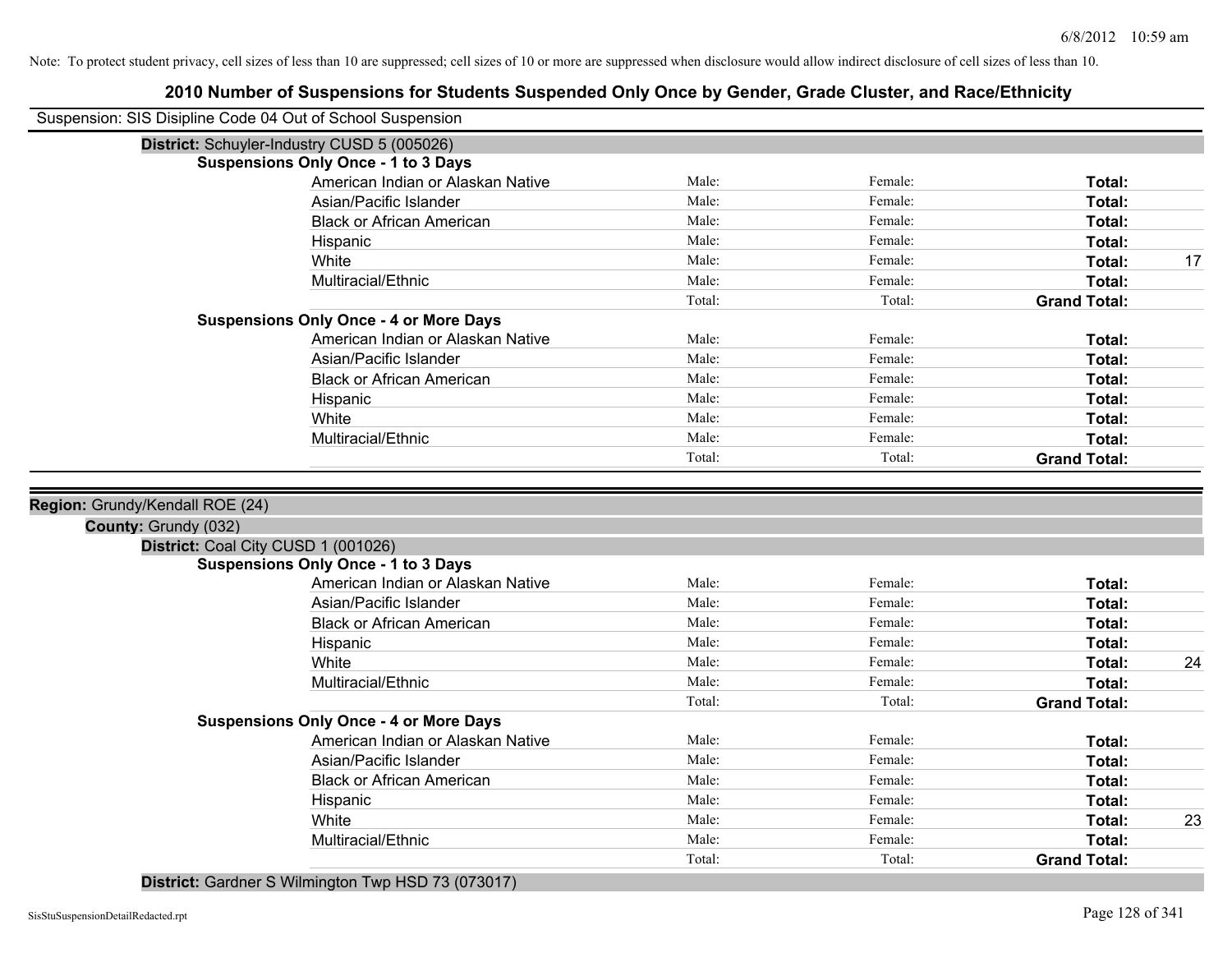Note: To protect student privacy, cell sizes of less than 10 are suppressed; cell sizes of 10 or more are suppressed when disclosure would allow indirect disclosure of cell sizes of less than 10.

# 2010 Number of Suspensions for Students Suspended Only Once by Gender, Grade Cluster, and Race/Ethnicity

Suspension: SIS Disipline Code 04 Out of School Suspension

**District:** Schuyler-Industry CUSD 5 (005026)

**Suspensions Only Once - 1 to 3 Days**

| Race/Ethnicity | Male | Female | Total |
|---|---|---|---|
| American Indian or Alaskan Native | Male: | Female: | **Total:** |
| Asian/Pacific Islander | Male: | Female: | **Total:** |
| Black or African American | Male: | Female: | **Total:** |
| Hispanic | Male: | Female: | **Total:** |
| White | Male: | Female: | **Total:** 17 |
| Multiracial/Ethnic | Male: | Female: | **Total:** |
| | Total: | Total: | **Grand Total:** |

**Suspensions Only Once - 4 or More Days**

| Race/Ethnicity | Male | Female | Total |
|---|---|---|---|
| American Indian or Alaskan Native | Male: | Female: | **Total:** |
| Asian/Pacific Islander | Male: | Female: | **Total:** |
| Black or African American | Male: | Female: | **Total:** |
| Hispanic | Male: | Female: | **Total:** |
| White | Male: | Female: | **Total:** |
| Multiracial/Ethnic | Male: | Female: | **Total:** |
| | Total: | Total: | **Grand Total:** |

**Region:** Grundy/Kendall ROE (24)

**County:** Grundy (032)

**District:** Coal City CUSD 1 (001026)

**Suspensions Only Once - 1 to 3 Days**

| Race/Ethnicity | Male | Female | Total |
|---|---|---|---|
| American Indian or Alaskan Native | Male: | Female: | **Total:** |
| Asian/Pacific Islander | Male: | Female: | **Total:** |
| Black or African American | Male: | Female: | **Total:** |
| Hispanic | Male: | Female: | **Total:** |
| White | Male: | Female: | **Total:** 24 |
| Multiracial/Ethnic | Male: | Female: | **Total:** |
| | Total: | Total: | **Grand Total:** |

**Suspensions Only Once - 4 or More Days**

| Race/Ethnicity | Male | Female | Total |
|---|---|---|---|
| American Indian or Alaskan Native | Male: | Female: | **Total:** |
| Asian/Pacific Islander | Male: | Female: | **Total:** |
| Black or African American | Male: | Female: | **Total:** |
| Hispanic | Male: | Female: | **Total:** |
| White | Male: | Female: | **Total:** 23 |
| Multiracial/Ethnic | Male: | Female: | **Total:** |
| | Total: | Total: | **Grand Total:** |

**District:** Gardner S Wilmington Twp HSD 73 (073017)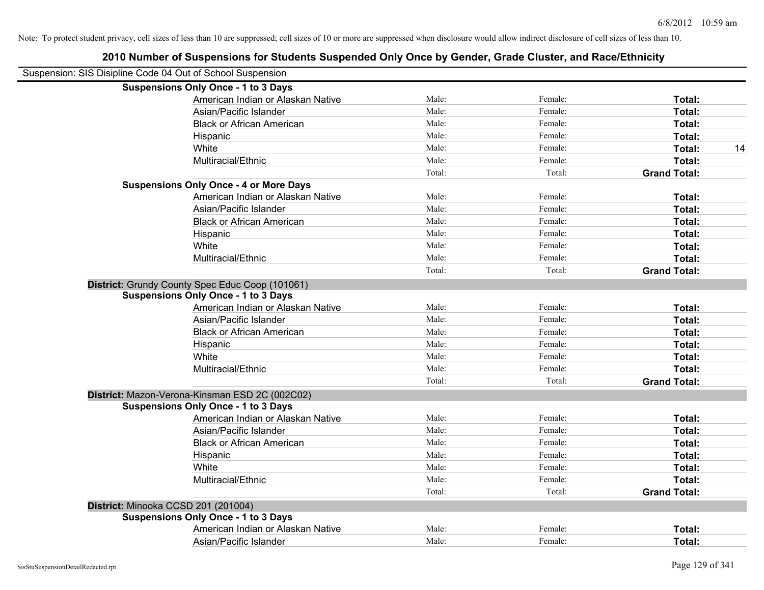Note: To protect student privacy, cell sizes of less than 10 are suppressed; cell sizes of 10 or more are suppressed when disclosure would allow indirect disclosure of cell sizes of less than 10.

## 2010 Number of Suspensions for Students Suspended Only Once by Gender, Grade Cluster, and Race/Ethnicity

Suspension: SIS Disipline Code 04 Out of School Suspension

**Suspensions Only Once - 1 to 3 Days**

| | | | | |
|---|---|---|---|---|
| American Indian or Alaskan Native | Male: | Female: | **Total:** | |
| Asian/Pacific Islander | Male: | Female: | **Total:** | |
| Black or African American | Male: | Female: | **Total:** | |
| Hispanic | Male: | Female: | **Total:** | |
| White | Male: | Female: | **Total:** | 14 |
| Multiracial/Ethnic | Male: | Female: | **Total:** | |
| | Total: | Total: | **Grand Total:** | |

**Suspensions Only Once - 4 or More Days**

| | | | | |
|---|---|---|---|---|
| American Indian or Alaskan Native | Male: | Female: | **Total:** | |
| Asian/Pacific Islander | Male: | Female: | **Total:** | |
| Black or African American | Male: | Female: | **Total:** | |
| Hispanic | Male: | Female: | **Total:** | |
| White | Male: | Female: | **Total:** | |
| Multiracial/Ethnic | Male: | Female: | **Total:** | |
| | Total: | Total: | **Grand Total:** | |

**District:** Grundy County Spec Educ Coop (101061)

**Suspensions Only Once - 1 to 3 Days**

| | | | | |
|---|---|---|---|---|
| American Indian or Alaskan Native | Male: | Female: | **Total:** | |
| Asian/Pacific Islander | Male: | Female: | **Total:** | |
| Black or African American | Male: | Female: | **Total:** | |
| Hispanic | Male: | Female: | **Total:** | |
| White | Male: | Female: | **Total:** | |
| Multiracial/Ethnic | Male: | Female: | **Total:** | |
| | Total: | Total: | **Grand Total:** | |

**District:** Mazon-Verona-Kinsman ESD 2C (002C02)

**Suspensions Only Once - 1 to 3 Days**

| | | | | |
|---|---|---|---|---|
| American Indian or Alaskan Native | Male: | Female: | **Total:** | |
| Asian/Pacific Islander | Male: | Female: | **Total:** | |
| Black or African American | Male: | Female: | **Total:** | |
| Hispanic | Male: | Female: | **Total:** | |
| White | Male: | Female: | **Total:** | |
| Multiracial/Ethnic | Male: | Female: | **Total:** | |
| | Total: | Total: | **Grand Total:** | |

**District:** Minooka CCSD 201 (201004)

**Suspensions Only Once - 1 to 3 Days**

| | | | | |
|---|---|---|---|---|
| American Indian or Alaskan Native | Male: | Female: | **Total:** | |
| Asian/Pacific Islander | Male: | Female: | **Total:** | |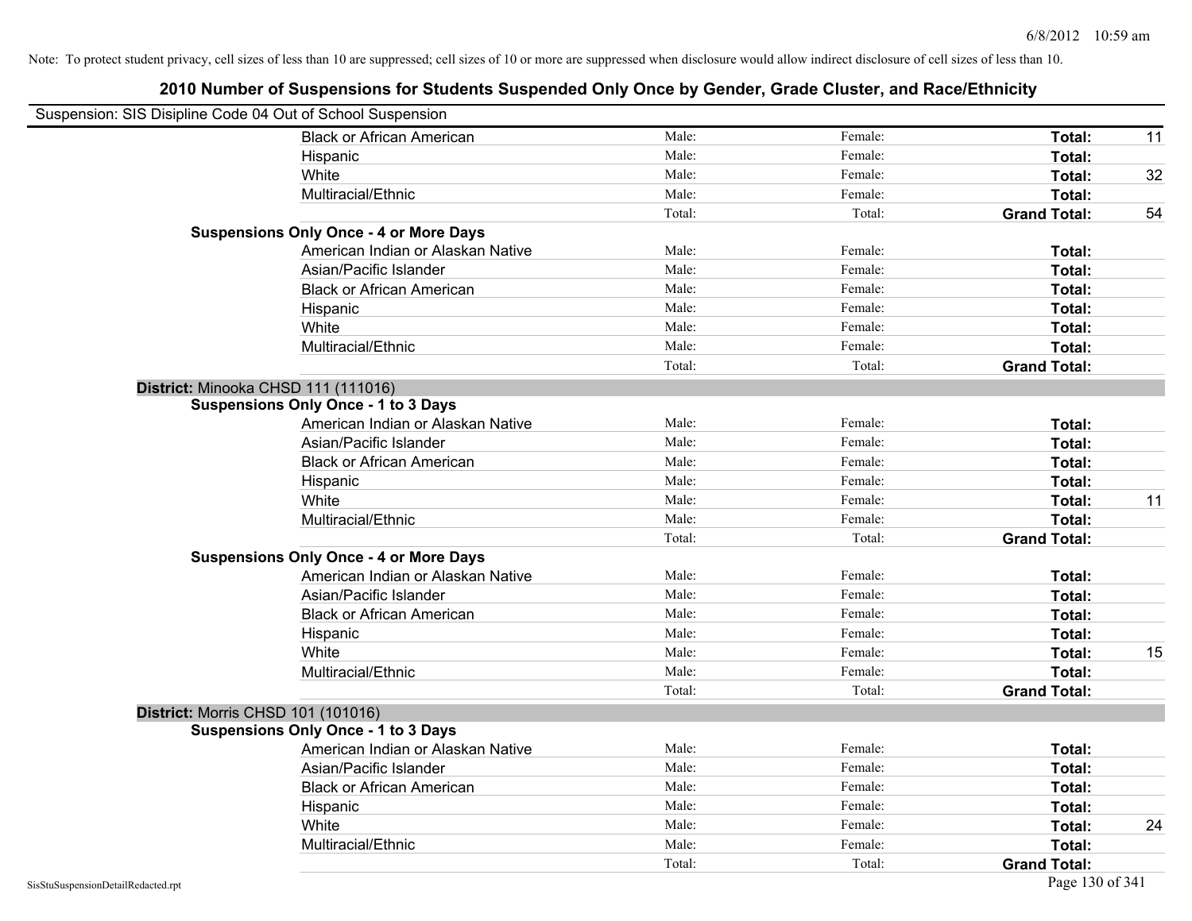Note: To protect student privacy, cell sizes of less than 10 are suppressed; cell sizes of 10 or more are suppressed when disclosure would allow indirect disclosure of cell sizes of less than 10.

## 2010 Number of Suspensions for Students Suspended Only Once by Gender, Grade Cluster, and Race/Ethnicity

Suspension: SIS Disipline Code 04 Out of School Suspension

| | | | | |
|---|---|---|---|---|
| Black or African American | Male: | Female: | **Total:** | 11 |
| Hispanic | Male: | Female: | **Total:** | |
| White | Male: | Female: | **Total:** | 32 |
| Multiracial/Ethnic | Male: | Female: | **Total:** | |
| | Total: | Total: | **Grand Total:** | 54 |

**Suspensions Only Once - 4 or More Days**

| | | | | |
|---|---|---|---|---|
| American Indian or Alaskan Native | Male: | Female: | **Total:** | |
| Asian/Pacific Islander | Male: | Female: | **Total:** | |
| Black or African American | Male: | Female: | **Total:** | |
| Hispanic | Male: | Female: | **Total:** | |
| White | Male: | Female: | **Total:** | |
| Multiracial/Ethnic | Male: | Female: | **Total:** | |
| | Total: | Total: | **Grand Total:** | |

### District: Minooka CHSD 111 (111016)

**Suspensions Only Once - 1 to 3 Days**

| | | | | |
|---|---|---|---|---|
| American Indian or Alaskan Native | Male: | Female: | **Total:** | |
| Asian/Pacific Islander | Male: | Female: | **Total:** | |
| Black or African American | Male: | Female: | **Total:** | |
| Hispanic | Male: | Female: | **Total:** | |
| White | Male: | Female: | **Total:** | 11 |
| Multiracial/Ethnic | Male: | Female: | **Total:** | |
| | Total: | Total: | **Grand Total:** | |

**Suspensions Only Once - 4 or More Days**

| | | | | |
|---|---|---|---|---|
| American Indian or Alaskan Native | Male: | Female: | **Total:** | |
| Asian/Pacific Islander | Male: | Female: | **Total:** | |
| Black or African American | Male: | Female: | **Total:** | |
| Hispanic | Male: | Female: | **Total:** | |
| White | Male: | Female: | **Total:** | 15 |
| Multiracial/Ethnic | Male: | Female: | **Total:** | |
| | Total: | Total: | **Grand Total:** | |

### District: Morris CHSD 101 (101016)

**Suspensions Only Once - 1 to 3 Days**

| | | | | |
|---|---|---|---|---|
| American Indian or Alaskan Native | Male: | Female: | **Total:** | |
| Asian/Pacific Islander | Male: | Female: | **Total:** | |
| Black or African American | Male: | Female: | **Total:** | |
| Hispanic | Male: | Female: | **Total:** | |
| White | Male: | Female: | **Total:** | 24 |
| Multiracial/Ethnic | Male: | Female: | **Total:** | |
| | Total: | Total: | **Grand Total:** | |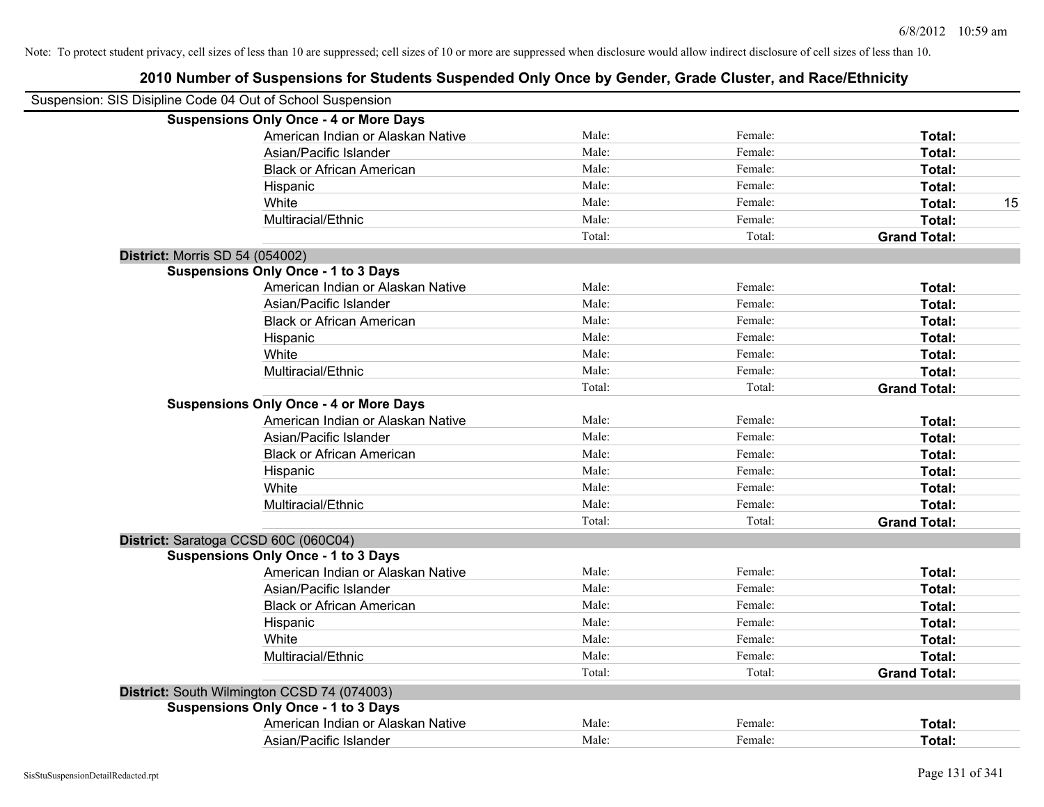Note: To protect student privacy, cell sizes of less than 10 are suppressed; cell sizes of 10 or more are suppressed when disclosure would allow indirect disclosure of cell sizes of less than 10.

# 2010 Number of Suspensions for Students Suspended Only Once by Gender, Grade Cluster, and Race/Ethnicity

Suspension: SIS Disipline Code 04 Out of School Suspension

**Suspensions Only Once - 4 or More Days**

| | | | | |
|---|---|---|---|---|
| American Indian or Alaskan Native | Male: | Female: | **Total:** | |
| Asian/Pacific Islander | Male: | Female: | **Total:** | |
| Black or African American | Male: | Female: | **Total:** | |
| Hispanic | Male: | Female: | **Total:** | |
| White | Male: | Female: | **Total:** | 15 |
| Multiracial/Ethnic | Male: | Female: | **Total:** | |
| | Total: | Total: | **Grand Total:** | |

**District:** Morris SD 54 (054002)

**Suspensions Only Once - 1 to 3 Days**

| | | | | |
|---|---|---|---|---|
| American Indian or Alaskan Native | Male: | Female: | **Total:** | |
| Asian/Pacific Islander | Male: | Female: | **Total:** | |
| Black or African American | Male: | Female: | **Total:** | |
| Hispanic | Male: | Female: | **Total:** | |
| White | Male: | Female: | **Total:** | |
| Multiracial/Ethnic | Male: | Female: | **Total:** | |
| | Total: | Total: | **Grand Total:** | |

**Suspensions Only Once - 4 or More Days**

| | | | | |
|---|---|---|---|---|
| American Indian or Alaskan Native | Male: | Female: | **Total:** | |
| Asian/Pacific Islander | Male: | Female: | **Total:** | |
| Black or African American | Male: | Female: | **Total:** | |
| Hispanic | Male: | Female: | **Total:** | |
| White | Male: | Female: | **Total:** | |
| Multiracial/Ethnic | Male: | Female: | **Total:** | |
| | Total: | Total: | **Grand Total:** | |

**District:** Saratoga CCSD 60C (060C04)

**Suspensions Only Once - 1 to 3 Days**

| | | | | |
|---|---|---|---|---|
| American Indian or Alaskan Native | Male: | Female: | **Total:** | |
| Asian/Pacific Islander | Male: | Female: | **Total:** | |
| Black or African American | Male: | Female: | **Total:** | |
| Hispanic | Male: | Female: | **Total:** | |
| White | Male: | Female: | **Total:** | |
| Multiracial/Ethnic | Male: | Female: | **Total:** | |
| | Total: | Total: | **Grand Total:** | |

**District:** South Wilmington CCSD 74 (074003)

**Suspensions Only Once - 1 to 3 Days**

| | | | | |
|---|---|---|---|---|
| American Indian or Alaskan Native | Male: | Female: | **Total:** | |
| Asian/Pacific Islander | Male: | Female: | **Total:** | |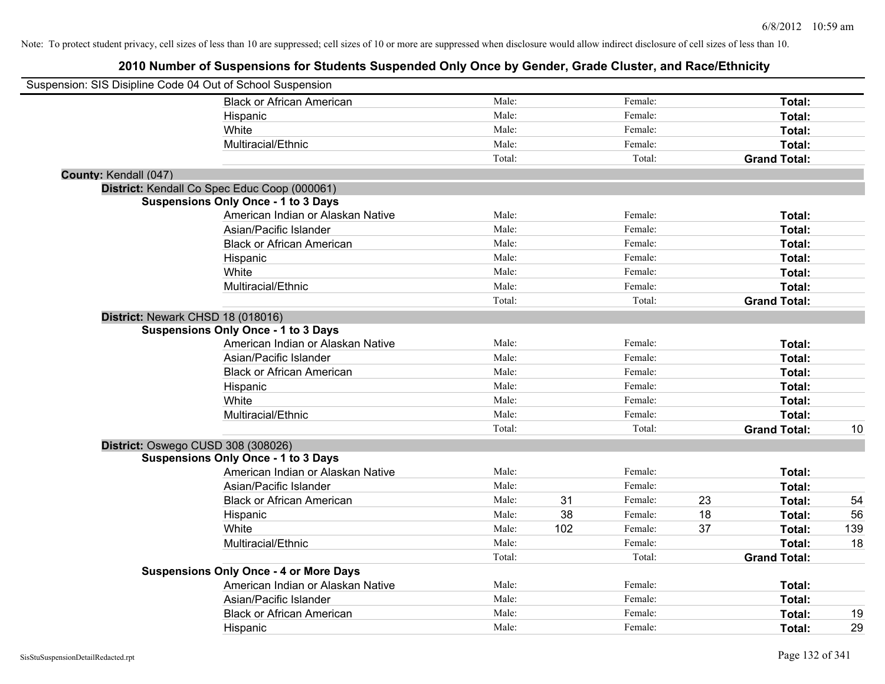Note: To protect student privacy, cell sizes of less than 10 are suppressed; cell sizes of 10 or more are suppressed when disclosure would allow indirect disclosure of cell sizes of less than 10.

# 2010 Number of Suspensions for Students Suspended Only Once by Gender, Grade Cluster, and Race/Ethnicity

Suspension: SIS Disipline Code 04 Out of School Suspension

| | | | | | | |
|---|---|---|---|---|---|---|
| Black or African American | Male: | | Female: | | **Total:** | |
| Hispanic | Male: | | Female: | | **Total:** | |
| White | Male: | | Female: | | **Total:** | |
| Multiracial/Ethnic | Male: | | Female: | | **Total:** | |
| | Total: | | Total: | | **Grand Total:** | |

**County:** Kendall (047)

**District:** Kendall Co Spec Educ Coop (000061)

**Suspensions Only Once - 1 to 3 Days**

| | | | | | | |
|---|---|---|---|---|---|---|
| American Indian or Alaskan Native | Male: | | Female: | | **Total:** | |
| Asian/Pacific Islander | Male: | | Female: | | **Total:** | |
| Black or African American | Male: | | Female: | | **Total:** | |
| Hispanic | Male: | | Female: | | **Total:** | |
| White | Male: | | Female: | | **Total:** | |
| Multiracial/Ethnic | Male: | | Female: | | **Total:** | |
| | Total: | | Total: | | **Grand Total:** | |

**District:** Newark CHSD 18 (018016)

**Suspensions Only Once - 1 to 3 Days**

| | | | | | | |
|---|---|---|---|---|---|---|
| American Indian or Alaskan Native | Male: | | Female: | | **Total:** | |
| Asian/Pacific Islander | Male: | | Female: | | **Total:** | |
| Black or African American | Male: | | Female: | | **Total:** | |
| Hispanic | Male: | | Female: | | **Total:** | |
| White | Male: | | Female: | | **Total:** | |
| Multiracial/Ethnic | Male: | | Female: | | **Total:** | |
| | Total: | | Total: | | **Grand Total:** | 10 |

**District:** Oswego CUSD 308 (308026)

**Suspensions Only Once - 1 to 3 Days**

| | | | | | | |
|---|---|---|---|---|---|---|
| American Indian or Alaskan Native | Male: | | Female: | | **Total:** | |
| Asian/Pacific Islander | Male: | | Female: | | **Total:** | |
| Black or African American | Male: | 31 | Female: | 23 | **Total:** | 54 |
| Hispanic | Male: | 38 | Female: | 18 | **Total:** | 56 |
| White | Male: | 102 | Female: | 37 | **Total:** | 139 |
| Multiracial/Ethnic | Male: | | Female: | | **Total:** | 18 |
| | Total: | | Total: | | **Grand Total:** | |

**Suspensions Only Once - 4 or More Days**

| | | | | | | |
|---|---|---|---|---|---|---|
| American Indian or Alaskan Native | Male: | | Female: | | **Total:** | |
| Asian/Pacific Islander | Male: | | Female: | | **Total:** | |
| Black or African American | Male: | | Female: | | **Total:** | 19 |
| Hispanic | Male: | | Female: | | **Total:** | 29 |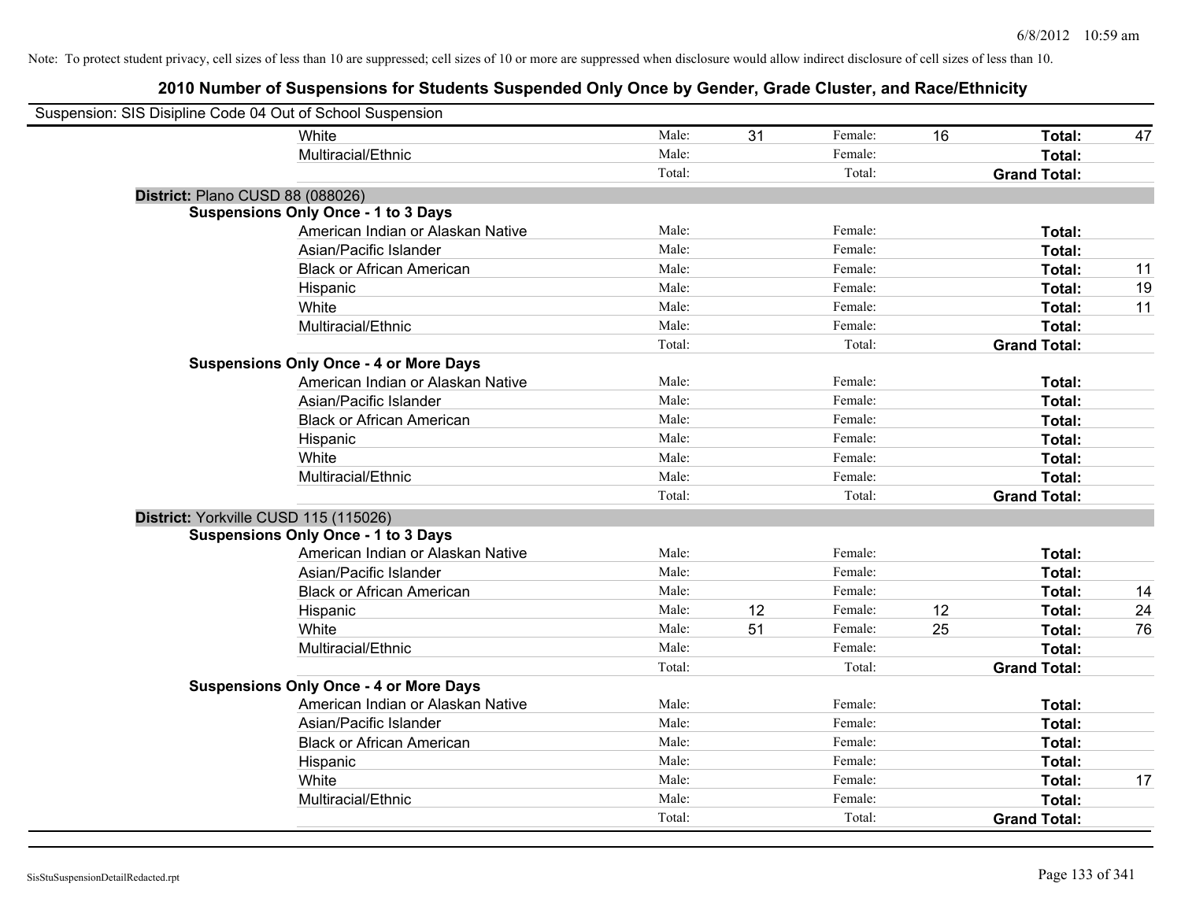Note: To protect student privacy, cell sizes of less than 10 are suppressed; cell sizes of 10 or more are suppressed when disclosure would allow indirect disclosure of cell sizes of less than 10.

# 2010 Number of Suspensions for Students Suspended Only Once by Gender, Grade Cluster, and Race/Ethnicity

Suspension: SIS Disipline Code 04 Out of School Suspension

| | | | | | | | |
|---|---|---|---|---|---|---|---|
| White | Male: | 31 | Female: | 16 | **Total:** | 47 |
| Multiracial/Ethnic | Male: | | Female: | | **Total:** | |
| | Total: | | Total: | | **Grand Total:** | |

**District:** Plano CUSD 88 (088026)

**Suspensions Only Once - 1 to 3 Days**

| | | | | | | |
|---|---|---|---|---|---|---|
| American Indian or Alaskan Native | Male: | | Female: | | **Total:** | |
| Asian/Pacific Islander | Male: | | Female: | | **Total:** | |
| Black or African American | Male: | | Female: | | **Total:** | 11 |
| Hispanic | Male: | | Female: | | **Total:** | 19 |
| White | Male: | | Female: | | **Total:** | 11 |
| Multiracial/Ethnic | Male: | | Female: | | **Total:** | |
| | Total: | | Total: | | **Grand Total:** | |

**Suspensions Only Once - 4 or More Days**

| | | | | | | |
|---|---|---|---|---|---|---|
| American Indian or Alaskan Native | Male: | | Female: | | **Total:** | |
| Asian/Pacific Islander | Male: | | Female: | | **Total:** | |
| Black or African American | Male: | | Female: | | **Total:** | |
| Hispanic | Male: | | Female: | | **Total:** | |
| White | Male: | | Female: | | **Total:** | |
| Multiracial/Ethnic | Male: | | Female: | | **Total:** | |
| | Total: | | Total: | | **Grand Total:** | |

**District:** Yorkville CUSD 115 (115026)

**Suspensions Only Once - 1 to 3 Days**

| | | | | | | |
|---|---|---|---|---|---|---|
| American Indian or Alaskan Native | Male: | | Female: | | **Total:** | |
| Asian/Pacific Islander | Male: | | Female: | | **Total:** | |
| Black or African American | Male: | | Female: | | **Total:** | 14 |
| Hispanic | Male: | 12 | Female: | 12 | **Total:** | 24 |
| White | Male: | 51 | Female: | 25 | **Total:** | 76 |
| Multiracial/Ethnic | Male: | | Female: | | **Total:** | |
| | Total: | | Total: | | **Grand Total:** | |

**Suspensions Only Once - 4 or More Days**

| | | | | | | |
|---|---|---|---|---|---|---|
| American Indian or Alaskan Native | Male: | | Female: | | **Total:** | |
| Asian/Pacific Islander | Male: | | Female: | | **Total:** | |
| Black or African American | Male: | | Female: | | **Total:** | |
| Hispanic | Male: | | Female: | | **Total:** | |
| White | Male: | | Female: | | **Total:** | 17 |
| Multiracial/Ethnic | Male: | | Female: | | **Total:** | |
| | Total: | | Total: | | **Grand Total:** | |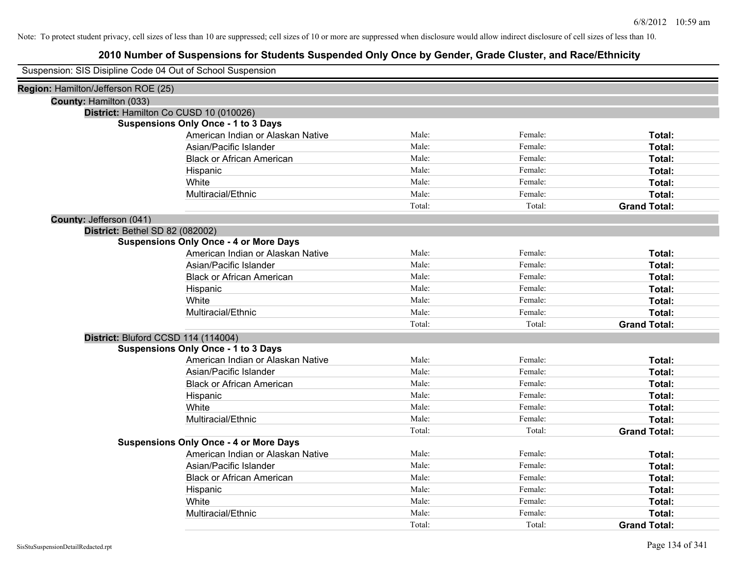Note: To protect student privacy, cell sizes of less than 10 are suppressed; cell sizes of 10 or more are suppressed when disclosure would allow indirect disclosure of cell sizes of less than 10.

# 2010 Number of Suspensions for Students Suspended Only Once by Gender, Grade Cluster, and Race/Ethnicity

Suspension: SIS Disipline Code 04 Out of School Suspension

**Region:** Hamilton/Jefferson ROE (25)

**County:** Hamilton (033)

**District:** Hamilton Co CUSD 10 (010026)

**Suspensions Only Once - 1 to 3 Days**

| | | | |
|---|---|---|---|
| American Indian or Alaskan Native | Male: | Female: | **Total:** |
| Asian/Pacific Islander | Male: | Female: | **Total:** |
| Black or African American | Male: | Female: | **Total:** |
| Hispanic | Male: | Female: | **Total:** |
| White | Male: | Female: | **Total:** |
| Multiracial/Ethnic | Male: | Female: | **Total:** |
| | Total: | Total: | **Grand Total:** |

**County:** Jefferson (041)

**District:** Bethel SD 82 (082002)

**Suspensions Only Once - 4 or More Days**

| | | | |
|---|---|---|---|
| American Indian or Alaskan Native | Male: | Female: | **Total:** |
| Asian/Pacific Islander | Male: | Female: | **Total:** |
| Black or African American | Male: | Female: | **Total:** |
| Hispanic | Male: | Female: | **Total:** |
| White | Male: | Female: | **Total:** |
| Multiracial/Ethnic | Male: | Female: | **Total:** |
| | Total: | Total: | **Grand Total:** |

**District:** Bluford CCSD 114 (114004)

**Suspensions Only Once - 1 to 3 Days**

| | | | |
|---|---|---|---|
| American Indian or Alaskan Native | Male: | Female: | **Total:** |
| Asian/Pacific Islander | Male: | Female: | **Total:** |
| Black or African American | Male: | Female: | **Total:** |
| Hispanic | Male: | Female: | **Total:** |
| White | Male: | Female: | **Total:** |
| Multiracial/Ethnic | Male: | Female: | **Total:** |
| | Total: | Total: | **Grand Total:** |

**Suspensions Only Once - 4 or More Days**

| | | | |
|---|---|---|---|
| American Indian or Alaskan Native | Male: | Female: | **Total:** |
| Asian/Pacific Islander | Male: | Female: | **Total:** |
| Black or African American | Male: | Female: | **Total:** |
| Hispanic | Male: | Female: | **Total:** |
| White | Male: | Female: | **Total:** |
| Multiracial/Ethnic | Male: | Female: | **Total:** |
| | Total: | Total: | **Grand Total:** |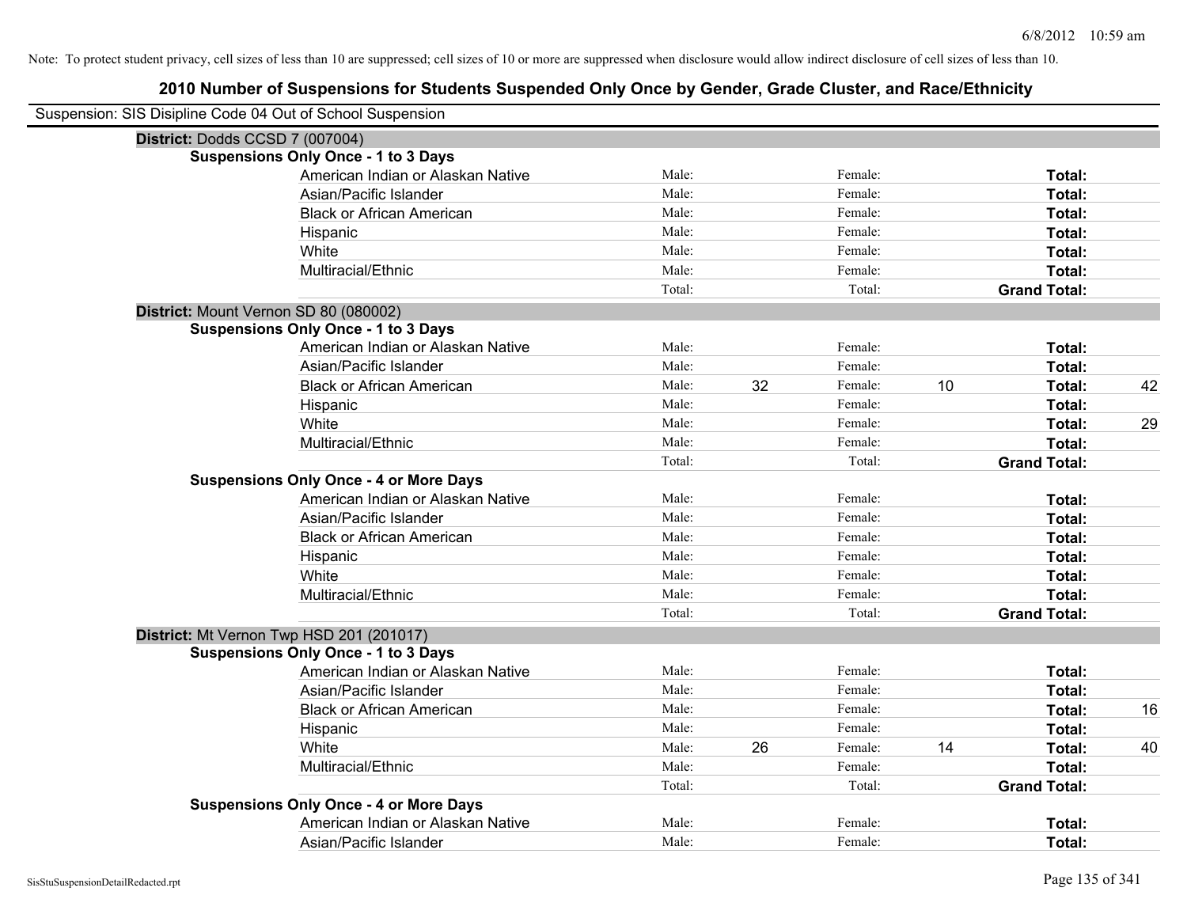Note: To protect student privacy, cell sizes of less than 10 are suppressed; cell sizes of 10 or more are suppressed when disclosure would allow indirect disclosure of cell sizes of less than 10.

# 2010 Number of Suspensions for Students Suspended Only Once by Gender, Grade Cluster, and Race/Ethnicity

Suspension: SIS Disipline Code 04 Out of School Suspension

## District: Dodds CCSD 7 (007004)

### Suspensions Only Once - 1 to 3 Days

| Race/Ethnicity | Male: | | Female: | | Total: | |
|---|---|---|---|---|---|---|
| American Indian or Alaskan Native | Male: | | Female: | | Total: | |
| Asian/Pacific Islander | Male: | | Female: | | Total: | |
| Black or African American | Male: | | Female: | | Total: | |
| Hispanic | Male: | | Female: | | Total: | |
| White | Male: | | Female: | | Total: | |
| Multiracial/Ethnic | Male: | | Female: | | Total: | |
| | Total: | | Total: | | Grand Total: | |

## District: Mount Vernon SD 80 (080002)

### Suspensions Only Once - 1 to 3 Days

| Race/Ethnicity | Male: | | Female: | | Total: | |
|---|---|---|---|---|---|---|
| American Indian or Alaskan Native | Male: | | Female: | | Total: | |
| Asian/Pacific Islander | Male: | | Female: | | Total: | |
| Black or African American | Male: | 32 | Female: | 10 | Total: | 42 |
| Hispanic | Male: | | Female: | | Total: | |
| White | Male: | | Female: | | Total: | 29 |
| Multiracial/Ethnic | Male: | | Female: | | Total: | |
| | Total: | | Total: | | Grand Total: | |

### Suspensions Only Once - 4 or More Days

| Race/Ethnicity | Male: | | Female: | | Total: | |
|---|---|---|---|---|---|---|
| American Indian or Alaskan Native | Male: | | Female: | | Total: | |
| Asian/Pacific Islander | Male: | | Female: | | Total: | |
| Black or African American | Male: | | Female: | | Total: | |
| Hispanic | Male: | | Female: | | Total: | |
| White | Male: | | Female: | | Total: | |
| Multiracial/Ethnic | Male: | | Female: | | Total: | |
| | Total: | | Total: | | Grand Total: | |

## District: Mt Vernon Twp HSD 201 (201017)

### Suspensions Only Once - 1 to 3 Days

| Race/Ethnicity | Male: | | Female: | | Total: | |
|---|---|---|---|---|---|---|
| American Indian or Alaskan Native | Male: | | Female: | | Total: | |
| Asian/Pacific Islander | Male: | | Female: | | Total: | |
| Black or African American | Male: | | Female: | | Total: | 16 |
| Hispanic | Male: | | Female: | | Total: | |
| White | Male: | 26 | Female: | 14 | Total: | 40 |
| Multiracial/Ethnic | Male: | | Female: | | Total: | |
| | Total: | | Total: | | Grand Total: | |

### Suspensions Only Once - 4 or More Days

| Race/Ethnicity | Male: | | Female: | | Total: | |
|---|---|---|---|---|---|---|
| American Indian or Alaskan Native | Male: | | Female: | | Total: | |
| Asian/Pacific Islander | Male: | | Female: | | Total: | |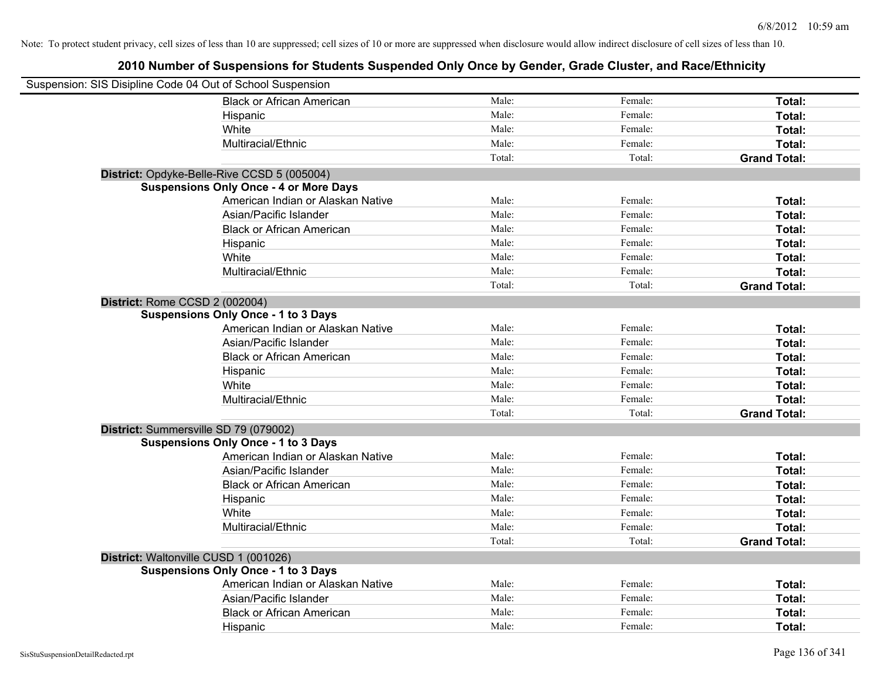Note: To protect student privacy, cell sizes of less than 10 are suppressed; cell sizes of 10 or more are suppressed when disclosure would allow indirect disclosure of cell sizes of less than 10.

## 2010 Number of Suspensions for Students Suspended Only Once by Gender, Grade Cluster, and Race/Ethnicity

Suspension: SIS Disipline Code 04 Out of School Suspension

| | | | | |
|---|---|---|---|---|
| | Black or African American | Male: | Female: | **Total:** |
| | Hispanic | Male: | Female: | **Total:** |
| | White | Male: | Female: | **Total:** |
| | Multiracial/Ethnic | Male: | Female: | **Total:** |
| | | Total: | Total: | **Grand Total:** |
| **District:** Opdyke-Belle-Rive CCSD 5 (005004) | | | | |
| **Suspensions Only Once - 4 or More Days** | | | | |
| | American Indian or Alaskan Native | Male: | Female: | **Total:** |
| | Asian/Pacific Islander | Male: | Female: | **Total:** |
| | Black or African American | Male: | Female: | **Total:** |
| | Hispanic | Male: | Female: | **Total:** |
| | White | Male: | Female: | **Total:** |
| | Multiracial/Ethnic | Male: | Female: | **Total:** |
| | | Total: | Total: | **Grand Total:** |
| **District:** Rome CCSD 2 (002004) | | | | |
| **Suspensions Only Once - 1 to 3 Days** | | | | |
| | American Indian or Alaskan Native | Male: | Female: | **Total:** |
| | Asian/Pacific Islander | Male: | Female: | **Total:** |
| | Black or African American | Male: | Female: | **Total:** |
| | Hispanic | Male: | Female: | **Total:** |
| | White | Male: | Female: | **Total:** |
| | Multiracial/Ethnic | Male: | Female: | **Total:** |
| | | Total: | Total: | **Grand Total:** |
| **District:** Summersville SD 79 (079002) | | | | |
| **Suspensions Only Once - 1 to 3 Days** | | | | |
| | American Indian or Alaskan Native | Male: | Female: | **Total:** |
| | Asian/Pacific Islander | Male: | Female: | **Total:** |
| | Black or African American | Male: | Female: | **Total:** |
| | Hispanic | Male: | Female: | **Total:** |
| | White | Male: | Female: | **Total:** |
| | Multiracial/Ethnic | Male: | Female: | **Total:** |
| | | Total: | Total: | **Grand Total:** |
| **District:** Waltonville CUSD 1 (001026) | | | | |
| **Suspensions Only Once - 1 to 3 Days** | | | | |
| | American Indian or Alaskan Native | Male: | Female: | **Total:** |
| | Asian/Pacific Islander | Male: | Female: | **Total:** |
| | Black or African American | Male: | Female: | **Total:** |
| | Hispanic | Male: | Female: | **Total:** |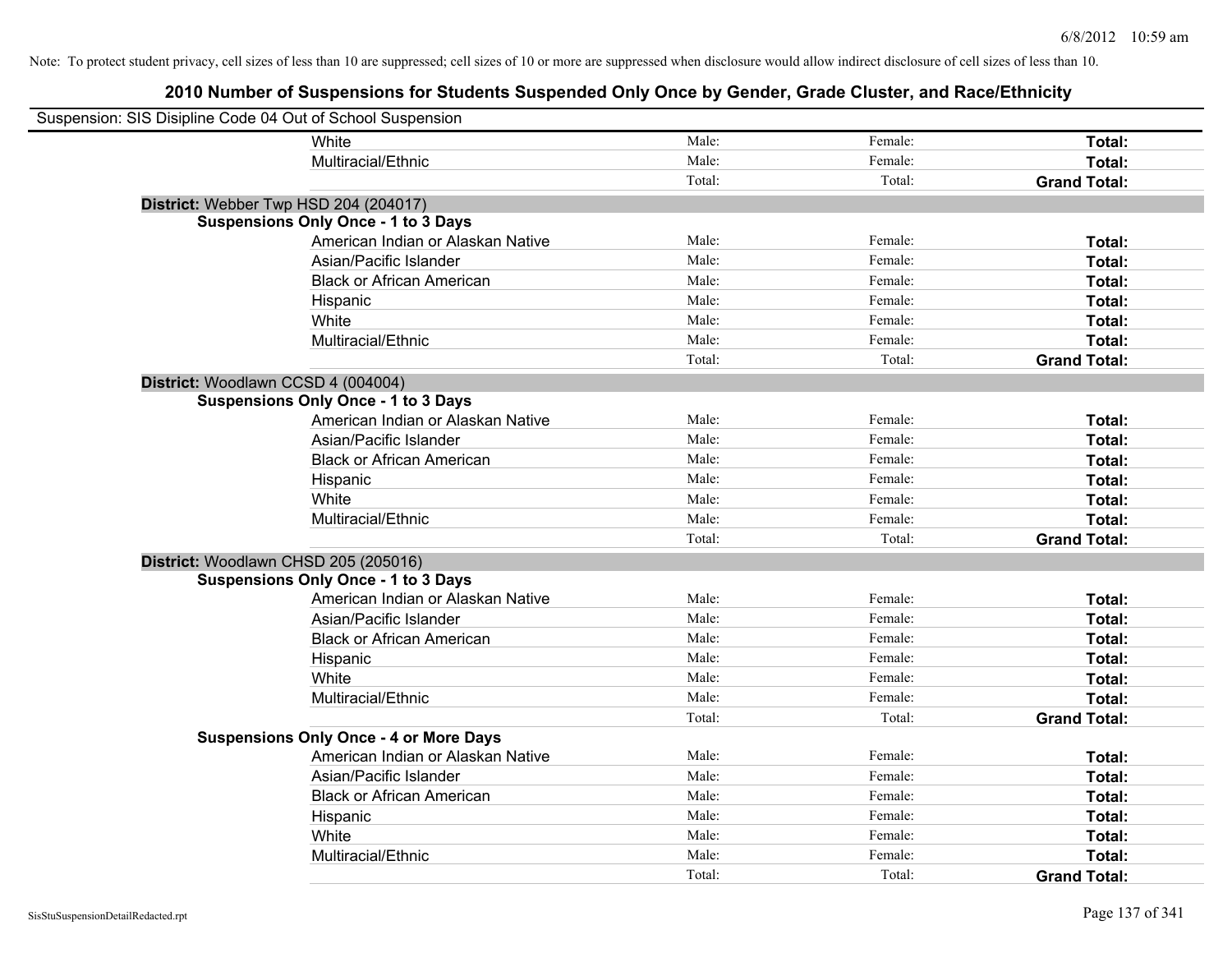Note: To protect student privacy, cell sizes of less than 10 are suppressed; cell sizes of 10 or more are suppressed when disclosure would allow indirect disclosure of cell sizes of less than 10.

# 2010 Number of Suspensions for Students Suspended Only Once by Gender, Grade Cluster, and Race/Ethnicity

Suspension: SIS Disipline Code 04 Out of School Suspension

| | | | | |
|---|---|---|---|---|
| | White | Male: | Female: | **Total:** |
| | Multiracial/Ethnic | Male: | Female: | **Total:** |
| | | Total: | Total: | **Grand Total:** |

**District:** Webber Twp HSD 204 (204017)

**Suspensions Only Once - 1 to 3 Days**

| | | | |
|---|---|---|---|
| American Indian or Alaskan Native | Male: | Female: | **Total:** |
| Asian/Pacific Islander | Male: | Female: | **Total:** |
| Black or African American | Male: | Female: | **Total:** |
| Hispanic | Male: | Female: | **Total:** |
| White | Male: | Female: | **Total:** |
| Multiracial/Ethnic | Male: | Female: | **Total:** |
| | Total: | Total: | **Grand Total:** |

**District:** Woodlawn CCSD 4 (004004)

**Suspensions Only Once - 1 to 3 Days**

| | | | |
|---|---|---|---|
| American Indian or Alaskan Native | Male: | Female: | **Total:** |
| Asian/Pacific Islander | Male: | Female: | **Total:** |
| Black or African American | Male: | Female: | **Total:** |
| Hispanic | Male: | Female: | **Total:** |
| White | Male: | Female: | **Total:** |
| Multiracial/Ethnic | Male: | Female: | **Total:** |
| | Total: | Total: | **Grand Total:** |

**District:** Woodlawn CHSD 205 (205016)

**Suspensions Only Once - 1 to 3 Days**

| | | | |
|---|---|---|---|
| American Indian or Alaskan Native | Male: | Female: | **Total:** |
| Asian/Pacific Islander | Male: | Female: | **Total:** |
| Black or African American | Male: | Female: | **Total:** |
| Hispanic | Male: | Female: | **Total:** |
| White | Male: | Female: | **Total:** |
| Multiracial/Ethnic | Male: | Female: | **Total:** |
| | Total: | Total: | **Grand Total:** |

**Suspensions Only Once - 4 or More Days**

| | | | |
|---|---|---|---|
| American Indian or Alaskan Native | Male: | Female: | **Total:** |
| Asian/Pacific Islander | Male: | Female: | **Total:** |
| Black or African American | Male: | Female: | **Total:** |
| Hispanic | Male: | Female: | **Total:** |
| White | Male: | Female: | **Total:** |
| Multiracial/Ethnic | Male: | Female: | **Total:** |
| | Total: | Total: | **Grand Total:** |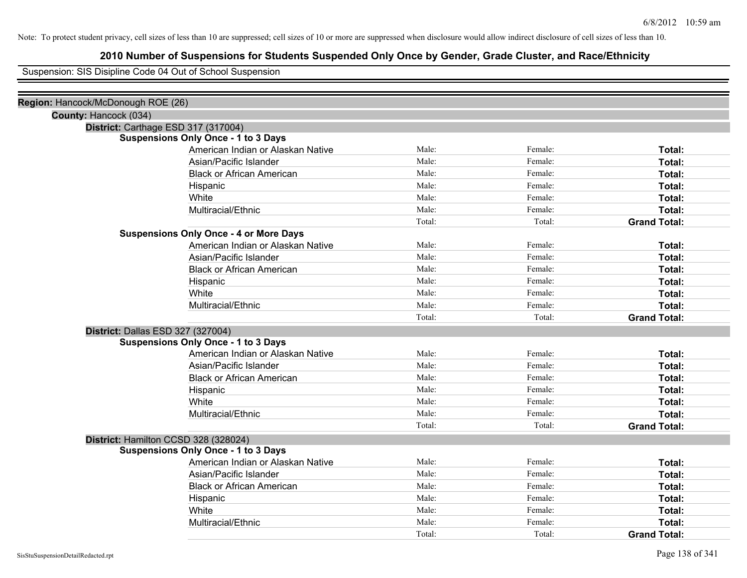Note: To protect student privacy, cell sizes of less than 10 are suppressed; cell sizes of 10 or more are suppressed when disclosure would allow indirect disclosure of cell sizes of less than 10.

# 2010 Number of Suspensions for Students Suspended Only Once by Gender, Grade Cluster, and Race/Ethnicity

Suspension: SIS Disipline Code 04 Out of School Suspension

**Region:** Hancock/McDonough ROE (26)

**County:** Hancock (034)

**District:** Carthage ESD 317 (317004)

**Suspensions Only Once - 1 to 3 Days**

| | | | |
|---|---|---|---|
| American Indian or Alaskan Native | Male: | Female: | **Total:** |
| Asian/Pacific Islander | Male: | Female: | **Total:** |
| Black or African American | Male: | Female: | **Total:** |
| Hispanic | Male: | Female: | **Total:** |
| White | Male: | Female: | **Total:** |
| Multiracial/Ethnic | Male: | Female: | **Total:** |
| | Total: | Total: | **Grand Total:** |

**Suspensions Only Once - 4 or More Days**

| | | | |
|---|---|---|---|
| American Indian or Alaskan Native | Male: | Female: | **Total:** |
| Asian/Pacific Islander | Male: | Female: | **Total:** |
| Black or African American | Male: | Female: | **Total:** |
| Hispanic | Male: | Female: | **Total:** |
| White | Male: | Female: | **Total:** |
| Multiracial/Ethnic | Male: | Female: | **Total:** |
| | Total: | Total: | **Grand Total:** |

**District:** Dallas ESD 327 (327004)

**Suspensions Only Once - 1 to 3 Days**

| | | | |
|---|---|---|---|
| American Indian or Alaskan Native | Male: | Female: | **Total:** |
| Asian/Pacific Islander | Male: | Female: | **Total:** |
| Black or African American | Male: | Female: | **Total:** |
| Hispanic | Male: | Female: | **Total:** |
| White | Male: | Female: | **Total:** |
| Multiracial/Ethnic | Male: | Female: | **Total:** |
| | Total: | Total: | **Grand Total:** |

**District:** Hamilton CCSD 328 (328024)

**Suspensions Only Once - 1 to 3 Days**

| | | | |
|---|---|---|---|
| American Indian or Alaskan Native | Male: | Female: | **Total:** |
| Asian/Pacific Islander | Male: | Female: | **Total:** |
| Black or African American | Male: | Female: | **Total:** |
| Hispanic | Male: | Female: | **Total:** |
| White | Male: | Female: | **Total:** |
| Multiracial/Ethnic | Male: | Female: | **Total:** |
| | Total: | Total: | **Grand Total:** |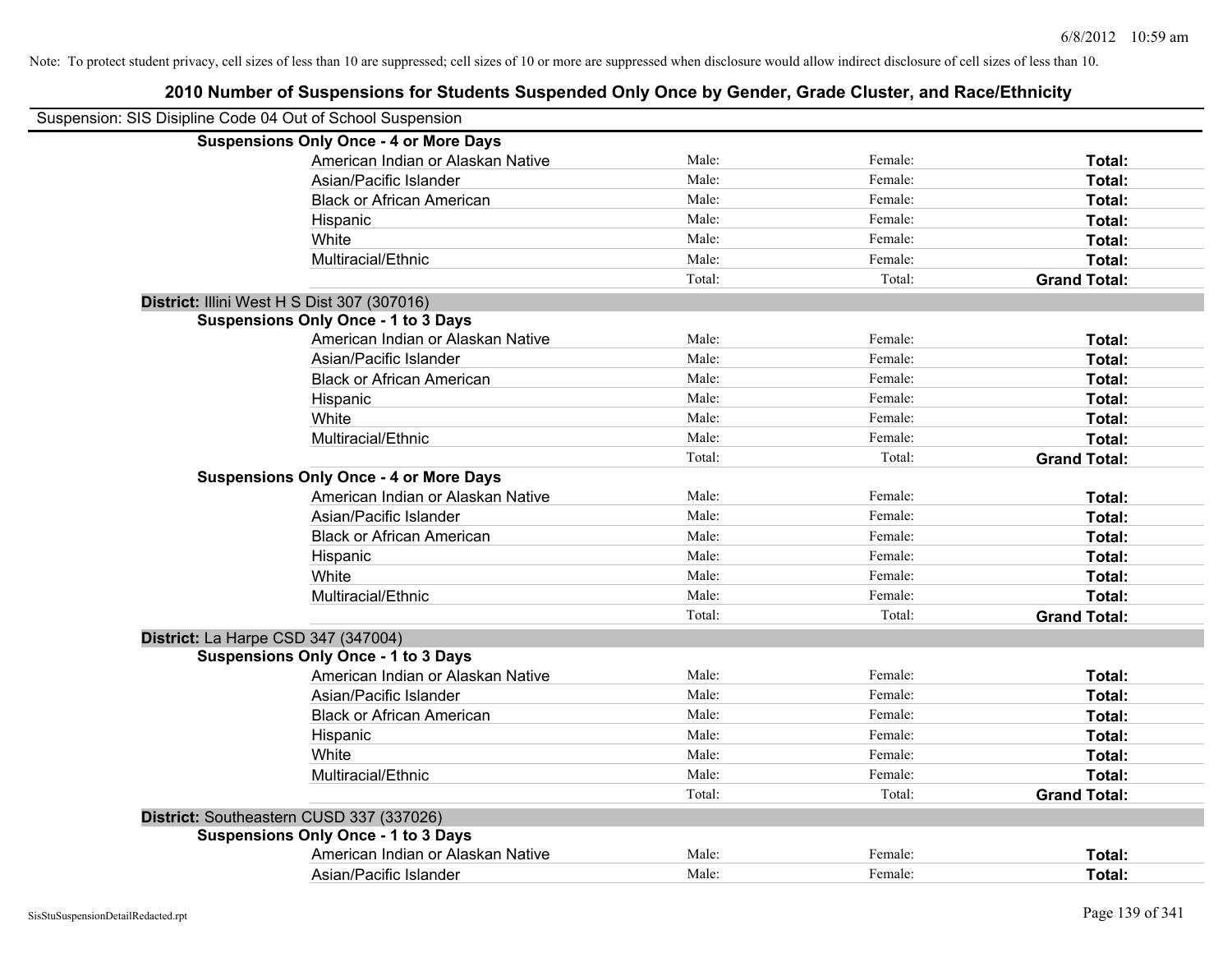Note: To protect student privacy, cell sizes of less than 10 are suppressed; cell sizes of 10 or more are suppressed when disclosure would allow indirect disclosure of cell sizes of less than 10.

## 2010 Number of Suspensions for Students Suspended Only Once by Gender, Grade Cluster, and Race/Ethnicity

Suspension: SIS Disipline Code 04 Out of School Suspension

**Suspensions Only Once - 4 or More Days**

| | | | |
|---|---|---|---|
| American Indian or Alaskan Native | Male: | Female: | **Total:** |
| Asian/Pacific Islander | Male: | Female: | **Total:** |
| Black or African American | Male: | Female: | **Total:** |
| Hispanic | Male: | Female: | **Total:** |
| White | Male: | Female: | **Total:** |
| Multiracial/Ethnic | Male: | Female: | **Total:** |
| | Total: | Total: | **Grand Total:** |

**District:** Illini West H S Dist 307 (307016)

**Suspensions Only Once - 1 to 3 Days**

| | | | |
|---|---|---|---|
| American Indian or Alaskan Native | Male: | Female: | **Total:** |
| Asian/Pacific Islander | Male: | Female: | **Total:** |
| Black or African American | Male: | Female: | **Total:** |
| Hispanic | Male: | Female: | **Total:** |
| White | Male: | Female: | **Total:** |
| Multiracial/Ethnic | Male: | Female: | **Total:** |
| | Total: | Total: | **Grand Total:** |

**Suspensions Only Once - 4 or More Days**

| | | | |
|---|---|---|---|
| American Indian or Alaskan Native | Male: | Female: | **Total:** |
| Asian/Pacific Islander | Male: | Female: | **Total:** |
| Black or African American | Male: | Female: | **Total:** |
| Hispanic | Male: | Female: | **Total:** |
| White | Male: | Female: | **Total:** |
| Multiracial/Ethnic | Male: | Female: | **Total:** |
| | Total: | Total: | **Grand Total:** |

**District:** La Harpe CSD 347 (347004)

**Suspensions Only Once - 1 to 3 Days**

| | | | |
|---|---|---|---|
| American Indian or Alaskan Native | Male: | Female: | **Total:** |
| Asian/Pacific Islander | Male: | Female: | **Total:** |
| Black or African American | Male: | Female: | **Total:** |
| Hispanic | Male: | Female: | **Total:** |
| White | Male: | Female: | **Total:** |
| Multiracial/Ethnic | Male: | Female: | **Total:** |
| | Total: | Total: | **Grand Total:** |

**District:** Southeastern CUSD 337 (337026)

**Suspensions Only Once - 1 to 3 Days**

| | | | |
|---|---|---|---|
| American Indian or Alaskan Native | Male: | Female: | **Total:** |
| Asian/Pacific Islander | Male: | Female: | **Total:** |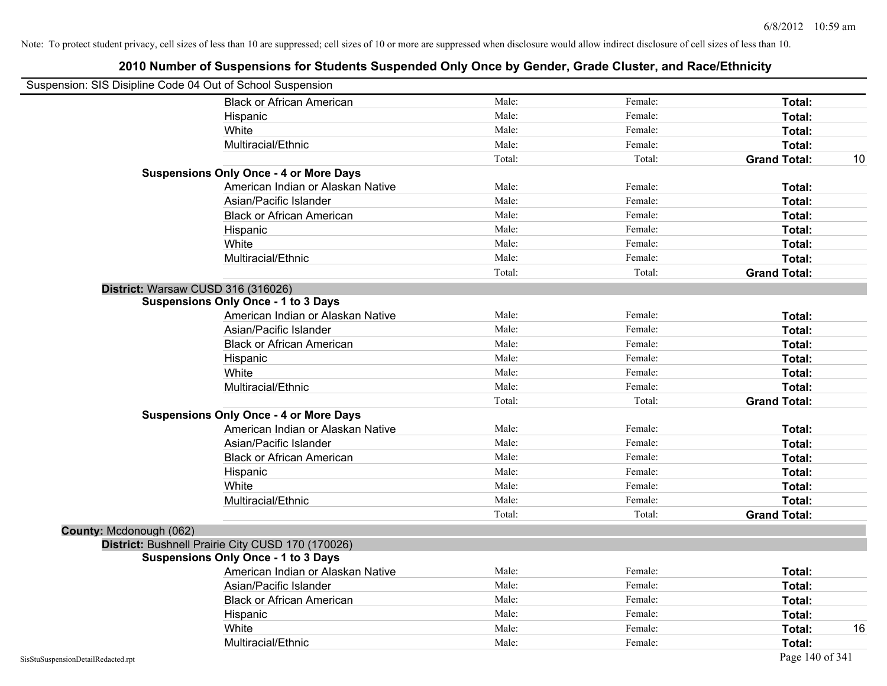Note: To protect student privacy, cell sizes of less than 10 are suppressed; cell sizes of 10 or more are suppressed when disclosure would allow indirect disclosure of cell sizes of less than 10.

# 2010 Number of Suspensions for Students Suspended Only Once by Gender, Grade Cluster, and Race/Ethnicity

Suspension: SIS Disipline Code 04 Out of School Suspension

| | | | | |
|---|---|---|---|---|
| Black or African American | Male: | Female: | **Total:** | |
| Hispanic | Male: | Female: | **Total:** | |
| White | Male: | Female: | **Total:** | |
| Multiracial/Ethnic | Male: | Female: | **Total:** | |
| | Total: | Total: | **Grand Total:** | 10 |

**Suspensions Only Once - 4 or More Days**

| | | | | |
|---|---|---|---|---|
| American Indian or Alaskan Native | Male: | Female: | **Total:** | |
| Asian/Pacific Islander | Male: | Female: | **Total:** | |
| Black or African American | Male: | Female: | **Total:** | |
| Hispanic | Male: | Female: | **Total:** | |
| White | Male: | Female: | **Total:** | |
| Multiracial/Ethnic | Male: | Female: | **Total:** | |
| | Total: | Total: | **Grand Total:** | |

**District:** Warsaw CUSD 316 (316026)

**Suspensions Only Once - 1 to 3 Days**

| | | | | |
|---|---|---|---|---|
| American Indian or Alaskan Native | Male: | Female: | **Total:** | |
| Asian/Pacific Islander | Male: | Female: | **Total:** | |
| Black or African American | Male: | Female: | **Total:** | |
| Hispanic | Male: | Female: | **Total:** | |
| White | Male: | Female: | **Total:** | |
| Multiracial/Ethnic | Male: | Female: | **Total:** | |
| | Total: | Total: | **Grand Total:** | |

**Suspensions Only Once - 4 or More Days**

| | | | | |
|---|---|---|---|---|
| American Indian or Alaskan Native | Male: | Female: | **Total:** | |
| Asian/Pacific Islander | Male: | Female: | **Total:** | |
| Black or African American | Male: | Female: | **Total:** | |
| Hispanic | Male: | Female: | **Total:** | |
| White | Male: | Female: | **Total:** | |
| Multiracial/Ethnic | Male: | Female: | **Total:** | |
| | Total: | Total: | **Grand Total:** | |

**County:** Mcdonough (062)

**District:** Bushnell Prairie City CUSD 170 (170026)

**Suspensions Only Once - 1 to 3 Days**

| | | | | |
|---|---|---|---|---|
| American Indian or Alaskan Native | Male: | Female: | **Total:** | |
| Asian/Pacific Islander | Male: | Female: | **Total:** | |
| Black or African American | Male: | Female: | **Total:** | |
| Hispanic | Male: | Female: | **Total:** | |
| White | Male: | Female: | **Total:** | 16 |
| Multiracial/Ethnic | Male: | Female: | **Total:** | |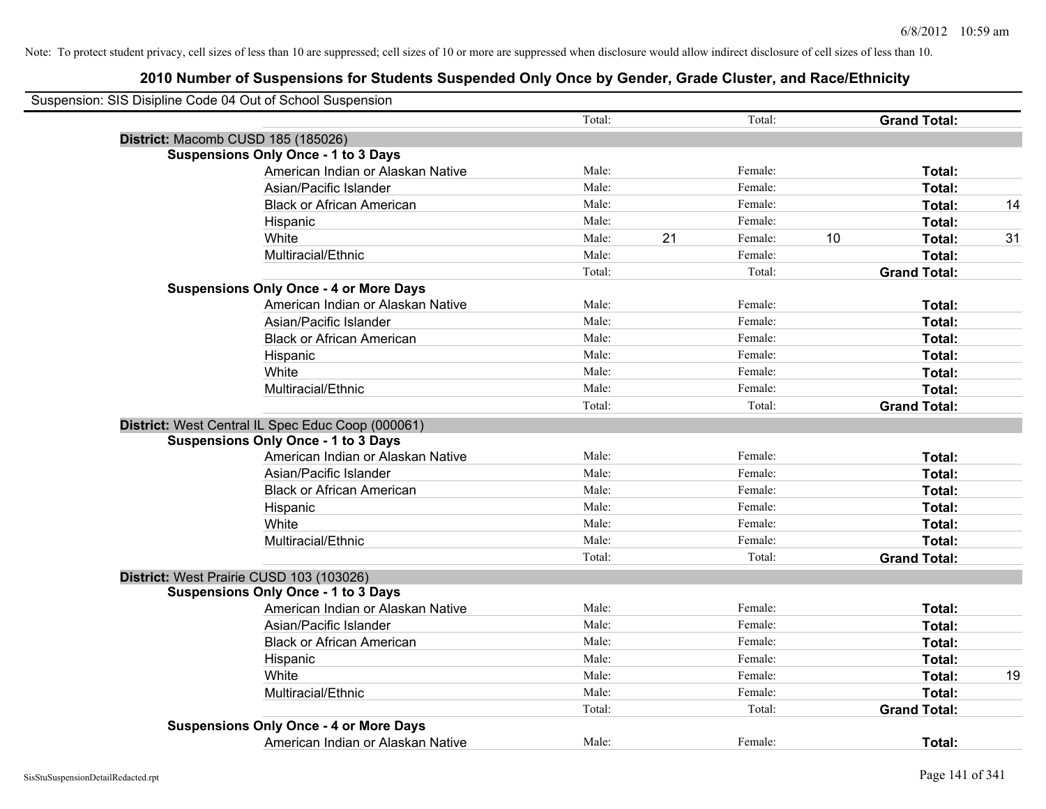Note: To protect student privacy, cell sizes of less than 10 are suppressed; cell sizes of 10 or more are suppressed when disclosure would allow indirect disclosure of cell sizes of less than 10.

# 2010 Number of Suspensions for Students Suspended Only Once by Gender, Grade Cluster, and Race/Ethnicity

Suspension: SIS Disipline Code 04 Out of School Suspension

| | | | | | | | |
|---|---|---|---|---|---|---|---|
| | Total: | | Total: | | **Grand Total:** | |
| **District:** Macomb CUSD 185 (185026) | | | | | | |
| **Suspensions Only Once - 1 to 3 Days** | | | | | | |
| American Indian or Alaskan Native | Male: | | Female: | | **Total:** | |
| Asian/Pacific Islander | Male: | | Female: | | **Total:** | |
| Black or African American | Male: | | Female: | | **Total:** | 14 |
| Hispanic | Male: | | Female: | | **Total:** | |
| White | Male: | 21 | Female: | 10 | **Total:** | 31 |
| Multiracial/Ethnic | Male: | | Female: | | **Total:** | |
| | Total: | | Total: | | **Grand Total:** | |
| **Suspensions Only Once - 4 or More Days** | | | | | | |
| American Indian or Alaskan Native | Male: | | Female: | | **Total:** | |
| Asian/Pacific Islander | Male: | | Female: | | **Total:** | |
| Black or African American | Male: | | Female: | | **Total:** | |
| Hispanic | Male: | | Female: | | **Total:** | |
| White | Male: | | Female: | | **Total:** | |
| Multiracial/Ethnic | Male: | | Female: | | **Total:** | |
| | Total: | | Total: | | **Grand Total:** | |
| **District:** West Central IL Spec Educ Coop (000061) | | | | | | |
| **Suspensions Only Once - 1 to 3 Days** | | | | | | |
| American Indian or Alaskan Native | Male: | | Female: | | **Total:** | |
| Asian/Pacific Islander | Male: | | Female: | | **Total:** | |
| Black or African American | Male: | | Female: | | **Total:** | |
| Hispanic | Male: | | Female: | | **Total:** | |
| White | Male: | | Female: | | **Total:** | |
| Multiracial/Ethnic | Male: | | Female: | | **Total:** | |
| | Total: | | Total: | | **Grand Total:** | |
| **District:** West Prairie CUSD 103 (103026) | | | | | | |
| **Suspensions Only Once - 1 to 3 Days** | | | | | | |
| American Indian or Alaskan Native | Male: | | Female: | | **Total:** | |
| Asian/Pacific Islander | Male: | | Female: | | **Total:** | |
| Black or African American | Male: | | Female: | | **Total:** | |
| Hispanic | Male: | | Female: | | **Total:** | |
| White | Male: | | Female: | | **Total:** | 19 |
| Multiracial/Ethnic | Male: | | Female: | | **Total:** | |
| | Total: | | Total: | | **Grand Total:** | |
| **Suspensions Only Once - 4 or More Days** | | | | | | |
| American Indian or Alaskan Native | Male: | | Female: | | **Total:** | |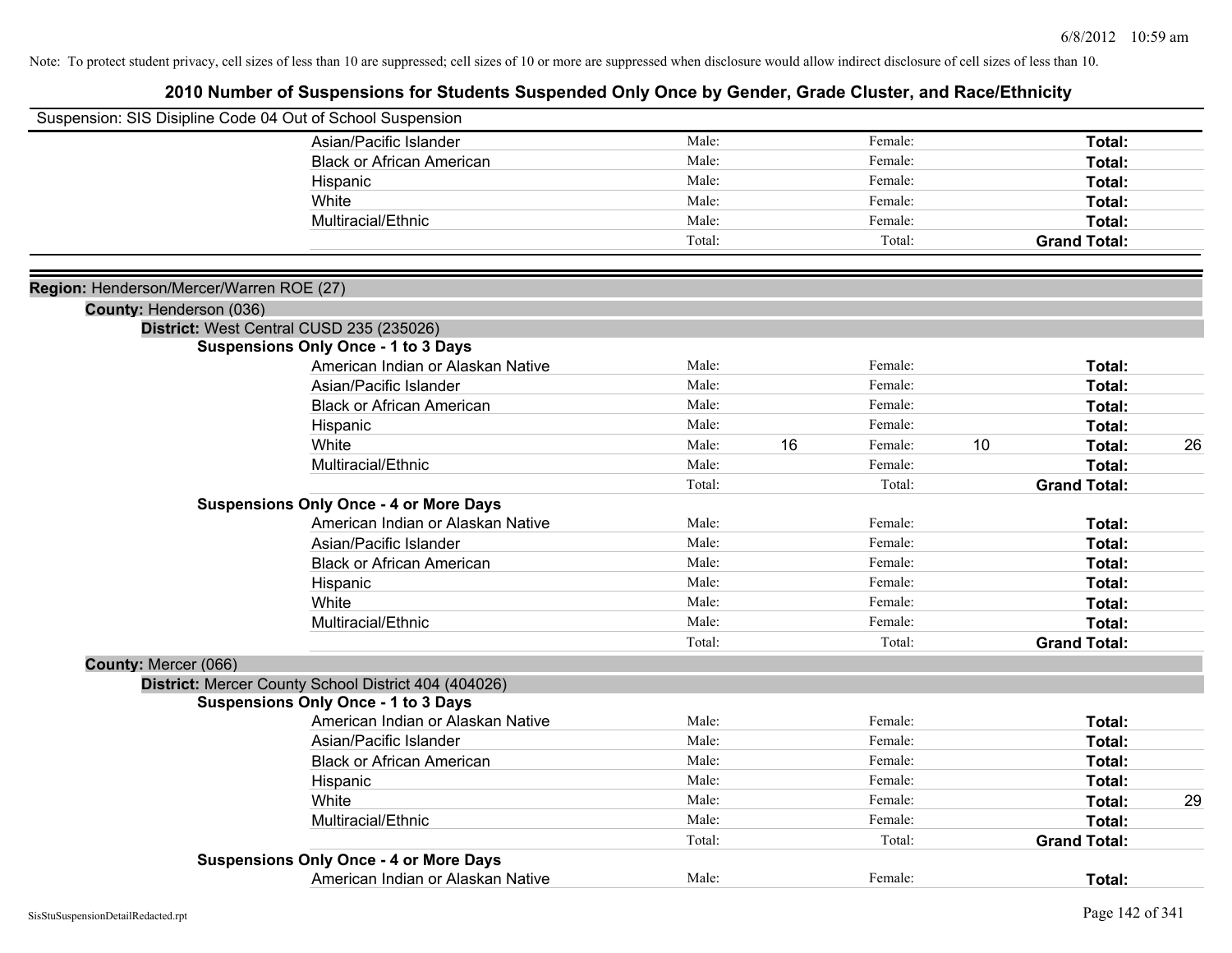Note: To protect student privacy, cell sizes of less than 10 are suppressed; cell sizes of 10 or more are suppressed when disclosure would allow indirect disclosure of cell sizes of less than 10.

## 2010 Number of Suspensions for Students Suspended Only Once by Gender, Grade Cluster, and Race/Ethnicity

Suspension: SIS Disipline Code 04 Out of School Suspension

| | | | | | |
|---|---|---|---|---|---|
| Asian/Pacific Islander | Male: | Female: | | **Total:** | |
| Black or African American | Male: | Female: | | **Total:** | |
| Hispanic | Male: | Female: | | **Total:** | |
| White | Male: | Female: | | **Total:** | |
| Multiracial/Ethnic | Male: | Female: | | **Total:** | |
| | Total: | Total: | | **Grand Total:** | |

**Region:** Henderson/Mercer/Warren ROE (27)

**County:** Henderson (036)

**District:** West Central CUSD 235 (235026)

**Suspensions Only Once - 1 to 3 Days**

| | | | | | | |
|---|---|---|---|---|---|---|
| American Indian or Alaskan Native | Male: | | Female: | | **Total:** | |
| Asian/Pacific Islander | Male: | | Female: | | **Total:** | |
| Black or African American | Male: | | Female: | | **Total:** | |
| Hispanic | Male: | | Female: | | **Total:** | |
| White | Male: | 16 | Female: | 10 | **Total:** | 26 |
| Multiracial/Ethnic | Male: | | Female: | | **Total:** | |
| | Total: | | Total: | | **Grand Total:** | |

**Suspensions Only Once - 4 or More Days**

| | | | | | | |
|---|---|---|---|---|---|---|
| American Indian or Alaskan Native | Male: | | Female: | | **Total:** | |
| Asian/Pacific Islander | Male: | | Female: | | **Total:** | |
| Black or African American | Male: | | Female: | | **Total:** | |
| Hispanic | Male: | | Female: | | **Total:** | |
| White | Male: | | Female: | | **Total:** | |
| Multiracial/Ethnic | Male: | | Female: | | **Total:** | |
| | Total: | | Total: | | **Grand Total:** | |

**County:** Mercer (066)

**District:** Mercer County School District 404 (404026)

**Suspensions Only Once - 1 to 3 Days**

| | | | | | | |
|---|---|---|---|---|---|---|
| American Indian or Alaskan Native | Male: | | Female: | | **Total:** | |
| Asian/Pacific Islander | Male: | | Female: | | **Total:** | |
| Black or African American | Male: | | Female: | | **Total:** | |
| Hispanic | Male: | | Female: | | **Total:** | |
| White | Male: | | Female: | | **Total:** | 29 |
| Multiracial/Ethnic | Male: | | Female: | | **Total:** | |
| | Total: | | Total: | | **Grand Total:** | |

**Suspensions Only Once - 4 or More Days**

| | | | | | | |
|---|---|---|---|---|---|---|
| American Indian or Alaskan Native | Male: | | Female: | | **Total:** | |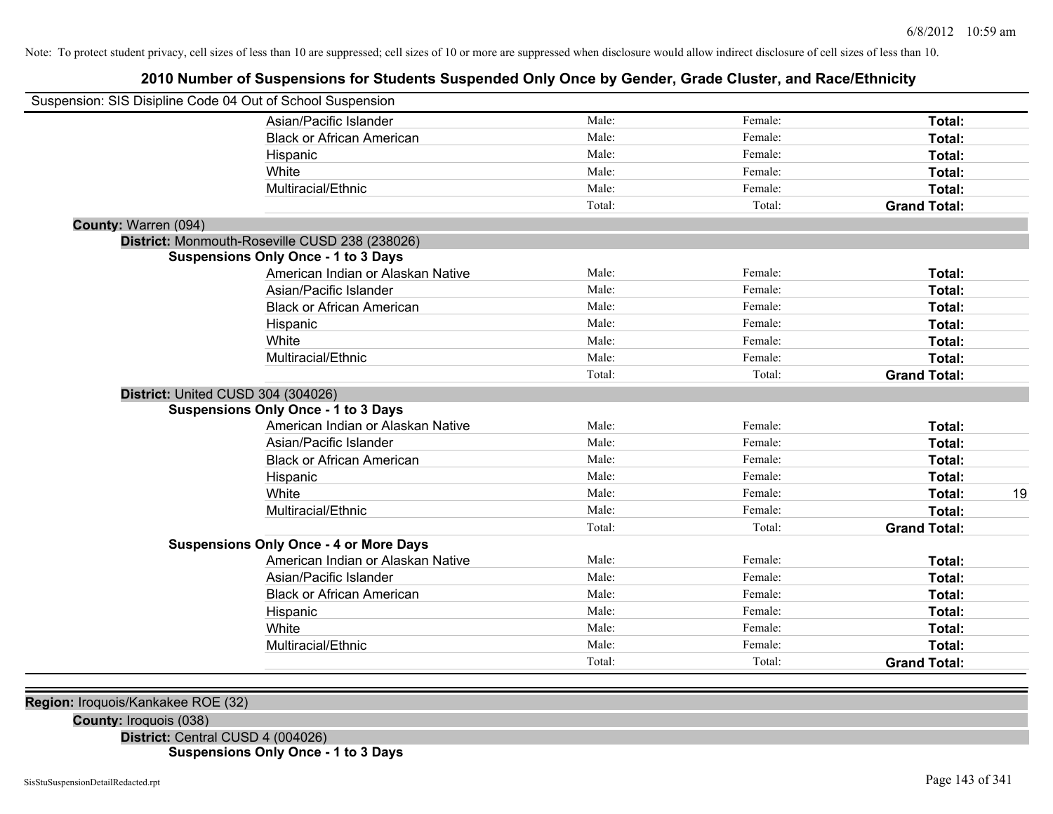Note: To protect student privacy, cell sizes of less than 10 are suppressed; cell sizes of 10 or more are suppressed when disclosure would allow indirect disclosure of cell sizes of less than 10.

# 2010 Number of Suspensions for Students Suspended Only Once by Gender, Grade Cluster, and Race/Ethnicity

Suspension: SIS Disipline Code 04 Out of School Suspension

| | Male | Female | Total |
|---|---|---|---|
| Asian/Pacific Islander | Male: | Female: | **Total:** |
| Black or African American | Male: | Female: | **Total:** |
| Hispanic | Male: | Female: | **Total:** |
| White | Male: | Female: | **Total:** |
| Multiracial/Ethnic | Male: | Female: | **Total:** |
| | Total: | Total: | **Grand Total:** |

**County:** Warren (094)

**District:** Monmouth-Roseville CUSD 238 (238026)

**Suspensions Only Once - 1 to 3 Days**

| | Male | Female | Total |
|---|---|---|---|
| American Indian or Alaskan Native | Male: | Female: | **Total:** |
| Asian/Pacific Islander | Male: | Female: | **Total:** |
| Black or African American | Male: | Female: | **Total:** |
| Hispanic | Male: | Female: | **Total:** |
| White | Male: | Female: | **Total:** |
| Multiracial/Ethnic | Male: | Female: | **Total:** |
| | Total: | Total: | **Grand Total:** |

**District:** United CUSD 304 (304026)

**Suspensions Only Once - 1 to 3 Days**

| | Male | Female | Total |
|---|---|---|---|
| American Indian or Alaskan Native | Male: | Female: | **Total:** |
| Asian/Pacific Islander | Male: | Female: | **Total:** |
| Black or African American | Male: | Female: | **Total:** |
| Hispanic | Male: | Female: | **Total:** |
| White | Male: | Female: | **Total:** 19 |
| Multiracial/Ethnic | Male: | Female: | **Total:** |
| | Total: | Total: | **Grand Total:** |

**Suspensions Only Once - 4 or More Days**

| | Male | Female | Total |
|---|---|---|---|
| American Indian or Alaskan Native | Male: | Female: | **Total:** |
| Asian/Pacific Islander | Male: | Female: | **Total:** |
| Black or African American | Male: | Female: | **Total:** |
| Hispanic | Male: | Female: | **Total:** |
| White | Male: | Female: | **Total:** |
| Multiracial/Ethnic | Male: | Female: | **Total:** |
| | Total: | Total: | **Grand Total:** |

**Region:** Iroquois/Kankakee ROE (32)

**County:** Iroquois (038)

**District:** Central CUSD 4 (004026)

**Suspensions Only Once - 1 to 3 Days**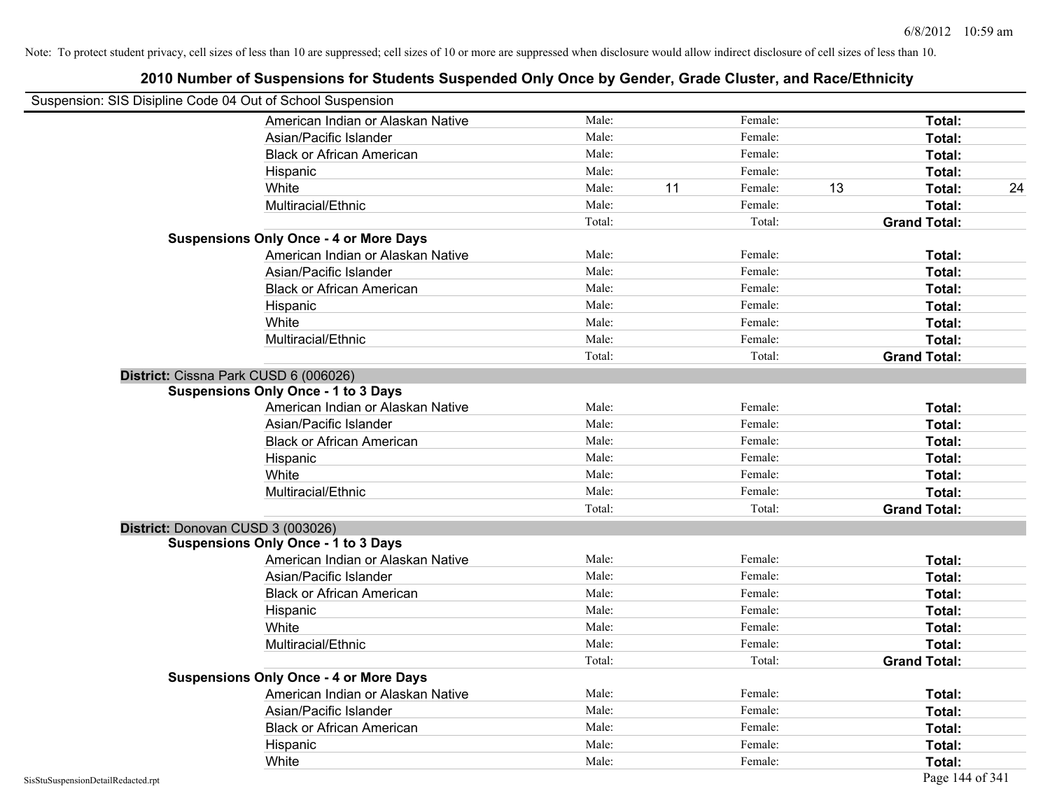Note: To protect student privacy, cell sizes of less than 10 are suppressed; cell sizes of 10 or more are suppressed when disclosure would allow indirect disclosure of cell sizes of less than 10.

# 2010 Number of Suspensions for Students Suspended Only Once by Gender, Grade Cluster, and Race/Ethnicity

Suspension: SIS Disipline Code 04 Out of School Suspension

| | | | | | |
|---|---|---|---|---|---|
| American Indian or Alaskan Native | Male: | Female: | | **Total:** | |
| Asian/Pacific Islander | Male: | Female: | | **Total:** | |
| Black or African American | Male: | Female: | | **Total:** | |
| Hispanic | Male: | Female: | | **Total:** | |
| White | Male: 11 | Female: 13 | | **Total:** | 24 |
| Multiracial/Ethnic | Male: | Female: | | **Total:** | |
| | Total: | Total: | | **Grand Total:** | |

**Suspensions Only Once - 4 or More Days**

| | | | |
|---|---|---|---|
| American Indian or Alaskan Native | Male: | Female: | **Total:** |
| Asian/Pacific Islander | Male: | Female: | **Total:** |
| Black or African American | Male: | Female: | **Total:** |
| Hispanic | Male: | Female: | **Total:** |
| White | Male: | Female: | **Total:** |
| Multiracial/Ethnic | Male: | Female: | **Total:** |
| | Total: | Total: | **Grand Total:** |

**District:** Cissna Park CUSD 6 (006026)

**Suspensions Only Once - 1 to 3 Days**

| | | | |
|---|---|---|---|
| American Indian or Alaskan Native | Male: | Female: | **Total:** |
| Asian/Pacific Islander | Male: | Female: | **Total:** |
| Black or African American | Male: | Female: | **Total:** |
| Hispanic | Male: | Female: | **Total:** |
| White | Male: | Female: | **Total:** |
| Multiracial/Ethnic | Male: | Female: | **Total:** |
| | Total: | Total: | **Grand Total:** |

**District:** Donovan CUSD 3 (003026)

**Suspensions Only Once - 1 to 3 Days**

| | | | |
|---|---|---|---|
| American Indian or Alaskan Native | Male: | Female: | **Total:** |
| Asian/Pacific Islander | Male: | Female: | **Total:** |
| Black or African American | Male: | Female: | **Total:** |
| Hispanic | Male: | Female: | **Total:** |
| White | Male: | Female: | **Total:** |
| Multiracial/Ethnic | Male: | Female: | **Total:** |
| | Total: | Total: | **Grand Total:** |

**Suspensions Only Once - 4 or More Days**

| | | | |
|---|---|---|---|
| American Indian or Alaskan Native | Male: | Female: | **Total:** |
| Asian/Pacific Islander | Male: | Female: | **Total:** |
| Black or African American | Male: | Female: | **Total:** |
| Hispanic | Male: | Female: | **Total:** |
| White | Male: | Female: | **Total:** |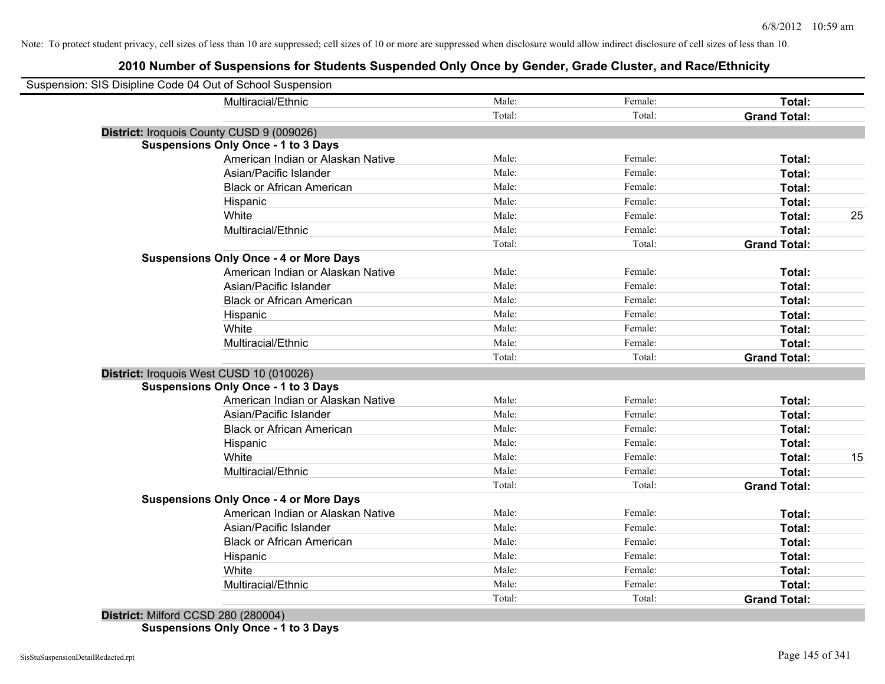Note: To protect student privacy, cell sizes of less than 10 are suppressed; cell sizes of 10 or more are suppressed when disclosure would allow indirect disclosure of cell sizes of less than 10.

# 2010 Number of Suspensions for Students Suspended Only Once by Gender, Grade Cluster, and Race/Ethnicity

Suspension: SIS Disipline Code 04 Out of School Suspension

| | | | | |
|---|---|---|---|---|
| Multiracial/Ethnic | Male: | Female: | **Total:** | |
| | Total: | Total: | **Grand Total:** | |

**District:** Iroquois County CUSD 9 (009026)

**Suspensions Only Once - 1 to 3 Days**

| | | | | |
|---|---|---|---|---|
| American Indian or Alaskan Native | Male: | Female: | **Total:** | |
| Asian/Pacific Islander | Male: | Female: | **Total:** | |
| Black or African American | Male: | Female: | **Total:** | |
| Hispanic | Male: | Female: | **Total:** | |
| White | Male: | Female: | **Total:** | 25 |
| Multiracial/Ethnic | Male: | Female: | **Total:** | |
| | Total: | Total: | **Grand Total:** | |

**Suspensions Only Once - 4 or More Days**

| | | | | |
|---|---|---|---|---|
| American Indian or Alaskan Native | Male: | Female: | **Total:** | |
| Asian/Pacific Islander | Male: | Female: | **Total:** | |
| Black or African American | Male: | Female: | **Total:** | |
| Hispanic | Male: | Female: | **Total:** | |
| White | Male: | Female: | **Total:** | |
| Multiracial/Ethnic | Male: | Female: | **Total:** | |
| | Total: | Total: | **Grand Total:** | |

**District:** Iroquois West CUSD 10 (010026)

**Suspensions Only Once - 1 to 3 Days**

| | | | | |
|---|---|---|---|---|
| American Indian or Alaskan Native | Male: | Female: | **Total:** | |
| Asian/Pacific Islander | Male: | Female: | **Total:** | |
| Black or African American | Male: | Female: | **Total:** | |
| Hispanic | Male: | Female: | **Total:** | |
| White | Male: | Female: | **Total:** | 15 |
| Multiracial/Ethnic | Male: | Female: | **Total:** | |
| | Total: | Total: | **Grand Total:** | |

**Suspensions Only Once - 4 or More Days**

| | | | | |
|---|---|---|---|---|
| American Indian or Alaskan Native | Male: | Female: | **Total:** | |
| Asian/Pacific Islander | Male: | Female: | **Total:** | |
| Black or African American | Male: | Female: | **Total:** | |
| Hispanic | Male: | Female: | **Total:** | |
| White | Male: | Female: | **Total:** | |
| Multiracial/Ethnic | Male: | Female: | **Total:** | |
| | Total: | Total: | **Grand Total:** | |

**District:** Milford CCSD 280 (280004)

**Suspensions Only Once - 1 to 3 Days**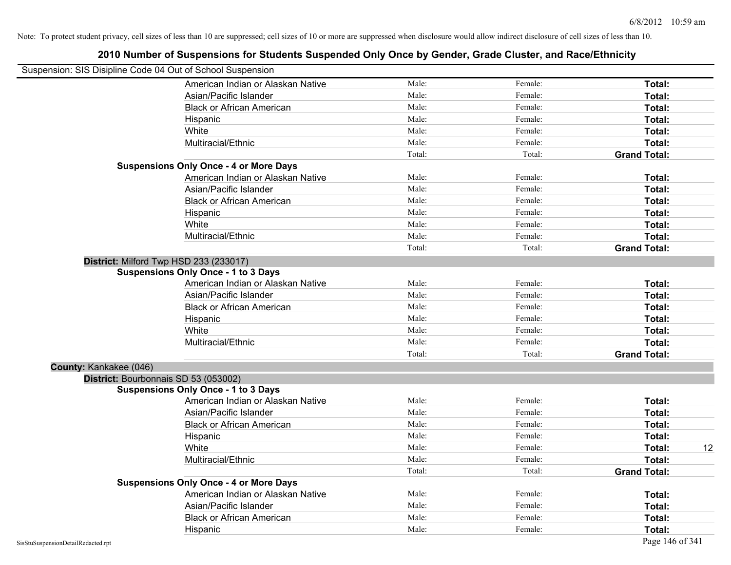Note: To protect student privacy, cell sizes of less than 10 are suppressed; cell sizes of 10 or more are suppressed when disclosure would allow indirect disclosure of cell sizes of less than 10.

# 2010 Number of Suspensions for Students Suspended Only Once by Gender, Grade Cluster, and Race/Ethnicity

Suspension: SIS Disipline Code 04 Out of School Suspension

| | | | | |
|---|---|---|---|---|
| American Indian or Alaskan Native | Male: | Female: | **Total:** | |
| Asian/Pacific Islander | Male: | Female: | **Total:** | |
| Black or African American | Male: | Female: | **Total:** | |
| Hispanic | Male: | Female: | **Total:** | |
| White | Male: | Female: | **Total:** | |
| Multiracial/Ethnic | Male: | Female: | **Total:** | |
| | Total: | Total: | **Grand Total:** | |

**Suspensions Only Once - 4 or More Days**

| | | | | |
|---|---|---|---|---|
| American Indian or Alaskan Native | Male: | Female: | **Total:** | |
| Asian/Pacific Islander | Male: | Female: | **Total:** | |
| Black or African American | Male: | Female: | **Total:** | |
| Hispanic | Male: | Female: | **Total:** | |
| White | Male: | Female: | **Total:** | |
| Multiracial/Ethnic | Male: | Female: | **Total:** | |
| | Total: | Total: | **Grand Total:** | |

**District:** Milford Twp HSD 233 (233017)

**Suspensions Only Once - 1 to 3 Days**

| | | | | |
|---|---|---|---|---|
| American Indian or Alaskan Native | Male: | Female: | **Total:** | |
| Asian/Pacific Islander | Male: | Female: | **Total:** | |
| Black or African American | Male: | Female: | **Total:** | |
| Hispanic | Male: | Female: | **Total:** | |
| White | Male: | Female: | **Total:** | |
| Multiracial/Ethnic | Male: | Female: | **Total:** | |
| | Total: | Total: | **Grand Total:** | |

**County:** Kankakee (046)

**District:** Bourbonnais SD 53 (053002)

**Suspensions Only Once - 1 to 3 Days**

| | | | | |
|---|---|---|---|---|
| American Indian or Alaskan Native | Male: | Female: | **Total:** | |
| Asian/Pacific Islander | Male: | Female: | **Total:** | |
| Black or African American | Male: | Female: | **Total:** | |
| Hispanic | Male: | Female: | **Total:** | |
| White | Male: | Female: | **Total:** | 12 |
| Multiracial/Ethnic | Male: | Female: | **Total:** | |
| | Total: | Total: | **Grand Total:** | |

**Suspensions Only Once - 4 or More Days**

| | | | | |
|---|---|---|---|---|
| American Indian or Alaskan Native | Male: | Female: | **Total:** | |
| Asian/Pacific Islander | Male: | Female: | **Total:** | |
| Black or African American | Male: | Female: | **Total:** | |
| Hispanic | Male: | Female: | **Total:** | |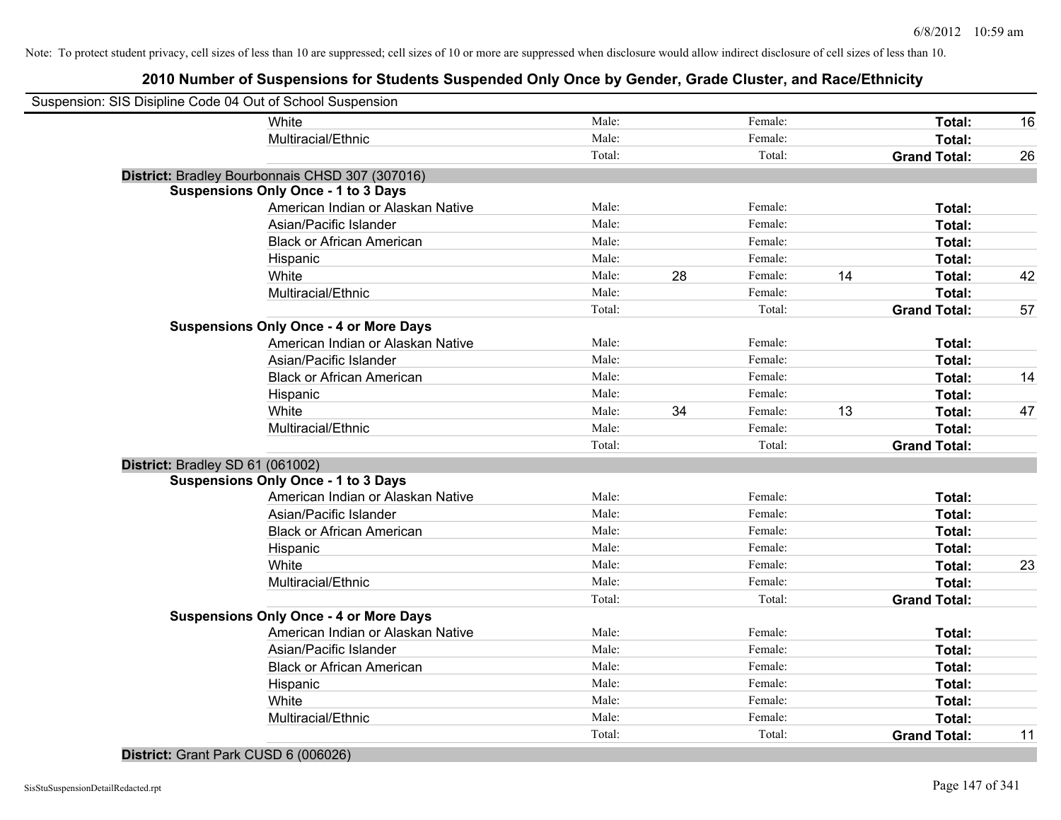Note: To protect student privacy, cell sizes of less than 10 are suppressed; cell sizes of 10 or more are suppressed when disclosure would allow indirect disclosure of cell sizes of less than 10.

# 2010 Number of Suspensions for Students Suspended Only Once by Gender, Grade Cluster, and Race/Ethnicity

Suspension: SIS Disipline Code 04 Out of School Suspension

| | | | | | | | |
|---|---|---|---|---|---|---|---|
| White | Male: | | Female: | | **Total:** | 16 |
| Multiracial/Ethnic | Male: | | Female: | | **Total:** | |
| | Total: | | Total: | | **Grand Total:** | 26 |

**District:** Bradley Bourbonnais CHSD 307 (307016)

**Suspensions Only Once - 1 to 3 Days**

| | | | | | | |
|---|---|---|---|---|---|---|
| American Indian or Alaskan Native | Male: | | Female: | | **Total:** | |
| Asian/Pacific Islander | Male: | | Female: | | **Total:** | |
| Black or African American | Male: | | Female: | | **Total:** | |
| Hispanic | Male: | | Female: | | **Total:** | |
| White | Male: | 28 | Female: | 14 | **Total:** | 42 |
| Multiracial/Ethnic | Male: | | Female: | | **Total:** | |
| | Total: | | Total: | | **Grand Total:** | 57 |

**Suspensions Only Once - 4 or More Days**

| | | | | | | |
|---|---|---|---|---|---|---|
| American Indian or Alaskan Native | Male: | | Female: | | **Total:** | |
| Asian/Pacific Islander | Male: | | Female: | | **Total:** | |
| Black or African American | Male: | | Female: | | **Total:** | 14 |
| Hispanic | Male: | | Female: | | **Total:** | |
| White | Male: | 34 | Female: | 13 | **Total:** | 47 |
| Multiracial/Ethnic | Male: | | Female: | | **Total:** | |
| | Total: | | Total: | | **Grand Total:** | |

**District:** Bradley SD 61 (061002)

**Suspensions Only Once - 1 to 3 Days**

| | | | | | | |
|---|---|---|---|---|---|---|
| American Indian or Alaskan Native | Male: | | Female: | | **Total:** | |
| Asian/Pacific Islander | Male: | | Female: | | **Total:** | |
| Black or African American | Male: | | Female: | | **Total:** | |
| Hispanic | Male: | | Female: | | **Total:** | |
| White | Male: | | Female: | | **Total:** | 23 |
| Multiracial/Ethnic | Male: | | Female: | | **Total:** | |
| | Total: | | Total: | | **Grand Total:** | |

**Suspensions Only Once - 4 or More Days**

| | | | | | | |
|---|---|---|---|---|---|---|
| American Indian or Alaskan Native | Male: | | Female: | | **Total:** | |
| Asian/Pacific Islander | Male: | | Female: | | **Total:** | |
| Black or African American | Male: | | Female: | | **Total:** | |
| Hispanic | Male: | | Female: | | **Total:** | |
| White | Male: | | Female: | | **Total:** | |
| Multiracial/Ethnic | Male: | | Female: | | **Total:** | |
| | Total: | | Total: | | **Grand Total:** | 11 |

**District:** Grant Park CUSD 6 (006026)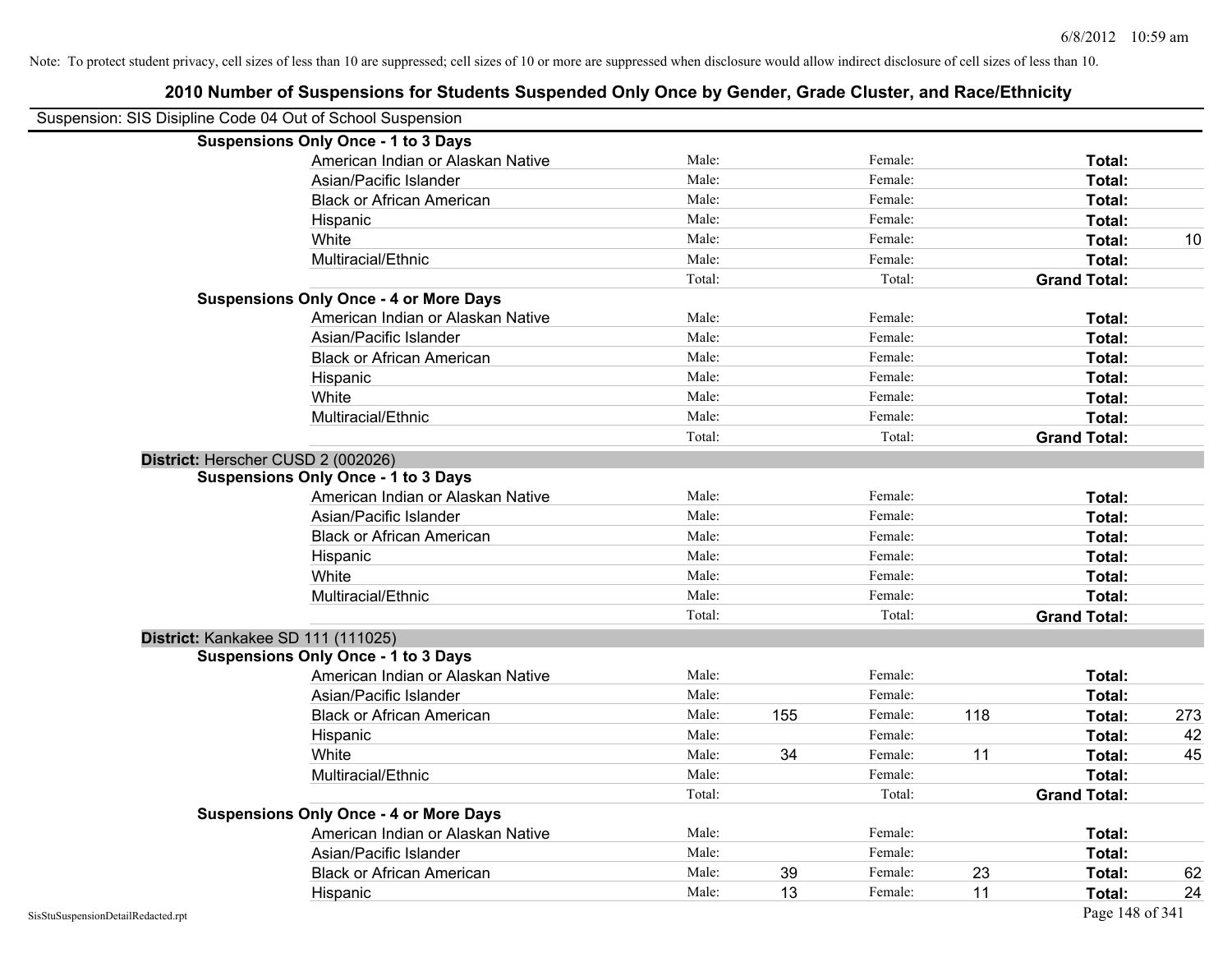Note: To protect student privacy, cell sizes of less than 10 are suppressed; cell sizes of 10 or more are suppressed when disclosure would allow indirect disclosure of cell sizes of less than 10.

# 2010 Number of Suspensions for Students Suspended Only Once by Gender, Grade Cluster, and Race/Ethnicity

Suspension: SIS Disipline Code 04 Out of School Suspension

**Suspensions Only Once - 1 to 3 Days**

| | | | | | | |
|---|---|---|---|---|---|---|
| American Indian or Alaskan Native | Male: | | Female: | | **Total:** | |
| Asian/Pacific Islander | Male: | | Female: | | **Total:** | |
| Black or African American | Male: | | Female: | | **Total:** | |
| Hispanic | Male: | | Female: | | **Total:** | |
| White | Male: | | Female: | | **Total:** | 10 |
| Multiracial/Ethnic | Male: | | Female: | | **Total:** | |
| | Total: | | Total: | | **Grand Total:** | |

**Suspensions Only Once - 4 or More Days**

| | | | | | | |
|---|---|---|---|---|---|---|
| American Indian or Alaskan Native | Male: | | Female: | | **Total:** | |
| Asian/Pacific Islander | Male: | | Female: | | **Total:** | |
| Black or African American | Male: | | Female: | | **Total:** | |
| Hispanic | Male: | | Female: | | **Total:** | |
| White | Male: | | Female: | | **Total:** | |
| Multiracial/Ethnic | Male: | | Female: | | **Total:** | |
| | Total: | | Total: | | **Grand Total:** | |

**District:** Herscher CUSD 2 (002026)

**Suspensions Only Once - 1 to 3 Days**

| | | | | | | |
|---|---|---|---|---|---|---|
| American Indian or Alaskan Native | Male: | | Female: | | **Total:** | |
| Asian/Pacific Islander | Male: | | Female: | | **Total:** | |
| Black or African American | Male: | | Female: | | **Total:** | |
| Hispanic | Male: | | Female: | | **Total:** | |
| White | Male: | | Female: | | **Total:** | |
| Multiracial/Ethnic | Male: | | Female: | | **Total:** | |
| | Total: | | Total: | | **Grand Total:** | |

**District:** Kankakee SD 111 (111025)

**Suspensions Only Once - 1 to 3 Days**

| | | | | | | |
|---|---|---|---|---|---|---|
| American Indian or Alaskan Native | Male: | | Female: | | **Total:** | |
| Asian/Pacific Islander | Male: | | Female: | | **Total:** | |
| Black or African American | Male: | 155 | Female: | 118 | **Total:** | 273 |
| Hispanic | Male: | | Female: | | **Total:** | 42 |
| White | Male: | 34 | Female: | 11 | **Total:** | 45 |
| Multiracial/Ethnic | Male: | | Female: | | **Total:** | |
| | Total: | | Total: | | **Grand Total:** | |

**Suspensions Only Once - 4 or More Days**

| | | | | | | |
|---|---|---|---|---|---|---|
| American Indian or Alaskan Native | Male: | | Female: | | **Total:** | |
| Asian/Pacific Islander | Male: | | Female: | | **Total:** | |
| Black or African American | Male: | 39 | Female: | 23 | **Total:** | 62 |
| Hispanic | Male: | 13 | Female: | 11 | **Total:** | 24 |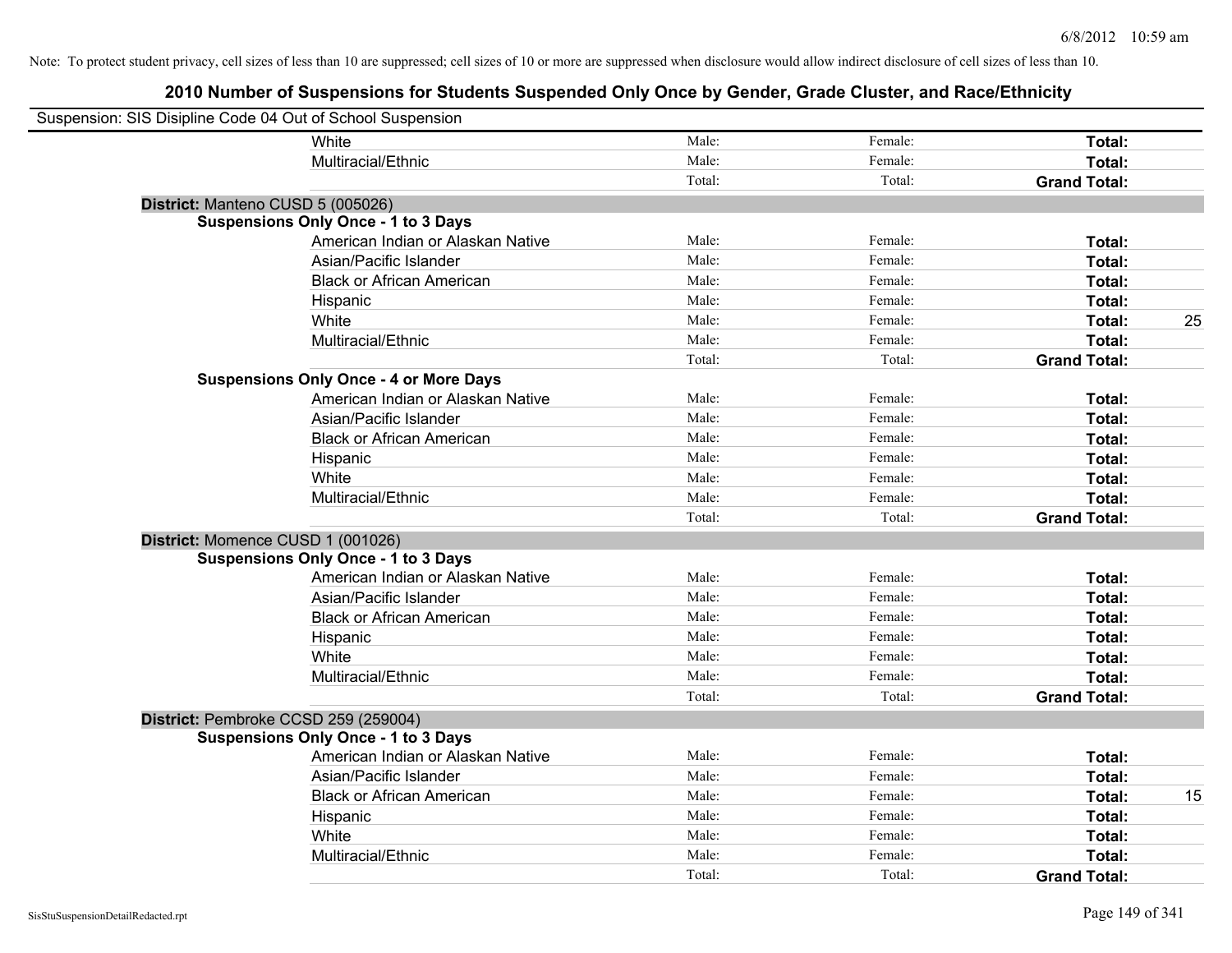Note: To protect student privacy, cell sizes of less than 10 are suppressed; cell sizes of 10 or more are suppressed when disclosure would allow indirect disclosure of cell sizes of less than 10.

# 2010 Number of Suspensions for Students Suspended Only Once by Gender, Grade Cluster, and Race/Ethnicity

Suspension: SIS Disipline Code 04 Out of School Suspension

| | | | | |
|---|---|---|---|---|
| White | Male: | Female: | **Total:** | |
| Multiracial/Ethnic | Male: | Female: | **Total:** | |
| | Total: | Total: | **Grand Total:** | |

**District:** Manteno CUSD 5 (005026)

**Suspensions Only Once - 1 to 3 Days**

| | | | | |
|---|---|---|---|---|
| American Indian or Alaskan Native | Male: | Female: | **Total:** | |
| Asian/Pacific Islander | Male: | Female: | **Total:** | |
| Black or African American | Male: | Female: | **Total:** | |
| Hispanic | Male: | Female: | **Total:** | |
| White | Male: | Female: | **Total:** | 25 |
| Multiracial/Ethnic | Male: | Female: | **Total:** | |
| | Total: | Total: | **Grand Total:** | |

**Suspensions Only Once - 4 or More Days**

| | | | | |
|---|---|---|---|---|
| American Indian or Alaskan Native | Male: | Female: | **Total:** | |
| Asian/Pacific Islander | Male: | Female: | **Total:** | |
| Black or African American | Male: | Female: | **Total:** | |
| Hispanic | Male: | Female: | **Total:** | |
| White | Male: | Female: | **Total:** | |
| Multiracial/Ethnic | Male: | Female: | **Total:** | |
| | Total: | Total: | **Grand Total:** | |

**District:** Momence CUSD 1 (001026)

**Suspensions Only Once - 1 to 3 Days**

| | | | | |
|---|---|---|---|---|
| American Indian or Alaskan Native | Male: | Female: | **Total:** | |
| Asian/Pacific Islander | Male: | Female: | **Total:** | |
| Black or African American | Male: | Female: | **Total:** | |
| Hispanic | Male: | Female: | **Total:** | |
| White | Male: | Female: | **Total:** | |
| Multiracial/Ethnic | Male: | Female: | **Total:** | |
| | Total: | Total: | **Grand Total:** | |

**District:** Pembroke CCSD 259 (259004)

**Suspensions Only Once - 1 to 3 Days**

| | | | | |
|---|---|---|---|---|
| American Indian or Alaskan Native | Male: | Female: | **Total:** | |
| Asian/Pacific Islander | Male: | Female: | **Total:** | |
| Black or African American | Male: | Female: | **Total:** | 15 |
| Hispanic | Male: | Female: | **Total:** | |
| White | Male: | Female: | **Total:** | |
| Multiracial/Ethnic | Male: | Female: | **Total:** | |
| | Total: | Total: | **Grand Total:** | |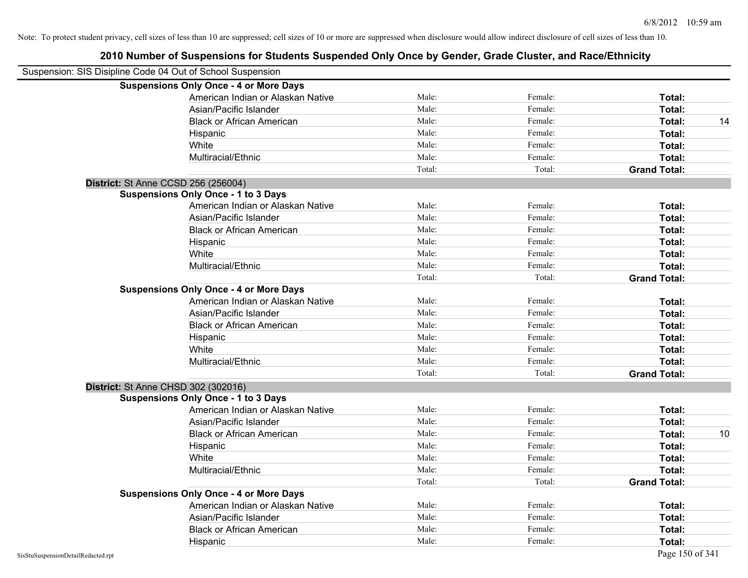Note: To protect student privacy, cell sizes of less than 10 are suppressed; cell sizes of 10 or more are suppressed when disclosure would allow indirect disclosure of cell sizes of less than 10.

# 2010 Number of Suspensions for Students Suspended Only Once by Gender, Grade Cluster, and Race/Ethnicity

Suspension: SIS Disipline Code 04 Out of School Suspension

**Suspensions Only Once - 4 or More Days**

| | | | | |
|---|---|---|---|---|
| American Indian or Alaskan Native | Male: | Female: | **Total:** | |
| Asian/Pacific Islander | Male: | Female: | **Total:** | |
| Black or African American | Male: | Female: | **Total:** | 14 |
| Hispanic | Male: | Female: | **Total:** | |
| White | Male: | Female: | **Total:** | |
| Multiracial/Ethnic | Male: | Female: | **Total:** | |
| | Total: | Total: | **Grand Total:** | |

**District:** St Anne CCSD 256 (256004)

**Suspensions Only Once - 1 to 3 Days**

| | | | | |
|---|---|---|---|---|
| American Indian or Alaskan Native | Male: | Female: | **Total:** | |
| Asian/Pacific Islander | Male: | Female: | **Total:** | |
| Black or African American | Male: | Female: | **Total:** | |
| Hispanic | Male: | Female: | **Total:** | |
| White | Male: | Female: | **Total:** | |
| Multiracial/Ethnic | Male: | Female: | **Total:** | |
| | Total: | Total: | **Grand Total:** | |

**Suspensions Only Once - 4 or More Days**

| | | | | |
|---|---|---|---|---|
| American Indian or Alaskan Native | Male: | Female: | **Total:** | |
| Asian/Pacific Islander | Male: | Female: | **Total:** | |
| Black or African American | Male: | Female: | **Total:** | |
| Hispanic | Male: | Female: | **Total:** | |
| White | Male: | Female: | **Total:** | |
| Multiracial/Ethnic | Male: | Female: | **Total:** | |
| | Total: | Total: | **Grand Total:** | |

**District:** St Anne CHSD 302 (302016)

**Suspensions Only Once - 1 to 3 Days**

| | | | | |
|---|---|---|---|---|
| American Indian or Alaskan Native | Male: | Female: | **Total:** | |
| Asian/Pacific Islander | Male: | Female: | **Total:** | |
| Black or African American | Male: | Female: | **Total:** | 10 |
| Hispanic | Male: | Female: | **Total:** | |
| White | Male: | Female: | **Total:** | |
| Multiracial/Ethnic | Male: | Female: | **Total:** | |
| | Total: | Total: | **Grand Total:** | |

**Suspensions Only Once - 4 or More Days**

| | | | | |
|---|---|---|---|---|
| American Indian or Alaskan Native | Male: | Female: | **Total:** | |
| Asian/Pacific Islander | Male: | Female: | **Total:** | |
| Black or African American | Male: | Female: | **Total:** | |
| Hispanic | Male: | Female: | **Total:** | |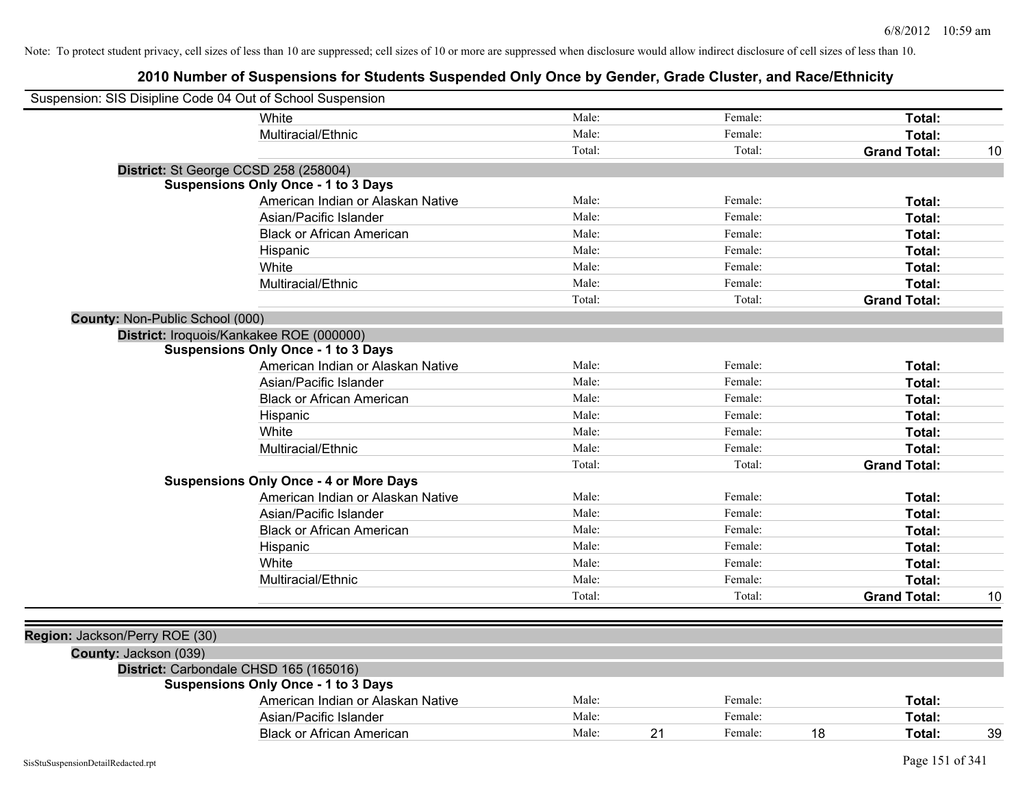Note: To protect student privacy, cell sizes of less than 10 are suppressed; cell sizes of 10 or more are suppressed when disclosure would allow indirect disclosure of cell sizes of less than 10.

# 2010 Number of Suspensions for Students Suspended Only Once by Gender, Grade Cluster, and Race/Ethnicity

Suspension: SIS Disipline Code 04 Out of School Suspension

| | | | | | | | |
|---|---|---|---|---|---|---|---|
| White | Male: | | Female: | | Total: | |
| Multiracial/Ethnic | Male: | | Female: | | Total: | |
| | Total: | | Total: | | **Grand Total:** | 10 |

**District:** St George CCSD 258 (258004)

**Suspensions Only Once - 1 to 3 Days**

| | | | | | | |
|---|---|---|---|---|---|---|
| American Indian or Alaskan Native | Male: | | Female: | | Total: | |
| Asian/Pacific Islander | Male: | | Female: | | Total: | |
| Black or African American | Male: | | Female: | | Total: | |
| Hispanic | Male: | | Female: | | Total: | |
| White | Male: | | Female: | | Total: | |
| Multiracial/Ethnic | Male: | | Female: | | Total: | |
| | Total: | | Total: | | **Grand Total:** | |

**County:** Non-Public School (000)

**District:** Iroquois/Kankakee ROE (000000)

**Suspensions Only Once - 1 to 3 Days**

| | | | | | | |
|---|---|---|---|---|---|---|
| American Indian or Alaskan Native | Male: | | Female: | | Total: | |
| Asian/Pacific Islander | Male: | | Female: | | Total: | |
| Black or African American | Male: | | Female: | | Total: | |
| Hispanic | Male: | | Female: | | Total: | |
| White | Male: | | Female: | | Total: | |
| Multiracial/Ethnic | Male: | | Female: | | Total: | |
| | Total: | | Total: | | **Grand Total:** | |

**Suspensions Only Once - 4 or More Days**

| | | | | | | |
|---|---|---|---|---|---|---|
| American Indian or Alaskan Native | Male: | | Female: | | Total: | |
| Asian/Pacific Islander | Male: | | Female: | | Total: | |
| Black or African American | Male: | | Female: | | Total: | |
| Hispanic | Male: | | Female: | | Total: | |
| White | Male: | | Female: | | Total: | |
| Multiracial/Ethnic | Male: | | Female: | | Total: | |
| | Total: | | Total: | | **Grand Total:** | 10 |

**Region:** Jackson/Perry ROE (30)

**County:** Jackson (039)

**District:** Carbondale CHSD 165 (165016)

**Suspensions Only Once - 1 to 3 Days**

| | | | | | | |
|---|---|---|---|---|---|---|
| American Indian or Alaskan Native | Male: | | Female: | | Total: | |
| Asian/Pacific Islander | Male: | | Female: | | Total: | |
| Black or African American | Male: | 21 | Female: | 18 | Total: | 39 |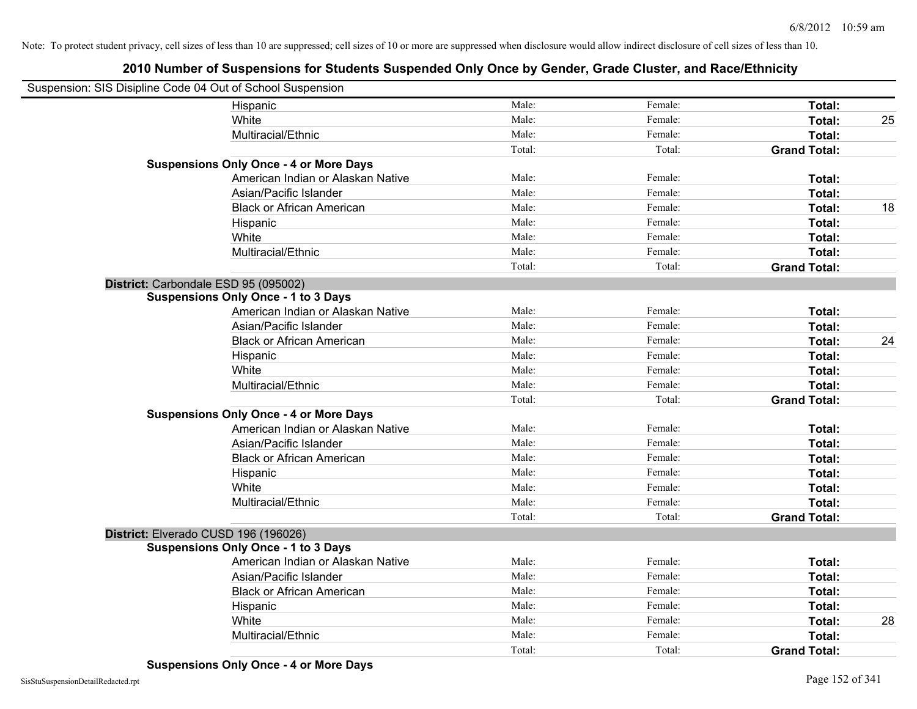Note: To protect student privacy, cell sizes of less than 10 are suppressed; cell sizes of 10 or more are suppressed when disclosure would allow indirect disclosure of cell sizes of less than 10.

# 2010 Number of Suspensions for Students Suspended Only Once by Gender, Grade Cluster, and Race/Ethnicity

Suspension: SIS Disipline Code 04 Out of School Suspension

| | | | | |
|---|---|---|---|---|
| Hispanic | Male: | Female: | **Total:** | |
| White | Male: | Female: | **Total:** | 25 |
| Multiracial/Ethnic | Male: | Female: | **Total:** | |
| | Total: | Total: | **Grand Total:** | |
| **Suspensions Only Once - 4 or More Days** | | | | |
| American Indian or Alaskan Native | Male: | Female: | **Total:** | |
| Asian/Pacific Islander | Male: | Female: | **Total:** | |
| Black or African American | Male: | Female: | **Total:** | 18 |
| Hispanic | Male: | Female: | **Total:** | |
| White | Male: | Female: | **Total:** | |
| Multiracial/Ethnic | Male: | Female: | **Total:** | |
| | Total: | Total: | **Grand Total:** | |
| **District:** Carbondale ESD 95 (095002) | | | | |
| **Suspensions Only Once - 1 to 3 Days** | | | | |
| American Indian or Alaskan Native | Male: | Female: | **Total:** | |
| Asian/Pacific Islander | Male: | Female: | **Total:** | |
| Black or African American | Male: | Female: | **Total:** | 24 |
| Hispanic | Male: | Female: | **Total:** | |
| White | Male: | Female: | **Total:** | |
| Multiracial/Ethnic | Male: | Female: | **Total:** | |
| | Total: | Total: | **Grand Total:** | |
| **Suspensions Only Once - 4 or More Days** | | | | |
| American Indian or Alaskan Native | Male: | Female: | **Total:** | |
| Asian/Pacific Islander | Male: | Female: | **Total:** | |
| Black or African American | Male: | Female: | **Total:** | |
| Hispanic | Male: | Female: | **Total:** | |
| White | Male: | Female: | **Total:** | |
| Multiracial/Ethnic | Male: | Female: | **Total:** | |
| | Total: | Total: | **Grand Total:** | |
| **District:** Elverado CUSD 196 (196026) | | | | |
| **Suspensions Only Once - 1 to 3 Days** | | | | |
| American Indian or Alaskan Native | Male: | Female: | **Total:** | |
| Asian/Pacific Islander | Male: | Female: | **Total:** | |
| Black or African American | Male: | Female: | **Total:** | |
| Hispanic | Male: | Female: | **Total:** | |
| White | Male: | Female: | **Total:** | 28 |
| Multiracial/Ethnic | Male: | Female: | **Total:** | |
| | Total: | Total: | **Grand Total:** | |
| **Suspensions Only Once - 4 or More Days** | | | | |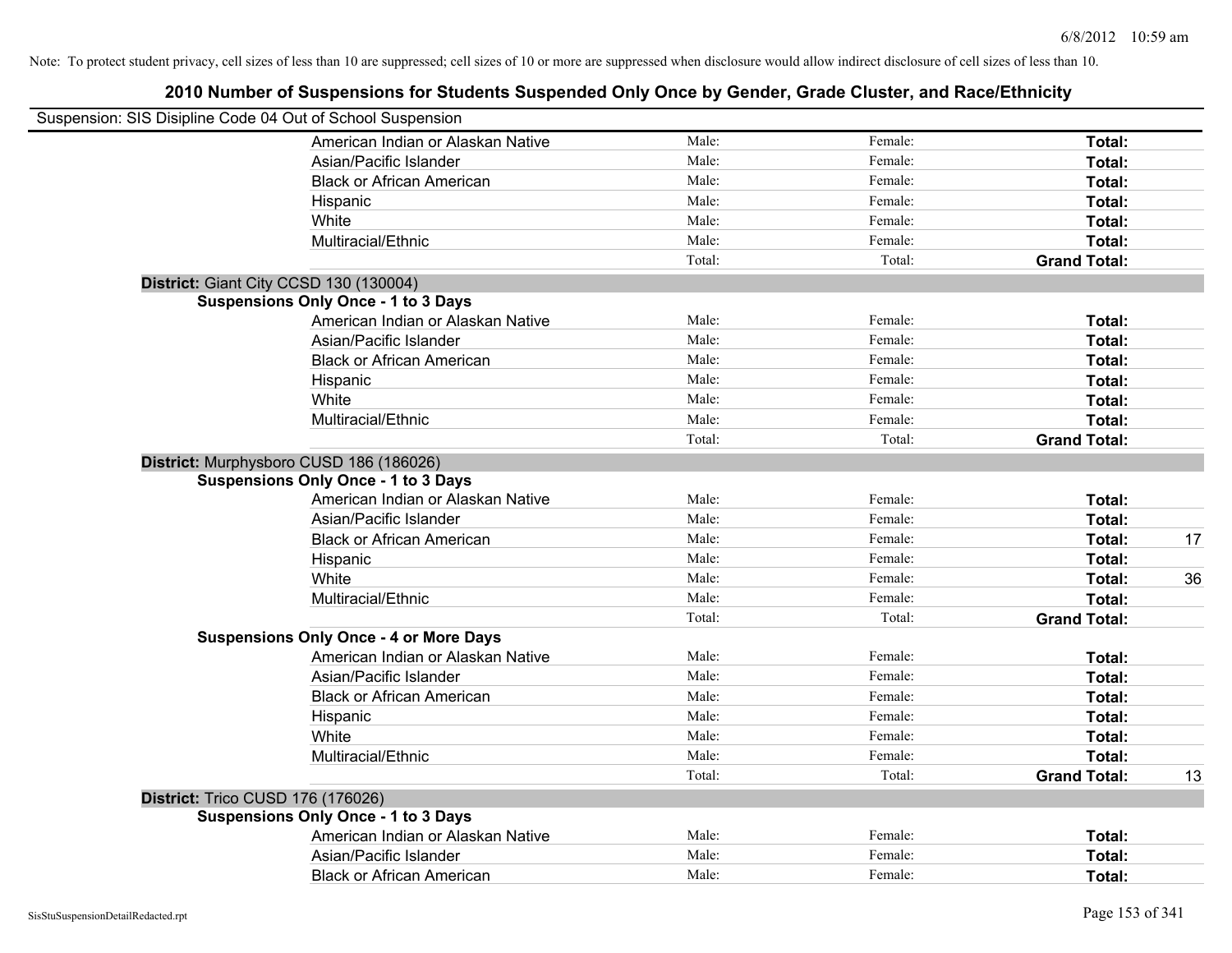Note: To protect student privacy, cell sizes of less than 10 are suppressed; cell sizes of 10 or more are suppressed when disclosure would allow indirect disclosure of cell sizes of less than 10.

## 2010 Number of Suspensions for Students Suspended Only Once by Gender, Grade Cluster, and Race/Ethnicity

Suspension: SIS Disipline Code 04 Out of School Suspension

| | Male: | Female: | Total: | |
|---|---|---|---|---|
| American Indian or Alaskan Native | Male: | Female: | **Total:** | |
| Asian/Pacific Islander | Male: | Female: | **Total:** | |
| Black or African American | Male: | Female: | **Total:** | |
| Hispanic | Male: | Female: | **Total:** | |
| White | Male: | Female: | **Total:** | |
| Multiracial/Ethnic | Male: | Female: | **Total:** | |
| | Total: | Total: | **Grand Total:** | |

**District:** Giant City CCSD 130 (130004)

**Suspensions Only Once - 1 to 3 Days**

| | | | | |
|---|---|---|---|---|
| American Indian or Alaskan Native | Male: | Female: | **Total:** | |
| Asian/Pacific Islander | Male: | Female: | **Total:** | |
| Black or African American | Male: | Female: | **Total:** | |
| Hispanic | Male: | Female: | **Total:** | |
| White | Male: | Female: | **Total:** | |
| Multiracial/Ethnic | Male: | Female: | **Total:** | |
| | Total: | Total: | **Grand Total:** | |

**District:** Murphysboro CUSD 186 (186026)

**Suspensions Only Once - 1 to 3 Days**

| | | | | |
|---|---|---|---|---|
| American Indian or Alaskan Native | Male: | Female: | **Total:** | |
| Asian/Pacific Islander | Male: | Female: | **Total:** | |
| Black or African American | Male: | Female: | **Total:** | 17 |
| Hispanic | Male: | Female: | **Total:** | |
| White | Male: | Female: | **Total:** | 36 |
| Multiracial/Ethnic | Male: | Female: | **Total:** | |
| | Total: | Total: | **Grand Total:** | |

**Suspensions Only Once - 4 or More Days**

| | | | | |
|---|---|---|---|---|
| American Indian or Alaskan Native | Male: | Female: | **Total:** | |
| Asian/Pacific Islander | Male: | Female: | **Total:** | |
| Black or African American | Male: | Female: | **Total:** | |
| Hispanic | Male: | Female: | **Total:** | |
| White | Male: | Female: | **Total:** | |
| Multiracial/Ethnic | Male: | Female: | **Total:** | |
| | Total: | Total: | **Grand Total:** | 13 |

**District:** Trico CUSD 176 (176026)

**Suspensions Only Once - 1 to 3 Days**

| | | | | |
|---|---|---|---|---|
| American Indian or Alaskan Native | Male: | Female: | **Total:** | |
| Asian/Pacific Islander | Male: | Female: | **Total:** | |
| Black or African American | Male: | Female: | **Total:** | |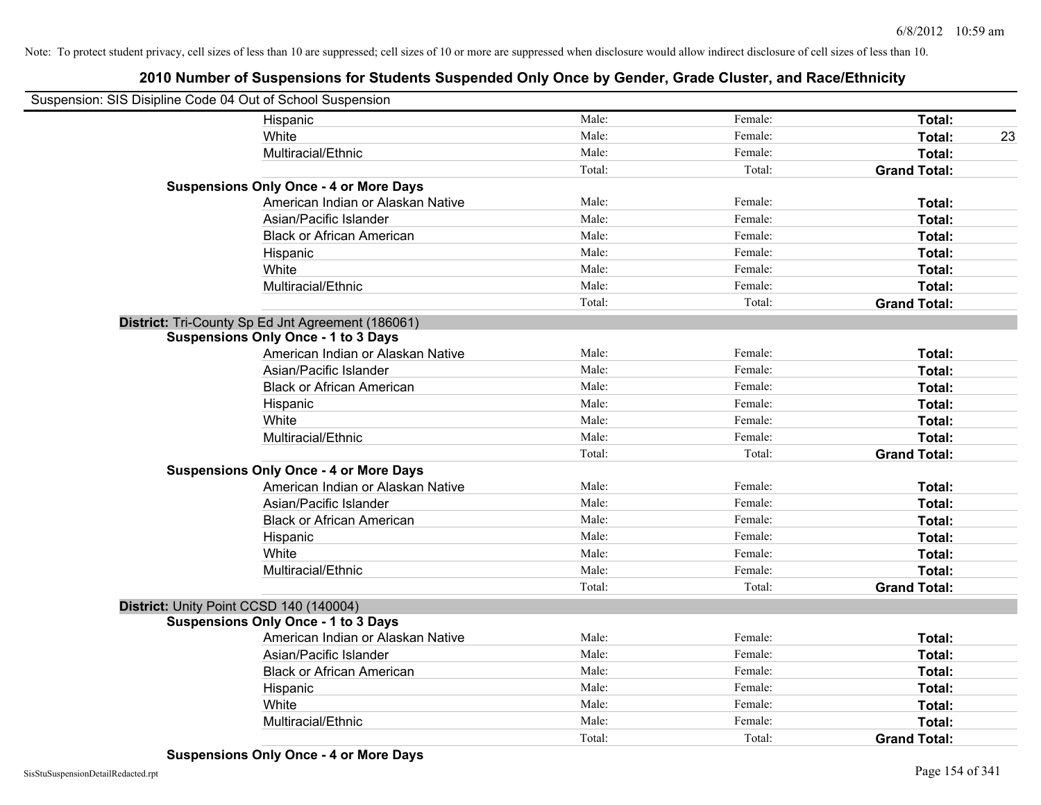Note: To protect student privacy, cell sizes of less than 10 are suppressed; cell sizes of 10 or more are suppressed when disclosure would allow indirect disclosure of cell sizes of less than 10.

# 2010 Number of Suspensions for Students Suspended Only Once by Gender, Grade Cluster, and Race/Ethnicity

Suspension: SIS Disipline Code 04 Out of School Suspension

| | | | | |
|---|---|---|---|---|
| Hispanic | Male: | Female: | **Total:** | |
| White | Male: | Female: | **Total:** | 23 |
| Multiracial/Ethnic | Male: | Female: | **Total:** | |
| | Total: | Total: | **Grand Total:** | |
| **Suspensions Only Once - 4 or More Days** | | | | |
| American Indian or Alaskan Native | Male: | Female: | **Total:** | |
| Asian/Pacific Islander | Male: | Female: | **Total:** | |
| Black or African American | Male: | Female: | **Total:** | |
| Hispanic | Male: | Female: | **Total:** | |
| White | Male: | Female: | **Total:** | |
| Multiracial/Ethnic | Male: | Female: | **Total:** | |
| | Total: | Total: | **Grand Total:** | |
| **District:** Tri-County Sp Ed Jnt Agreement (186061) | | | | |
| **Suspensions Only Once - 1 to 3 Days** | | | | |
| American Indian or Alaskan Native | Male: | Female: | **Total:** | |
| Asian/Pacific Islander | Male: | Female: | **Total:** | |
| Black or African American | Male: | Female: | **Total:** | |
| Hispanic | Male: | Female: | **Total:** | |
| White | Male: | Female: | **Total:** | |
| Multiracial/Ethnic | Male: | Female: | **Total:** | |
| | Total: | Total: | **Grand Total:** | |
| **Suspensions Only Once - 4 or More Days** | | | | |
| American Indian or Alaskan Native | Male: | Female: | **Total:** | |
| Asian/Pacific Islander | Male: | Female: | **Total:** | |
| Black or African American | Male: | Female: | **Total:** | |
| Hispanic | Male: | Female: | **Total:** | |
| White | Male: | Female: | **Total:** | |
| Multiracial/Ethnic | Male: | Female: | **Total:** | |
| | Total: | Total: | **Grand Total:** | |
| **District:** Unity Point CCSD 140 (140004) | | | | |
| **Suspensions Only Once - 1 to 3 Days** | | | | |
| American Indian or Alaskan Native | Male: | Female: | **Total:** | |
| Asian/Pacific Islander | Male: | Female: | **Total:** | |
| Black or African American | Male: | Female: | **Total:** | |
| Hispanic | Male: | Female: | **Total:** | |
| White | Male: | Female: | **Total:** | |
| Multiracial/Ethnic | Male: | Female: | **Total:** | |
| | Total: | Total: | **Grand Total:** | |
| **Suspensions Only Once - 4 or More Days** | | | | |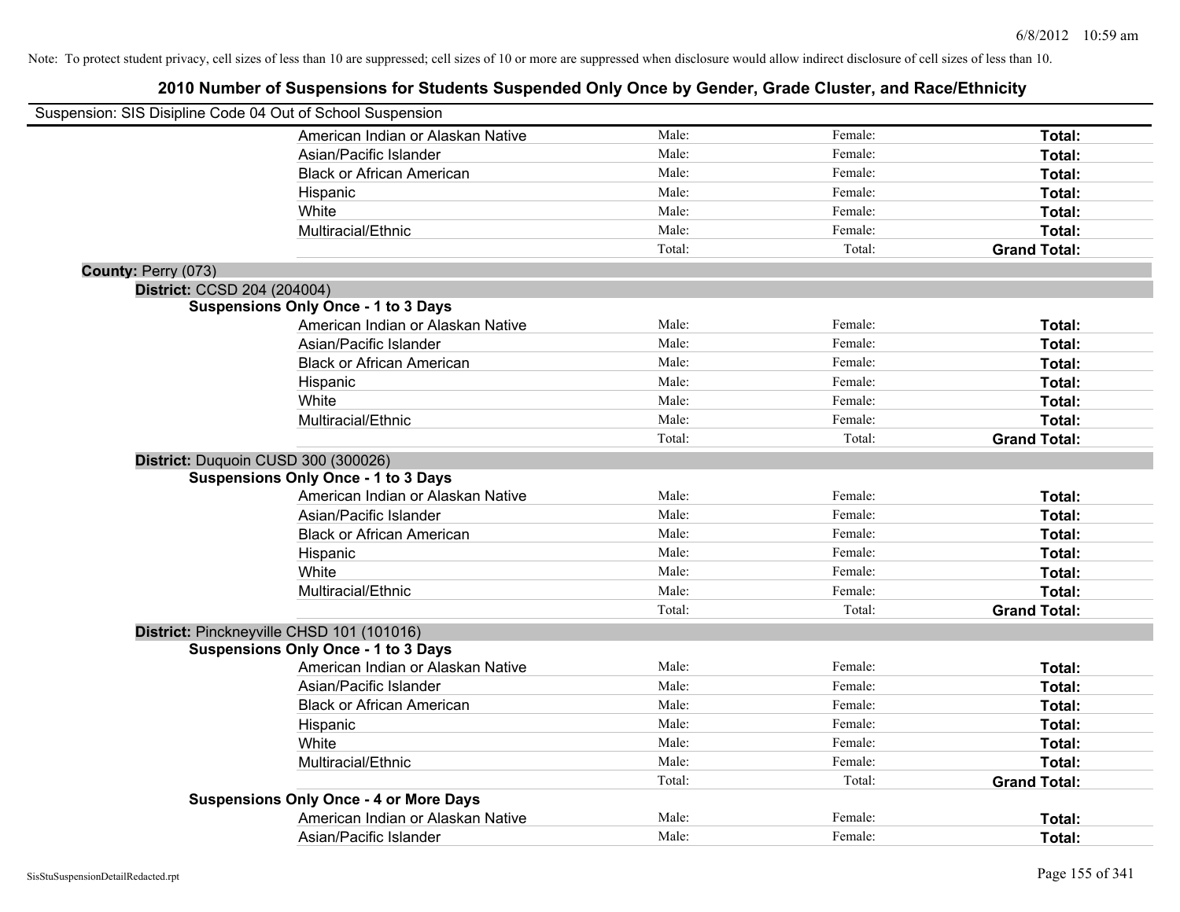Note: To protect student privacy, cell sizes of less than 10 are suppressed; cell sizes of 10 or more are suppressed when disclosure would allow indirect disclosure of cell sizes of less than 10.

# 2010 Number of Suspensions for Students Suspended Only Once by Gender, Grade Cluster, and Race/Ethnicity

Suspension: SIS Disipline Code 04 Out of School Suspension

| | | | |
|---|---|---|---|
| American Indian or Alaskan Native | Male: | Female: | **Total:** |
| Asian/Pacific Islander | Male: | Female: | **Total:** |
| Black or African American | Male: | Female: | **Total:** |
| Hispanic | Male: | Female: | **Total:** |
| White | Male: | Female: | **Total:** |
| Multiracial/Ethnic | Male: | Female: | **Total:** |
| | Total: | Total: | **Grand Total:** |

**County:** Perry (073)

**District:** CCSD 204 (204004)

**Suspensions Only Once - 1 to 3 Days**

| | | | |
|---|---|---|---|
| American Indian or Alaskan Native | Male: | Female: | **Total:** |
| Asian/Pacific Islander | Male: | Female: | **Total:** |
| Black or African American | Male: | Female: | **Total:** |
| Hispanic | Male: | Female: | **Total:** |
| White | Male: | Female: | **Total:** |
| Multiracial/Ethnic | Male: | Female: | **Total:** |
| | Total: | Total: | **Grand Total:** |

**District:** Duquoin CUSD 300 (300026)

**Suspensions Only Once - 1 to 3 Days**

| | | | |
|---|---|---|---|
| American Indian or Alaskan Native | Male: | Female: | **Total:** |
| Asian/Pacific Islander | Male: | Female: | **Total:** |
| Black or African American | Male: | Female: | **Total:** |
| Hispanic | Male: | Female: | **Total:** |
| White | Male: | Female: | **Total:** |
| Multiracial/Ethnic | Male: | Female: | **Total:** |
| | Total: | Total: | **Grand Total:** |

**District:** Pinckneyville CHSD 101 (101016)

**Suspensions Only Once - 1 to 3 Days**

| | | | |
|---|---|---|---|
| American Indian or Alaskan Native | Male: | Female: | **Total:** |
| Asian/Pacific Islander | Male: | Female: | **Total:** |
| Black or African American | Male: | Female: | **Total:** |
| Hispanic | Male: | Female: | **Total:** |
| White | Male: | Female: | **Total:** |
| Multiracial/Ethnic | Male: | Female: | **Total:** |
| | Total: | Total: | **Grand Total:** |

**Suspensions Only Once - 4 or More Days**

| | | | |
|---|---|---|---|
| American Indian or Alaskan Native | Male: | Female: | **Total:** |
| Asian/Pacific Islander | Male: | Female: | **Total:** |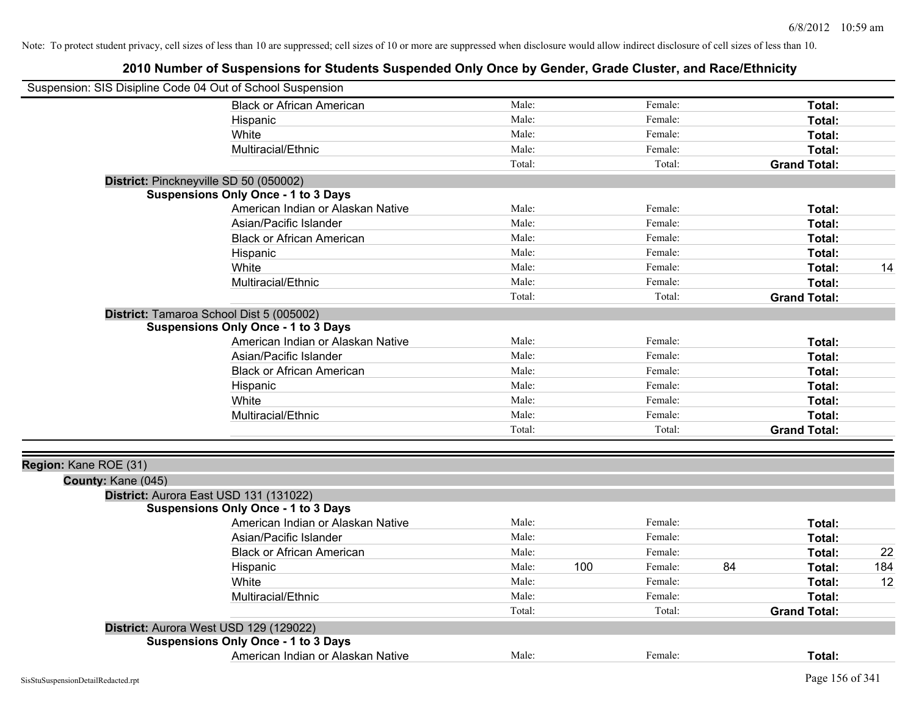Note: To protect student privacy, cell sizes of less than 10 are suppressed; cell sizes of 10 or more are suppressed when disclosure would allow indirect disclosure of cell sizes of less than 10.

# 2010 Number of Suspensions for Students Suspended Only Once by Gender, Grade Cluster, and Race/Ethnicity

Suspension: SIS Disipline Code 04 Out of School Suspension

| | Male: | | Female: | | | |
|---|---|---|---|---|---|---|
| Black or African American | Male: | | Female: | | **Total:** | |
| Hispanic | Male: | | Female: | | **Total:** | |
| White | Male: | | Female: | | **Total:** | |
| Multiracial/Ethnic | Male: | | Female: | | **Total:** | |
| | Total: | | Total: | | **Grand Total:** | |

**District:** Pinckneyville SD 50 (050002)

**Suspensions Only Once - 1 to 3 Days**

| | | | | | | |
|---|---|---|---|---|---|---|
| American Indian or Alaskan Native | Male: | | Female: | | **Total:** | |
| Asian/Pacific Islander | Male: | | Female: | | **Total:** | |
| Black or African American | Male: | | Female: | | **Total:** | |
| Hispanic | Male: | | Female: | | **Total:** | |
| White | Male: | | Female: | | **Total:** | 14 |
| Multiracial/Ethnic | Male: | | Female: | | **Total:** | |
| | Total: | | Total: | | **Grand Total:** | |

**District:** Tamaroa School Dist 5 (005002)

**Suspensions Only Once - 1 to 3 Days**

| | | | | | | |
|---|---|---|---|---|---|---|
| American Indian or Alaskan Native | Male: | | Female: | | **Total:** | |
| Asian/Pacific Islander | Male: | | Female: | | **Total:** | |
| Black or African American | Male: | | Female: | | **Total:** | |
| Hispanic | Male: | | Female: | | **Total:** | |
| White | Male: | | Female: | | **Total:** | |
| Multiracial/Ethnic | Male: | | Female: | | **Total:** | |
| | Total: | | Total: | | **Grand Total:** | |

**Region:** Kane ROE (31)

**County:** Kane (045)

**District:** Aurora East USD 131 (131022)

**Suspensions Only Once - 1 to 3 Days**

| | | | | | | |
|---|---|---|---|---|---|---|
| American Indian or Alaskan Native | Male: | | Female: | | **Total:** | |
| Asian/Pacific Islander | Male: | | Female: | | **Total:** | |
| Black or African American | Male: | | Female: | | **Total:** | 22 |
| Hispanic | Male: | 100 | Female: | 84 | **Total:** | 184 |
| White | Male: | | Female: | | **Total:** | 12 |
| Multiracial/Ethnic | Male: | | Female: | | **Total:** | |
| | Total: | | Total: | | **Grand Total:** | |

**District:** Aurora West USD 129 (129022)

**Suspensions Only Once - 1 to 3 Days**

| | | | | | | |
|---|---|---|---|---|---|---|
| American Indian or Alaskan Native | Male: | | Female: | | **Total:** | |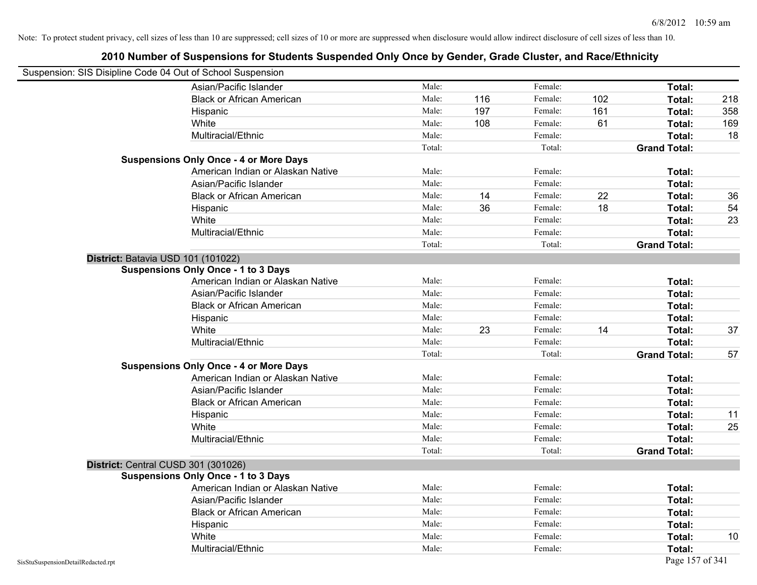Note: To protect student privacy, cell sizes of less than 10 are suppressed; cell sizes of 10 or more are suppressed when disclosure would allow indirect disclosure of cell sizes of less than 10.

## 2010 Number of Suspensions for Students Suspended Only Once by Gender, Grade Cluster, and Race/Ethnicity

Suspension: SIS Disipline Code 04 Out of School Suspension

| | | | | | | | |
|---|---|---|---|---|---|---|---|
| | Asian/Pacific Islander | Male: | | Female: | | **Total:** | |
| | Black or African American | Male: | 116 | Female: | 102 | **Total:** | 218 |
| | Hispanic | Male: | 197 | Female: | 161 | **Total:** | 358 |
| | White | Male: | 108 | Female: | 61 | **Total:** | 169 |
| | Multiracial/Ethnic | Male: | | Female: | | **Total:** | 18 |
| | | Total: | | Total: | | **Grand Total:** | |
| **Suspensions Only Once - 4 or More Days** | | | | | | | |
| | American Indian or Alaskan Native | Male: | | Female: | | **Total:** | |
| | Asian/Pacific Islander | Male: | | Female: | | **Total:** | |
| | Black or African American | Male: | 14 | Female: | 22 | **Total:** | 36 |
| | Hispanic | Male: | 36 | Female: | 18 | **Total:** | 54 |
| | White | Male: | | Female: | | **Total:** | 23 |
| | Multiracial/Ethnic | Male: | | Female: | | **Total:** | |
| | | Total: | | Total: | | **Grand Total:** | |
| **District:** Batavia USD 101 (101022) | | | | | | | |
| **Suspensions Only Once - 1 to 3 Days** | | | | | | | |
| | American Indian or Alaskan Native | Male: | | Female: | | **Total:** | |
| | Asian/Pacific Islander | Male: | | Female: | | **Total:** | |
| | Black or African American | Male: | | Female: | | **Total:** | |
| | Hispanic | Male: | | Female: | | **Total:** | |
| | White | Male: | 23 | Female: | 14 | **Total:** | 37 |
| | Multiracial/Ethnic | Male: | | Female: | | **Total:** | |
| | | Total: | | Total: | | **Grand Total:** | 57 |
| **Suspensions Only Once - 4 or More Days** | | | | | | | |
| | American Indian or Alaskan Native | Male: | | Female: | | **Total:** | |
| | Asian/Pacific Islander | Male: | | Female: | | **Total:** | |
| | Black or African American | Male: | | Female: | | **Total:** | |
| | Hispanic | Male: | | Female: | | **Total:** | 11 |
| | White | Male: | | Female: | | **Total:** | 25 |
| | Multiracial/Ethnic | Male: | | Female: | | **Total:** | |
| | | Total: | | Total: | | **Grand Total:** | |
| **District:** Central CUSD 301 (301026) | | | | | | | |
| **Suspensions Only Once - 1 to 3 Days** | | | | | | | |
| | American Indian or Alaskan Native | Male: | | Female: | | **Total:** | |
| | Asian/Pacific Islander | Male: | | Female: | | **Total:** | |
| | Black or African American | Male: | | Female: | | **Total:** | |
| | Hispanic | Male: | | Female: | | **Total:** | |
| | White | Male: | | Female: | | **Total:** | 10 |
| | Multiracial/Ethnic | Male: | | Female: | | **Total:** | |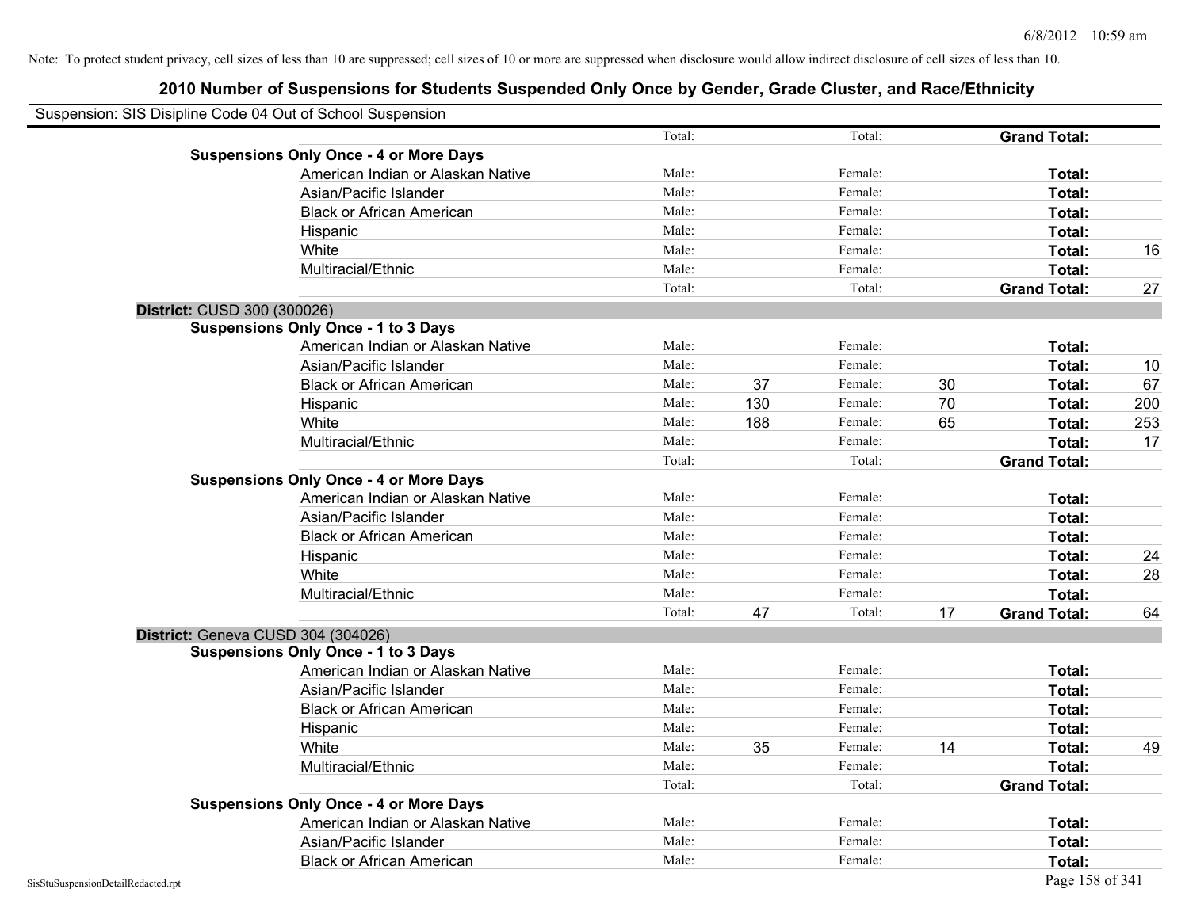Note: To protect student privacy, cell sizes of less than 10 are suppressed; cell sizes of 10 or more are suppressed when disclosure would allow indirect disclosure of cell sizes of less than 10.

# 2010 Number of Suspensions for Students Suspended Only Once by Gender, Grade Cluster, and Race/Ethnicity

Suspension: SIS Disipline Code 04 Out of School Suspension

| | | | | | | |
|---|---|---|---|---|---|---|
| | Total: | | Total: | | **Grand Total:** | |
| **Suspensions Only Once - 4 or More Days** | | | | | | |
| American Indian or Alaskan Native | Male: | | Female: | | **Total:** | |
| Asian/Pacific Islander | Male: | | Female: | | **Total:** | |
| Black or African American | Male: | | Female: | | **Total:** | |
| Hispanic | Male: | | Female: | | **Total:** | |
| White | Male: | | Female: | | **Total:** | 16 |
| Multiracial/Ethnic | Male: | | Female: | | **Total:** | |
| | Total: | | Total: | | **Grand Total:** | 27 |
| **District:** CUSD 300 (300026) | | | | | | |
| **Suspensions Only Once - 1 to 3 Days** | | | | | | |
| American Indian or Alaskan Native | Male: | | Female: | | **Total:** | |
| Asian/Pacific Islander | Male: | | Female: | | **Total:** | 10 |
| Black or African American | Male: | 37 | Female: | 30 | **Total:** | 67 |
| Hispanic | Male: | 130 | Female: | 70 | **Total:** | 200 |
| White | Male: | 188 | Female: | 65 | **Total:** | 253 |
| Multiracial/Ethnic | Male: | | Female: | | **Total:** | 17 |
| | Total: | | Total: | | **Grand Total:** | |
| **Suspensions Only Once - 4 or More Days** | | | | | | |
| American Indian or Alaskan Native | Male: | | Female: | | **Total:** | |
| Asian/Pacific Islander | Male: | | Female: | | **Total:** | |
| Black or African American | Male: | | Female: | | **Total:** | |
| Hispanic | Male: | | Female: | | **Total:** | 24 |
| White | Male: | | Female: | | **Total:** | 28 |
| Multiracial/Ethnic | Male: | | Female: | | **Total:** | |
| | Total: | 47 | Total: | 17 | **Grand Total:** | 64 |
| **District:** Geneva CUSD 304 (304026) | | | | | | |
| **Suspensions Only Once - 1 to 3 Days** | | | | | | |
| American Indian or Alaskan Native | Male: | | Female: | | **Total:** | |
| Asian/Pacific Islander | Male: | | Female: | | **Total:** | |
| Black or African American | Male: | | Female: | | **Total:** | |
| Hispanic | Male: | | Female: | | **Total:** | |
| White | Male: | 35 | Female: | 14 | **Total:** | 49 |
| Multiracial/Ethnic | Male: | | Female: | | **Total:** | |
| | Total: | | Total: | | **Grand Total:** | |
| **Suspensions Only Once - 4 or More Days** | | | | | | |
| American Indian or Alaskan Native | Male: | | Female: | | **Total:** | |
| Asian/Pacific Islander | Male: | | Female: | | **Total:** | |
| Black or African American | Male: | | Female: | | **Total:** | |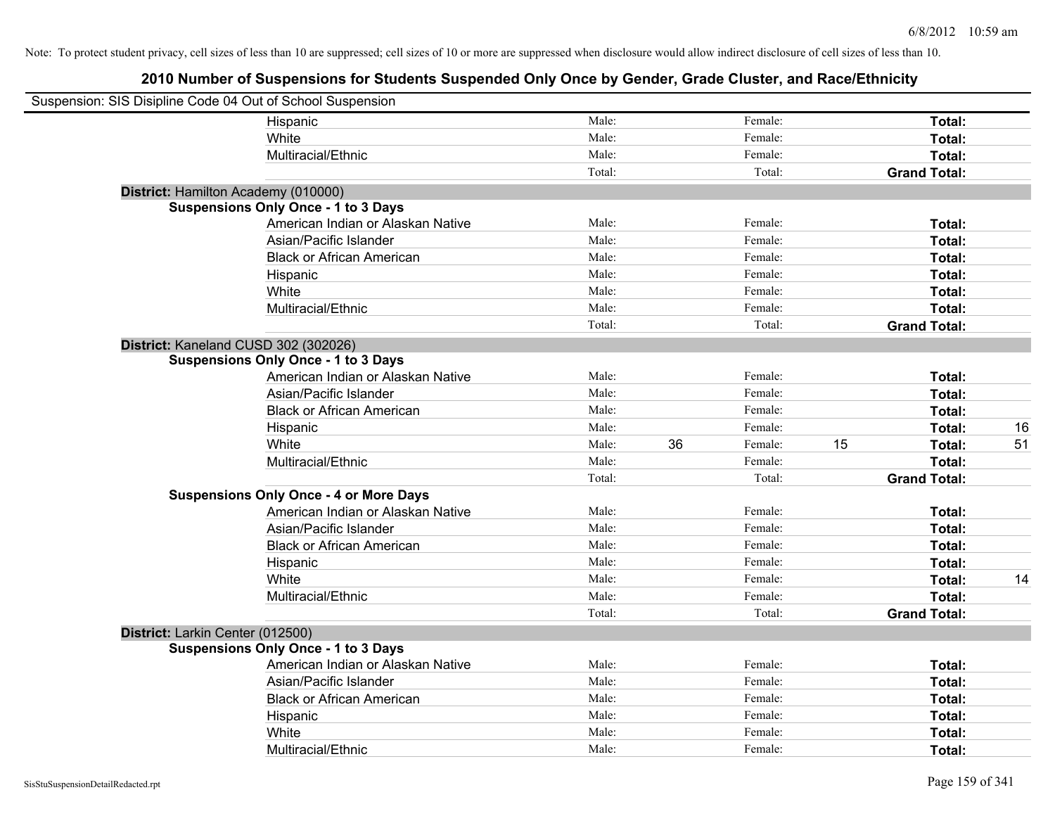Note: To protect student privacy, cell sizes of less than 10 are suppressed; cell sizes of 10 or more are suppressed when disclosure would allow indirect disclosure of cell sizes of less than 10.

## 2010 Number of Suspensions for Students Suspended Only Once by Gender, Grade Cluster, and Race/Ethnicity

Suspension: SIS Disipline Code 04 Out of School Suspension

| | | | | | | | |
|---|---|---|---|---|---|---|---|
| Hispanic | Male: | | Female: | | **Total:** | |
| White | Male: | | Female: | | **Total:** | |
| Multiracial/Ethnic | Male: | | Female: | | **Total:** | |
| | Total: | | Total: | | **Grand Total:** | |

**District:** Hamilton Academy (010000)

**Suspensions Only Once - 1 to 3 Days**

| | | | | | | |
|---|---|---|---|---|---|---|
| American Indian or Alaskan Native | Male: | | Female: | | **Total:** | |
| Asian/Pacific Islander | Male: | | Female: | | **Total:** | |
| Black or African American | Male: | | Female: | | **Total:** | |
| Hispanic | Male: | | Female: | | **Total:** | |
| White | Male: | | Female: | | **Total:** | |
| Multiracial/Ethnic | Male: | | Female: | | **Total:** | |
| | Total: | | Total: | | **Grand Total:** | |

**District:** Kaneland CUSD 302 (302026)

**Suspensions Only Once - 1 to 3 Days**

| | | | | | | |
|---|---|---|---|---|---|---|
| American Indian or Alaskan Native | Male: | | Female: | | **Total:** | |
| Asian/Pacific Islander | Male: | | Female: | | **Total:** | |
| Black or African American | Male: | | Female: | | **Total:** | |
| Hispanic | Male: | | Female: | | **Total:** | 16 |
| White | Male: | 36 | Female: | 15 | **Total:** | 51 |
| Multiracial/Ethnic | Male: | | Female: | | **Total:** | |
| | Total: | | Total: | | **Grand Total:** | |

**Suspensions Only Once - 4 or More Days**

| | | | | | | |
|---|---|---|---|---|---|---|
| American Indian or Alaskan Native | Male: | | Female: | | **Total:** | |
| Asian/Pacific Islander | Male: | | Female: | | **Total:** | |
| Black or African American | Male: | | Female: | | **Total:** | |
| Hispanic | Male: | | Female: | | **Total:** | |
| White | Male: | | Female: | | **Total:** | 14 |
| Multiracial/Ethnic | Male: | | Female: | | **Total:** | |
| | Total: | | Total: | | **Grand Total:** | |

**District:** Larkin Center (012500)

**Suspensions Only Once - 1 to 3 Days**

| | | | | | | |
|---|---|---|---|---|---|---|
| American Indian or Alaskan Native | Male: | | Female: | | **Total:** | |
| Asian/Pacific Islander | Male: | | Female: | | **Total:** | |
| Black or African American | Male: | | Female: | | **Total:** | |
| Hispanic | Male: | | Female: | | **Total:** | |
| White | Male: | | Female: | | **Total:** | |
| Multiracial/Ethnic | Male: | | Female: | | **Total:** | |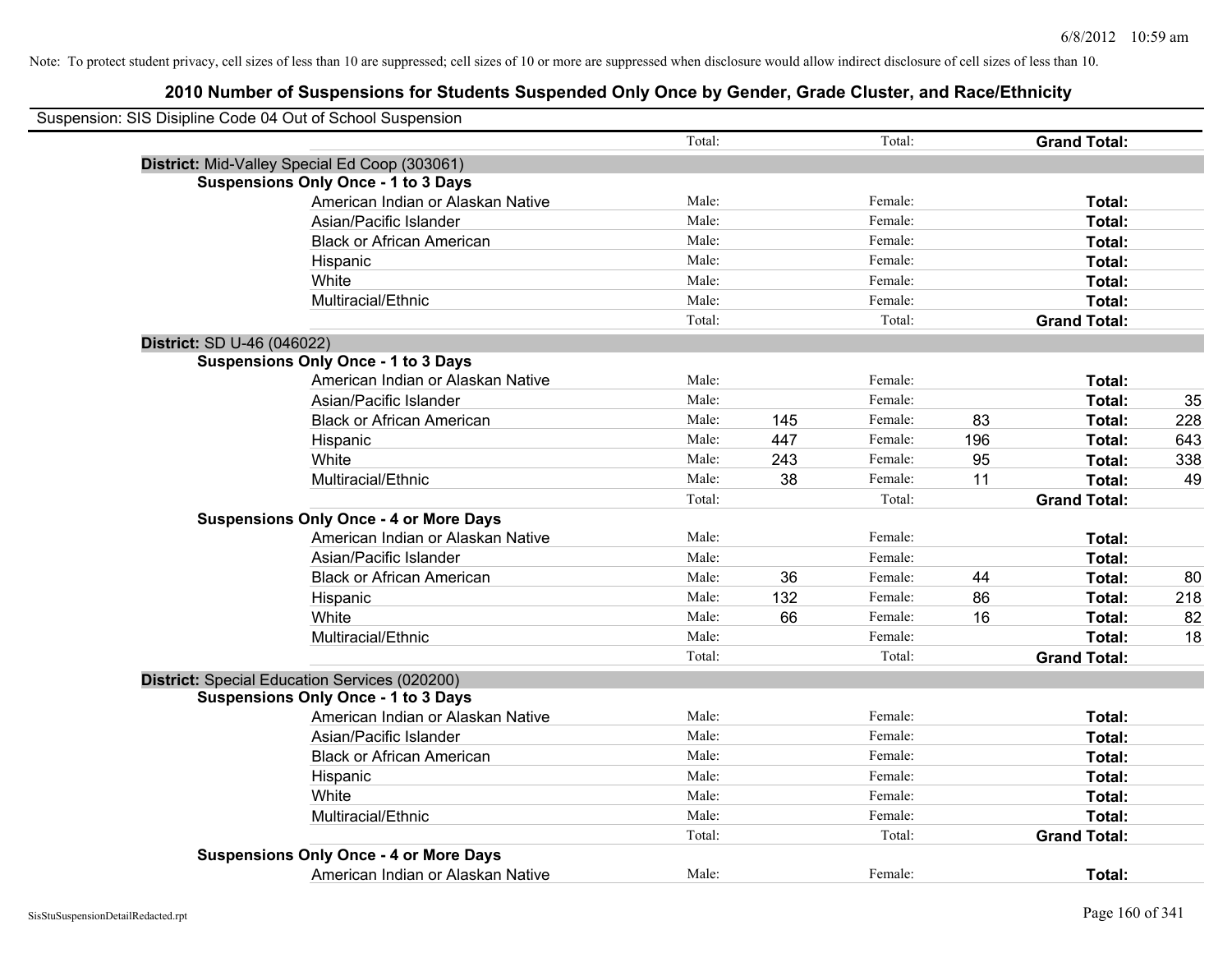Note: To protect student privacy, cell sizes of less than 10 are suppressed; cell sizes of 10 or more are suppressed when disclosure would allow indirect disclosure of cell sizes of less than 10.

# 2010 Number of Suspensions for Students Suspended Only Once by Gender, Grade Cluster, and Race/Ethnicity

Suspension: SIS Disipline Code 04 Out of School Suspension

| | | | | | | |
|---|---|---|---|---|---|---|
| | Total: | | Total: | | **Grand Total:** | |
| **District:** Mid-Valley Special Ed Coop (303061) | | | | | | |
| **Suspensions Only Once - 1 to 3 Days** | | | | | | |
| American Indian or Alaskan Native | Male: | | Female: | | **Total:** | |
| Asian/Pacific Islander | Male: | | Female: | | **Total:** | |
| Black or African American | Male: | | Female: | | **Total:** | |
| Hispanic | Male: | | Female: | | **Total:** | |
| White | Male: | | Female: | | **Total:** | |
| Multiracial/Ethnic | Male: | | Female: | | **Total:** | |
| | Total: | | Total: | | **Grand Total:** | |
| **District:** SD U-46 (046022) | | | | | | |
| **Suspensions Only Once - 1 to 3 Days** | | | | | | |
| American Indian or Alaskan Native | Male: | | Female: | | **Total:** | |
| Asian/Pacific Islander | Male: | | Female: | | **Total:** | 35 |
| Black or African American | Male: | 145 | Female: | 83 | **Total:** | 228 |
| Hispanic | Male: | 447 | Female: | 196 | **Total:** | 643 |
| White | Male: | 243 | Female: | 95 | **Total:** | 338 |
| Multiracial/Ethnic | Male: | 38 | Female: | 11 | **Total:** | 49 |
| | Total: | | Total: | | **Grand Total:** | |
| **Suspensions Only Once - 4 or More Days** | | | | | | |
| American Indian or Alaskan Native | Male: | | Female: | | **Total:** | |
| Asian/Pacific Islander | Male: | | Female: | | **Total:** | |
| Black or African American | Male: | 36 | Female: | 44 | **Total:** | 80 |
| Hispanic | Male: | 132 | Female: | 86 | **Total:** | 218 |
| White | Male: | 66 | Female: | 16 | **Total:** | 82 |
| Multiracial/Ethnic | Male: | | Female: | | **Total:** | 18 |
| | Total: | | Total: | | **Grand Total:** | |
| **District:** Special Education Services (020200) | | | | | | |
| **Suspensions Only Once - 1 to 3 Days** | | | | | | |
| American Indian or Alaskan Native | Male: | | Female: | | **Total:** | |
| Asian/Pacific Islander | Male: | | Female: | | **Total:** | |
| Black or African American | Male: | | Female: | | **Total:** | |
| Hispanic | Male: | | Female: | | **Total:** | |
| White | Male: | | Female: | | **Total:** | |
| Multiracial/Ethnic | Male: | | Female: | | **Total:** | |
| | Total: | | Total: | | **Grand Total:** | |
| **Suspensions Only Once - 4 or More Days** | | | | | | |
| American Indian or Alaskan Native | Male: | | Female: | | **Total:** | |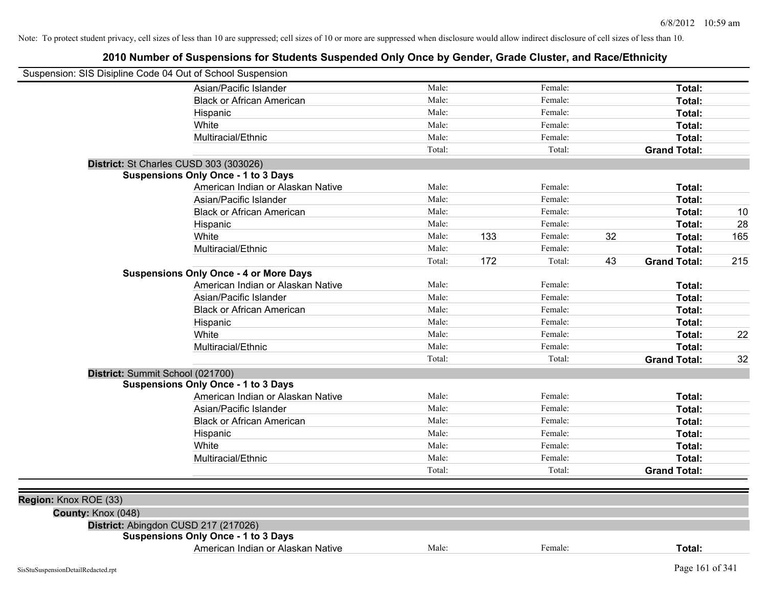Note: To protect student privacy, cell sizes of less than 10 are suppressed; cell sizes of 10 or more are suppressed when disclosure would allow indirect disclosure of cell sizes of less than 10.

# 2010 Number of Suspensions for Students Suspended Only Once by Gender, Grade Cluster, and Race/Ethnicity

Suspension: SIS Disipline Code 04 Out of School Suspension

| | | | | | | |
|---|---|---|---|---|---|---|
| Asian/Pacific Islander | Male: | | Female: | | **Total:** | |
| Black or African American | Male: | | Female: | | **Total:** | |
| Hispanic | Male: | | Female: | | **Total:** | |
| White | Male: | | Female: | | **Total:** | |
| Multiracial/Ethnic | Male: | | Female: | | **Total:** | |
| | Total: | | Total: | | **Grand Total:** | |

**District:** St Charles CUSD 303 (303026)

**Suspensions Only Once - 1 to 3 Days**

| | | | | | | |
|---|---|---|---|---|---|---|
| American Indian or Alaskan Native | Male: | | Female: | | **Total:** | |
| Asian/Pacific Islander | Male: | | Female: | | **Total:** | |
| Black or African American | Male: | | Female: | | **Total:** | 10 |
| Hispanic | Male: | | Female: | | **Total:** | 28 |
| White | Male: | 133 | Female: | 32 | **Total:** | 165 |
| Multiracial/Ethnic | Male: | | Female: | | **Total:** | |
| | Total: | 172 | Total: | 43 | **Grand Total:** | 215 |

**Suspensions Only Once - 4 or More Days**

| | | | | | | |
|---|---|---|---|---|---|---|
| American Indian or Alaskan Native | Male: | | Female: | | **Total:** | |
| Asian/Pacific Islander | Male: | | Female: | | **Total:** | |
| Black or African American | Male: | | Female: | | **Total:** | |
| Hispanic | Male: | | Female: | | **Total:** | |
| White | Male: | | Female: | | **Total:** | 22 |
| Multiracial/Ethnic | Male: | | Female: | | **Total:** | |
| | Total: | | Total: | | **Grand Total:** | 32 |

**District:** Summit School (021700)

**Suspensions Only Once - 1 to 3 Days**

| | | | | | | |
|---|---|---|---|---|---|---|
| American Indian or Alaskan Native | Male: | | Female: | | **Total:** | |
| Asian/Pacific Islander | Male: | | Female: | | **Total:** | |
| Black or African American | Male: | | Female: | | **Total:** | |
| Hispanic | Male: | | Female: | | **Total:** | |
| White | Male: | | Female: | | **Total:** | |
| Multiracial/Ethnic | Male: | | Female: | | **Total:** | |
| | Total: | | Total: | | **Grand Total:** | |

**Region:** Knox ROE (33)

**County:** Knox (048)

**District:** Abingdon CUSD 217 (217026)

**Suspensions Only Once - 1 to 3 Days**

| | | | | | | |
|---|---|---|---|---|---|---|
| American Indian or Alaskan Native | Male: | | Female: | | **Total:** | |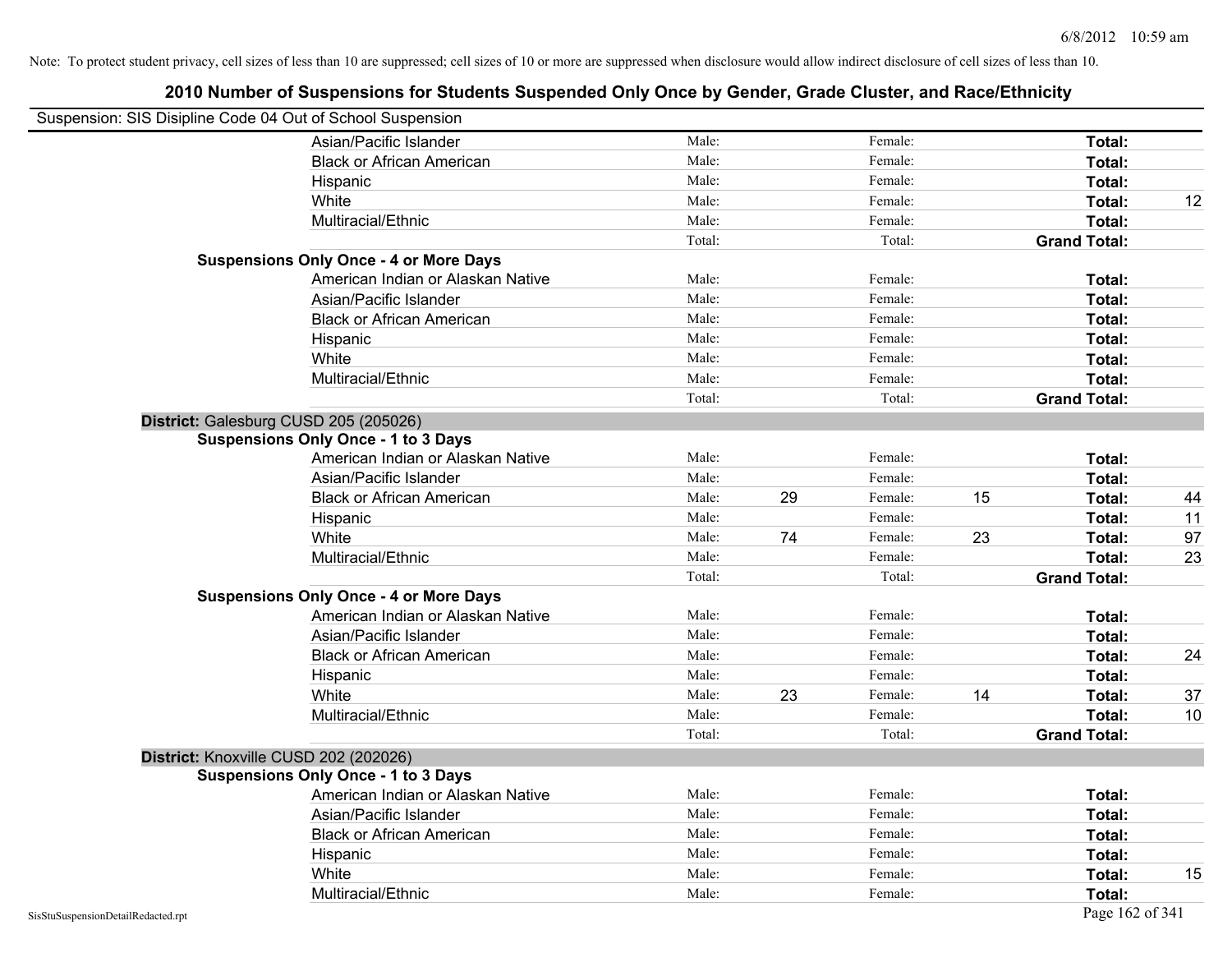Note: To protect student privacy, cell sizes of less than 10 are suppressed; cell sizes of 10 or more are suppressed when disclosure would allow indirect disclosure of cell sizes of less than 10.

## 2010 Number of Suspensions for Students Suspended Only Once by Gender, Grade Cluster, and Race/Ethnicity

Suspension: SIS Disipline Code 04 Out of School Suspension

| | | | | | | |
|---|---|---|---|---|---|---|
| Asian/Pacific Islander | Male: | | Female: | | **Total:** | |
| Black or African American | Male: | | Female: | | **Total:** | |
| Hispanic | Male: | | Female: | | **Total:** | |
| White | Male: | | Female: | | **Total:** | 12 |
| Multiracial/Ethnic | Male: | | Female: | | **Total:** | |
| | Total: | | Total: | | **Grand Total:** | |
| **Suspensions Only Once - 4 or More Days** | | | | | | |
| American Indian or Alaskan Native | Male: | | Female: | | **Total:** | |
| Asian/Pacific Islander | Male: | | Female: | | **Total:** | |
| Black or African American | Male: | | Female: | | **Total:** | |
| Hispanic | Male: | | Female: | | **Total:** | |
| White | Male: | | Female: | | **Total:** | |
| Multiracial/Ethnic | Male: | | Female: | | **Total:** | |
| | Total: | | Total: | | **Grand Total:** | |

**District:** Galesburg CUSD 205 (205026)

| | | | | | | |
|---|---|---|---|---|---|---|
| **Suspensions Only Once - 1 to 3 Days** | | | | | | |
| American Indian or Alaskan Native | Male: | | Female: | | **Total:** | |
| Asian/Pacific Islander | Male: | | Female: | | **Total:** | |
| Black or African American | Male: | 29 | Female: | 15 | **Total:** | 44 |
| Hispanic | Male: | | Female: | | **Total:** | 11 |
| White | Male: | 74 | Female: | 23 | **Total:** | 97 |
| Multiracial/Ethnic | Male: | | Female: | | **Total:** | 23 |
| | Total: | | Total: | | **Grand Total:** | |
| **Suspensions Only Once - 4 or More Days** | | | | | | |
| American Indian or Alaskan Native | Male: | | Female: | | **Total:** | |
| Asian/Pacific Islander | Male: | | Female: | | **Total:** | |
| Black or African American | Male: | | Female: | | **Total:** | 24 |
| Hispanic | Male: | | Female: | | **Total:** | |
| White | Male: | 23 | Female: | 14 | **Total:** | 37 |
| Multiracial/Ethnic | Male: | | Female: | | **Total:** | 10 |
| | Total: | | Total: | | **Grand Total:** | |

**District:** Knoxville CUSD 202 (202026)

| | | | | | | |
|---|---|---|---|---|---|---|
| **Suspensions Only Once - 1 to 3 Days** | | | | | | |
| American Indian or Alaskan Native | Male: | | Female: | | **Total:** | |
| Asian/Pacific Islander | Male: | | Female: | | **Total:** | |
| Black or African American | Male: | | Female: | | **Total:** | |
| Hispanic | Male: | | Female: | | **Total:** | |
| White | Male: | | Female: | | **Total:** | 15 |
| Multiracial/Ethnic | Male: | | Female: | | **Total:** | |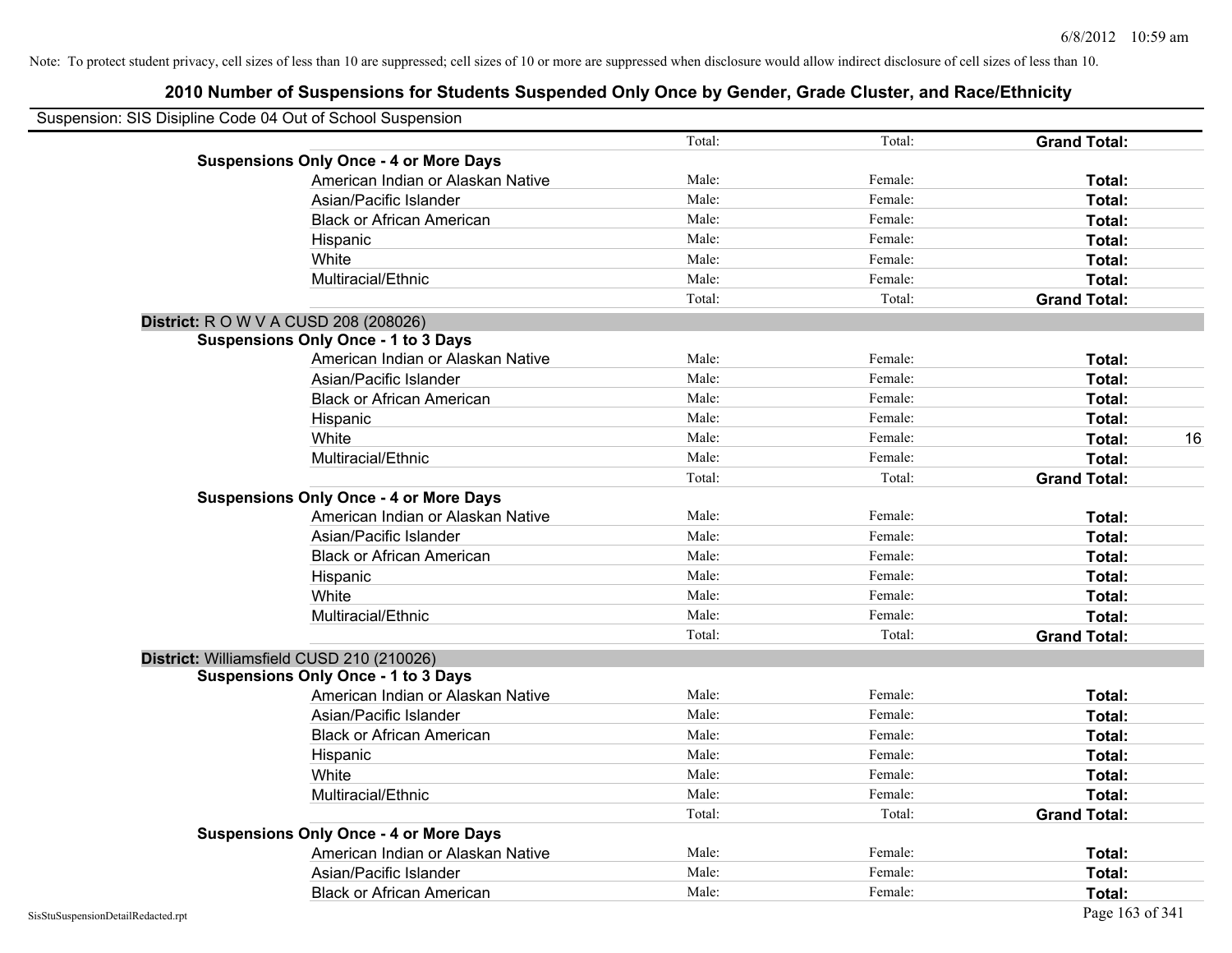Note: To protect student privacy, cell sizes of less than 10 are suppressed; cell sizes of 10 or more are suppressed when disclosure would allow indirect disclosure of cell sizes of less than 10.

## 2010 Number of Suspensions for Students Suspended Only Once by Gender, Grade Cluster, and Race/Ethnicity

Suspension: SIS Disipline Code 04 Out of School Suspension

| | | | | |
|---|---|---|---|---|
| | Total: | Total: | **Grand Total:** | |
| **Suspensions Only Once - 4 or More Days** | | | | |
| American Indian or Alaskan Native | Male: | Female: | **Total:** | |
| Asian/Pacific Islander | Male: | Female: | **Total:** | |
| Black or African American | Male: | Female: | **Total:** | |
| Hispanic | Male: | Female: | **Total:** | |
| White | Male: | Female: | **Total:** | |
| Multiracial/Ethnic | Male: | Female: | **Total:** | |
| | Total: | Total: | **Grand Total:** | |

**District:** R O W V A CUSD 208 (208026)

| | | | | |
|---|---|---|---|---|
| **Suspensions Only Once - 1 to 3 Days** | | | | |
| American Indian or Alaskan Native | Male: | Female: | **Total:** | |
| Asian/Pacific Islander | Male: | Female: | **Total:** | |
| Black or African American | Male: | Female: | **Total:** | |
| Hispanic | Male: | Female: | **Total:** | |
| White | Male: | Female: | **Total:** | 16 |
| Multiracial/Ethnic | Male: | Female: | **Total:** | |
| | Total: | Total: | **Grand Total:** | |
| **Suspensions Only Once - 4 or More Days** | | | | |
| American Indian or Alaskan Native | Male: | Female: | **Total:** | |
| Asian/Pacific Islander | Male: | Female: | **Total:** | |
| Black or African American | Male: | Female: | **Total:** | |
| Hispanic | Male: | Female: | **Total:** | |
| White | Male: | Female: | **Total:** | |
| Multiracial/Ethnic | Male: | Female: | **Total:** | |
| | Total: | Total: | **Grand Total:** | |

**District:** Williamsfield CUSD 210 (210026)

| | | | | |
|---|---|---|---|---|
| **Suspensions Only Once - 1 to 3 Days** | | | | |
| American Indian or Alaskan Native | Male: | Female: | **Total:** | |
| Asian/Pacific Islander | Male: | Female: | **Total:** | |
| Black or African American | Male: | Female: | **Total:** | |
| Hispanic | Male: | Female: | **Total:** | |
| White | Male: | Female: | **Total:** | |
| Multiracial/Ethnic | Male: | Female: | **Total:** | |
| | Total: | Total: | **Grand Total:** | |
| **Suspensions Only Once - 4 or More Days** | | | | |
| American Indian or Alaskan Native | Male: | Female: | **Total:** | |
| Asian/Pacific Islander | Male: | Female: | **Total:** | |
| Black or African American | Male: | Female: | **Total:** | |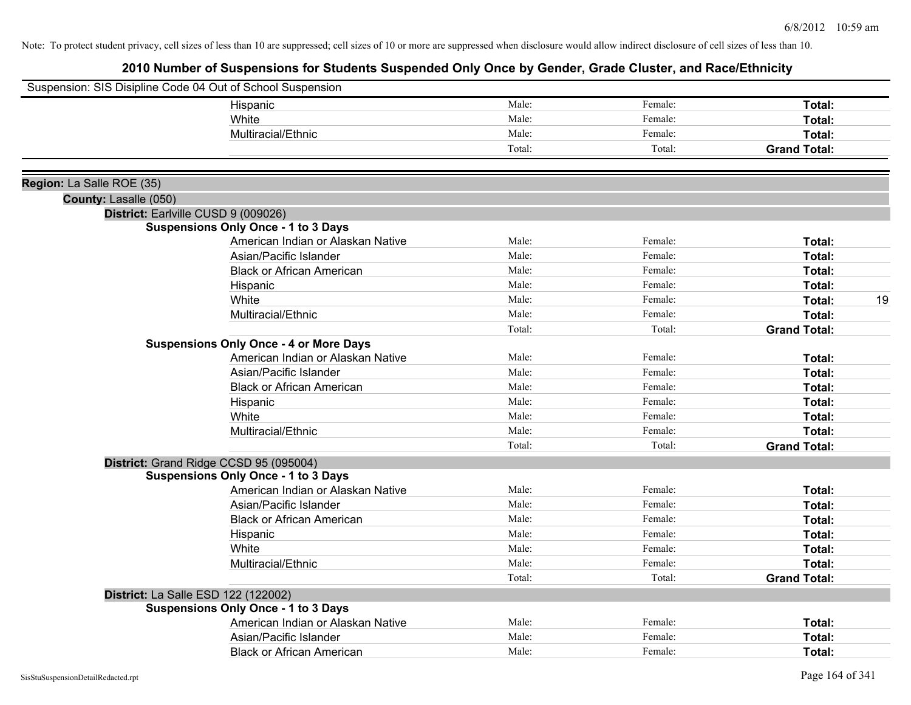Note: To protect student privacy, cell sizes of less than 10 are suppressed; cell sizes of 10 or more are suppressed when disclosure would allow indirect disclosure of cell sizes of less than 10.

# 2010 Number of Suspensions for Students Suspended Only Once by Gender, Grade Cluster, and Race/Ethnicity

Suspension: SIS Disipline Code 04 Out of School Suspension

| | Male | Female | Total |
|---|---|---|---|
| Hispanic | Male: | Female: | Total: |
| White | Male: | Female: | Total: |
| Multiracial/Ethnic | Male: | Female: | Total: |
| | Total: | Total: | Grand Total: |

**Region:** La Salle ROE (35)

**County:** Lasalle (050)

**District:** Earlville CUSD 9 (009026)

**Suspensions Only Once - 1 to 3 Days**

| | Male | Female | Total |
|---|---|---|---|
| American Indian or Alaskan Native | Male: | Female: | Total: |
| Asian/Pacific Islander | Male: | Female: | Total: |
| Black or African American | Male: | Female: | Total: |
| Hispanic | Male: | Female: | Total: |
| White | Male: | Female: | Total: 19 |
| Multiracial/Ethnic | Male: | Female: | Total: |
| | Total: | Total: | Grand Total: |

**Suspensions Only Once - 4 or More Days**

| | Male | Female | Total |
|---|---|---|---|
| American Indian or Alaskan Native | Male: | Female: | Total: |
| Asian/Pacific Islander | Male: | Female: | Total: |
| Black or African American | Male: | Female: | Total: |
| Hispanic | Male: | Female: | Total: |
| White | Male: | Female: | Total: |
| Multiracial/Ethnic | Male: | Female: | Total: |
| | Total: | Total: | Grand Total: |

**District:** Grand Ridge CCSD 95 (095004)

**Suspensions Only Once - 1 to 3 Days**

| | Male | Female | Total |
|---|---|---|---|
| American Indian or Alaskan Native | Male: | Female: | Total: |
| Asian/Pacific Islander | Male: | Female: | Total: |
| Black or African American | Male: | Female: | Total: |
| Hispanic | Male: | Female: | Total: |
| White | Male: | Female: | Total: |
| Multiracial/Ethnic | Male: | Female: | Total: |
| | Total: | Total: | Grand Total: |

**District:** La Salle ESD 122 (122002)

**Suspensions Only Once - 1 to 3 Days**

| | Male | Female | Total |
|---|---|---|---|
| American Indian or Alaskan Native | Male: | Female: | Total: |
| Asian/Pacific Islander | Male: | Female: | Total: |
| Black or African American | Male: | Female: | Total: |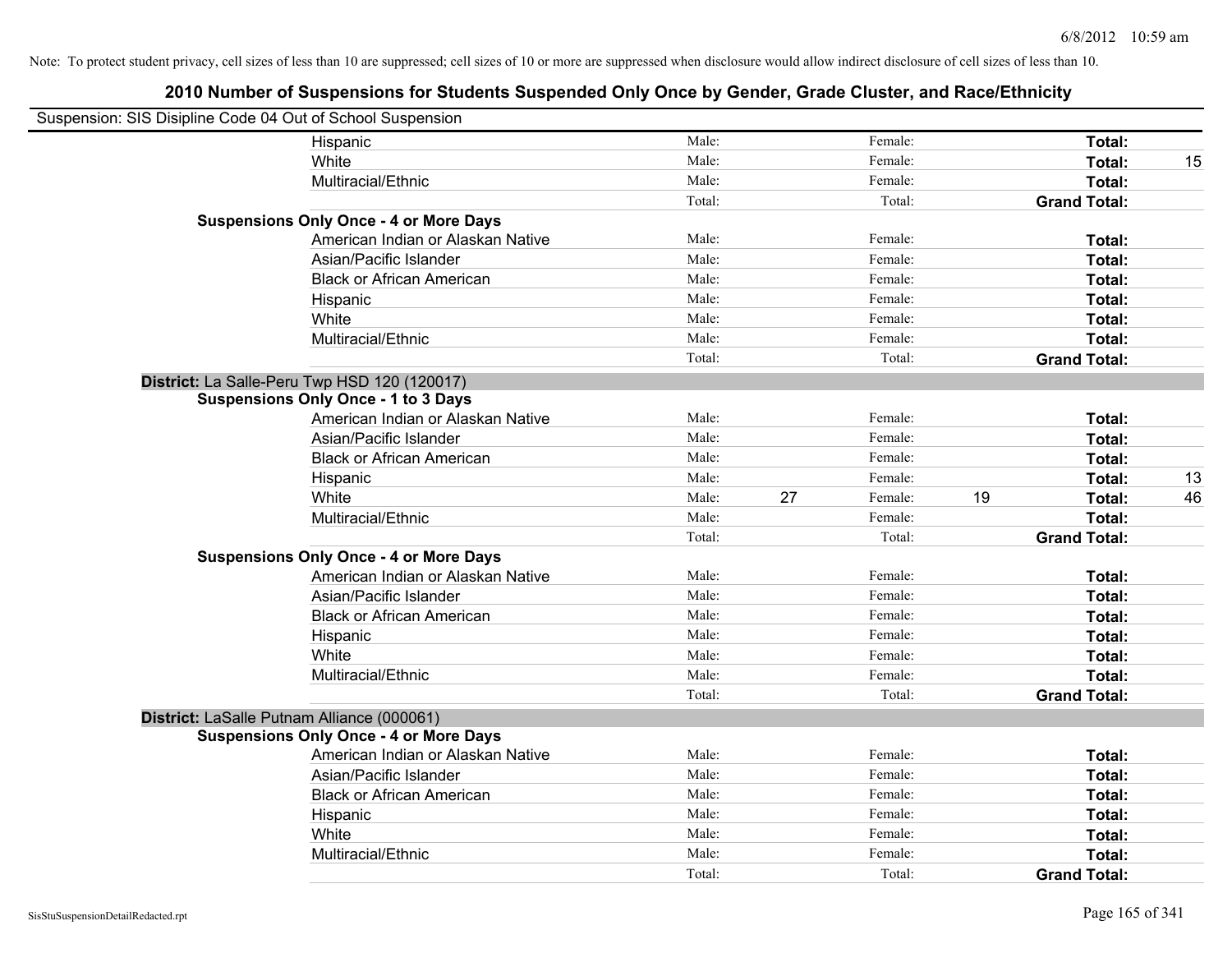Note: To protect student privacy, cell sizes of less than 10 are suppressed; cell sizes of 10 or more are suppressed when disclosure would allow indirect disclosure of cell sizes of less than 10.

## 2010 Number of Suspensions for Students Suspended Only Once by Gender, Grade Cluster, and Race/Ethnicity

Suspension: SIS Disipline Code 04 Out of School Suspension

| | | | | | | | |
|---|---|---|---|---|---|---|---|
| Hispanic | Male: | | Female: | | **Total:** | |
| White | Male: | | Female: | | **Total:** | 15 |
| Multiracial/Ethnic | Male: | | Female: | | **Total:** | |
| | Total: | | Total: | | **Grand Total:** | |

**Suspensions Only Once - 4 or More Days**

| | | | | | | |
|---|---|---|---|---|---|---|
| American Indian or Alaskan Native | Male: | | Female: | | **Total:** | |
| Asian/Pacific Islander | Male: | | Female: | | **Total:** | |
| Black or African American | Male: | | Female: | | **Total:** | |
| Hispanic | Male: | | Female: | | **Total:** | |
| White | Male: | | Female: | | **Total:** | |
| Multiracial/Ethnic | Male: | | Female: | | **Total:** | |
| | Total: | | Total: | | **Grand Total:** | |

**District:** La Salle-Peru Twp HSD 120 (120017)

**Suspensions Only Once - 1 to 3 Days**

| | | | | | | |
|---|---|---|---|---|---|---|
| American Indian or Alaskan Native | Male: | | Female: | | **Total:** | |
| Asian/Pacific Islander | Male: | | Female: | | **Total:** | |
| Black or African American | Male: | | Female: | | **Total:** | |
| Hispanic | Male: | | Female: | | **Total:** | 13 |
| White | Male: | 27 | Female: | 19 | **Total:** | 46 |
| Multiracial/Ethnic | Male: | | Female: | | **Total:** | |
| | Total: | | Total: | | **Grand Total:** | |

**Suspensions Only Once - 4 or More Days**

| | | | | | | |
|---|---|---|---|---|---|---|
| American Indian or Alaskan Native | Male: | | Female: | | **Total:** | |
| Asian/Pacific Islander | Male: | | Female: | | **Total:** | |
| Black or African American | Male: | | Female: | | **Total:** | |
| Hispanic | Male: | | Female: | | **Total:** | |
| White | Male: | | Female: | | **Total:** | |
| Multiracial/Ethnic | Male: | | Female: | | **Total:** | |
| | Total: | | Total: | | **Grand Total:** | |

**District:** LaSalle Putnam Alliance (000061)

**Suspensions Only Once - 4 or More Days**

| | | | | | | |
|---|---|---|---|---|---|---|
| American Indian or Alaskan Native | Male: | | Female: | | **Total:** | |
| Asian/Pacific Islander | Male: | | Female: | | **Total:** | |
| Black or African American | Male: | | Female: | | **Total:** | |
| Hispanic | Male: | | Female: | | **Total:** | |
| White | Male: | | Female: | | **Total:** | |
| Multiracial/Ethnic | Male: | | Female: | | **Total:** | |
| | Total: | | Total: | | **Grand Total:** | |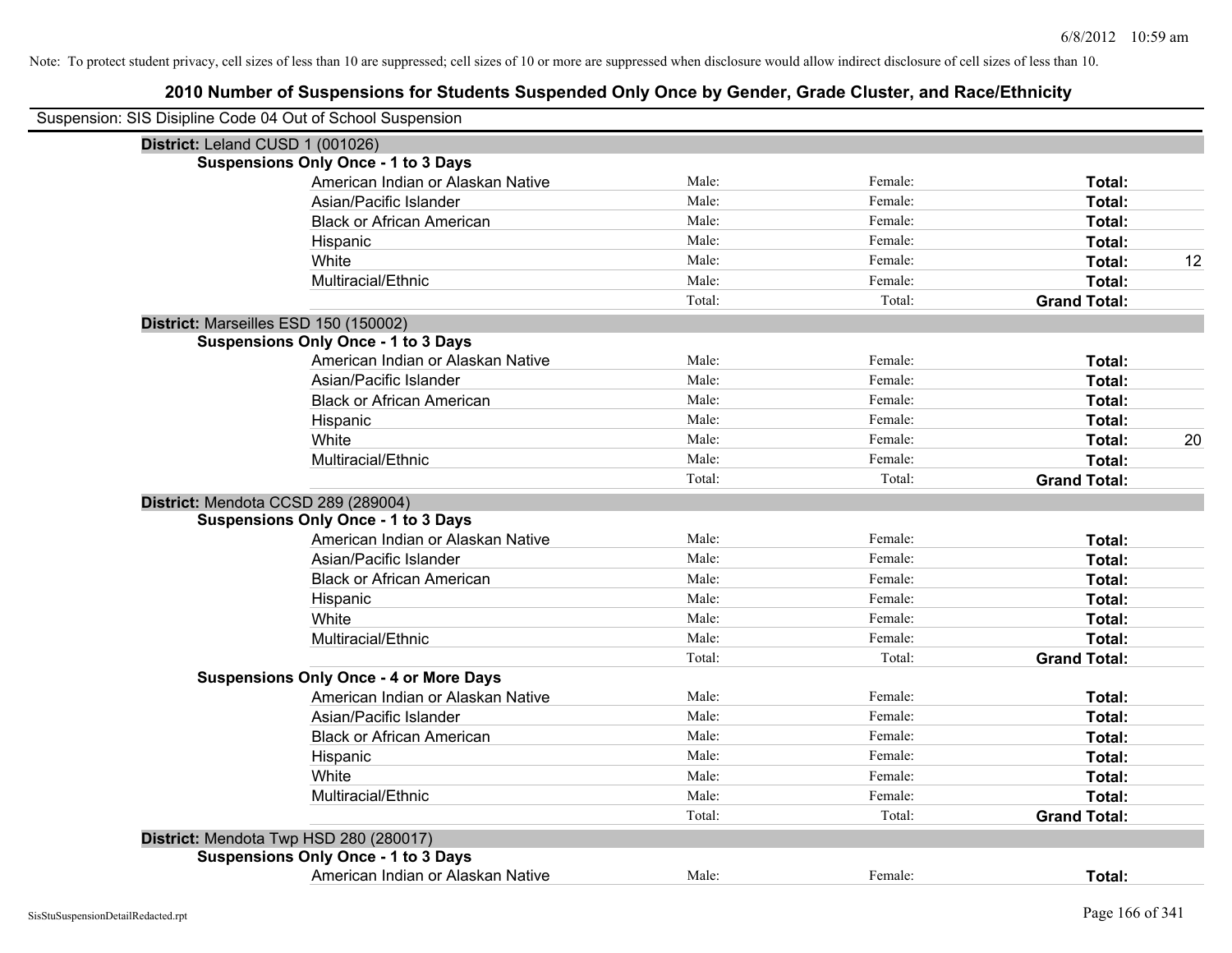Note: To protect student privacy, cell sizes of less than 10 are suppressed; cell sizes of 10 or more are suppressed when disclosure would allow indirect disclosure of cell sizes of less than 10.

# 2010 Number of Suspensions for Students Suspended Only Once by Gender, Grade Cluster, and Race/Ethnicity

Suspension: SIS Disipline Code 04 Out of School Suspension

**District:** Leland CUSD 1 (001026)

**Suspensions Only Once - 1 to 3 Days**

| | | | | |
|---|---|---|---|---|
| American Indian or Alaskan Native | Male: | Female: | **Total:** | |
| Asian/Pacific Islander | Male: | Female: | **Total:** | |
| Black or African American | Male: | Female: | **Total:** | |
| Hispanic | Male: | Female: | **Total:** | |
| White | Male: | Female: | **Total:** | 12 |
| Multiracial/Ethnic | Male: | Female: | **Total:** | |
| | Total: | Total: | **Grand Total:** | |

**District:** Marseilles ESD 150 (150002)

**Suspensions Only Once - 1 to 3 Days**

| | | | | |
|---|---|---|---|---|
| American Indian or Alaskan Native | Male: | Female: | **Total:** | |
| Asian/Pacific Islander | Male: | Female: | **Total:** | |
| Black or African American | Male: | Female: | **Total:** | |
| Hispanic | Male: | Female: | **Total:** | |
| White | Male: | Female: | **Total:** | 20 |
| Multiracial/Ethnic | Male: | Female: | **Total:** | |
| | Total: | Total: | **Grand Total:** | |

**District:** Mendota CCSD 289 (289004)

**Suspensions Only Once - 1 to 3 Days**

| | | | | |
|---|---|---|---|---|
| American Indian or Alaskan Native | Male: | Female: | **Total:** | |
| Asian/Pacific Islander | Male: | Female: | **Total:** | |
| Black or African American | Male: | Female: | **Total:** | |
| Hispanic | Male: | Female: | **Total:** | |
| White | Male: | Female: | **Total:** | |
| Multiracial/Ethnic | Male: | Female: | **Total:** | |
| | Total: | Total: | **Grand Total:** | |

**Suspensions Only Once - 4 or More Days**

| | | | | |
|---|---|---|---|---|
| American Indian or Alaskan Native | Male: | Female: | **Total:** | |
| Asian/Pacific Islander | Male: | Female: | **Total:** | |
| Black or African American | Male: | Female: | **Total:** | |
| Hispanic | Male: | Female: | **Total:** | |
| White | Male: | Female: | **Total:** | |
| Multiracial/Ethnic | Male: | Female: | **Total:** | |
| | Total: | Total: | **Grand Total:** | |

**District:** Mendota Twp HSD 280 (280017)

**Suspensions Only Once - 1 to 3 Days**

| | | | | |
|---|---|---|---|---|
| American Indian or Alaskan Native | Male: | Female: | **Total:** | |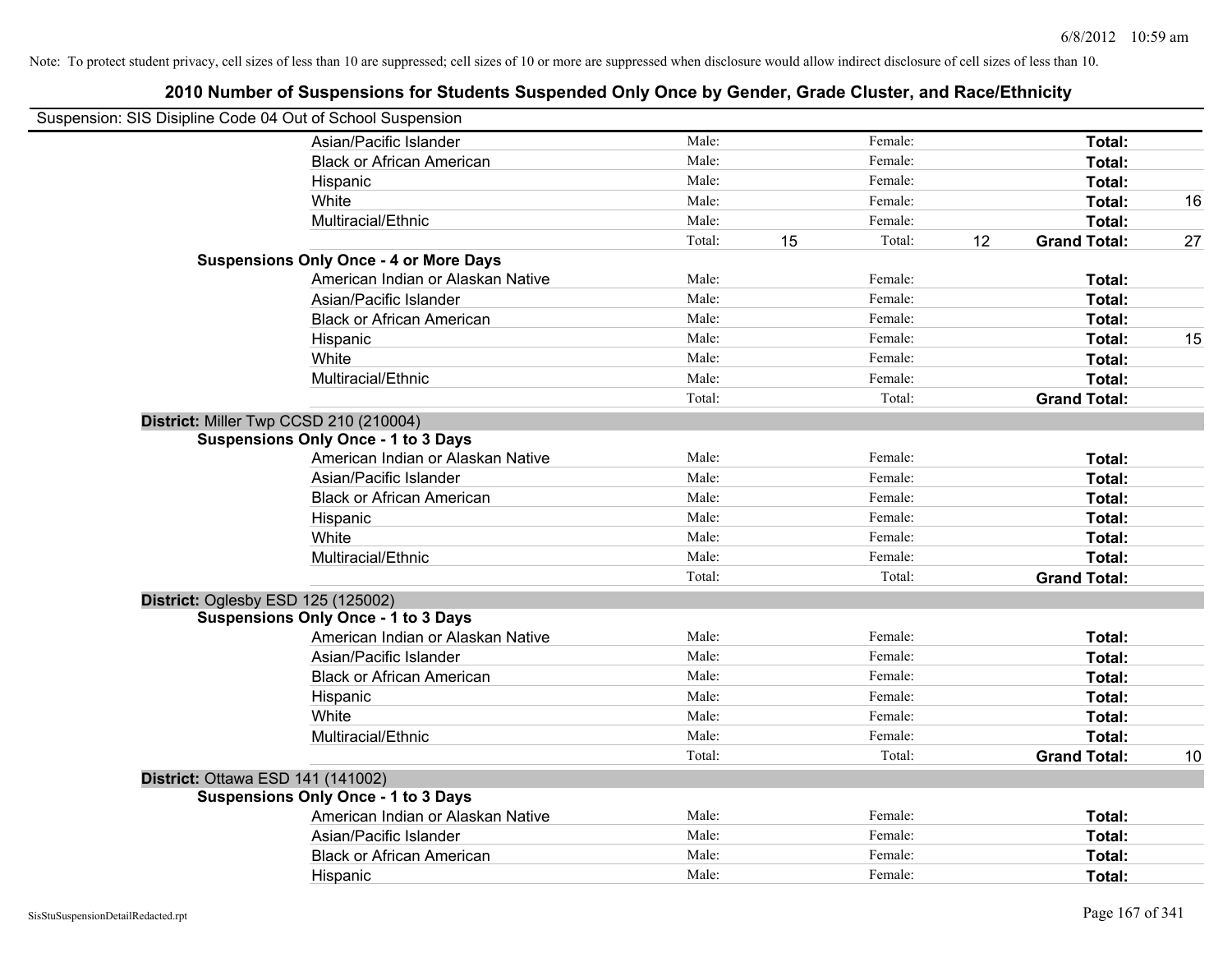Note: To protect student privacy, cell sizes of less than 10 are suppressed; cell sizes of 10 or more are suppressed when disclosure would allow indirect disclosure of cell sizes of less than 10.

## 2010 Number of Suspensions for Students Suspended Only Once by Gender, Grade Cluster, and Race/Ethnicity

Suspension: SIS Disipline Code 04 Out of School Suspension

| | | | | | | | |
|---|---|---|---|---|---|---|---|
| Asian/Pacific Islander | Male: | | Female: | | **Total:** | |
| Black or African American | Male: | | Female: | | **Total:** | |
| Hispanic | Male: | | Female: | | **Total:** | |
| White | Male: | | Female: | | **Total:** | 16 |
| Multiracial/Ethnic | Male: | | Female: | | **Total:** | |
| | Total: | 15 | Total: | 12 | **Grand Total:** | 27 |

**Suspensions Only Once - 4 or More Days**

| | | | | | | |
|---|---|---|---|---|---|---|
| American Indian or Alaskan Native | Male: | | Female: | | **Total:** | |
| Asian/Pacific Islander | Male: | | Female: | | **Total:** | |
| Black or African American | Male: | | Female: | | **Total:** | |
| Hispanic | Male: | | Female: | | **Total:** | 15 |
| White | Male: | | Female: | | **Total:** | |
| Multiracial/Ethnic | Male: | | Female: | | **Total:** | |
| | Total: | | Total: | | **Grand Total:** | |

**District:** Miller Twp CCSD 210 (210004)

**Suspensions Only Once - 1 to 3 Days**

| | | | | | | |
|---|---|---|---|---|---|---|
| American Indian or Alaskan Native | Male: | | Female: | | **Total:** | |
| Asian/Pacific Islander | Male: | | Female: | | **Total:** | |
| Black or African American | Male: | | Female: | | **Total:** | |
| Hispanic | Male: | | Female: | | **Total:** | |
| White | Male: | | Female: | | **Total:** | |
| Multiracial/Ethnic | Male: | | Female: | | **Total:** | |
| | Total: | | Total: | | **Grand Total:** | |

**District:** Oglesby ESD 125 (125002)

**Suspensions Only Once - 1 to 3 Days**

| | | | | | | |
|---|---|---|---|---|---|---|
| American Indian or Alaskan Native | Male: | | Female: | | **Total:** | |
| Asian/Pacific Islander | Male: | | Female: | | **Total:** | |
| Black or African American | Male: | | Female: | | **Total:** | |
| Hispanic | Male: | | Female: | | **Total:** | |
| White | Male: | | Female: | | **Total:** | |
| Multiracial/Ethnic | Male: | | Female: | | **Total:** | |
| | Total: | | Total: | | **Grand Total:** | 10 |

**District:** Ottawa ESD 141 (141002)

**Suspensions Only Once - 1 to 3 Days**

| | | | | | | |
|---|---|---|---|---|---|---|
| American Indian or Alaskan Native | Male: | | Female: | | **Total:** | |
| Asian/Pacific Islander | Male: | | Female: | | **Total:** | |
| Black or African American | Male: | | Female: | | **Total:** | |
| Hispanic | Male: | | Female: | | **Total:** | |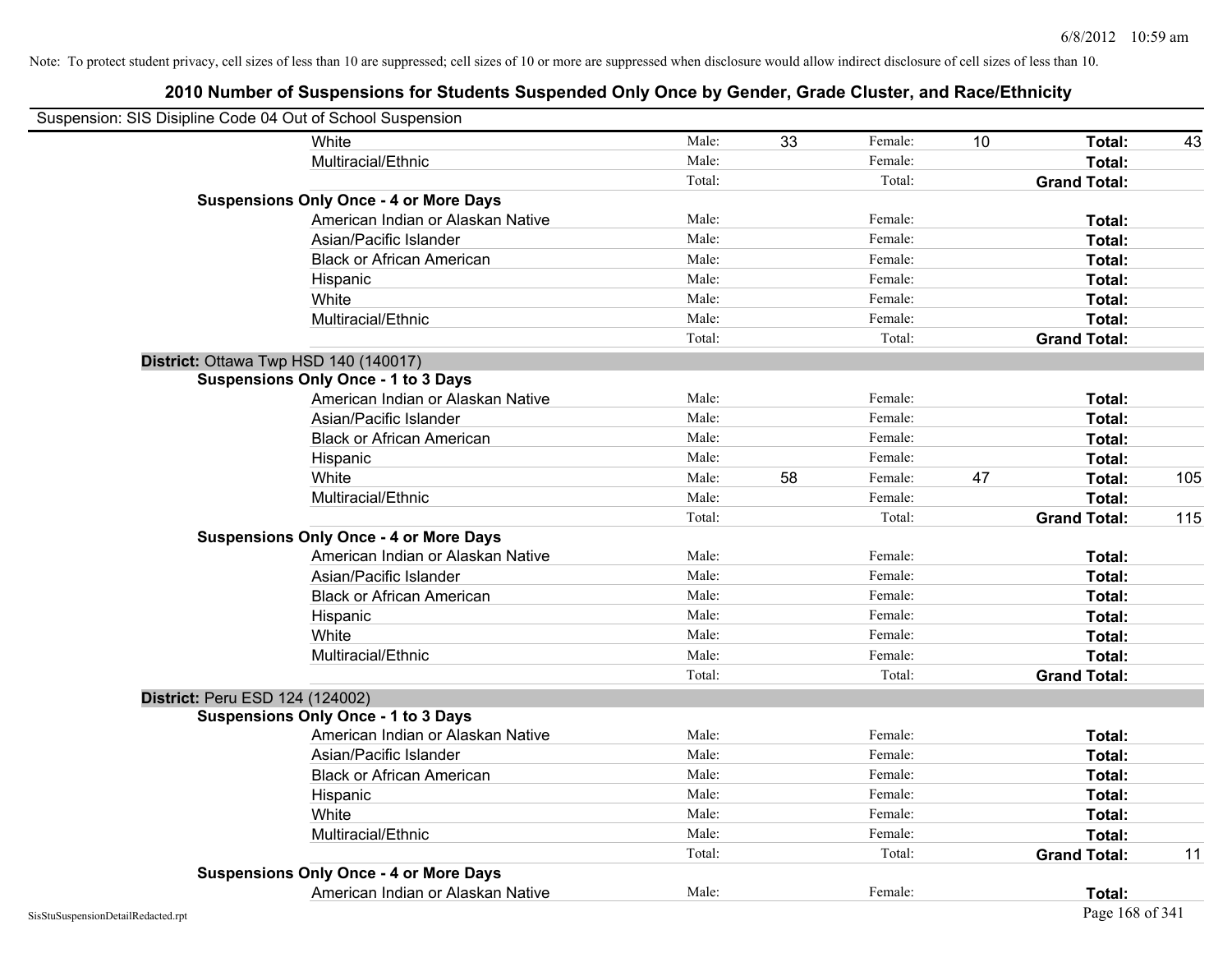Note: To protect student privacy, cell sizes of less than 10 are suppressed; cell sizes of 10 or more are suppressed when disclosure would allow indirect disclosure of cell sizes of less than 10.

# 2010 Number of Suspensions for Students Suspended Only Once by Gender, Grade Cluster, and Race/Ethnicity

Suspension: SIS Disipline Code 04 Out of School Suspension

| | | | | | | |
|---|---|---|---|---|---|---|
| White | Male: | 33 | Female: | 10 | **Total:** | 43 |
| Multiracial/Ethnic | Male: | | Female: | | **Total:** | |
| | Total: | | Total: | | **Grand Total:** | |

**Suspensions Only Once - 4 or More Days**

| | | | | | | |
|---|---|---|---|---|---|---|
| American Indian or Alaskan Native | Male: | | Female: | | **Total:** | |
| Asian/Pacific Islander | Male: | | Female: | | **Total:** | |
| Black or African American | Male: | | Female: | | **Total:** | |
| Hispanic | Male: | | Female: | | **Total:** | |
| White | Male: | | Female: | | **Total:** | |
| Multiracial/Ethnic | Male: | | Female: | | **Total:** | |
| | Total: | | Total: | | **Grand Total:** | |

**District:** Ottawa Twp HSD 140 (140017)

**Suspensions Only Once - 1 to 3 Days**

| | | | | | | |
|---|---|---|---|---|---|---|
| American Indian or Alaskan Native | Male: | | Female: | | **Total:** | |
| Asian/Pacific Islander | Male: | | Female: | | **Total:** | |
| Black or African American | Male: | | Female: | | **Total:** | |
| Hispanic | Male: | | Female: | | **Total:** | |
| White | Male: | 58 | Female: | 47 | **Total:** | 105 |
| Multiracial/Ethnic | Male: | | Female: | | **Total:** | |
| | Total: | | Total: | | **Grand Total:** | 115 |

**Suspensions Only Once - 4 or More Days**

| | | | | | | |
|---|---|---|---|---|---|---|
| American Indian or Alaskan Native | Male: | | Female: | | **Total:** | |
| Asian/Pacific Islander | Male: | | Female: | | **Total:** | |
| Black or African American | Male: | | Female: | | **Total:** | |
| Hispanic | Male: | | Female: | | **Total:** | |
| White | Male: | | Female: | | **Total:** | |
| Multiracial/Ethnic | Male: | | Female: | | **Total:** | |
| | Total: | | Total: | | **Grand Total:** | |

**District:** Peru ESD 124 (124002)

**Suspensions Only Once - 1 to 3 Days**

| | | | | | | |
|---|---|---|---|---|---|---|
| American Indian or Alaskan Native | Male: | | Female: | | **Total:** | |
| Asian/Pacific Islander | Male: | | Female: | | **Total:** | |
| Black or African American | Male: | | Female: | | **Total:** | |
| Hispanic | Male: | | Female: | | **Total:** | |
| White | Male: | | Female: | | **Total:** | |
| Multiracial/Ethnic | Male: | | Female: | | **Total:** | |
| | Total: | | Total: | | **Grand Total:** | 11 |

**Suspensions Only Once - 4 or More Days**

| | | | | | | |
|---|---|---|---|---|---|---|
| American Indian or Alaskan Native | Male: | | Female: | | **Total:** | |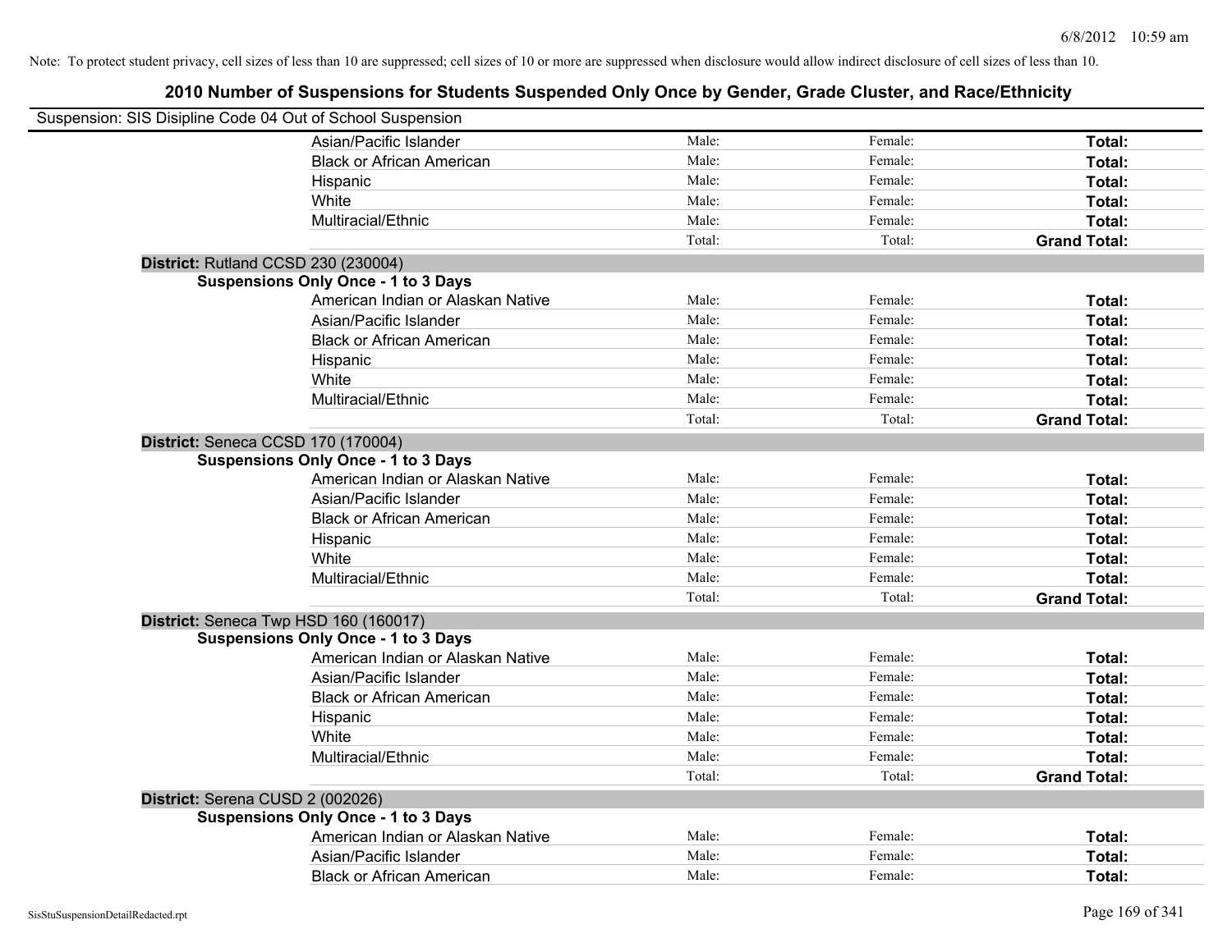Note: To protect student privacy, cell sizes of less than 10 are suppressed; cell sizes of 10 or more are suppressed when disclosure would allow indirect disclosure of cell sizes of less than 10.

## 2010 Number of Suspensions for Students Suspended Only Once by Gender, Grade Cluster, and Race/Ethnicity

Suspension: SIS Disipline Code 04 Out of School Suspension

| | | | |
|---|---|---|---|
| Asian/Pacific Islander | Male: | Female: | **Total:** |
| Black or African American | Male: | Female: | **Total:** |
| Hispanic | Male: | Female: | **Total:** |
| White | Male: | Female: | **Total:** |
| Multiracial/Ethnic | Male: | Female: | **Total:** |
| | Total: | Total: | **Grand Total:** |

**District:** Rutland CCSD 230 (230004)

**Suspensions Only Once - 1 to 3 Days**

| | | | |
|---|---|---|---|
| American Indian or Alaskan Native | Male: | Female: | **Total:** |
| Asian/Pacific Islander | Male: | Female: | **Total:** |
| Black or African American | Male: | Female: | **Total:** |
| Hispanic | Male: | Female: | **Total:** |
| White | Male: | Female: | **Total:** |
| Multiracial/Ethnic | Male: | Female: | **Total:** |
| | Total: | Total: | **Grand Total:** |

**District:** Seneca CCSD 170 (170004)

**Suspensions Only Once - 1 to 3 Days**

| | | | |
|---|---|---|---|
| American Indian or Alaskan Native | Male: | Female: | **Total:** |
| Asian/Pacific Islander | Male: | Female: | **Total:** |
| Black or African American | Male: | Female: | **Total:** |
| Hispanic | Male: | Female: | **Total:** |
| White | Male: | Female: | **Total:** |
| Multiracial/Ethnic | Male: | Female: | **Total:** |
| | Total: | Total: | **Grand Total:** |

**District:** Seneca Twp HSD 160 (160017)

**Suspensions Only Once - 1 to 3 Days**

| | | | |
|---|---|---|---|
| American Indian or Alaskan Native | Male: | Female: | **Total:** |
| Asian/Pacific Islander | Male: | Female: | **Total:** |
| Black or African American | Male: | Female: | **Total:** |
| Hispanic | Male: | Female: | **Total:** |
| White | Male: | Female: | **Total:** |
| Multiracial/Ethnic | Male: | Female: | **Total:** |
| | Total: | Total: | **Grand Total:** |

**District:** Serena CUSD 2 (002026)

**Suspensions Only Once - 1 to 3 Days**

| | | | |
|---|---|---|---|
| American Indian or Alaskan Native | Male: | Female: | **Total:** |
| Asian/Pacific Islander | Male: | Female: | **Total:** |
| Black or African American | Male: | Female: | **Total:** |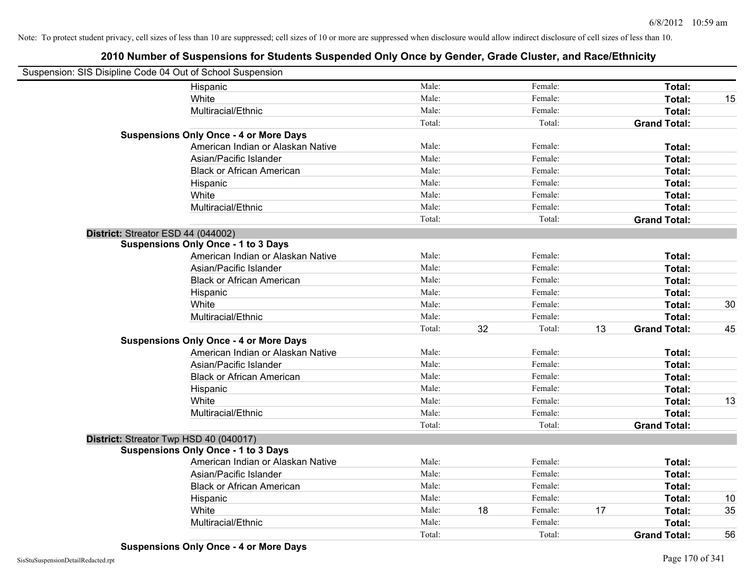Note: To protect student privacy, cell sizes of less than 10 are suppressed; cell sizes of 10 or more are suppressed when disclosure would allow indirect disclosure of cell sizes of less than 10.

## 2010 Number of Suspensions for Students Suspended Only Once by Gender, Grade Cluster, and Race/Ethnicity

Suspension: SIS Disipline Code 04 Out of School Suspension

| | | | | | | |
|---|---|---|---|---|---|---|
| Hispanic | Male: | | Female: | | **Total:** | |
| White | Male: | | Female: | | **Total:** | 15 |
| Multiracial/Ethnic | Male: | | Female: | | **Total:** | |
| | Total: | | Total: | | **Grand Total:** | |

**Suspensions Only Once - 4 or More Days**

| | | | | | | |
|---|---|---|---|---|---|---|
| American Indian or Alaskan Native | Male: | | Female: | | **Total:** | |
| Asian/Pacific Islander | Male: | | Female: | | **Total:** | |
| Black or African American | Male: | | Female: | | **Total:** | |
| Hispanic | Male: | | Female: | | **Total:** | |
| White | Male: | | Female: | | **Total:** | |
| Multiracial/Ethnic | Male: | | Female: | | **Total:** | |
| | Total: | | Total: | | **Grand Total:** | |

**District:** Streator ESD 44 (044002)

**Suspensions Only Once - 1 to 3 Days**

| | | | | | | |
|---|---|---|---|---|---|---|
| American Indian or Alaskan Native | Male: | | Female: | | **Total:** | |
| Asian/Pacific Islander | Male: | | Female: | | **Total:** | |
| Black or African American | Male: | | Female: | | **Total:** | |
| Hispanic | Male: | | Female: | | **Total:** | |
| White | Male: | | Female: | | **Total:** | 30 |
| Multiracial/Ethnic | Male: | | Female: | | **Total:** | |
| | Total: | 32 | Total: | 13 | **Grand Total:** | 45 |

**Suspensions Only Once - 4 or More Days**

| | | | | | | |
|---|---|---|---|---|---|---|
| American Indian or Alaskan Native | Male: | | Female: | | **Total:** | |
| Asian/Pacific Islander | Male: | | Female: | | **Total:** | |
| Black or African American | Male: | | Female: | | **Total:** | |
| Hispanic | Male: | | Female: | | **Total:** | |
| White | Male: | | Female: | | **Total:** | 13 |
| Multiracial/Ethnic | Male: | | Female: | | **Total:** | |
| | Total: | | Total: | | **Grand Total:** | |

**District:** Streator Twp HSD 40 (040017)

**Suspensions Only Once - 1 to 3 Days**

| | | | | | | |
|---|---|---|---|---|---|---|
| American Indian or Alaskan Native | Male: | | Female: | | **Total:** | |
| Asian/Pacific Islander | Male: | | Female: | | **Total:** | |
| Black or African American | Male: | | Female: | | **Total:** | |
| Hispanic | Male: | | Female: | | **Total:** | 10 |
| White | Male: | 18 | Female: | 17 | **Total:** | 35 |
| Multiracial/Ethnic | Male: | | Female: | | **Total:** | |
| | Total: | | Total: | | **Grand Total:** | 56 |

**Suspensions Only Once - 4 or More Days**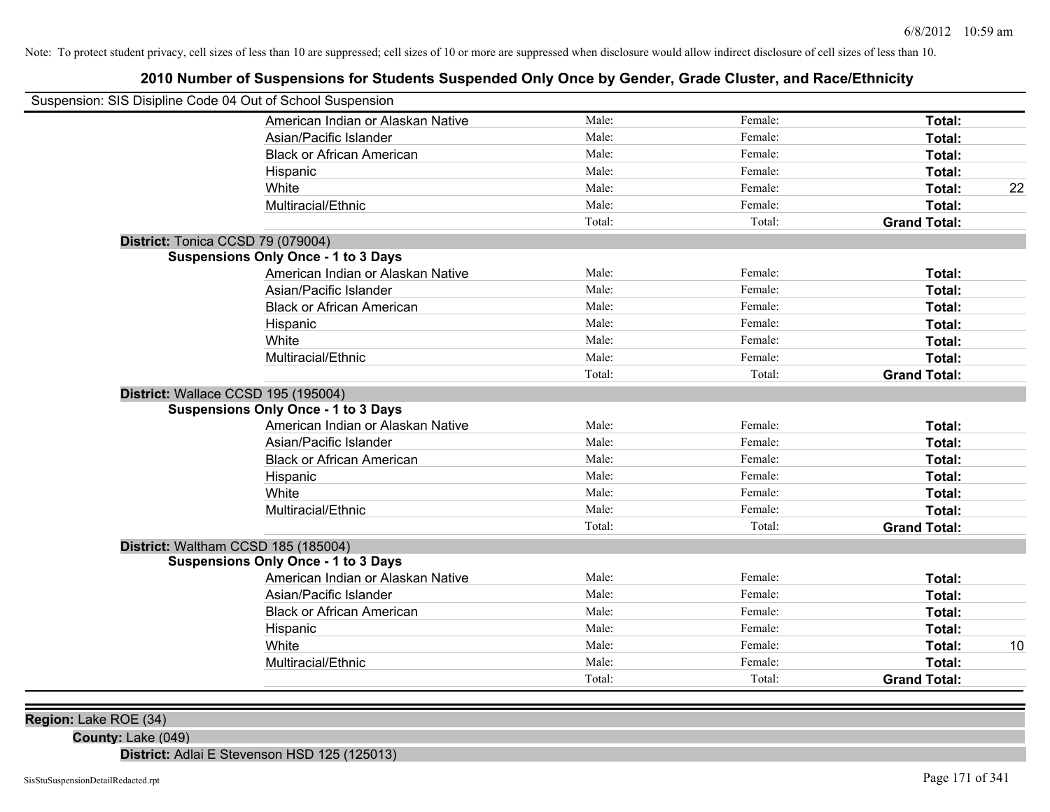Note: To protect student privacy, cell sizes of less than 10 are suppressed; cell sizes of 10 or more are suppressed when disclosure would allow indirect disclosure of cell sizes of less than 10.

# 2010 Number of Suspensions for Students Suspended Only Once by Gender, Grade Cluster, and Race/Ethnicity

Suspension: SIS Disipline Code 04 Out of School Suspension

| | | | | |
|---|---|---|---|---|
| American Indian or Alaskan Native | Male: | Female: | **Total:** | |
| Asian/Pacific Islander | Male: | Female: | **Total:** | |
| Black or African American | Male: | Female: | **Total:** | |
| Hispanic | Male: | Female: | **Total:** | |
| White | Male: | Female: | **Total:** | 22 |
| Multiracial/Ethnic | Male: | Female: | **Total:** | |
| | Total: | Total: | **Grand Total:** | |

**District:** Tonica CCSD 79 (079004)

**Suspensions Only Once - 1 to 3 Days**

| | | | | |
|---|---|---|---|---|
| American Indian or Alaskan Native | Male: | Female: | **Total:** | |
| Asian/Pacific Islander | Male: | Female: | **Total:** | |
| Black or African American | Male: | Female: | **Total:** | |
| Hispanic | Male: | Female: | **Total:** | |
| White | Male: | Female: | **Total:** | |
| Multiracial/Ethnic | Male: | Female: | **Total:** | |
| | Total: | Total: | **Grand Total:** | |

**District:** Wallace CCSD 195 (195004)

**Suspensions Only Once - 1 to 3 Days**

| | | | | |
|---|---|---|---|---|
| American Indian or Alaskan Native | Male: | Female: | **Total:** | |
| Asian/Pacific Islander | Male: | Female: | **Total:** | |
| Black or African American | Male: | Female: | **Total:** | |
| Hispanic | Male: | Female: | **Total:** | |
| White | Male: | Female: | **Total:** | |
| Multiracial/Ethnic | Male: | Female: | **Total:** | |
| | Total: | Total: | **Grand Total:** | |

**District:** Waltham CCSD 185 (185004)

**Suspensions Only Once - 1 to 3 Days**

| | | | | |
|---|---|---|---|---|
| American Indian or Alaskan Native | Male: | Female: | **Total:** | |
| Asian/Pacific Islander | Male: | Female: | **Total:** | |
| Black or African American | Male: | Female: | **Total:** | |
| Hispanic | Male: | Female: | **Total:** | |
| White | Male: | Female: | **Total:** | 10 |
| Multiracial/Ethnic | Male: | Female: | **Total:** | |
| | Total: | Total: | **Grand Total:** | |

**Region:** Lake ROE (34)

**County:** Lake (049)

**District:** Adlai E Stevenson HSD 125 (125013)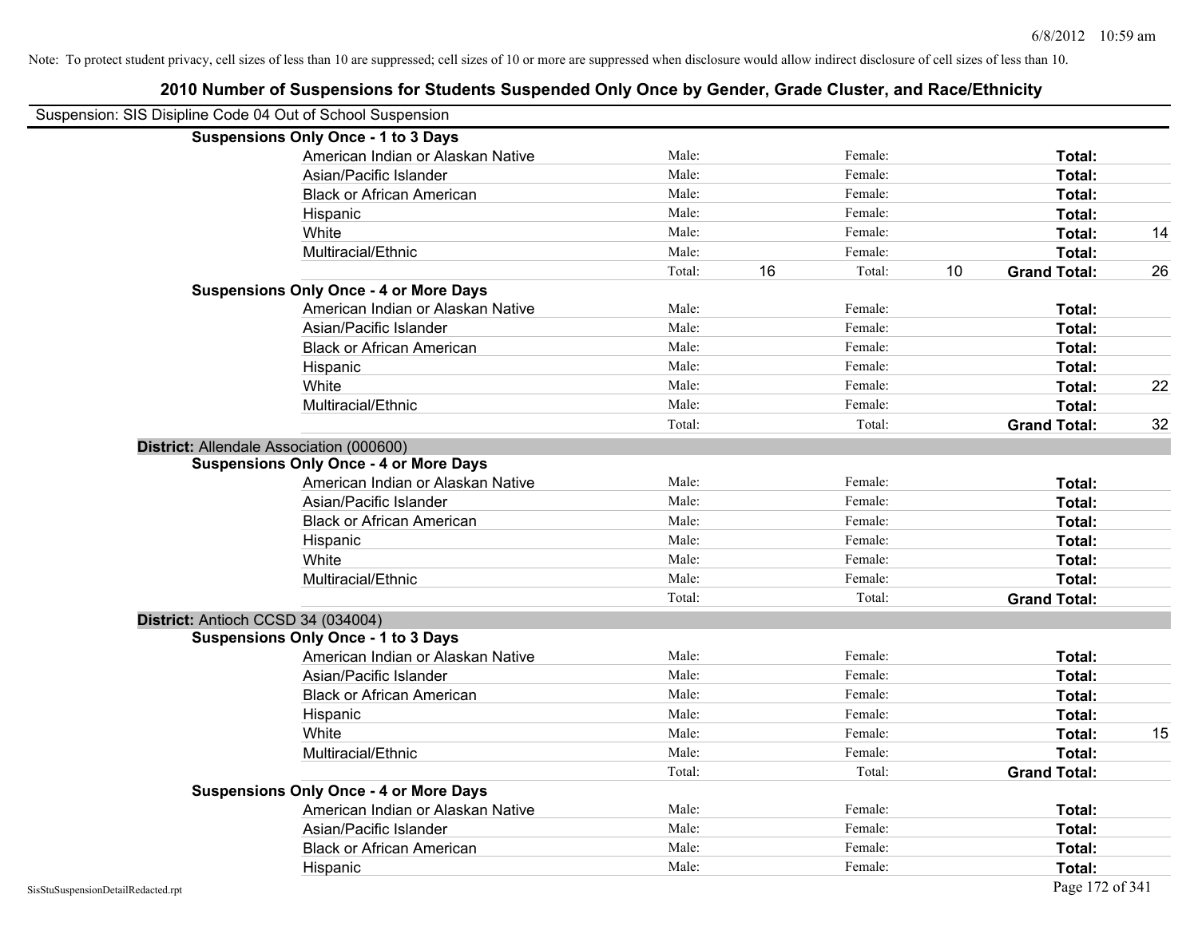Note: To protect student privacy, cell sizes of less than 10 are suppressed; cell sizes of 10 or more are suppressed when disclosure would allow indirect disclosure of cell sizes of less than 10.

# 2010 Number of Suspensions for Students Suspended Only Once by Gender, Grade Cluster, and Race/Ethnicity

Suspension: SIS Disipline Code 04 Out of School Suspension

**Suspensions Only Once - 1 to 3 Days**

| | | | | | | |
|---|---|---|---|---|---|---|
| American Indian or Alaskan Native | Male: | | Female: | | **Total:** | |
| Asian/Pacific Islander | Male: | | Female: | | **Total:** | |
| Black or African American | Male: | | Female: | | **Total:** | |
| Hispanic | Male: | | Female: | | **Total:** | |
| White | Male: | | Female: | | **Total:** | 14 |
| Multiracial/Ethnic | Male: | | Female: | | **Total:** | |
| | Total: | 16 | Total: | 10 | **Grand Total:** | 26 |

**Suspensions Only Once - 4 or More Days**

| | | | | | | |
|---|---|---|---|---|---|---|
| American Indian or Alaskan Native | Male: | | Female: | | **Total:** | |
| Asian/Pacific Islander | Male: | | Female: | | **Total:** | |
| Black or African American | Male: | | Female: | | **Total:** | |
| Hispanic | Male: | | Female: | | **Total:** | |
| White | Male: | | Female: | | **Total:** | 22 |
| Multiracial/Ethnic | Male: | | Female: | | **Total:** | |
| | Total: | | Total: | | **Grand Total:** | 32 |

## District: Allendale Association (000600)

**Suspensions Only Once - 4 or More Days**

| | | | | | | |
|---|---|---|---|---|---|---|
| American Indian or Alaskan Native | Male: | | Female: | | **Total:** | |
| Asian/Pacific Islander | Male: | | Female: | | **Total:** | |
| Black or African American | Male: | | Female: | | **Total:** | |
| Hispanic | Male: | | Female: | | **Total:** | |
| White | Male: | | Female: | | **Total:** | |
| Multiracial/Ethnic | Male: | | Female: | | **Total:** | |
| | Total: | | Total: | | **Grand Total:** | |

## District: Antioch CCSD 34 (034004)

**Suspensions Only Once - 1 to 3 Days**

| | | | | | | |
|---|---|---|---|---|---|---|
| American Indian or Alaskan Native | Male: | | Female: | | **Total:** | |
| Asian/Pacific Islander | Male: | | Female: | | **Total:** | |
| Black or African American | Male: | | Female: | | **Total:** | |
| Hispanic | Male: | | Female: | | **Total:** | |
| White | Male: | | Female: | | **Total:** | 15 |
| Multiracial/Ethnic | Male: | | Female: | | **Total:** | |
| | Total: | | Total: | | **Grand Total:** | |

**Suspensions Only Once - 4 or More Days**

| | | | | | | |
|---|---|---|---|---|---|---|
| American Indian or Alaskan Native | Male: | | Female: | | **Total:** | |
| Asian/Pacific Islander | Male: | | Female: | | **Total:** | |
| Black or African American | Male: | | Female: | | **Total:** | |
| Hispanic | Male: | | Female: | | **Total:** | |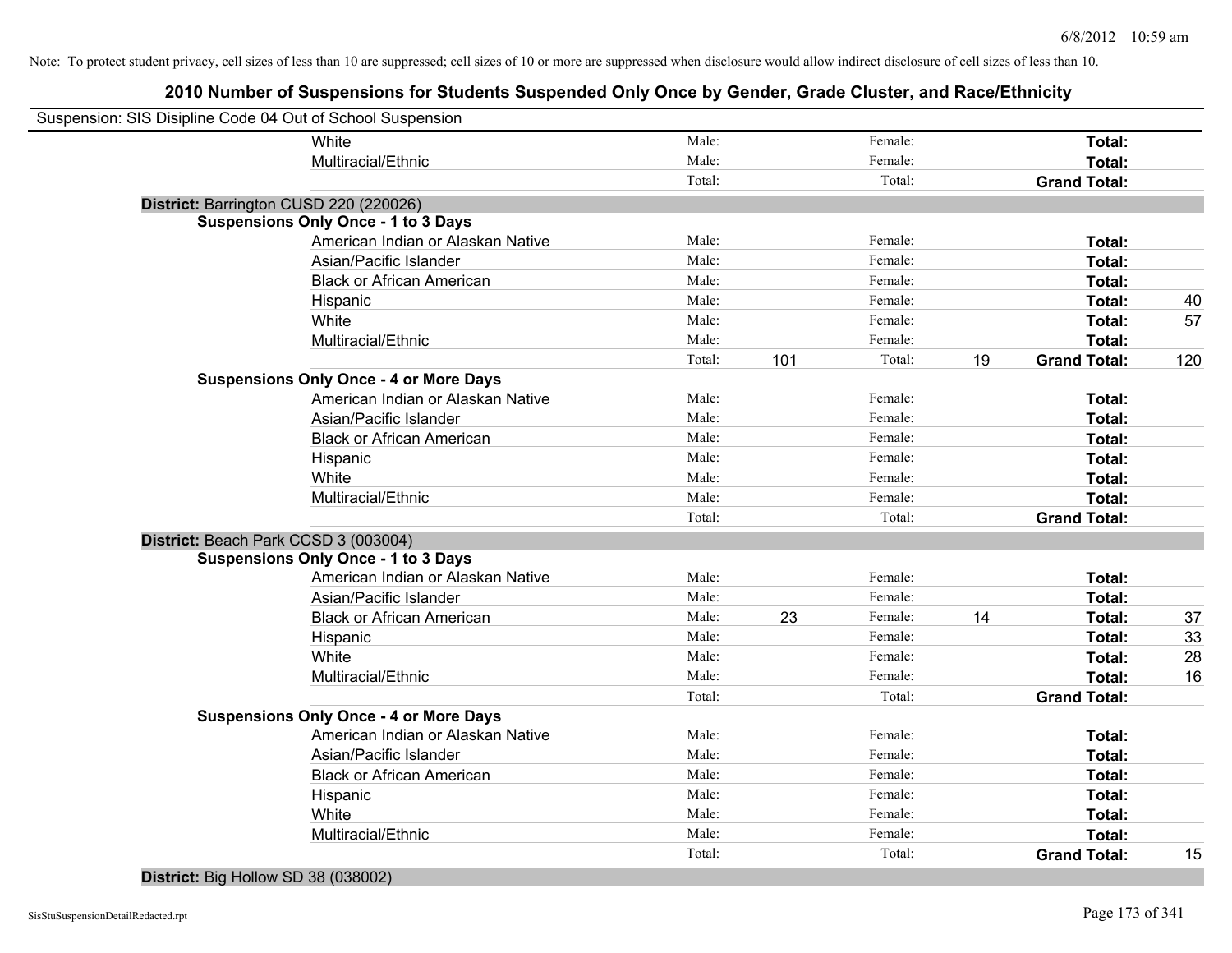Note: To protect student privacy, cell sizes of less than 10 are suppressed; cell sizes of 10 or more are suppressed when disclosure would allow indirect disclosure of cell sizes of less than 10.

## 2010 Number of Suspensions for Students Suspended Only Once by Gender, Grade Cluster, and Race/Ethnicity

Suspension: SIS Disipline Code 04 Out of School Suspension

| | | | | | | | |
|---|---|---|---|---|---|---|---|
| White | Male: | | Female: | | **Total:** | |
| Multiracial/Ethnic | Male: | | Female: | | **Total:** | |
| | Total: | | Total: | | **Grand Total:** | |

**District:** Barrington CUSD 220 (220026)

**Suspensions Only Once - 1 to 3 Days**

| | | | | | | |
|---|---|---|---|---|---|---|
| American Indian or Alaskan Native | Male: | | Female: | | **Total:** | |
| Asian/Pacific Islander | Male: | | Female: | | **Total:** | |
| Black or African American | Male: | | Female: | | **Total:** | |
| Hispanic | Male: | | Female: | | **Total:** | 40 |
| White | Male: | | Female: | | **Total:** | 57 |
| Multiracial/Ethnic | Male: | | Female: | | **Total:** | |
| | Total: | 101 | Total: | 19 | **Grand Total:** | 120 |

**Suspensions Only Once - 4 or More Days**

| | | | | | | |
|---|---|---|---|---|---|---|
| American Indian or Alaskan Native | Male: | | Female: | | **Total:** | |
| Asian/Pacific Islander | Male: | | Female: | | **Total:** | |
| Black or African American | Male: | | Female: | | **Total:** | |
| Hispanic | Male: | | Female: | | **Total:** | |
| White | Male: | | Female: | | **Total:** | |
| Multiracial/Ethnic | Male: | | Female: | | **Total:** | |
| | Total: | | Total: | | **Grand Total:** | |

**District:** Beach Park CCSD 3 (003004)

**Suspensions Only Once - 1 to 3 Days**

| | | | | | | |
|---|---|---|---|---|---|---|
| American Indian or Alaskan Native | Male: | | Female: | | **Total:** | |
| Asian/Pacific Islander | Male: | | Female: | | **Total:** | |
| Black or African American | Male: | 23 | Female: | 14 | **Total:** | 37 |
| Hispanic | Male: | | Female: | | **Total:** | 33 |
| White | Male: | | Female: | | **Total:** | 28 |
| Multiracial/Ethnic | Male: | | Female: | | **Total:** | 16 |
| | Total: | | Total: | | **Grand Total:** | |

**Suspensions Only Once - 4 or More Days**

| | | | | | | |
|---|---|---|---|---|---|---|
| American Indian or Alaskan Native | Male: | | Female: | | **Total:** | |
| Asian/Pacific Islander | Male: | | Female: | | **Total:** | |
| Black or African American | Male: | | Female: | | **Total:** | |
| Hispanic | Male: | | Female: | | **Total:** | |
| White | Male: | | Female: | | **Total:** | |
| Multiracial/Ethnic | Male: | | Female: | | **Total:** | |
| | Total: | | Total: | | **Grand Total:** | 15 |

**District:** Big Hollow SD 38 (038002)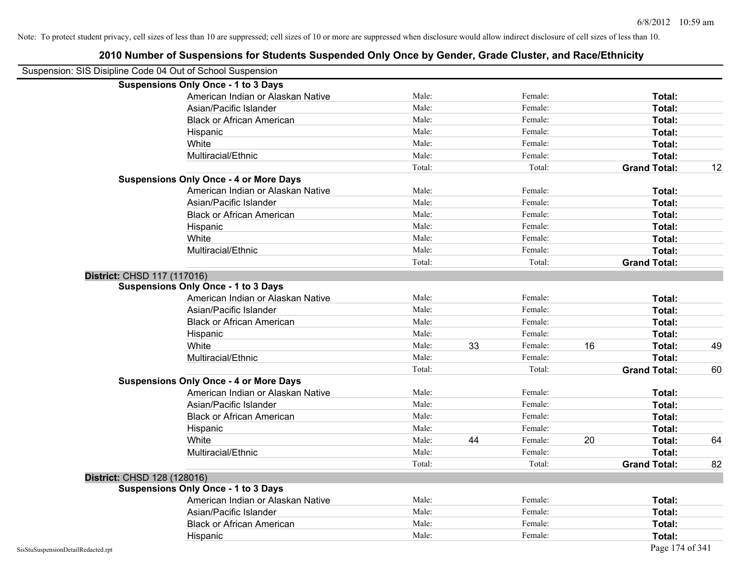Note: To protect student privacy, cell sizes of less than 10 are suppressed; cell sizes of 10 or more are suppressed when disclosure would allow indirect disclosure of cell sizes of less than 10.

# 2010 Number of Suspensions for Students Suspended Only Once by Gender, Grade Cluster, and Race/Ethnicity

Suspension: SIS Disipline Code 04 Out of School Suspension

### Suspensions Only Once - 1 to 3 Days

| | | | | | | |
|---|---|---|---|---|---|---|
| American Indian or Alaskan Native | Male: | | Female: | | **Total:** | |
| Asian/Pacific Islander | Male: | | Female: | | **Total:** | |
| Black or African American | Male: | | Female: | | **Total:** | |
| Hispanic | Male: | | Female: | | **Total:** | |
| White | Male: | | Female: | | **Total:** | |
| Multiracial/Ethnic | Male: | | Female: | | **Total:** | |
| | Total: | | Total: | | **Grand Total:** | 12 |

### Suspensions Only Once - 4 or More Days

| | | | | | | |
|---|---|---|---|---|---|---|
| American Indian or Alaskan Native | Male: | | Female: | | **Total:** | |
| Asian/Pacific Islander | Male: | | Female: | | **Total:** | |
| Black or African American | Male: | | Female: | | **Total:** | |
| Hispanic | Male: | | Female: | | **Total:** | |
| White | Male: | | Female: | | **Total:** | |
| Multiracial/Ethnic | Male: | | Female: | | **Total:** | |
| | Total: | | Total: | | **Grand Total:** | |

## District: CHSD 117 (117016)

### Suspensions Only Once - 1 to 3 Days

| | | | | | | |
|---|---|---|---|---|---|---|
| American Indian or Alaskan Native | Male: | | Female: | | **Total:** | |
| Asian/Pacific Islander | Male: | | Female: | | **Total:** | |
| Black or African American | Male: | | Female: | | **Total:** | |
| Hispanic | Male: | | Female: | | **Total:** | |
| White | Male: | 33 | Female: | 16 | **Total:** | 49 |
| Multiracial/Ethnic | Male: | | Female: | | **Total:** | |
| | Total: | | Total: | | **Grand Total:** | 60 |

### Suspensions Only Once - 4 or More Days

| | | | | | | |
|---|---|---|---|---|---|---|
| American Indian or Alaskan Native | Male: | | Female: | | **Total:** | |
| Asian/Pacific Islander | Male: | | Female: | | **Total:** | |
| Black or African American | Male: | | Female: | | **Total:** | |
| Hispanic | Male: | | Female: | | **Total:** | |
| White | Male: | 44 | Female: | 20 | **Total:** | 64 |
| Multiracial/Ethnic | Male: | | Female: | | **Total:** | |
| | Total: | | Total: | | **Grand Total:** | 82 |

## District: CHSD 128 (128016)

### Suspensions Only Once - 1 to 3 Days

| | | | | | | |
|---|---|---|---|---|---|---|
| American Indian or Alaskan Native | Male: | | Female: | | **Total:** | |
| Asian/Pacific Islander | Male: | | Female: | | **Total:** | |
| Black or African American | Male: | | Female: | | **Total:** | |
| Hispanic | Male: | | Female: | | **Total:** | |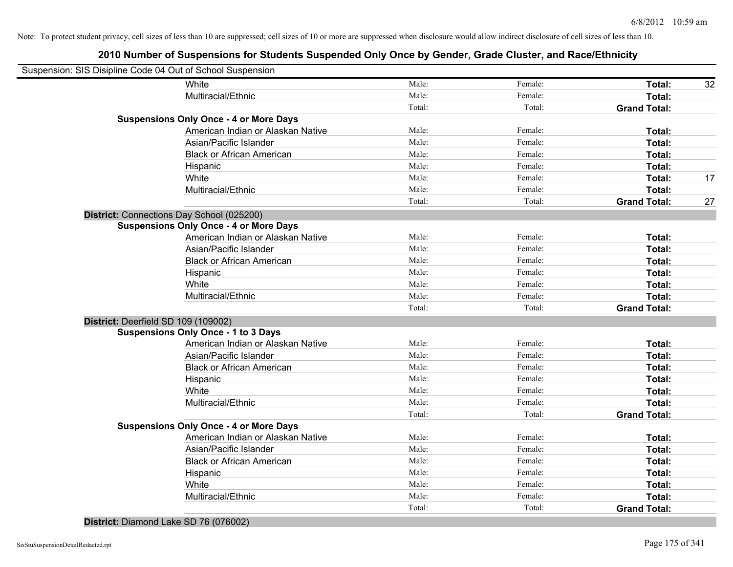Note: To protect student privacy, cell sizes of less than 10 are suppressed; cell sizes of 10 or more are suppressed when disclosure would allow indirect disclosure of cell sizes of less than 10.

## 2010 Number of Suspensions for Students Suspended Only Once by Gender, Grade Cluster, and Race/Ethnicity

Suspension: SIS Disipline Code 04 Out of School Suspension

| | | | | |
|---|---|---|---|---|
| White | Male: | Female: | **Total:** | 32 |
| Multiracial/Ethnic | Male: | Female: | **Total:** | |
| | Total: | Total: | **Grand Total:** | |
| **Suspensions Only Once - 4 or More Days** | | | | |
| American Indian or Alaskan Native | Male: | Female: | **Total:** | |
| Asian/Pacific Islander | Male: | Female: | **Total:** | |
| Black or African American | Male: | Female: | **Total:** | |
| Hispanic | Male: | Female: | **Total:** | |
| White | Male: | Female: | **Total:** | 17 |
| Multiracial/Ethnic | Male: | Female: | **Total:** | |
| | Total: | Total: | **Grand Total:** | 27 |

**District:** Connections Day School (025200)

| | | | | |
|---|---|---|---|---|
| **Suspensions Only Once - 4 or More Days** | | | | |
| American Indian or Alaskan Native | Male: | Female: | **Total:** | |
| Asian/Pacific Islander | Male: | Female: | **Total:** | |
| Black or African American | Male: | Female: | **Total:** | |
| Hispanic | Male: | Female: | **Total:** | |
| White | Male: | Female: | **Total:** | |
| Multiracial/Ethnic | Male: | Female: | **Total:** | |
| | Total: | Total: | **Grand Total:** | |

**District:** Deerfield SD 109 (109002)

| | | | | |
|---|---|---|---|---|
| **Suspensions Only Once - 1 to 3 Days** | | | | |
| American Indian or Alaskan Native | Male: | Female: | **Total:** | |
| Asian/Pacific Islander | Male: | Female: | **Total:** | |
| Black or African American | Male: | Female: | **Total:** | |
| Hispanic | Male: | Female: | **Total:** | |
| White | Male: | Female: | **Total:** | |
| Multiracial/Ethnic | Male: | Female: | **Total:** | |
| | Total: | Total: | **Grand Total:** | |
| **Suspensions Only Once - 4 or More Days** | | | | |
| American Indian or Alaskan Native | Male: | Female: | **Total:** | |
| Asian/Pacific Islander | Male: | Female: | **Total:** | |
| Black or African American | Male: | Female: | **Total:** | |
| Hispanic | Male: | Female: | **Total:** | |
| White | Male: | Female: | **Total:** | |
| Multiracial/Ethnic | Male: | Female: | **Total:** | |
| | Total: | Total: | **Grand Total:** | |

**District:** Diamond Lake SD 76 (076002)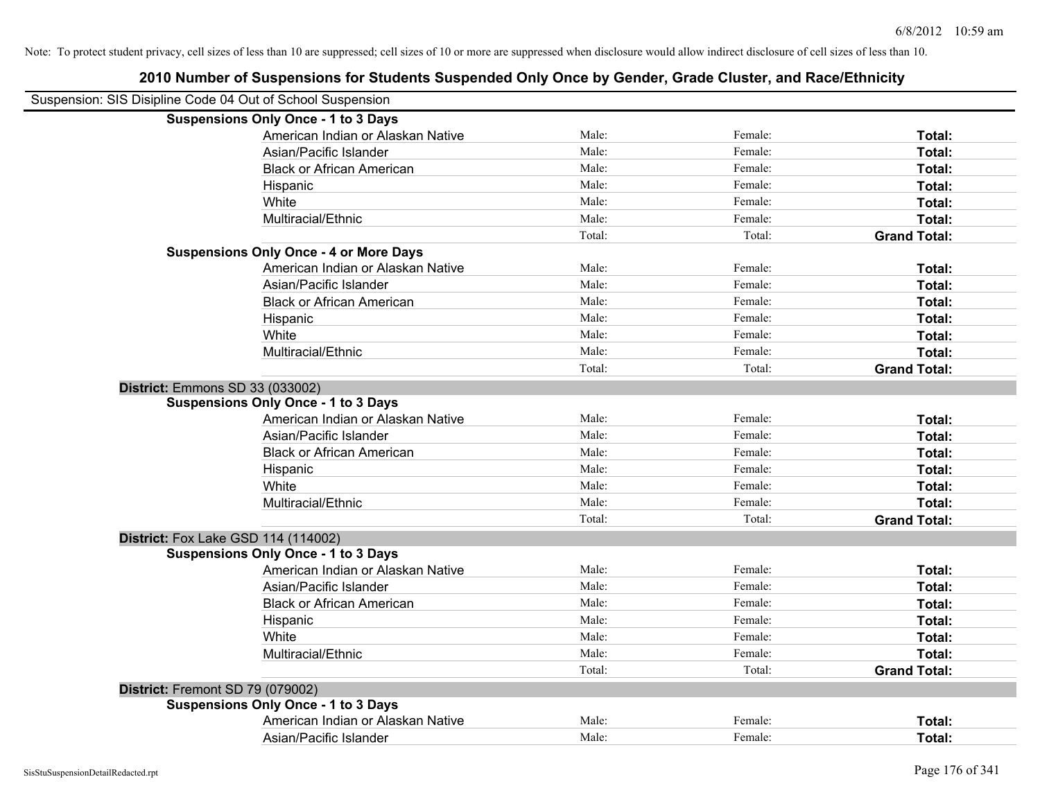Note: To protect student privacy, cell sizes of less than 10 are suppressed; cell sizes of 10 or more are suppressed when disclosure would allow indirect disclosure of cell sizes of less than 10.

# 2010 Number of Suspensions for Students Suspended Only Once by Gender, Grade Cluster, and Race/Ethnicity

Suspension: SIS Disipline Code 04 Out of School Suspension

**Suspensions Only Once - 1 to 3 Days**

| | | | |
|---|---|---|---|
| American Indian or Alaskan Native | Male: | Female: | **Total:** |
| Asian/Pacific Islander | Male: | Female: | **Total:** |
| Black or African American | Male: | Female: | **Total:** |
| Hispanic | Male: | Female: | **Total:** |
| White | Male: | Female: | **Total:** |
| Multiracial/Ethnic | Male: | Female: | **Total:** |
| | Total: | Total: | **Grand Total:** |

**Suspensions Only Once - 4 or More Days**

| | | | |
|---|---|---|---|
| American Indian or Alaskan Native | Male: | Female: | **Total:** |
| Asian/Pacific Islander | Male: | Female: | **Total:** |
| Black or African American | Male: | Female: | **Total:** |
| Hispanic | Male: | Female: | **Total:** |
| White | Male: | Female: | **Total:** |
| Multiracial/Ethnic | Male: | Female: | **Total:** |
| | Total: | Total: | **Grand Total:** |

**District:** Emmons SD 33 (033002)

**Suspensions Only Once - 1 to 3 Days**

| | | | |
|---|---|---|---|
| American Indian or Alaskan Native | Male: | Female: | **Total:** |
| Asian/Pacific Islander | Male: | Female: | **Total:** |
| Black or African American | Male: | Female: | **Total:** |
| Hispanic | Male: | Female: | **Total:** |
| White | Male: | Female: | **Total:** |
| Multiracial/Ethnic | Male: | Female: | **Total:** |
| | Total: | Total: | **Grand Total:** |

**District:** Fox Lake GSD 114 (114002)

**Suspensions Only Once - 1 to 3 Days**

| | | | |
|---|---|---|---|
| American Indian or Alaskan Native | Male: | Female: | **Total:** |
| Asian/Pacific Islander | Male: | Female: | **Total:** |
| Black or African American | Male: | Female: | **Total:** |
| Hispanic | Male: | Female: | **Total:** |
| White | Male: | Female: | **Total:** |
| Multiracial/Ethnic | Male: | Female: | **Total:** |
| | Total: | Total: | **Grand Total:** |

**District:** Fremont SD 79 (079002)

**Suspensions Only Once - 1 to 3 Days**

| | | | |
|---|---|---|---|
| American Indian or Alaskan Native | Male: | Female: | **Total:** |
| Asian/Pacific Islander | Male: | Female: | **Total:** |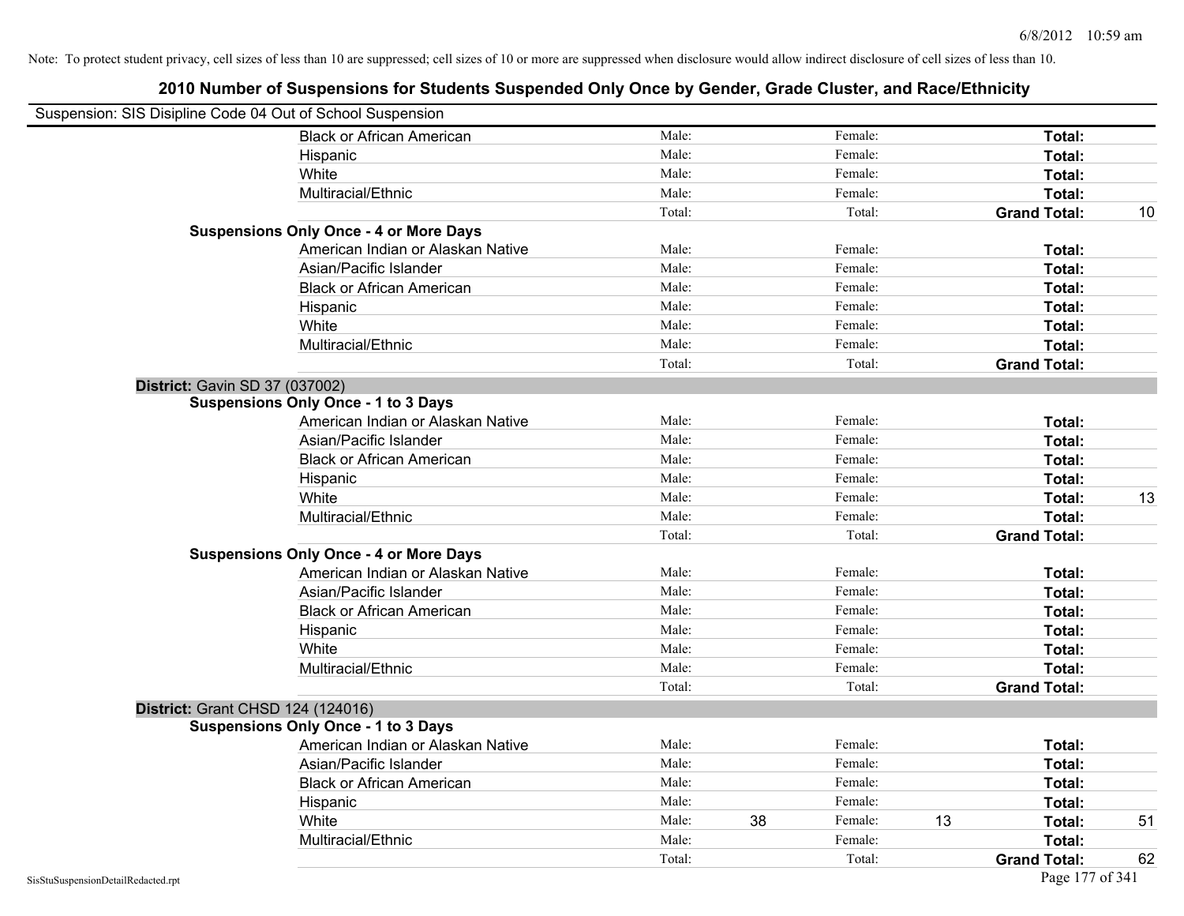Note: To protect student privacy, cell sizes of less than 10 are suppressed; cell sizes of 10 or more are suppressed when disclosure would allow indirect disclosure of cell sizes of less than 10.

# 2010 Number of Suspensions for Students Suspended Only Once by Gender, Grade Cluster, and Race/Ethnicity

Suspension: SIS Disipline Code 04 Out of School Suspension

| | | | | | | | |
|---|---|---|---|---|---|---|---|
| Black or African American | Male: | | Female: | | **Total:** | |
| Hispanic | Male: | | Female: | | **Total:** | |
| White | Male: | | Female: | | **Total:** | |
| Multiracial/Ethnic | Male: | | Female: | | **Total:** | |
| | Total: | | Total: | | **Grand Total:** | 10 |

**Suspensions Only Once - 4 or More Days**

| | | | | | | |
|---|---|---|---|---|---|---|
| American Indian or Alaskan Native | Male: | | Female: | | **Total:** | |
| Asian/Pacific Islander | Male: | | Female: | | **Total:** | |
| Black or African American | Male: | | Female: | | **Total:** | |
| Hispanic | Male: | | Female: | | **Total:** | |
| White | Male: | | Female: | | **Total:** | |
| Multiracial/Ethnic | Male: | | Female: | | **Total:** | |
| | Total: | | Total: | | **Grand Total:** | |

**District:** Gavin SD 37 (037002)

**Suspensions Only Once - 1 to 3 Days**

| | | | | | | |
|---|---|---|---|---|---|---|
| American Indian or Alaskan Native | Male: | | Female: | | **Total:** | |
| Asian/Pacific Islander | Male: | | Female: | | **Total:** | |
| Black or African American | Male: | | Female: | | **Total:** | |
| Hispanic | Male: | | Female: | | **Total:** | |
| White | Male: | | Female: | | **Total:** | 13 |
| Multiracial/Ethnic | Male: | | Female: | | **Total:** | |
| | Total: | | Total: | | **Grand Total:** | |

**Suspensions Only Once - 4 or More Days**

| | | | | | | |
|---|---|---|---|---|---|---|
| American Indian or Alaskan Native | Male: | | Female: | | **Total:** | |
| Asian/Pacific Islander | Male: | | Female: | | **Total:** | |
| Black or African American | Male: | | Female: | | **Total:** | |
| Hispanic | Male: | | Female: | | **Total:** | |
| White | Male: | | Female: | | **Total:** | |
| Multiracial/Ethnic | Male: | | Female: | | **Total:** | |
| | Total: | | Total: | | **Grand Total:** | |

**District:** Grant CHSD 124 (124016)

**Suspensions Only Once - 1 to 3 Days**

| | | | | | | |
|---|---|---|---|---|---|---|
| American Indian or Alaskan Native | Male: | | Female: | | **Total:** | |
| Asian/Pacific Islander | Male: | | Female: | | **Total:** | |
| Black or African American | Male: | | Female: | | **Total:** | |
| Hispanic | Male: | | Female: | | **Total:** | |
| White | Male: | 38 | Female: | 13 | **Total:** | 51 |
| Multiracial/Ethnic | Male: | | Female: | | **Total:** | |
| | Total: | | Total: | | **Grand Total:** | 62 |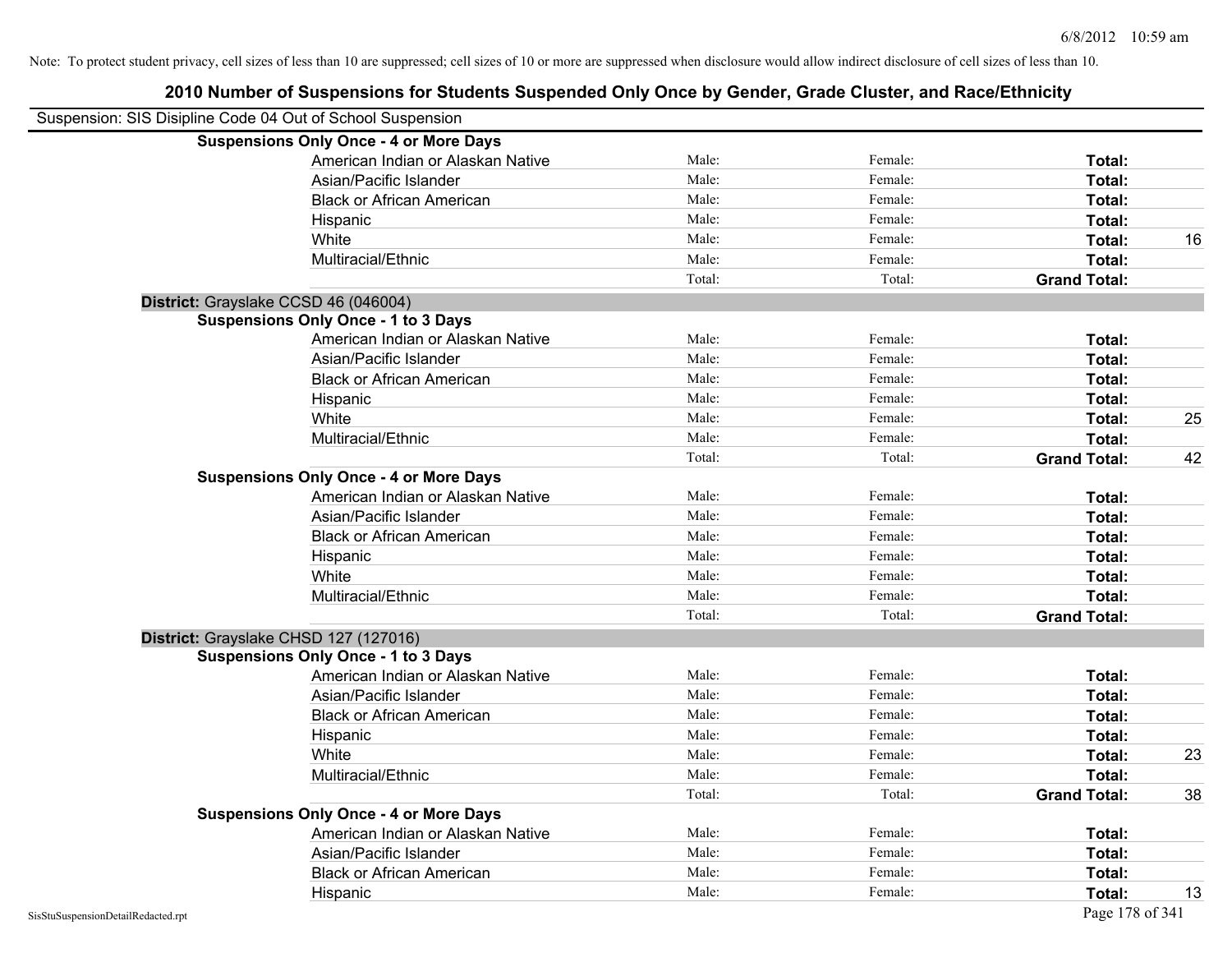Note: To protect student privacy, cell sizes of less than 10 are suppressed; cell sizes of 10 or more are suppressed when disclosure would allow indirect disclosure of cell sizes of less than 10.

## 2010 Number of Suspensions for Students Suspended Only Once by Gender, Grade Cluster, and Race/Ethnicity

Suspension: SIS Disipline Code 04 Out of School Suspension

**Suspensions Only Once - 4 or More Days**

| | | | | |
|---|---|---|---|---|
| American Indian or Alaskan Native | Male: | Female: | **Total:** | |
| Asian/Pacific Islander | Male: | Female: | **Total:** | |
| Black or African American | Male: | Female: | **Total:** | |
| Hispanic | Male: | Female: | **Total:** | |
| White | Male: | Female: | **Total:** | 16 |
| Multiracial/Ethnic | Male: | Female: | **Total:** | |
| | Total: | Total: | **Grand Total:** | |

**District:** Grayslake CCSD 46 (046004)

**Suspensions Only Once - 1 to 3 Days**

| | | | | |
|---|---|---|---|---|
| American Indian or Alaskan Native | Male: | Female: | **Total:** | |
| Asian/Pacific Islander | Male: | Female: | **Total:** | |
| Black or African American | Male: | Female: | **Total:** | |
| Hispanic | Male: | Female: | **Total:** | |
| White | Male: | Female: | **Total:** | 25 |
| Multiracial/Ethnic | Male: | Female: | **Total:** | |
| | Total: | Total: | **Grand Total:** | 42 |

**Suspensions Only Once - 4 or More Days**

| | | | | |
|---|---|---|---|---|
| American Indian or Alaskan Native | Male: | Female: | **Total:** | |
| Asian/Pacific Islander | Male: | Female: | **Total:** | |
| Black or African American | Male: | Female: | **Total:** | |
| Hispanic | Male: | Female: | **Total:** | |
| White | Male: | Female: | **Total:** | |
| Multiracial/Ethnic | Male: | Female: | **Total:** | |
| | Total: | Total: | **Grand Total:** | |

**District:** Grayslake CHSD 127 (127016)

**Suspensions Only Once - 1 to 3 Days**

| | | | | |
|---|---|---|---|---|
| American Indian or Alaskan Native | Male: | Female: | **Total:** | |
| Asian/Pacific Islander | Male: | Female: | **Total:** | |
| Black or African American | Male: | Female: | **Total:** | |
| Hispanic | Male: | Female: | **Total:** | |
| White | Male: | Female: | **Total:** | 23 |
| Multiracial/Ethnic | Male: | Female: | **Total:** | |
| | Total: | Total: | **Grand Total:** | 38 |

**Suspensions Only Once - 4 or More Days**

| | | | | |
|---|---|---|---|---|
| American Indian or Alaskan Native | Male: | Female: | **Total:** | |
| Asian/Pacific Islander | Male: | Female: | **Total:** | |
| Black or African American | Male: | Female: | **Total:** | |
| Hispanic | Male: | Female: | **Total:** | 13 |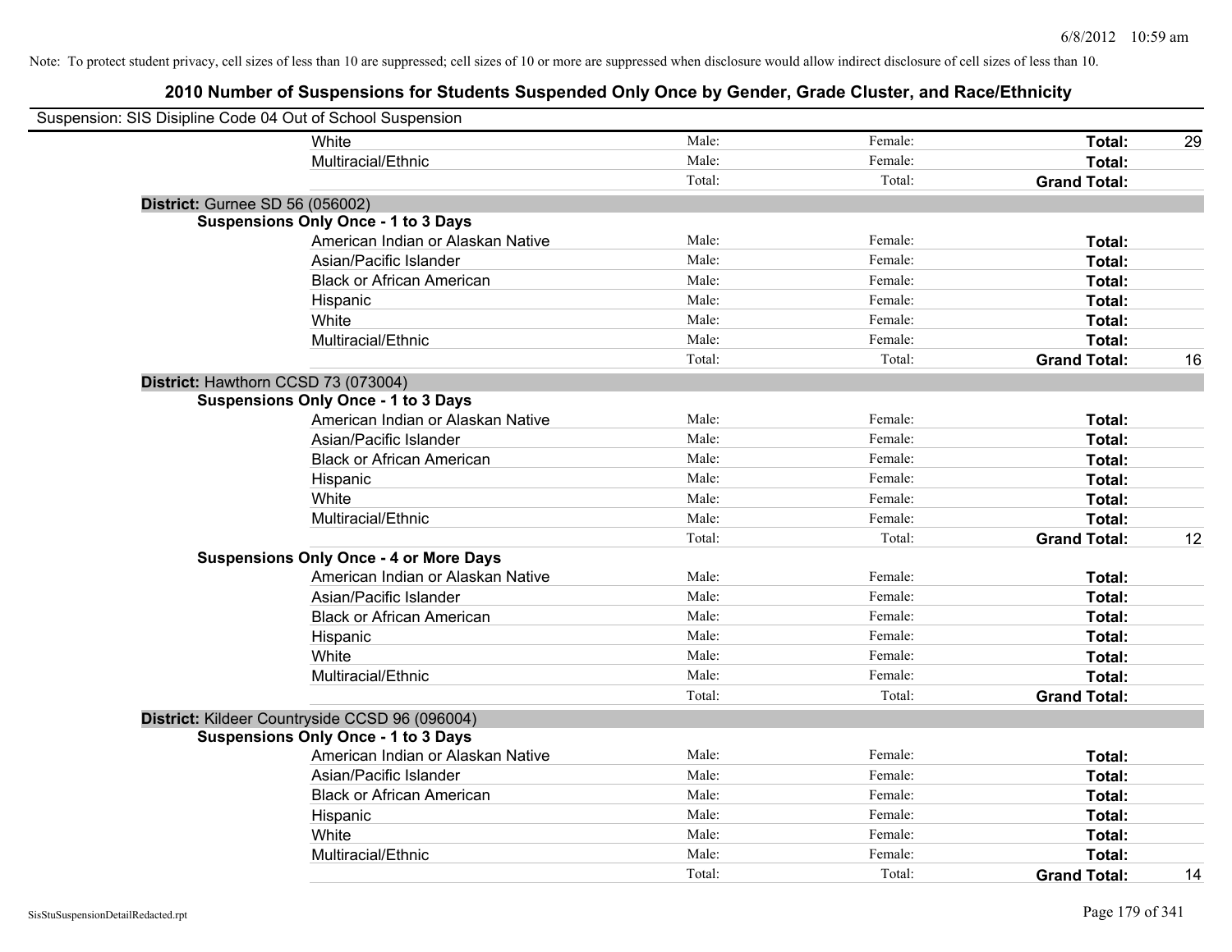Note: To protect student privacy, cell sizes of less than 10 are suppressed; cell sizes of 10 or more are suppressed when disclosure would allow indirect disclosure of cell sizes of less than 10.

# 2010 Number of Suspensions for Students Suspended Only Once by Gender, Grade Cluster, and Race/Ethnicity

Suspension: SIS Disipline Code 04 Out of School Suspension

| | | | | | |
|---|---|---|---|---|---|
| | White | Male: | Female: | **Total:** | 29 |
| | Multiracial/Ethnic | Male: | Female: | **Total:** | |
| | | Total: | Total: | **Grand Total:** | |
| **District:** Gurnee SD 56 (056002) | | | | | |
| **Suspensions Only Once - 1 to 3 Days** | | | | | |
| | American Indian or Alaskan Native | Male: | Female: | **Total:** | |
| | Asian/Pacific Islander | Male: | Female: | **Total:** | |
| | Black or African American | Male: | Female: | **Total:** | |
| | Hispanic | Male: | Female: | **Total:** | |
| | White | Male: | Female: | **Total:** | |
| | Multiracial/Ethnic | Male: | Female: | **Total:** | |
| | | Total: | Total: | **Grand Total:** | 16 |
| **District:** Hawthorn CCSD 73 (073004) | | | | | |
| **Suspensions Only Once - 1 to 3 Days** | | | | | |
| | American Indian or Alaskan Native | Male: | Female: | **Total:** | |
| | Asian/Pacific Islander | Male: | Female: | **Total:** | |
| | Black or African American | Male: | Female: | **Total:** | |
| | Hispanic | Male: | Female: | **Total:** | |
| | White | Male: | Female: | **Total:** | |
| | Multiracial/Ethnic | Male: | Female: | **Total:** | |
| | | Total: | Total: | **Grand Total:** | 12 |
| **Suspensions Only Once - 4 or More Days** | | | | | |
| | American Indian or Alaskan Native | Male: | Female: | **Total:** | |
| | Asian/Pacific Islander | Male: | Female: | **Total:** | |
| | Black or African American | Male: | Female: | **Total:** | |
| | Hispanic | Male: | Female: | **Total:** | |
| | White | Male: | Female: | **Total:** | |
| | Multiracial/Ethnic | Male: | Female: | **Total:** | |
| | | Total: | Total: | **Grand Total:** | |
| **District:** Kildeer Countryside CCSD 96 (096004) | | | | | |
| **Suspensions Only Once - 1 to 3 Days** | | | | | |
| | American Indian or Alaskan Native | Male: | Female: | **Total:** | |
| | Asian/Pacific Islander | Male: | Female: | **Total:** | |
| | Black or African American | Male: | Female: | **Total:** | |
| | Hispanic | Male: | Female: | **Total:** | |
| | White | Male: | Female: | **Total:** | |
| | Multiracial/Ethnic | Male: | Female: | **Total:** | |
| | | Total: | Total: | **Grand Total:** | 14 |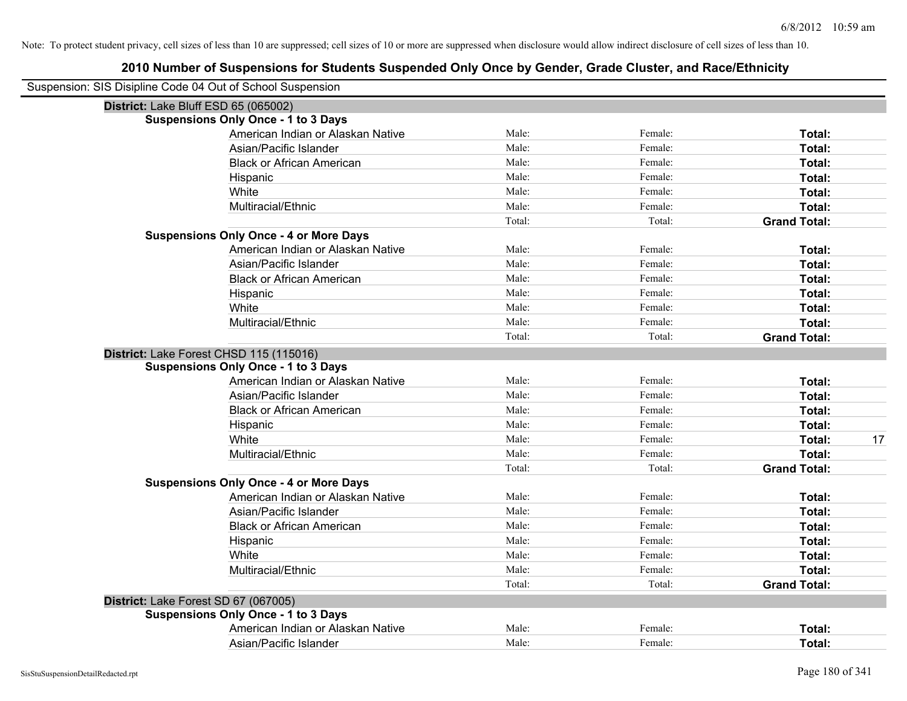Note: To protect student privacy, cell sizes of less than 10 are suppressed; cell sizes of 10 or more are suppressed when disclosure would allow indirect disclosure of cell sizes of less than 10.

# 2010 Number of Suspensions for Students Suspended Only Once by Gender, Grade Cluster, and Race/Ethnicity

Suspension: SIS Disipline Code 04 Out of School Suspension

## District: Lake Bluff ESD 65 (065002)

### Suspensions Only Once - 1 to 3 Days

| Race/Ethnicity | Male | Female | Total |
|---|---|---|---|
| American Indian or Alaskan Native | Male: | Female: | Total: |
| Asian/Pacific Islander | Male: | Female: | Total: |
| Black or African American | Male: | Female: | Total: |
| Hispanic | Male: | Female: | Total: |
| White | Male: | Female: | Total: |
| Multiracial/Ethnic | Male: | Female: | Total: |
| | Total: | Total: | Grand Total: |

### Suspensions Only Once - 4 or More Days

| Race/Ethnicity | Male | Female | Total |
|---|---|---|---|
| American Indian or Alaskan Native | Male: | Female: | Total: |
| Asian/Pacific Islander | Male: | Female: | Total: |
| Black or African American | Male: | Female: | Total: |
| Hispanic | Male: | Female: | Total: |
| White | Male: | Female: | Total: |
| Multiracial/Ethnic | Male: | Female: | Total: |
| | Total: | Total: | Grand Total: |

## District: Lake Forest CHSD 115 (115016)

### Suspensions Only Once - 1 to 3 Days

| Race/Ethnicity | Male | Female | Total |
|---|---|---|---|
| American Indian or Alaskan Native | Male: | Female: | Total: |
| Asian/Pacific Islander | Male: | Female: | Total: |
| Black or African American | Male: | Female: | Total: |
| Hispanic | Male: | Female: | Total: |
| White | Male: | Female: | Total: 17 |
| Multiracial/Ethnic | Male: | Female: | Total: |
| | Total: | Total: | Grand Total: |

### Suspensions Only Once - 4 or More Days

| Race/Ethnicity | Male | Female | Total |
|---|---|---|---|
| American Indian or Alaskan Native | Male: | Female: | Total: |
| Asian/Pacific Islander | Male: | Female: | Total: |
| Black or African American | Male: | Female: | Total: |
| Hispanic | Male: | Female: | Total: |
| White | Male: | Female: | Total: |
| Multiracial/Ethnic | Male: | Female: | Total: |
| | Total: | Total: | Grand Total: |

## District: Lake Forest SD 67 (067005)

### Suspensions Only Once - 1 to 3 Days

| Race/Ethnicity | Male | Female | Total |
|---|---|---|---|
| American Indian or Alaskan Native | Male: | Female: | Total: |
| Asian/Pacific Islander | Male: | Female: | Total: |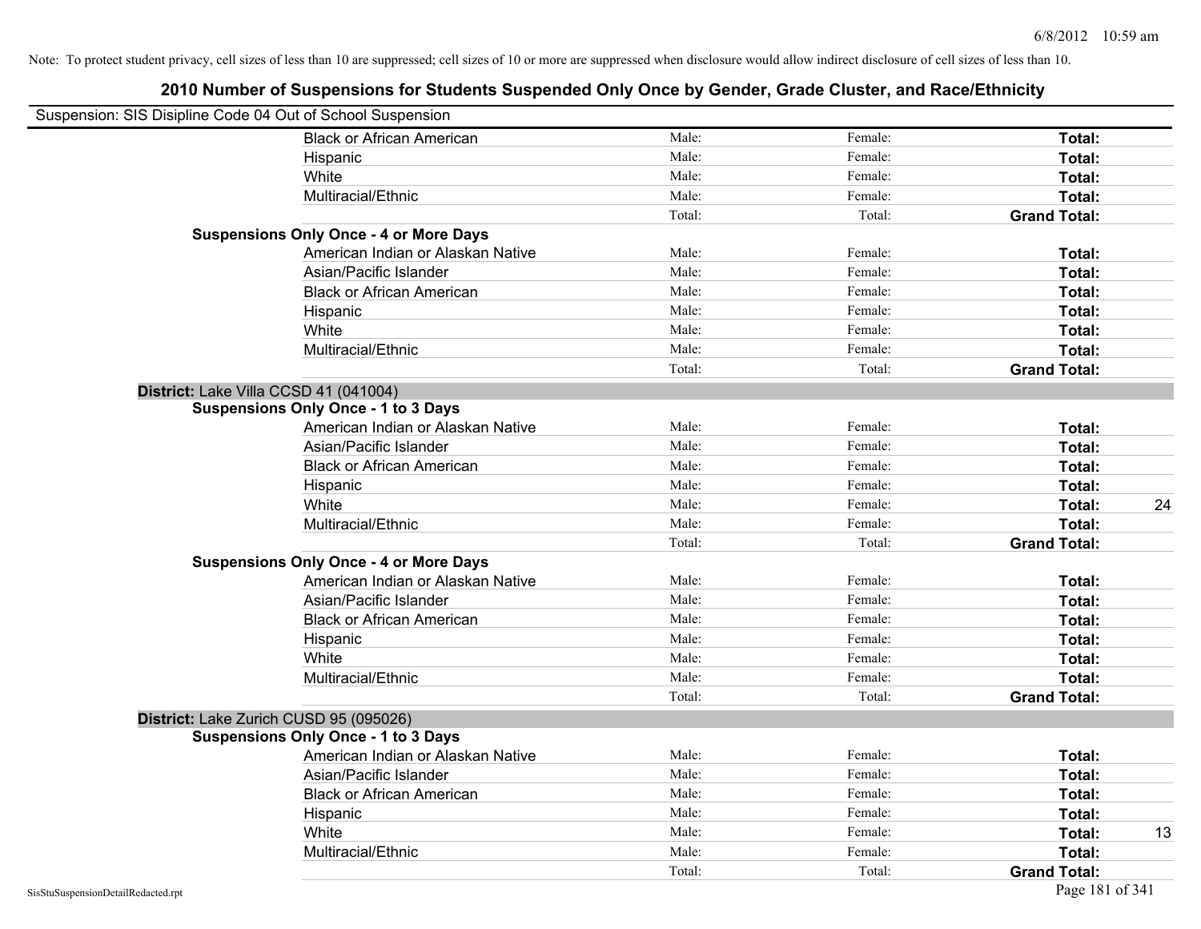Note: To protect student privacy, cell sizes of less than 10 are suppressed; cell sizes of 10 or more are suppressed when disclosure would allow indirect disclosure of cell sizes of less than 10.

# 2010 Number of Suspensions for Students Suspended Only Once by Gender, Grade Cluster, and Race/Ethnicity

Suspension: SIS Disipline Code 04 Out of School Suspension

| | | | | |
|---|---|---|---|---|
| Black or African American | Male: | Female: | **Total:** | |
| Hispanic | Male: | Female: | **Total:** | |
| White | Male: | Female: | **Total:** | |
| Multiracial/Ethnic | Male: | Female: | **Total:** | |
| | Total: | Total: | **Grand Total:** | |

**Suspensions Only Once - 4 or More Days**

| | | | | |
|---|---|---|---|---|
| American Indian or Alaskan Native | Male: | Female: | **Total:** | |
| Asian/Pacific Islander | Male: | Female: | **Total:** | |
| Black or African American | Male: | Female: | **Total:** | |
| Hispanic | Male: | Female: | **Total:** | |
| White | Male: | Female: | **Total:** | |
| Multiracial/Ethnic | Male: | Female: | **Total:** | |
| | Total: | Total: | **Grand Total:** | |

**District:** Lake Villa CCSD 41 (041004)

**Suspensions Only Once - 1 to 3 Days**

| | | | | |
|---|---|---|---|---|
| American Indian or Alaskan Native | Male: | Female: | **Total:** | |
| Asian/Pacific Islander | Male: | Female: | **Total:** | |
| Black or African American | Male: | Female: | **Total:** | |
| Hispanic | Male: | Female: | **Total:** | |
| White | Male: | Female: | **Total:** | 24 |
| Multiracial/Ethnic | Male: | Female: | **Total:** | |
| | Total: | Total: | **Grand Total:** | |

**Suspensions Only Once - 4 or More Days**

| | | | | |
|---|---|---|---|---|
| American Indian or Alaskan Native | Male: | Female: | **Total:** | |
| Asian/Pacific Islander | Male: | Female: | **Total:** | |
| Black or African American | Male: | Female: | **Total:** | |
| Hispanic | Male: | Female: | **Total:** | |
| White | Male: | Female: | **Total:** | |
| Multiracial/Ethnic | Male: | Female: | **Total:** | |
| | Total: | Total: | **Grand Total:** | |

**District:** Lake Zurich CUSD 95 (095026)

**Suspensions Only Once - 1 to 3 Days**

| | | | | |
|---|---|---|---|---|
| American Indian or Alaskan Native | Male: | Female: | **Total:** | |
| Asian/Pacific Islander | Male: | Female: | **Total:** | |
| Black or African American | Male: | Female: | **Total:** | |
| Hispanic | Male: | Female: | **Total:** | |
| White | Male: | Female: | **Total:** | 13 |
| Multiracial/Ethnic | Male: | Female: | **Total:** | |
| | Total: | Total: | **Grand Total:** | |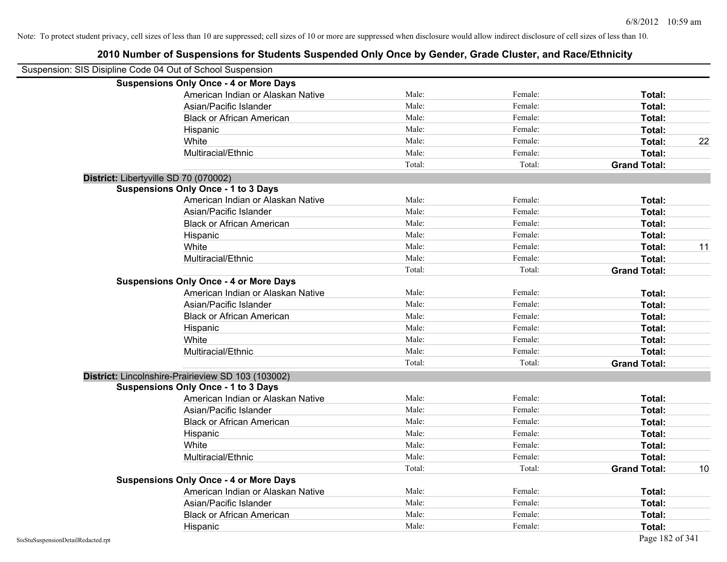Note: To protect student privacy, cell sizes of less than 10 are suppressed; cell sizes of 10 or more are suppressed when disclosure would allow indirect disclosure of cell sizes of less than 10.

# 2010 Number of Suspensions for Students Suspended Only Once by Gender, Grade Cluster, and Race/Ethnicity

Suspension: SIS Disipline Code 04 Out of School Suspension

| | | | | |
|---|---|---|---|---|
| **Suspensions Only Once - 4 or More Days** | | | | |
| American Indian or Alaskan Native | Male: | Female: | **Total:** | |
| Asian/Pacific Islander | Male: | Female: | **Total:** | |
| Black or African American | Male: | Female: | **Total:** | |
| Hispanic | Male: | Female: | **Total:** | |
| White | Male: | Female: | **Total:** | 22 |
| Multiracial/Ethnic | Male: | Female: | **Total:** | |
| | Total: | Total: | **Grand Total:** | |
| **District:** Libertyville SD 70 (070002) | | | | |
| **Suspensions Only Once - 1 to 3 Days** | | | | |
| American Indian or Alaskan Native | Male: | Female: | **Total:** | |
| Asian/Pacific Islander | Male: | Female: | **Total:** | |
| Black or African American | Male: | Female: | **Total:** | |
| Hispanic | Male: | Female: | **Total:** | |
| White | Male: | Female: | **Total:** | 11 |
| Multiracial/Ethnic | Male: | Female: | **Total:** | |
| | Total: | Total: | **Grand Total:** | |
| **Suspensions Only Once - 4 or More Days** | | | | |
| American Indian or Alaskan Native | Male: | Female: | **Total:** | |
| Asian/Pacific Islander | Male: | Female: | **Total:** | |
| Black or African American | Male: | Female: | **Total:** | |
| Hispanic | Male: | Female: | **Total:** | |
| White | Male: | Female: | **Total:** | |
| Multiracial/Ethnic | Male: | Female: | **Total:** | |
| | Total: | Total: | **Grand Total:** | |
| **District:** Lincolnshire-Prairieview SD 103 (103002) | | | | |
| **Suspensions Only Once - 1 to 3 Days** | | | | |
| American Indian or Alaskan Native | Male: | Female: | **Total:** | |
| Asian/Pacific Islander | Male: | Female: | **Total:** | |
| Black or African American | Male: | Female: | **Total:** | |
| Hispanic | Male: | Female: | **Total:** | |
| White | Male: | Female: | **Total:** | |
| Multiracial/Ethnic | Male: | Female: | **Total:** | |
| | Total: | Total: | **Grand Total:** | 10 |
| **Suspensions Only Once - 4 or More Days** | | | | |
| American Indian or Alaskan Native | Male: | Female: | **Total:** | |
| Asian/Pacific Islander | Male: | Female: | **Total:** | |
| Black or African American | Male: | Female: | **Total:** | |
| Hispanic | Male: | Female: | **Total:** | |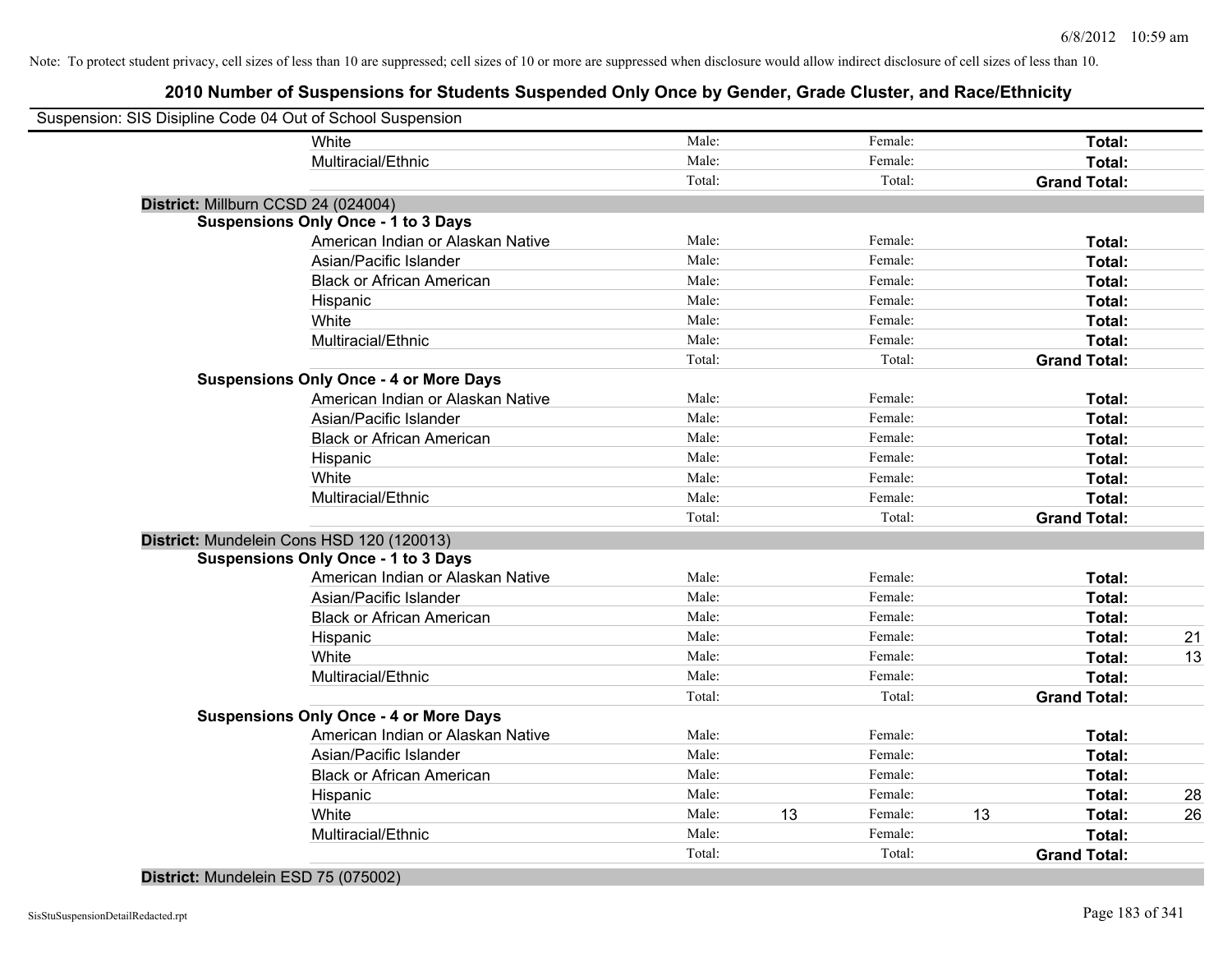Note: To protect student privacy, cell sizes of less than 10 are suppressed; cell sizes of 10 or more are suppressed when disclosure would allow indirect disclosure of cell sizes of less than 10.

# 2010 Number of Suspensions for Students Suspended Only Once by Gender, Grade Cluster, and Race/Ethnicity

Suspension: SIS Disipline Code 04 Out of School Suspension

| | | | | | | |
|---|---|---|---|---|---|---|
| White | Male: | | Female: | | **Total:** | |
| Multiracial/Ethnic | Male: | | Female: | | **Total:** | |
| | Total: | | Total: | | **Grand Total:** | |

**District:** Millburn CCSD 24 (024004)

**Suspensions Only Once - 1 to 3 Days**

| | | | | | | |
|---|---|---|---|---|---|---|
| American Indian or Alaskan Native | Male: | | Female: | | **Total:** | |
| Asian/Pacific Islander | Male: | | Female: | | **Total:** | |
| Black or African American | Male: | | Female: | | **Total:** | |
| Hispanic | Male: | | Female: | | **Total:** | |
| White | Male: | | Female: | | **Total:** | |
| Multiracial/Ethnic | Male: | | Female: | | **Total:** | |
| | Total: | | Total: | | **Grand Total:** | |

**Suspensions Only Once - 4 or More Days**

| | | | | | | |
|---|---|---|---|---|---|---|
| American Indian or Alaskan Native | Male: | | Female: | | **Total:** | |
| Asian/Pacific Islander | Male: | | Female: | | **Total:** | |
| Black or African American | Male: | | Female: | | **Total:** | |
| Hispanic | Male: | | Female: | | **Total:** | |
| White | Male: | | Female: | | **Total:** | |
| Multiracial/Ethnic | Male: | | Female: | | **Total:** | |
| | Total: | | Total: | | **Grand Total:** | |

**District:** Mundelein Cons HSD 120 (120013)

**Suspensions Only Once - 1 to 3 Days**

| | | | | | | |
|---|---|---|---|---|---|---|
| American Indian or Alaskan Native | Male: | | Female: | | **Total:** | |
| Asian/Pacific Islander | Male: | | Female: | | **Total:** | |
| Black or African American | Male: | | Female: | | **Total:** | |
| Hispanic | Male: | | Female: | | **Total:** | 21 |
| White | Male: | | Female: | | **Total:** | 13 |
| Multiracial/Ethnic | Male: | | Female: | | **Total:** | |
| | Total: | | Total: | | **Grand Total:** | |

**Suspensions Only Once - 4 or More Days**

| | | | | | | |
|---|---|---|---|---|---|---|
| American Indian or Alaskan Native | Male: | | Female: | | **Total:** | |
| Asian/Pacific Islander | Male: | | Female: | | **Total:** | |
| Black or African American | Male: | | Female: | | **Total:** | |
| Hispanic | Male: | | Female: | | **Total:** | 28 |
| White | Male: | 13 | Female: | 13 | **Total:** | 26 |
| Multiracial/Ethnic | Male: | | Female: | | **Total:** | |
| | Total: | | Total: | | **Grand Total:** | |

**District:** Mundelein ESD 75 (075002)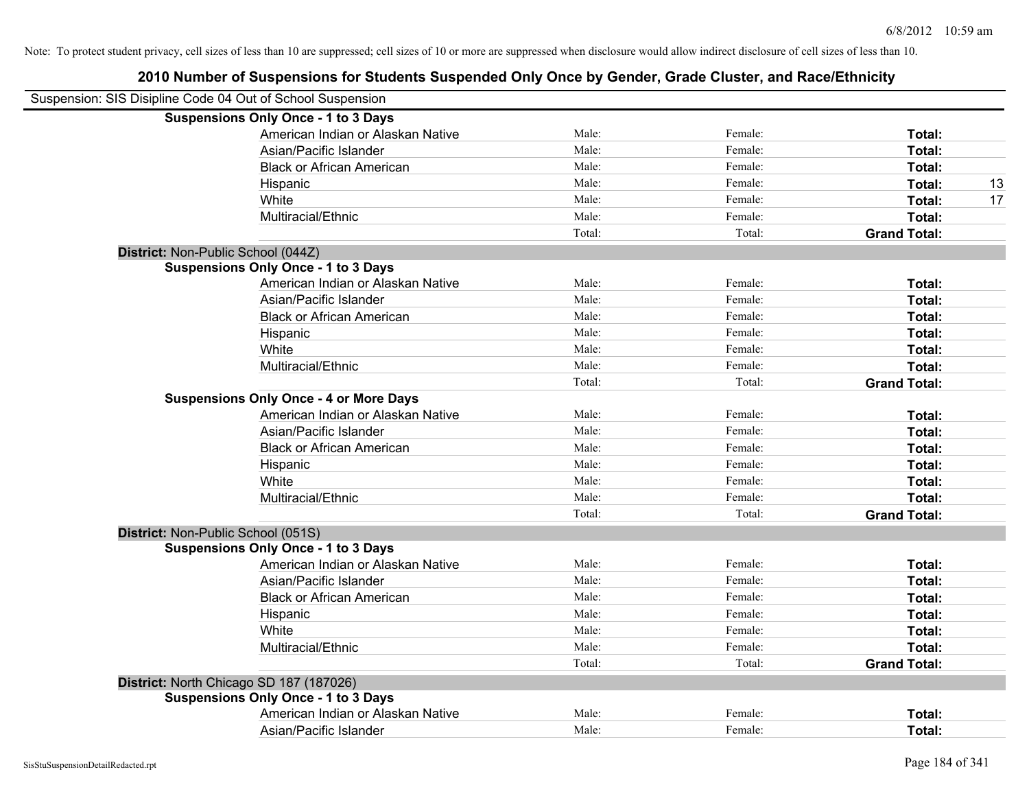Note: To protect student privacy, cell sizes of less than 10 are suppressed; cell sizes of 10 or more are suppressed when disclosure would allow indirect disclosure of cell sizes of less than 10.

# 2010 Number of Suspensions for Students Suspended Only Once by Gender, Grade Cluster, and Race/Ethnicity

Suspension: SIS Disipline Code 04 Out of School Suspension

**Suspensions Only Once - 1 to 3 Days**

| | | | | |
|---|---|---|---|---|
| American Indian or Alaskan Native | Male: | Female: | **Total:** | |
| Asian/Pacific Islander | Male: | Female: | **Total:** | |
| Black or African American | Male: | Female: | **Total:** | |
| Hispanic | Male: | Female: | **Total:** | 13 |
| White | Male: | Female: | **Total:** | 17 |
| Multiracial/Ethnic | Male: | Female: | **Total:** | |
| | Total: | Total: | **Grand Total:** | |

**District:** Non-Public School (044Z)

**Suspensions Only Once - 1 to 3 Days**

| | | | | |
|---|---|---|---|---|
| American Indian or Alaskan Native | Male: | Female: | **Total:** | |
| Asian/Pacific Islander | Male: | Female: | **Total:** | |
| Black or African American | Male: | Female: | **Total:** | |
| Hispanic | Male: | Female: | **Total:** | |
| White | Male: | Female: | **Total:** | |
| Multiracial/Ethnic | Male: | Female: | **Total:** | |
| | Total: | Total: | **Grand Total:** | |

**Suspensions Only Once - 4 or More Days**

| | | | | |
|---|---|---|---|---|
| American Indian or Alaskan Native | Male: | Female: | **Total:** | |
| Asian/Pacific Islander | Male: | Female: | **Total:** | |
| Black or African American | Male: | Female: | **Total:** | |
| Hispanic | Male: | Female: | **Total:** | |
| White | Male: | Female: | **Total:** | |
| Multiracial/Ethnic | Male: | Female: | **Total:** | |
| | Total: | Total: | **Grand Total:** | |

**District:** Non-Public School (051S)

**Suspensions Only Once - 1 to 3 Days**

| | | | | |
|---|---|---|---|---|
| American Indian or Alaskan Native | Male: | Female: | **Total:** | |
| Asian/Pacific Islander | Male: | Female: | **Total:** | |
| Black or African American | Male: | Female: | **Total:** | |
| Hispanic | Male: | Female: | **Total:** | |
| White | Male: | Female: | **Total:** | |
| Multiracial/Ethnic | Male: | Female: | **Total:** | |
| | Total: | Total: | **Grand Total:** | |

**District:** North Chicago SD 187 (187026)

**Suspensions Only Once - 1 to 3 Days**

| | | | | |
|---|---|---|---|---|
| American Indian or Alaskan Native | Male: | Female: | **Total:** | |
| Asian/Pacific Islander | Male: | Female: | **Total:** | |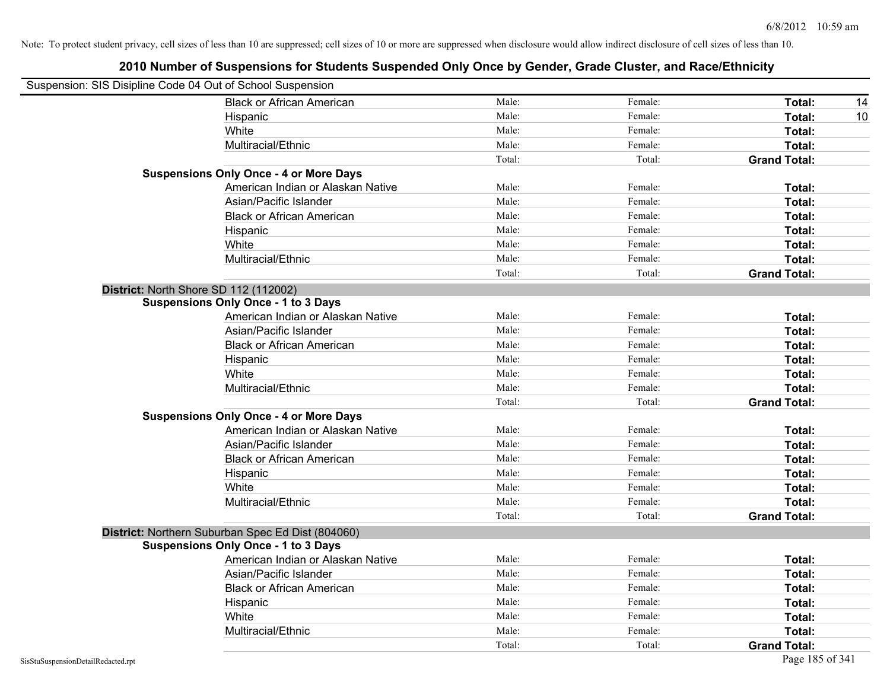Note: To protect student privacy, cell sizes of less than 10 are suppressed; cell sizes of 10 or more are suppressed when disclosure would allow indirect disclosure of cell sizes of less than 10.

# 2010 Number of Suspensions for Students Suspended Only Once by Gender, Grade Cluster, and Race/Ethnicity

Suspension: SIS Disipline Code 04 Out of School Suspension

| | | | | |
|---|---|---|---|---|
| Black or African American | Male: | Female: | **Total:** | 14 |
| Hispanic | Male: | Female: | **Total:** | 10 |
| White | Male: | Female: | **Total:** | |
| Multiracial/Ethnic | Male: | Female: | **Total:** | |
| | Total: | Total: | **Grand Total:** | |

**Suspensions Only Once - 4 or More Days**

| | | | | |
|---|---|---|---|---|
| American Indian or Alaskan Native | Male: | Female: | **Total:** | |
| Asian/Pacific Islander | Male: | Female: | **Total:** | |
| Black or African American | Male: | Female: | **Total:** | |
| Hispanic | Male: | Female: | **Total:** | |
| White | Male: | Female: | **Total:** | |
| Multiracial/Ethnic | Male: | Female: | **Total:** | |
| | Total: | Total: | **Grand Total:** | |

**District:** North Shore SD 112 (112002)

**Suspensions Only Once - 1 to 3 Days**

| | | | | |
|---|---|---|---|---|
| American Indian or Alaskan Native | Male: | Female: | **Total:** | |
| Asian/Pacific Islander | Male: | Female: | **Total:** | |
| Black or African American | Male: | Female: | **Total:** | |
| Hispanic | Male: | Female: | **Total:** | |
| White | Male: | Female: | **Total:** | |
| Multiracial/Ethnic | Male: | Female: | **Total:** | |
| | Total: | Total: | **Grand Total:** | |

**Suspensions Only Once - 4 or More Days**

| | | | | |
|---|---|---|---|---|
| American Indian or Alaskan Native | Male: | Female: | **Total:** | |
| Asian/Pacific Islander | Male: | Female: | **Total:** | |
| Black or African American | Male: | Female: | **Total:** | |
| Hispanic | Male: | Female: | **Total:** | |
| White | Male: | Female: | **Total:** | |
| Multiracial/Ethnic | Male: | Female: | **Total:** | |
| | Total: | Total: | **Grand Total:** | |

**District:** Northern Suburban Spec Ed Dist (804060)

**Suspensions Only Once - 1 to 3 Days**

| | | | | |
|---|---|---|---|---|
| American Indian or Alaskan Native | Male: | Female: | **Total:** | |
| Asian/Pacific Islander | Male: | Female: | **Total:** | |
| Black or African American | Male: | Female: | **Total:** | |
| Hispanic | Male: | Female: | **Total:** | |
| White | Male: | Female: | **Total:** | |
| Multiracial/Ethnic | Male: | Female: | **Total:** | |
| | Total: | Total: | **Grand Total:** | |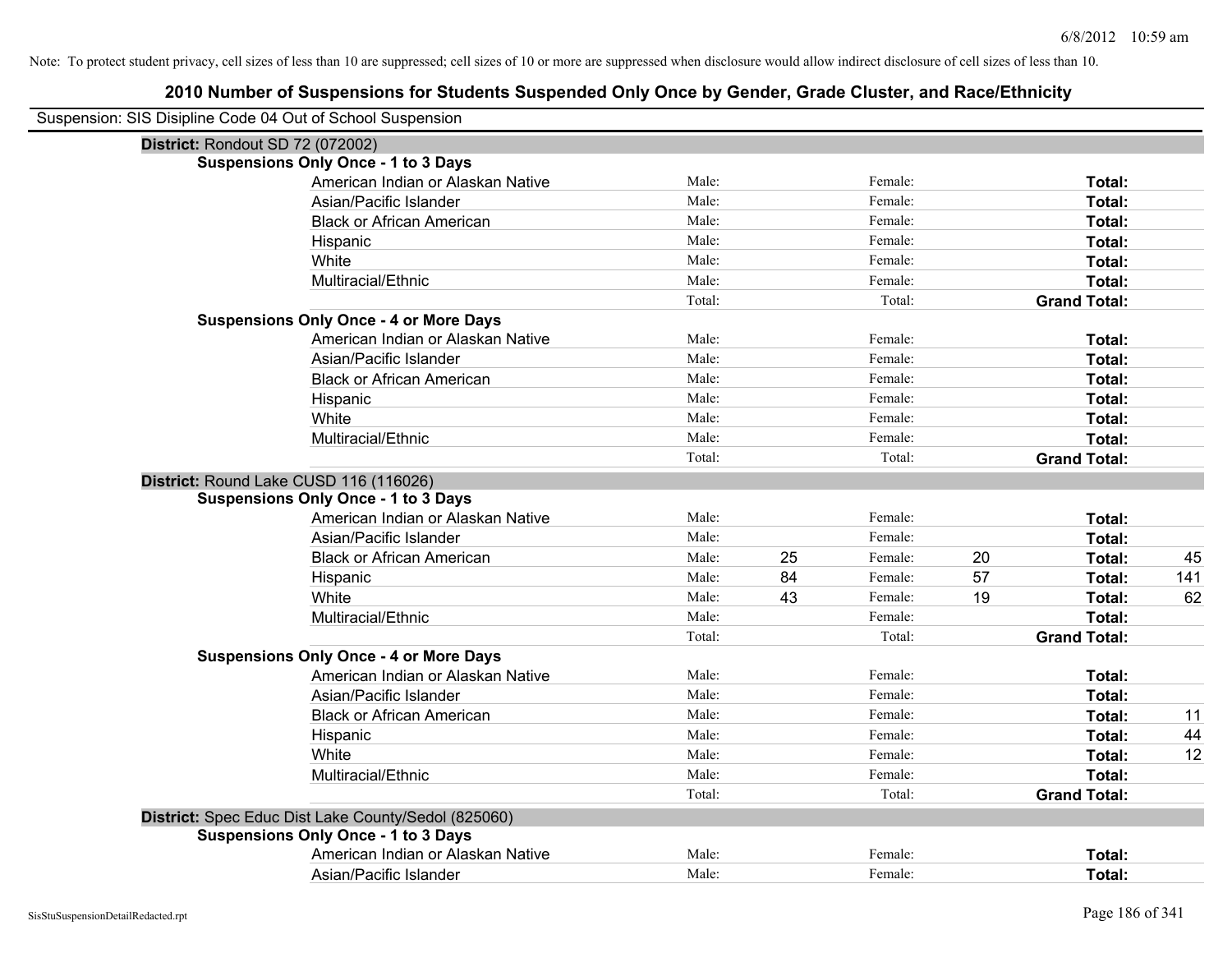Note: To protect student privacy, cell sizes of less than 10 are suppressed; cell sizes of 10 or more are suppressed when disclosure would allow indirect disclosure of cell sizes of less than 10.

# 2010 Number of Suspensions for Students Suspended Only Once by Gender, Grade Cluster, and Race/Ethnicity

Suspension: SIS Disipline Code 04 Out of School Suspension

## District: Rondout SD 72 (072002)

### Suspensions Only Once - 1 to 3 Days

| Race/Ethnicity | | | | | | |
|---|---|---|---|---|---|---|
| American Indian or Alaskan Native | Male: | | Female: | | Total: | |
| Asian/Pacific Islander | Male: | | Female: | | Total: | |
| Black or African American | Male: | | Female: | | Total: | |
| Hispanic | Male: | | Female: | | Total: | |
| White | Male: | | Female: | | Total: | |
| Multiracial/Ethnic | Male: | | Female: | | Total: | |
| | Total: | | Total: | | Grand Total: | |

### Suspensions Only Once - 4 or More Days

| Race/Ethnicity | | | | | | |
|---|---|---|---|---|---|---|
| American Indian or Alaskan Native | Male: | | Female: | | Total: | |
| Asian/Pacific Islander | Male: | | Female: | | Total: | |
| Black or African American | Male: | | Female: | | Total: | |
| Hispanic | Male: | | Female: | | Total: | |
| White | Male: | | Female: | | Total: | |
| Multiracial/Ethnic | Male: | | Female: | | Total: | |
| | Total: | | Total: | | Grand Total: | |

## District: Round Lake CUSD 116 (116026)

### Suspensions Only Once - 1 to 3 Days

| Race/Ethnicity | | | | | | |
|---|---|---|---|---|---|---|
| American Indian or Alaskan Native | Male: | | Female: | | Total: | |
| Asian/Pacific Islander | Male: | | Female: | | Total: | |
| Black or African American | Male: | 25 | Female: | 20 | Total: | 45 |
| Hispanic | Male: | 84 | Female: | 57 | Total: | 141 |
| White | Male: | 43 | Female: | 19 | Total: | 62 |
| Multiracial/Ethnic | Male: | | Female: | | Total: | |
| | Total: | | Total: | | Grand Total: | |

### Suspensions Only Once - 4 or More Days

| Race/Ethnicity | | | | | | |
|---|---|---|---|---|---|---|
| American Indian or Alaskan Native | Male: | | Female: | | Total: | |
| Asian/Pacific Islander | Male: | | Female: | | Total: | |
| Black or African American | Male: | | Female: | | Total: | 11 |
| Hispanic | Male: | | Female: | | Total: | 44 |
| White | Male: | | Female: | | Total: | 12 |
| Multiracial/Ethnic | Male: | | Female: | | Total: | |
| | Total: | | Total: | | Grand Total: | |

## District: Spec Educ Dist Lake County/Sedol (825060)

### Suspensions Only Once - 1 to 3 Days

| Race/Ethnicity | | | | | | |
|---|---|---|---|---|---|---|
| American Indian or Alaskan Native | Male: | | Female: | | Total: | |
| Asian/Pacific Islander | Male: | | Female: | | Total: | |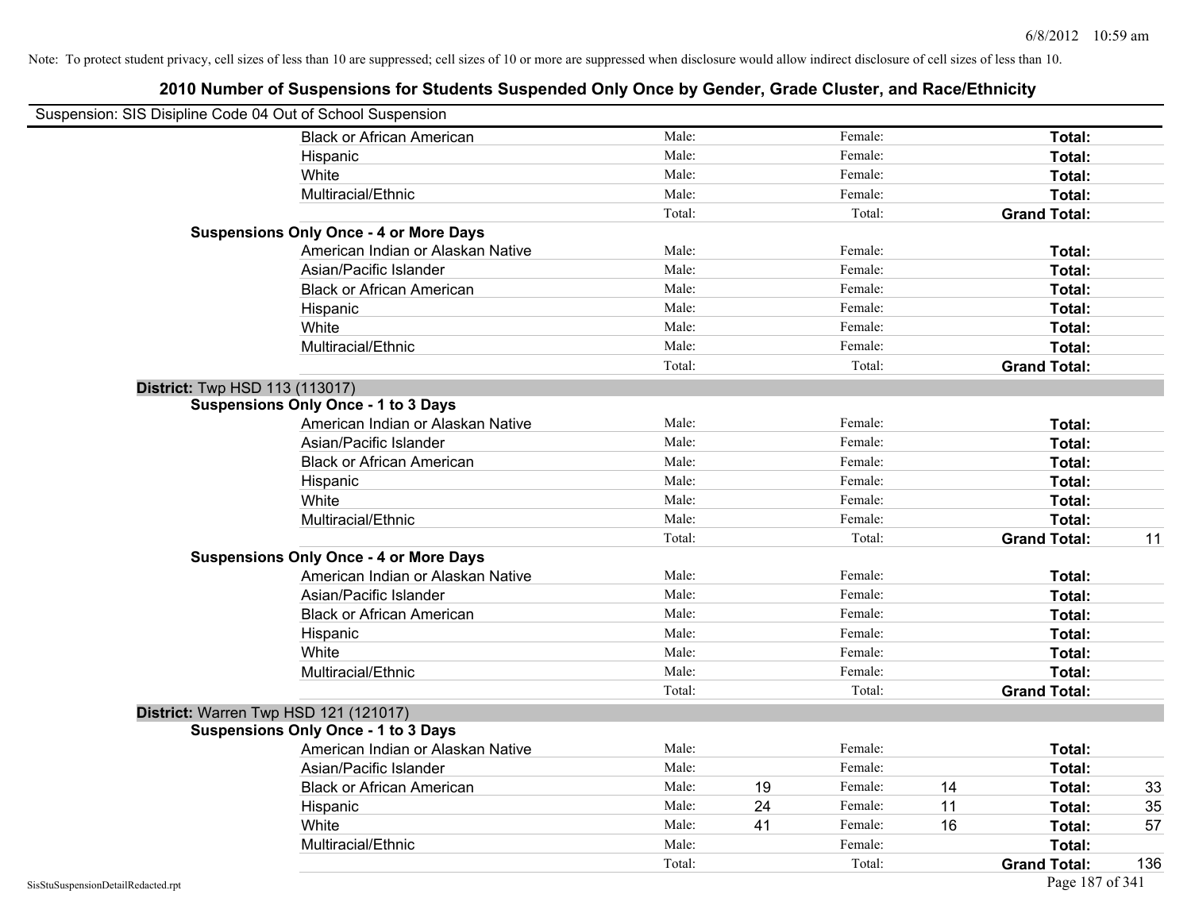Note: To protect student privacy, cell sizes of less than 10 are suppressed; cell sizes of 10 or more are suppressed when disclosure would allow indirect disclosure of cell sizes of less than 10.

## 2010 Number of Suspensions for Students Suspended Only Once by Gender, Grade Cluster, and Race/Ethnicity

Suspension: SIS Disipline Code 04 Out of School Suspension

| | | | | | | |
|---|---|---|---|---|---|---|
| Black or African American | Male: | | Female: | | **Total:** | |
| Hispanic | Male: | | Female: | | **Total:** | |
| White | Male: | | Female: | | **Total:** | |
| Multiracial/Ethnic | Male: | | Female: | | **Total:** | |
| | Total: | | Total: | | **Grand Total:** | |

**Suspensions Only Once - 4 or More Days**

| | | | | | | |
|---|---|---|---|---|---|---|
| American Indian or Alaskan Native | Male: | | Female: | | **Total:** | |
| Asian/Pacific Islander | Male: | | Female: | | **Total:** | |
| Black or African American | Male: | | Female: | | **Total:** | |
| Hispanic | Male: | | Female: | | **Total:** | |
| White | Male: | | Female: | | **Total:** | |
| Multiracial/Ethnic | Male: | | Female: | | **Total:** | |
| | Total: | | Total: | | **Grand Total:** | |

### District: Twp HSD 113 (113017)

**Suspensions Only Once - 1 to 3 Days**

| | | | | | | |
|---|---|---|---|---|---|---|
| American Indian or Alaskan Native | Male: | | Female: | | **Total:** | |
| Asian/Pacific Islander | Male: | | Female: | | **Total:** | |
| Black or African American | Male: | | Female: | | **Total:** | |
| Hispanic | Male: | | Female: | | **Total:** | |
| White | Male: | | Female: | | **Total:** | |
| Multiracial/Ethnic | Male: | | Female: | | **Total:** | |
| | Total: | | Total: | | **Grand Total:** | 11 |

**Suspensions Only Once - 4 or More Days**

| | | | | | | |
|---|---|---|---|---|---|---|
| American Indian or Alaskan Native | Male: | | Female: | | **Total:** | |
| Asian/Pacific Islander | Male: | | Female: | | **Total:** | |
| Black or African American | Male: | | Female: | | **Total:** | |
| Hispanic | Male: | | Female: | | **Total:** | |
| White | Male: | | Female: | | **Total:** | |
| Multiracial/Ethnic | Male: | | Female: | | **Total:** | |
| | Total: | | Total: | | **Grand Total:** | |

### District: Warren Twp HSD 121 (121017)

**Suspensions Only Once - 1 to 3 Days**

| | | | | | | |
|---|---|---|---|---|---|---|
| American Indian or Alaskan Native | Male: | | Female: | | **Total:** | |
| Asian/Pacific Islander | Male: | | Female: | | **Total:** | |
| Black or African American | Male: | 19 | Female: | 14 | **Total:** | 33 |
| Hispanic | Male: | 24 | Female: | 11 | **Total:** | 35 |
| White | Male: | 41 | Female: | 16 | **Total:** | 57 |
| Multiracial/Ethnic | Male: | | Female: | | **Total:** | |
| | Total: | | Total: | | **Grand Total:** | 136 |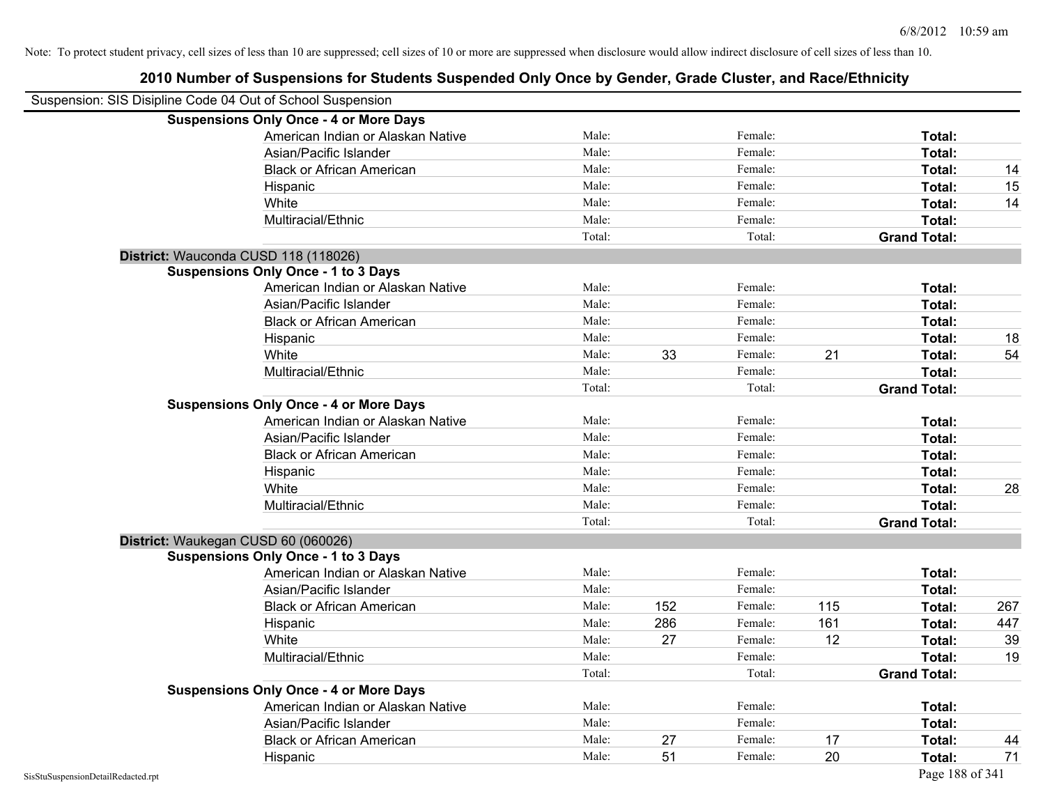Note: To protect student privacy, cell sizes of less than 10 are suppressed; cell sizes of 10 or more are suppressed when disclosure would allow indirect disclosure of cell sizes of less than 10.

## 2010 Number of Suspensions for Students Suspended Only Once by Gender, Grade Cluster, and Race/Ethnicity

Suspension: SIS Disipline Code 04 Out of School Suspension

**Suspensions Only Once - 4 or More Days**

| | | | | | | |
|---|---|---|---|---|---|---|
| American Indian or Alaskan Native | Male: | | Female: | | **Total:** | |
| Asian/Pacific Islander | Male: | | Female: | | **Total:** | |
| Black or African American | Male: | | Female: | | **Total:** | 14 |
| Hispanic | Male: | | Female: | | **Total:** | 15 |
| White | Male: | | Female: | | **Total:** | 14 |
| Multiracial/Ethnic | Male: | | Female: | | **Total:** | |
| | Total: | | Total: | | **Grand Total:** | |

**District:** Wauconda CUSD 118 (118026)

**Suspensions Only Once - 1 to 3 Days**

| | | | | | | |
|---|---|---|---|---|---|---|
| American Indian or Alaskan Native | Male: | | Female: | | **Total:** | |
| Asian/Pacific Islander | Male: | | Female: | | **Total:** | |
| Black or African American | Male: | | Female: | | **Total:** | |
| Hispanic | Male: | | Female: | | **Total:** | 18 |
| White | Male: | 33 | Female: | 21 | **Total:** | 54 |
| Multiracial/Ethnic | Male: | | Female: | | **Total:** | |
| | Total: | | Total: | | **Grand Total:** | |

**Suspensions Only Once - 4 or More Days**

| | | | | | | |
|---|---|---|---|---|---|---|
| American Indian or Alaskan Native | Male: | | Female: | | **Total:** | |
| Asian/Pacific Islander | Male: | | Female: | | **Total:** | |
| Black or African American | Male: | | Female: | | **Total:** | |
| Hispanic | Male: | | Female: | | **Total:** | |
| White | Male: | | Female: | | **Total:** | 28 |
| Multiracial/Ethnic | Male: | | Female: | | **Total:** | |
| | Total: | | Total: | | **Grand Total:** | |

**District:** Waukegan CUSD 60 (060026)

**Suspensions Only Once - 1 to 3 Days**

| | | | | | | |
|---|---|---|---|---|---|---|
| American Indian or Alaskan Native | Male: | | Female: | | **Total:** | |
| Asian/Pacific Islander | Male: | | Female: | | **Total:** | |
| Black or African American | Male: | 152 | Female: | 115 | **Total:** | 267 |
| Hispanic | Male: | 286 | Female: | 161 | **Total:** | 447 |
| White | Male: | 27 | Female: | 12 | **Total:** | 39 |
| Multiracial/Ethnic | Male: | | Female: | | **Total:** | 19 |
| | Total: | | Total: | | **Grand Total:** | |

**Suspensions Only Once - 4 or More Days**

| | | | | | | |
|---|---|---|---|---|---|---|
| American Indian or Alaskan Native | Male: | | Female: | | **Total:** | |
| Asian/Pacific Islander | Male: | | Female: | | **Total:** | |
| Black or African American | Male: | 27 | Female: | 17 | **Total:** | 44 |
| Hispanic | Male: | 51 | Female: | 20 | **Total:** | 71 |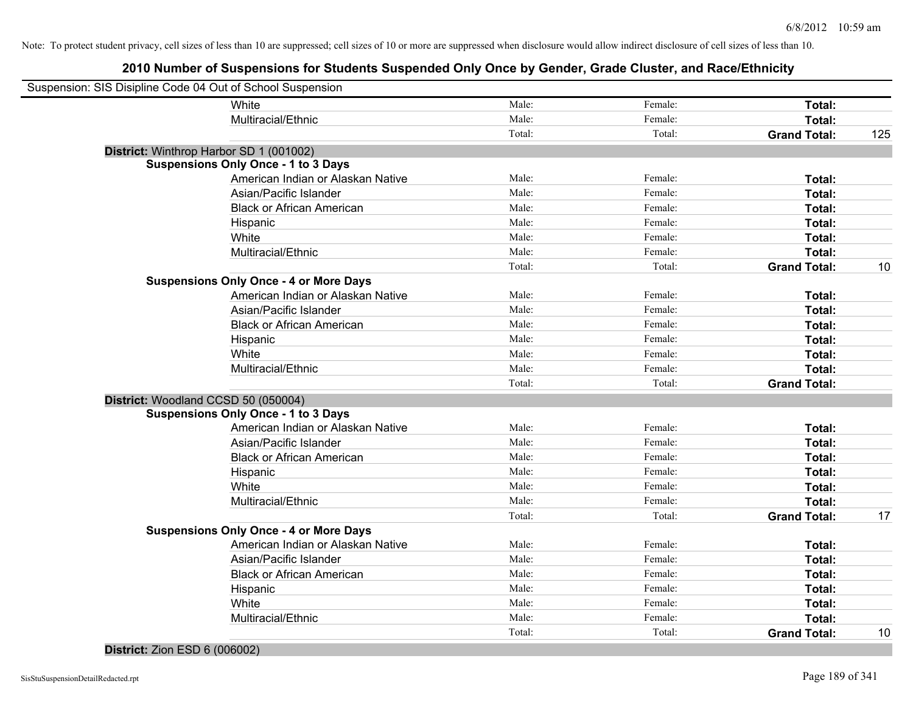Note: To protect student privacy, cell sizes of less than 10 are suppressed; cell sizes of 10 or more are suppressed when disclosure would allow indirect disclosure of cell sizes of less than 10.

# 2010 Number of Suspensions for Students Suspended Only Once by Gender, Grade Cluster, and Race/Ethnicity

Suspension: SIS Disipline Code 04 Out of School Suspension

| | | | | | |
|---|---|---|---|---|---|
| | White | Male: | Female: | **Total:** | |
| | Multiracial/Ethnic | Male: | Female: | **Total:** | |
| | | Total: | Total: | **Grand Total:** | 125 |
| **District:** Winthrop Harbor SD 1 (001002) | | | | | |
| **Suspensions Only Once - 1 to 3 Days** | | | | | |
| | American Indian or Alaskan Native | Male: | Female: | **Total:** | |
| | Asian/Pacific Islander | Male: | Female: | **Total:** | |
| | Black or African American | Male: | Female: | **Total:** | |
| | Hispanic | Male: | Female: | **Total:** | |
| | White | Male: | Female: | **Total:** | |
| | Multiracial/Ethnic | Male: | Female: | **Total:** | |
| | | Total: | Total: | **Grand Total:** | 10 |
| **Suspensions Only Once - 4 or More Days** | | | | | |
| | American Indian or Alaskan Native | Male: | Female: | **Total:** | |
| | Asian/Pacific Islander | Male: | Female: | **Total:** | |
| | Black or African American | Male: | Female: | **Total:** | |
| | Hispanic | Male: | Female: | **Total:** | |
| | White | Male: | Female: | **Total:** | |
| | Multiracial/Ethnic | Male: | Female: | **Total:** | |
| | | Total: | Total: | **Grand Total:** | |
| **District:** Woodland CCSD 50 (050004) | | | | | |
| **Suspensions Only Once - 1 to 3 Days** | | | | | |
| | American Indian or Alaskan Native | Male: | Female: | **Total:** | |
| | Asian/Pacific Islander | Male: | Female: | **Total:** | |
| | Black or African American | Male: | Female: | **Total:** | |
| | Hispanic | Male: | Female: | **Total:** | |
| | White | Male: | Female: | **Total:** | |
| | Multiracial/Ethnic | Male: | Female: | **Total:** | |
| | | Total: | Total: | **Grand Total:** | 17 |
| **Suspensions Only Once - 4 or More Days** | | | | | |
| | American Indian or Alaskan Native | Male: | Female: | **Total:** | |
| | Asian/Pacific Islander | Male: | Female: | **Total:** | |
| | Black or African American | Male: | Female: | **Total:** | |
| | Hispanic | Male: | Female: | **Total:** | |
| | White | Male: | Female: | **Total:** | |
| | Multiracial/Ethnic | Male: | Female: | **Total:** | |
| | | Total: | Total: | **Grand Total:** | 10 |
| **District:** Zion ESD 6 (006002) | | | | | |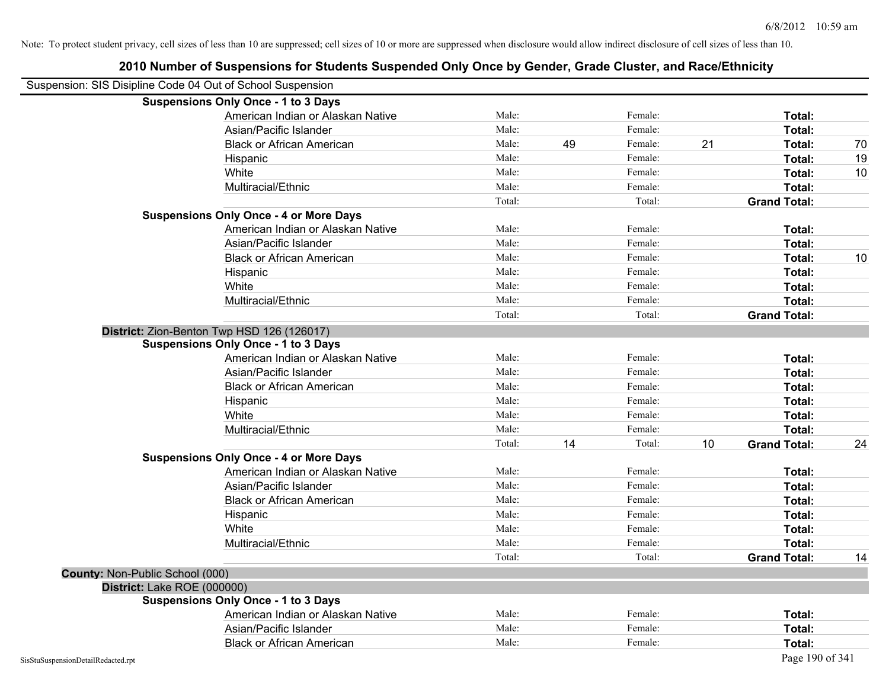Note: To protect student privacy, cell sizes of less than 10 are suppressed; cell sizes of 10 or more are suppressed when disclosure would allow indirect disclosure of cell sizes of less than 10.

# 2010 Number of Suspensions for Students Suspended Only Once by Gender, Grade Cluster, and Race/Ethnicity

Suspension: SIS Disipline Code 04 Out of School Suspension

**Suspensions Only Once - 1 to 3 Days**

| | | | | | | |
|---|---|---|---|---|---|---|
| American Indian or Alaskan Native | Male: | | Female: | | **Total:** | |
| Asian/Pacific Islander | Male: | | Female: | | **Total:** | |
| Black or African American | Male: | 49 | Female: | 21 | **Total:** | 70 |
| Hispanic | Male: | | Female: | | **Total:** | 19 |
| White | Male: | | Female: | | **Total:** | 10 |
| Multiracial/Ethnic | Male: | | Female: | | **Total:** | |
| | Total: | | Total: | | **Grand Total:** | |

**Suspensions Only Once - 4 or More Days**

| | | | | | | |
|---|---|---|---|---|---|---|
| American Indian or Alaskan Native | Male: | | Female: | | **Total:** | |
| Asian/Pacific Islander | Male: | | Female: | | **Total:** | |
| Black or African American | Male: | | Female: | | **Total:** | 10 |
| Hispanic | Male: | | Female: | | **Total:** | |
| White | Male: | | Female: | | **Total:** | |
| Multiracial/Ethnic | Male: | | Female: | | **Total:** | |
| | Total: | | Total: | | **Grand Total:** | |

**District:** Zion-Benton Twp HSD 126 (126017)

**Suspensions Only Once - 1 to 3 Days**

| | | | | | | |
|---|---|---|---|---|---|---|
| American Indian or Alaskan Native | Male: | | Female: | | **Total:** | |
| Asian/Pacific Islander | Male: | | Female: | | **Total:** | |
| Black or African American | Male: | | Female: | | **Total:** | |
| Hispanic | Male: | | Female: | | **Total:** | |
| White | Male: | | Female: | | **Total:** | |
| Multiracial/Ethnic | Male: | | Female: | | **Total:** | |
| | Total: | 14 | Total: | 10 | **Grand Total:** | 24 |

**Suspensions Only Once - 4 or More Days**

| | | | | | | |
|---|---|---|---|---|---|---|
| American Indian or Alaskan Native | Male: | | Female: | | **Total:** | |
| Asian/Pacific Islander | Male: | | Female: | | **Total:** | |
| Black or African American | Male: | | Female: | | **Total:** | |
| Hispanic | Male: | | Female: | | **Total:** | |
| White | Male: | | Female: | | **Total:** | |
| Multiracial/Ethnic | Male: | | Female: | | **Total:** | |
| | Total: | | Total: | | **Grand Total:** | 14 |

**County:** Non-Public School (000)

**District:** Lake ROE (000000)

**Suspensions Only Once - 1 to 3 Days**

| | | | | | | |
|---|---|---|---|---|---|---|
| American Indian or Alaskan Native | Male: | | Female: | | **Total:** | |
| Asian/Pacific Islander | Male: | | Female: | | **Total:** | |
| Black or African American | Male: | | Female: | | **Total:** | |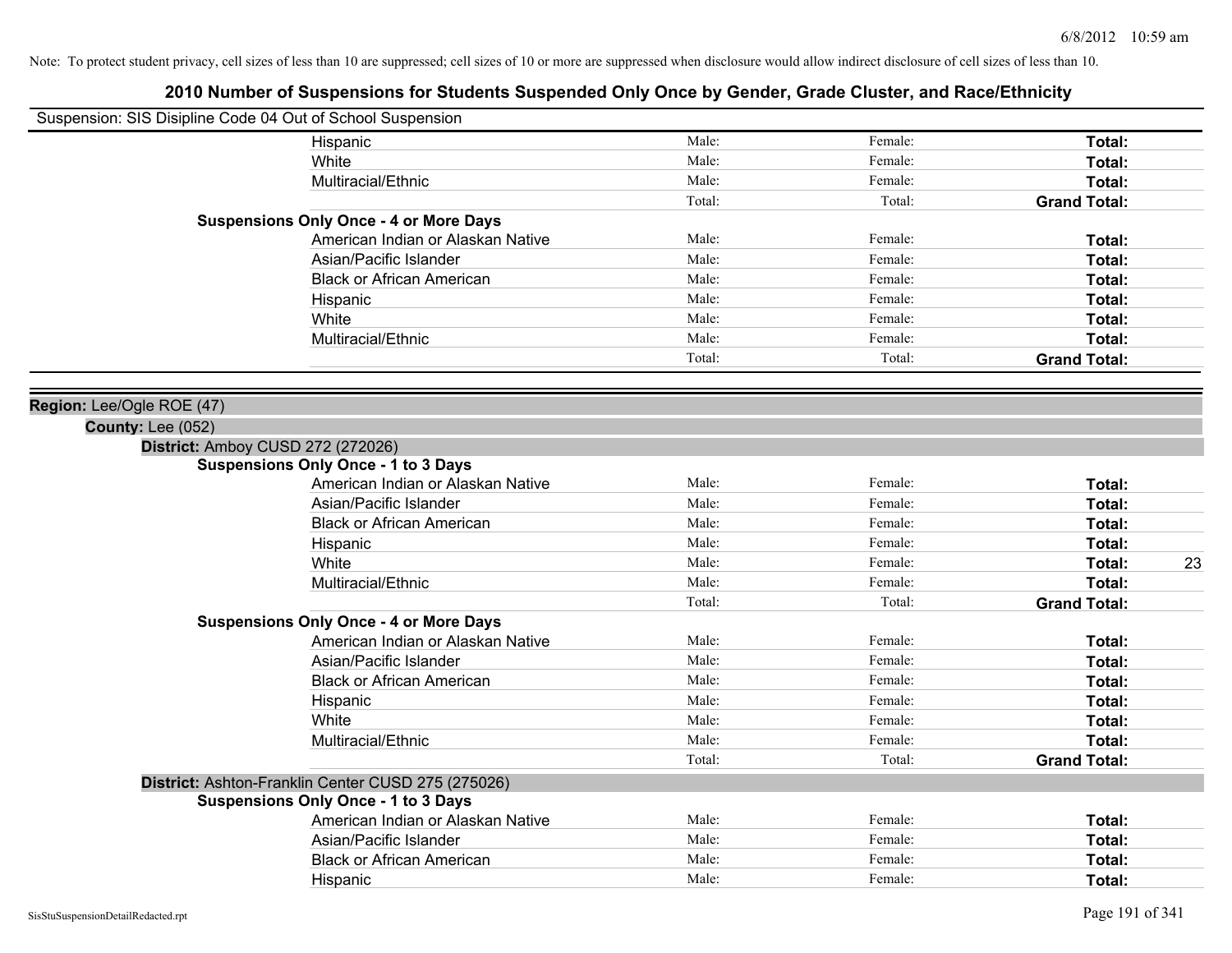Note: To protect student privacy, cell sizes of less than 10 are suppressed; cell sizes of 10 or more are suppressed when disclosure would allow indirect disclosure of cell sizes of less than 10.

# 2010 Number of Suspensions for Students Suspended Only Once by Gender, Grade Cluster, and Race/Ethnicity

Suspension: SIS Disipline Code 04 Out of School Suspension

| | Male | Female | Total |
|---|---|---|---|
| Hispanic | Male: | Female: | **Total:** |
| White | Male: | Female: | **Total:** |
| Multiracial/Ethnic | Male: | Female: | **Total:** |
| | Total: | Total: | **Grand Total:** |

**Suspensions Only Once - 4 or More Days**

| | Male | Female | Total |
|---|---|---|---|
| American Indian or Alaskan Native | Male: | Female: | **Total:** |
| Asian/Pacific Islander | Male: | Female: | **Total:** |
| Black or African American | Male: | Female: | **Total:** |
| Hispanic | Male: | Female: | **Total:** |
| White | Male: | Female: | **Total:** |
| Multiracial/Ethnic | Male: | Female: | **Total:** |
| | Total: | Total: | **Grand Total:** |

**Region:** Lee/Ogle ROE (47)

**County:** Lee (052)

**District:** Amboy CUSD 272 (272026)

**Suspensions Only Once - 1 to 3 Days**

| | Male | Female | Total |
|---|---|---|---|
| American Indian or Alaskan Native | Male: | Female: | **Total:** |
| Asian/Pacific Islander | Male: | Female: | **Total:** |
| Black or African American | Male: | Female: | **Total:** |
| Hispanic | Male: | Female: | **Total:** |
| White | Male: | Female: | **Total:** 23 |
| Multiracial/Ethnic | Male: | Female: | **Total:** |
| | Total: | Total: | **Grand Total:** |

**Suspensions Only Once - 4 or More Days**

| | Male | Female | Total |
|---|---|---|---|
| American Indian or Alaskan Native | Male: | Female: | **Total:** |
| Asian/Pacific Islander | Male: | Female: | **Total:** |
| Black or African American | Male: | Female: | **Total:** |
| Hispanic | Male: | Female: | **Total:** |
| White | Male: | Female: | **Total:** |
| Multiracial/Ethnic | Male: | Female: | **Total:** |
| | Total: | Total: | **Grand Total:** |

**District:** Ashton-Franklin Center CUSD 275 (275026)

**Suspensions Only Once - 1 to 3 Days**

| | Male | Female | Total |
|---|---|---|---|
| American Indian or Alaskan Native | Male: | Female: | **Total:** |
| Asian/Pacific Islander | Male: | Female: | **Total:** |
| Black or African American | Male: | Female: | **Total:** |
| Hispanic | Male: | Female: | **Total:** |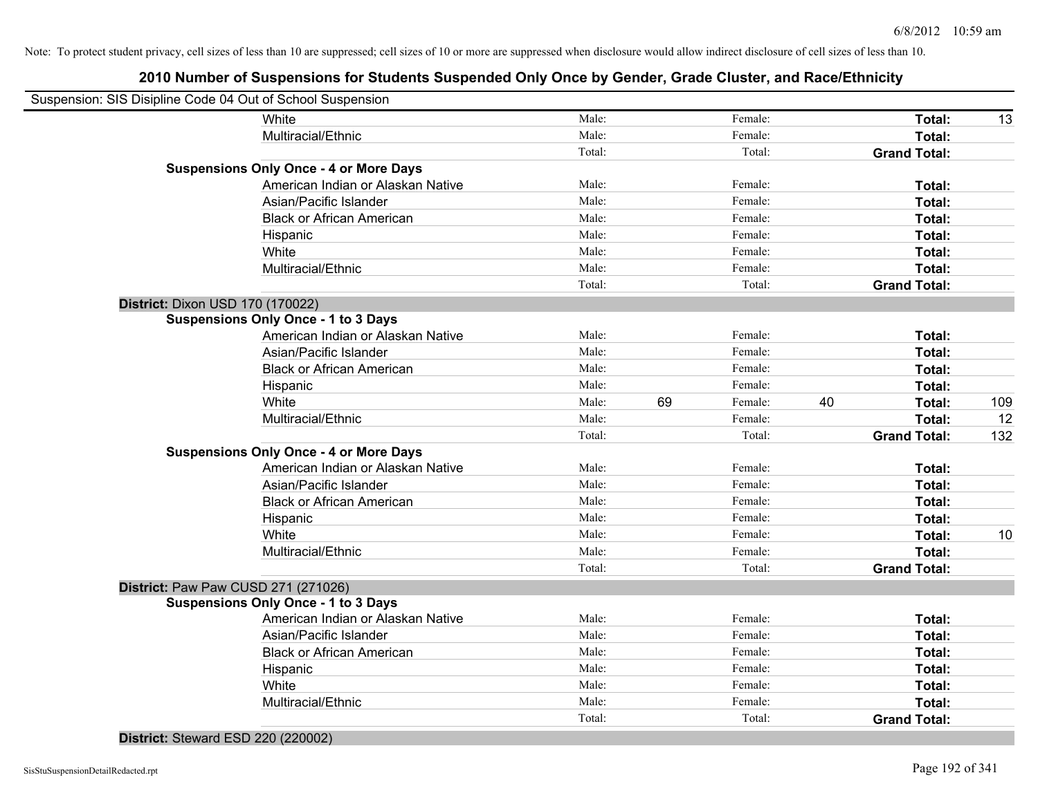Note: To protect student privacy, cell sizes of less than 10 are suppressed; cell sizes of 10 or more are suppressed when disclosure would allow indirect disclosure of cell sizes of less than 10.

## 2010 Number of Suspensions for Students Suspended Only Once by Gender, Grade Cluster, and Race/Ethnicity

Suspension: SIS Disipline Code 04 Out of School Suspension

| | | | | | | |
|---|---|---|---|---|---|---|
| White | Male: | | Female: | | **Total:** | 13 |
| Multiracial/Ethnic | Male: | | Female: | | **Total:** | |
| | Total: | | Total: | | **Grand Total:** | |
| **Suspensions Only Once - 4 or More Days** | | | | | | |
| American Indian or Alaskan Native | Male: | | Female: | | **Total:** | |
| Asian/Pacific Islander | Male: | | Female: | | **Total:** | |
| Black or African American | Male: | | Female: | | **Total:** | |
| Hispanic | Male: | | Female: | | **Total:** | |
| White | Male: | | Female: | | **Total:** | |
| Multiracial/Ethnic | Male: | | Female: | | **Total:** | |
| | Total: | | Total: | | **Grand Total:** | |
| **District:** Dixon USD 170 (170022) | | | | | | |
| **Suspensions Only Once - 1 to 3 Days** | | | | | | |
| American Indian or Alaskan Native | Male: | | Female: | | **Total:** | |
| Asian/Pacific Islander | Male: | | Female: | | **Total:** | |
| Black or African American | Male: | | Female: | | **Total:** | |
| Hispanic | Male: | | Female: | | **Total:** | |
| White | Male: | 69 | Female: | 40 | **Total:** | 109 |
| Multiracial/Ethnic | Male: | | Female: | | **Total:** | 12 |
| | Total: | | Total: | | **Grand Total:** | 132 |
| **Suspensions Only Once - 4 or More Days** | | | | | | |
| American Indian or Alaskan Native | Male: | | Female: | | **Total:** | |
| Asian/Pacific Islander | Male: | | Female: | | **Total:** | |
| Black or African American | Male: | | Female: | | **Total:** | |
| Hispanic | Male: | | Female: | | **Total:** | |
| White | Male: | | Female: | | **Total:** | 10 |
| Multiracial/Ethnic | Male: | | Female: | | **Total:** | |
| | Total: | | Total: | | **Grand Total:** | |
| **District:** Paw Paw CUSD 271 (271026) | | | | | | |
| **Suspensions Only Once - 1 to 3 Days** | | | | | | |
| American Indian or Alaskan Native | Male: | | Female: | | **Total:** | |
| Asian/Pacific Islander | Male: | | Female: | | **Total:** | |
| Black or African American | Male: | | Female: | | **Total:** | |
| Hispanic | Male: | | Female: | | **Total:** | |
| White | Male: | | Female: | | **Total:** | |
| Multiracial/Ethnic | Male: | | Female: | | **Total:** | |
| | Total: | | Total: | | **Grand Total:** | |
| **District:** Steward ESD 220 (220002) | | | | | | |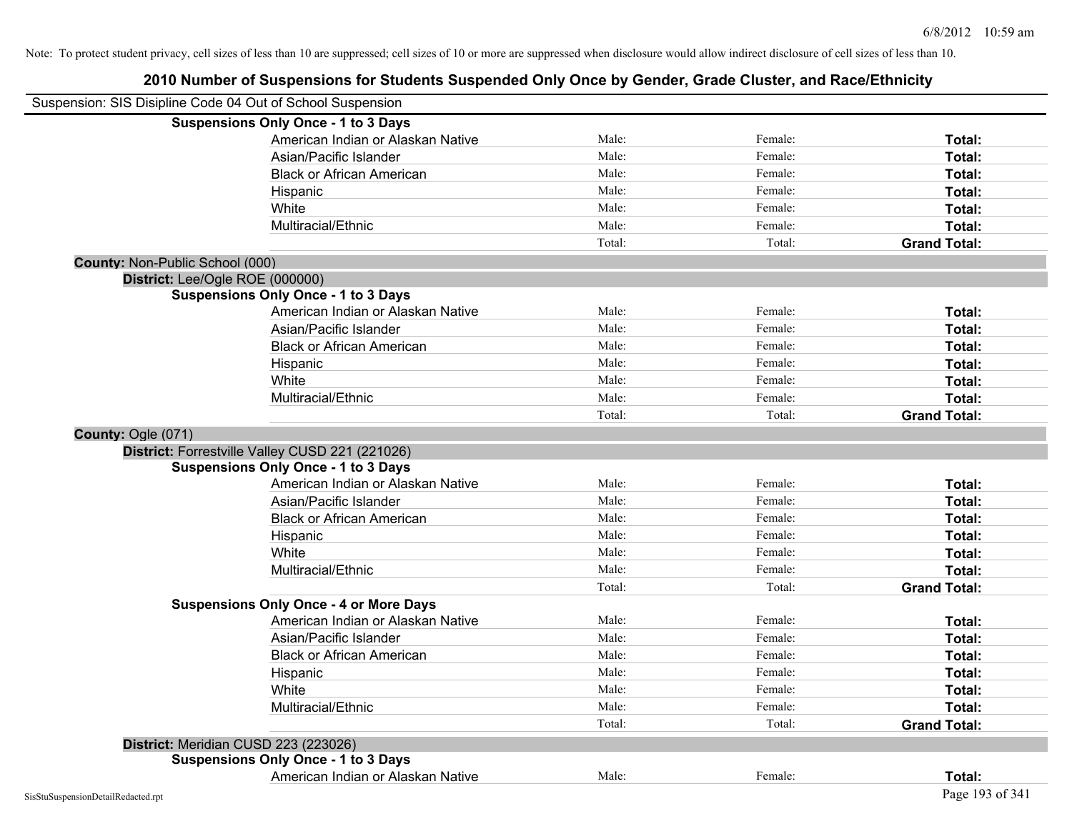Note: To protect student privacy, cell sizes of less than 10 are suppressed; cell sizes of 10 or more are suppressed when disclosure would allow indirect disclosure of cell sizes of less than 10.

# 2010 Number of Suspensions for Students Suspended Only Once by Gender, Grade Cluster, and Race/Ethnicity

Suspension: SIS Disipline Code 04 Out of School Suspension

**Suspensions Only Once - 1 to 3 Days**

| | | | |
|---|---|---|---|
| American Indian or Alaskan Native | Male: | Female: | **Total:** |
| Asian/Pacific Islander | Male: | Female: | **Total:** |
| Black or African American | Male: | Female: | **Total:** |
| Hispanic | Male: | Female: | **Total:** |
| White | Male: | Female: | **Total:** |
| Multiracial/Ethnic | Male: | Female: | **Total:** |
| | Total: | Total: | **Grand Total:** |

**County:** Non-Public School (000)

**District:** Lee/Ogle ROE (000000)

**Suspensions Only Once - 1 to 3 Days**

| | | | |
|---|---|---|---|
| American Indian or Alaskan Native | Male: | Female: | **Total:** |
| Asian/Pacific Islander | Male: | Female: | **Total:** |
| Black or African American | Male: | Female: | **Total:** |
| Hispanic | Male: | Female: | **Total:** |
| White | Male: | Female: | **Total:** |
| Multiracial/Ethnic | Male: | Female: | **Total:** |
| | Total: | Total: | **Grand Total:** |

**County:** Ogle (071)

**District:** Forrestville Valley CUSD 221 (221026)

**Suspensions Only Once - 1 to 3 Days**

| | | | |
|---|---|---|---|
| American Indian or Alaskan Native | Male: | Female: | **Total:** |
| Asian/Pacific Islander | Male: | Female: | **Total:** |
| Black or African American | Male: | Female: | **Total:** |
| Hispanic | Male: | Female: | **Total:** |
| White | Male: | Female: | **Total:** |
| Multiracial/Ethnic | Male: | Female: | **Total:** |
| | Total: | Total: | **Grand Total:** |

**Suspensions Only Once - 4 or More Days**

| | | | |
|---|---|---|---|
| American Indian or Alaskan Native | Male: | Female: | **Total:** |
| Asian/Pacific Islander | Male: | Female: | **Total:** |
| Black or African American | Male: | Female: | **Total:** |
| Hispanic | Male: | Female: | **Total:** |
| White | Male: | Female: | **Total:** |
| Multiracial/Ethnic | Male: | Female: | **Total:** |
| | Total: | Total: | **Grand Total:** |

**District:** Meridian CUSD 223 (223026)

**Suspensions Only Once - 1 to 3 Days**

| | | | |
|---|---|---|---|
| American Indian or Alaskan Native | Male: | Female: | **Total:** |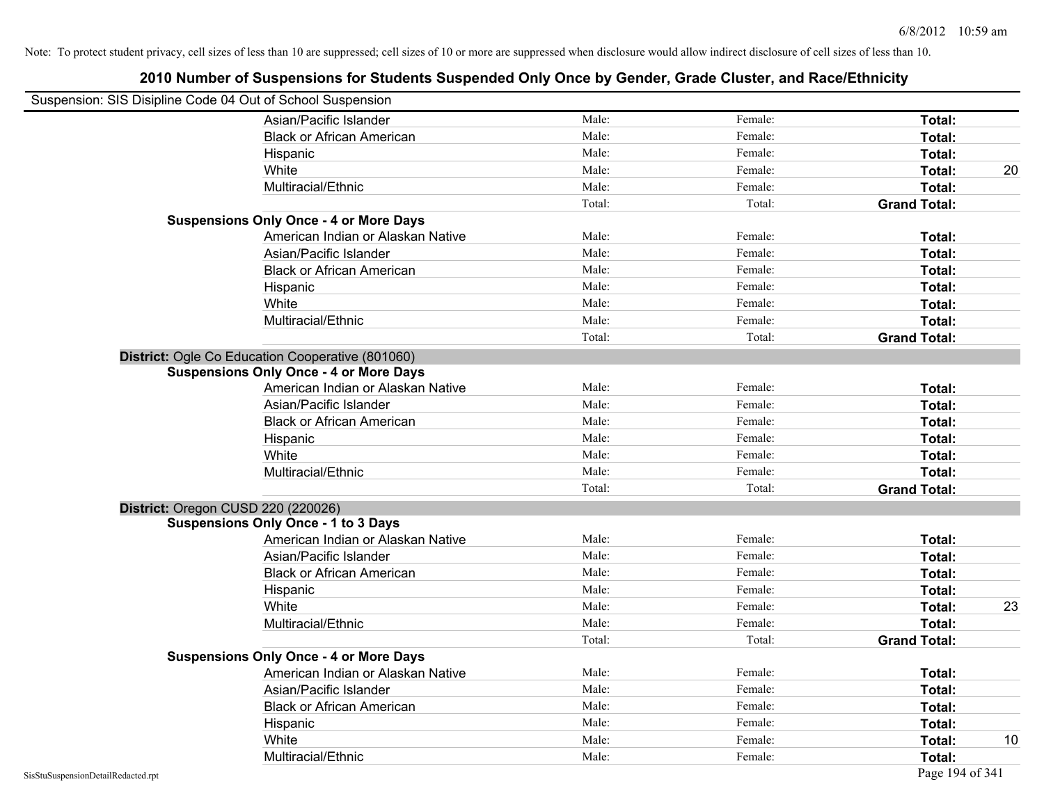Note: To protect student privacy, cell sizes of less than 10 are suppressed; cell sizes of 10 or more are suppressed when disclosure would allow indirect disclosure of cell sizes of less than 10.

## 2010 Number of Suspensions for Students Suspended Only Once by Gender, Grade Cluster, and Race/Ethnicity

Suspension: SIS Disipline Code 04 Out of School Suspension

| | | | | |
|---|---|---|---|---|
| Asian/Pacific Islander | Male: | Female: | **Total:** | |
| Black or African American | Male: | Female: | **Total:** | |
| Hispanic | Male: | Female: | **Total:** | |
| White | Male: | Female: | **Total:** | 20 |
| Multiracial/Ethnic | Male: | Female: | **Total:** | |
| | Total: | Total: | **Grand Total:** | |

**Suspensions Only Once - 4 or More Days**

| | | | | |
|---|---|---|---|---|
| American Indian or Alaskan Native | Male: | Female: | **Total:** | |
| Asian/Pacific Islander | Male: | Female: | **Total:** | |
| Black or African American | Male: | Female: | **Total:** | |
| Hispanic | Male: | Female: | **Total:** | |
| White | Male: | Female: | **Total:** | |
| Multiracial/Ethnic | Male: | Female: | **Total:** | |
| | Total: | Total: | **Grand Total:** | |

**District:** Ogle Co Education Cooperative (801060)

**Suspensions Only Once - 4 or More Days**

| | | | | |
|---|---|---|---|---|
| American Indian or Alaskan Native | Male: | Female: | **Total:** | |
| Asian/Pacific Islander | Male: | Female: | **Total:** | |
| Black or African American | Male: | Female: | **Total:** | |
| Hispanic | Male: | Female: | **Total:** | |
| White | Male: | Female: | **Total:** | |
| Multiracial/Ethnic | Male: | Female: | **Total:** | |
| | Total: | Total: | **Grand Total:** | |

**District:** Oregon CUSD 220 (220026)

**Suspensions Only Once - 1 to 3 Days**

| | | | | |
|---|---|---|---|---|
| American Indian or Alaskan Native | Male: | Female: | **Total:** | |
| Asian/Pacific Islander | Male: | Female: | **Total:** | |
| Black or African American | Male: | Female: | **Total:** | |
| Hispanic | Male: | Female: | **Total:** | |
| White | Male: | Female: | **Total:** | 23 |
| Multiracial/Ethnic | Male: | Female: | **Total:** | |
| | Total: | Total: | **Grand Total:** | |

**Suspensions Only Once - 4 or More Days**

| | | | | |
|---|---|---|---|---|
| American Indian or Alaskan Native | Male: | Female: | **Total:** | |
| Asian/Pacific Islander | Male: | Female: | **Total:** | |
| Black or African American | Male: | Female: | **Total:** | |
| Hispanic | Male: | Female: | **Total:** | |
| White | Male: | Female: | **Total:** | 10 |
| Multiracial/Ethnic | Male: | Female: | **Total:** | |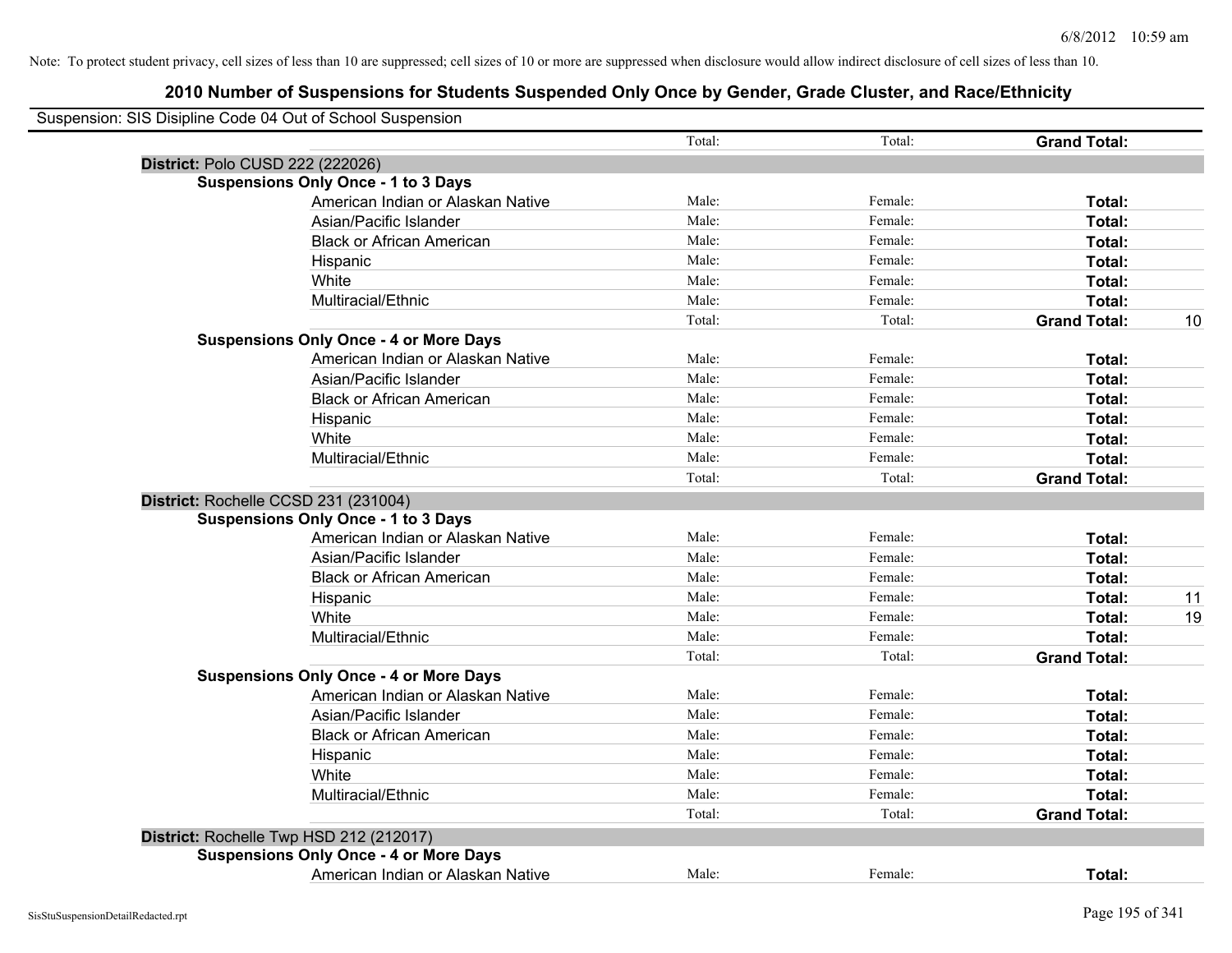Note: To protect student privacy, cell sizes of less than 10 are suppressed; cell sizes of 10 or more are suppressed when disclosure would allow indirect disclosure of cell sizes of less than 10.

## 2010 Number of Suspensions for Students Suspended Only Once by Gender, Grade Cluster, and Race/Ethnicity

Suspension: SIS Disipline Code 04 Out of School Suspension

| | | Total: | Total: | **Grand Total:** | |
|---|---|---|---|---|---|
| **District:** Polo CUSD 222 (222026) | | | | | |
| **Suspensions Only Once - 1 to 3 Days** | | | | | |
| | American Indian or Alaskan Native | Male: | Female: | **Total:** | |
| | Asian/Pacific Islander | Male: | Female: | **Total:** | |
| | Black or African American | Male: | Female: | **Total:** | |
| | Hispanic | Male: | Female: | **Total:** | |
| | White | Male: | Female: | **Total:** | |
| | Multiracial/Ethnic | Male: | Female: | **Total:** | |
| | | Total: | Total: | **Grand Total:** | 10 |
| **Suspensions Only Once - 4 or More Days** | | | | | |
| | American Indian or Alaskan Native | Male: | Female: | **Total:** | |
| | Asian/Pacific Islander | Male: | Female: | **Total:** | |
| | Black or African American | Male: | Female: | **Total:** | |
| | Hispanic | Male: | Female: | **Total:** | |
| | White | Male: | Female: | **Total:** | |
| | Multiracial/Ethnic | Male: | Female: | **Total:** | |
| | | Total: | Total: | **Grand Total:** | |
| **District:** Rochelle CCSD 231 (231004) | | | | | |
| **Suspensions Only Once - 1 to 3 Days** | | | | | |
| | American Indian or Alaskan Native | Male: | Female: | **Total:** | |
| | Asian/Pacific Islander | Male: | Female: | **Total:** | |
| | Black or African American | Male: | Female: | **Total:** | |
| | Hispanic | Male: | Female: | **Total:** | 11 |
| | White | Male: | Female: | **Total:** | 19 |
| | Multiracial/Ethnic | Male: | Female: | **Total:** | |
| | | Total: | Total: | **Grand Total:** | |
| **Suspensions Only Once - 4 or More Days** | | | | | |
| | American Indian or Alaskan Native | Male: | Female: | **Total:** | |
| | Asian/Pacific Islander | Male: | Female: | **Total:** | |
| | Black or African American | Male: | Female: | **Total:** | |
| | Hispanic | Male: | Female: | **Total:** | |
| | White | Male: | Female: | **Total:** | |
| | Multiracial/Ethnic | Male: | Female: | **Total:** | |
| | | Total: | Total: | **Grand Total:** | |
| **District:** Rochelle Twp HSD 212 (212017) | | | | | |
| **Suspensions Only Once - 4 or More Days** | | | | | |
| | American Indian or Alaskan Native | Male: | Female: | **Total:** | |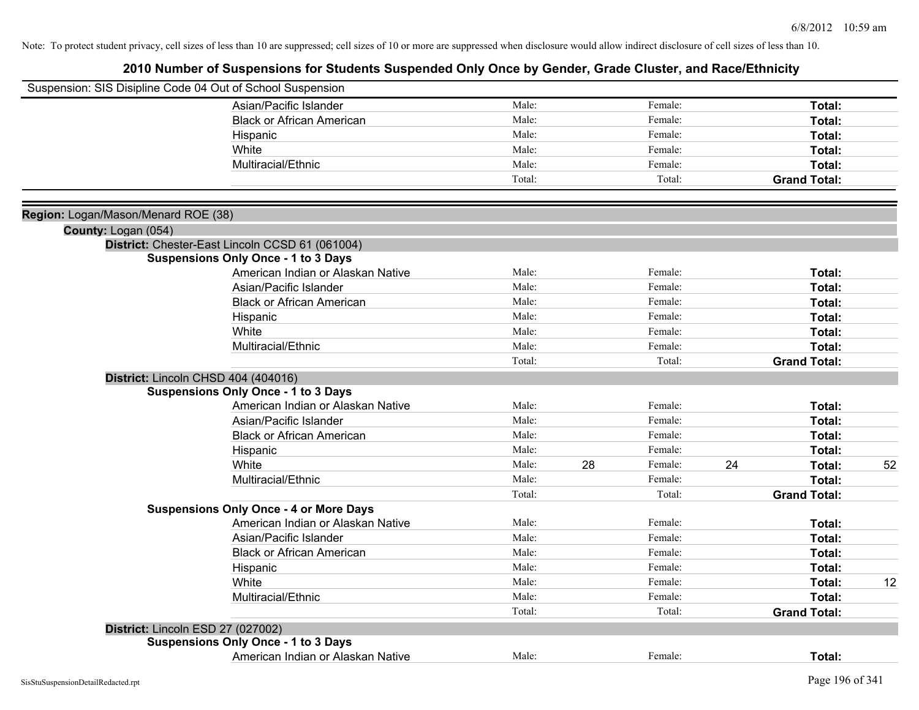Note: To protect student privacy, cell sizes of less than 10 are suppressed; cell sizes of 10 or more are suppressed when disclosure would allow indirect disclosure of cell sizes of less than 10.

## 2010 Number of Suspensions for Students Suspended Only Once by Gender, Grade Cluster, and Race/Ethnicity

Suspension: SIS Disipline Code 04 Out of School Suspension

| | | | | | |
|---|---|---|---|---|---|
| Asian/Pacific Islander | Male: | | Female: | | **Total:** | |
| Black or African American | Male: | | Female: | | **Total:** | |
| Hispanic | Male: | | Female: | | **Total:** | |
| White | Male: | | Female: | | **Total:** | |
| Multiracial/Ethnic | Male: | | Female: | | **Total:** | |
| | Total: | | Total: | | **Grand Total:** | |

**Region:** Logan/Mason/Menard ROE (38)

**County:** Logan (054)

**District:** Chester-East Lincoln CCSD 61 (061004)

**Suspensions Only Once - 1 to 3 Days**

| | | | | | | |
|---|---|---|---|---|---|---|
| American Indian or Alaskan Native | Male: | | Female: | | **Total:** | |
| Asian/Pacific Islander | Male: | | Female: | | **Total:** | |
| Black or African American | Male: | | Female: | | **Total:** | |
| Hispanic | Male: | | Female: | | **Total:** | |
| White | Male: | | Female: | | **Total:** | |
| Multiracial/Ethnic | Male: | | Female: | | **Total:** | |
| | Total: | | Total: | | **Grand Total:** | |

**District:** Lincoln CHSD 404 (404016)

**Suspensions Only Once - 1 to 3 Days**

| | | | | | | |
|---|---|---|---|---|---|---|
| American Indian or Alaskan Native | Male: | | Female: | | **Total:** | |
| Asian/Pacific Islander | Male: | | Female: | | **Total:** | |
| Black or African American | Male: | | Female: | | **Total:** | |
| Hispanic | Male: | | Female: | | **Total:** | |
| White | Male: | 28 | Female: | 24 | **Total:** | 52 |
| Multiracial/Ethnic | Male: | | Female: | | **Total:** | |
| | Total: | | Total: | | **Grand Total:** | |

**Suspensions Only Once - 4 or More Days**

| | | | | | | |
|---|---|---|---|---|---|---|
| American Indian or Alaskan Native | Male: | | Female: | | **Total:** | |
| Asian/Pacific Islander | Male: | | Female: | | **Total:** | |
| Black or African American | Male: | | Female: | | **Total:** | |
| Hispanic | Male: | | Female: | | **Total:** | |
| White | Male: | | Female: | | **Total:** | 12 |
| Multiracial/Ethnic | Male: | | Female: | | **Total:** | |
| | Total: | | Total: | | **Grand Total:** | |

**District:** Lincoln ESD 27 (027002)

**Suspensions Only Once - 1 to 3 Days**

| | | | | | | |
|---|---|---|---|---|---|---|
| American Indian or Alaskan Native | Male: | | Female: | | **Total:** | |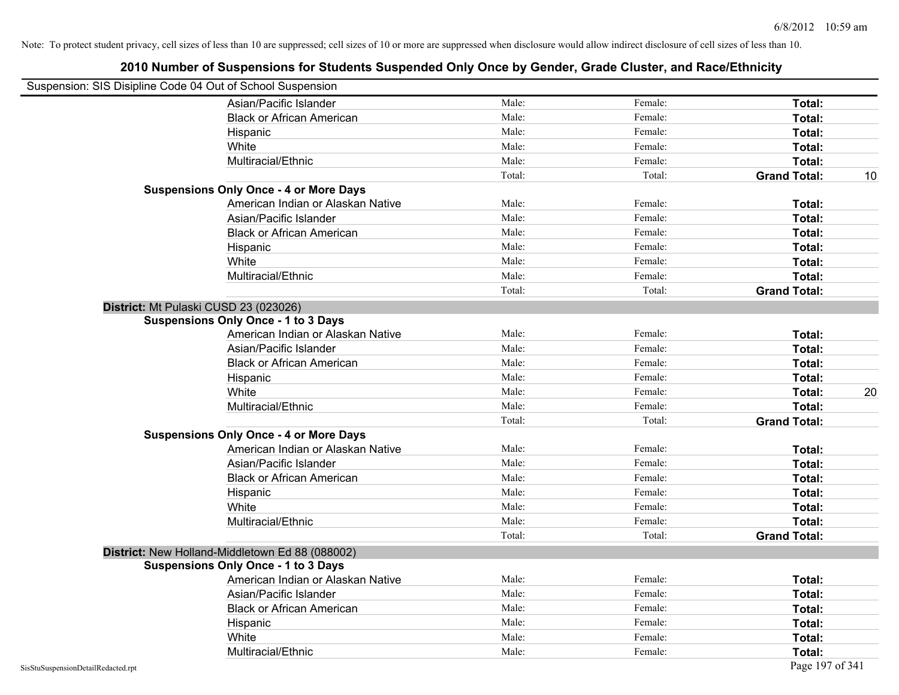Note: To protect student privacy, cell sizes of less than 10 are suppressed; cell sizes of 10 or more are suppressed when disclosure would allow indirect disclosure of cell sizes of less than 10.

## 2010 Number of Suspensions for Students Suspended Only Once by Gender, Grade Cluster, and Race/Ethnicity

Suspension: SIS Disipline Code 04 Out of School Suspension

| | | | | | |
|---|---|---|---|---|---|
| | Asian/Pacific Islander | Male: | Female: | **Total:** | |
| | Black or African American | Male: | Female: | **Total:** | |
| | Hispanic | Male: | Female: | **Total:** | |
| | White | Male: | Female: | **Total:** | |
| | Multiracial/Ethnic | Male: | Female: | **Total:** | |
| | | Total: | Total: | **Grand Total:** | 10 |
| **Suspensions Only Once - 4 or More Days** | | | | | |
| | American Indian or Alaskan Native | Male: | Female: | **Total:** | |
| | Asian/Pacific Islander | Male: | Female: | **Total:** | |
| | Black or African American | Male: | Female: | **Total:** | |
| | Hispanic | Male: | Female: | **Total:** | |
| | White | Male: | Female: | **Total:** | |
| | Multiracial/Ethnic | Male: | Female: | **Total:** | |
| | | Total: | Total: | **Grand Total:** | |
| **District:** Mt Pulaski CUSD 23 (023026) | | | | | |
| **Suspensions Only Once - 1 to 3 Days** | | | | | |
| | American Indian or Alaskan Native | Male: | Female: | **Total:** | |
| | Asian/Pacific Islander | Male: | Female: | **Total:** | |
| | Black or African American | Male: | Female: | **Total:** | |
| | Hispanic | Male: | Female: | **Total:** | |
| | White | Male: | Female: | **Total:** | 20 |
| | Multiracial/Ethnic | Male: | Female: | **Total:** | |
| | | Total: | Total: | **Grand Total:** | |
| **Suspensions Only Once - 4 or More Days** | | | | | |
| | American Indian or Alaskan Native | Male: | Female: | **Total:** | |
| | Asian/Pacific Islander | Male: | Female: | **Total:** | |
| | Black or African American | Male: | Female: | **Total:** | |
| | Hispanic | Male: | Female: | **Total:** | |
| | White | Male: | Female: | **Total:** | |
| | Multiracial/Ethnic | Male: | Female: | **Total:** | |
| | | Total: | Total: | **Grand Total:** | |
| **District:** New Holland-Middletown Ed 88 (088002) | | | | | |
| **Suspensions Only Once - 1 to 3 Days** | | | | | |
| | American Indian or Alaskan Native | Male: | Female: | **Total:** | |
| | Asian/Pacific Islander | Male: | Female: | **Total:** | |
| | Black or African American | Male: | Female: | **Total:** | |
| | Hispanic | Male: | Female: | **Total:** | |
| | White | Male: | Female: | **Total:** | |
| | Multiracial/Ethnic | Male: | Female: | **Total:** | |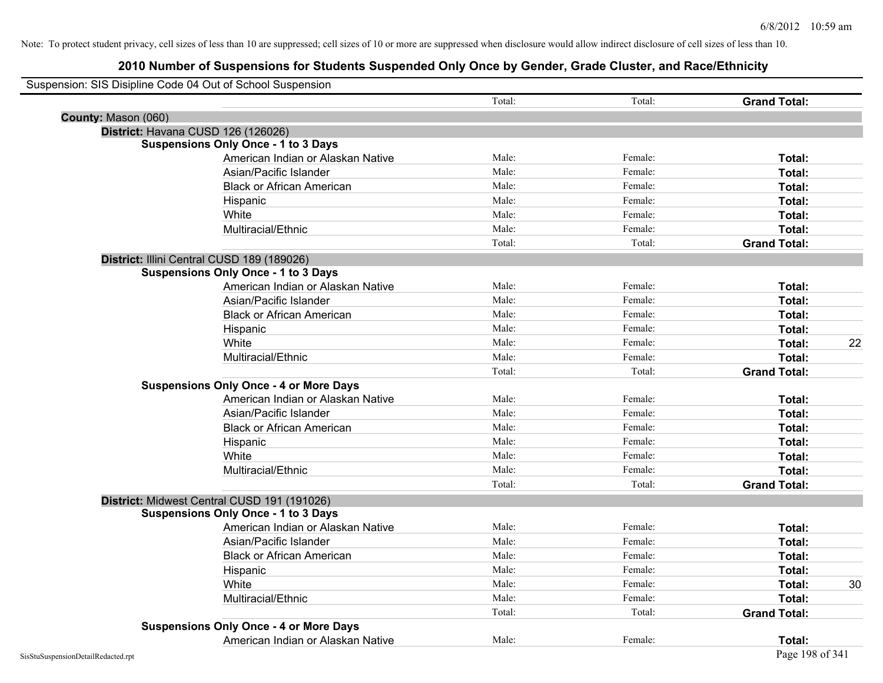Note: To protect student privacy, cell sizes of less than 10 are suppressed; cell sizes of 10 or more are suppressed when disclosure would allow indirect disclosure of cell sizes of less than 10.

# 2010 Number of Suspensions for Students Suspended Only Once by Gender, Grade Cluster, and Race/Ethnicity

Suspension: SIS Disipline Code 04 Out of School Suspension

| | | | | | |
|---|---|---|---|---|---|
| | | Total: | Total: | **Grand Total:** | |
| **County:** Mason (060) | | | | | |
| **District:** Havana CUSD 126 (126026) | | | | | |
| **Suspensions Only Once - 1 to 3 Days** | | | | | |
| | American Indian or Alaskan Native | Male: | Female: | **Total:** | |
| | Asian/Pacific Islander | Male: | Female: | **Total:** | |
| | Black or African American | Male: | Female: | **Total:** | |
| | Hispanic | Male: | Female: | **Total:** | |
| | White | Male: | Female: | **Total:** | |
| | Multiracial/Ethnic | Male: | Female: | **Total:** | |
| | | Total: | Total: | **Grand Total:** | |
| **District:** Illini Central CUSD 189 (189026) | | | | | |
| **Suspensions Only Once - 1 to 3 Days** | | | | | |
| | American Indian or Alaskan Native | Male: | Female: | **Total:** | |
| | Asian/Pacific Islander | Male: | Female: | **Total:** | |
| | Black or African American | Male: | Female: | **Total:** | |
| | Hispanic | Male: | Female: | **Total:** | |
| | White | Male: | Female: | **Total:** | 22 |
| | Multiracial/Ethnic | Male: | Female: | **Total:** | |
| | | Total: | Total: | **Grand Total:** | |
| **Suspensions Only Once - 4 or More Days** | | | | | |
| | American Indian or Alaskan Native | Male: | Female: | **Total:** | |
| | Asian/Pacific Islander | Male: | Female: | **Total:** | |
| | Black or African American | Male: | Female: | **Total:** | |
| | Hispanic | Male: | Female: | **Total:** | |
| | White | Male: | Female: | **Total:** | |
| | Multiracial/Ethnic | Male: | Female: | **Total:** | |
| | | Total: | Total: | **Grand Total:** | |
| **District:** Midwest Central CUSD 191 (191026) | | | | | |
| **Suspensions Only Once - 1 to 3 Days** | | | | | |
| | American Indian or Alaskan Native | Male: | Female: | **Total:** | |
| | Asian/Pacific Islander | Male: | Female: | **Total:** | |
| | Black or African American | Male: | Female: | **Total:** | |
| | Hispanic | Male: | Female: | **Total:** | |
| | White | Male: | Female: | **Total:** | 30 |
| | Multiracial/Ethnic | Male: | Female: | **Total:** | |
| | | Total: | Total: | **Grand Total:** | |
| **Suspensions Only Once - 4 or More Days** | | | | | |
| | American Indian or Alaskan Native | Male: | Female: | **Total:** | |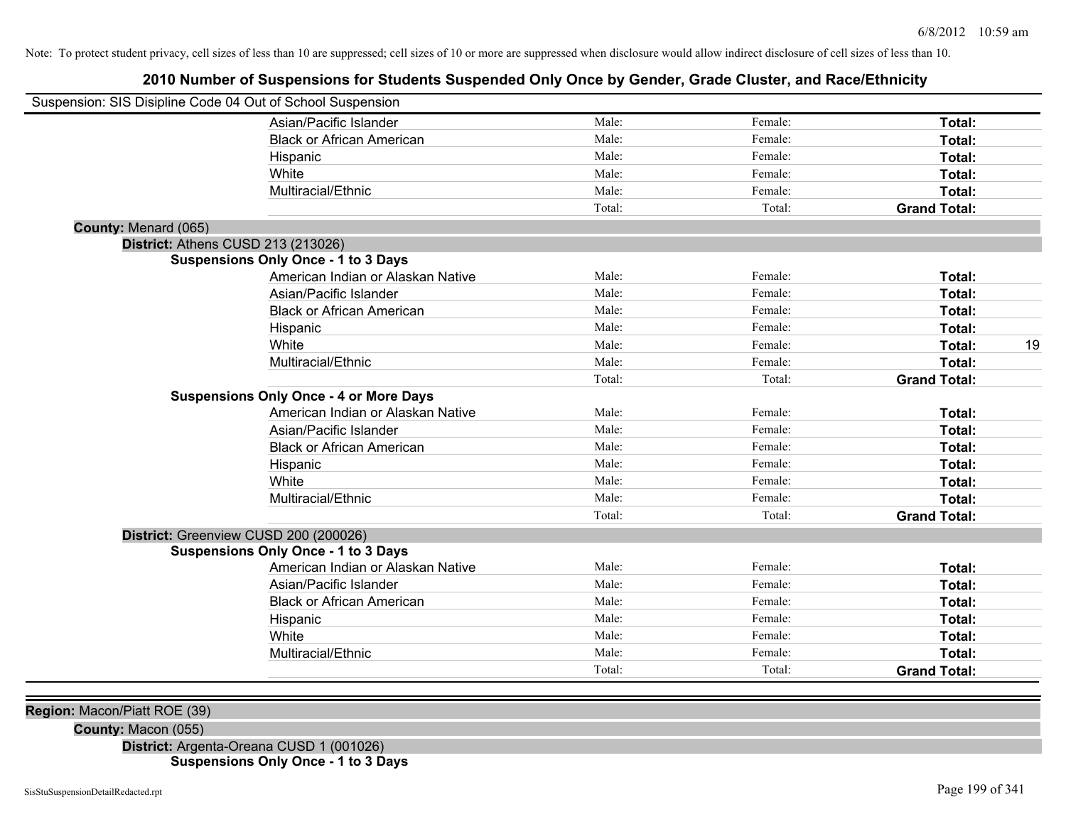Note: To protect student privacy, cell sizes of less than 10 are suppressed; cell sizes of 10 or more are suppressed when disclosure would allow indirect disclosure of cell sizes of less than 10.

# 2010 Number of Suspensions for Students Suspended Only Once by Gender, Grade Cluster, and Race/Ethnicity

Suspension: SIS Disipline Code 04 Out of School Suspension

| | Male | Female | Total |
|---|---|---|---|
| Asian/Pacific Islander | Male: | Female: | **Total:** |
| Black or African American | Male: | Female: | **Total:** |
| Hispanic | Male: | Female: | **Total:** |
| White | Male: | Female: | **Total:** |
| Multiracial/Ethnic | Male: | Female: | **Total:** |
| | Total: | Total: | **Grand Total:** |

**County:** Menard (065)

**District:** Athens CUSD 213 (213026)

**Suspensions Only Once - 1 to 3 Days**

| | Male | Female | Total |
|---|---|---|---|
| American Indian or Alaskan Native | Male: | Female: | **Total:** |
| Asian/Pacific Islander | Male: | Female: | **Total:** |
| Black or African American | Male: | Female: | **Total:** |
| Hispanic | Male: | Female: | **Total:** |
| White | Male: | Female: | **Total:** 19 |
| Multiracial/Ethnic | Male: | Female: | **Total:** |
| | Total: | Total: | **Grand Total:** |

**Suspensions Only Once - 4 or More Days**

| | Male | Female | Total |
|---|---|---|---|
| American Indian or Alaskan Native | Male: | Female: | **Total:** |
| Asian/Pacific Islander | Male: | Female: | **Total:** |
| Black or African American | Male: | Female: | **Total:** |
| Hispanic | Male: | Female: | **Total:** |
| White | Male: | Female: | **Total:** |
| Multiracial/Ethnic | Male: | Female: | **Total:** |
| | Total: | Total: | **Grand Total:** |

**District:** Greenview CUSD 200 (200026)

**Suspensions Only Once - 1 to 3 Days**

| | Male | Female | Total |
|---|---|---|---|
| American Indian or Alaskan Native | Male: | Female: | **Total:** |
| Asian/Pacific Islander | Male: | Female: | **Total:** |
| Black or African American | Male: | Female: | **Total:** |
| Hispanic | Male: | Female: | **Total:** |
| White | Male: | Female: | **Total:** |
| Multiracial/Ethnic | Male: | Female: | **Total:** |
| | Total: | Total: | **Grand Total:** |

**Region:** Macon/Piatt ROE (39)

**County:** Macon (055)

**District:** Argenta-Oreana CUSD 1 (001026)

**Suspensions Only Once - 1 to 3 Days**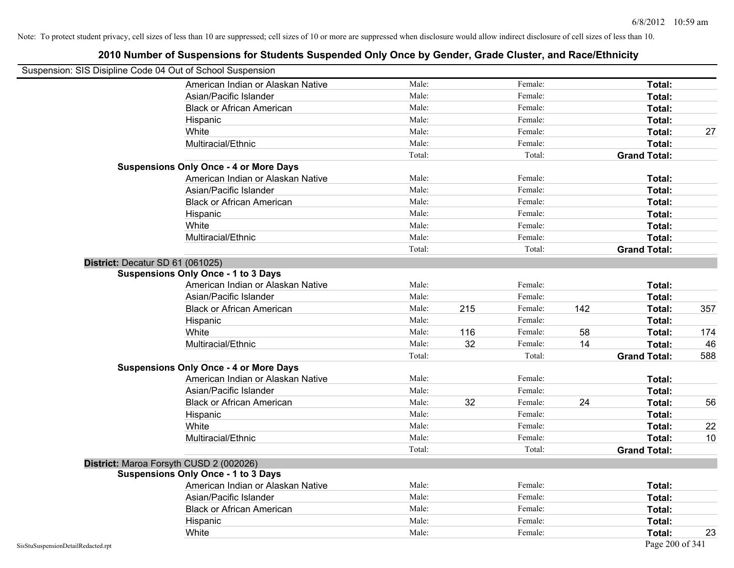Note: To protect student privacy, cell sizes of less than 10 are suppressed; cell sizes of 10 or more are suppressed when disclosure would allow indirect disclosure of cell sizes of less than 10.

## 2010 Number of Suspensions for Students Suspended Only Once by Gender, Grade Cluster, and Race/Ethnicity

Suspension: SIS Disipline Code 04 Out of School Suspension

| | Race/Ethnicity | | Male | | Female | | Total |
|---|---|---|---|---|---|---|---|
| | American Indian or Alaskan Native | Male: | | Female: | | **Total:** | |
| | Asian/Pacific Islander | Male: | | Female: | | **Total:** | |
| | Black or African American | Male: | | Female: | | **Total:** | |
| | Hispanic | Male: | | Female: | | **Total:** | |
| | White | Male: | | Female: | | **Total:** | 27 |
| | Multiracial/Ethnic | Male: | | Female: | | **Total:** | |
| | | Total: | | Total: | | **Grand Total:** | |
| **Suspensions Only Once - 4 or More Days** | | | | | | | |
| | American Indian or Alaskan Native | Male: | | Female: | | **Total:** | |
| | Asian/Pacific Islander | Male: | | Female: | | **Total:** | |
| | Black or African American | Male: | | Female: | | **Total:** | |
| | Hispanic | Male: | | Female: | | **Total:** | |
| | White | Male: | | Female: | | **Total:** | |
| | Multiracial/Ethnic | Male: | | Female: | | **Total:** | |
| | | Total: | | Total: | | **Grand Total:** | |
| **District:** Decatur SD 61 (061025) | | | | | | | |
| **Suspensions Only Once - 1 to 3 Days** | | | | | | | |
| | American Indian or Alaskan Native | Male: | | Female: | | **Total:** | |
| | Asian/Pacific Islander | Male: | | Female: | | **Total:** | |
| | Black or African American | Male: | 215 | Female: | 142 | **Total:** | 357 |
| | Hispanic | Male: | | Female: | | **Total:** | |
| | White | Male: | 116 | Female: | 58 | **Total:** | 174 |
| | Multiracial/Ethnic | Male: | 32 | Female: | 14 | **Total:** | 46 |
| | | Total: | | Total: | | **Grand Total:** | 588 |
| **Suspensions Only Once - 4 or More Days** | | | | | | | |
| | American Indian or Alaskan Native | Male: | | Female: | | **Total:** | |
| | Asian/Pacific Islander | Male: | | Female: | | **Total:** | |
| | Black or African American | Male: | 32 | Female: | 24 | **Total:** | 56 |
| | Hispanic | Male: | | Female: | | **Total:** | |
| | White | Male: | | Female: | | **Total:** | 22 |
| | Multiracial/Ethnic | Male: | | Female: | | **Total:** | 10 |
| | | Total: | | Total: | | **Grand Total:** | |
| **District:** Maroa Forsyth CUSD 2 (002026) | | | | | | | |
| **Suspensions Only Once - 1 to 3 Days** | | | | | | | |
| | American Indian or Alaskan Native | Male: | | Female: | | **Total:** | |
| | Asian/Pacific Islander | Male: | | Female: | | **Total:** | |
| | Black or African American | Male: | | Female: | | **Total:** | |
| | Hispanic | Male: | | Female: | | **Total:** | |
| | White | Male: | | Female: | | **Total:** | 23 |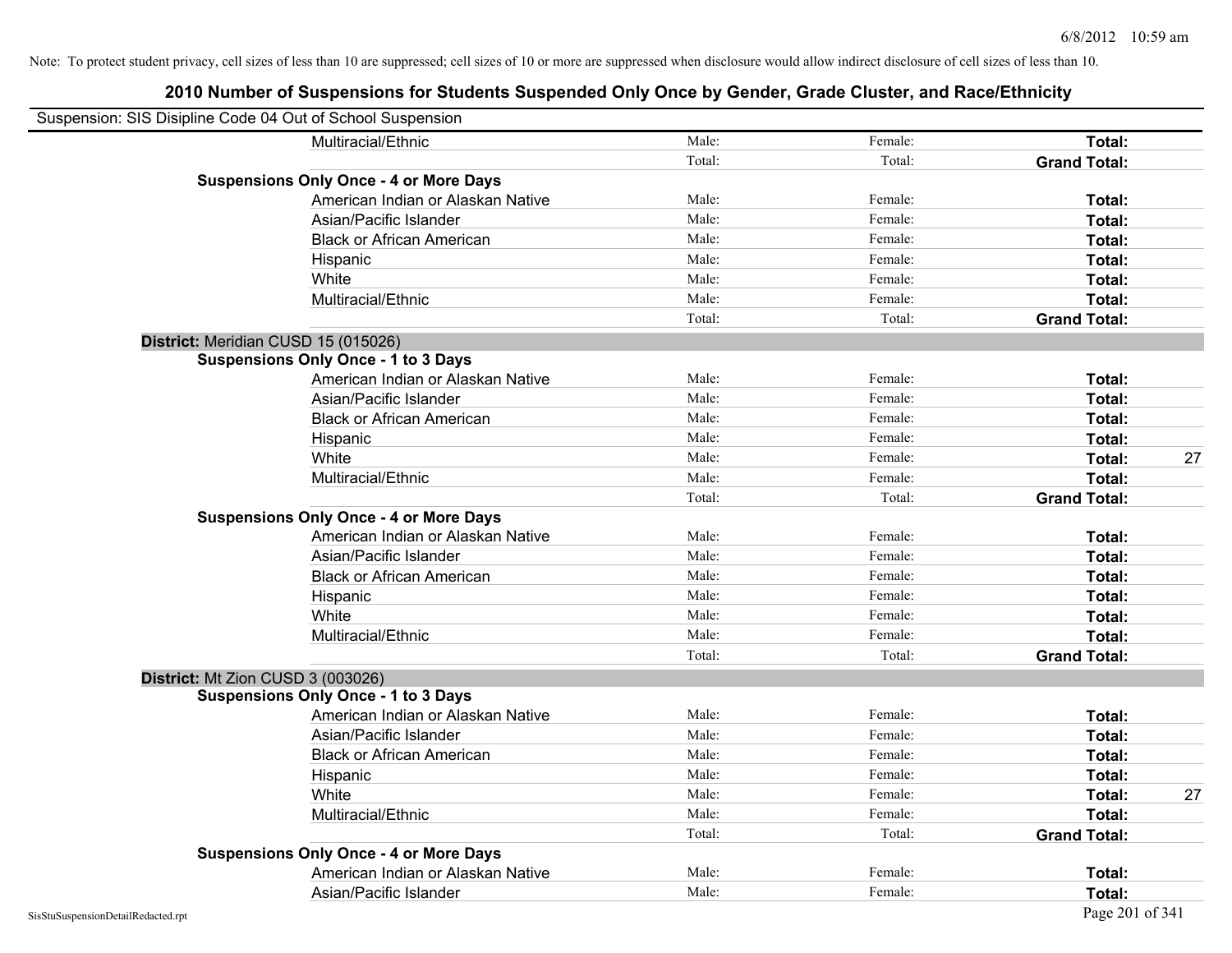Note: To protect student privacy, cell sizes of less than 10 are suppressed; cell sizes of 10 or more are suppressed when disclosure would allow indirect disclosure of cell sizes of less than 10.

# 2010 Number of Suspensions for Students Suspended Only Once by Gender, Grade Cluster, and Race/Ethnicity

Suspension: SIS Disipline Code 04 Out of School Suspension

| | | | | | |
|---|---|---|---|---|---|
| | Multiracial/Ethnic | Male: | Female: | **Total:** | |
| | | Total: | Total: | **Grand Total:** | |
| **Suspensions Only Once - 4 or More Days** | | | | | |
| | American Indian or Alaskan Native | Male: | Female: | **Total:** | |
| | Asian/Pacific Islander | Male: | Female: | **Total:** | |
| | Black or African American | Male: | Female: | **Total:** | |
| | Hispanic | Male: | Female: | **Total:** | |
| | White | Male: | Female: | **Total:** | |
| | Multiracial/Ethnic | Male: | Female: | **Total:** | |
| | | Total: | Total: | **Grand Total:** | |
| **District:** Meridian CUSD 15 (015026) | | | | | |
| **Suspensions Only Once - 1 to 3 Days** | | | | | |
| | American Indian or Alaskan Native | Male: | Female: | **Total:** | |
| | Asian/Pacific Islander | Male: | Female: | **Total:** | |
| | Black or African American | Male: | Female: | **Total:** | |
| | Hispanic | Male: | Female: | **Total:** | |
| | White | Male: | Female: | **Total:** | 27 |
| | Multiracial/Ethnic | Male: | Female: | **Total:** | |
| | | Total: | Total: | **Grand Total:** | |
| **Suspensions Only Once - 4 or More Days** | | | | | |
| | American Indian or Alaskan Native | Male: | Female: | **Total:** | |
| | Asian/Pacific Islander | Male: | Female: | **Total:** | |
| | Black or African American | Male: | Female: | **Total:** | |
| | Hispanic | Male: | Female: | **Total:** | |
| | White | Male: | Female: | **Total:** | |
| | Multiracial/Ethnic | Male: | Female: | **Total:** | |
| | | Total: | Total: | **Grand Total:** | |
| **District:** Mt Zion CUSD 3 (003026) | | | | | |
| **Suspensions Only Once - 1 to 3 Days** | | | | | |
| | American Indian or Alaskan Native | Male: | Female: | **Total:** | |
| | Asian/Pacific Islander | Male: | Female: | **Total:** | |
| | Black or African American | Male: | Female: | **Total:** | |
| | Hispanic | Male: | Female: | **Total:** | |
| | White | Male: | Female: | **Total:** | 27 |
| | Multiracial/Ethnic | Male: | Female: | **Total:** | |
| | | Total: | Total: | **Grand Total:** | |
| **Suspensions Only Once - 4 or More Days** | | | | | |
| | American Indian or Alaskan Native | Male: | Female: | **Total:** | |
| | Asian/Pacific Islander | Male: | Female: | **Total:** | |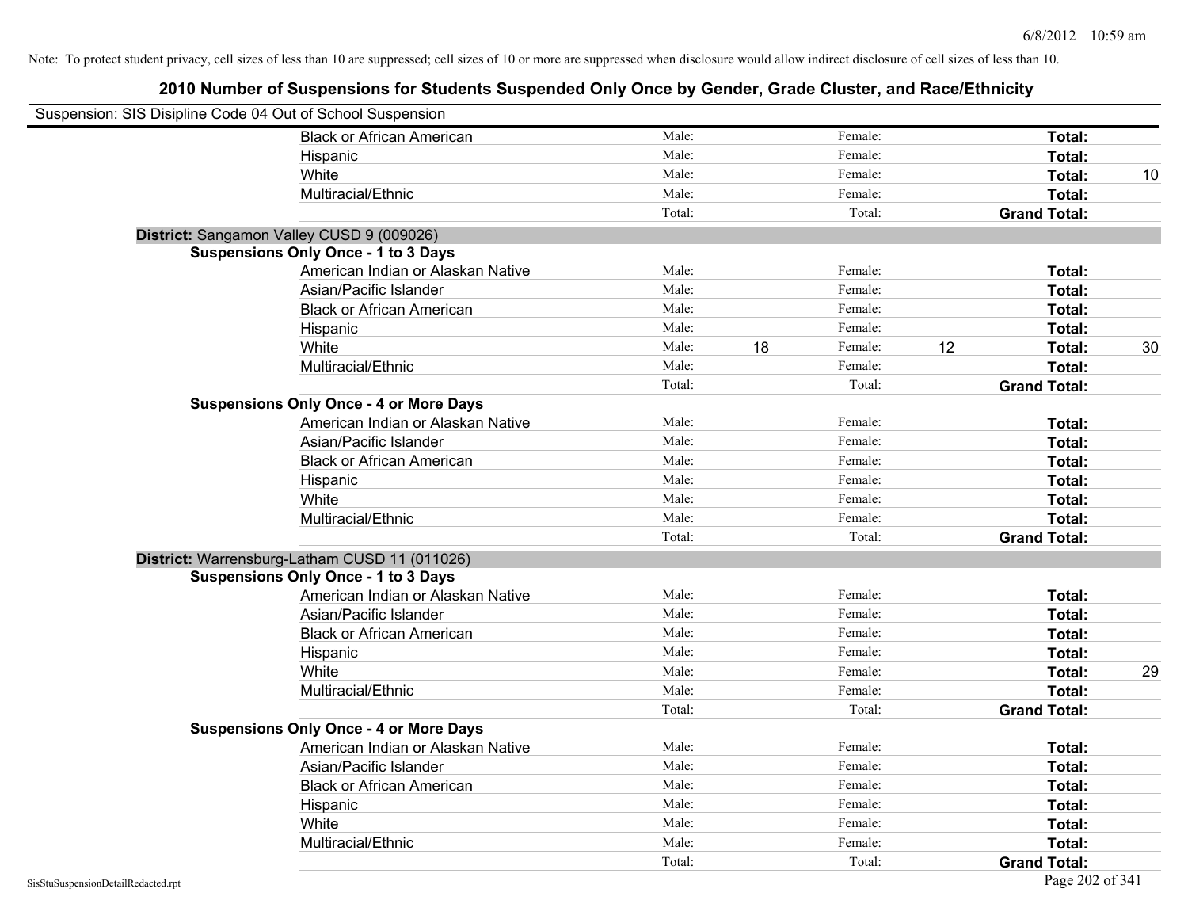Note: To protect student privacy, cell sizes of less than 10 are suppressed; cell sizes of 10 or more are suppressed when disclosure would allow indirect disclosure of cell sizes of less than 10.

# 2010 Number of Suspensions for Students Suspended Only Once by Gender, Grade Cluster, and Race/Ethnicity

Suspension: SIS Disipline Code 04 Out of School Suspension

| | Male: | | Female: | | | |
|---|---|---|---|---|---|---|
| Black or African American | Male: | | Female: | | **Total:** | |
| Hispanic | Male: | | Female: | | **Total:** | |
| White | Male: | | Female: | | **Total:** | 10 |
| Multiracial/Ethnic | Male: | | Female: | | **Total:** | |
| | Total: | | Total: | | **Grand Total:** | |

**District:** Sangamon Valley CUSD 9 (009026)

**Suspensions Only Once - 1 to 3 Days**

| | | | | | | |
|---|---|---|---|---|---|---|
| American Indian or Alaskan Native | Male: | | Female: | | **Total:** | |
| Asian/Pacific Islander | Male: | | Female: | | **Total:** | |
| Black or African American | Male: | | Female: | | **Total:** | |
| Hispanic | Male: | | Female: | | **Total:** | |
| White | Male: | 18 | Female: | 12 | **Total:** | 30 |
| Multiracial/Ethnic | Male: | | Female: | | **Total:** | |
| | Total: | | Total: | | **Grand Total:** | |

**Suspensions Only Once - 4 or More Days**

| | | | | | | |
|---|---|---|---|---|---|---|
| American Indian or Alaskan Native | Male: | | Female: | | **Total:** | |
| Asian/Pacific Islander | Male: | | Female: | | **Total:** | |
| Black or African American | Male: | | Female: | | **Total:** | |
| Hispanic | Male: | | Female: | | **Total:** | |
| White | Male: | | Female: | | **Total:** | |
| Multiracial/Ethnic | Male: | | Female: | | **Total:** | |
| | Total: | | Total: | | **Grand Total:** | |

**District:** Warrensburg-Latham CUSD 11 (011026)

**Suspensions Only Once - 1 to 3 Days**

| | | | | | | |
|---|---|---|---|---|---|---|
| American Indian or Alaskan Native | Male: | | Female: | | **Total:** | |
| Asian/Pacific Islander | Male: | | Female: | | **Total:** | |
| Black or African American | Male: | | Female: | | **Total:** | |
| Hispanic | Male: | | Female: | | **Total:** | |
| White | Male: | | Female: | | **Total:** | 29 |
| Multiracial/Ethnic | Male: | | Female: | | **Total:** | |
| | Total: | | Total: | | **Grand Total:** | |

**Suspensions Only Once - 4 or More Days**

| | | | | | | |
|---|---|---|---|---|---|---|
| American Indian or Alaskan Native | Male: | | Female: | | **Total:** | |
| Asian/Pacific Islander | Male: | | Female: | | **Total:** | |
| Black or African American | Male: | | Female: | | **Total:** | |
| Hispanic | Male: | | Female: | | **Total:** | |
| White | Male: | | Female: | | **Total:** | |
| Multiracial/Ethnic | Male: | | Female: | | **Total:** | |
| | Total: | | Total: | | **Grand Total:** | |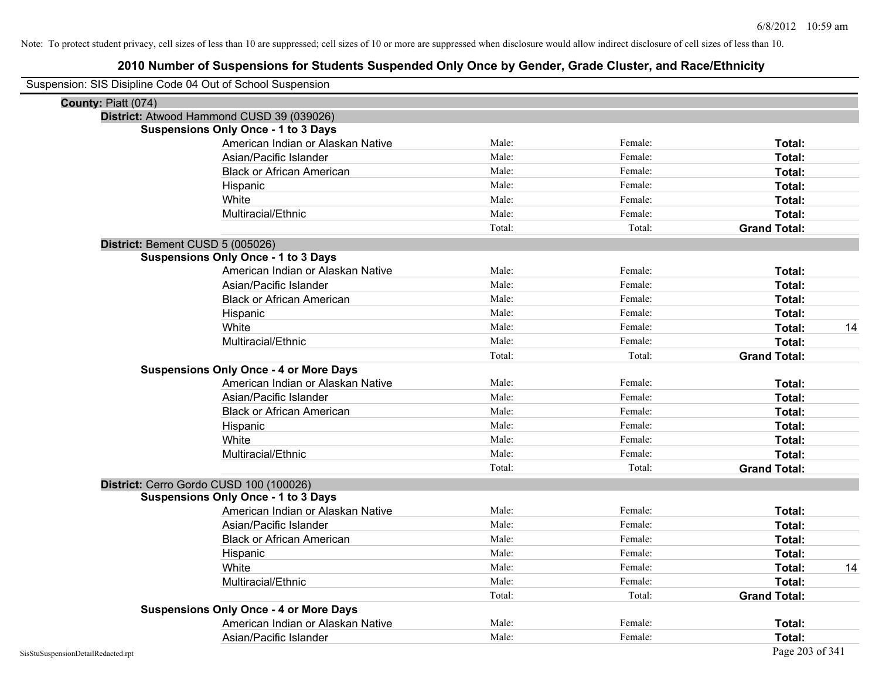Note: To protect student privacy, cell sizes of less than 10 are suppressed; cell sizes of 10 or more are suppressed when disclosure would allow indirect disclosure of cell sizes of less than 10.

# 2010 Number of Suspensions for Students Suspended Only Once by Gender, Grade Cluster, and Race/Ethnicity

Suspension: SIS Disipline Code 04 Out of School Suspension

**County:** Piatt (074)

**District:** Atwood Hammond CUSD 39 (039026)

**Suspensions Only Once - 1 to 3 Days**

| Race/Ethnicity | Male | Female | Total |
|---|---|---|---|
| American Indian or Alaskan Native | Male: | Female: | **Total:** |
| Asian/Pacific Islander | Male: | Female: | **Total:** |
| Black or African American | Male: | Female: | **Total:** |
| Hispanic | Male: | Female: | **Total:** |
| White | Male: | Female: | **Total:** |
| Multiracial/Ethnic | Male: | Female: | **Total:** |
| | Total: | Total: | **Grand Total:** |

**District:** Bement CUSD 5 (005026)

**Suspensions Only Once - 1 to 3 Days**

| Race/Ethnicity | Male | Female | Total |
|---|---|---|---|
| American Indian or Alaskan Native | Male: | Female: | **Total:** |
| Asian/Pacific Islander | Male: | Female: | **Total:** |
| Black or African American | Male: | Female: | **Total:** |
| Hispanic | Male: | Female: | **Total:** |
| White | Male: | Female: | **Total:** 14 |
| Multiracial/Ethnic | Male: | Female: | **Total:** |
| | Total: | Total: | **Grand Total:** |

**Suspensions Only Once - 4 or More Days**

| Race/Ethnicity | Male | Female | Total |
|---|---|---|---|
| American Indian or Alaskan Native | Male: | Female: | **Total:** |
| Asian/Pacific Islander | Male: | Female: | **Total:** |
| Black or African American | Male: | Female: | **Total:** |
| Hispanic | Male: | Female: | **Total:** |
| White | Male: | Female: | **Total:** |
| Multiracial/Ethnic | Male: | Female: | **Total:** |
| | Total: | Total: | **Grand Total:** |

**District:** Cerro Gordo CUSD 100 (100026)

**Suspensions Only Once - 1 to 3 Days**

| Race/Ethnicity | Male | Female | Total |
|---|---|---|---|
| American Indian or Alaskan Native | Male: | Female: | **Total:** |
| Asian/Pacific Islander | Male: | Female: | **Total:** |
| Black or African American | Male: | Female: | **Total:** |
| Hispanic | Male: | Female: | **Total:** |
| White | Male: | Female: | **Total:** 14 |
| Multiracial/Ethnic | Male: | Female: | **Total:** |
| | Total: | Total: | **Grand Total:** |

**Suspensions Only Once - 4 or More Days**

| Race/Ethnicity | Male | Female | Total |
|---|---|---|---|
| American Indian or Alaskan Native | Male: | Female: | **Total:** |
| Asian/Pacific Islander | Male: | Female: | **Total:** |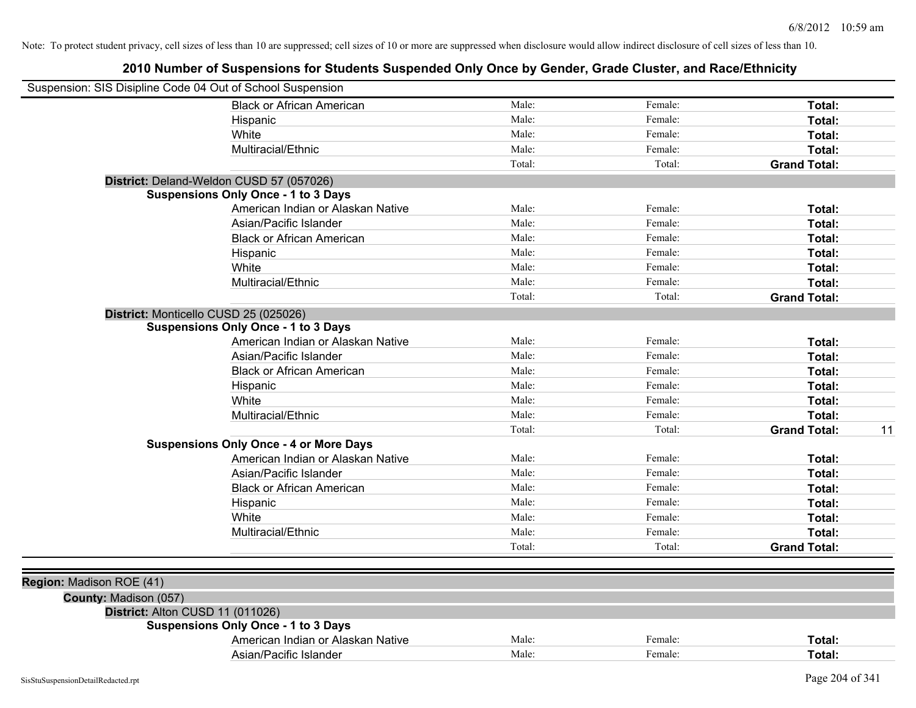Note: To protect student privacy, cell sizes of less than 10 are suppressed; cell sizes of 10 or more are suppressed when disclosure would allow indirect disclosure of cell sizes of less than 10.

# 2010 Number of Suspensions for Students Suspended Only Once by Gender, Grade Cluster, and Race/Ethnicity

Suspension: SIS Disipline Code 04 Out of School Suspension

| | | | | |
|---|---|---|---|---|
| Black or African American | Male: | Female: | **Total:** | |
| Hispanic | Male: | Female: | **Total:** | |
| White | Male: | Female: | **Total:** | |
| Multiracial/Ethnic | Male: | Female: | **Total:** | |
| | Total: | Total: | **Grand Total:** | |

**District:** Deland-Weldon CUSD 57 (057026)

**Suspensions Only Once - 1 to 3 Days**

| | | | | |
|---|---|---|---|---|
| American Indian or Alaskan Native | Male: | Female: | **Total:** | |
| Asian/Pacific Islander | Male: | Female: | **Total:** | |
| Black or African American | Male: | Female: | **Total:** | |
| Hispanic | Male: | Female: | **Total:** | |
| White | Male: | Female: | **Total:** | |
| Multiracial/Ethnic | Male: | Female: | **Total:** | |
| | Total: | Total: | **Grand Total:** | |

**District:** Monticello CUSD 25 (025026)

**Suspensions Only Once - 1 to 3 Days**

| | | | | |
|---|---|---|---|---|
| American Indian or Alaskan Native | Male: | Female: | **Total:** | |
| Asian/Pacific Islander | Male: | Female: | **Total:** | |
| Black or African American | Male: | Female: | **Total:** | |
| Hispanic | Male: | Female: | **Total:** | |
| White | Male: | Female: | **Total:** | |
| Multiracial/Ethnic | Male: | Female: | **Total:** | |
| | Total: | Total: | **Grand Total:** | 11 |

**Suspensions Only Once - 4 or More Days**

| | | | | |
|---|---|---|---|---|
| American Indian or Alaskan Native | Male: | Female: | **Total:** | |
| Asian/Pacific Islander | Male: | Female: | **Total:** | |
| Black or African American | Male: | Female: | **Total:** | |
| Hispanic | Male: | Female: | **Total:** | |
| White | Male: | Female: | **Total:** | |
| Multiracial/Ethnic | Male: | Female: | **Total:** | |
| | Total: | Total: | **Grand Total:** | |

**Region:** Madison ROE (41)

**County:** Madison (057)

**District:** Alton CUSD 11 (011026)

**Suspensions Only Once - 1 to 3 Days**

| | | | | |
|---|---|---|---|---|
| American Indian or Alaskan Native | Male: | Female: | **Total:** | |
| Asian/Pacific Islander | Male: | Female: | **Total:** | |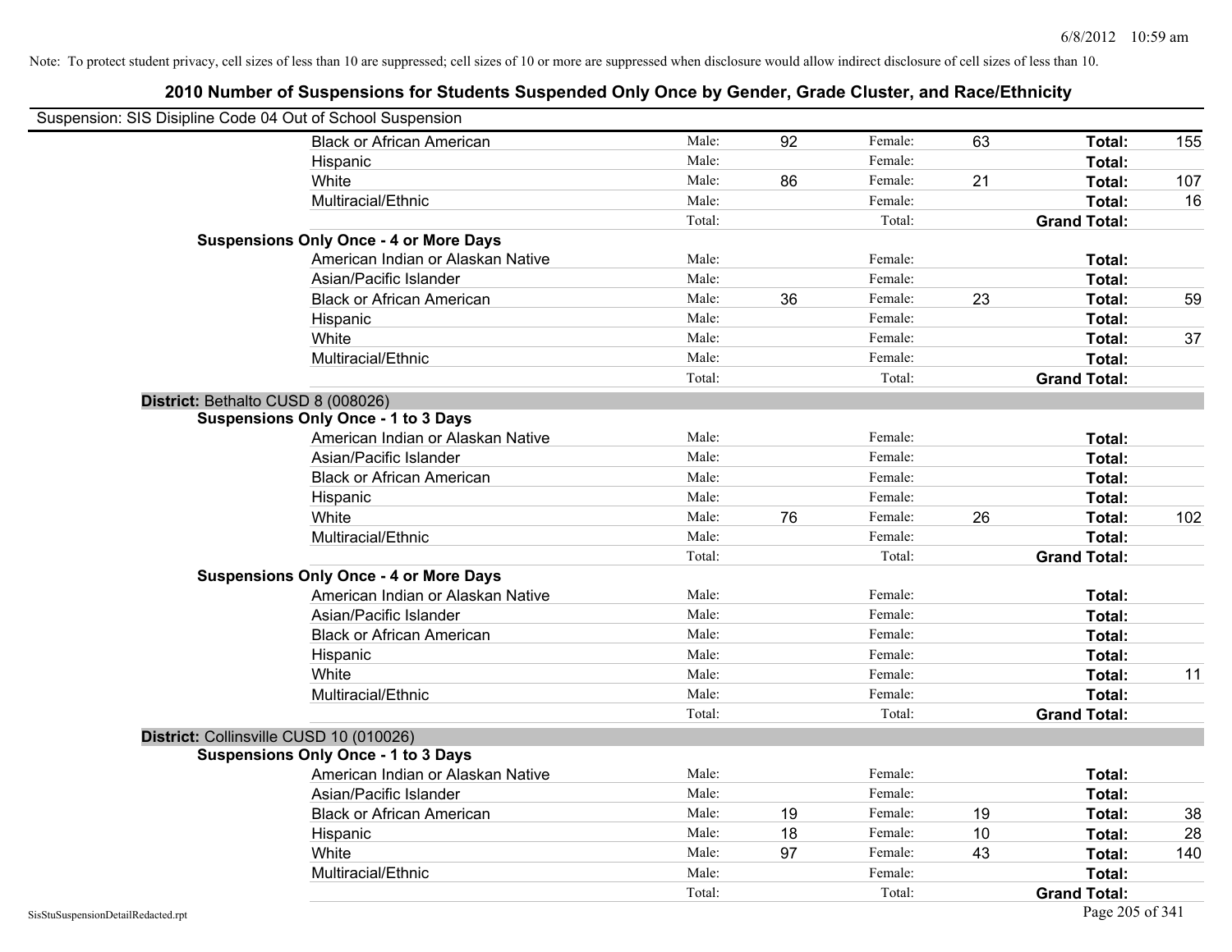Note: To protect student privacy, cell sizes of less than 10 are suppressed; cell sizes of 10 or more are suppressed when disclosure would allow indirect disclosure of cell sizes of less than 10.

# 2010 Number of Suspensions for Students Suspended Only Once by Gender, Grade Cluster, and Race/Ethnicity

Suspension: SIS Disipline Code 04 Out of School Suspension

| | | | | | | |
|---|---|---|---|---|---|---|
| Black or African American | Male: | 92 | Female: | 63 | **Total:** | 155 |
| Hispanic | Male: | | Female: | | **Total:** | |
| White | Male: | 86 | Female: | 21 | **Total:** | 107 |
| Multiracial/Ethnic | Male: | | Female: | | **Total:** | 16 |
| | Total: | | Total: | | **Grand Total:** | |

**Suspensions Only Once - 4 or More Days**

| | | | | | | |
|---|---|---|---|---|---|---|
| American Indian or Alaskan Native | Male: | | Female: | | **Total:** | |
| Asian/Pacific Islander | Male: | | Female: | | **Total:** | |
| Black or African American | Male: | 36 | Female: | 23 | **Total:** | 59 |
| Hispanic | Male: | | Female: | | **Total:** | |
| White | Male: | | Female: | | **Total:** | 37 |
| Multiracial/Ethnic | Male: | | Female: | | **Total:** | |
| | Total: | | Total: | | **Grand Total:** | |

**District:** Bethalto CUSD 8 (008026)

**Suspensions Only Once - 1 to 3 Days**

| | | | | | | |
|---|---|---|---|---|---|---|
| American Indian or Alaskan Native | Male: | | Female: | | **Total:** | |
| Asian/Pacific Islander | Male: | | Female: | | **Total:** | |
| Black or African American | Male: | | Female: | | **Total:** | |
| Hispanic | Male: | | Female: | | **Total:** | |
| White | Male: | 76 | Female: | 26 | **Total:** | 102 |
| Multiracial/Ethnic | Male: | | Female: | | **Total:** | |
| | Total: | | Total: | | **Grand Total:** | |

**Suspensions Only Once - 4 or More Days**

| | | | | | | |
|---|---|---|---|---|---|---|
| American Indian or Alaskan Native | Male: | | Female: | | **Total:** | |
| Asian/Pacific Islander | Male: | | Female: | | **Total:** | |
| Black or African American | Male: | | Female: | | **Total:** | |
| Hispanic | Male: | | Female: | | **Total:** | |
| White | Male: | | Female: | | **Total:** | 11 |
| Multiracial/Ethnic | Male: | | Female: | | **Total:** | |
| | Total: | | Total: | | **Grand Total:** | |

**District:** Collinsville CUSD 10 (010026)

**Suspensions Only Once - 1 to 3 Days**

| | | | | | | |
|---|---|---|---|---|---|---|
| American Indian or Alaskan Native | Male: | | Female: | | **Total:** | |
| Asian/Pacific Islander | Male: | | Female: | | **Total:** | |
| Black or African American | Male: | 19 | Female: | 19 | **Total:** | 38 |
| Hispanic | Male: | 18 | Female: | 10 | **Total:** | 28 |
| White | Male: | 97 | Female: | 43 | **Total:** | 140 |
| Multiracial/Ethnic | Male: | | Female: | | **Total:** | |
| | Total: | | Total: | | **Grand Total:** | |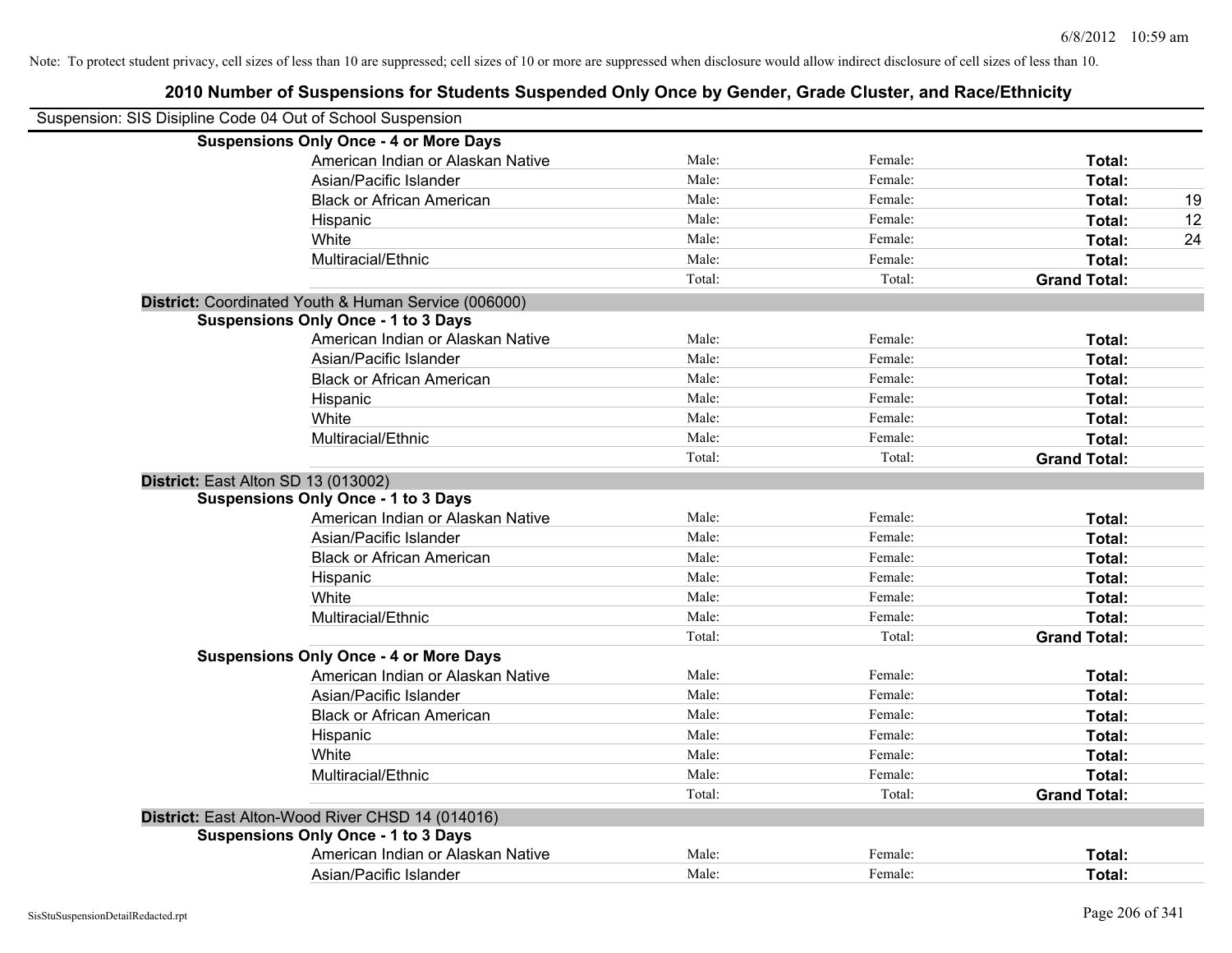Note: To protect student privacy, cell sizes of less than 10 are suppressed; cell sizes of 10 or more are suppressed when disclosure would allow indirect disclosure of cell sizes of less than 10.

# 2010 Number of Suspensions for Students Suspended Only Once by Gender, Grade Cluster, and Race/Ethnicity

Suspension: SIS Disipline Code 04 Out of School Suspension

**Suspensions Only Once - 4 or More Days**

| | | | | |
|---|---|---|---|---|
| American Indian or Alaskan Native | Male: | Female: | **Total:** | |
| Asian/Pacific Islander | Male: | Female: | **Total:** | |
| Black or African American | Male: | Female: | **Total:** | 19 |
| Hispanic | Male: | Female: | **Total:** | 12 |
| White | Male: | Female: | **Total:** | 24 |
| Multiracial/Ethnic | Male: | Female: | **Total:** | |
| | Total: | Total: | **Grand Total:** | |

**District:** Coordinated Youth & Human Service (006000)

**Suspensions Only Once - 1 to 3 Days**

| | | | | |
|---|---|---|---|---|
| American Indian or Alaskan Native | Male: | Female: | **Total:** | |
| Asian/Pacific Islander | Male: | Female: | **Total:** | |
| Black or African American | Male: | Female: | **Total:** | |
| Hispanic | Male: | Female: | **Total:** | |
| White | Male: | Female: | **Total:** | |
| Multiracial/Ethnic | Male: | Female: | **Total:** | |
| | Total: | Total: | **Grand Total:** | |

**District:** East Alton SD 13 (013002)

**Suspensions Only Once - 1 to 3 Days**

| | | | | |
|---|---|---|---|---|
| American Indian or Alaskan Native | Male: | Female: | **Total:** | |
| Asian/Pacific Islander | Male: | Female: | **Total:** | |
| Black or African American | Male: | Female: | **Total:** | |
| Hispanic | Male: | Female: | **Total:** | |
| White | Male: | Female: | **Total:** | |
| Multiracial/Ethnic | Male: | Female: | **Total:** | |
| | Total: | Total: | **Grand Total:** | |

**Suspensions Only Once - 4 or More Days**

| | | | | |
|---|---|---|---|---|
| American Indian or Alaskan Native | Male: | Female: | **Total:** | |
| Asian/Pacific Islander | Male: | Female: | **Total:** | |
| Black or African American | Male: | Female: | **Total:** | |
| Hispanic | Male: | Female: | **Total:** | |
| White | Male: | Female: | **Total:** | |
| Multiracial/Ethnic | Male: | Female: | **Total:** | |
| | Total: | Total: | **Grand Total:** | |

**District:** East Alton-Wood River CHSD 14 (014016)

**Suspensions Only Once - 1 to 3 Days**

| | | | | |
|---|---|---|---|---|
| American Indian or Alaskan Native | Male: | Female: | **Total:** | |
| Asian/Pacific Islander | Male: | Female: | **Total:** | |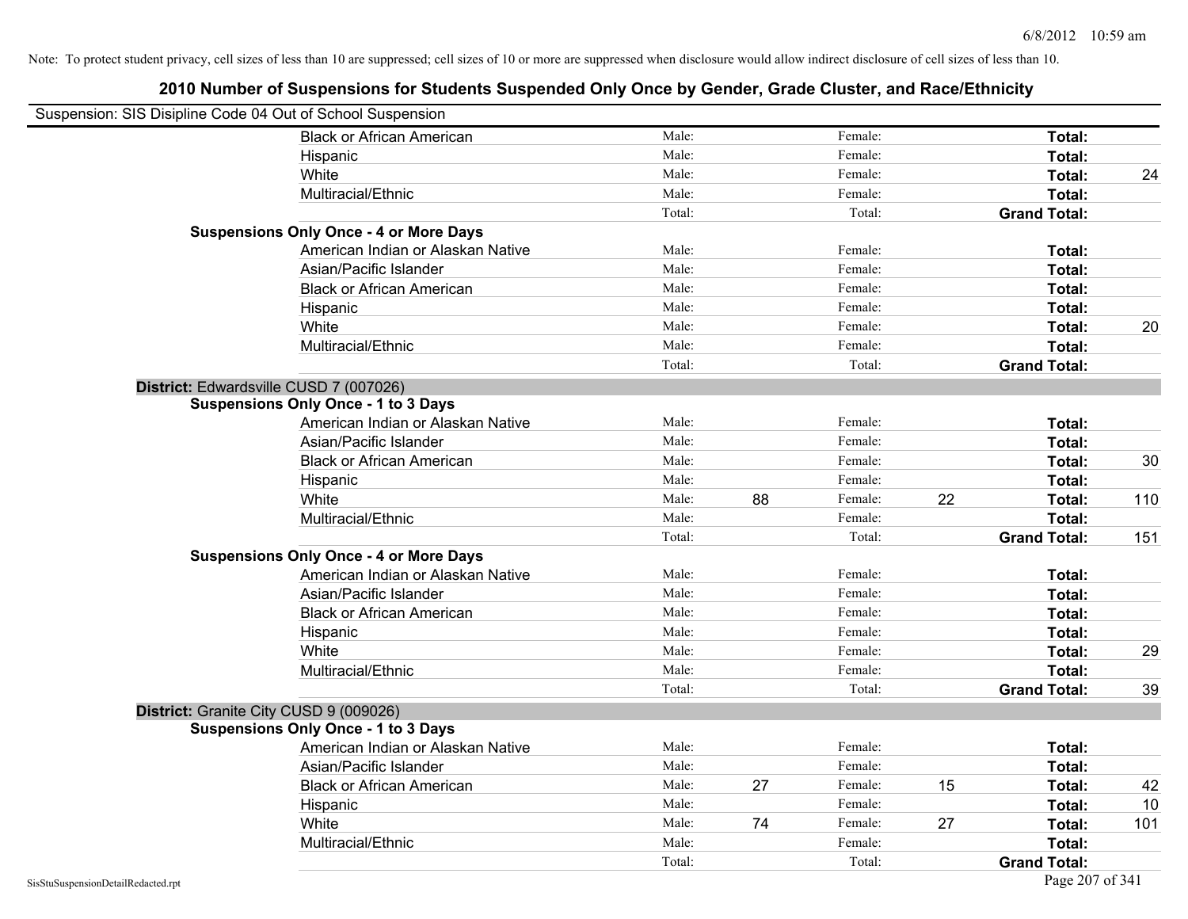Note: To protect student privacy, cell sizes of less than 10 are suppressed; cell sizes of 10 or more are suppressed when disclosure would allow indirect disclosure of cell sizes of less than 10.

## 2010 Number of Suspensions for Students Suspended Only Once by Gender, Grade Cluster, and Race/Ethnicity

Suspension: SIS Disipline Code 04 Out of School Suspension

| | | | | | | |
|---|---|---|---|---|---|---|
| Black or African American | Male: | | Female: | | **Total:** | |
| Hispanic | Male: | | Female: | | **Total:** | |
| White | Male: | | Female: | | **Total:** | 24 |
| Multiracial/Ethnic | Male: | | Female: | | **Total:** | |
| | Total: | | Total: | | **Grand Total:** | |

**Suspensions Only Once - 4 or More Days**

| | | | | | | |
|---|---|---|---|---|---|---|
| American Indian or Alaskan Native | Male: | | Female: | | **Total:** | |
| Asian/Pacific Islander | Male: | | Female: | | **Total:** | |
| Black or African American | Male: | | Female: | | **Total:** | |
| Hispanic | Male: | | Female: | | **Total:** | |
| White | Male: | | Female: | | **Total:** | 20 |
| Multiracial/Ethnic | Male: | | Female: | | **Total:** | |
| | Total: | | Total: | | **Grand Total:** | |

**District:** Edwardsville CUSD 7 (007026)

**Suspensions Only Once - 1 to 3 Days**

| | | | | | | |
|---|---|---|---|---|---|---|
| American Indian or Alaskan Native | Male: | | Female: | | **Total:** | |
| Asian/Pacific Islander | Male: | | Female: | | **Total:** | |
| Black or African American | Male: | | Female: | | **Total:** | 30 |
| Hispanic | Male: | | Female: | | **Total:** | |
| White | Male: | 88 | Female: | 22 | **Total:** | 110 |
| Multiracial/Ethnic | Male: | | Female: | | **Total:** | |
| | Total: | | Total: | | **Grand Total:** | 151 |

**Suspensions Only Once - 4 or More Days**

| | | | | | | |
|---|---|---|---|---|---|---|
| American Indian or Alaskan Native | Male: | | Female: | | **Total:** | |
| Asian/Pacific Islander | Male: | | Female: | | **Total:** | |
| Black or African American | Male: | | Female: | | **Total:** | |
| Hispanic | Male: | | Female: | | **Total:** | |
| White | Male: | | Female: | | **Total:** | 29 |
| Multiracial/Ethnic | Male: | | Female: | | **Total:** | |
| | Total: | | Total: | | **Grand Total:** | 39 |

**District:** Granite City CUSD 9 (009026)

**Suspensions Only Once - 1 to 3 Days**

| | | | | | | |
|---|---|---|---|---|---|---|
| American Indian or Alaskan Native | Male: | | Female: | | **Total:** | |
| Asian/Pacific Islander | Male: | | Female: | | **Total:** | |
| Black or African American | Male: | 27 | Female: | 15 | **Total:** | 42 |
| Hispanic | Male: | | Female: | | **Total:** | 10 |
| White | Male: | 74 | Female: | 27 | **Total:** | 101 |
| Multiracial/Ethnic | Male: | | Female: | | **Total:** | |
| | Total: | | Total: | | **Grand Total:** | |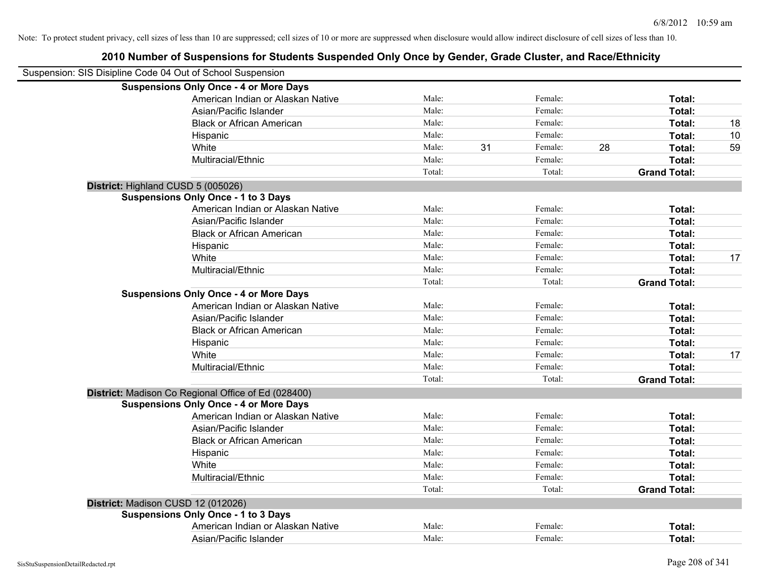Note: To protect student privacy, cell sizes of less than 10 are suppressed; cell sizes of 10 or more are suppressed when disclosure would allow indirect disclosure of cell sizes of less than 10.

# 2010 Number of Suspensions for Students Suspended Only Once by Gender, Grade Cluster, and Race/Ethnicity

Suspension: SIS Disipline Code 04 Out of School Suspension

**Suspensions Only Once - 4 or More Days**

| | | | | | | |
|---|---|---|---|---|---|---|
| American Indian or Alaskan Native | Male: | | Female: | | **Total:** | |
| Asian/Pacific Islander | Male: | | Female: | | **Total:** | |
| Black or African American | Male: | | Female: | | **Total:** | 18 |
| Hispanic | Male: | | Female: | | **Total:** | 10 |
| White | Male: | 31 | Female: | 28 | **Total:** | 59 |
| Multiracial/Ethnic | Male: | | Female: | | **Total:** | |
| | Total: | | Total: | | **Grand Total:** | |

## District: Highland CUSD 5 (005026)

**Suspensions Only Once - 1 to 3 Days**

| | | | | | | |
|---|---|---|---|---|---|---|
| American Indian or Alaskan Native | Male: | | Female: | | **Total:** | |
| Asian/Pacific Islander | Male: | | Female: | | **Total:** | |
| Black or African American | Male: | | Female: | | **Total:** | |
| Hispanic | Male: | | Female: | | **Total:** | |
| White | Male: | | Female: | | **Total:** | 17 |
| Multiracial/Ethnic | Male: | | Female: | | **Total:** | |
| | Total: | | Total: | | **Grand Total:** | |

**Suspensions Only Once - 4 or More Days**

| | | | | | | |
|---|---|---|---|---|---|---|
| American Indian or Alaskan Native | Male: | | Female: | | **Total:** | |
| Asian/Pacific Islander | Male: | | Female: | | **Total:** | |
| Black or African American | Male: | | Female: | | **Total:** | |
| Hispanic | Male: | | Female: | | **Total:** | |
| White | Male: | | Female: | | **Total:** | 17 |
| Multiracial/Ethnic | Male: | | Female: | | **Total:** | |
| | Total: | | Total: | | **Grand Total:** | |

## District: Madison Co Regional Office of Ed (028400)

**Suspensions Only Once - 4 or More Days**

| | | | | | | |
|---|---|---|---|---|---|---|
| American Indian or Alaskan Native | Male: | | Female: | | **Total:** | |
| Asian/Pacific Islander | Male: | | Female: | | **Total:** | |
| Black or African American | Male: | | Female: | | **Total:** | |
| Hispanic | Male: | | Female: | | **Total:** | |
| White | Male: | | Female: | | **Total:** | |
| Multiracial/Ethnic | Male: | | Female: | | **Total:** | |
| | Total: | | Total: | | **Grand Total:** | |

## District: Madison CUSD 12 (012026)

**Suspensions Only Once - 1 to 3 Days**

| | | | | | | |
|---|---|---|---|---|---|---|
| American Indian or Alaskan Native | Male: | | Female: | | **Total:** | |
| Asian/Pacific Islander | Male: | | Female: | | **Total:** | |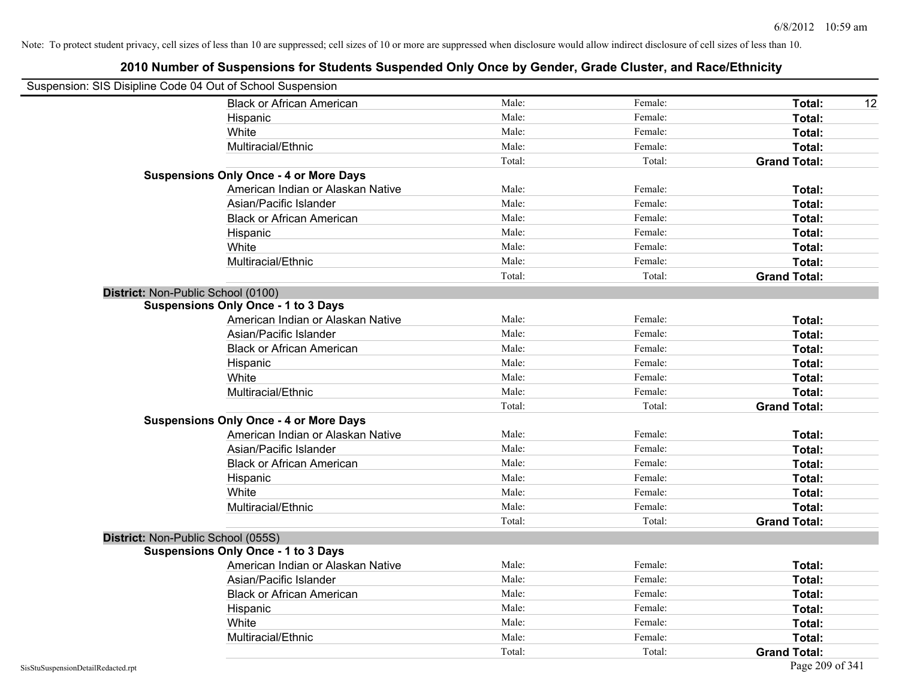Note: To protect student privacy, cell sizes of less than 10 are suppressed; cell sizes of 10 or more are suppressed when disclosure would allow indirect disclosure of cell sizes of less than 10.

# 2010 Number of Suspensions for Students Suspended Only Once by Gender, Grade Cluster, and Race/Ethnicity

Suspension: SIS Disipline Code 04 Out of School Suspension

| | | | | |
|---|---|---|---|---|
| Black or African American | Male: | Female: | **Total:** | 12 |
| Hispanic | Male: | Female: | **Total:** | |
| White | Male: | Female: | **Total:** | |
| Multiracial/Ethnic | Male: | Female: | **Total:** | |
| | Total: | Total: | **Grand Total:** | |

**Suspensions Only Once - 4 or More Days**

| | | | | |
|---|---|---|---|---|
| American Indian or Alaskan Native | Male: | Female: | **Total:** | |
| Asian/Pacific Islander | Male: | Female: | **Total:** | |
| Black or African American | Male: | Female: | **Total:** | |
| Hispanic | Male: | Female: | **Total:** | |
| White | Male: | Female: | **Total:** | |
| Multiracial/Ethnic | Male: | Female: | **Total:** | |
| | Total: | Total: | **Grand Total:** | |

**District:** Non-Public School (0100)

**Suspensions Only Once - 1 to 3 Days**

| | | | | |
|---|---|---|---|---|
| American Indian or Alaskan Native | Male: | Female: | **Total:** | |
| Asian/Pacific Islander | Male: | Female: | **Total:** | |
| Black or African American | Male: | Female: | **Total:** | |
| Hispanic | Male: | Female: | **Total:** | |
| White | Male: | Female: | **Total:** | |
| Multiracial/Ethnic | Male: | Female: | **Total:** | |
| | Total: | Total: | **Grand Total:** | |

**Suspensions Only Once - 4 or More Days**

| | | | | |
|---|---|---|---|---|
| American Indian or Alaskan Native | Male: | Female: | **Total:** | |
| Asian/Pacific Islander | Male: | Female: | **Total:** | |
| Black or African American | Male: | Female: | **Total:** | |
| Hispanic | Male: | Female: | **Total:** | |
| White | Male: | Female: | **Total:** | |
| Multiracial/Ethnic | Male: | Female: | **Total:** | |
| | Total: | Total: | **Grand Total:** | |

**District:** Non-Public School (055S)

**Suspensions Only Once - 1 to 3 Days**

| | | | | |
|---|---|---|---|---|
| American Indian or Alaskan Native | Male: | Female: | **Total:** | |
| Asian/Pacific Islander | Male: | Female: | **Total:** | |
| Black or African American | Male: | Female: | **Total:** | |
| Hispanic | Male: | Female: | **Total:** | |
| White | Male: | Female: | **Total:** | |
| Multiracial/Ethnic | Male: | Female: | **Total:** | |
| | Total: | Total: | **Grand Total:** | |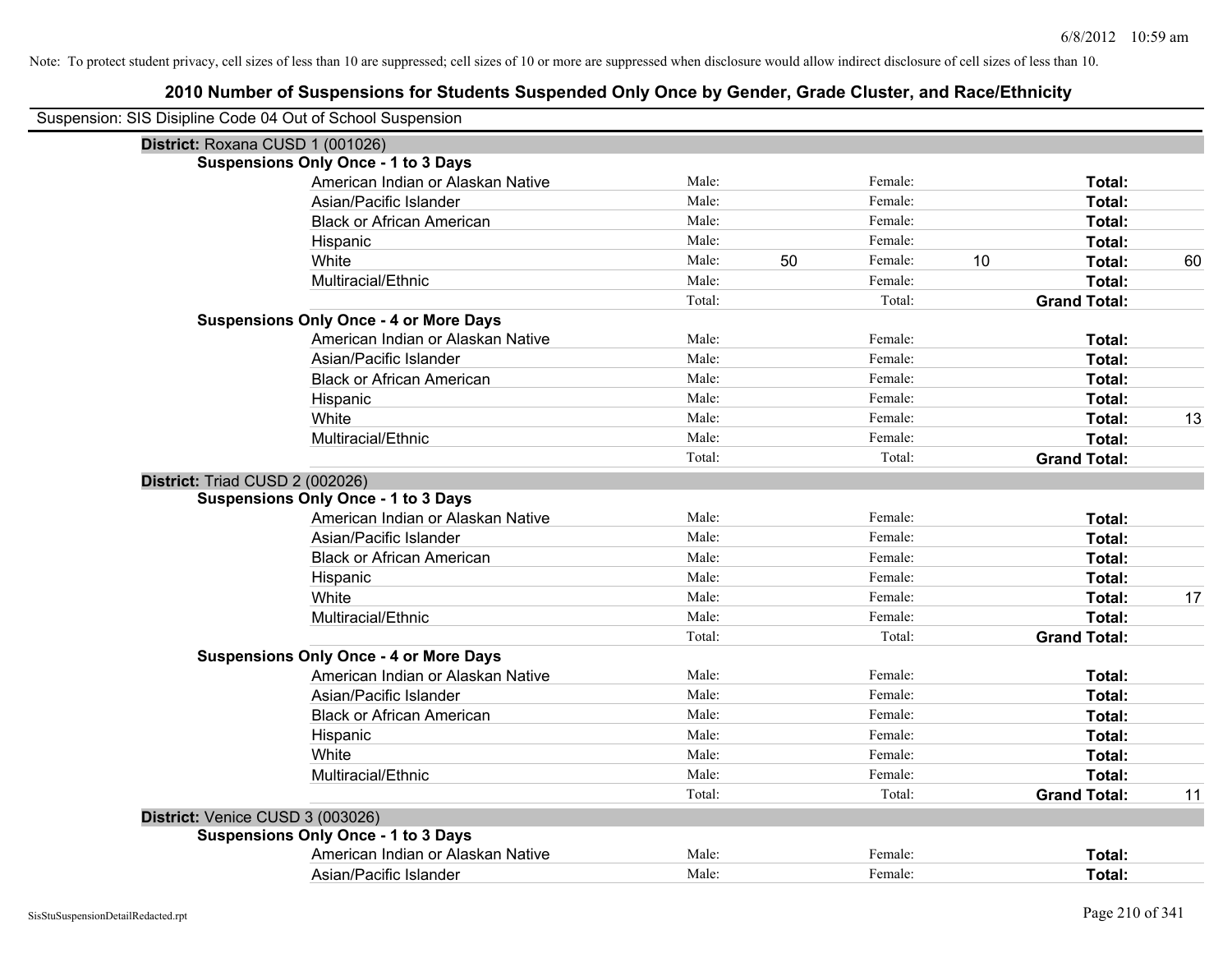Note: To protect student privacy, cell sizes of less than 10 are suppressed; cell sizes of 10 or more are suppressed when disclosure would allow indirect disclosure of cell sizes of less than 10.

# 2010 Number of Suspensions for Students Suspended Only Once by Gender, Grade Cluster, and Race/Ethnicity

Suspension: SIS Disipline Code 04 Out of School Suspension

## District: Roxana CUSD 1 (001026)

### Suspensions Only Once - 1 to 3 Days

| Race/Ethnicity | | | | | | |
|---|---|---|---|---|---|---|
| American Indian or Alaskan Native | Male: | | Female: | | **Total:** | |
| Asian/Pacific Islander | Male: | | Female: | | **Total:** | |
| Black or African American | Male: | | Female: | | **Total:** | |
| Hispanic | Male: | | Female: | | **Total:** | |
| White | Male: | 50 | Female: | 10 | **Total:** | 60 |
| Multiracial/Ethnic | Male: | | Female: | | **Total:** | |
| | Total: | | Total: | | **Grand Total:** | |

### Suspensions Only Once - 4 or More Days

| Race/Ethnicity | | | | | | |
|---|---|---|---|---|---|---|
| American Indian or Alaskan Native | Male: | | Female: | | **Total:** | |
| Asian/Pacific Islander | Male: | | Female: | | **Total:** | |
| Black or African American | Male: | | Female: | | **Total:** | |
| Hispanic | Male: | | Female: | | **Total:** | |
| White | Male: | | Female: | | **Total:** | 13 |
| Multiracial/Ethnic | Male: | | Female: | | **Total:** | |
| | Total: | | Total: | | **Grand Total:** | |

## District: Triad CUSD 2 (002026)

### Suspensions Only Once - 1 to 3 Days

| Race/Ethnicity | | | | | | |
|---|---|---|---|---|---|---|
| American Indian or Alaskan Native | Male: | | Female: | | **Total:** | |
| Asian/Pacific Islander | Male: | | Female: | | **Total:** | |
| Black or African American | Male: | | Female: | | **Total:** | |
| Hispanic | Male: | | Female: | | **Total:** | |
| White | Male: | | Female: | | **Total:** | 17 |
| Multiracial/Ethnic | Male: | | Female: | | **Total:** | |
| | Total: | | Total: | | **Grand Total:** | |

### Suspensions Only Once - 4 or More Days

| Race/Ethnicity | | | | | | |
|---|---|---|---|---|---|---|
| American Indian or Alaskan Native | Male: | | Female: | | **Total:** | |
| Asian/Pacific Islander | Male: | | Female: | | **Total:** | |
| Black or African American | Male: | | Female: | | **Total:** | |
| Hispanic | Male: | | Female: | | **Total:** | |
| White | Male: | | Female: | | **Total:** | |
| Multiracial/Ethnic | Male: | | Female: | | **Total:** | |
| | Total: | | Total: | | **Grand Total:** | 11 |

## District: Venice CUSD 3 (003026)

### Suspensions Only Once - 1 to 3 Days

| Race/Ethnicity | | | | | | |
|---|---|---|---|---|---|---|
| American Indian or Alaskan Native | Male: | | Female: | | **Total:** | |
| Asian/Pacific Islander | Male: | | Female: | | **Total:** | |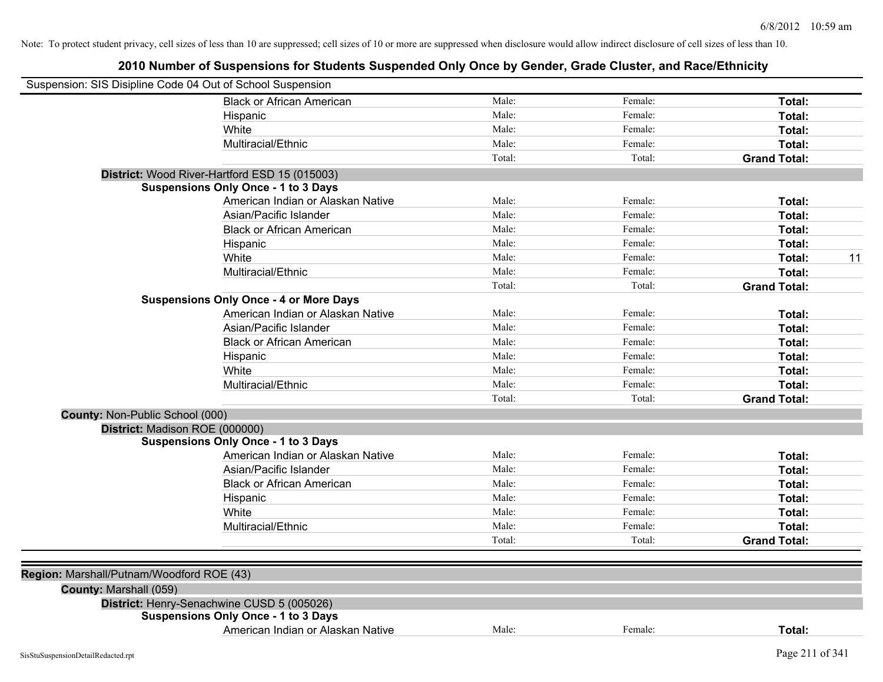Note: To protect student privacy, cell sizes of less than 10 are suppressed; cell sizes of 10 or more are suppressed when disclosure would allow indirect disclosure of cell sizes of less than 10.

# 2010 Number of Suspensions for Students Suspended Only Once by Gender, Grade Cluster, and Race/Ethnicity

Suspension: SIS Disipline Code 04 Out of School Suspension

| | | | | |
|---|---|---|---|---|
| Black or African American | Male: | Female: | **Total:** | |
| Hispanic | Male: | Female: | **Total:** | |
| White | Male: | Female: | **Total:** | |
| Multiracial/Ethnic | Male: | Female: | **Total:** | |
| | Total: | Total: | **Grand Total:** | |

**District:** Wood River-Hartford ESD 15 (015003)

**Suspensions Only Once - 1 to 3 Days**

| | | | | |
|---|---|---|---|---|
| American Indian or Alaskan Native | Male: | Female: | **Total:** | |
| Asian/Pacific Islander | Male: | Female: | **Total:** | |
| Black or African American | Male: | Female: | **Total:** | |
| Hispanic | Male: | Female: | **Total:** | |
| White | Male: | Female: | **Total:** | 11 |
| Multiracial/Ethnic | Male: | Female: | **Total:** | |
| | Total: | Total: | **Grand Total:** | |

**Suspensions Only Once - 4 or More Days**

| | | | | |
|---|---|---|---|---|
| American Indian or Alaskan Native | Male: | Female: | **Total:** | |
| Asian/Pacific Islander | Male: | Female: | **Total:** | |
| Black or African American | Male: | Female: | **Total:** | |
| Hispanic | Male: | Female: | **Total:** | |
| White | Male: | Female: | **Total:** | |
| Multiracial/Ethnic | Male: | Female: | **Total:** | |
| | Total: | Total: | **Grand Total:** | |

**County:** Non-Public School (000)

**District:** Madison ROE (000000)

**Suspensions Only Once - 1 to 3 Days**

| | | | | |
|---|---|---|---|---|
| American Indian or Alaskan Native | Male: | Female: | **Total:** | |
| Asian/Pacific Islander | Male: | Female: | **Total:** | |
| Black or African American | Male: | Female: | **Total:** | |
| Hispanic | Male: | Female: | **Total:** | |
| White | Male: | Female: | **Total:** | |
| Multiracial/Ethnic | Male: | Female: | **Total:** | |
| | Total: | Total: | **Grand Total:** | |

**Region:** Marshall/Putnam/Woodford ROE (43)

**County:** Marshall (059)

**District:** Henry-Senachwine CUSD 5 (005026)

**Suspensions Only Once - 1 to 3 Days**

| | | | | |
|---|---|---|---|---|
| American Indian or Alaskan Native | Male: | Female: | **Total:** | |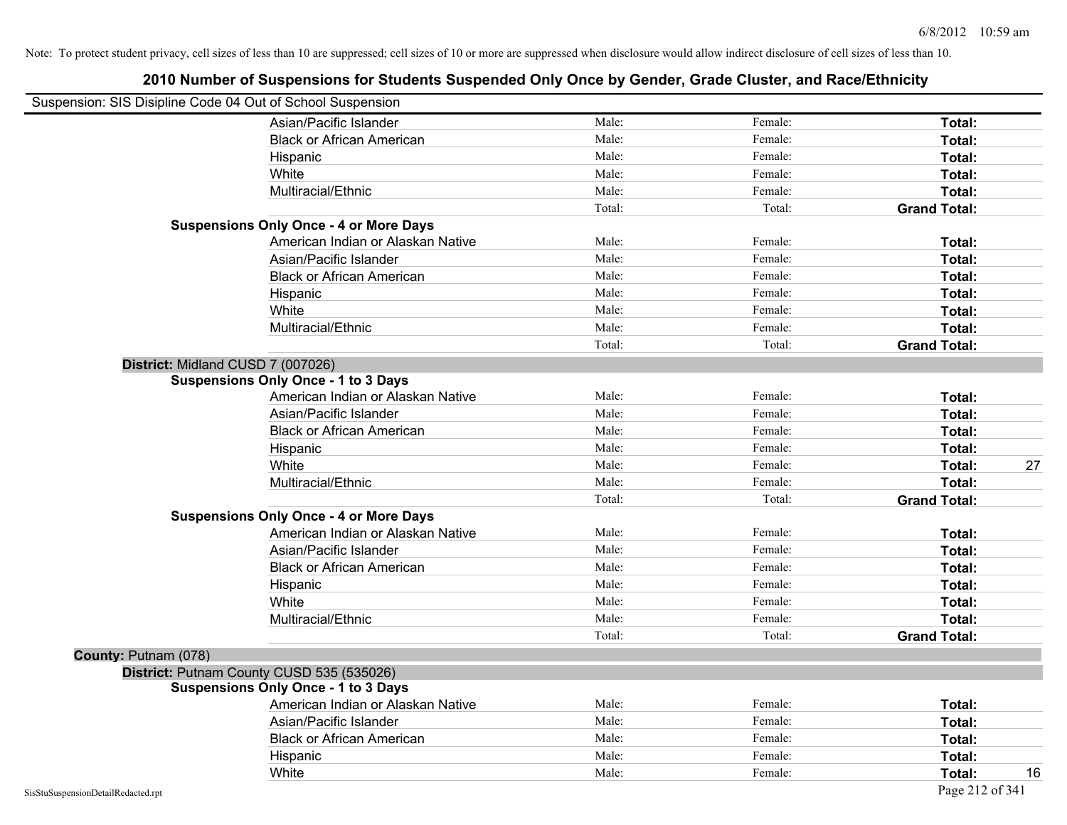Note: To protect student privacy, cell sizes of less than 10 are suppressed; cell sizes of 10 or more are suppressed when disclosure would allow indirect disclosure of cell sizes of less than 10.

## 2010 Number of Suspensions for Students Suspended Only Once by Gender, Grade Cluster, and Race/Ethnicity

Suspension: SIS Disipline Code 04 Out of School Suspension

| | | | | |
|---|---|---|---|---|
| Asian/Pacific Islander | Male: | Female: | **Total:** | |
| Black or African American | Male: | Female: | **Total:** | |
| Hispanic | Male: | Female: | **Total:** | |
| White | Male: | Female: | **Total:** | |
| Multiracial/Ethnic | Male: | Female: | **Total:** | |
| | Total: | Total: | **Grand Total:** | |

**Suspensions Only Once - 4 or More Days**

| | | | | |
|---|---|---|---|---|
| American Indian or Alaskan Native | Male: | Female: | **Total:** | |
| Asian/Pacific Islander | Male: | Female: | **Total:** | |
| Black or African American | Male: | Female: | **Total:** | |
| Hispanic | Male: | Female: | **Total:** | |
| White | Male: | Female: | **Total:** | |
| Multiracial/Ethnic | Male: | Female: | **Total:** | |
| | Total: | Total: | **Grand Total:** | |

**District:** Midland CUSD 7 (007026)

**Suspensions Only Once - 1 to 3 Days**

| | | | | |
|---|---|---|---|---|
| American Indian or Alaskan Native | Male: | Female: | **Total:** | |
| Asian/Pacific Islander | Male: | Female: | **Total:** | |
| Black or African American | Male: | Female: | **Total:** | |
| Hispanic | Male: | Female: | **Total:** | |
| White | Male: | Female: | **Total:** | 27 |
| Multiracial/Ethnic | Male: | Female: | **Total:** | |
| | Total: | Total: | **Grand Total:** | |

**Suspensions Only Once - 4 or More Days**

| | | | | |
|---|---|---|---|---|
| American Indian or Alaskan Native | Male: | Female: | **Total:** | |
| Asian/Pacific Islander | Male: | Female: | **Total:** | |
| Black or African American | Male: | Female: | **Total:** | |
| Hispanic | Male: | Female: | **Total:** | |
| White | Male: | Female: | **Total:** | |
| Multiracial/Ethnic | Male: | Female: | **Total:** | |
| | Total: | Total: | **Grand Total:** | |

**County:** Putnam (078)

**District:** Putnam County CUSD 535 (535026)

**Suspensions Only Once - 1 to 3 Days**

| | | | | |
|---|---|---|---|---|
| American Indian or Alaskan Native | Male: | Female: | **Total:** | |
| Asian/Pacific Islander | Male: | Female: | **Total:** | |
| Black or African American | Male: | Female: | **Total:** | |
| Hispanic | Male: | Female: | **Total:** | |
| White | Male: | Female: | **Total:** | 16 |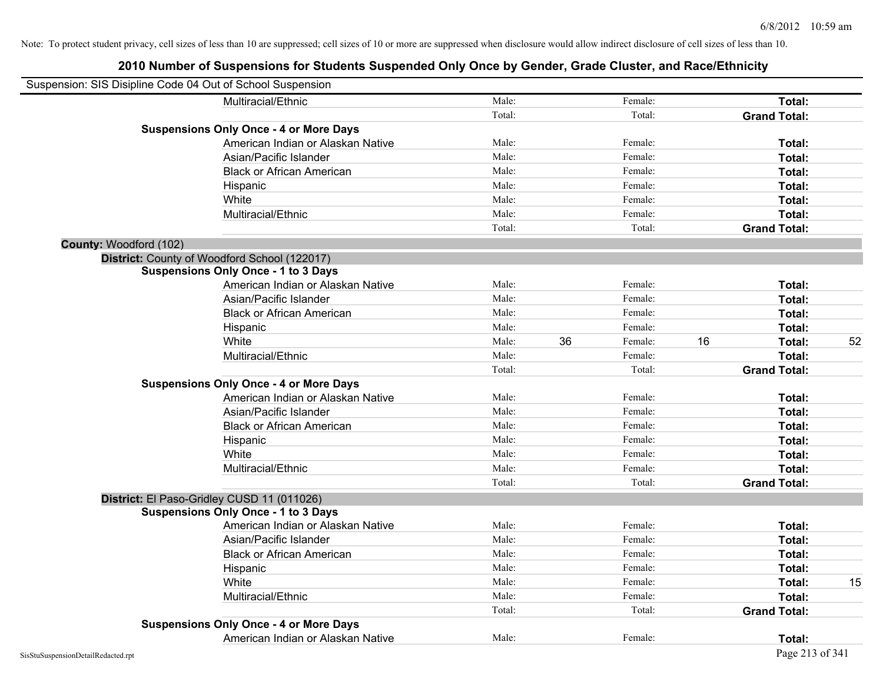Note: To protect student privacy, cell sizes of less than 10 are suppressed; cell sizes of 10 or more are suppressed when disclosure would allow indirect disclosure of cell sizes of less than 10.

## 2010 Number of Suspensions for Students Suspended Only Once by Gender, Grade Cluster, and Race/Ethnicity

Suspension: SIS Disipline Code 04 Out of School Suspension

| | | | | | | |
|---|---|---|---|---|---|---|
| Multiracial/Ethnic | Male: | | Female: | | **Total:** | |
| | Total: | | Total: | | **Grand Total:** | |
| **Suspensions Only Once - 4 or More Days** | | | | | | |
| American Indian or Alaskan Native | Male: | | Female: | | **Total:** | |
| Asian/Pacific Islander | Male: | | Female: | | **Total:** | |
| Black or African American | Male: | | Female: | | **Total:** | |
| Hispanic | Male: | | Female: | | **Total:** | |
| White | Male: | | Female: | | **Total:** | |
| Multiracial/Ethnic | Male: | | Female: | | **Total:** | |
| | Total: | | Total: | | **Grand Total:** | |

**County:** Woodford (102)

**District:** County of Woodford School (122017)

| | | | | | | |
|---|---|---|---|---|---|---|
| **Suspensions Only Once - 1 to 3 Days** | | | | | | |
| American Indian or Alaskan Native | Male: | | Female: | | **Total:** | |
| Asian/Pacific Islander | Male: | | Female: | | **Total:** | |
| Black or African American | Male: | | Female: | | **Total:** | |
| Hispanic | Male: | | Female: | | **Total:** | |
| White | Male: | 36 | Female: | 16 | **Total:** | 52 |
| Multiracial/Ethnic | Male: | | Female: | | **Total:** | |
| | Total: | | Total: | | **Grand Total:** | |
| **Suspensions Only Once - 4 or More Days** | | | | | | |
| American Indian or Alaskan Native | Male: | | Female: | | **Total:** | |
| Asian/Pacific Islander | Male: | | Female: | | **Total:** | |
| Black or African American | Male: | | Female: | | **Total:** | |
| Hispanic | Male: | | Female: | | **Total:** | |
| White | Male: | | Female: | | **Total:** | |
| Multiracial/Ethnic | Male: | | Female: | | **Total:** | |
| | Total: | | Total: | | **Grand Total:** | |

**District:** El Paso-Gridley CUSD 11 (011026)

| | | | | | | |
|---|---|---|---|---|---|---|
| **Suspensions Only Once - 1 to 3 Days** | | | | | | |
| American Indian or Alaskan Native | Male: | | Female: | | **Total:** | |
| Asian/Pacific Islander | Male: | | Female: | | **Total:** | |
| Black or African American | Male: | | Female: | | **Total:** | |
| Hispanic | Male: | | Female: | | **Total:** | |
| White | Male: | | Female: | | **Total:** | 15 |
| Multiracial/Ethnic | Male: | | Female: | | **Total:** | |
| | Total: | | Total: | | **Grand Total:** | |
| **Suspensions Only Once - 4 or More Days** | | | | | | |
| American Indian or Alaskan Native | Male: | | Female: | | **Total:** | |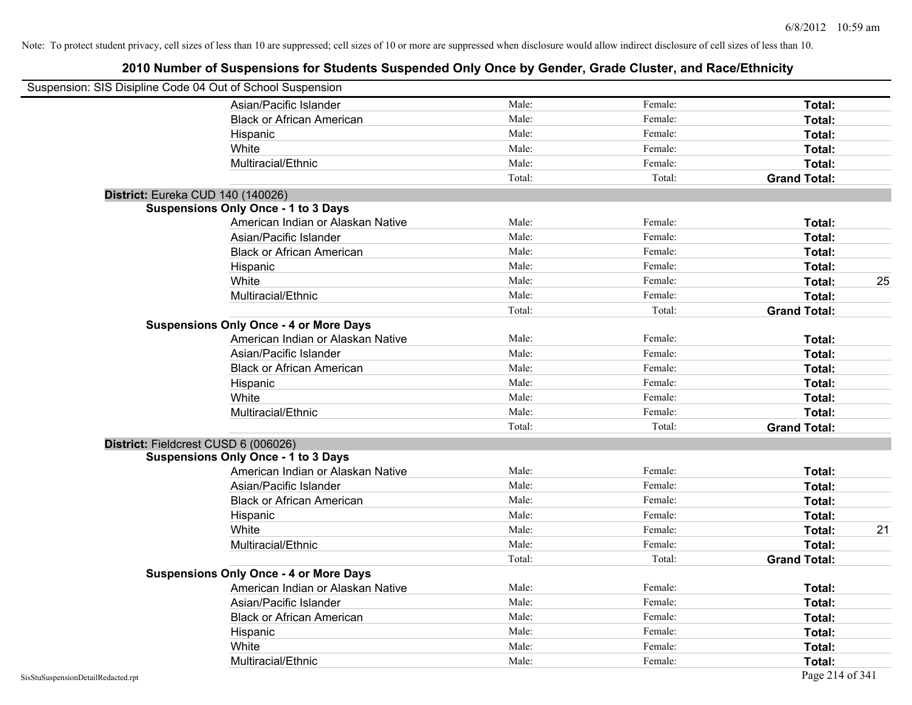Note: To protect student privacy, cell sizes of less than 10 are suppressed; cell sizes of 10 or more are suppressed when disclosure would allow indirect disclosure of cell sizes of less than 10.

# 2010 Number of Suspensions for Students Suspended Only Once by Gender, Grade Cluster, and Race/Ethnicity

Suspension: SIS Disipline Code 04 Out of School Suspension

| | | | | |
|---|---|---|---|---|
| Asian/Pacific Islander | Male: | Female: | **Total:** | |
| Black or African American | Male: | Female: | **Total:** | |
| Hispanic | Male: | Female: | **Total:** | |
| White | Male: | Female: | **Total:** | |
| Multiracial/Ethnic | Male: | Female: | **Total:** | |
| | Total: | Total: | **Grand Total:** | |

**District:** Eureka CUD 140 (140026)

**Suspensions Only Once - 1 to 3 Days**

| | | | | |
|---|---|---|---|---|
| American Indian or Alaskan Native | Male: | Female: | **Total:** | |
| Asian/Pacific Islander | Male: | Female: | **Total:** | |
| Black or African American | Male: | Female: | **Total:** | |
| Hispanic | Male: | Female: | **Total:** | |
| White | Male: | Female: | **Total:** | 25 |
| Multiracial/Ethnic | Male: | Female: | **Total:** | |
| | Total: | Total: | **Grand Total:** | |

**Suspensions Only Once - 4 or More Days**

| | | | | |
|---|---|---|---|---|
| American Indian or Alaskan Native | Male: | Female: | **Total:** | |
| Asian/Pacific Islander | Male: | Female: | **Total:** | |
| Black or African American | Male: | Female: | **Total:** | |
| Hispanic | Male: | Female: | **Total:** | |
| White | Male: | Female: | **Total:** | |
| Multiracial/Ethnic | Male: | Female: | **Total:** | |
| | Total: | Total: | **Grand Total:** | |

**District:** Fieldcrest CUSD 6 (006026)

**Suspensions Only Once - 1 to 3 Days**

| | | | | |
|---|---|---|---|---|
| American Indian or Alaskan Native | Male: | Female: | **Total:** | |
| Asian/Pacific Islander | Male: | Female: | **Total:** | |
| Black or African American | Male: | Female: | **Total:** | |
| Hispanic | Male: | Female: | **Total:** | |
| White | Male: | Female: | **Total:** | 21 |
| Multiracial/Ethnic | Male: | Female: | **Total:** | |
| | Total: | Total: | **Grand Total:** | |

**Suspensions Only Once - 4 or More Days**

| | | | | |
|---|---|---|---|---|
| American Indian or Alaskan Native | Male: | Female: | **Total:** | |
| Asian/Pacific Islander | Male: | Female: | **Total:** | |
| Black or African American | Male: | Female: | **Total:** | |
| Hispanic | Male: | Female: | **Total:** | |
| White | Male: | Female: | **Total:** | |
| Multiracial/Ethnic | Male: | Female: | **Total:** | |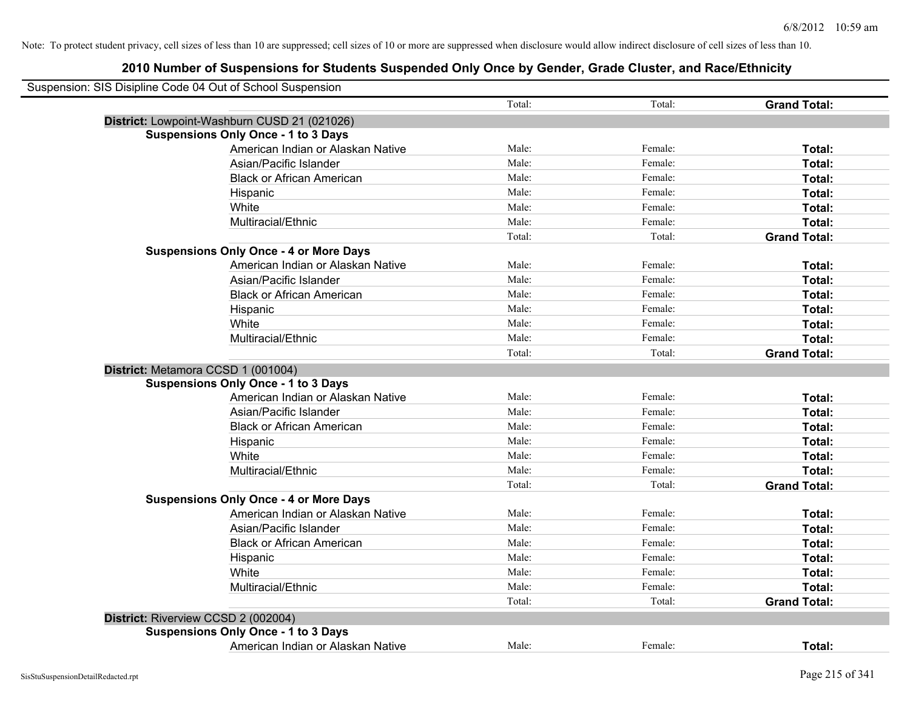Note: To protect student privacy, cell sizes of less than 10 are suppressed; cell sizes of 10 or more are suppressed when disclosure would allow indirect disclosure of cell sizes of less than 10.

## 2010 Number of Suspensions for Students Suspended Only Once by Gender, Grade Cluster, and Race/Ethnicity

Suspension: SIS Disipline Code 04 Out of School Suspension

| | | | | |
|---|---|---|---|---|
| | | Total: | Total: | **Grand Total:** |
| **District:** Lowpoint-Washburn CUSD 21 (021026) | | | | |
| **Suspensions Only Once - 1 to 3 Days** | | | | |
| | American Indian or Alaskan Native | Male: | Female: | **Total:** |
| | Asian/Pacific Islander | Male: | Female: | **Total:** |
| | Black or African American | Male: | Female: | **Total:** |
| | Hispanic | Male: | Female: | **Total:** |
| | White | Male: | Female: | **Total:** |
| | Multiracial/Ethnic | Male: | Female: | **Total:** |
| | | Total: | Total: | **Grand Total:** |
| **Suspensions Only Once - 4 or More Days** | | | | |
| | American Indian or Alaskan Native | Male: | Female: | **Total:** |
| | Asian/Pacific Islander | Male: | Female: | **Total:** |
| | Black or African American | Male: | Female: | **Total:** |
| | Hispanic | Male: | Female: | **Total:** |
| | White | Male: | Female: | **Total:** |
| | Multiracial/Ethnic | Male: | Female: | **Total:** |
| | | Total: | Total: | **Grand Total:** |
| **District:** Metamora CCSD 1 (001004) | | | | |
| **Suspensions Only Once - 1 to 3 Days** | | | | |
| | American Indian or Alaskan Native | Male: | Female: | **Total:** |
| | Asian/Pacific Islander | Male: | Female: | **Total:** |
| | Black or African American | Male: | Female: | **Total:** |
| | Hispanic | Male: | Female: | **Total:** |
| | White | Male: | Female: | **Total:** |
| | Multiracial/Ethnic | Male: | Female: | **Total:** |
| | | Total: | Total: | **Grand Total:** |
| **Suspensions Only Once - 4 or More Days** | | | | |
| | American Indian or Alaskan Native | Male: | Female: | **Total:** |
| | Asian/Pacific Islander | Male: | Female: | **Total:** |
| | Black or African American | Male: | Female: | **Total:** |
| | Hispanic | Male: | Female: | **Total:** |
| | White | Male: | Female: | **Total:** |
| | Multiracial/Ethnic | Male: | Female: | **Total:** |
| | | Total: | Total: | **Grand Total:** |
| **District:** Riverview CCSD 2 (002004) | | | | |
| **Suspensions Only Once - 1 to 3 Days** | | | | |
| | American Indian or Alaskan Native | Male: | Female: | **Total:** |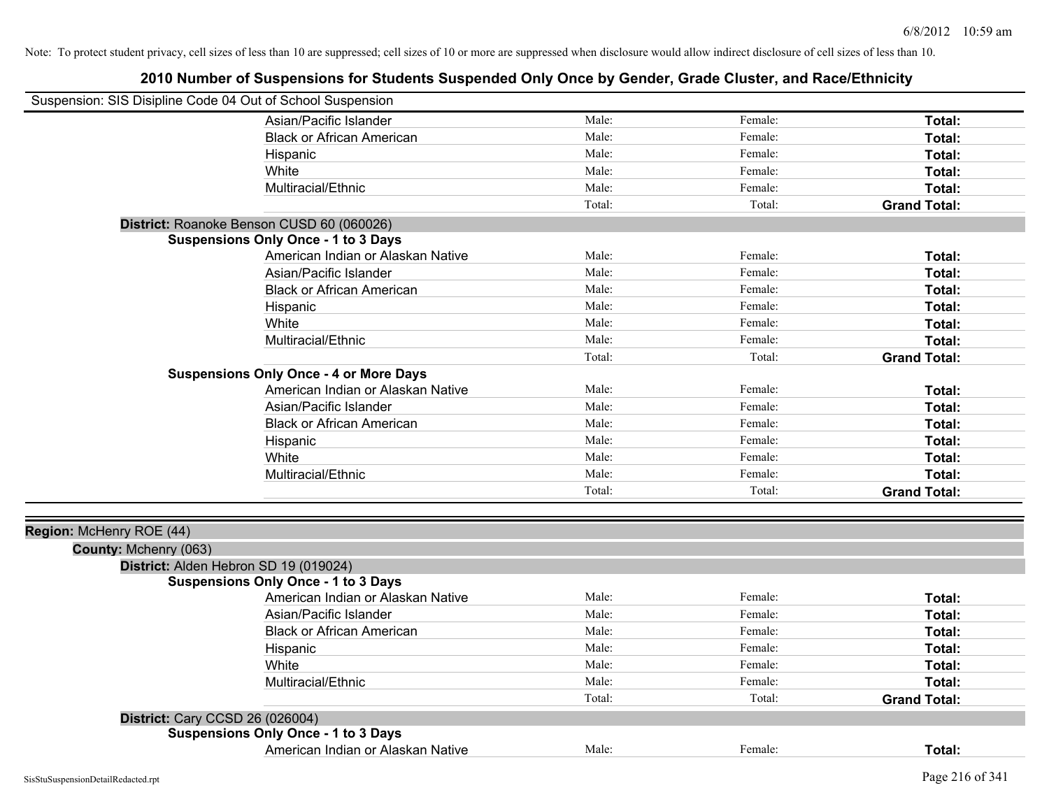Note: To protect student privacy, cell sizes of less than 10 are suppressed; cell sizes of 10 or more are suppressed when disclosure would allow indirect disclosure of cell sizes of less than 10.

# 2010 Number of Suspensions for Students Suspended Only Once by Gender, Grade Cluster, and Race/Ethnicity

Suspension: SIS Disipline Code 04 Out of School Suspension

| | | | |
|---|---|---|---|
| Asian/Pacific Islander | Male: | Female: | **Total:** |
| Black or African American | Male: | Female: | **Total:** |
| Hispanic | Male: | Female: | **Total:** |
| White | Male: | Female: | **Total:** |
| Multiracial/Ethnic | Male: | Female: | **Total:** |
| | Total: | Total: | **Grand Total:** |

**District:** Roanoke Benson CUSD 60 (060026)

**Suspensions Only Once - 1 to 3 Days**

| | | | |
|---|---|---|---|
| American Indian or Alaskan Native | Male: | Female: | **Total:** |
| Asian/Pacific Islander | Male: | Female: | **Total:** |
| Black or African American | Male: | Female: | **Total:** |
| Hispanic | Male: | Female: | **Total:** |
| White | Male: | Female: | **Total:** |
| Multiracial/Ethnic | Male: | Female: | **Total:** |
| | Total: | Total: | **Grand Total:** |

**Suspensions Only Once - 4 or More Days**

| | | | |
|---|---|---|---|
| American Indian or Alaskan Native | Male: | Female: | **Total:** |
| Asian/Pacific Islander | Male: | Female: | **Total:** |
| Black or African American | Male: | Female: | **Total:** |
| Hispanic | Male: | Female: | **Total:** |
| White | Male: | Female: | **Total:** |
| Multiracial/Ethnic | Male: | Female: | **Total:** |
| | Total: | Total: | **Grand Total:** |

**Region:** McHenry ROE (44)

**County:** Mchenry (063)

**District:** Alden Hebron SD 19 (019024)

**Suspensions Only Once - 1 to 3 Days**

| | | | |
|---|---|---|---|
| American Indian or Alaskan Native | Male: | Female: | **Total:** |
| Asian/Pacific Islander | Male: | Female: | **Total:** |
| Black or African American | Male: | Female: | **Total:** |
| Hispanic | Male: | Female: | **Total:** |
| White | Male: | Female: | **Total:** |
| Multiracial/Ethnic | Male: | Female: | **Total:** |
| | Total: | Total: | **Grand Total:** |

**District:** Cary CCSD 26 (026004)

**Suspensions Only Once - 1 to 3 Days**

| | | | |
|---|---|---|---|
| American Indian or Alaskan Native | Male: | Female: | **Total:** |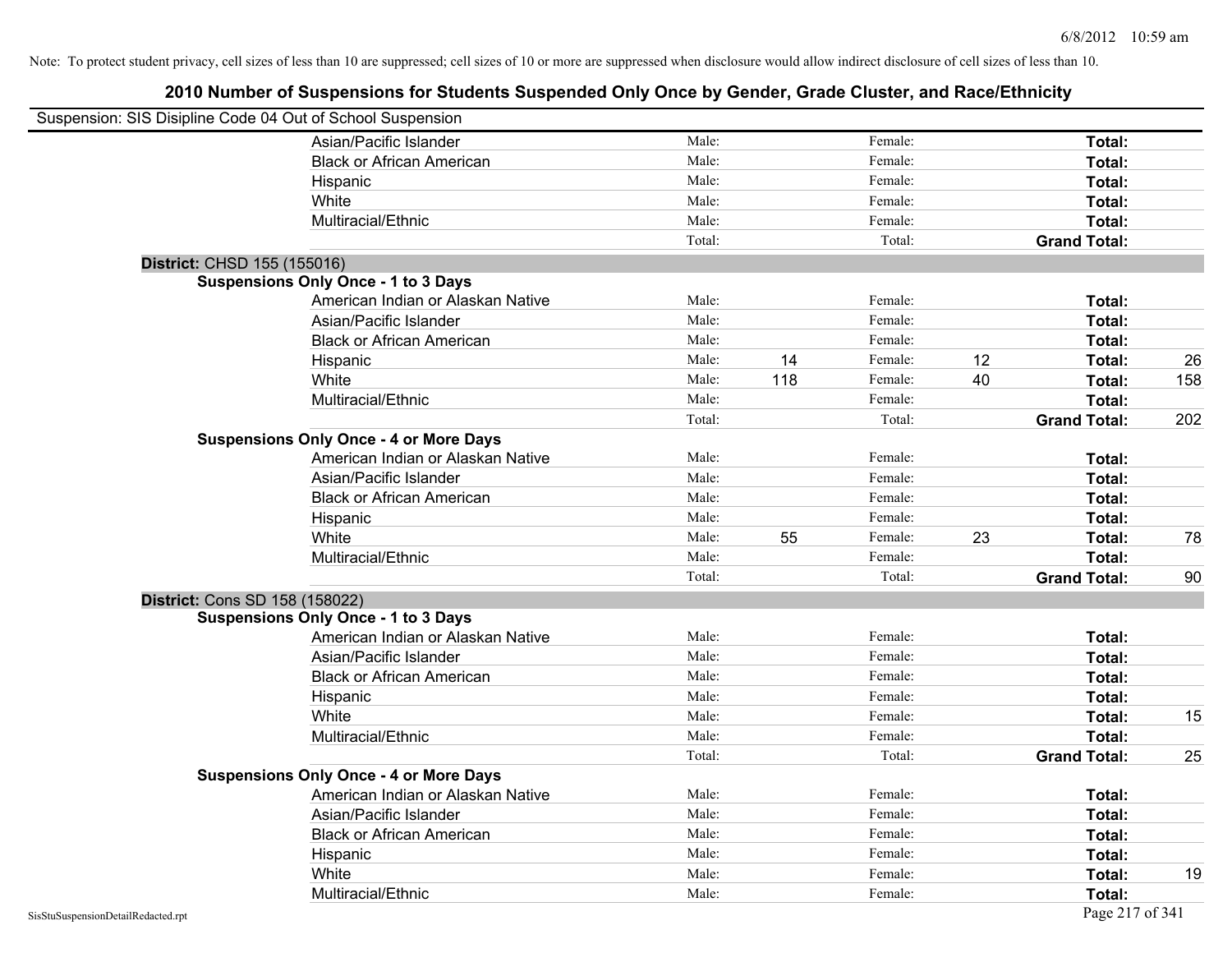Note: To protect student privacy, cell sizes of less than 10 are suppressed; cell sizes of 10 or more are suppressed when disclosure would allow indirect disclosure of cell sizes of less than 10.

# 2010 Number of Suspensions for Students Suspended Only Once by Gender, Grade Cluster, and Race/Ethnicity

Suspension: SIS Disipline Code 04 Out of School Suspension

| | | | | | | |
|---|---|---|---|---|---|---|
| Asian/Pacific Islander | Male: | | Female: | | **Total:** | |
| Black or African American | Male: | | Female: | | **Total:** | |
| Hispanic | Male: | | Female: | | **Total:** | |
| White | Male: | | Female: | | **Total:** | |
| Multiracial/Ethnic | Male: | | Female: | | **Total:** | |
| | Total: | | Total: | | **Grand Total:** | |

**District:** CHSD 155 (155016)

**Suspensions Only Once - 1 to 3 Days**

| | | | | | | |
|---|---|---|---|---|---|---|
| American Indian or Alaskan Native | Male: | | Female: | | **Total:** | |
| Asian/Pacific Islander | Male: | | Female: | | **Total:** | |
| Black or African American | Male: | | Female: | | **Total:** | |
| Hispanic | Male: | 14 | Female: | 12 | **Total:** | 26 |
| White | Male: | 118 | Female: | 40 | **Total:** | 158 |
| Multiracial/Ethnic | Male: | | Female: | | **Total:** | |
| | Total: | | Total: | | **Grand Total:** | 202 |

**Suspensions Only Once - 4 or More Days**

| | | | | | | |
|---|---|---|---|---|---|---|
| American Indian or Alaskan Native | Male: | | Female: | | **Total:** | |
| Asian/Pacific Islander | Male: | | Female: | | **Total:** | |
| Black or African American | Male: | | Female: | | **Total:** | |
| Hispanic | Male: | | Female: | | **Total:** | |
| White | Male: | 55 | Female: | 23 | **Total:** | 78 |
| Multiracial/Ethnic | Male: | | Female: | | **Total:** | |
| | Total: | | Total: | | **Grand Total:** | 90 |

**District:** Cons SD 158 (158022)

**Suspensions Only Once - 1 to 3 Days**

| | | | | | | |
|---|---|---|---|---|---|---|
| American Indian or Alaskan Native | Male: | | Female: | | **Total:** | |
| Asian/Pacific Islander | Male: | | Female: | | **Total:** | |
| Black or African American | Male: | | Female: | | **Total:** | |
| Hispanic | Male: | | Female: | | **Total:** | |
| White | Male: | | Female: | | **Total:** | 15 |
| Multiracial/Ethnic | Male: | | Female: | | **Total:** | |
| | Total: | | Total: | | **Grand Total:** | 25 |

**Suspensions Only Once - 4 or More Days**

| | | | | | | |
|---|---|---|---|---|---|---|
| American Indian or Alaskan Native | Male: | | Female: | | **Total:** | |
| Asian/Pacific Islander | Male: | | Female: | | **Total:** | |
| Black or African American | Male: | | Female: | | **Total:** | |
| Hispanic | Male: | | Female: | | **Total:** | |
| White | Male: | | Female: | | **Total:** | 19 |
| Multiracial/Ethnic | Male: | | Female: | | **Total:** | |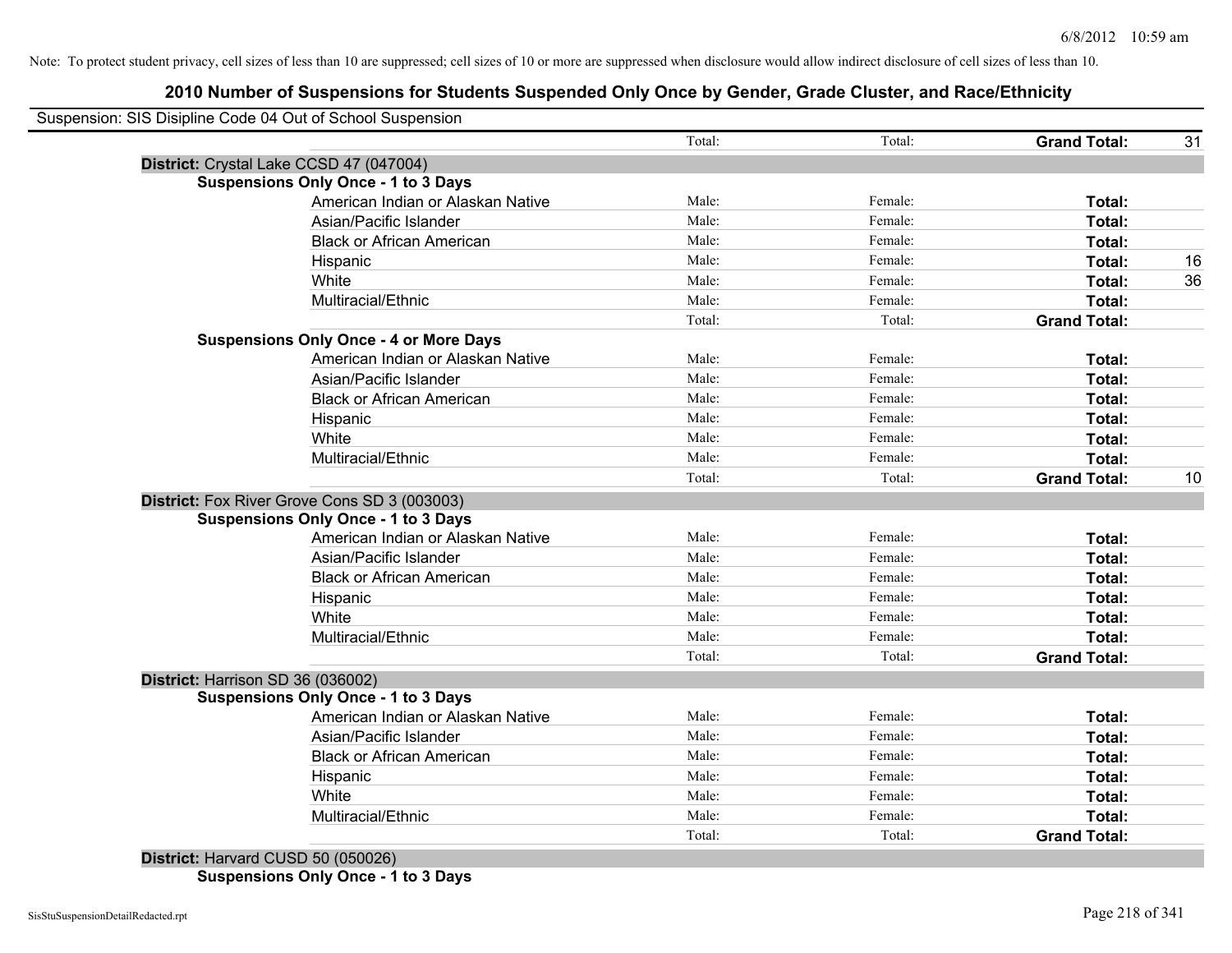Note: To protect student privacy, cell sizes of less than 10 are suppressed; cell sizes of 10 or more are suppressed when disclosure would allow indirect disclosure of cell sizes of less than 10.

# 2010 Number of Suspensions for Students Suspended Only Once by Gender, Grade Cluster, and Race/Ethnicity

Suspension: SIS Disipline Code 04 Out of School Suspension

| | | Male | Female | Total | |
|---|---|---|---|---|---|
| | | Total: | Total: | **Grand Total:** | 31 |
| **District:** Crystal Lake CCSD 47 (047004) | | | | | |
| **Suspensions Only Once - 1 to 3 Days** | | | | | |
| | American Indian or Alaskan Native | Male: | Female: | **Total:** | |
| | Asian/Pacific Islander | Male: | Female: | **Total:** | |
| | Black or African American | Male: | Female: | **Total:** | |
| | Hispanic | Male: | Female: | **Total:** | 16 |
| | White | Male: | Female: | **Total:** | 36 |
| | Multiracial/Ethnic | Male: | Female: | **Total:** | |
| | | Total: | Total: | **Grand Total:** | |
| **Suspensions Only Once - 4 or More Days** | | | | | |
| | American Indian or Alaskan Native | Male: | Female: | **Total:** | |
| | Asian/Pacific Islander | Male: | Female: | **Total:** | |
| | Black or African American | Male: | Female: | **Total:** | |
| | Hispanic | Male: | Female: | **Total:** | |
| | White | Male: | Female: | **Total:** | |
| | Multiracial/Ethnic | Male: | Female: | **Total:** | |
| | | Total: | Total: | **Grand Total:** | 10 |
| **District:** Fox River Grove Cons SD 3 (003003) | | | | | |
| **Suspensions Only Once - 1 to 3 Days** | | | | | |
| | American Indian or Alaskan Native | Male: | Female: | **Total:** | |
| | Asian/Pacific Islander | Male: | Female: | **Total:** | |
| | Black or African American | Male: | Female: | **Total:** | |
| | Hispanic | Male: | Female: | **Total:** | |
| | White | Male: | Female: | **Total:** | |
| | Multiracial/Ethnic | Male: | Female: | **Total:** | |
| | | Total: | Total: | **Grand Total:** | |
| **District:** Harrison SD 36 (036002) | | | | | |
| **Suspensions Only Once - 1 to 3 Days** | | | | | |
| | American Indian or Alaskan Native | Male: | Female: | **Total:** | |
| | Asian/Pacific Islander | Male: | Female: | **Total:** | |
| | Black or African American | Male: | Female: | **Total:** | |
| | Hispanic | Male: | Female: | **Total:** | |
| | White | Male: | Female: | **Total:** | |
| | Multiracial/Ethnic | Male: | Female: | **Total:** | |
| | | Total: | Total: | **Grand Total:** | |
| **District:** Harvard CUSD 50 (050026) | | | | | |
| **Suspensions Only Once - 1 to 3 Days** | | | | | |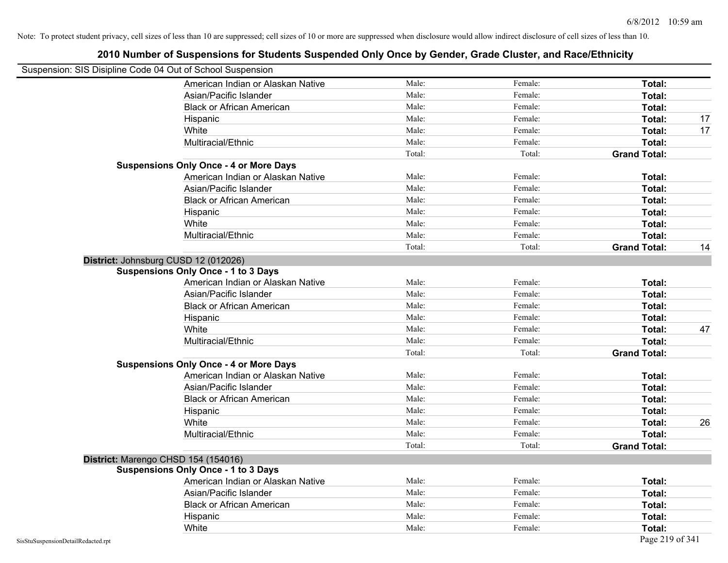Note: To protect student privacy, cell sizes of less than 10 are suppressed; cell sizes of 10 or more are suppressed when disclosure would allow indirect disclosure of cell sizes of less than 10.

# 2010 Number of Suspensions for Students Suspended Only Once by Gender, Grade Cluster, and Race/Ethnicity

Suspension: SIS Disipline Code 04 Out of School Suspension

| | | | | |
|---|---|---|---|---|
| American Indian or Alaskan Native | Male: | Female: | **Total:** | |
| Asian/Pacific Islander | Male: | Female: | **Total:** | |
| Black or African American | Male: | Female: | **Total:** | |
| Hispanic | Male: | Female: | **Total:** | 17 |
| White | Male: | Female: | **Total:** | 17 |
| Multiracial/Ethnic | Male: | Female: | **Total:** | |
| | Total: | Total: | **Grand Total:** | |

**Suspensions Only Once - 4 or More Days**

| | | | | |
|---|---|---|---|---|
| American Indian or Alaskan Native | Male: | Female: | **Total:** | |
| Asian/Pacific Islander | Male: | Female: | **Total:** | |
| Black or African American | Male: | Female: | **Total:** | |
| Hispanic | Male: | Female: | **Total:** | |
| White | Male: | Female: | **Total:** | |
| Multiracial/Ethnic | Male: | Female: | **Total:** | |
| | Total: | Total: | **Grand Total:** | 14 |

## District: Johnsburg CUSD 12 (012026)

**Suspensions Only Once - 1 to 3 Days**

| | | | | |
|---|---|---|---|---|
| American Indian or Alaskan Native | Male: | Female: | **Total:** | |
| Asian/Pacific Islander | Male: | Female: | **Total:** | |
| Black or African American | Male: | Female: | **Total:** | |
| Hispanic | Male: | Female: | **Total:** | |
| White | Male: | Female: | **Total:** | 47 |
| Multiracial/Ethnic | Male: | Female: | **Total:** | |
| | Total: | Total: | **Grand Total:** | |

**Suspensions Only Once - 4 or More Days**

| | | | | |
|---|---|---|---|---|
| American Indian or Alaskan Native | Male: | Female: | **Total:** | |
| Asian/Pacific Islander | Male: | Female: | **Total:** | |
| Black or African American | Male: | Female: | **Total:** | |
| Hispanic | Male: | Female: | **Total:** | |
| White | Male: | Female: | **Total:** | 26 |
| Multiracial/Ethnic | Male: | Female: | **Total:** | |
| | Total: | Total: | **Grand Total:** | |

## District: Marengo CHSD 154 (154016)

**Suspensions Only Once - 1 to 3 Days**

| | | | | |
|---|---|---|---|---|
| American Indian or Alaskan Native | Male: | Female: | **Total:** | |
| Asian/Pacific Islander | Male: | Female: | **Total:** | |
| Black or African American | Male: | Female: | **Total:** | |
| Hispanic | Male: | Female: | **Total:** | |
| White | Male: | Female: | **Total:** | |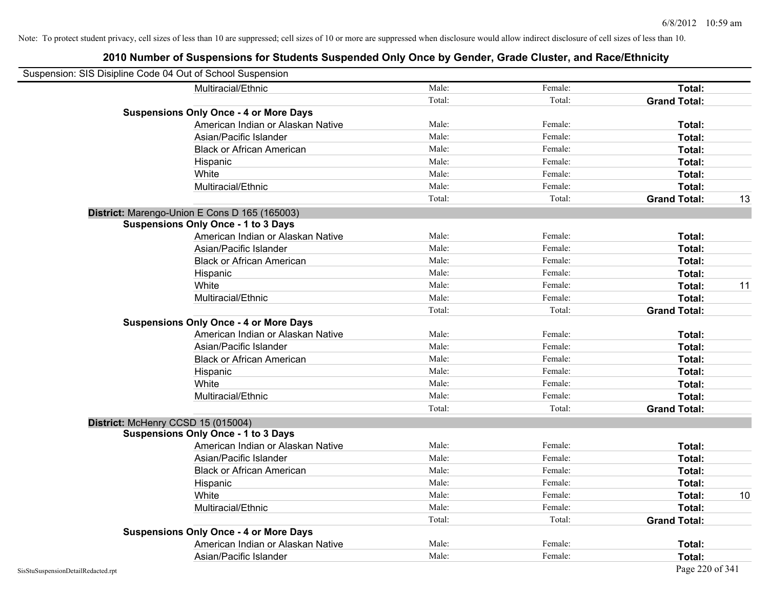Note: To protect student privacy, cell sizes of less than 10 are suppressed; cell sizes of 10 or more are suppressed when disclosure would allow indirect disclosure of cell sizes of less than 10.

# 2010 Number of Suspensions for Students Suspended Only Once by Gender, Grade Cluster, and Race/Ethnicity

Suspension: SIS Disipline Code 04 Out of School Suspension

| | | | | | |
|---|---|---|---|---|---|
| | Multiracial/Ethnic | Male: | Female: | **Total:** | |
| | | Total: | Total: | **Grand Total:** | |
| **Suspensions Only Once - 4 or More Days** | | | | | |
| | American Indian or Alaskan Native | Male: | Female: | **Total:** | |
| | Asian/Pacific Islander | Male: | Female: | **Total:** | |
| | Black or African American | Male: | Female: | **Total:** | |
| | Hispanic | Male: | Female: | **Total:** | |
| | White | Male: | Female: | **Total:** | |
| | Multiracial/Ethnic | Male: | Female: | **Total:** | |
| | | Total: | Total: | **Grand Total:** | 13 |
| **District:** Marengo-Union E Cons D 165 (165003) | | | | | |
| **Suspensions Only Once - 1 to 3 Days** | | | | | |
| | American Indian or Alaskan Native | Male: | Female: | **Total:** | |
| | Asian/Pacific Islander | Male: | Female: | **Total:** | |
| | Black or African American | Male: | Female: | **Total:** | |
| | Hispanic | Male: | Female: | **Total:** | |
| | White | Male: | Female: | **Total:** | 11 |
| | Multiracial/Ethnic | Male: | Female: | **Total:** | |
| | | Total: | Total: | **Grand Total:** | |
| **Suspensions Only Once - 4 or More Days** | | | | | |
| | American Indian or Alaskan Native | Male: | Female: | **Total:** | |
| | Asian/Pacific Islander | Male: | Female: | **Total:** | |
| | Black or African American | Male: | Female: | **Total:** | |
| | Hispanic | Male: | Female: | **Total:** | |
| | White | Male: | Female: | **Total:** | |
| | Multiracial/Ethnic | Male: | Female: | **Total:** | |
| | | Total: | Total: | **Grand Total:** | |
| **District:** McHenry CCSD 15 (015004) | | | | | |
| **Suspensions Only Once - 1 to 3 Days** | | | | | |
| | American Indian or Alaskan Native | Male: | Female: | **Total:** | |
| | Asian/Pacific Islander | Male: | Female: | **Total:** | |
| | Black or African American | Male: | Female: | **Total:** | |
| | Hispanic | Male: | Female: | **Total:** | |
| | White | Male: | Female: | **Total:** | 10 |
| | Multiracial/Ethnic | Male: | Female: | **Total:** | |
| | | Total: | Total: | **Grand Total:** | |
| **Suspensions Only Once - 4 or More Days** | | | | | |
| | American Indian or Alaskan Native | Male: | Female: | **Total:** | |
| | Asian/Pacific Islander | Male: | Female: | **Total:** | |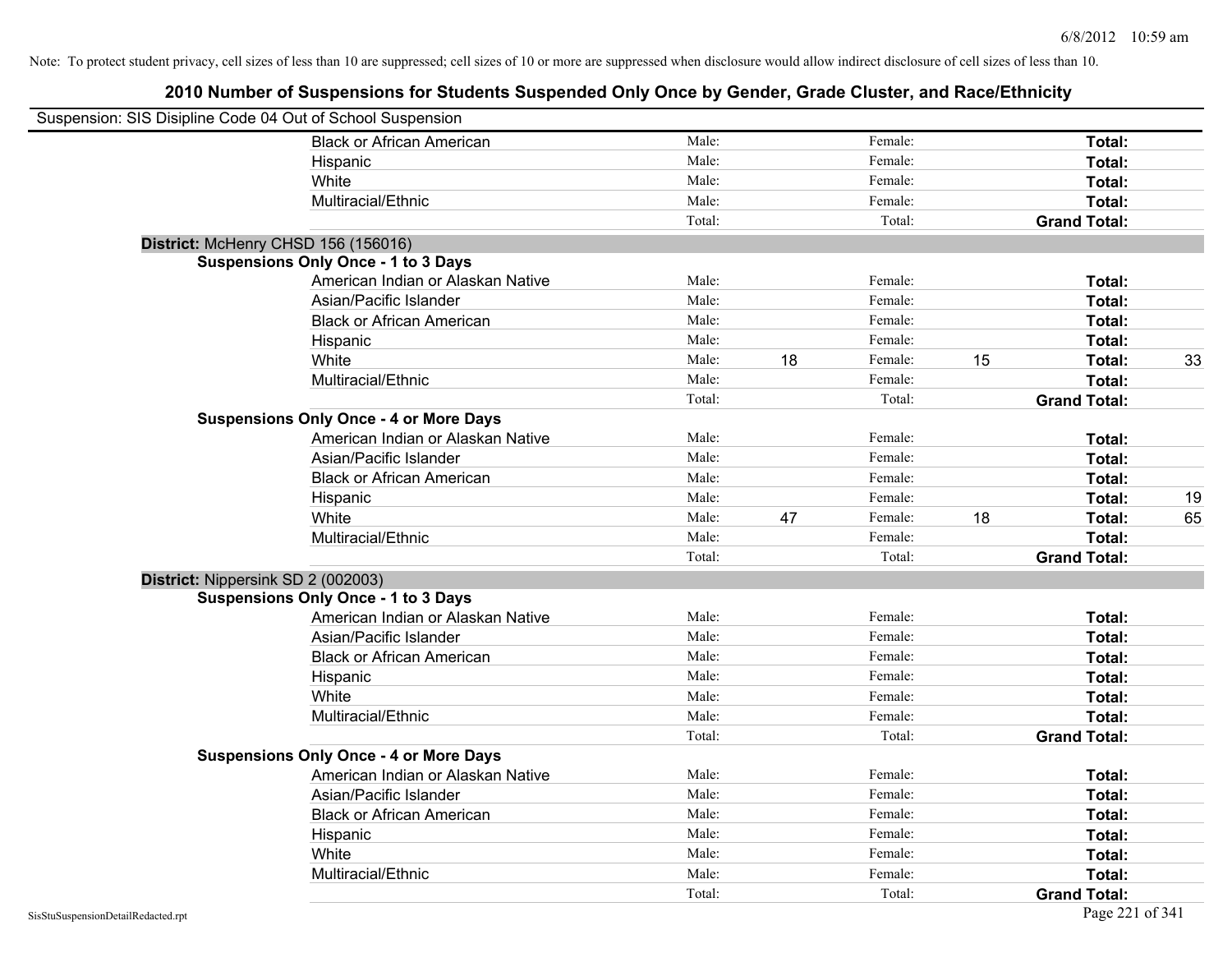Note: To protect student privacy, cell sizes of less than 10 are suppressed; cell sizes of 10 or more are suppressed when disclosure would allow indirect disclosure of cell sizes of less than 10.

# 2010 Number of Suspensions for Students Suspended Only Once by Gender, Grade Cluster, and Race/Ethnicity

Suspension: SIS Disipline Code 04 Out of School Suspension

| | | | | | | |
|---|---|---|---|---|---|---|
| Black or African American | Male: | | Female: | | **Total:** | |
| Hispanic | Male: | | Female: | | **Total:** | |
| White | Male: | | Female: | | **Total:** | |
| Multiracial/Ethnic | Male: | | Female: | | **Total:** | |
| | Total: | | Total: | | **Grand Total:** | |

**District:** McHenry CHSD 156 (156016)

**Suspensions Only Once - 1 to 3 Days**

| | | | | | | |
|---|---|---|---|---|---|---|
| American Indian or Alaskan Native | Male: | | Female: | | **Total:** | |
| Asian/Pacific Islander | Male: | | Female: | | **Total:** | |
| Black or African American | Male: | | Female: | | **Total:** | |
| Hispanic | Male: | | Female: | | **Total:** | |
| White | Male: | 18 | Female: | 15 | **Total:** | 33 |
| Multiracial/Ethnic | Male: | | Female: | | **Total:** | |
| | Total: | | Total: | | **Grand Total:** | |

**Suspensions Only Once - 4 or More Days**

| | | | | | | |
|---|---|---|---|---|---|---|
| American Indian or Alaskan Native | Male: | | Female: | | **Total:** | |
| Asian/Pacific Islander | Male: | | Female: | | **Total:** | |
| Black or African American | Male: | | Female: | | **Total:** | |
| Hispanic | Male: | | Female: | | **Total:** | 19 |
| White | Male: | 47 | Female: | 18 | **Total:** | 65 |
| Multiracial/Ethnic | Male: | | Female: | | **Total:** | |
| | Total: | | Total: | | **Grand Total:** | |

**District:** Nippersink SD 2 (002003)

**Suspensions Only Once - 1 to 3 Days**

| | | | | | | |
|---|---|---|---|---|---|---|
| American Indian or Alaskan Native | Male: | | Female: | | **Total:** | |
| Asian/Pacific Islander | Male: | | Female: | | **Total:** | |
| Black or African American | Male: | | Female: | | **Total:** | |
| Hispanic | Male: | | Female: | | **Total:** | |
| White | Male: | | Female: | | **Total:** | |
| Multiracial/Ethnic | Male: | | Female: | | **Total:** | |
| | Total: | | Total: | | **Grand Total:** | |

**Suspensions Only Once - 4 or More Days**

| | | | | | | |
|---|---|---|---|---|---|---|
| American Indian or Alaskan Native | Male: | | Female: | | **Total:** | |
| Asian/Pacific Islander | Male: | | Female: | | **Total:** | |
| Black or African American | Male: | | Female: | | **Total:** | |
| Hispanic | Male: | | Female: | | **Total:** | |
| White | Male: | | Female: | | **Total:** | |
| Multiracial/Ethnic | Male: | | Female: | | **Total:** | |
| | Total: | | Total: | | **Grand Total:** | |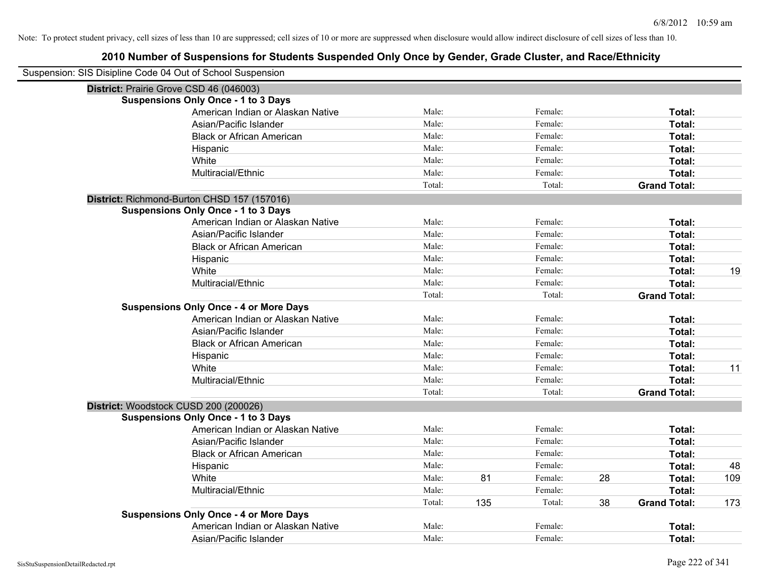Note: To protect student privacy, cell sizes of less than 10 are suppressed; cell sizes of 10 or more are suppressed when disclosure would allow indirect disclosure of cell sizes of less than 10.

## 2010 Number of Suspensions for Students Suspended Only Once by Gender, Grade Cluster, and Race/Ethnicity

Suspension: SIS Disipline Code 04 Out of School Suspension

**District:** Prairie Grove CSD 46 (046003)

**Suspensions Only Once - 1 to 3 Days**

| Race/Ethnicity | | | | | | |
|---|---|---|---|---|---|---|
| American Indian or Alaskan Native | Male: | | Female: | | **Total:** | |
| Asian/Pacific Islander | Male: | | Female: | | **Total:** | |
| Black or African American | Male: | | Female: | | **Total:** | |
| Hispanic | Male: | | Female: | | **Total:** | |
| White | Male: | | Female: | | **Total:** | |
| Multiracial/Ethnic | Male: | | Female: | | **Total:** | |
| | Total: | | Total: | | **Grand Total:** | |

**District:** Richmond-Burton CHSD 157 (157016)

**Suspensions Only Once - 1 to 3 Days**

| Race/Ethnicity | | | | | | |
|---|---|---|---|---|---|---|
| American Indian or Alaskan Native | Male: | | Female: | | **Total:** | |
| Asian/Pacific Islander | Male: | | Female: | | **Total:** | |
| Black or African American | Male: | | Female: | | **Total:** | |
| Hispanic | Male: | | Female: | | **Total:** | |
| White | Male: | | Female: | | **Total:** | 19 |
| Multiracial/Ethnic | Male: | | Female: | | **Total:** | |
| | Total: | | Total: | | **Grand Total:** | |

**Suspensions Only Once - 4 or More Days**

| Race/Ethnicity | | | | | | |
|---|---|---|---|---|---|---|
| American Indian or Alaskan Native | Male: | | Female: | | **Total:** | |
| Asian/Pacific Islander | Male: | | Female: | | **Total:** | |
| Black or African American | Male: | | Female: | | **Total:** | |
| Hispanic | Male: | | Female: | | **Total:** | |
| White | Male: | | Female: | | **Total:** | 11 |
| Multiracial/Ethnic | Male: | | Female: | | **Total:** | |
| | Total: | | Total: | | **Grand Total:** | |

**District:** Woodstock CUSD 200 (200026)

**Suspensions Only Once - 1 to 3 Days**

| Race/Ethnicity | | | | | | |
|---|---|---|---|---|---|---|
| American Indian or Alaskan Native | Male: | | Female: | | **Total:** | |
| Asian/Pacific Islander | Male: | | Female: | | **Total:** | |
| Black or African American | Male: | | Female: | | **Total:** | |
| Hispanic | Male: | | Female: | | **Total:** | 48 |
| White | Male: | 81 | Female: | 28 | **Total:** | 109 |
| Multiracial/Ethnic | Male: | | Female: | | **Total:** | |
| | Total: | 135 | Total: | 38 | **Grand Total:** | 173 |

**Suspensions Only Once - 4 or More Days**

| Race/Ethnicity | | | | | | |
|---|---|---|---|---|---|---|
| American Indian or Alaskan Native | Male: | | Female: | | **Total:** | |
| Asian/Pacific Islander | Male: | | Female: | | **Total:** | |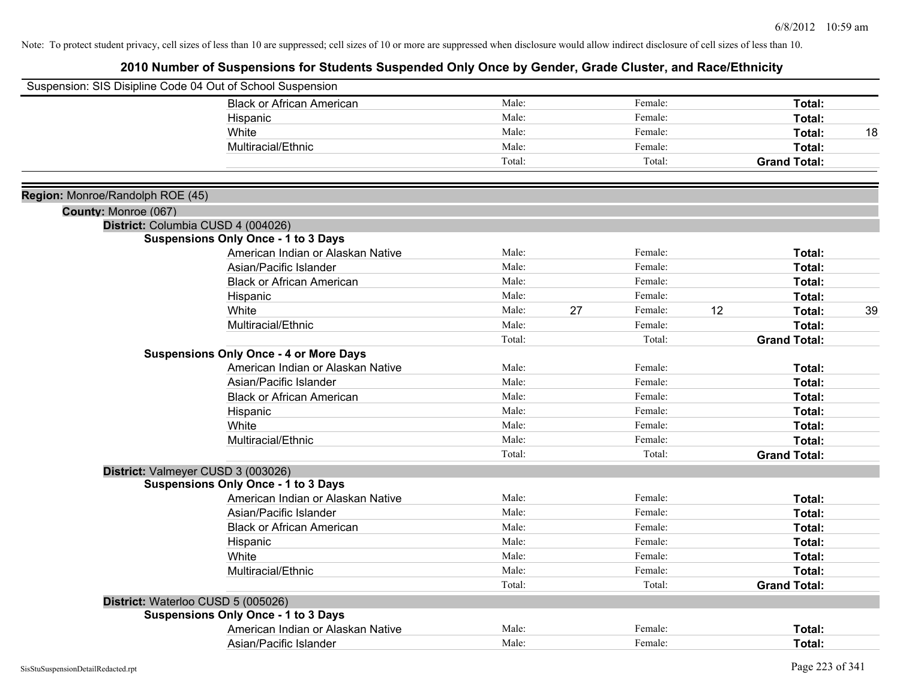Note: To protect student privacy, cell sizes of less than 10 are suppressed; cell sizes of 10 or more are suppressed when disclosure would allow indirect disclosure of cell sizes of less than 10.

## 2010 Number of Suspensions for Students Suspended Only Once by Gender, Grade Cluster, and Race/Ethnicity

Suspension: SIS Disipline Code 04 Out of School Suspension

| | Male: | | Female: | | | |
|---|---|---|---|---|---|---|
| Black or African American | Male: | | Female: | | Total: | |
| Hispanic | Male: | | Female: | | Total: | |
| White | Male: | | Female: | | Total: | 18 |
| Multiracial/Ethnic | Male: | | Female: | | Total: | |
| | Total: | | Total: | | Grand Total: | |

**Region:** Monroe/Randolph ROE (45)

**County:** Monroe (067)

**District:** Columbia CUSD 4 (004026)

**Suspensions Only Once - 1 to 3 Days**

| | | | | | | |
|---|---|---|---|---|---|---|
| American Indian or Alaskan Native | Male: | | Female: | | Total: | |
| Asian/Pacific Islander | Male: | | Female: | | Total: | |
| Black or African American | Male: | | Female: | | Total: | |
| Hispanic | Male: | | Female: | | Total: | |
| White | Male: | 27 | Female: | 12 | Total: | 39 |
| Multiracial/Ethnic | Male: | | Female: | | Total: | |
| | Total: | | Total: | | Grand Total: | |

**Suspensions Only Once - 4 or More Days**

| | | | | | | |
|---|---|---|---|---|---|---|
| American Indian or Alaskan Native | Male: | | Female: | | Total: | |
| Asian/Pacific Islander | Male: | | Female: | | Total: | |
| Black or African American | Male: | | Female: | | Total: | |
| Hispanic | Male: | | Female: | | Total: | |
| White | Male: | | Female: | | Total: | |
| Multiracial/Ethnic | Male: | | Female: | | Total: | |
| | Total: | | Total: | | Grand Total: | |

**District:** Valmeyer CUSD 3 (003026)

**Suspensions Only Once - 1 to 3 Days**

| | | | | | | |
|---|---|---|---|---|---|---|
| American Indian or Alaskan Native | Male: | | Female: | | Total: | |
| Asian/Pacific Islander | Male: | | Female: | | Total: | |
| Black or African American | Male: | | Female: | | Total: | |
| Hispanic | Male: | | Female: | | Total: | |
| White | Male: | | Female: | | Total: | |
| Multiracial/Ethnic | Male: | | Female: | | Total: | |
| | Total: | | Total: | | Grand Total: | |

**District:** Waterloo CUSD 5 (005026)

**Suspensions Only Once - 1 to 3 Days**

| | | | | | | |
|---|---|---|---|---|---|---|
| American Indian or Alaskan Native | Male: | | Female: | | Total: | |
| Asian/Pacific Islander | Male: | | Female: | | Total: | |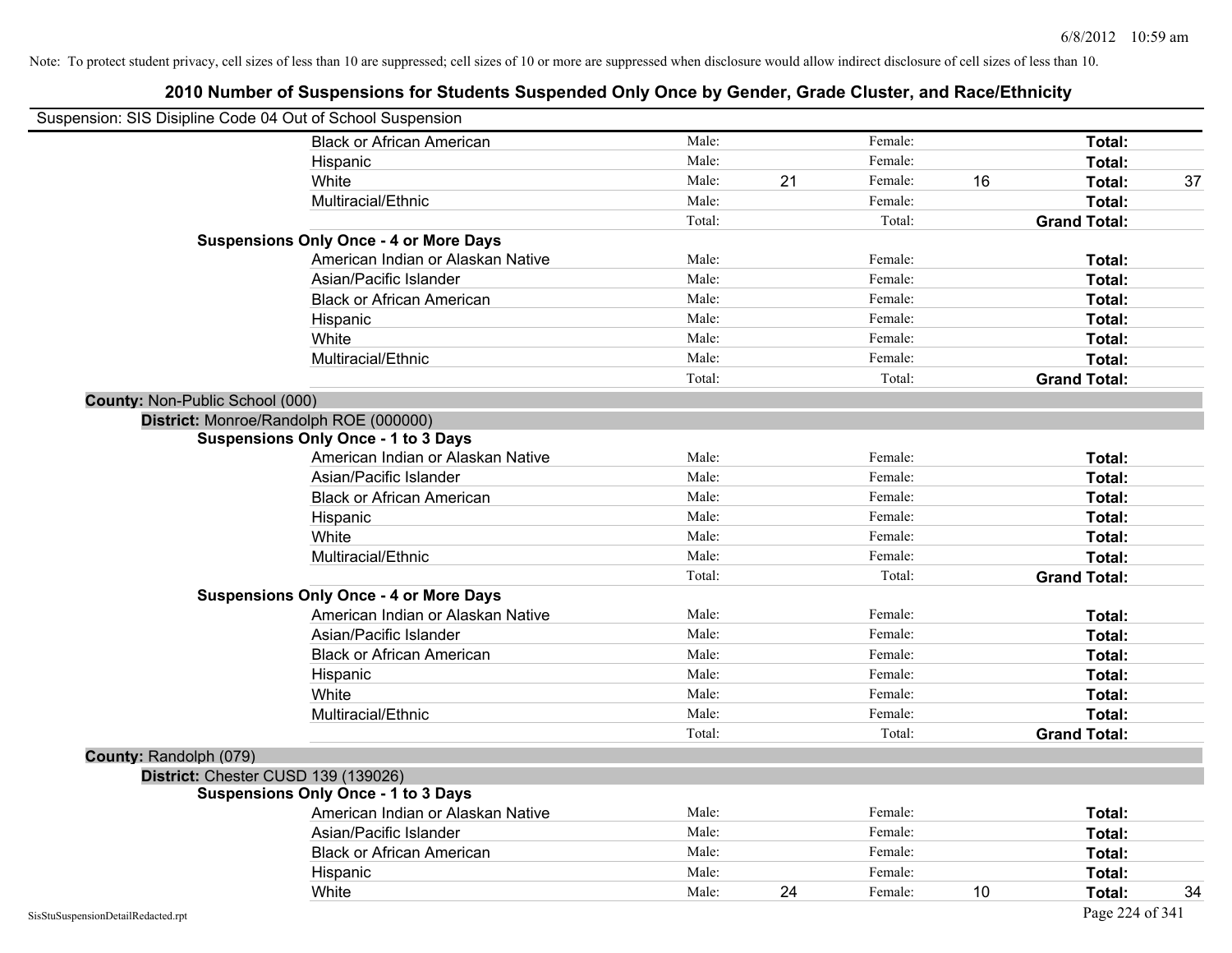Note: To protect student privacy, cell sizes of less than 10 are suppressed; cell sizes of 10 or more are suppressed when disclosure would allow indirect disclosure of cell sizes of less than 10.

## 2010 Number of Suspensions for Students Suspended Only Once by Gender, Grade Cluster, and Race/Ethnicity

Suspension: SIS Disipline Code 04 Out of School Suspension

| | | | | | | |
|---|---|---|---|---|---|---|
| Black or African American | Male: | | Female: | | Total: | |
| Hispanic | Male: | | Female: | | Total: | |
| White | Male: | 21 | Female: | 16 | Total: | 37 |
| Multiracial/Ethnic | Male: | | Female: | | Total: | |
| | Total: | | Total: | | Grand Total: | |

**Suspensions Only Once - 4 or More Days**

| | | | | | | |
|---|---|---|---|---|---|---|
| American Indian or Alaskan Native | Male: | | Female: | | Total: | |
| Asian/Pacific Islander | Male: | | Female: | | Total: | |
| Black or African American | Male: | | Female: | | Total: | |
| Hispanic | Male: | | Female: | | Total: | |
| White | Male: | | Female: | | Total: | |
| Multiracial/Ethnic | Male: | | Female: | | Total: | |
| | Total: | | Total: | | Grand Total: | |

**County:** Non-Public School (000)

**District:** Monroe/Randolph ROE (000000)

**Suspensions Only Once - 1 to 3 Days**

| | | | | | | |
|---|---|---|---|---|---|---|
| American Indian or Alaskan Native | Male: | | Female: | | Total: | |
| Asian/Pacific Islander | Male: | | Female: | | Total: | |
| Black or African American | Male: | | Female: | | Total: | |
| Hispanic | Male: | | Female: | | Total: | |
| White | Male: | | Female: | | Total: | |
| Multiracial/Ethnic | Male: | | Female: | | Total: | |
| | Total: | | Total: | | Grand Total: | |

**Suspensions Only Once - 4 or More Days**

| | | | | | | |
|---|---|---|---|---|---|---|
| American Indian or Alaskan Native | Male: | | Female: | | Total: | |
| Asian/Pacific Islander | Male: | | Female: | | Total: | |
| Black or African American | Male: | | Female: | | Total: | |
| Hispanic | Male: | | Female: | | Total: | |
| White | Male: | | Female: | | Total: | |
| Multiracial/Ethnic | Male: | | Female: | | Total: | |
| | Total: | | Total: | | Grand Total: | |

**County:** Randolph (079)

**District:** Chester CUSD 139 (139026)

**Suspensions Only Once - 1 to 3 Days**

| | | | | | | |
|---|---|---|---|---|---|---|
| American Indian or Alaskan Native | Male: | | Female: | | Total: | |
| Asian/Pacific Islander | Male: | | Female: | | Total: | |
| Black or African American | Male: | | Female: | | Total: | |
| Hispanic | Male: | | Female: | | Total: | |
| White | Male: | 24 | Female: | 10 | Total: | 34 |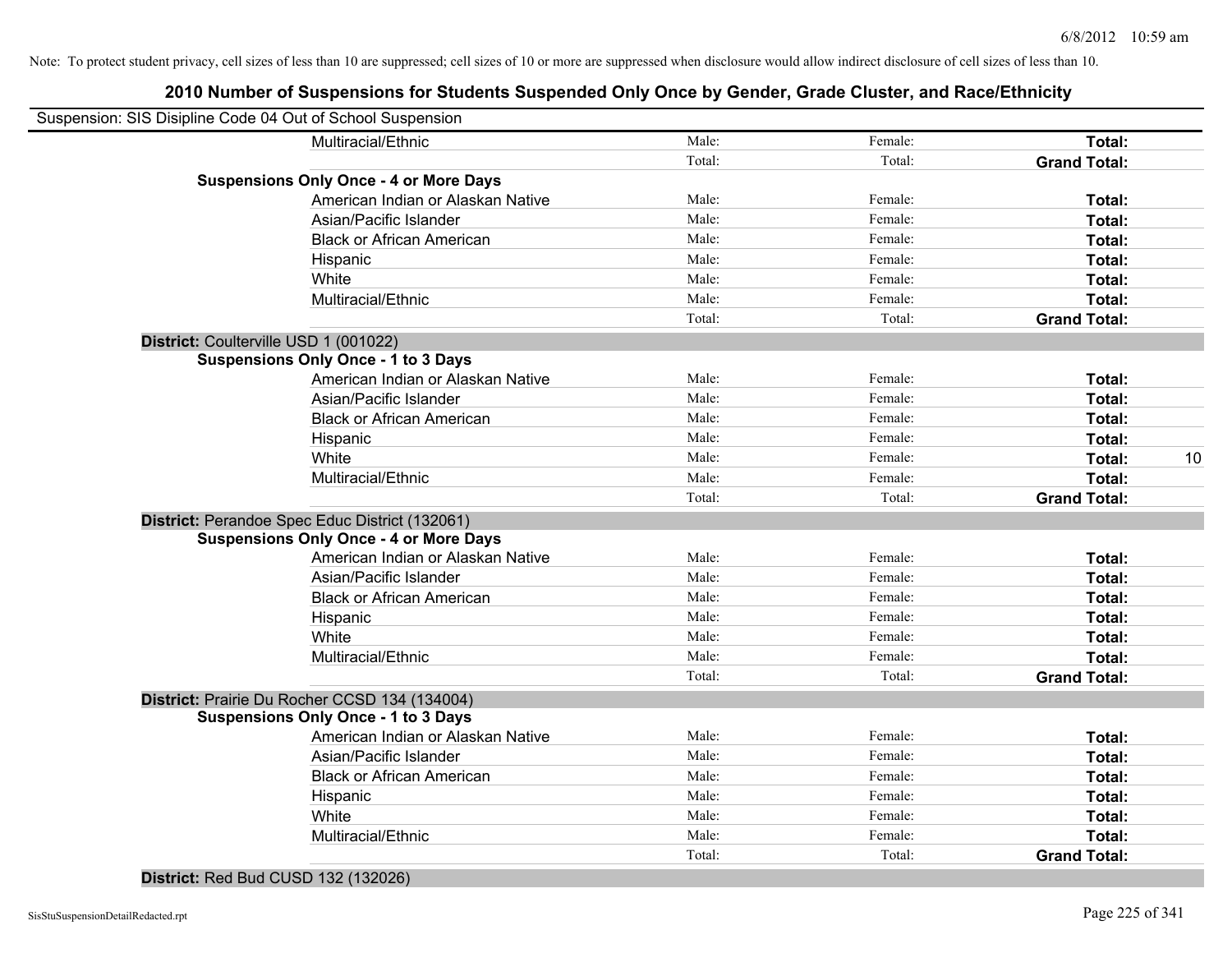Note: To protect student privacy, cell sizes of less than 10 are suppressed; cell sizes of 10 or more are suppressed when disclosure would allow indirect disclosure of cell sizes of less than 10.

## 2010 Number of Suspensions for Students Suspended Only Once by Gender, Grade Cluster, and Race/Ethnicity

Suspension: SIS Disipline Code 04 Out of School Suspension

| | | | | | |
|---|---|---|---|---|---|
| | Multiracial/Ethnic | Male: | Female: | **Total:** | |
| | | Total: | Total: | **Grand Total:** | |
| **Suspensions Only Once - 4 or More Days** | | | | | |
| | American Indian or Alaskan Native | Male: | Female: | **Total:** | |
| | Asian/Pacific Islander | Male: | Female: | **Total:** | |
| | Black or African American | Male: | Female: | **Total:** | |
| | Hispanic | Male: | Female: | **Total:** | |
| | White | Male: | Female: | **Total:** | |
| | Multiracial/Ethnic | Male: | Female: | **Total:** | |
| | | Total: | Total: | **Grand Total:** | |
| **District:** Coulterville USD 1 (001022) | | | | | |
| **Suspensions Only Once - 1 to 3 Days** | | | | | |
| | American Indian or Alaskan Native | Male: | Female: | **Total:** | |
| | Asian/Pacific Islander | Male: | Female: | **Total:** | |
| | Black or African American | Male: | Female: | **Total:** | |
| | Hispanic | Male: | Female: | **Total:** | |
| | White | Male: | Female: | **Total:** | 10 |
| | Multiracial/Ethnic | Male: | Female: | **Total:** | |
| | | Total: | Total: | **Grand Total:** | |
| **District:** Perandoe Spec Educ District (132061) | | | | | |
| **Suspensions Only Once - 4 or More Days** | | | | | |
| | American Indian or Alaskan Native | Male: | Female: | **Total:** | |
| | Asian/Pacific Islander | Male: | Female: | **Total:** | |
| | Black or African American | Male: | Female: | **Total:** | |
| | Hispanic | Male: | Female: | **Total:** | |
| | White | Male: | Female: | **Total:** | |
| | Multiracial/Ethnic | Male: | Female: | **Total:** | |
| | | Total: | Total: | **Grand Total:** | |
| **District:** Prairie Du Rocher CCSD 134 (134004) | | | | | |
| **Suspensions Only Once - 1 to 3 Days** | | | | | |
| | American Indian or Alaskan Native | Male: | Female: | **Total:** | |
| | Asian/Pacific Islander | Male: | Female: | **Total:** | |
| | Black or African American | Male: | Female: | **Total:** | |
| | Hispanic | Male: | Female: | **Total:** | |
| | White | Male: | Female: | **Total:** | |
| | Multiracial/Ethnic | Male: | Female: | **Total:** | |
| | | Total: | Total: | **Grand Total:** | |
| **District:** Red Bud CUSD 132 (132026) | | | | | |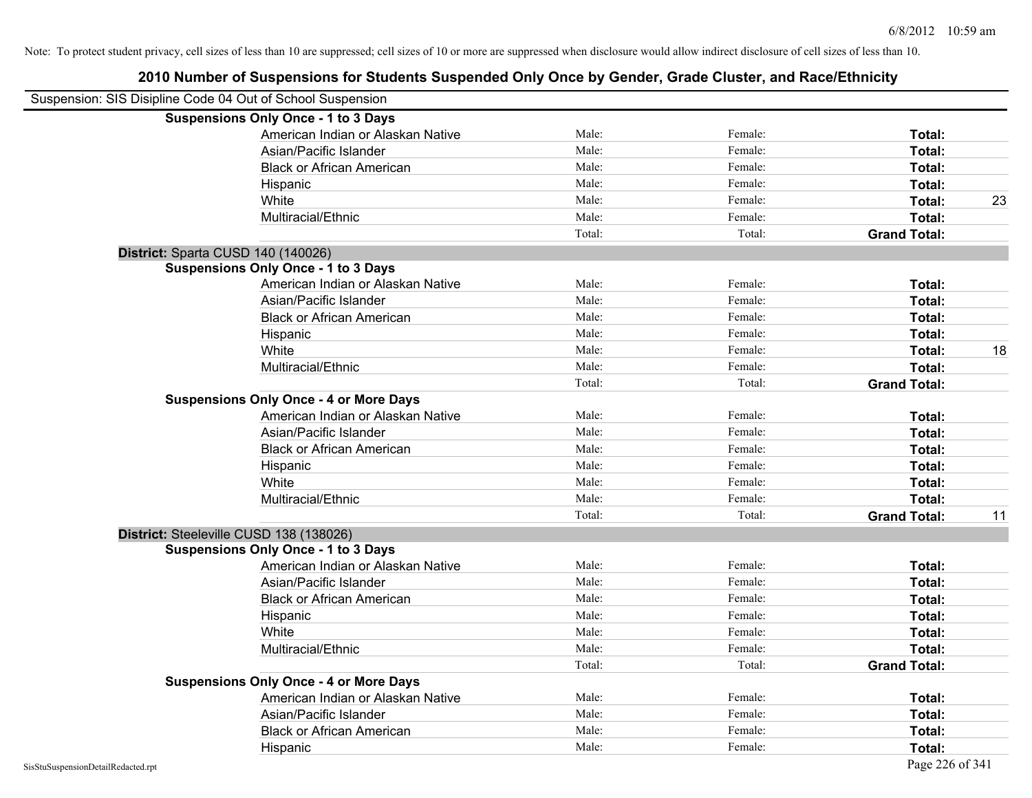Note: To protect student privacy, cell sizes of less than 10 are suppressed; cell sizes of 10 or more are suppressed when disclosure would allow indirect disclosure of cell sizes of less than 10.

# 2010 Number of Suspensions for Students Suspended Only Once by Gender, Grade Cluster, and Race/Ethnicity

Suspension: SIS Disipline Code 04 Out of School Suspension

| | | | | |
|---|---|---|---|---|
| **Suspensions Only Once - 1 to 3 Days** | | | | |
| American Indian or Alaskan Native | Male: | Female: | **Total:** | |
| Asian/Pacific Islander | Male: | Female: | **Total:** | |
| Black or African American | Male: | Female: | **Total:** | |
| Hispanic | Male: | Female: | **Total:** | |
| White | Male: | Female: | **Total:** | 23 |
| Multiracial/Ethnic | Male: | Female: | **Total:** | |
| | Total: | Total: | **Grand Total:** | |
| **District:** Sparta CUSD 140 (140026) | | | | |
| **Suspensions Only Once - 1 to 3 Days** | | | | |
| American Indian or Alaskan Native | Male: | Female: | **Total:** | |
| Asian/Pacific Islander | Male: | Female: | **Total:** | |
| Black or African American | Male: | Female: | **Total:** | |
| Hispanic | Male: | Female: | **Total:** | |
| White | Male: | Female: | **Total:** | 18 |
| Multiracial/Ethnic | Male: | Female: | **Total:** | |
| | Total: | Total: | **Grand Total:** | |
| **Suspensions Only Once - 4 or More Days** | | | | |
| American Indian or Alaskan Native | Male: | Female: | **Total:** | |
| Asian/Pacific Islander | Male: | Female: | **Total:** | |
| Black or African American | Male: | Female: | **Total:** | |
| Hispanic | Male: | Female: | **Total:** | |
| White | Male: | Female: | **Total:** | |
| Multiracial/Ethnic | Male: | Female: | **Total:** | |
| | Total: | Total: | **Grand Total:** | 11 |
| **District:** Steeleville CUSD 138 (138026) | | | | |
| **Suspensions Only Once - 1 to 3 Days** | | | | |
| American Indian or Alaskan Native | Male: | Female: | **Total:** | |
| Asian/Pacific Islander | Male: | Female: | **Total:** | |
| Black or African American | Male: | Female: | **Total:** | |
| Hispanic | Male: | Female: | **Total:** | |
| White | Male: | Female: | **Total:** | |
| Multiracial/Ethnic | Male: | Female: | **Total:** | |
| | Total: | Total: | **Grand Total:** | |
| **Suspensions Only Once - 4 or More Days** | | | | |
| American Indian or Alaskan Native | Male: | Female: | **Total:** | |
| Asian/Pacific Islander | Male: | Female: | **Total:** | |
| Black or African American | Male: | Female: | **Total:** | |
| Hispanic | Male: | Female: | **Total:** | |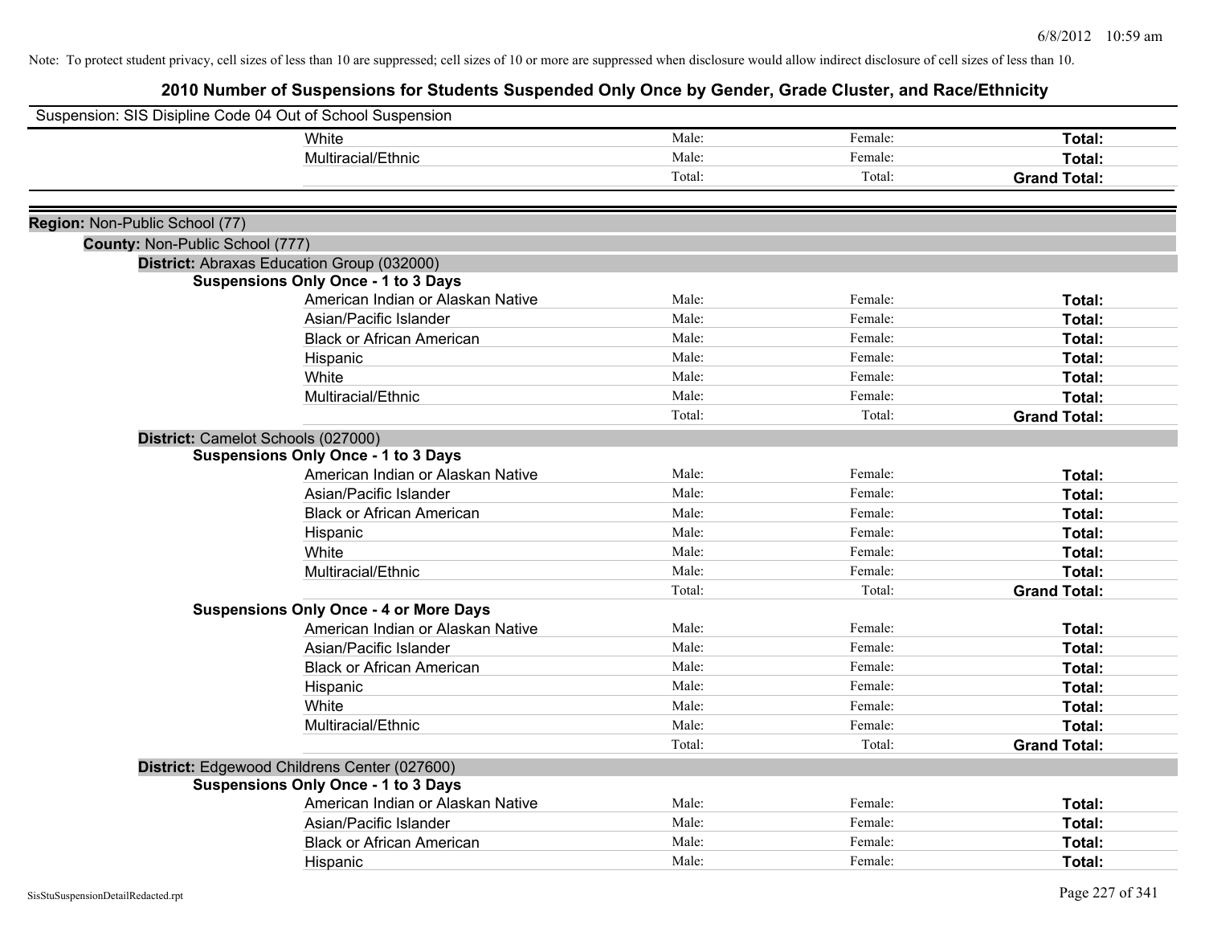Note: To protect student privacy, cell sizes of less than 10 are suppressed; cell sizes of 10 or more are suppressed when disclosure would allow indirect disclosure of cell sizes of less than 10.

# 2010 Number of Suspensions for Students Suspended Only Once by Gender, Grade Cluster, and Race/Ethnicity

Suspension: SIS Disipline Code 04 Out of School Suspension

| | | | |
|---|---|---|---|
| White | Male: | Female: | **Total:** |
| Multiracial/Ethnic | Male: | Female: | **Total:** |
| | Total: | Total: | **Grand Total:** |

**Region:** Non-Public School (77)

**County:** Non-Public School (777)

**District:** Abraxas Education Group (032000)

**Suspensions Only Once - 1 to 3 Days**

| | | | |
|---|---|---|---|
| American Indian or Alaskan Native | Male: | Female: | **Total:** |
| Asian/Pacific Islander | Male: | Female: | **Total:** |
| Black or African American | Male: | Female: | **Total:** |
| Hispanic | Male: | Female: | **Total:** |
| White | Male: | Female: | **Total:** |
| Multiracial/Ethnic | Male: | Female: | **Total:** |
| | Total: | Total: | **Grand Total:** |

**District:** Camelot Schools (027000)

**Suspensions Only Once - 1 to 3 Days**

| | | | |
|---|---|---|---|
| American Indian or Alaskan Native | Male: | Female: | **Total:** |
| Asian/Pacific Islander | Male: | Female: | **Total:** |
| Black or African American | Male: | Female: | **Total:** |
| Hispanic | Male: | Female: | **Total:** |
| White | Male: | Female: | **Total:** |
| Multiracial/Ethnic | Male: | Female: | **Total:** |
| | Total: | Total: | **Grand Total:** |

**Suspensions Only Once - 4 or More Days**

| | | | |
|---|---|---|---|
| American Indian or Alaskan Native | Male: | Female: | **Total:** |
| Asian/Pacific Islander | Male: | Female: | **Total:** |
| Black or African American | Male: | Female: | **Total:** |
| Hispanic | Male: | Female: | **Total:** |
| White | Male: | Female: | **Total:** |
| Multiracial/Ethnic | Male: | Female: | **Total:** |
| | Total: | Total: | **Grand Total:** |

**District:** Edgewood Childrens Center (027600)

**Suspensions Only Once - 1 to 3 Days**

| | | | |
|---|---|---|---|
| American Indian or Alaskan Native | Male: | Female: | **Total:** |
| Asian/Pacific Islander | Male: | Female: | **Total:** |
| Black or African American | Male: | Female: | **Total:** |
| Hispanic | Male: | Female: | **Total:** |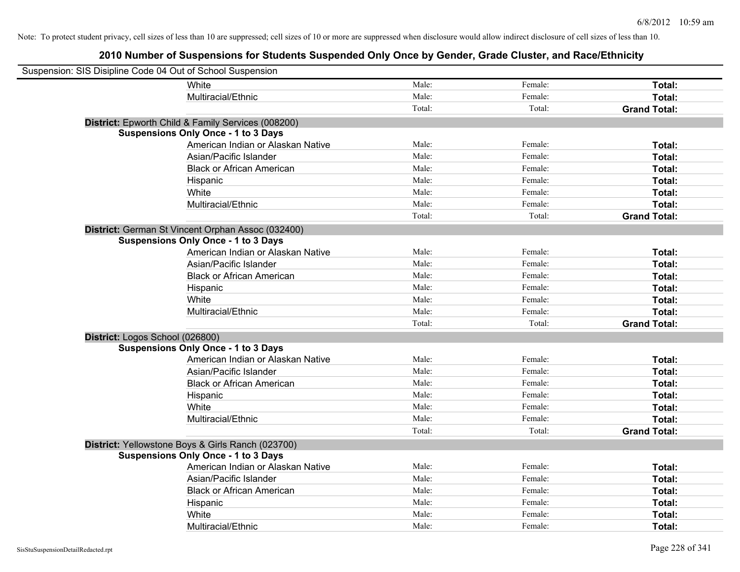Note: To protect student privacy, cell sizes of less than 10 are suppressed; cell sizes of 10 or more are suppressed when disclosure would allow indirect disclosure of cell sizes of less than 10.

# 2010 Number of Suspensions for Students Suspended Only Once by Gender, Grade Cluster, and Race/Ethnicity

Suspension: SIS Disipline Code 04 Out of School Suspension

| | | | |
|---|---|---|---|
| White | Male: | Female: | **Total:** |
| Multiracial/Ethnic | Male: | Female: | **Total:** |
| | Total: | Total: | **Grand Total:** |

**District:** Epworth Child & Family Services (008200)

**Suspensions Only Once - 1 to 3 Days**

| | | | |
|---|---|---|---|
| American Indian or Alaskan Native | Male: | Female: | **Total:** |
| Asian/Pacific Islander | Male: | Female: | **Total:** |
| Black or African American | Male: | Female: | **Total:** |
| Hispanic | Male: | Female: | **Total:** |
| White | Male: | Female: | **Total:** |
| Multiracial/Ethnic | Male: | Female: | **Total:** |
| | Total: | Total: | **Grand Total:** |

**District:** German St Vincent Orphan Assoc (032400)

**Suspensions Only Once - 1 to 3 Days**

| | | | |
|---|---|---|---|
| American Indian or Alaskan Native | Male: | Female: | **Total:** |
| Asian/Pacific Islander | Male: | Female: | **Total:** |
| Black or African American | Male: | Female: | **Total:** |
| Hispanic | Male: | Female: | **Total:** |
| White | Male: | Female: | **Total:** |
| Multiracial/Ethnic | Male: | Female: | **Total:** |
| | Total: | Total: | **Grand Total:** |

**District:** Logos School (026800)

**Suspensions Only Once - 1 to 3 Days**

| | | | |
|---|---|---|---|
| American Indian or Alaskan Native | Male: | Female: | **Total:** |
| Asian/Pacific Islander | Male: | Female: | **Total:** |
| Black or African American | Male: | Female: | **Total:** |
| Hispanic | Male: | Female: | **Total:** |
| White | Male: | Female: | **Total:** |
| Multiracial/Ethnic | Male: | Female: | **Total:** |
| | Total: | Total: | **Grand Total:** |

**District:** Yellowstone Boys & Girls Ranch (023700)

**Suspensions Only Once - 1 to 3 Days**

| | | | |
|---|---|---|---|
| American Indian or Alaskan Native | Male: | Female: | **Total:** |
| Asian/Pacific Islander | Male: | Female: | **Total:** |
| Black or African American | Male: | Female: | **Total:** |
| Hispanic | Male: | Female: | **Total:** |
| White | Male: | Female: | **Total:** |
| Multiracial/Ethnic | Male: | Female: | **Total:** |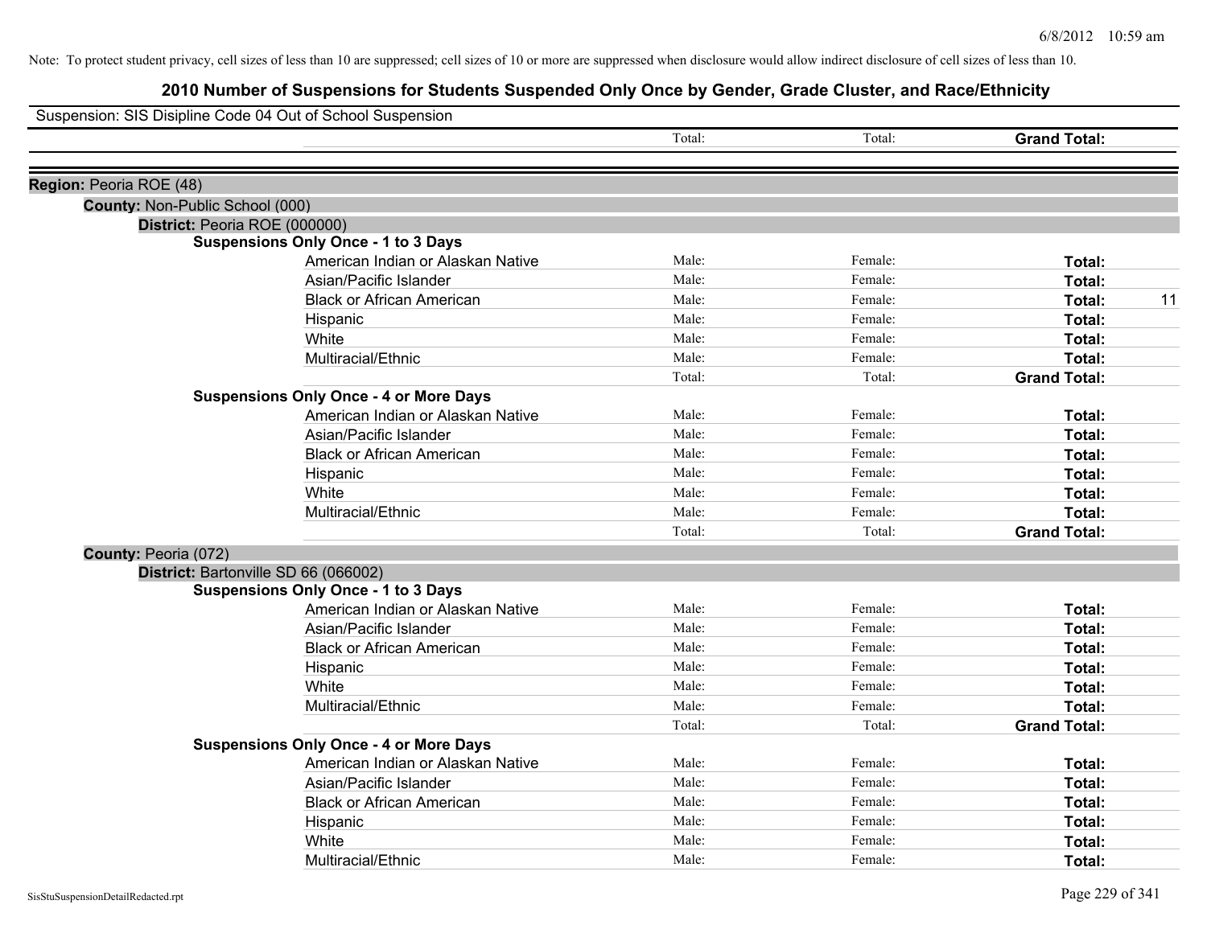Note: To protect student privacy, cell sizes of less than 10 are suppressed; cell sizes of 10 or more are suppressed when disclosure would allow indirect disclosure of cell sizes of less than 10.

# 2010 Number of Suspensions for Students Suspended Only Once by Gender, Grade Cluster, and Race/Ethnicity

Suspension: SIS Disipline Code 04 Out of School Suspension

| | Total: | Total: | Grand Total: | |
|---|---|---|---|---|

**Region:** Peoria ROE (48)

**County:** Non-Public School (000)

**District:** Peoria ROE (000000)

**Suspensions Only Once - 1 to 3 Days**

| | | | | |
|---|---|---|---|---|
| American Indian or Alaskan Native | Male: | Female: | Total: | |
| Asian/Pacific Islander | Male: | Female: | Total: | |
| Black or African American | Male: | Female: | Total: | 11 |
| Hispanic | Male: | Female: | Total: | |
| White | Male: | Female: | Total: | |
| Multiracial/Ethnic | Male: | Female: | Total: | |
| | Total: | Total: | Grand Total: | |

**Suspensions Only Once - 4 or More Days**

| | | | | |
|---|---|---|---|---|
| American Indian or Alaskan Native | Male: | Female: | Total: | |
| Asian/Pacific Islander | Male: | Female: | Total: | |
| Black or African American | Male: | Female: | Total: | |
| Hispanic | Male: | Female: | Total: | |
| White | Male: | Female: | Total: | |
| Multiracial/Ethnic | Male: | Female: | Total: | |
| | Total: | Total: | Grand Total: | |

**County:** Peoria (072)

**District:** Bartonville SD 66 (066002)

**Suspensions Only Once - 1 to 3 Days**

| | | | | |
|---|---|---|---|---|
| American Indian or Alaskan Native | Male: | Female: | Total: | |
| Asian/Pacific Islander | Male: | Female: | Total: | |
| Black or African American | Male: | Female: | Total: | |
| Hispanic | Male: | Female: | Total: | |
| White | Male: | Female: | Total: | |
| Multiracial/Ethnic | Male: | Female: | Total: | |
| | Total: | Total: | Grand Total: | |

**Suspensions Only Once - 4 or More Days**

| | | | | |
|---|---|---|---|---|
| American Indian or Alaskan Native | Male: | Female: | Total: | |
| Asian/Pacific Islander | Male: | Female: | Total: | |
| Black or African American | Male: | Female: | Total: | |
| Hispanic | Male: | Female: | Total: | |
| White | Male: | Female: | Total: | |
| Multiracial/Ethnic | Male: | Female: | Total: | |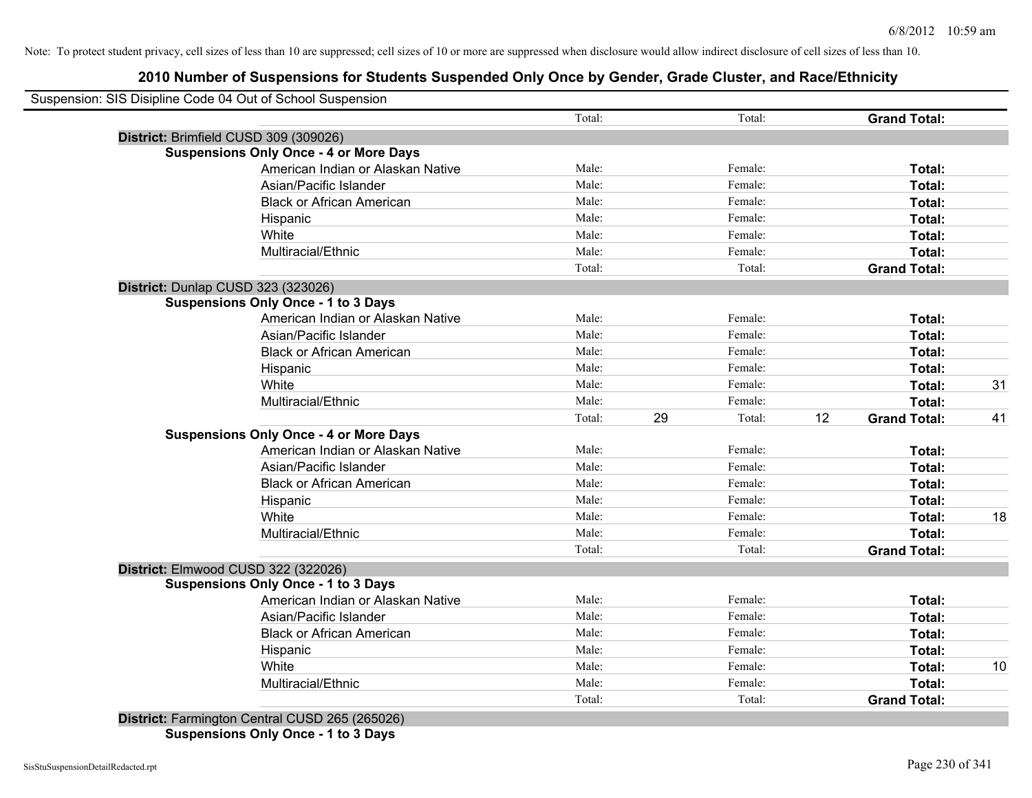Note: To protect student privacy, cell sizes of less than 10 are suppressed; cell sizes of 10 or more are suppressed when disclosure would allow indirect disclosure of cell sizes of less than 10.

## 2010 Number of Suspensions for Students Suspended Only Once by Gender, Grade Cluster, and Race/Ethnicity

Suspension: SIS Disipline Code 04 Out of School Suspension

| | | | | | | |
|---|---|---|---|---|---|---|
| | Total: | | Total: | | **Grand Total:** | |
| **District:** Brimfield CUSD 309 (309026) | | | | | | |
| **Suspensions Only Once - 4 or More Days** | | | | | | |
| American Indian or Alaskan Native | Male: | | Female: | | **Total:** | |
| Asian/Pacific Islander | Male: | | Female: | | **Total:** | |
| Black or African American | Male: | | Female: | | **Total:** | |
| Hispanic | Male: | | Female: | | **Total:** | |
| White | Male: | | Female: | | **Total:** | |
| Multiracial/Ethnic | Male: | | Female: | | **Total:** | |
| | Total: | | Total: | | **Grand Total:** | |
| **District:** Dunlap CUSD 323 (323026) | | | | | | |
| **Suspensions Only Once - 1 to 3 Days** | | | | | | |
| American Indian or Alaskan Native | Male: | | Female: | | **Total:** | |
| Asian/Pacific Islander | Male: | | Female: | | **Total:** | |
| Black or African American | Male: | | Female: | | **Total:** | |
| Hispanic | Male: | | Female: | | **Total:** | |
| White | Male: | | Female: | | **Total:** | 31 |
| Multiracial/Ethnic | Male: | | Female: | | **Total:** | |
| | Total: | 29 | Total: | 12 | **Grand Total:** | 41 |
| **Suspensions Only Once - 4 or More Days** | | | | | | |
| American Indian or Alaskan Native | Male: | | Female: | | **Total:** | |
| Asian/Pacific Islander | Male: | | Female: | | **Total:** | |
| Black or African American | Male: | | Female: | | **Total:** | |
| Hispanic | Male: | | Female: | | **Total:** | |
| White | Male: | | Female: | | **Total:** | 18 |
| Multiracial/Ethnic | Male: | | Female: | | **Total:** | |
| | Total: | | Total: | | **Grand Total:** | |
| **District:** Elmwood CUSD 322 (322026) | | | | | | |
| **Suspensions Only Once - 1 to 3 Days** | | | | | | |
| American Indian or Alaskan Native | Male: | | Female: | | **Total:** | |
| Asian/Pacific Islander | Male: | | Female: | | **Total:** | |
| Black or African American | Male: | | Female: | | **Total:** | |
| Hispanic | Male: | | Female: | | **Total:** | |
| White | Male: | | Female: | | **Total:** | 10 |
| Multiracial/Ethnic | Male: | | Female: | | **Total:** | |
| | Total: | | Total: | | **Grand Total:** | |
| **District:** Farmington Central CUSD 265 (265026) | | | | | | |
| **Suspensions Only Once - 1 to 3 Days** | | | | | | |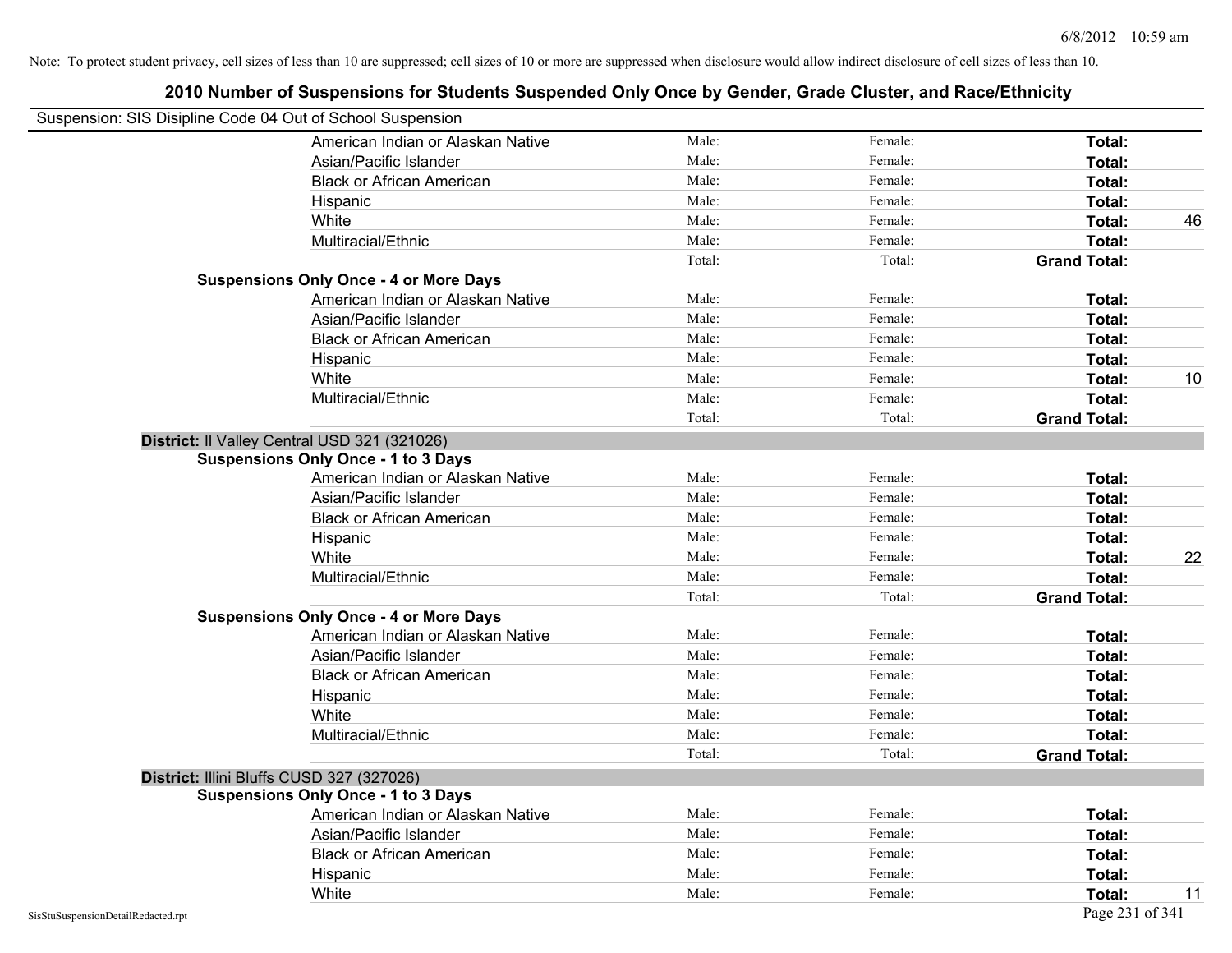Note: To protect student privacy, cell sizes of less than 10 are suppressed; cell sizes of 10 or more are suppressed when disclosure would allow indirect disclosure of cell sizes of less than 10.

# 2010 Number of Suspensions for Students Suspended Only Once by Gender, Grade Cluster, and Race/Ethnicity

Suspension: SIS Disipline Code 04 Out of School Suspension

| | | | | |
|---|---|---|---|---|
| American Indian or Alaskan Native | Male: | Female: | **Total:** | |
| Asian/Pacific Islander | Male: | Female: | **Total:** | |
| Black or African American | Male: | Female: | **Total:** | |
| Hispanic | Male: | Female: | **Total:** | |
| White | Male: | Female: | **Total:** | 46 |
| Multiracial/Ethnic | Male: | Female: | **Total:** | |
| | Total: | Total: | **Grand Total:** | |

**Suspensions Only Once - 4 or More Days**

| | | | | |
|---|---|---|---|---|
| American Indian or Alaskan Native | Male: | Female: | **Total:** | |
| Asian/Pacific Islander | Male: | Female: | **Total:** | |
| Black or African American | Male: | Female: | **Total:** | |
| Hispanic | Male: | Female: | **Total:** | |
| White | Male: | Female: | **Total:** | 10 |
| Multiracial/Ethnic | Male: | Female: | **Total:** | |
| | Total: | Total: | **Grand Total:** | |

**District:** Il Valley Central USD 321 (321026)

**Suspensions Only Once - 1 to 3 Days**

| | | | | |
|---|---|---|---|---|
| American Indian or Alaskan Native | Male: | Female: | **Total:** | |
| Asian/Pacific Islander | Male: | Female: | **Total:** | |
| Black or African American | Male: | Female: | **Total:** | |
| Hispanic | Male: | Female: | **Total:** | |
| White | Male: | Female: | **Total:** | 22 |
| Multiracial/Ethnic | Male: | Female: | **Total:** | |
| | Total: | Total: | **Grand Total:** | |

**Suspensions Only Once - 4 or More Days**

| | | | | |
|---|---|---|---|---|
| American Indian or Alaskan Native | Male: | Female: | **Total:** | |
| Asian/Pacific Islander | Male: | Female: | **Total:** | |
| Black or African American | Male: | Female: | **Total:** | |
| Hispanic | Male: | Female: | **Total:** | |
| White | Male: | Female: | **Total:** | |
| Multiracial/Ethnic | Male: | Female: | **Total:** | |
| | Total: | Total: | **Grand Total:** | |

**District:** Illini Bluffs CUSD 327 (327026)

**Suspensions Only Once - 1 to 3 Days**

| | | | | |
|---|---|---|---|---|
| American Indian or Alaskan Native | Male: | Female: | **Total:** | |
| Asian/Pacific Islander | Male: | Female: | **Total:** | |
| Black or African American | Male: | Female: | **Total:** | |
| Hispanic | Male: | Female: | **Total:** | |
| White | Male: | Female: | **Total:** | 11 |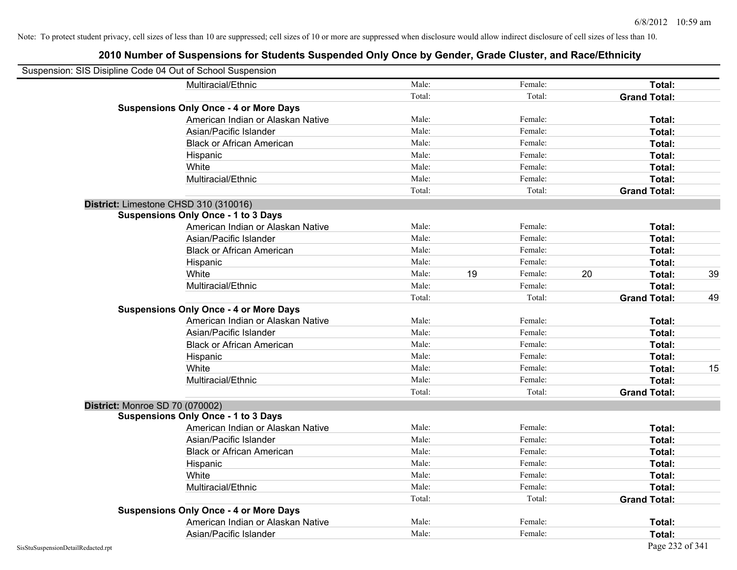Note: To protect student privacy, cell sizes of less than 10 are suppressed; cell sizes of 10 or more are suppressed when disclosure would allow indirect disclosure of cell sizes of less than 10.

# 2010 Number of Suspensions for Students Suspended Only Once by Gender, Grade Cluster, and Race/Ethnicity

Suspension: SIS Disipline Code 04 Out of School Suspension

| | | | | | | |
|---|---|---|---|---|---|---|
| Multiracial/Ethnic | Male: | | Female: | | **Total:** | |
| | Total: | | Total: | | **Grand Total:** | |
| **Suspensions Only Once - 4 or More Days** | | | | | | |
| American Indian or Alaskan Native | Male: | | Female: | | **Total:** | |
| Asian/Pacific Islander | Male: | | Female: | | **Total:** | |
| Black or African American | Male: | | Female: | | **Total:** | |
| Hispanic | Male: | | Female: | | **Total:** | |
| White | Male: | | Female: | | **Total:** | |
| Multiracial/Ethnic | Male: | | Female: | | **Total:** | |
| | Total: | | Total: | | **Grand Total:** | |
| **District:** Limestone CHSD 310 (310016) | | | | | | |
| **Suspensions Only Once - 1 to 3 Days** | | | | | | |
| American Indian or Alaskan Native | Male: | | Female: | | **Total:** | |
| Asian/Pacific Islander | Male: | | Female: | | **Total:** | |
| Black or African American | Male: | | Female: | | **Total:** | |
| Hispanic | Male: | | Female: | | **Total:** | |
| White | Male: | 19 | Female: | 20 | **Total:** | 39 |
| Multiracial/Ethnic | Male: | | Female: | | **Total:** | |
| | Total: | | Total: | | **Grand Total:** | 49 |
| **Suspensions Only Once - 4 or More Days** | | | | | | |
| American Indian or Alaskan Native | Male: | | Female: | | **Total:** | |
| Asian/Pacific Islander | Male: | | Female: | | **Total:** | |
| Black or African American | Male: | | Female: | | **Total:** | |
| Hispanic | Male: | | Female: | | **Total:** | |
| White | Male: | | Female: | | **Total:** | 15 |
| Multiracial/Ethnic | Male: | | Female: | | **Total:** | |
| | Total: | | Total: | | **Grand Total:** | |
| **District:** Monroe SD 70 (070002) | | | | | | |
| **Suspensions Only Once - 1 to 3 Days** | | | | | | |
| American Indian or Alaskan Native | Male: | | Female: | | **Total:** | |
| Asian/Pacific Islander | Male: | | Female: | | **Total:** | |
| Black or African American | Male: | | Female: | | **Total:** | |
| Hispanic | Male: | | Female: | | **Total:** | |
| White | Male: | | Female: | | **Total:** | |
| Multiracial/Ethnic | Male: | | Female: | | **Total:** | |
| | Total: | | Total: | | **Grand Total:** | |
| **Suspensions Only Once - 4 or More Days** | | | | | | |
| American Indian or Alaskan Native | Male: | | Female: | | **Total:** | |
| Asian/Pacific Islander | Male: | | Female: | | **Total:** | |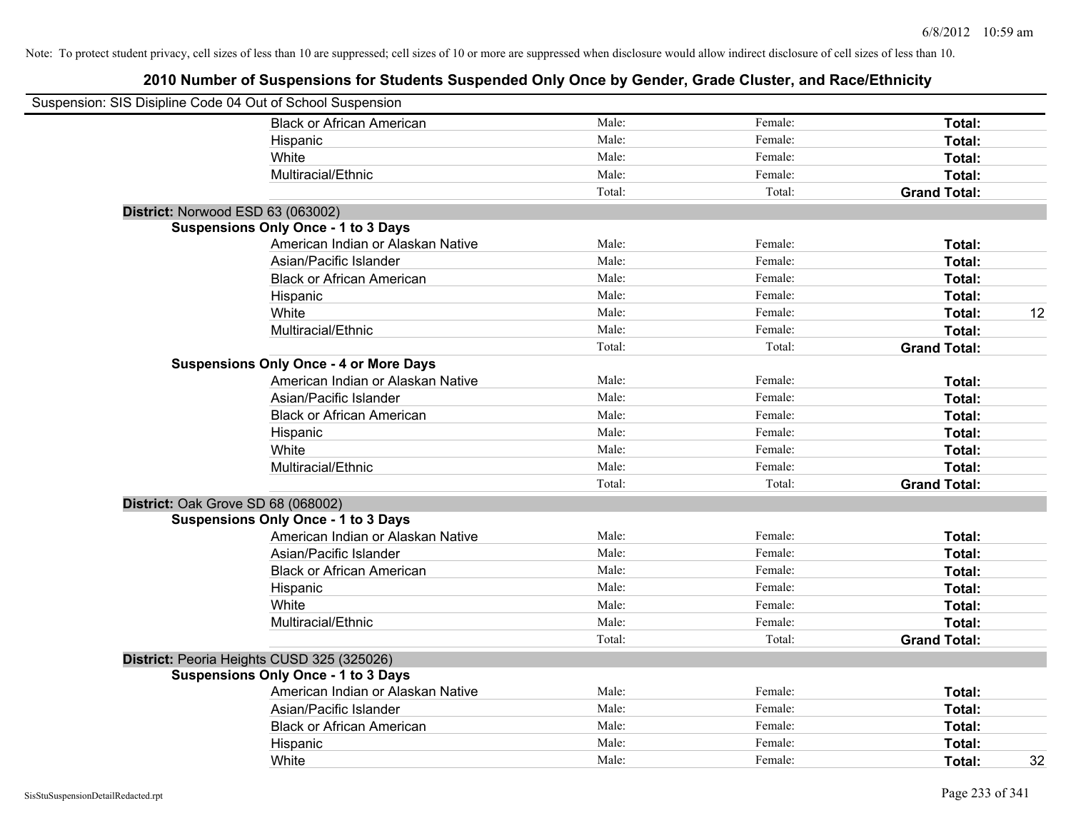Note: To protect student privacy, cell sizes of less than 10 are suppressed; cell sizes of 10 or more are suppressed when disclosure would allow indirect disclosure of cell sizes of less than 10.

# 2010 Number of Suspensions for Students Suspended Only Once by Gender, Grade Cluster, and Race/Ethnicity

Suspension: SIS Disipline Code 04 Out of School Suspension

| | | | | |
|---|---|---|---|---|
| Black or African American | Male: | Female: | **Total:** | |
| Hispanic | Male: | Female: | **Total:** | |
| White | Male: | Female: | **Total:** | |
| Multiracial/Ethnic | Male: | Female: | **Total:** | |
| | Total: | Total: | **Grand Total:** | |

**District:** Norwood ESD 63 (063002)

**Suspensions Only Once - 1 to 3 Days**

| | | | | |
|---|---|---|---|---|
| American Indian or Alaskan Native | Male: | Female: | **Total:** | |
| Asian/Pacific Islander | Male: | Female: | **Total:** | |
| Black or African American | Male: | Female: | **Total:** | |
| Hispanic | Male: | Female: | **Total:** | |
| White | Male: | Female: | **Total:** | 12 |
| Multiracial/Ethnic | Male: | Female: | **Total:** | |
| | Total: | Total: | **Grand Total:** | |

**Suspensions Only Once - 4 or More Days**

| | | | | |
|---|---|---|---|---|
| American Indian or Alaskan Native | Male: | Female: | **Total:** | |
| Asian/Pacific Islander | Male: | Female: | **Total:** | |
| Black or African American | Male: | Female: | **Total:** | |
| Hispanic | Male: | Female: | **Total:** | |
| White | Male: | Female: | **Total:** | |
| Multiracial/Ethnic | Male: | Female: | **Total:** | |
| | Total: | Total: | **Grand Total:** | |

**District:** Oak Grove SD 68 (068002)

**Suspensions Only Once - 1 to 3 Days**

| | | | | |
|---|---|---|---|---|
| American Indian or Alaskan Native | Male: | Female: | **Total:** | |
| Asian/Pacific Islander | Male: | Female: | **Total:** | |
| Black or African American | Male: | Female: | **Total:** | |
| Hispanic | Male: | Female: | **Total:** | |
| White | Male: | Female: | **Total:** | |
| Multiracial/Ethnic | Male: | Female: | **Total:** | |
| | Total: | Total: | **Grand Total:** | |

**District:** Peoria Heights CUSD 325 (325026)

**Suspensions Only Once - 1 to 3 Days**

| | | | | |
|---|---|---|---|---|
| American Indian or Alaskan Native | Male: | Female: | **Total:** | |
| Asian/Pacific Islander | Male: | Female: | **Total:** | |
| Black or African American | Male: | Female: | **Total:** | |
| Hispanic | Male: | Female: | **Total:** | |
| White | Male: | Female: | **Total:** | 32 |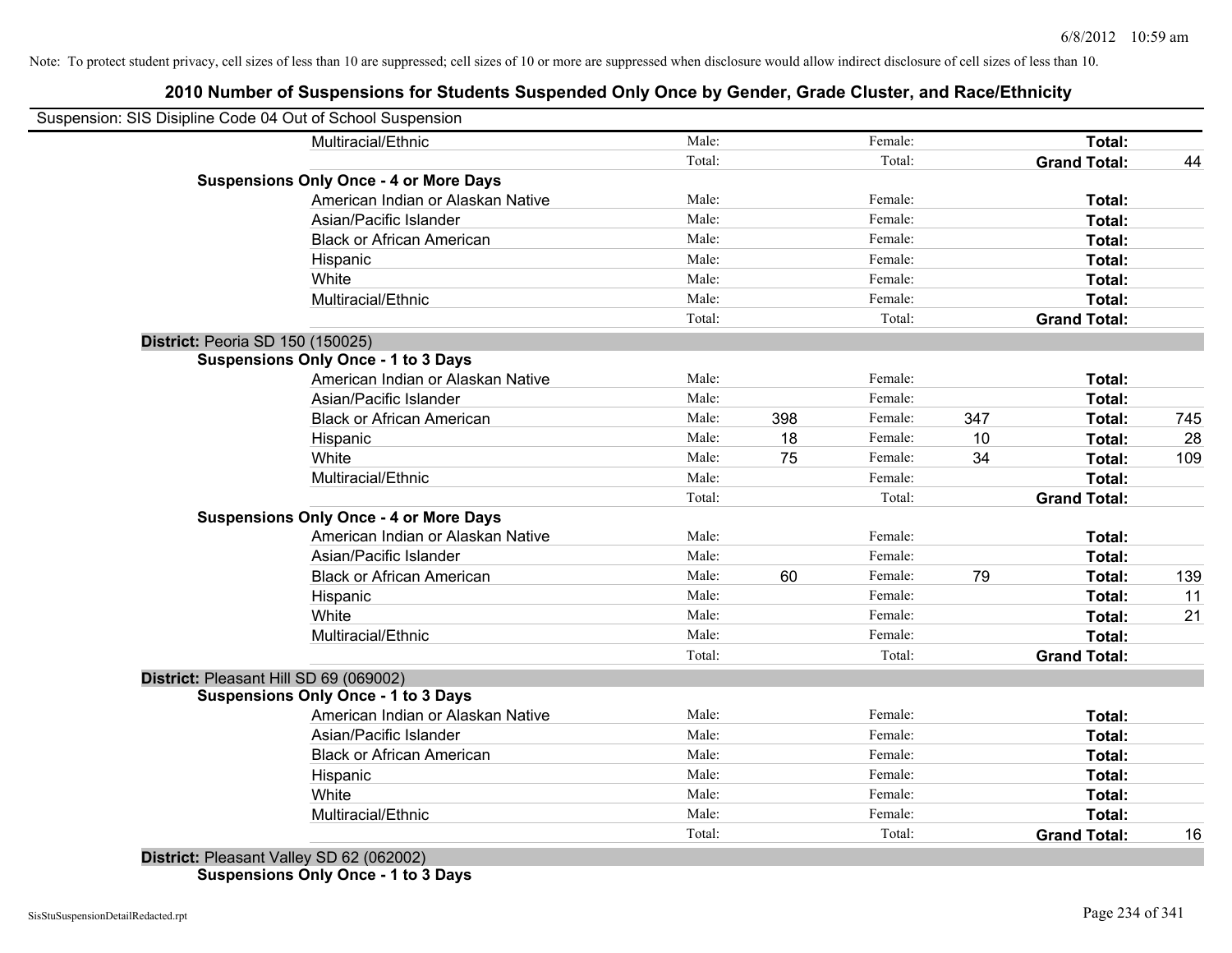Note: To protect student privacy, cell sizes of less than 10 are suppressed; cell sizes of 10 or more are suppressed when disclosure would allow indirect disclosure of cell sizes of less than 10.

# 2010 Number of Suspensions for Students Suspended Only Once by Gender, Grade Cluster, and Race/Ethnicity

Suspension: SIS Disipline Code 04 Out of School Suspension

| | | | | | | | |
|---|---|---|---|---|---|---|---|
| Multiracial/Ethnic | Male: | | Female: | | **Total:** | |
| | Total: | | Total: | | **Grand Total:** | 44 |
| **Suspensions Only Once - 4 or More Days** | | | | | | |
| American Indian or Alaskan Native | Male: | | Female: | | **Total:** | |
| Asian/Pacific Islander | Male: | | Female: | | **Total:** | |
| Black or African American | Male: | | Female: | | **Total:** | |
| Hispanic | Male: | | Female: | | **Total:** | |
| White | Male: | | Female: | | **Total:** | |
| Multiracial/Ethnic | Male: | | Female: | | **Total:** | |
| | Total: | | Total: | | **Grand Total:** | |
| **District:** Peoria SD 150 (150025) | | | | | | |
| **Suspensions Only Once - 1 to 3 Days** | | | | | | |
| American Indian or Alaskan Native | Male: | | Female: | | **Total:** | |
| Asian/Pacific Islander | Male: | | Female: | | **Total:** | |
| Black or African American | Male: | 398 | Female: | 347 | **Total:** | 745 |
| Hispanic | Male: | 18 | Female: | 10 | **Total:** | 28 |
| White | Male: | 75 | Female: | 34 | **Total:** | 109 |
| Multiracial/Ethnic | Male: | | Female: | | **Total:** | |
| | Total: | | Total: | | **Grand Total:** | |
| **Suspensions Only Once - 4 or More Days** | | | | | | |
| American Indian or Alaskan Native | Male: | | Female: | | **Total:** | |
| Asian/Pacific Islander | Male: | | Female: | | **Total:** | |
| Black or African American | Male: | 60 | Female: | 79 | **Total:** | 139 |
| Hispanic | Male: | | Female: | | **Total:** | 11 |
| White | Male: | | Female: | | **Total:** | 21 |
| Multiracial/Ethnic | Male: | | Female: | | **Total:** | |
| | Total: | | Total: | | **Grand Total:** | |
| **District:** Pleasant Hill SD 69 (069002) | | | | | | |
| **Suspensions Only Once - 1 to 3 Days** | | | | | | |
| American Indian or Alaskan Native | Male: | | Female: | | **Total:** | |
| Asian/Pacific Islander | Male: | | Female: | | **Total:** | |
| Black or African American | Male: | | Female: | | **Total:** | |
| Hispanic | Male: | | Female: | | **Total:** | |
| White | Male: | | Female: | | **Total:** | |
| Multiracial/Ethnic | Male: | | Female: | | **Total:** | |
| | Total: | | Total: | | **Grand Total:** | 16 |
| **District:** Pleasant Valley SD 62 (062002) | | | | | | |
| **Suspensions Only Once - 1 to 3 Days** | | | | | | |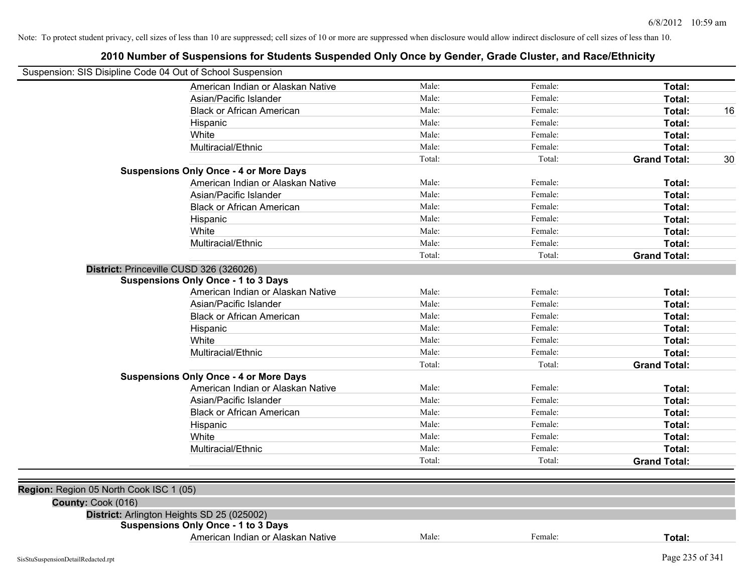Note: To protect student privacy, cell sizes of less than 10 are suppressed; cell sizes of 10 or more are suppressed when disclosure would allow indirect disclosure of cell sizes of less than 10.

# 2010 Number of Suspensions for Students Suspended Only Once by Gender, Grade Cluster, and Race/Ethnicity

Suspension: SIS Disipline Code 04 Out of School Suspension

| | | | | |
|---|---|---|---|---|
| American Indian or Alaskan Native | Male: | Female: | **Total:** | |
| Asian/Pacific Islander | Male: | Female: | **Total:** | |
| Black or African American | Male: | Female: | **Total:** | 16 |
| Hispanic | Male: | Female: | **Total:** | |
| White | Male: | Female: | **Total:** | |
| Multiracial/Ethnic | Male: | Female: | **Total:** | |
| | Total: | Total: | **Grand Total:** | 30 |

**Suspensions Only Once - 4 or More Days**

| | | | | |
|---|---|---|---|---|
| American Indian or Alaskan Native | Male: | Female: | **Total:** | |
| Asian/Pacific Islander | Male: | Female: | **Total:** | |
| Black or African American | Male: | Female: | **Total:** | |
| Hispanic | Male: | Female: | **Total:** | |
| White | Male: | Female: | **Total:** | |
| Multiracial/Ethnic | Male: | Female: | **Total:** | |
| | Total: | Total: | **Grand Total:** | |

**District:** Princeville CUSD 326 (326026)

**Suspensions Only Once - 1 to 3 Days**

| | | | | |
|---|---|---|---|---|
| American Indian or Alaskan Native | Male: | Female: | **Total:** | |
| Asian/Pacific Islander | Male: | Female: | **Total:** | |
| Black or African American | Male: | Female: | **Total:** | |
| Hispanic | Male: | Female: | **Total:** | |
| White | Male: | Female: | **Total:** | |
| Multiracial/Ethnic | Male: | Female: | **Total:** | |
| | Total: | Total: | **Grand Total:** | |

**Suspensions Only Once - 4 or More Days**

| | | | | |
|---|---|---|---|---|
| American Indian or Alaskan Native | Male: | Female: | **Total:** | |
| Asian/Pacific Islander | Male: | Female: | **Total:** | |
| Black or African American | Male: | Female: | **Total:** | |
| Hispanic | Male: | Female: | **Total:** | |
| White | Male: | Female: | **Total:** | |
| Multiracial/Ethnic | Male: | Female: | **Total:** | |
| | Total: | Total: | **Grand Total:** | |

**Region:** Region 05 North Cook ISC 1 (05)

**County:** Cook (016)

**District:** Arlington Heights SD 25 (025002)

**Suspensions Only Once - 1 to 3 Days**

| | | | | |
|---|---|---|---|---|
| American Indian or Alaskan Native | Male: | Female: | **Total:** | |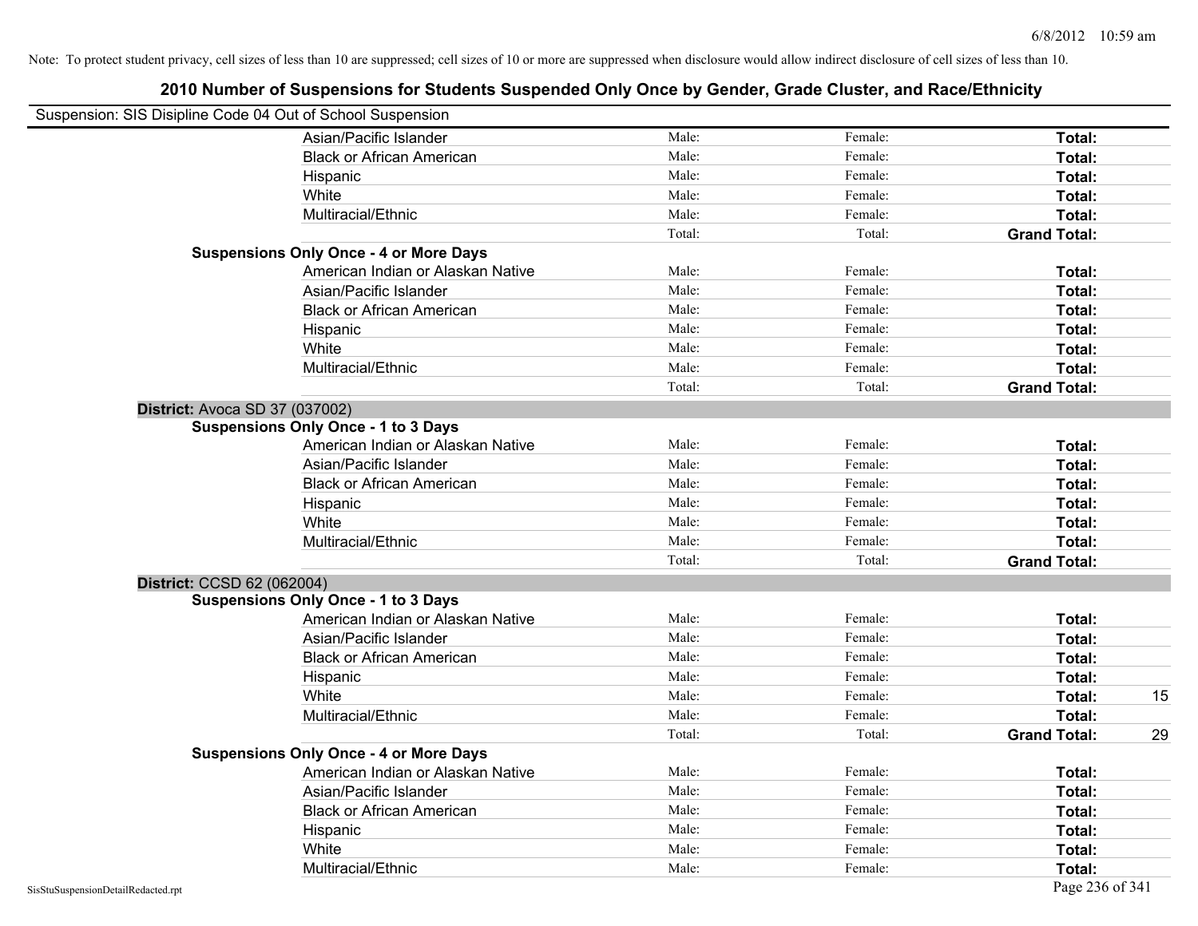Note: To protect student privacy, cell sizes of less than 10 are suppressed; cell sizes of 10 or more are suppressed when disclosure would allow indirect disclosure of cell sizes of less than 10.

# 2010 Number of Suspensions for Students Suspended Only Once by Gender, Grade Cluster, and Race/Ethnicity

Suspension: SIS Disipline Code 04 Out of School Suspension

| | | | | |
|---|---|---|---|---|
| Asian/Pacific Islander | Male: | Female: | **Total:** | |
| Black or African American | Male: | Female: | **Total:** | |
| Hispanic | Male: | Female: | **Total:** | |
| White | Male: | Female: | **Total:** | |
| Multiracial/Ethnic | Male: | Female: | **Total:** | |
| | Total: | Total: | **Grand Total:** | |

**Suspensions Only Once - 4 or More Days**

| | | | | |
|---|---|---|---|---|
| American Indian or Alaskan Native | Male: | Female: | **Total:** | |
| Asian/Pacific Islander | Male: | Female: | **Total:** | |
| Black or African American | Male: | Female: | **Total:** | |
| Hispanic | Male: | Female: | **Total:** | |
| White | Male: | Female: | **Total:** | |
| Multiracial/Ethnic | Male: | Female: | **Total:** | |
| | Total: | Total: | **Grand Total:** | |

**District:** Avoca SD 37 (037002)

**Suspensions Only Once - 1 to 3 Days**

| | | | | |
|---|---|---|---|---|
| American Indian or Alaskan Native | Male: | Female: | **Total:** | |
| Asian/Pacific Islander | Male: | Female: | **Total:** | |
| Black or African American | Male: | Female: | **Total:** | |
| Hispanic | Male: | Female: | **Total:** | |
| White | Male: | Female: | **Total:** | |
| Multiracial/Ethnic | Male: | Female: | **Total:** | |
| | Total: | Total: | **Grand Total:** | |

**District:** CCSD 62 (062004)

**Suspensions Only Once - 1 to 3 Days**

| | | | | |
|---|---|---|---|---|
| American Indian or Alaskan Native | Male: | Female: | **Total:** | |
| Asian/Pacific Islander | Male: | Female: | **Total:** | |
| Black or African American | Male: | Female: | **Total:** | |
| Hispanic | Male: | Female: | **Total:** | |
| White | Male: | Female: | **Total:** | 15 |
| Multiracial/Ethnic | Male: | Female: | **Total:** | |
| | Total: | Total: | **Grand Total:** | 29 |

**Suspensions Only Once - 4 or More Days**

| | | | | |
|---|---|---|---|---|
| American Indian or Alaskan Native | Male: | Female: | **Total:** | |
| Asian/Pacific Islander | Male: | Female: | **Total:** | |
| Black or African American | Male: | Female: | **Total:** | |
| Hispanic | Male: | Female: | **Total:** | |
| White | Male: | Female: | **Total:** | |
| Multiracial/Ethnic | Male: | Female: | **Total:** | |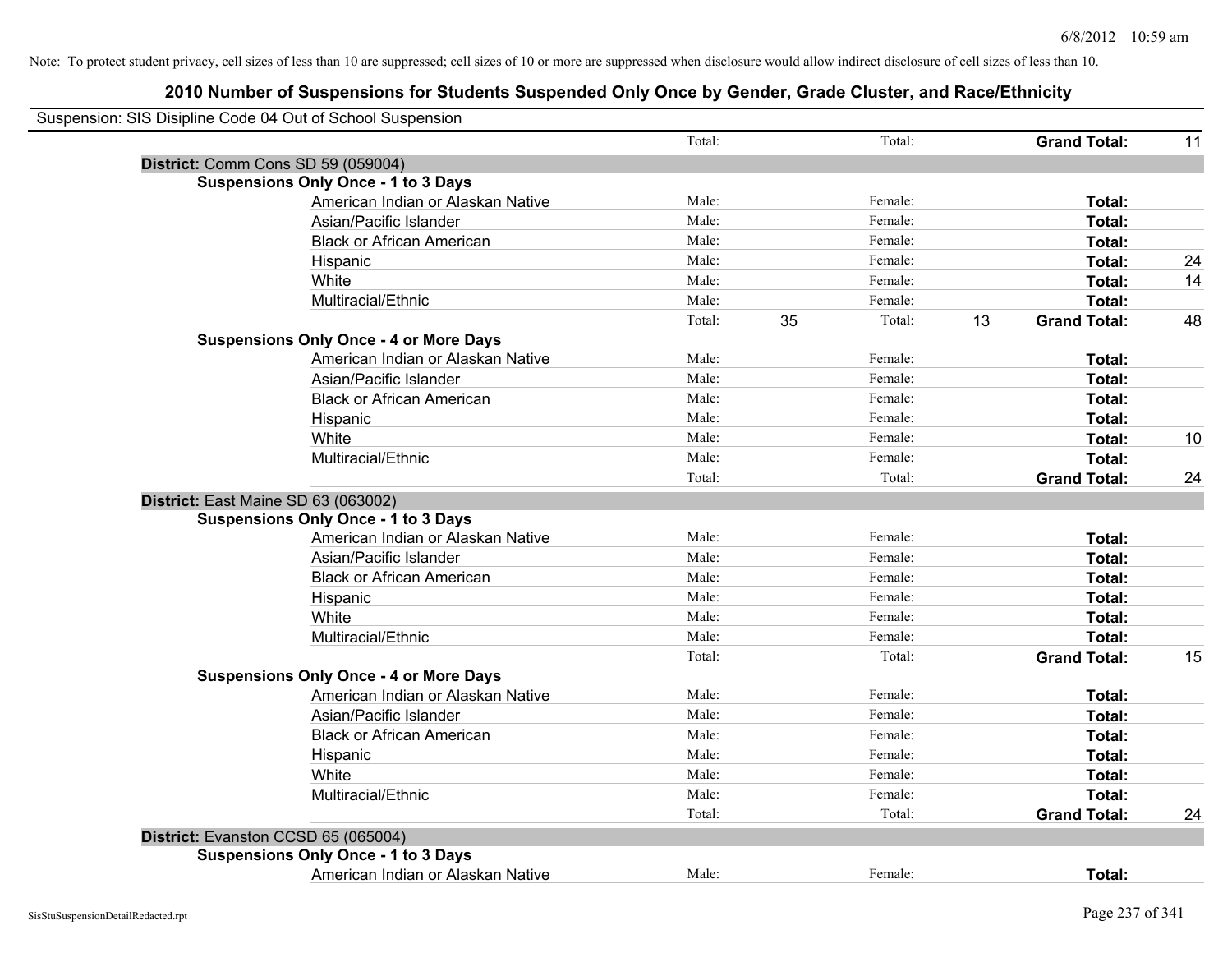Note: To protect student privacy, cell sizes of less than 10 are suppressed; cell sizes of 10 or more are suppressed when disclosure would allow indirect disclosure of cell sizes of less than 10.

## 2010 Number of Suspensions for Students Suspended Only Once by Gender, Grade Cluster, and Race/Ethnicity

Suspension: SIS Disipline Code 04 Out of School Suspension

| | | | | | | | |
|---|---|---|---|---|---|---|---|
| | | Total: | | Total: | | **Grand Total:** | 11 |
| **District:** Comm Cons SD 59 (059004) | | | | | | | |
| **Suspensions Only Once - 1 to 3 Days** | | | | | | | |
| | American Indian or Alaskan Native | Male: | | Female: | | **Total:** | |
| | Asian/Pacific Islander | Male: | | Female: | | **Total:** | |
| | Black or African American | Male: | | Female: | | **Total:** | |
| | Hispanic | Male: | | Female: | | **Total:** | 24 |
| | White | Male: | | Female: | | **Total:** | 14 |
| | Multiracial/Ethnic | Male: | | Female: | | **Total:** | |
| | | Total: | 35 | Total: | 13 | **Grand Total:** | 48 |
| **Suspensions Only Once - 4 or More Days** | | | | | | | |
| | American Indian or Alaskan Native | Male: | | Female: | | **Total:** | |
| | Asian/Pacific Islander | Male: | | Female: | | **Total:** | |
| | Black or African American | Male: | | Female: | | **Total:** | |
| | Hispanic | Male: | | Female: | | **Total:** | |
| | White | Male: | | Female: | | **Total:** | 10 |
| | Multiracial/Ethnic | Male: | | Female: | | **Total:** | |
| | | Total: | | Total: | | **Grand Total:** | 24 |
| **District:** East Maine SD 63 (063002) | | | | | | | |
| **Suspensions Only Once - 1 to 3 Days** | | | | | | | |
| | American Indian or Alaskan Native | Male: | | Female: | | **Total:** | |
| | Asian/Pacific Islander | Male: | | Female: | | **Total:** | |
| | Black or African American | Male: | | Female: | | **Total:** | |
| | Hispanic | Male: | | Female: | | **Total:** | |
| | White | Male: | | Female: | | **Total:** | |
| | Multiracial/Ethnic | Male: | | Female: | | **Total:** | |
| | | Total: | | Total: | | **Grand Total:** | 15 |
| **Suspensions Only Once - 4 or More Days** | | | | | | | |
| | American Indian or Alaskan Native | Male: | | Female: | | **Total:** | |
| | Asian/Pacific Islander | Male: | | Female: | | **Total:** | |
| | Black or African American | Male: | | Female: | | **Total:** | |
| | Hispanic | Male: | | Female: | | **Total:** | |
| | White | Male: | | Female: | | **Total:** | |
| | Multiracial/Ethnic | Male: | | Female: | | **Total:** | |
| | | Total: | | Total: | | **Grand Total:** | 24 |
| **District:** Evanston CCSD 65 (065004) | | | | | | | |
| **Suspensions Only Once - 1 to 3 Days** | | | | | | | |
| | American Indian or Alaskan Native | Male: | | Female: | | **Total:** | |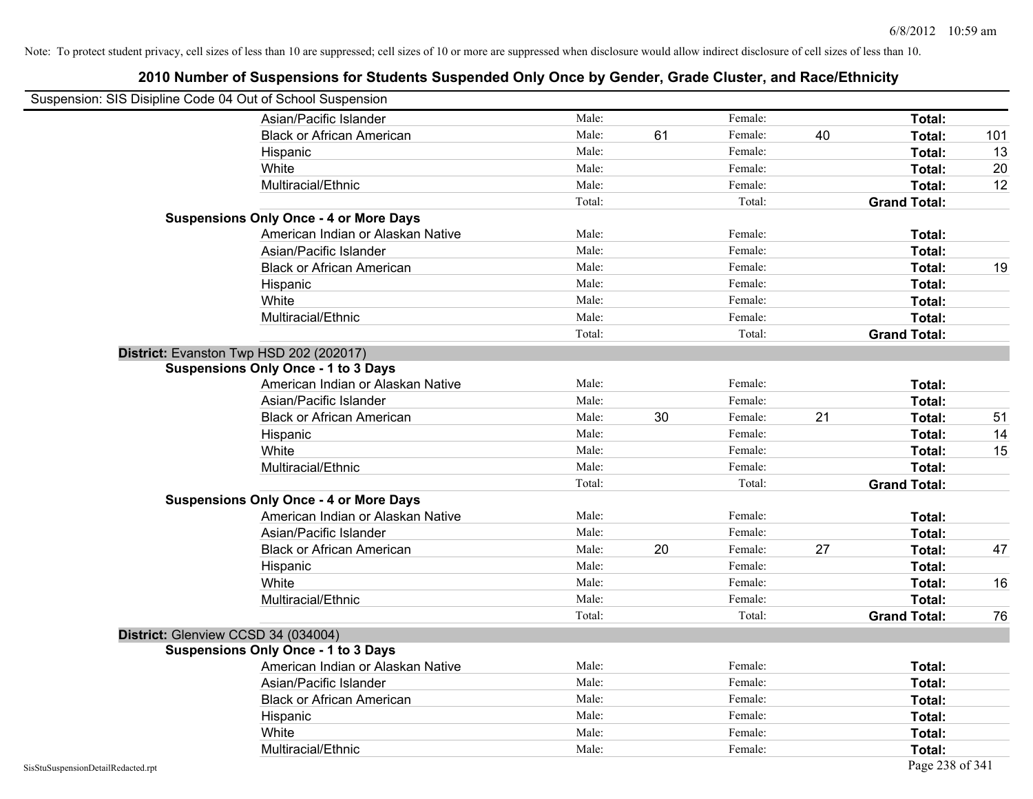Note: To protect student privacy, cell sizes of less than 10 are suppressed; cell sizes of 10 or more are suppressed when disclosure would allow indirect disclosure of cell sizes of less than 10.

# 2010 Number of Suspensions for Students Suspended Only Once by Gender, Grade Cluster, and Race/Ethnicity

Suspension: SIS Disipline Code 04 Out of School Suspension

| | | | | | | |
|---|---|---|---|---|---|---|
| Asian/Pacific Islander | Male: | | Female: | | **Total:** | |
| Black or African American | Male: | 61 | Female: | 40 | **Total:** | 101 |
| Hispanic | Male: | | Female: | | **Total:** | 13 |
| White | Male: | | Female: | | **Total:** | 20 |
| Multiracial/Ethnic | Male: | | Female: | | **Total:** | 12 |
| | Total: | | Total: | | **Grand Total:** | |

**Suspensions Only Once - 4 or More Days**

| | | | | | | |
|---|---|---|---|---|---|---|
| American Indian or Alaskan Native | Male: | | Female: | | **Total:** | |
| Asian/Pacific Islander | Male: | | Female: | | **Total:** | |
| Black or African American | Male: | | Female: | | **Total:** | 19 |
| Hispanic | Male: | | Female: | | **Total:** | |
| White | Male: | | Female: | | **Total:** | |
| Multiracial/Ethnic | Male: | | Female: | | **Total:** | |
| | Total: | | Total: | | **Grand Total:** | |

**District:** Evanston Twp HSD 202 (202017)

**Suspensions Only Once - 1 to 3 Days**

| | | | | | | |
|---|---|---|---|---|---|---|
| American Indian or Alaskan Native | Male: | | Female: | | **Total:** | |
| Asian/Pacific Islander | Male: | | Female: | | **Total:** | |
| Black or African American | Male: | 30 | Female: | 21 | **Total:** | 51 |
| Hispanic | Male: | | Female: | | **Total:** | 14 |
| White | Male: | | Female: | | **Total:** | 15 |
| Multiracial/Ethnic | Male: | | Female: | | **Total:** | |
| | Total: | | Total: | | **Grand Total:** | |

**Suspensions Only Once - 4 or More Days**

| | | | | | | |
|---|---|---|---|---|---|---|
| American Indian or Alaskan Native | Male: | | Female: | | **Total:** | |
| Asian/Pacific Islander | Male: | | Female: | | **Total:** | |
| Black or African American | Male: | 20 | Female: | 27 | **Total:** | 47 |
| Hispanic | Male: | | Female: | | **Total:** | |
| White | Male: | | Female: | | **Total:** | 16 |
| Multiracial/Ethnic | Male: | | Female: | | **Total:** | |
| | Total: | | Total: | | **Grand Total:** | 76 |

**District:** Glenview CCSD 34 (034004)

**Suspensions Only Once - 1 to 3 Days**

| | | | | | | |
|---|---|---|---|---|---|---|
| American Indian or Alaskan Native | Male: | | Female: | | **Total:** | |
| Asian/Pacific Islander | Male: | | Female: | | **Total:** | |
| Black or African American | Male: | | Female: | | **Total:** | |
| Hispanic | Male: | | Female: | | **Total:** | |
| White | Male: | | Female: | | **Total:** | |
| Multiracial/Ethnic | Male: | | Female: | | **Total:** | |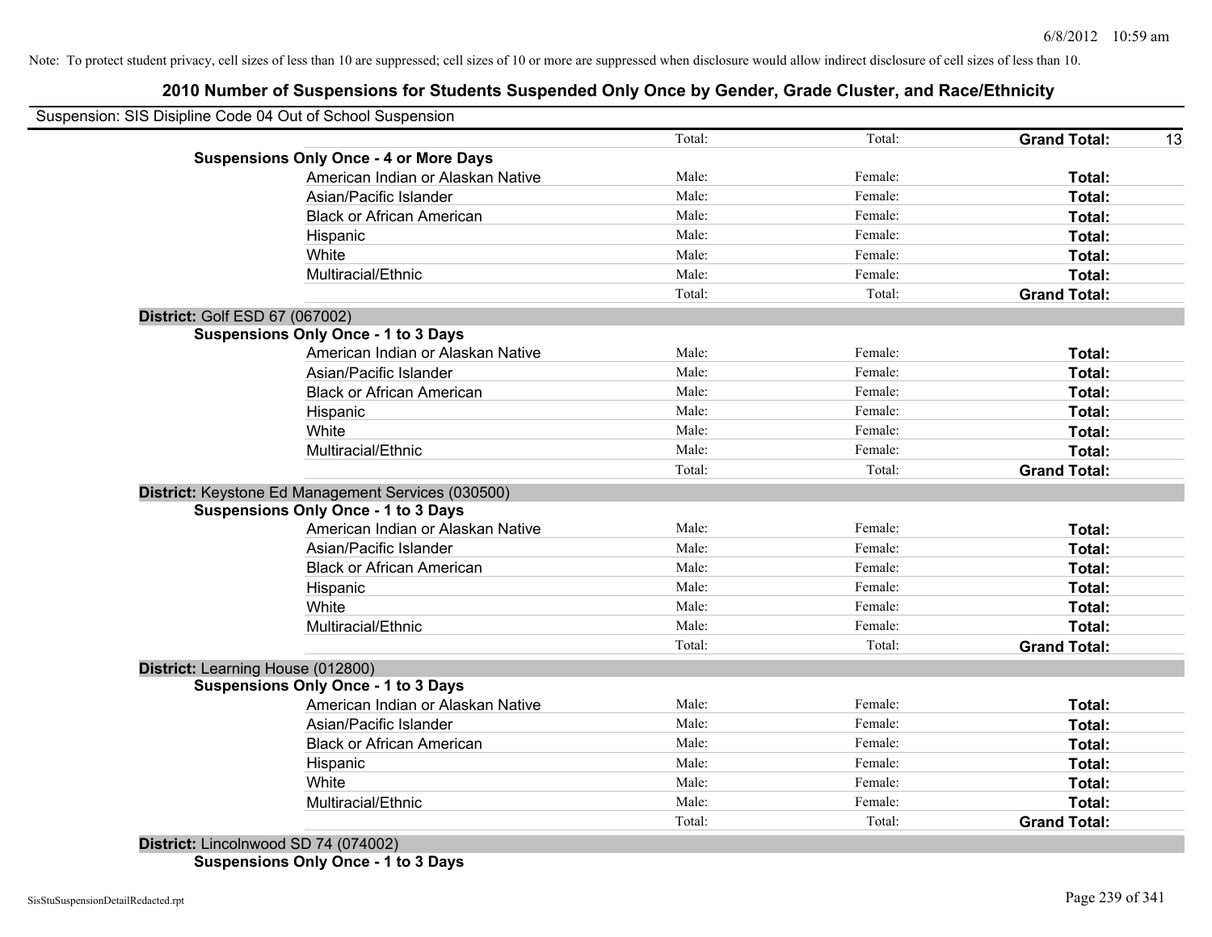Note: To protect student privacy, cell sizes of less than 10 are suppressed; cell sizes of 10 or more are suppressed when disclosure would allow indirect disclosure of cell sizes of less than 10.

## 2010 Number of Suspensions for Students Suspended Only Once by Gender, Grade Cluster, and Race/Ethnicity

Suspension: SIS Disipline Code 04 Out of School Suspension

| | | | | |
|---|---|---|---|---|
| | Total: | Total: | **Grand Total:** | 13 |
| **Suspensions Only Once - 4 or More Days** | | | | |
| American Indian or Alaskan Native | Male: | Female: | **Total:** | |
| Asian/Pacific Islander | Male: | Female: | **Total:** | |
| Black or African American | Male: | Female: | **Total:** | |
| Hispanic | Male: | Female: | **Total:** | |
| White | Male: | Female: | **Total:** | |
| Multiracial/Ethnic | Male: | Female: | **Total:** | |
| | Total: | Total: | **Grand Total:** | |
| **District:** Golf ESD 67 (067002) | | | | |
| **Suspensions Only Once - 1 to 3 Days** | | | | |
| American Indian or Alaskan Native | Male: | Female: | **Total:** | |
| Asian/Pacific Islander | Male: | Female: | **Total:** | |
| Black or African American | Male: | Female: | **Total:** | |
| Hispanic | Male: | Female: | **Total:** | |
| White | Male: | Female: | **Total:** | |
| Multiracial/Ethnic | Male: | Female: | **Total:** | |
| | Total: | Total: | **Grand Total:** | |
| **District:** Keystone Ed Management Services (030500) | | | | |
| **Suspensions Only Once - 1 to 3 Days** | | | | |
| American Indian or Alaskan Native | Male: | Female: | **Total:** | |
| Asian/Pacific Islander | Male: | Female: | **Total:** | |
| Black or African American | Male: | Female: | **Total:** | |
| Hispanic | Male: | Female: | **Total:** | |
| White | Male: | Female: | **Total:** | |
| Multiracial/Ethnic | Male: | Female: | **Total:** | |
| | Total: | Total: | **Grand Total:** | |
| **District:** Learning House (012800) | | | | |
| **Suspensions Only Once - 1 to 3 Days** | | | | |
| American Indian or Alaskan Native | Male: | Female: | **Total:** | |
| Asian/Pacific Islander | Male: | Female: | **Total:** | |
| Black or African American | Male: | Female: | **Total:** | |
| Hispanic | Male: | Female: | **Total:** | |
| White | Male: | Female: | **Total:** | |
| Multiracial/Ethnic | Male: | Female: | **Total:** | |
| | Total: | Total: | **Grand Total:** | |
| **District:** Lincolnwood SD 74 (074002) | | | | |
| **Suspensions Only Once - 1 to 3 Days** | | | | |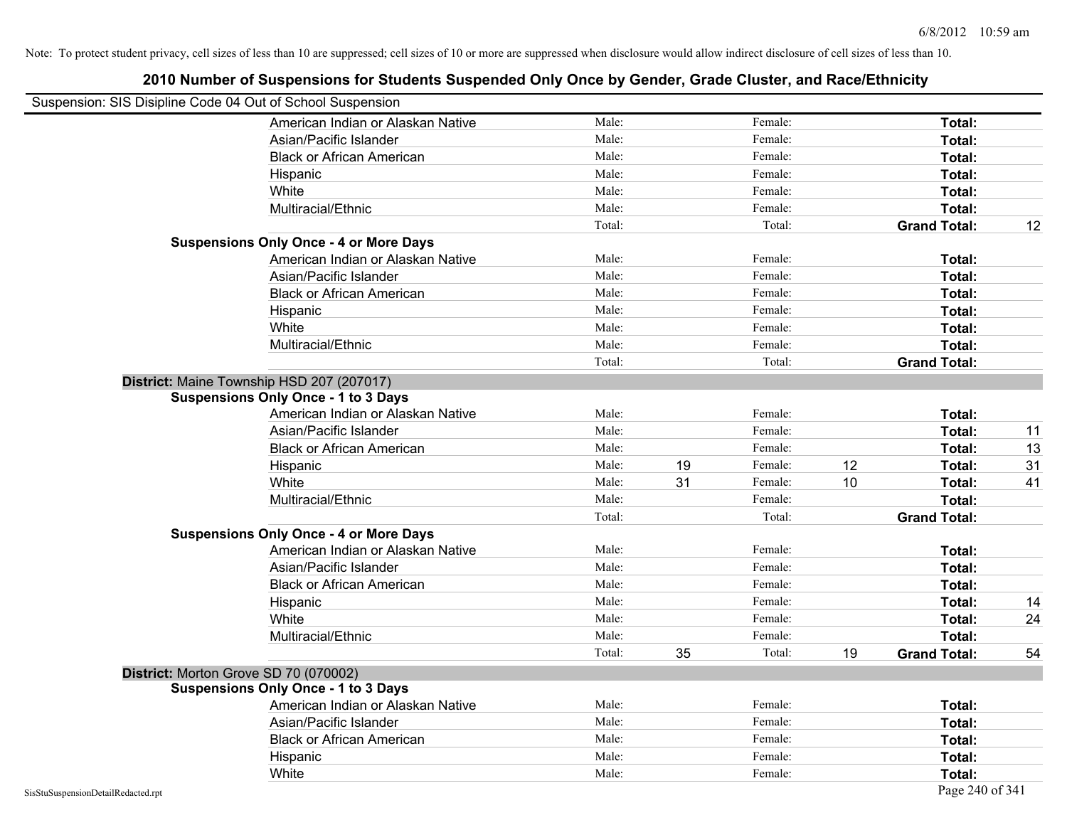Note: To protect student privacy, cell sizes of less than 10 are suppressed; cell sizes of 10 or more are suppressed when disclosure would allow indirect disclosure of cell sizes of less than 10.

# 2010 Number of Suspensions for Students Suspended Only Once by Gender, Grade Cluster, and Race/Ethnicity

Suspension: SIS Disipline Code 04 Out of School Suspension

| | | | | | | | |
|---|---|---|---|---|---|---|---|
| American Indian or Alaskan Native | Male: | | Female: | | **Total:** | |
| Asian/Pacific Islander | Male: | | Female: | | **Total:** | |
| Black or African American | Male: | | Female: | | **Total:** | |
| Hispanic | Male: | | Female: | | **Total:** | |
| White | Male: | | Female: | | **Total:** | |
| Multiracial/Ethnic | Male: | | Female: | | **Total:** | |
| | Total: | | Total: | | **Grand Total:** | 12 |

**Suspensions Only Once - 4 or More Days**

| | | | | | | |
|---|---|---|---|---|---|---|
| American Indian or Alaskan Native | Male: | | Female: | | **Total:** | |
| Asian/Pacific Islander | Male: | | Female: | | **Total:** | |
| Black or African American | Male: | | Female: | | **Total:** | |
| Hispanic | Male: | | Female: | | **Total:** | |
| White | Male: | | Female: | | **Total:** | |
| Multiracial/Ethnic | Male: | | Female: | | **Total:** | |
| | Total: | | Total: | | **Grand Total:** | |

**District:** Maine Township HSD 207 (207017)

**Suspensions Only Once - 1 to 3 Days**

| | | | | | | |
|---|---|---|---|---|---|---|
| American Indian or Alaskan Native | Male: | | Female: | | **Total:** | |
| Asian/Pacific Islander | Male: | | Female: | | **Total:** | 11 |
| Black or African American | Male: | | Female: | | **Total:** | 13 |
| Hispanic | Male: | 19 | Female: | 12 | **Total:** | 31 |
| White | Male: | 31 | Female: | 10 | **Total:** | 41 |
| Multiracial/Ethnic | Male: | | Female: | | **Total:** | |
| | Total: | | Total: | | **Grand Total:** | |

**Suspensions Only Once - 4 or More Days**

| | | | | | | |
|---|---|---|---|---|---|---|
| American Indian or Alaskan Native | Male: | | Female: | | **Total:** | |
| Asian/Pacific Islander | Male: | | Female: | | **Total:** | |
| Black or African American | Male: | | Female: | | **Total:** | |
| Hispanic | Male: | | Female: | | **Total:** | 14 |
| White | Male: | | Female: | | **Total:** | 24 |
| Multiracial/Ethnic | Male: | | Female: | | **Total:** | |
| | Total: | 35 | Total: | 19 | **Grand Total:** | 54 |

**District:** Morton Grove SD 70 (070002)

**Suspensions Only Once - 1 to 3 Days**

| | | | | | | |
|---|---|---|---|---|---|---|
| American Indian or Alaskan Native | Male: | | Female: | | **Total:** | |
| Asian/Pacific Islander | Male: | | Female: | | **Total:** | |
| Black or African American | Male: | | Female: | | **Total:** | |
| Hispanic | Male: | | Female: | | **Total:** | |
| White | Male: | | Female: | | **Total:** | |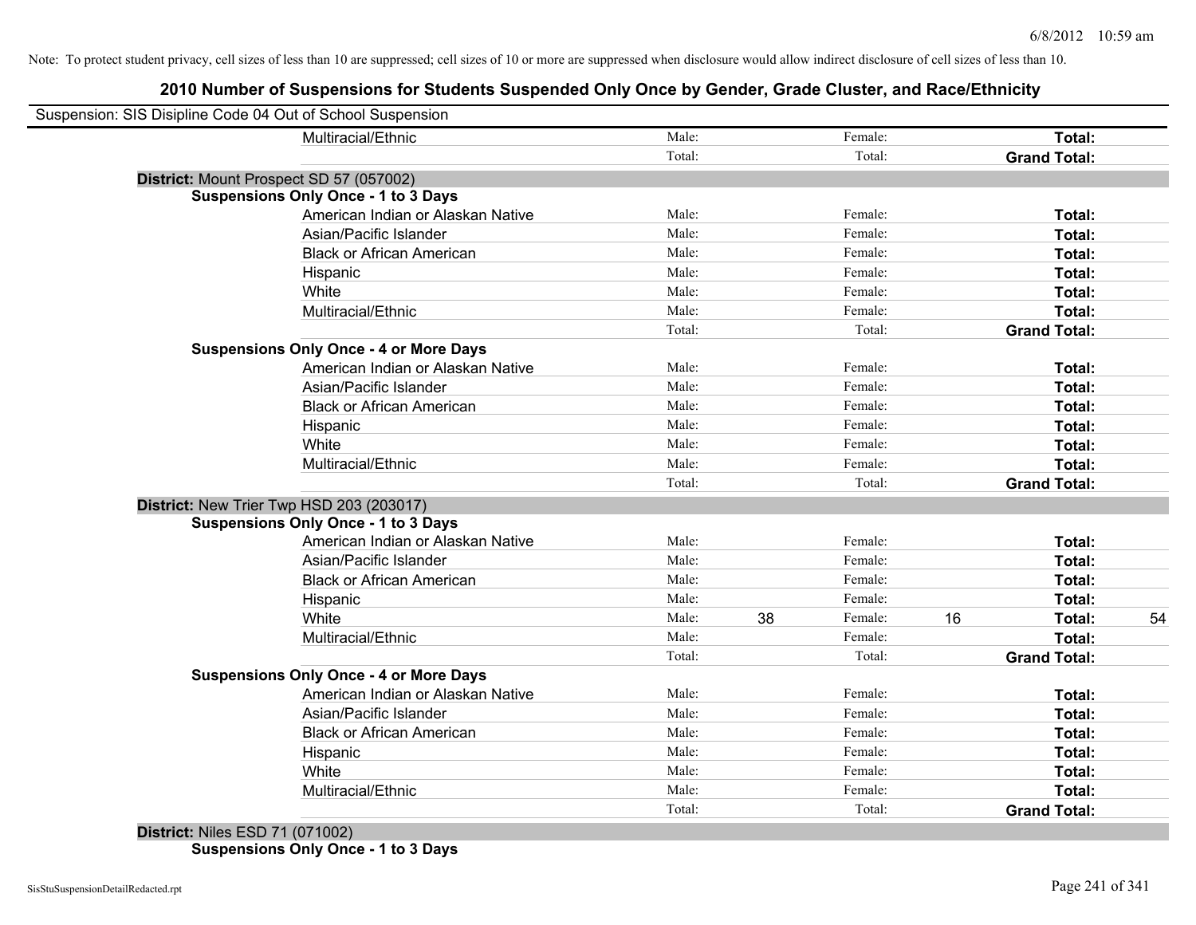Note: To protect student privacy, cell sizes of less than 10 are suppressed; cell sizes of 10 or more are suppressed when disclosure would allow indirect disclosure of cell sizes of less than 10.

## 2010 Number of Suspensions for Students Suspended Only Once by Gender, Grade Cluster, and Race/Ethnicity

Suspension: SIS Disipline Code 04 Out of School Suspension

| | | | | | | | |
|---|---|---|---|---|---|---|---|
| Multiracial/Ethnic | Male: | | Female: | | **Total:** | |
| | Total: | | Total: | | **Grand Total:** | |

**District:** Mount Prospect SD 57 (057002)

**Suspensions Only Once - 1 to 3 Days**

| | | | | | | |
|---|---|---|---|---|---|---|
| American Indian or Alaskan Native | Male: | | Female: | | **Total:** | |
| Asian/Pacific Islander | Male: | | Female: | | **Total:** | |
| Black or African American | Male: | | Female: | | **Total:** | |
| Hispanic | Male: | | Female: | | **Total:** | |
| White | Male: | | Female: | | **Total:** | |
| Multiracial/Ethnic | Male: | | Female: | | **Total:** | |
| | Total: | | Total: | | **Grand Total:** | |

**Suspensions Only Once - 4 or More Days**

| | | | | | | |
|---|---|---|---|---|---|---|
| American Indian or Alaskan Native | Male: | | Female: | | **Total:** | |
| Asian/Pacific Islander | Male: | | Female: | | **Total:** | |
| Black or African American | Male: | | Female: | | **Total:** | |
| Hispanic | Male: | | Female: | | **Total:** | |
| White | Male: | | Female: | | **Total:** | |
| Multiracial/Ethnic | Male: | | Female: | | **Total:** | |
| | Total: | | Total: | | **Grand Total:** | |

**District:** New Trier Twp HSD 203 (203017)

**Suspensions Only Once - 1 to 3 Days**

| | | | | | | |
|---|---|---|---|---|---|---|
| American Indian or Alaskan Native | Male: | | Female: | | **Total:** | |
| Asian/Pacific Islander | Male: | | Female: | | **Total:** | |
| Black or African American | Male: | | Female: | | **Total:** | |
| Hispanic | Male: | | Female: | | **Total:** | |
| White | Male: | 38 | Female: | 16 | **Total:** | 54 |
| Multiracial/Ethnic | Male: | | Female: | | **Total:** | |
| | Total: | | Total: | | **Grand Total:** | |

**Suspensions Only Once - 4 or More Days**

| | | | | | | |
|---|---|---|---|---|---|---|
| American Indian or Alaskan Native | Male: | | Female: | | **Total:** | |
| Asian/Pacific Islander | Male: | | Female: | | **Total:** | |
| Black or African American | Male: | | Female: | | **Total:** | |
| Hispanic | Male: | | Female: | | **Total:** | |
| White | Male: | | Female: | | **Total:** | |
| Multiracial/Ethnic | Male: | | Female: | | **Total:** | |
| | Total: | | Total: | | **Grand Total:** | |

**District:** Niles ESD 71 (071002)

**Suspensions Only Once - 1 to 3 Days**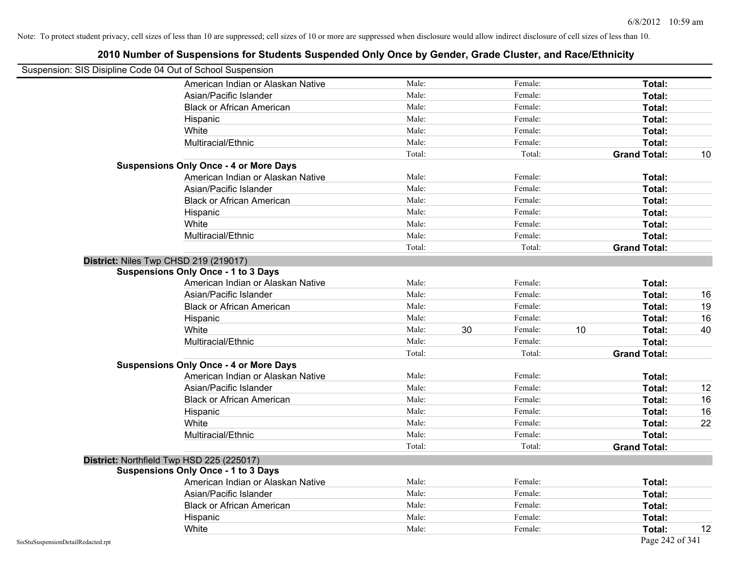Note: To protect student privacy, cell sizes of less than 10 are suppressed; cell sizes of 10 or more are suppressed when disclosure would allow indirect disclosure of cell sizes of less than 10.

## 2010 Number of Suspensions for Students Suspended Only Once by Gender, Grade Cluster, and Race/Ethnicity

Suspension: SIS Disipline Code 04 Out of School Suspension

| | | | | | | | |
|---|---|---|---|---|---|---|---|
| American Indian or Alaskan Native | Male: | | Female: | | **Total:** | |
| Asian/Pacific Islander | Male: | | Female: | | **Total:** | |
| Black or African American | Male: | | Female: | | **Total:** | |
| Hispanic | Male: | | Female: | | **Total:** | |
| White | Male: | | Female: | | **Total:** | |
| Multiracial/Ethnic | Male: | | Female: | | **Total:** | |
| | Total: | | Total: | | **Grand Total:** | 10 |

**Suspensions Only Once - 4 or More Days**

| | | | | | | |
|---|---|---|---|---|---|---|
| American Indian or Alaskan Native | Male: | | Female: | | **Total:** | |
| Asian/Pacific Islander | Male: | | Female: | | **Total:** | |
| Black or African American | Male: | | Female: | | **Total:** | |
| Hispanic | Male: | | Female: | | **Total:** | |
| White | Male: | | Female: | | **Total:** | |
| Multiracial/Ethnic | Male: | | Female: | | **Total:** | |
| | Total: | | Total: | | **Grand Total:** | |

**District:** Niles Twp CHSD 219 (219017)

**Suspensions Only Once - 1 to 3 Days**

| | | | | | | |
|---|---|---|---|---|---|---|
| American Indian or Alaskan Native | Male: | | Female: | | **Total:** | |
| Asian/Pacific Islander | Male: | | Female: | | **Total:** | 16 |
| Black or African American | Male: | | Female: | | **Total:** | 19 |
| Hispanic | Male: | | Female: | | **Total:** | 16 |
| White | Male: | 30 | Female: | 10 | **Total:** | 40 |
| Multiracial/Ethnic | Male: | | Female: | | **Total:** | |
| | Total: | | Total: | | **Grand Total:** | |

**Suspensions Only Once - 4 or More Days**

| | | | | | | |
|---|---|---|---|---|---|---|
| American Indian or Alaskan Native | Male: | | Female: | | **Total:** | |
| Asian/Pacific Islander | Male: | | Female: | | **Total:** | 12 |
| Black or African American | Male: | | Female: | | **Total:** | 16 |
| Hispanic | Male: | | Female: | | **Total:** | 16 |
| White | Male: | | Female: | | **Total:** | 22 |
| Multiracial/Ethnic | Male: | | Female: | | **Total:** | |
| | Total: | | Total: | | **Grand Total:** | |

**District:** Northfield Twp HSD 225 (225017)

**Suspensions Only Once - 1 to 3 Days**

| | | | | | | |
|---|---|---|---|---|---|---|
| American Indian or Alaskan Native | Male: | | Female: | | **Total:** | |
| Asian/Pacific Islander | Male: | | Female: | | **Total:** | |
| Black or African American | Male: | | Female: | | **Total:** | |
| Hispanic | Male: | | Female: | | **Total:** | |
| White | Male: | | Female: | | **Total:** | 12 |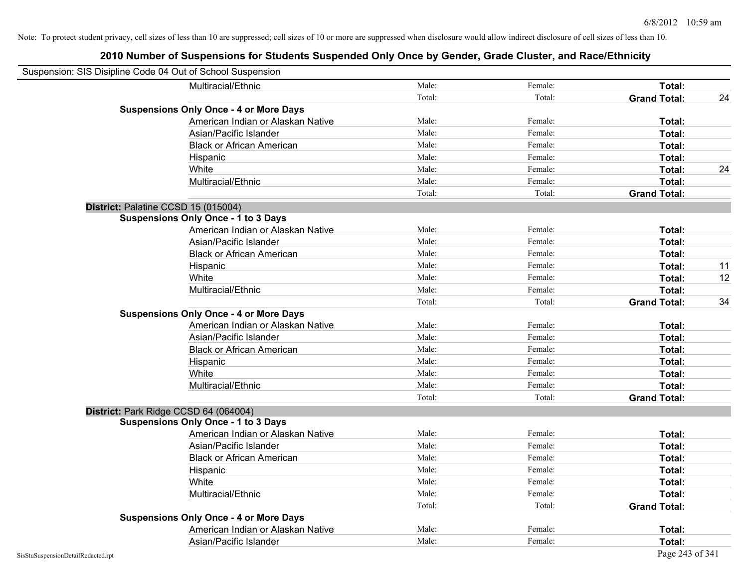Note: To protect student privacy, cell sizes of less than 10 are suppressed; cell sizes of 10 or more are suppressed when disclosure would allow indirect disclosure of cell sizes of less than 10.

## 2010 Number of Suspensions for Students Suspended Only Once by Gender, Grade Cluster, and Race/Ethnicity

Suspension: SIS Disipline Code 04 Out of School Suspension

| | | | | | |
|---|---|---|---|---|---|
| | Multiracial/Ethnic | Male: | Female: | **Total:** | |
| | | Total: | Total: | **Grand Total:** | 24 |
| **Suspensions Only Once - 4 or More Days** | | | | | |
| | American Indian or Alaskan Native | Male: | Female: | **Total:** | |
| | Asian/Pacific Islander | Male: | Female: | **Total:** | |
| | Black or African American | Male: | Female: | **Total:** | |
| | Hispanic | Male: | Female: | **Total:** | |
| | White | Male: | Female: | **Total:** | 24 |
| | Multiracial/Ethnic | Male: | Female: | **Total:** | |
| | | Total: | Total: | **Grand Total:** | |
| **District:** Palatine CCSD 15 (015004) | | | | | |
| **Suspensions Only Once - 1 to 3 Days** | | | | | |
| | American Indian or Alaskan Native | Male: | Female: | **Total:** | |
| | Asian/Pacific Islander | Male: | Female: | **Total:** | |
| | Black or African American | Male: | Female: | **Total:** | |
| | Hispanic | Male: | Female: | **Total:** | 11 |
| | White | Male: | Female: | **Total:** | 12 |
| | Multiracial/Ethnic | Male: | Female: | **Total:** | |
| | | Total: | Total: | **Grand Total:** | 34 |
| **Suspensions Only Once - 4 or More Days** | | | | | |
| | American Indian or Alaskan Native | Male: | Female: | **Total:** | |
| | Asian/Pacific Islander | Male: | Female: | **Total:** | |
| | Black or African American | Male: | Female: | **Total:** | |
| | Hispanic | Male: | Female: | **Total:** | |
| | White | Male: | Female: | **Total:** | |
| | Multiracial/Ethnic | Male: | Female: | **Total:** | |
| | | Total: | Total: | **Grand Total:** | |
| **District:** Park Ridge CCSD 64 (064004) | | | | | |
| **Suspensions Only Once - 1 to 3 Days** | | | | | |
| | American Indian or Alaskan Native | Male: | Female: | **Total:** | |
| | Asian/Pacific Islander | Male: | Female: | **Total:** | |
| | Black or African American | Male: | Female: | **Total:** | |
| | Hispanic | Male: | Female: | **Total:** | |
| | White | Male: | Female: | **Total:** | |
| | Multiracial/Ethnic | Male: | Female: | **Total:** | |
| | | Total: | Total: | **Grand Total:** | |
| **Suspensions Only Once - 4 or More Days** | | | | | |
| | American Indian or Alaskan Native | Male: | Female: | **Total:** | |
| | Asian/Pacific Islander | Male: | Female: | **Total:** | |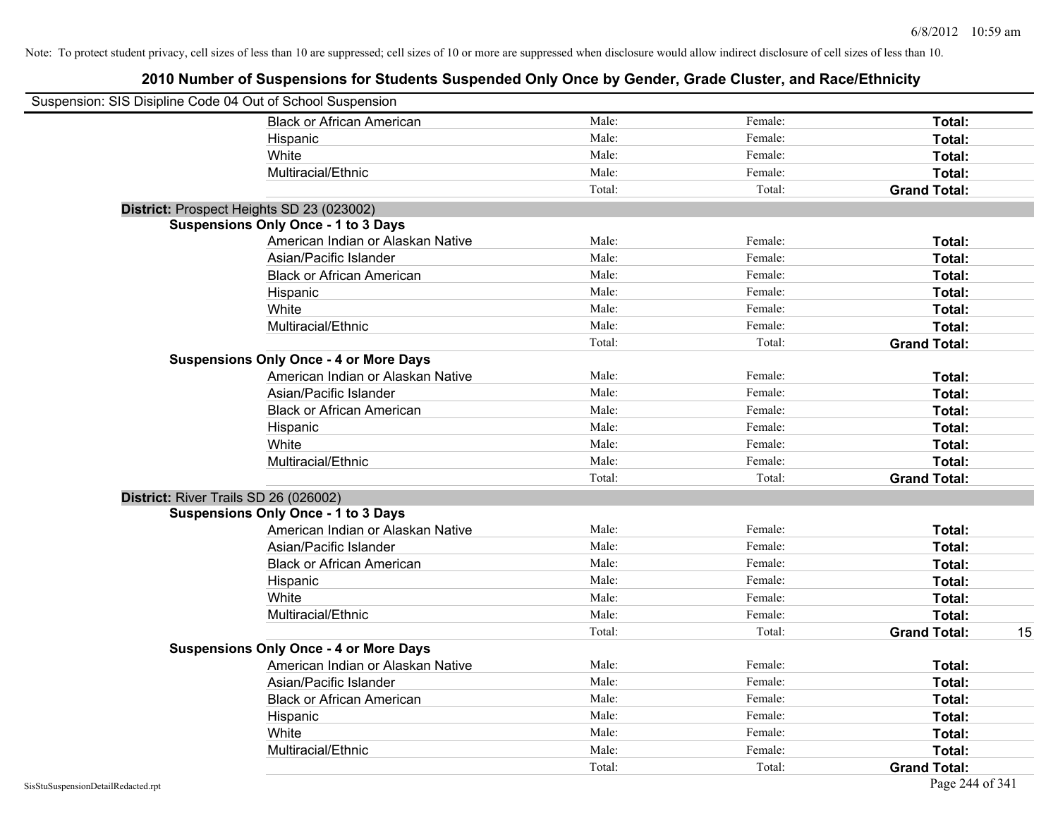Note: To protect student privacy, cell sizes of less than 10 are suppressed; cell sizes of 10 or more are suppressed when disclosure would allow indirect disclosure of cell sizes of less than 10.

# 2010 Number of Suspensions for Students Suspended Only Once by Gender, Grade Cluster, and Race/Ethnicity

Suspension: SIS Disipline Code 04 Out of School Suspension

| | | | | |
|---|---|---|---|---|
| Black or African American | Male: | Female: | **Total:** | |
| Hispanic | Male: | Female: | **Total:** | |
| White | Male: | Female: | **Total:** | |
| Multiracial/Ethnic | Male: | Female: | **Total:** | |
| | Total: | Total: | **Grand Total:** | |

**District:** Prospect Heights SD 23 (023002)

**Suspensions Only Once - 1 to 3 Days**

| | | | | |
|---|---|---|---|---|
| American Indian or Alaskan Native | Male: | Female: | **Total:** | |
| Asian/Pacific Islander | Male: | Female: | **Total:** | |
| Black or African American | Male: | Female: | **Total:** | |
| Hispanic | Male: | Female: | **Total:** | |
| White | Male: | Female: | **Total:** | |
| Multiracial/Ethnic | Male: | Female: | **Total:** | |
| | Total: | Total: | **Grand Total:** | |

**Suspensions Only Once - 4 or More Days**

| | | | | |
|---|---|---|---|---|
| American Indian or Alaskan Native | Male: | Female: | **Total:** | |
| Asian/Pacific Islander | Male: | Female: | **Total:** | |
| Black or African American | Male: | Female: | **Total:** | |
| Hispanic | Male: | Female: | **Total:** | |
| White | Male: | Female: | **Total:** | |
| Multiracial/Ethnic | Male: | Female: | **Total:** | |
| | Total: | Total: | **Grand Total:** | |

**District:** River Trails SD 26 (026002)

**Suspensions Only Once - 1 to 3 Days**

| | | | | |
|---|---|---|---|---|
| American Indian or Alaskan Native | Male: | Female: | **Total:** | |
| Asian/Pacific Islander | Male: | Female: | **Total:** | |
| Black or African American | Male: | Female: | **Total:** | |
| Hispanic | Male: | Female: | **Total:** | |
| White | Male: | Female: | **Total:** | |
| Multiracial/Ethnic | Male: | Female: | **Total:** | |
| | Total: | Total: | **Grand Total:** | 15 |

**Suspensions Only Once - 4 or More Days**

| | | | | |
|---|---|---|---|---|
| American Indian or Alaskan Native | Male: | Female: | **Total:** | |
| Asian/Pacific Islander | Male: | Female: | **Total:** | |
| Black or African American | Male: | Female: | **Total:** | |
| Hispanic | Male: | Female: | **Total:** | |
| White | Male: | Female: | **Total:** | |
| Multiracial/Ethnic | Male: | Female: | **Total:** | |
| | Total: | Total: | **Grand Total:** | |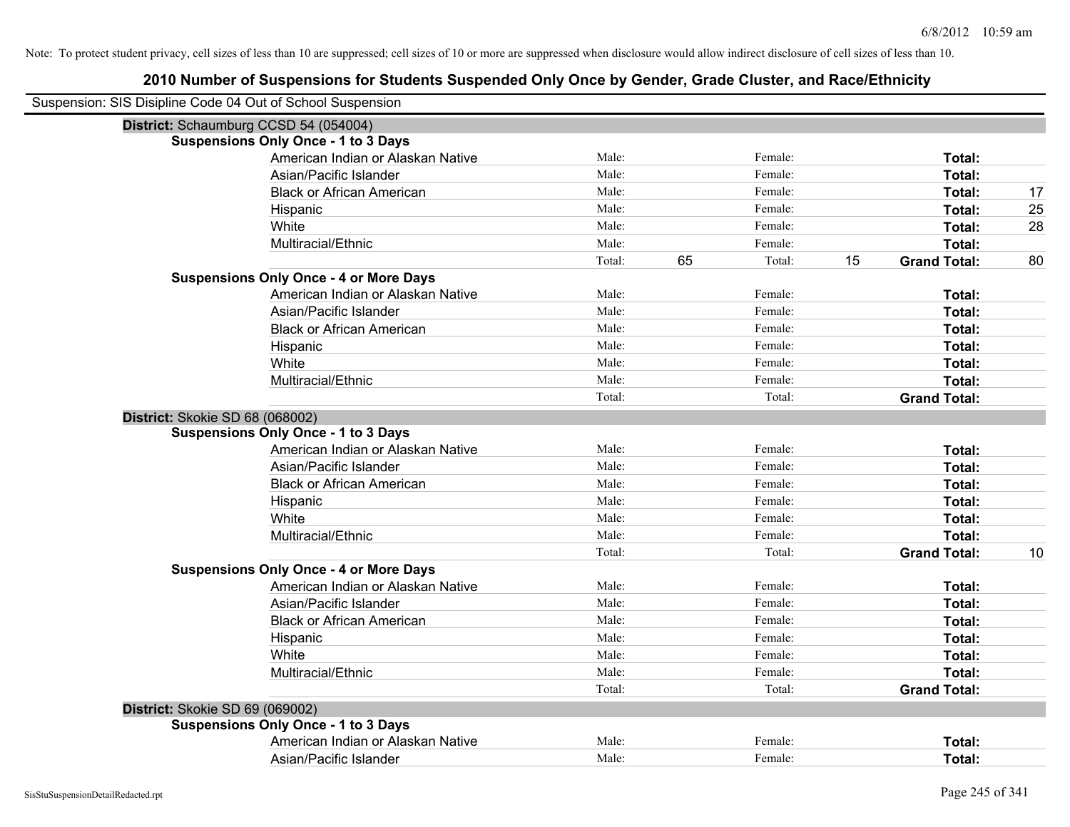Note: To protect student privacy, cell sizes of less than 10 are suppressed; cell sizes of 10 or more are suppressed when disclosure would allow indirect disclosure of cell sizes of less than 10.

## 2010 Number of Suspensions for Students Suspended Only Once by Gender, Grade Cluster, and Race/Ethnicity

Suspension: SIS Disipline Code 04 Out of School Suspension

### District: Schaumburg CCSD 54 (054004)

**Suspensions Only Once - 1 to 3 Days**

| | | | | | | |
|---|---|---|---|---|---|---|
| American Indian or Alaskan Native | Male: | | Female: | | **Total:** | |
| Asian/Pacific Islander | Male: | | Female: | | **Total:** | |
| Black or African American | Male: | | Female: | | **Total:** | 17 |
| Hispanic | Male: | | Female: | | **Total:** | 25 |
| White | Male: | | Female: | | **Total:** | 28 |
| Multiracial/Ethnic | Male: | | Female: | | **Total:** | |
| | Total: | 65 | Total: | 15 | **Grand Total:** | 80 |

**Suspensions Only Once - 4 or More Days**

| | | | | | | |
|---|---|---|---|---|---|---|
| American Indian or Alaskan Native | Male: | | Female: | | **Total:** | |
| Asian/Pacific Islander | Male: | | Female: | | **Total:** | |
| Black or African American | Male: | | Female: | | **Total:** | |
| Hispanic | Male: | | Female: | | **Total:** | |
| White | Male: | | Female: | | **Total:** | |
| Multiracial/Ethnic | Male: | | Female: | | **Total:** | |
| | Total: | | Total: | | **Grand Total:** | |

### District: Skokie SD 68 (068002)

**Suspensions Only Once - 1 to 3 Days**

| | | | | | | |
|---|---|---|---|---|---|---|
| American Indian or Alaskan Native | Male: | | Female: | | **Total:** | |
| Asian/Pacific Islander | Male: | | Female: | | **Total:** | |
| Black or African American | Male: | | Female: | | **Total:** | |
| Hispanic | Male: | | Female: | | **Total:** | |
| White | Male: | | Female: | | **Total:** | |
| Multiracial/Ethnic | Male: | | Female: | | **Total:** | |
| | Total: | | Total: | | **Grand Total:** | 10 |

**Suspensions Only Once - 4 or More Days**

| | | | | | | |
|---|---|---|---|---|---|---|
| American Indian or Alaskan Native | Male: | | Female: | | **Total:** | |
| Asian/Pacific Islander | Male: | | Female: | | **Total:** | |
| Black or African American | Male: | | Female: | | **Total:** | |
| Hispanic | Male: | | Female: | | **Total:** | |
| White | Male: | | Female: | | **Total:** | |
| Multiracial/Ethnic | Male: | | Female: | | **Total:** | |
| | Total: | | Total: | | **Grand Total:** | |

### District: Skokie SD 69 (069002)

**Suspensions Only Once - 1 to 3 Days**

| | | | | | | |
|---|---|---|---|---|---|---|
| American Indian or Alaskan Native | Male: | | Female: | | **Total:** | |
| Asian/Pacific Islander | Male: | | Female: | | **Total:** | |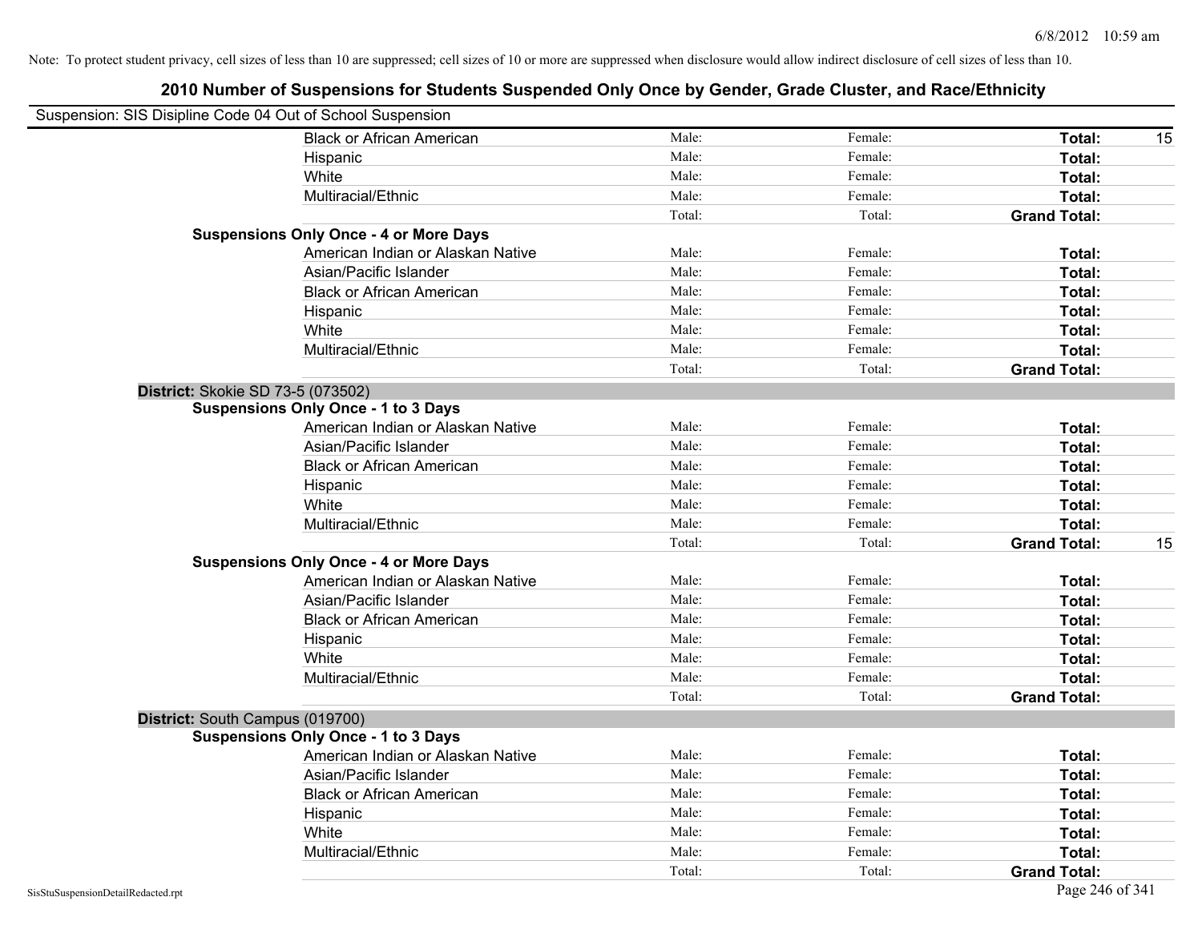Note: To protect student privacy, cell sizes of less than 10 are suppressed; cell sizes of 10 or more are suppressed when disclosure would allow indirect disclosure of cell sizes of less than 10.

# 2010 Number of Suspensions for Students Suspended Only Once by Gender, Grade Cluster, and Race/Ethnicity

Suspension: SIS Disipline Code 04 Out of School Suspension

| | Male | Female | Total | |
|---|---|---|---|---|
| Black or African American | Male: | Female: | **Total:** | 15 |
| Hispanic | Male: | Female: | **Total:** | |
| White | Male: | Female: | **Total:** | |
| Multiracial/Ethnic | Male: | Female: | **Total:** | |
| | Total: | Total: | **Grand Total:** | |

**Suspensions Only Once - 4 or More Days**

| | Male | Female | Total | |
|---|---|---|---|---|
| American Indian or Alaskan Native | Male: | Female: | **Total:** | |
| Asian/Pacific Islander | Male: | Female: | **Total:** | |
| Black or African American | Male: | Female: | **Total:** | |
| Hispanic | Male: | Female: | **Total:** | |
| White | Male: | Female: | **Total:** | |
| Multiracial/Ethnic | Male: | Female: | **Total:** | |
| | Total: | Total: | **Grand Total:** | |

**District:** Skokie SD 73-5 (073502)

**Suspensions Only Once - 1 to 3 Days**

| | Male | Female | Total | |
|---|---|---|---|---|
| American Indian or Alaskan Native | Male: | Female: | **Total:** | |
| Asian/Pacific Islander | Male: | Female: | **Total:** | |
| Black or African American | Male: | Female: | **Total:** | |
| Hispanic | Male: | Female: | **Total:** | |
| White | Male: | Female: | **Total:** | |
| Multiracial/Ethnic | Male: | Female: | **Total:** | |
| | Total: | Total: | **Grand Total:** | 15 |

**Suspensions Only Once - 4 or More Days**

| | Male | Female | Total | |
|---|---|---|---|---|
| American Indian or Alaskan Native | Male: | Female: | **Total:** | |
| Asian/Pacific Islander | Male: | Female: | **Total:** | |
| Black or African American | Male: | Female: | **Total:** | |
| Hispanic | Male: | Female: | **Total:** | |
| White | Male: | Female: | **Total:** | |
| Multiracial/Ethnic | Male: | Female: | **Total:** | |
| | Total: | Total: | **Grand Total:** | |

**District:** South Campus (019700)

**Suspensions Only Once - 1 to 3 Days**

| | Male | Female | Total | |
|---|---|---|---|---|
| American Indian or Alaskan Native | Male: | Female: | **Total:** | |
| Asian/Pacific Islander | Male: | Female: | **Total:** | |
| Black or African American | Male: | Female: | **Total:** | |
| Hispanic | Male: | Female: | **Total:** | |
| White | Male: | Female: | **Total:** | |
| Multiracial/Ethnic | Male: | Female: | **Total:** | |
| | Total: | Total: | **Grand Total:** | |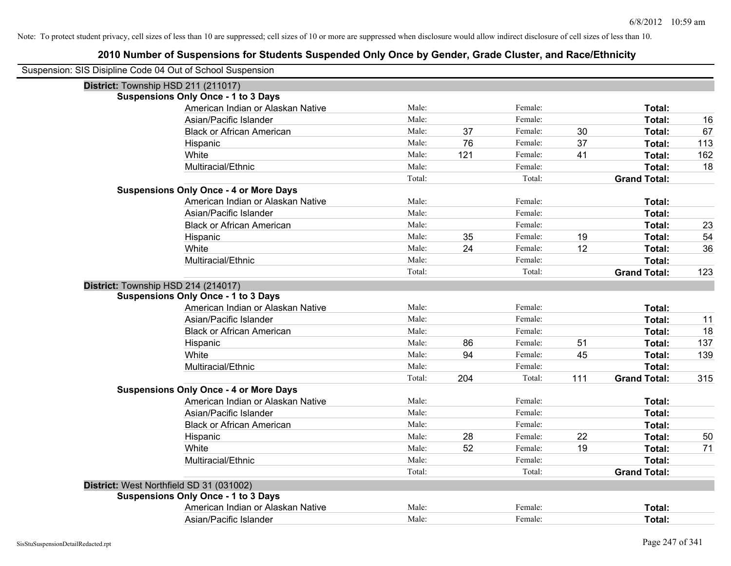Note: To protect student privacy, cell sizes of less than 10 are suppressed; cell sizes of 10 or more are suppressed when disclosure would allow indirect disclosure of cell sizes of less than 10.

# 2010 Number of Suspensions for Students Suspended Only Once by Gender, Grade Cluster, and Race/Ethnicity

Suspension: SIS Disipline Code 04 Out of School Suspension

## District: Township HSD 211 (211017)

### Suspensions Only Once - 1 to 3 Days

| | | | | | | |
|---|---|---|---|---|---|---|
| American Indian or Alaskan Native | Male: | | Female: | | **Total:** | |
| Asian/Pacific Islander | Male: | | Female: | | **Total:** | 16 |
| Black or African American | Male: | 37 | Female: | 30 | **Total:** | 67 |
| Hispanic | Male: | 76 | Female: | 37 | **Total:** | 113 |
| White | Male: | 121 | Female: | 41 | **Total:** | 162 |
| Multiracial/Ethnic | Male: | | Female: | | **Total:** | 18 |
| | Total: | | Total: | | **Grand Total:** | |

### Suspensions Only Once - 4 or More Days

| | | | | | | |
|---|---|---|---|---|---|---|
| American Indian or Alaskan Native | Male: | | Female: | | **Total:** | |
| Asian/Pacific Islander | Male: | | Female: | | **Total:** | |
| Black or African American | Male: | | Female: | | **Total:** | 23 |
| Hispanic | Male: | 35 | Female: | 19 | **Total:** | 54 |
| White | Male: | 24 | Female: | 12 | **Total:** | 36 |
| Multiracial/Ethnic | Male: | | Female: | | **Total:** | |
| | Total: | | Total: | | **Grand Total:** | 123 |

## District: Township HSD 214 (214017)

### Suspensions Only Once - 1 to 3 Days

| | | | | | | |
|---|---|---|---|---|---|---|
| American Indian or Alaskan Native | Male: | | Female: | | **Total:** | |
| Asian/Pacific Islander | Male: | | Female: | | **Total:** | 11 |
| Black or African American | Male: | | Female: | | **Total:** | 18 |
| Hispanic | Male: | 86 | Female: | 51 | **Total:** | 137 |
| White | Male: | 94 | Female: | 45 | **Total:** | 139 |
| Multiracial/Ethnic | Male: | | Female: | | **Total:** | |
| | Total: | 204 | Total: | 111 | **Grand Total:** | 315 |

### Suspensions Only Once - 4 or More Days

| | | | | | | |
|---|---|---|---|---|---|---|
| American Indian or Alaskan Native | Male: | | Female: | | **Total:** | |
| Asian/Pacific Islander | Male: | | Female: | | **Total:** | |
| Black or African American | Male: | | Female: | | **Total:** | |
| Hispanic | Male: | 28 | Female: | 22 | **Total:** | 50 |
| White | Male: | 52 | Female: | 19 | **Total:** | 71 |
| Multiracial/Ethnic | Male: | | Female: | | **Total:** | |
| | Total: | | Total: | | **Grand Total:** | |

## District: West Northfield SD 31 (031002)

### Suspensions Only Once - 1 to 3 Days

| | | | | | | |
|---|---|---|---|---|---|---|
| American Indian or Alaskan Native | Male: | | Female: | | **Total:** | |
| Asian/Pacific Islander | Male: | | Female: | | **Total:** | |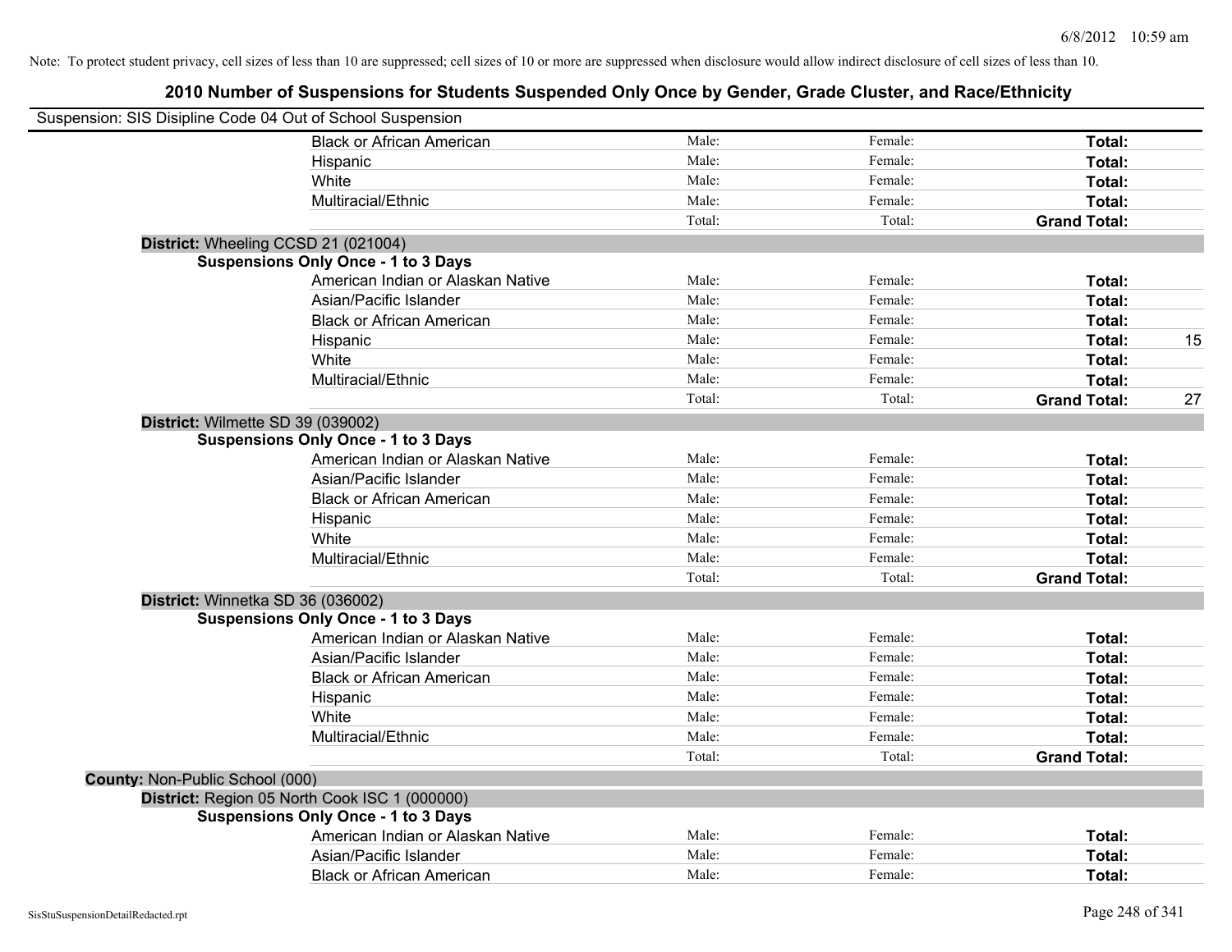Note: To protect student privacy, cell sizes of less than 10 are suppressed; cell sizes of 10 or more are suppressed when disclosure would allow indirect disclosure of cell sizes of less than 10.

## 2010 Number of Suspensions for Students Suspended Only Once by Gender, Grade Cluster, and Race/Ethnicity

Suspension: SIS Disipline Code 04 Out of School Suspension

| | | | | |
|---|---|---|---|---|
| Black or African American | Male: | Female: | **Total:** | |
| Hispanic | Male: | Female: | **Total:** | |
| White | Male: | Female: | **Total:** | |
| Multiracial/Ethnic | Male: | Female: | **Total:** | |
| | Total: | Total: | **Grand Total:** | |

**District:** Wheeling CCSD 21 (021004)

**Suspensions Only Once - 1 to 3 Days**

| | | | | |
|---|---|---|---|---|
| American Indian or Alaskan Native | Male: | Female: | **Total:** | |
| Asian/Pacific Islander | Male: | Female: | **Total:** | |
| Black or African American | Male: | Female: | **Total:** | |
| Hispanic | Male: | Female: | **Total:** | 15 |
| White | Male: | Female: | **Total:** | |
| Multiracial/Ethnic | Male: | Female: | **Total:** | |
| | Total: | Total: | **Grand Total:** | 27 |

**District:** Wilmette SD 39 (039002)

**Suspensions Only Once - 1 to 3 Days**

| | | | | |
|---|---|---|---|---|
| American Indian or Alaskan Native | Male: | Female: | **Total:** | |
| Asian/Pacific Islander | Male: | Female: | **Total:** | |
| Black or African American | Male: | Female: | **Total:** | |
| Hispanic | Male: | Female: | **Total:** | |
| White | Male: | Female: | **Total:** | |
| Multiracial/Ethnic | Male: | Female: | **Total:** | |
| | Total: | Total: | **Grand Total:** | |

**District:** Winnetka SD 36 (036002)

**Suspensions Only Once - 1 to 3 Days**

| | | | | |
|---|---|---|---|---|
| American Indian or Alaskan Native | Male: | Female: | **Total:** | |
| Asian/Pacific Islander | Male: | Female: | **Total:** | |
| Black or African American | Male: | Female: | **Total:** | |
| Hispanic | Male: | Female: | **Total:** | |
| White | Male: | Female: | **Total:** | |
| Multiracial/Ethnic | Male: | Female: | **Total:** | |
| | Total: | Total: | **Grand Total:** | |

**County:** Non-Public School (000)

**District:** Region 05 North Cook ISC 1 (000000)

**Suspensions Only Once - 1 to 3 Days**

| | | | | |
|---|---|---|---|---|
| American Indian or Alaskan Native | Male: | Female: | **Total:** | |
| Asian/Pacific Islander | Male: | Female: | **Total:** | |
| Black or African American | Male: | Female: | **Total:** | |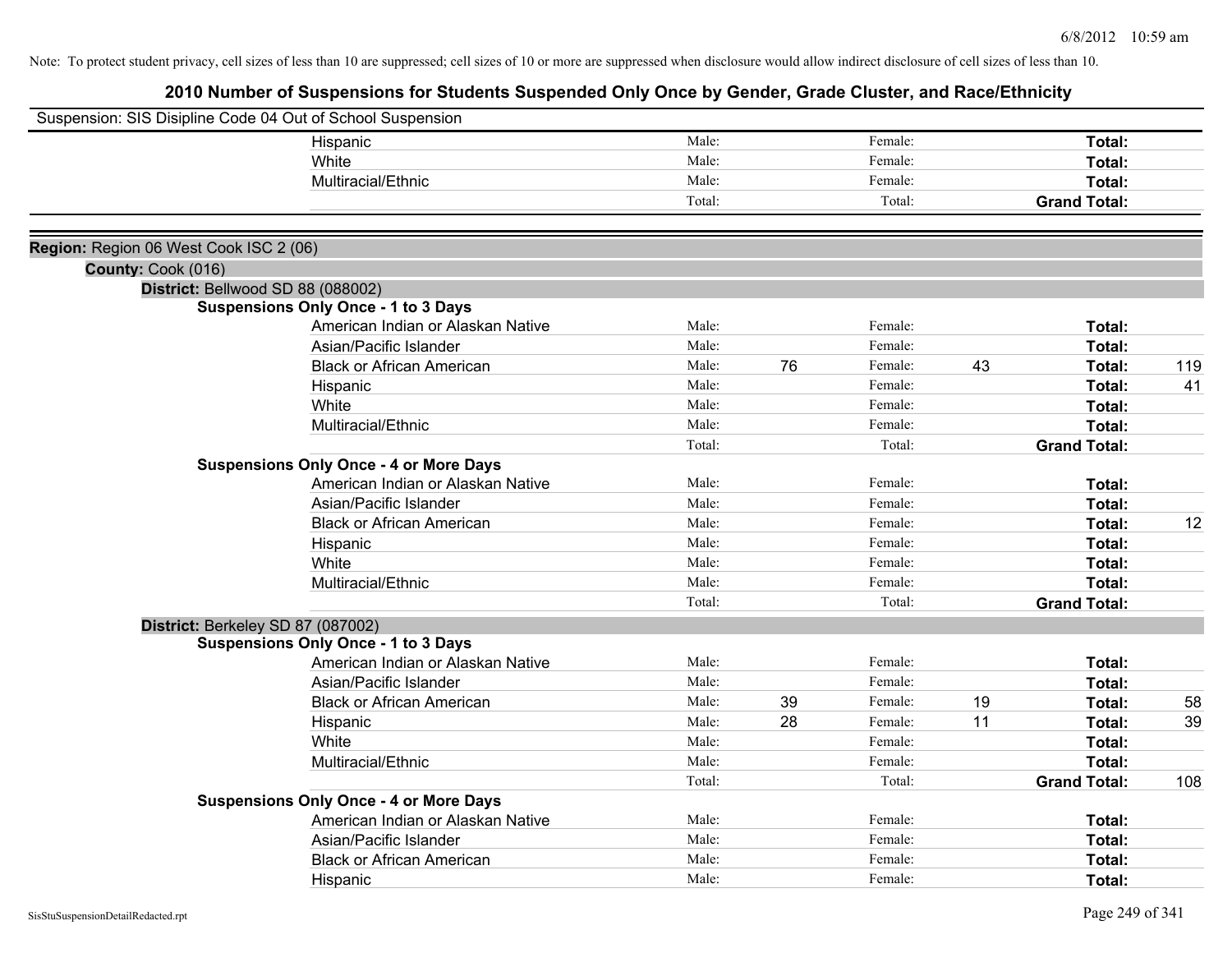Note: To protect student privacy, cell sizes of less than 10 are suppressed; cell sizes of 10 or more are suppressed when disclosure would allow indirect disclosure of cell sizes of less than 10.

# 2010 Number of Suspensions for Students Suspended Only Once by Gender, Grade Cluster, and Race/Ethnicity

Suspension: SIS Disipline Code 04 Out of School Suspension

| | | | | | | |
|---|---|---|---|---|---|---|
| Hispanic | Male: | | Female: | | **Total:** | |
| White | Male: | | Female: | | **Total:** | |
| Multiracial/Ethnic | Male: | | Female: | | **Total:** | |
| | Total: | | Total: | | **Grand Total:** | |

**Region:** Region 06 West Cook ISC 2 (06)

**County:** Cook (016)

**District:** Bellwood SD 88 (088002)

**Suspensions Only Once - 1 to 3 Days**

| | | | | | | |
|---|---|---|---|---|---|---|
| American Indian or Alaskan Native | Male: | | Female: | | **Total:** | |
| Asian/Pacific Islander | Male: | | Female: | | **Total:** | |
| Black or African American | Male: | 76 | Female: | 43 | **Total:** | 119 |
| Hispanic | Male: | | Female: | | **Total:** | 41 |
| White | Male: | | Female: | | **Total:** | |
| Multiracial/Ethnic | Male: | | Female: | | **Total:** | |
| | Total: | | Total: | | **Grand Total:** | |

**Suspensions Only Once - 4 or More Days**

| | | | | | | |
|---|---|---|---|---|---|---|
| American Indian or Alaskan Native | Male: | | Female: | | **Total:** | |
| Asian/Pacific Islander | Male: | | Female: | | **Total:** | |
| Black or African American | Male: | | Female: | | **Total:** | 12 |
| Hispanic | Male: | | Female: | | **Total:** | |
| White | Male: | | Female: | | **Total:** | |
| Multiracial/Ethnic | Male: | | Female: | | **Total:** | |
| | Total: | | Total: | | **Grand Total:** | |

**District:** Berkeley SD 87 (087002)

**Suspensions Only Once - 1 to 3 Days**

| | | | | | | |
|---|---|---|---|---|---|---|
| American Indian or Alaskan Native | Male: | | Female: | | **Total:** | |
| Asian/Pacific Islander | Male: | | Female: | | **Total:** | |
| Black or African American | Male: | 39 | Female: | 19 | **Total:** | 58 |
| Hispanic | Male: | 28 | Female: | 11 | **Total:** | 39 |
| White | Male: | | Female: | | **Total:** | |
| Multiracial/Ethnic | Male: | | Female: | | **Total:** | |
| | Total: | | Total: | | **Grand Total:** | 108 |

**Suspensions Only Once - 4 or More Days**

| | | | | | | |
|---|---|---|---|---|---|---|
| American Indian or Alaskan Native | Male: | | Female: | | **Total:** | |
| Asian/Pacific Islander | Male: | | Female: | | **Total:** | |
| Black or African American | Male: | | Female: | | **Total:** | |
| Hispanic | Male: | | Female: | | **Total:** | |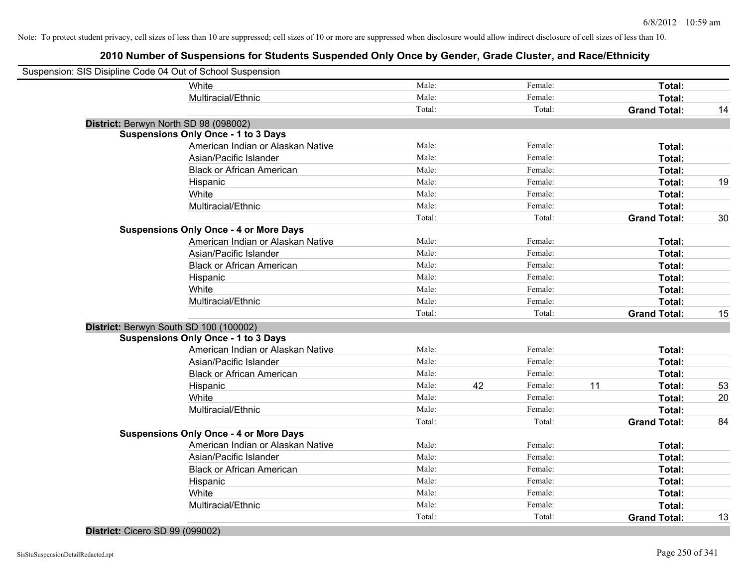Note: To protect student privacy, cell sizes of less than 10 are suppressed; cell sizes of 10 or more are suppressed when disclosure would allow indirect disclosure of cell sizes of less than 10.

# 2010 Number of Suspensions for Students Suspended Only Once by Gender, Grade Cluster, and Race/Ethnicity

Suspension: SIS Disipline Code 04 Out of School Suspension

| | | | | | | | |
|---|---|---|---|---|---|---|---|
| White | Male: | | Female: | | Total: | |
| Multiracial/Ethnic | Male: | | Female: | | Total: | |
| | Total: | | Total: | | **Grand Total:** | 14 |

**District:** Berwyn North SD 98 (098002)

**Suspensions Only Once - 1 to 3 Days**

| | | | | | | |
|---|---|---|---|---|---|---|
| American Indian or Alaskan Native | Male: | | Female: | | Total: | |
| Asian/Pacific Islander | Male: | | Female: | | Total: | |
| Black or African American | Male: | | Female: | | Total: | |
| Hispanic | Male: | | Female: | | Total: | 19 |
| White | Male: | | Female: | | Total: | |
| Multiracial/Ethnic | Male: | | Female: | | Total: | |
| | Total: | | Total: | | **Grand Total:** | 30 |

**Suspensions Only Once - 4 or More Days**

| | | | | | | |
|---|---|---|---|---|---|---|
| American Indian or Alaskan Native | Male: | | Female: | | Total: | |
| Asian/Pacific Islander | Male: | | Female: | | Total: | |
| Black or African American | Male: | | Female: | | Total: | |
| Hispanic | Male: | | Female: | | Total: | |
| White | Male: | | Female: | | Total: | |
| Multiracial/Ethnic | Male: | | Female: | | Total: | |
| | Total: | | Total: | | **Grand Total:** | 15 |

**District:** Berwyn South SD 100 (100002)

**Suspensions Only Once - 1 to 3 Days**

| | | | | | | |
|---|---|---|---|---|---|---|
| American Indian or Alaskan Native | Male: | | Female: | | Total: | |
| Asian/Pacific Islander | Male: | | Female: | | Total: | |
| Black or African American | Male: | | Female: | | Total: | |
| Hispanic | Male: | 42 | Female: | 11 | Total: | 53 |
| White | Male: | | Female: | | Total: | 20 |
| Multiracial/Ethnic | Male: | | Female: | | Total: | |
| | Total: | | Total: | | **Grand Total:** | 84 |

**Suspensions Only Once - 4 or More Days**

| | | | | | | |
|---|---|---|---|---|---|---|
| American Indian or Alaskan Native | Male: | | Female: | | Total: | |
| Asian/Pacific Islander | Male: | | Female: | | Total: | |
| Black or African American | Male: | | Female: | | Total: | |
| Hispanic | Male: | | Female: | | Total: | |
| White | Male: | | Female: | | Total: | |
| Multiracial/Ethnic | Male: | | Female: | | Total: | |
| | Total: | | Total: | | **Grand Total:** | 13 |

**District:** Cicero SD 99 (099002)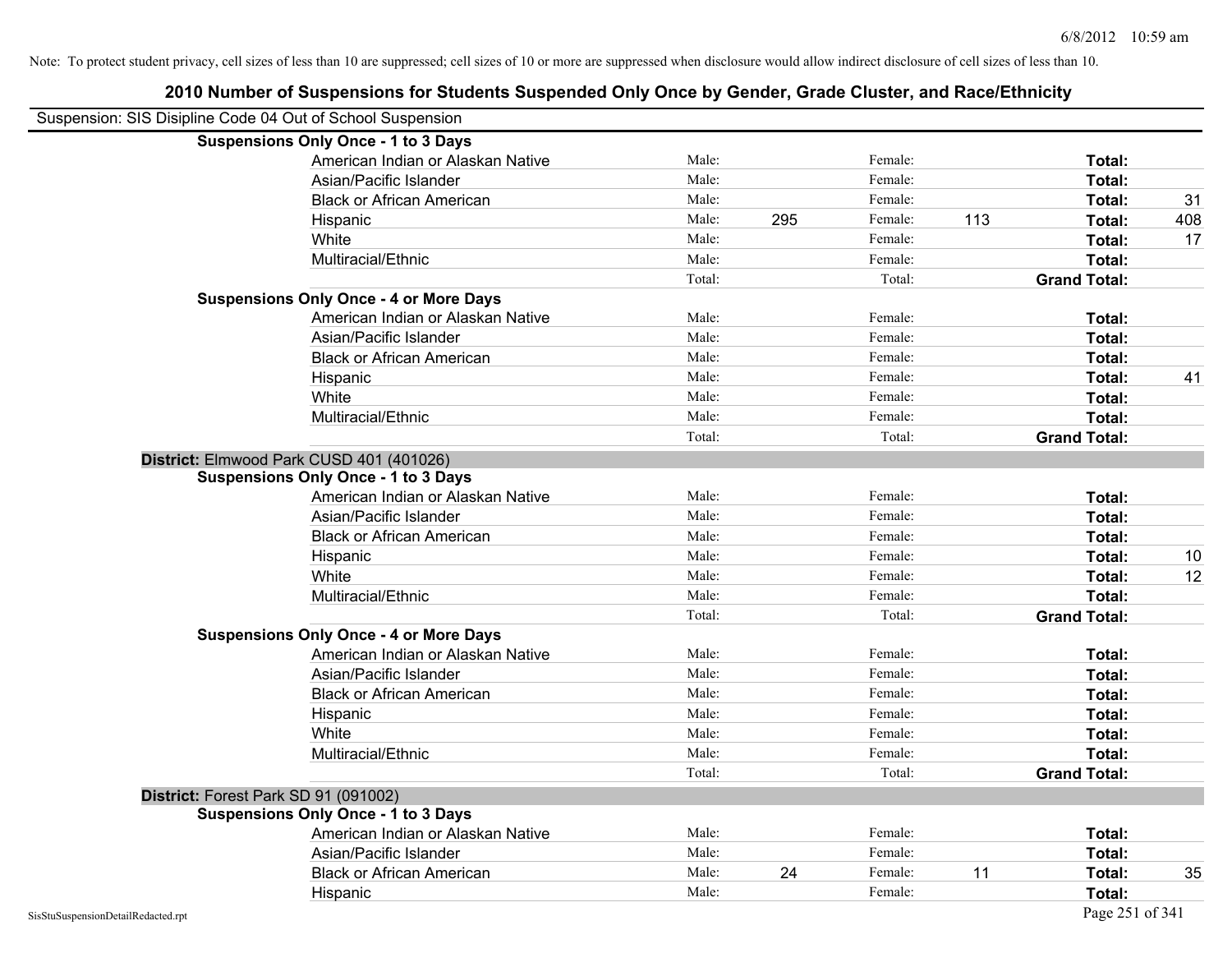Note: To protect student privacy, cell sizes of less than 10 are suppressed; cell sizes of 10 or more are suppressed when disclosure would allow indirect disclosure of cell sizes of less than 10.

## 2010 Number of Suspensions for Students Suspended Only Once by Gender, Grade Cluster, and Race/Ethnicity

Suspension: SIS Disipline Code 04 Out of School Suspension

**Suspensions Only Once - 1 to 3 Days**

| | | | | | | |
|---|---|---|---|---|---|---|
| American Indian or Alaskan Native | Male: | | Female: | | **Total:** | |
| Asian/Pacific Islander | Male: | | Female: | | **Total:** | |
| Black or African American | Male: | | Female: | | **Total:** | 31 |
| Hispanic | Male: | 295 | Female: | 113 | **Total:** | 408 |
| White | Male: | | Female: | | **Total:** | 17 |
| Multiracial/Ethnic | Male: | | Female: | | **Total:** | |
| | Total: | | Total: | | **Grand Total:** | |

**Suspensions Only Once - 4 or More Days**

| | | | | | | |
|---|---|---|---|---|---|---|
| American Indian or Alaskan Native | Male: | | Female: | | **Total:** | |
| Asian/Pacific Islander | Male: | | Female: | | **Total:** | |
| Black or African American | Male: | | Female: | | **Total:** | |
| Hispanic | Male: | | Female: | | **Total:** | 41 |
| White | Male: | | Female: | | **Total:** | |
| Multiracial/Ethnic | Male: | | Female: | | **Total:** | |
| | Total: | | Total: | | **Grand Total:** | |

**District:** Elmwood Park CUSD 401 (401026)

**Suspensions Only Once - 1 to 3 Days**

| | | | | | | |
|---|---|---|---|---|---|---|
| American Indian or Alaskan Native | Male: | | Female: | | **Total:** | |
| Asian/Pacific Islander | Male: | | Female: | | **Total:** | |
| Black or African American | Male: | | Female: | | **Total:** | |
| Hispanic | Male: | | Female: | | **Total:** | 10 |
| White | Male: | | Female: | | **Total:** | 12 |
| Multiracial/Ethnic | Male: | | Female: | | **Total:** | |
| | Total: | | Total: | | **Grand Total:** | |

**Suspensions Only Once - 4 or More Days**

| | | | | | | |
|---|---|---|---|---|---|---|
| American Indian or Alaskan Native | Male: | | Female: | | **Total:** | |
| Asian/Pacific Islander | Male: | | Female: | | **Total:** | |
| Black or African American | Male: | | Female: | | **Total:** | |
| Hispanic | Male: | | Female: | | **Total:** | |
| White | Male: | | Female: | | **Total:** | |
| Multiracial/Ethnic | Male: | | Female: | | **Total:** | |
| | Total: | | Total: | | **Grand Total:** | |

**District:** Forest Park SD 91 (091002)

**Suspensions Only Once - 1 to 3 Days**

| | | | | | | |
|---|---|---|---|---|---|---|
| American Indian or Alaskan Native | Male: | | Female: | | **Total:** | |
| Asian/Pacific Islander | Male: | | Female: | | **Total:** | |
| Black or African American | Male: | 24 | Female: | 11 | **Total:** | 35 |
| Hispanic | Male: | | Female: | | **Total:** | |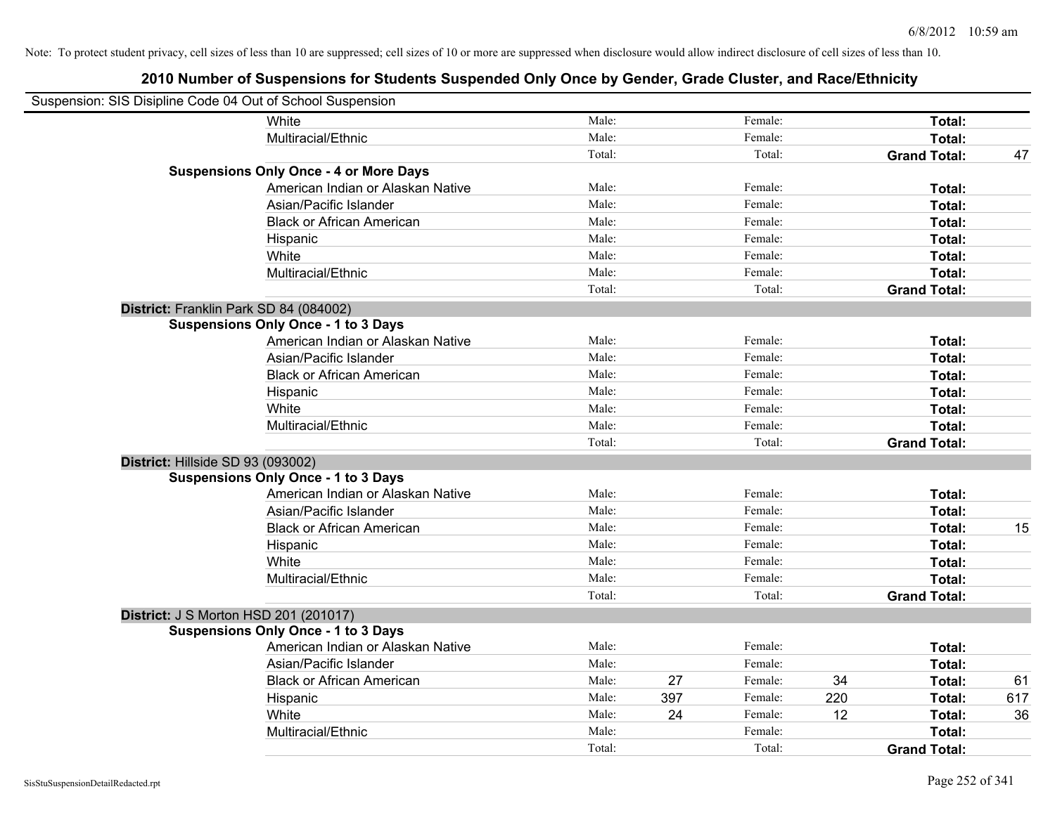Note: To protect student privacy, cell sizes of less than 10 are suppressed; cell sizes of 10 or more are suppressed when disclosure would allow indirect disclosure of cell sizes of less than 10.

# 2010 Number of Suspensions for Students Suspended Only Once by Gender, Grade Cluster, and Race/Ethnicity

Suspension: SIS Disipline Code 04 Out of School Suspension

| | | | | | | | |
|---|---|---|---|---|---|---|---|
| White | Male: | | Female: | | **Total:** | |
| Multiracial/Ethnic | Male: | | Female: | | **Total:** | |
| | Total: | | Total: | | **Grand Total:** | 47 |
| **Suspensions Only Once - 4 or More Days** | | | | | | |
| American Indian or Alaskan Native | Male: | | Female: | | **Total:** | |
| Asian/Pacific Islander | Male: | | Female: | | **Total:** | |
| Black or African American | Male: | | Female: | | **Total:** | |
| Hispanic | Male: | | Female: | | **Total:** | |
| White | Male: | | Female: | | **Total:** | |
| Multiracial/Ethnic | Male: | | Female: | | **Total:** | |
| | Total: | | Total: | | **Grand Total:** | |
| **District:** Franklin Park SD 84 (084002) | | | | | | |
| **Suspensions Only Once - 1 to 3 Days** | | | | | | |
| American Indian or Alaskan Native | Male: | | Female: | | **Total:** | |
| Asian/Pacific Islander | Male: | | Female: | | **Total:** | |
| Black or African American | Male: | | Female: | | **Total:** | |
| Hispanic | Male: | | Female: | | **Total:** | |
| White | Male: | | Female: | | **Total:** | |
| Multiracial/Ethnic | Male: | | Female: | | **Total:** | |
| | Total: | | Total: | | **Grand Total:** | |
| **District:** Hillside SD 93 (093002) | | | | | | |
| **Suspensions Only Once - 1 to 3 Days** | | | | | | |
| American Indian or Alaskan Native | Male: | | Female: | | **Total:** | |
| Asian/Pacific Islander | Male: | | Female: | | **Total:** | |
| Black or African American | Male: | | Female: | | **Total:** | 15 |
| Hispanic | Male: | | Female: | | **Total:** | |
| White | Male: | | Female: | | **Total:** | |
| Multiracial/Ethnic | Male: | | Female: | | **Total:** | |
| | Total: | | Total: | | **Grand Total:** | |
| **District:** J S Morton HSD 201 (201017) | | | | | | |
| **Suspensions Only Once - 1 to 3 Days** | | | | | | |
| American Indian or Alaskan Native | Male: | | Female: | | **Total:** | |
| Asian/Pacific Islander | Male: | | Female: | | **Total:** | |
| Black or African American | Male: | 27 | Female: | 34 | **Total:** | 61 |
| Hispanic | Male: | 397 | Female: | 220 | **Total:** | 617 |
| White | Male: | 24 | Female: | 12 | **Total:** | 36 |
| Multiracial/Ethnic | Male: | | Female: | | **Total:** | |
| | Total: | | Total: | | **Grand Total:** | |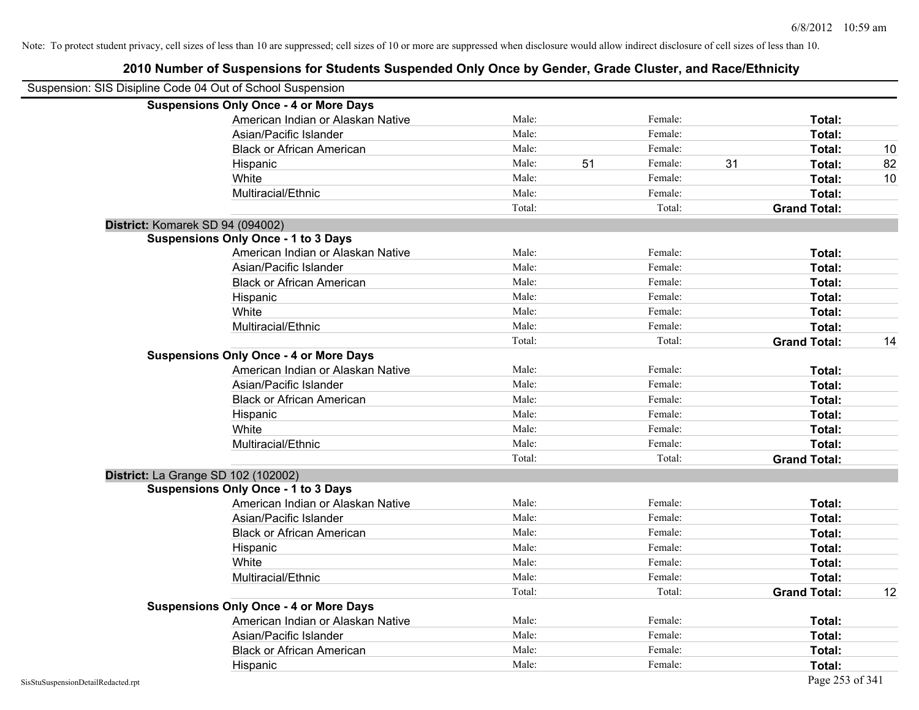Note: To protect student privacy, cell sizes of less than 10 are suppressed; cell sizes of 10 or more are suppressed when disclosure would allow indirect disclosure of cell sizes of less than 10.

## 2010 Number of Suspensions for Students Suspended Only Once by Gender, Grade Cluster, and Race/Ethnicity

Suspension: SIS Disipline Code 04 Out of School Suspension

**Suspensions Only Once - 4 or More Days**

| | | | | | | |
|---|---|---|---|---|---|---|
| American Indian or Alaskan Native | Male: | | Female: | | **Total:** | |
| Asian/Pacific Islander | Male: | | Female: | | **Total:** | |
| Black or African American | Male: | | Female: | | **Total:** | 10 |
| Hispanic | Male: | 51 | Female: | 31 | **Total:** | 82 |
| White | Male: | | Female: | | **Total:** | 10 |
| Multiracial/Ethnic | Male: | | Female: | | **Total:** | |
| | Total: | | Total: | | **Grand Total:** | |

**District:** Komarek SD 94 (094002)

**Suspensions Only Once - 1 to 3 Days**

| | | | | | | |
|---|---|---|---|---|---|---|
| American Indian or Alaskan Native | Male: | | Female: | | **Total:** | |
| Asian/Pacific Islander | Male: | | Female: | | **Total:** | |
| Black or African American | Male: | | Female: | | **Total:** | |
| Hispanic | Male: | | Female: | | **Total:** | |
| White | Male: | | Female: | | **Total:** | |
| Multiracial/Ethnic | Male: | | Female: | | **Total:** | |
| | Total: | | Total: | | **Grand Total:** | 14 |

**Suspensions Only Once - 4 or More Days**

| | | | | | | |
|---|---|---|---|---|---|---|
| American Indian or Alaskan Native | Male: | | Female: | | **Total:** | |
| Asian/Pacific Islander | Male: | | Female: | | **Total:** | |
| Black or African American | Male: | | Female: | | **Total:** | |
| Hispanic | Male: | | Female: | | **Total:** | |
| White | Male: | | Female: | | **Total:** | |
| Multiracial/Ethnic | Male: | | Female: | | **Total:** | |
| | Total: | | Total: | | **Grand Total:** | |

**District:** La Grange SD 102 (102002)

**Suspensions Only Once - 1 to 3 Days**

| | | | | | | |
|---|---|---|---|---|---|---|
| American Indian or Alaskan Native | Male: | | Female: | | **Total:** | |
| Asian/Pacific Islander | Male: | | Female: | | **Total:** | |
| Black or African American | Male: | | Female: | | **Total:** | |
| Hispanic | Male: | | Female: | | **Total:** | |
| White | Male: | | Female: | | **Total:** | |
| Multiracial/Ethnic | Male: | | Female: | | **Total:** | |
| | Total: | | Total: | | **Grand Total:** | 12 |

**Suspensions Only Once - 4 or More Days**

| | | | | | | |
|---|---|---|---|---|---|---|
| American Indian or Alaskan Native | Male: | | Female: | | **Total:** | |
| Asian/Pacific Islander | Male: | | Female: | | **Total:** | |
| Black or African American | Male: | | Female: | | **Total:** | |
| Hispanic | Male: | | Female: | | **Total:** | |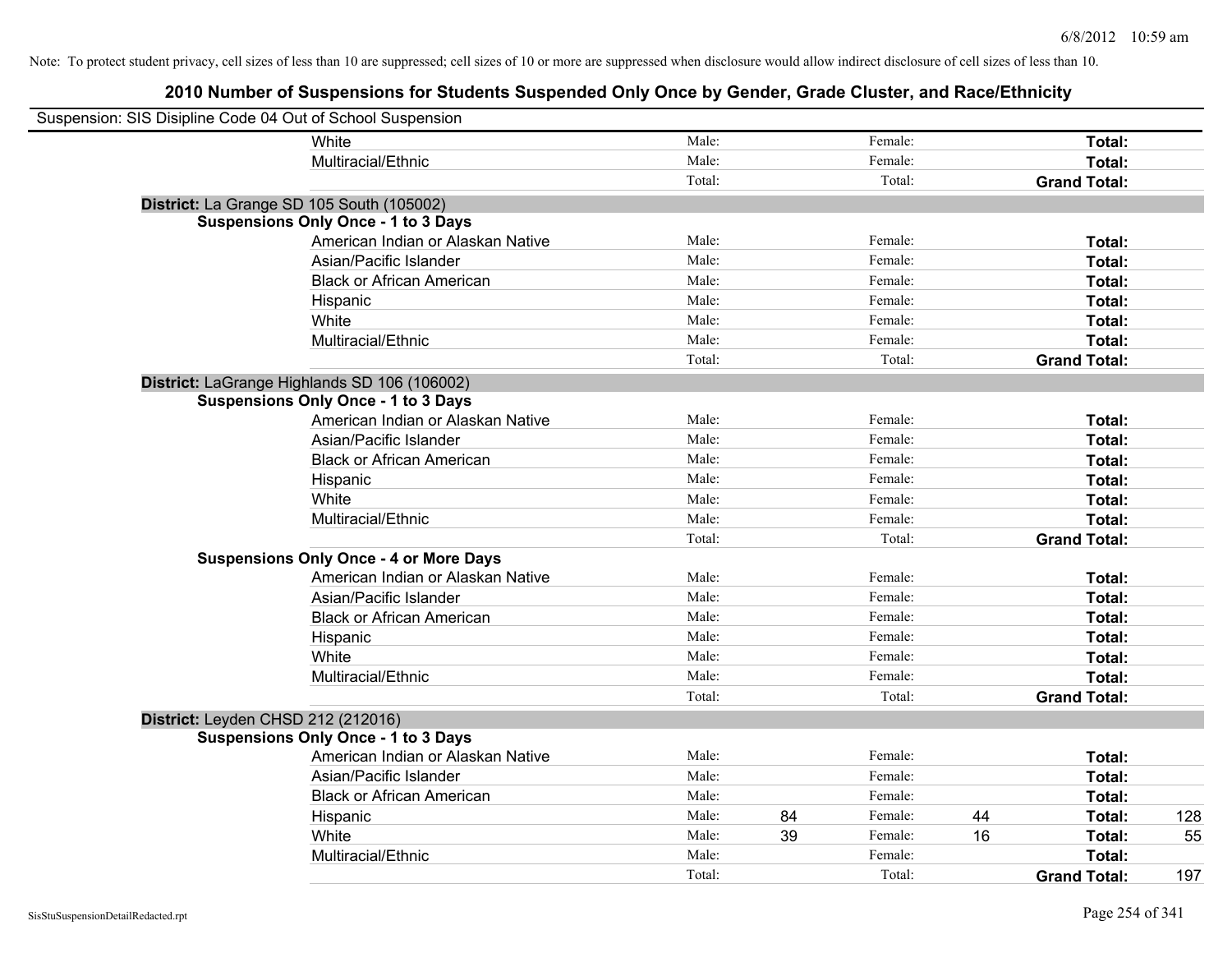Note: To protect student privacy, cell sizes of less than 10 are suppressed; cell sizes of 10 or more are suppressed when disclosure would allow indirect disclosure of cell sizes of less than 10.

# 2010 Number of Suspensions for Students Suspended Only Once by Gender, Grade Cluster, and Race/Ethnicity

Suspension: SIS Disipline Code 04 Out of School Suspension

| | | | | | | |
|---|---|---|---|---|---|---|
| White | Male: | | Female: | | **Total:** | |
| Multiracial/Ethnic | Male: | | Female: | | **Total:** | |
| | Total: | | Total: | | **Grand Total:** | |

**District:** La Grange SD 105 South (105002)

**Suspensions Only Once - 1 to 3 Days**

| | | | | | | |
|---|---|---|---|---|---|---|
| American Indian or Alaskan Native | Male: | | Female: | | **Total:** | |
| Asian/Pacific Islander | Male: | | Female: | | **Total:** | |
| Black or African American | Male: | | Female: | | **Total:** | |
| Hispanic | Male: | | Female: | | **Total:** | |
| White | Male: | | Female: | | **Total:** | |
| Multiracial/Ethnic | Male: | | Female: | | **Total:** | |
| | Total: | | Total: | | **Grand Total:** | |

**District:** LaGrange Highlands SD 106 (106002)

**Suspensions Only Once - 1 to 3 Days**

| | | | | | | |
|---|---|---|---|---|---|---|
| American Indian or Alaskan Native | Male: | | Female: | | **Total:** | |
| Asian/Pacific Islander | Male: | | Female: | | **Total:** | |
| Black or African American | Male: | | Female: | | **Total:** | |
| Hispanic | Male: | | Female: | | **Total:** | |
| White | Male: | | Female: | | **Total:** | |
| Multiracial/Ethnic | Male: | | Female: | | **Total:** | |
| | Total: | | Total: | | **Grand Total:** | |

**Suspensions Only Once - 4 or More Days**

| | | | | | | |
|---|---|---|---|---|---|---|
| American Indian or Alaskan Native | Male: | | Female: | | **Total:** | |
| Asian/Pacific Islander | Male: | | Female: | | **Total:** | |
| Black or African American | Male: | | Female: | | **Total:** | |
| Hispanic | Male: | | Female: | | **Total:** | |
| White | Male: | | Female: | | **Total:** | |
| Multiracial/Ethnic | Male: | | Female: | | **Total:** | |
| | Total: | | Total: | | **Grand Total:** | |

**District:** Leyden CHSD 212 (212016)

**Suspensions Only Once - 1 to 3 Days**

| | | | | | | |
|---|---|---|---|---|---|---|
| American Indian or Alaskan Native | Male: | | Female: | | **Total:** | |
| Asian/Pacific Islander | Male: | | Female: | | **Total:** | |
| Black or African American | Male: | | Female: | | **Total:** | |
| Hispanic | Male: | 84 | Female: | 44 | **Total:** | 128 |
| White | Male: | 39 | Female: | 16 | **Total:** | 55 |
| Multiracial/Ethnic | Male: | | Female: | | **Total:** | |
| | Total: | | Total: | | **Grand Total:** | 197 |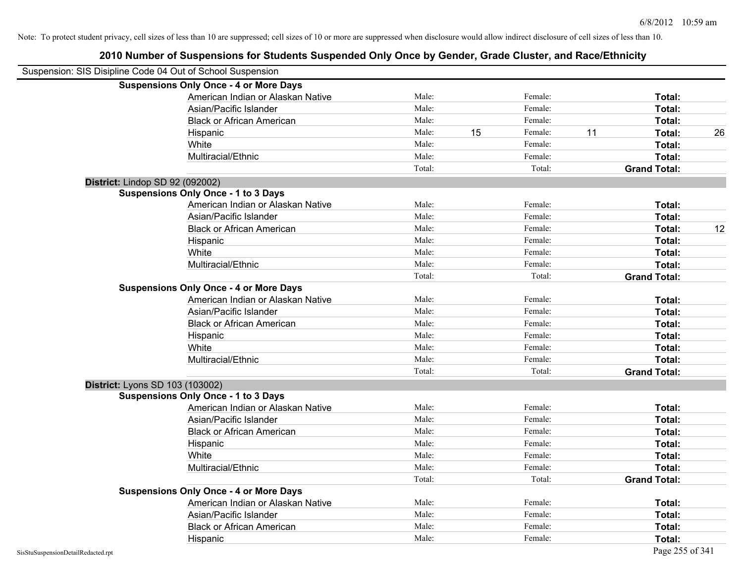Note: To protect student privacy, cell sizes of less than 10 are suppressed; cell sizes of 10 or more are suppressed when disclosure would allow indirect disclosure of cell sizes of less than 10.

# 2010 Number of Suspensions for Students Suspended Only Once by Gender, Grade Cluster, and Race/Ethnicity

Suspension: SIS Disipline Code 04 Out of School Suspension

**Suspensions Only Once - 4 or More Days**

| | | | | | | |
|---|---|---|---|---|---|---|
| American Indian or Alaskan Native | Male: | | Female: | | **Total:** | |
| Asian/Pacific Islander | Male: | | Female: | | **Total:** | |
| Black or African American | Male: | | Female: | | **Total:** | |
| Hispanic | Male: | 15 | Female: | 11 | **Total:** | 26 |
| White | Male: | | Female: | | **Total:** | |
| Multiracial/Ethnic | Male: | | Female: | | **Total:** | |
| | Total: | | Total: | | **Grand Total:** | |

**District:** Lindop SD 92 (092002)

**Suspensions Only Once - 1 to 3 Days**

| | | | | | | |
|---|---|---|---|---|---|---|
| American Indian or Alaskan Native | Male: | | Female: | | **Total:** | |
| Asian/Pacific Islander | Male: | | Female: | | **Total:** | |
| Black or African American | Male: | | Female: | | **Total:** | 12 |
| Hispanic | Male: | | Female: | | **Total:** | |
| White | Male: | | Female: | | **Total:** | |
| Multiracial/Ethnic | Male: | | Female: | | **Total:** | |
| | Total: | | Total: | | **Grand Total:** | |

**Suspensions Only Once - 4 or More Days**

| | | | | | | |
|---|---|---|---|---|---|---|
| American Indian or Alaskan Native | Male: | | Female: | | **Total:** | |
| Asian/Pacific Islander | Male: | | Female: | | **Total:** | |
| Black or African American | Male: | | Female: | | **Total:** | |
| Hispanic | Male: | | Female: | | **Total:** | |
| White | Male: | | Female: | | **Total:** | |
| Multiracial/Ethnic | Male: | | Female: | | **Total:** | |
| | Total: | | Total: | | **Grand Total:** | |

**District:** Lyons SD 103 (103002)

**Suspensions Only Once - 1 to 3 Days**

| | | | | | | |
|---|---|---|---|---|---|---|
| American Indian or Alaskan Native | Male: | | Female: | | **Total:** | |
| Asian/Pacific Islander | Male: | | Female: | | **Total:** | |
| Black or African American | Male: | | Female: | | **Total:** | |
| Hispanic | Male: | | Female: | | **Total:** | |
| White | Male: | | Female: | | **Total:** | |
| Multiracial/Ethnic | Male: | | Female: | | **Total:** | |
| | Total: | | Total: | | **Grand Total:** | |

**Suspensions Only Once - 4 or More Days**

| | | | | | | |
|---|---|---|---|---|---|---|
| American Indian or Alaskan Native | Male: | | Female: | | **Total:** | |
| Asian/Pacific Islander | Male: | | Female: | | **Total:** | |
| Black or African American | Male: | | Female: | | **Total:** | |
| Hispanic | Male: | | Female: | | **Total:** | |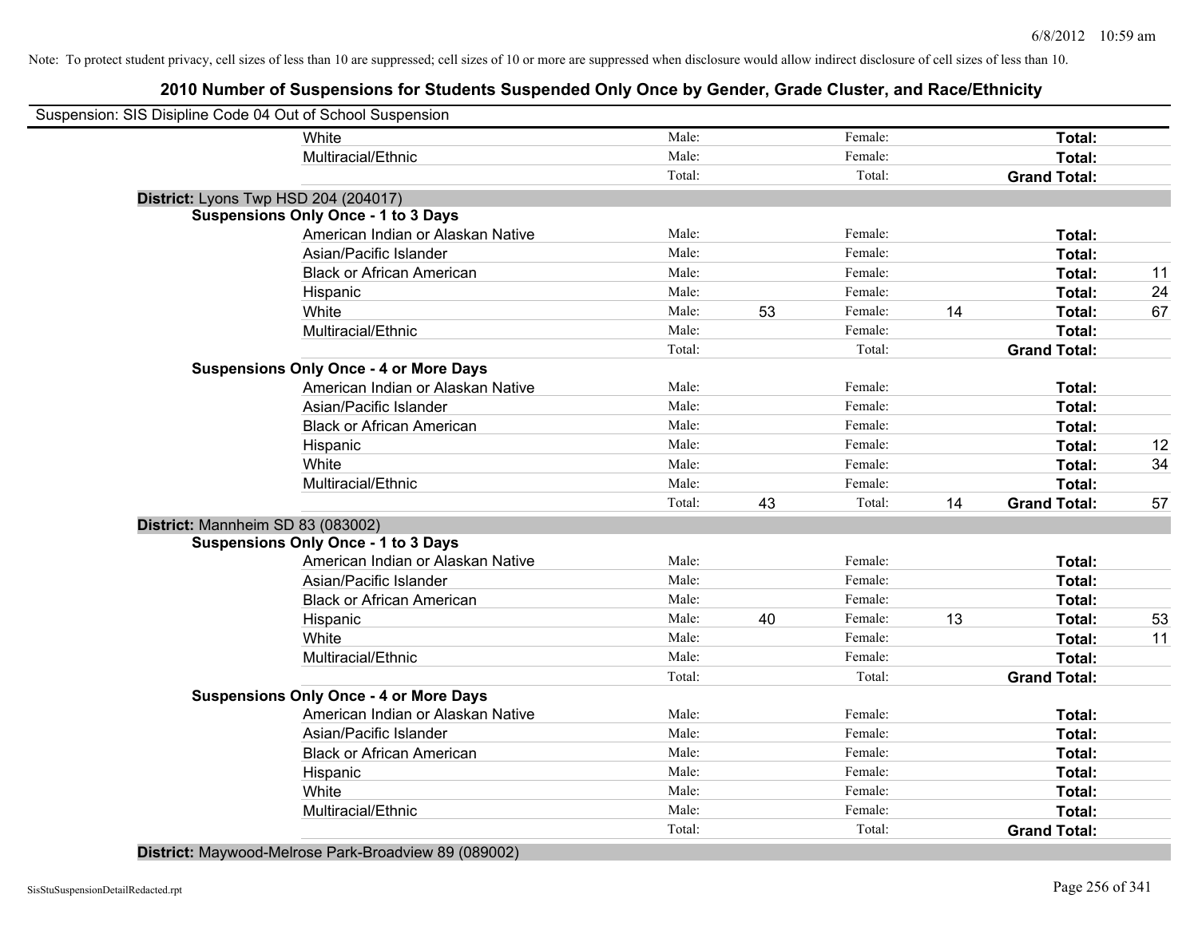Note: To protect student privacy, cell sizes of less than 10 are suppressed; cell sizes of 10 or more are suppressed when disclosure would allow indirect disclosure of cell sizes of less than 10.

# 2010 Number of Suspensions for Students Suspended Only Once by Gender, Grade Cluster, and Race/Ethnicity

Suspension: SIS Disipline Code 04 Out of School Suspension

| | | | | | | |
|---|---|---|---|---|---|---|
| White | Male: | | Female: | | **Total:** | |
| Multiracial/Ethnic | Male: | | Female: | | **Total:** | |
| | Total: | | Total: | | **Grand Total:** | |

**District:** Lyons Twp HSD 204 (204017)

**Suspensions Only Once - 1 to 3 Days**

| | | | | | | |
|---|---|---|---|---|---|---|
| American Indian or Alaskan Native | Male: | | Female: | | **Total:** | |
| Asian/Pacific Islander | Male: | | Female: | | **Total:** | |
| Black or African American | Male: | | Female: | | **Total:** | 11 |
| Hispanic | Male: | | Female: | | **Total:** | 24 |
| White | Male: | 53 | Female: | 14 | **Total:** | 67 |
| Multiracial/Ethnic | Male: | | Female: | | **Total:** | |
| | Total: | | Total: | | **Grand Total:** | |

**Suspensions Only Once - 4 or More Days**

| | | | | | | |
|---|---|---|---|---|---|---|
| American Indian or Alaskan Native | Male: | | Female: | | **Total:** | |
| Asian/Pacific Islander | Male: | | Female: | | **Total:** | |
| Black or African American | Male: | | Female: | | **Total:** | |
| Hispanic | Male: | | Female: | | **Total:** | 12 |
| White | Male: | | Female: | | **Total:** | 34 |
| Multiracial/Ethnic | Male: | | Female: | | **Total:** | |
| | Total: | 43 | Total: | 14 | **Grand Total:** | 57 |

**District:** Mannheim SD 83 (083002)

**Suspensions Only Once - 1 to 3 Days**

| | | | | | | |
|---|---|---|---|---|---|---|
| American Indian or Alaskan Native | Male: | | Female: | | **Total:** | |
| Asian/Pacific Islander | Male: | | Female: | | **Total:** | |
| Black or African American | Male: | | Female: | | **Total:** | |
| Hispanic | Male: | 40 | Female: | 13 | **Total:** | 53 |
| White | Male: | | Female: | | **Total:** | 11 |
| Multiracial/Ethnic | Male: | | Female: | | **Total:** | |
| | Total: | | Total: | | **Grand Total:** | |

**Suspensions Only Once - 4 or More Days**

| | | | | | | |
|---|---|---|---|---|---|---|
| American Indian or Alaskan Native | Male: | | Female: | | **Total:** | |
| Asian/Pacific Islander | Male: | | Female: | | **Total:** | |
| Black or African American | Male: | | Female: | | **Total:** | |
| Hispanic | Male: | | Female: | | **Total:** | |
| White | Male: | | Female: | | **Total:** | |
| Multiracial/Ethnic | Male: | | Female: | | **Total:** | |
| | Total: | | Total: | | **Grand Total:** | |

**District:** Maywood-Melrose Park-Broadview 89 (089002)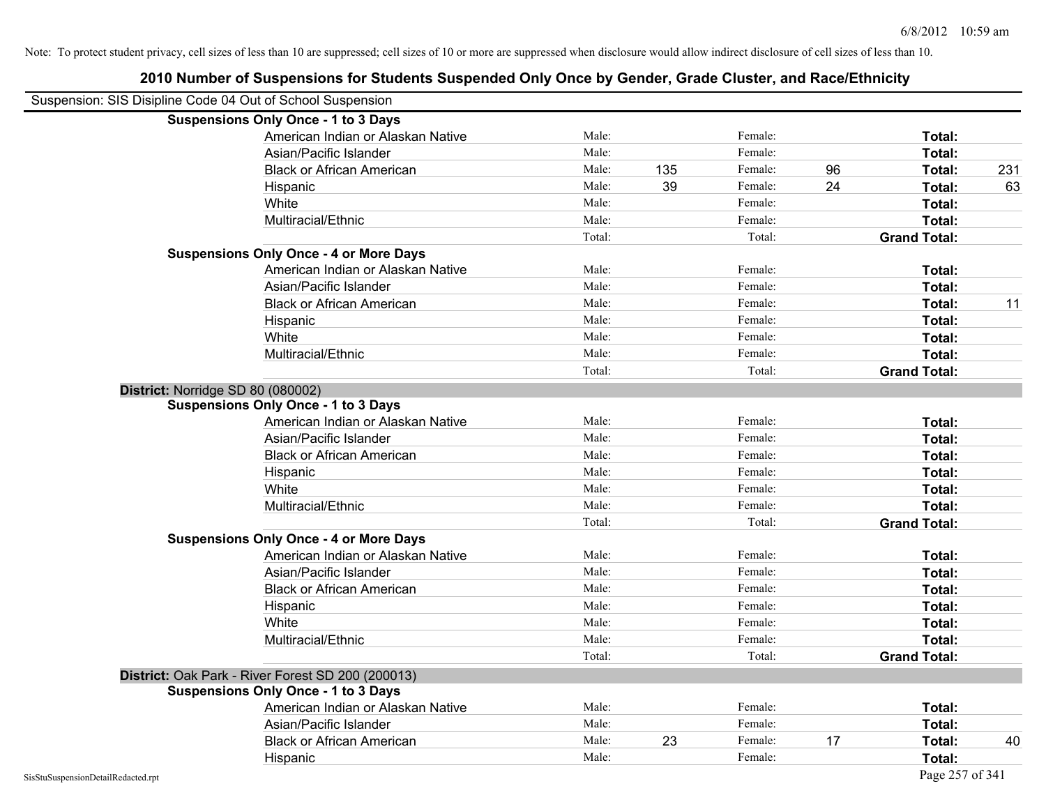Note: To protect student privacy, cell sizes of less than 10 are suppressed; cell sizes of 10 or more are suppressed when disclosure would allow indirect disclosure of cell sizes of less than 10.

# 2010 Number of Suspensions for Students Suspended Only Once by Gender, Grade Cluster, and Race/Ethnicity

Suspension: SIS Disipline Code 04 Out of School Suspension

**Suspensions Only Once - 1 to 3 Days**

| | | | | | | |
|---|---|---|---|---|---|---|
| American Indian or Alaskan Native | Male: | | Female: | | **Total:** | |
| Asian/Pacific Islander | Male: | | Female: | | **Total:** | |
| Black or African American | Male: | 135 | Female: | 96 | **Total:** | 231 |
| Hispanic | Male: | 39 | Female: | 24 | **Total:** | 63 |
| White | Male: | | Female: | | **Total:** | |
| Multiracial/Ethnic | Male: | | Female: | | **Total:** | |
| | Total: | | Total: | | **Grand Total:** | |

**Suspensions Only Once - 4 or More Days**

| | | | | | | |
|---|---|---|---|---|---|---|
| American Indian or Alaskan Native | Male: | | Female: | | **Total:** | |
| Asian/Pacific Islander | Male: | | Female: | | **Total:** | |
| Black or African American | Male: | | Female: | | **Total:** | 11 |
| Hispanic | Male: | | Female: | | **Total:** | |
| White | Male: | | Female: | | **Total:** | |
| Multiracial/Ethnic | Male: | | Female: | | **Total:** | |
| | Total: | | Total: | | **Grand Total:** | |

**District:** Norridge SD 80 (080002)

**Suspensions Only Once - 1 to 3 Days**

| | | | | | | |
|---|---|---|---|---|---|---|
| American Indian or Alaskan Native | Male: | | Female: | | **Total:** | |
| Asian/Pacific Islander | Male: | | Female: | | **Total:** | |
| Black or African American | Male: | | Female: | | **Total:** | |
| Hispanic | Male: | | Female: | | **Total:** | |
| White | Male: | | Female: | | **Total:** | |
| Multiracial/Ethnic | Male: | | Female: | | **Total:** | |
| | Total: | | Total: | | **Grand Total:** | |

**Suspensions Only Once - 4 or More Days**

| | | | | | | |
|---|---|---|---|---|---|---|
| American Indian or Alaskan Native | Male: | | Female: | | **Total:** | |
| Asian/Pacific Islander | Male: | | Female: | | **Total:** | |
| Black or African American | Male: | | Female: | | **Total:** | |
| Hispanic | Male: | | Female: | | **Total:** | |
| White | Male: | | Female: | | **Total:** | |
| Multiracial/Ethnic | Male: | | Female: | | **Total:** | |
| | Total: | | Total: | | **Grand Total:** | |

**District:** Oak Park - River Forest SD 200 (200013)

**Suspensions Only Once - 1 to 3 Days**

| | | | | | | |
|---|---|---|---|---|---|---|
| American Indian or Alaskan Native | Male: | | Female: | | **Total:** | |
| Asian/Pacific Islander | Male: | | Female: | | **Total:** | |
| Black or African American | Male: | 23 | Female: | 17 | **Total:** | 40 |
| Hispanic | Male: | | Female: | | **Total:** | |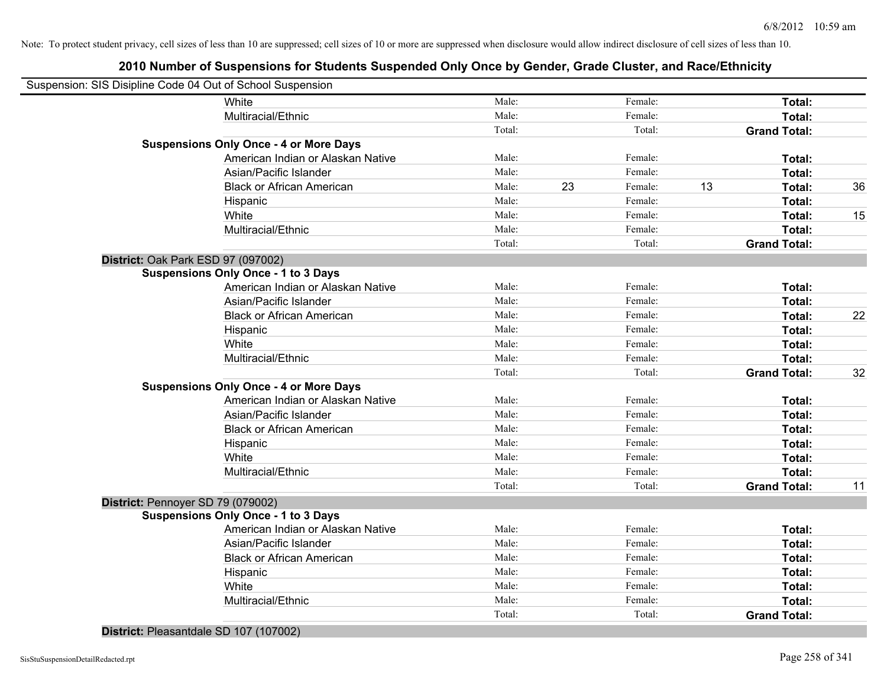Note: To protect student privacy, cell sizes of less than 10 are suppressed; cell sizes of 10 or more are suppressed when disclosure would allow indirect disclosure of cell sizes of less than 10.

## 2010 Number of Suspensions for Students Suspended Only Once by Gender, Grade Cluster, and Race/Ethnicity

Suspension: SIS Disipline Code 04 Out of School Suspension

| | | | | | | | |
|---|---|---|---|---|---|---|---|
| White | Male: | | Female: | | Total: | |
| Multiracial/Ethnic | Male: | | Female: | | Total: | |
| | Total: | | Total: | | **Grand Total:** | |
| **Suspensions Only Once - 4 or More Days** | | | | | | |
| American Indian or Alaskan Native | Male: | | Female: | | Total: | |
| Asian/Pacific Islander | Male: | | Female: | | Total: | |
| Black or African American | Male: | 23 | Female: | 13 | Total: | 36 |
| Hispanic | Male: | | Female: | | Total: | |
| White | Male: | | Female: | | Total: | 15 |
| Multiracial/Ethnic | Male: | | Female: | | Total: | |
| | Total: | | Total: | | **Grand Total:** | |
| **District: Oak Park ESD 97 (097002)** | | | | | | |
| **Suspensions Only Once - 1 to 3 Days** | | | | | | |
| American Indian or Alaskan Native | Male: | | Female: | | Total: | |
| Asian/Pacific Islander | Male: | | Female: | | Total: | |
| Black or African American | Male: | | Female: | | Total: | 22 |
| Hispanic | Male: | | Female: | | Total: | |
| White | Male: | | Female: | | Total: | |
| Multiracial/Ethnic | Male: | | Female: | | Total: | |
| | Total: | | Total: | | **Grand Total:** | 32 |
| **Suspensions Only Once - 4 or More Days** | | | | | | |
| American Indian or Alaskan Native | Male: | | Female: | | Total: | |
| Asian/Pacific Islander | Male: | | Female: | | Total: | |
| Black or African American | Male: | | Female: | | Total: | |
| Hispanic | Male: | | Female: | | Total: | |
| White | Male: | | Female: | | Total: | |
| Multiracial/Ethnic | Male: | | Female: | | Total: | |
| | Total: | | Total: | | **Grand Total:** | 11 |
| **District: Pennoyer SD 79 (079002)** | | | | | | |
| **Suspensions Only Once - 1 to 3 Days** | | | | | | |
| American Indian or Alaskan Native | Male: | | Female: | | Total: | |
| Asian/Pacific Islander | Male: | | Female: | | Total: | |
| Black or African American | Male: | | Female: | | Total: | |
| Hispanic | Male: | | Female: | | Total: | |
| White | Male: | | Female: | | Total: | |
| Multiracial/Ethnic | Male: | | Female: | | Total: | |
| | Total: | | Total: | | **Grand Total:** | |
| **District: Pleasantdale SD 107 (107002)** | | | | | | |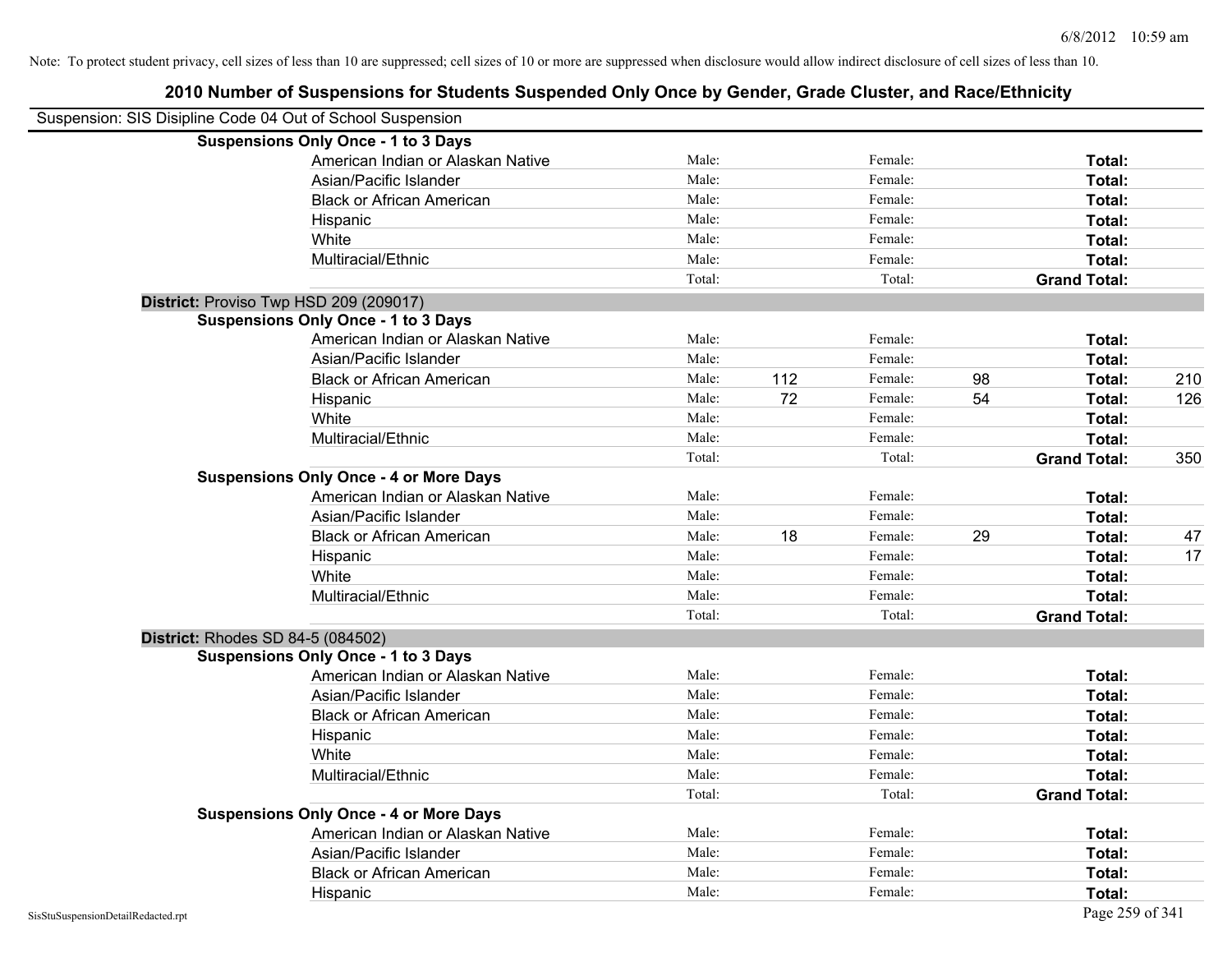Note: To protect student privacy, cell sizes of less than 10 are suppressed; cell sizes of 10 or more are suppressed when disclosure would allow indirect disclosure of cell sizes of less than 10.

# 2010 Number of Suspensions for Students Suspended Only Once by Gender, Grade Cluster, and Race/Ethnicity

Suspension: SIS Disipline Code 04 Out of School Suspension

**Suspensions Only Once - 1 to 3 Days**

| | Male: | | Female: | | | |
|---|---|---|---|---|---|---|
| American Indian or Alaskan Native | Male: | | Female: | | **Total:** | |
| Asian/Pacific Islander | Male: | | Female: | | **Total:** | |
| Black or African American | Male: | | Female: | | **Total:** | |
| Hispanic | Male: | | Female: | | **Total:** | |
| White | Male: | | Female: | | **Total:** | |
| Multiracial/Ethnic | Male: | | Female: | | **Total:** | |
| | Total: | | Total: | | **Grand Total:** | |

**District:** Proviso Twp HSD 209 (209017)

**Suspensions Only Once - 1 to 3 Days**

| | | | | | | |
|---|---|---|---|---|---|---|
| American Indian or Alaskan Native | Male: | | Female: | | **Total:** | |
| Asian/Pacific Islander | Male: | | Female: | | **Total:** | |
| Black or African American | Male: | 112 | Female: | 98 | **Total:** | 210 |
| Hispanic | Male: | 72 | Female: | 54 | **Total:** | 126 |
| White | Male: | | Female: | | **Total:** | |
| Multiracial/Ethnic | Male: | | Female: | | **Total:** | |
| | Total: | | Total: | | **Grand Total:** | 350 |

**Suspensions Only Once - 4 or More Days**

| | | | | | | |
|---|---|---|---|---|---|---|
| American Indian or Alaskan Native | Male: | | Female: | | **Total:** | |
| Asian/Pacific Islander | Male: | | Female: | | **Total:** | |
| Black or African American | Male: | 18 | Female: | 29 | **Total:** | 47 |
| Hispanic | Male: | | Female: | | **Total:** | 17 |
| White | Male: | | Female: | | **Total:** | |
| Multiracial/Ethnic | Male: | | Female: | | **Total:** | |
| | Total: | | Total: | | **Grand Total:** | |

**District:** Rhodes SD 84-5 (084502)

**Suspensions Only Once - 1 to 3 Days**

| | | | | | | |
|---|---|---|---|---|---|---|
| American Indian or Alaskan Native | Male: | | Female: | | **Total:** | |
| Asian/Pacific Islander | Male: | | Female: | | **Total:** | |
| Black or African American | Male: | | Female: | | **Total:** | |
| Hispanic | Male: | | Female: | | **Total:** | |
| White | Male: | | Female: | | **Total:** | |
| Multiracial/Ethnic | Male: | | Female: | | **Total:** | |
| | Total: | | Total: | | **Grand Total:** | |

**Suspensions Only Once - 4 or More Days**

| | | | | | | |
|---|---|---|---|---|---|---|
| American Indian or Alaskan Native | Male: | | Female: | | **Total:** | |
| Asian/Pacific Islander | Male: | | Female: | | **Total:** | |
| Black or African American | Male: | | Female: | | **Total:** | |
| Hispanic | Male: | | Female: | | **Total:** | |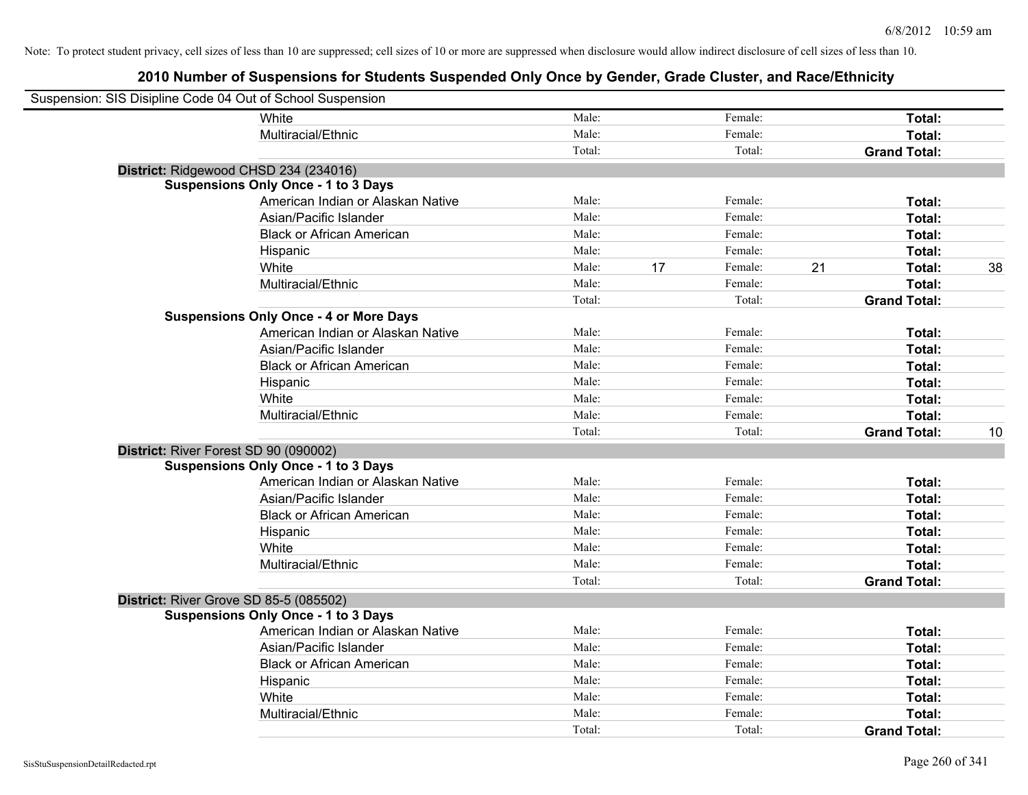Note: To protect student privacy, cell sizes of less than 10 are suppressed; cell sizes of 10 or more are suppressed when disclosure would allow indirect disclosure of cell sizes of less than 10.

# 2010 Number of Suspensions for Students Suspended Only Once by Gender, Grade Cluster, and Race/Ethnicity

Suspension: SIS Disipline Code 04 Out of School Suspension

| | | | | | | |
|---|---|---|---|---|---|---|
| White | Male: | | Female: | | **Total:** | |
| Multiracial/Ethnic | Male: | | Female: | | **Total:** | |
| | Total: | | Total: | | **Grand Total:** | |

**District:** Ridgewood CHSD 234 (234016)

**Suspensions Only Once - 1 to 3 Days**

| | | | | | | |
|---|---|---|---|---|---|---|
| American Indian or Alaskan Native | Male: | | Female: | | **Total:** | |
| Asian/Pacific Islander | Male: | | Female: | | **Total:** | |
| Black or African American | Male: | | Female: | | **Total:** | |
| Hispanic | Male: | | Female: | | **Total:** | |
| White | Male: | 17 | Female: | 21 | **Total:** | 38 |
| Multiracial/Ethnic | Male: | | Female: | | **Total:** | |
| | Total: | | Total: | | **Grand Total:** | |

**Suspensions Only Once - 4 or More Days**

| | | | | | | |
|---|---|---|---|---|---|---|
| American Indian or Alaskan Native | Male: | | Female: | | **Total:** | |
| Asian/Pacific Islander | Male: | | Female: | | **Total:** | |
| Black or African American | Male: | | Female: | | **Total:** | |
| Hispanic | Male: | | Female: | | **Total:** | |
| White | Male: | | Female: | | **Total:** | |
| Multiracial/Ethnic | Male: | | Female: | | **Total:** | |
| | Total: | | Total: | | **Grand Total:** | 10 |

**District:** River Forest SD 90 (090002)

**Suspensions Only Once - 1 to 3 Days**

| | | | | | | |
|---|---|---|---|---|---|---|
| American Indian or Alaskan Native | Male: | | Female: | | **Total:** | |
| Asian/Pacific Islander | Male: | | Female: | | **Total:** | |
| Black or African American | Male: | | Female: | | **Total:** | |
| Hispanic | Male: | | Female: | | **Total:** | |
| White | Male: | | Female: | | **Total:** | |
| Multiracial/Ethnic | Male: | | Female: | | **Total:** | |
| | Total: | | Total: | | **Grand Total:** | |

**District:** River Grove SD 85-5 (085502)

**Suspensions Only Once - 1 to 3 Days**

| | | | | | | |
|---|---|---|---|---|---|---|
| American Indian or Alaskan Native | Male: | | Female: | | **Total:** | |
| Asian/Pacific Islander | Male: | | Female: | | **Total:** | |
| Black or African American | Male: | | Female: | | **Total:** | |
| Hispanic | Male: | | Female: | | **Total:** | |
| White | Male: | | Female: | | **Total:** | |
| Multiracial/Ethnic | Male: | | Female: | | **Total:** | |
| | Total: | | Total: | | **Grand Total:** | |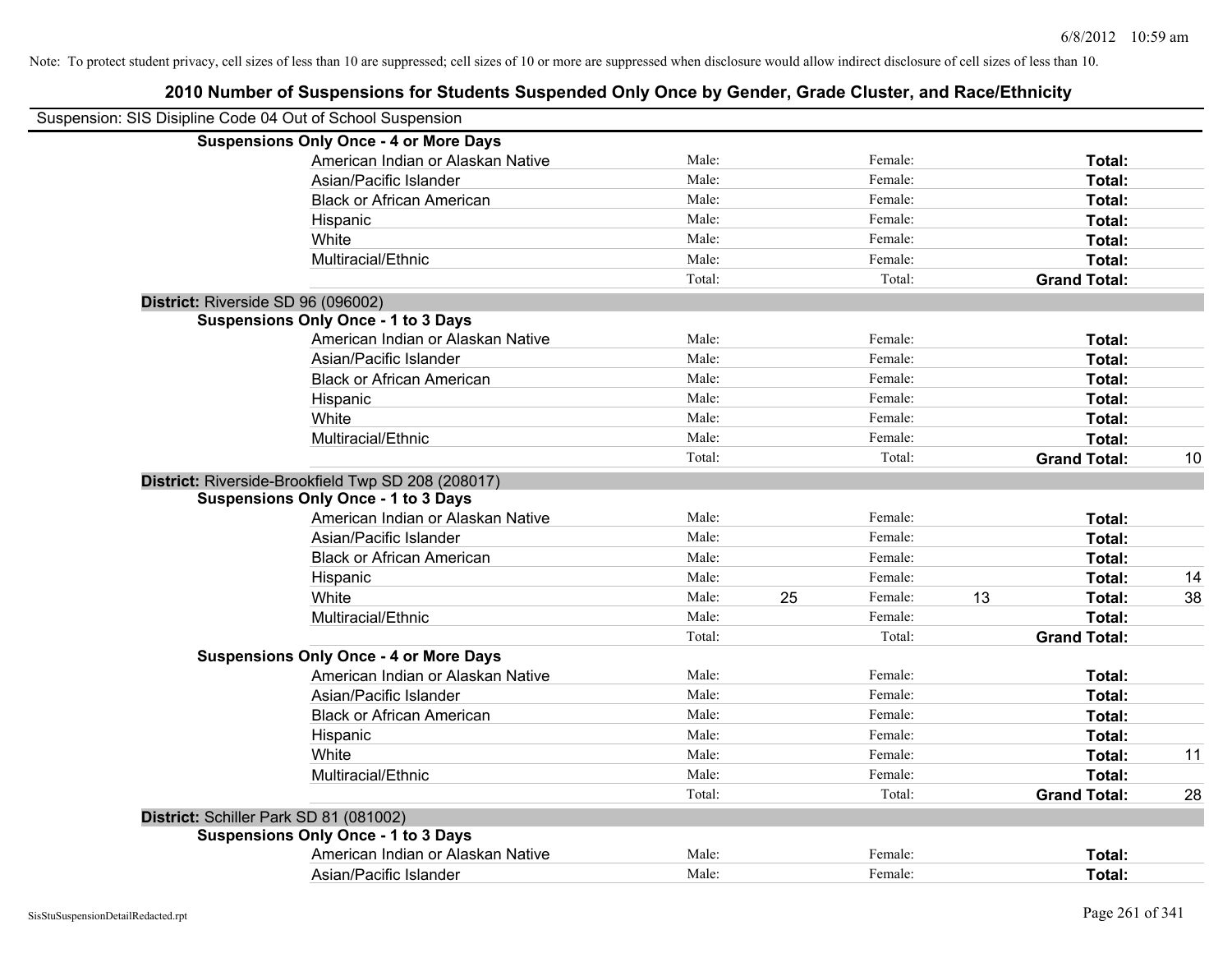Note: To protect student privacy, cell sizes of less than 10 are suppressed; cell sizes of 10 or more are suppressed when disclosure would allow indirect disclosure of cell sizes of less than 10.

# 2010 Number of Suspensions for Students Suspended Only Once by Gender, Grade Cluster, and Race/Ethnicity

Suspension: SIS Disipline Code 04 Out of School Suspension

**Suspensions Only Once - 4 or More Days**

| | | | | | | |
|---|---|---|---|---|---|---|
| American Indian or Alaskan Native | Male: | | Female: | | **Total:** | |
| Asian/Pacific Islander | Male: | | Female: | | **Total:** | |
| Black or African American | Male: | | Female: | | **Total:** | |
| Hispanic | Male: | | Female: | | **Total:** | |
| White | Male: | | Female: | | **Total:** | |
| Multiracial/Ethnic | Male: | | Female: | | **Total:** | |
| | Total: | | Total: | | **Grand Total:** | |

## District: Riverside SD 96 (096002)

**Suspensions Only Once - 1 to 3 Days**

| | | | | | | |
|---|---|---|---|---|---|---|
| American Indian or Alaskan Native | Male: | | Female: | | **Total:** | |
| Asian/Pacific Islander | Male: | | Female: | | **Total:** | |
| Black or African American | Male: | | Female: | | **Total:** | |
| Hispanic | Male: | | Female: | | **Total:** | |
| White | Male: | | Female: | | **Total:** | |
| Multiracial/Ethnic | Male: | | Female: | | **Total:** | |
| | Total: | | Total: | | **Grand Total:** | 10 |

## District: Riverside-Brookfield Twp SD 208 (208017)

**Suspensions Only Once - 1 to 3 Days**

| | | | | | | |
|---|---|---|---|---|---|---|
| American Indian or Alaskan Native | Male: | | Female: | | **Total:** | |
| Asian/Pacific Islander | Male: | | Female: | | **Total:** | |
| Black or African American | Male: | | Female: | | **Total:** | |
| Hispanic | Male: | | Female: | | **Total:** | 14 |
| White | Male: | 25 | Female: | 13 | **Total:** | 38 |
| Multiracial/Ethnic | Male: | | Female: | | **Total:** | |
| | Total: | | Total: | | **Grand Total:** | |

**Suspensions Only Once - 4 or More Days**

| | | | | | | |
|---|---|---|---|---|---|---|
| American Indian or Alaskan Native | Male: | | Female: | | **Total:** | |
| Asian/Pacific Islander | Male: | | Female: | | **Total:** | |
| Black or African American | Male: | | Female: | | **Total:** | |
| Hispanic | Male: | | Female: | | **Total:** | |
| White | Male: | | Female: | | **Total:** | 11 |
| Multiracial/Ethnic | Male: | | Female: | | **Total:** | |
| | Total: | | Total: | | **Grand Total:** | 28 |

## District: Schiller Park SD 81 (081002)

**Suspensions Only Once - 1 to 3 Days**

| | | | | | | |
|---|---|---|---|---|---|---|
| American Indian or Alaskan Native | Male: | | Female: | | **Total:** | |
| Asian/Pacific Islander | Male: | | Female: | | **Total:** | |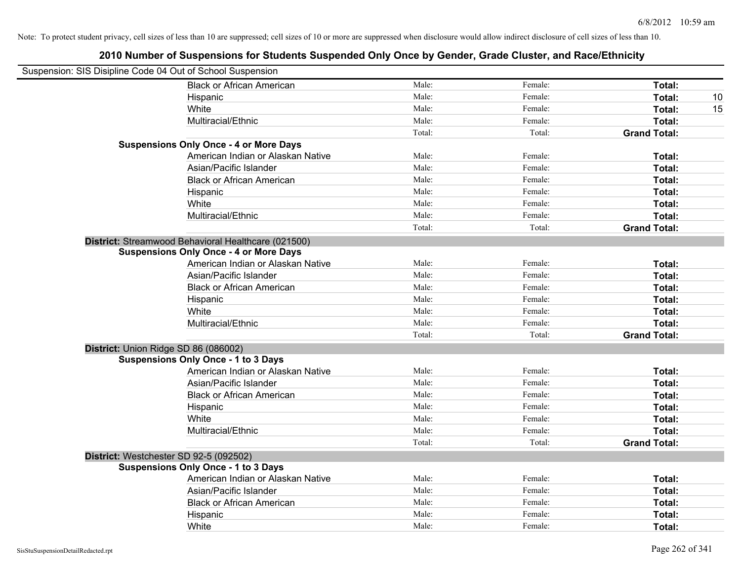Note: To protect student privacy, cell sizes of less than 10 are suppressed; cell sizes of 10 or more are suppressed when disclosure would allow indirect disclosure of cell sizes of less than 10.

## 2010 Number of Suspensions for Students Suspended Only Once by Gender, Grade Cluster, and Race/Ethnicity

Suspension: SIS Disipline Code 04 Out of School Suspension

| | | | | |
|---|---|---|---|---|
| Black or African American | Male: | Female: | **Total:** | |
| Hispanic | Male: | Female: | **Total:** | 10 |
| White | Male: | Female: | **Total:** | 15 |
| Multiracial/Ethnic | Male: | Female: | **Total:** | |
| | Total: | Total: | **Grand Total:** | |

**Suspensions Only Once - 4 or More Days**

| | | | | |
|---|---|---|---|---|
| American Indian or Alaskan Native | Male: | Female: | **Total:** | |
| Asian/Pacific Islander | Male: | Female: | **Total:** | |
| Black or African American | Male: | Female: | **Total:** | |
| Hispanic | Male: | Female: | **Total:** | |
| White | Male: | Female: | **Total:** | |
| Multiracial/Ethnic | Male: | Female: | **Total:** | |
| | Total: | Total: | **Grand Total:** | |

**District:** Streamwood Behavioral Healthcare (021500)

**Suspensions Only Once - 4 or More Days**

| | | | | |
|---|---|---|---|---|
| American Indian or Alaskan Native | Male: | Female: | **Total:** | |
| Asian/Pacific Islander | Male: | Female: | **Total:** | |
| Black or African American | Male: | Female: | **Total:** | |
| Hispanic | Male: | Female: | **Total:** | |
| White | Male: | Female: | **Total:** | |
| Multiracial/Ethnic | Male: | Female: | **Total:** | |
| | Total: | Total: | **Grand Total:** | |

**District:** Union Ridge SD 86 (086002)

**Suspensions Only Once - 1 to 3 Days**

| | | | | |
|---|---|---|---|---|
| American Indian or Alaskan Native | Male: | Female: | **Total:** | |
| Asian/Pacific Islander | Male: | Female: | **Total:** | |
| Black or African American | Male: | Female: | **Total:** | |
| Hispanic | Male: | Female: | **Total:** | |
| White | Male: | Female: | **Total:** | |
| Multiracial/Ethnic | Male: | Female: | **Total:** | |
| | Total: | Total: | **Grand Total:** | |

**District:** Westchester SD 92-5 (092502)

**Suspensions Only Once - 1 to 3 Days**

| | | | | |
|---|---|---|---|---|
| American Indian or Alaskan Native | Male: | Female: | **Total:** | |
| Asian/Pacific Islander | Male: | Female: | **Total:** | |
| Black or African American | Male: | Female: | **Total:** | |
| Hispanic | Male: | Female: | **Total:** | |
| White | Male: | Female: | **Total:** | |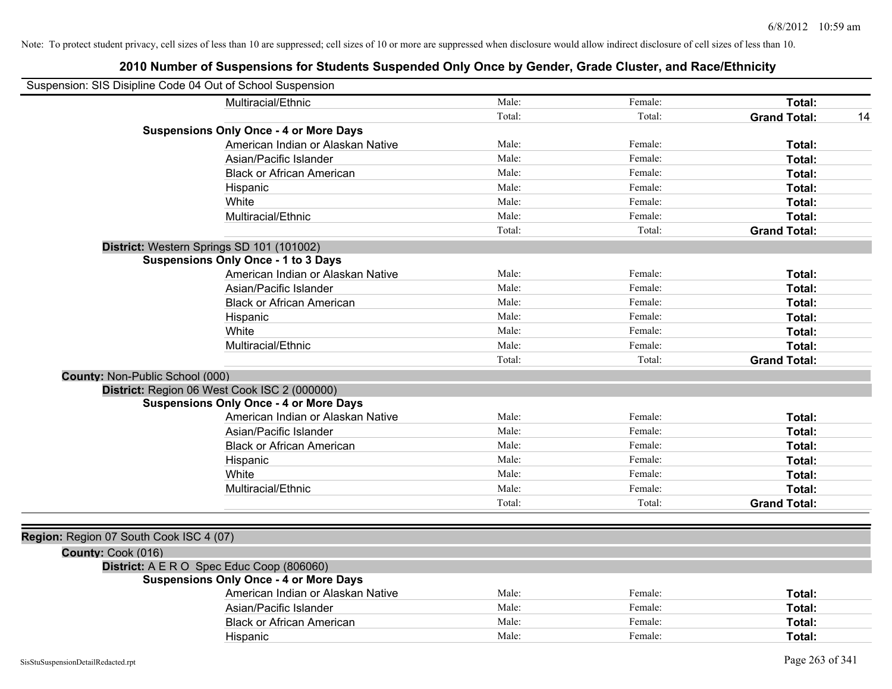Note: To protect student privacy, cell sizes of less than 10 are suppressed; cell sizes of 10 or more are suppressed when disclosure would allow indirect disclosure of cell sizes of less than 10.

# 2010 Number of Suspensions for Students Suspended Only Once by Gender, Grade Cluster, and Race/Ethnicity

Suspension: SIS Disipline Code 04 Out of School Suspension

| | | | | |
|---|---|---|---|---|
| Multiracial/Ethnic | Male: | Female: | **Total:** | |
| | Total: | Total: | **Grand Total:** | 14 |

**Suspensions Only Once - 4 or More Days**

| | | | | |
|---|---|---|---|---|
| American Indian or Alaskan Native | Male: | Female: | **Total:** | |
| Asian/Pacific Islander | Male: | Female: | **Total:** | |
| Black or African American | Male: | Female: | **Total:** | |
| Hispanic | Male: | Female: | **Total:** | |
| White | Male: | Female: | **Total:** | |
| Multiracial/Ethnic | Male: | Female: | **Total:** | |
| | Total: | Total: | **Grand Total:** | |

**District:** Western Springs SD 101 (101002)

**Suspensions Only Once - 1 to 3 Days**

| | | | | |
|---|---|---|---|---|
| American Indian or Alaskan Native | Male: | Female: | **Total:** | |
| Asian/Pacific Islander | Male: | Female: | **Total:** | |
| Black or African American | Male: | Female: | **Total:** | |
| Hispanic | Male: | Female: | **Total:** | |
| White | Male: | Female: | **Total:** | |
| Multiracial/Ethnic | Male: | Female: | **Total:** | |
| | Total: | Total: | **Grand Total:** | |

**County:** Non-Public School (000)

**District:** Region 06 West Cook ISC 2 (000000)

**Suspensions Only Once - 4 or More Days**

| | | | | |
|---|---|---|---|---|
| American Indian or Alaskan Native | Male: | Female: | **Total:** | |
| Asian/Pacific Islander | Male: | Female: | **Total:** | |
| Black or African American | Male: | Female: | **Total:** | |
| Hispanic | Male: | Female: | **Total:** | |
| White | Male: | Female: | **Total:** | |
| Multiracial/Ethnic | Male: | Female: | **Total:** | |
| | Total: | Total: | **Grand Total:** | |

**Region:** Region 07 South Cook ISC 4 (07)

**County:** Cook (016)

**District:** A E R O Spec Educ Coop (806060)

**Suspensions Only Once - 4 or More Days**

| | | | | |
|---|---|---|---|---|
| American Indian or Alaskan Native | Male: | Female: | **Total:** | |
| Asian/Pacific Islander | Male: | Female: | **Total:** | |
| Black or African American | Male: | Female: | **Total:** | |
| Hispanic | Male: | Female: | **Total:** | |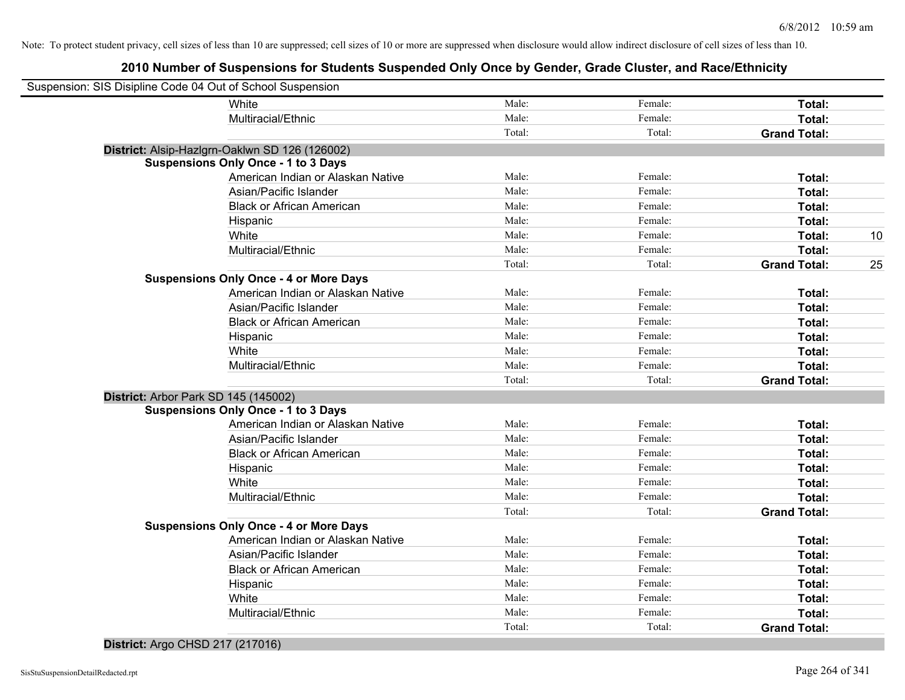Note: To protect student privacy, cell sizes of less than 10 are suppressed; cell sizes of 10 or more are suppressed when disclosure would allow indirect disclosure of cell sizes of less than 10.

# 2010 Number of Suspensions for Students Suspended Only Once by Gender, Grade Cluster, and Race/Ethnicity

Suspension: SIS Disipline Code 04 Out of School Suspension

| | | | | |
|---|---|---|---|---|
| White | Male: | Female: | **Total:** | |
| Multiracial/Ethnic | Male: | Female: | **Total:** | |
| | Total: | Total: | **Grand Total:** | |

**District:** Alsip-Hazlgrn-Oaklwn SD 126 (126002)

**Suspensions Only Once - 1 to 3 Days**

| | | | | |
|---|---|---|---|---|
| American Indian or Alaskan Native | Male: | Female: | **Total:** | |
| Asian/Pacific Islander | Male: | Female: | **Total:** | |
| Black or African American | Male: | Female: | **Total:** | |
| Hispanic | Male: | Female: | **Total:** | |
| White | Male: | Female: | **Total:** | 10 |
| Multiracial/Ethnic | Male: | Female: | **Total:** | |
| | Total: | Total: | **Grand Total:** | 25 |

**Suspensions Only Once - 4 or More Days**

| | | | | |
|---|---|---|---|---|
| American Indian or Alaskan Native | Male: | Female: | **Total:** | |
| Asian/Pacific Islander | Male: | Female: | **Total:** | |
| Black or African American | Male: | Female: | **Total:** | |
| Hispanic | Male: | Female: | **Total:** | |
| White | Male: | Female: | **Total:** | |
| Multiracial/Ethnic | Male: | Female: | **Total:** | |
| | Total: | Total: | **Grand Total:** | |

**District:** Arbor Park SD 145 (145002)

**Suspensions Only Once - 1 to 3 Days**

| | | | | |
|---|---|---|---|---|
| American Indian or Alaskan Native | Male: | Female: | **Total:** | |
| Asian/Pacific Islander | Male: | Female: | **Total:** | |
| Black or African American | Male: | Female: | **Total:** | |
| Hispanic | Male: | Female: | **Total:** | |
| White | Male: | Female: | **Total:** | |
| Multiracial/Ethnic | Male: | Female: | **Total:** | |
| | Total: | Total: | **Grand Total:** | |

**Suspensions Only Once - 4 or More Days**

| | | | | |
|---|---|---|---|---|
| American Indian or Alaskan Native | Male: | Female: | **Total:** | |
| Asian/Pacific Islander | Male: | Female: | **Total:** | |
| Black or African American | Male: | Female: | **Total:** | |
| Hispanic | Male: | Female: | **Total:** | |
| White | Male: | Female: | **Total:** | |
| Multiracial/Ethnic | Male: | Female: | **Total:** | |
| | Total: | Total: | **Grand Total:** | |

**District:** Argo CHSD 217 (217016)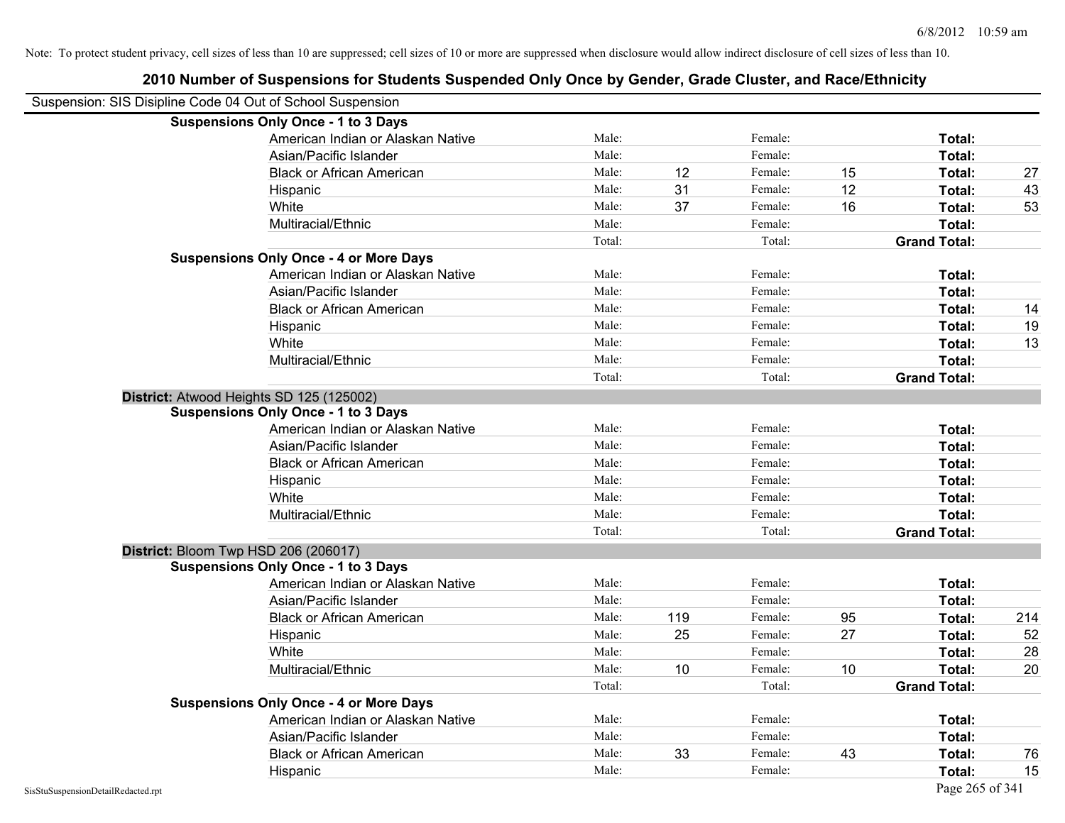Note: To protect student privacy, cell sizes of less than 10 are suppressed; cell sizes of 10 or more are suppressed when disclosure would allow indirect disclosure of cell sizes of less than 10.

## 2010 Number of Suspensions for Students Suspended Only Once by Gender, Grade Cluster, and Race/Ethnicity

Suspension: SIS Disipline Code 04 Out of School Suspension

**Suspensions Only Once - 1 to 3 Days**

| | | | | | | |
|---|---|---|---|---|---|---|
| American Indian or Alaskan Native | Male: | | Female: | | **Total:** | |
| Asian/Pacific Islander | Male: | | Female: | | **Total:** | |
| Black or African American | Male: | 12 | Female: | 15 | **Total:** | 27 |
| Hispanic | Male: | 31 | Female: | 12 | **Total:** | 43 |
| White | Male: | 37 | Female: | 16 | **Total:** | 53 |
| Multiracial/Ethnic | Male: | | Female: | | **Total:** | |
| | Total: | | Total: | | **Grand Total:** | |

**Suspensions Only Once - 4 or More Days**

| | | | | | | |
|---|---|---|---|---|---|---|
| American Indian or Alaskan Native | Male: | | Female: | | **Total:** | |
| Asian/Pacific Islander | Male: | | Female: | | **Total:** | |
| Black or African American | Male: | | Female: | | **Total:** | 14 |
| Hispanic | Male: | | Female: | | **Total:** | 19 |
| White | Male: | | Female: | | **Total:** | 13 |
| Multiracial/Ethnic | Male: | | Female: | | **Total:** | |
| | Total: | | Total: | | **Grand Total:** | |

**District:** Atwood Heights SD 125 (125002)

**Suspensions Only Once - 1 to 3 Days**

| | | | | | | |
|---|---|---|---|---|---|---|
| American Indian or Alaskan Native | Male: | | Female: | | **Total:** | |
| Asian/Pacific Islander | Male: | | Female: | | **Total:** | |
| Black or African American | Male: | | Female: | | **Total:** | |
| Hispanic | Male: | | Female: | | **Total:** | |
| White | Male: | | Female: | | **Total:** | |
| Multiracial/Ethnic | Male: | | Female: | | **Total:** | |
| | Total: | | Total: | | **Grand Total:** | |

**District:** Bloom Twp HSD 206 (206017)

**Suspensions Only Once - 1 to 3 Days**

| | | | | | | |
|---|---|---|---|---|---|---|
| American Indian or Alaskan Native | Male: | | Female: | | **Total:** | |
| Asian/Pacific Islander | Male: | | Female: | | **Total:** | |
| Black or African American | Male: | 119 | Female: | 95 | **Total:** | 214 |
| Hispanic | Male: | 25 | Female: | 27 | **Total:** | 52 |
| White | Male: | | Female: | | **Total:** | 28 |
| Multiracial/Ethnic | Male: | 10 | Female: | 10 | **Total:** | 20 |
| | Total: | | Total: | | **Grand Total:** | |

**Suspensions Only Once - 4 or More Days**

| | | | | | | |
|---|---|---|---|---|---|---|
| American Indian or Alaskan Native | Male: | | Female: | | **Total:** | |
| Asian/Pacific Islander | Male: | | Female: | | **Total:** | |
| Black or African American | Male: | 33 | Female: | 43 | **Total:** | 76 |
| Hispanic | Male: | | Female: | | **Total:** | 15 |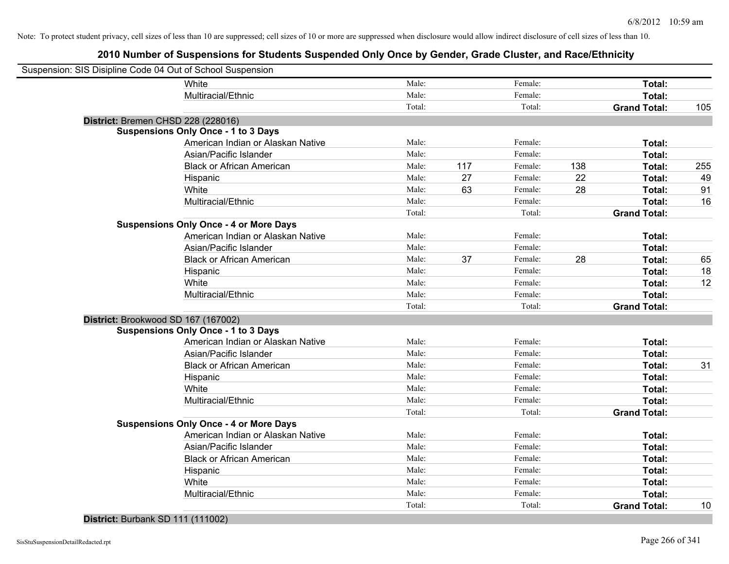Note: To protect student privacy, cell sizes of less than 10 are suppressed; cell sizes of 10 or more are suppressed when disclosure would allow indirect disclosure of cell sizes of less than 10.

# 2010 Number of Suspensions for Students Suspended Only Once by Gender, Grade Cluster, and Race/Ethnicity

Suspension: SIS Disipline Code 04 Out of School Suspension

| | | | | | | |
|---|---|---|---|---|---|---|
| White | Male: | | Female: | | **Total:** | |
| Multiracial/Ethnic | Male: | | Female: | | **Total:** | |
| | Total: | | Total: | | **Grand Total:** | 105 |

**District:** Bremen CHSD 228 (228016)

**Suspensions Only Once - 1 to 3 Days**

| | | | | | | |
|---|---|---|---|---|---|---|
| American Indian or Alaskan Native | Male: | | Female: | | **Total:** | |
| Asian/Pacific Islander | Male: | | Female: | | **Total:** | |
| Black or African American | Male: | 117 | Female: | 138 | **Total:** | 255 |
| Hispanic | Male: | 27 | Female: | 22 | **Total:** | 49 |
| White | Male: | 63 | Female: | 28 | **Total:** | 91 |
| Multiracial/Ethnic | Male: | | Female: | | **Total:** | 16 |
| | Total: | | Total: | | **Grand Total:** | |

**Suspensions Only Once - 4 or More Days**

| | | | | | | |
|---|---|---|---|---|---|---|
| American Indian or Alaskan Native | Male: | | Female: | | **Total:** | |
| Asian/Pacific Islander | Male: | | Female: | | **Total:** | |
| Black or African American | Male: | 37 | Female: | 28 | **Total:** | 65 |
| Hispanic | Male: | | Female: | | **Total:** | 18 |
| White | Male: | | Female: | | **Total:** | 12 |
| Multiracial/Ethnic | Male: | | Female: | | **Total:** | |
| | Total: | | Total: | | **Grand Total:** | |

**District:** Brookwood SD 167 (167002)

**Suspensions Only Once - 1 to 3 Days**

| | | | | | | |
|---|---|---|---|---|---|---|
| American Indian or Alaskan Native | Male: | | Female: | | **Total:** | |
| Asian/Pacific Islander | Male: | | Female: | | **Total:** | |
| Black or African American | Male: | | Female: | | **Total:** | 31 |
| Hispanic | Male: | | Female: | | **Total:** | |
| White | Male: | | Female: | | **Total:** | |
| Multiracial/Ethnic | Male: | | Female: | | **Total:** | |
| | Total: | | Total: | | **Grand Total:** | |

**Suspensions Only Once - 4 or More Days**

| | | | | | | |
|---|---|---|---|---|---|---|
| American Indian or Alaskan Native | Male: | | Female: | | **Total:** | |
| Asian/Pacific Islander | Male: | | Female: | | **Total:** | |
| Black or African American | Male: | | Female: | | **Total:** | |
| Hispanic | Male: | | Female: | | **Total:** | |
| White | Male: | | Female: | | **Total:** | |
| Multiracial/Ethnic | Male: | | Female: | | **Total:** | |
| | Total: | | Total: | | **Grand Total:** | 10 |

**District:** Burbank SD 111 (111002)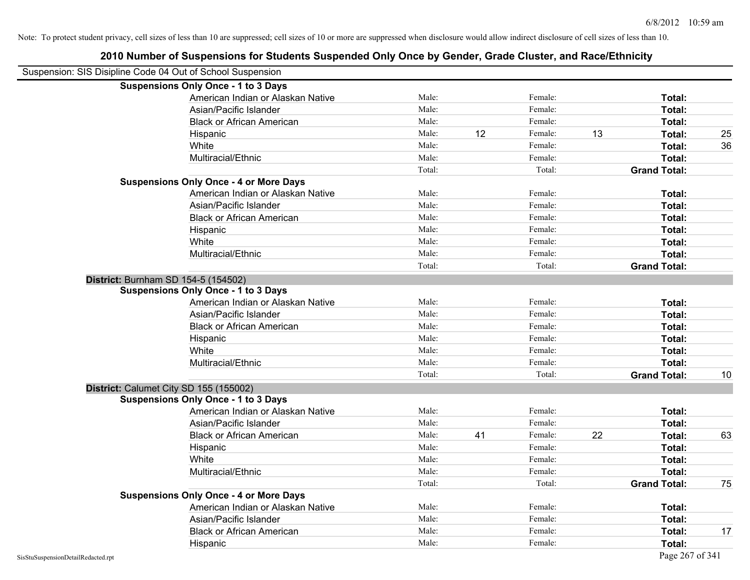Note: To protect student privacy, cell sizes of less than 10 are suppressed; cell sizes of 10 or more are suppressed when disclosure would allow indirect disclosure of cell sizes of less than 10.

# 2010 Number of Suspensions for Students Suspended Only Once by Gender, Grade Cluster, and Race/Ethnicity

Suspension: SIS Disipline Code 04 Out of School Suspension

**Suspensions Only Once - 1 to 3 Days**

| | | | | | | |
|---|---|---|---|---|---|---|
| American Indian or Alaskan Native | Male: | | Female: | | **Total:** | |
| Asian/Pacific Islander | Male: | | Female: | | **Total:** | |
| Black or African American | Male: | | Female: | | **Total:** | |
| Hispanic | Male: | 12 | Female: | 13 | **Total:** | 25 |
| White | Male: | | Female: | | **Total:** | 36 |
| Multiracial/Ethnic | Male: | | Female: | | **Total:** | |
| | Total: | | Total: | | **Grand Total:** | |

**Suspensions Only Once - 4 or More Days**

| | | | | | | |
|---|---|---|---|---|---|---|
| American Indian or Alaskan Native | Male: | | Female: | | **Total:** | |
| Asian/Pacific Islander | Male: | | Female: | | **Total:** | |
| Black or African American | Male: | | Female: | | **Total:** | |
| Hispanic | Male: | | Female: | | **Total:** | |
| White | Male: | | Female: | | **Total:** | |
| Multiracial/Ethnic | Male: | | Female: | | **Total:** | |
| | Total: | | Total: | | **Grand Total:** | |

**District:** Burnham SD 154-5 (154502)

**Suspensions Only Once - 1 to 3 Days**

| | | | | | | |
|---|---|---|---|---|---|---|
| American Indian or Alaskan Native | Male: | | Female: | | **Total:** | |
| Asian/Pacific Islander | Male: | | Female: | | **Total:** | |
| Black or African American | Male: | | Female: | | **Total:** | |
| Hispanic | Male: | | Female: | | **Total:** | |
| White | Male: | | Female: | | **Total:** | |
| Multiracial/Ethnic | Male: | | Female: | | **Total:** | |
| | Total: | | Total: | | **Grand Total:** | 10 |

**District:** Calumet City SD 155 (155002)

**Suspensions Only Once - 1 to 3 Days**

| | | | | | | |
|---|---|---|---|---|---|---|
| American Indian or Alaskan Native | Male: | | Female: | | **Total:** | |
| Asian/Pacific Islander | Male: | | Female: | | **Total:** | |
| Black or African American | Male: | 41 | Female: | 22 | **Total:** | 63 |
| Hispanic | Male: | | Female: | | **Total:** | |
| White | Male: | | Female: | | **Total:** | |
| Multiracial/Ethnic | Male: | | Female: | | **Total:** | |
| | Total: | | Total: | | **Grand Total:** | 75 |

**Suspensions Only Once - 4 or More Days**

| | | | | | | |
|---|---|---|---|---|---|---|
| American Indian or Alaskan Native | Male: | | Female: | | **Total:** | |
| Asian/Pacific Islander | Male: | | Female: | | **Total:** | |
| Black or African American | Male: | | Female: | | **Total:** | 17 |
| Hispanic | Male: | | Female: | | **Total:** | |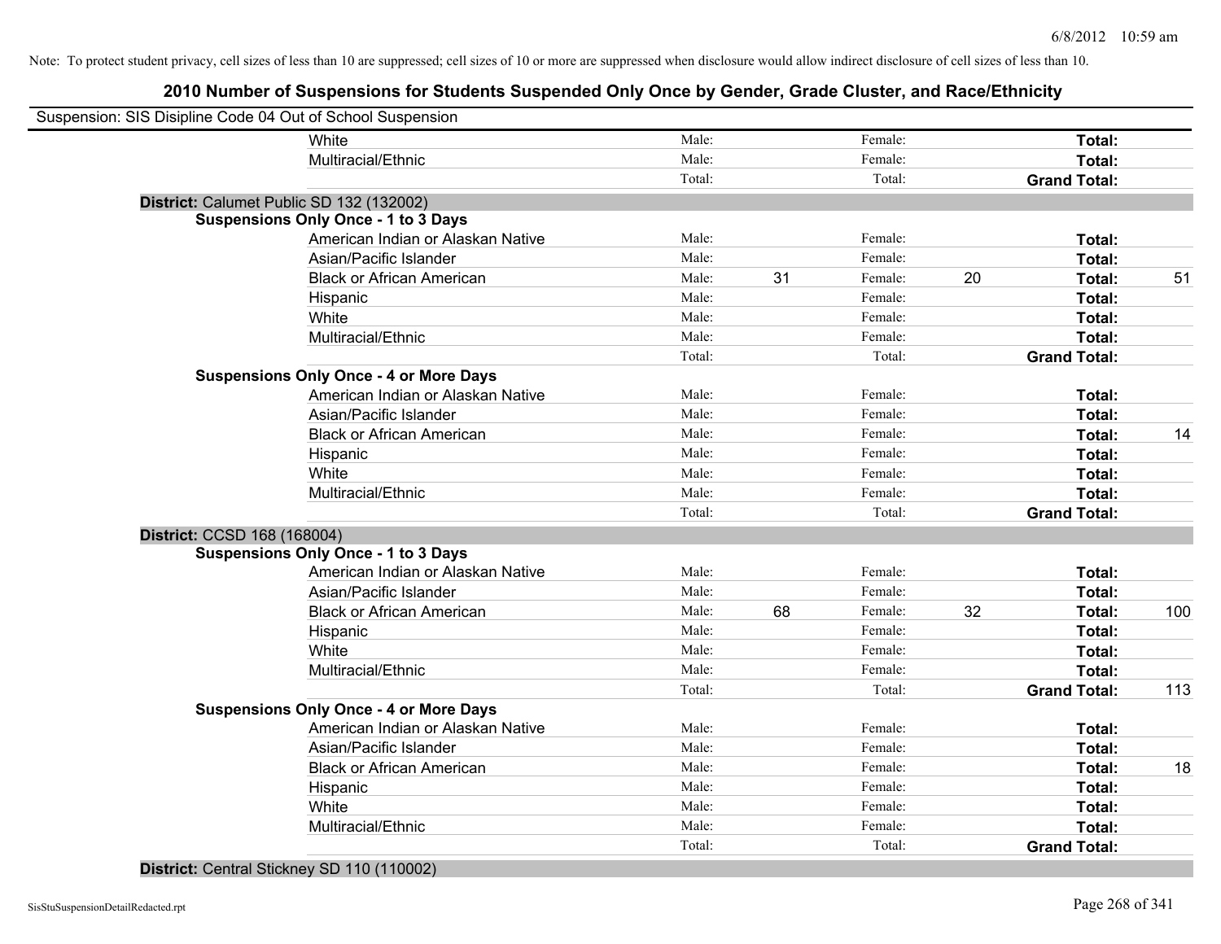Note: To protect student privacy, cell sizes of less than 10 are suppressed; cell sizes of 10 or more are suppressed when disclosure would allow indirect disclosure of cell sizes of less than 10.

# 2010 Number of Suspensions for Students Suspended Only Once by Gender, Grade Cluster, and Race/Ethnicity

Suspension: SIS Disipline Code 04 Out of School Suspension

| | | | | | | | |
|---|---|---|---|---|---|---|---|
| White | Male: | | Female: | | **Total:** | |
| Multiracial/Ethnic | Male: | | Female: | | **Total:** | |
| | Total: | | Total: | | **Grand Total:** | |

**District:** Calumet Public SD 132 (132002)

**Suspensions Only Once - 1 to 3 Days**

| | | | | | | |
|---|---|---|---|---|---|---|
| American Indian or Alaskan Native | Male: | | Female: | | **Total:** | |
| Asian/Pacific Islander | Male: | | Female: | | **Total:** | |
| Black or African American | Male: | 31 | Female: | 20 | **Total:** | 51 |
| Hispanic | Male: | | Female: | | **Total:** | |
| White | Male: | | Female: | | **Total:** | |
| Multiracial/Ethnic | Male: | | Female: | | **Total:** | |
| | Total: | | Total: | | **Grand Total:** | |

**Suspensions Only Once - 4 or More Days**

| | | | | | | |
|---|---|---|---|---|---|---|
| American Indian or Alaskan Native | Male: | | Female: | | **Total:** | |
| Asian/Pacific Islander | Male: | | Female: | | **Total:** | |
| Black or African American | Male: | | Female: | | **Total:** | 14 |
| Hispanic | Male: | | Female: | | **Total:** | |
| White | Male: | | Female: | | **Total:** | |
| Multiracial/Ethnic | Male: | | Female: | | **Total:** | |
| | Total: | | Total: | | **Grand Total:** | |

**District:** CCSD 168 (168004)

**Suspensions Only Once - 1 to 3 Days**

| | | | | | | |
|---|---|---|---|---|---|---|
| American Indian or Alaskan Native | Male: | | Female: | | **Total:** | |
| Asian/Pacific Islander | Male: | | Female: | | **Total:** | |
| Black or African American | Male: | 68 | Female: | 32 | **Total:** | 100 |
| Hispanic | Male: | | Female: | | **Total:** | |
| White | Male: | | Female: | | **Total:** | |
| Multiracial/Ethnic | Male: | | Female: | | **Total:** | |
| | Total: | | Total: | | **Grand Total:** | 113 |

**Suspensions Only Once - 4 or More Days**

| | | | | | | |
|---|---|---|---|---|---|---|
| American Indian or Alaskan Native | Male: | | Female: | | **Total:** | |
| Asian/Pacific Islander | Male: | | Female: | | **Total:** | |
| Black or African American | Male: | | Female: | | **Total:** | 18 |
| Hispanic | Male: | | Female: | | **Total:** | |
| White | Male: | | Female: | | **Total:** | |
| Multiracial/Ethnic | Male: | | Female: | | **Total:** | |
| | Total: | | Total: | | **Grand Total:** | |

**District:** Central Stickney SD 110 (110002)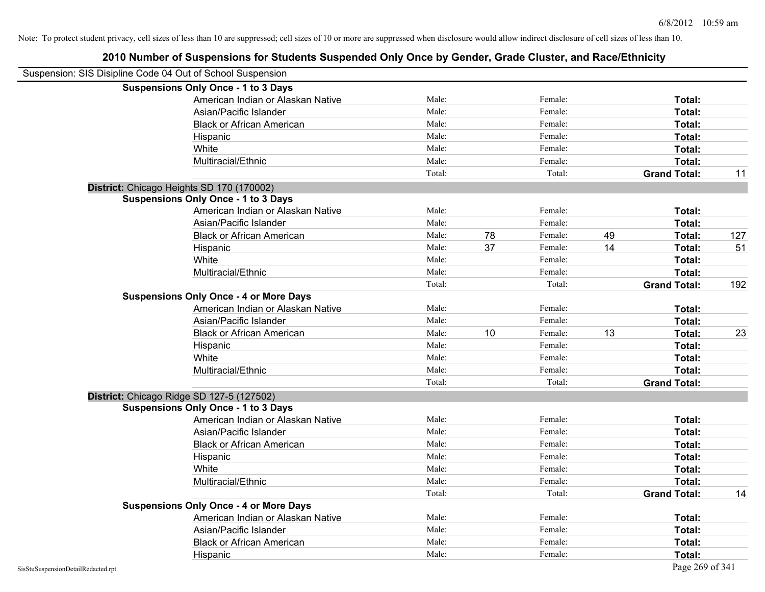Note: To protect student privacy, cell sizes of less than 10 are suppressed; cell sizes of 10 or more are suppressed when disclosure would allow indirect disclosure of cell sizes of less than 10.

# 2010 Number of Suspensions for Students Suspended Only Once by Gender, Grade Cluster, and Race/Ethnicity

Suspension: SIS Disipline Code 04 Out of School Suspension

| | | | | | | |
|---|---|---|---|---|---|---|
| **Suspensions Only Once - 1 to 3 Days** | | | | | | |
| American Indian or Alaskan Native | Male: | | Female: | | **Total:** | |
| Asian/Pacific Islander | Male: | | Female: | | **Total:** | |
| Black or African American | Male: | | Female: | | **Total:** | |
| Hispanic | Male: | | Female: | | **Total:** | |
| White | Male: | | Female: | | **Total:** | |
| Multiracial/Ethnic | Male: | | Female: | | **Total:** | |
| | Total: | | Total: | | **Grand Total:** | 11 |
| **District:** Chicago Heights SD 170 (170002) | | | | | | |
| **Suspensions Only Once - 1 to 3 Days** | | | | | | |
| American Indian or Alaskan Native | Male: | | Female: | | **Total:** | |
| Asian/Pacific Islander | Male: | | Female: | | **Total:** | |
| Black or African American | Male: | 78 | Female: | 49 | **Total:** | 127 |
| Hispanic | Male: | 37 | Female: | 14 | **Total:** | 51 |
| White | Male: | | Female: | | **Total:** | |
| Multiracial/Ethnic | Male: | | Female: | | **Total:** | |
| | Total: | | Total: | | **Grand Total:** | 192 |
| **Suspensions Only Once - 4 or More Days** | | | | | | |
| American Indian or Alaskan Native | Male: | | Female: | | **Total:** | |
| Asian/Pacific Islander | Male: | | Female: | | **Total:** | |
| Black or African American | Male: | 10 | Female: | 13 | **Total:** | 23 |
| Hispanic | Male: | | Female: | | **Total:** | |
| White | Male: | | Female: | | **Total:** | |
| Multiracial/Ethnic | Male: | | Female: | | **Total:** | |
| | Total: | | Total: | | **Grand Total:** | |
| **District:** Chicago Ridge SD 127-5 (127502) | | | | | | |
| **Suspensions Only Once - 1 to 3 Days** | | | | | | |
| American Indian or Alaskan Native | Male: | | Female: | | **Total:** | |
| Asian/Pacific Islander | Male: | | Female: | | **Total:** | |
| Black or African American | Male: | | Female: | | **Total:** | |
| Hispanic | Male: | | Female: | | **Total:** | |
| White | Male: | | Female: | | **Total:** | |
| Multiracial/Ethnic | Male: | | Female: | | **Total:** | |
| | Total: | | Total: | | **Grand Total:** | 14 |
| **Suspensions Only Once - 4 or More Days** | | | | | | |
| American Indian or Alaskan Native | Male: | | Female: | | **Total:** | |
| Asian/Pacific Islander | Male: | | Female: | | **Total:** | |
| Black or African American | Male: | | Female: | | **Total:** | |
| Hispanic | Male: | | Female: | | **Total:** | |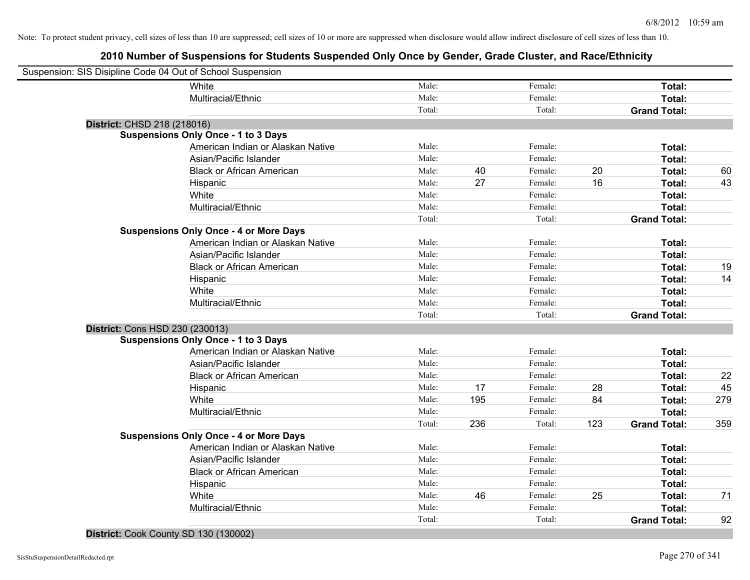Note: To protect student privacy, cell sizes of less than 10 are suppressed; cell sizes of 10 or more are suppressed when disclosure would allow indirect disclosure of cell sizes of less than 10.

## 2010 Number of Suspensions for Students Suspended Only Once by Gender, Grade Cluster, and Race/Ethnicity

Suspension: SIS Disipline Code 04 Out of School Suspension

| | | | | | | | |
|---|---|---|---|---|---|---|---|
| White | Male: | | Female: | | **Total:** | |
| Multiracial/Ethnic | Male: | | Female: | | **Total:** | |
| | Total: | | Total: | | **Grand Total:** | |

**District:** CHSD 218 (218016)

**Suspensions Only Once - 1 to 3 Days**

| | | | | | | |
|---|---|---|---|---|---|---|
| American Indian or Alaskan Native | Male: | | Female: | | **Total:** | |
| Asian/Pacific Islander | Male: | | Female: | | **Total:** | |
| Black or African American | Male: | 40 | Female: | 20 | **Total:** | 60 |
| Hispanic | Male: | 27 | Female: | 16 | **Total:** | 43 |
| White | Male: | | Female: | | **Total:** | |
| Multiracial/Ethnic | Male: | | Female: | | **Total:** | |
| | Total: | | Total: | | **Grand Total:** | |

**Suspensions Only Once - 4 or More Days**

| | | | | | | |
|---|---|---|---|---|---|---|
| American Indian or Alaskan Native | Male: | | Female: | | **Total:** | |
| Asian/Pacific Islander | Male: | | Female: | | **Total:** | |
| Black or African American | Male: | | Female: | | **Total:** | 19 |
| Hispanic | Male: | | Female: | | **Total:** | 14 |
| White | Male: | | Female: | | **Total:** | |
| Multiracial/Ethnic | Male: | | Female: | | **Total:** | |
| | Total: | | Total: | | **Grand Total:** | |

**District:** Cons HSD 230 (230013)

**Suspensions Only Once - 1 to 3 Days**

| | | | | | | |
|---|---|---|---|---|---|---|
| American Indian or Alaskan Native | Male: | | Female: | | **Total:** | |
| Asian/Pacific Islander | Male: | | Female: | | **Total:** | |
| Black or African American | Male: | | Female: | | **Total:** | 22 |
| Hispanic | Male: | 17 | Female: | 28 | **Total:** | 45 |
| White | Male: | 195 | Female: | 84 | **Total:** | 279 |
| Multiracial/Ethnic | Male: | | Female: | | **Total:** | |
| | Total: | 236 | Total: | 123 | **Grand Total:** | 359 |

**Suspensions Only Once - 4 or More Days**

| | | | | | | |
|---|---|---|---|---|---|---|
| American Indian or Alaskan Native | Male: | | Female: | | **Total:** | |
| Asian/Pacific Islander | Male: | | Female: | | **Total:** | |
| Black or African American | Male: | | Female: | | **Total:** | |
| Hispanic | Male: | | Female: | | **Total:** | |
| White | Male: | 46 | Female: | 25 | **Total:** | 71 |
| Multiracial/Ethnic | Male: | | Female: | | **Total:** | |
| | Total: | | Total: | | **Grand Total:** | 92 |

**District:** Cook County SD 130 (130002)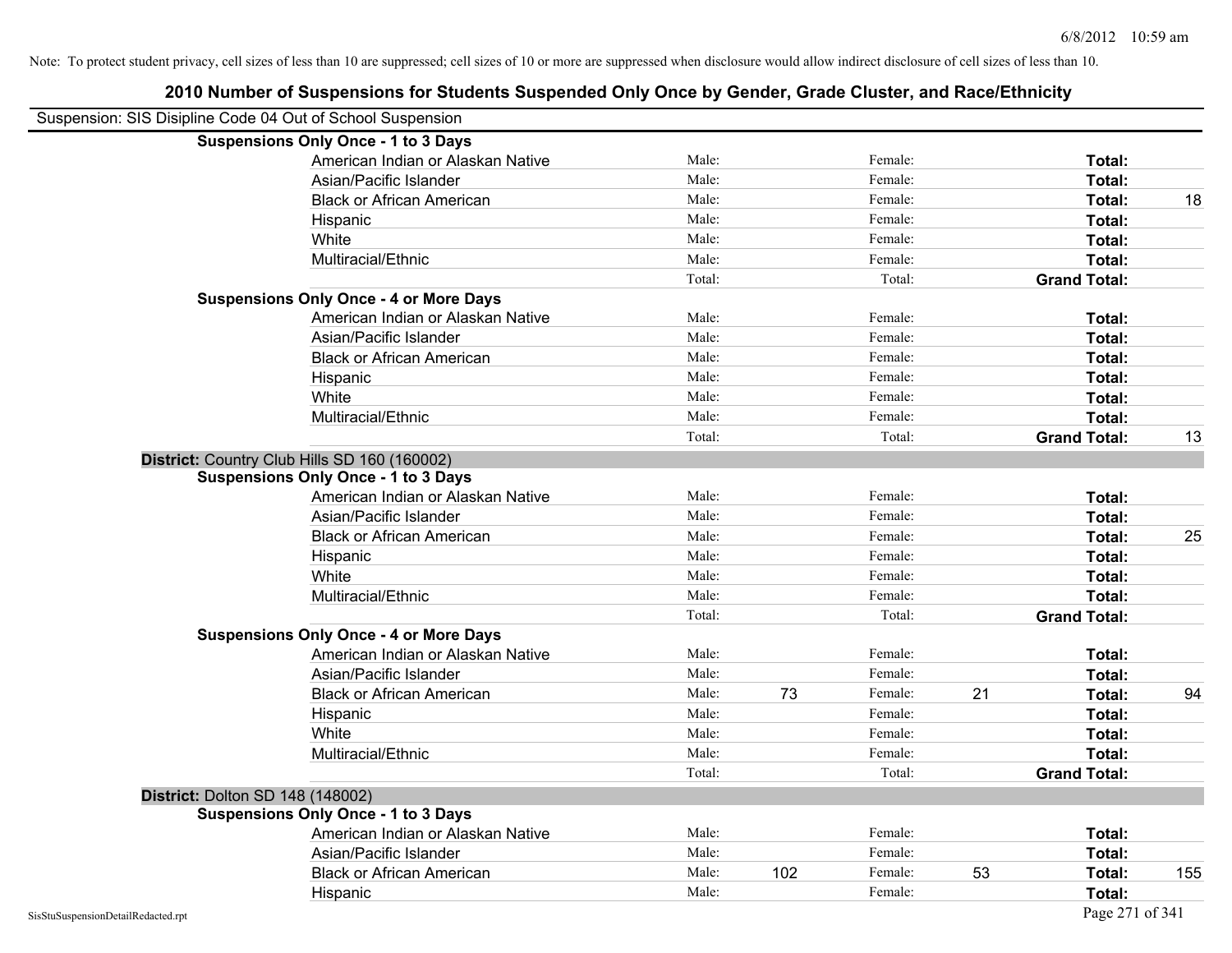Note: To protect student privacy, cell sizes of less than 10 are suppressed; cell sizes of 10 or more are suppressed when disclosure would allow indirect disclosure of cell sizes of less than 10.

# 2010 Number of Suspensions for Students Suspended Only Once by Gender, Grade Cluster, and Race/Ethnicity

Suspension: SIS Disipline Code 04 Out of School Suspension

| | | | | | | | |
|---|---|---|---|---|---|---|---|
| **Suspensions Only Once - 1 to 3 Days** | | | | | | | |
| American Indian or Alaskan Native | Male: | | Female: | | **Total:** | |
| Asian/Pacific Islander | Male: | | Female: | | **Total:** | |
| Black or African American | Male: | | Female: | | **Total:** | 18 |
| Hispanic | Male: | | Female: | | **Total:** | |
| White | Male: | | Female: | | **Total:** | |
| Multiracial/Ethnic | Male: | | Female: | | **Total:** | |
| | Total: | | Total: | | **Grand Total:** | |
| **Suspensions Only Once - 4 or More Days** | | | | | | |
| American Indian or Alaskan Native | Male: | | Female: | | **Total:** | |
| Asian/Pacific Islander | Male: | | Female: | | **Total:** | |
| Black or African American | Male: | | Female: | | **Total:** | |
| Hispanic | Male: | | Female: | | **Total:** | |
| White | Male: | | Female: | | **Total:** | |
| Multiracial/Ethnic | Male: | | Female: | | **Total:** | |
| | Total: | | Total: | | **Grand Total:** | 13 |

**District:** Country Club Hills SD 160 (160002)

| | | | | | | |
|---|---|---|---|---|---|---|
| **Suspensions Only Once - 1 to 3 Days** | | | | | | |
| American Indian or Alaskan Native | Male: | | Female: | | **Total:** | |
| Asian/Pacific Islander | Male: | | Female: | | **Total:** | |
| Black or African American | Male: | | Female: | | **Total:** | 25 |
| Hispanic | Male: | | Female: | | **Total:** | |
| White | Male: | | Female: | | **Total:** | |
| Multiracial/Ethnic | Male: | | Female: | | **Total:** | |
| | Total: | | Total: | | **Grand Total:** | |
| **Suspensions Only Once - 4 or More Days** | | | | | | |
| American Indian or Alaskan Native | Male: | | Female: | | **Total:** | |
| Asian/Pacific Islander | Male: | | Female: | | **Total:** | |
| Black or African American | Male: | 73 | Female: | 21 | **Total:** | 94 |
| Hispanic | Male: | | Female: | | **Total:** | |
| White | Male: | | Female: | | **Total:** | |
| Multiracial/Ethnic | Male: | | Female: | | **Total:** | |
| | Total: | | Total: | | **Grand Total:** | |

**District:** Dolton SD 148 (148002)

| | | | | | | |
|---|---|---|---|---|---|---|
| **Suspensions Only Once - 1 to 3 Days** | | | | | | |
| American Indian or Alaskan Native | Male: | | Female: | | **Total:** | |
| Asian/Pacific Islander | Male: | | Female: | | **Total:** | |
| Black or African American | Male: | 102 | Female: | 53 | **Total:** | 155 |
| Hispanic | Male: | | Female: | | **Total:** | |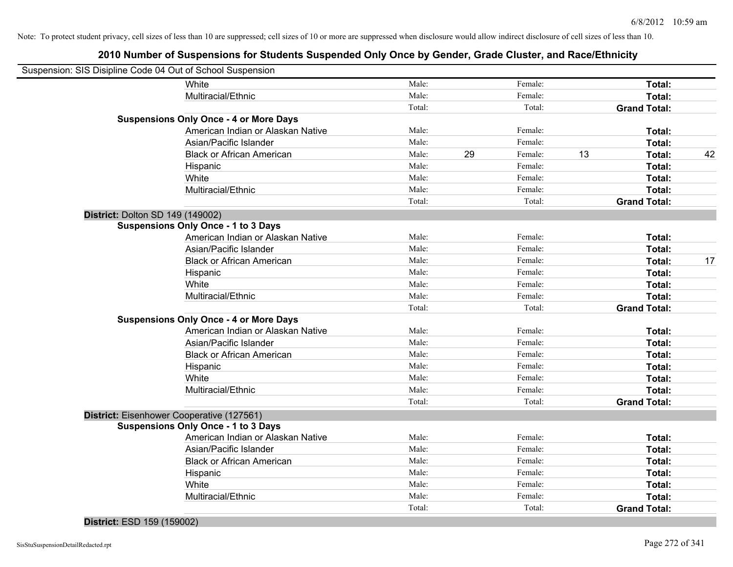Note: To protect student privacy, cell sizes of less than 10 are suppressed; cell sizes of 10 or more are suppressed when disclosure would allow indirect disclosure of cell sizes of less than 10.

# 2010 Number of Suspensions for Students Suspended Only Once by Gender, Grade Cluster, and Race/Ethnicity

Suspension: SIS Disipline Code 04 Out of School Suspension

| | | | | | | |
|---|---|---|---|---|---|---|
| White | Male: | | Female: | | **Total:** | |
| Multiracial/Ethnic | Male: | | Female: | | **Total:** | |
| | Total: | | Total: | | **Grand Total:** | |
| **Suspensions Only Once - 4 or More Days** | | | | | | |
| American Indian or Alaskan Native | Male: | | Female: | | **Total:** | |
| Asian/Pacific Islander | Male: | | Female: | | **Total:** | |
| Black or African American | Male: | 29 | Female: | 13 | **Total:** | 42 |
| Hispanic | Male: | | Female: | | **Total:** | |
| White | Male: | | Female: | | **Total:** | |
| Multiracial/Ethnic | Male: | | Female: | | **Total:** | |
| | Total: | | Total: | | **Grand Total:** | |
| **District:** Dolton SD 149 (149002) | | | | | | |
| **Suspensions Only Once - 1 to 3 Days** | | | | | | |
| American Indian or Alaskan Native | Male: | | Female: | | **Total:** | |
| Asian/Pacific Islander | Male: | | Female: | | **Total:** | |
| Black or African American | Male: | | Female: | | **Total:** | 17 |
| Hispanic | Male: | | Female: | | **Total:** | |
| White | Male: | | Female: | | **Total:** | |
| Multiracial/Ethnic | Male: | | Female: | | **Total:** | |
| | Total: | | Total: | | **Grand Total:** | |
| **Suspensions Only Once - 4 or More Days** | | | | | | |
| American Indian or Alaskan Native | Male: | | Female: | | **Total:** | |
| Asian/Pacific Islander | Male: | | Female: | | **Total:** | |
| Black or African American | Male: | | Female: | | **Total:** | |
| Hispanic | Male: | | Female: | | **Total:** | |
| White | Male: | | Female: | | **Total:** | |
| Multiracial/Ethnic | Male: | | Female: | | **Total:** | |
| | Total: | | Total: | | **Grand Total:** | |
| **District:** Eisenhower Cooperative (127561) | | | | | | |
| **Suspensions Only Once - 1 to 3 Days** | | | | | | |
| American Indian or Alaskan Native | Male: | | Female: | | **Total:** | |
| Asian/Pacific Islander | Male: | | Female: | | **Total:** | |
| Black or African American | Male: | | Female: | | **Total:** | |
| Hispanic | Male: | | Female: | | **Total:** | |
| White | Male: | | Female: | | **Total:** | |
| Multiracial/Ethnic | Male: | | Female: | | **Total:** | |
| | Total: | | Total: | | **Grand Total:** | |
| **District:** ESD 159 (159002) | | | | | | |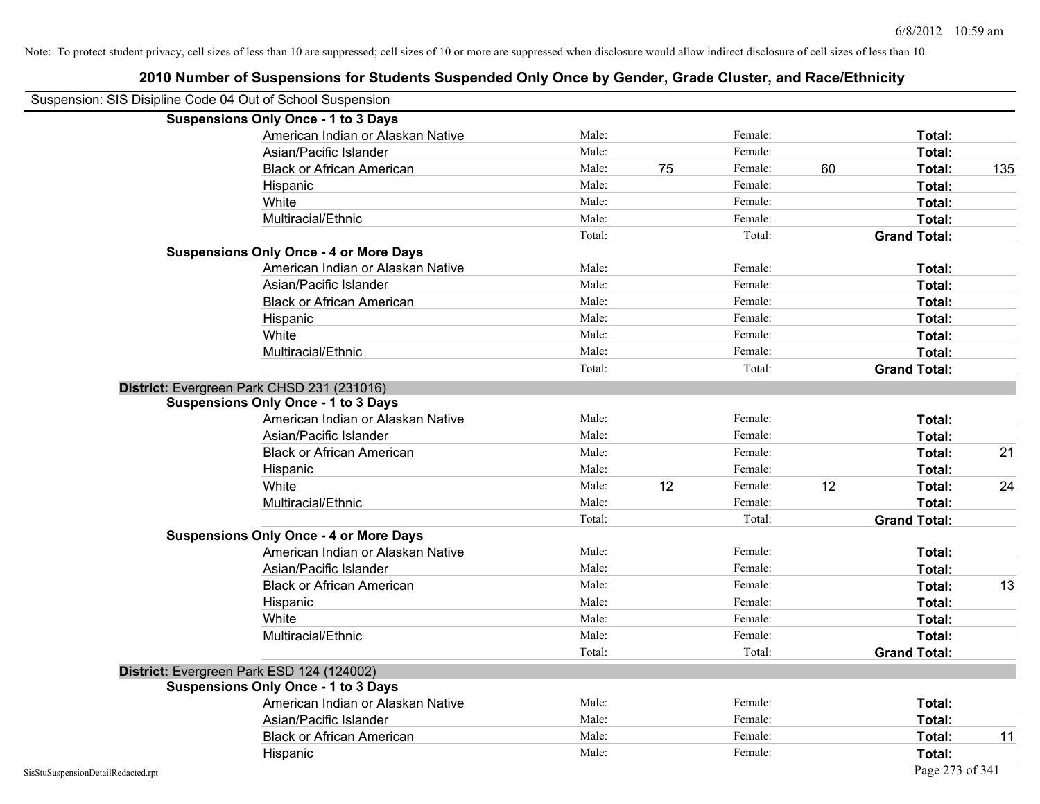Note: To protect student privacy, cell sizes of less than 10 are suppressed; cell sizes of 10 or more are suppressed when disclosure would allow indirect disclosure of cell sizes of less than 10.

# 2010 Number of Suspensions for Students Suspended Only Once by Gender, Grade Cluster, and Race/Ethnicity

Suspension: SIS Disipline Code 04 Out of School Suspension

| | | | | | | |
|---|---|---|---|---|---|---|
| **Suspensions Only Once - 1 to 3 Days** | | | | | | |
| American Indian or Alaskan Native | Male: | | Female: | | **Total:** | |
| Asian/Pacific Islander | Male: | | Female: | | **Total:** | |
| Black or African American | Male: | 75 | Female: | 60 | **Total:** | 135 |
| Hispanic | Male: | | Female: | | **Total:** | |
| White | Male: | | Female: | | **Total:** | |
| Multiracial/Ethnic | Male: | | Female: | | **Total:** | |
| | Total: | | Total: | | **Grand Total:** | |
| **Suspensions Only Once - 4 or More Days** | | | | | | |
| American Indian or Alaskan Native | Male: | | Female: | | **Total:** | |
| Asian/Pacific Islander | Male: | | Female: | | **Total:** | |
| Black or African American | Male: | | Female: | | **Total:** | |
| Hispanic | Male: | | Female: | | **Total:** | |
| White | Male: | | Female: | | **Total:** | |
| Multiracial/Ethnic | Male: | | Female: | | **Total:** | |
| | Total: | | Total: | | **Grand Total:** | |

**District:** Evergreen Park CHSD 231 (231016)

| | | | | | | |
|---|---|---|---|---|---|---|
| **Suspensions Only Once - 1 to 3 Days** | | | | | | |
| American Indian or Alaskan Native | Male: | | Female: | | **Total:** | |
| Asian/Pacific Islander | Male: | | Female: | | **Total:** | |
| Black or African American | Male: | | Female: | | **Total:** | 21 |
| Hispanic | Male: | | Female: | | **Total:** | |
| White | Male: | 12 | Female: | 12 | **Total:** | 24 |
| Multiracial/Ethnic | Male: | | Female: | | **Total:** | |
| | Total: | | Total: | | **Grand Total:** | |
| **Suspensions Only Once - 4 or More Days** | | | | | | |
| American Indian or Alaskan Native | Male: | | Female: | | **Total:** | |
| Asian/Pacific Islander | Male: | | Female: | | **Total:** | |
| Black or African American | Male: | | Female: | | **Total:** | 13 |
| Hispanic | Male: | | Female: | | **Total:** | |
| White | Male: | | Female: | | **Total:** | |
| Multiracial/Ethnic | Male: | | Female: | | **Total:** | |
| | Total: | | Total: | | **Grand Total:** | |

**District:** Evergreen Park ESD 124 (124002)

| | | | | | | |
|---|---|---|---|---|---|---|
| **Suspensions Only Once - 1 to 3 Days** | | | | | | |
| American Indian or Alaskan Native | Male: | | Female: | | **Total:** | |
| Asian/Pacific Islander | Male: | | Female: | | **Total:** | |
| Black or African American | Male: | | Female: | | **Total:** | 11 |
| Hispanic | Male: | | Female: | | **Total:** | |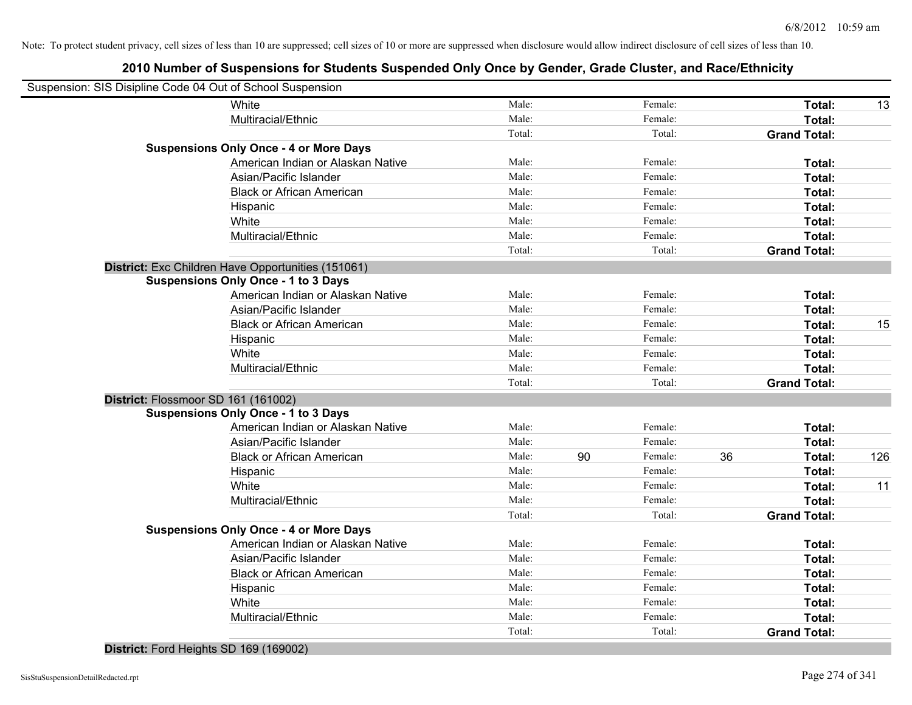Note: To protect student privacy, cell sizes of less than 10 are suppressed; cell sizes of 10 or more are suppressed when disclosure would allow indirect disclosure of cell sizes of less than 10.

## 2010 Number of Suspensions for Students Suspended Only Once by Gender, Grade Cluster, and Race/Ethnicity

Suspension: SIS Disipline Code 04 Out of School Suspension

| | | | | | | | |
|---|---|---|---|---|---|---|---|
| White | Male: | | Female: | | **Total:** | 13 |
| Multiracial/Ethnic | Male: | | Female: | | **Total:** | |
| | Total: | | Total: | | **Grand Total:** | |
| **Suspensions Only Once - 4 or More Days** | | | | | | |
| American Indian or Alaskan Native | Male: | | Female: | | **Total:** | |
| Asian/Pacific Islander | Male: | | Female: | | **Total:** | |
| Black or African American | Male: | | Female: | | **Total:** | |
| Hispanic | Male: | | Female: | | **Total:** | |
| White | Male: | | Female: | | **Total:** | |
| Multiracial/Ethnic | Male: | | Female: | | **Total:** | |
| | Total: | | Total: | | **Grand Total:** | |
| **District:** Exc Children Have Opportunities (151061) | | | | | | |
| **Suspensions Only Once - 1 to 3 Days** | | | | | | |
| American Indian or Alaskan Native | Male: | | Female: | | **Total:** | |
| Asian/Pacific Islander | Male: | | Female: | | **Total:** | |
| Black or African American | Male: | | Female: | | **Total:** | 15 |
| Hispanic | Male: | | Female: | | **Total:** | |
| White | Male: | | Female: | | **Total:** | |
| Multiracial/Ethnic | Male: | | Female: | | **Total:** | |
| | Total: | | Total: | | **Grand Total:** | |
| **District:** Flossmoor SD 161 (161002) | | | | | | |
| **Suspensions Only Once - 1 to 3 Days** | | | | | | |
| American Indian or Alaskan Native | Male: | | Female: | | **Total:** | |
| Asian/Pacific Islander | Male: | | Female: | | **Total:** | |
| Black or African American | Male: | 90 | Female: | 36 | **Total:** | 126 |
| Hispanic | Male: | | Female: | | **Total:** | |
| White | Male: | | Female: | | **Total:** | 11 |
| Multiracial/Ethnic | Male: | | Female: | | **Total:** | |
| | Total: | | Total: | | **Grand Total:** | |
| **Suspensions Only Once - 4 or More Days** | | | | | | |
| American Indian or Alaskan Native | Male: | | Female: | | **Total:** | |
| Asian/Pacific Islander | Male: | | Female: | | **Total:** | |
| Black or African American | Male: | | Female: | | **Total:** | |
| Hispanic | Male: | | Female: | | **Total:** | |
| White | Male: | | Female: | | **Total:** | |
| Multiracial/Ethnic | Male: | | Female: | | **Total:** | |
| | Total: | | Total: | | **Grand Total:** | |
| **District:** Ford Heights SD 169 (169002) | | | | | | |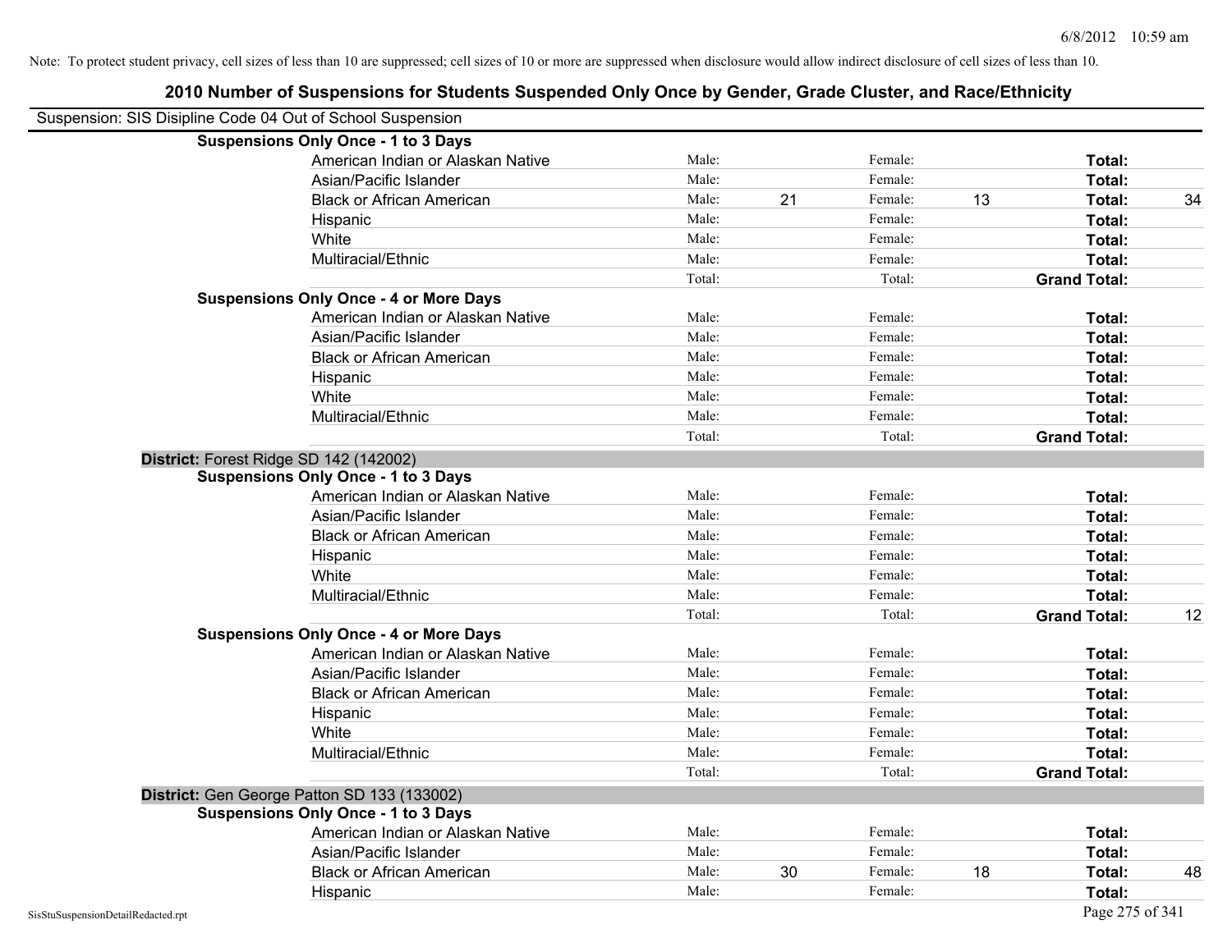Note: To protect student privacy, cell sizes of less than 10 are suppressed; cell sizes of 10 or more are suppressed when disclosure would allow indirect disclosure of cell sizes of less than 10.

# 2010 Number of Suspensions for Students Suspended Only Once by Gender, Grade Cluster, and Race/Ethnicity

Suspension: SIS Disipline Code 04 Out of School Suspension

**Suspensions Only Once - 1 to 3 Days**

| | | | | | | |
|---|---|---|---|---|---|---|
| American Indian or Alaskan Native | Male: | | Female: | | **Total:** | |
| Asian/Pacific Islander | Male: | | Female: | | **Total:** | |
| Black or African American | Male: | 21 | Female: | 13 | **Total:** | 34 |
| Hispanic | Male: | | Female: | | **Total:** | |
| White | Male: | | Female: | | **Total:** | |
| Multiracial/Ethnic | Male: | | Female: | | **Total:** | |
| | Total: | | Total: | | **Grand Total:** | |

**Suspensions Only Once - 4 or More Days**

| | | | | | | |
|---|---|---|---|---|---|---|
| American Indian or Alaskan Native | Male: | | Female: | | **Total:** | |
| Asian/Pacific Islander | Male: | | Female: | | **Total:** | |
| Black or African American | Male: | | Female: | | **Total:** | |
| Hispanic | Male: | | Female: | | **Total:** | |
| White | Male: | | Female: | | **Total:** | |
| Multiracial/Ethnic | Male: | | Female: | | **Total:** | |
| | Total: | | Total: | | **Grand Total:** | |

## District: Forest Ridge SD 142 (142002)

**Suspensions Only Once - 1 to 3 Days**

| | | | | | | |
|---|---|---|---|---|---|---|
| American Indian or Alaskan Native | Male: | | Female: | | **Total:** | |
| Asian/Pacific Islander | Male: | | Female: | | **Total:** | |
| Black or African American | Male: | | Female: | | **Total:** | |
| Hispanic | Male: | | Female: | | **Total:** | |
| White | Male: | | Female: | | **Total:** | |
| Multiracial/Ethnic | Male: | | Female: | | **Total:** | |
| | Total: | | Total: | | **Grand Total:** | 12 |

**Suspensions Only Once - 4 or More Days**

| | | | | | | |
|---|---|---|---|---|---|---|
| American Indian or Alaskan Native | Male: | | Female: | | **Total:** | |
| Asian/Pacific Islander | Male: | | Female: | | **Total:** | |
| Black or African American | Male: | | Female: | | **Total:** | |
| Hispanic | Male: | | Female: | | **Total:** | |
| White | Male: | | Female: | | **Total:** | |
| Multiracial/Ethnic | Male: | | Female: | | **Total:** | |
| | Total: | | Total: | | **Grand Total:** | |

## District: Gen George Patton SD 133 (133002)

**Suspensions Only Once - 1 to 3 Days**

| | | | | | | |
|---|---|---|---|---|---|---|
| American Indian or Alaskan Native | Male: | | Female: | | **Total:** | |
| Asian/Pacific Islander | Male: | | Female: | | **Total:** | |
| Black or African American | Male: | 30 | Female: | 18 | **Total:** | 48 |
| Hispanic | Male: | | Female: | | **Total:** | |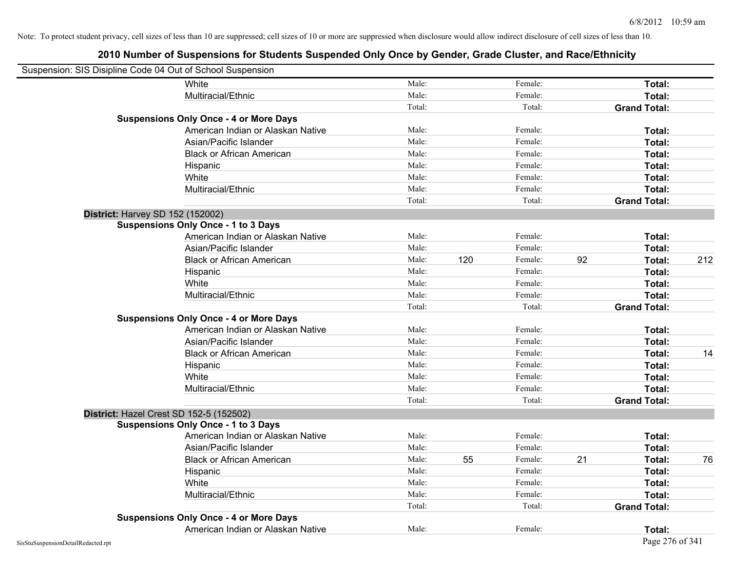Note: To protect student privacy, cell sizes of less than 10 are suppressed; cell sizes of 10 or more are suppressed when disclosure would allow indirect disclosure of cell sizes of less than 10.

# 2010 Number of Suspensions for Students Suspended Only Once by Gender, Grade Cluster, and Race/Ethnicity

Suspension: SIS Disipline Code 04 Out of School Suspension

| | | | | | | |
|---|---|---|---|---|---|---|
| White | Male: | | Female: | | **Total:** | |
| Multiracial/Ethnic | Male: | | Female: | | **Total:** | |
| | Total: | | Total: | | **Grand Total:** | |
| **Suspensions Only Once - 4 or More Days** | | | | | | |
| American Indian or Alaskan Native | Male: | | Female: | | **Total:** | |
| Asian/Pacific Islander | Male: | | Female: | | **Total:** | |
| Black or African American | Male: | | Female: | | **Total:** | |
| Hispanic | Male: | | Female: | | **Total:** | |
| White | Male: | | Female: | | **Total:** | |
| Multiracial/Ethnic | Male: | | Female: | | **Total:** | |
| | Total: | | Total: | | **Grand Total:** | |
| **District:** Harvey SD 152 (152002) | | | | | | |
| **Suspensions Only Once - 1 to 3 Days** | | | | | | |
| American Indian or Alaskan Native | Male: | | Female: | | **Total:** | |
| Asian/Pacific Islander | Male: | | Female: | | **Total:** | |
| Black or African American | Male: | 120 | Female: | 92 | **Total:** | 212 |
| Hispanic | Male: | | Female: | | **Total:** | |
| White | Male: | | Female: | | **Total:** | |
| Multiracial/Ethnic | Male: | | Female: | | **Total:** | |
| | Total: | | Total: | | **Grand Total:** | |
| **Suspensions Only Once - 4 or More Days** | | | | | | |
| American Indian or Alaskan Native | Male: | | Female: | | **Total:** | |
| Asian/Pacific Islander | Male: | | Female: | | **Total:** | |
| Black or African American | Male: | | Female: | | **Total:** | 14 |
| Hispanic | Male: | | Female: | | **Total:** | |
| White | Male: | | Female: | | **Total:** | |
| Multiracial/Ethnic | Male: | | Female: | | **Total:** | |
| | Total: | | Total: | | **Grand Total:** | |
| **District:** Hazel Crest SD 152-5 (152502) | | | | | | |
| **Suspensions Only Once - 1 to 3 Days** | | | | | | |
| American Indian or Alaskan Native | Male: | | Female: | | **Total:** | |
| Asian/Pacific Islander | Male: | | Female: | | **Total:** | |
| Black or African American | Male: | 55 | Female: | 21 | **Total:** | 76 |
| Hispanic | Male: | | Female: | | **Total:** | |
| White | Male: | | Female: | | **Total:** | |
| Multiracial/Ethnic | Male: | | Female: | | **Total:** | |
| | Total: | | Total: | | **Grand Total:** | |
| **Suspensions Only Once - 4 or More Days** | | | | | | |
| American Indian or Alaskan Native | Male: | | Female: | | **Total:** | |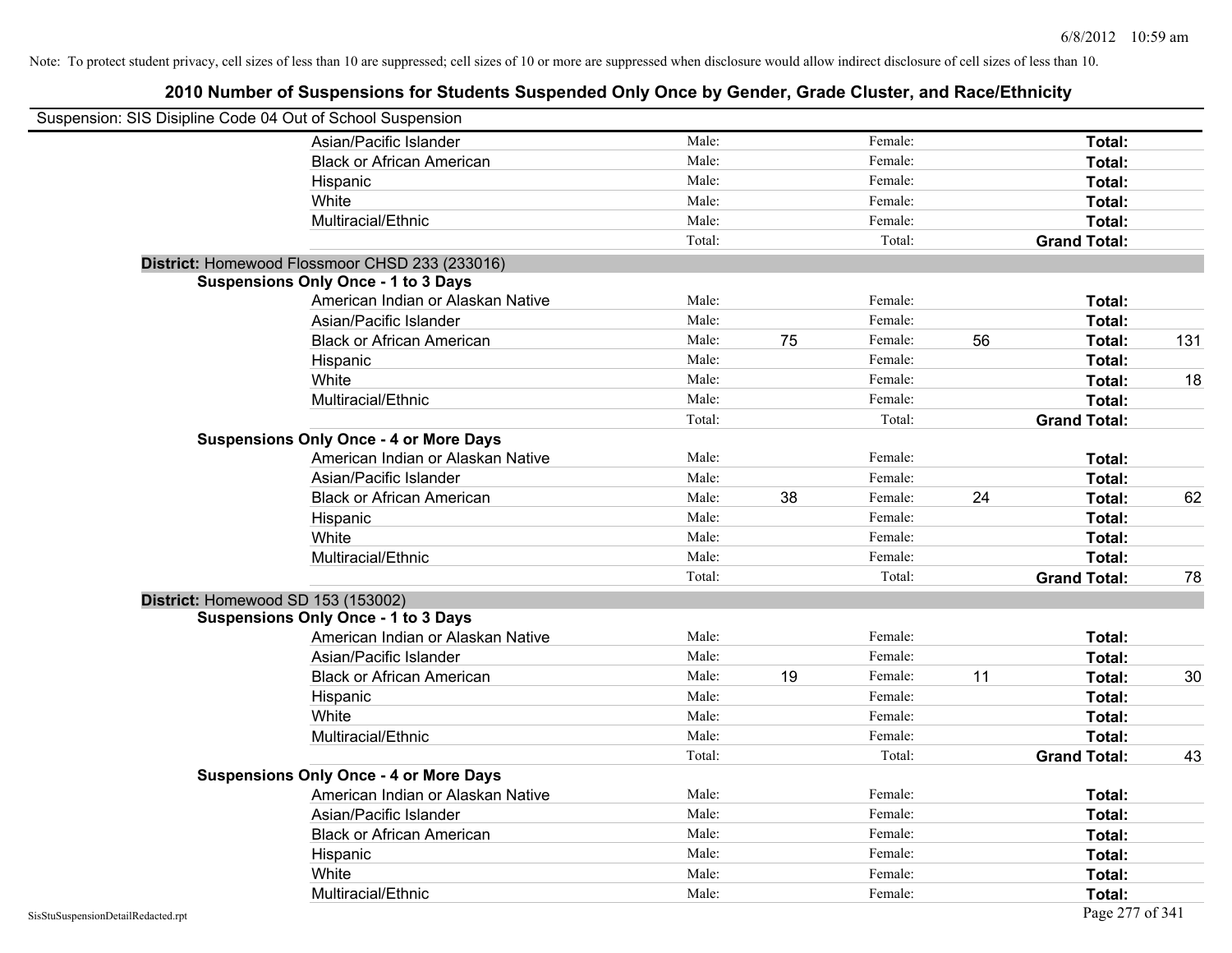Note: To protect student privacy, cell sizes of less than 10 are suppressed; cell sizes of 10 or more are suppressed when disclosure would allow indirect disclosure of cell sizes of less than 10.

# 2010 Number of Suspensions for Students Suspended Only Once by Gender, Grade Cluster, and Race/Ethnicity

Suspension: SIS Disipline Code 04 Out of School Suspension

| | | | | | | |
|---|---|---|---|---|---|---|
| Asian/Pacific Islander | Male: | | Female: | | **Total:** | |
| Black or African American | Male: | | Female: | | **Total:** | |
| Hispanic | Male: | | Female: | | **Total:** | |
| White | Male: | | Female: | | **Total:** | |
| Multiracial/Ethnic | Male: | | Female: | | **Total:** | |
| | Total: | | Total: | | **Grand Total:** | |

**District:** Homewood Flossmoor CHSD 233 (233016)

**Suspensions Only Once - 1 to 3 Days**

| | | | | | | |
|---|---|---|---|---|---|---|
| American Indian or Alaskan Native | Male: | | Female: | | **Total:** | |
| Asian/Pacific Islander | Male: | | Female: | | **Total:** | |
| Black or African American | Male: | 75 | Female: | 56 | **Total:** | 131 |
| Hispanic | Male: | | Female: | | **Total:** | |
| White | Male: | | Female: | | **Total:** | 18 |
| Multiracial/Ethnic | Male: | | Female: | | **Total:** | |
| | Total: | | Total: | | **Grand Total:** | |

**Suspensions Only Once - 4 or More Days**

| | | | | | | |
|---|---|---|---|---|---|---|
| American Indian or Alaskan Native | Male: | | Female: | | **Total:** | |
| Asian/Pacific Islander | Male: | | Female: | | **Total:** | |
| Black or African American | Male: | 38 | Female: | 24 | **Total:** | 62 |
| Hispanic | Male: | | Female: | | **Total:** | |
| White | Male: | | Female: | | **Total:** | |
| Multiracial/Ethnic | Male: | | Female: | | **Total:** | |
| | Total: | | Total: | | **Grand Total:** | 78 |

**District:** Homewood SD 153 (153002)

**Suspensions Only Once - 1 to 3 Days**

| | | | | | | |
|---|---|---|---|---|---|---|
| American Indian or Alaskan Native | Male: | | Female: | | **Total:** | |
| Asian/Pacific Islander | Male: | | Female: | | **Total:** | |
| Black or African American | Male: | 19 | Female: | 11 | **Total:** | 30 |
| Hispanic | Male: | | Female: | | **Total:** | |
| White | Male: | | Female: | | **Total:** | |
| Multiracial/Ethnic | Male: | | Female: | | **Total:** | |
| | Total: | | Total: | | **Grand Total:** | 43 |

**Suspensions Only Once - 4 or More Days**

| | | | | | | |
|---|---|---|---|---|---|---|
| American Indian or Alaskan Native | Male: | | Female: | | **Total:** | |
| Asian/Pacific Islander | Male: | | Female: | | **Total:** | |
| Black or African American | Male: | | Female: | | **Total:** | |
| Hispanic | Male: | | Female: | | **Total:** | |
| White | Male: | | Female: | | **Total:** | |
| Multiracial/Ethnic | Male: | | Female: | | **Total:** | |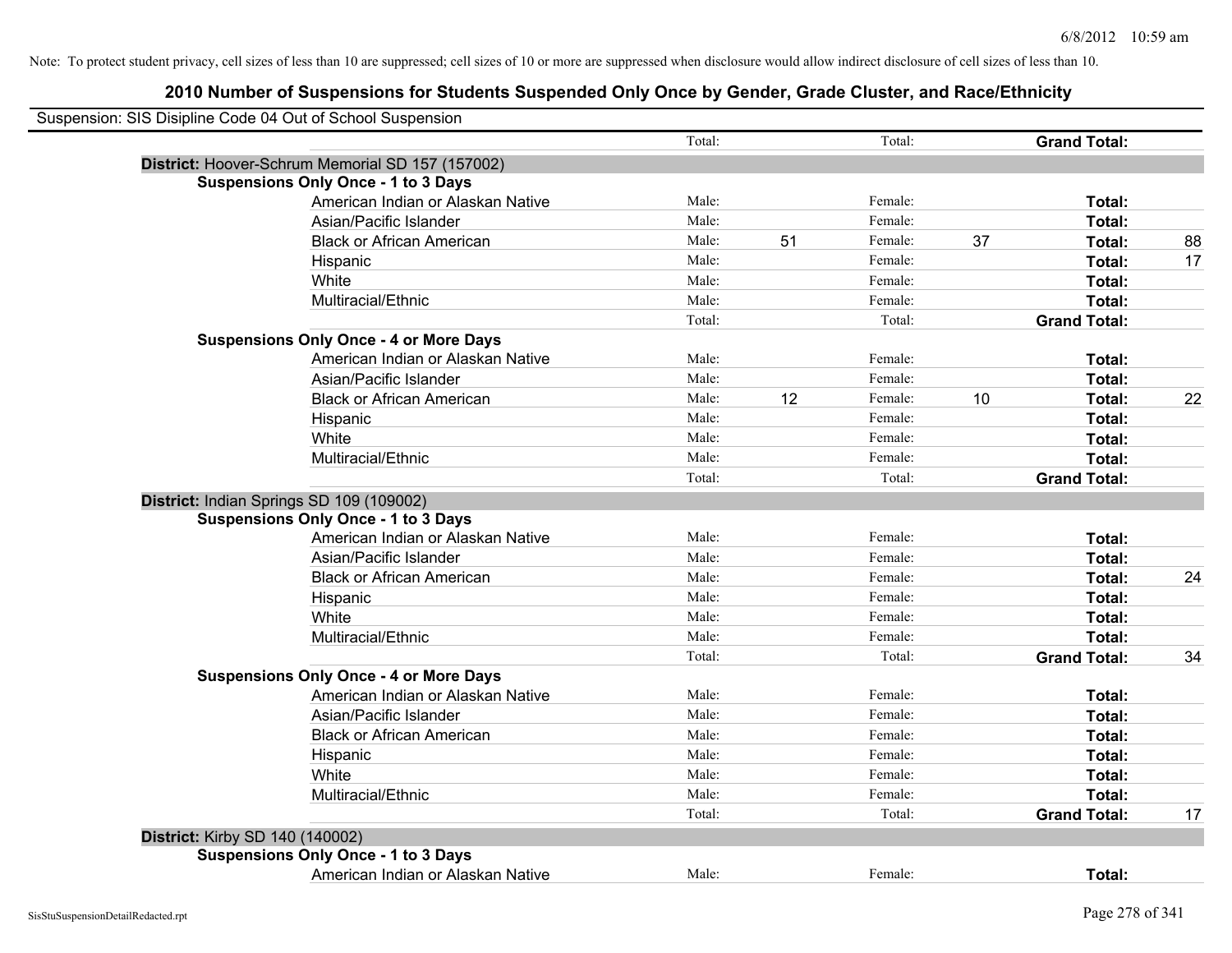Note: To protect student privacy, cell sizes of less than 10 are suppressed; cell sizes of 10 or more are suppressed when disclosure would allow indirect disclosure of cell sizes of less than 10.

# 2010 Number of Suspensions for Students Suspended Only Once by Gender, Grade Cluster, and Race/Ethnicity

Suspension: SIS Disipline Code 04 Out of School Suspension

| | | | | | | |
|---|---|---|---|---|---|---|
| | Total: | | Total: | | **Grand Total:** | |
| **District:** Hoover-Schrum Memorial SD 157 (157002) | | | | | | |
| **Suspensions Only Once - 1 to 3 Days** | | | | | | |
| American Indian or Alaskan Native | Male: | | Female: | | **Total:** | |
| Asian/Pacific Islander | Male: | | Female: | | **Total:** | |
| Black or African American | Male: | 51 | Female: | 37 | **Total:** | 88 |
| Hispanic | Male: | | Female: | | **Total:** | 17 |
| White | Male: | | Female: | | **Total:** | |
| Multiracial/Ethnic | Male: | | Female: | | **Total:** | |
| | Total: | | Total: | | **Grand Total:** | |
| **Suspensions Only Once - 4 or More Days** | | | | | | |
| American Indian or Alaskan Native | Male: | | Female: | | **Total:** | |
| Asian/Pacific Islander | Male: | | Female: | | **Total:** | |
| Black or African American | Male: | 12 | Female: | 10 | **Total:** | 22 |
| Hispanic | Male: | | Female: | | **Total:** | |
| White | Male: | | Female: | | **Total:** | |
| Multiracial/Ethnic | Male: | | Female: | | **Total:** | |
| | Total: | | Total: | | **Grand Total:** | |
| **District:** Indian Springs SD 109 (109002) | | | | | | |
| **Suspensions Only Once - 1 to 3 Days** | | | | | | |
| American Indian or Alaskan Native | Male: | | Female: | | **Total:** | |
| Asian/Pacific Islander | Male: | | Female: | | **Total:** | |
| Black or African American | Male: | | Female: | | **Total:** | 24 |
| Hispanic | Male: | | Female: | | **Total:** | |
| White | Male: | | Female: | | **Total:** | |
| Multiracial/Ethnic | Male: | | Female: | | **Total:** | |
| | Total: | | Total: | | **Grand Total:** | 34 |
| **Suspensions Only Once - 4 or More Days** | | | | | | |
| American Indian or Alaskan Native | Male: | | Female: | | **Total:** | |
| Asian/Pacific Islander | Male: | | Female: | | **Total:** | |
| Black or African American | Male: | | Female: | | **Total:** | |
| Hispanic | Male: | | Female: | | **Total:** | |
| White | Male: | | Female: | | **Total:** | |
| Multiracial/Ethnic | Male: | | Female: | | **Total:** | |
| | Total: | | Total: | | **Grand Total:** | 17 |
| **District:** Kirby SD 140 (140002) | | | | | | |
| **Suspensions Only Once - 1 to 3 Days** | | | | | | |
| American Indian or Alaskan Native | Male: | | Female: | | **Total:** | |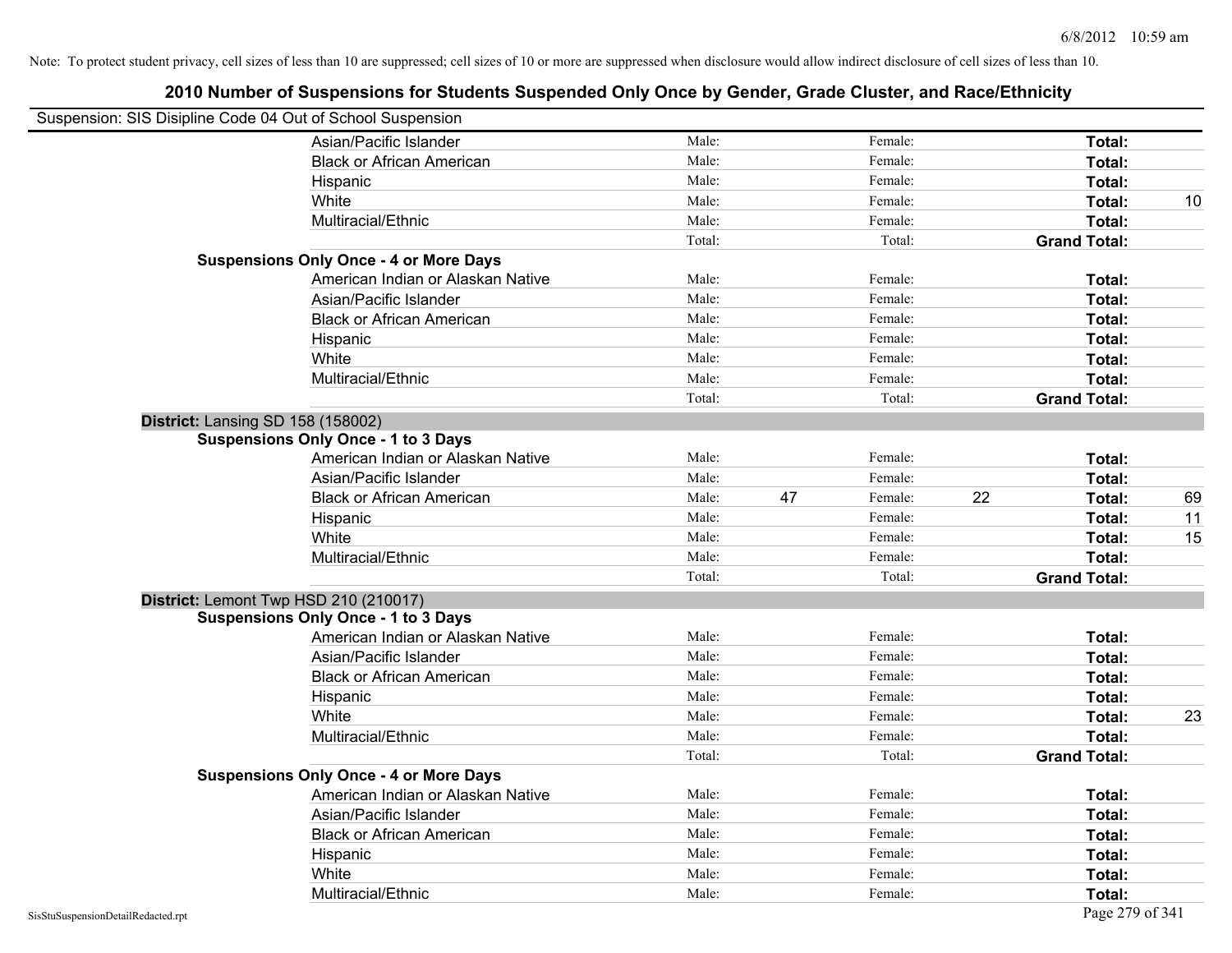Note: To protect student privacy, cell sizes of less than 10 are suppressed; cell sizes of 10 or more are suppressed when disclosure would allow indirect disclosure of cell sizes of less than 10.

## 2010 Number of Suspensions for Students Suspended Only Once by Gender, Grade Cluster, and Race/Ethnicity

Suspension: SIS Disipline Code 04 Out of School Suspension

| | | | | | | | |
|---|---|---|---|---|---|---|---|
| Asian/Pacific Islander | Male: | | Female: | | **Total:** | |
| Black or African American | Male: | | Female: | | **Total:** | |
| Hispanic | Male: | | Female: | | **Total:** | |
| White | Male: | | Female: | | **Total:** | 10 |
| Multiracial/Ethnic | Male: | | Female: | | **Total:** | |
| | Total: | | Total: | | **Grand Total:** | |

**Suspensions Only Once - 4 or More Days**

| | | | | | | |
|---|---|---|---|---|---|---|
| American Indian or Alaskan Native | Male: | | Female: | | **Total:** | |
| Asian/Pacific Islander | Male: | | Female: | | **Total:** | |
| Black or African American | Male: | | Female: | | **Total:** | |
| Hispanic | Male: | | Female: | | **Total:** | |
| White | Male: | | Female: | | **Total:** | |
| Multiracial/Ethnic | Male: | | Female: | | **Total:** | |
| | Total: | | Total: | | **Grand Total:** | |

**District:** Lansing SD 158 (158002)

**Suspensions Only Once - 1 to 3 Days**

| | | | | | | |
|---|---|---|---|---|---|---|
| American Indian or Alaskan Native | Male: | | Female: | | **Total:** | |
| Asian/Pacific Islander | Male: | | Female: | | **Total:** | |
| Black or African American | Male: | 47 | Female: | 22 | **Total:** | 69 |
| Hispanic | Male: | | Female: | | **Total:** | 11 |
| White | Male: | | Female: | | **Total:** | 15 |
| Multiracial/Ethnic | Male: | | Female: | | **Total:** | |
| | Total: | | Total: | | **Grand Total:** | |

**District:** Lemont Twp HSD 210 (210017)

**Suspensions Only Once - 1 to 3 Days**

| | | | | | | |
|---|---|---|---|---|---|---|
| American Indian or Alaskan Native | Male: | | Female: | | **Total:** | |
| Asian/Pacific Islander | Male: | | Female: | | **Total:** | |
| Black or African American | Male: | | Female: | | **Total:** | |
| Hispanic | Male: | | Female: | | **Total:** | |
| White | Male: | | Female: | | **Total:** | 23 |
| Multiracial/Ethnic | Male: | | Female: | | **Total:** | |
| | Total: | | Total: | | **Grand Total:** | |

**Suspensions Only Once - 4 or More Days**

| | | | | | | |
|---|---|---|---|---|---|---|
| American Indian or Alaskan Native | Male: | | Female: | | **Total:** | |
| Asian/Pacific Islander | Male: | | Female: | | **Total:** | |
| Black or African American | Male: | | Female: | | **Total:** | |
| Hispanic | Male: | | Female: | | **Total:** | |
| White | Male: | | Female: | | **Total:** | |
| Multiracial/Ethnic | Male: | | Female: | | **Total:** | |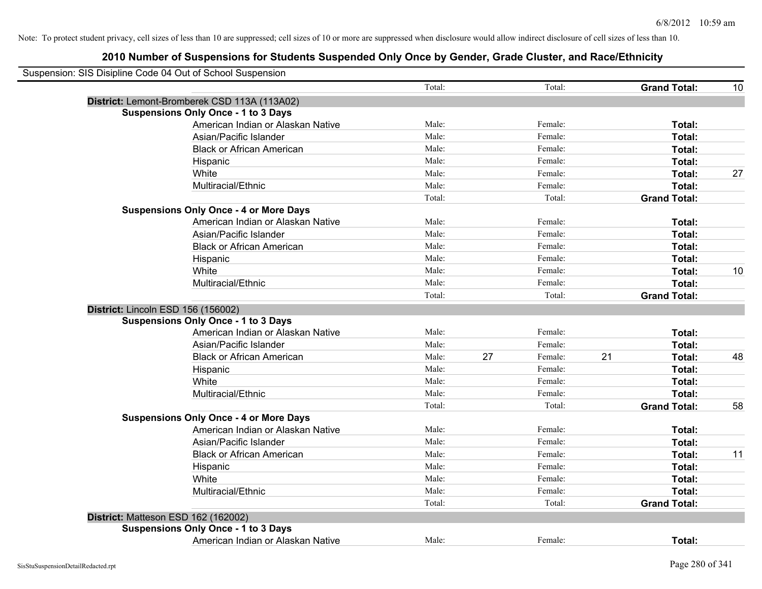Note: To protect student privacy, cell sizes of less than 10 are suppressed; cell sizes of 10 or more are suppressed when disclosure would allow indirect disclosure of cell sizes of less than 10.

## 2010 Number of Suspensions for Students Suspended Only Once by Gender, Grade Cluster, and Race/Ethnicity

Suspension: SIS Disipline Code 04 Out of School Suspension

| | | | | | | | |
|---|---|---|---|---|---|---|---|
| | Total: | | Total: | | **Grand Total:** | 10 |

**District:** Lemont-Bromberek CSD 113A (113A02)

**Suspensions Only Once - 1 to 3 Days**

| Race/Ethnicity | Male: | | Female: | | Total: | |
|---|---|---|---|---|---|---|
| American Indian or Alaskan Native | Male: | | Female: | | **Total:** | |
| Asian/Pacific Islander | Male: | | Female: | | **Total:** | |
| Black or African American | Male: | | Female: | | **Total:** | |
| Hispanic | Male: | | Female: | | **Total:** | |
| White | Male: | | Female: | | **Total:** | 27 |
| Multiracial/Ethnic | Male: | | Female: | | **Total:** | |
| | Total: | | Total: | | **Grand Total:** | |

**Suspensions Only Once - 4 or More Days**

| Race/Ethnicity | Male: | | Female: | | Total: | |
|---|---|---|---|---|---|---|
| American Indian or Alaskan Native | Male: | | Female: | | **Total:** | |
| Asian/Pacific Islander | Male: | | Female: | | **Total:** | |
| Black or African American | Male: | | Female: | | **Total:** | |
| Hispanic | Male: | | Female: | | **Total:** | |
| White | Male: | | Female: | | **Total:** | 10 |
| Multiracial/Ethnic | Male: | | Female: | | **Total:** | |
| | Total: | | Total: | | **Grand Total:** | |

**District:** Lincoln ESD 156 (156002)

**Suspensions Only Once - 1 to 3 Days**

| Race/Ethnicity | Male: | | Female: | | Total: | |
|---|---|---|---|---|---|---|
| American Indian or Alaskan Native | Male: | | Female: | | **Total:** | |
| Asian/Pacific Islander | Male: | | Female: | | **Total:** | |
| Black or African American | Male: | 27 | Female: | 21 | **Total:** | 48 |
| Hispanic | Male: | | Female: | | **Total:** | |
| White | Male: | | Female: | | **Total:** | |
| Multiracial/Ethnic | Male: | | Female: | | **Total:** | |
| | Total: | | Total: | | **Grand Total:** | 58 |

**Suspensions Only Once - 4 or More Days**

| Race/Ethnicity | Male: | | Female: | | Total: | |
|---|---|---|---|---|---|---|
| American Indian or Alaskan Native | Male: | | Female: | | **Total:** | |
| Asian/Pacific Islander | Male: | | Female: | | **Total:** | |
| Black or African American | Male: | | Female: | | **Total:** | 11 |
| Hispanic | Male: | | Female: | | **Total:** | |
| White | Male: | | Female: | | **Total:** | |
| Multiracial/Ethnic | Male: | | Female: | | **Total:** | |
| | Total: | | Total: | | **Grand Total:** | |

**District:** Matteson ESD 162 (162002)

**Suspensions Only Once - 1 to 3 Days**

| Race/Ethnicity | Male: | | Female: | | Total: | |
|---|---|---|---|---|---|---|
| American Indian or Alaskan Native | Male: | | Female: | | **Total:** | |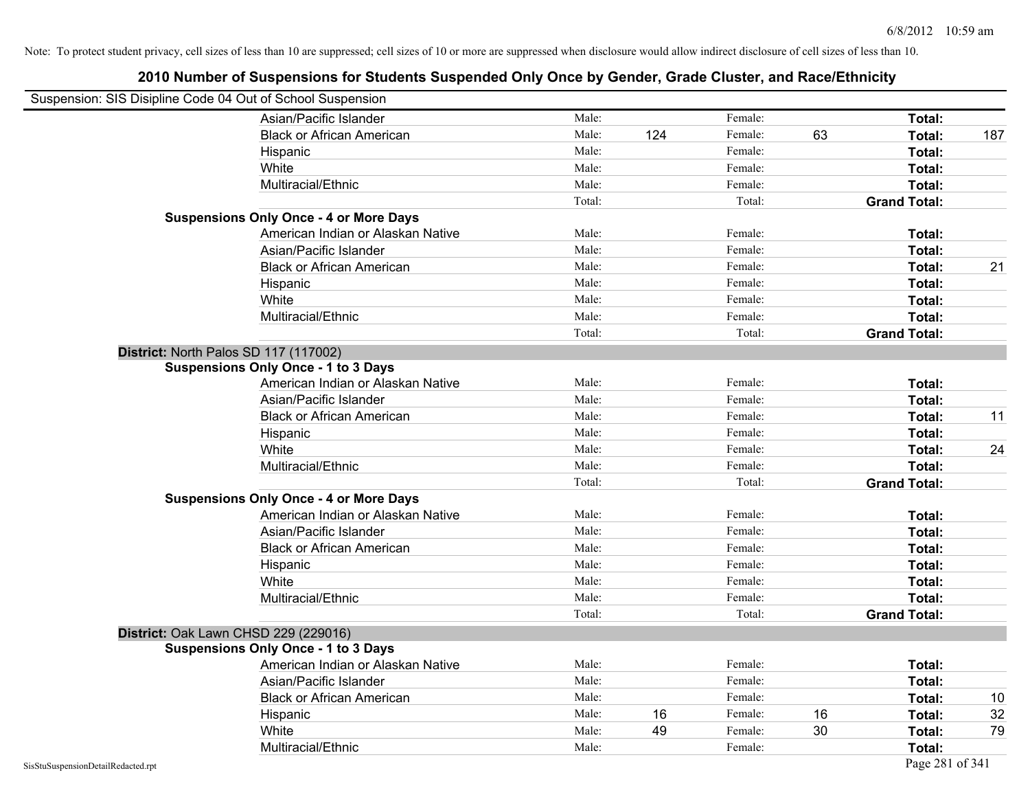Note: To protect student privacy, cell sizes of less than 10 are suppressed; cell sizes of 10 or more are suppressed when disclosure would allow indirect disclosure of cell sizes of less than 10.

# 2010 Number of Suspensions for Students Suspended Only Once by Gender, Grade Cluster, and Race/Ethnicity

Suspension: SIS Disipline Code 04 Out of School Suspension

| | | | | | | |
|---|---|---|---|---|---|---|
| Asian/Pacific Islander | Male: | | Female: | | Total: | |
| Black or African American | Male: | 124 | Female: | 63 | Total: | 187 |
| Hispanic | Male: | | Female: | | Total: | |
| White | Male: | | Female: | | Total: | |
| Multiracial/Ethnic | Male: | | Female: | | Total: | |
| | Total: | | Total: | | Grand Total: | |

**Suspensions Only Once - 4 or More Days**

| | | | | | | |
|---|---|---|---|---|---|---|
| American Indian or Alaskan Native | Male: | | Female: | | Total: | |
| Asian/Pacific Islander | Male: | | Female: | | Total: | |
| Black or African American | Male: | | Female: | | Total: | 21 |
| Hispanic | Male: | | Female: | | Total: | |
| White | Male: | | Female: | | Total: | |
| Multiracial/Ethnic | Male: | | Female: | | Total: | |
| | Total: | | Total: | | Grand Total: | |

## District: North Palos SD 117 (117002)

**Suspensions Only Once - 1 to 3 Days**

| | | | | | | |
|---|---|---|---|---|---|---|
| American Indian or Alaskan Native | Male: | | Female: | | Total: | |
| Asian/Pacific Islander | Male: | | Female: | | Total: | |
| Black or African American | Male: | | Female: | | Total: | 11 |
| Hispanic | Male: | | Female: | | Total: | |
| White | Male: | | Female: | | Total: | 24 |
| Multiracial/Ethnic | Male: | | Female: | | Total: | |
| | Total: | | Total: | | Grand Total: | |

**Suspensions Only Once - 4 or More Days**

| | | | | | | |
|---|---|---|---|---|---|---|
| American Indian or Alaskan Native | Male: | | Female: | | Total: | |
| Asian/Pacific Islander | Male: | | Female: | | Total: | |
| Black or African American | Male: | | Female: | | Total: | |
| Hispanic | Male: | | Female: | | Total: | |
| White | Male: | | Female: | | Total: | |
| Multiracial/Ethnic | Male: | | Female: | | Total: | |
| | Total: | | Total: | | Grand Total: | |

## District: Oak Lawn CHSD 229 (229016)

**Suspensions Only Once - 1 to 3 Days**

| | | | | | | |
|---|---|---|---|---|---|---|
| American Indian or Alaskan Native | Male: | | Female: | | Total: | |
| Asian/Pacific Islander | Male: | | Female: | | Total: | |
| Black or African American | Male: | | Female: | | Total: | 10 |
| Hispanic | Male: | 16 | Female: | 16 | Total: | 32 |
| White | Male: | 49 | Female: | 30 | Total: | 79 |
| Multiracial/Ethnic | Male: | | Female: | | Total: | |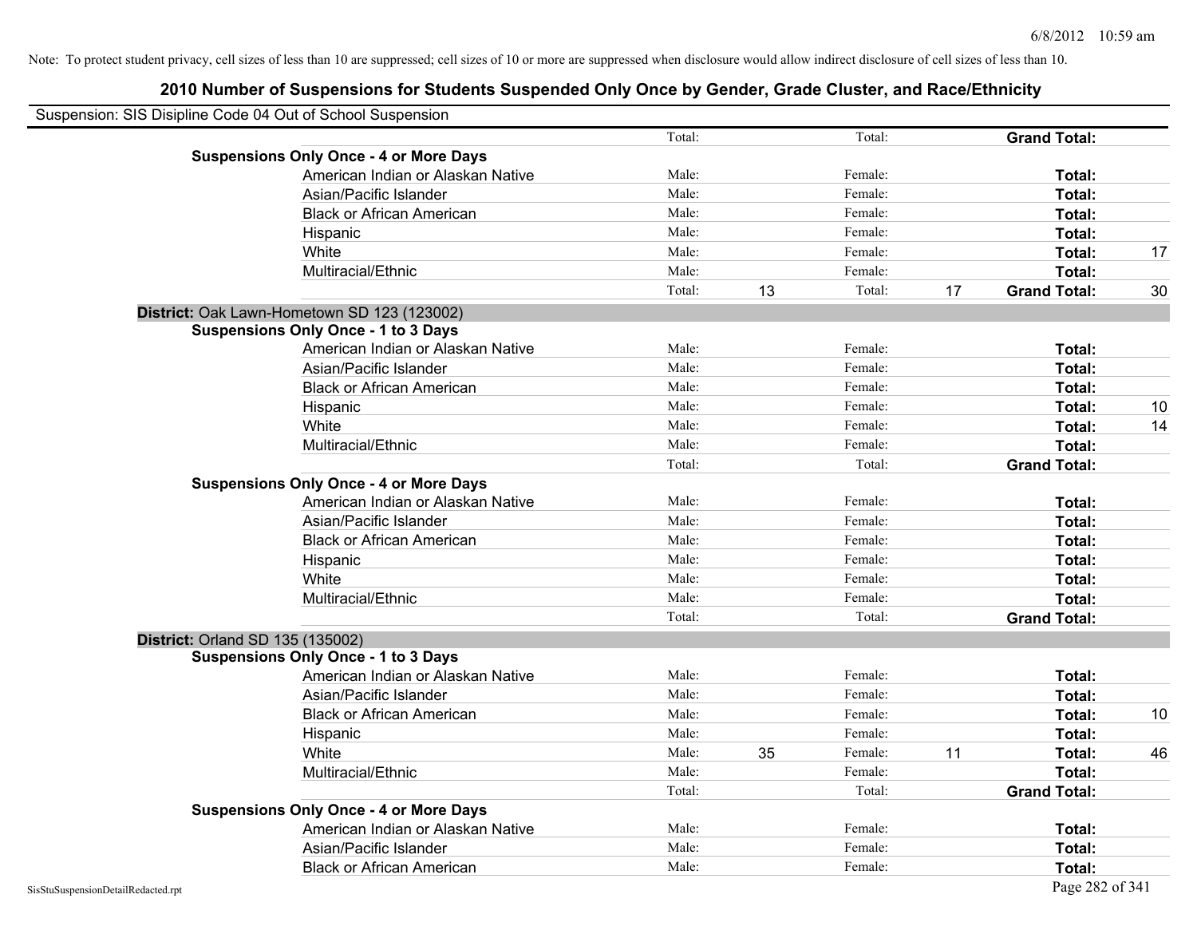Note: To protect student privacy, cell sizes of less than 10 are suppressed; cell sizes of 10 or more are suppressed when disclosure would allow indirect disclosure of cell sizes of less than 10.

# 2010 Number of Suspensions for Students Suspended Only Once by Gender, Grade Cluster, and Race/Ethnicity

Suspension: SIS Disipline Code 04 Out of School Suspension

| | | | | | | |
|---|---|---|---|---|---|---|
| | Total: | | Total: | | **Grand Total:** | |
| **Suspensions Only Once - 4 or More Days** | | | | | | |
| American Indian or Alaskan Native | Male: | | Female: | | **Total:** | |
| Asian/Pacific Islander | Male: | | Female: | | **Total:** | |
| Black or African American | Male: | | Female: | | **Total:** | |
| Hispanic | Male: | | Female: | | **Total:** | |
| White | Male: | | Female: | | **Total:** | 17 |
| Multiracial/Ethnic | Male: | | Female: | | **Total:** | |
| | Total: | 13 | Total: | 17 | **Grand Total:** | 30 |

**District:** Oak Lawn-Hometown SD 123 (123002)

| | | | | | | |
|---|---|---|---|---|---|---|
| **Suspensions Only Once - 1 to 3 Days** | | | | | | |
| American Indian or Alaskan Native | Male: | | Female: | | **Total:** | |
| Asian/Pacific Islander | Male: | | Female: | | **Total:** | |
| Black or African American | Male: | | Female: | | **Total:** | |
| Hispanic | Male: | | Female: | | **Total:** | 10 |
| White | Male: | | Female: | | **Total:** | 14 |
| Multiracial/Ethnic | Male: | | Female: | | **Total:** | |
| | Total: | | Total: | | **Grand Total:** | |
| **Suspensions Only Once - 4 or More Days** | | | | | | |
| American Indian or Alaskan Native | Male: | | Female: | | **Total:** | |
| Asian/Pacific Islander | Male: | | Female: | | **Total:** | |
| Black or African American | Male: | | Female: | | **Total:** | |
| Hispanic | Male: | | Female: | | **Total:** | |
| White | Male: | | Female: | | **Total:** | |
| Multiracial/Ethnic | Male: | | Female: | | **Total:** | |
| | Total: | | Total: | | **Grand Total:** | |

**District:** Orland SD 135 (135002)

| | | | | | | |
|---|---|---|---|---|---|---|
| **Suspensions Only Once - 1 to 3 Days** | | | | | | |
| American Indian or Alaskan Native | Male: | | Female: | | **Total:** | |
| Asian/Pacific Islander | Male: | | Female: | | **Total:** | |
| Black or African American | Male: | | Female: | | **Total:** | 10 |
| Hispanic | Male: | | Female: | | **Total:** | |
| White | Male: | 35 | Female: | 11 | **Total:** | 46 |
| Multiracial/Ethnic | Male: | | Female: | | **Total:** | |
| | Total: | | Total: | | **Grand Total:** | |
| **Suspensions Only Once - 4 or More Days** | | | | | | |
| American Indian or Alaskan Native | Male: | | Female: | | **Total:** | |
| Asian/Pacific Islander | Male: | | Female: | | **Total:** | |
| Black or African American | Male: | | Female: | | **Total:** | |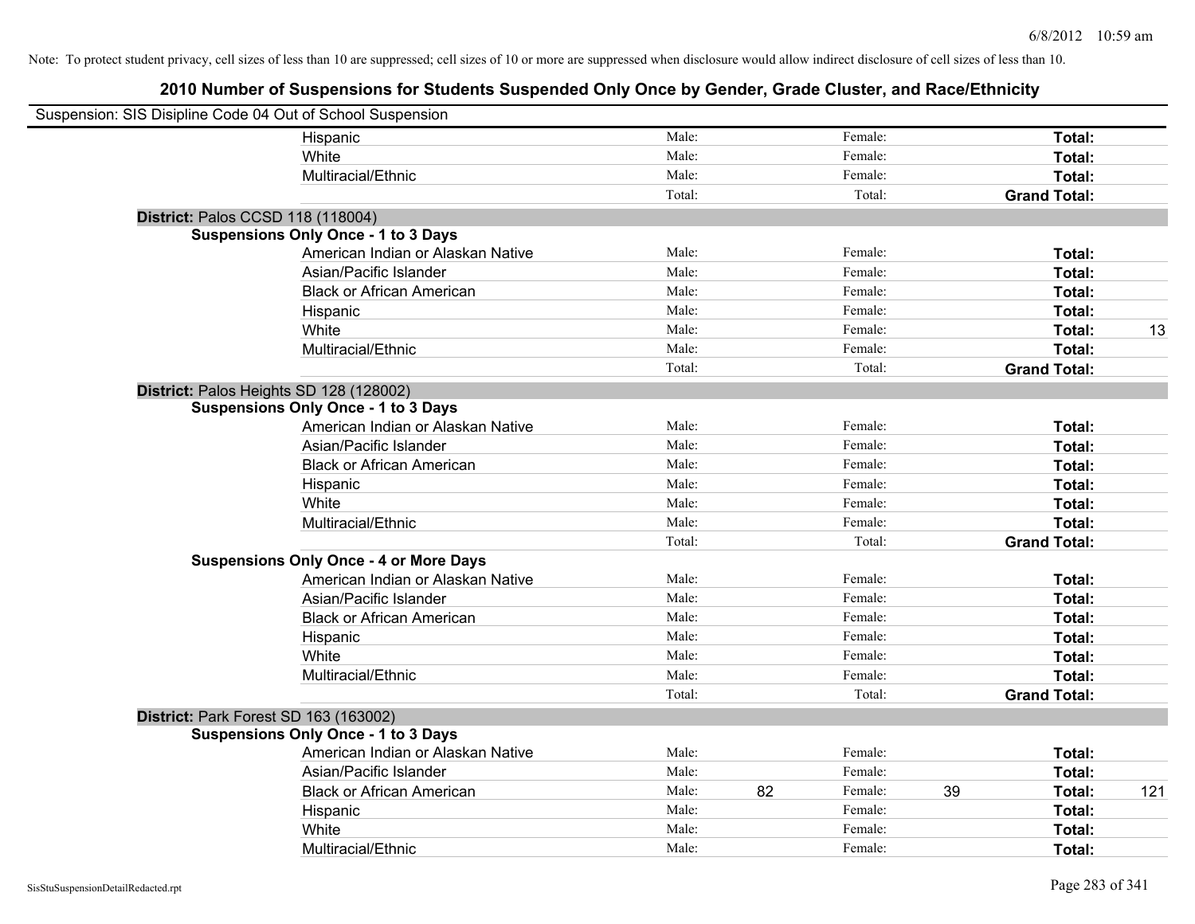Note: To protect student privacy, cell sizes of less than 10 are suppressed; cell sizes of 10 or more are suppressed when disclosure would allow indirect disclosure of cell sizes of less than 10.

## 2010 Number of Suspensions for Students Suspended Only Once by Gender, Grade Cluster, and Race/Ethnicity

Suspension: SIS Disipline Code 04 Out of School Suspension

| | | | | | | | |
|---|---|---|---|---|---|---|---|
| Hispanic | Male: | | Female: | | **Total:** | |
| White | Male: | | Female: | | **Total:** | |
| Multiracial/Ethnic | Male: | | Female: | | **Total:** | |
| | Total: | | Total: | | **Grand Total:** | |

**District:** Palos CCSD 118 (118004)

**Suspensions Only Once - 1 to 3 Days**

| | | | | | | |
|---|---|---|---|---|---|---|
| American Indian or Alaskan Native | Male: | | Female: | | **Total:** | |
| Asian/Pacific Islander | Male: | | Female: | | **Total:** | |
| Black or African American | Male: | | Female: | | **Total:** | |
| Hispanic | Male: | | Female: | | **Total:** | |
| White | Male: | | Female: | | **Total:** | 13 |
| Multiracial/Ethnic | Male: | | Female: | | **Total:** | |
| | Total: | | Total: | | **Grand Total:** | |

**District:** Palos Heights SD 128 (128002)

**Suspensions Only Once - 1 to 3 Days**

| | | | | | | |
|---|---|---|---|---|---|---|
| American Indian or Alaskan Native | Male: | | Female: | | **Total:** | |
| Asian/Pacific Islander | Male: | | Female: | | **Total:** | |
| Black or African American | Male: | | Female: | | **Total:** | |
| Hispanic | Male: | | Female: | | **Total:** | |
| White | Male: | | Female: | | **Total:** | |
| Multiracial/Ethnic | Male: | | Female: | | **Total:** | |
| | Total: | | Total: | | **Grand Total:** | |

**Suspensions Only Once - 4 or More Days**

| | | | | | | |
|---|---|---|---|---|---|---|
| American Indian or Alaskan Native | Male: | | Female: | | **Total:** | |
| Asian/Pacific Islander | Male: | | Female: | | **Total:** | |
| Black or African American | Male: | | Female: | | **Total:** | |
| Hispanic | Male: | | Female: | | **Total:** | |
| White | Male: | | Female: | | **Total:** | |
| Multiracial/Ethnic | Male: | | Female: | | **Total:** | |
| | Total: | | Total: | | **Grand Total:** | |

**District:** Park Forest SD 163 (163002)

**Suspensions Only Once - 1 to 3 Days**

| | | | | | | |
|---|---|---|---|---|---|---|
| American Indian or Alaskan Native | Male: | | Female: | | **Total:** | |
| Asian/Pacific Islander | Male: | | Female: | | **Total:** | |
| Black or African American | Male: | 82 | Female: | 39 | **Total:** | 121 |
| Hispanic | Male: | | Female: | | **Total:** | |
| White | Male: | | Female: | | **Total:** | |
| Multiracial/Ethnic | Male: | | Female: | | **Total:** | |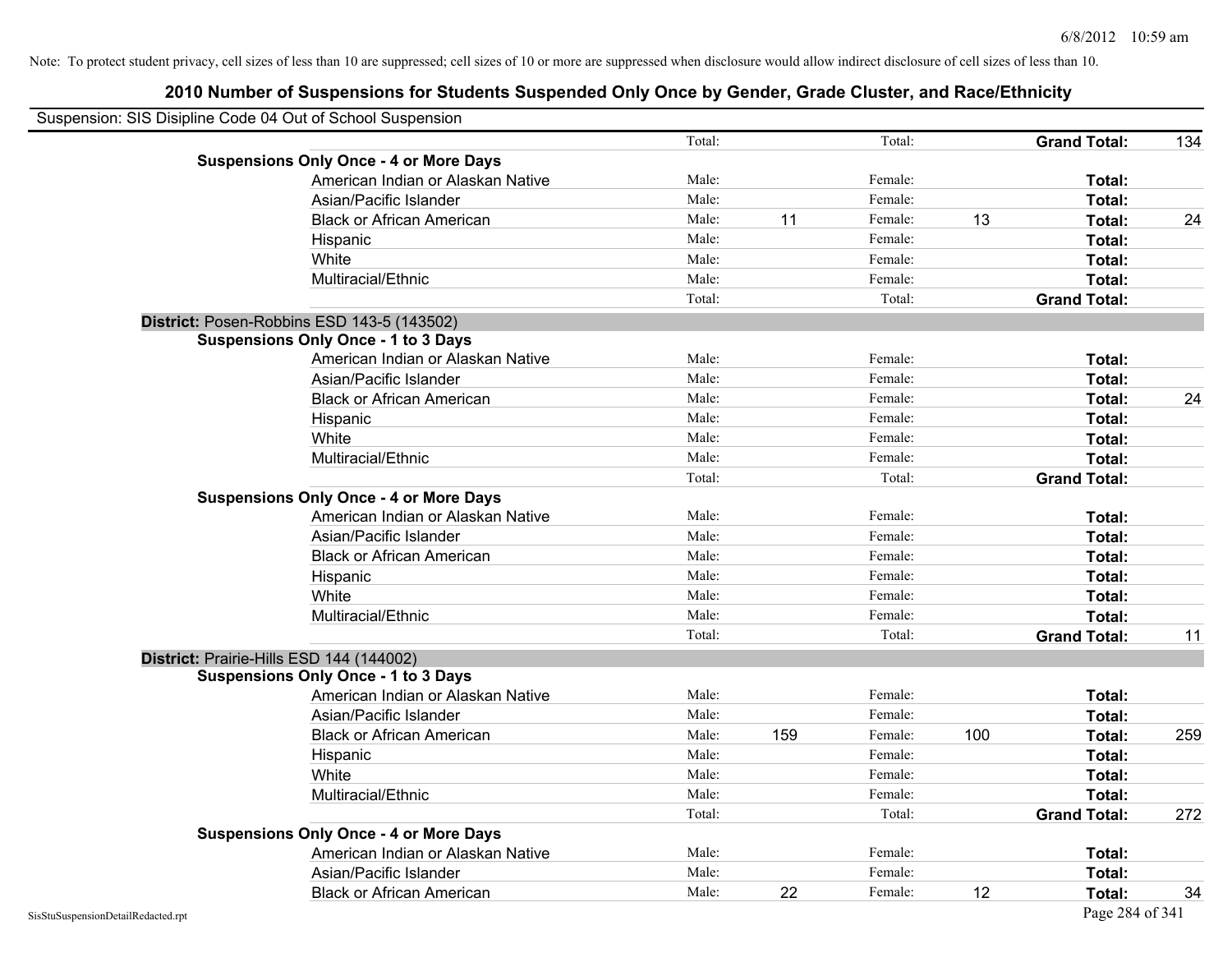Note: To protect student privacy, cell sizes of less than 10 are suppressed; cell sizes of 10 or more are suppressed when disclosure would allow indirect disclosure of cell sizes of less than 10.

# 2010 Number of Suspensions for Students Suspended Only Once by Gender, Grade Cluster, and Race/Ethnicity

Suspension: SIS Disipline Code 04 Out of School Suspension

| | | | | | | | |
|---|---|---|---|---|---|---|---|
| | Total: | | Total: | | **Grand Total:** | 134 |

**Suspensions Only Once - 4 or More Days**

| | | | | | | |
|---|---|---|---|---|---|---|
| American Indian or Alaskan Native | Male: | | Female: | | **Total:** | |
| Asian/Pacific Islander | Male: | | Female: | | **Total:** | |
| Black or African American | Male: | 11 | Female: | 13 | **Total:** | 24 |
| Hispanic | Male: | | Female: | | **Total:** | |
| White | Male: | | Female: | | **Total:** | |
| Multiracial/Ethnic | Male: | | Female: | | **Total:** | |
| | Total: | | Total: | | **Grand Total:** | |

**District:** Posen-Robbins ESD 143-5 (143502)

**Suspensions Only Once - 1 to 3 Days**

| | | | | | | |
|---|---|---|---|---|---|---|
| American Indian or Alaskan Native | Male: | | Female: | | **Total:** | |
| Asian/Pacific Islander | Male: | | Female: | | **Total:** | |
| Black or African American | Male: | | Female: | | **Total:** | 24 |
| Hispanic | Male: | | Female: | | **Total:** | |
| White | Male: | | Female: | | **Total:** | |
| Multiracial/Ethnic | Male: | | Female: | | **Total:** | |
| | Total: | | Total: | | **Grand Total:** | |

**Suspensions Only Once - 4 or More Days**

| | | | | | | |
|---|---|---|---|---|---|---|
| American Indian or Alaskan Native | Male: | | Female: | | **Total:** | |
| Asian/Pacific Islander | Male: | | Female: | | **Total:** | |
| Black or African American | Male: | | Female: | | **Total:** | |
| Hispanic | Male: | | Female: | | **Total:** | |
| White | Male: | | Female: | | **Total:** | |
| Multiracial/Ethnic | Male: | | Female: | | **Total:** | |
| | Total: | | Total: | | **Grand Total:** | 11 |

**District:** Prairie-Hills ESD 144 (144002)

**Suspensions Only Once - 1 to 3 Days**

| | | | | | | |
|---|---|---|---|---|---|---|
| American Indian or Alaskan Native | Male: | | Female: | | **Total:** | |
| Asian/Pacific Islander | Male: | | Female: | | **Total:** | |
| Black or African American | Male: | 159 | Female: | 100 | **Total:** | 259 |
| Hispanic | Male: | | Female: | | **Total:** | |
| White | Male: | | Female: | | **Total:** | |
| Multiracial/Ethnic | Male: | | Female: | | **Total:** | |
| | Total: | | Total: | | **Grand Total:** | 272 |

**Suspensions Only Once - 4 or More Days**

| | | | | | | |
|---|---|---|---|---|---|---|
| American Indian or Alaskan Native | Male: | | Female: | | **Total:** | |
| Asian/Pacific Islander | Male: | | Female: | | **Total:** | |
| Black or African American | Male: | 22 | Female: | 12 | **Total:** | 34 |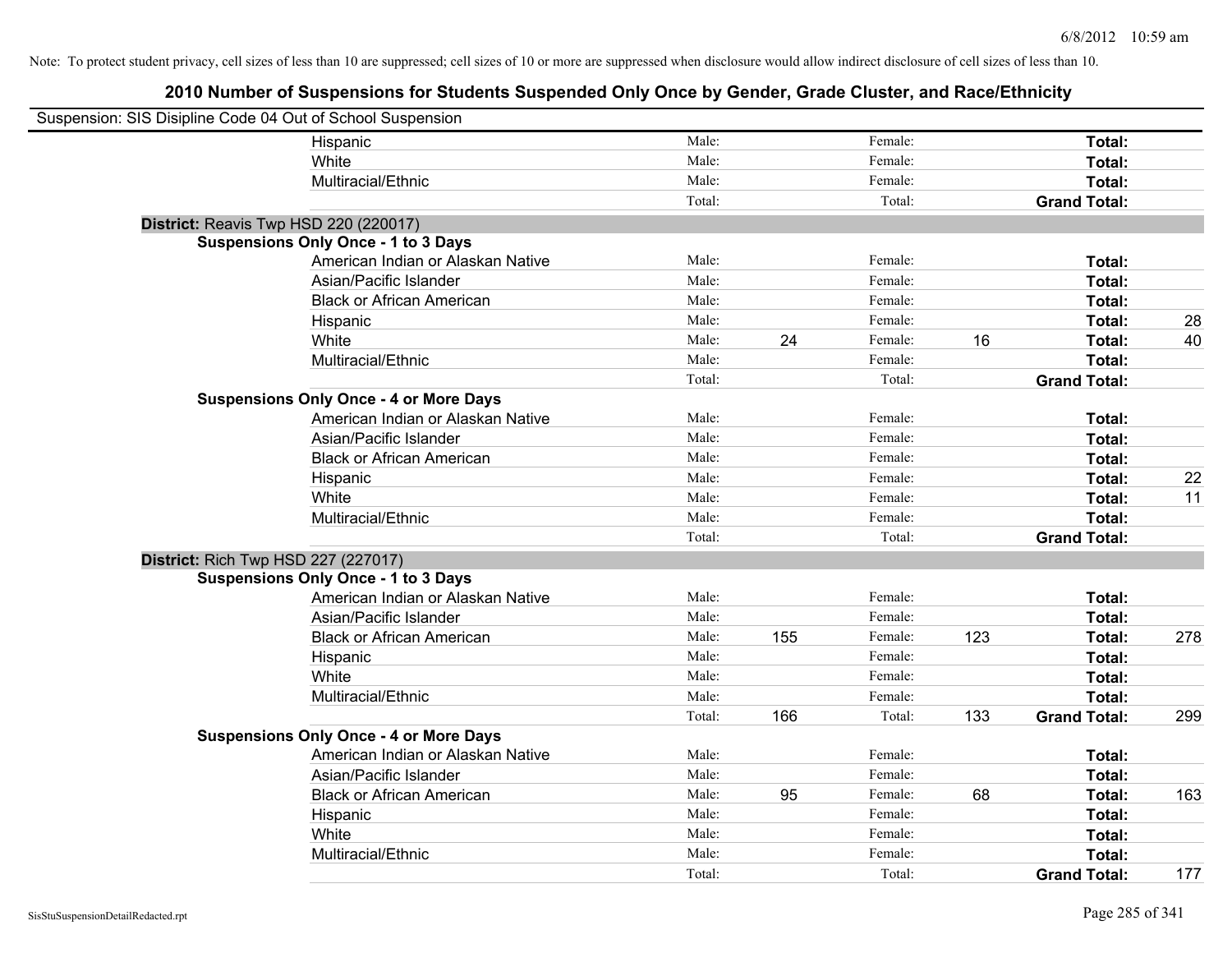Note: To protect student privacy, cell sizes of less than 10 are suppressed; cell sizes of 10 or more are suppressed when disclosure would allow indirect disclosure of cell sizes of less than 10.

# 2010 Number of Suspensions for Students Suspended Only Once by Gender, Grade Cluster, and Race/Ethnicity

Suspension: SIS Disipline Code 04 Out of School Suspension

| | | | | | | | |
|---|---|---|---|---|---|---|---|
| Hispanic | Male: | | Female: | | **Total:** | |
| White | Male: | | Female: | | **Total:** | |
| Multiracial/Ethnic | Male: | | Female: | | **Total:** | |
| | Total: | | Total: | | **Grand Total:** | |

**District:** Reavis Twp HSD 220 (220017)

**Suspensions Only Once - 1 to 3 Days**

| | | | | | | |
|---|---|---|---|---|---|---|
| American Indian or Alaskan Native | Male: | | Female: | | **Total:** | |
| Asian/Pacific Islander | Male: | | Female: | | **Total:** | |
| Black or African American | Male: | | Female: | | **Total:** | |
| Hispanic | Male: | | Female: | | **Total:** | 28 |
| White | Male: | 24 | Female: | 16 | **Total:** | 40 |
| Multiracial/Ethnic | Male: | | Female: | | **Total:** | |
| | Total: | | Total: | | **Grand Total:** | |

**Suspensions Only Once - 4 or More Days**

| | | | | | | |
|---|---|---|---|---|---|---|
| American Indian or Alaskan Native | Male: | | Female: | | **Total:** | |
| Asian/Pacific Islander | Male: | | Female: | | **Total:** | |
| Black or African American | Male: | | Female: | | **Total:** | |
| Hispanic | Male: | | Female: | | **Total:** | 22 |
| White | Male: | | Female: | | **Total:** | 11 |
| Multiracial/Ethnic | Male: | | Female: | | **Total:** | |
| | Total: | | Total: | | **Grand Total:** | |

**District:** Rich Twp HSD 227 (227017)

**Suspensions Only Once - 1 to 3 Days**

| | | | | | | |
|---|---|---|---|---|---|---|
| American Indian or Alaskan Native | Male: | | Female: | | **Total:** | |
| Asian/Pacific Islander | Male: | | Female: | | **Total:** | |
| Black or African American | Male: | 155 | Female: | 123 | **Total:** | 278 |
| Hispanic | Male: | | Female: | | **Total:** | |
| White | Male: | | Female: | | **Total:** | |
| Multiracial/Ethnic | Male: | | Female: | | **Total:** | |
| | Total: | 166 | Total: | 133 | **Grand Total:** | 299 |

**Suspensions Only Once - 4 or More Days**

| | | | | | | |
|---|---|---|---|---|---|---|
| American Indian or Alaskan Native | Male: | | Female: | | **Total:** | |
| Asian/Pacific Islander | Male: | | Female: | | **Total:** | |
| Black or African American | Male: | 95 | Female: | 68 | **Total:** | 163 |
| Hispanic | Male: | | Female: | | **Total:** | |
| White | Male: | | Female: | | **Total:** | |
| Multiracial/Ethnic | Male: | | Female: | | **Total:** | |
| | Total: | | Total: | | **Grand Total:** | 177 |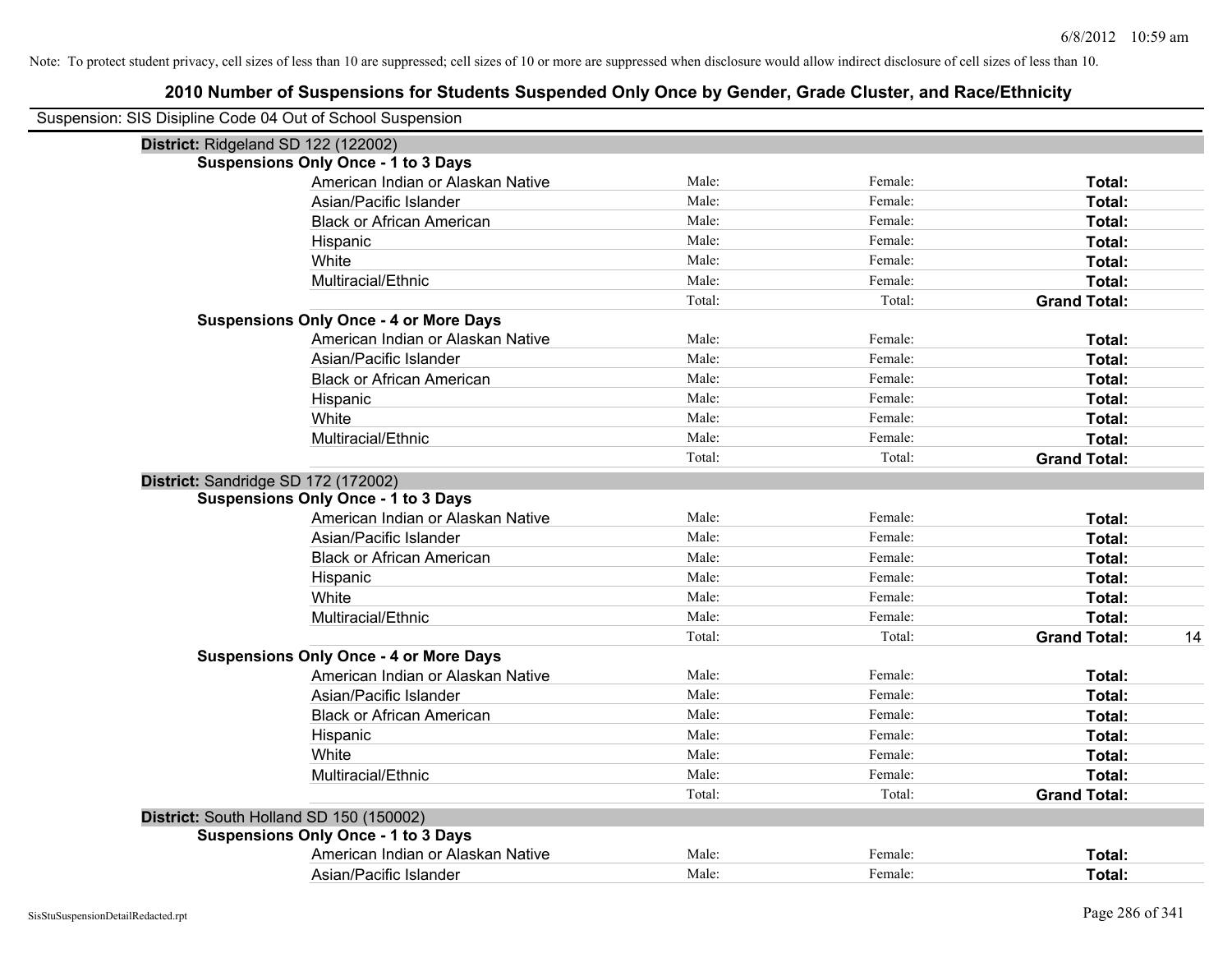Note: To protect student privacy, cell sizes of less than 10 are suppressed; cell sizes of 10 or more are suppressed when disclosure would allow indirect disclosure of cell sizes of less than 10.

## 2010 Number of Suspensions for Students Suspended Only Once by Gender, Grade Cluster, and Race/Ethnicity

Suspension: SIS Disipline Code 04 Out of School Suspension

**District:** Ridgeland SD 122 (122002)

**Suspensions Only Once - 1 to 3 Days**

| | | | | |
|---|---|---|---|---|
| American Indian or Alaskan Native | Male: | Female: | **Total:** | |
| Asian/Pacific Islander | Male: | Female: | **Total:** | |
| Black or African American | Male: | Female: | **Total:** | |
| Hispanic | Male: | Female: | **Total:** | |
| White | Male: | Female: | **Total:** | |
| Multiracial/Ethnic | Male: | Female: | **Total:** | |
| | Total: | Total: | **Grand Total:** | |

**Suspensions Only Once - 4 or More Days**

| | | | | |
|---|---|---|---|---|
| American Indian or Alaskan Native | Male: | Female: | **Total:** | |
| Asian/Pacific Islander | Male: | Female: | **Total:** | |
| Black or African American | Male: | Female: | **Total:** | |
| Hispanic | Male: | Female: | **Total:** | |
| White | Male: | Female: | **Total:** | |
| Multiracial/Ethnic | Male: | Female: | **Total:** | |
| | Total: | Total: | **Grand Total:** | |

**District:** Sandridge SD 172 (172002)

**Suspensions Only Once - 1 to 3 Days**

| | | | | |
|---|---|---|---|---|
| American Indian or Alaskan Native | Male: | Female: | **Total:** | |
| Asian/Pacific Islander | Male: | Female: | **Total:** | |
| Black or African American | Male: | Female: | **Total:** | |
| Hispanic | Male: | Female: | **Total:** | |
| White | Male: | Female: | **Total:** | |
| Multiracial/Ethnic | Male: | Female: | **Total:** | |
| | Total: | Total: | **Grand Total:** | 14 |

**Suspensions Only Once - 4 or More Days**

| | | | | |
|---|---|---|---|---|
| American Indian or Alaskan Native | Male: | Female: | **Total:** | |
| Asian/Pacific Islander | Male: | Female: | **Total:** | |
| Black or African American | Male: | Female: | **Total:** | |
| Hispanic | Male: | Female: | **Total:** | |
| White | Male: | Female: | **Total:** | |
| Multiracial/Ethnic | Male: | Female: | **Total:** | |
| | Total: | Total: | **Grand Total:** | |

**District:** South Holland SD 150 (150002)

**Suspensions Only Once - 1 to 3 Days**

| | | | | |
|---|---|---|---|---|
| American Indian or Alaskan Native | Male: | Female: | **Total:** | |
| Asian/Pacific Islander | Male: | Female: | **Total:** | |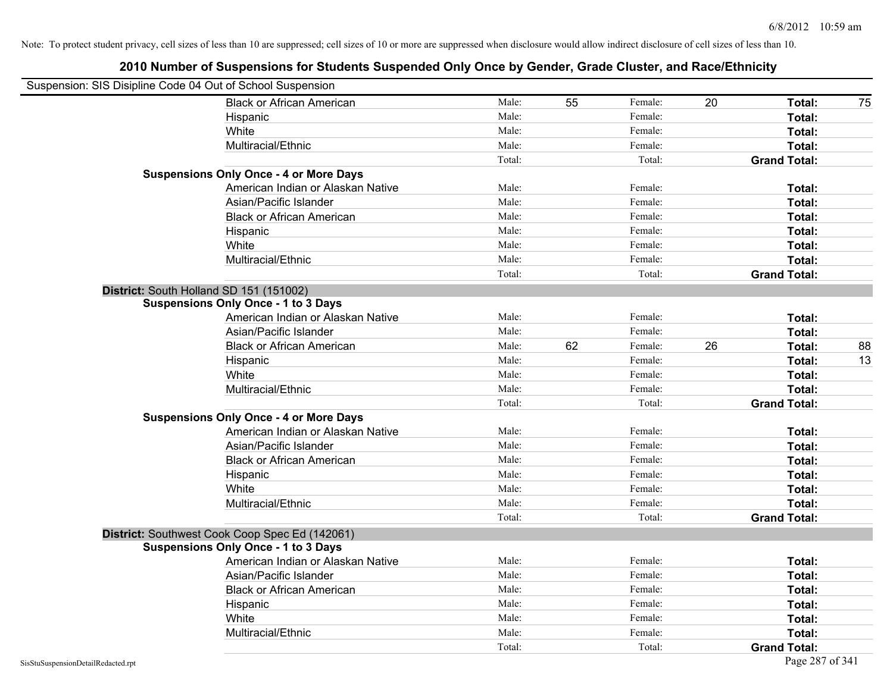Note: To protect student privacy, cell sizes of less than 10 are suppressed; cell sizes of 10 or more are suppressed when disclosure would allow indirect disclosure of cell sizes of less than 10.

## 2010 Number of Suspensions for Students Suspended Only Once by Gender, Grade Cluster, and Race/Ethnicity

Suspension: SIS Disipline Code 04 Out of School Suspension

| | | | | | | |
|---|---|---|---|---|---|---|
| Black or African American | Male: | 55 | Female: | 20 | **Total:** | 75 |
| Hispanic | Male: | | Female: | | **Total:** | |
| White | Male: | | Female: | | **Total:** | |
| Multiracial/Ethnic | Male: | | Female: | | **Total:** | |
| | Total: | | Total: | | **Grand Total:** | |

**Suspensions Only Once - 4 or More Days**

| | | | | | | |
|---|---|---|---|---|---|---|
| American Indian or Alaskan Native | Male: | | Female: | | **Total:** | |
| Asian/Pacific Islander | Male: | | Female: | | **Total:** | |
| Black or African American | Male: | | Female: | | **Total:** | |
| Hispanic | Male: | | Female: | | **Total:** | |
| White | Male: | | Female: | | **Total:** | |
| Multiracial/Ethnic | Male: | | Female: | | **Total:** | |
| | Total: | | Total: | | **Grand Total:** | |

**District:** South Holland SD 151 (151002)

**Suspensions Only Once - 1 to 3 Days**

| | | | | | | |
|---|---|---|---|---|---|---|
| American Indian or Alaskan Native | Male: | | Female: | | **Total:** | |
| Asian/Pacific Islander | Male: | | Female: | | **Total:** | |
| Black or African American | Male: | 62 | Female: | 26 | **Total:** | 88 |
| Hispanic | Male: | | Female: | | **Total:** | 13 |
| White | Male: | | Female: | | **Total:** | |
| Multiracial/Ethnic | Male: | | Female: | | **Total:** | |
| | Total: | | Total: | | **Grand Total:** | |

**Suspensions Only Once - 4 or More Days**

| | | | | | | |
|---|---|---|---|---|---|---|
| American Indian or Alaskan Native | Male: | | Female: | | **Total:** | |
| Asian/Pacific Islander | Male: | | Female: | | **Total:** | |
| Black or African American | Male: | | Female: | | **Total:** | |
| Hispanic | Male: | | Female: | | **Total:** | |
| White | Male: | | Female: | | **Total:** | |
| Multiracial/Ethnic | Male: | | Female: | | **Total:** | |
| | Total: | | Total: | | **Grand Total:** | |

**District:** Southwest Cook Coop Spec Ed (142061)

**Suspensions Only Once - 1 to 3 Days**

| | | | | | | |
|---|---|---|---|---|---|---|
| American Indian or Alaskan Native | Male: | | Female: | | **Total:** | |
| Asian/Pacific Islander | Male: | | Female: | | **Total:** | |
| Black or African American | Male: | | Female: | | **Total:** | |
| Hispanic | Male: | | Female: | | **Total:** | |
| White | Male: | | Female: | | **Total:** | |
| Multiracial/Ethnic | Male: | | Female: | | **Total:** | |
| | Total: | | Total: | | **Grand Total:** | |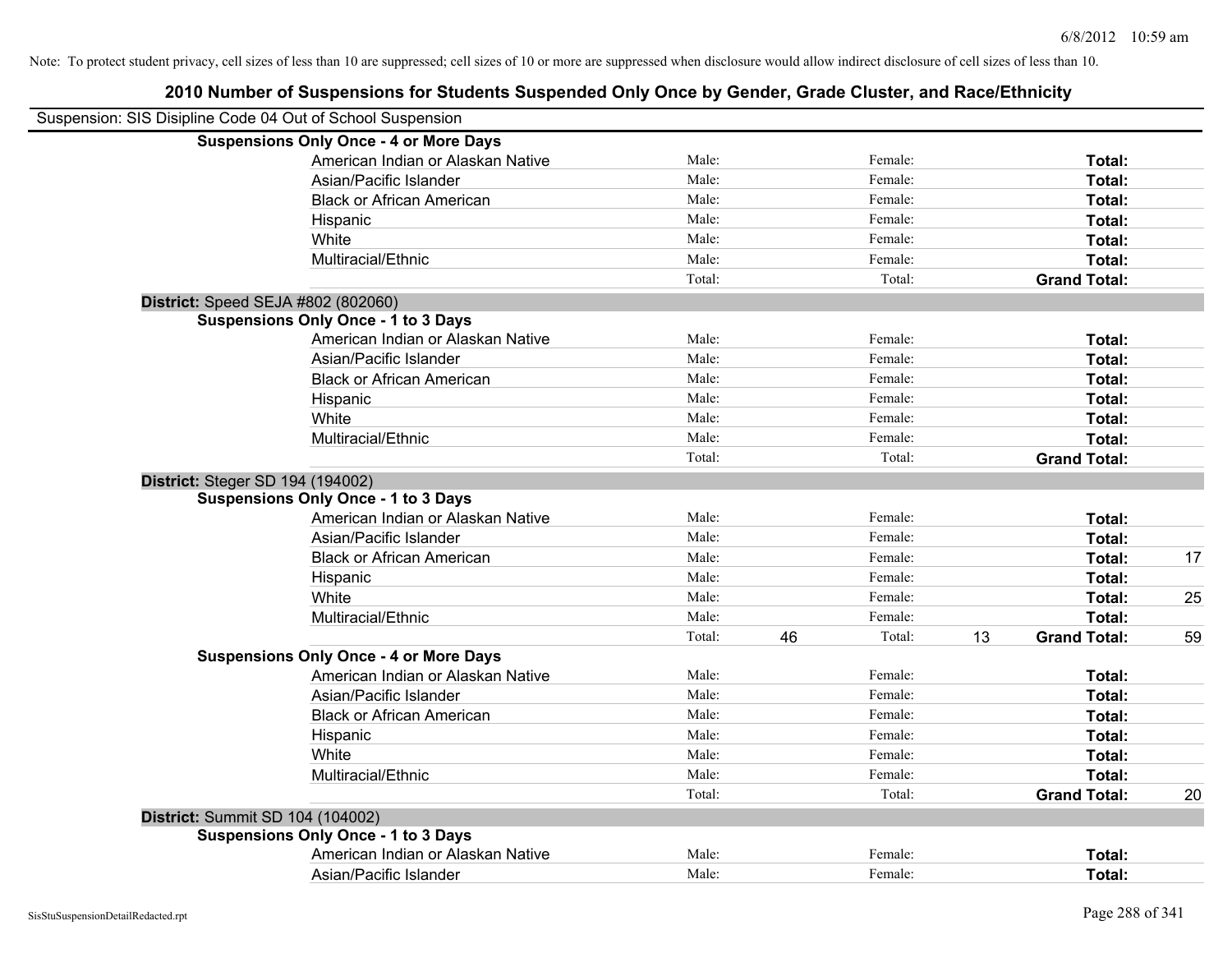Note: To protect student privacy, cell sizes of less than 10 are suppressed; cell sizes of 10 or more are suppressed when disclosure would allow indirect disclosure of cell sizes of less than 10.

## 2010 Number of Suspensions for Students Suspended Only Once by Gender, Grade Cluster, and Race/Ethnicity

Suspension: SIS Disipline Code 04 Out of School Suspension

| | | | | | | | |
|---|---|---|---|---|---|---|---|
| **Suspensions Only Once - 4 or More Days** | | | | | | | |
| American Indian or Alaskan Native | Male: | | Female: | | **Total:** | |
| Asian/Pacific Islander | Male: | | Female: | | **Total:** | |
| Black or African American | Male: | | Female: | | **Total:** | |
| Hispanic | Male: | | Female: | | **Total:** | |
| White | Male: | | Female: | | **Total:** | |
| Multiracial/Ethnic | Male: | | Female: | | **Total:** | |
| | Total: | | Total: | | **Grand Total:** | |
| **District:** Speed SEJA #802 (802060) | | | | | | |
| **Suspensions Only Once - 1 to 3 Days** | | | | | | |
| American Indian or Alaskan Native | Male: | | Female: | | **Total:** | |
| Asian/Pacific Islander | Male: | | Female: | | **Total:** | |
| Black or African American | Male: | | Female: | | **Total:** | |
| Hispanic | Male: | | Female: | | **Total:** | |
| White | Male: | | Female: | | **Total:** | |
| Multiracial/Ethnic | Male: | | Female: | | **Total:** | |
| | Total: | | Total: | | **Grand Total:** | |
| **District:** Steger SD 194 (194002) | | | | | | |
| **Suspensions Only Once - 1 to 3 Days** | | | | | | |
| American Indian or Alaskan Native | Male: | | Female: | | **Total:** | |
| Asian/Pacific Islander | Male: | | Female: | | **Total:** | |
| Black or African American | Male: | | Female: | | **Total:** | 17 |
| Hispanic | Male: | | Female: | | **Total:** | |
| White | Male: | | Female: | | **Total:** | 25 |
| Multiracial/Ethnic | Male: | | Female: | | **Total:** | |
| | Total: | 46 | Total: | 13 | **Grand Total:** | 59 |
| **Suspensions Only Once - 4 or More Days** | | | | | | |
| American Indian or Alaskan Native | Male: | | Female: | | **Total:** | |
| Asian/Pacific Islander | Male: | | Female: | | **Total:** | |
| Black or African American | Male: | | Female: | | **Total:** | |
| Hispanic | Male: | | Female: | | **Total:** | |
| White | Male: | | Female: | | **Total:** | |
| Multiracial/Ethnic | Male: | | Female: | | **Total:** | |
| | Total: | | Total: | | **Grand Total:** | 20 |
| **District:** Summit SD 104 (104002) | | | | | | |
| **Suspensions Only Once - 1 to 3 Days** | | | | | | |
| American Indian or Alaskan Native | Male: | | Female: | | **Total:** | |
| Asian/Pacific Islander | Male: | | Female: | | **Total:** | |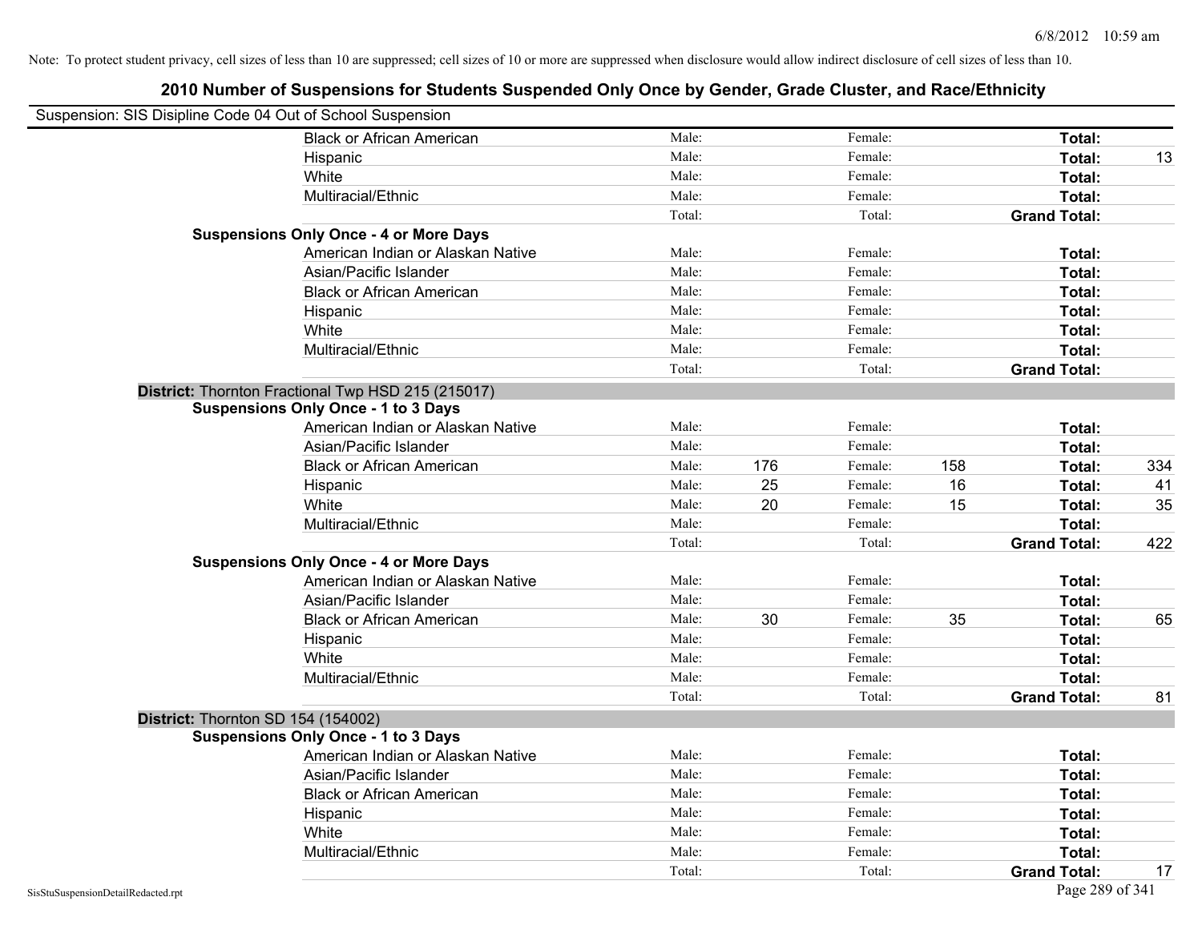Note: To protect student privacy, cell sizes of less than 10 are suppressed; cell sizes of 10 or more are suppressed when disclosure would allow indirect disclosure of cell sizes of less than 10.

## 2010 Number of Suspensions for Students Suspended Only Once by Gender, Grade Cluster, and Race/Ethnicity

Suspension: SIS Disipline Code 04 Out of School Suspension

| | | | | | | |
|---|---|---|---|---|---|---|
| Black or African American | Male: | | Female: | | **Total:** | |
| Hispanic | Male: | | Female: | | **Total:** | 13 |
| White | Male: | | Female: | | **Total:** | |
| Multiracial/Ethnic | Male: | | Female: | | **Total:** | |
| | Total: | | Total: | | **Grand Total:** | |

**Suspensions Only Once - 4 or More Days**

| | | | | | | |
|---|---|---|---|---|---|---|
| American Indian or Alaskan Native | Male: | | Female: | | **Total:** | |
| Asian/Pacific Islander | Male: | | Female: | | **Total:** | |
| Black or African American | Male: | | Female: | | **Total:** | |
| Hispanic | Male: | | Female: | | **Total:** | |
| White | Male: | | Female: | | **Total:** | |
| Multiracial/Ethnic | Male: | | Female: | | **Total:** | |
| | Total: | | Total: | | **Grand Total:** | |

**District:** Thornton Fractional Twp HSD 215 (215017)

**Suspensions Only Once - 1 to 3 Days**

| | | | | | | |
|---|---|---|---|---|---|---|
| American Indian or Alaskan Native | Male: | | Female: | | **Total:** | |
| Asian/Pacific Islander | Male: | | Female: | | **Total:** | |
| Black or African American | Male: | 176 | Female: | 158 | **Total:** | 334 |
| Hispanic | Male: | 25 | Female: | 16 | **Total:** | 41 |
| White | Male: | 20 | Female: | 15 | **Total:** | 35 |
| Multiracial/Ethnic | Male: | | Female: | | **Total:** | |
| | Total: | | Total: | | **Grand Total:** | 422 |

**Suspensions Only Once - 4 or More Days**

| | | | | | | |
|---|---|---|---|---|---|---|
| American Indian or Alaskan Native | Male: | | Female: | | **Total:** | |
| Asian/Pacific Islander | Male: | | Female: | | **Total:** | |
| Black or African American | Male: | 30 | Female: | 35 | **Total:** | 65 |
| Hispanic | Male: | | Female: | | **Total:** | |
| White | Male: | | Female: | | **Total:** | |
| Multiracial/Ethnic | Male: | | Female: | | **Total:** | |
| | Total: | | Total: | | **Grand Total:** | 81 |

**District:** Thornton SD 154 (154002)

**Suspensions Only Once - 1 to 3 Days**

| | | | | | | |
|---|---|---|---|---|---|---|
| American Indian or Alaskan Native | Male: | | Female: | | **Total:** | |
| Asian/Pacific Islander | Male: | | Female: | | **Total:** | |
| Black or African American | Male: | | Female: | | **Total:** | |
| Hispanic | Male: | | Female: | | **Total:** | |
| White | Male: | | Female: | | **Total:** | |
| Multiracial/Ethnic | Male: | | Female: | | **Total:** | |
| | Total: | | Total: | | **Grand Total:** | 17 |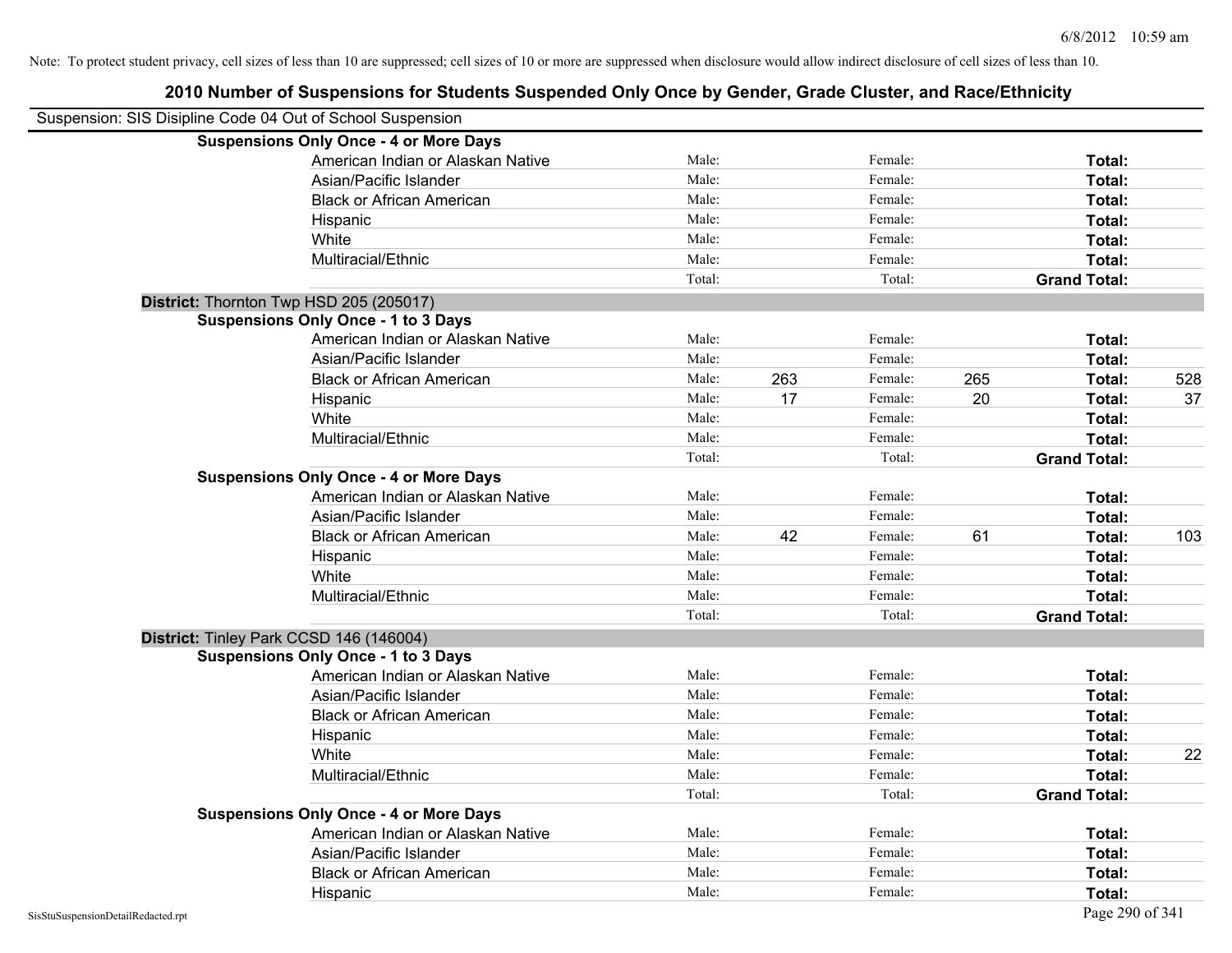Note: To protect student privacy, cell sizes of less than 10 are suppressed; cell sizes of 10 or more are suppressed when disclosure would allow indirect disclosure of cell sizes of less than 10.

# 2010 Number of Suspensions for Students Suspended Only Once by Gender, Grade Cluster, and Race/Ethnicity

Suspension: SIS Disipline Code 04 Out of School Suspension

| | | | | | |
|---|---|---|---|---|---|
| **Suspensions Only Once - 4 or More Days** | | | | | |
| American Indian or Alaskan Native | Male: | | Female: | | **Total:** |
| Asian/Pacific Islander | Male: | | Female: | | **Total:** |
| Black or African American | Male: | | Female: | | **Total:** |
| Hispanic | Male: | | Female: | | **Total:** |
| White | Male: | | Female: | | **Total:** |
| Multiracial/Ethnic | Male: | | Female: | | **Total:** |
| | Total: | | Total: | | **Grand Total:** |

**District:** Thornton Twp HSD 205 (205017)

| | | | | | | |
|---|---|---|---|---|---|---|
| **Suspensions Only Once - 1 to 3 Days** | | | | | | |
| American Indian or Alaskan Native | Male: | | Female: | | **Total:** | |
| Asian/Pacific Islander | Male: | | Female: | | **Total:** | |
| Black or African American | Male: | 263 | Female: | 265 | **Total:** | 528 |
| Hispanic | Male: | 17 | Female: | 20 | **Total:** | 37 |
| White | Male: | | Female: | | **Total:** | |
| Multiracial/Ethnic | Male: | | Female: | | **Total:** | |
| | Total: | | Total: | | **Grand Total:** | |
| **Suspensions Only Once - 4 or More Days** | | | | | | |
| American Indian or Alaskan Native | Male: | | Female: | | **Total:** | |
| Asian/Pacific Islander | Male: | | Female: | | **Total:** | |
| Black or African American | Male: | 42 | Female: | 61 | **Total:** | 103 |
| Hispanic | Male: | | Female: | | **Total:** | |
| White | Male: | | Female: | | **Total:** | |
| Multiracial/Ethnic | Male: | | Female: | | **Total:** | |
| | Total: | | Total: | | **Grand Total:** | |

**District:** Tinley Park CCSD 146 (146004)

| | | | | | | |
|---|---|---|---|---|---|---|
| **Suspensions Only Once - 1 to 3 Days** | | | | | | |
| American Indian or Alaskan Native | Male: | | Female: | | **Total:** | |
| Asian/Pacific Islander | Male: | | Female: | | **Total:** | |
| Black or African American | Male: | | Female: | | **Total:** | |
| Hispanic | Male: | | Female: | | **Total:** | |
| White | Male: | | Female: | | **Total:** | 22 |
| Multiracial/Ethnic | Male: | | Female: | | **Total:** | |
| | Total: | | Total: | | **Grand Total:** | |
| **Suspensions Only Once - 4 or More Days** | | | | | | |
| American Indian or Alaskan Native | Male: | | Female: | | **Total:** | |
| Asian/Pacific Islander | Male: | | Female: | | **Total:** | |
| Black or African American | Male: | | Female: | | **Total:** | |
| Hispanic | Male: | | Female: | | **Total:** | |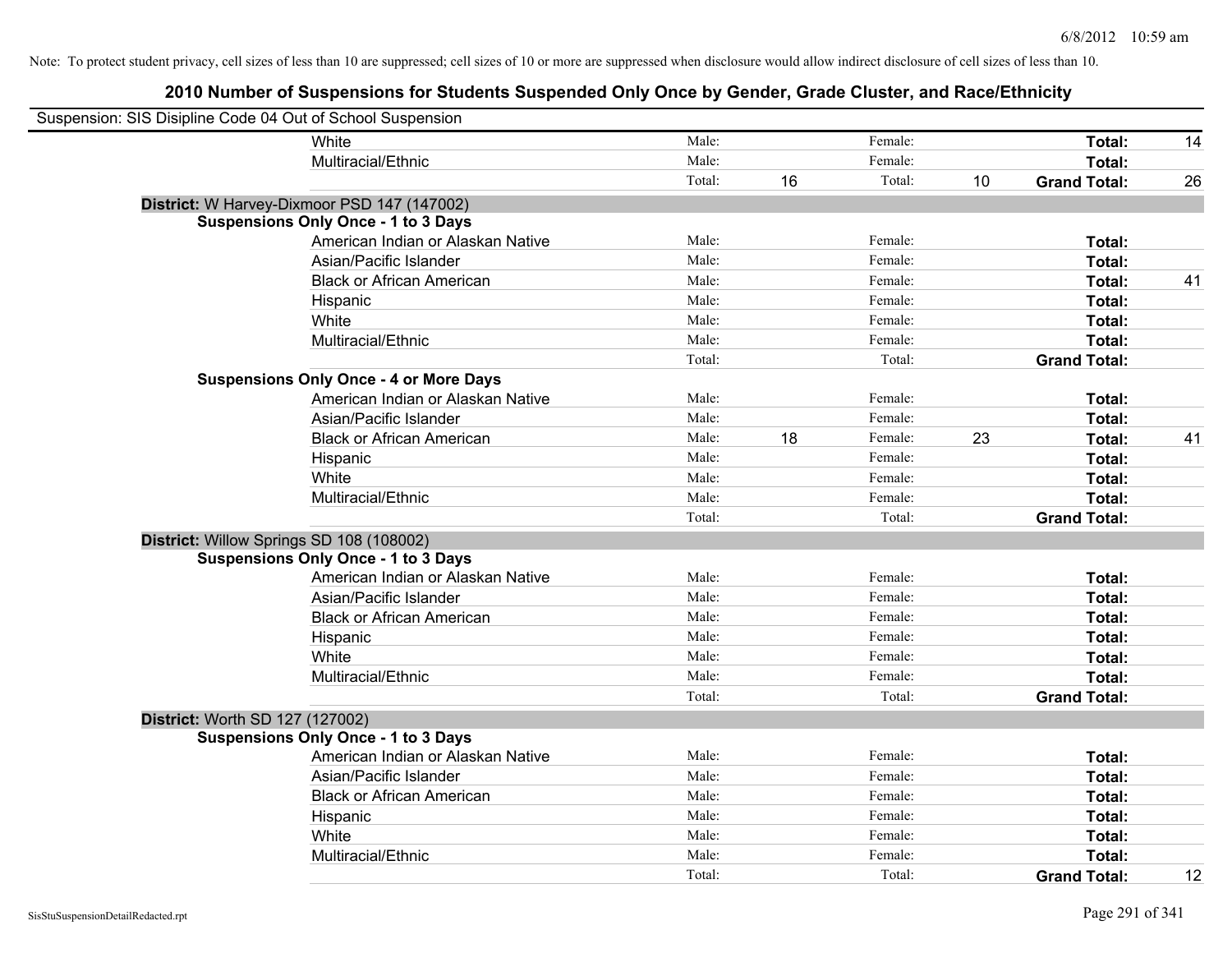Note: To protect student privacy, cell sizes of less than 10 are suppressed; cell sizes of 10 or more are suppressed when disclosure would allow indirect disclosure of cell sizes of less than 10.

# 2010 Number of Suspensions for Students Suspended Only Once by Gender, Grade Cluster, and Race/Ethnicity

Suspension: SIS Disipline Code 04 Out of School Suspension

| | | | | | | |
|---|---|---|---|---|---|---|
| White | Male: | | Female: | | **Total:** | 14 |
| Multiracial/Ethnic | Male: | | Female: | | **Total:** | |
| | Total: | 16 | Total: | 10 | **Grand Total:** | 26 |

**District:** W Harvey-Dixmoor PSD 147 (147002)

**Suspensions Only Once - 1 to 3 Days**

| | | | | | | |
|---|---|---|---|---|---|---|
| American Indian or Alaskan Native | Male: | | Female: | | **Total:** | |
| Asian/Pacific Islander | Male: | | Female: | | **Total:** | |
| Black or African American | Male: | | Female: | | **Total:** | 41 |
| Hispanic | Male: | | Female: | | **Total:** | |
| White | Male: | | Female: | | **Total:** | |
| Multiracial/Ethnic | Male: | | Female: | | **Total:** | |
| | Total: | | Total: | | **Grand Total:** | |

**Suspensions Only Once - 4 or More Days**

| | | | | | | |
|---|---|---|---|---|---|---|
| American Indian or Alaskan Native | Male: | | Female: | | **Total:** | |
| Asian/Pacific Islander | Male: | | Female: | | **Total:** | |
| Black or African American | Male: | 18 | Female: | 23 | **Total:** | 41 |
| Hispanic | Male: | | Female: | | **Total:** | |
| White | Male: | | Female: | | **Total:** | |
| Multiracial/Ethnic | Male: | | Female: | | **Total:** | |
| | Total: | | Total: | | **Grand Total:** | |

**District:** Willow Springs SD 108 (108002)

**Suspensions Only Once - 1 to 3 Days**

| | | | | | | |
|---|---|---|---|---|---|---|
| American Indian or Alaskan Native | Male: | | Female: | | **Total:** | |
| Asian/Pacific Islander | Male: | | Female: | | **Total:** | |
| Black or African American | Male: | | Female: | | **Total:** | |
| Hispanic | Male: | | Female: | | **Total:** | |
| White | Male: | | Female: | | **Total:** | |
| Multiracial/Ethnic | Male: | | Female: | | **Total:** | |
| | Total: | | Total: | | **Grand Total:** | |

**District:** Worth SD 127 (127002)

**Suspensions Only Once - 1 to 3 Days**

| | | | | | | |
|---|---|---|---|---|---|---|
| American Indian or Alaskan Native | Male: | | Female: | | **Total:** | |
| Asian/Pacific Islander | Male: | | Female: | | **Total:** | |
| Black or African American | Male: | | Female: | | **Total:** | |
| Hispanic | Male: | | Female: | | **Total:** | |
| White | Male: | | Female: | | **Total:** | |
| Multiracial/Ethnic | Male: | | Female: | | **Total:** | |
| | Total: | | Total: | | **Grand Total:** | 12 |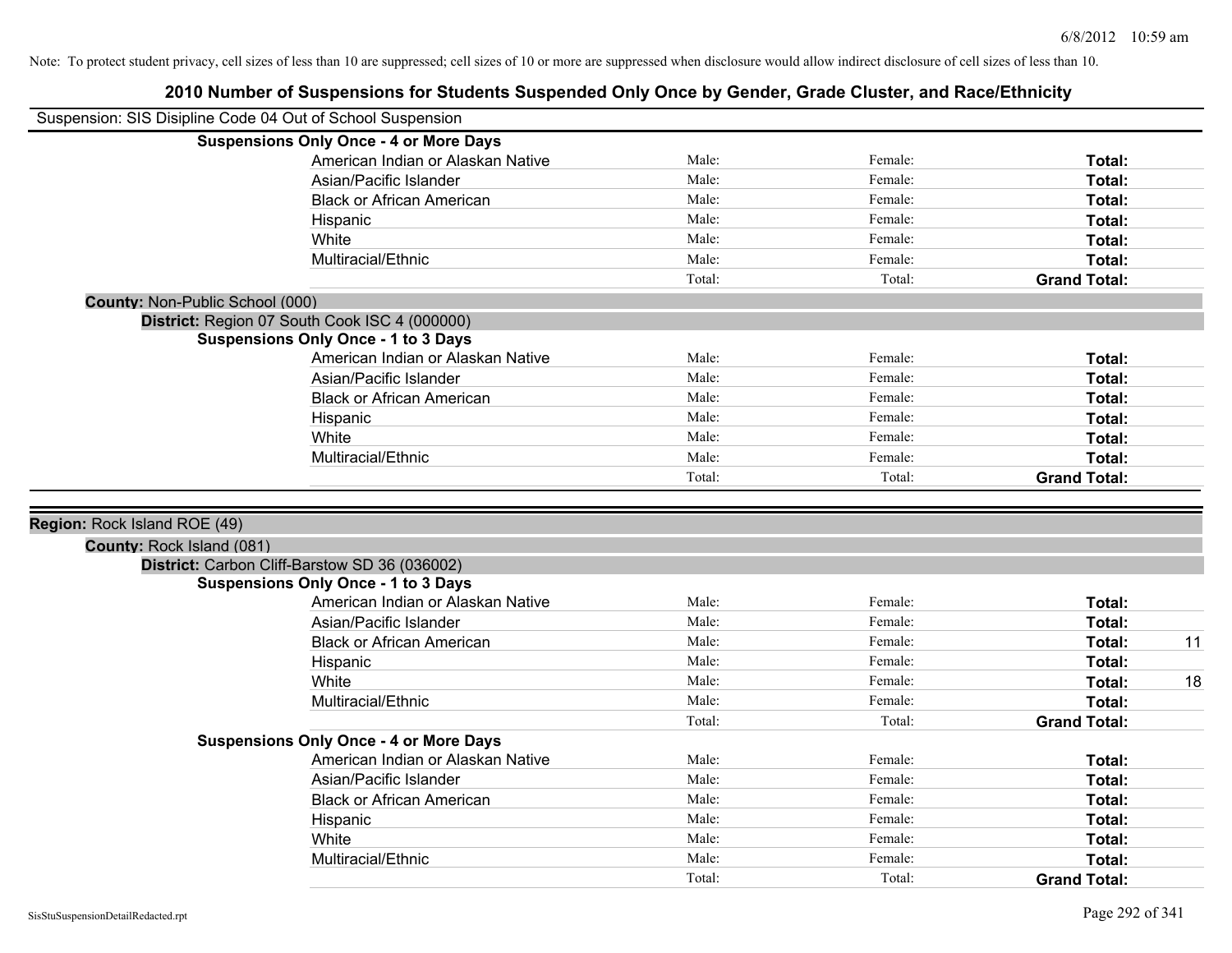Note: To protect student privacy, cell sizes of less than 10 are suppressed; cell sizes of 10 or more are suppressed when disclosure would allow indirect disclosure of cell sizes of less than 10.

# 2010 Number of Suspensions for Students Suspended Only Once by Gender, Grade Cluster, and Race/Ethnicity

Suspension: SIS Disipline Code 04 Out of School Suspension

**Suspensions Only Once - 4 or More Days**

| | | | | |
|---|---|---|---|---|
| American Indian or Alaskan Native | Male: | Female: | **Total:** | |
| Asian/Pacific Islander | Male: | Female: | **Total:** | |
| Black or African American | Male: | Female: | **Total:** | |
| Hispanic | Male: | Female: | **Total:** | |
| White | Male: | Female: | **Total:** | |
| Multiracial/Ethnic | Male: | Female: | **Total:** | |
| | Total: | Total: | **Grand Total:** | |

**County:** Non-Public School (000)

**District:** Region 07 South Cook ISC 4 (000000)

**Suspensions Only Once - 1 to 3 Days**

| | | | | |
|---|---|---|---|---|
| American Indian or Alaskan Native | Male: | Female: | **Total:** | |
| Asian/Pacific Islander | Male: | Female: | **Total:** | |
| Black or African American | Male: | Female: | **Total:** | |
| Hispanic | Male: | Female: | **Total:** | |
| White | Male: | Female: | **Total:** | |
| Multiracial/Ethnic | Male: | Female: | **Total:** | |
| | Total: | Total: | **Grand Total:** | |

**Region:** Rock Island ROE (49)

**County:** Rock Island (081)

**District:** Carbon Cliff-Barstow SD 36 (036002)

**Suspensions Only Once - 1 to 3 Days**

| | | | | |
|---|---|---|---|---|
| American Indian or Alaskan Native | Male: | Female: | **Total:** | |
| Asian/Pacific Islander | Male: | Female: | **Total:** | |
| Black or African American | Male: | Female: | **Total:** | 11 |
| Hispanic | Male: | Female: | **Total:** | |
| White | Male: | Female: | **Total:** | 18 |
| Multiracial/Ethnic | Male: | Female: | **Total:** | |
| | Total: | Total: | **Grand Total:** | |

**Suspensions Only Once - 4 or More Days**

| | | | | |
|---|---|---|---|---|
| American Indian or Alaskan Native | Male: | Female: | **Total:** | |
| Asian/Pacific Islander | Male: | Female: | **Total:** | |
| Black or African American | Male: | Female: | **Total:** | |
| Hispanic | Male: | Female: | **Total:** | |
| White | Male: | Female: | **Total:** | |
| Multiracial/Ethnic | Male: | Female: | **Total:** | |
| | Total: | Total: | **Grand Total:** | |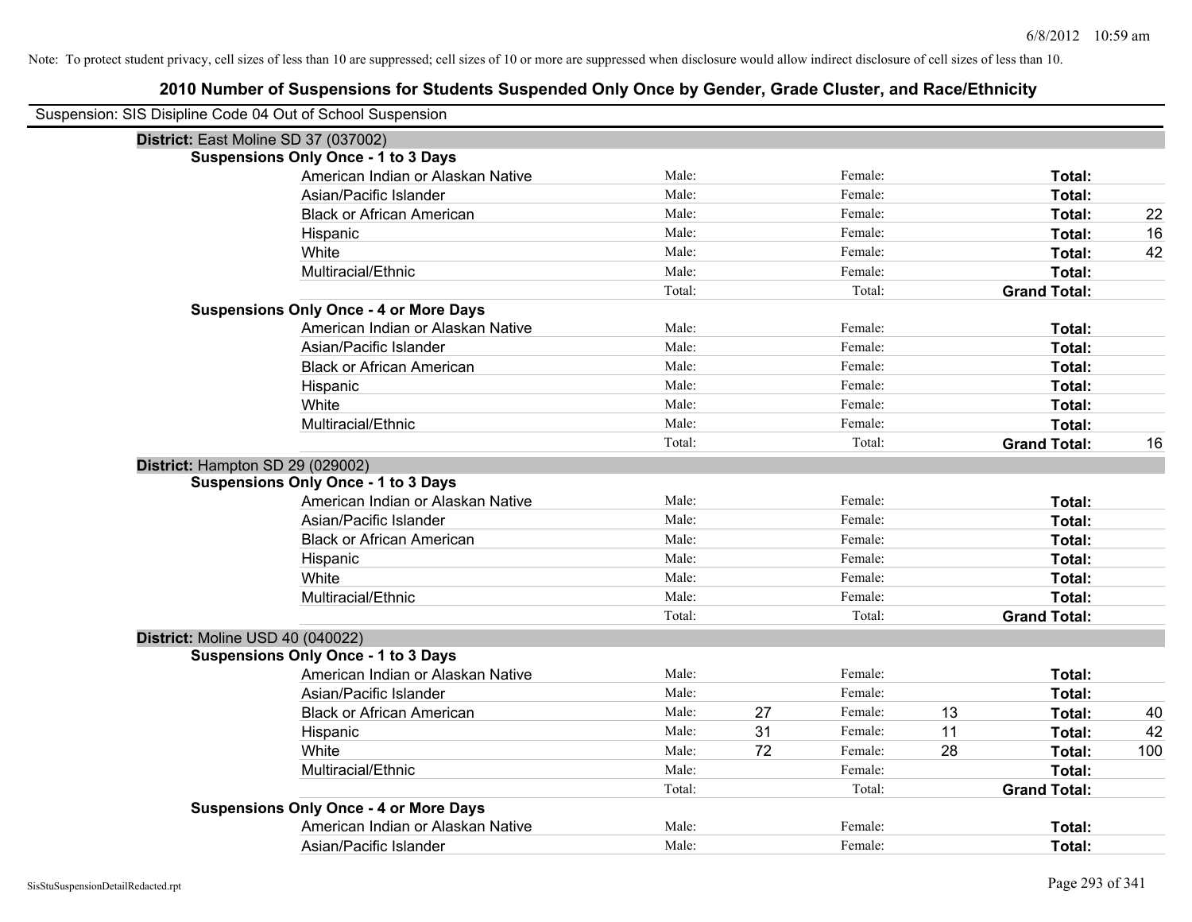Note: To protect student privacy, cell sizes of less than 10 are suppressed; cell sizes of 10 or more are suppressed when disclosure would allow indirect disclosure of cell sizes of less than 10.

## 2010 Number of Suspensions for Students Suspended Only Once by Gender, Grade Cluster, and Race/Ethnicity

Suspension: SIS Disipline Code 04 Out of School Suspension

| | | | | | | |
|---|---|---|---|---|---|---|
| **District:** East Moline SD 37 (037002) | | | | | | |
| **Suspensions Only Once - 1 to 3 Days** | | | | | | |
| American Indian or Alaskan Native | Male: | | Female: | | **Total:** | |
| Asian/Pacific Islander | Male: | | Female: | | **Total:** | |
| Black or African American | Male: | | Female: | | **Total:** | 22 |
| Hispanic | Male: | | Female: | | **Total:** | 16 |
| White | Male: | | Female: | | **Total:** | 42 |
| Multiracial/Ethnic | Male: | | Female: | | **Total:** | |
| | Total: | | Total: | | **Grand Total:** | |
| **Suspensions Only Once - 4 or More Days** | | | | | | |
| American Indian or Alaskan Native | Male: | | Female: | | **Total:** | |
| Asian/Pacific Islander | Male: | | Female: | | **Total:** | |
| Black or African American | Male: | | Female: | | **Total:** | |
| Hispanic | Male: | | Female: | | **Total:** | |
| White | Male: | | Female: | | **Total:** | |
| Multiracial/Ethnic | Male: | | Female: | | **Total:** | |
| | Total: | | Total: | | **Grand Total:** | 16 |
| **District:** Hampton SD 29 (029002) | | | | | | |
| **Suspensions Only Once - 1 to 3 Days** | | | | | | |
| American Indian or Alaskan Native | Male: | | Female: | | **Total:** | |
| Asian/Pacific Islander | Male: | | Female: | | **Total:** | |
| Black or African American | Male: | | Female: | | **Total:** | |
| Hispanic | Male: | | Female: | | **Total:** | |
| White | Male: | | Female: | | **Total:** | |
| Multiracial/Ethnic | Male: | | Female: | | **Total:** | |
| | Total: | | Total: | | **Grand Total:** | |
| **District:** Moline USD 40 (040022) | | | | | | |
| **Suspensions Only Once - 1 to 3 Days** | | | | | | |
| American Indian or Alaskan Native | Male: | | Female: | | **Total:** | |
| Asian/Pacific Islander | Male: | | Female: | | **Total:** | |
| Black or African American | Male: | 27 | Female: | 13 | **Total:** | 40 |
| Hispanic | Male: | 31 | Female: | 11 | **Total:** | 42 |
| White | Male: | 72 | Female: | 28 | **Total:** | 100 |
| Multiracial/Ethnic | Male: | | Female: | | **Total:** | |
| | Total: | | Total: | | **Grand Total:** | |
| **Suspensions Only Once - 4 or More Days** | | | | | | |
| American Indian or Alaskan Native | Male: | | Female: | | **Total:** | |
| Asian/Pacific Islander | Male: | | Female: | | **Total:** | |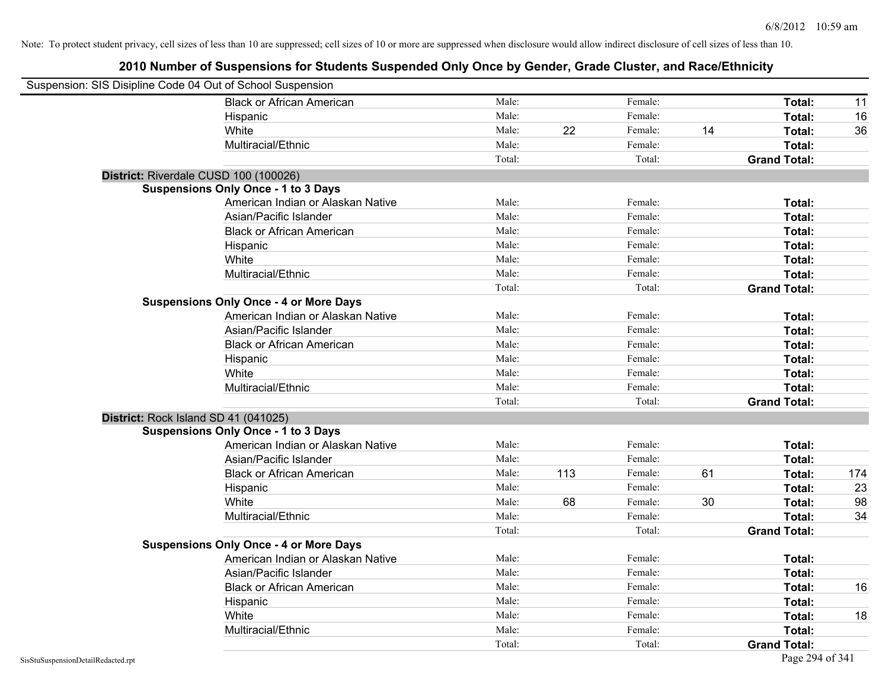Note: To protect student privacy, cell sizes of less than 10 are suppressed; cell sizes of 10 or more are suppressed when disclosure would allow indirect disclosure of cell sizes of less than 10.

# 2010 Number of Suspensions for Students Suspended Only Once by Gender, Grade Cluster, and Race/Ethnicity

Suspension: SIS Disipline Code 04 Out of School Suspension

| | Male: | | Female: | | | |
|---|---|---|---|---|---|---|
| Black or African American | Male: | | Female: | | **Total:** | 11 |
| Hispanic | Male: | | Female: | | **Total:** | 16 |
| White | Male: | 22 | Female: | 14 | **Total:** | 36 |
| Multiracial/Ethnic | Male: | | Female: | | **Total:** | |
| | Total: | | Total: | | **Grand Total:** | |

**District:** Riverdale CUSD 100 (100026)

**Suspensions Only Once - 1 to 3 Days**

| | | | | | | |
|---|---|---|---|---|---|---|
| American Indian or Alaskan Native | Male: | | Female: | | **Total:** | |
| Asian/Pacific Islander | Male: | | Female: | | **Total:** | |
| Black or African American | Male: | | Female: | | **Total:** | |
| Hispanic | Male: | | Female: | | **Total:** | |
| White | Male: | | Female: | | **Total:** | |
| Multiracial/Ethnic | Male: | | Female: | | **Total:** | |
| | Total: | | Total: | | **Grand Total:** | |

**Suspensions Only Once - 4 or More Days**

| | | | | | | |
|---|---|---|---|---|---|---|
| American Indian or Alaskan Native | Male: | | Female: | | **Total:** | |
| Asian/Pacific Islander | Male: | | Female: | | **Total:** | |
| Black or African American | Male: | | Female: | | **Total:** | |
| Hispanic | Male: | | Female: | | **Total:** | |
| White | Male: | | Female: | | **Total:** | |
| Multiracial/Ethnic | Male: | | Female: | | **Total:** | |
| | Total: | | Total: | | **Grand Total:** | |

**District:** Rock Island SD 41 (041025)

**Suspensions Only Once - 1 to 3 Days**

| | | | | | | |
|---|---|---|---|---|---|---|
| American Indian or Alaskan Native | Male: | | Female: | | **Total:** | |
| Asian/Pacific Islander | Male: | | Female: | | **Total:** | |
| Black or African American | Male: | 113 | Female: | 61 | **Total:** | 174 |
| Hispanic | Male: | | Female: | | **Total:** | 23 |
| White | Male: | 68 | Female: | 30 | **Total:** | 98 |
| Multiracial/Ethnic | Male: | | Female: | | **Total:** | 34 |
| | Total: | | Total: | | **Grand Total:** | |

**Suspensions Only Once - 4 or More Days**

| | | | | | | |
|---|---|---|---|---|---|---|
| American Indian or Alaskan Native | Male: | | Female: | | **Total:** | |
| Asian/Pacific Islander | Male: | | Female: | | **Total:** | |
| Black or African American | Male: | | Female: | | **Total:** | 16 |
| Hispanic | Male: | | Female: | | **Total:** | |
| White | Male: | | Female: | | **Total:** | 18 |
| Multiracial/Ethnic | Male: | | Female: | | **Total:** | |
| | Total: | | Total: | | **Grand Total:** | |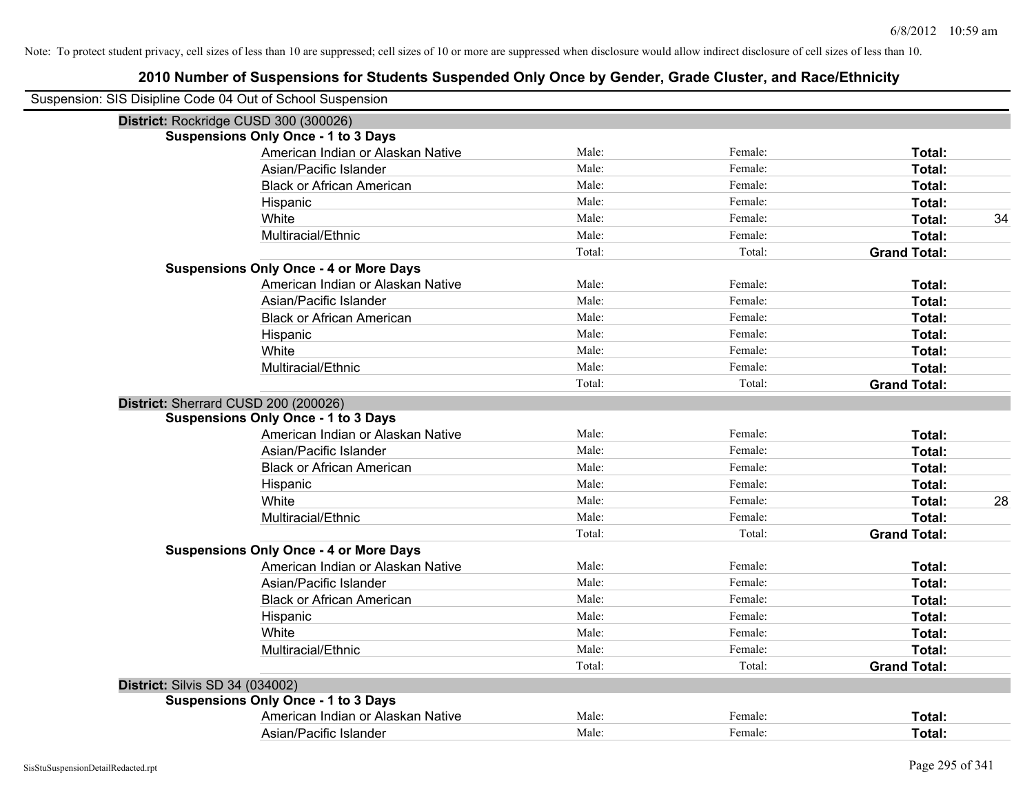Note: To protect student privacy, cell sizes of less than 10 are suppressed; cell sizes of 10 or more are suppressed when disclosure would allow indirect disclosure of cell sizes of less than 10.

## 2010 Number of Suspensions for Students Suspended Only Once by Gender, Grade Cluster, and Race/Ethnicity

Suspension: SIS Disipline Code 04 Out of School Suspension

### District: Rockridge CUSD 300 (300026)

**Suspensions Only Once - 1 to 3 Days**

| | | | | |
|---|---|---|---|---|
| American Indian or Alaskan Native | Male: | Female: | **Total:** | |
| Asian/Pacific Islander | Male: | Female: | **Total:** | |
| Black or African American | Male: | Female: | **Total:** | |
| Hispanic | Male: | Female: | **Total:** | |
| White | Male: | Female: | **Total:** | 34 |
| Multiracial/Ethnic | Male: | Female: | **Total:** | |
| | Total: | Total: | **Grand Total:** | |

**Suspensions Only Once - 4 or More Days**

| | | | | |
|---|---|---|---|---|
| American Indian or Alaskan Native | Male: | Female: | **Total:** | |
| Asian/Pacific Islander | Male: | Female: | **Total:** | |
| Black or African American | Male: | Female: | **Total:** | |
| Hispanic | Male: | Female: | **Total:** | |
| White | Male: | Female: | **Total:** | |
| Multiracial/Ethnic | Male: | Female: | **Total:** | |
| | Total: | Total: | **Grand Total:** | |

### District: Sherrard CUSD 200 (200026)

**Suspensions Only Once - 1 to 3 Days**

| | | | | |
|---|---|---|---|---|
| American Indian or Alaskan Native | Male: | Female: | **Total:** | |
| Asian/Pacific Islander | Male: | Female: | **Total:** | |
| Black or African American | Male: | Female: | **Total:** | |
| Hispanic | Male: | Female: | **Total:** | |
| White | Male: | Female: | **Total:** | 28 |
| Multiracial/Ethnic | Male: | Female: | **Total:** | |
| | Total: | Total: | **Grand Total:** | |

**Suspensions Only Once - 4 or More Days**

| | | | | |
|---|---|---|---|---|
| American Indian or Alaskan Native | Male: | Female: | **Total:** | |
| Asian/Pacific Islander | Male: | Female: | **Total:** | |
| Black or African American | Male: | Female: | **Total:** | |
| Hispanic | Male: | Female: | **Total:** | |
| White | Male: | Female: | **Total:** | |
| Multiracial/Ethnic | Male: | Female: | **Total:** | |
| | Total: | Total: | **Grand Total:** | |

### District: Silvis SD 34 (034002)

**Suspensions Only Once - 1 to 3 Days**

| | | | | |
|---|---|---|---|---|
| American Indian or Alaskan Native | Male: | Female: | **Total:** | |
| Asian/Pacific Islander | Male: | Female: | **Total:** | |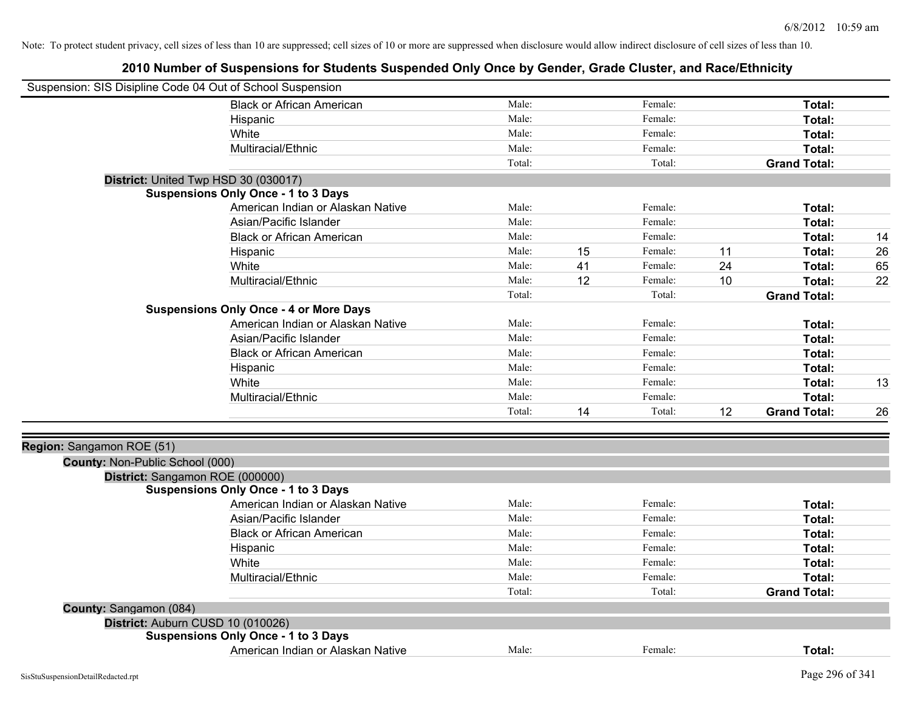Note: To protect student privacy, cell sizes of less than 10 are suppressed; cell sizes of 10 or more are suppressed when disclosure would allow indirect disclosure of cell sizes of less than 10.

# 2010 Number of Suspensions for Students Suspended Only Once by Gender, Grade Cluster, and Race/Ethnicity

Suspension: SIS Disipline Code 04 Out of School Suspension

| | | | | | |
|---|---|---|---|---|---|
| Black or African American | Male: | | Female: | | **Total:** | |
| Hispanic | Male: | | Female: | | **Total:** | |
| White | Male: | | Female: | | **Total:** | |
| Multiracial/Ethnic | Male: | | Female: | | **Total:** | |
| | Total: | | Total: | | **Grand Total:** | |

**District:** United Twp HSD 30 (030017)

**Suspensions Only Once - 1 to 3 Days**

| | | | | | | |
|---|---|---|---|---|---|---|
| American Indian or Alaskan Native | Male: | | Female: | | **Total:** | |
| Asian/Pacific Islander | Male: | | Female: | | **Total:** | |
| Black or African American | Male: | | Female: | | **Total:** | 14 |
| Hispanic | Male: | 15 | Female: | 11 | **Total:** | 26 |
| White | Male: | 41 | Female: | 24 | **Total:** | 65 |
| Multiracial/Ethnic | Male: | 12 | Female: | 10 | **Total:** | 22 |
| | Total: | | Total: | | **Grand Total:** | |

**Suspensions Only Once - 4 or More Days**

| | | | | | | |
|---|---|---|---|---|---|---|
| American Indian or Alaskan Native | Male: | | Female: | | **Total:** | |
| Asian/Pacific Islander | Male: | | Female: | | **Total:** | |
| Black or African American | Male: | | Female: | | **Total:** | |
| Hispanic | Male: | | Female: | | **Total:** | |
| White | Male: | | Female: | | **Total:** | 13 |
| Multiracial/Ethnic | Male: | | Female: | | **Total:** | |
| | Total: | 14 | Total: | 12 | **Grand Total:** | 26 |

**Region:** Sangamon ROE (51)

**County:** Non-Public School (000)

**District:** Sangamon ROE (000000)

**Suspensions Only Once - 1 to 3 Days**

| | | | | | | |
|---|---|---|---|---|---|---|
| American Indian or Alaskan Native | Male: | | Female: | | **Total:** | |
| Asian/Pacific Islander | Male: | | Female: | | **Total:** | |
| Black or African American | Male: | | Female: | | **Total:** | |
| Hispanic | Male: | | Female: | | **Total:** | |
| White | Male: | | Female: | | **Total:** | |
| Multiracial/Ethnic | Male: | | Female: | | **Total:** | |
| | Total: | | Total: | | **Grand Total:** | |

**County:** Sangamon (084)

**District:** Auburn CUSD 10 (010026)

**Suspensions Only Once - 1 to 3 Days**

| | | | | | | |
|---|---|---|---|---|---|---|
| American Indian or Alaskan Native | Male: | | Female: | | **Total:** | |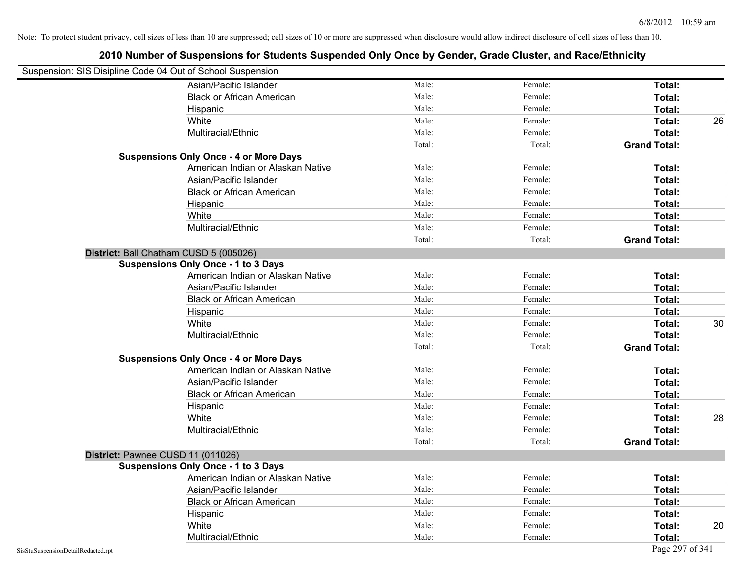Note: To protect student privacy, cell sizes of less than 10 are suppressed; cell sizes of 10 or more are suppressed when disclosure would allow indirect disclosure of cell sizes of less than 10.

# 2010 Number of Suspensions for Students Suspended Only Once by Gender, Grade Cluster, and Race/Ethnicity

Suspension: SIS Disipline Code 04 Out of School Suspension

| | | | | |
|---|---|---|---|---|
| Asian/Pacific Islander | Male: | Female: | **Total:** | |
| Black or African American | Male: | Female: | **Total:** | |
| Hispanic | Male: | Female: | **Total:** | |
| White | Male: | Female: | **Total:** | 26 |
| Multiracial/Ethnic | Male: | Female: | **Total:** | |
| | Total: | Total: | **Grand Total:** | |

**Suspensions Only Once - 4 or More Days**

| | | | | |
|---|---|---|---|---|
| American Indian or Alaskan Native | Male: | Female: | **Total:** | |
| Asian/Pacific Islander | Male: | Female: | **Total:** | |
| Black or African American | Male: | Female: | **Total:** | |
| Hispanic | Male: | Female: | **Total:** | |
| White | Male: | Female: | **Total:** | |
| Multiracial/Ethnic | Male: | Female: | **Total:** | |
| | Total: | Total: | **Grand Total:** | |

**District:** Ball Chatham CUSD 5 (005026)

**Suspensions Only Once - 1 to 3 Days**

| | | | | |
|---|---|---|---|---|
| American Indian or Alaskan Native | Male: | Female: | **Total:** | |
| Asian/Pacific Islander | Male: | Female: | **Total:** | |
| Black or African American | Male: | Female: | **Total:** | |
| Hispanic | Male: | Female: | **Total:** | |
| White | Male: | Female: | **Total:** | 30 |
| Multiracial/Ethnic | Male: | Female: | **Total:** | |
| | Total: | Total: | **Grand Total:** | |

**Suspensions Only Once - 4 or More Days**

| | | | | |
|---|---|---|---|---|
| American Indian or Alaskan Native | Male: | Female: | **Total:** | |
| Asian/Pacific Islander | Male: | Female: | **Total:** | |
| Black or African American | Male: | Female: | **Total:** | |
| Hispanic | Male: | Female: | **Total:** | |
| White | Male: | Female: | **Total:** | 28 |
| Multiracial/Ethnic | Male: | Female: | **Total:** | |
| | Total: | Total: | **Grand Total:** | |

**District:** Pawnee CUSD 11 (011026)

**Suspensions Only Once - 1 to 3 Days**

| | | | | |
|---|---|---|---|---|
| American Indian or Alaskan Native | Male: | Female: | **Total:** | |
| Asian/Pacific Islander | Male: | Female: | **Total:** | |
| Black or African American | Male: | Female: | **Total:** | |
| Hispanic | Male: | Female: | **Total:** | |
| White | Male: | Female: | **Total:** | 20 |
| Multiracial/Ethnic | Male: | Female: | **Total:** | |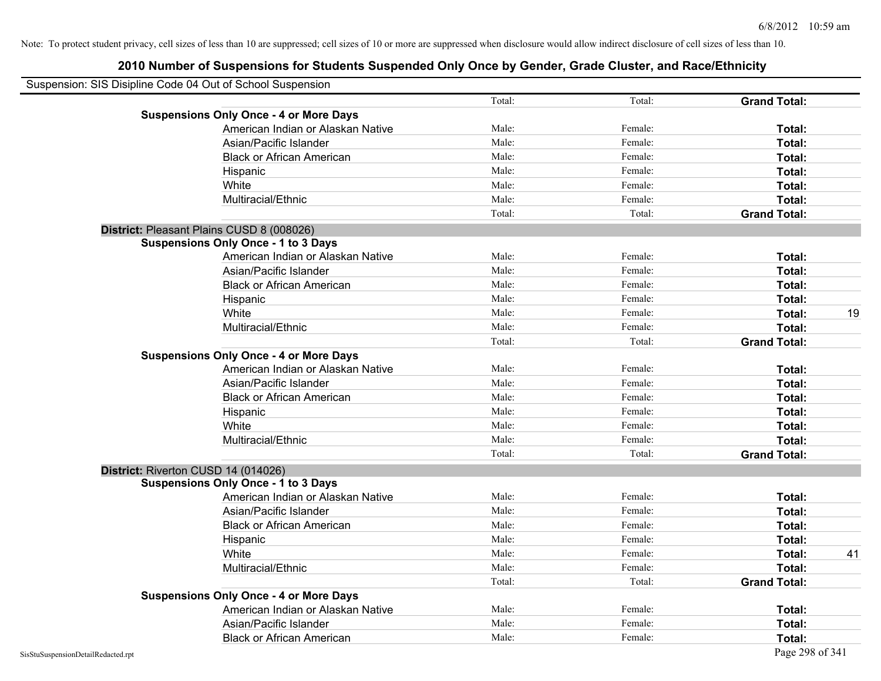Note: To protect student privacy, cell sizes of less than 10 are suppressed; cell sizes of 10 or more are suppressed when disclosure would allow indirect disclosure of cell sizes of less than 10.

## 2010 Number of Suspensions for Students Suspended Only Once by Gender, Grade Cluster, and Race/Ethnicity

Suspension: SIS Disipline Code 04 Out of School Suspension

| | | | | | |
|---|---|---|---|---|---|
| | | Total: | Total: | **Grand Total:** | |
| **Suspensions Only Once - 4 or More Days** | | | | | |
| | American Indian or Alaskan Native | Male: | Female: | **Total:** | |
| | Asian/Pacific Islander | Male: | Female: | **Total:** | |
| | Black or African American | Male: | Female: | **Total:** | |
| | Hispanic | Male: | Female: | **Total:** | |
| | White | Male: | Female: | **Total:** | |
| | Multiracial/Ethnic | Male: | Female: | **Total:** | |
| | | Total: | Total: | **Grand Total:** | |
| **District:** Pleasant Plains CUSD 8 (008026) | | | | | |
| **Suspensions Only Once - 1 to 3 Days** | | | | | |
| | American Indian or Alaskan Native | Male: | Female: | **Total:** | |
| | Asian/Pacific Islander | Male: | Female: | **Total:** | |
| | Black or African American | Male: | Female: | **Total:** | |
| | Hispanic | Male: | Female: | **Total:** | |
| | White | Male: | Female: | **Total:** | 19 |
| | Multiracial/Ethnic | Male: | Female: | **Total:** | |
| | | Total: | Total: | **Grand Total:** | |
| **Suspensions Only Once - 4 or More Days** | | | | | |
| | American Indian or Alaskan Native | Male: | Female: | **Total:** | |
| | Asian/Pacific Islander | Male: | Female: | **Total:** | |
| | Black or African American | Male: | Female: | **Total:** | |
| | Hispanic | Male: | Female: | **Total:** | |
| | White | Male: | Female: | **Total:** | |
| | Multiracial/Ethnic | Male: | Female: | **Total:** | |
| | | Total: | Total: | **Grand Total:** | |
| **District:** Riverton CUSD 14 (014026) | | | | | |
| **Suspensions Only Once - 1 to 3 Days** | | | | | |
| | American Indian or Alaskan Native | Male: | Female: | **Total:** | |
| | Asian/Pacific Islander | Male: | Female: | **Total:** | |
| | Black or African American | Male: | Female: | **Total:** | |
| | Hispanic | Male: | Female: | **Total:** | |
| | White | Male: | Female: | **Total:** | 41 |
| | Multiracial/Ethnic | Male: | Female: | **Total:** | |
| | | Total: | Total: | **Grand Total:** | |
| **Suspensions Only Once - 4 or More Days** | | | | | |
| | American Indian or Alaskan Native | Male: | Female: | **Total:** | |
| | Asian/Pacific Islander | Male: | Female: | **Total:** | |
| | Black or African American | Male: | Female: | **Total:** | |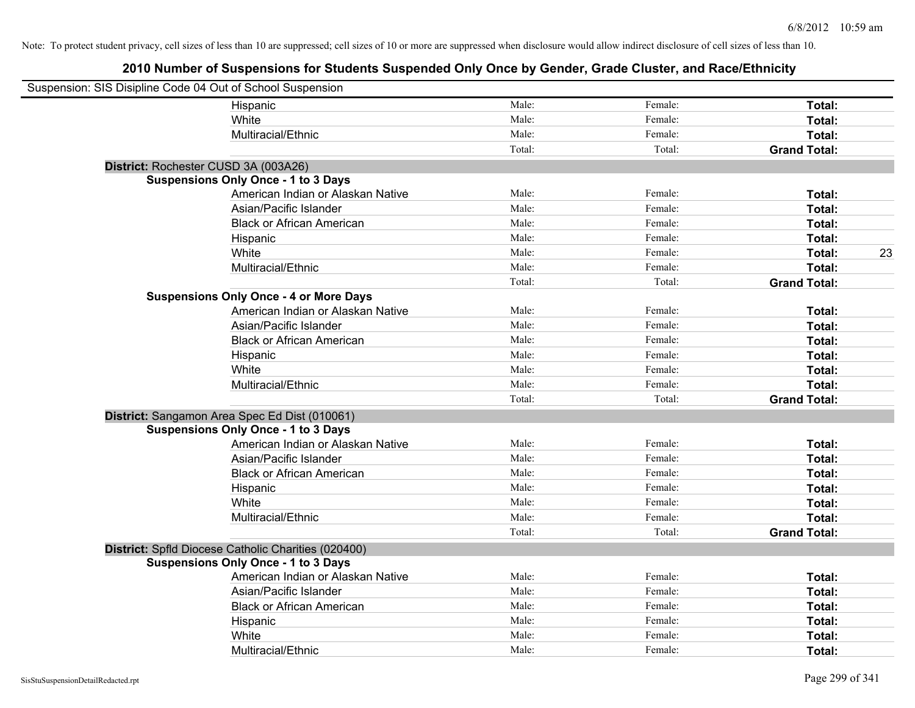Note: To protect student privacy, cell sizes of less than 10 are suppressed; cell sizes of 10 or more are suppressed when disclosure would allow indirect disclosure of cell sizes of less than 10.

## 2010 Number of Suspensions for Students Suspended Only Once by Gender, Grade Cluster, and Race/Ethnicity

Suspension: SIS Disipline Code 04 Out of School Suspension

| | | | | |
|---|---|---|---|---|
| Hispanic | Male: | Female: | **Total:** | |
| White | Male: | Female: | **Total:** | |
| Multiracial/Ethnic | Male: | Female: | **Total:** | |
| | Total: | Total: | **Grand Total:** | |

**District:** Rochester CUSD 3A (003A26)

**Suspensions Only Once - 1 to 3 Days**

| | | | | |
|---|---|---|---|---|
| American Indian or Alaskan Native | Male: | Female: | **Total:** | |
| Asian/Pacific Islander | Male: | Female: | **Total:** | |
| Black or African American | Male: | Female: | **Total:** | |
| Hispanic | Male: | Female: | **Total:** | |
| White | Male: | Female: | **Total:** | 23 |
| Multiracial/Ethnic | Male: | Female: | **Total:** | |
| | Total: | Total: | **Grand Total:** | |

**Suspensions Only Once - 4 or More Days**

| | | | | |
|---|---|---|---|---|
| American Indian or Alaskan Native | Male: | Female: | **Total:** | |
| Asian/Pacific Islander | Male: | Female: | **Total:** | |
| Black or African American | Male: | Female: | **Total:** | |
| Hispanic | Male: | Female: | **Total:** | |
| White | Male: | Female: | **Total:** | |
| Multiracial/Ethnic | Male: | Female: | **Total:** | |
| | Total: | Total: | **Grand Total:** | |

**District:** Sangamon Area Spec Ed Dist (010061)

**Suspensions Only Once - 1 to 3 Days**

| | | | | |
|---|---|---|---|---|
| American Indian or Alaskan Native | Male: | Female: | **Total:** | |
| Asian/Pacific Islander | Male: | Female: | **Total:** | |
| Black or African American | Male: | Female: | **Total:** | |
| Hispanic | Male: | Female: | **Total:** | |
| White | Male: | Female: | **Total:** | |
| Multiracial/Ethnic | Male: | Female: | **Total:** | |
| | Total: | Total: | **Grand Total:** | |

**District:** Spfld Diocese Catholic Charities (020400)

**Suspensions Only Once - 1 to 3 Days**

| | | | | |
|---|---|---|---|---|
| American Indian or Alaskan Native | Male: | Female: | **Total:** | |
| Asian/Pacific Islander | Male: | Female: | **Total:** | |
| Black or African American | Male: | Female: | **Total:** | |
| Hispanic | Male: | Female: | **Total:** | |
| White | Male: | Female: | **Total:** | |
| Multiracial/Ethnic | Male: | Female: | **Total:** | |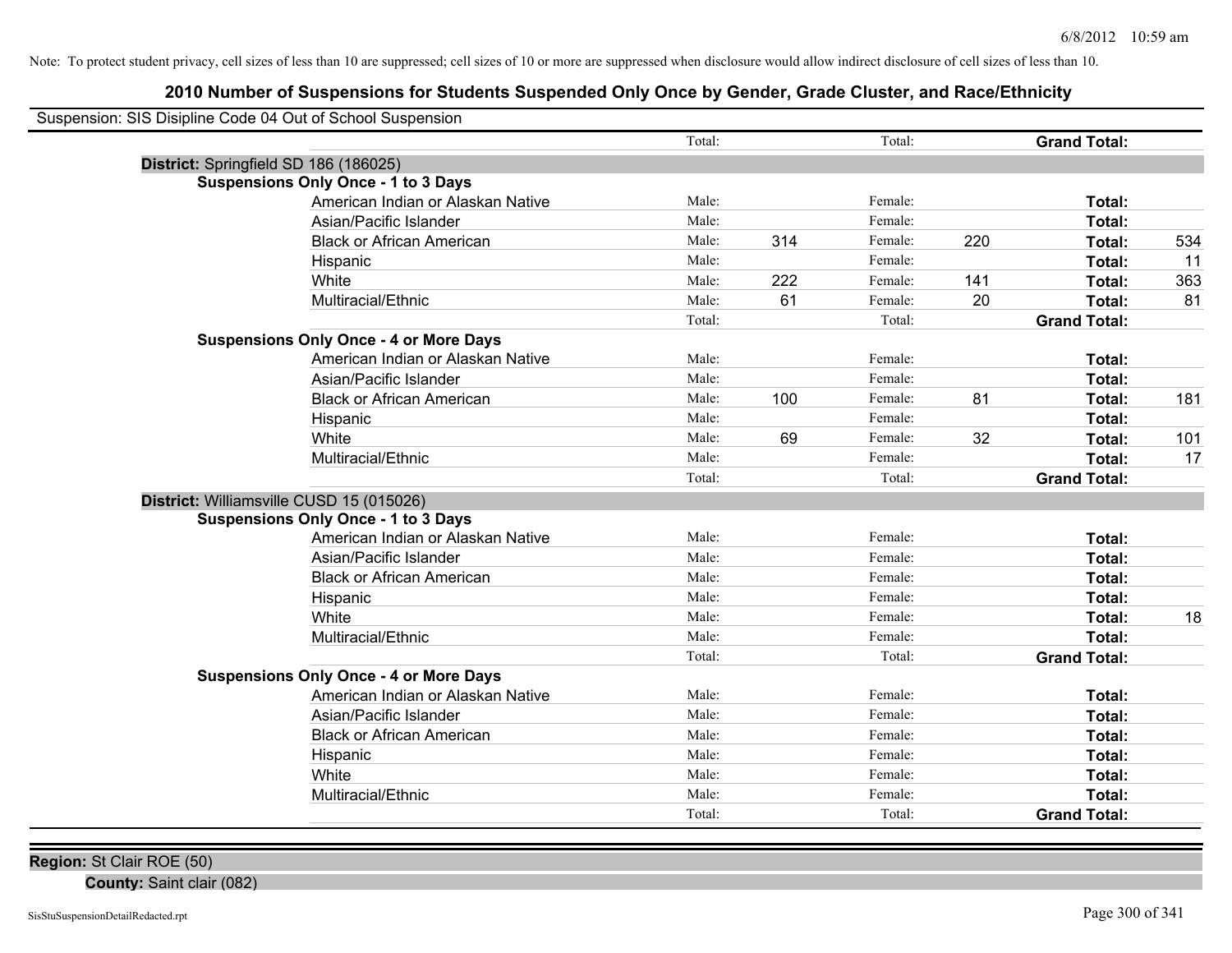Note: To protect student privacy, cell sizes of less than 10 are suppressed; cell sizes of 10 or more are suppressed when disclosure would allow indirect disclosure of cell sizes of less than 10.

# 2010 Number of Suspensions for Students Suspended Only Once by Gender, Grade Cluster, and Race/Ethnicity

Suspension: SIS Disipline Code 04 Out of School Suspension

| | | | | | | | |
|---|---|---|---|---|---|---|---|
| | Total: | | Total: | | **Grand Total:** | |
| **District:** Springfield SD 186 (186025) | | | | | | |
| **Suspensions Only Once - 1 to 3 Days** | | | | | | |
| American Indian or Alaskan Native | Male: | | Female: | | **Total:** | |
| Asian/Pacific Islander | Male: | | Female: | | **Total:** | |
| Black or African American | Male: | 314 | Female: | 220 | **Total:** | 534 |
| Hispanic | Male: | | Female: | | **Total:** | 11 |
| White | Male: | 222 | Female: | 141 | **Total:** | 363 |
| Multiracial/Ethnic | Male: | 61 | Female: | 20 | **Total:** | 81 |
| | Total: | | Total: | | **Grand Total:** | |
| **Suspensions Only Once - 4 or More Days** | | | | | | |
| American Indian or Alaskan Native | Male: | | Female: | | **Total:** | |
| Asian/Pacific Islander | Male: | | Female: | | **Total:** | |
| Black or African American | Male: | 100 | Female: | 81 | **Total:** | 181 |
| Hispanic | Male: | | Female: | | **Total:** | |
| White | Male: | 69 | Female: | 32 | **Total:** | 101 |
| Multiracial/Ethnic | Male: | | Female: | | **Total:** | 17 |
| | Total: | | Total: | | **Grand Total:** | |
| **District:** Williamsville CUSD 15 (015026) | | | | | | |
| **Suspensions Only Once - 1 to 3 Days** | | | | | | |
| American Indian or Alaskan Native | Male: | | Female: | | **Total:** | |
| Asian/Pacific Islander | Male: | | Female: | | **Total:** | |
| Black or African American | Male: | | Female: | | **Total:** | |
| Hispanic | Male: | | Female: | | **Total:** | |
| White | Male: | | Female: | | **Total:** | 18 |
| Multiracial/Ethnic | Male: | | Female: | | **Total:** | |
| | Total: | | Total: | | **Grand Total:** | |
| **Suspensions Only Once - 4 or More Days** | | | | | | |
| American Indian or Alaskan Native | Male: | | Female: | | **Total:** | |
| Asian/Pacific Islander | Male: | | Female: | | **Total:** | |
| Black or African American | Male: | | Female: | | **Total:** | |
| Hispanic | Male: | | Female: | | **Total:** | |
| White | Male: | | Female: | | **Total:** | |
| Multiracial/Ethnic | Male: | | Female: | | **Total:** | |
| | Total: | | Total: | | **Grand Total:** | |

**Region:** St Clair ROE (50)

**County:** Saint clair (082)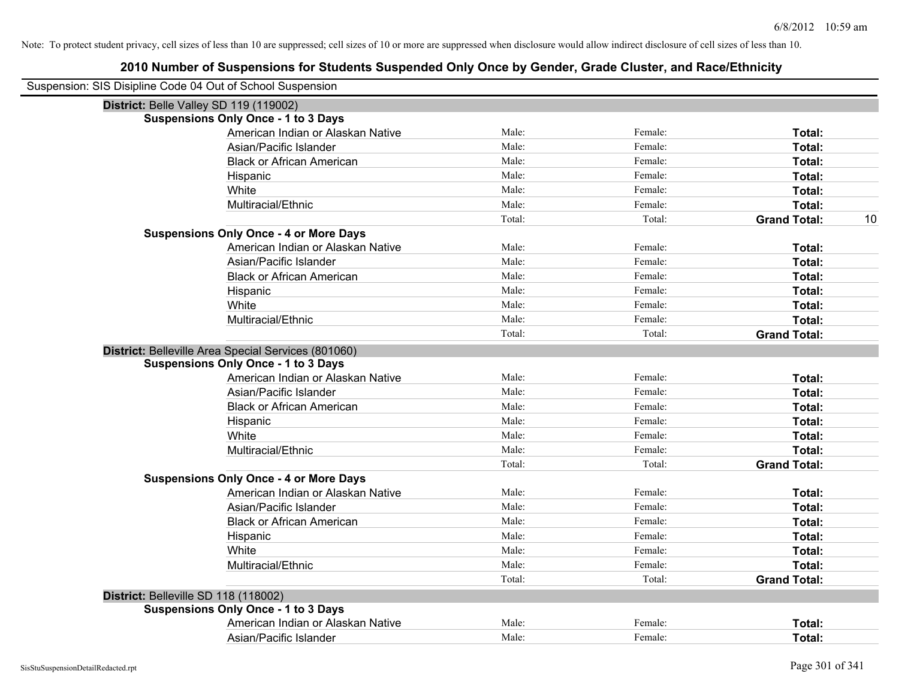Note: To protect student privacy, cell sizes of less than 10 are suppressed; cell sizes of 10 or more are suppressed when disclosure would allow indirect disclosure of cell sizes of less than 10.

# 2010 Number of Suspensions for Students Suspended Only Once by Gender, Grade Cluster, and Race/Ethnicity

Suspension: SIS Disipline Code 04 Out of School Suspension

## District: Belle Valley SD 119 (119002)

### Suspensions Only Once - 1 to 3 Days

| | | | | |
|---|---|---|---|---|
| American Indian or Alaskan Native | Male: | Female: | **Total:** | |
| Asian/Pacific Islander | Male: | Female: | **Total:** | |
| Black or African American | Male: | Female: | **Total:** | |
| Hispanic | Male: | Female: | **Total:** | |
| White | Male: | Female: | **Total:** | |
| Multiracial/Ethnic | Male: | Female: | **Total:** | |
| | Total: | Total: | **Grand Total:** | 10 |

### Suspensions Only Once - 4 or More Days

| | | | | |
|---|---|---|---|---|
| American Indian or Alaskan Native | Male: | Female: | **Total:** | |
| Asian/Pacific Islander | Male: | Female: | **Total:** | |
| Black or African American | Male: | Female: | **Total:** | |
| Hispanic | Male: | Female: | **Total:** | |
| White | Male: | Female: | **Total:** | |
| Multiracial/Ethnic | Male: | Female: | **Total:** | |
| | Total: | Total: | **Grand Total:** | |

## District: Belleville Area Special Services (801060)

### Suspensions Only Once - 1 to 3 Days

| | | | | |
|---|---|---|---|---|
| American Indian or Alaskan Native | Male: | Female: | **Total:** | |
| Asian/Pacific Islander | Male: | Female: | **Total:** | |
| Black or African American | Male: | Female: | **Total:** | |
| Hispanic | Male: | Female: | **Total:** | |
| White | Male: | Female: | **Total:** | |
| Multiracial/Ethnic | Male: | Female: | **Total:** | |
| | Total: | Total: | **Grand Total:** | |

### Suspensions Only Once - 4 or More Days

| | | | | |
|---|---|---|---|---|
| American Indian or Alaskan Native | Male: | Female: | **Total:** | |
| Asian/Pacific Islander | Male: | Female: | **Total:** | |
| Black or African American | Male: | Female: | **Total:** | |
| Hispanic | Male: | Female: | **Total:** | |
| White | Male: | Female: | **Total:** | |
| Multiracial/Ethnic | Male: | Female: | **Total:** | |
| | Total: | Total: | **Grand Total:** | |

## District: Belleville SD 118 (118002)

### Suspensions Only Once - 1 to 3 Days

| | | | | |
|---|---|---|---|---|
| American Indian or Alaskan Native | Male: | Female: | **Total:** | |
| Asian/Pacific Islander | Male: | Female: | **Total:** | |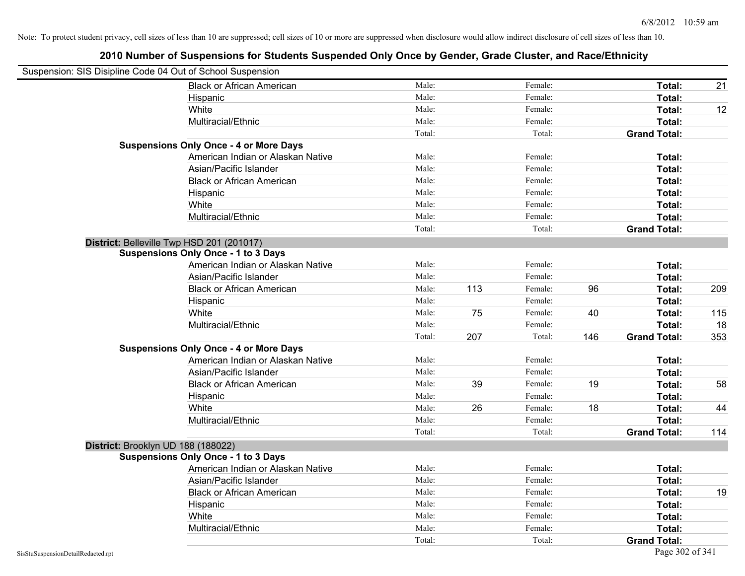Note: To protect student privacy, cell sizes of less than 10 are suppressed; cell sizes of 10 or more are suppressed when disclosure would allow indirect disclosure of cell sizes of less than 10.

# 2010 Number of Suspensions for Students Suspended Only Once by Gender, Grade Cluster, and Race/Ethnicity

Suspension: SIS Disipline Code 04 Out of School Suspension

| | | | | | | |
|---|---|---|---|---|---|---|
| Black or African American | Male: | | Female: | | **Total:** | 21 |
| Hispanic | Male: | | Female: | | **Total:** | |
| White | Male: | | Female: | | **Total:** | 12 |
| Multiracial/Ethnic | Male: | | Female: | | **Total:** | |
| | Total: | | Total: | | **Grand Total:** | |

**Suspensions Only Once - 4 or More Days**

| | | | | | | |
|---|---|---|---|---|---|---|
| American Indian or Alaskan Native | Male: | | Female: | | **Total:** | |
| Asian/Pacific Islander | Male: | | Female: | | **Total:** | |
| Black or African American | Male: | | Female: | | **Total:** | |
| Hispanic | Male: | | Female: | | **Total:** | |
| White | Male: | | Female: | | **Total:** | |
| Multiracial/Ethnic | Male: | | Female: | | **Total:** | |
| | Total: | | Total: | | **Grand Total:** | |

**District:** Belleville Twp HSD 201 (201017)

**Suspensions Only Once - 1 to 3 Days**

| | | | | | | |
|---|---|---|---|---|---|---|
| American Indian or Alaskan Native | Male: | | Female: | | **Total:** | |
| Asian/Pacific Islander | Male: | | Female: | | **Total:** | |
| Black or African American | Male: | 113 | Female: | 96 | **Total:** | 209 |
| Hispanic | Male: | | Female: | | **Total:** | |
| White | Male: | 75 | Female: | 40 | **Total:** | 115 |
| Multiracial/Ethnic | Male: | | Female: | | **Total:** | 18 |
| | Total: | 207 | Total: | 146 | **Grand Total:** | 353 |

**Suspensions Only Once - 4 or More Days**

| | | | | | | |
|---|---|---|---|---|---|---|
| American Indian or Alaskan Native | Male: | | Female: | | **Total:** | |
| Asian/Pacific Islander | Male: | | Female: | | **Total:** | |
| Black or African American | Male: | 39 | Female: | 19 | **Total:** | 58 |
| Hispanic | Male: | | Female: | | **Total:** | |
| White | Male: | 26 | Female: | 18 | **Total:** | 44 |
| Multiracial/Ethnic | Male: | | Female: | | **Total:** | |
| | Total: | | Total: | | **Grand Total:** | 114 |

**District:** Brooklyn UD 188 (188022)

**Suspensions Only Once - 1 to 3 Days**

| | | | | | | |
|---|---|---|---|---|---|---|
| American Indian or Alaskan Native | Male: | | Female: | | **Total:** | |
| Asian/Pacific Islander | Male: | | Female: | | **Total:** | |
| Black or African American | Male: | | Female: | | **Total:** | 19 |
| Hispanic | Male: | | Female: | | **Total:** | |
| White | Male: | | Female: | | **Total:** | |
| Multiracial/Ethnic | Male: | | Female: | | **Total:** | |
| | Total: | | Total: | | **Grand Total:** | |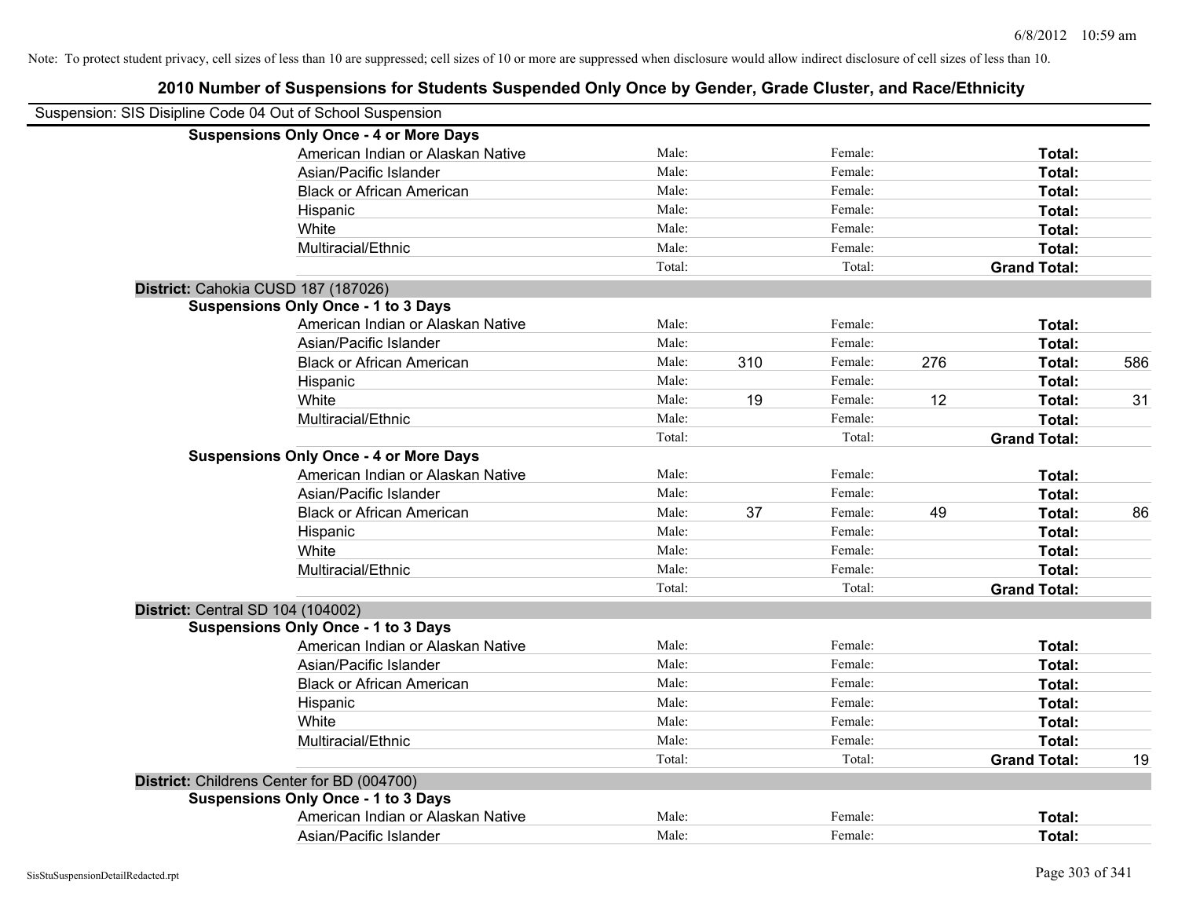Note: To protect student privacy, cell sizes of less than 10 are suppressed; cell sizes of 10 or more are suppressed when disclosure would allow indirect disclosure of cell sizes of less than 10.

## 2010 Number of Suspensions for Students Suspended Only Once by Gender, Grade Cluster, and Race/Ethnicity

Suspension: SIS Disipline Code 04 Out of School Suspension

| | | | | | | | |
|---|---|---|---|---|---|---|---|
| **Suspensions Only Once - 4 or More Days** | | | | | | | |
| American Indian or Alaskan Native | Male: | | Female: | | **Total:** | |
| Asian/Pacific Islander | Male: | | Female: | | **Total:** | |
| Black or African American | Male: | | Female: | | **Total:** | |
| Hispanic | Male: | | Female: | | **Total:** | |
| White | Male: | | Female: | | **Total:** | |
| Multiracial/Ethnic | Male: | | Female: | | **Total:** | |
| | Total: | | Total: | | **Grand Total:** | |
| **District:** Cahokia CUSD 187 (187026) | | | | | | |
| **Suspensions Only Once - 1 to 3 Days** | | | | | | |
| American Indian or Alaskan Native | Male: | | Female: | | **Total:** | |
| Asian/Pacific Islander | Male: | | Female: | | **Total:** | |
| Black or African American | Male: | 310 | Female: | 276 | **Total:** | 586 |
| Hispanic | Male: | | Female: | | **Total:** | |
| White | Male: | 19 | Female: | 12 | **Total:** | 31 |
| Multiracial/Ethnic | Male: | | Female: | | **Total:** | |
| | Total: | | Total: | | **Grand Total:** | |
| **Suspensions Only Once - 4 or More Days** | | | | | | |
| American Indian or Alaskan Native | Male: | | Female: | | **Total:** | |
| Asian/Pacific Islander | Male: | | Female: | | **Total:** | |
| Black or African American | Male: | 37 | Female: | 49 | **Total:** | 86 |
| Hispanic | Male: | | Female: | | **Total:** | |
| White | Male: | | Female: | | **Total:** | |
| Multiracial/Ethnic | Male: | | Female: | | **Total:** | |
| | Total: | | Total: | | **Grand Total:** | |
| **District:** Central SD 104 (104002) | | | | | | |
| **Suspensions Only Once - 1 to 3 Days** | | | | | | |
| American Indian or Alaskan Native | Male: | | Female: | | **Total:** | |
| Asian/Pacific Islander | Male: | | Female: | | **Total:** | |
| Black or African American | Male: | | Female: | | **Total:** | |
| Hispanic | Male: | | Female: | | **Total:** | |
| White | Male: | | Female: | | **Total:** | |
| Multiracial/Ethnic | Male: | | Female: | | **Total:** | |
| | Total: | | Total: | | **Grand Total:** | 19 |
| **District:** Childrens Center for BD (004700) | | | | | | |
| **Suspensions Only Once - 1 to 3 Days** | | | | | | |
| American Indian or Alaskan Native | Male: | | Female: | | **Total:** | |
| Asian/Pacific Islander | Male: | | Female: | | **Total:** | |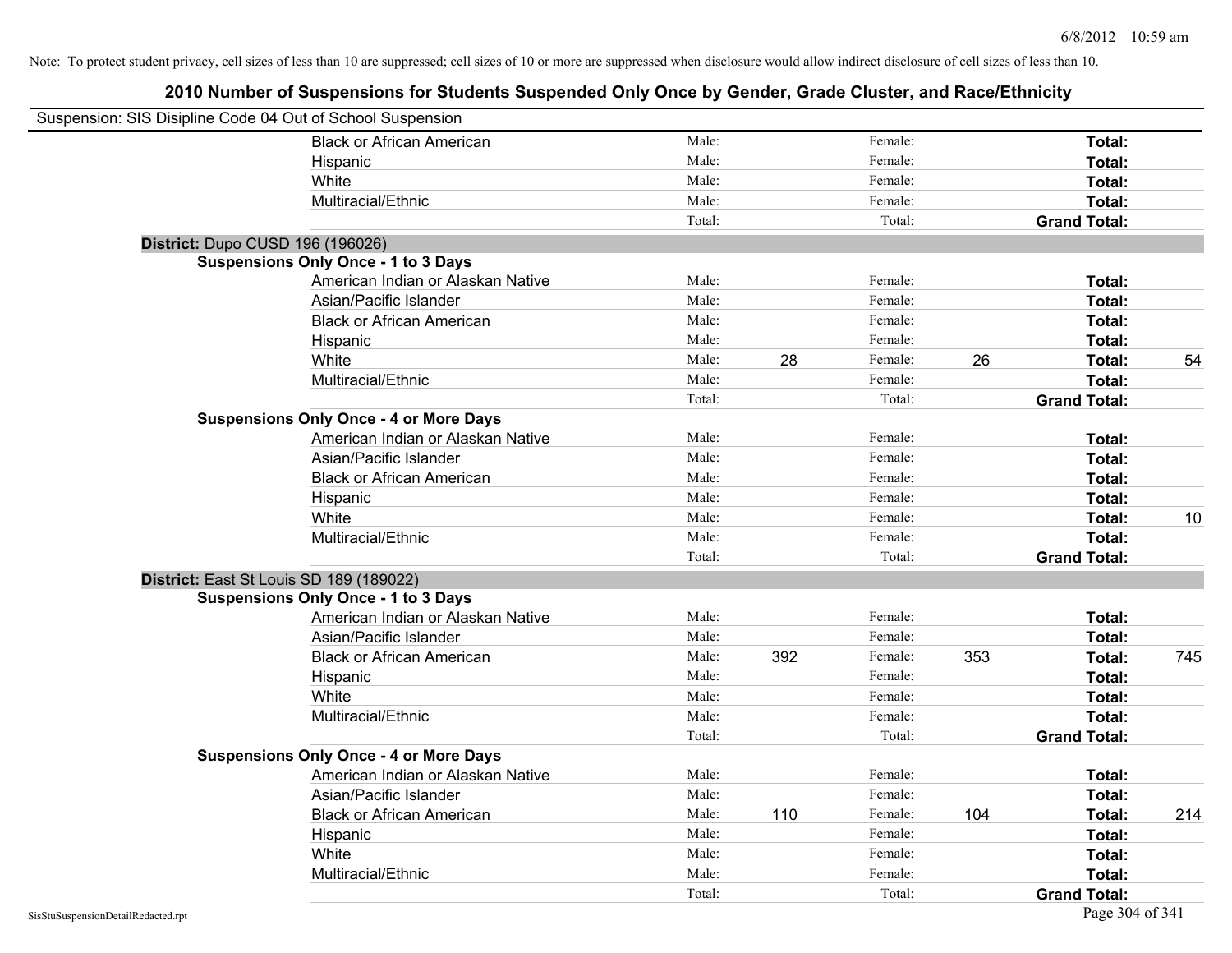Note: To protect student privacy, cell sizes of less than 10 are suppressed; cell sizes of 10 or more are suppressed when disclosure would allow indirect disclosure of cell sizes of less than 10.

# 2010 Number of Suspensions for Students Suspended Only Once by Gender, Grade Cluster, and Race/Ethnicity

Suspension: SIS Disipline Code 04 Out of School Suspension

| | Male: | | Female: | | | |
|---|---|---|---|---|---|---|
| Black or African American | Male: | | Female: | | **Total:** | |
| Hispanic | Male: | | Female: | | **Total:** | |
| White | Male: | | Female: | | **Total:** | |
| Multiracial/Ethnic | Male: | | Female: | | **Total:** | |
| | Total: | | Total: | | **Grand Total:** | |

**District:** Dupo CUSD 196 (196026)

**Suspensions Only Once - 1 to 3 Days**

| | | | | | | |
|---|---|---|---|---|---|---|
| American Indian or Alaskan Native | Male: | | Female: | | **Total:** | |
| Asian/Pacific Islander | Male: | | Female: | | **Total:** | |
| Black or African American | Male: | | Female: | | **Total:** | |
| Hispanic | Male: | | Female: | | **Total:** | |
| White | Male: | 28 | Female: | 26 | **Total:** | 54 |
| Multiracial/Ethnic | Male: | | Female: | | **Total:** | |
| | Total: | | Total: | | **Grand Total:** | |

**Suspensions Only Once - 4 or More Days**

| | | | | | | |
|---|---|---|---|---|---|---|
| American Indian or Alaskan Native | Male: | | Female: | | **Total:** | |
| Asian/Pacific Islander | Male: | | Female: | | **Total:** | |
| Black or African American | Male: | | Female: | | **Total:** | |
| Hispanic | Male: | | Female: | | **Total:** | |
| White | Male: | | Female: | | **Total:** | 10 |
| Multiracial/Ethnic | Male: | | Female: | | **Total:** | |
| | Total: | | Total: | | **Grand Total:** | |

**District:** East St Louis SD 189 (189022)

**Suspensions Only Once - 1 to 3 Days**

| | | | | | | |
|---|---|---|---|---|---|---|
| American Indian or Alaskan Native | Male: | | Female: | | **Total:** | |
| Asian/Pacific Islander | Male: | | Female: | | **Total:** | |
| Black or African American | Male: | 392 | Female: | 353 | **Total:** | 745 |
| Hispanic | Male: | | Female: | | **Total:** | |
| White | Male: | | Female: | | **Total:** | |
| Multiracial/Ethnic | Male: | | Female: | | **Total:** | |
| | Total: | | Total: | | **Grand Total:** | |

**Suspensions Only Once - 4 or More Days**

| | | | | | | |
|---|---|---|---|---|---|---|
| American Indian or Alaskan Native | Male: | | Female: | | **Total:** | |
| Asian/Pacific Islander | Male: | | Female: | | **Total:** | |
| Black or African American | Male: | 110 | Female: | 104 | **Total:** | 214 |
| Hispanic | Male: | | Female: | | **Total:** | |
| White | Male: | | Female: | | **Total:** | |
| Multiracial/Ethnic | Male: | | Female: | | **Total:** | |
| | Total: | | Total: | | **Grand Total:** | |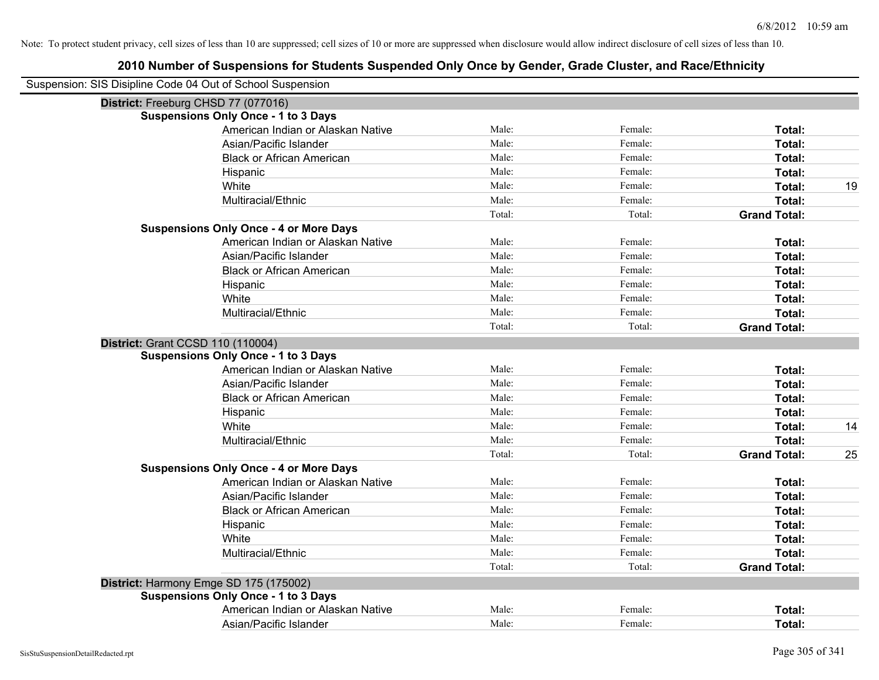Note: To protect student privacy, cell sizes of less than 10 are suppressed; cell sizes of 10 or more are suppressed when disclosure would allow indirect disclosure of cell sizes of less than 10.

# 2010 Number of Suspensions for Students Suspended Only Once by Gender, Grade Cluster, and Race/Ethnicity

Suspension: SIS Disipline Code 04 Out of School Suspension

**District:** Freeburg CHSD 77 (077016)

**Suspensions Only Once - 1 to 3 Days**

| | | | | |
|---|---|---|---|---|
| American Indian or Alaskan Native | Male: | Female: | **Total:** | |
| Asian/Pacific Islander | Male: | Female: | **Total:** | |
| Black or African American | Male: | Female: | **Total:** | |
| Hispanic | Male: | Female: | **Total:** | |
| White | Male: | Female: | **Total:** | 19 |
| Multiracial/Ethnic | Male: | Female: | **Total:** | |
| | Total: | Total: | **Grand Total:** | |

**Suspensions Only Once - 4 or More Days**

| | | | | |
|---|---|---|---|---|
| American Indian or Alaskan Native | Male: | Female: | **Total:** | |
| Asian/Pacific Islander | Male: | Female: | **Total:** | |
| Black or African American | Male: | Female: | **Total:** | |
| Hispanic | Male: | Female: | **Total:** | |
| White | Male: | Female: | **Total:** | |
| Multiracial/Ethnic | Male: | Female: | **Total:** | |
| | Total: | Total: | **Grand Total:** | |

**District:** Grant CCSD 110 (110004)

**Suspensions Only Once - 1 to 3 Days**

| | | | | |
|---|---|---|---|---|
| American Indian or Alaskan Native | Male: | Female: | **Total:** | |
| Asian/Pacific Islander | Male: | Female: | **Total:** | |
| Black or African American | Male: | Female: | **Total:** | |
| Hispanic | Male: | Female: | **Total:** | |
| White | Male: | Female: | **Total:** | 14 |
| Multiracial/Ethnic | Male: | Female: | **Total:** | |
| | Total: | Total: | **Grand Total:** | 25 |

**Suspensions Only Once - 4 or More Days**

| | | | | |
|---|---|---|---|---|
| American Indian or Alaskan Native | Male: | Female: | **Total:** | |
| Asian/Pacific Islander | Male: | Female: | **Total:** | |
| Black or African American | Male: | Female: | **Total:** | |
| Hispanic | Male: | Female: | **Total:** | |
| White | Male: | Female: | **Total:** | |
| Multiracial/Ethnic | Male: | Female: | **Total:** | |
| | Total: | Total: | **Grand Total:** | |

**District:** Harmony Emge SD 175 (175002)

**Suspensions Only Once - 1 to 3 Days**

| | | | | |
|---|---|---|---|---|
| American Indian or Alaskan Native | Male: | Female: | **Total:** | |
| Asian/Pacific Islander | Male: | Female: | **Total:** | |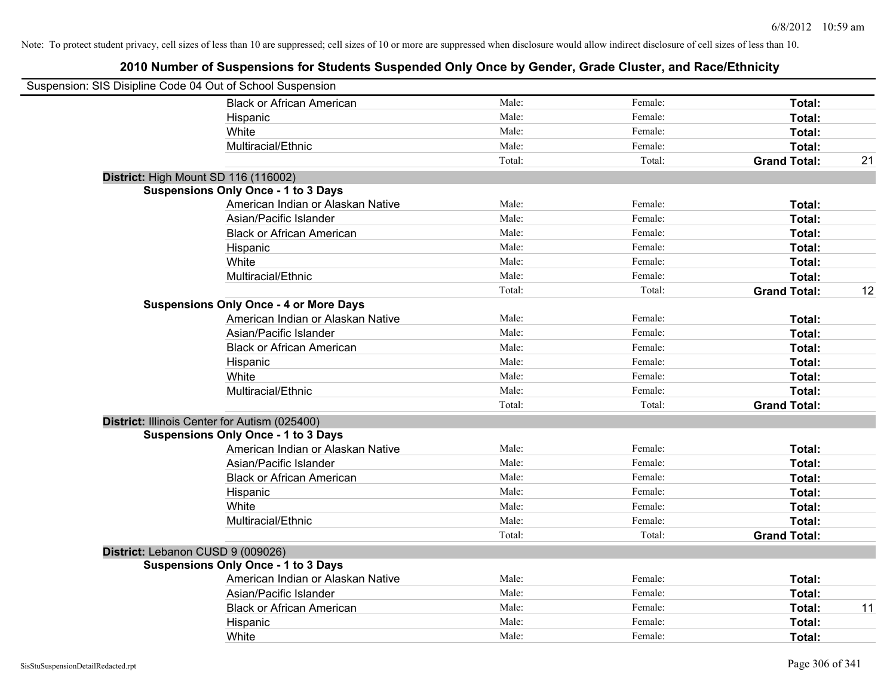Note: To protect student privacy, cell sizes of less than 10 are suppressed; cell sizes of 10 or more are suppressed when disclosure would allow indirect disclosure of cell sizes of less than 10.

## 2010 Number of Suspensions for Students Suspended Only Once by Gender, Grade Cluster, and Race/Ethnicity

Suspension: SIS Disipline Code 04 Out of School Suspension

| | | | | |
|---|---|---|---|---|
| Black or African American | Male: | Female: | **Total:** | |
| Hispanic | Male: | Female: | **Total:** | |
| White | Male: | Female: | **Total:** | |
| Multiracial/Ethnic | Male: | Female: | **Total:** | |
| | Total: | Total: | **Grand Total:** | 21 |

**District:** High Mount SD 116 (116002)

**Suspensions Only Once - 1 to 3 Days**

| | | | | |
|---|---|---|---|---|
| American Indian or Alaskan Native | Male: | Female: | **Total:** | |
| Asian/Pacific Islander | Male: | Female: | **Total:** | |
| Black or African American | Male: | Female: | **Total:** | |
| Hispanic | Male: | Female: | **Total:** | |
| White | Male: | Female: | **Total:** | |
| Multiracial/Ethnic | Male: | Female: | **Total:** | |
| | Total: | Total: | **Grand Total:** | 12 |

**Suspensions Only Once - 4 or More Days**

| | | | | |
|---|---|---|---|---|
| American Indian or Alaskan Native | Male: | Female: | **Total:** | |
| Asian/Pacific Islander | Male: | Female: | **Total:** | |
| Black or African American | Male: | Female: | **Total:** | |
| Hispanic | Male: | Female: | **Total:** | |
| White | Male: | Female: | **Total:** | |
| Multiracial/Ethnic | Male: | Female: | **Total:** | |
| | Total: | Total: | **Grand Total:** | |

**District:** Illinois Center for Autism (025400)

**Suspensions Only Once - 1 to 3 Days**

| | | | | |
|---|---|---|---|---|
| American Indian or Alaskan Native | Male: | Female: | **Total:** | |
| Asian/Pacific Islander | Male: | Female: | **Total:** | |
| Black or African American | Male: | Female: | **Total:** | |
| Hispanic | Male: | Female: | **Total:** | |
| White | Male: | Female: | **Total:** | |
| Multiracial/Ethnic | Male: | Female: | **Total:** | |
| | Total: | Total: | **Grand Total:** | |

**District:** Lebanon CUSD 9 (009026)

**Suspensions Only Once - 1 to 3 Days**

| | | | | |
|---|---|---|---|---|
| American Indian or Alaskan Native | Male: | Female: | **Total:** | |
| Asian/Pacific Islander | Male: | Female: | **Total:** | |
| Black or African American | Male: | Female: | **Total:** | 11 |
| Hispanic | Male: | Female: | **Total:** | |
| White | Male: | Female: | **Total:** | |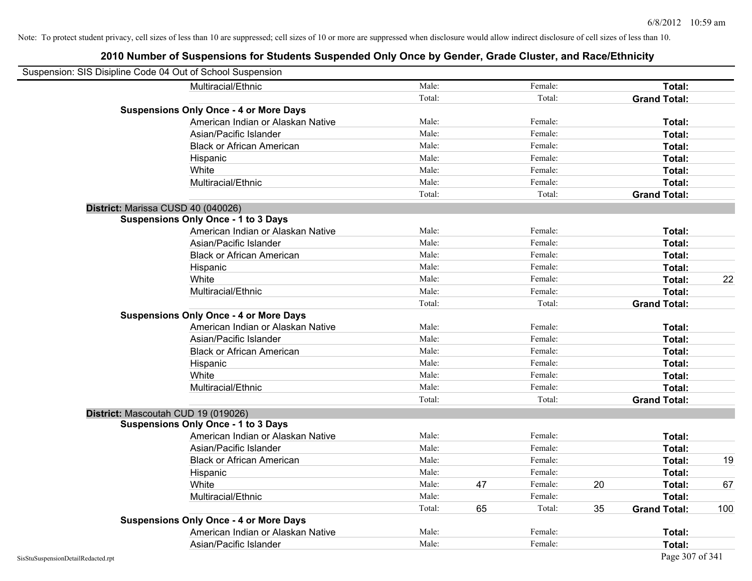Note: To protect student privacy, cell sizes of less than 10 are suppressed; cell sizes of 10 or more are suppressed when disclosure would allow indirect disclosure of cell sizes of less than 10.

# 2010 Number of Suspensions for Students Suspended Only Once by Gender, Grade Cluster, and Race/Ethnicity

Suspension: SIS Disipline Code 04 Out of School Suspension

| | | | | | | | |
|---|---|---|---|---|---|---|---|
| Multiracial/Ethnic | Male: | | Female: | | **Total:** | |
| | Total: | | Total: | | **Grand Total:** | |
| **Suspensions Only Once - 4 or More Days** | | | | | | |
| American Indian or Alaskan Native | Male: | | Female: | | **Total:** | |
| Asian/Pacific Islander | Male: | | Female: | | **Total:** | |
| Black or African American | Male: | | Female: | | **Total:** | |
| Hispanic | Male: | | Female: | | **Total:** | |
| White | Male: | | Female: | | **Total:** | |
| Multiracial/Ethnic | Male: | | Female: | | **Total:** | |
| | Total: | | Total: | | **Grand Total:** | |
| **District:** Marissa CUSD 40 (040026) | | | | | | |
| **Suspensions Only Once - 1 to 3 Days** | | | | | | |
| American Indian or Alaskan Native | Male: | | Female: | | **Total:** | |
| Asian/Pacific Islander | Male: | | Female: | | **Total:** | |
| Black or African American | Male: | | Female: | | **Total:** | |
| Hispanic | Male: | | Female: | | **Total:** | |
| White | Male: | | Female: | | **Total:** | 22 |
| Multiracial/Ethnic | Male: | | Female: | | **Total:** | |
| | Total: | | Total: | | **Grand Total:** | |
| **Suspensions Only Once - 4 or More Days** | | | | | | |
| American Indian or Alaskan Native | Male: | | Female: | | **Total:** | |
| Asian/Pacific Islander | Male: | | Female: | | **Total:** | |
| Black or African American | Male: | | Female: | | **Total:** | |
| Hispanic | Male: | | Female: | | **Total:** | |
| White | Male: | | Female: | | **Total:** | |
| Multiracial/Ethnic | Male: | | Female: | | **Total:** | |
| | Total: | | Total: | | **Grand Total:** | |
| **District:** Mascoutah CUD 19 (019026) | | | | | | |
| **Suspensions Only Once - 1 to 3 Days** | | | | | | |
| American Indian or Alaskan Native | Male: | | Female: | | **Total:** | |
| Asian/Pacific Islander | Male: | | Female: | | **Total:** | |
| Black or African American | Male: | | Female: | | **Total:** | 19 |
| Hispanic | Male: | | Female: | | **Total:** | |
| White | Male: | 47 | Female: | 20 | **Total:** | 67 |
| Multiracial/Ethnic | Male: | | Female: | | **Total:** | |
| | Total: | 65 | Total: | 35 | **Grand Total:** | 100 |
| **Suspensions Only Once - 4 or More Days** | | | | | | |
| American Indian or Alaskan Native | Male: | | Female: | | **Total:** | |
| Asian/Pacific Islander | Male: | | Female: | | **Total:** | |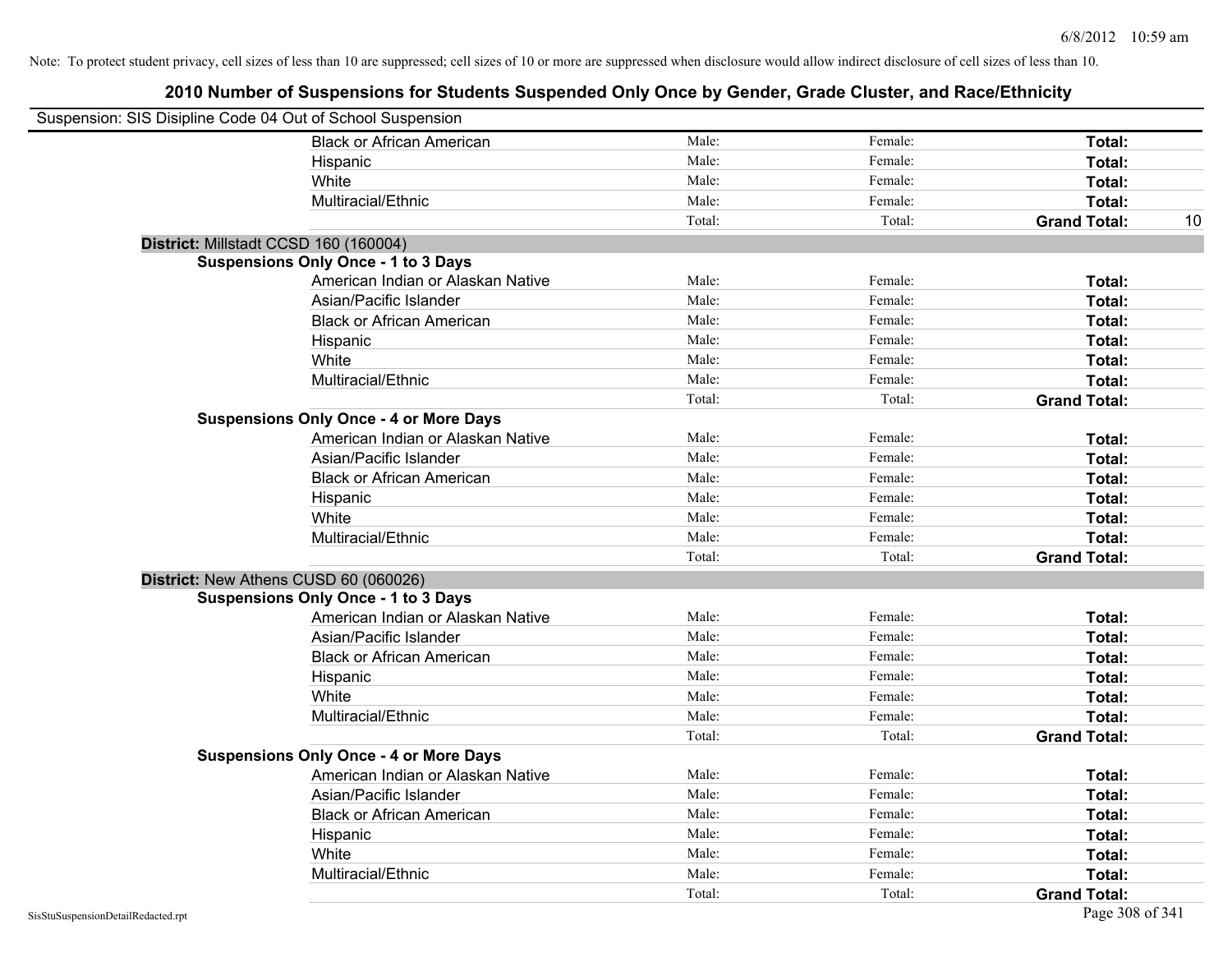Note: To protect student privacy, cell sizes of less than 10 are suppressed; cell sizes of 10 or more are suppressed when disclosure would allow indirect disclosure of cell sizes of less than 10.

# 2010 Number of Suspensions for Students Suspended Only Once by Gender, Grade Cluster, and Race/Ethnicity

Suspension: SIS Disipline Code 04 Out of School Suspension

| | | | | |
|---|---|---|---|---|
| Black or African American | Male: | Female: | **Total:** | |
| Hispanic | Male: | Female: | **Total:** | |
| White | Male: | Female: | **Total:** | |
| Multiracial/Ethnic | Male: | Female: | **Total:** | |
| | Total: | Total: | **Grand Total:** | 10 |

**District:** Millstadt CCSD 160 (160004)

**Suspensions Only Once - 1 to 3 Days**

| | | | | |
|---|---|---|---|---|
| American Indian or Alaskan Native | Male: | Female: | **Total:** | |
| Asian/Pacific Islander | Male: | Female: | **Total:** | |
| Black or African American | Male: | Female: | **Total:** | |
| Hispanic | Male: | Female: | **Total:** | |
| White | Male: | Female: | **Total:** | |
| Multiracial/Ethnic | Male: | Female: | **Total:** | |
| | Total: | Total: | **Grand Total:** | |

**Suspensions Only Once - 4 or More Days**

| | | | | |
|---|---|---|---|---|
| American Indian or Alaskan Native | Male: | Female: | **Total:** | |
| Asian/Pacific Islander | Male: | Female: | **Total:** | |
| Black or African American | Male: | Female: | **Total:** | |
| Hispanic | Male: | Female: | **Total:** | |
| White | Male: | Female: | **Total:** | |
| Multiracial/Ethnic | Male: | Female: | **Total:** | |
| | Total: | Total: | **Grand Total:** | |

**District:** New Athens CUSD 60 (060026)

**Suspensions Only Once - 1 to 3 Days**

| | | | | |
|---|---|---|---|---|
| American Indian or Alaskan Native | Male: | Female: | **Total:** | |
| Asian/Pacific Islander | Male: | Female: | **Total:** | |
| Black or African American | Male: | Female: | **Total:** | |
| Hispanic | Male: | Female: | **Total:** | |
| White | Male: | Female: | **Total:** | |
| Multiracial/Ethnic | Male: | Female: | **Total:** | |
| | Total: | Total: | **Grand Total:** | |

**Suspensions Only Once - 4 or More Days**

| | | | | |
|---|---|---|---|---|
| American Indian or Alaskan Native | Male: | Female: | **Total:** | |
| Asian/Pacific Islander | Male: | Female: | **Total:** | |
| Black or African American | Male: | Female: | **Total:** | |
| Hispanic | Male: | Female: | **Total:** | |
| White | Male: | Female: | **Total:** | |
| Multiracial/Ethnic | Male: | Female: | **Total:** | |
| | Total: | Total: | **Grand Total:** | |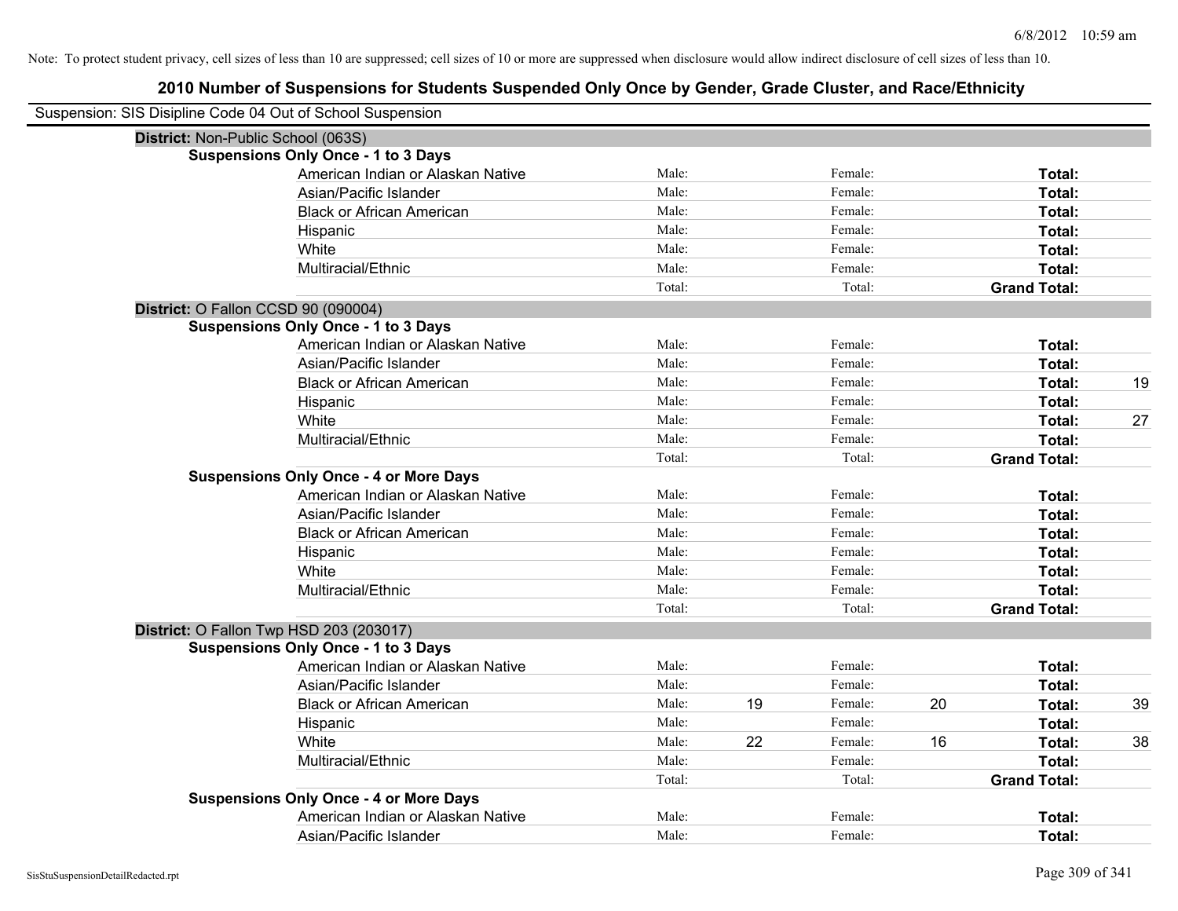Note: To protect student privacy, cell sizes of less than 10 are suppressed; cell sizes of 10 or more are suppressed when disclosure would allow indirect disclosure of cell sizes of less than 10.

# 2010 Number of Suspensions for Students Suspended Only Once by Gender, Grade Cluster, and Race/Ethnicity

Suspension: SIS Disipline Code 04 Out of School Suspension

## District: Non-Public School (063S)

### Suspensions Only Once - 1 to 3 Days

| Race/Ethnicity | Male: | | Female: | | Total: | |
|---|---|---|---|---|---|---|
| American Indian or Alaskan Native | Male: | | Female: | | **Total:** | |
| Asian/Pacific Islander | Male: | | Female: | | **Total:** | |
| Black or African American | Male: | | Female: | | **Total:** | |
| Hispanic | Male: | | Female: | | **Total:** | |
| White | Male: | | Female: | | **Total:** | |
| Multiracial/Ethnic | Male: | | Female: | | **Total:** | |
| | Total: | | Total: | | **Grand Total:** | |

## District: O Fallon CCSD 90 (090004)

### Suspensions Only Once - 1 to 3 Days

| Race/Ethnicity | Male: | | Female: | | Total: | |
|---|---|---|---|---|---|---|
| American Indian or Alaskan Native | Male: | | Female: | | **Total:** | |
| Asian/Pacific Islander | Male: | | Female: | | **Total:** | |
| Black or African American | Male: | | Female: | | **Total:** | 19 |
| Hispanic | Male: | | Female: | | **Total:** | |
| White | Male: | | Female: | | **Total:** | 27 |
| Multiracial/Ethnic | Male: | | Female: | | **Total:** | |
| | Total: | | Total: | | **Grand Total:** | |

### Suspensions Only Once - 4 or More Days

| Race/Ethnicity | Male: | | Female: | | Total: | |
|---|---|---|---|---|---|---|
| American Indian or Alaskan Native | Male: | | Female: | | **Total:** | |
| Asian/Pacific Islander | Male: | | Female: | | **Total:** | |
| Black or African American | Male: | | Female: | | **Total:** | |
| Hispanic | Male: | | Female: | | **Total:** | |
| White | Male: | | Female: | | **Total:** | |
| Multiracial/Ethnic | Male: | | Female: | | **Total:** | |
| | Total: | | Total: | | **Grand Total:** | |

## District: O Fallon Twp HSD 203 (203017)

### Suspensions Only Once - 1 to 3 Days

| Race/Ethnicity | Male: | | Female: | | Total: | |
|---|---|---|---|---|---|---|
| American Indian or Alaskan Native | Male: | | Female: | | **Total:** | |
| Asian/Pacific Islander | Male: | | Female: | | **Total:** | |
| Black or African American | Male: | 19 | Female: | 20 | **Total:** | 39 |
| Hispanic | Male: | | Female: | | **Total:** | |
| White | Male: | 22 | Female: | 16 | **Total:** | 38 |
| Multiracial/Ethnic | Male: | | Female: | | **Total:** | |
| | Total: | | Total: | | **Grand Total:** | |

### Suspensions Only Once - 4 or More Days

| Race/Ethnicity | Male: | | Female: | | Total: | |
|---|---|---|---|---|---|---|
| American Indian or Alaskan Native | Male: | | Female: | | **Total:** | |
| Asian/Pacific Islander | Male: | | Female: | | **Total:** | |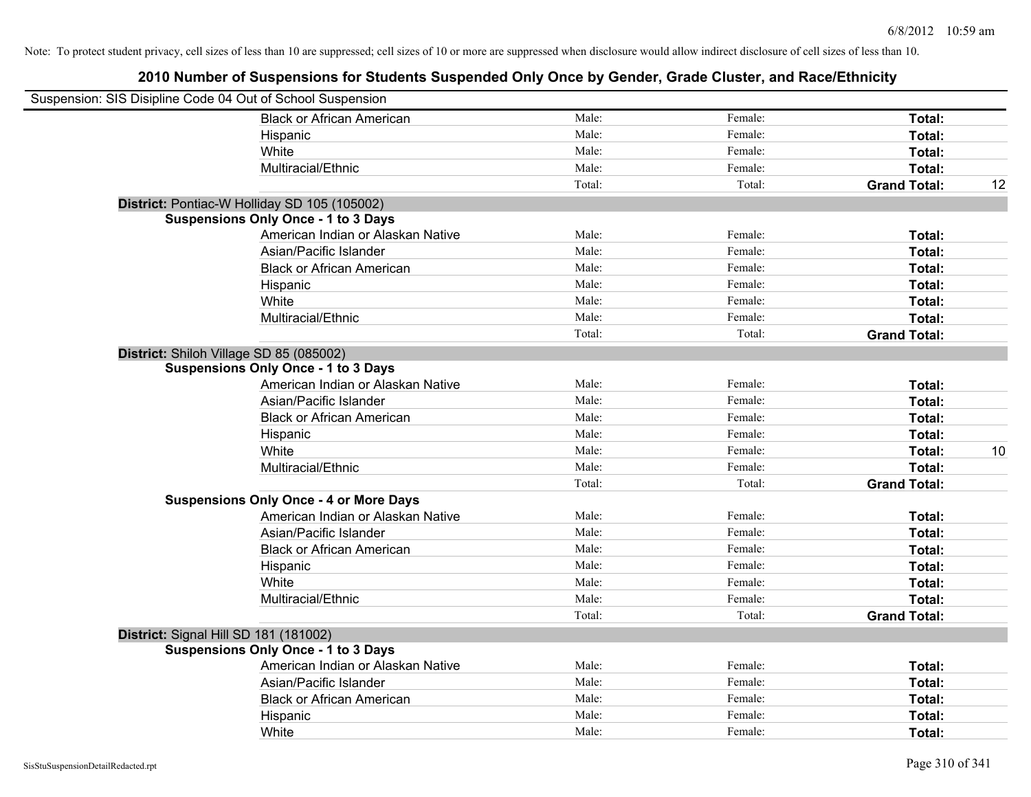Note: To protect student privacy, cell sizes of less than 10 are suppressed; cell sizes of 10 or more are suppressed when disclosure would allow indirect disclosure of cell sizes of less than 10.

## 2010 Number of Suspensions for Students Suspended Only Once by Gender, Grade Cluster, and Race/Ethnicity

Suspension: SIS Disipline Code 04 Out of School Suspension

| | | | | |
|---|---|---|---|---|
| Black or African American | Male: | Female: | **Total:** | |
| Hispanic | Male: | Female: | **Total:** | |
| White | Male: | Female: | **Total:** | |
| Multiracial/Ethnic | Male: | Female: | **Total:** | |
| | Total: | Total: | **Grand Total:** | 12 |

**District:** Pontiac-W Holliday SD 105 (105002)

**Suspensions Only Once - 1 to 3 Days**

| | | | | |
|---|---|---|---|---|
| American Indian or Alaskan Native | Male: | Female: | **Total:** | |
| Asian/Pacific Islander | Male: | Female: | **Total:** | |
| Black or African American | Male: | Female: | **Total:** | |
| Hispanic | Male: | Female: | **Total:** | |
| White | Male: | Female: | **Total:** | |
| Multiracial/Ethnic | Male: | Female: | **Total:** | |
| | Total: | Total: | **Grand Total:** | |

**District:** Shiloh Village SD 85 (085002)

**Suspensions Only Once - 1 to 3 Days**

| | | | | |
|---|---|---|---|---|
| American Indian or Alaskan Native | Male: | Female: | **Total:** | |
| Asian/Pacific Islander | Male: | Female: | **Total:** | |
| Black or African American | Male: | Female: | **Total:** | |
| Hispanic | Male: | Female: | **Total:** | |
| White | Male: | Female: | **Total:** | 10 |
| Multiracial/Ethnic | Male: | Female: | **Total:** | |
| | Total: | Total: | **Grand Total:** | |

**Suspensions Only Once - 4 or More Days**

| | | | | |
|---|---|---|---|---|
| American Indian or Alaskan Native | Male: | Female: | **Total:** | |
| Asian/Pacific Islander | Male: | Female: | **Total:** | |
| Black or African American | Male: | Female: | **Total:** | |
| Hispanic | Male: | Female: | **Total:** | |
| White | Male: | Female: | **Total:** | |
| Multiracial/Ethnic | Male: | Female: | **Total:** | |
| | Total: | Total: | **Grand Total:** | |

**District:** Signal Hill SD 181 (181002)

**Suspensions Only Once - 1 to 3 Days**

| | | | | |
|---|---|---|---|---|
| American Indian or Alaskan Native | Male: | Female: | **Total:** | |
| Asian/Pacific Islander | Male: | Female: | **Total:** | |
| Black or African American | Male: | Female: | **Total:** | |
| Hispanic | Male: | Female: | **Total:** | |
| White | Male: | Female: | **Total:** | |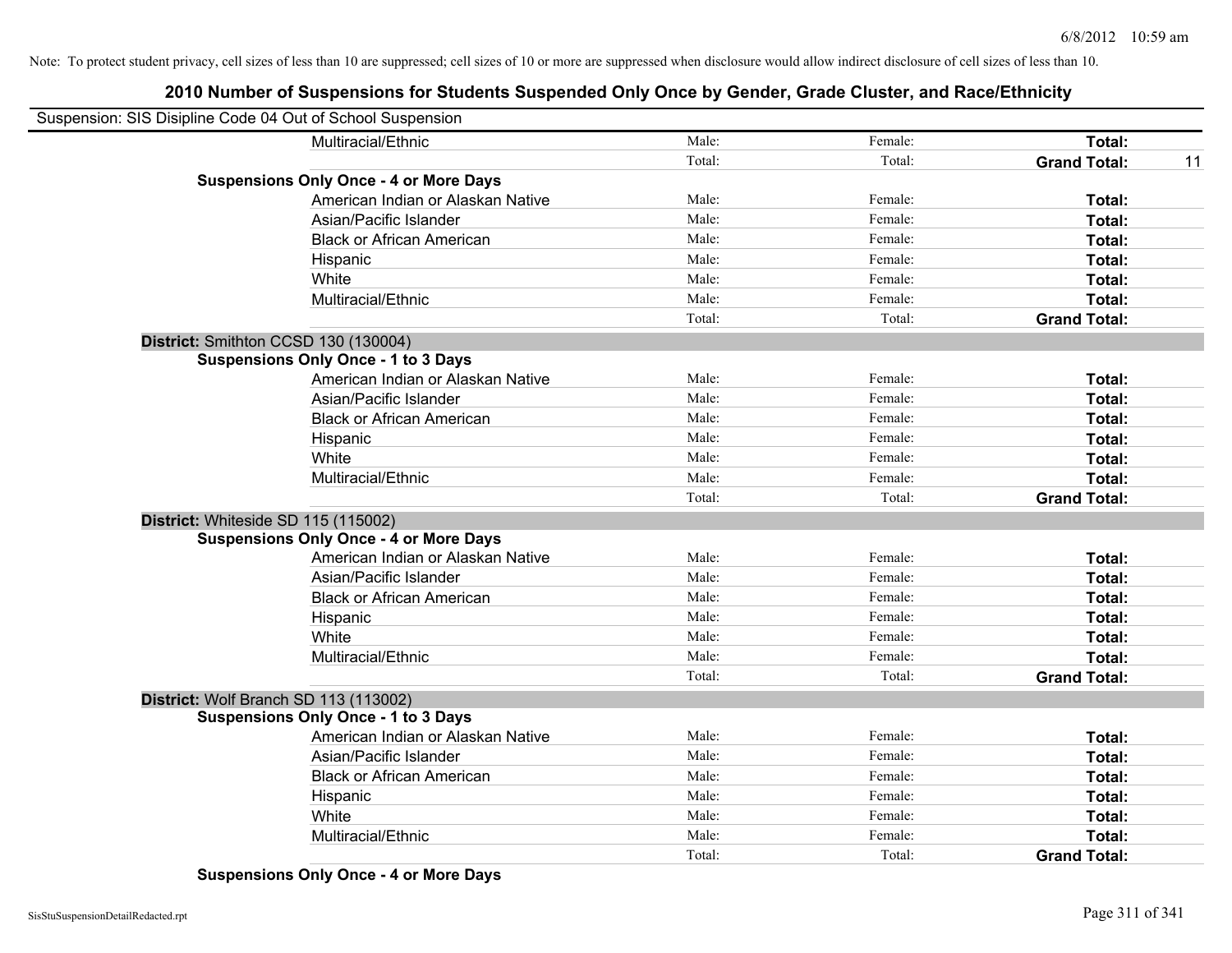Note: To protect student privacy, cell sizes of less than 10 are suppressed; cell sizes of 10 or more are suppressed when disclosure would allow indirect disclosure of cell sizes of less than 10.

# 2010 Number of Suspensions for Students Suspended Only Once by Gender, Grade Cluster, and Race/Ethnicity

Suspension: SIS Disipline Code 04 Out of School Suspension

| | | | | |
|---|---|---|---|---|
| Multiracial/Ethnic | Male: | Female: | **Total:** | |
| | Total: | Total: | **Grand Total:** | 11 |
| **Suspensions Only Once - 4 or More Days** | | | | |
| American Indian or Alaskan Native | Male: | Female: | **Total:** | |
| Asian/Pacific Islander | Male: | Female: | **Total:** | |
| Black or African American | Male: | Female: | **Total:** | |
| Hispanic | Male: | Female: | **Total:** | |
| White | Male: | Female: | **Total:** | |
| Multiracial/Ethnic | Male: | Female: | **Total:** | |
| | Total: | Total: | **Grand Total:** | |
| **District:** Smithton CCSD 130 (130004) | | | | |
| **Suspensions Only Once - 1 to 3 Days** | | | | |
| American Indian or Alaskan Native | Male: | Female: | **Total:** | |
| Asian/Pacific Islander | Male: | Female: | **Total:** | |
| Black or African American | Male: | Female: | **Total:** | |
| Hispanic | Male: | Female: | **Total:** | |
| White | Male: | Female: | **Total:** | |
| Multiracial/Ethnic | Male: | Female: | **Total:** | |
| | Total: | Total: | **Grand Total:** | |
| **District:** Whiteside SD 115 (115002) | | | | |
| **Suspensions Only Once - 4 or More Days** | | | | |
| American Indian or Alaskan Native | Male: | Female: | **Total:** | |
| Asian/Pacific Islander | Male: | Female: | **Total:** | |
| Black or African American | Male: | Female: | **Total:** | |
| Hispanic | Male: | Female: | **Total:** | |
| White | Male: | Female: | **Total:** | |
| Multiracial/Ethnic | Male: | Female: | **Total:** | |
| | Total: | Total: | **Grand Total:** | |
| **District:** Wolf Branch SD 113 (113002) | | | | |
| **Suspensions Only Once - 1 to 3 Days** | | | | |
| American Indian or Alaskan Native | Male: | Female: | **Total:** | |
| Asian/Pacific Islander | Male: | Female: | **Total:** | |
| Black or African American | Male: | Female: | **Total:** | |
| Hispanic | Male: | Female: | **Total:** | |
| White | Male: | Female: | **Total:** | |
| Multiracial/Ethnic | Male: | Female: | **Total:** | |
| | Total: | Total: | **Grand Total:** | |
| **Suspensions Only Once - 4 or More Days** | | | | |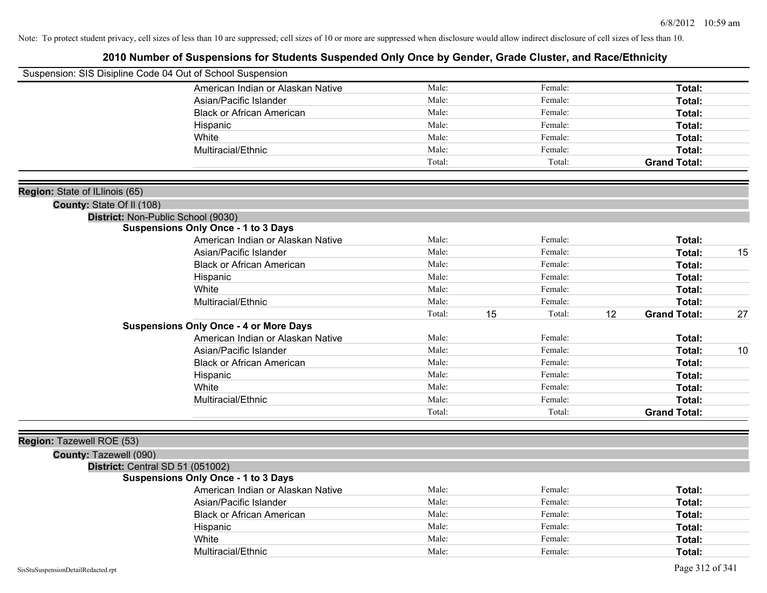Note: To protect student privacy, cell sizes of less than 10 are suppressed; cell sizes of 10 or more are suppressed when disclosure would allow indirect disclosure of cell sizes of less than 10.

# 2010 Number of Suspensions for Students Suspended Only Once by Gender, Grade Cluster, and Race/Ethnicity

Suspension: SIS Disipline Code 04 Out of School Suspension

| | | | | | | |
|---|---|---|---|---|---|---|
| American Indian or Alaskan Native | Male: | | Female: | | **Total:** | |
| Asian/Pacific Islander | Male: | | Female: | | **Total:** | |
| Black or African American | Male: | | Female: | | **Total:** | |
| Hispanic | Male: | | Female: | | **Total:** | |
| White | Male: | | Female: | | **Total:** | |
| Multiracial/Ethnic | Male: | | Female: | | **Total:** | |
| | Total: | | Total: | | **Grand Total:** | |

**Region:** State of ILlinois (65)

**County:** State Of Il (108)

**District:** Non-Public School (9030)

**Suspensions Only Once - 1 to 3 Days**

| | | | | | | |
|---|---|---|---|---|---|---|
| American Indian or Alaskan Native | Male: | | Female: | | **Total:** | |
| Asian/Pacific Islander | Male: | | Female: | | **Total:** | 15 |
| Black or African American | Male: | | Female: | | **Total:** | |
| Hispanic | Male: | | Female: | | **Total:** | |
| White | Male: | | Female: | | **Total:** | |
| Multiracial/Ethnic | Male: | | Female: | | **Total:** | |
| | Total: | 15 | Total: | 12 | **Grand Total:** | 27 |

**Suspensions Only Once - 4 or More Days**

| | | | | | | |
|---|---|---|---|---|---|---|
| American Indian or Alaskan Native | Male: | | Female: | | **Total:** | |
| Asian/Pacific Islander | Male: | | Female: | | **Total:** | 10 |
| Black or African American | Male: | | Female: | | **Total:** | |
| Hispanic | Male: | | Female: | | **Total:** | |
| White | Male: | | Female: | | **Total:** | |
| Multiracial/Ethnic | Male: | | Female: | | **Total:** | |
| | Total: | | Total: | | **Grand Total:** | |

**Region:** Tazewell ROE (53)

**County:** Tazewell (090)

**District:** Central SD 51 (051002)

**Suspensions Only Once - 1 to 3 Days**

| | | | | | | |
|---|---|---|---|---|---|---|
| American Indian or Alaskan Native | Male: | | Female: | | **Total:** | |
| Asian/Pacific Islander | Male: | | Female: | | **Total:** | |
| Black or African American | Male: | | Female: | | **Total:** | |
| Hispanic | Male: | | Female: | | **Total:** | |
| White | Male: | | Female: | | **Total:** | |
| Multiracial/Ethnic | Male: | | Female: | | **Total:** | |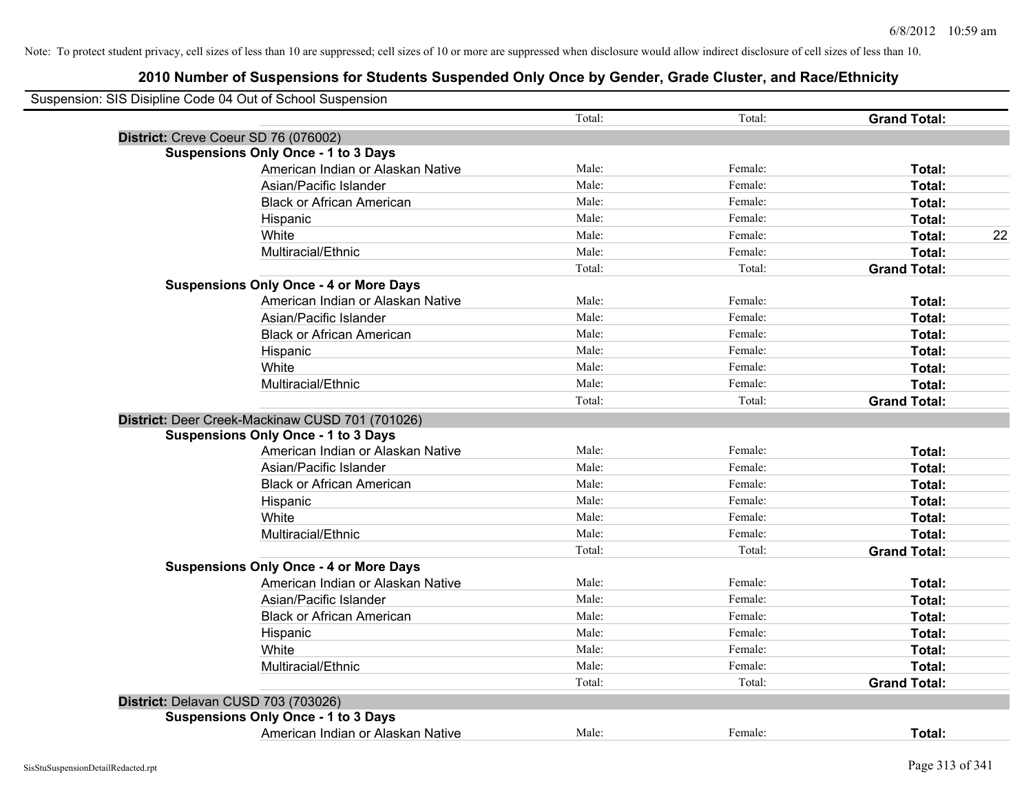Note: To protect student privacy, cell sizes of less than 10 are suppressed; cell sizes of 10 or more are suppressed when disclosure would allow indirect disclosure of cell sizes of less than 10.

# 2010 Number of Suspensions for Students Suspended Only Once by Gender, Grade Cluster, and Race/Ethnicity

Suspension: SIS Disipline Code 04 Out of School Suspension

| | | Total: | Total: | **Grand Total:** | |
|---|---|---|---|---|---|
| **District:** Creve Coeur SD 76 (076002) | | | | | |
| **Suspensions Only Once - 1 to 3 Days** | | | | | |
| | American Indian or Alaskan Native | Male: | Female: | **Total:** | |
| | Asian/Pacific Islander | Male: | Female: | **Total:** | |
| | Black or African American | Male: | Female: | **Total:** | |
| | Hispanic | Male: | Female: | **Total:** | |
| | White | Male: | Female: | **Total:** | 22 |
| | Multiracial/Ethnic | Male: | Female: | **Total:** | |
| | | Total: | Total: | **Grand Total:** | |
| **Suspensions Only Once - 4 or More Days** | | | | | |
| | American Indian or Alaskan Native | Male: | Female: | **Total:** | |
| | Asian/Pacific Islander | Male: | Female: | **Total:** | |
| | Black or African American | Male: | Female: | **Total:** | |
| | Hispanic | Male: | Female: | **Total:** | |
| | White | Male: | Female: | **Total:** | |
| | Multiracial/Ethnic | Male: | Female: | **Total:** | |
| | | Total: | Total: | **Grand Total:** | |
| **District:** Deer Creek-Mackinaw CUSD 701 (701026) | | | | | |
| **Suspensions Only Once - 1 to 3 Days** | | | | | |
| | American Indian or Alaskan Native | Male: | Female: | **Total:** | |
| | Asian/Pacific Islander | Male: | Female: | **Total:** | |
| | Black or African American | Male: | Female: | **Total:** | |
| | Hispanic | Male: | Female: | **Total:** | |
| | White | Male: | Female: | **Total:** | |
| | Multiracial/Ethnic | Male: | Female: | **Total:** | |
| | | Total: | Total: | **Grand Total:** | |
| **Suspensions Only Once - 4 or More Days** | | | | | |
| | American Indian or Alaskan Native | Male: | Female: | **Total:** | |
| | Asian/Pacific Islander | Male: | Female: | **Total:** | |
| | Black or African American | Male: | Female: | **Total:** | |
| | Hispanic | Male: | Female: | **Total:** | |
| | White | Male: | Female: | **Total:** | |
| | Multiracial/Ethnic | Male: | Female: | **Total:** | |
| | | Total: | Total: | **Grand Total:** | |
| **District:** Delavan CUSD 703 (703026) | | | | | |
| **Suspensions Only Once - 1 to 3 Days** | | | | | |
| | American Indian or Alaskan Native | Male: | Female: | **Total:** | |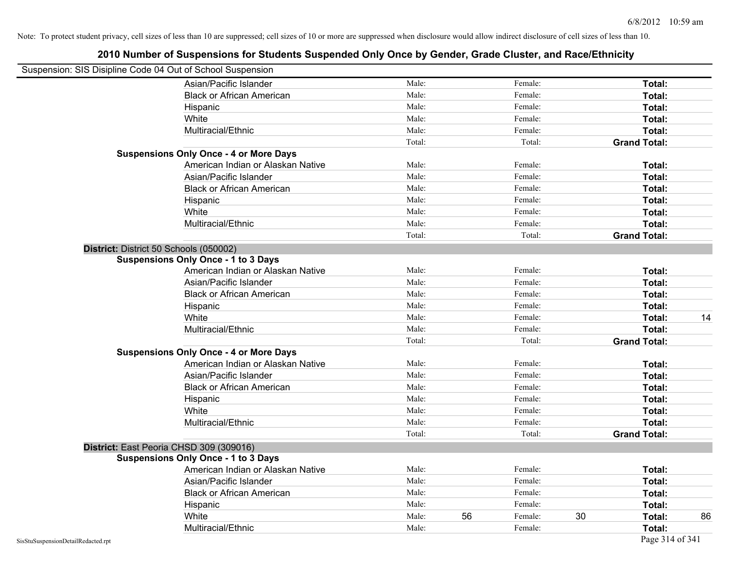Note: To protect student privacy, cell sizes of less than 10 are suppressed; cell sizes of 10 or more are suppressed when disclosure would allow indirect disclosure of cell sizes of less than 10.

# 2010 Number of Suspensions for Students Suspended Only Once by Gender, Grade Cluster, and Race/Ethnicity

Suspension: SIS Disipline Code 04 Out of School Suspension

| | | | | | | | |
|---|---|---|---|---|---|---|---|
| Asian/Pacific Islander | Male: | | Female: | | **Total:** | |
| Black or African American | Male: | | Female: | | **Total:** | |
| Hispanic | Male: | | Female: | | **Total:** | |
| White | Male: | | Female: | | **Total:** | |
| Multiracial/Ethnic | Male: | | Female: | | **Total:** | |
| | Total: | | Total: | | **Grand Total:** | |

**Suspensions Only Once - 4 or More Days**

| | | | | | | |
|---|---|---|---|---|---|---|
| American Indian or Alaskan Native | Male: | | Female: | | **Total:** | |
| Asian/Pacific Islander | Male: | | Female: | | **Total:** | |
| Black or African American | Male: | | Female: | | **Total:** | |
| Hispanic | Male: | | Female: | | **Total:** | |
| White | Male: | | Female: | | **Total:** | |
| Multiracial/Ethnic | Male: | | Female: | | **Total:** | |
| | Total: | | Total: | | **Grand Total:** | |

**District:** District 50 Schools (050002)

**Suspensions Only Once - 1 to 3 Days**

| | | | | | | |
|---|---|---|---|---|---|---|
| American Indian or Alaskan Native | Male: | | Female: | | **Total:** | |
| Asian/Pacific Islander | Male: | | Female: | | **Total:** | |
| Black or African American | Male: | | Female: | | **Total:** | |
| Hispanic | Male: | | Female: | | **Total:** | |
| White | Male: | | Female: | | **Total:** | 14 |
| Multiracial/Ethnic | Male: | | Female: | | **Total:** | |
| | Total: | | Total: | | **Grand Total:** | |

**Suspensions Only Once - 4 or More Days**

| | | | | | | |
|---|---|---|---|---|---|---|
| American Indian or Alaskan Native | Male: | | Female: | | **Total:** | |
| Asian/Pacific Islander | Male: | | Female: | | **Total:** | |
| Black or African American | Male: | | Female: | | **Total:** | |
| Hispanic | Male: | | Female: | | **Total:** | |
| White | Male: | | Female: | | **Total:** | |
| Multiracial/Ethnic | Male: | | Female: | | **Total:** | |
| | Total: | | Total: | | **Grand Total:** | |

**District:** East Peoria CHSD 309 (309016)

**Suspensions Only Once - 1 to 3 Days**

| | | | | | | |
|---|---|---|---|---|---|---|
| American Indian or Alaskan Native | Male: | | Female: | | **Total:** | |
| Asian/Pacific Islander | Male: | | Female: | | **Total:** | |
| Black or African American | Male: | | Female: | | **Total:** | |
| Hispanic | Male: | | Female: | | **Total:** | |
| White | Male: | 56 | Female: | 30 | **Total:** | 86 |
| Multiracial/Ethnic | Male: | | Female: | | **Total:** | |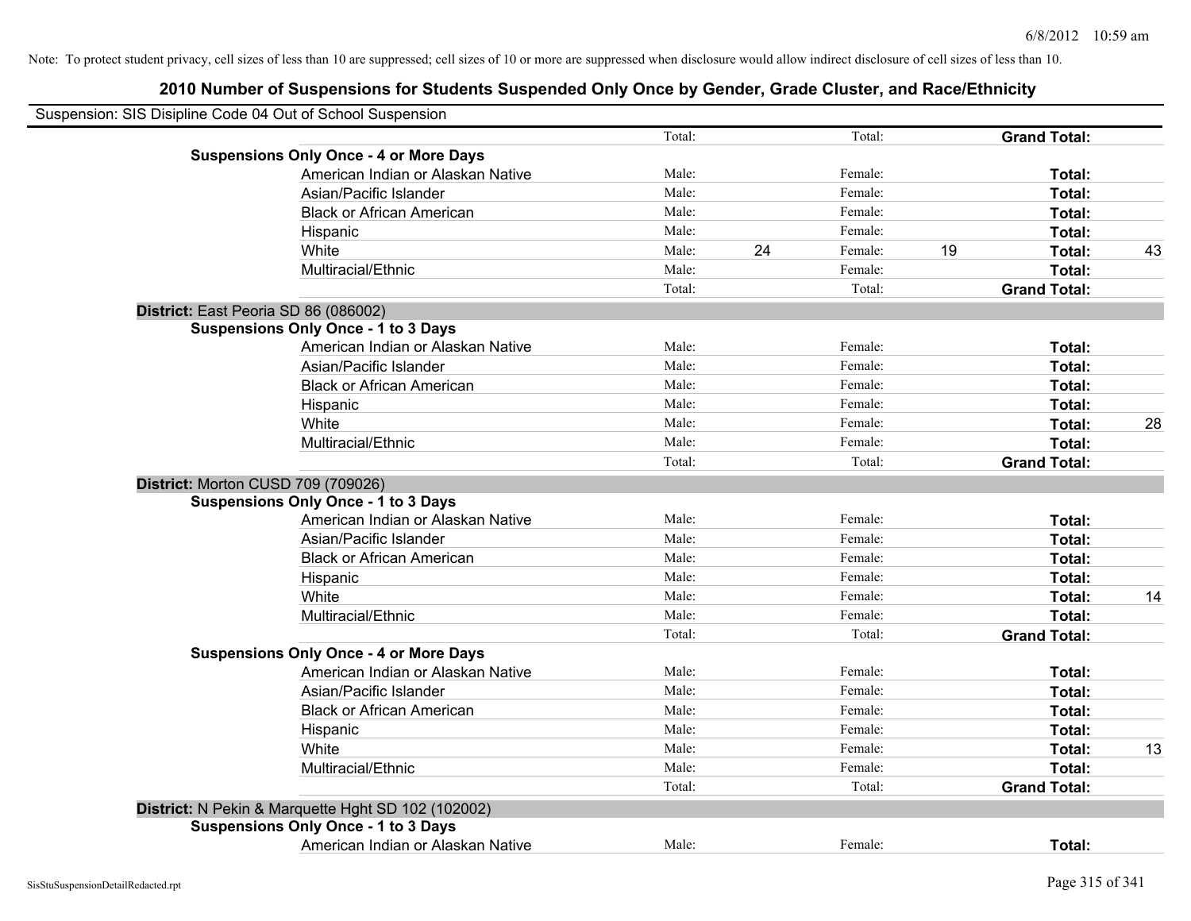6/8/2012 10:59 am

Note: To protect student privacy, cell sizes of less than 10 are suppressed; cell sizes of 10 or more are suppressed when disclosure would allow indirect disclosure of cell sizes of less than 10.

## 2010 Number of Suspensions for Students Suspended Only Once by Gender, Grade Cluster, and Race/Ethnicity

Suspension: SIS Disipline Code 04 Out of School Suspension

| | | | | | | | |
|---|---|---|---|---|---|---|---|
| | | Total: | | Total: | | **Grand Total:** | |
| **Suspensions Only Once - 4 or More Days** | | | | | | | |
| | American Indian or Alaskan Native | Male: | | Female: | | **Total:** | |
| | Asian/Pacific Islander | Male: | | Female: | | **Total:** | |
| | Black or African American | Male: | | Female: | | **Total:** | |
| | Hispanic | Male: | | Female: | | **Total:** | |
| | White | Male: | 24 | Female: | 19 | **Total:** | 43 |
| | Multiracial/Ethnic | Male: | | Female: | | **Total:** | |
| | | Total: | | Total: | | **Grand Total:** | |
| **District:** East Peoria SD 86 (086002) | | | | | | | |
| **Suspensions Only Once - 1 to 3 Days** | | | | | | | |
| | American Indian or Alaskan Native | Male: | | Female: | | **Total:** | |
| | Asian/Pacific Islander | Male: | | Female: | | **Total:** | |
| | Black or African American | Male: | | Female: | | **Total:** | |
| | Hispanic | Male: | | Female: | | **Total:** | |
| | White | Male: | | Female: | | **Total:** | 28 |
| | Multiracial/Ethnic | Male: | | Female: | | **Total:** | |
| | | Total: | | Total: | | **Grand Total:** | |
| **District:** Morton CUSD 709 (709026) | | | | | | | |
| **Suspensions Only Once - 1 to 3 Days** | | | | | | | |
| | American Indian or Alaskan Native | Male: | | Female: | | **Total:** | |
| | Asian/Pacific Islander | Male: | | Female: | | **Total:** | |
| | Black or African American | Male: | | Female: | | **Total:** | |
| | Hispanic | Male: | | Female: | | **Total:** | |
| | White | Male: | | Female: | | **Total:** | 14 |
| | Multiracial/Ethnic | Male: | | Female: | | **Total:** | |
| | | Total: | | Total: | | **Grand Total:** | |
| **Suspensions Only Once - 4 or More Days** | | | | | | | |
| | American Indian or Alaskan Native | Male: | | Female: | | **Total:** | |
| | Asian/Pacific Islander | Male: | | Female: | | **Total:** | |
| | Black or African American | Male: | | Female: | | **Total:** | |
| | Hispanic | Male: | | Female: | | **Total:** | |
| | White | Male: | | Female: | | **Total:** | 13 |
| | Multiracial/Ethnic | Male: | | Female: | | **Total:** | |
| | | Total: | | Total: | | **Grand Total:** | |
| **District:** N Pekin & Marquette Hght SD 102 (102002) | | | | | | | |
| **Suspensions Only Once - 1 to 3 Days** | | | | | | | |
| | American Indian or Alaskan Native | Male: | | Female: | | **Total:** | |

SisStuSuspensionDetailRedacted.rpt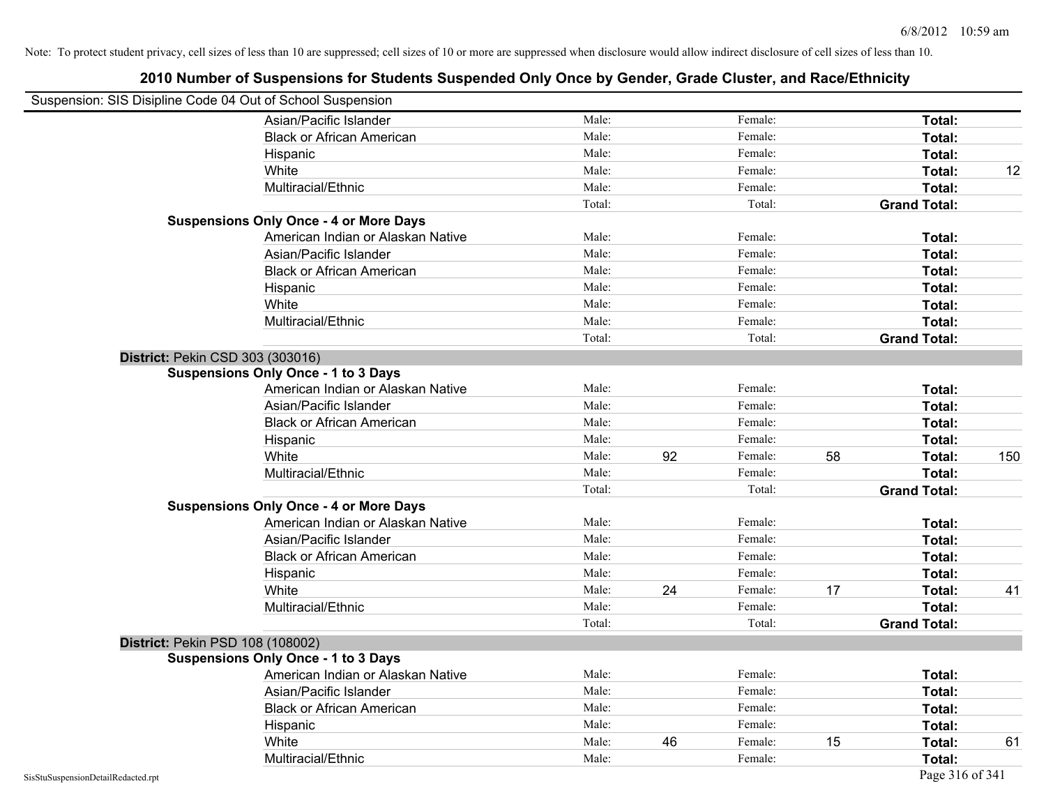Note: To protect student privacy, cell sizes of less than 10 are suppressed; cell sizes of 10 or more are suppressed when disclosure would allow indirect disclosure of cell sizes of less than 10.

## 2010 Number of Suspensions for Students Suspended Only Once by Gender, Grade Cluster, and Race/Ethnicity

Suspension: SIS Disipline Code 04 Out of School Suspension

| | | | | | | |
|---|---|---|---|---|---|---|
| Asian/Pacific Islander | Male: | | Female: | | **Total:** | |
| Black or African American | Male: | | Female: | | **Total:** | |
| Hispanic | Male: | | Female: | | **Total:** | |
| White | Male: | | Female: | | **Total:** | 12 |
| Multiracial/Ethnic | Male: | | Female: | | **Total:** | |
| | Total: | | Total: | | **Grand Total:** | |

**Suspensions Only Once - 4 or More Days**

| | | | | | | |
|---|---|---|---|---|---|---|
| American Indian or Alaskan Native | Male: | | Female: | | **Total:** | |
| Asian/Pacific Islander | Male: | | Female: | | **Total:** | |
| Black or African American | Male: | | Female: | | **Total:** | |
| Hispanic | Male: | | Female: | | **Total:** | |
| White | Male: | | Female: | | **Total:** | |
| Multiracial/Ethnic | Male: | | Female: | | **Total:** | |
| | Total: | | Total: | | **Grand Total:** | |

**District:** Pekin CSD 303 (303016)

**Suspensions Only Once - 1 to 3 Days**

| | | | | | | |
|---|---|---|---|---|---|---|
| American Indian or Alaskan Native | Male: | | Female: | | **Total:** | |
| Asian/Pacific Islander | Male: | | Female: | | **Total:** | |
| Black or African American | Male: | | Female: | | **Total:** | |
| Hispanic | Male: | | Female: | | **Total:** | |
| White | Male: | 92 | Female: | 58 | **Total:** | 150 |
| Multiracial/Ethnic | Male: | | Female: | | **Total:** | |
| | Total: | | Total: | | **Grand Total:** | |

**Suspensions Only Once - 4 or More Days**

| | | | | | | |
|---|---|---|---|---|---|---|
| American Indian or Alaskan Native | Male: | | Female: | | **Total:** | |
| Asian/Pacific Islander | Male: | | Female: | | **Total:** | |
| Black or African American | Male: | | Female: | | **Total:** | |
| Hispanic | Male: | | Female: | | **Total:** | |
| White | Male: | 24 | Female: | 17 | **Total:** | 41 |
| Multiracial/Ethnic | Male: | | Female: | | **Total:** | |
| | Total: | | Total: | | **Grand Total:** | |

**District:** Pekin PSD 108 (108002)

**Suspensions Only Once - 1 to 3 Days**

| | | | | | | |
|---|---|---|---|---|---|---|
| American Indian or Alaskan Native | Male: | | Female: | | **Total:** | |
| Asian/Pacific Islander | Male: | | Female: | | **Total:** | |
| Black or African American | Male: | | Female: | | **Total:** | |
| Hispanic | Male: | | Female: | | **Total:** | |
| White | Male: | 46 | Female: | 15 | **Total:** | 61 |
| Multiracial/Ethnic | Male: | | Female: | | **Total:** | |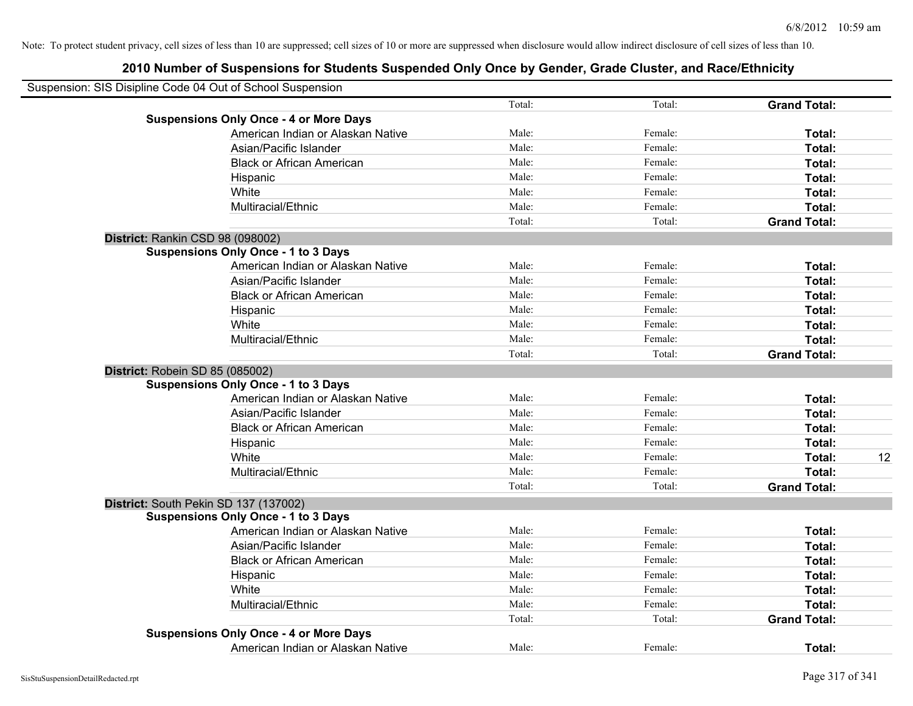Note: To protect student privacy, cell sizes of less than 10 are suppressed; cell sizes of 10 or more are suppressed when disclosure would allow indirect disclosure of cell sizes of less than 10.

# 2010 Number of Suspensions for Students Suspended Only Once by Gender, Grade Cluster, and Race/Ethnicity

Suspension: SIS Disipline Code 04 Out of School Suspension

| | | | | | |
|---|---|---|---|---|---|
| | | Total: | Total: | **Grand Total:** | |
| **Suspensions Only Once - 4 or More Days** | | | | | |
| | American Indian or Alaskan Native | Male: | Female: | **Total:** | |
| | Asian/Pacific Islander | Male: | Female: | **Total:** | |
| | Black or African American | Male: | Female: | **Total:** | |
| | Hispanic | Male: | Female: | **Total:** | |
| | White | Male: | Female: | **Total:** | |
| | Multiracial/Ethnic | Male: | Female: | **Total:** | |
| | | Total: | Total: | **Grand Total:** | |
| **District:** Rankin CSD 98 (098002) | | | | | |
| **Suspensions Only Once - 1 to 3 Days** | | | | | |
| | American Indian or Alaskan Native | Male: | Female: | **Total:** | |
| | Asian/Pacific Islander | Male: | Female: | **Total:** | |
| | Black or African American | Male: | Female: | **Total:** | |
| | Hispanic | Male: | Female: | **Total:** | |
| | White | Male: | Female: | **Total:** | |
| | Multiracial/Ethnic | Male: | Female: | **Total:** | |
| | | Total: | Total: | **Grand Total:** | |
| **District:** Robein SD 85 (085002) | | | | | |
| **Suspensions Only Once - 1 to 3 Days** | | | | | |
| | American Indian or Alaskan Native | Male: | Female: | **Total:** | |
| | Asian/Pacific Islander | Male: | Female: | **Total:** | |
| | Black or African American | Male: | Female: | **Total:** | |
| | Hispanic | Male: | Female: | **Total:** | |
| | White | Male: | Female: | **Total:** | 12 |
| | Multiracial/Ethnic | Male: | Female: | **Total:** | |
| | | Total: | Total: | **Grand Total:** | |
| **District:** South Pekin SD 137 (137002) | | | | | |
| **Suspensions Only Once - 1 to 3 Days** | | | | | |
| | American Indian or Alaskan Native | Male: | Female: | **Total:** | |
| | Asian/Pacific Islander | Male: | Female: | **Total:** | |
| | Black or African American | Male: | Female: | **Total:** | |
| | Hispanic | Male: | Female: | **Total:** | |
| | White | Male: | Female: | **Total:** | |
| | Multiracial/Ethnic | Male: | Female: | **Total:** | |
| | | Total: | Total: | **Grand Total:** | |
| **Suspensions Only Once - 4 or More Days** | | | | | |
| | American Indian or Alaskan Native | Male: | Female: | **Total:** | |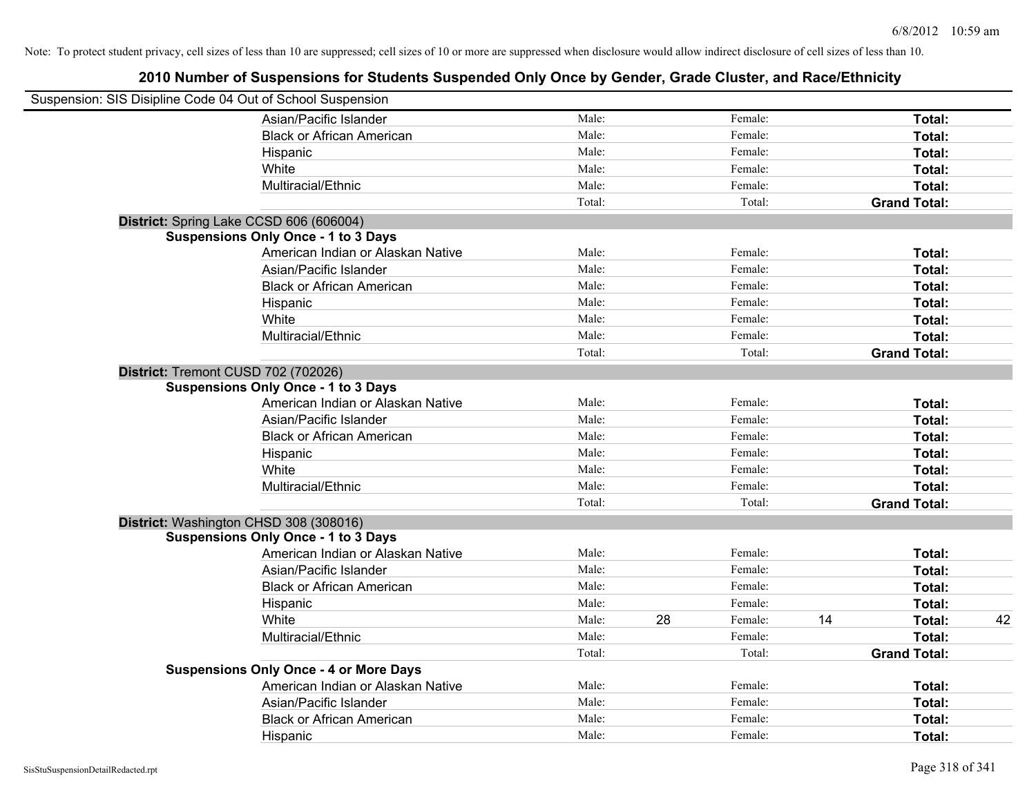Note: To protect student privacy, cell sizes of less than 10 are suppressed; cell sizes of 10 or more are suppressed when disclosure would allow indirect disclosure of cell sizes of less than 10.

## 2010 Number of Suspensions for Students Suspended Only Once by Gender, Grade Cluster, and Race/Ethnicity

Suspension: SIS Disipline Code 04 Out of School Suspension

| | | | | | | |
|---|---|---|---|---|---|---|
| Asian/Pacific Islander | Male: | | Female: | | **Total:** | |
| Black or African American | Male: | | Female: | | **Total:** | |
| Hispanic | Male: | | Female: | | **Total:** | |
| White | Male: | | Female: | | **Total:** | |
| Multiracial/Ethnic | Male: | | Female: | | **Total:** | |
| | Total: | | Total: | | **Grand Total:** | |

**District:** Spring Lake CCSD 606 (606004)

**Suspensions Only Once - 1 to 3 Days**

| | | | | | | |
|---|---|---|---|---|---|---|
| American Indian or Alaskan Native | Male: | | Female: | | **Total:** | |
| Asian/Pacific Islander | Male: | | Female: | | **Total:** | |
| Black or African American | Male: | | Female: | | **Total:** | |
| Hispanic | Male: | | Female: | | **Total:** | |
| White | Male: | | Female: | | **Total:** | |
| Multiracial/Ethnic | Male: | | Female: | | **Total:** | |
| | Total: | | Total: | | **Grand Total:** | |

**District:** Tremont CUSD 702 (702026)

**Suspensions Only Once - 1 to 3 Days**

| | | | | | | |
|---|---|---|---|---|---|---|
| American Indian or Alaskan Native | Male: | | Female: | | **Total:** | |
| Asian/Pacific Islander | Male: | | Female: | | **Total:** | |
| Black or African American | Male: | | Female: | | **Total:** | |
| Hispanic | Male: | | Female: | | **Total:** | |
| White | Male: | | Female: | | **Total:** | |
| Multiracial/Ethnic | Male: | | Female: | | **Total:** | |
| | Total: | | Total: | | **Grand Total:** | |

**District:** Washington CHSD 308 (308016)

**Suspensions Only Once - 1 to 3 Days**

| | | | | | | |
|---|---|---|---|---|---|---|
| American Indian or Alaskan Native | Male: | | Female: | | **Total:** | |
| Asian/Pacific Islander | Male: | | Female: | | **Total:** | |
| Black or African American | Male: | | Female: | | **Total:** | |
| Hispanic | Male: | | Female: | | **Total:** | |
| White | Male: | 28 | Female: | 14 | **Total:** | 42 |
| Multiracial/Ethnic | Male: | | Female: | | **Total:** | |
| | Total: | | Total: | | **Grand Total:** | |

**Suspensions Only Once - 4 or More Days**

| | | | | | | |
|---|---|---|---|---|---|---|
| American Indian or Alaskan Native | Male: | | Female: | | **Total:** | |
| Asian/Pacific Islander | Male: | | Female: | | **Total:** | |
| Black or African American | Male: | | Female: | | **Total:** | |
| Hispanic | Male: | | Female: | | **Total:** | |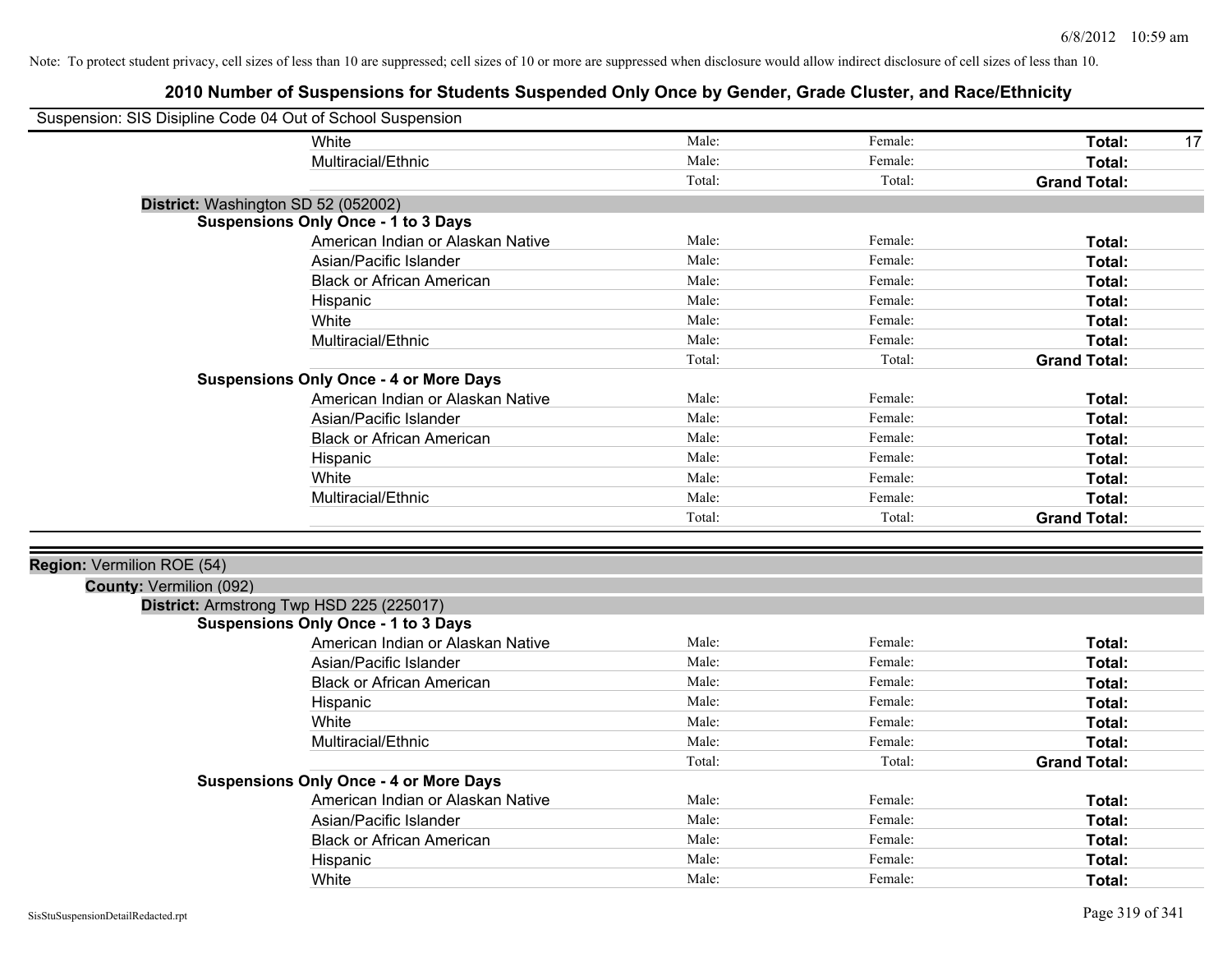Note: To protect student privacy, cell sizes of less than 10 are suppressed; cell sizes of 10 or more are suppressed when disclosure would allow indirect disclosure of cell sizes of less than 10.

# 2010 Number of Suspensions for Students Suspended Only Once by Gender, Grade Cluster, and Race/Ethnicity

Suspension: SIS Disipline Code 04 Out of School Suspension

| | | | | |
|---|---|---|---|---|
| White | Male: | Female: | **Total:** | 17 |
| Multiracial/Ethnic | Male: | Female: | **Total:** | |
| | Total: | Total: | **Grand Total:** | |

**District:** Washington SD 52 (052002)

**Suspensions Only Once - 1 to 3 Days**

| | | | | |
|---|---|---|---|---|
| American Indian or Alaskan Native | Male: | Female: | **Total:** | |
| Asian/Pacific Islander | Male: | Female: | **Total:** | |
| Black or African American | Male: | Female: | **Total:** | |
| Hispanic | Male: | Female: | **Total:** | |
| White | Male: | Female: | **Total:** | |
| Multiracial/Ethnic | Male: | Female: | **Total:** | |
| | Total: | Total: | **Grand Total:** | |

**Suspensions Only Once - 4 or More Days**

| | | | | |
|---|---|---|---|---|
| American Indian or Alaskan Native | Male: | Female: | **Total:** | |
| Asian/Pacific Islander | Male: | Female: | **Total:** | |
| Black or African American | Male: | Female: | **Total:** | |
| Hispanic | Male: | Female: | **Total:** | |
| White | Male: | Female: | **Total:** | |
| Multiracial/Ethnic | Male: | Female: | **Total:** | |
| | Total: | Total: | **Grand Total:** | |

**Region:** Vermilion ROE (54)

**County:** Vermilion (092)

**District:** Armstrong Twp HSD 225 (225017)

**Suspensions Only Once - 1 to 3 Days**

| | | | | |
|---|---|---|---|---|
| American Indian or Alaskan Native | Male: | Female: | **Total:** | |
| Asian/Pacific Islander | Male: | Female: | **Total:** | |
| Black or African American | Male: | Female: | **Total:** | |
| Hispanic | Male: | Female: | **Total:** | |
| White | Male: | Female: | **Total:** | |
| Multiracial/Ethnic | Male: | Female: | **Total:** | |
| | Total: | Total: | **Grand Total:** | |

**Suspensions Only Once - 4 or More Days**

| | | | | |
|---|---|---|---|---|
| American Indian or Alaskan Native | Male: | Female: | **Total:** | |
| Asian/Pacific Islander | Male: | Female: | **Total:** | |
| Black or African American | Male: | Female: | **Total:** | |
| Hispanic | Male: | Female: | **Total:** | |
| White | Male: | Female: | **Total:** | |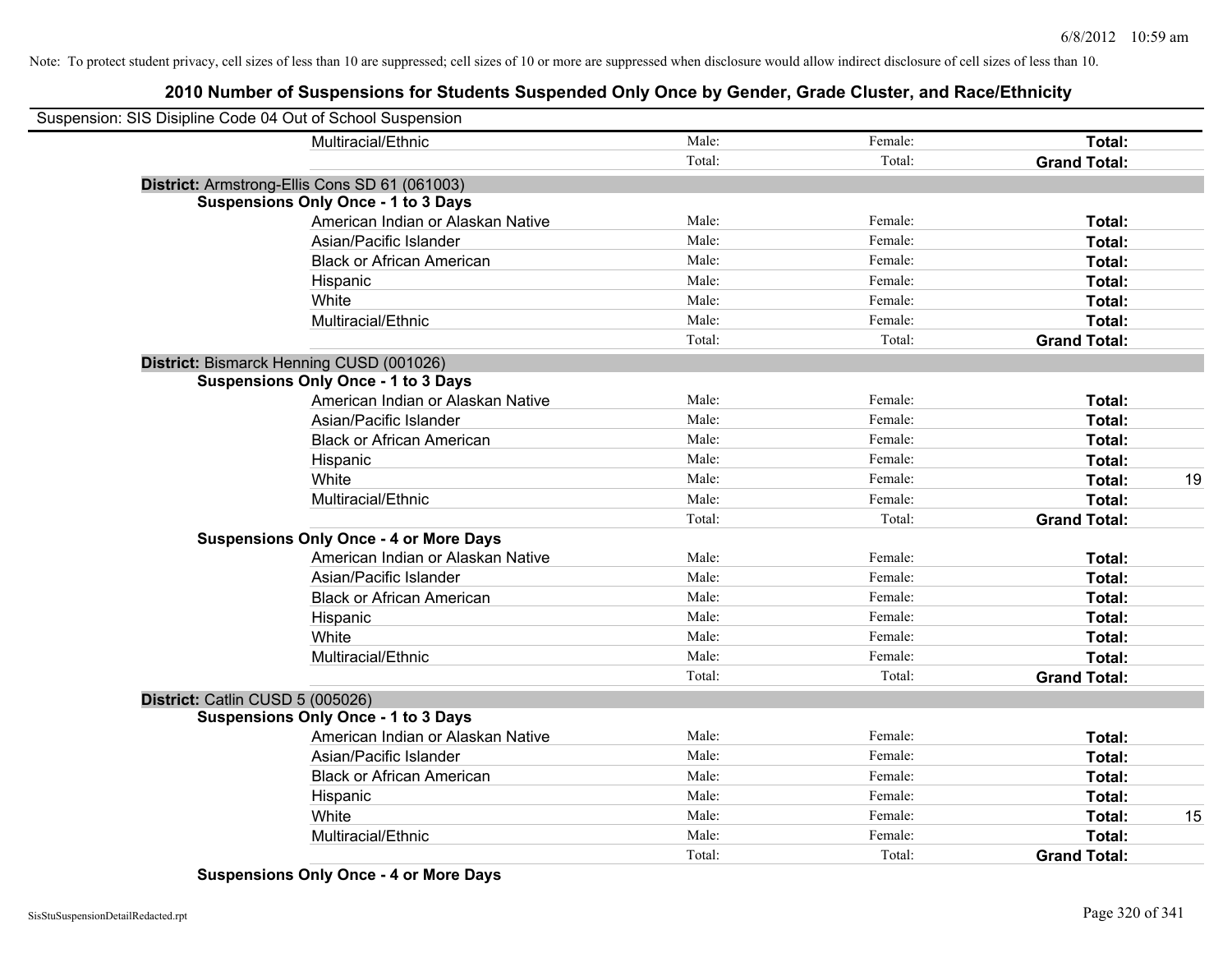Note: To protect student privacy, cell sizes of less than 10 are suppressed; cell sizes of 10 or more are suppressed when disclosure would allow indirect disclosure of cell sizes of less than 10.

## 2010 Number of Suspensions for Students Suspended Only Once by Gender, Grade Cluster, and Race/Ethnicity

Suspension: SIS Disipline Code 04 Out of School Suspension

| | | | | |
|---|---|---|---|---|
| Multiracial/Ethnic | Male: | Female: | **Total:** | |
| | Total: | Total: | **Grand Total:** | |

**District:** Armstrong-Ellis Cons SD 61 (061003)

**Suspensions Only Once - 1 to 3 Days**

| | | | | |
|---|---|---|---|---|
| American Indian or Alaskan Native | Male: | Female: | **Total:** | |
| Asian/Pacific Islander | Male: | Female: | **Total:** | |
| Black or African American | Male: | Female: | **Total:** | |
| Hispanic | Male: | Female: | **Total:** | |
| White | Male: | Female: | **Total:** | |
| Multiracial/Ethnic | Male: | Female: | **Total:** | |
| | Total: | Total: | **Grand Total:** | |

**District:** Bismarck Henning CUSD (001026)

**Suspensions Only Once - 1 to 3 Days**

| | | | | |
|---|---|---|---|---|
| American Indian or Alaskan Native | Male: | Female: | **Total:** | |
| Asian/Pacific Islander | Male: | Female: | **Total:** | |
| Black or African American | Male: | Female: | **Total:** | |
| Hispanic | Male: | Female: | **Total:** | |
| White | Male: | Female: | **Total:** | 19 |
| Multiracial/Ethnic | Male: | Female: | **Total:** | |
| | Total: | Total: | **Grand Total:** | |

**Suspensions Only Once - 4 or More Days**

| | | | | |
|---|---|---|---|---|
| American Indian or Alaskan Native | Male: | Female: | **Total:** | |
| Asian/Pacific Islander | Male: | Female: | **Total:** | |
| Black or African American | Male: | Female: | **Total:** | |
| Hispanic | Male: | Female: | **Total:** | |
| White | Male: | Female: | **Total:** | |
| Multiracial/Ethnic | Male: | Female: | **Total:** | |
| | Total: | Total: | **Grand Total:** | |

**District:** Catlin CUSD 5 (005026)

**Suspensions Only Once - 1 to 3 Days**

| | | | | |
|---|---|---|---|---|
| American Indian or Alaskan Native | Male: | Female: | **Total:** | |
| Asian/Pacific Islander | Male: | Female: | **Total:** | |
| Black or African American | Male: | Female: | **Total:** | |
| Hispanic | Male: | Female: | **Total:** | |
| White | Male: | Female: | **Total:** | 15 |
| Multiracial/Ethnic | Male: | Female: | **Total:** | |
| | Total: | Total: | **Grand Total:** | |

**Suspensions Only Once - 4 or More Days**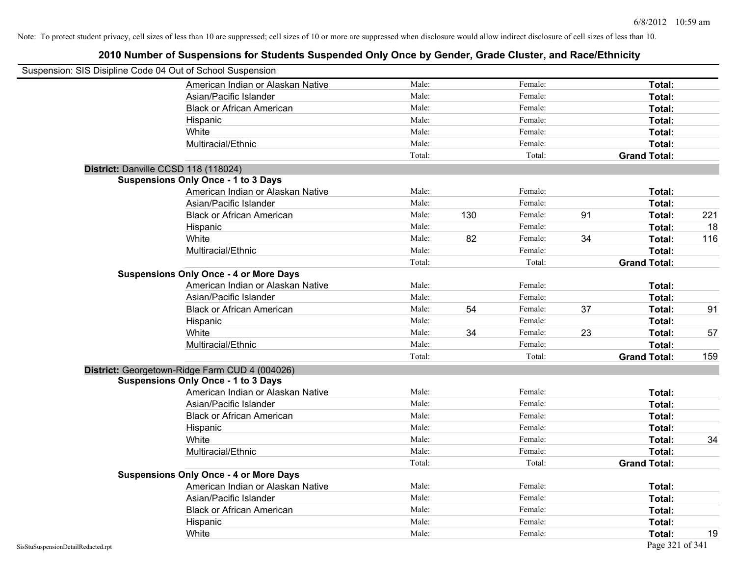Note: To protect student privacy, cell sizes of less than 10 are suppressed; cell sizes of 10 or more are suppressed when disclosure would allow indirect disclosure of cell sizes of less than 10.

# 2010 Number of Suspensions for Students Suspended Only Once by Gender, Grade Cluster, and Race/Ethnicity

Suspension: SIS Disipline Code 04 Out of School Suspension

| | Male: | | Female: | | | |
|---|---|---|---|---|---|---|
| American Indian or Alaskan Native | Male: | | Female: | | **Total:** | |
| Asian/Pacific Islander | Male: | | Female: | | **Total:** | |
| Black or African American | Male: | | Female: | | **Total:** | |
| Hispanic | Male: | | Female: | | **Total:** | |
| White | Male: | | Female: | | **Total:** | |
| Multiracial/Ethnic | Male: | | Female: | | **Total:** | |
| | Total: | | Total: | | **Grand Total:** | |

**District:** Danville CCSD 118 (118024)

**Suspensions Only Once - 1 to 3 Days**

| | | | | | | |
|---|---|---|---|---|---|---|
| American Indian or Alaskan Native | Male: | | Female: | | **Total:** | |
| Asian/Pacific Islander | Male: | | Female: | | **Total:** | |
| Black or African American | Male: | 130 | Female: | 91 | **Total:** | 221 |
| Hispanic | Male: | | Female: | | **Total:** | 18 |
| White | Male: | 82 | Female: | 34 | **Total:** | 116 |
| Multiracial/Ethnic | Male: | | Female: | | **Total:** | |
| | Total: | | Total: | | **Grand Total:** | |

**Suspensions Only Once - 4 or More Days**

| | | | | | | |
|---|---|---|---|---|---|---|
| American Indian or Alaskan Native | Male: | | Female: | | **Total:** | |
| Asian/Pacific Islander | Male: | | Female: | | **Total:** | |
| Black or African American | Male: | 54 | Female: | 37 | **Total:** | 91 |
| Hispanic | Male: | | Female: | | **Total:** | |
| White | Male: | 34 | Female: | 23 | **Total:** | 57 |
| Multiracial/Ethnic | Male: | | Female: | | **Total:** | |
| | Total: | | Total: | | **Grand Total:** | 159 |

**District:** Georgetown-Ridge Farm CUD 4 (004026)

**Suspensions Only Once - 1 to 3 Days**

| | | | | | | |
|---|---|---|---|---|---|---|
| American Indian or Alaskan Native | Male: | | Female: | | **Total:** | |
| Asian/Pacific Islander | Male: | | Female: | | **Total:** | |
| Black or African American | Male: | | Female: | | **Total:** | |
| Hispanic | Male: | | Female: | | **Total:** | |
| White | Male: | | Female: | | **Total:** | 34 |
| Multiracial/Ethnic | Male: | | Female: | | **Total:** | |
| | Total: | | Total: | | **Grand Total:** | |

**Suspensions Only Once - 4 or More Days**

| | | | | | | |
|---|---|---|---|---|---|---|
| American Indian or Alaskan Native | Male: | | Female: | | **Total:** | |
| Asian/Pacific Islander | Male: | | Female: | | **Total:** | |
| Black or African American | Male: | | Female: | | **Total:** | |
| Hispanic | Male: | | Female: | | **Total:** | |
| White | Male: | | Female: | | **Total:** | 19 |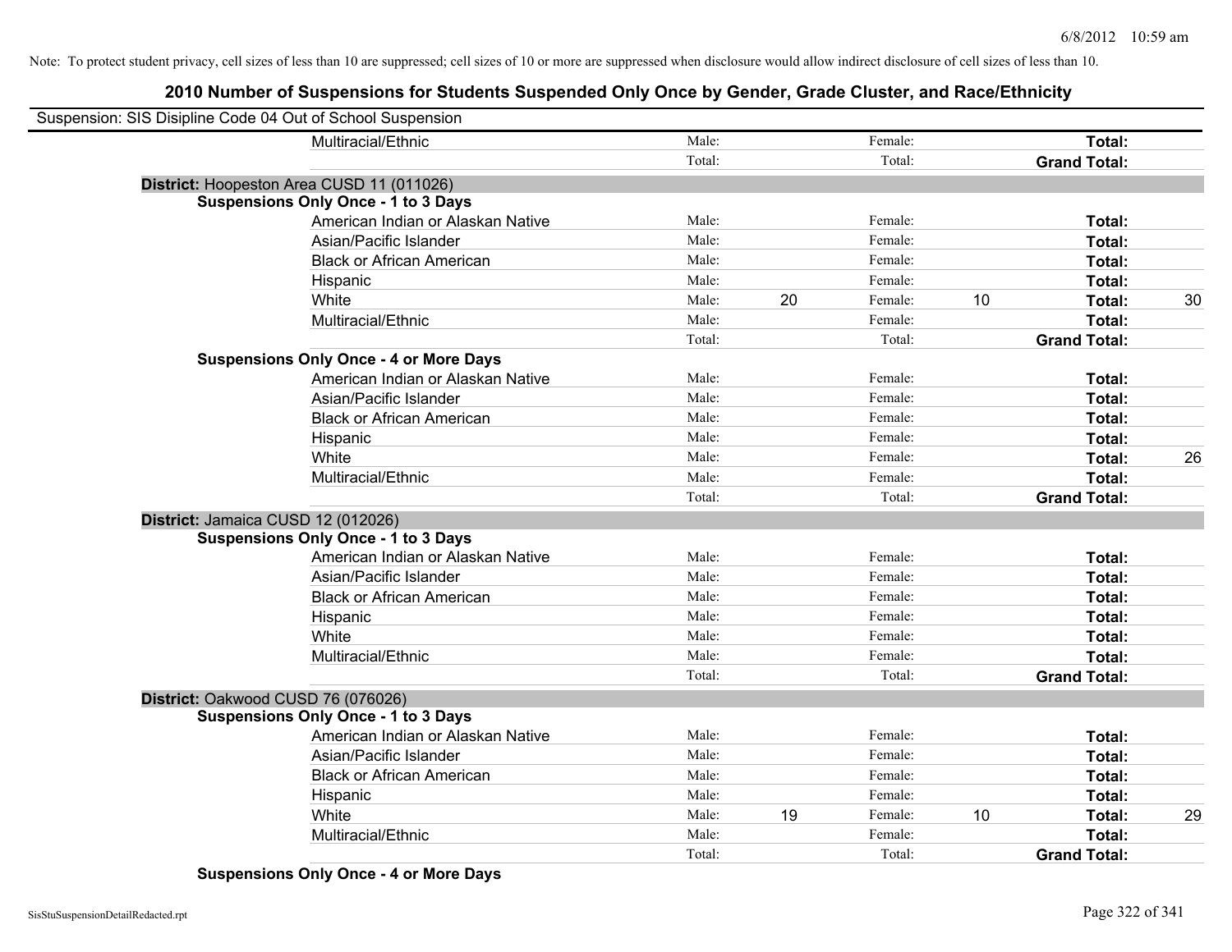Note: To protect student privacy, cell sizes of less than 10 are suppressed; cell sizes of 10 or more are suppressed when disclosure would allow indirect disclosure of cell sizes of less than 10.

## 2010 Number of Suspensions for Students Suspended Only Once by Gender, Grade Cluster, and Race/Ethnicity

Suspension: SIS Disipline Code 04 Out of School Suspension

| | | | | | | |
|---|---|---|---|---|---|---|
| Multiracial/Ethnic | Male: | | Female: | | **Total:** | |
| | Total: | | Total: | | **Grand Total:** | |

**District:** Hoopeston Area CUSD 11 (011026)

**Suspensions Only Once - 1 to 3 Days**

| | | | | | | |
|---|---|---|---|---|---|---|
| American Indian or Alaskan Native | Male: | | Female: | | **Total:** | |
| Asian/Pacific Islander | Male: | | Female: | | **Total:** | |
| Black or African American | Male: | | Female: | | **Total:** | |
| Hispanic | Male: | | Female: | | **Total:** | |
| White | Male: | 20 | Female: | 10 | **Total:** | 30 |
| Multiracial/Ethnic | Male: | | Female: | | **Total:** | |
| | Total: | | Total: | | **Grand Total:** | |

**Suspensions Only Once - 4 or More Days**

| | | | | | | |
|---|---|---|---|---|---|---|
| American Indian or Alaskan Native | Male: | | Female: | | **Total:** | |
| Asian/Pacific Islander | Male: | | Female: | | **Total:** | |
| Black or African American | Male: | | Female: | | **Total:** | |
| Hispanic | Male: | | Female: | | **Total:** | |
| White | Male: | | Female: | | **Total:** | 26 |
| Multiracial/Ethnic | Male: | | Female: | | **Total:** | |
| | Total: | | Total: | | **Grand Total:** | |

**District:** Jamaica CUSD 12 (012026)

**Suspensions Only Once - 1 to 3 Days**

| | | | | | | |
|---|---|---|---|---|---|---|
| American Indian or Alaskan Native | Male: | | Female: | | **Total:** | |
| Asian/Pacific Islander | Male: | | Female: | | **Total:** | |
| Black or African American | Male: | | Female: | | **Total:** | |
| Hispanic | Male: | | Female: | | **Total:** | |
| White | Male: | | Female: | | **Total:** | |
| Multiracial/Ethnic | Male: | | Female: | | **Total:** | |
| | Total: | | Total: | | **Grand Total:** | |

**District:** Oakwood CUSD 76 (076026)

**Suspensions Only Once - 1 to 3 Days**

| | | | | | | |
|---|---|---|---|---|---|---|
| American Indian or Alaskan Native | Male: | | Female: | | **Total:** | |
| Asian/Pacific Islander | Male: | | Female: | | **Total:** | |
| Black or African American | Male: | | Female: | | **Total:** | |
| Hispanic | Male: | | Female: | | **Total:** | |
| White | Male: | 19 | Female: | 10 | **Total:** | 29 |
| Multiracial/Ethnic | Male: | | Female: | | **Total:** | |
| | Total: | | Total: | | **Grand Total:** | |

**Suspensions Only Once - 4 or More Days**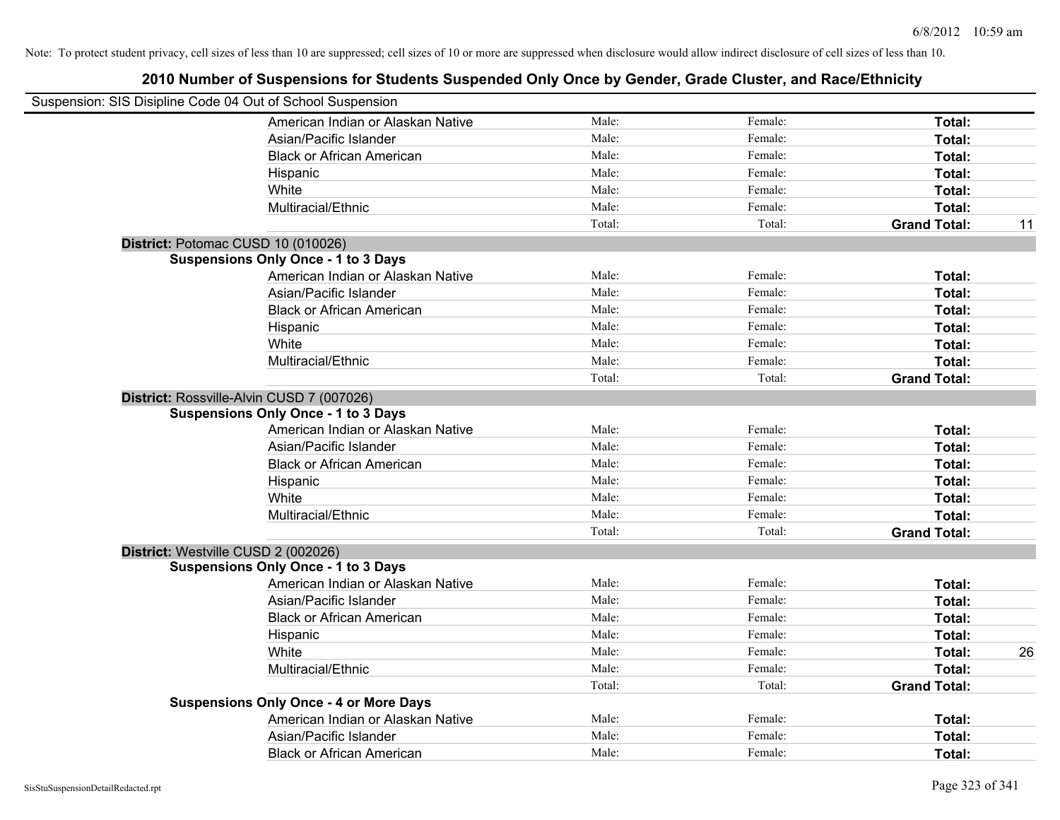Note: To protect student privacy, cell sizes of less than 10 are suppressed; cell sizes of 10 or more are suppressed when disclosure would allow indirect disclosure of cell sizes of less than 10.

# 2010 Number of Suspensions for Students Suspended Only Once by Gender, Grade Cluster, and Race/Ethnicity

Suspension: SIS Disipline Code 04 Out of School Suspension

| | | | | |
|---|---|---|---|---|
| American Indian or Alaskan Native | Male: | Female: | **Total:** | |
| Asian/Pacific Islander | Male: | Female: | **Total:** | |
| Black or African American | Male: | Female: | **Total:** | |
| Hispanic | Male: | Female: | **Total:** | |
| White | Male: | Female: | **Total:** | |
| Multiracial/Ethnic | Male: | Female: | **Total:** | |
| | Total: | Total: | **Grand Total:** | 11 |

**District:** Potomac CUSD 10 (010026)

**Suspensions Only Once - 1 to 3 Days**

| | | | | |
|---|---|---|---|---|
| American Indian or Alaskan Native | Male: | Female: | **Total:** | |
| Asian/Pacific Islander | Male: | Female: | **Total:** | |
| Black or African American | Male: | Female: | **Total:** | |
| Hispanic | Male: | Female: | **Total:** | |
| White | Male: | Female: | **Total:** | |
| Multiracial/Ethnic | Male: | Female: | **Total:** | |
| | Total: | Total: | **Grand Total:** | |

**District:** Rossville-Alvin CUSD 7 (007026)

**Suspensions Only Once - 1 to 3 Days**

| | | | | |
|---|---|---|---|---|
| American Indian or Alaskan Native | Male: | Female: | **Total:** | |
| Asian/Pacific Islander | Male: | Female: | **Total:** | |
| Black or African American | Male: | Female: | **Total:** | |
| Hispanic | Male: | Female: | **Total:** | |
| White | Male: | Female: | **Total:** | |
| Multiracial/Ethnic | Male: | Female: | **Total:** | |
| | Total: | Total: | **Grand Total:** | |

**District:** Westville CUSD 2 (002026)

**Suspensions Only Once - 1 to 3 Days**

| | | | | |
|---|---|---|---|---|
| American Indian or Alaskan Native | Male: | Female: | **Total:** | |
| Asian/Pacific Islander | Male: | Female: | **Total:** | |
| Black or African American | Male: | Female: | **Total:** | |
| Hispanic | Male: | Female: | **Total:** | |
| White | Male: | Female: | **Total:** | 26 |
| Multiracial/Ethnic | Male: | Female: | **Total:** | |
| | Total: | Total: | **Grand Total:** | |

**Suspensions Only Once - 4 or More Days**

| | | | | |
|---|---|---|---|---|
| American Indian or Alaskan Native | Male: | Female: | **Total:** | |
| Asian/Pacific Islander | Male: | Female: | **Total:** | |
| Black or African American | Male: | Female: | **Total:** | |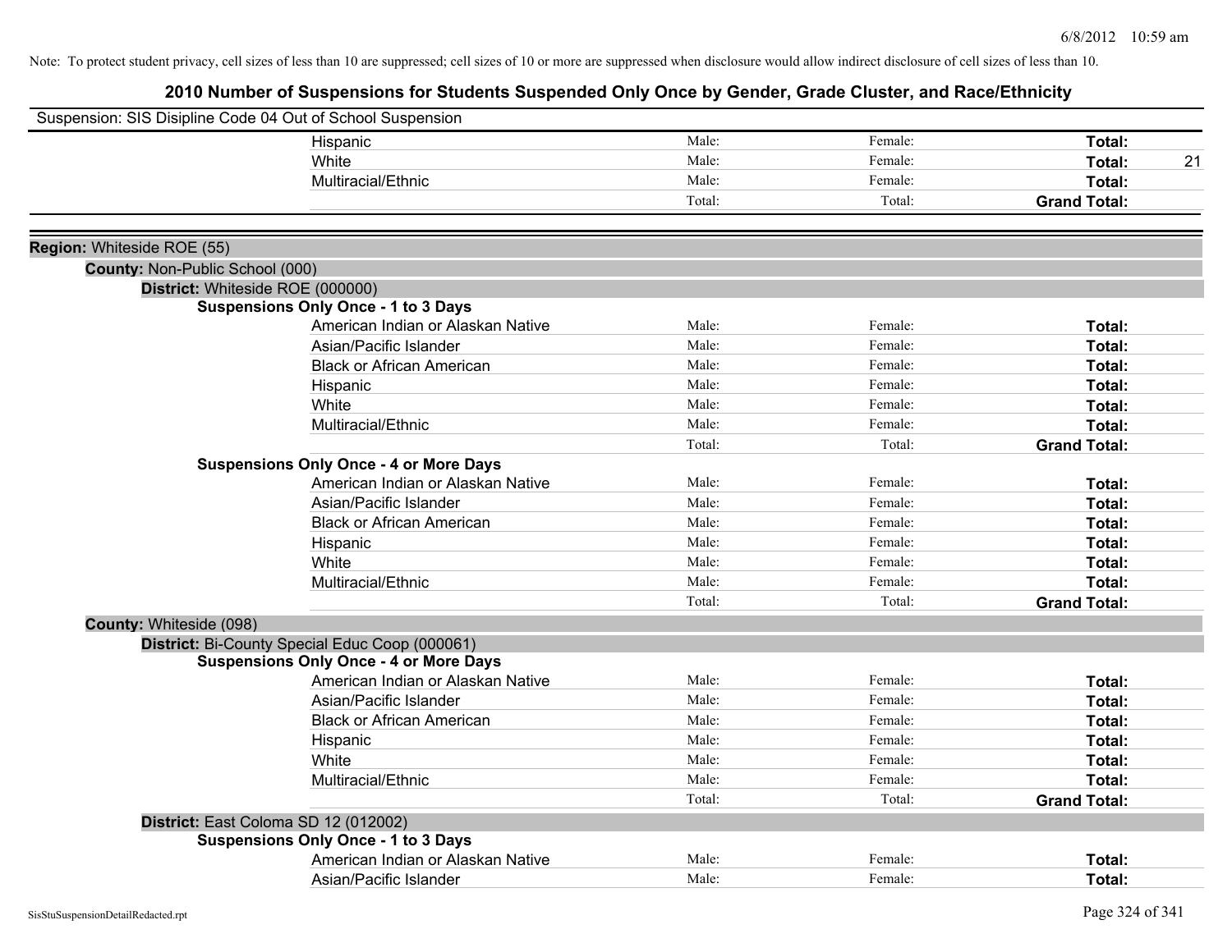Note: To protect student privacy, cell sizes of less than 10 are suppressed; cell sizes of 10 or more are suppressed when disclosure would allow indirect disclosure of cell sizes of less than 10.

# 2010 Number of Suspensions for Students Suspended Only Once by Gender, Grade Cluster, and Race/Ethnicity

Suspension: SIS Disipline Code 04 Out of School Suspension

| | Male | Female | Total |
|---|---|---|---|
| Hispanic | Male: | Female: | **Total:** |
| White | Male: | Female: | **Total:** 21 |
| Multiracial/Ethnic | Male: | Female: | **Total:** |
| | Total: | Total: | **Grand Total:** |

**Region:** Whiteside ROE (55)

**County:** Non-Public School (000)

**District:** Whiteside ROE (000000)

**Suspensions Only Once - 1 to 3 Days**

| | Male | Female | Total |
|---|---|---|---|
| American Indian or Alaskan Native | Male: | Female: | **Total:** |
| Asian/Pacific Islander | Male: | Female: | **Total:** |
| Black or African American | Male: | Female: | **Total:** |
| Hispanic | Male: | Female: | **Total:** |
| White | Male: | Female: | **Total:** |
| Multiracial/Ethnic | Male: | Female: | **Total:** |
| | Total: | Total: | **Grand Total:** |

**Suspensions Only Once - 4 or More Days**

| | Male | Female | Total |
|---|---|---|---|
| American Indian or Alaskan Native | Male: | Female: | **Total:** |
| Asian/Pacific Islander | Male: | Female: | **Total:** |
| Black or African American | Male: | Female: | **Total:** |
| Hispanic | Male: | Female: | **Total:** |
| White | Male: | Female: | **Total:** |
| Multiracial/Ethnic | Male: | Female: | **Total:** |
| | Total: | Total: | **Grand Total:** |

**County:** Whiteside (098)

**District:** Bi-County Special Educ Coop (000061)

**Suspensions Only Once - 4 or More Days**

| | Male | Female | Total |
|---|---|---|---|
| American Indian or Alaskan Native | Male: | Female: | **Total:** |
| Asian/Pacific Islander | Male: | Female: | **Total:** |
| Black or African American | Male: | Female: | **Total:** |
| Hispanic | Male: | Female: | **Total:** |
| White | Male: | Female: | **Total:** |
| Multiracial/Ethnic | Male: | Female: | **Total:** |
| | Total: | Total: | **Grand Total:** |

**District:** East Coloma SD 12 (012002)

**Suspensions Only Once - 1 to 3 Days**

| | Male | Female | Total |
|---|---|---|---|
| American Indian or Alaskan Native | Male: | Female: | **Total:** |
| Asian/Pacific Islander | Male: | Female: | **Total:** |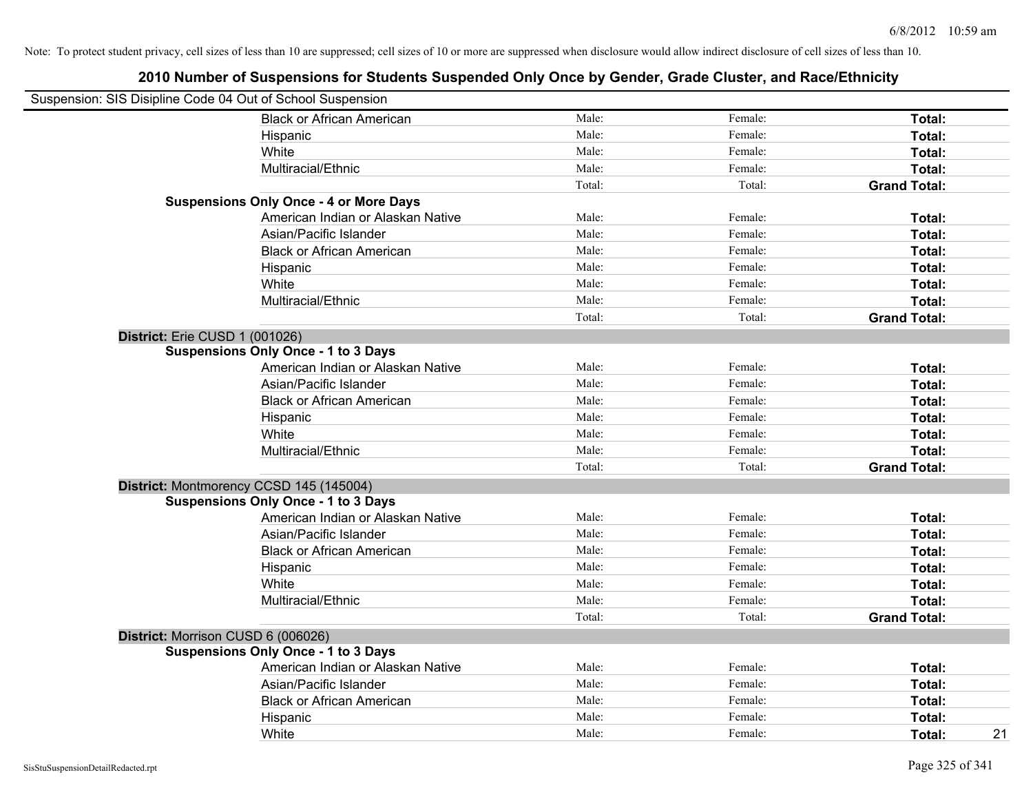Note: To protect student privacy, cell sizes of less than 10 are suppressed; cell sizes of 10 or more are suppressed when disclosure would allow indirect disclosure of cell sizes of less than 10.

# 2010 Number of Suspensions for Students Suspended Only Once by Gender, Grade Cluster, and Race/Ethnicity

Suspension: SIS Disipline Code 04 Out of School Suspension

| | | | | |
|---|---|---|---|---|
| Black or African American | Male: | Female: | **Total:** | |
| Hispanic | Male: | Female: | **Total:** | |
| White | Male: | Female: | **Total:** | |
| Multiracial/Ethnic | Male: | Female: | **Total:** | |
| | Total: | Total: | **Grand Total:** | |

**Suspensions Only Once - 4 or More Days**

| | | | | |
|---|---|---|---|---|
| American Indian or Alaskan Native | Male: | Female: | **Total:** | |
| Asian/Pacific Islander | Male: | Female: | **Total:** | |
| Black or African American | Male: | Female: | **Total:** | |
| Hispanic | Male: | Female: | **Total:** | |
| White | Male: | Female: | **Total:** | |
| Multiracial/Ethnic | Male: | Female: | **Total:** | |
| | Total: | Total: | **Grand Total:** | |

**District:** Erie CUSD 1 (001026)

**Suspensions Only Once - 1 to 3 Days**

| | | | | |
|---|---|---|---|---|
| American Indian or Alaskan Native | Male: | Female: | **Total:** | |
| Asian/Pacific Islander | Male: | Female: | **Total:** | |
| Black or African American | Male: | Female: | **Total:** | |
| Hispanic | Male: | Female: | **Total:** | |
| White | Male: | Female: | **Total:** | |
| Multiracial/Ethnic | Male: | Female: | **Total:** | |
| | Total: | Total: | **Grand Total:** | |

**District:** Montmorency CCSD 145 (145004)

**Suspensions Only Once - 1 to 3 Days**

| | | | | |
|---|---|---|---|---|
| American Indian or Alaskan Native | Male: | Female: | **Total:** | |
| Asian/Pacific Islander | Male: | Female: | **Total:** | |
| Black or African American | Male: | Female: | **Total:** | |
| Hispanic | Male: | Female: | **Total:** | |
| White | Male: | Female: | **Total:** | |
| Multiracial/Ethnic | Male: | Female: | **Total:** | |
| | Total: | Total: | **Grand Total:** | |

**District:** Morrison CUSD 6 (006026)

**Suspensions Only Once - 1 to 3 Days**

| | | | | |
|---|---|---|---|---|
| American Indian or Alaskan Native | Male: | Female: | **Total:** | |
| Asian/Pacific Islander | Male: | Female: | **Total:** | |
| Black or African American | Male: | Female: | **Total:** | |
| Hispanic | Male: | Female: | **Total:** | |
| White | Male: | Female: | **Total:** | 21 |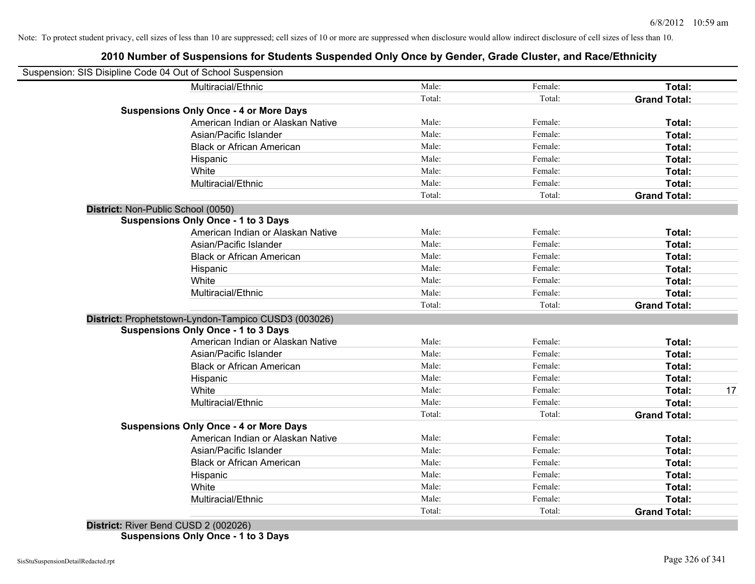Note: To protect student privacy, cell sizes of less than 10 are suppressed; cell sizes of 10 or more are suppressed when disclosure would allow indirect disclosure of cell sizes of less than 10.

## 2010 Number of Suspensions for Students Suspended Only Once by Gender, Grade Cluster, and Race/Ethnicity

Suspension: SIS Disipline Code 04 Out of School Suspension

| | | | | | |
|---|---|---|---|---|---|
| | Multiracial/Ethnic | Male: | Female: | **Total:** | |
| | | Total: | Total: | **Grand Total:** | |
| **Suspensions Only Once - 4 or More Days** | | | | | |
| | American Indian or Alaskan Native | Male: | Female: | **Total:** | |
| | Asian/Pacific Islander | Male: | Female: | **Total:** | |
| | Black or African American | Male: | Female: | **Total:** | |
| | Hispanic | Male: | Female: | **Total:** | |
| | White | Male: | Female: | **Total:** | |
| | Multiracial/Ethnic | Male: | Female: | **Total:** | |
| | | Total: | Total: | **Grand Total:** | |
| **District:** Non-Public School (0050) | | | | | |
| **Suspensions Only Once - 1 to 3 Days** | | | | | |
| | American Indian or Alaskan Native | Male: | Female: | **Total:** | |
| | Asian/Pacific Islander | Male: | Female: | **Total:** | |
| | Black or African American | Male: | Female: | **Total:** | |
| | Hispanic | Male: | Female: | **Total:** | |
| | White | Male: | Female: | **Total:** | |
| | Multiracial/Ethnic | Male: | Female: | **Total:** | |
| | | Total: | Total: | **Grand Total:** | |
| **District:** Prophetstown-Lyndon-Tampico CUSD3 (003026) | | | | | |
| **Suspensions Only Once - 1 to 3 Days** | | | | | |
| | American Indian or Alaskan Native | Male: | Female: | **Total:** | |
| | Asian/Pacific Islander | Male: | Female: | **Total:** | |
| | Black or African American | Male: | Female: | **Total:** | |
| | Hispanic | Male: | Female: | **Total:** | |
| | White | Male: | Female: | **Total:** | 17 |
| | Multiracial/Ethnic | Male: | Female: | **Total:** | |
| | | Total: | Total: | **Grand Total:** | |
| **Suspensions Only Once - 4 or More Days** | | | | | |
| | American Indian or Alaskan Native | Male: | Female: | **Total:** | |
| | Asian/Pacific Islander | Male: | Female: | **Total:** | |
| | Black or African American | Male: | Female: | **Total:** | |
| | Hispanic | Male: | Female: | **Total:** | |
| | White | Male: | Female: | **Total:** | |
| | Multiracial/Ethnic | Male: | Female: | **Total:** | |
| | | Total: | Total: | **Grand Total:** | |
| **District:** River Bend CUSD 2 (002026) | | | | | |
| **Suspensions Only Once - 1 to 3 Days** | | | | | |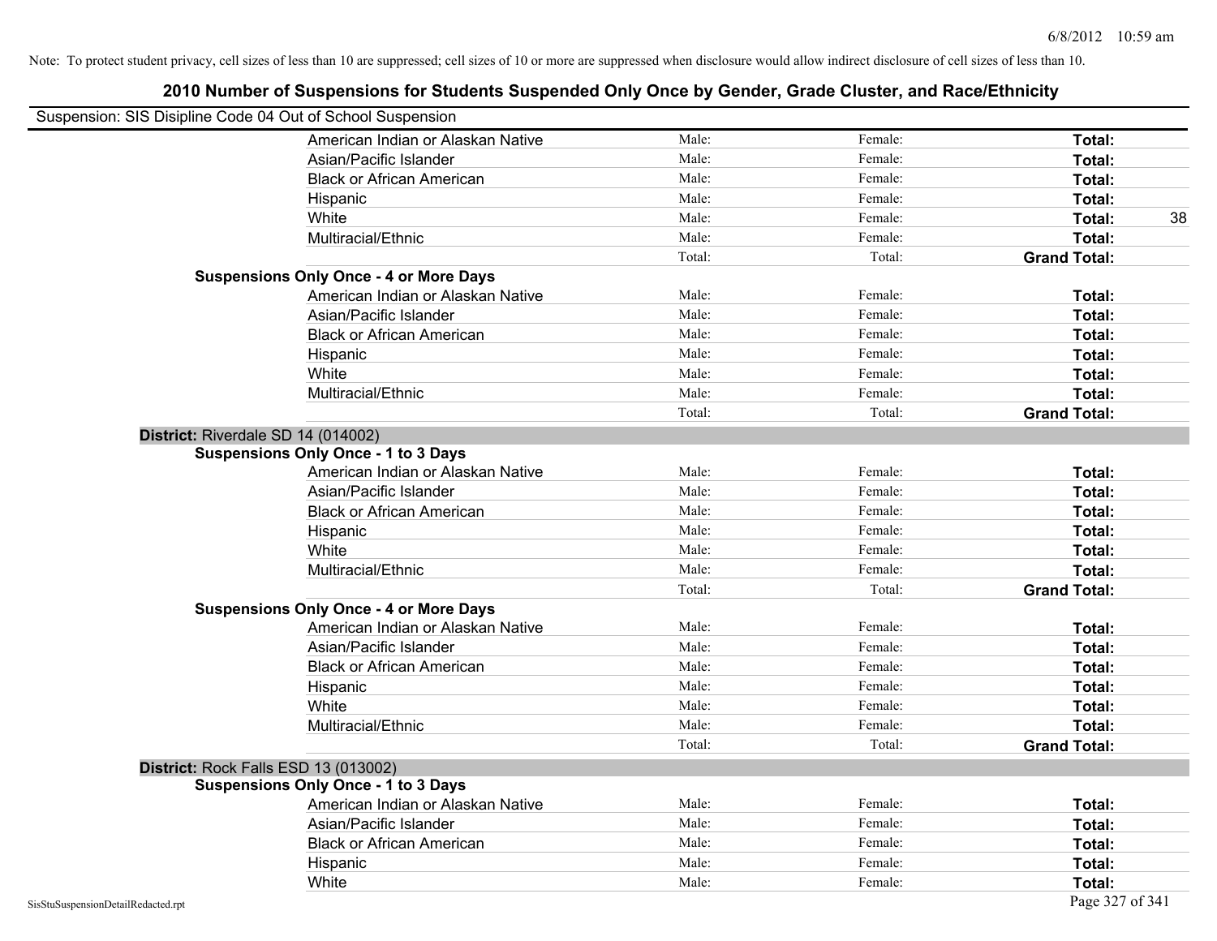Note: To protect student privacy, cell sizes of less than 10 are suppressed; cell sizes of 10 or more are suppressed when disclosure would allow indirect disclosure of cell sizes of less than 10.

# 2010 Number of Suspensions for Students Suspended Only Once by Gender, Grade Cluster, and Race/Ethnicity

Suspension: SIS Disipline Code 04 Out of School Suspension

| | Male | Female | Total |
|---|---|---|---|
| American Indian or Alaskan Native | Male: | Female: | **Total:** |
| Asian/Pacific Islander | Male: | Female: | **Total:** |
| Black or African American | Male: | Female: | **Total:** |
| Hispanic | Male: | Female: | **Total:** |
| White | Male: | Female: | **Total:** 38 |
| Multiracial/Ethnic | Male: | Female: | **Total:** |
| | Total: | Total: | **Grand Total:** |

**Suspensions Only Once - 4 or More Days**

| | Male | Female | Total |
|---|---|---|---|
| American Indian or Alaskan Native | Male: | Female: | **Total:** |
| Asian/Pacific Islander | Male: | Female: | **Total:** |
| Black or African American | Male: | Female: | **Total:** |
| Hispanic | Male: | Female: | **Total:** |
| White | Male: | Female: | **Total:** |
| Multiracial/Ethnic | Male: | Female: | **Total:** |
| | Total: | Total: | **Grand Total:** |

**District:** Riverdale SD 14 (014002)

**Suspensions Only Once - 1 to 3 Days**

| | Male | Female | Total |
|---|---|---|---|
| American Indian or Alaskan Native | Male: | Female: | **Total:** |
| Asian/Pacific Islander | Male: | Female: | **Total:** |
| Black or African American | Male: | Female: | **Total:** |
| Hispanic | Male: | Female: | **Total:** |
| White | Male: | Female: | **Total:** |
| Multiracial/Ethnic | Male: | Female: | **Total:** |
| | Total: | Total: | **Grand Total:** |

**Suspensions Only Once - 4 or More Days**

| | Male | Female | Total |
|---|---|---|---|
| American Indian or Alaskan Native | Male: | Female: | **Total:** |
| Asian/Pacific Islander | Male: | Female: | **Total:** |
| Black or African American | Male: | Female: | **Total:** |
| Hispanic | Male: | Female: | **Total:** |
| White | Male: | Female: | **Total:** |
| Multiracial/Ethnic | Male: | Female: | **Total:** |
| | Total: | Total: | **Grand Total:** |

**District:** Rock Falls ESD 13 (013002)

**Suspensions Only Once - 1 to 3 Days**

| | Male | Female | Total |
|---|---|---|---|
| American Indian or Alaskan Native | Male: | Female: | **Total:** |
| Asian/Pacific Islander | Male: | Female: | **Total:** |
| Black or African American | Male: | Female: | **Total:** |
| Hispanic | Male: | Female: | **Total:** |
| White | Male: | Female: | **Total:** |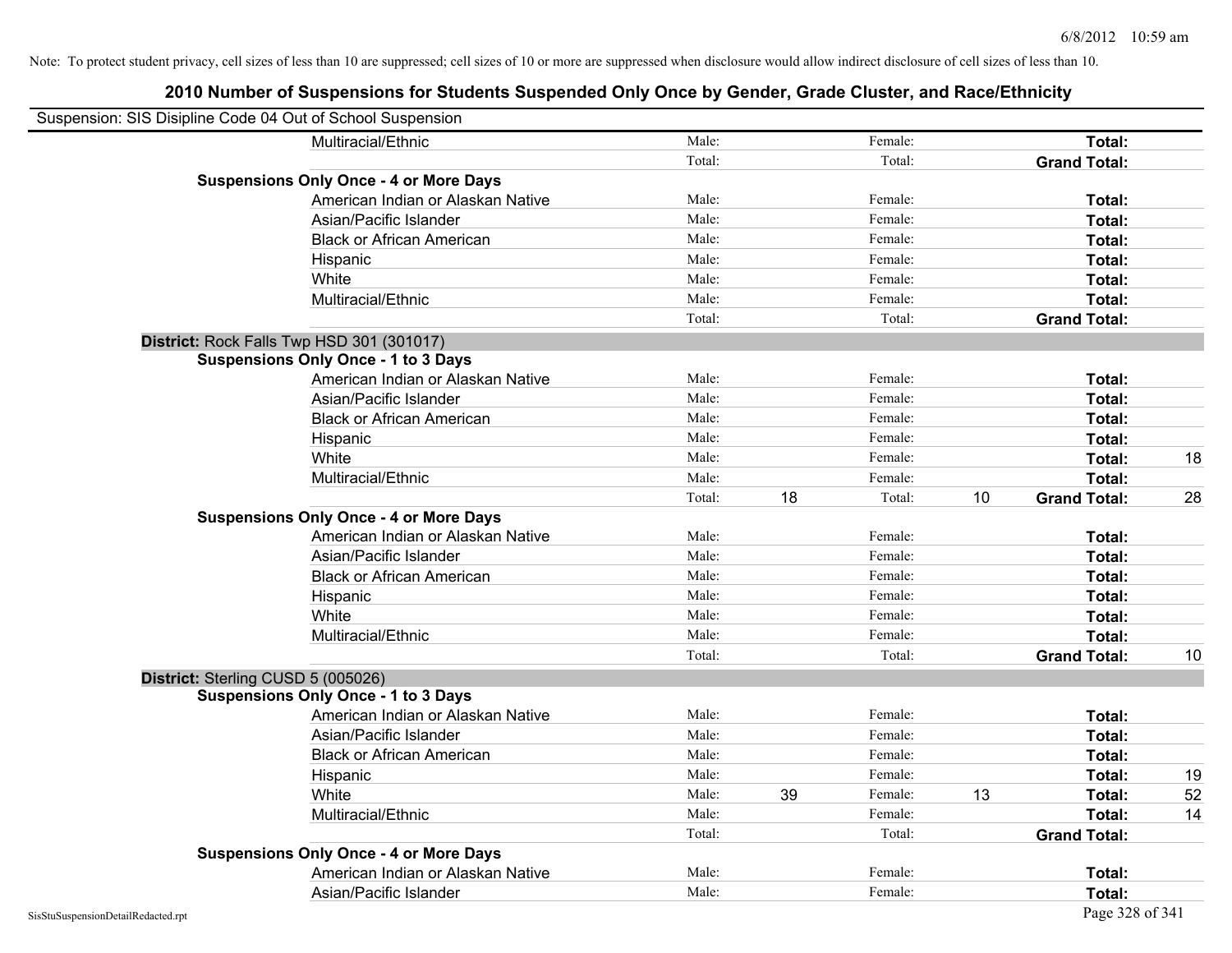Note: To protect student privacy, cell sizes of less than 10 are suppressed; cell sizes of 10 or more are suppressed when disclosure would allow indirect disclosure of cell sizes of less than 10.

# 2010 Number of Suspensions for Students Suspended Only Once by Gender, Grade Cluster, and Race/Ethnicity

Suspension: SIS Disipline Code 04 Out of School Suspension

| | | | | | | | |
|---|---|---|---|---|---|---|---|
| Multiracial/Ethnic | Male: | | Female: | | **Total:** | |
| | Total: | | Total: | | **Grand Total:** | |
| **Suspensions Only Once - 4 or More Days** | | | | | | |
| American Indian or Alaskan Native | Male: | | Female: | | **Total:** | |
| Asian/Pacific Islander | Male: | | Female: | | **Total:** | |
| Black or African American | Male: | | Female: | | **Total:** | |
| Hispanic | Male: | | Female: | | **Total:** | |
| White | Male: | | Female: | | **Total:** | |
| Multiracial/Ethnic | Male: | | Female: | | **Total:** | |
| | Total: | | Total: | | **Grand Total:** | |
| **District:** Rock Falls Twp HSD 301 (301017) | | | | | | |
| **Suspensions Only Once - 1 to 3 Days** | | | | | | |
| American Indian or Alaskan Native | Male: | | Female: | | **Total:** | |
| Asian/Pacific Islander | Male: | | Female: | | **Total:** | |
| Black or African American | Male: | | Female: | | **Total:** | |
| Hispanic | Male: | | Female: | | **Total:** | |
| White | Male: | | Female: | | **Total:** | 18 |
| Multiracial/Ethnic | Male: | | Female: | | **Total:** | |
| | Total: | 18 | Total: | 10 | **Grand Total:** | 28 |
| **Suspensions Only Once - 4 or More Days** | | | | | | |
| American Indian or Alaskan Native | Male: | | Female: | | **Total:** | |
| Asian/Pacific Islander | Male: | | Female: | | **Total:** | |
| Black or African American | Male: | | Female: | | **Total:** | |
| Hispanic | Male: | | Female: | | **Total:** | |
| White | Male: | | Female: | | **Total:** | |
| Multiracial/Ethnic | Male: | | Female: | | **Total:** | |
| | Total: | | Total: | | **Grand Total:** | 10 |
| **District:** Sterling CUSD 5 (005026) | | | | | | |
| **Suspensions Only Once - 1 to 3 Days** | | | | | | |
| American Indian or Alaskan Native | Male: | | Female: | | **Total:** | |
| Asian/Pacific Islander | Male: | | Female: | | **Total:** | |
| Black or African American | Male: | | Female: | | **Total:** | |
| Hispanic | Male: | | Female: | | **Total:** | 19 |
| White | Male: | 39 | Female: | 13 | **Total:** | 52 |
| Multiracial/Ethnic | Male: | | Female: | | **Total:** | 14 |
| | Total: | | Total: | | **Grand Total:** | |
| **Suspensions Only Once - 4 or More Days** | | | | | | |
| American Indian or Alaskan Native | Male: | | Female: | | **Total:** | |
| Asian/Pacific Islander | Male: | | Female: | | **Total:** | |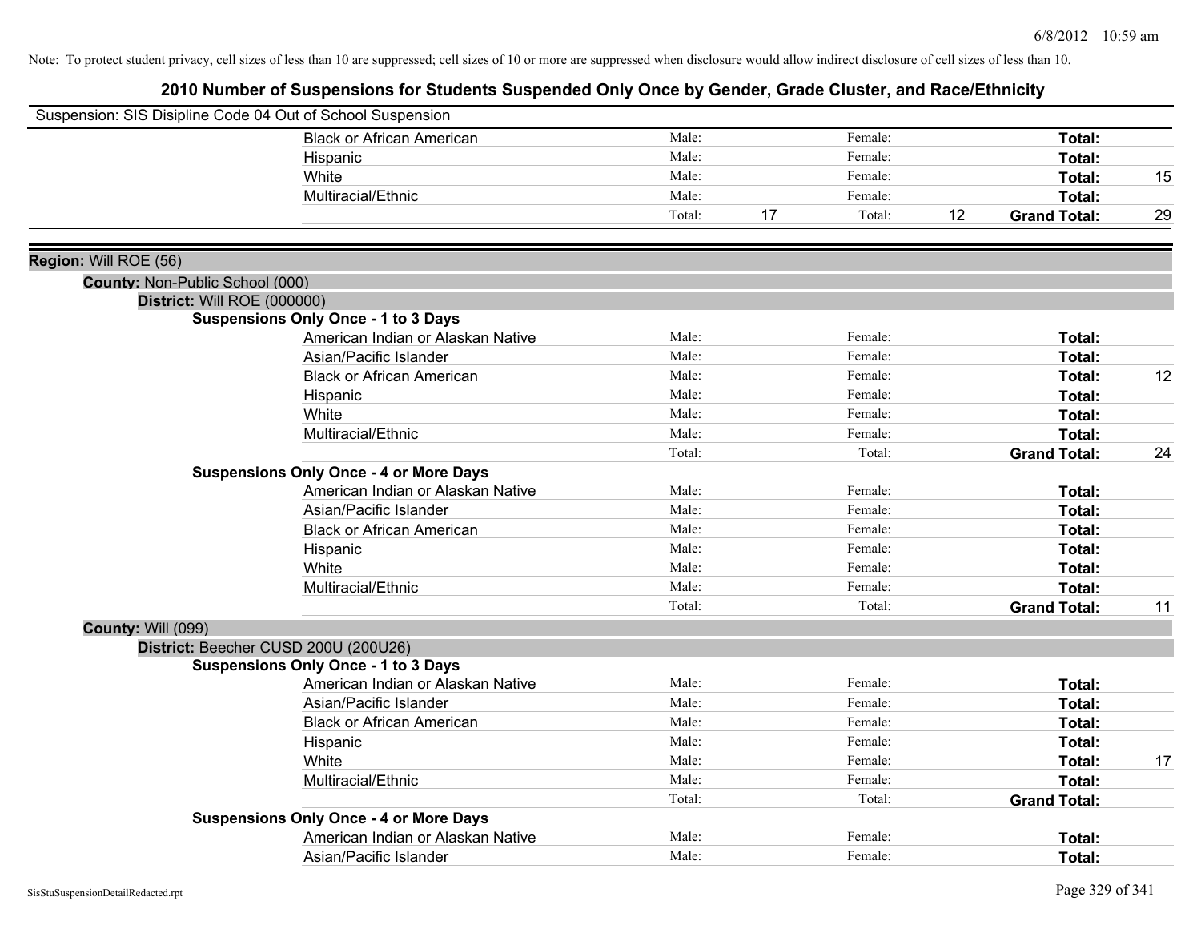Note: To protect student privacy, cell sizes of less than 10 are suppressed; cell sizes of 10 or more are suppressed when disclosure would allow indirect disclosure of cell sizes of less than 10.

# 2010 Number of Suspensions for Students Suspended Only Once by Gender, Grade Cluster, and Race/Ethnicity

Suspension: SIS Disipline Code 04 Out of School Suspension

| | Male | | Female | | | |
|---|---|---|---|---|---|---|
| Black or African American | Male: | | Female: | | Total: | |
| Hispanic | Male: | | Female: | | Total: | |
| White | Male: | | Female: | | Total: | 15 |
| Multiracial/Ethnic | Male: | | Female: | | Total: | |
| | Total: | 17 | Total: | 12 | Grand Total: | 29 |

**Region:** Will ROE (56)

**County:** Non-Public School (000)

**District:** Will ROE (000000)

**Suspensions Only Once - 1 to 3 Days**

| | Male | | Female | | | |
|---|---|---|---|---|---|---|
| American Indian or Alaskan Native | Male: | | Female: | | Total: | |
| Asian/Pacific Islander | Male: | | Female: | | Total: | |
| Black or African American | Male: | | Female: | | Total: | 12 |
| Hispanic | Male: | | Female: | | Total: | |
| White | Male: | | Female: | | Total: | |
| Multiracial/Ethnic | Male: | | Female: | | Total: | |
| | Total: | | Total: | | Grand Total: | 24 |

**Suspensions Only Once - 4 or More Days**

| | Male | | Female | | | |
|---|---|---|---|---|---|---|
| American Indian or Alaskan Native | Male: | | Female: | | Total: | |
| Asian/Pacific Islander | Male: | | Female: | | Total: | |
| Black or African American | Male: | | Female: | | Total: | |
| Hispanic | Male: | | Female: | | Total: | |
| White | Male: | | Female: | | Total: | |
| Multiracial/Ethnic | Male: | | Female: | | Total: | |
| | Total: | | Total: | | Grand Total: | 11 |

**County:** Will (099)

**District:** Beecher CUSD 200U (200U26)

**Suspensions Only Once - 1 to 3 Days**

| | Male | | Female | | | |
|---|---|---|---|---|---|---|
| American Indian or Alaskan Native | Male: | | Female: | | Total: | |
| Asian/Pacific Islander | Male: | | Female: | | Total: | |
| Black or African American | Male: | | Female: | | Total: | |
| Hispanic | Male: | | Female: | | Total: | |
| White | Male: | | Female: | | Total: | 17 |
| Multiracial/Ethnic | Male: | | Female: | | Total: | |
| | Total: | | Total: | | Grand Total: | |

**Suspensions Only Once - 4 or More Days**

| | Male | | Female | | | |
|---|---|---|---|---|---|---|
| American Indian or Alaskan Native | Male: | | Female: | | Total: | |
| Asian/Pacific Islander | Male: | | Female: | | Total: | |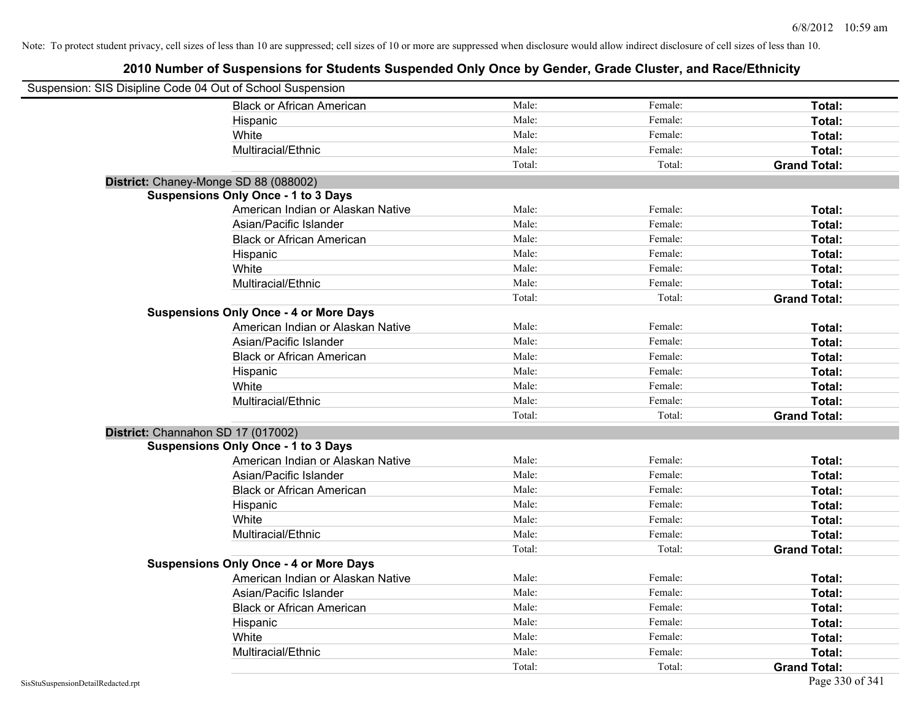Note: To protect student privacy, cell sizes of less than 10 are suppressed; cell sizes of 10 or more are suppressed when disclosure would allow indirect disclosure of cell sizes of less than 10.

# 2010 Number of Suspensions for Students Suspended Only Once by Gender, Grade Cluster, and Race/Ethnicity

Suspension: SIS Disipline Code 04 Out of School Suspension

| | | | |
|---|---|---|---|
| Black or African American | Male: | Female: | **Total:** |
| Hispanic | Male: | Female: | **Total:** |
| White | Male: | Female: | **Total:** |
| Multiracial/Ethnic | Male: | Female: | **Total:** |
| | Total: | Total: | **Grand Total:** |

**District:** Chaney-Monge SD 88 (088002)

**Suspensions Only Once - 1 to 3 Days**

| | | | |
|---|---|---|---|
| American Indian or Alaskan Native | Male: | Female: | **Total:** |
| Asian/Pacific Islander | Male: | Female: | **Total:** |
| Black or African American | Male: | Female: | **Total:** |
| Hispanic | Male: | Female: | **Total:** |
| White | Male: | Female: | **Total:** |
| Multiracial/Ethnic | Male: | Female: | **Total:** |
| | Total: | Total: | **Grand Total:** |

**Suspensions Only Once - 4 or More Days**

| | | | |
|---|---|---|---|
| American Indian or Alaskan Native | Male: | Female: | **Total:** |
| Asian/Pacific Islander | Male: | Female: | **Total:** |
| Black or African American | Male: | Female: | **Total:** |
| Hispanic | Male: | Female: | **Total:** |
| White | Male: | Female: | **Total:** |
| Multiracial/Ethnic | Male: | Female: | **Total:** |
| | Total: | Total: | **Grand Total:** |

**District:** Channahon SD 17 (017002)

**Suspensions Only Once - 1 to 3 Days**

| | | | |
|---|---|---|---|
| American Indian or Alaskan Native | Male: | Female: | **Total:** |
| Asian/Pacific Islander | Male: | Female: | **Total:** |
| Black or African American | Male: | Female: | **Total:** |
| Hispanic | Male: | Female: | **Total:** |
| White | Male: | Female: | **Total:** |
| Multiracial/Ethnic | Male: | Female: | **Total:** |
| | Total: | Total: | **Grand Total:** |

**Suspensions Only Once - 4 or More Days**

| | | | |
|---|---|---|---|
| American Indian or Alaskan Native | Male: | Female: | **Total:** |
| Asian/Pacific Islander | Male: | Female: | **Total:** |
| Black or African American | Male: | Female: | **Total:** |
| Hispanic | Male: | Female: | **Total:** |
| White | Male: | Female: | **Total:** |
| Multiracial/Ethnic | Male: | Female: | **Total:** |
| | Total: | Total: | **Grand Total:** |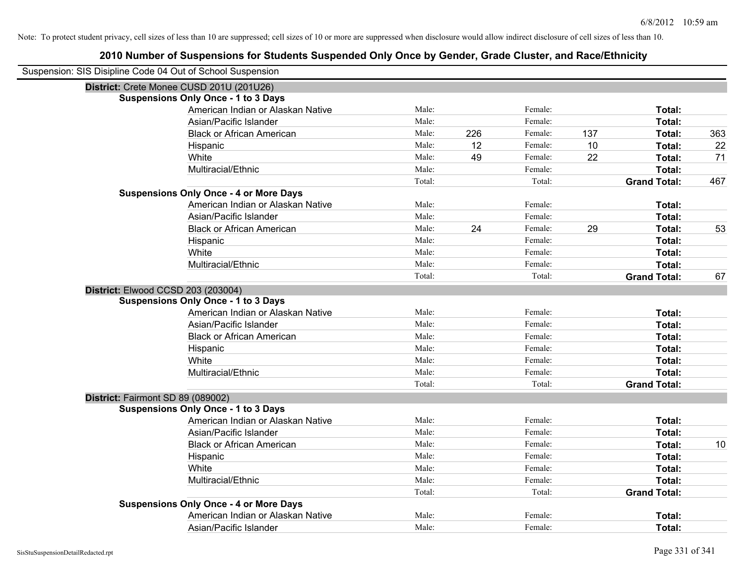Note: To protect student privacy, cell sizes of less than 10 are suppressed; cell sizes of 10 or more are suppressed when disclosure would allow indirect disclosure of cell sizes of less than 10.

## 2010 Number of Suspensions for Students Suspended Only Once by Gender, Grade Cluster, and Race/Ethnicity

Suspension: SIS Disipline Code 04 Out of School Suspension

### District: Crete Monee CUSD 201U (201U26)

**Suspensions Only Once - 1 to 3 Days**

| Race/Ethnicity | | Male | | Female | | Total |
|---|---|---|---|---|---|---|
| American Indian or Alaskan Native | Male: | | Female: | | **Total:** | |
| Asian/Pacific Islander | Male: | | Female: | | **Total:** | |
| Black or African American | Male: | 226 | Female: | 137 | **Total:** | 363 |
| Hispanic | Male: | 12 | Female: | 10 | **Total:** | 22 |
| White | Male: | 49 | Female: | 22 | **Total:** | 71 |
| Multiracial/Ethnic | Male: | | Female: | | **Total:** | |
| | Total: | | Total: | | **Grand Total:** | 467 |

**Suspensions Only Once - 4 or More Days**

| Race/Ethnicity | | Male | | Female | | Total |
|---|---|---|---|---|---|---|
| American Indian or Alaskan Native | Male: | | Female: | | **Total:** | |
| Asian/Pacific Islander | Male: | | Female: | | **Total:** | |
| Black or African American | Male: | 24 | Female: | 29 | **Total:** | 53 |
| Hispanic | Male: | | Female: | | **Total:** | |
| White | Male: | | Female: | | **Total:** | |
| Multiracial/Ethnic | Male: | | Female: | | **Total:** | |
| | Total: | | Total: | | **Grand Total:** | 67 |

### District: Elwood CCSD 203 (203004)

**Suspensions Only Once - 1 to 3 Days**

| Race/Ethnicity | | Male | | Female | | Total |
|---|---|---|---|---|---|---|
| American Indian or Alaskan Native | Male: | | Female: | | **Total:** | |
| Asian/Pacific Islander | Male: | | Female: | | **Total:** | |
| Black or African American | Male: | | Female: | | **Total:** | |
| Hispanic | Male: | | Female: | | **Total:** | |
| White | Male: | | Female: | | **Total:** | |
| Multiracial/Ethnic | Male: | | Female: | | **Total:** | |
| | Total: | | Total: | | **Grand Total:** | |

### District: Fairmont SD 89 (089002)

**Suspensions Only Once - 1 to 3 Days**

| Race/Ethnicity | | Male | | Female | | Total |
|---|---|---|---|---|---|---|
| American Indian or Alaskan Native | Male: | | Female: | | **Total:** | |
| Asian/Pacific Islander | Male: | | Female: | | **Total:** | |
| Black or African American | Male: | | Female: | | **Total:** | 10 |
| Hispanic | Male: | | Female: | | **Total:** | |
| White | Male: | | Female: | | **Total:** | |
| Multiracial/Ethnic | Male: | | Female: | | **Total:** | |
| | Total: | | Total: | | **Grand Total:** | |

**Suspensions Only Once - 4 or More Days**

| Race/Ethnicity | | Male | | Female | | Total |
|---|---|---|---|---|---|---|
| American Indian or Alaskan Native | Male: | | Female: | | **Total:** | |
| Asian/Pacific Islander | Male: | | Female: | | **Total:** | |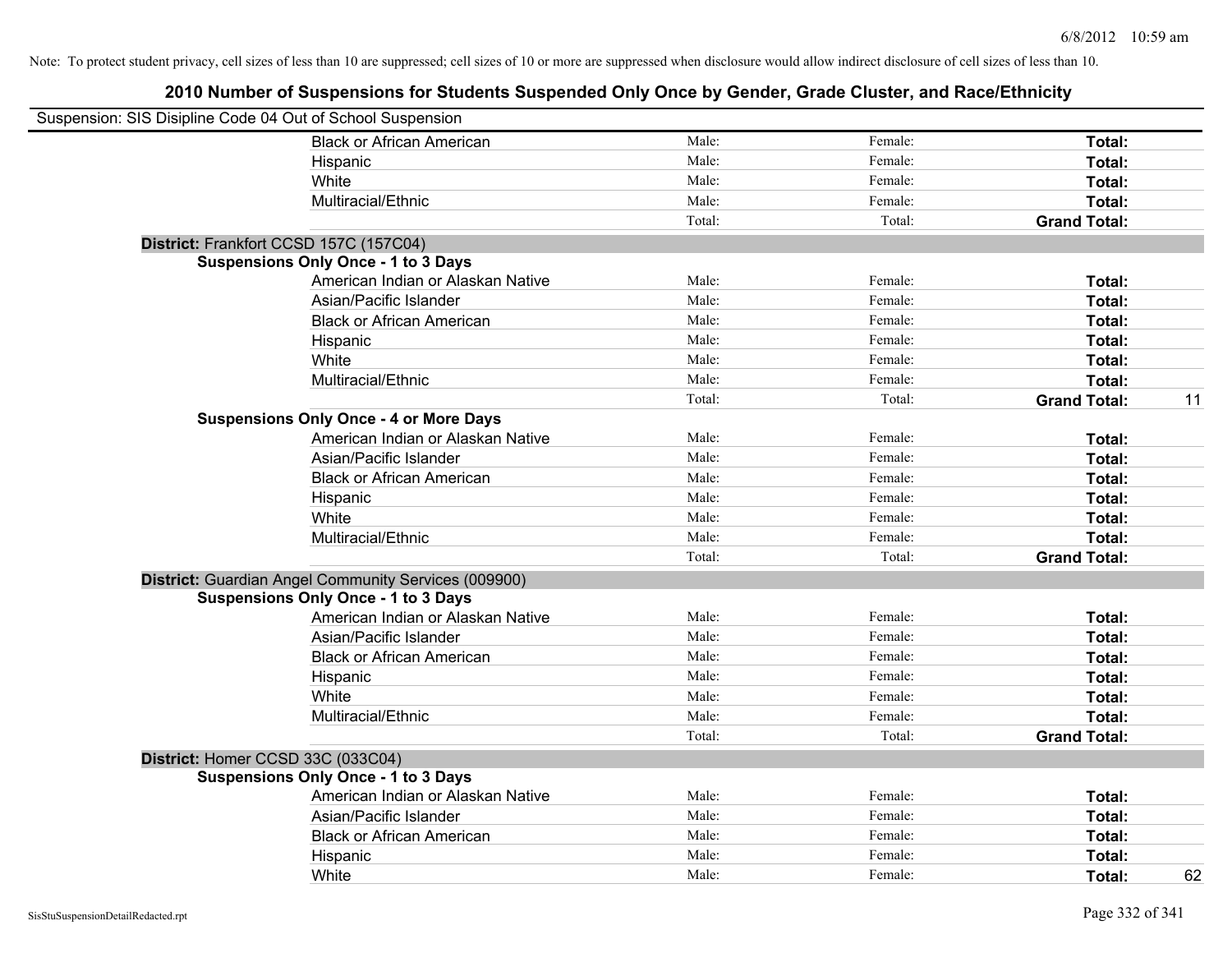Note: To protect student privacy, cell sizes of less than 10 are suppressed; cell sizes of 10 or more are suppressed when disclosure would allow indirect disclosure of cell sizes of less than 10.

## 2010 Number of Suspensions for Students Suspended Only Once by Gender, Grade Cluster, and Race/Ethnicity

Suspension: SIS Disipline Code 04 Out of School Suspension

| | | | | |
|---|---|---|---|---|
| Black or African American | Male: | Female: | **Total:** | |
| Hispanic | Male: | Female: | **Total:** | |
| White | Male: | Female: | **Total:** | |
| Multiracial/Ethnic | Male: | Female: | **Total:** | |
| | Total: | Total: | **Grand Total:** | |

**District:** Frankfort CCSD 157C (157C04)

**Suspensions Only Once - 1 to 3 Days**

| | | | | |
|---|---|---|---|---|
| American Indian or Alaskan Native | Male: | Female: | **Total:** | |
| Asian/Pacific Islander | Male: | Female: | **Total:** | |
| Black or African American | Male: | Female: | **Total:** | |
| Hispanic | Male: | Female: | **Total:** | |
| White | Male: | Female: | **Total:** | |
| Multiracial/Ethnic | Male: | Female: | **Total:** | |
| | Total: | Total: | **Grand Total:** | 11 |

**Suspensions Only Once - 4 or More Days**

| | | | | |
|---|---|---|---|---|
| American Indian or Alaskan Native | Male: | Female: | **Total:** | |
| Asian/Pacific Islander | Male: | Female: | **Total:** | |
| Black or African American | Male: | Female: | **Total:** | |
| Hispanic | Male: | Female: | **Total:** | |
| White | Male: | Female: | **Total:** | |
| Multiracial/Ethnic | Male: | Female: | **Total:** | |
| | Total: | Total: | **Grand Total:** | |

**District:** Guardian Angel Community Services (009900)

**Suspensions Only Once - 1 to 3 Days**

| | | | | |
|---|---|---|---|---|
| American Indian or Alaskan Native | Male: | Female: | **Total:** | |
| Asian/Pacific Islander | Male: | Female: | **Total:** | |
| Black or African American | Male: | Female: | **Total:** | |
| Hispanic | Male: | Female: | **Total:** | |
| White | Male: | Female: | **Total:** | |
| Multiracial/Ethnic | Male: | Female: | **Total:** | |
| | Total: | Total: | **Grand Total:** | |

**District:** Homer CCSD 33C (033C04)

**Suspensions Only Once - 1 to 3 Days**

| | | | | |
|---|---|---|---|---|
| American Indian or Alaskan Native | Male: | Female: | **Total:** | |
| Asian/Pacific Islander | Male: | Female: | **Total:** | |
| Black or African American | Male: | Female: | **Total:** | |
| Hispanic | Male: | Female: | **Total:** | |
| White | Male: | Female: | **Total:** | 62 |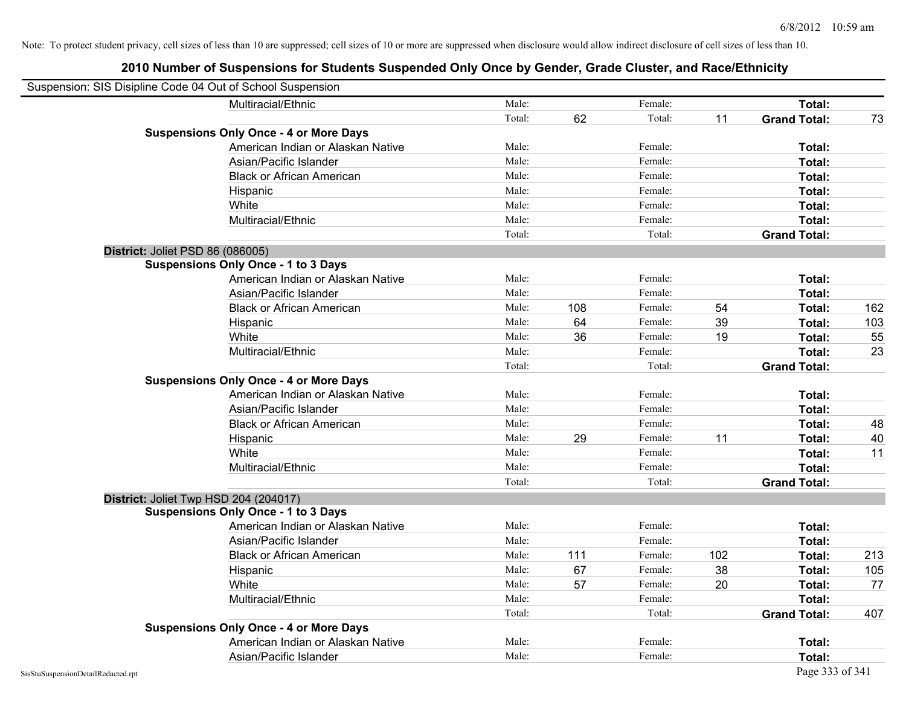Note: To protect student privacy, cell sizes of less than 10 are suppressed; cell sizes of 10 or more are suppressed when disclosure would allow indirect disclosure of cell sizes of less than 10.

# 2010 Number of Suspensions for Students Suspended Only Once by Gender, Grade Cluster, and Race/Ethnicity

Suspension: SIS Disipline Code 04 Out of School Suspension

| | | | | | | | |
|---|---|---|---|---|---|---|---|
| Multiracial/Ethnic | Male: | | Female: | | **Total:** | |
| | Total: | 62 | Total: | 11 | **Grand Total:** | 73 |
| **Suspensions Only Once - 4 or More Days** | | | | | | |
| American Indian or Alaskan Native | Male: | | Female: | | **Total:** | |
| Asian/Pacific Islander | Male: | | Female: | | **Total:** | |
| Black or African American | Male: | | Female: | | **Total:** | |
| Hispanic | Male: | | Female: | | **Total:** | |
| White | Male: | | Female: | | **Total:** | |
| Multiracial/Ethnic | Male: | | Female: | | **Total:** | |
| | Total: | | Total: | | **Grand Total:** | |

**District:** Joliet PSD 86 (086005)

| | | | | | | |
|---|---|---|---|---|---|---|
| **Suspensions Only Once - 1 to 3 Days** | | | | | | |
| American Indian or Alaskan Native | Male: | | Female: | | **Total:** | |
| Asian/Pacific Islander | Male: | | Female: | | **Total:** | |
| Black or African American | Male: | 108 | Female: | 54 | **Total:** | 162 |
| Hispanic | Male: | 64 | Female: | 39 | **Total:** | 103 |
| White | Male: | 36 | Female: | 19 | **Total:** | 55 |
| Multiracial/Ethnic | Male: | | Female: | | **Total:** | 23 |
| | Total: | | Total: | | **Grand Total:** | |
| **Suspensions Only Once - 4 or More Days** | | | | | | |
| American Indian or Alaskan Native | Male: | | Female: | | **Total:** | |
| Asian/Pacific Islander | Male: | | Female: | | **Total:** | |
| Black or African American | Male: | | Female: | | **Total:** | 48 |
| Hispanic | Male: | 29 | Female: | 11 | **Total:** | 40 |
| White | Male: | | Female: | | **Total:** | 11 |
| Multiracial/Ethnic | Male: | | Female: | | **Total:** | |
| | Total: | | Total: | | **Grand Total:** | |

**District:** Joliet Twp HSD 204 (204017)

| | | | | | | |
|---|---|---|---|---|---|---|
| **Suspensions Only Once - 1 to 3 Days** | | | | | | |
| American Indian or Alaskan Native | Male: | | Female: | | **Total:** | |
| Asian/Pacific Islander | Male: | | Female: | | **Total:** | |
| Black or African American | Male: | 111 | Female: | 102 | **Total:** | 213 |
| Hispanic | Male: | 67 | Female: | 38 | **Total:** | 105 |
| White | Male: | 57 | Female: | 20 | **Total:** | 77 |
| Multiracial/Ethnic | Male: | | Female: | | **Total:** | |
| | Total: | | Total: | | **Grand Total:** | 407 |
| **Suspensions Only Once - 4 or More Days** | | | | | | |
| American Indian or Alaskan Native | Male: | | Female: | | **Total:** | |
| Asian/Pacific Islander | Male: | | Female: | | **Total:** | |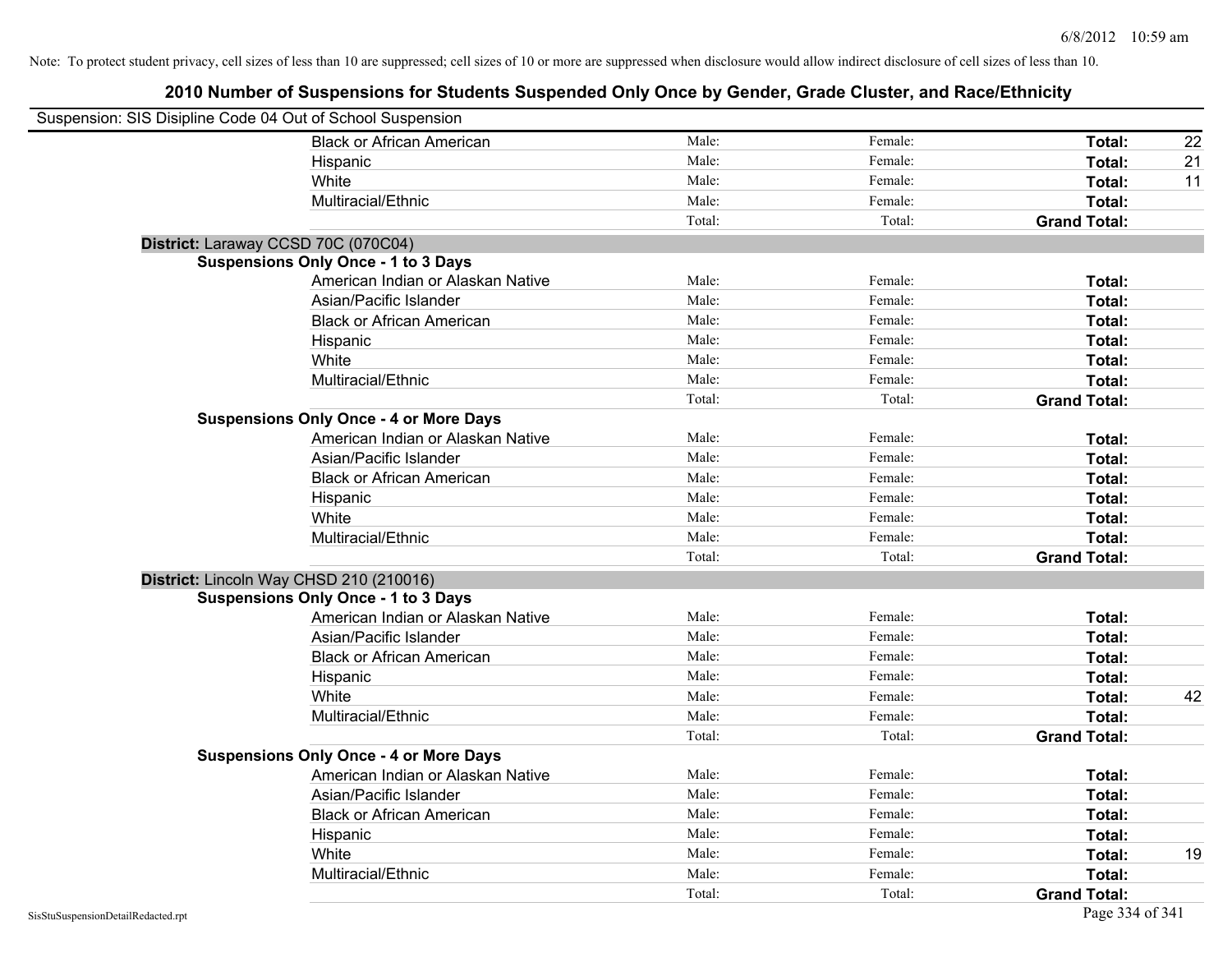Note: To protect student privacy, cell sizes of less than 10 are suppressed; cell sizes of 10 or more are suppressed when disclosure would allow indirect disclosure of cell sizes of less than 10.

# 2010 Number of Suspensions for Students Suspended Only Once by Gender, Grade Cluster, and Race/Ethnicity

Suspension: SIS Disipline Code 04 Out of School Suspension

| | | | | |
|---|---|---|---|---|
| Black or African American | Male: | Female: | **Total:** | 22 |
| Hispanic | Male: | Female: | **Total:** | 21 |
| White | Male: | Female: | **Total:** | 11 |
| Multiracial/Ethnic | Male: | Female: | **Total:** | |
| | Total: | Total: | **Grand Total:** | |

**District:** Laraway CCSD 70C (070C04)

**Suspensions Only Once - 1 to 3 Days**

| | | | | |
|---|---|---|---|---|
| American Indian or Alaskan Native | Male: | Female: | **Total:** | |
| Asian/Pacific Islander | Male: | Female: | **Total:** | |
| Black or African American | Male: | Female: | **Total:** | |
| Hispanic | Male: | Female: | **Total:** | |
| White | Male: | Female: | **Total:** | |
| Multiracial/Ethnic | Male: | Female: | **Total:** | |
| | Total: | Total: | **Grand Total:** | |

**Suspensions Only Once - 4 or More Days**

| | | | | |
|---|---|---|---|---|
| American Indian or Alaskan Native | Male: | Female: | **Total:** | |
| Asian/Pacific Islander | Male: | Female: | **Total:** | |
| Black or African American | Male: | Female: | **Total:** | |
| Hispanic | Male: | Female: | **Total:** | |
| White | Male: | Female: | **Total:** | |
| Multiracial/Ethnic | Male: | Female: | **Total:** | |
| | Total: | Total: | **Grand Total:** | |

**District:** Lincoln Way CHSD 210 (210016)

**Suspensions Only Once - 1 to 3 Days**

| | | | | |
|---|---|---|---|---|
| American Indian or Alaskan Native | Male: | Female: | **Total:** | |
| Asian/Pacific Islander | Male: | Female: | **Total:** | |
| Black or African American | Male: | Female: | **Total:** | |
| Hispanic | Male: | Female: | **Total:** | |
| White | Male: | Female: | **Total:** | 42 |
| Multiracial/Ethnic | Male: | Female: | **Total:** | |
| | Total: | Total: | **Grand Total:** | |

**Suspensions Only Once - 4 or More Days**

| | | | | |
|---|---|---|---|---|
| American Indian or Alaskan Native | Male: | Female: | **Total:** | |
| Asian/Pacific Islander | Male: | Female: | **Total:** | |
| Black or African American | Male: | Female: | **Total:** | |
| Hispanic | Male: | Female: | **Total:** | |
| White | Male: | Female: | **Total:** | 19 |
| Multiracial/Ethnic | Male: | Female: | **Total:** | |
| | Total: | Total: | **Grand Total:** | |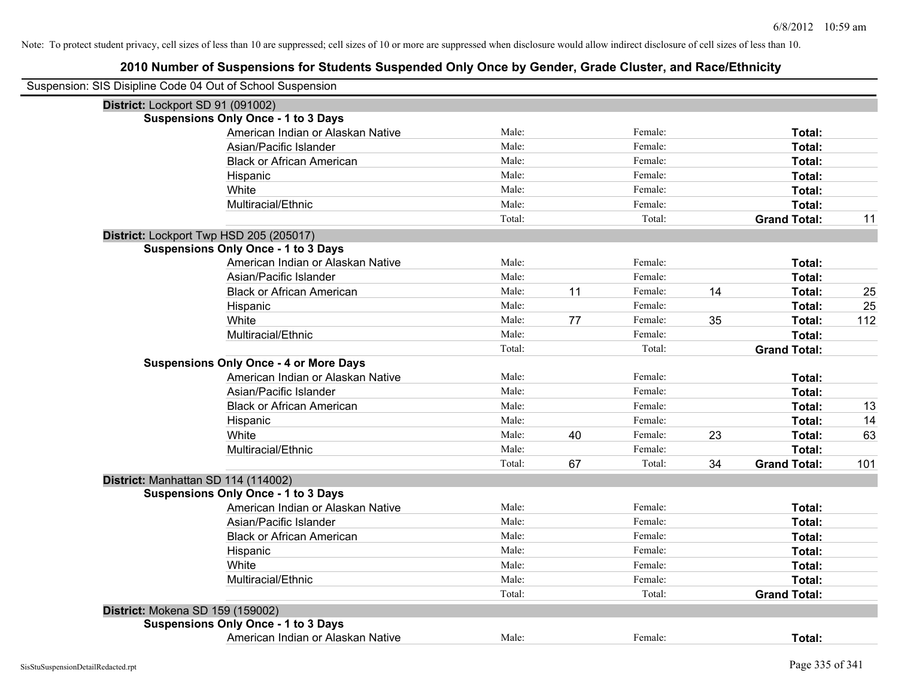Note: To protect student privacy, cell sizes of less than 10 are suppressed; cell sizes of 10 or more are suppressed when disclosure would allow indirect disclosure of cell sizes of less than 10.

## 2010 Number of Suspensions for Students Suspended Only Once by Gender, Grade Cluster, and Race/Ethnicity

Suspension: SIS Disipline Code 04 Out of School Suspension

| | | | | | | |
|---|---|---|---|---|---|---|
| **District:** Lockport SD 91 (091002) | | | | | | |
| **Suspensions Only Once - 1 to 3 Days** | | | | | | |
| American Indian or Alaskan Native | Male: | | Female: | | **Total:** | |
| Asian/Pacific Islander | Male: | | Female: | | **Total:** | |
| Black or African American | Male: | | Female: | | **Total:** | |
| Hispanic | Male: | | Female: | | **Total:** | |
| White | Male: | | Female: | | **Total:** | |
| Multiracial/Ethnic | Male: | | Female: | | **Total:** | |
| | Total: | | Total: | | **Grand Total:** | 11 |
| **District:** Lockport Twp HSD 205 (205017) | | | | | | |
| **Suspensions Only Once - 1 to 3 Days** | | | | | | |
| American Indian or Alaskan Native | Male: | | Female: | | **Total:** | |
| Asian/Pacific Islander | Male: | | Female: | | **Total:** | |
| Black or African American | Male: | 11 | Female: | 14 | **Total:** | 25 |
| Hispanic | Male: | | Female: | | **Total:** | 25 |
| White | Male: | 77 | Female: | 35 | **Total:** | 112 |
| Multiracial/Ethnic | Male: | | Female: | | **Total:** | |
| | Total: | | Total: | | **Grand Total:** | |
| **Suspensions Only Once - 4 or More Days** | | | | | | |
| American Indian or Alaskan Native | Male: | | Female: | | **Total:** | |
| Asian/Pacific Islander | Male: | | Female: | | **Total:** | |
| Black or African American | Male: | | Female: | | **Total:** | 13 |
| Hispanic | Male: | | Female: | | **Total:** | 14 |
| White | Male: | 40 | Female: | 23 | **Total:** | 63 |
| Multiracial/Ethnic | Male: | | Female: | | **Total:** | |
| | Total: | 67 | Total: | 34 | **Grand Total:** | 101 |
| **District:** Manhattan SD 114 (114002) | | | | | | |
| **Suspensions Only Once - 1 to 3 Days** | | | | | | |
| American Indian or Alaskan Native | Male: | | Female: | | **Total:** | |
| Asian/Pacific Islander | Male: | | Female: | | **Total:** | |
| Black or African American | Male: | | Female: | | **Total:** | |
| Hispanic | Male: | | Female: | | **Total:** | |
| White | Male: | | Female: | | **Total:** | |
| Multiracial/Ethnic | Male: | | Female: | | **Total:** | |
| | Total: | | Total: | | **Grand Total:** | |
| **District:** Mokena SD 159 (159002) | | | | | | |
| **Suspensions Only Once - 1 to 3 Days** | | | | | | |
| American Indian or Alaskan Native | Male: | | Female: | | **Total:** | |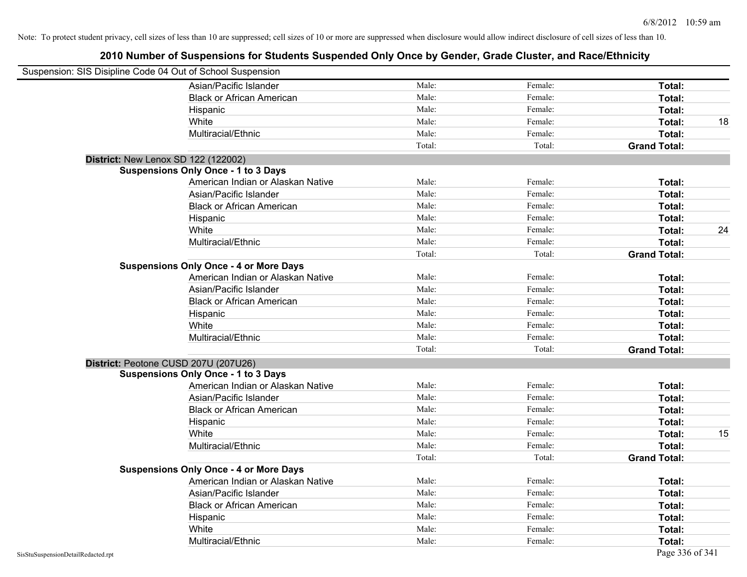Note: To protect student privacy, cell sizes of less than 10 are suppressed; cell sizes of 10 or more are suppressed when disclosure would allow indirect disclosure of cell sizes of less than 10.

# 2010 Number of Suspensions for Students Suspended Only Once by Gender, Grade Cluster, and Race/Ethnicity

Suspension: SIS Disipline Code 04 Out of School Suspension

| | Male: | Female: | Total: | |
|---|---|---|---|---|
| Asian/Pacific Islander | Male: | Female: | **Total:** | |
| Black or African American | Male: | Female: | **Total:** | |
| Hispanic | Male: | Female: | **Total:** | |
| White | Male: | Female: | **Total:** | 18 |
| Multiracial/Ethnic | Male: | Female: | **Total:** | |
| | Total: | Total: | **Grand Total:** | |

**District:** New Lenox SD 122 (122002)

**Suspensions Only Once - 1 to 3 Days**

| | | | | |
|---|---|---|---|---|
| American Indian or Alaskan Native | Male: | Female: | **Total:** | |
| Asian/Pacific Islander | Male: | Female: | **Total:** | |
| Black or African American | Male: | Female: | **Total:** | |
| Hispanic | Male: | Female: | **Total:** | |
| White | Male: | Female: | **Total:** | 24 |
| Multiracial/Ethnic | Male: | Female: | **Total:** | |
| | Total: | Total: | **Grand Total:** | |

**Suspensions Only Once - 4 or More Days**

| | | | | |
|---|---|---|---|---|
| American Indian or Alaskan Native | Male: | Female: | **Total:** | |
| Asian/Pacific Islander | Male: | Female: | **Total:** | |
| Black or African American | Male: | Female: | **Total:** | |
| Hispanic | Male: | Female: | **Total:** | |
| White | Male: | Female: | **Total:** | |
| Multiracial/Ethnic | Male: | Female: | **Total:** | |
| | Total: | Total: | **Grand Total:** | |

**District:** Peotone CUSD 207U (207U26)

**Suspensions Only Once - 1 to 3 Days**

| | | | | |
|---|---|---|---|---|
| American Indian or Alaskan Native | Male: | Female: | **Total:** | |
| Asian/Pacific Islander | Male: | Female: | **Total:** | |
| Black or African American | Male: | Female: | **Total:** | |
| Hispanic | Male: | Female: | **Total:** | |
| White | Male: | Female: | **Total:** | 15 |
| Multiracial/Ethnic | Male: | Female: | **Total:** | |
| | Total: | Total: | **Grand Total:** | |

**Suspensions Only Once - 4 or More Days**

| | | | | |
|---|---|---|---|---|
| American Indian or Alaskan Native | Male: | Female: | **Total:** | |
| Asian/Pacific Islander | Male: | Female: | **Total:** | |
| Black or African American | Male: | Female: | **Total:** | |
| Hispanic | Male: | Female: | **Total:** | |
| White | Male: | Female: | **Total:** | |
| Multiracial/Ethnic | Male: | Female: | **Total:** | |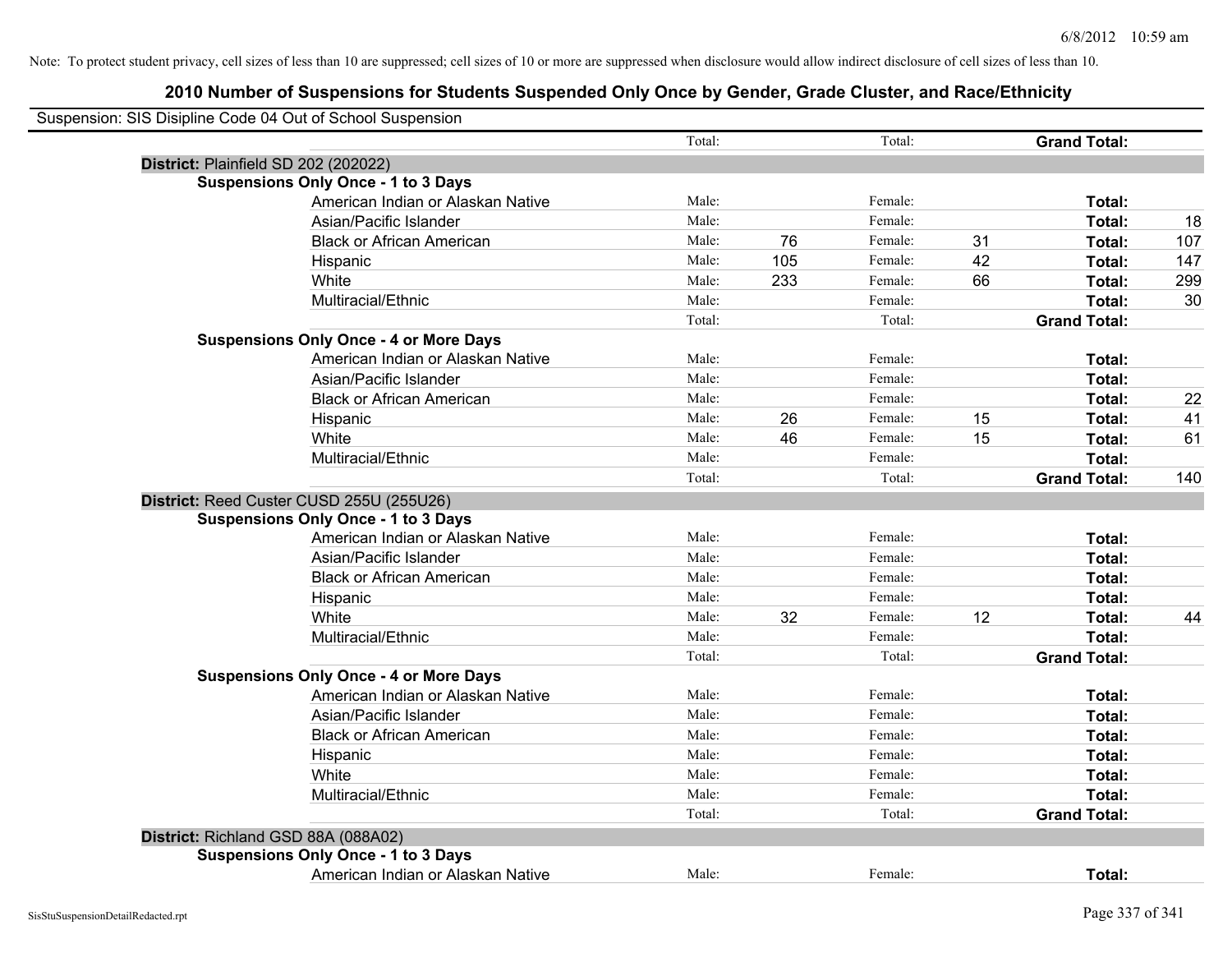Note: To protect student privacy, cell sizes of less than 10 are suppressed; cell sizes of 10 or more are suppressed when disclosure would allow indirect disclosure of cell sizes of less than 10.

## 2010 Number of Suspensions for Students Suspended Only Once by Gender, Grade Cluster, and Race/Ethnicity

Suspension: SIS Disipline Code 04 Out of School Suspension

| | | | | | | | |
|---|---|---|---|---|---|---|---|
| | Total: | | Total: | | **Grand Total:** | | |
| **District:** Plainfield SD 202 (202022) | | | | | | | |
| **Suspensions Only Once - 1 to 3 Days** | | | | | | | |
| American Indian or Alaskan Native | Male: | | Female: | | **Total:** | | |
| Asian/Pacific Islander | Male: | | Female: | | **Total:** | 18 | |
| Black or African American | Male: | 76 | Female: | 31 | **Total:** | 107 | |
| Hispanic | Male: | 105 | Female: | 42 | **Total:** | 147 | |
| White | Male: | 233 | Female: | 66 | **Total:** | 299 | |
| Multiracial/Ethnic | Male: | | Female: | | **Total:** | 30 | |
| | Total: | | Total: | | **Grand Total:** | | |
| **Suspensions Only Once - 4 or More Days** | | | | | | | |
| American Indian or Alaskan Native | Male: | | Female: | | **Total:** | | |
| Asian/Pacific Islander | Male: | | Female: | | **Total:** | | |
| Black or African American | Male: | | Female: | | **Total:** | 22 | |
| Hispanic | Male: | 26 | Female: | 15 | **Total:** | 41 | |
| White | Male: | 46 | Female: | 15 | **Total:** | 61 | |
| Multiracial/Ethnic | Male: | | Female: | | **Total:** | | |
| | Total: | | Total: | | **Grand Total:** | 140 | |
| **District:** Reed Custer CUSD 255U (255U26) | | | | | | | |
| **Suspensions Only Once - 1 to 3 Days** | | | | | | | |
| American Indian or Alaskan Native | Male: | | Female: | | **Total:** | | |
| Asian/Pacific Islander | Male: | | Female: | | **Total:** | | |
| Black or African American | Male: | | Female: | | **Total:** | | |
| Hispanic | Male: | | Female: | | **Total:** | | |
| White | Male: | 32 | Female: | 12 | **Total:** | 44 | |
| Multiracial/Ethnic | Male: | | Female: | | **Total:** | | |
| | Total: | | Total: | | **Grand Total:** | | |
| **Suspensions Only Once - 4 or More Days** | | | | | | | |
| American Indian or Alaskan Native | Male: | | Female: | | **Total:** | | |
| Asian/Pacific Islander | Male: | | Female: | | **Total:** | | |
| Black or African American | Male: | | Female: | | **Total:** | | |
| Hispanic | Male: | | Female: | | **Total:** | | |
| White | Male: | | Female: | | **Total:** | | |
| Multiracial/Ethnic | Male: | | Female: | | **Total:** | | |
| | Total: | | Total: | | **Grand Total:** | | |
| **District:** Richland GSD 88A (088A02) | | | | | | | |
| **Suspensions Only Once - 1 to 3 Days** | | | | | | | |
| American Indian or Alaskan Native | Male: | | Female: | | **Total:** | | |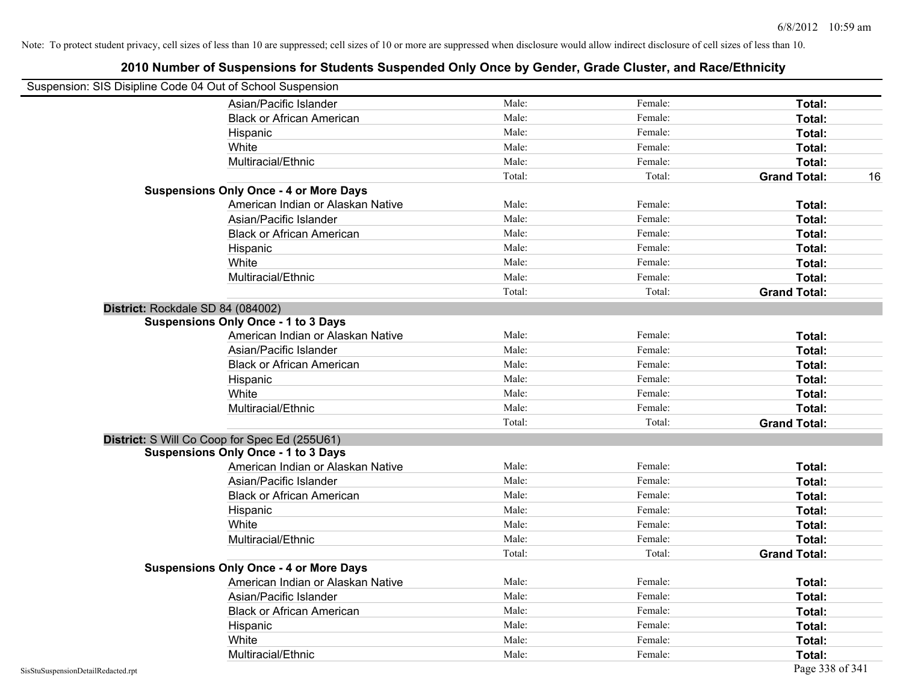Note: To protect student privacy, cell sizes of less than 10 are suppressed; cell sizes of 10 or more are suppressed when disclosure would allow indirect disclosure of cell sizes of less than 10.

# 2010 Number of Suspensions for Students Suspended Only Once by Gender, Grade Cluster, and Race/Ethnicity

Suspension: SIS Disipline Code 04 Out of School Suspension

| | | | | |
|---|---|---|---|---|
| Asian/Pacific Islander | Male: | Female: | **Total:** | |
| Black or African American | Male: | Female: | **Total:** | |
| Hispanic | Male: | Female: | **Total:** | |
| White | Male: | Female: | **Total:** | |
| Multiracial/Ethnic | Male: | Female: | **Total:** | |
| | Total: | Total: | **Grand Total:** | 16 |

**Suspensions Only Once - 4 or More Days**

| | | | | |
|---|---|---|---|---|
| American Indian or Alaskan Native | Male: | Female: | **Total:** | |
| Asian/Pacific Islander | Male: | Female: | **Total:** | |
| Black or African American | Male: | Female: | **Total:** | |
| Hispanic | Male: | Female: | **Total:** | |
| White | Male: | Female: | **Total:** | |
| Multiracial/Ethnic | Male: | Female: | **Total:** | |
| | Total: | Total: | **Grand Total:** | |

## District: Rockdale SD 84 (084002)

**Suspensions Only Once - 1 to 3 Days**

| | | | | |
|---|---|---|---|---|
| American Indian or Alaskan Native | Male: | Female: | **Total:** | |
| Asian/Pacific Islander | Male: | Female: | **Total:** | |
| Black or African American | Male: | Female: | **Total:** | |
| Hispanic | Male: | Female: | **Total:** | |
| White | Male: | Female: | **Total:** | |
| Multiracial/Ethnic | Male: | Female: | **Total:** | |
| | Total: | Total: | **Grand Total:** | |

## District: S Will Co Coop for Spec Ed (255U61)

**Suspensions Only Once - 1 to 3 Days**

| | | | | |
|---|---|---|---|---|
| American Indian or Alaskan Native | Male: | Female: | **Total:** | |
| Asian/Pacific Islander | Male: | Female: | **Total:** | |
| Black or African American | Male: | Female: | **Total:** | |
| Hispanic | Male: | Female: | **Total:** | |
| White | Male: | Female: | **Total:** | |
| Multiracial/Ethnic | Male: | Female: | **Total:** | |
| | Total: | Total: | **Grand Total:** | |

**Suspensions Only Once - 4 or More Days**

| | | | | |
|---|---|---|---|---|
| American Indian or Alaskan Native | Male: | Female: | **Total:** | |
| Asian/Pacific Islander | Male: | Female: | **Total:** | |
| Black or African American | Male: | Female: | **Total:** | |
| Hispanic | Male: | Female: | **Total:** | |
| White | Male: | Female: | **Total:** | |
| Multiracial/Ethnic | Male: | Female: | **Total:** | |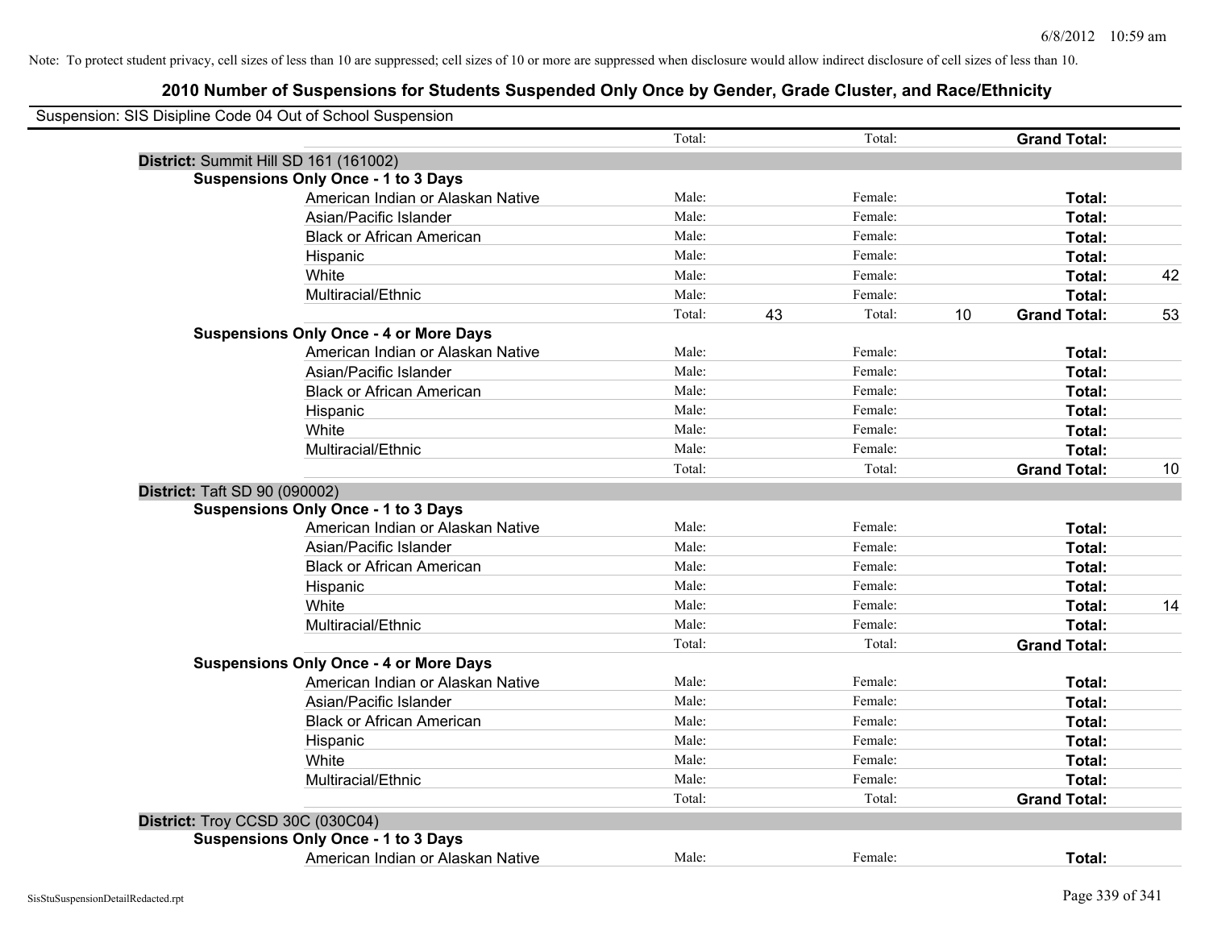Note: To protect student privacy, cell sizes of less than 10 are suppressed; cell sizes of 10 or more are suppressed when disclosure would allow indirect disclosure of cell sizes of less than 10.

## 2010 Number of Suspensions for Students Suspended Only Once by Gender, Grade Cluster, and Race/Ethnicity

Suspension: SIS Disipline Code 04 Out of School Suspension

| | | | | | | | |
|---|---|---|---|---|---|---|---|
| | Total: | | Total: | | **Grand Total:** | |
| **District:** Summit Hill SD 161 (161002) | | | | | | |
| **Suspensions Only Once - 1 to 3 Days** | | | | | | |
| American Indian or Alaskan Native | Male: | | Female: | | **Total:** | |
| Asian/Pacific Islander | Male: | | Female: | | **Total:** | |
| Black or African American | Male: | | Female: | | **Total:** | |
| Hispanic | Male: | | Female: | | **Total:** | |
| White | Male: | | Female: | | **Total:** | 42 |
| Multiracial/Ethnic | Male: | | Female: | | **Total:** | |
| | Total: | 43 | Total: | 10 | **Grand Total:** | 53 |
| **Suspensions Only Once - 4 or More Days** | | | | | | |
| American Indian or Alaskan Native | Male: | | Female: | | **Total:** | |
| Asian/Pacific Islander | Male: | | Female: | | **Total:** | |
| Black or African American | Male: | | Female: | | **Total:** | |
| Hispanic | Male: | | Female: | | **Total:** | |
| White | Male: | | Female: | | **Total:** | |
| Multiracial/Ethnic | Male: | | Female: | | **Total:** | |
| | Total: | | Total: | | **Grand Total:** | 10 |
| **District:** Taft SD 90 (090002) | | | | | | |
| **Suspensions Only Once - 1 to 3 Days** | | | | | | |
| American Indian or Alaskan Native | Male: | | Female: | | **Total:** | |
| Asian/Pacific Islander | Male: | | Female: | | **Total:** | |
| Black or African American | Male: | | Female: | | **Total:** | |
| Hispanic | Male: | | Female: | | **Total:** | |
| White | Male: | | Female: | | **Total:** | 14 |
| Multiracial/Ethnic | Male: | | Female: | | **Total:** | |
| | Total: | | Total: | | **Grand Total:** | |
| **Suspensions Only Once - 4 or More Days** | | | | | | |
| American Indian or Alaskan Native | Male: | | Female: | | **Total:** | |
| Asian/Pacific Islander | Male: | | Female: | | **Total:** | |
| Black or African American | Male: | | Female: | | **Total:** | |
| Hispanic | Male: | | Female: | | **Total:** | |
| White | Male: | | Female: | | **Total:** | |
| Multiracial/Ethnic | Male: | | Female: | | **Total:** | |
| | Total: | | Total: | | **Grand Total:** | |
| **District:** Troy CCSD 30C (030C04) | | | | | | |
| **Suspensions Only Once - 1 to 3 Days** | | | | | | |
| American Indian or Alaskan Native | Male: | | Female: | | **Total:** | |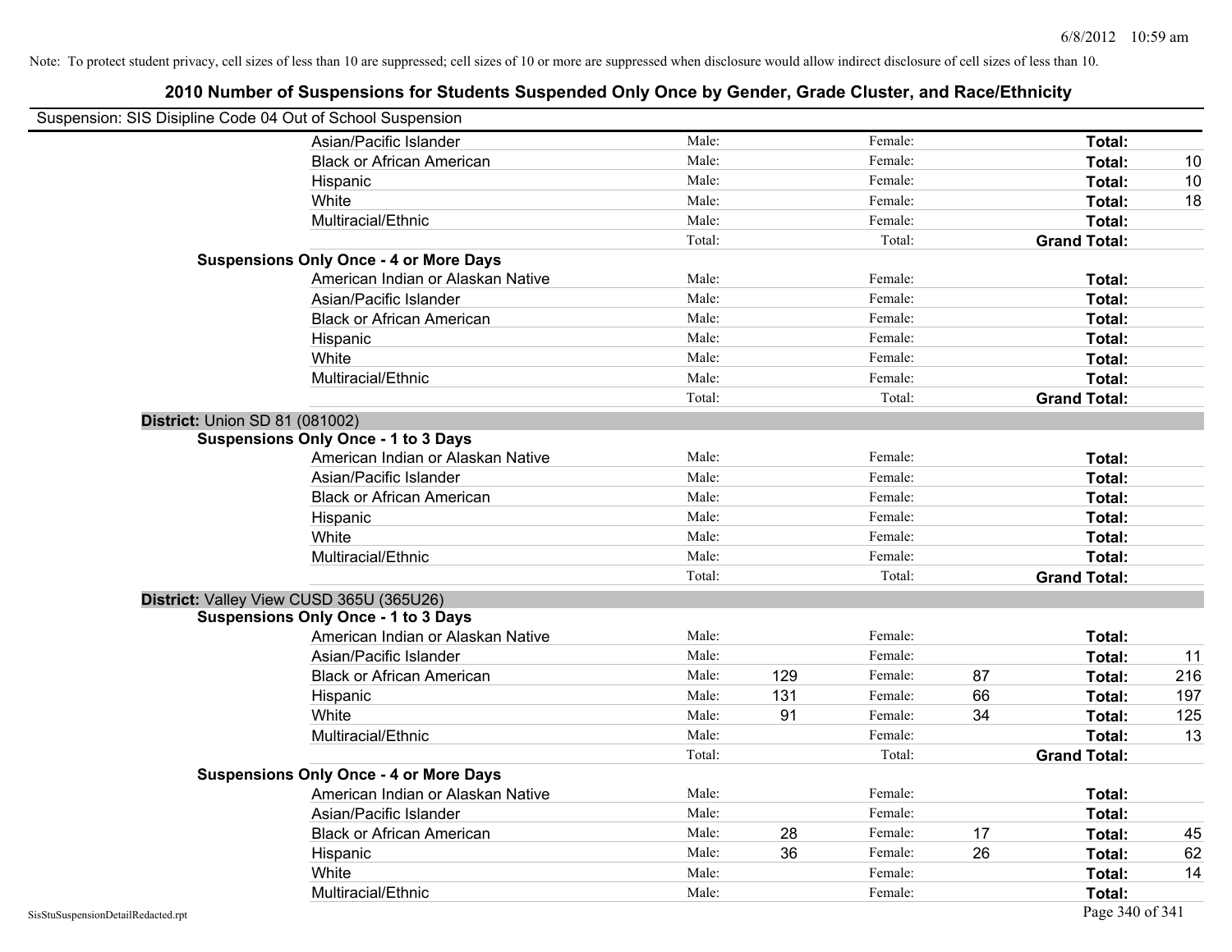Note: To protect student privacy, cell sizes of less than 10 are suppressed; cell sizes of 10 or more are suppressed when disclosure would allow indirect disclosure of cell sizes of less than 10.

# 2010 Number of Suspensions for Students Suspended Only Once by Gender, Grade Cluster, and Race/Ethnicity

Suspension: SIS Disipline Code 04 Out of School Suspension

| | | | | | | |
|---|---|---|---|---|---|---|
| Asian/Pacific Islander | Male: | | Female: | | **Total:** | |
| Black or African American | Male: | | Female: | | **Total:** | 10 |
| Hispanic | Male: | | Female: | | **Total:** | 10 |
| White | Male: | | Female: | | **Total:** | 18 |
| Multiracial/Ethnic | Male: | | Female: | | **Total:** | |
| | Total: | | Total: | | **Grand Total:** | |

**Suspensions Only Once - 4 or More Days**

| | | | | | | |
|---|---|---|---|---|---|---|
| American Indian or Alaskan Native | Male: | | Female: | | **Total:** | |
| Asian/Pacific Islander | Male: | | Female: | | **Total:** | |
| Black or African American | Male: | | Female: | | **Total:** | |
| Hispanic | Male: | | Female: | | **Total:** | |
| White | Male: | | Female: | | **Total:** | |
| Multiracial/Ethnic | Male: | | Female: | | **Total:** | |
| | Total: | | Total: | | **Grand Total:** | |

## District: Union SD 81 (081002)

**Suspensions Only Once - 1 to 3 Days**

| | | | | | | |
|---|---|---|---|---|---|---|
| American Indian or Alaskan Native | Male: | | Female: | | **Total:** | |
| Asian/Pacific Islander | Male: | | Female: | | **Total:** | |
| Black or African American | Male: | | Female: | | **Total:** | |
| Hispanic | Male: | | Female: | | **Total:** | |
| White | Male: | | Female: | | **Total:** | |
| Multiracial/Ethnic | Male: | | Female: | | **Total:** | |
| | Total: | | Total: | | **Grand Total:** | |

## District: Valley View CUSD 365U (365U26)

**Suspensions Only Once - 1 to 3 Days**

| | | | | | | |
|---|---|---|---|---|---|---|
| American Indian or Alaskan Native | Male: | | Female: | | **Total:** | |
| Asian/Pacific Islander | Male: | | Female: | | **Total:** | 11 |
| Black or African American | Male: | 129 | Female: | 87 | **Total:** | 216 |
| Hispanic | Male: | 131 | Female: | 66 | **Total:** | 197 |
| White | Male: | 91 | Female: | 34 | **Total:** | 125 |
| Multiracial/Ethnic | Male: | | Female: | | **Total:** | 13 |
| | Total: | | Total: | | **Grand Total:** | |

**Suspensions Only Once - 4 or More Days**

| | | | | | | |
|---|---|---|---|---|---|---|
| American Indian or Alaskan Native | Male: | | Female: | | **Total:** | |
| Asian/Pacific Islander | Male: | | Female: | | **Total:** | |
| Black or African American | Male: | 28 | Female: | 17 | **Total:** | 45 |
| Hispanic | Male: | 36 | Female: | 26 | **Total:** | 62 |
| White | Male: | | Female: | | **Total:** | 14 |
| Multiracial/Ethnic | Male: | | Female: | | **Total:** | |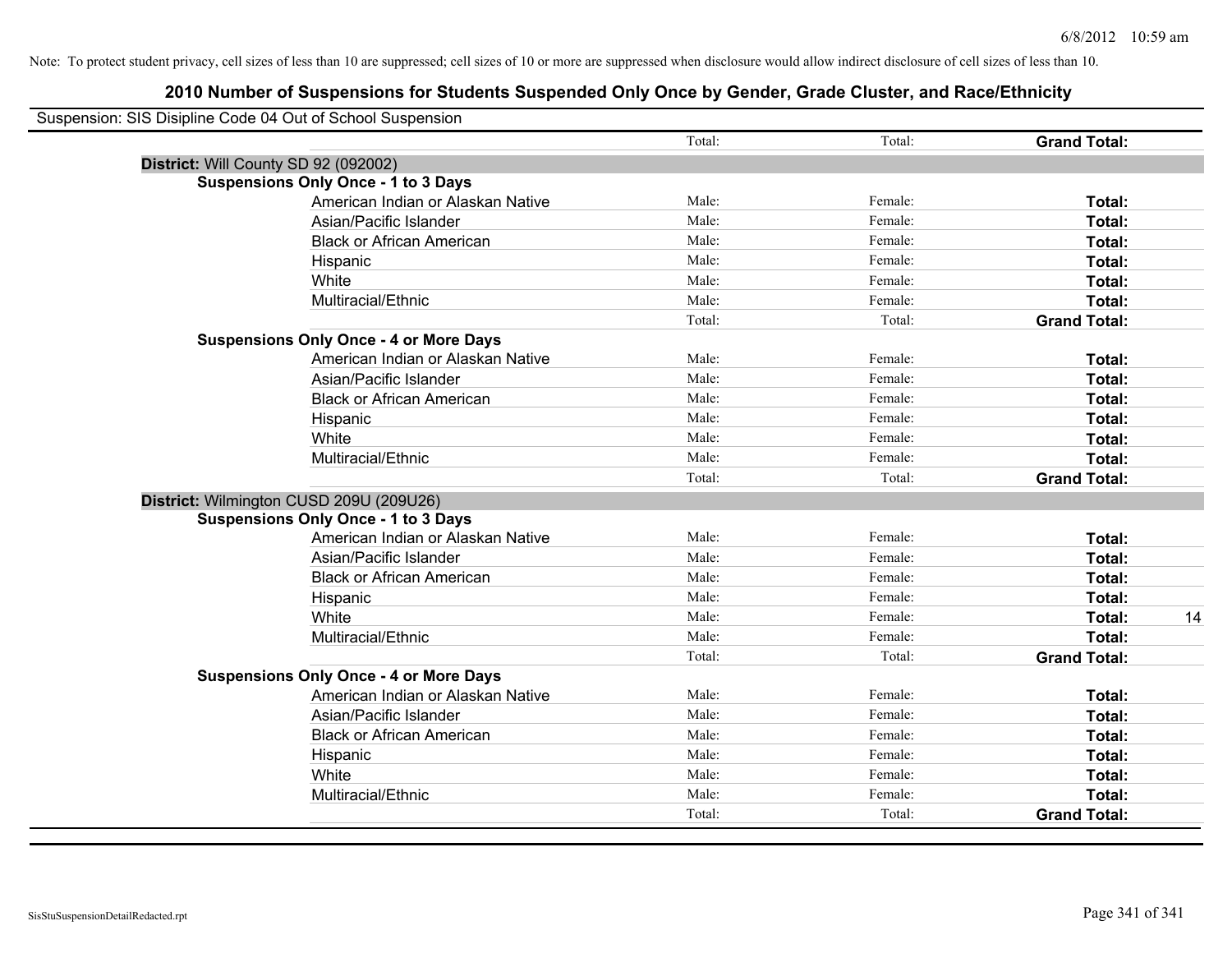Note: To protect student privacy, cell sizes of less than 10 are suppressed; cell sizes of 10 or more are suppressed when disclosure would allow indirect disclosure of cell sizes of less than 10.

# 2010 Number of Suspensions for Students Suspended Only Once by Gender, Grade Cluster, and Race/Ethnicity

Suspension: SIS Disipline Code 04 Out of School Suspension

| | | | | | | |
|---|---|---|---|---|---|---|
| | | Total: | Total: | **Grand Total:** | | |
| **District:** Will County SD 92 (092002) | | | | | | |
| **Suspensions Only Once - 1 to 3 Days** | | | | | | |
| | American Indian or Alaskan Native | Male: | Female: | **Total:** | | |
| | Asian/Pacific Islander | Male: | Female: | **Total:** | | |
| | Black or African American | Male: | Female: | **Total:** | | |
| | Hispanic | Male: | Female: | **Total:** | | |
| | White | Male: | Female: | **Total:** | | |
| | Multiracial/Ethnic | Male: | Female: | **Total:** | | |
| | | Total: | Total: | **Grand Total:** | | |
| **Suspensions Only Once - 4 or More Days** | | | | | | |
| | American Indian or Alaskan Native | Male: | Female: | **Total:** | | |
| | Asian/Pacific Islander | Male: | Female: | **Total:** | | |
| | Black or African American | Male: | Female: | **Total:** | | |
| | Hispanic | Male: | Female: | **Total:** | | |
| | White | Male: | Female: | **Total:** | | |
| | Multiracial/Ethnic | Male: | Female: | **Total:** | | |
| | | Total: | Total: | **Grand Total:** | | |
| **District:** Wilmington CUSD 209U (209U26) | | | | | | |
| **Suspensions Only Once - 1 to 3 Days** | | | | | | |
| | American Indian or Alaskan Native | Male: | Female: | **Total:** | | |
| | Asian/Pacific Islander | Male: | Female: | **Total:** | | |
| | Black or African American | Male: | Female: | **Total:** | | |
| | Hispanic | Male: | Female: | **Total:** | | |
| | White | Male: | Female: | **Total:** | 14 | |
| | Multiracial/Ethnic | Male: | Female: | **Total:** | | |
| | | Total: | Total: | **Grand Total:** | | |
| **Suspensions Only Once - 4 or More Days** | | | | | | |
| | American Indian or Alaskan Native | Male: | Female: | **Total:** | | |
| | Asian/Pacific Islander | Male: | Female: | **Total:** | | |
| | Black or African American | Male: | Female: | **Total:** | | |
| | Hispanic | Male: | Female: | **Total:** | | |
| | White | Male: | Female: | **Total:** | | |
| | Multiracial/Ethnic | Male: | Female: | **Total:** | | |
| | | Total: | Total: | **Grand Total:** | | |